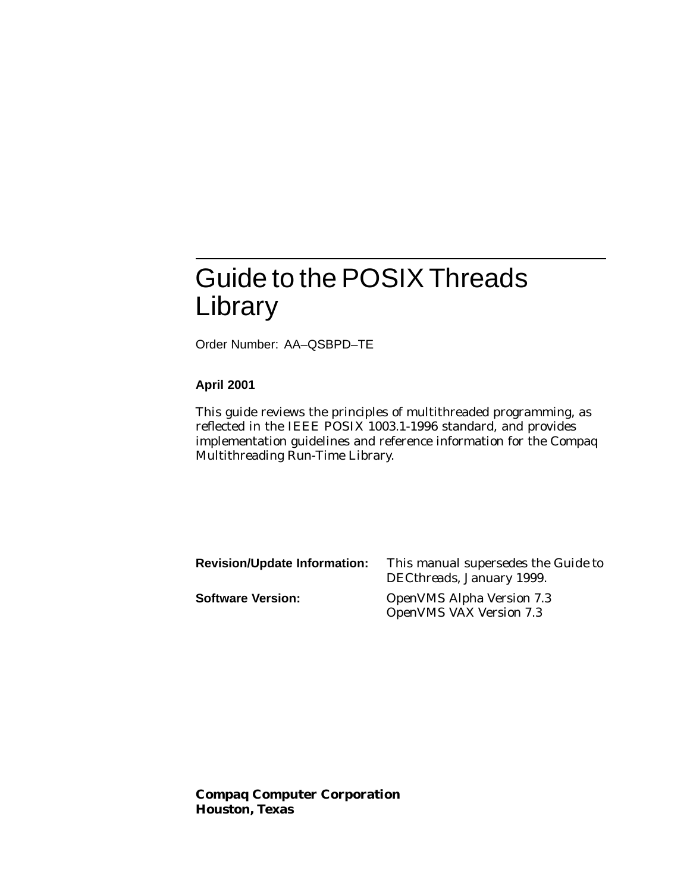# Guide to the POSIX Threads Library

Order Number: AA–QSBPD–TE

**April 2001**

This guide reviews the principles of multithreaded programming, as reflected in the IEEE POSIX 1003.1-1996 standard, and provides implementation guidelines and reference information for the Compaq Multithreading Run-Time Library.

| | |
|---|---|
| **Revision/Update Information:** | This manual supersedes the *Guide to DECthreads*, January 1999. |
| **Software Version:** | OpenVMS Alpha Version 7.3<br>OpenVMS VAX Version 7.3 |

**Compaq Computer Corporation**
**Houston, Texas**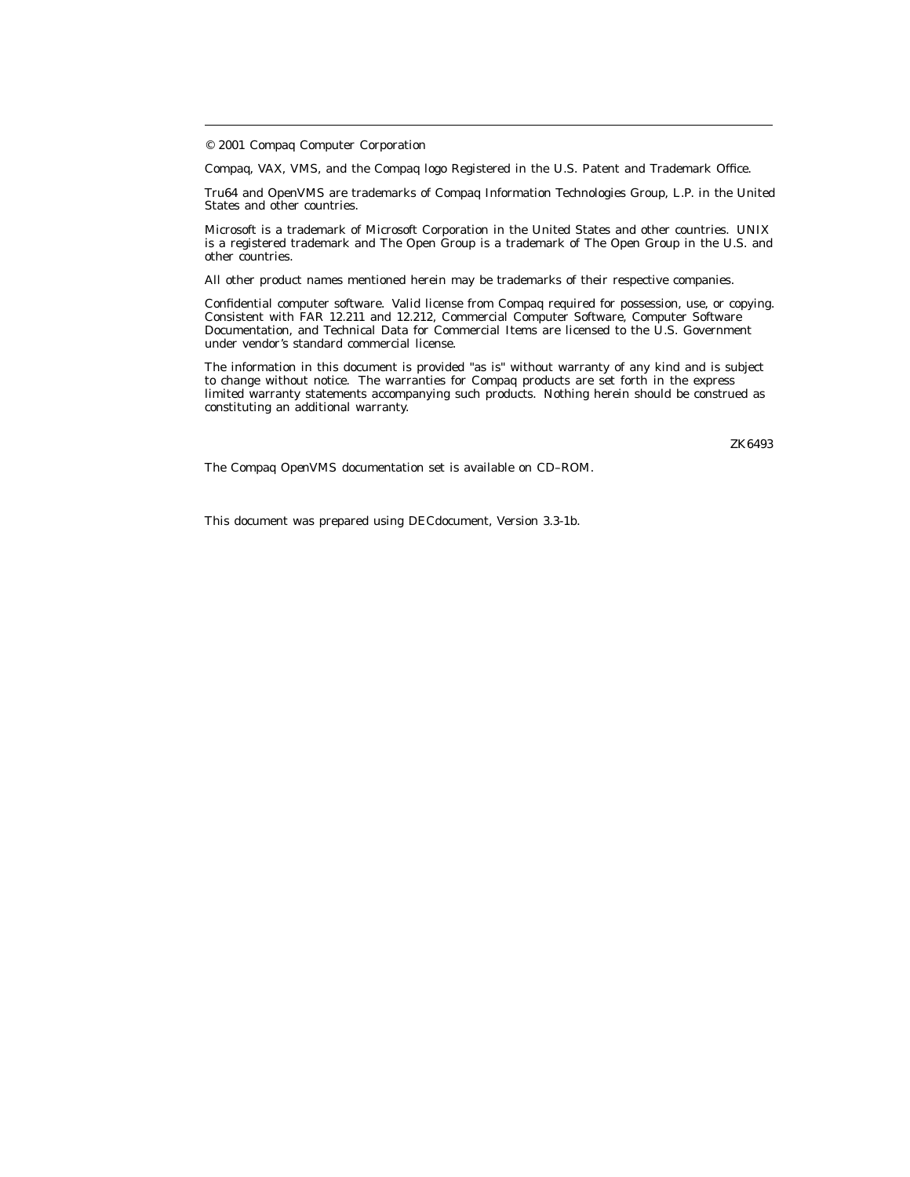© 2001 Compaq Computer Corporation

Compaq, VAX, VMS, and the Compaq logo Registered in the U.S. Patent and Trademark Office.

Tru64 and OpenVMS are trademarks of Compaq Information Technologies Group, L.P. in the United States and other countries.

Microsoft is a trademark of Microsoft Corporation in the United States and other countries. UNIX is a registered trademark and The Open Group is a trademark of The Open Group in the U.S. and other countries.

All other product names mentioned herein may be trademarks of their respective companies.

Confidential computer software. Valid license from Compaq required for possession, use, or copying. Consistent with FAR 12.211 and 12.212, Commercial Computer Software, Computer Software Documentation, and Technical Data for Commercial Items are licensed to the U.S. Government under vendor's standard commercial license.

The information in this document is provided "as is" without warranty of any kind and is subject to change without notice. The warranties for Compaq products are set forth in the express limited warranty statements accompanying such products. Nothing herein should be construed as constituting an additional warranty.

ZK6493

The Compaq *OpenVMS* documentation set is available on CD–ROM.

This document was prepared using DECdocument, Version 3.3-1b.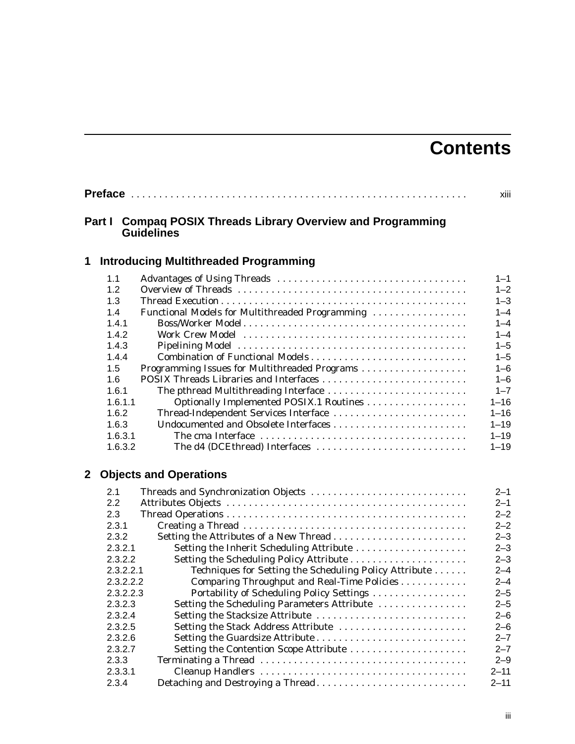# Contents

**Preface** ... xiii

## Part I Compaq POSIX Threads Library Overview and Programming Guidelines

### 1 Introducing Multithreaded Programming

| | | |
|---|---|---|
| 1.1 | Advantages of Using Threads | 1–1 |
| 1.2 | Overview of Threads | 1–2 |
| 1.3 | Thread Execution | 1–3 |
| 1.4 | Functional Models for Multithreaded Programming | 1–4 |
| 1.4.1 | Boss/Worker Model | 1–4 |
| 1.4.2 | Work Crew Model | 1–4 |
| 1.4.3 | Pipelining Model | 1–5 |
| 1.4.4 | Combination of Functional Models | 1–5 |
| 1.5 | Programming Issues for Multithreaded Programs | 1–6 |
| 1.6 | POSIX Threads Libraries and Interfaces | 1–6 |
| 1.6.1 | The pthread Multithreading Interface | 1–7 |
| 1.6.1.1 | Optionally Implemented POSIX.1 Routines | 1–16 |
| 1.6.2 | Thread-Independent Services Interface | 1–16 |
| 1.6.3 | Undocumented and Obsolete Interfaces | 1–19 |
| 1.6.3.1 | The cma Interface | 1–19 |
| 1.6.3.2 | The d4 (DCEthread) Interfaces | 1–19 |

### 2 Objects and Operations

| | | |
|---|---|---|
| 2.1 | Threads and Synchronization Objects | 2–1 |
| 2.2 | Attributes Objects | 2–1 |
| 2.3 | Thread Operations | 2–2 |
| 2.3.1 | Creating a Thread | 2–2 |
| 2.3.2 | Setting the Attributes of a New Thread | 2–3 |
| 2.3.2.1 | Setting the Inherit Scheduling Attribute | 2–3 |
| 2.3.2.2 | Setting the Scheduling Policy Attribute | 2–3 |
| 2.3.2.2.1 | Techniques for Setting the Scheduling Policy Attribute | 2–4 |
| 2.3.2.2.2 | Comparing Throughput and Real-Time Policies | 2–4 |
| 2.3.2.2.3 | Portability of Scheduling Policy Settings | 2–5 |
| 2.3.2.3 | Setting the Scheduling Parameters Attribute | 2–5 |
| 2.3.2.4 | Setting the Stacksize Attribute | 2–6 |
| 2.3.2.5 | Setting the Stack Address Attribute | 2–6 |
| 2.3.2.6 | Setting the Guardsize Attribute | 2–7 |
| 2.3.2.7 | Setting the Contention Scope Attribute | 2–7 |
| 2.3.3 | Terminating a Thread | 2–9 |
| 2.3.3.1 | Cleanup Handlers | 2–11 |
| 2.3.4 | Detaching and Destroying a Thread | 2–11 |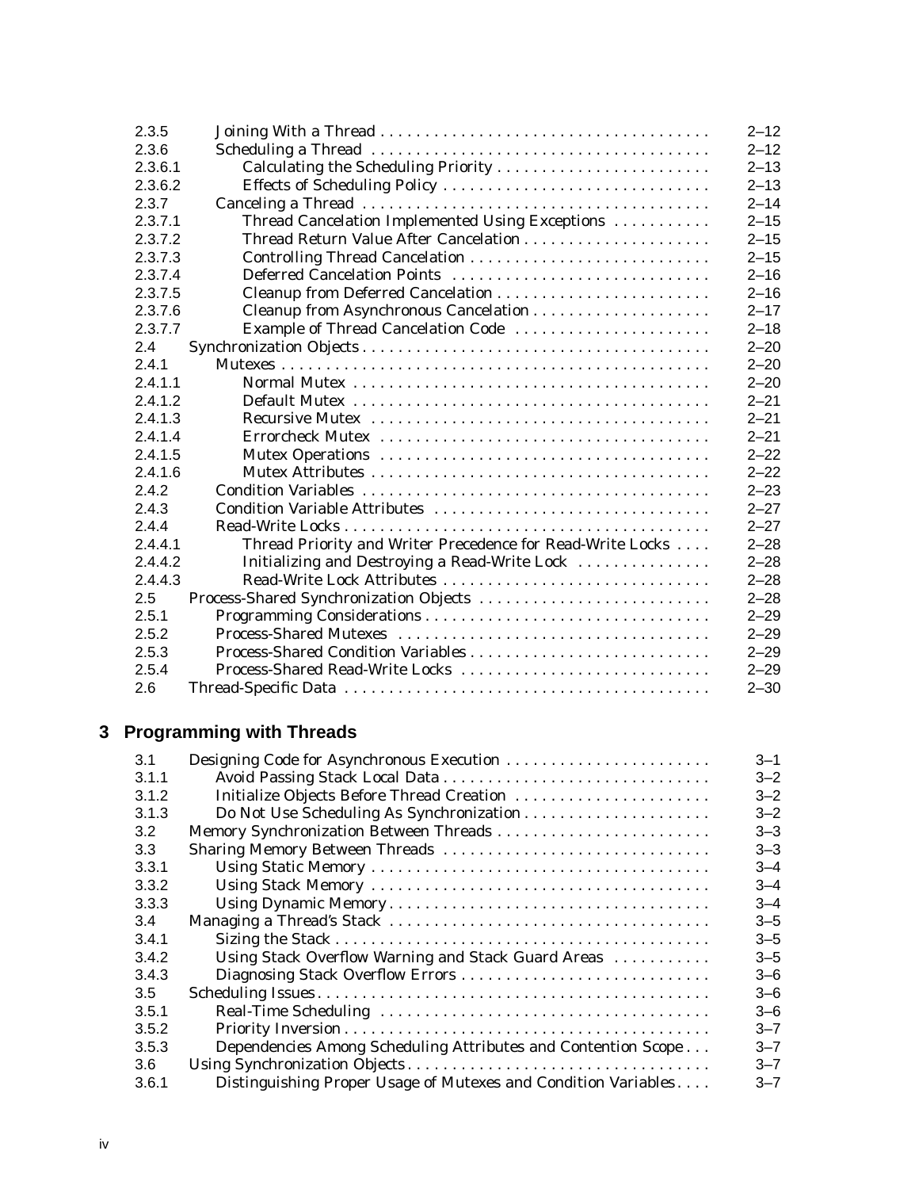| | | |
|---|---|---|
| 2.3.5 | Joining With a Thread | 2–12 |
| 2.3.6 | Scheduling a Thread | 2–12 |
| 2.3.6.1 | Calculating the Scheduling Priority | 2–13 |
| 2.3.6.2 | Effects of Scheduling Policy | 2–13 |
| 2.3.7 | Canceling a Thread | 2–14 |
| 2.3.7.1 | Thread Cancelation Implemented Using Exceptions | 2–15 |
| 2.3.7.2 | Thread Return Value After Cancelation | 2–15 |
| 2.3.7.3 | Controlling Thread Cancelation | 2–15 |
| 2.3.7.4 | Deferred Cancelation Points | 2–16 |
| 2.3.7.5 | Cleanup from Deferred Cancelation | 2–16 |
| 2.3.7.6 | Cleanup from Asynchronous Cancelation | 2–17 |
| 2.3.7.7 | Example of Thread Cancelation Code | 2–18 |
| 2.4 | Synchronization Objects | 2–20 |
| 2.4.1 | Mutexes | 2–20 |
| 2.4.1.1 | Normal Mutex | 2–20 |
| 2.4.1.2 | Default Mutex | 2–21 |
| 2.4.1.3 | Recursive Mutex | 2–21 |
| 2.4.1.4 | Errorcheck Mutex | 2–21 |
| 2.4.1.5 | Mutex Operations | 2–22 |
| 2.4.1.6 | Mutex Attributes | 2–22 |
| 2.4.2 | Condition Variables | 2–23 |
| 2.4.3 | Condition Variable Attributes | 2–27 |
| 2.4.4 | Read-Write Locks | 2–27 |
| 2.4.4.1 | Thread Priority and Writer Precedence for Read-Write Locks | 2–28 |
| 2.4.4.2 | Initializing and Destroying a Read-Write Lock | 2–28 |
| 2.4.4.3 | Read-Write Lock Attributes | 2–28 |
| 2.5 | Process-Shared Synchronization Objects | 2–28 |
| 2.5.1 | Programming Considerations | 2–29 |
| 2.5.2 | Process-Shared Mutexes | 2–29 |
| 2.5.3 | Process-Shared Condition Variables | 2–29 |
| 2.5.4 | Process-Shared Read-Write Locks | 2–29 |
| 2.6 | Thread-Specific Data | 2–30 |

## 3 Programming with Threads

| | | |
|---|---|---|
| 3.1 | Designing Code for Asynchronous Execution | 3–1 |
| 3.1.1 | Avoid Passing Stack Local Data | 3–2 |
| 3.1.2 | Initialize Objects Before Thread Creation | 3–2 |
| 3.1.3 | Do Not Use Scheduling As Synchronization | 3–2 |
| 3.2 | Memory Synchronization Between Threads | 3–3 |
| 3.3 | Sharing Memory Between Threads | 3–3 |
| 3.3.1 | Using Static Memory | 3–4 |
| 3.3.2 | Using Stack Memory | 3–4 |
| 3.3.3 | Using Dynamic Memory | 3–4 |
| 3.4 | Managing a Thread's Stack | 3–5 |
| 3.4.1 | Sizing the Stack | 3–5 |
| 3.4.2 | Using Stack Overflow Warning and Stack Guard Areas | 3–5 |
| 3.4.3 | Diagnosing Stack Overflow Errors | 3–6 |
| 3.5 | Scheduling Issues | 3–6 |
| 3.5.1 | Real-Time Scheduling | 3–6 |
| 3.5.2 | Priority Inversion | 3–7 |
| 3.5.3 | Dependencies Among Scheduling Attributes and Contention Scope | 3–7 |
| 3.6 | Using Synchronization Objects | 3–7 |
| 3.6.1 | Distinguishing Proper Usage of Mutexes and Condition Variables | 3–7 |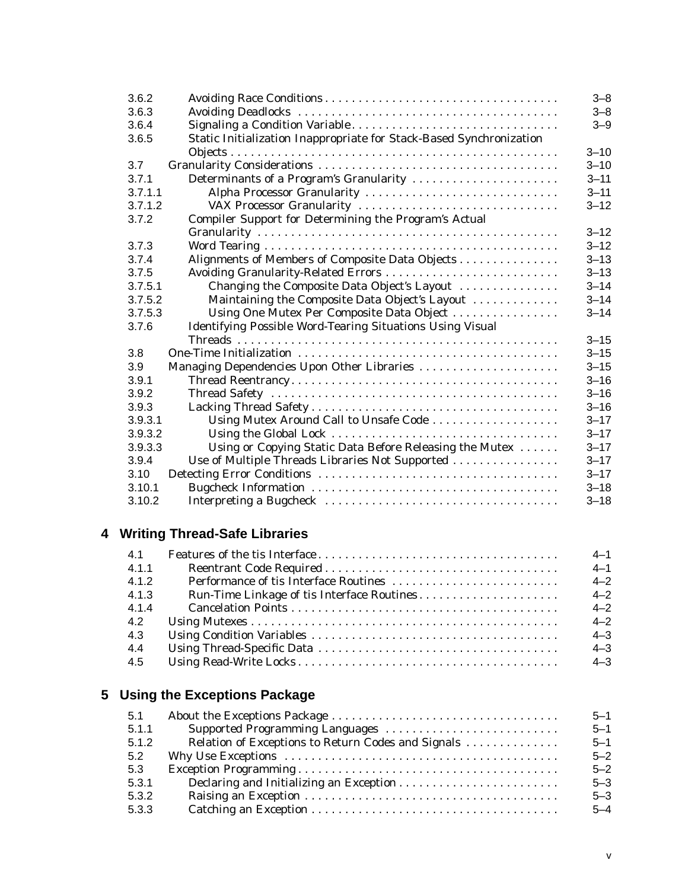| | | |
|---|---|---|
| 3.6.2 | Avoiding Race Conditions | 3–8 |
| 3.6.3 | Avoiding Deadlocks | 3–8 |
| 3.6.4 | Signaling a Condition Variable | 3–9 |
| 3.6.5 | Static Initialization Inappropriate for Stack-Based Synchronization Objects | 3–10 |
| 3.7 | Granularity Considerations | 3–10 |
| 3.7.1 | Determinants of a Program's Granularity | 3–11 |
| 3.7.1.1 | Alpha Processor Granularity | 3–11 |
| 3.7.1.2 | VAX Processor Granularity | 3–12 |
| 3.7.2 | Compiler Support for Determining the Program's Actual Granularity | 3–12 |
| 3.7.3 | Word Tearing | 3–12 |
| 3.7.4 | Alignments of Members of Composite Data Objects | 3–13 |
| 3.7.5 | Avoiding Granularity-Related Errors | 3–13 |
| 3.7.5.1 | Changing the Composite Data Object's Layout | 3–14 |
| 3.7.5.2 | Maintaining the Composite Data Object's Layout | 3–14 |
| 3.7.5.3 | Using One Mutex Per Composite Data Object | 3–14 |
| 3.7.6 | Identifying Possible Word-Tearing Situations Using Visual Threads | 3–15 |
| 3.8 | One-Time Initialization | 3–15 |
| 3.9 | Managing Dependencies Upon Other Libraries | 3–15 |
| 3.9.1 | Thread Reentrancy | 3–16 |
| 3.9.2 | Thread Safety | 3–16 |
| 3.9.3 | Lacking Thread Safety | 3–16 |
| 3.9.3.1 | Using Mutex Around Call to Unsafe Code | 3–17 |
| 3.9.3.2 | Using the Global Lock | 3–17 |
| 3.9.3.3 | Using or Copying Static Data Before Releasing the Mutex | 3–17 |
| 3.9.4 | Use of Multiple Threads Libraries Not Supported | 3–17 |
| 3.10 | Detecting Error Conditions | 3–17 |
| 3.10.1 | Bugcheck Information | 3–18 |
| 3.10.2 | Interpreting a Bugcheck | 3–18 |

## 4 Writing Thread-Safe Libraries

| | | |
|---|---|---|
| 4.1 | Features of the tis Interface | 4–1 |
| 4.1.1 | Reentrant Code Required | 4–1 |
| 4.1.2 | Performance of tis Interface Routines | 4–2 |
| 4.1.3 | Run-Time Linkage of tis Interface Routines | 4–2 |
| 4.1.4 | Cancelation Points | 4–2 |
| 4.2 | Using Mutexes | 4–2 |
| 4.3 | Using Condition Variables | 4–3 |
| 4.4 | Using Thread-Specific Data | 4–3 |
| 4.5 | Using Read-Write Locks | 4–3 |

## 5 Using the Exceptions Package

| | | |
|---|---|---|
| 5.1 | About the Exceptions Package | 5–1 |
| 5.1.1 | Supported Programming Languages | 5–1 |
| 5.1.2 | Relation of Exceptions to Return Codes and Signals | 5–1 |
| 5.2 | Why Use Exceptions | 5–2 |
| 5.3 | Exception Programming | 5–2 |
| 5.3.1 | Declaring and Initializing an Exception | 5–3 |
| 5.3.2 | Raising an Exception | 5–3 |
| 5.3.3 | Catching an Exception | 5–4 |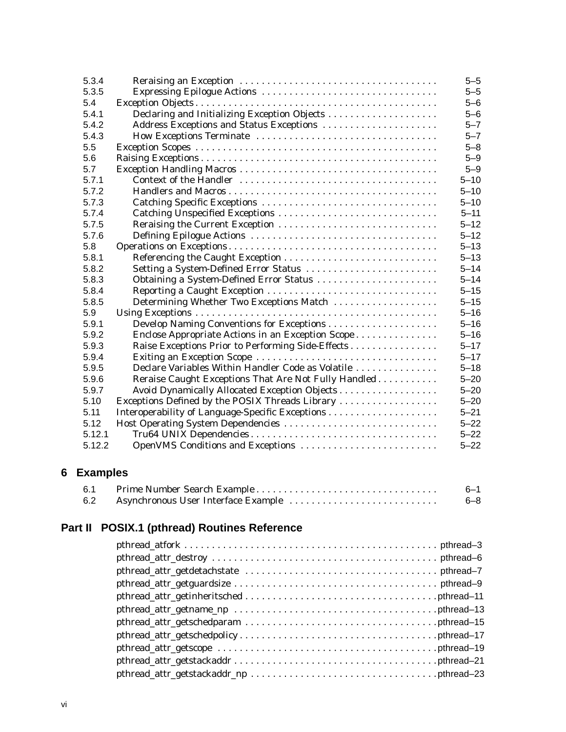| | | |
|---|---|---|
| 5.3.4 | Reraising an Exception | 5–5 |
| 5.3.5 | Expressing Epilogue Actions | 5–5 |
| 5.4 | Exception Objects | 5–6 |
| 5.4.1 | Declaring and Initializing Exception Objects | 5–6 |
| 5.4.2 | Address Exceptions and Status Exceptions | 5–7 |
| 5.4.3 | How Exceptions Terminate | 5–7 |
| 5.5 | Exception Scopes | 5–8 |
| 5.6 | Raising Exceptions | 5–9 |
| 5.7 | Exception Handling Macros | 5–9 |
| 5.7.1 | Context of the Handler | 5–10 |
| 5.7.2 | Handlers and Macros | 5–10 |
| 5.7.3 | Catching Specific Exceptions | 5–10 |
| 5.7.4 | Catching Unspecified Exceptions | 5–11 |
| 5.7.5 | Reraising the Current Exception | 5–12 |
| 5.7.6 | Defining Epilogue Actions | 5–12 |
| 5.8 | Operations on Exceptions | 5–13 |
| 5.8.1 | Referencing the Caught Exception | 5–13 |
| 5.8.2 | Setting a System-Defined Error Status | 5–14 |
| 5.8.3 | Obtaining a System-Defined Error Status | 5–14 |
| 5.8.4 | Reporting a Caught Exception | 5–15 |
| 5.8.5 | Determining Whether Two Exceptions Match | 5–15 |
| 5.9 | Using Exceptions | 5–16 |
| 5.9.1 | Develop Naming Conventions for Exceptions | 5–16 |
| 5.9.2 | Enclose Appropriate Actions in an Exception Scope | 5–16 |
| 5.9.3 | Raise Exceptions Prior to Performing Side-Effects | 5–17 |
| 5.9.4 | Exiting an Exception Scope | 5–17 |
| 5.9.5 | Declare Variables Within Handler Code as Volatile | 5–18 |
| 5.9.6 | Reraise Caught Exceptions That Are Not Fully Handled | 5–20 |
| 5.9.7 | Avoid Dynamically Allocated Exception Objects | 5–20 |
| 5.10 | Exceptions Defined by the POSIX Threads Library | 5–20 |
| 5.11 | Interoperability of Language-Specific Exceptions | 5–21 |
| 5.12 | Host Operating System Dependencies | 5–22 |
| 5.12.1 | Tru64 UNIX Dependencies | 5–22 |
| 5.12.2 | OpenVMS Conditions and Exceptions | 5–22 |

## 6 Examples

| | | |
|---|---|---|
| 6.1 | Prime Number Search Example | 6–1 |
| 6.2 | Asynchronous User Interface Example | 6–8 |

## Part II POSIX.1 (pthread) Routines Reference

| | |
|---|---|
| pthread_atfork | pthread–3 |
| pthread_attr_destroy | pthread–6 |
| pthread_attr_getdetachstate | pthread–7 |
| pthread_attr_getguardsize | pthread–9 |
| pthread_attr_getinheritsched | pthread–11 |
| pthread_attr_getname_np | pthread–13 |
| pthread_attr_getschedparam | pthread–15 |
| pthread_attr_getschedpolicy | pthread–17 |
| pthread_attr_getscope | pthread–19 |
| pthread_attr_getstackaddr | pthread–21 |
| pthread_attr_getstackaddr_np | pthread–23 |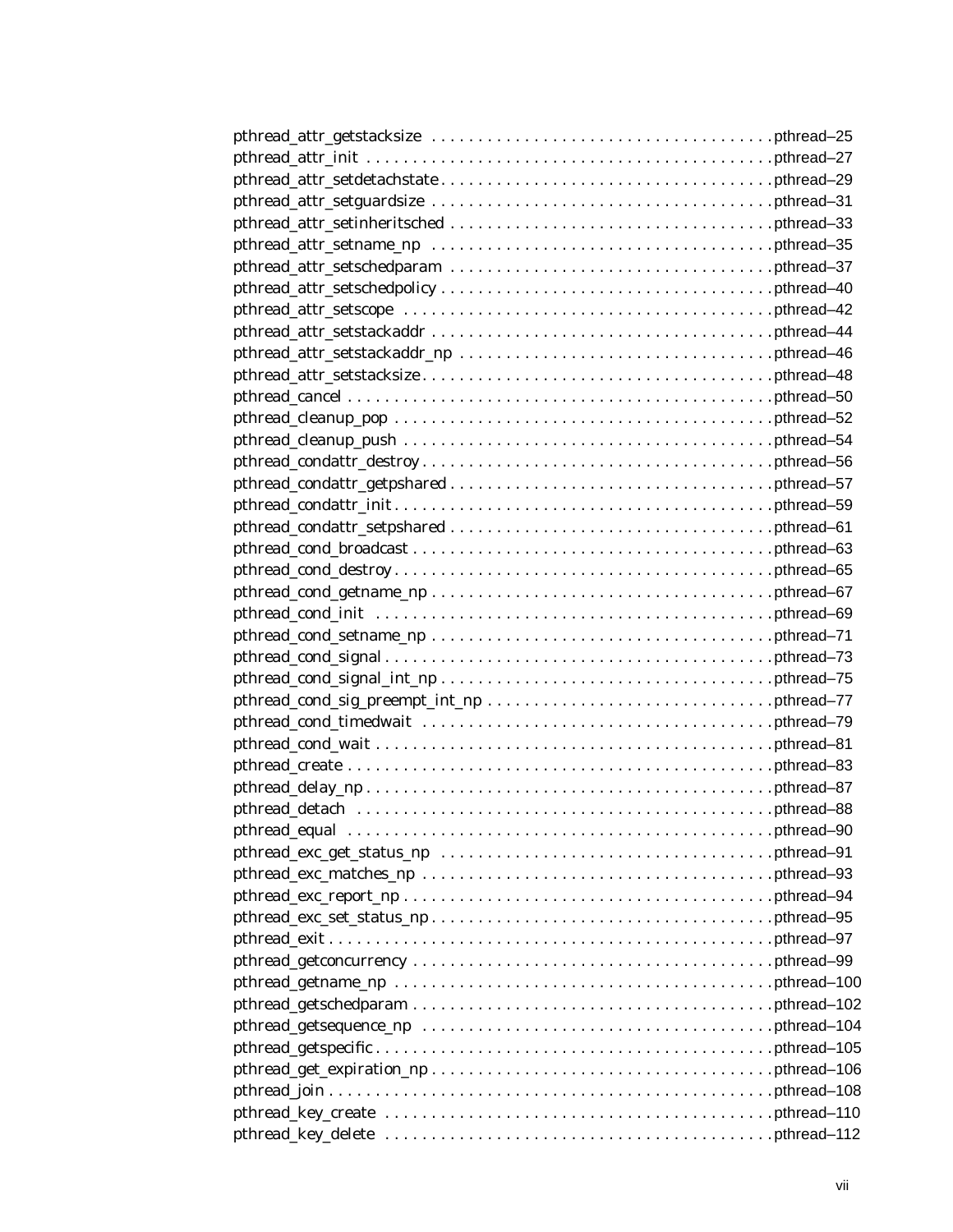pthread_attr_getstacksize . . . . . . . . . . . . . . . . . . . . . . . . . . . . . . . . . . . .pthread–25
pthread_attr_init . . . . . . . . . . . . . . . . . . . . . . . . . . . . . . . . . . . . . . . . . .pthread–27
pthread_attr_setdetachstate . . . . . . . . . . . . . . . . . . . . . . . . . . . . . . . . . . .pthread–29
pthread_attr_setguardsize . . . . . . . . . . . . . . . . . . . . . . . . . . . . . . . . . . . .pthread–31
pthread_attr_setinheritsched . . . . . . . . . . . . . . . . . . . . . . . . . . . . . . . . . .pthread–33
pthread_attr_setname_np . . . . . . . . . . . . . . . . . . . . . . . . . . . . . . . . . . . .pthread–35
pthread_attr_setschedparam . . . . . . . . . . . . . . . . . . . . . . . . . . . . . . . . . .pthread–37
pthread_attr_setschedpolicy . . . . . . . . . . . . . . . . . . . . . . . . . . . . . . . . . . .pthread–40
pthread_attr_setscope . . . . . . . . . . . . . . . . . . . . . . . . . . . . . . . . . . . . . . .pthread–42
pthread_attr_setstackaddr . . . . . . . . . . . . . . . . . . . . . . . . . . . . . . . . . . . .pthread–44
pthread_attr_setstackaddr_np . . . . . . . . . . . . . . . . . . . . . . . . . . . . . . . . .pthread–46
pthread_attr_setstacksize . . . . . . . . . . . . . . . . . . . . . . . . . . . . . . . . . . . . .pthread–48
pthread_cancel . . . . . . . . . . . . . . . . . . . . . . . . . . . . . . . . . . . . . . . . . . . .pthread–50
pthread_cleanup_pop . . . . . . . . . . . . . . . . . . . . . . . . . . . . . . . . . . . . . . . .pthread–52
pthread_cleanup_push . . . . . . . . . . . . . . . . . . . . . . . . . . . . . . . . . . . . . . .pthread–54
pthread_condattr_destroy . . . . . . . . . . . . . . . . . . . . . . . . . . . . . . . . . . . . .pthread–56
pthread_condattr_getpshared . . . . . . . . . . . . . . . . . . . . . . . . . . . . . . . . . .pthread–57
pthread_condattr_init . . . . . . . . . . . . . . . . . . . . . . . . . . . . . . . . . . . . . . . .pthread–59
pthread_condattr_setpshared . . . . . . . . . . . . . . . . . . . . . . . . . . . . . . . . . .pthread–61
pthread_cond_broadcast . . . . . . . . . . . . . . . . . . . . . . . . . . . . . . . . . . . . . .pthread–63
pthread_cond_destroy . . . . . . . . . . . . . . . . . . . . . . . . . . . . . . . . . . . . . . . .pthread–65
pthread_cond_getname_np . . . . . . . . . . . . . . . . . . . . . . . . . . . . . . . . . . . .pthread–67
pthread_cond_init . . . . . . . . . . . . . . . . . . . . . . . . . . . . . . . . . . . . . . . . . .pthread–69
pthread_cond_setname_np . . . . . . . . . . . . . . . . . . . . . . . . . . . . . . . . . . . .pthread–71
pthread_cond_signal . . . . . . . . . . . . . . . . . . . . . . . . . . . . . . . . . . . . . . . . .pthread–73
pthread_cond_signal_int_np . . . . . . . . . . . . . . . . . . . . . . . . . . . . . . . . . . .pthread–75
pthread_cond_sig_preempt_int_np . . . . . . . . . . . . . . . . . . . . . . . . . . . . . .pthread–77
pthread_cond_timedwait . . . . . . . . . . . . . . . . . . . . . . . . . . . . . . . . . . . . .pthread–79
pthread_cond_wait . . . . . . . . . . . . . . . . . . . . . . . . . . . . . . . . . . . . . . . . . .pthread–81
pthread_create . . . . . . . . . . . . . . . . . . . . . . . . . . . . . . . . . . . . . . . . . . . . .pthread–83
pthread_delay_np . . . . . . . . . . . . . . . . . . . . . . . . . . . . . . . . . . . . . . . . . . .pthread–87
pthread_detach . . . . . . . . . . . . . . . . . . . . . . . . . . . . . . . . . . . . . . . . . . . .pthread–88
pthread_equal . . . . . . . . . . . . . . . . . . . . . . . . . . . . . . . . . . . . . . . . . . . . .pthread–90
pthread_exc_get_status_np . . . . . . . . . . . . . . . . . . . . . . . . . . . . . . . . . . .pthread–91
pthread_exc_matches_np . . . . . . . . . . . . . . . . . . . . . . . . . . . . . . . . . . . . .pthread–93
pthread_exc_report_np . . . . . . . . . . . . . . . . . . . . . . . . . . . . . . . . . . . . . . .pthread–94
pthread_exc_set_status_np . . . . . . . . . . . . . . . . . . . . . . . . . . . . . . . . . . . .pthread–95
pthread_exit . . . . . . . . . . . . . . . . . . . . . . . . . . . . . . . . . . . . . . . . . . . . . . .pthread–97
pthread_getconcurrency . . . . . . . . . . . . . . . . . . . . . . . . . . . . . . . . . . . . . .pthread–99
pthread_getname_np . . . . . . . . . . . . . . . . . . . . . . . . . . . . . . . . . . . . . . . .pthread–100
pthread_getschedparam . . . . . . . . . . . . . . . . . . . . . . . . . . . . . . . . . . . . . .pthread–102
pthread_getsequence_np . . . . . . . . . . . . . . . . . . . . . . . . . . . . . . . . . . . . .pthread–104
pthread_getspecific . . . . . . . . . . . . . . . . . . . . . . . . . . . . . . . . . . . . . . . . . .pthread–105
pthread_get_expiration_np . . . . . . . . . . . . . . . . . . . . . . . . . . . . . . . . . . . .pthread–106
pthread_join . . . . . . . . . . . . . . . . . . . . . . . . . . . . . . . . . . . . . . . . . . . . . . .pthread–108
pthread_key_create . . . . . . . . . . . . . . . . . . . . . . . . . . . . . . . . . . . . . . . . .pthread–110
pthread_key_delete . . . . . . . . . . . . . . . . . . . . . . . . . . . . . . . . . . . . . . . . .pthread–112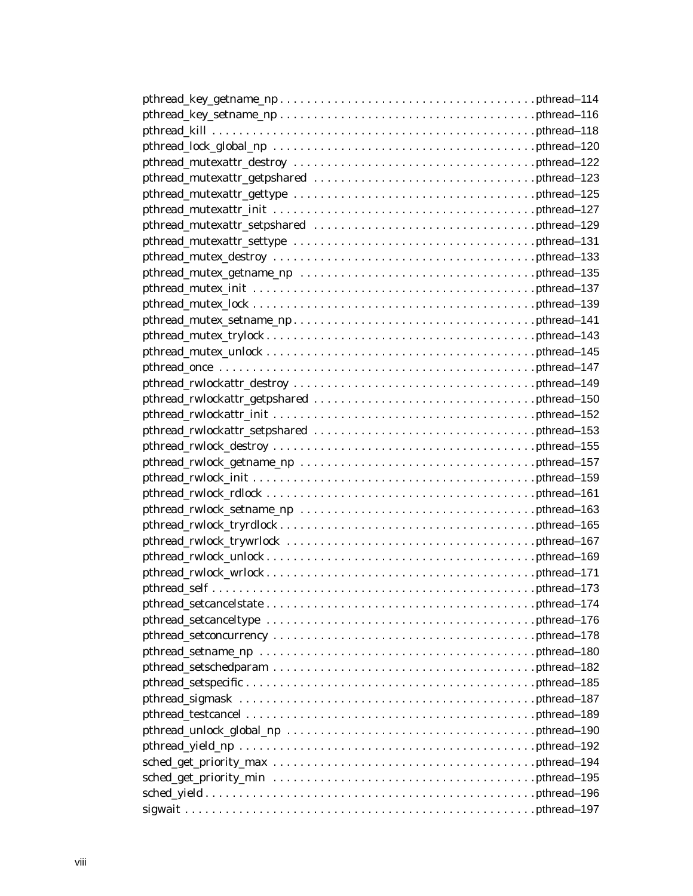pthread_key_getname_np . . . . . . . . . . . . . . . . . . . . . . . . . . . . . . . . . . . . .pthread–114
pthread_key_setname_np . . . . . . . . . . . . . . . . . . . . . . . . . . . . . . . . . . . . .pthread–116
pthread_kill . . . . . . . . . . . . . . . . . . . . . . . . . . . . . . . . . . . . . . . . . . . . . . .pthread–118
pthread_lock_global_np . . . . . . . . . . . . . . . . . . . . . . . . . . . . . . . . . . . . . .pthread–120
pthread_mutexattr_destroy . . . . . . . . . . . . . . . . . . . . . . . . . . . . . . . . . . .pthread–122
pthread_mutexattr_getpshared . . . . . . . . . . . . . . . . . . . . . . . . . . . . . . . .pthread–123
pthread_mutexattr_gettype . . . . . . . . . . . . . . . . . . . . . . . . . . . . . . . . . . .pthread–125
pthread_mutexattr_init . . . . . . . . . . . . . . . . . . . . . . . . . . . . . . . . . . . . . .pthread–127
pthread_mutexattr_setpshared . . . . . . . . . . . . . . . . . . . . . . . . . . . . . . . .pthread–129
pthread_mutexattr_settype . . . . . . . . . . . . . . . . . . . . . . . . . . . . . . . . . . .pthread–131
pthread_mutex_destroy . . . . . . . . . . . . . . . . . . . . . . . . . . . . . . . . . . . . . .pthread–133
pthread_mutex_getname_np . . . . . . . . . . . . . . . . . . . . . . . . . . . . . . . . . .pthread–135
pthread_mutex_init . . . . . . . . . . . . . . . . . . . . . . . . . . . . . . . . . . . . . . . . .pthread–137
pthread_mutex_lock . . . . . . . . . . . . . . . . . . . . . . . . . . . . . . . . . . . . . . . . .pthread–139
pthread_mutex_setname_np. . . . . . . . . . . . . . . . . . . . . . . . . . . . . . . . . . .pthread–141
pthread_mutex_trylock . . . . . . . . . . . . . . . . . . . . . . . . . . . . . . . . . . . . . . .pthread–143
pthread_mutex_unlock . . . . . . . . . . . . . . . . . . . . . . . . . . . . . . . . . . . . . . .pthread–145
pthread_once . . . . . . . . . . . . . . . . . . . . . . . . . . . . . . . . . . . . . . . . . . . . . .pthread–147
pthread_rwlockattr_destroy . . . . . . . . . . . . . . . . . . . . . . . . . . . . . . . . . . .pthread–149
pthread_rwlockattr_getpshared . . . . . . . . . . . . . . . . . . . . . . . . . . . . . . . .pthread–150
pthread_rwlockattr_init . . . . . . . . . . . . . . . . . . . . . . . . . . . . . . . . . . . . . .pthread–152
pthread_rwlockattr_setpshared . . . . . . . . . . . . . . . . . . . . . . . . . . . . . . . .pthread–153
pthread_rwlock_destroy . . . . . . . . . . . . . . . . . . . . . . . . . . . . . . . . . . . . . .pthread–155
pthread_rwlock_getname_np . . . . . . . . . . . . . . . . . . . . . . . . . . . . . . . . . .pthread–157
pthread_rwlock_init . . . . . . . . . . . . . . . . . . . . . . . . . . . . . . . . . . . . . . . . .pthread–159
pthread_rwlock_rdlock . . . . . . . . . . . . . . . . . . . . . . . . . . . . . . . . . . . . . . .pthread–161
pthread_rwlock_setname_np . . . . . . . . . . . . . . . . . . . . . . . . . . . . . . . . . .pthread–163
pthread_rwlock_tryrdlock . . . . . . . . . . . . . . . . . . . . . . . . . . . . . . . . . . . . .pthread–165
pthread_rwlock_trywrlock . . . . . . . . . . . . . . . . . . . . . . . . . . . . . . . . . . . .pthread–167
pthread_rwlock_unlock . . . . . . . . . . . . . . . . . . . . . . . . . . . . . . . . . . . . . . .pthread–169
pthread_rwlock_wrlock . . . . . . . . . . . . . . . . . . . . . . . . . . . . . . . . . . . . . . .pthread–171
pthread_self . . . . . . . . . . . . . . . . . . . . . . . . . . . . . . . . . . . . . . . . . . . . . . .pthread–173
pthread_setcancelstate . . . . . . . . . . . . . . . . . . . . . . . . . . . . . . . . . . . . . . .pthread–174
pthread_setcanceltype . . . . . . . . . . . . . . . . . . . . . . . . . . . . . . . . . . . . . . .pthread–176
pthread_setconcurrency . . . . . . . . . . . . . . . . . . . . . . . . . . . . . . . . . . . . . .pthread–178
pthread_setname_np . . . . . . . . . . . . . . . . . . . . . . . . . . . . . . . . . . . . . . . .pthread–180
pthread_setschedparam . . . . . . . . . . . . . . . . . . . . . . . . . . . . . . . . . . . . . .pthread–182
pthread_setspecific . . . . . . . . . . . . . . . . . . . . . . . . . . . . . . . . . . . . . . . . . .pthread–185
pthread_sigmask . . . . . . . . . . . . . . . . . . . . . . . . . . . . . . . . . . . . . . . . . . .pthread–187
pthread_testcancel . . . . . . . . . . . . . . . . . . . . . . . . . . . . . . . . . . . . . . . . . .pthread–189
pthread_unlock_global_np . . . . . . . . . . . . . . . . . . . . . . . . . . . . . . . . . . . .pthread–190
pthread_yield_np . . . . . . . . . . . . . . . . . . . . . . . . . . . . . . . . . . . . . . . . . . .pthread–192
sched_get_priority_max . . . . . . . . . . . . . . . . . . . . . . . . . . . . . . . . . . . . . .pthread–194
sched_get_priority_min . . . . . . . . . . . . . . . . . . . . . . . . . . . . . . . . . . . . . .pthread–195
sched_yield . . . . . . . . . . . . . . . . . . . . . . . . . . . . . . . . . . . . . . . . . . . . . . .pthread–196
sigwait . . . . . . . . . . . . . . . . . . . . . . . . . . . . . . . . . . . . . . . . . . . . . . . . . . .pthread–197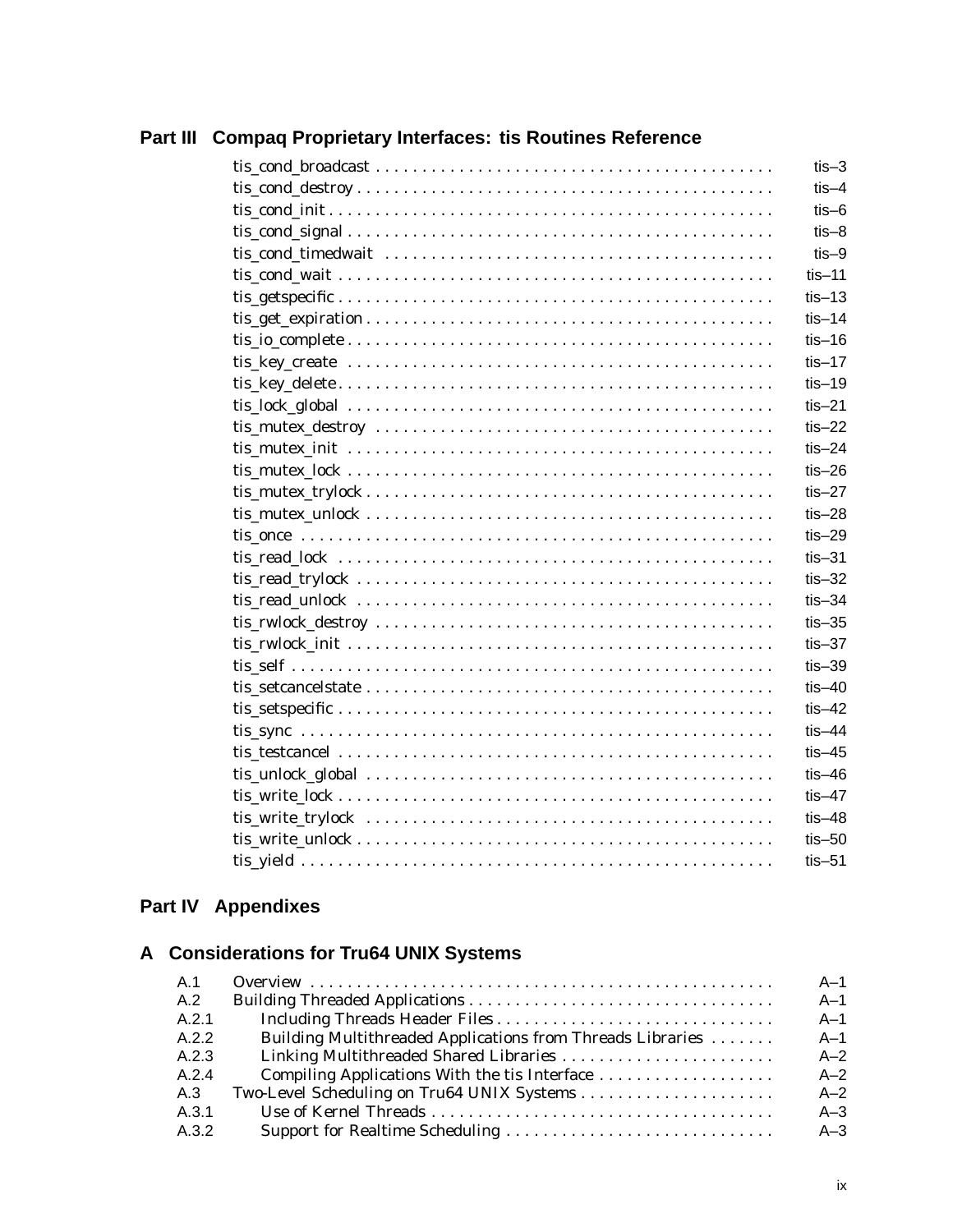## Part III Compaq Proprietary Interfaces: tis Routines Reference

| | |
|---|---|
| tis_cond_broadcast | tis–3 |
| tis_cond_destroy | tis–4 |
| tis_cond_init | tis–6 |
| tis_cond_signal | tis–8 |
| tis_cond_timedwait | tis–9 |
| tis_cond_wait | tis–11 |
| tis_getspecific | tis–13 |
| tis_get_expiration | tis–14 |
| tis_io_complete | tis–16 |
| tis_key_create | tis–17 |
| tis_key_delete | tis–19 |
| tis_lock_global | tis–21 |
| tis_mutex_destroy | tis–22 |
| tis_mutex_init | tis–24 |
| tis_mutex_lock | tis–26 |
| tis_mutex_trylock | tis–27 |
| tis_mutex_unlock | tis–28 |
| tis_once | tis–29 |
| tis_read_lock | tis–31 |
| tis_read_trylock | tis–32 |
| tis_read_unlock | tis–34 |
| tis_rwlock_destroy | tis–35 |
| tis_rwlock_init | tis–37 |
| tis_self | tis–39 |
| tis_setcancelstate | tis–40 |
| tis_setspecific | tis–42 |
| tis_sync | tis–44 |
| tis_testcancel | tis–45 |
| tis_unlock_global | tis–46 |
| tis_write_lock | tis–47 |
| tis_write_trylock | tis–48 |
| tis_write_unlock | tis–50 |
| tis_yield | tis–51 |

## Part IV Appendixes

## A Considerations for Tru64 UNIX Systems

| | | |
|---|---|---|
| A.1 | Overview | A–1 |
| A.2 | Building Threaded Applications | A–1 |
| A.2.1 | Including Threads Header Files | A–1 |
| A.2.2 | Building Multithreaded Applications from Threads Libraries | A–1 |
| A.2.3 | Linking Multithreaded Shared Libraries | A–2 |
| A.2.4 | Compiling Applications With the tis Interface | A–2 |
| A.3 | Two-Level Scheduling on Tru64 UNIX Systems | A–2 |
| A.3.1 | Use of Kernel Threads | A–3 |
| A.3.2 | Support for Realtime Scheduling | A–3 |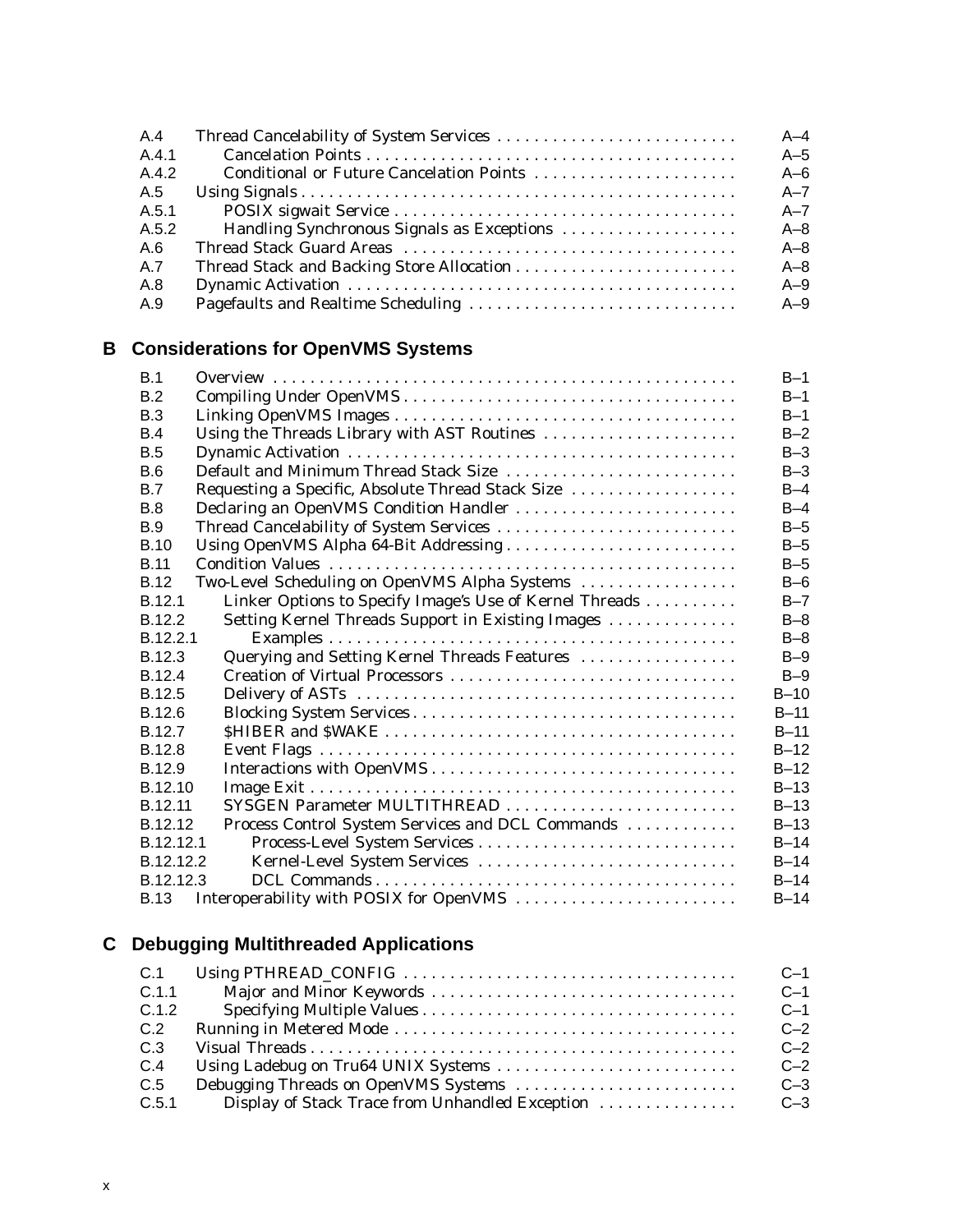| | | |
|---|---|---|
| A.4 | Thread Cancelability of System Services | A–4 |
| A.4.1 | Cancelation Points | A–5 |
| A.4.2 | Conditional or Future Cancelation Points | A–6 |
| A.5 | Using Signals | A–7 |
| A.5.1 | POSIX sigwait Service | A–7 |
| A.5.2 | Handling Synchronous Signals as Exceptions | A–8 |
| A.6 | Thread Stack Guard Areas | A–8 |
| A.7 | Thread Stack and Backing Store Allocation | A–8 |
| A.8 | Dynamic Activation | A–9 |
| A.9 | Pagefaults and Realtime Scheduling | A–9 |

## B Considerations for OpenVMS Systems

| | | |
|---|---|---|
| B.1 | Overview | B–1 |
| B.2 | Compiling Under OpenVMS | B–1 |
| B.3 | Linking OpenVMS Images | B–1 |
| B.4 | Using the Threads Library with AST Routines | B–2 |
| B.5 | Dynamic Activation | B–3 |
| B.6 | Default and Minimum Thread Stack Size | B–3 |
| B.7 | Requesting a Specific, Absolute Thread Stack Size | B–4 |
| B.8 | Declaring an OpenVMS Condition Handler | B–4 |
| B.9 | Thread Cancelability of System Services | B–5 |
| B.10 | Using OpenVMS Alpha 64-Bit Addressing | B–5 |
| B.11 | Condition Values | B–5 |
| B.12 | Two-Level Scheduling on OpenVMS Alpha Systems | B–6 |
| B.12.1 | Linker Options to Specify Image's Use of Kernel Threads | B–7 |
| B.12.2 | Setting Kernel Threads Support in Existing Images | B–8 |
| B.12.2.1 | Examples | B–8 |
| B.12.3 | Querying and Setting Kernel Threads Features | B–9 |
| B.12.4 | Creation of Virtual Processors | B–9 |
| B.12.5 | Delivery of ASTs | B–10 |
| B.12.6 | Blocking System Services | B–11 |
| B.12.7 | $HIBER and $WAKE | B–11 |
| B.12.8 | Event Flags | B–12 |
| B.12.9 | Interactions with OpenVMS | B–12 |
| B.12.10 | Image Exit | B–13 |
| B.12.11 | SYSGEN Parameter MULTITHREAD | B–13 |
| B.12.12 | Process Control System Services and DCL Commands | B–13 |
| B.12.12.1 | Process-Level System Services | B–14 |
| B.12.12.2 | Kernel-Level System Services | B–14 |
| B.12.12.3 | DCL Commands | B–14 |
| B.13 | Interoperability with POSIX for OpenVMS | B–14 |

## C Debugging Multithreaded Applications

| | | |
|---|---|---|
| C.1 | Using PTHREAD_CONFIG | C–1 |
| C.1.1 | Major and Minor Keywords | C–1 |
| C.1.2 | Specifying Multiple Values | C–1 |
| C.2 | Running in Metered Mode | C–2 |
| C.3 | Visual Threads | C–2 |
| C.4 | Using Ladebug on Tru64 UNIX Systems | C–2 |
| C.5 | Debugging Threads on OpenVMS Systems | C–3 |
| C.5.1 | Display of Stack Trace from Unhandled Exception | C–3 |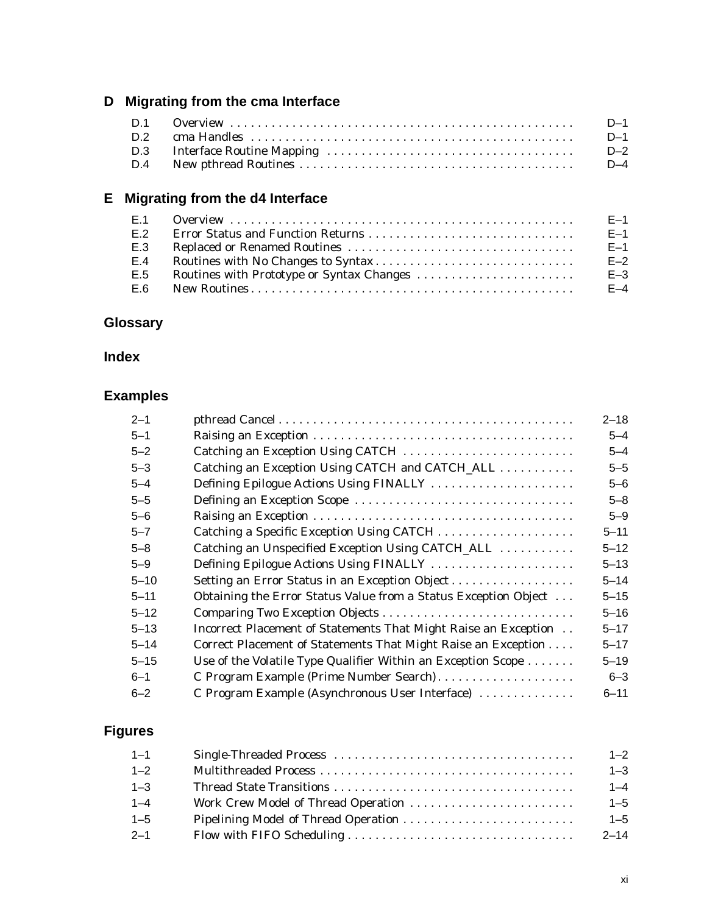## D Migrating from the cma Interface

| | | |
|---|---|---|
| D.1 | Overview | D–1 |
| D.2 | cma Handles | D–1 |
| D.3 | Interface Routine Mapping | D–2 |
| D.4 | New pthread Routines | D–4 |

## E Migrating from the d4 Interface

| | | |
|---|---|---|
| E.1 | Overview | E–1 |
| E.2 | Error Status and Function Returns | E–1 |
| E.3 | Replaced or Renamed Routines | E–1 |
| E.4 | Routines with No Changes to Syntax | E–2 |
| E.5 | Routines with Prototype or Syntax Changes | E–3 |
| E.6 | New Routines | E–4 |

## Glossary

## Index

## Examples

| | | |
|---|---|---|
| 2–1 | pthread Cancel | 2–18 |
| 5–1 | Raising an Exception | 5–4 |
| 5–2 | Catching an Exception Using CATCH | 5–4 |
| 5–3 | Catching an Exception Using CATCH and CATCH_ALL | 5–5 |
| 5–4 | Defining Epilogue Actions Using FINALLY | 5–6 |
| 5–5 | Defining an Exception Scope | 5–8 |
| 5–6 | Raising an Exception | 5–9 |
| 5–7 | Catching a Specific Exception Using CATCH | 5–11 |
| 5–8 | Catching an Unspecified Exception Using CATCH_ALL | 5–12 |
| 5–9 | Defining Epilogue Actions Using FINALLY | 5–13 |
| 5–10 | Setting an Error Status in an Exception Object | 5–14 |
| 5–11 | Obtaining the Error Status Value from a Status Exception Object | 5–15 |
| 5–12 | Comparing Two Exception Objects | 5–16 |
| 5–13 | Incorrect Placement of Statements That Might Raise an Exception | 5–17 |
| 5–14 | Correct Placement of Statements That Might Raise an Exception | 5–17 |
| 5–15 | Use of the Volatile Type Qualifier Within an Exception Scope | 5–19 |
| 6–1 | C Program Example (Prime Number Search) | 6–3 |
| 6–2 | C Program Example (Asynchronous User Interface) | 6–11 |

## Figures

| | | |
|---|---|---|
| 1–1 | Single-Threaded Process | 1–2 |
| 1–2 | Multithreaded Process | 1–3 |
| 1–3 | Thread State Transitions | 1–4 |
| 1–4 | Work Crew Model of Thread Operation | 1–5 |
| 1–5 | Pipelining Model of Thread Operation | 1–5 |
| 2–1 | Flow with FIFO Scheduling | 2–14 |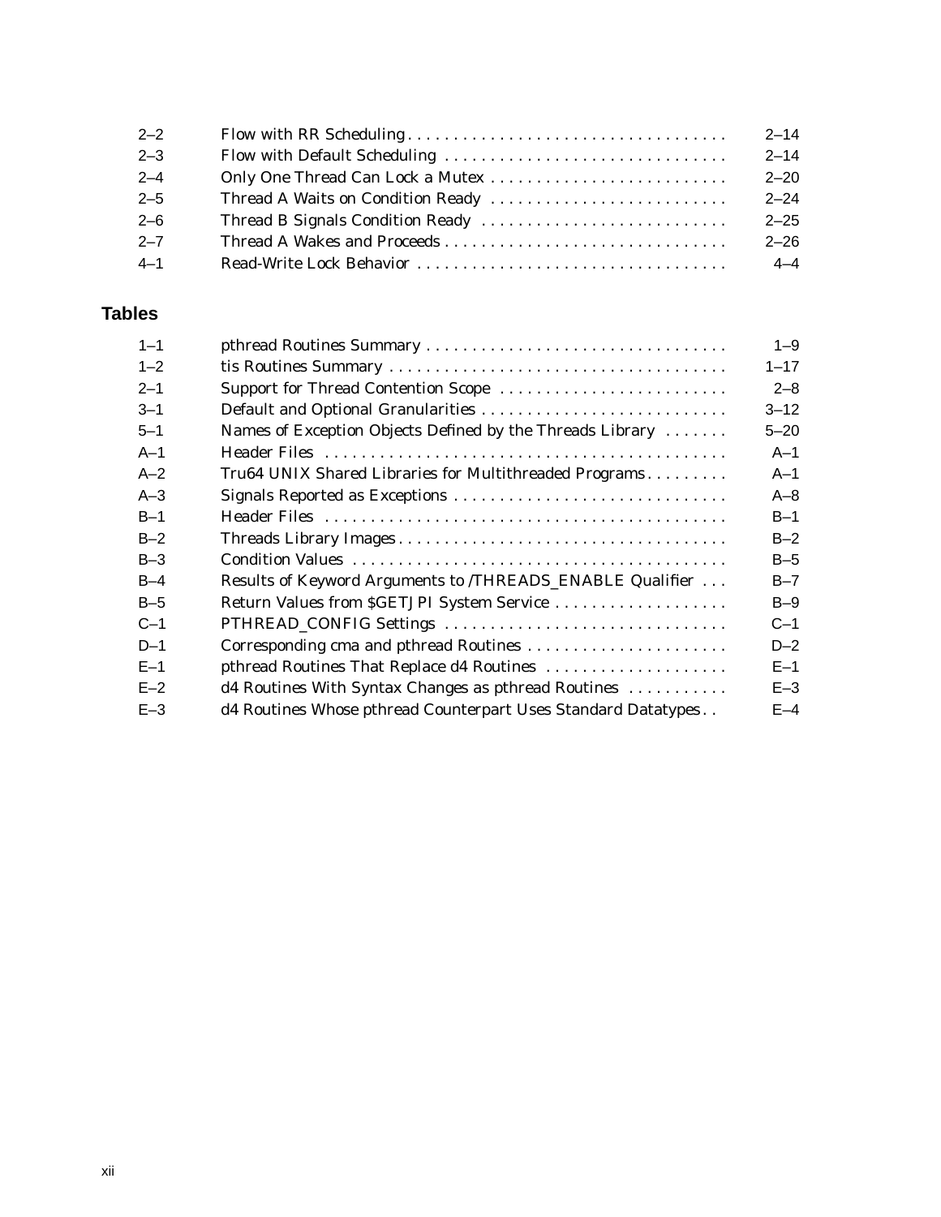| | | |
|---|---|---|
| 2–2 | Flow with RR Scheduling | 2–14 |
| 2–3 | Flow with Default Scheduling | 2–14 |
| 2–4 | Only One Thread Can Lock a Mutex | 2–20 |
| 2–5 | Thread A Waits on Condition Ready | 2–24 |
| 2–6 | Thread B Signals Condition Ready | 2–25 |
| 2–7 | Thread A Wakes and Proceeds | 2–26 |
| 4–1 | Read-Write Lock Behavior | 4–4 |

## Tables

| | | |
|---|---|---|
| 1–1 | pthread Routines Summary | 1–9 |
| 1–2 | tis Routines Summary | 1–17 |
| 2–1 | Support for Thread Contention Scope | 2–8 |
| 3–1 | Default and Optional Granularities | 3–12 |
| 5–1 | Names of Exception Objects Defined by the Threads Library | 5–20 |
| A–1 | Header Files | A–1 |
| A–2 | Tru64 UNIX Shared Libraries for Multithreaded Programs | A–1 |
| A–3 | Signals Reported as Exceptions | A–8 |
| B–1 | Header Files | B–1 |
| B–2 | Threads Library Images | B–2 |
| B–3 | Condition Values | B–5 |
| B–4 | Results of Keyword Arguments to /THREADS_ENABLE Qualifier | B–7 |
| B–5 | Return Values from $GETJPI System Service | B–9 |
| C–1 | PTHREAD_CONFIG Settings | C–1 |
| D–1 | Corresponding cma and pthread Routines | D–2 |
| E–1 | pthread Routines That Replace d4 Routines | E–1 |
| E–2 | d4 Routines With Syntax Changes as pthread Routines | E–3 |
| E–3 | d4 Routines Whose pthread Counterpart Uses Standard Datatypes | E–4 |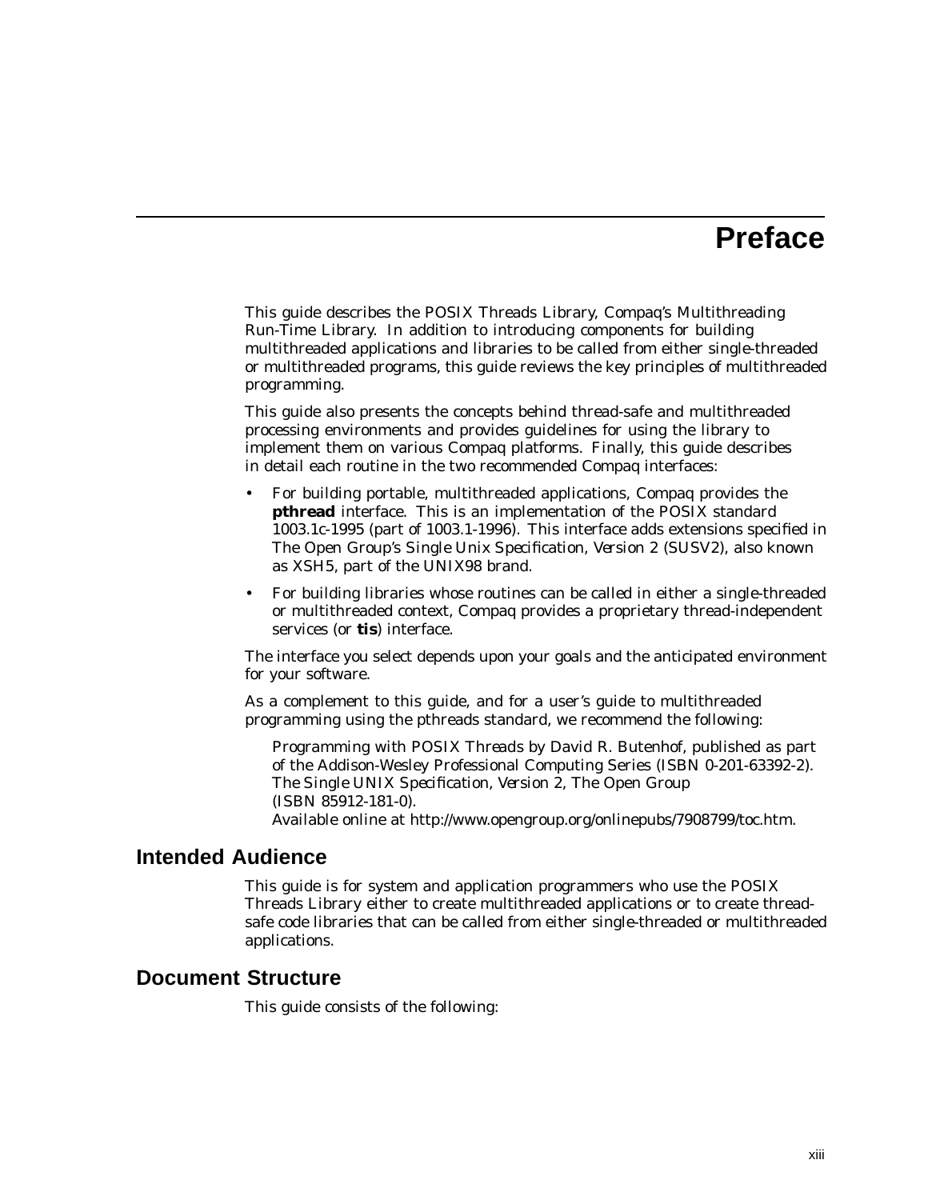# Preface

This guide describes the POSIX Threads Library, Compaq's Multithreading Run-Time Library. In addition to introducing components for building multithreaded applications and libraries to be called from either single-threaded or multithreaded programs, this guide reviews the key principles of multithreaded programming.

This guide also presents the concepts behind thread-safe and multithreaded processing environments and provides guidelines for using the library to implement them on various Compaq platforms. Finally, this guide describes in detail each routine in the two recommended Compaq interfaces:

- For building portable, multithreaded applications, Compaq provides the **pthread** interface. This is an implementation of the POSIX standard 1003.1c-1995 (part of 1003.1-1996). This interface adds extensions specified in The Open Group's *Single Unix Specification, Version 2* (SUSV2), also known as XSH5, part of the UNIX98 brand.
- For building libraries whose routines can be called in either a single-threaded or multithreaded context, Compaq provides a proprietary thread-independent services (or **tis**) interface.

The interface you select depends upon your goals and the anticipated environment for your software.

As a complement to this guide, and for a user's guide to multithreaded programming using the pthreads standard, we recommend the following:

*Programming with POSIX Threads* by David R. Butenhof, published as part of the Addison-Wesley Professional Computing Series (ISBN 0-201-63392-2).
*The Single UNIX Specification, Version 2*, The Open Group (ISBN 85912-181-0).
Available online at http://www.opengroup.org/onlinepubs/7908799/toc.htm.

## Intended Audience

This guide is for system and application programmers who use the POSIX Threads Library either to create multithreaded applications or to create thread-safe code libraries that can be called from either single-threaded or multithreaded applications.

## Document Structure

This guide consists of the following: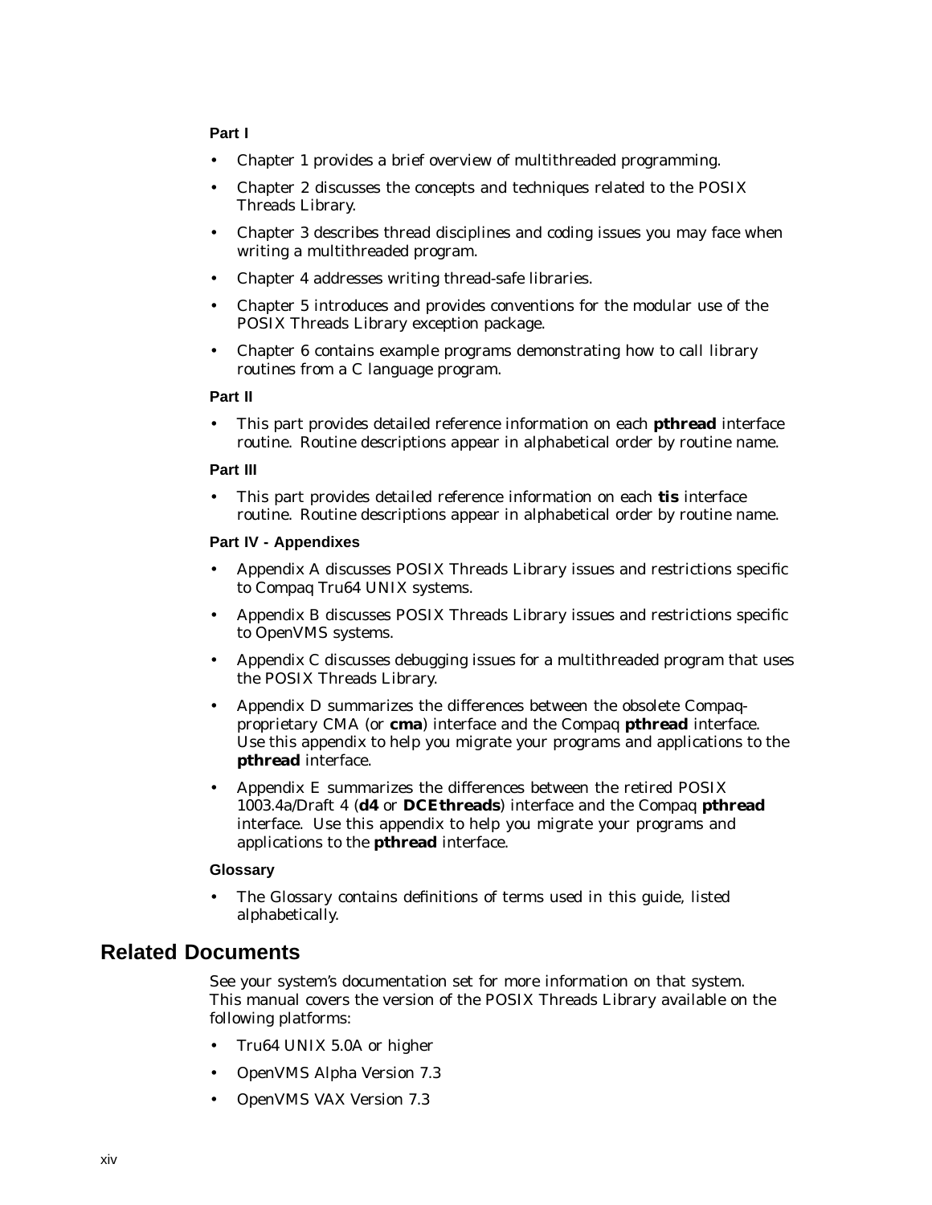**Part I**

- Chapter 1 provides a brief overview of multithreaded programming.
- Chapter 2 discusses the concepts and techniques related to the POSIX Threads Library.
- Chapter 3 describes thread disciplines and coding issues you may face when writing a multithreaded program.
- Chapter 4 addresses writing thread-safe libraries.
- Chapter 5 introduces and provides conventions for the modular use of the POSIX Threads Library exception package.
- Chapter 6 contains example programs demonstrating how to call library routines from a C language program.

**Part II**

- This part provides detailed reference information on each **pthread** interface routine. Routine descriptions appear in alphabetical order by routine name.

**Part III**

- This part provides detailed reference information on each **tis** interface routine. Routine descriptions appear in alphabetical order by routine name.

**Part IV - Appendixes**

- Appendix A discusses POSIX Threads Library issues and restrictions specific to Compaq Tru64 UNIX systems.
- Appendix B discusses POSIX Threads Library issues and restrictions specific to OpenVMS systems.
- Appendix C discusses debugging issues for a multithreaded program that uses the POSIX Threads Library.
- Appendix D summarizes the differences between the obsolete Compaq-proprietary CMA (or **cma**) interface and the Compaq **pthread** interface. Use this appendix to help you migrate your programs and applications to the **pthread** interface.
- Appendix E summarizes the differences between the retired POSIX 1003.4a/Draft 4 (**d4** or **DCEthreads**) interface and the Compaq **pthread** interface. Use this appendix to help you migrate your programs and applications to the **pthread** interface.

**Glossary**

- The Glossary contains definitions of terms used in this guide, listed alphabetically.

## Related Documents

See your system's documentation set for more information on that system. This manual covers the version of the POSIX Threads Library available on the following platforms:

- Tru64 UNIX 5.0A or higher
- OpenVMS Alpha Version 7.3
- OpenVMS VAX Version 7.3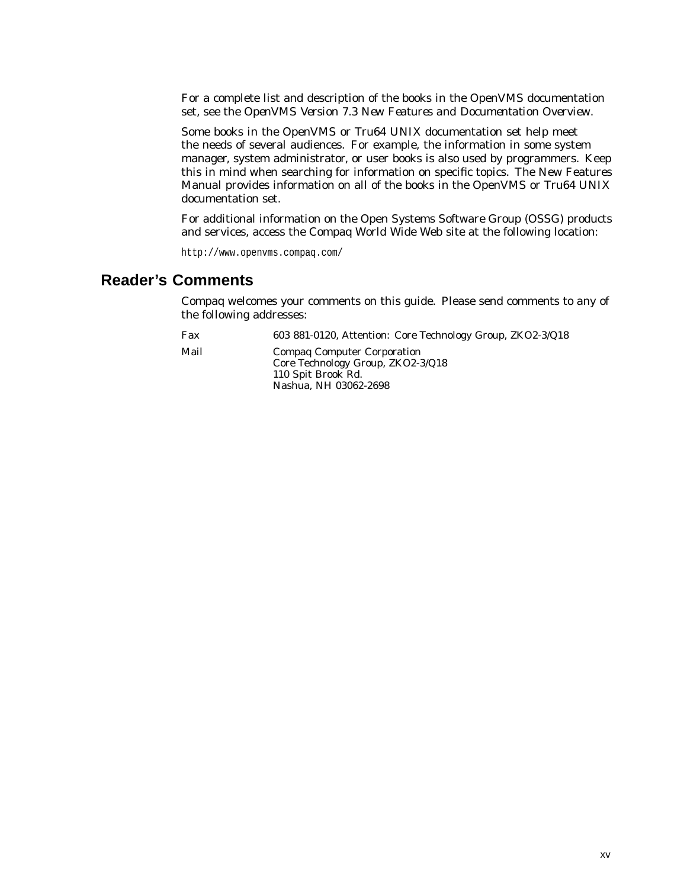For a complete list and description of the books in the OpenVMS documentation set, see the *OpenVMS Version 7.3 New Features and Documentation Overview*.

Some books in the OpenVMS or Tru64 UNIX documentation set help meet the needs of several audiences. For example, the information in some system manager, system administrator, or user books is also used by programmers. Keep this in mind when searching for information on specific topics. The New Features Manual provides information on all of the books in the OpenVMS or Tru64 UNIX documentation set.

For additional information on the Open Systems Software Group (OSSG) products and services, access the Compaq World Wide Web site at the following location:

`http://www.openvms.compaq.com/`

## Reader's Comments

Compaq welcomes your comments on this guide. Please send comments to any of the following addresses:

| | |
|---|---|
| Fax | 603 881-0120, Attention: Core Technology Group, ZKO2-3/Q18 |
| Mail | Compaq Computer Corporation<br>Core Technology Group, ZKO2-3/Q18<br>110 Spit Brook Rd.<br>Nashua, NH 03062-2698 |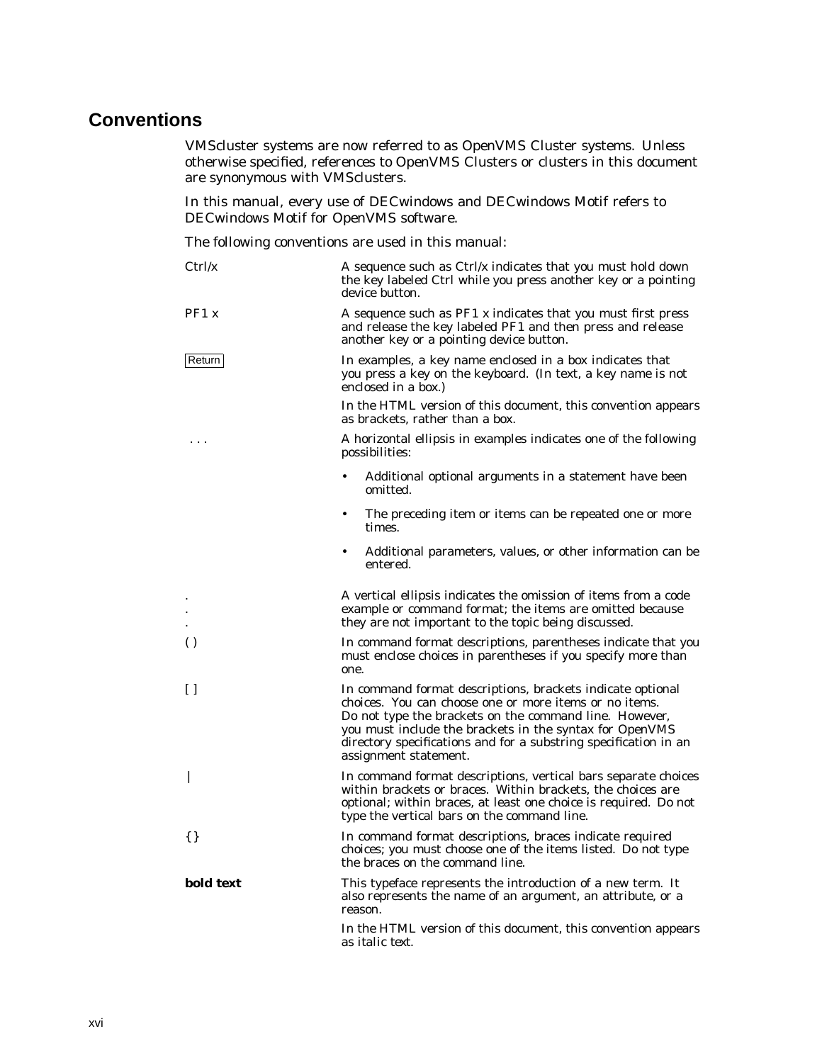# Conventions

VMScluster systems are now referred to as OpenVMS Cluster systems. Unless otherwise specified, references to OpenVMS Clusters or clusters in this document are synonymous with VMSclusters.

In this manual, every use of DECwindows and DECwindows Motif refers to DECwindows Motif for OpenVMS software.

The following conventions are used in this manual:

| | |
|---|---|
| Ctrl/x | A sequence such as Ctrl/x indicates that you must hold down the key labeled Ctrl while you press another key or a pointing device button. |
| PF1 x | A sequence such as PF1 x indicates that you must first press and release the key labeled PF1 and then press and release another key or a pointing device button. |
| Return | In examples, a key name enclosed in a box indicates that you press a key on the keyboard. (In text, a key name is not enclosed in a box.)<br><br>In the HTML version of this document, this convention appears as brackets, rather than a box. |
| . . . | A horizontal ellipsis in examples indicates one of the following possibilities:<br><br>• Additional optional arguments in a statement have been omitted.<br><br>• The preceding item or items can be repeated one or more times.<br><br>• Additional parameters, values, or other information can be entered. |
| .<br>.<br>. | A vertical ellipsis indicates the omission of items from a code example or command format; the items are omitted because they are not important to the topic being discussed. |
| ( ) | In command format descriptions, parentheses indicate that you must enclose choices in parentheses if you specify more than one. |
| [ ] | In command format descriptions, brackets indicate optional choices. You can choose one or more items or no items. Do not type the brackets on the command line. However, you must include the brackets in the syntax for OpenVMS directory specifications and for a substring specification in an assignment statement. |
| \| | In command format descriptions, vertical bars separate choices within brackets or braces. Within brackets, the choices are optional; within braces, at least one choice is required. Do not type the vertical bars on the command line. |
| { } | In command format descriptions, braces indicate required choices; you must choose one of the items listed. Do not type the braces on the command line. |
| **bold text** | This typeface represents the introduction of a new term. It also represents the name of an argument, an attribute, or a reason.<br><br>In the HTML version of this document, this convention appears as italic text. |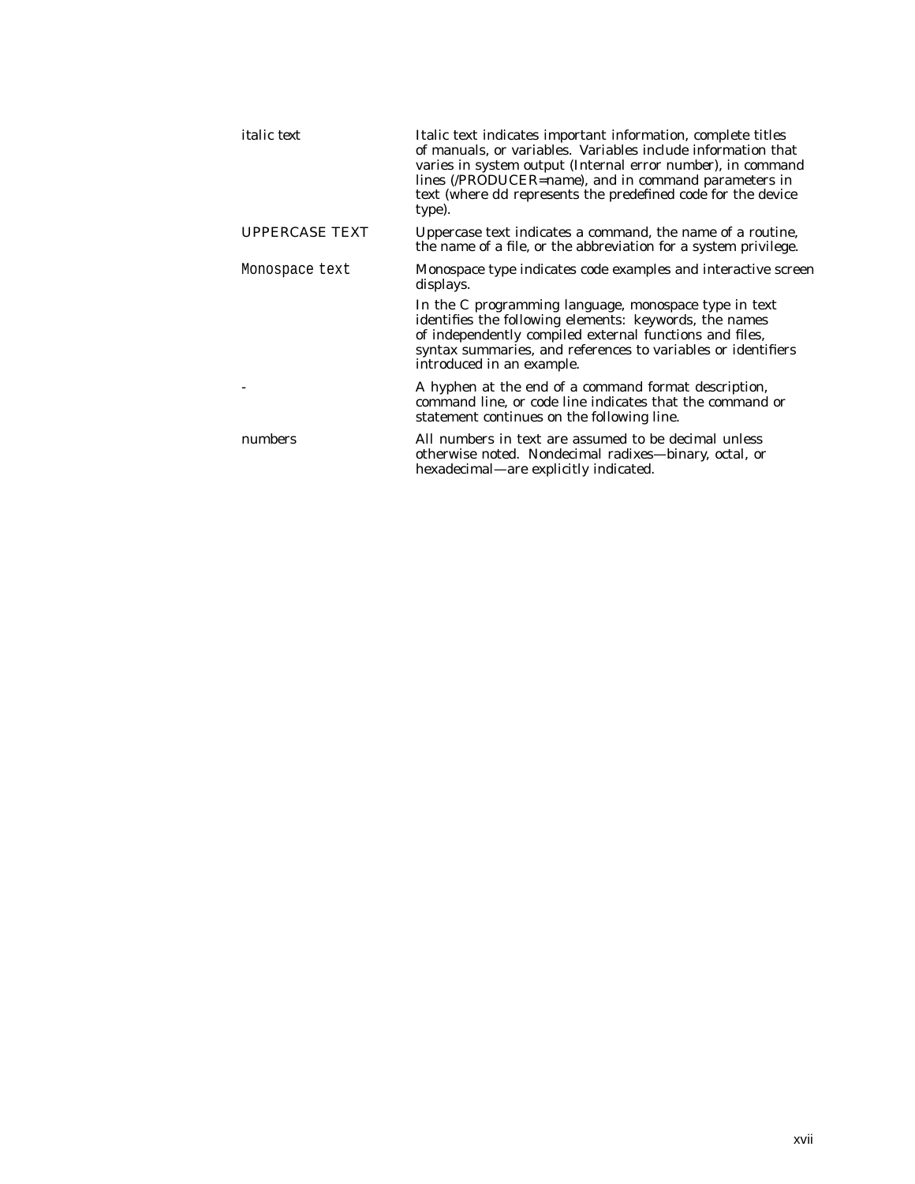| | |
|---|---|
| *italic text* | Italic text indicates important information, complete titles of manuals, or variables. Variables include information that varies in system output (Internal error *number*), in command lines (/PRODUCER=*name*), and in command parameters in text (where *dd* represents the predefined code for the device type). |
| UPPERCASE TEXT | Uppercase text indicates a command, the name of a routine, the name of a file, or the abbreviation for a system privilege. |
| `Monospace text` | Monospace type indicates code examples and interactive screen displays.<br><br>In the C programming language, monospace type in text identifies the following elements: keywords, the names of independently compiled external functions and files, syntax summaries, and references to variables or identifiers introduced in an example. |
| - | A hyphen at the end of a command format description, command line, or code line indicates that the command or statement continues on the following line. |
| numbers | All numbers in text are assumed to be decimal unless otherwise noted. Nondecimal radixes—binary, octal, or hexadecimal—are explicitly indicated. |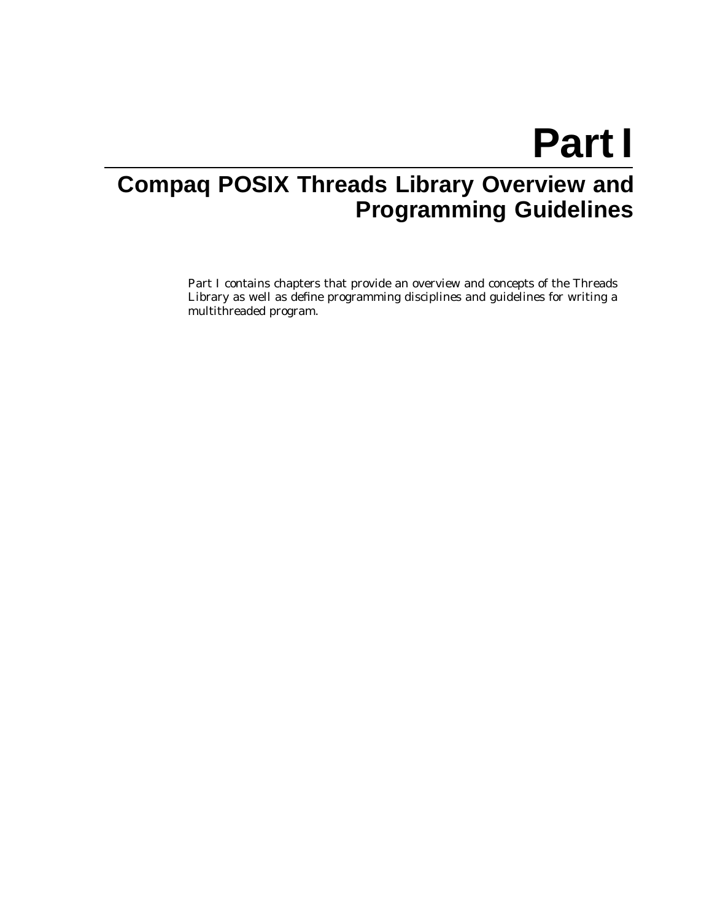# Part I

## Compaq POSIX Threads Library Overview and Programming Guidelines

Part I contains chapters that provide an overview and concepts of the Threads Library as well as define programming disciplines and guidelines for writing a multithreaded program.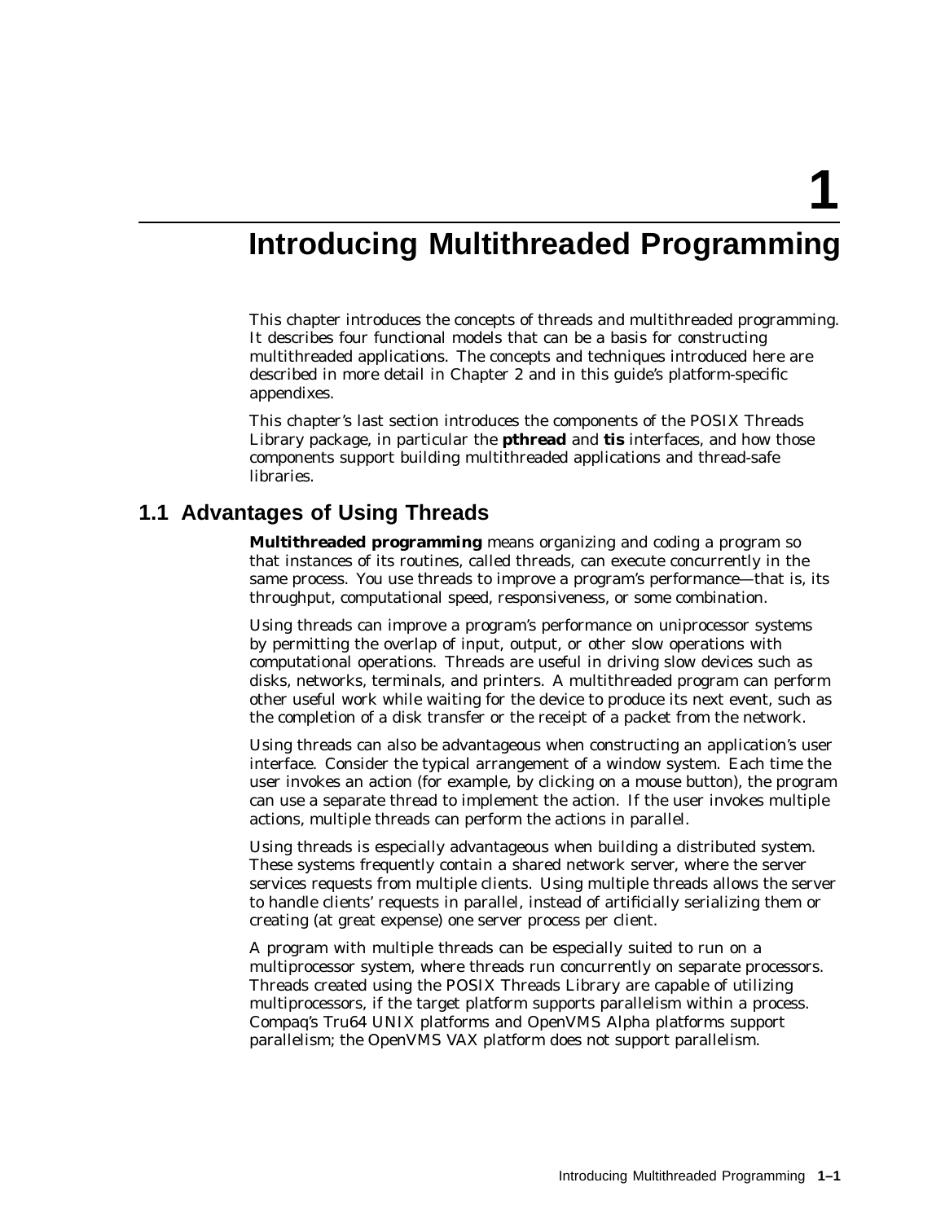# 1 Introducing Multithreaded Programming

This chapter introduces the concepts of threads and multithreaded programming. It describes four functional models that can be a basis for constructing multithreaded applications. The concepts and techniques introduced here are described in more detail in Chapter 2 and in this guide's platform-specific appendixes.

This chapter's last section introduces the components of the POSIX Threads Library package, in particular the **pthread** and **tis** interfaces, and how those components support building multithreaded applications and thread-safe libraries.

## 1.1 Advantages of Using Threads

**Multithreaded programming** means organizing and coding a program so that instances of its routines, called threads, can execute concurrently in the same process. You use threads to improve a program's performance—that is, its throughput, computational speed, responsiveness, or some combination.

Using threads can improve a program's performance on uniprocessor systems by permitting the overlap of input, output, or other slow operations with computational operations. Threads are useful in driving slow devices such as disks, networks, terminals, and printers. A multithreaded program can perform other useful work while waiting for the device to produce its next event, such as the completion of a disk transfer or the receipt of a packet from the network.

Using threads can also be advantageous when constructing an application's user interface. Consider the typical arrangement of a window system. Each time the user invokes an action (for example, by clicking on a mouse button), the program can use a separate thread to implement the action. If the user invokes multiple actions, multiple threads can perform the actions in parallel.

Using threads is especially advantageous when building a distributed system. These systems frequently contain a shared network server, where the server services requests from multiple clients. Using multiple threads allows the server to handle clients' requests in parallel, instead of artificially serializing them or creating (at great expense) one server process per client.

A program with multiple threads can be especially suited to run on a multiprocessor system, where threads run concurrently on separate processors. Threads created using the POSIX Threads Library are capable of utilizing multiprocessors, if the target platform supports parallelism within a process. Compaq's Tru64 UNIX platforms and OpenVMS Alpha platforms support parallelism; the OpenVMS VAX platform does not support parallelism.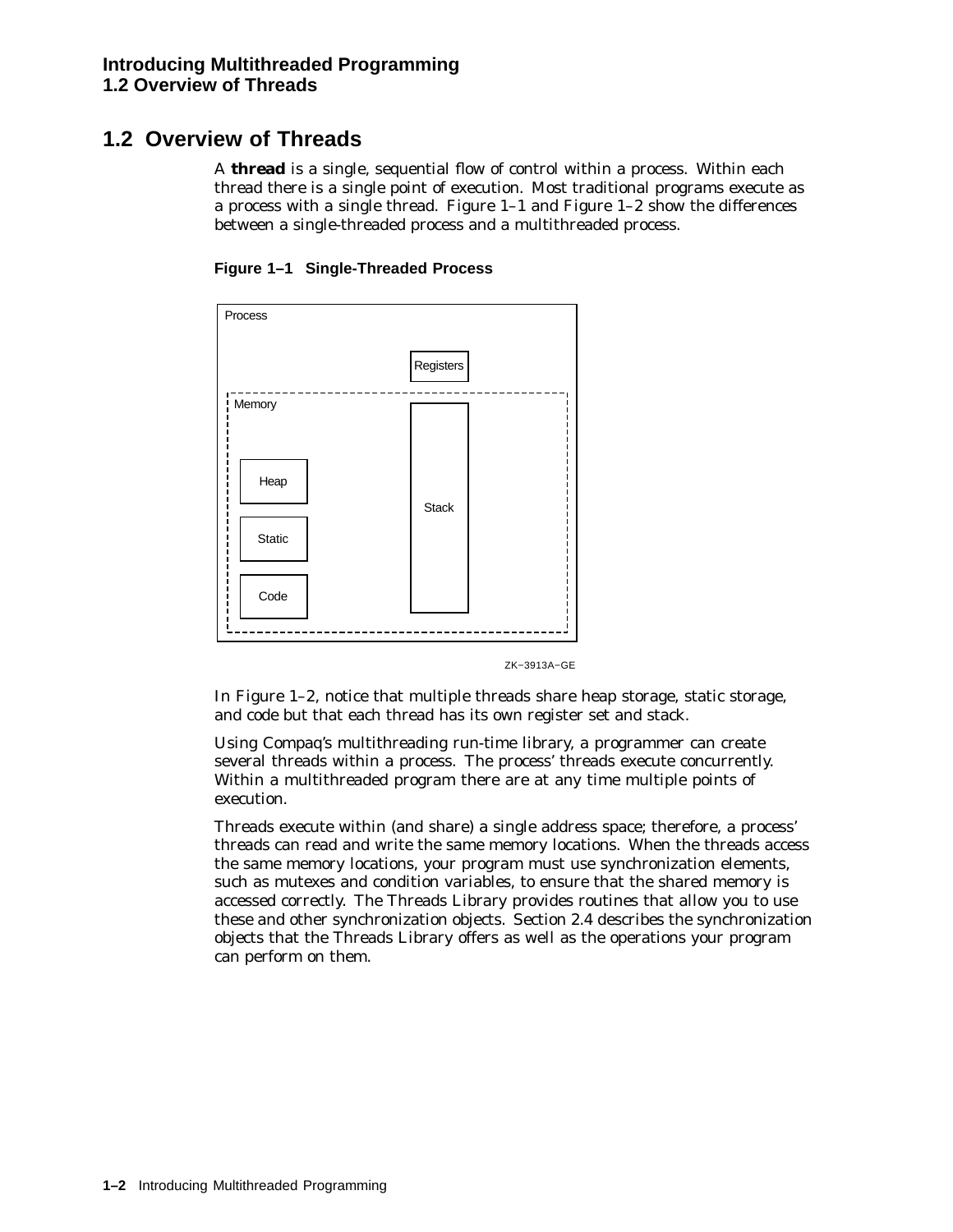## 1.2 Overview of Threads

A **thread** is a single, sequential flow of control within a process. Within each thread there is a single point of execution. Most traditional programs execute as a process with a single thread. Figure 1–1 and Figure 1–2 show the differences between a single-threaded process and a multithreaded process.

**Figure 1–1 Single-Threaded Process**

Process

Registers

Memory

Heap

Static

Code

Stack

ZK−3913A−GE

In Figure 1–2, notice that multiple threads share heap storage, static storage, and code but that each thread has its own register set and stack.

Using Compaq's multithreading run-time library, a programmer can create several threads within a process. The process' threads execute concurrently. Within a multithreaded program there are at any time multiple points of execution.

Threads execute within (and share) a single address space; therefore, a process' threads can read and write the same memory locations. When the threads access the same memory locations, your program must use synchronization elements, such as mutexes and condition variables, to ensure that the shared memory is accessed correctly. The Threads Library provides routines that allow you to use these and other synchronization objects. Section 2.4 describes the synchronization objects that the Threads Library offers as well as the operations your program can perform on them.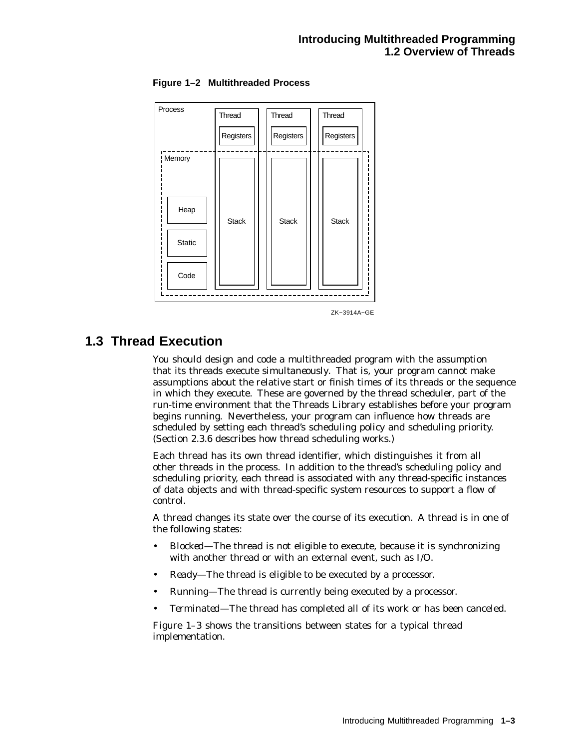**Figure 1–2 Multithreaded Process**

Process | Thread | Thread | Thread | Registers | Registers | Registers | Memory | Heap | Static | Code | Stack | Stack | Stack

ZK−3914A−GE

## 1.3 Thread Execution

You should design and code a multithreaded program with the assumption that its threads execute simultaneously. That is, your program cannot make assumptions about the relative start or finish times of its threads or the sequence in which they execute. These are governed by the thread scheduler, part of the run-time environment that the Threads Library establishes before your program begins running. Nevertheless, your program can influence how threads are scheduled by setting each thread's scheduling policy and scheduling priority. (Section 2.3.6 describes how thread scheduling works.)

Each thread has its own thread identifier, which distinguishes it from all other threads in the process. In addition to the thread's scheduling policy and scheduling priority, each thread is associated with any thread-specific instances of data objects and with thread-specific system resources to support a flow of control.

A thread changes its state over the course of its execution. A thread is in one of the following states:

- *Blocked*—The thread is not eligible to execute, because it is synchronizing with another thread or with an external event, such as I/O.
- *Ready*—The thread is eligible to be executed by a processor.
- *Running*—The thread is currently being executed by a processor.
- *Terminated*—The thread has completed all of its work or has been canceled.

Figure 1–3 shows the transitions between states for a typical thread implementation.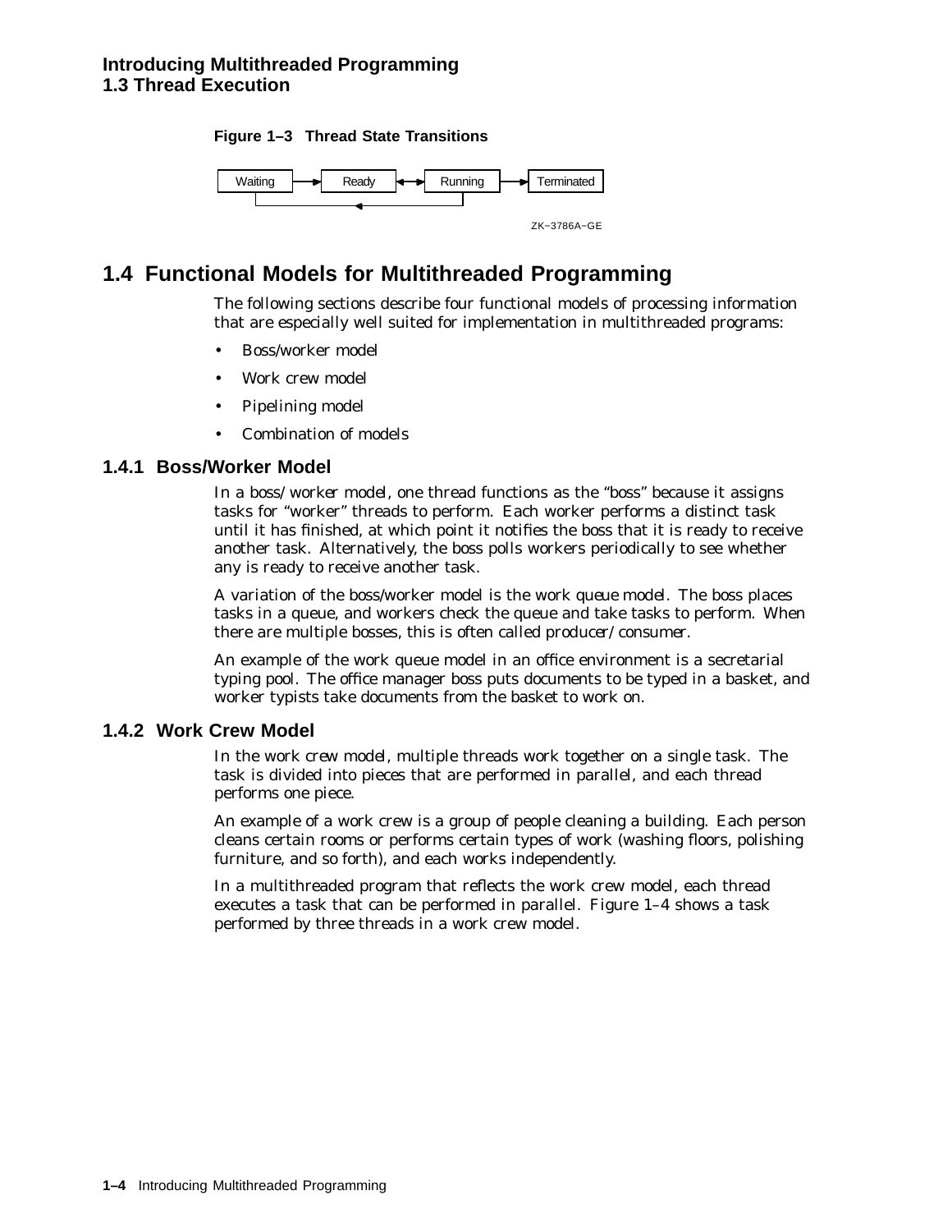**Figure 1–3 Thread State Transitions**

Waiting → Ready ↔ Running → Terminated

ZK−3786A−GE

## 1.4 Functional Models for Multithreaded Programming

The following sections describe four functional models of processing information that are especially well suited for implementation in multithreaded programs:

- Boss/worker model
- Work crew model
- Pipelining model
- Combination of models

### 1.4.1 Boss/Worker Model

In a *boss/worker model*, one thread functions as the "boss" because it assigns tasks for "worker" threads to perform. Each worker performs a distinct task until it has finished, at which point it notifies the boss that it is ready to receive another task. Alternatively, the boss polls workers periodically to see whether any is ready to receive another task.

A variation of the boss/worker model is the *work queue model*. The boss places tasks in a queue, and workers check the queue and take tasks to perform. When there are multiple bosses, this is often called *producer/consumer*.

An example of the work queue model in an office environment is a secretarial typing pool. The office manager boss puts documents to be typed in a basket, and worker typists take documents from the basket to work on.

### 1.4.2 Work Crew Model

In the *work crew model*, multiple threads work together on a single task. The task is divided into pieces that are performed in parallel, and each thread performs one piece.

An example of a work crew is a group of people cleaning a building. Each person cleans certain rooms or performs certain types of work (washing floors, polishing furniture, and so forth), and each works independently.

In a multithreaded program that reflects the work crew model, each thread executes a task that can be performed in parallel. Figure 1–4 shows a task performed by three threads in a work crew model.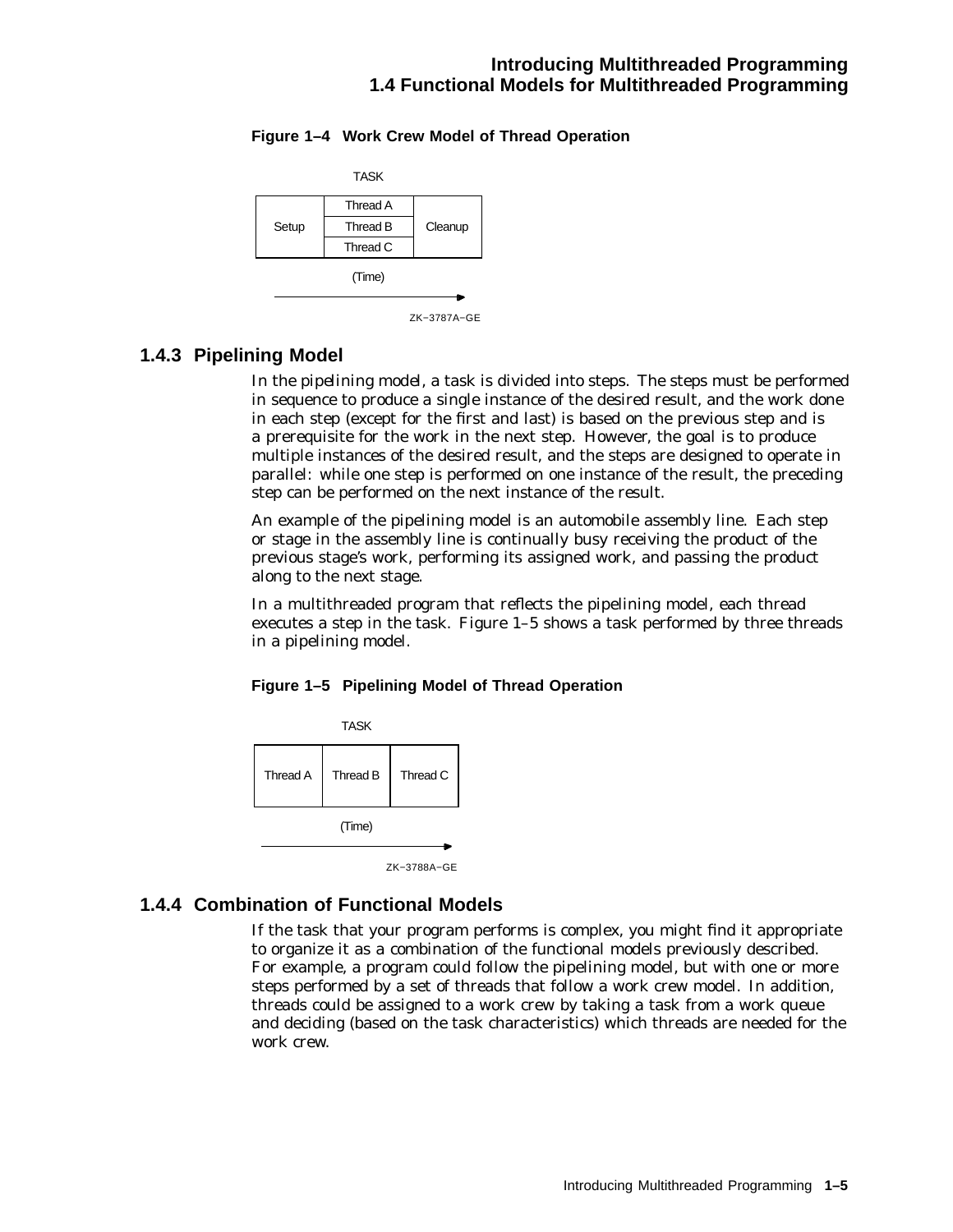**Figure 1–4 Work Crew Model of Thread Operation**

| TASK | | |
|---|---|---|
| Setup | Thread A | Cleanup |
| | Thread B | |
| | Thread C | |

(Time)

ZK−3787A−GE

### 1.4.3 Pipelining Model

In the *pipelining model*, a task is divided into steps. The steps must be performed in sequence to produce a single instance of the desired result, and the work done in each step (except for the first and last) is based on the previous step and is a prerequisite for the work in the next step. However, the goal is to produce multiple instances of the desired result, and the steps are designed to operate in parallel: while one step is performed on one instance of the result, the preceding step can be performed on the next instance of the result.

An example of the pipelining model is an automobile assembly line. Each step or stage in the assembly line is continually busy receiving the product of the previous stage's work, performing its assigned work, and passing the product along to the next stage.

In a multithreaded program that reflects the pipelining model, each thread executes a step in the task. Figure 1–5 shows a task performed by three threads in a pipelining model.

**Figure 1–5 Pipelining Model of Thread Operation**

| TASK | | |
|---|---|---|
| Thread A | Thread B | Thread C |

(Time)

ZK−3788A−GE

### 1.4.4 Combination of Functional Models

If the task that your program performs is complex, you might find it appropriate to organize it as a combination of the functional models previously described. For example, a program could follow the pipelining model, but with one or more steps performed by a set of threads that follow a work crew model. In addition, threads could be assigned to a work crew by taking a task from a work queue and deciding (based on the task characteristics) which threads are needed for the work crew.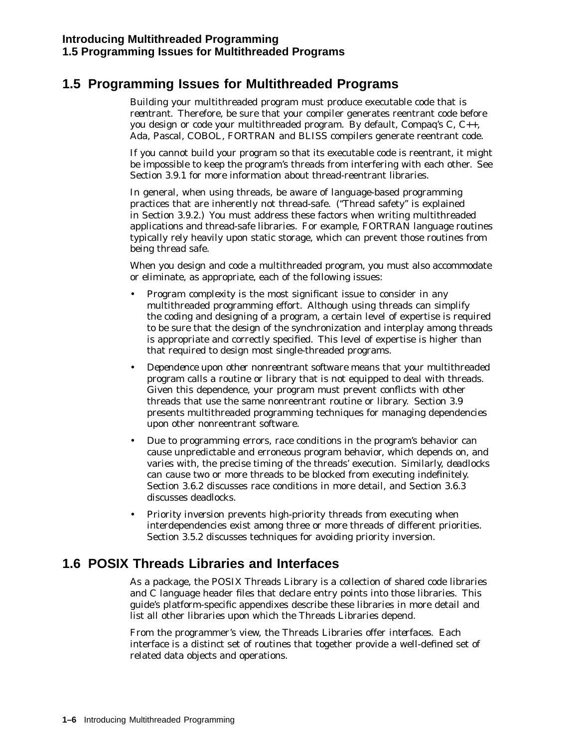## 1.5 Programming Issues for Multithreaded Programs

Building your multithreaded program must produce executable code that is *reentrant*. Therefore, be sure that your compiler generates reentrant code before you design or code your multithreaded program. By default, Compaq's C, C++, Ada, Pascal, COBOL, FORTRAN and BLISS compilers generate reentrant code.

If you cannot build your program so that its executable code is reentrant, it might be impossible to keep the program's threads from interfering with each other. See Section 3.9.1 for more information about thread-reentrant libraries.

In general, when using threads, be aware of language-based programming practices that are inherently not thread-safe. ("Thread safety" is explained in Section 3.9.2.) You must address these factors when writing multithreaded applications and thread-safe libraries. For example, FORTRAN language routines typically rely heavily upon static storage, which can prevent those routines from being thread safe.

When you design and code a multithreaded program, you must also accommodate or eliminate, as appropriate, each of the following issues:

- *Program complexity* is the most significant issue to consider in any multithreaded programming effort. Although using threads can simplify the coding and designing of a program, a certain level of expertise is required to be sure that the design of the synchronization and interplay among threads is appropriate and correctly specified. This level of expertise is higher than that required to design most single-threaded programs.
- *Dependence upon other nonreentrant software* means that your multithreaded program calls a routine or library that is not equipped to deal with threads. Given this dependence, your program must prevent conflicts with other threads that use the same nonreentrant routine or library. Section 3.9 presents multithreaded programming techniques for managing dependencies upon other nonreentrant software.
- Due to programming errors, *race conditions* in the program's behavior can cause unpredictable and erroneous program behavior, which depends on, and varies with, the precise timing of the threads' execution. Similarly, *deadlocks* can cause two or more threads to be blocked from executing indefinitely. Section 3.6.2 discusses race conditions in more detail, and Section 3.6.3 discusses deadlocks.
- *Priority inversion* prevents high-priority threads from executing when interdependencies exist among three or more threads of different priorities. Section 3.5.2 discusses techniques for avoiding priority inversion.

## 1.6 POSIX Threads Libraries and Interfaces

As a package, the POSIX Threads Library is a collection of shared code libraries and C language header files that declare entry points into those libraries. This guide's platform-specific appendixes describe these libraries in more detail and list all other libraries upon which the Threads Libraries depend.

From the programmer's view, the Threads Libraries offer *interfaces*. Each interface is a distinct set of routines that together provide a well-defined set of related data objects and operations.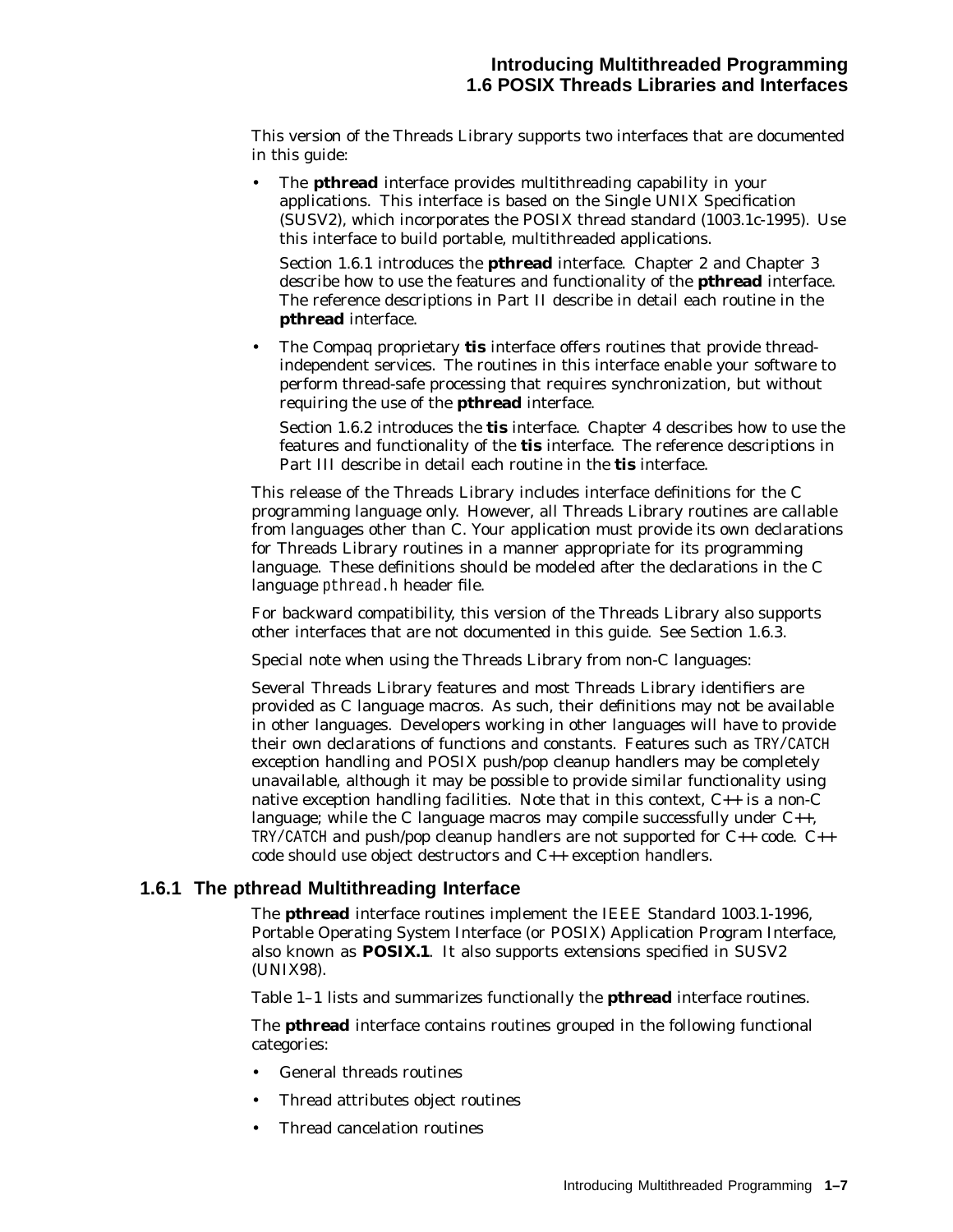This version of the Threads Library supports two interfaces that are documented in this guide:

- The **pthread** interface provides multithreading capability in your applications. This interface is based on the Single UNIX Specification (SUSV2), which incorporates the POSIX thread standard (1003.1c-1995). Use this interface to build portable, multithreaded applications.

  Section 1.6.1 introduces the **pthread** interface. Chapter 2 and Chapter 3 describe how to use the features and functionality of the **pthread** interface. The reference descriptions in Part II describe in detail each routine in the **pthread** interface.

- The Compaq proprietary **tis** interface offers routines that provide thread-independent services. The routines in this interface enable your software to perform thread-safe processing that requires synchronization, but without requiring the use of the **pthread** interface.

  Section 1.6.2 introduces the **tis** interface. Chapter 4 describes how to use the features and functionality of the **tis** interface. The reference descriptions in Part III describe in detail each routine in the **tis** interface.

This release of the Threads Library includes interface definitions for the C programming language only. However, all Threads Library routines are callable from languages other than C. Your application must provide its own declarations for Threads Library routines in a manner appropriate for its programming language. These definitions should be modeled after the declarations in the C language `pthread.h` header file.

For backward compatibility, this version of the Threads Library also supports other interfaces that are not documented in this guide. See Section 1.6.3.

Special note when using the Threads Library from non-C languages:

Several Threads Library features and most Threads Library identifiers are provided as C language macros. As such, their definitions may not be available in other languages. Developers working in other languages will have to provide their own declarations of functions and constants. Features such as `TRY/CATCH` exception handling and POSIX push/pop cleanup handlers may be completely unavailable, although it may be possible to provide similar functionality using native exception handling facilities. Note that in this context, C++ is a non-C language; while the C language macros may compile successfully under C++, `TRY/CATCH` and push/pop cleanup handlers are not supported for C++ code. C++ code should use object destructors and C++ exception handlers.

### 1.6.1 The pthread Multithreading Interface

The **pthread** interface routines implement the IEEE Standard 1003.1-1996, Portable Operating System Interface (or POSIX) Application Program Interface, also known as **POSIX.1**. It also supports extensions specified in SUSV2 (UNIX98).

Table 1–1 lists and summarizes functionally the **pthread** interface routines.

The **pthread** interface contains routines grouped in the following functional categories:

- General threads routines
- Thread attributes object routines
- Thread cancelation routines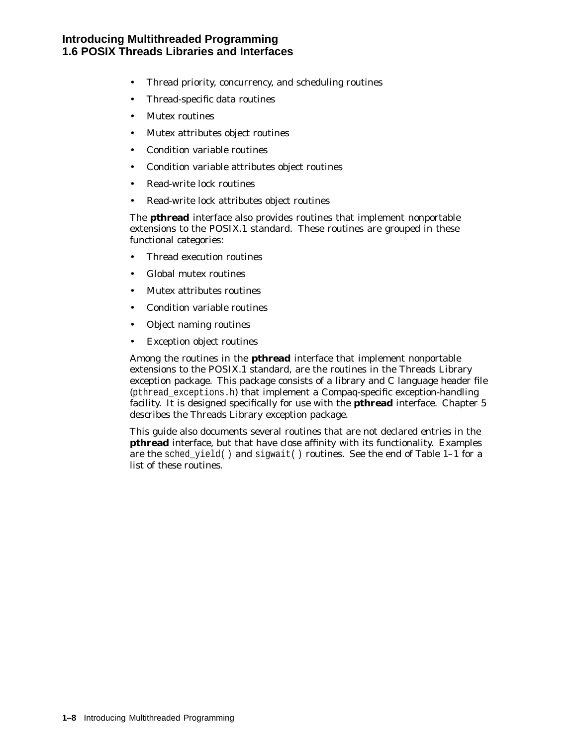- Thread priority, concurrency, and scheduling routines
- Thread-specific data routines
- Mutex routines
- Mutex attributes object routines
- Condition variable routines
- Condition variable attributes object routines
- Read-write lock routines
- Read-write lock attributes object routines

The **pthread** interface also provides routines that implement nonportable extensions to the POSIX.1 standard. These routines are grouped in these functional categories:

- Thread execution routines
- Global mutex routines
- Mutex attributes routines
- Condition variable routines
- Object naming routines
- Exception object routines

Among the routines in the **pthread** interface that implement nonportable extensions to the POSIX.1 standard, are the routines in the Threads Library exception package. This package consists of a library and C language header file (`pthread_exceptions.h`) that implement a Compaq-specific exception-handling facility. It is designed specifically for use with the **pthread** interface. Chapter 5 describes the Threads Library exception package.

This guide also documents several routines that are not declared entries in the **pthread** interface, but that have close affinity with its functionality. Examples are the `sched_yield( )` and `sigwait( )` routines. See the end of Table 1–1 for a list of these routines.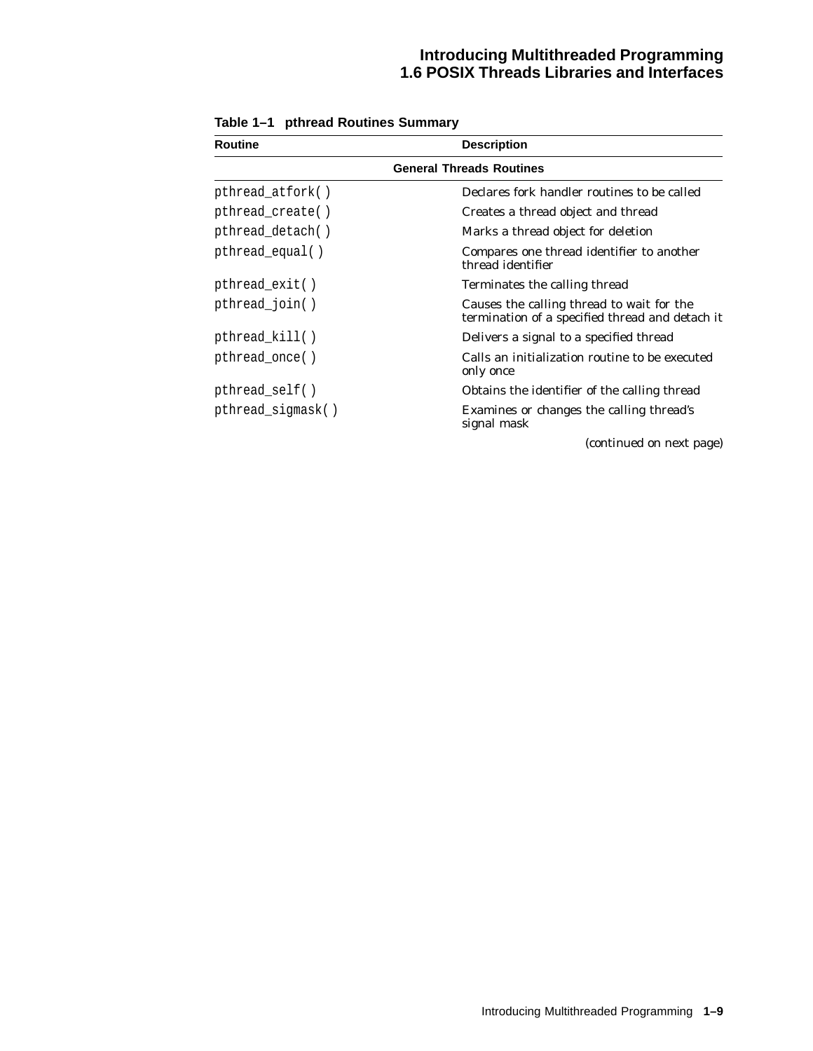**Table 1–1 pthread Routines Summary**

| Routine | Description |
|---|---|
| | **General Threads Routines** |
| `pthread_atfork()` | Declares fork handler routines to be called |
| `pthread_create()` | Creates a thread object and thread |
| `pthread_detach()` | Marks a thread object for deletion |
| `pthread_equal()` | Compares one thread identifier to another thread identifier |
| `pthread_exit()` | Terminates the calling thread |
| `pthread_join()` | Causes the calling thread to wait for the termination of a specified thread and detach it |
| `pthread_kill()` | Delivers a signal to a specified thread |
| `pthread_once()` | Calls an initialization routine to be executed only once |
| `pthread_self()` | Obtains the identifier of the calling thread |
| `pthread_sigmask()` | Examines or changes the calling thread's signal mask |

*(continued on next page)*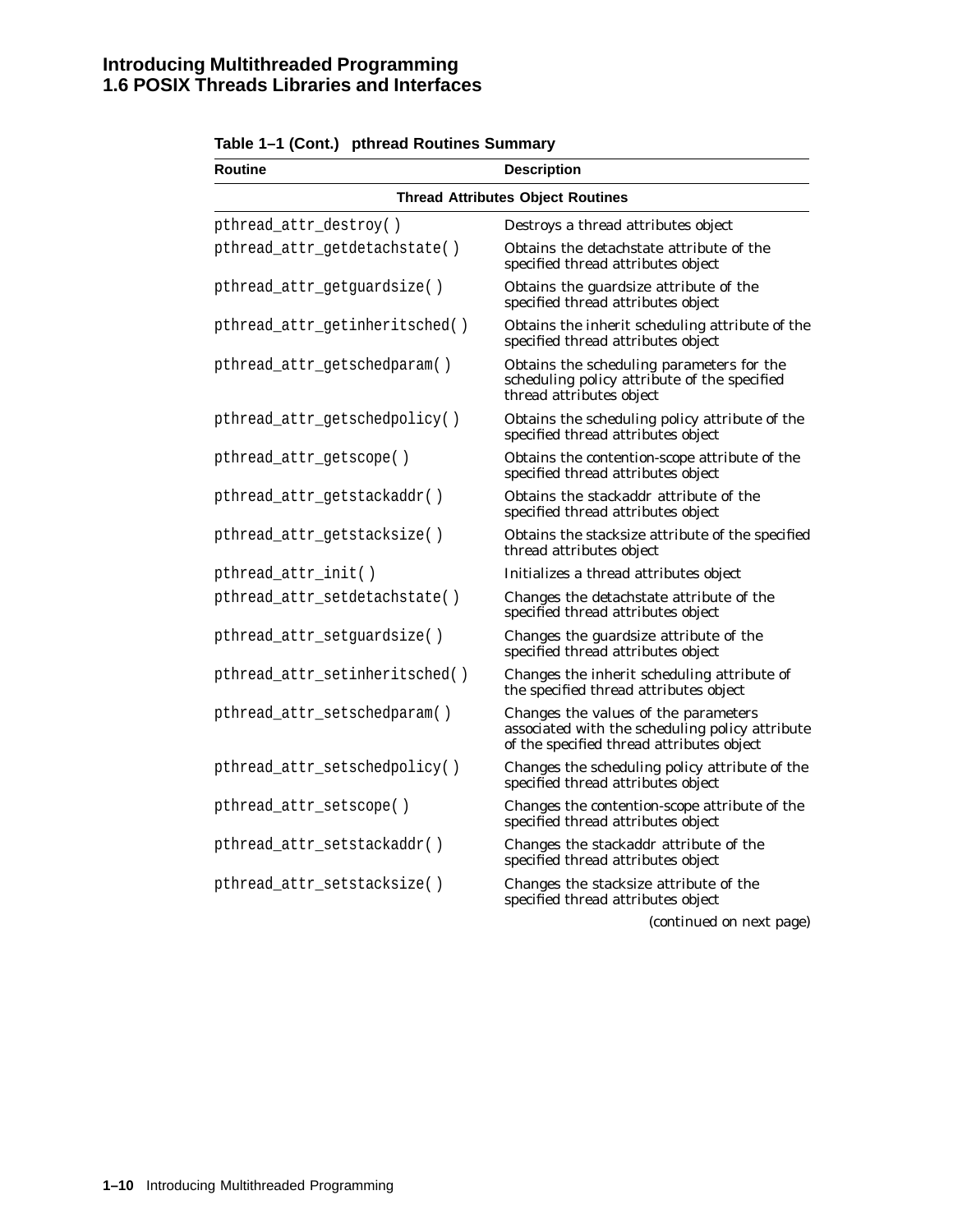**Table 1–1 (Cont.) pthread Routines Summary**

| Routine | Description |
|---|---|
| **Thread Attributes Object Routines** | |
| pthread_attr_destroy( ) | Destroys a thread attributes object |
| pthread_attr_getdetachstate( ) | Obtains the detachstate attribute of the specified thread attributes object |
| pthread_attr_getguardsize( ) | Obtains the guardsize attribute of the specified thread attributes object |
| pthread_attr_getinheritsched( ) | Obtains the inherit scheduling attribute of the specified thread attributes object |
| pthread_attr_getschedparam( ) | Obtains the scheduling parameters for the scheduling policy attribute of the specified thread attributes object |
| pthread_attr_getschedpolicy( ) | Obtains the scheduling policy attribute of the specified thread attributes object |
| pthread_attr_getscope( ) | Obtains the contention-scope attribute of the specified thread attributes object |
| pthread_attr_getstackaddr( ) | Obtains the stackaddr attribute of the specified thread attributes object |
| pthread_attr_getstacksize( ) | Obtains the stacksize attribute of the specified thread attributes object |
| pthread_attr_init( ) | Initializes a thread attributes object |
| pthread_attr_setdetachstate( ) | Changes the detachstate attribute of the specified thread attributes object |
| pthread_attr_setguardsize( ) | Changes the guardsize attribute of the specified thread attributes object |
| pthread_attr_setinheritsched( ) | Changes the inherit scheduling attribute of the specified thread attributes object |
| pthread_attr_setschedparam( ) | Changes the values of the parameters associated with the scheduling policy attribute of the specified thread attributes object |
| pthread_attr_setschedpolicy( ) | Changes the scheduling policy attribute of the specified thread attributes object |
| pthread_attr_setscope( ) | Changes the contention-scope attribute of the specified thread attributes object |
| pthread_attr_setstackaddr( ) | Changes the stackaddr attribute of the specified thread attributes object |
| pthread_attr_setstacksize( ) | Changes the stacksize attribute of the specified thread attributes object |

*(continued on next page)*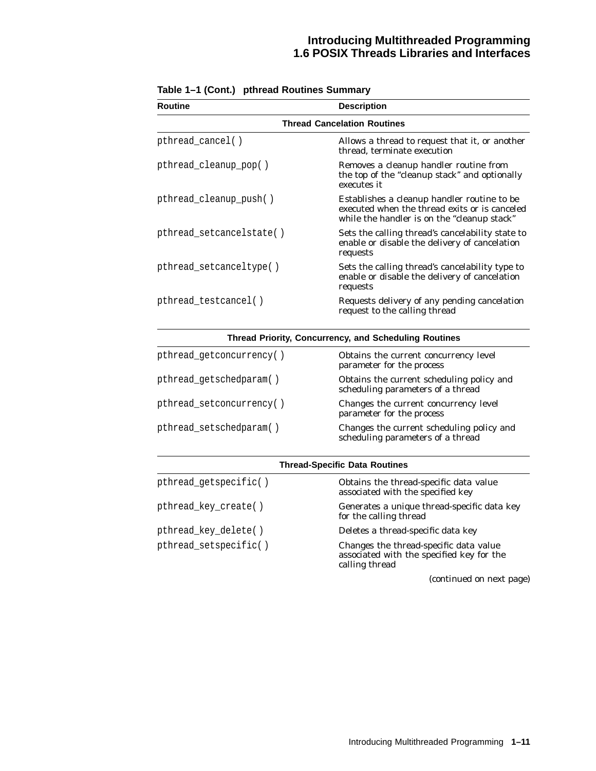**Table 1–1 (Cont.) pthread Routines Summary**

| Routine | Description |
|---|---|
| **Thread Cancelation Routines** | |
| `pthread_cancel()` | Allows a thread to request that it, or another thread, terminate execution |
| `pthread_cleanup_pop()` | Removes a cleanup handler routine from the top of the "cleanup stack" and optionally executes it |
| `pthread_cleanup_push()` | Establishes a cleanup handler routine to be executed when the thread exits or is canceled while the handler is on the "cleanup stack" |
| `pthread_setcancelstate()` | Sets the calling thread's cancelability state to enable or disable the delivery of cancelation requests |
| `pthread_setcanceltype()` | Sets the calling thread's cancelability type to enable or disable the delivery of cancelation requests |
| `pthread_testcancel()` | Requests delivery of any pending cancelation request to the calling thread |
| **Thread Priority, Concurrency, and Scheduling Routines** | |
| `pthread_getconcurrency()` | Obtains the current concurrency level parameter for the process |
| `pthread_getschedparam()` | Obtains the current scheduling policy and scheduling parameters of a thread |
| `pthread_setconcurrency()` | Changes the current concurrency level parameter for the process |
| `pthread_setschedparam()` | Changes the current scheduling policy and scheduling parameters of a thread |
| **Thread-Specific Data Routines** | |
| `pthread_getspecific()` | Obtains the thread-specific data value associated with the specified key |
| `pthread_key_create()` | Generates a unique thread-specific data key for the calling thread |
| `pthread_key_delete()` | Deletes a thread-specific data key |
| `pthread_setspecific()` | Changes the thread-specific data value associated with the specified key for the calling thread |

*(continued on next page)*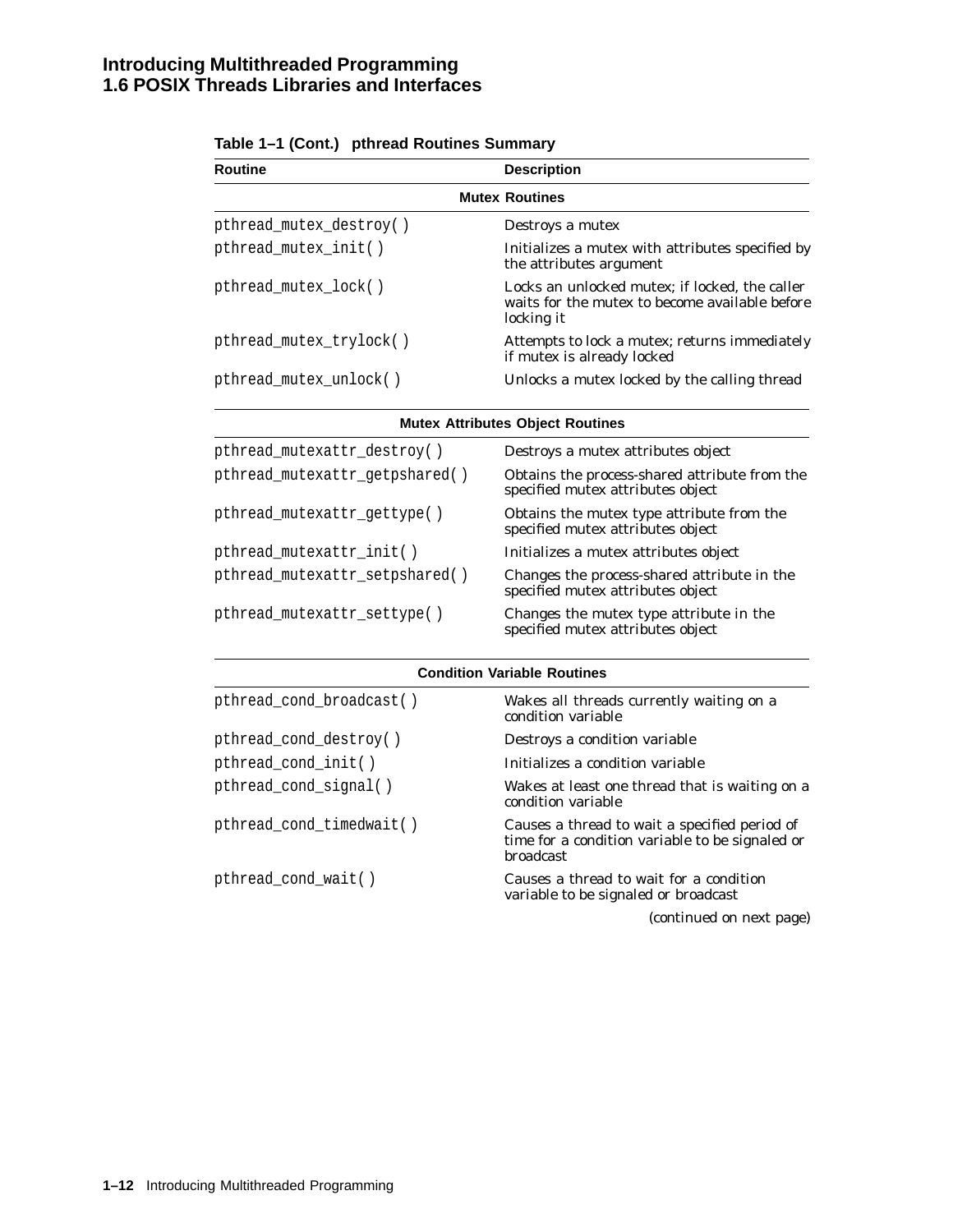**Table 1–1 (Cont.) pthread Routines Summary**

| Routine | Description |
|---|---|
| **Mutex Routines** | |
| pthread_mutex_destroy( ) | Destroys a mutex |
| pthread_mutex_init( ) | Initializes a mutex with attributes specified by the attributes argument |
| pthread_mutex_lock( ) | Locks an unlocked mutex; if locked, the caller waits for the mutex to become available before locking it |
| pthread_mutex_trylock( ) | Attempts to lock a mutex; returns immediately if mutex is already locked |
| pthread_mutex_unlock( ) | Unlocks a mutex locked by the calling thread |
| **Mutex Attributes Object Routines** | |
| pthread_mutexattr_destroy( ) | Destroys a mutex attributes object |
| pthread_mutexattr_getpshared( ) | Obtains the process-shared attribute from the specified mutex attributes object |
| pthread_mutexattr_gettype( ) | Obtains the mutex type attribute from the specified mutex attributes object |
| pthread_mutexattr_init( ) | Initializes a mutex attributes object |
| pthread_mutexattr_setpshared( ) | Changes the process-shared attribute in the specified mutex attributes object |
| pthread_mutexattr_settype( ) | Changes the mutex type attribute in the specified mutex attributes object |
| **Condition Variable Routines** | |
| pthread_cond_broadcast( ) | Wakes all threads currently waiting on a condition variable |
| pthread_cond_destroy( ) | Destroys a condition variable |
| pthread_cond_init( ) | Initializes a condition variable |
| pthread_cond_signal( ) | Wakes at least one thread that is waiting on a condition variable |
| pthread_cond_timedwait( ) | Causes a thread to wait a specified period of time for a condition variable to be signaled or broadcast |
| pthread_cond_wait( ) | Causes a thread to wait for a condition variable to be signaled or broadcast |

*(continued on next page)*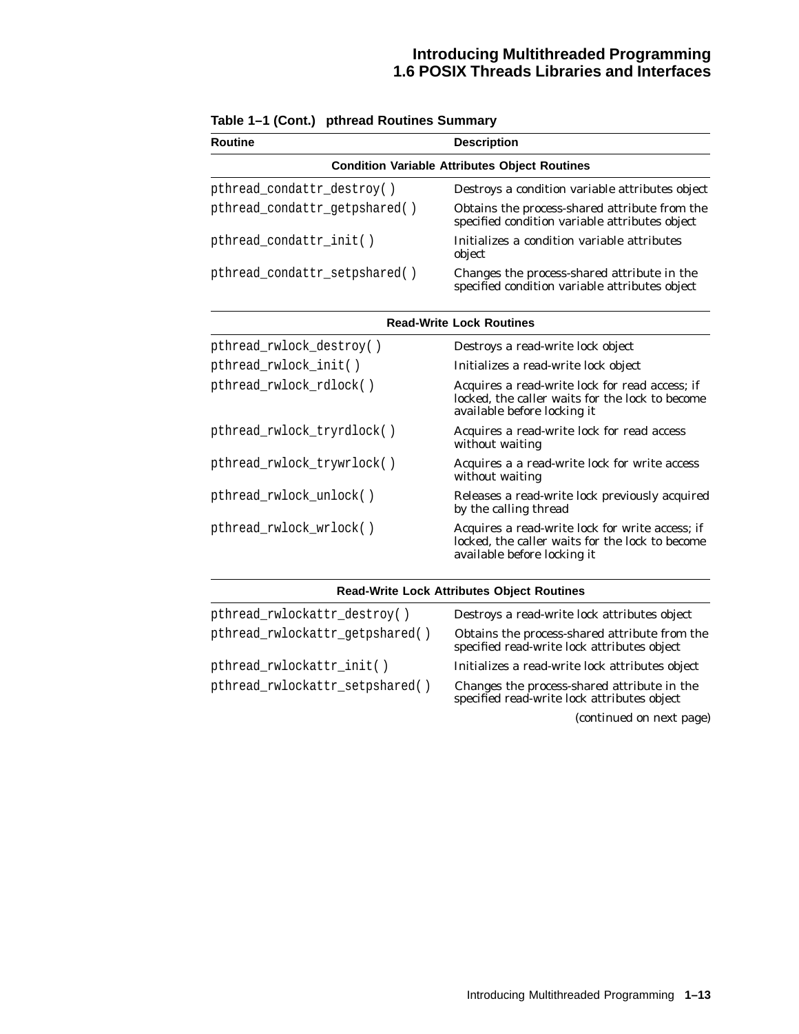**Table 1–1 (Cont.) pthread Routines Summary**

| Routine | Description |
|---|---|
| **Condition Variable Attributes Object Routines** | |
| `pthread_condattr_destroy( )` | Destroys a condition variable attributes object |
| `pthread_condattr_getpshared( )` | Obtains the process-shared attribute from the specified condition variable attributes object |
| `pthread_condattr_init( )` | Initializes a condition variable attributes object |
| `pthread_condattr_setpshared( )` | Changes the process-shared attribute in the specified condition variable attributes object |
| **Read-Write Lock Routines** | |
| `pthread_rwlock_destroy( )` | Destroys a read-write lock object |
| `pthread_rwlock_init( )` | Initializes a read-write lock object |
| `pthread_rwlock_rdlock( )` | Acquires a read-write lock for read access; if locked, the caller waits for the lock to become available before locking it |
| `pthread_rwlock_tryrdlock( )` | Acquires a read-write lock for read access without waiting |
| `pthread_rwlock_trywrlock( )` | Acquires a a read-write lock for write access without waiting |
| `pthread_rwlock_unlock( )` | Releases a read-write lock previously acquired by the calling thread |
| `pthread_rwlock_wrlock( )` | Acquires a read-write lock for write access; if locked, the caller waits for the lock to become available before locking it |
| **Read-Write Lock Attributes Object Routines** | |
| `pthread_rwlockattr_destroy( )` | Destroys a read-write lock attributes object |
| `pthread_rwlockattr_getpshared( )` | Obtains the process-shared attribute from the specified read-write lock attributes object |
| `pthread_rwlockattr_init( )` | Initializes a read-write lock attributes object |
| `pthread_rwlockattr_setpshared( )` | Changes the process-shared attribute in the specified read-write lock attributes object |

*(continued on next page)*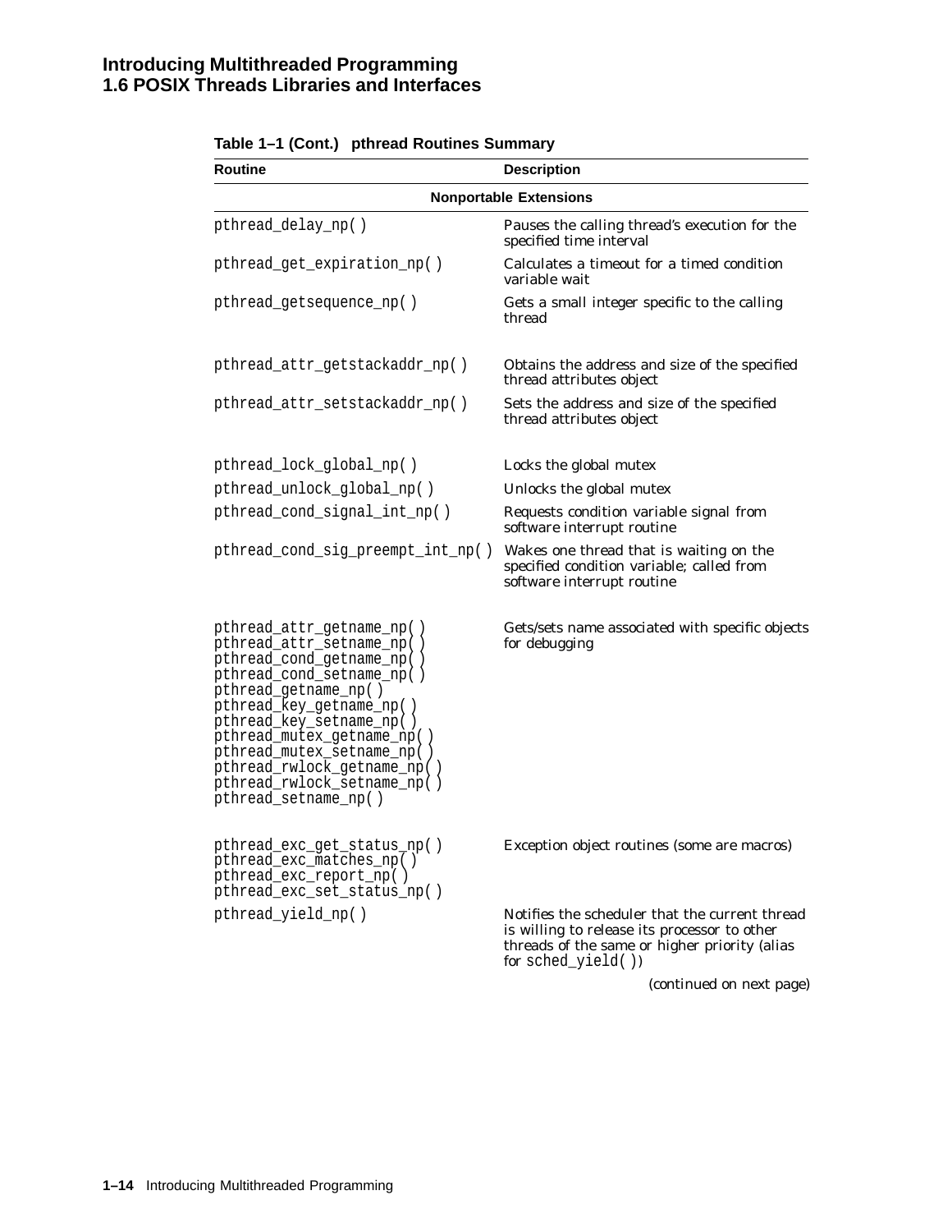**Table 1–1 (Cont.) pthread Routines Summary**

| Routine | Description |
|---|---|
| **Nonportable Extensions** | |
| pthread_delay_np( ) | Pauses the calling thread's execution for the specified time interval |
| pthread_get_expiration_np( ) | Calculates a timeout for a timed condition variable wait |
| pthread_getsequence_np( ) | Gets a small integer specific to the calling thread |
| pthread_attr_getstackaddr_np( ) | Obtains the address and size of the specified thread attributes object |
| pthread_attr_setstackaddr_np( ) | Sets the address and size of the specified thread attributes object |
| pthread_lock_global_np( ) | Locks the global mutex |
| pthread_unlock_global_np( ) | Unlocks the global mutex |
| pthread_cond_signal_int_np( ) | Requests condition variable signal from software interrupt routine |
| pthread_cond_sig_preempt_int_np( ) | Wakes one thread that is waiting on the specified condition variable; called from software interrupt routine |
| pthread_attr_getname_np( )<br>pthread_attr_setname_np( )<br>pthread_cond_getname_np( )<br>pthread_cond_setname_np( )<br>pthread_getname_np( )<br>pthread_key_getname_np( )<br>pthread_key_setname_np( )<br>pthread_mutex_getname_np( )<br>pthread_mutex_setname_np( )<br>pthread_rwlock_getname_np( )<br>pthread_rwlock_setname_np( )<br>pthread_setname_np( ) | Gets/sets name associated with specific objects for debugging |
| pthread_exc_get_status_np( )<br>pthread_exc_matches_np( )<br>pthread_exc_report_np( )<br>pthread_exc_set_status_np( ) | Exception object routines (some are macros) |
| pthread_yield_np( ) | Notifies the scheduler that the current thread is willing to release its processor to other threads of the same or higher priority (alias for sched_yield( )) |

*(continued on next page)*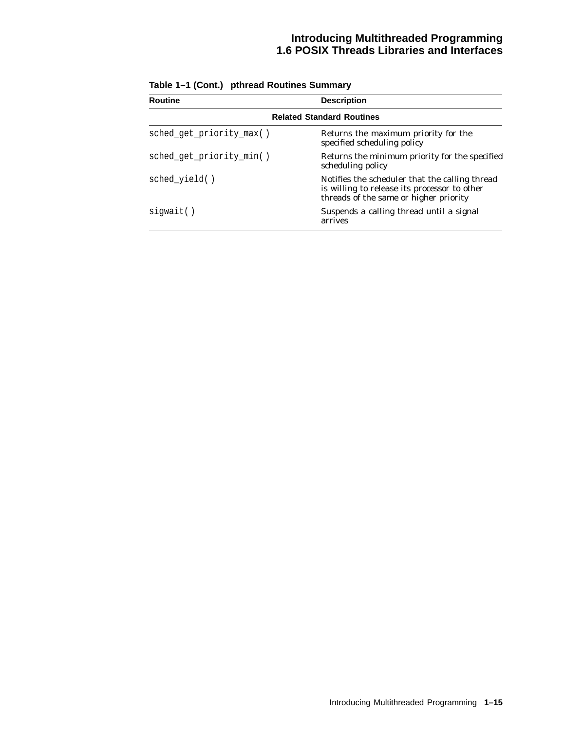**Table 1–1 (Cont.) pthread Routines Summary**

| Routine | Description |
|---|---|
| **Related Standard Routines** | |
| `sched_get_priority_max( )` | Returns the maximum priority for the specified scheduling policy |
| `sched_get_priority_min( )` | Returns the minimum priority for the specified scheduling policy |
| `sched_yield( )` | Notifies the scheduler that the calling thread is willing to release its processor to other threads of the same or higher priority |
| `sigwait( )` | Suspends a calling thread until a signal arrives |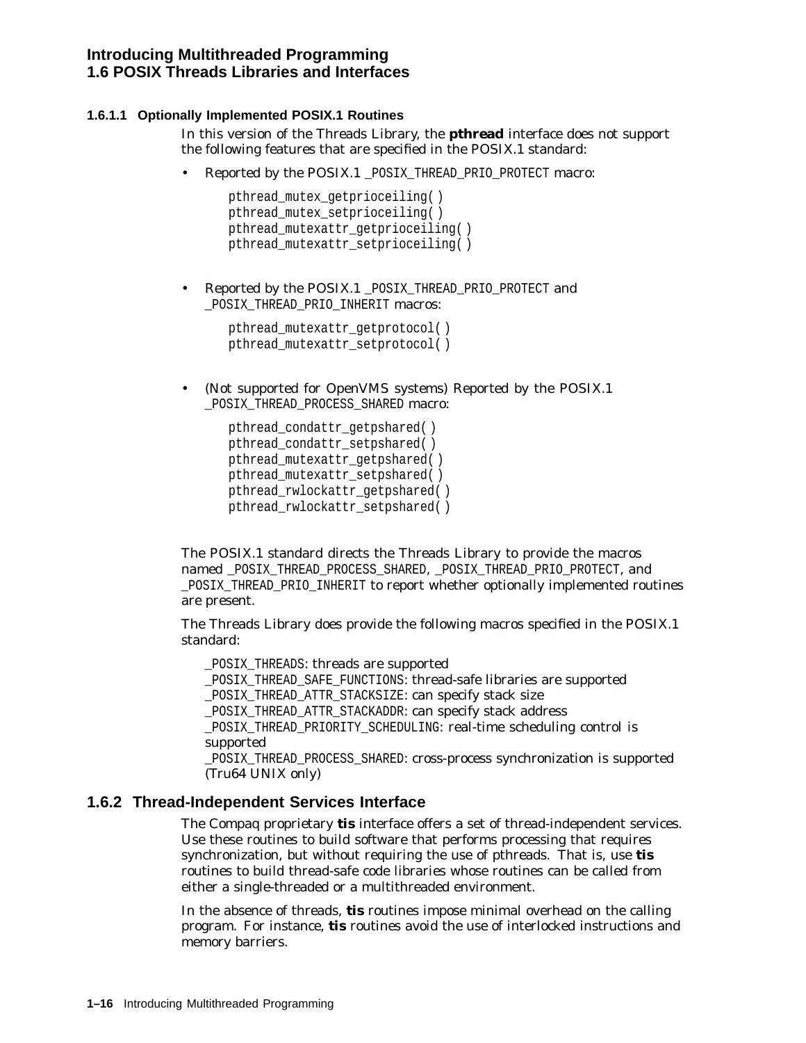#### 1.6.1.1 Optionally Implemented POSIX.1 Routines

In this version of the Threads Library, the **pthread** interface does not support the following features that are specified in the POSIX.1 standard:

- Reported by the POSIX.1 `_POSIX_THREAD_PRIO_PROTECT` macro:

  ```
  pthread_mutex_getprioceiling( )
  pthread_mutex_setprioceiling( )
  pthread_mutexattr_getprioceiling( )
  pthread_mutexattr_setprioceiling( )
  ```

- Reported by the POSIX.1 `_POSIX_THREAD_PRIO_PROTECT` and `_POSIX_THREAD_PRIO_INHERIT` macros:

  ```
  pthread_mutexattr_getprotocol( )
  pthread_mutexattr_setprotocol( )
  ```

- (Not supported for OpenVMS systems) Reported by the POSIX.1 `_POSIX_THREAD_PROCESS_SHARED` macro:

  ```
  pthread_condattr_getpshared( )
  pthread_condattr_setpshared( )
  pthread_mutexattr_getpshared( )
  pthread_mutexattr_setpshared( )
  pthread_rwlockattr_getpshared( )
  pthread_rwlockattr_setpshared( )
  ```

The POSIX.1 standard directs the Threads Library to provide the macros named `_POSIX_THREAD_PROCESS_SHARED`, `_POSIX_THREAD_PRIO_PROTECT`, and `_POSIX_THREAD_PRIO_INHERIT` to report whether optionally implemented routines are present.

The Threads Library does provide the following macros specified in the POSIX.1 standard:

`_POSIX_THREADS`: threads are supported
`_POSIX_THREAD_SAFE_FUNCTIONS`: thread-safe libraries are supported
`_POSIX_THREAD_ATTR_STACKSIZE`: can specify stack size
`_POSIX_THREAD_ATTR_STACKADDR`: can specify stack address
`_POSIX_THREAD_PRIORITY_SCHEDULING`: real-time scheduling control is supported
`_POSIX_THREAD_PROCESS_SHARED`: cross-process synchronization is supported (Tru64 UNIX only)

### 1.6.2 Thread-Independent Services Interface

The Compaq proprietary **tis** interface offers a set of thread-independent services. Use these routines to build software that performs processing that requires synchronization, but without requiring the use of pthreads. That is, use **tis** routines to build thread-safe code libraries whose routines can be called from either a single-threaded or a multithreaded environment.

In the absence of threads, **tis** routines impose minimal overhead on the calling program. For instance, **tis** routines avoid the use of interlocked instructions and memory barriers.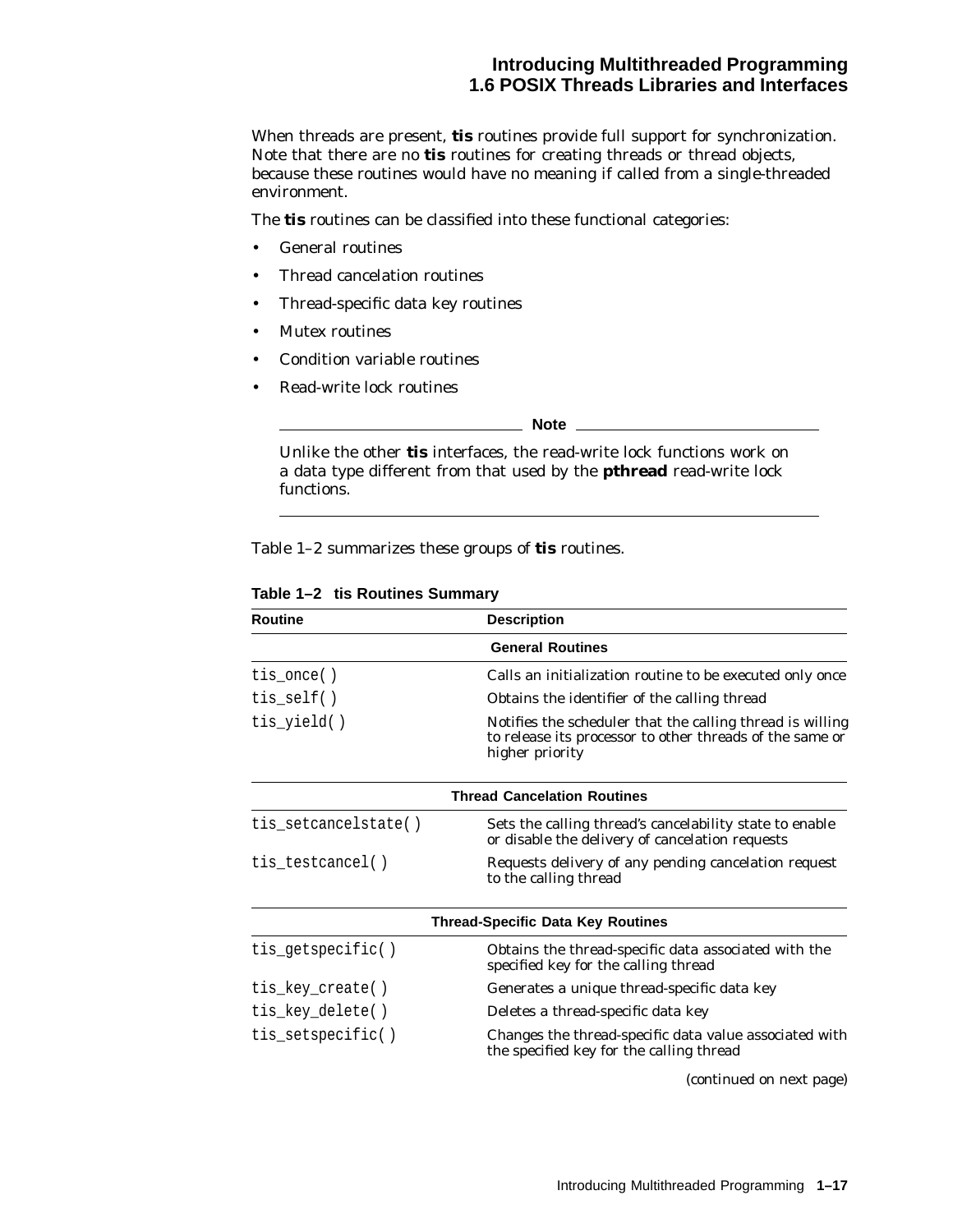When threads are present, **tis** routines provide full support for synchronization. Note that there are no **tis** routines for creating threads or thread objects, because these routines would have no meaning if called from a single-threaded environment.

The **tis** routines can be classified into these functional categories:

- General routines
- Thread cancelation routines
- Thread-specific data key routines
- Mutex routines
- Condition variable routines
- Read-write lock routines

**Note**

Unlike the other **tis** interfaces, the read-write lock functions work on a data type different from that used by the **pthread** read-write lock functions.

Table 1–2 summarizes these groups of **tis** routines.

**Table 1–2 tis Routines Summary**

| Routine | Description |
|---|---|
| | **General Routines** |
| `tis_once()` | Calls an initialization routine to be executed only once |
| `tis_self()` | Obtains the identifier of the calling thread |
| `tis_yield()` | Notifies the scheduler that the calling thread is willing to release its processor to other threads of the same or higher priority |
| | **Thread Cancelation Routines** |
| `tis_setcancelstate()` | Sets the calling thread's cancelability state to enable or disable the delivery of cancelation requests |
| `tis_testcancel()` | Requests delivery of any pending cancelation request to the calling thread |
| | **Thread-Specific Data Key Routines** |
| `tis_getspecific()` | Obtains the thread-specific data associated with the specified key for the calling thread |
| `tis_key_create()` | Generates a unique thread-specific data key |
| `tis_key_delete()` | Deletes a thread-specific data key |
| `tis_setspecific()` | Changes the thread-specific data value associated with the specified key for the calling thread |

(continued on next page)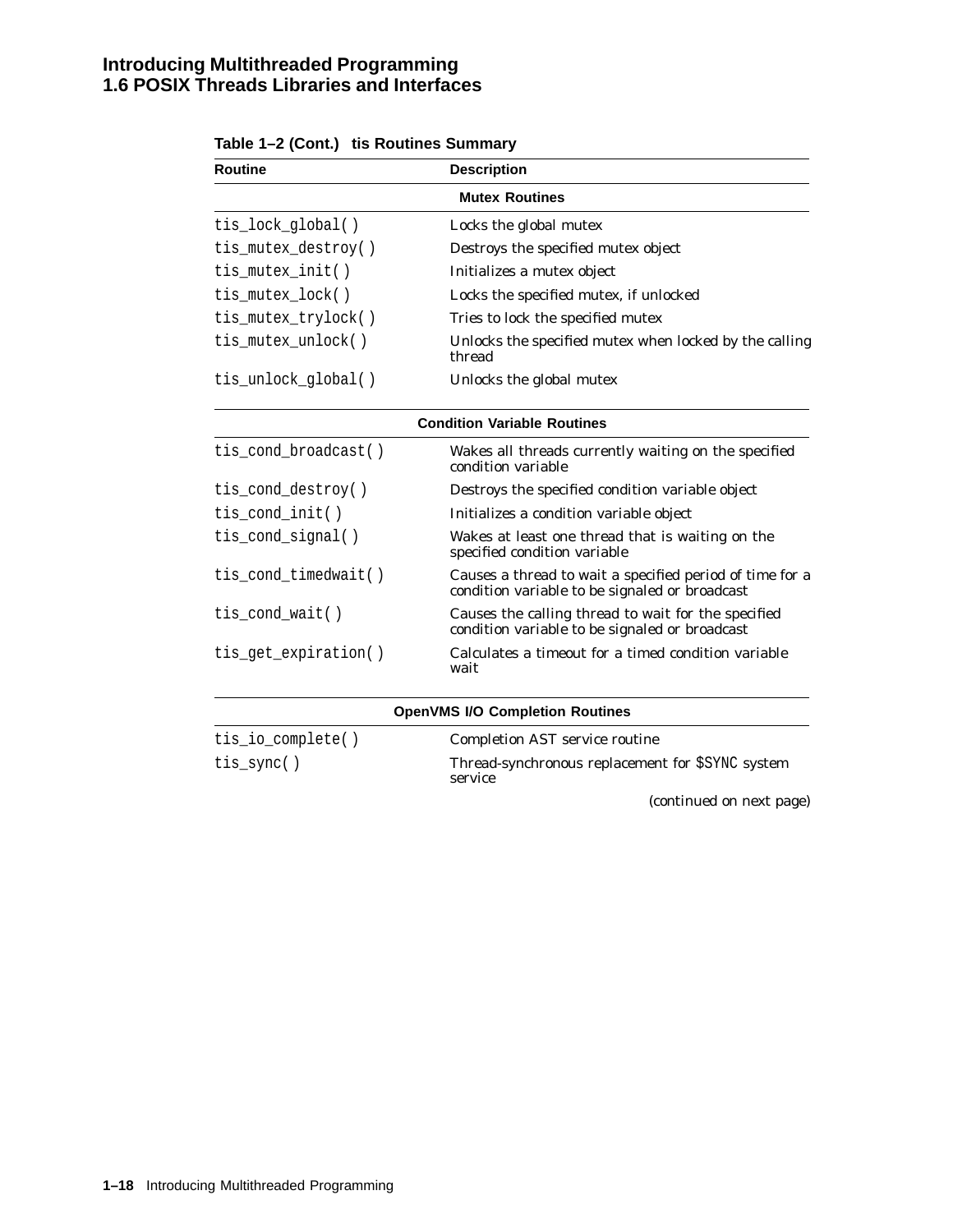**Table 1–2 (Cont.) tis Routines Summary**

| Routine | Description |
|---|---|
| **Mutex Routines** | |
| tis_lock_global( ) | Locks the global mutex |
| tis_mutex_destroy( ) | Destroys the specified mutex object |
| tis_mutex_init( ) | Initializes a mutex object |
| tis_mutex_lock( ) | Locks the specified mutex, if unlocked |
| tis_mutex_trylock( ) | Tries to lock the specified mutex |
| tis_mutex_unlock( ) | Unlocks the specified mutex when locked by the calling thread |
| tis_unlock_global( ) | Unlocks the global mutex |
| **Condition Variable Routines** | |
| tis_cond_broadcast( ) | Wakes all threads currently waiting on the specified condition variable |
| tis_cond_destroy( ) | Destroys the specified condition variable object |
| tis_cond_init( ) | Initializes a condition variable object |
| tis_cond_signal( ) | Wakes at least one thread that is waiting on the specified condition variable |
| tis_cond_timedwait( ) | Causes a thread to wait a specified period of time for a condition variable to be signaled or broadcast |
| tis_cond_wait( ) | Causes the calling thread to wait for the specified condition variable to be signaled or broadcast |
| tis_get_expiration( ) | Calculates a timeout for a timed condition variable wait |
| **OpenVMS I/O Completion Routines** | |
| tis_io_complete( ) | Completion AST service routine |
| tis_sync( ) | Thread-synchronous replacement for $SYNC system service |

*(continued on next page)*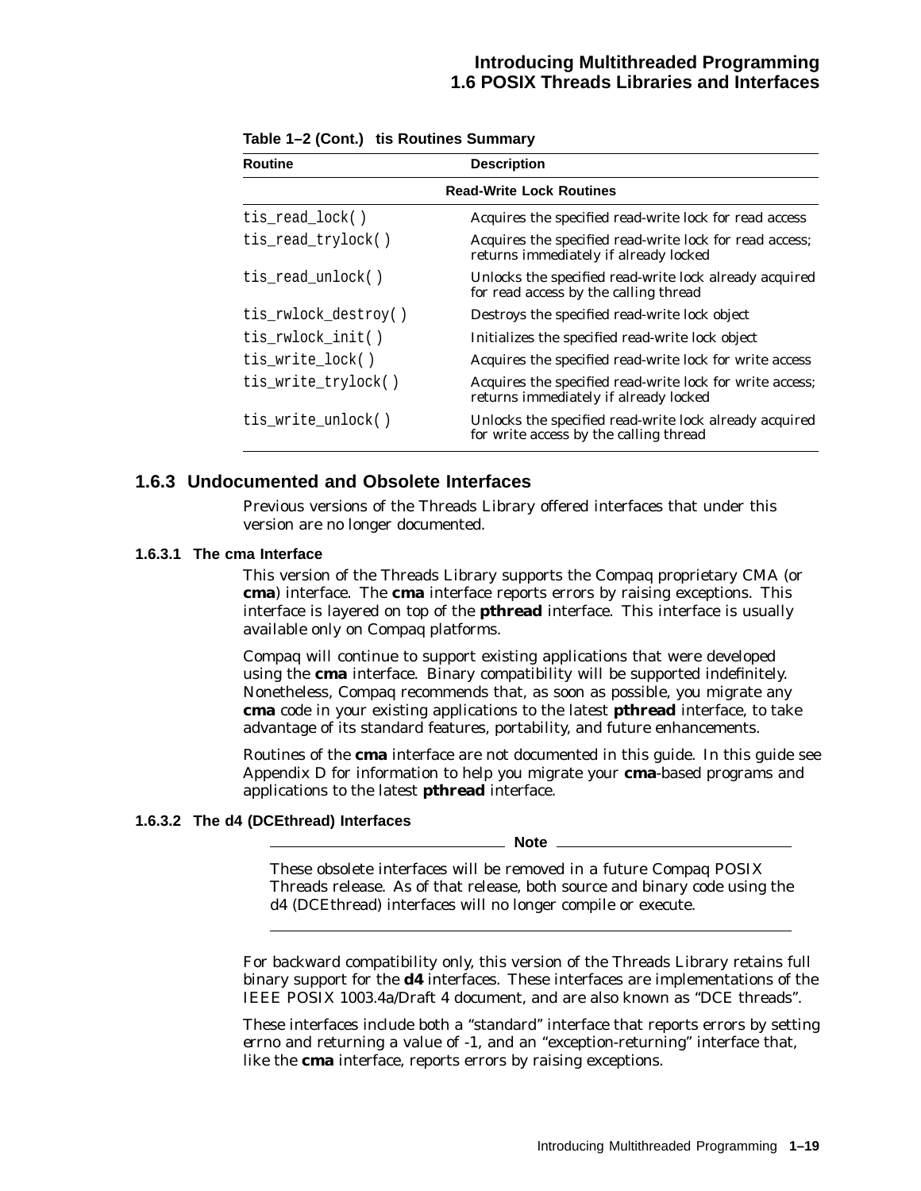**Table 1–2 (Cont.) tis Routines Summary**

| Routine | Description |
|---|---|
| **Read-Write Lock Routines** | |
| tis_read_lock( ) | Acquires the specified read-write lock for read access |
| tis_read_trylock( ) | Acquires the specified read-write lock for read access; returns immediately if already locked |
| tis_read_unlock( ) | Unlocks the specified read-write lock already acquired for read access by the calling thread |
| tis_rwlock_destroy( ) | Destroys the specified read-write lock object |
| tis_rwlock_init( ) | Initializes the specified read-write lock object |
| tis_write_lock( ) | Acquires the specified read-write lock for write access |
| tis_write_trylock( ) | Acquires the specified read-write lock for write access; returns immediately if already locked |
| tis_write_unlock( ) | Unlocks the specified read-write lock already acquired for write access by the calling thread |

## 1.6.3 Undocumented and Obsolete Interfaces

Previous versions of the Threads Library offered interfaces that under this version are no longer documented.

### 1.6.3.1 The cma Interface

This version of the Threads Library supports the Compaq proprietary CMA (or **cma**) interface. The **cma** interface reports errors by raising exceptions. This interface is layered on top of the **pthread** interface. This interface is usually available only on Compaq platforms.

Compaq will continue to support existing applications that were developed using the **cma** interface. Binary compatibility will be supported indefinitely. Nonetheless, Compaq recommends that, as soon as possible, you migrate any **cma** code in your existing applications to the latest **pthread** interface, to take advantage of its standard features, portability, and future enhancements.

Routines of the **cma** interface are not documented in this guide. In this guide see Appendix D for information to help you migrate your **cma**-based programs and applications to the latest **pthread** interface.

### 1.6.3.2 The d4 (DCEthread) Interfaces

**Note**

These obsolete interfaces will be removed in a future Compaq POSIX Threads release. As of that release, both source and binary code using the d4 (DCEthread) interfaces will no longer compile or execute.

---

For backward compatibility only, this version of the Threads Library retains full binary support for the **d4** interfaces. These interfaces are implementations of the IEEE POSIX 1003.4a/Draft 4 document, and are also known as “DCE threads”.

These interfaces include both a “standard” interface that reports errors by setting errno and returning a value of -1, and an “exception-returning” interface that, like the **cma** interface, reports errors by raising exceptions.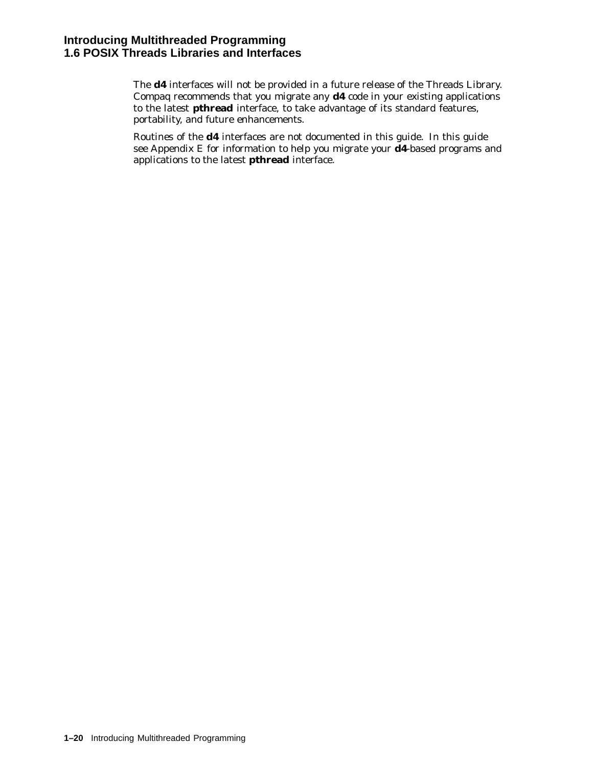The **d4** interfaces will not be provided in a future release of the Threads Library. Compaq recommends that you migrate any **d4** code in your existing applications to the latest **pthread** interface, to take advantage of its standard features, portability, and future enhancements.

Routines of the **d4** interfaces are not documented in this guide. In this guide see Appendix E for information to help you migrate your **d4**-based programs and applications to the latest **pthread** interface.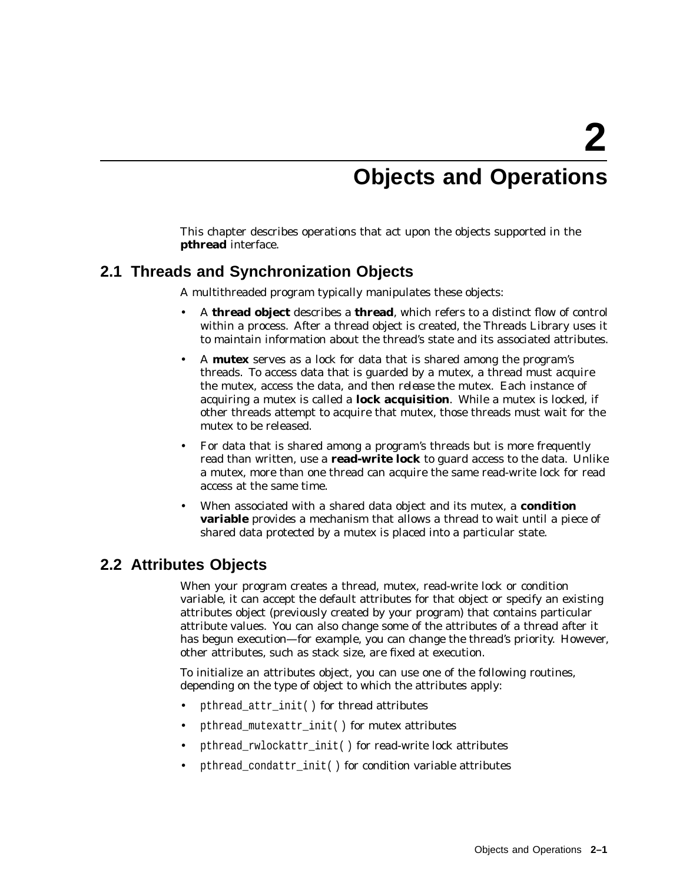# 2 Objects and Operations

This chapter describes operations that act upon the objects supported in the **pthread** interface.

## 2.1 Threads and Synchronization Objects

A multithreaded program typically manipulates these objects:

- A **thread object** describes a **thread**, which refers to a distinct flow of control within a process. After a thread object is created, the Threads Library uses it to maintain information about the thread's state and its associated attributes.
- A **mutex** serves as a lock for data that is shared among the program's threads. To access data that is guarded by a mutex, a thread must *acquire* the mutex, access the data, and then *release* the mutex. Each instance of acquiring a mutex is called a **lock acquisition**. While a mutex is locked, if other threads attempt to acquire that mutex, those threads must wait for the mutex to be released.
- For data that is shared among a program's threads but is more frequently read than written, use a **read-write lock** to guard access to the data. Unlike a mutex, more than one thread can acquire the same read-write lock for read access at the same time.
- When associated with a shared data object and its mutex, a **condition variable** provides a mechanism that allows a thread to wait until a piece of shared data protected by a mutex is placed into a particular state.

## 2.2 Attributes Objects

When your program creates a thread, mutex, read-write lock or condition variable, it can accept the default attributes for that object or specify an existing attributes object (previously created by your program) that contains particular attribute values. You can also change some of the attributes of a thread after it has begun execution—for example, you can change the thread's priority. However, other attributes, such as stack size, are fixed at execution.

To initialize an attributes object, you can use one of the following routines, depending on the type of object to which the attributes apply:

- `pthread_attr_init( )` for thread attributes
- `pthread_mutexattr_init( )` for mutex attributes
- `pthread_rwlockattr_init( )` for read-write lock attributes
- `pthread_condattr_init( )` for condition variable attributes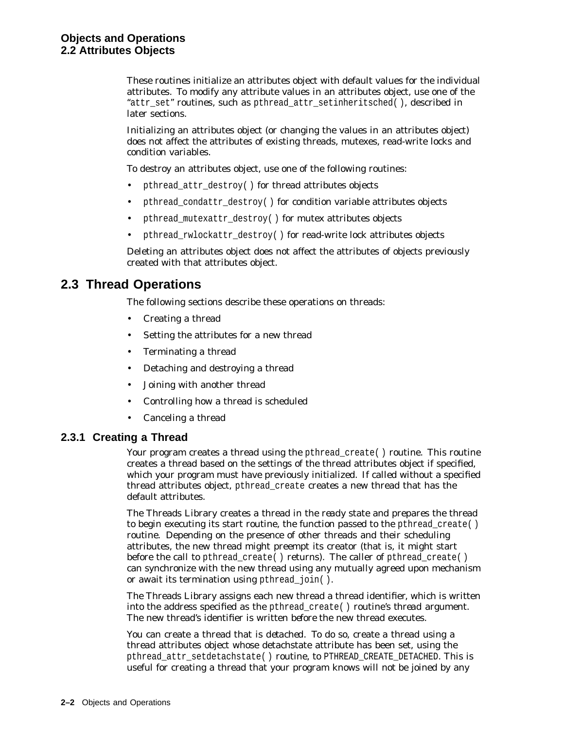These routines initialize an attributes object with default values for the individual attributes. To modify any attribute values in an attributes object, use one of the "`attr_set`" routines, such as `pthread_attr_setinheritsched( )`, described in later sections.

Initializing an attributes object (or changing the values in an attributes object) does not affect the attributes of existing threads, mutexes, read-write locks and condition variables.

To destroy an attributes object, use one of the following routines:

- `pthread_attr_destroy( )` for thread attributes objects
- `pthread_condattr_destroy( )` for condition variable attributes objects
- `pthread_mutexattr_destroy( )` for mutex attributes objects
- `pthread_rwlockattr_destroy( )` for read-write lock attributes objects

Deleting an attributes object does not affect the attributes of objects previously created with that attributes object.

## 2.3 Thread Operations

The following sections describe these operations on threads:

- Creating a thread
- Setting the attributes for a new thread
- Terminating a thread
- Detaching and destroying a thread
- Joining with another thread
- Controlling how a thread is scheduled
- Canceling a thread

### 2.3.1 Creating a Thread

Your program creates a thread using the `pthread_create( )` routine. This routine creates a thread based on the settings of the thread attributes object if specified, which your program must have previously initialized. If called without a specified thread attributes object, `pthread_create` creates a new thread that has the default attributes.

The Threads Library creates a thread in the *ready* state and prepares the thread to begin executing its start routine, the function passed to the `pthread_create( )` routine. Depending on the presence of other threads and their scheduling attributes, the new thread might preempt its creator (that is, it might start before the call to `pthread_create( )` returns). The caller of `pthread_create( )` can synchronize with the new thread using any mutually agreed upon mechanism or await its termination using `pthread_join( )`.

The Threads Library assigns each new thread a thread identifier, which is written into the address specified as the `pthread_create( )` routine's *thread* argument. The new thread's identifier is written *before* the new thread executes.

You can create a thread that is *detached*. To do so, create a thread using a thread attributes object whose detachstate attribute has been set, using the `pthread_attr_setdetachstate( )` routine, to `PTHREAD_CREATE_DETACHED`. This is useful for creating a thread that your program knows will not be joined by any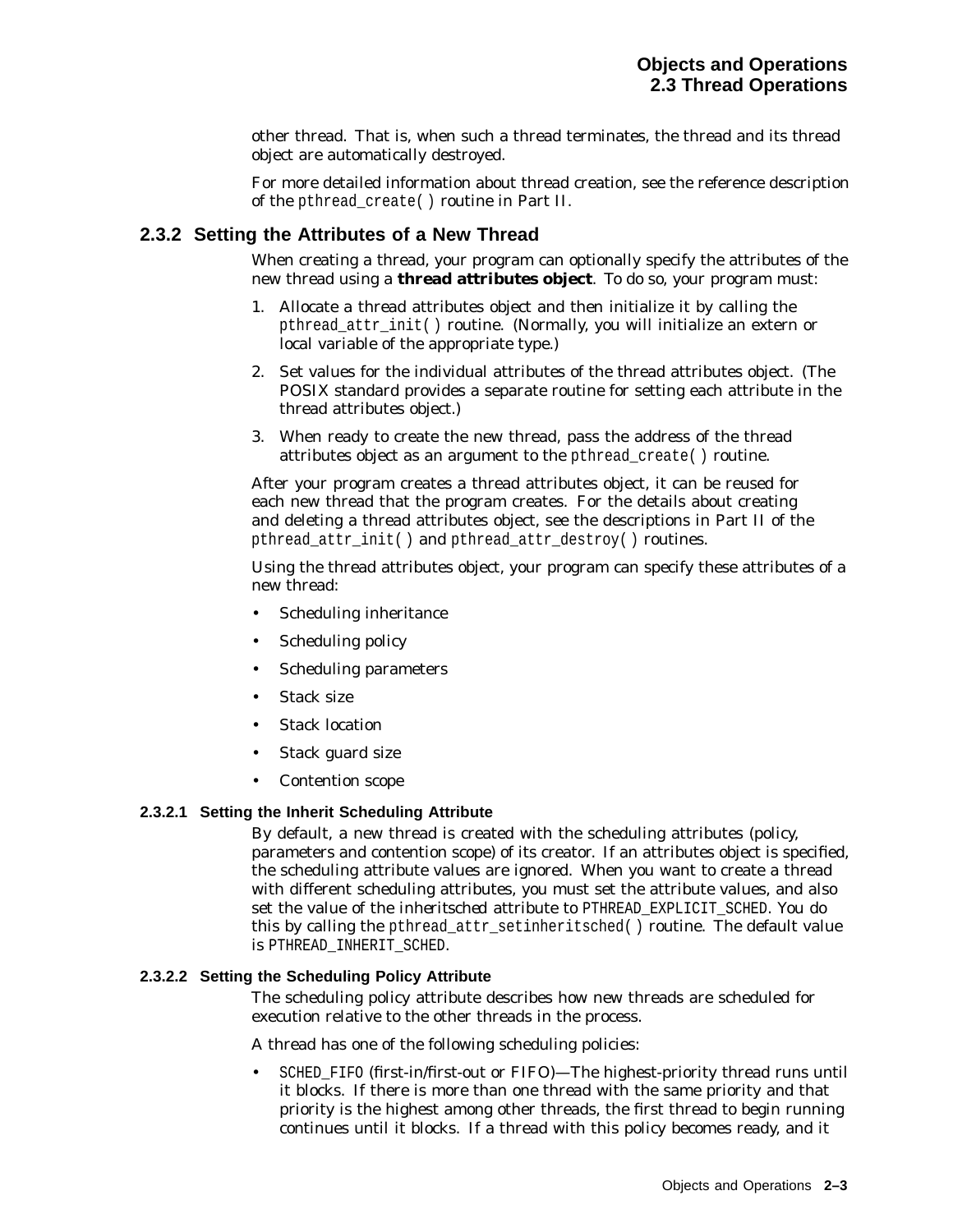other thread. That is, when such a thread terminates, the thread and its thread object are automatically destroyed.

For more detailed information about thread creation, see the reference description of the `pthread_create( )` routine in Part II.

## 2.3.2 Setting the Attributes of a New Thread

When creating a thread, your program can optionally specify the attributes of the new thread using a **thread attributes object**. To do so, your program must:

1. Allocate a thread attributes object and then initialize it by calling the `pthread_attr_init( )` routine. (Normally, you will initialize an extern or local variable of the appropriate type.)
2. Set values for the individual attributes of the thread attributes object. (The POSIX standard provides a separate routine for setting each attribute in the thread attributes object.)
3. When ready to create the new thread, pass the address of the thread attributes object as an argument to the `pthread_create( )` routine.

After your program creates a thread attributes object, it can be reused for each new thread that the program creates. For the details about creating and deleting a thread attributes object, see the descriptions in Part II of the `pthread_attr_init( )` and `pthread_attr_destroy( )` routines.

Using the thread attributes object, your program can specify these attributes of a new thread:

- Scheduling inheritance
- Scheduling policy
- Scheduling parameters
- Stack size
- Stack location
- Stack guard size
- Contention scope

### 2.3.2.1 Setting the Inherit Scheduling Attribute

By default, a new thread is created with the scheduling attributes (policy, parameters and contention scope) of its creator. If an attributes object is specified, the scheduling attribute values are ignored. When you want to create a thread with different scheduling attributes, you must set the attribute values, and also set the value of the *inheritsched* attribute to `PTHREAD_EXPLICIT_SCHED`. You do this by calling the `pthread_attr_setinheritsched( )` routine. The default value is `PTHREAD_INHERIT_SCHED`.

### 2.3.2.2 Setting the Scheduling Policy Attribute

The scheduling policy attribute describes how new threads are scheduled for execution relative to the other threads in the process.

A thread has one of the following scheduling policies:

- `SCHED_FIFO` (first-in/first-out or FIFO)—The highest-priority thread runs until it blocks. If there is more than one thread with the same priority and that priority is the highest among other threads, the first thread to begin running continues until it blocks. If a thread with this policy becomes ready, and it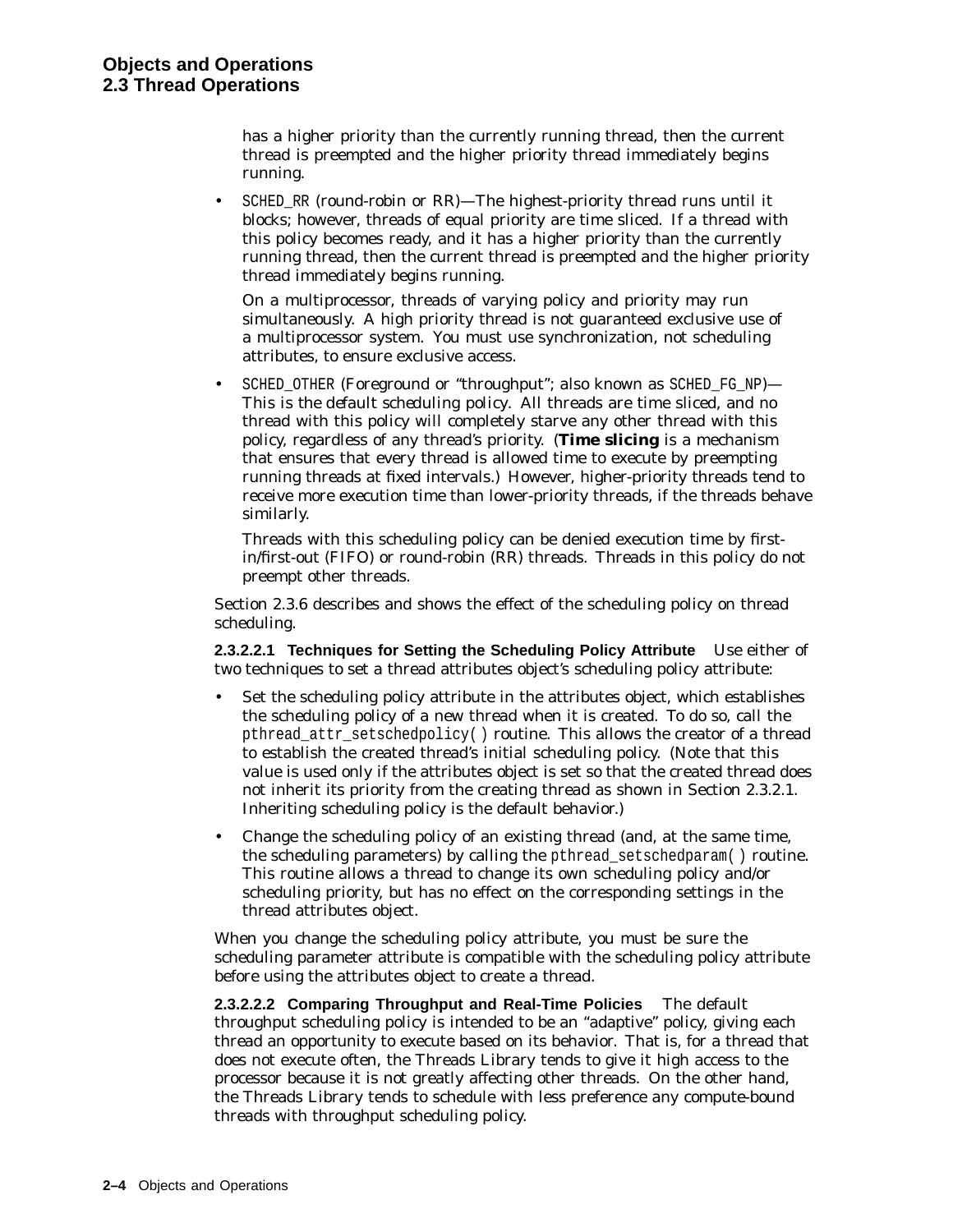has a higher priority than the currently running thread, then the current thread is preempted and the higher priority thread immediately begins running.

- `SCHED_RR` (round-robin or RR)—The highest-priority thread runs until it blocks; however, threads of equal priority are time sliced. If a thread with this policy becomes ready, and it has a higher priority than the currently running thread, then the current thread is preempted and the higher priority thread immediately begins running.

  On a multiprocessor, threads of varying policy and priority may run simultaneously. A high priority thread is not guaranteed exclusive use of a multiprocessor system. You must use synchronization, not scheduling attributes, to ensure exclusive access.

- `SCHED_OTHER` (Foreground or "throughput"; also known as `SCHED_FG_NP`)—This is the default scheduling policy. All threads are time sliced, and no thread with this policy will completely starve any other thread with this policy, regardless of any thread's priority. (**Time slicing** is a mechanism that ensures that every thread is allowed time to execute by preempting running threads at fixed intervals.) However, higher-priority threads tend to receive more execution time than lower-priority threads, if the threads behave similarly.

  Threads with this scheduling policy can be denied execution time by first-in/first-out (FIFO) or round-robin (RR) threads. Threads in this policy do not preempt other threads.

Section 2.3.6 describes and shows the effect of the scheduling policy on thread scheduling.

**2.3.2.2.1 Techniques for Setting the Scheduling Policy Attribute** Use either of two techniques to set a thread attributes object's scheduling policy attribute:

- Set the scheduling policy attribute in the attributes object, which establishes the scheduling policy of a new thread when it is created. To do so, call the *pthread_attr_setschedpolicy( )* routine. This allows the creator of a thread to establish the created thread's initial scheduling policy. (Note that this value is used only if the attributes object is set so that the created thread does not inherit its priority from the creating thread as shown in Section 2.3.2.1. Inheriting scheduling policy is the default behavior.)

- Change the scheduling policy of an existing thread (and, at the same time, the scheduling parameters) by calling the *pthread_setschedparam( )* routine. This routine allows a thread to change its own scheduling policy and/or scheduling priority, but has no effect on the corresponding settings in the thread attributes object.

When you change the scheduling policy attribute, you must be sure the scheduling parameter attribute is compatible with the scheduling policy attribute before using the attributes object to create a thread.

**2.3.2.2.2 Comparing Throughput and Real-Time Policies** The default throughput scheduling policy is intended to be an "adaptive" policy, giving each thread an opportunity to execute based on its behavior. That is, for a thread that does not execute often, the Threads Library tends to give it high access to the processor because it is not greatly affecting other threads. On the other hand, the Threads Library tends to schedule with less preference any compute-bound threads with throughput scheduling policy.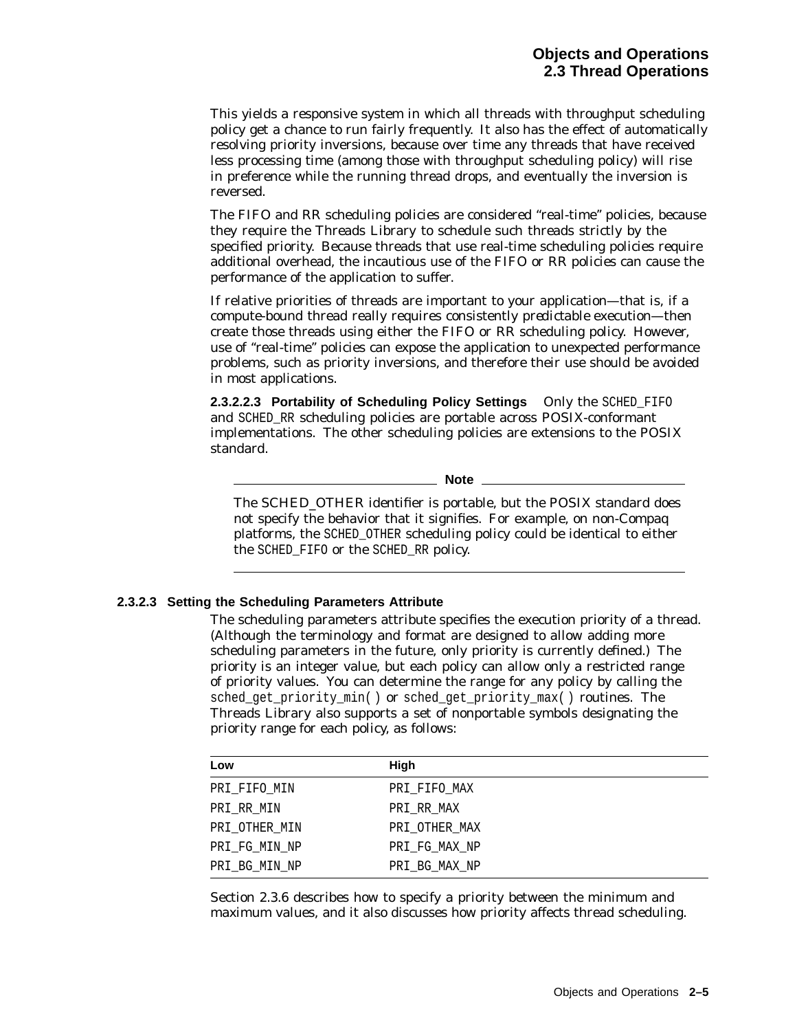This yields a responsive system in which all threads with throughput scheduling policy get a chance to run fairly frequently. It also has the effect of automatically resolving priority inversions, because over time any threads that have received less processing time (among those with throughput scheduling policy) will rise in preference while the running thread drops, and eventually the inversion is reversed.

The FIFO and RR scheduling policies are considered "real-time" policies, because they require the Threads Library to schedule such threads strictly by the specified priority. Because threads that use real-time scheduling policies require additional overhead, the incautious use of the FIFO or RR policies can cause the performance of the application to suffer.

If relative priorities of threads are important to your application—that is, if a compute-bound thread really requires consistently predictable execution—then create those threads using either the FIFO or RR scheduling policy. However, use of "real-time" policies can expose the application to unexpected performance problems, such as priority inversions, and therefore their use should be avoided in most applications.

**2.3.2.2.3 Portability of Scheduling Policy Settings** Only the `SCHED_FIFO` and `SCHED_RR` scheduling policies are portable across POSIX-conformant implementations. The other scheduling policies are extensions to the POSIX standard.

---

**Note**

The SCHED_OTHER identifier is portable, but the POSIX standard does not specify the behavior that it signifies. For example, on non-Compaq platforms, the `SCHED_OTHER` scheduling policy could be identical to either the `SCHED_FIFO` or the `SCHED_RR` policy.

---

#### 2.3.2.3 Setting the Scheduling Parameters Attribute

The scheduling parameters attribute specifies the execution priority of a thread. (Although the terminology and format are designed to allow adding more scheduling parameters in the future, only priority is currently defined.) The priority is an integer value, but each policy can allow only a restricted range of priority values. You can determine the range for any policy by calling the `sched_get_priority_min( )` or `sched_get_priority_max( )` routines. The Threads Library also supports a set of nonportable symbols designating the priority range for each policy, as follows:

| Low | High |
|---|---|
| PRI_FIFO_MIN | PRI_FIFO_MAX |
| PRI_RR_MIN | PRI_RR_MAX |
| PRI_OTHER_MIN | PRI_OTHER_MAX |
| PRI_FG_MIN_NP | PRI_FG_MAX_NP |
| PRI_BG_MIN_NP | PRI_BG_MAX_NP |

Section 2.3.6 describes how to specify a priority between the minimum and maximum values, and it also discusses how priority affects thread scheduling.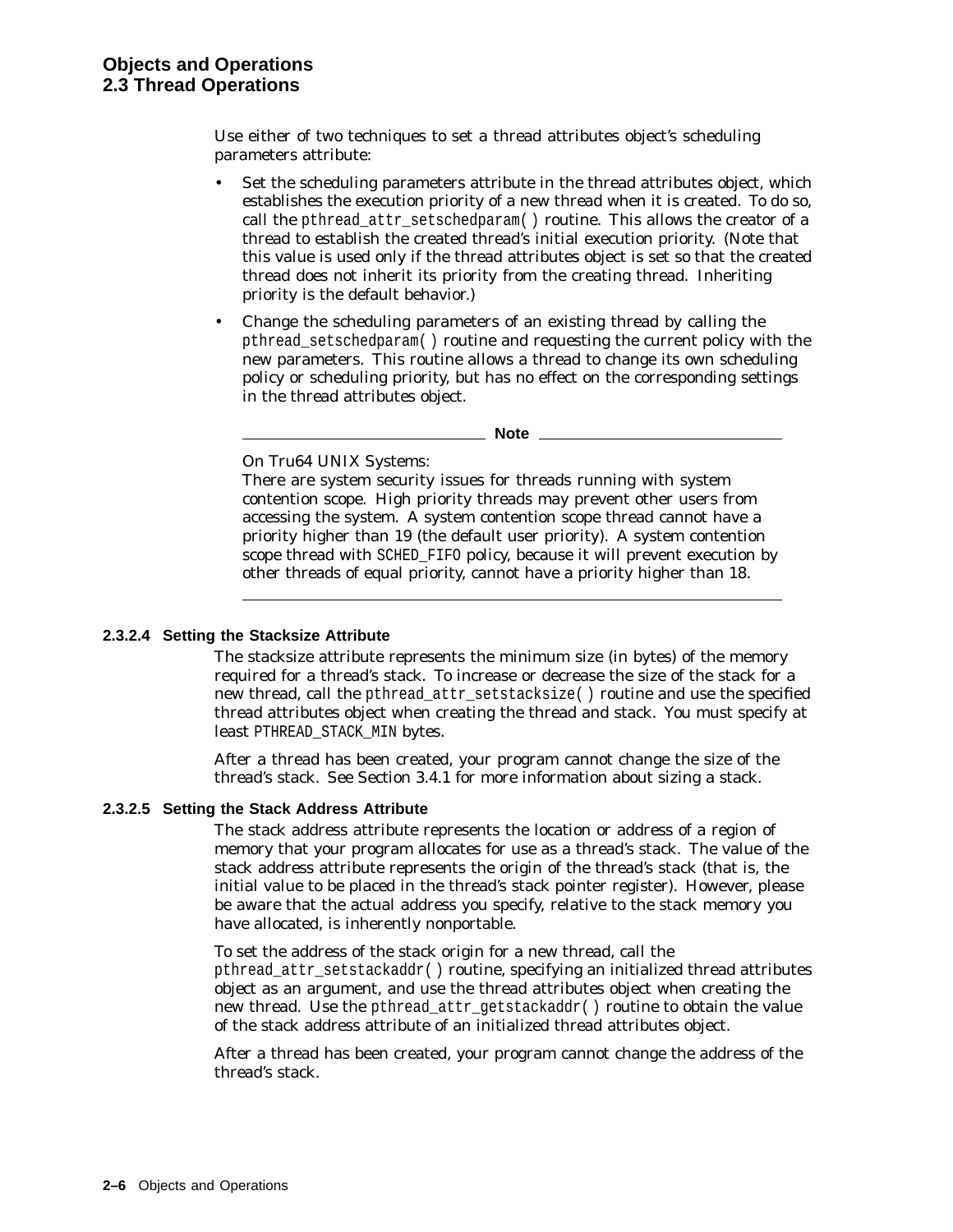Use either of two techniques to set a thread attributes object's scheduling parameters attribute:

- Set the scheduling parameters attribute in the thread attributes object, which establishes the execution priority of a new thread when it is created. To do so, call the `pthread_attr_setschedparam( )` routine. This allows the creator of a thread to establish the created thread's initial execution priority. (Note that this value is used only if the thread attributes object is set so that the created thread does not inherit its priority from the creating thread. Inheriting priority is the default behavior.)
- Change the scheduling parameters of an existing thread by calling the `pthread_setschedparam( )` routine and requesting the current policy with the new parameters. This routine allows a thread to change its own scheduling policy or scheduling priority, but has no effect on the corresponding settings in the thread attributes object.

---

**Note**

On Tru64 UNIX Systems:
There are system security issues for threads running with system contention scope. High priority threads may prevent other users from accessing the system. A system contention scope thread cannot have a priority higher than 19 (the default user priority). A system contention scope thread with `SCHED_FIFO` policy, because it will prevent execution by other threads of equal priority, cannot have a priority higher than 18.

---

#### 2.3.2.4 Setting the Stacksize Attribute

The stacksize attribute represents the minimum size (in bytes) of the memory required for a thread's stack. To increase or decrease the size of the stack for a new thread, call the `pthread_attr_setstacksize( )` routine and use the specified thread attributes object when creating the thread and stack. You must specify at least `PTHREAD_STACK_MIN` bytes.

After a thread has been created, your program cannot change the size of the thread's stack. See Section 3.4.1 for more information about sizing a stack.

#### 2.3.2.5 Setting the Stack Address Attribute

The stack address attribute represents the location or address of a region of memory that your program allocates for use as a thread's stack. The value of the stack address attribute represents the origin of the thread's stack (that is, the initial value to be placed in the thread's stack pointer register). However, please be aware that the actual address you specify, relative to the stack memory you have allocated, is inherently nonportable.

To set the address of the stack origin for a new thread, call the `pthread_attr_setstackaddr( )` routine, specifying an initialized thread attributes object as an argument, and use the thread attributes object when creating the new thread. Use the `pthread_attr_getstackaddr( )` routine to obtain the value of the stack address attribute of an initialized thread attributes object.

After a thread has been created, your program cannot change the address of the thread's stack.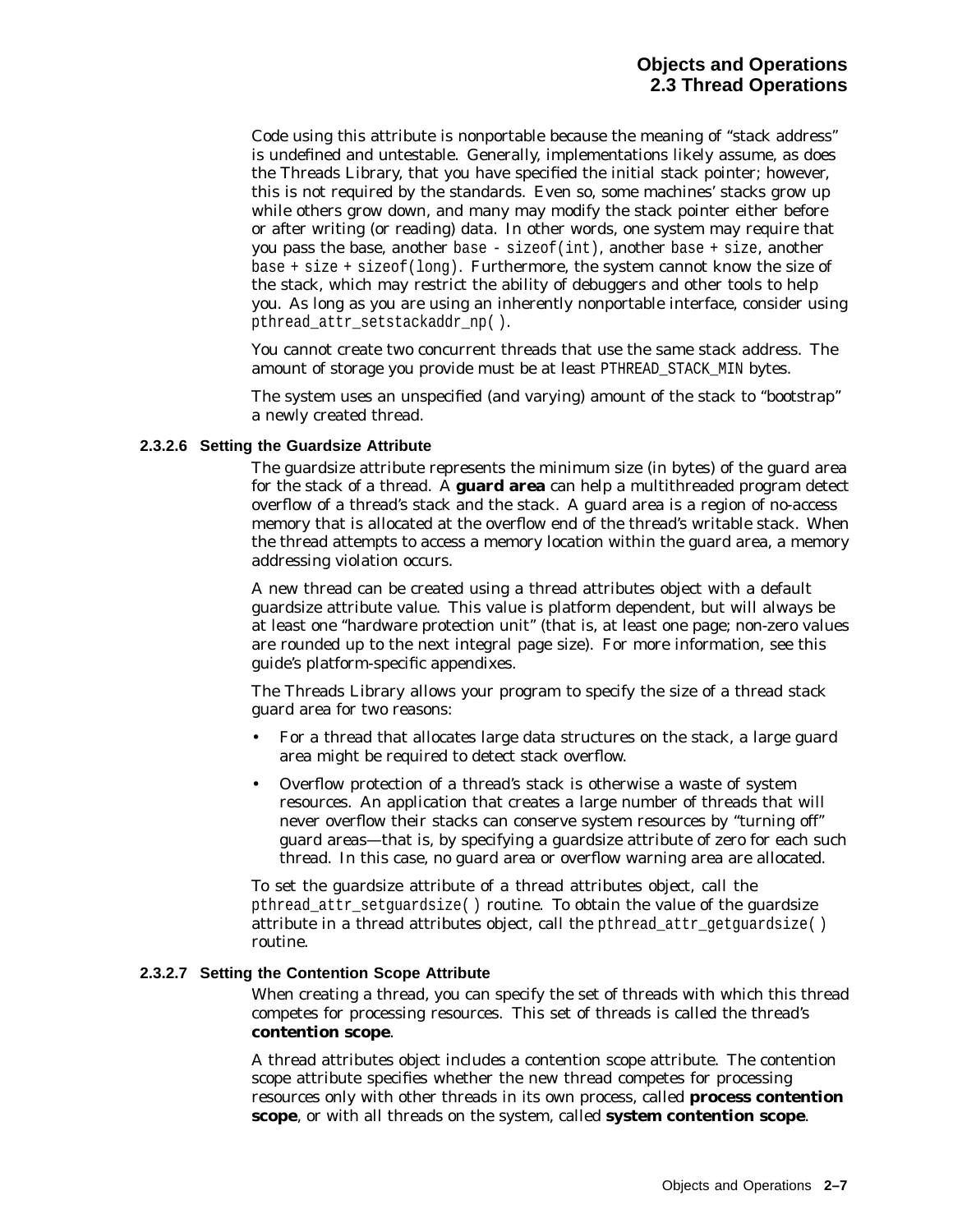Code using this attribute is nonportable because the meaning of "stack address" is undefined and untestable. Generally, implementations likely assume, as does the Threads Library, that you have specified the initial stack pointer; however, this is not required by the standards. Even so, some machines' stacks grow up while others grow down, and many may modify the stack pointer either before or after writing (or reading) data. In other words, one system may require that you pass the base, another `base - sizeof(int)`, another `base + size`, another `base + size + sizeof(long)`. Furthermore, the system cannot know the size of the stack, which may restrict the ability of debuggers and other tools to help you. As long as you are using an inherently nonportable interface, consider using `pthread_attr_setstackaddr_np()`.

You cannot create two concurrent threads that use the same stack address. The amount of storage you provide must be at least `PTHREAD_STACK_MIN` bytes.

The system uses an unspecified (and varying) amount of the stack to "bootstrap" a newly created thread.

#### 2.3.2.6 Setting the Guardsize Attribute

The guardsize attribute represents the minimum size (in bytes) of the guard area for the stack of a thread. A **guard area** can help a multithreaded program detect overflow of a thread's stack and the stack. A guard area is a region of no-access memory that is allocated at the overflow end of the thread's writable stack. When the thread attempts to access a memory location within the guard area, a memory addressing violation occurs.

A new thread can be created using a thread attributes object with a default guardsize attribute value. This value is platform dependent, but will always be at least one "hardware protection unit" (that is, at least one page; non-zero values are rounded up to the next integral page size). For more information, see this guide's platform-specific appendixes.

The Threads Library allows your program to specify the size of a thread stack guard area for two reasons:

- For a thread that allocates large data structures on the stack, a large guard area might be required to detect stack overflow.
- Overflow protection of a thread's stack is otherwise a waste of system resources. An application that creates a large number of threads that will never overflow their stacks can conserve system resources by "turning off" guard areas—that is, by specifying a guardsize attribute of zero for each such thread. In this case, no guard area or overflow warning area are allocated.

To set the guardsize attribute of a thread attributes object, call the `pthread_attr_setguardsize()` routine. To obtain the value of the guardsize attribute in a thread attributes object, call the `pthread_attr_getguardsize()` routine.

#### 2.3.2.7 Setting the Contention Scope Attribute

When creating a thread, you can specify the set of threads with which this thread competes for processing resources. This set of threads is called the thread's **contention scope**.

A thread attributes object includes a contention scope attribute. The contention scope attribute specifies whether the new thread competes for processing resources only with other threads in its own process, called **process contention scope**, or with all threads on the system, called **system contention scope**.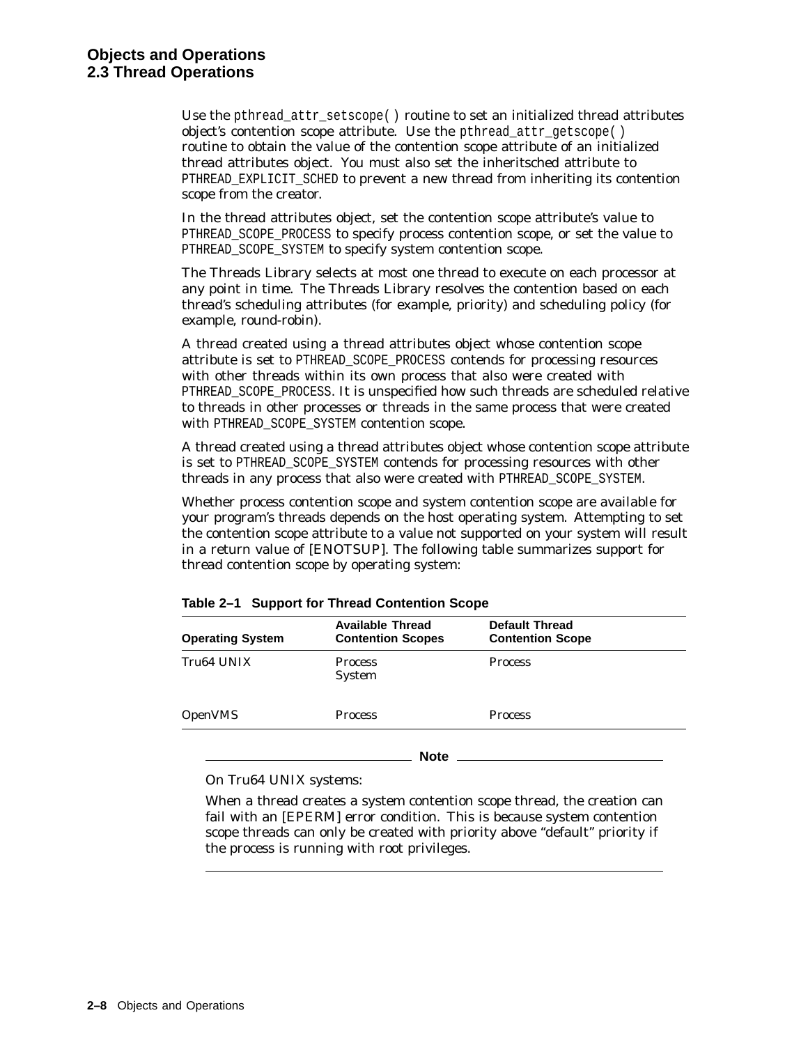Use the *pthread_attr_setscope( )* routine to set an initialized thread attributes object's contention scope attribute. Use the *pthread_attr_getscope( )* routine to obtain the value of the contention scope attribute of an initialized thread attributes object. You must also set the inheritsched attribute to `PTHREAD_EXPLICIT_SCHED` to prevent a new thread from inheriting its contention scope from the creator.

In the thread attributes object, set the contention scope attribute's value to `PTHREAD_SCOPE_PROCESS` to specify process contention scope, or set the value to `PTHREAD_SCOPE_SYSTEM` to specify system contention scope.

The Threads Library selects at most one thread to execute on each processor at any point in time. The Threads Library resolves the contention based on each thread's scheduling attributes (for example, priority) and scheduling policy (for example, round-robin).

A thread created using a thread attributes object whose contention scope attribute is set to `PTHREAD_SCOPE_PROCESS` contends for processing resources with other threads within its own process that also were created with `PTHREAD_SCOPE_PROCESS`. It is unspecified how such threads are scheduled relative to threads in other processes or threads in the same process that were created with `PTHREAD_SCOPE_SYSTEM` contention scope.

A thread created using a thread attributes object whose contention scope attribute is set to `PTHREAD_SCOPE_SYSTEM` contends for processing resources with other threads in any process that also were created with `PTHREAD_SCOPE_SYSTEM`.

Whether process contention scope and system contention scope are available for your program's threads depends on the host operating system. Attempting to set the contention scope attribute to a value not supported on your system will result in a return value of [ENOTSUP]. The following table summarizes support for thread contention scope by operating system:

**Table 2–1 Support for Thread Contention Scope**

| Operating System | Available Thread Contention Scopes | Default Thread Contention Scope |
|---|---|---|
| Tru64 UNIX | Process<br>System | Process |
| OpenVMS | Process | Process |

**Note**

On Tru64 UNIX systems:

When a thread creates a system contention scope thread, the creation can fail with an [EPERM] error condition. This is because system contention scope threads can only be created with priority above "default" priority if the process is running with root privileges.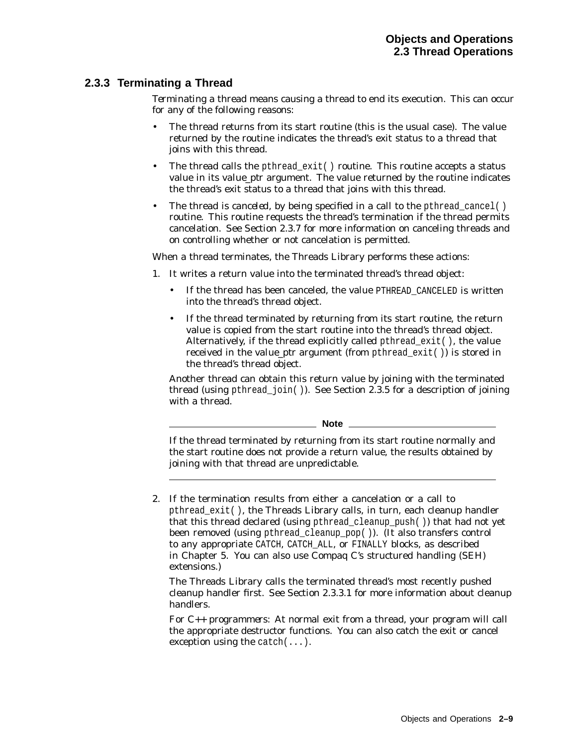### 2.3.3 Terminating a Thread

Terminating a thread means causing a thread to end its execution. This can occur for any of the following reasons:

- The thread returns from its start routine (this is the usual case). The value returned by the routine indicates the thread's exit status to a thread that joins with this thread.
- The thread calls the `pthread_exit( )` routine. This routine accepts a status value in its value_ptr argument. The value returned by the routine indicates the thread's exit status to a thread that joins with this thread.
- The thread is *canceled*, by being specified in a call to the `pthread_cancel( )` routine. This routine requests the thread's termination if the thread permits cancelation. See Section 2.3.7 for more information on canceling threads and on controlling whether or not cancelation is permitted.

When a thread terminates, the Threads Library performs these actions:

1. It writes a return value into the terminated thread's thread object:
   - If the thread has been canceled, the value `PTHREAD_CANCELED` is written into the thread's thread object.
   - If the thread terminated by returning from its start routine, the return value is copied from the start routine into the thread's thread object. Alternatively, if the thread explicitly called `pthread_exit( )`, the value received in the value_ptr argument (from `pthread_exit( )`) is stored in the thread's thread object.

   Another thread can obtain this return value by joining with the terminated thread (using `pthread_join( )`). See Section 2.3.5 for a description of joining with a thread.

   **Note**

   If the thread terminated by returning from its start routine normally and the start routine does not provide a return value, the results obtained by joining with that thread are unpredictable.

2. If the termination results from either a cancelation or a call to `pthread_exit( )`, the Threads Library calls, in turn, each cleanup handler that this thread declared (using `pthread_cleanup_push( )`) that had not yet been removed (using `pthread_cleanup_pop( )`). (It also transfers control to any appropriate `CATCH`, `CATCH_ALL`, or `FINALLY` blocks, as described in Chapter 5. You can also use Compaq C's structured handling (SEH) extensions.)

   The Threads Library calls the terminated thread's most recently pushed cleanup handler first. See Section 2.3.3.1 for more information about cleanup handlers.

   *For C++ programmers*: At normal exit from a thread, your program will call the appropriate destructor functions. You can also catch the exit or cancel exception using the `catch(...)`.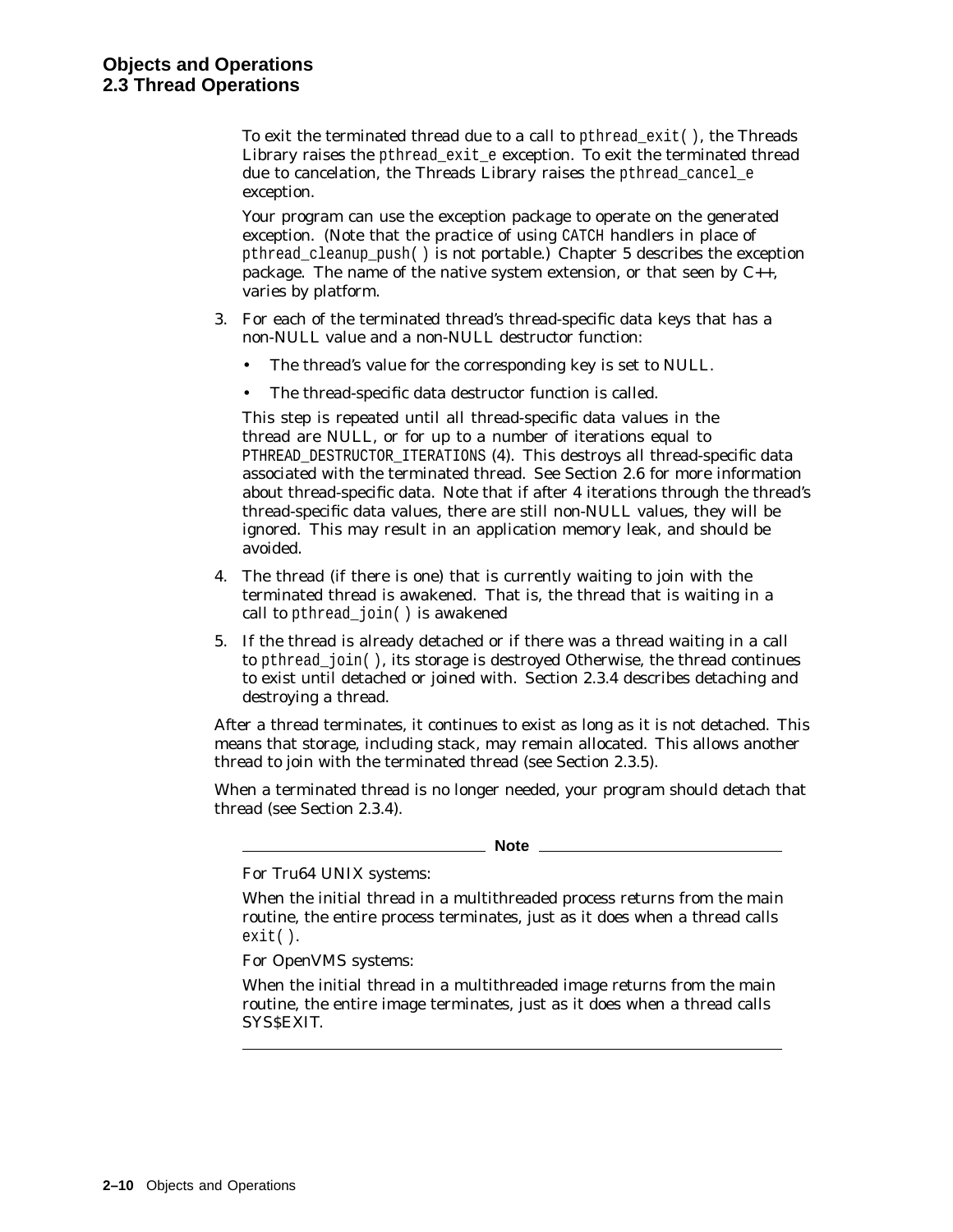To exit the terminated thread due to a call to `pthread_exit( )`, the Threads Library raises the `pthread_exit_e` exception. To exit the terminated thread due to cancelation, the Threads Library raises the `pthread_cancel_e` exception.

Your program can use the exception package to operate on the generated exception. (Note that the practice of using `CATCH` handlers in place of `pthread_cleanup_push( )` is not portable.) Chapter 5 describes the exception package. The name of the native system extension, or that seen by C++, varies by platform.

3. For each of the terminated thread's thread-specific data keys that has a non-NULL value and a non-NULL destructor function:
   - The thread's value for the corresponding key is set to NULL.
   - The thread-specific data destructor function is called.

   This step is repeated until all thread-specific data values in the thread are NULL, or for up to a number of iterations equal to `PTHREAD_DESTRUCTOR_ITERATIONS` (4). This destroys all thread-specific data associated with the terminated thread. See Section 2.6 for more information about thread-specific data. Note that if after 4 iterations through the thread's thread-specific data values, there are still non-NULL values, they will be ignored. This may result in an application memory leak, and should be avoided.

4. The thread (if there is one) that is currently waiting to join with the terminated thread is awakened. That is, the thread that is waiting in a call to `pthread_join( )` is awakened

5. If the thread is already detached or if there was a thread waiting in a call to `pthread_join( )`, its storage is destroyed Otherwise, the thread continues to exist until detached or joined with. Section 2.3.4 describes detaching and destroying a thread.

After a thread terminates, it continues to exist as long as it is not detached. This means that storage, including stack, may remain allocated. This allows another thread to join with the terminated thread (see Section 2.3.5).

When a terminated thread is no longer needed, your program should detach that thread (see Section 2.3.4).

---

**Note**

For Tru64 UNIX systems:

When the initial thread in a multithreaded process returns from the main routine, the entire process terminates, just as it does when a thread calls `exit( )`.

For OpenVMS systems:

When the initial thread in a multithreaded image returns from the main routine, the entire image terminates, just as it does when a thread calls SYS$EXIT.

---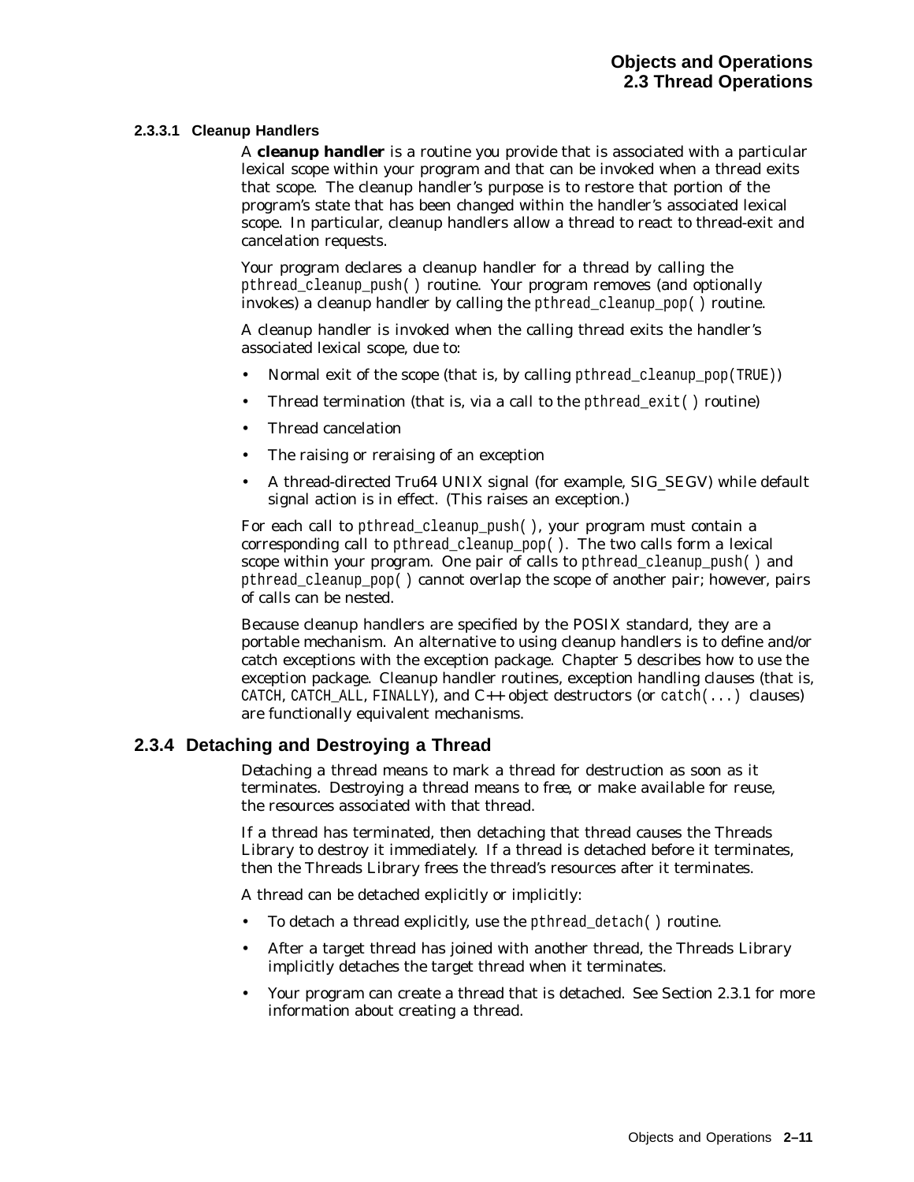#### 2.3.3.1 Cleanup Handlers

A **cleanup handler** is a routine you provide that is associated with a particular lexical scope within your program and that can be invoked when a thread exits that scope. The cleanup handler's purpose is to restore that portion of the program's state that has been changed within the handler's associated lexical scope. In particular, cleanup handlers allow a thread to react to thread-exit and cancelation requests.

Your program declares a cleanup handler for a thread by calling the `pthread_cleanup_push( )` routine. Your program removes (and optionally invokes) a cleanup handler by calling the `pthread_cleanup_pop( )` routine.

A cleanup handler is invoked when the calling thread exits the handler's associated lexical scope, due to:

- Normal exit of the scope (that is, by calling `pthread_cleanup_pop(TRUE)`)
- Thread termination (that is, via a call to the `pthread_exit( )` routine)
- Thread cancelation
- The raising or reraising of an exception
- A thread-directed Tru64 UNIX signal (for example, SIG_SEGV) while default signal action is in effect. (This raises an exception.)

For each call to `pthread_cleanup_push( )`, your program must contain a corresponding call to `pthread_cleanup_pop( )`. The two calls form a lexical scope within your program. One pair of calls to `pthread_cleanup_push( )` and `pthread_cleanup_pop( )` cannot overlap the scope of another pair; however, pairs of calls can be nested.

Because cleanup handlers are specified by the POSIX standard, they are a portable mechanism. An alternative to using cleanup handlers is to define and/or catch exceptions with the exception package. Chapter 5 describes how to use the exception package. Cleanup handler routines, exception handling clauses (that is, `CATCH`, `CATCH_ALL`, `FINALLY`), and C++ object destructors (or `catch(...)` clauses) are functionally equivalent mechanisms.

### 2.3.4 Detaching and Destroying a Thread

Detaching a thread means to mark a thread for destruction as soon as it terminates. Destroying a thread means to free, or make available for reuse, the resources associated with that thread.

If a thread has terminated, then detaching that thread causes the Threads Library to destroy it immediately. If a thread is detached before it terminates, then the Threads Library frees the thread's resources after it terminates.

A thread can be detached explicitly or implicitly:

- To detach a thread explicitly, use the `pthread_detach( )` routine.
- After a target thread has joined with another thread, the Threads Library implicitly detaches the target thread when it terminates.
- Your program can create a thread that is detached. See Section 2.3.1 for more information about creating a thread.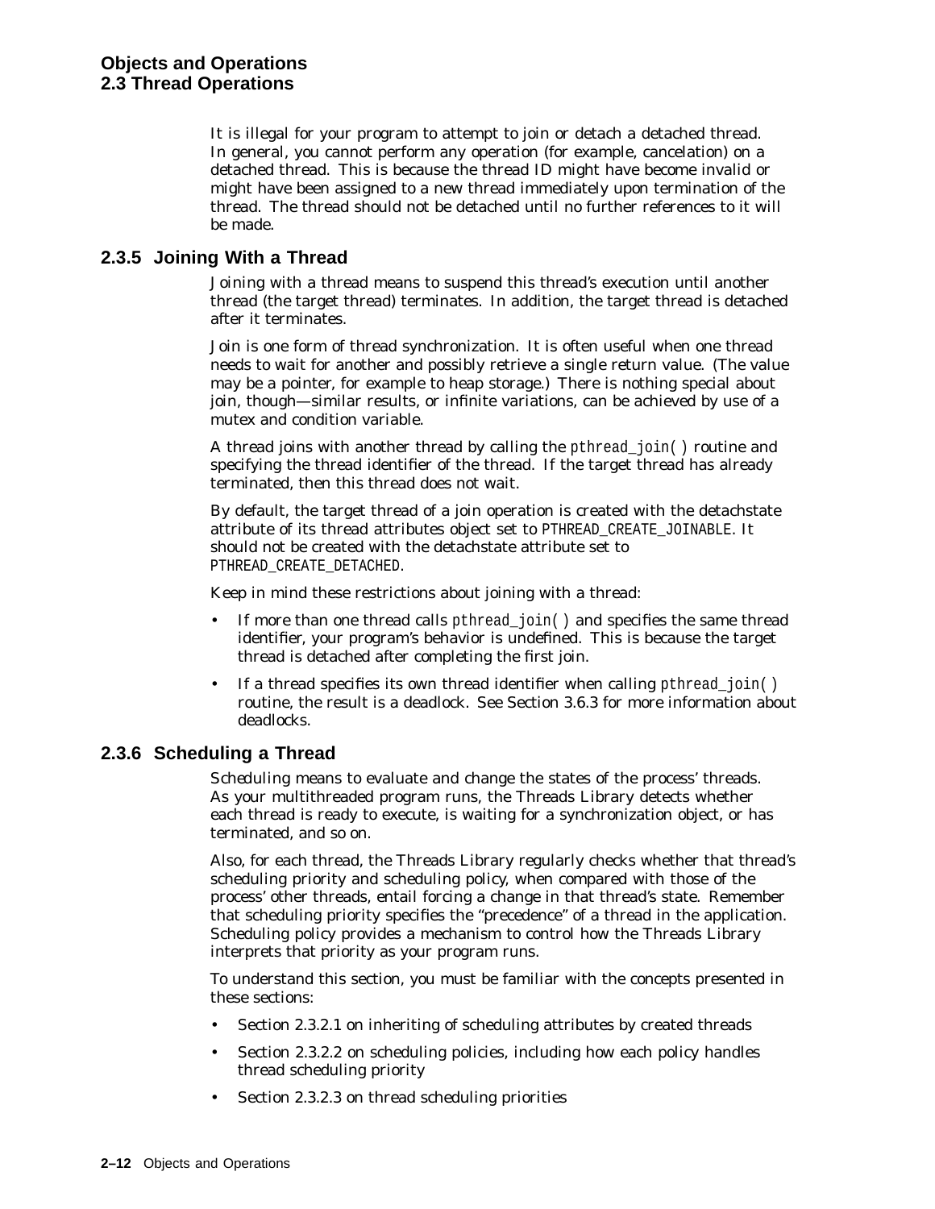It is illegal for your program to attempt to join or detach a detached thread. In general, you cannot perform any operation (for example, cancelation) on a detached thread. This is because the thread ID might have become invalid or might have been assigned to a new thread immediately upon termination of the thread. The thread should not be detached until no further references to it will be made.

### 2.3.5 Joining With a Thread

Joining with a thread means to suspend this thread's execution until another thread (the target thread) terminates. In addition, the target thread is detached after it terminates.

Join is one form of thread synchronization. It is often useful when one thread needs to wait for another and possibly retrieve a single return value. (The value may be a pointer, for example to heap storage.) There is nothing special about join, though—similar results, or infinite variations, can be achieved by use of a mutex and condition variable.

A thread joins with another thread by calling the `pthread_join()` routine and specifying the thread identifier of the thread. If the target thread has already terminated, then this thread does not wait.

By default, the target thread of a join operation is created with the detachstate attribute of its thread attributes object set to `PTHREAD_CREATE_JOINABLE`. It should not be created with the detachstate attribute set to `PTHREAD_CREATE_DETACHED`.

Keep in mind these restrictions about joining with a thread:

- If more than one thread calls `pthread_join()` and specifies the same thread identifier, your program's behavior is undefined. This is because the target thread is detached after completing the first join.
- If a thread specifies its own thread identifier when calling `pthread_join()` routine, the result is a deadlock. See Section 3.6.3 for more information about deadlocks.

### 2.3.6 Scheduling a Thread

*Scheduling* means to evaluate and change the states of the process' threads. As your multithreaded program runs, the Threads Library detects whether each thread is ready to execute, is waiting for a synchronization object, or has terminated, and so on.

Also, for each thread, the Threads Library regularly checks whether that thread's scheduling priority and scheduling policy, when compared with those of the process' other threads, entail forcing a change in that thread's state. Remember that scheduling priority specifies the "precedence" of a thread in the application. Scheduling policy provides a mechanism to control how the Threads Library interprets that priority as your program runs.

To understand this section, you must be familiar with the concepts presented in these sections:

- Section 2.3.2.1 on inheriting of scheduling attributes by created threads
- Section 2.3.2.2 on scheduling policies, including how each policy handles thread scheduling priority
- Section 2.3.2.3 on thread scheduling priorities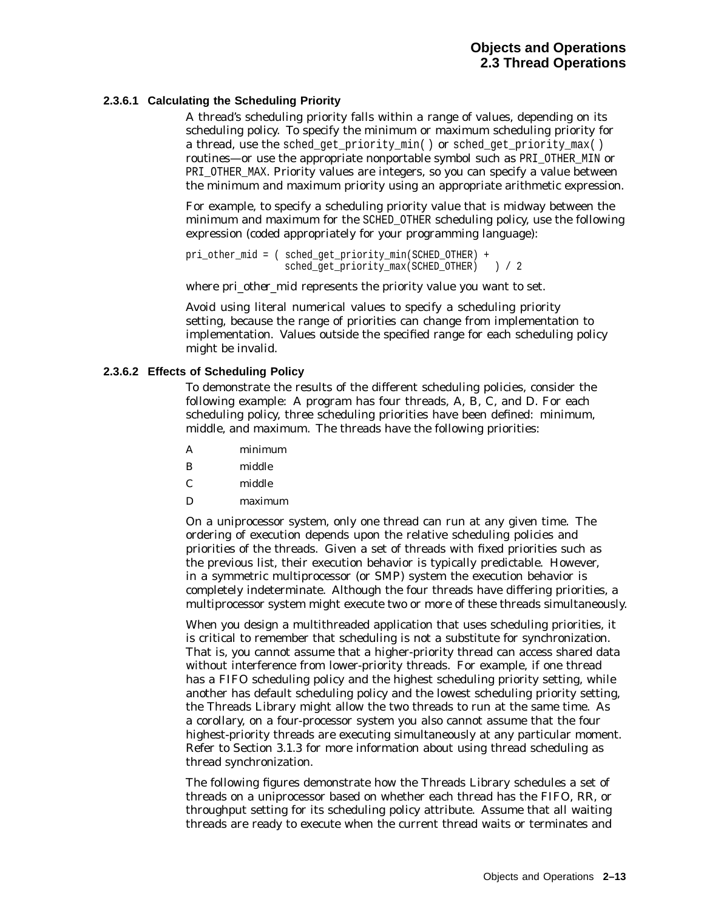#### 2.3.6.1 Calculating the Scheduling Priority

A thread's scheduling priority falls within a range of values, depending on its scheduling policy. To specify the minimum or maximum scheduling priority for a thread, use the `sched_get_priority_min( )` or `sched_get_priority_max( )` routines—or use the appropriate nonportable symbol such as `PRI_OTHER_MIN` or `PRI_OTHER_MAX`. Priority values are integers, so you can specify a value between the minimum and maximum priority using an appropriate arithmetic expression.

For example, to specify a scheduling priority value that is midway between the minimum and maximum for the `SCHED_OTHER` scheduling policy, use the following expression (coded appropriately for your programming language):

```
pri_other_mid = ( sched_get_priority_min(SCHED_OTHER) +
                  sched_get_priority_max(SCHED_OTHER)   ) / 2
```

where *pri_other_mid* represents the priority value you want to set.

Avoid using literal numerical values to specify a scheduling priority setting, because the range of priorities can change from implementation to implementation. Values outside the specified range for each scheduling policy might be invalid.

#### 2.3.6.2 Effects of Scheduling Policy

To demonstrate the results of the different scheduling policies, consider the following example: A program has four threads, A, B, C, and D. For each scheduling policy, three scheduling priorities have been defined: minimum, middle, and maximum. The threads have the following priorities:

| | |
|---|---|
| A | minimum |
| B | middle |
| C | middle |
| D | maximum |

On a uniprocessor system, only one thread can run at any given time. The ordering of execution depends upon the relative scheduling policies and priorities of the threads. Given a set of threads with fixed priorities such as the previous list, their execution behavior is typically predictable. However, in a symmetric multiprocessor (or SMP) system the execution behavior is completely indeterminate. Although the four threads have differing priorities, a multiprocessor system might execute two or more of these threads simultaneously.

When you design a multithreaded application that uses scheduling priorities, it is critical to remember that scheduling is not a substitute for synchronization. That is, you cannot assume that a higher-priority thread can access shared data without interference from lower-priority threads. For example, if one thread has a FIFO scheduling policy and the highest scheduling priority setting, while another has default scheduling policy and the lowest scheduling priority setting, the Threads Library might allow the two threads to run at the same time. As a corollary, on a four-processor system you also cannot assume that the four highest-priority threads are executing simultaneously at any particular moment. Refer to Section 3.1.3 for more information about using thread scheduling as thread synchronization.

The following figures demonstrate how the Threads Library schedules a set of threads on a uniprocessor based on whether each thread has the FIFO, RR, or throughput setting for its scheduling policy attribute. Assume that all waiting threads are ready to execute when the current thread waits or terminates and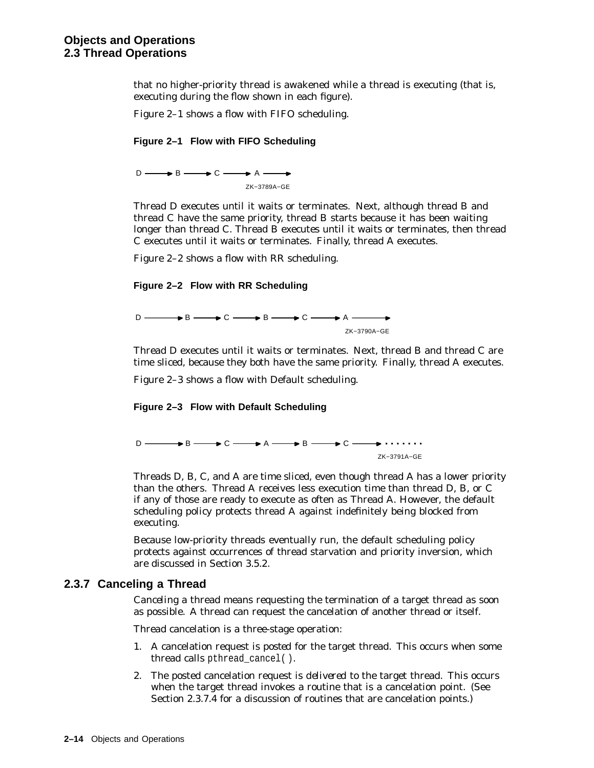that no higher-priority thread is awakened while a thread is executing (that is, executing during the flow shown in each figure).

Figure 2–1 shows a flow with FIFO scheduling.

**Figure 2–1 Flow with FIFO Scheduling**

D ——→ B ——→ C ——→ A ——→

ZK−3789A−GE

Thread D executes until it waits or terminates. Next, although thread B and thread C have the same priority, thread B starts because it has been waiting longer than thread C. Thread B executes until it waits or terminates, then thread C executes until it waits or terminates. Finally, thread A executes.

Figure 2–2 shows a flow with RR scheduling.

**Figure 2–2 Flow with RR Scheduling**

D ——→ B ——→ C ——→ B ——→ C ——→ A ——→

ZK−3790A−GE

Thread D executes until it waits or terminates. Next, thread B and thread C are time sliced, because they both have the same priority. Finally, thread A executes.

Figure 2–3 shows a flow with Default scheduling.

**Figure 2–3 Flow with Default Scheduling**

D ——→ B ——→ C ——→ A ——→ B ——→ C ——→ . . . . . . .

ZK−3791A−GE

Threads D, B, C, and A are time sliced, even though thread A has a lower priority than the others. Thread A receives less execution time than thread D, B, or C if any of those are ready to execute as often as Thread A. However, the default scheduling policy protects thread A against indefinitely being blocked from executing.

Because low-priority threads eventually run, the default scheduling policy protects against occurrences of thread starvation and priority inversion, which are discussed in Section 3.5.2.

### 2.3.7 Canceling a Thread

Canceling a thread means requesting the termination of a target thread as soon as possible. A thread can request the cancelation of another thread or itself.

Thread cancelation is a three-stage operation:

1. A cancelation request is posted for the target thread. This occurs when some thread calls `pthread_cancel( )`.
2. The posted cancelation request is *delivered* to the target thread. This occurs when the target thread invokes a routine that is a cancelation point. (See Section 2.3.7.4 for a discussion of routines that are cancelation points.)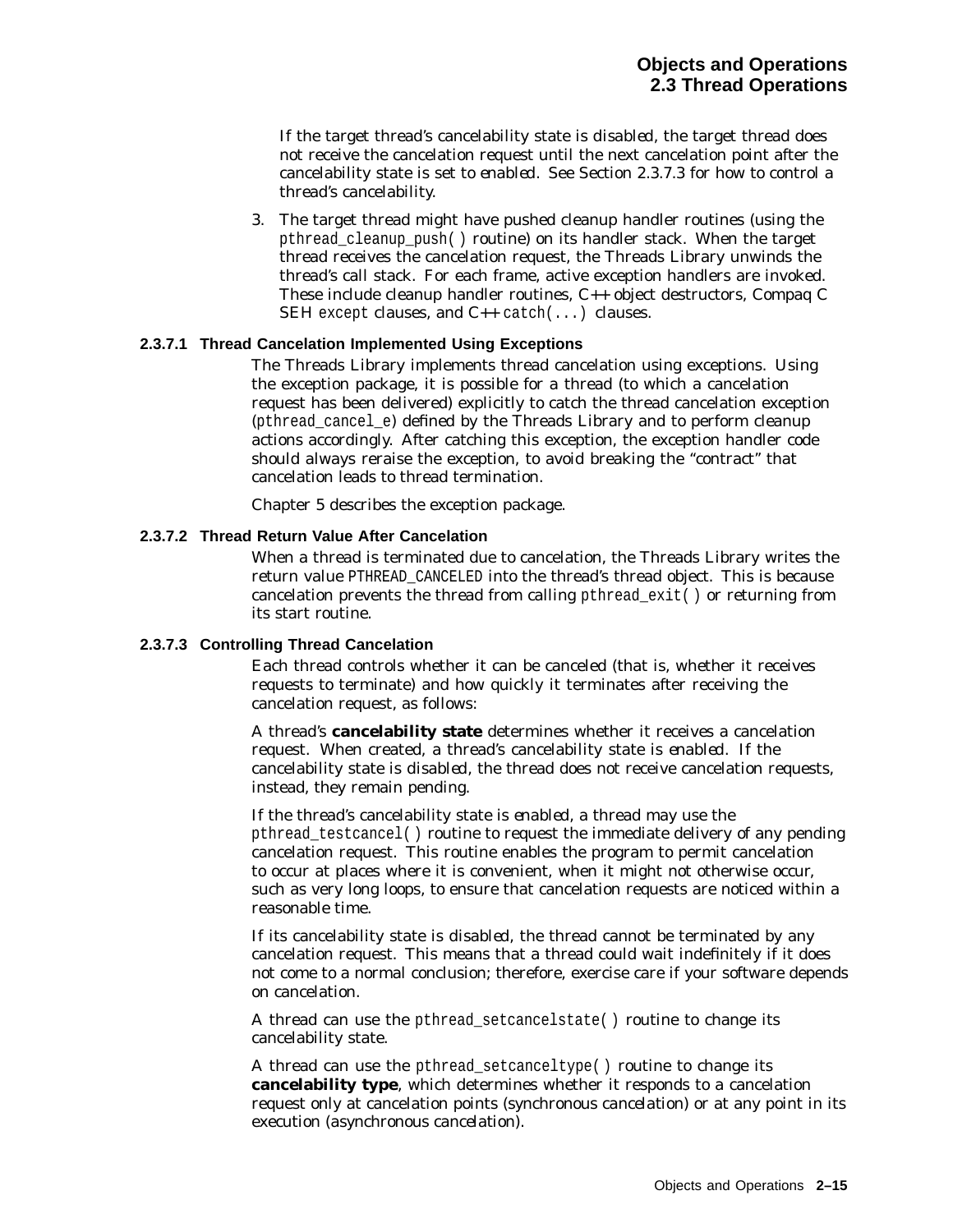If the target thread's cancelability state is disabled, the target thread does not receive the cancelation request until the next cancelation point after the cancelability state is set to *enabled*. See Section 2.3.7.3 for how to control a thread's cancelability.

3. The target thread might have pushed cleanup handler routines (using the `pthread_cleanup_push()` routine) on its handler stack. When the target thread receives the cancelation request, the Threads Library unwinds the thread's call stack. For each frame, active exception handlers are invoked. These include cleanup handler routines, C++ object destructors, Compaq C SEH `except` clauses, and C++ `catch(...)` clauses.

#### 2.3.7.1 Thread Cancelation Implemented Using Exceptions

The Threads Library implements thread cancelation using exceptions. Using the exception package, it is possible for a thread (to which a cancelation request has been delivered) explicitly to catch the thread cancelation exception (`pthread_cancel_e`) defined by the Threads Library and to perform cleanup actions accordingly. After catching this exception, the exception handler code should always reraise the exception, to avoid breaking the "contract" that cancelation leads to thread termination.

Chapter 5 describes the exception package.

#### 2.3.7.2 Thread Return Value After Cancelation

When a thread is terminated due to cancelation, the Threads Library writes the return value `PTHREAD_CANCELED` into the thread's thread object. This is because cancelation prevents the thread from calling `pthread_exit()` or returning from its start routine.

#### 2.3.7.3 Controlling Thread Cancelation

Each thread controls whether it can be canceled (that is, whether it receives requests to terminate) and how quickly it terminates after receiving the cancelation request, as follows:

A thread's **cancelability state** determines whether it receives a cancelation request. When created, a thread's cancelability state is *enabled*. If the cancelability state is disabled, the thread does not receive cancelation requests, instead, they remain pending.

If the thread's cancelability state is *enabled*, a thread may use the `pthread_testcancel()` routine to request the immediate delivery of any pending cancelation request. This routine enables the program to permit cancelation to occur at places where it is convenient, when it might not otherwise occur, such as very long loops, to ensure that cancelation requests are noticed within a reasonable time.

If its cancelability state is disabled, the thread cannot be terminated by any cancelation request. This means that a thread could wait indefinitely if it does not come to a normal conclusion; therefore, exercise care if your software depends on cancelation.

A thread can use the `pthread_setcancelstate()` routine to change its cancelability state.

A thread can use the `pthread_setcanceltype()` routine to change its **cancelability type**, which determines whether it responds to a cancelation request only at cancelation points (synchronous cancelation) or at any point in its execution (asynchronous cancelation).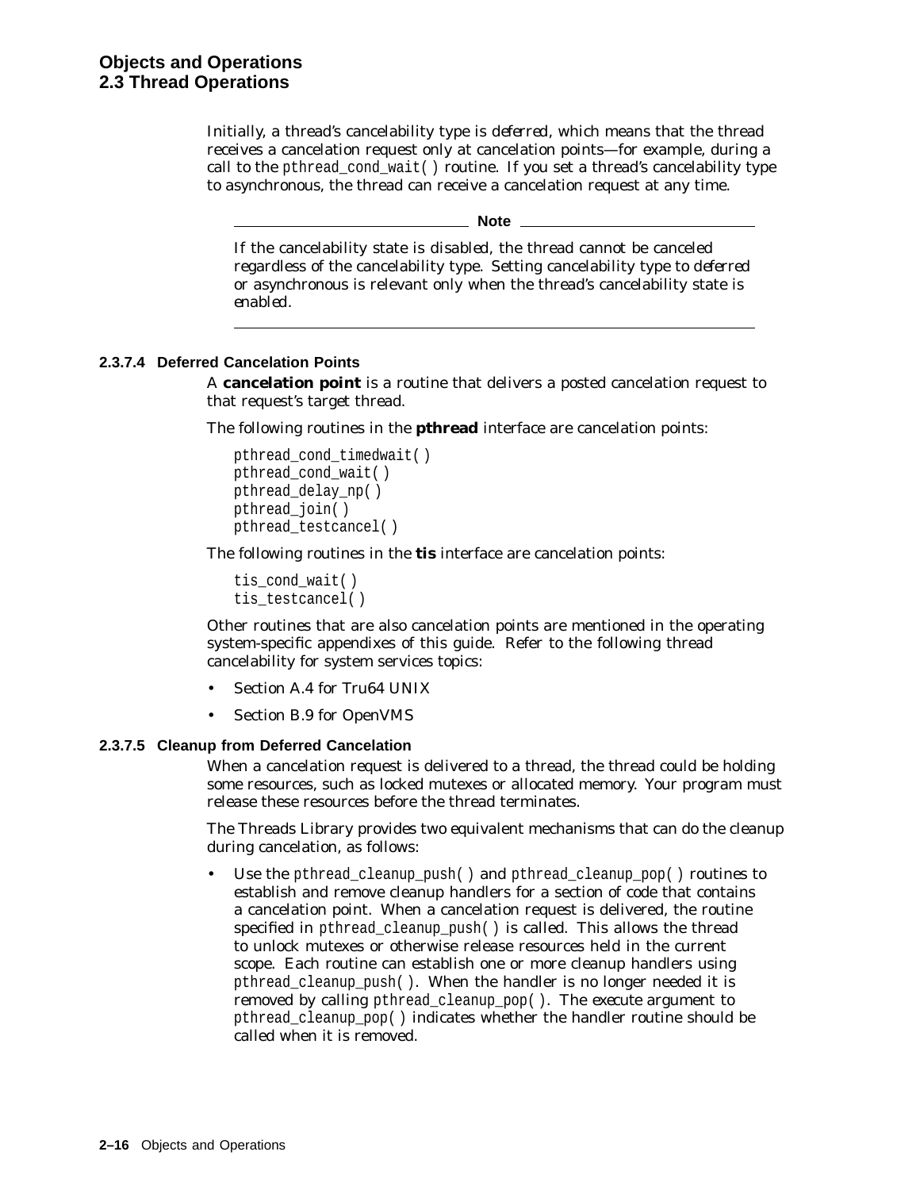Initially, a thread's cancelability type is *deferred*, which means that the thread receives a cancelation request only at cancelation points—for example, during a call to the `pthread_cond_wait( )` routine. If you set a thread's cancelability type to asynchronous, the thread can receive a cancelation request at any time.

**Note**

If the cancelability state is *disabled*, the thread cannot be canceled regardless of the cancelability type. Setting cancelability type to *deferred* or *asynchronous* is relevant only when the thread's cancelability state is *enabled*.

#### 2.3.7.4 Deferred Cancelation Points

A **cancelation point** is a routine that delivers a posted cancelation request to that request's target thread.

The following routines in the **pthread** interface are cancelation points:

```
pthread_cond_timedwait( )
pthread_cond_wait( )
pthread_delay_np( )
pthread_join( )
pthread_testcancel( )
```

The following routines in the **tis** interface are cancelation points:

```
tis_cond_wait( )
tis_testcancel( )
```

Other routines that are also cancelation points are mentioned in the operating system-specific appendixes of this guide. Refer to the following thread cancelability for system services topics:

- Section A.4 for Tru64 UNIX
- Section B.9 for OpenVMS

#### 2.3.7.5 Cleanup from Deferred Cancelation

When a cancelation request is delivered to a thread, the thread could be holding some resources, such as locked mutexes or allocated memory. Your program must release these resources before the thread terminates.

The Threads Library provides two equivalent mechanisms that can do the cleanup during cancelation, as follows:

- Use the `pthread_cleanup_push( )` and `pthread_cleanup_pop( )` routines to establish and remove cleanup handlers for a section of code that contains a cancelation point. When a cancelation request is delivered, the routine specified in `pthread_cleanup_push( )` is called. This allows the thread to unlock mutexes or otherwise release resources held in the current scope. Each routine can establish one or more cleanup handlers using `pthread_cleanup_push( )`. When the handler is no longer needed it is removed by calling `pthread_cleanup_pop( )`. The *execute* argument to `pthread_cleanup_pop( )` indicates whether the handler routine should be called when it is removed.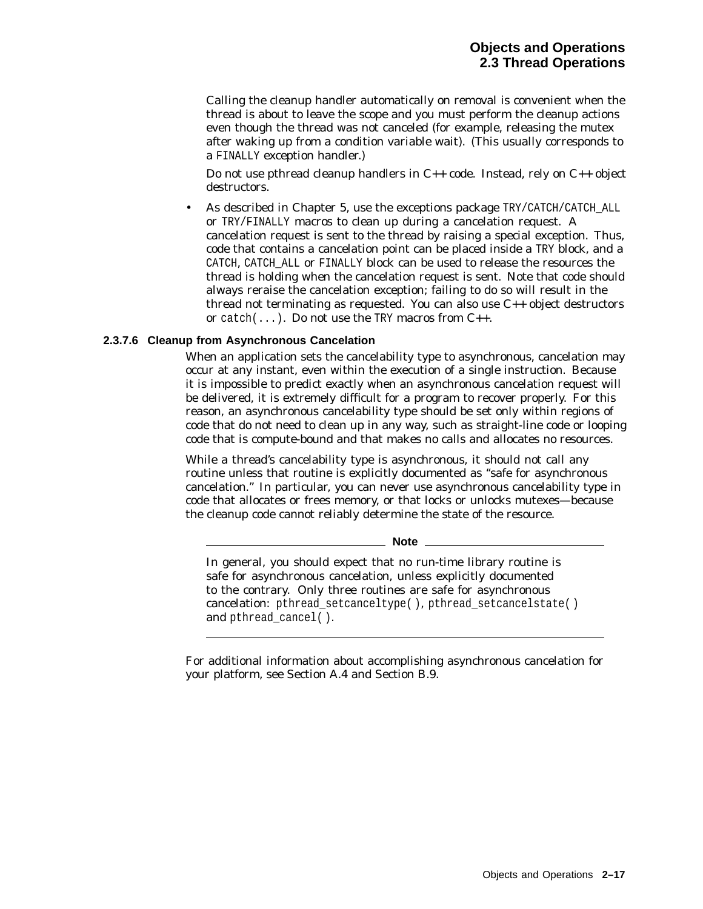Calling the cleanup handler automatically on removal is convenient when the thread is about to leave the scope and you must perform the cleanup actions even though the thread was not canceled (for example, releasing the mutex after waking up from a condition variable wait). (This usually corresponds to a `FINALLY` exception handler.)

Do not use pthread cleanup handlers in C++ code. Instead, rely on C++ object destructors.

- As described in Chapter 5, use the exceptions package `TRY`/`CATCH`/`CATCH_ALL` or `TRY`/`FINALLY` macros to clean up during a cancelation request. A cancelation request is sent to the thread by raising a special exception. Thus, code that contains a cancelation point can be placed inside a `TRY` block, and a `CATCH`, `CATCH_ALL` or `FINALLY` block can be used to release the resources the thread is holding when the cancelation request is sent. Note that code should always reraise the cancelation exception; failing to do so will result in the thread not terminating as requested. You can also use C++ object destructors or `catch(...)`. Do not use the `TRY` macros from C++.

#### 2.3.7.6 Cleanup from Asynchronous Cancelation

When an application sets the cancelability type to asynchronous, cancelation may occur at any instant, even within the execution of a single instruction. Because it is impossible to predict exactly when an asynchronous cancelation request will be delivered, it is extremely difficult for a program to recover properly. For this reason, an asynchronous cancelability type should be set only within regions of code that do not need to clean up in any way, such as straight-line code or looping code that is compute-bound and that makes no calls and allocates no resources.

While a thread's cancelability type is asynchronous, it should not call any routine unless that routine is explicitly documented as "safe for asynchronous cancelation." In particular, you can never use asynchronous cancelability type in code that allocates or frees memory, or that locks or unlocks mutexes—because the cleanup code cannot reliably determine the state of the resource.

---

**Note**

In general, you should expect that no run-time library routine is safe for asynchronous cancelation, unless explicitly documented to the contrary. Only three routines are safe for asynchronous cancelation: `pthread_setcanceltype()`, `pthread_setcancelstate()` and `pthread_cancel()`.

---

For additional information about accomplishing asynchronous cancelation for your platform, see Section A.4 and Section B.9.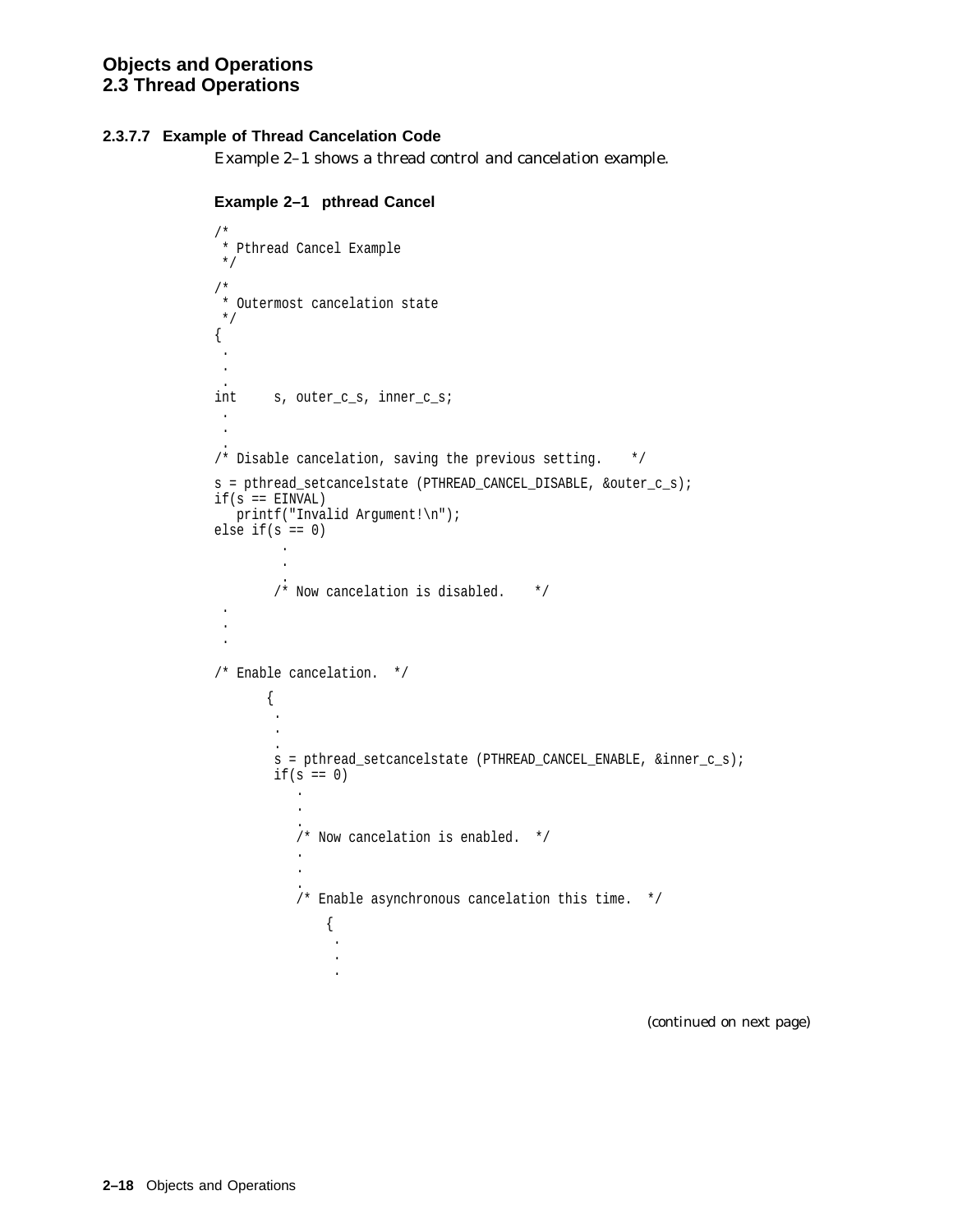#### 2.3.7.7 Example of Thread Cancelation Code

Example 2–1 shows a thread control and cancelation example.

**Example 2–1 pthread Cancel**

```
/*
 * Pthread Cancel Example
 */
/*
 * Outermost cancelation state
 */
{
 .
 .
 .
int     s, outer_c_s, inner_c_s;
 .
 .
 .
/* Disable cancelation, saving the previous setting.    */
s = pthread_setcancelstate (PTHREAD_CANCEL_DISABLE, &outer_c_s);
if(s == EINVAL)
   printf("Invalid Argument!\n");
else if(s == 0)
         .
         .
         .
        /* Now cancelation is disabled.    */
 .
 .
 .

/* Enable cancelation.  */
       {
        .
        .
        .
        s = pthread_setcancelstate (PTHREAD_CANCEL_ENABLE, &inner_c_s);
        if(s == 0)
           .
           .
           .
           /* Now cancelation is enabled.  */
           .
           .
           .
           /* Enable asynchronous cancelation this time.  */
               {
                .
                .
                .
```

*(continued on next page)*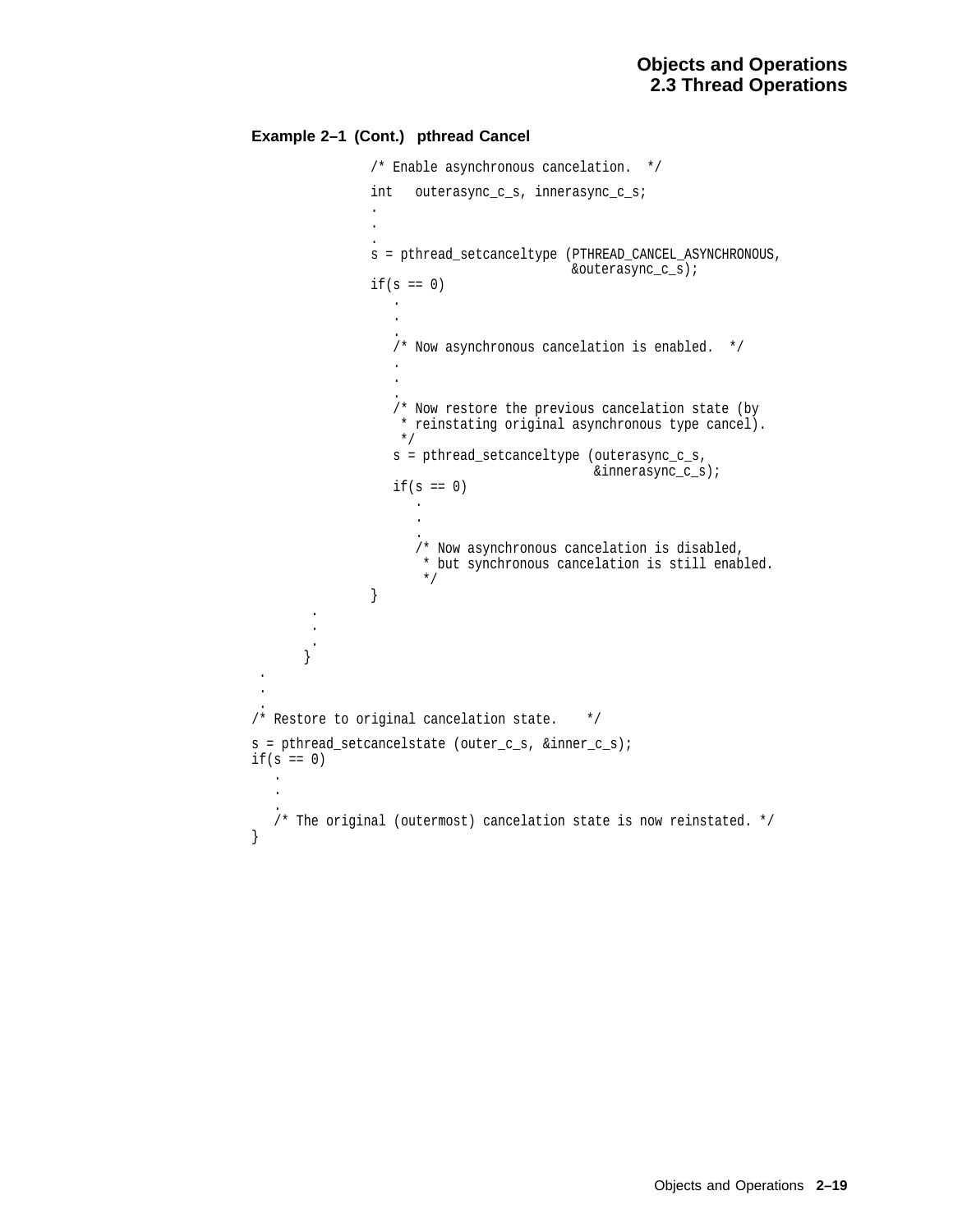**Example 2–1 (Cont.) pthread Cancel**

```
                /* Enable asynchronous cancelation.  */
                int   outerasync_c_s, innerasync_c_s;
                .
                .
                .
                s = pthread_setcanceltype (PTHREAD_CANCEL_ASYNCHRONOUS,
                                           &outerasync_c_s);
                if(s == 0)
                   .
                   .
                   .
                   /* Now asynchronous cancelation is enabled.  */
                   .
                   .
                   .
                   /* Now restore the previous cancelation state (by
                    * reinstating original asynchronous type cancel).
                    */
                   s = pthread_setcanceltype (outerasync_c_s,
                                              &innerasync_c_s);
                   if(s == 0)
                      .
                      .
                      .
                      /* Now asynchronous cancelation is disabled,
                       * but synchronous cancelation is still enabled.
                       */
                }
        .
        .
        .
       }
 .
 .
 .
/* Restore to original cancelation state.    */
s = pthread_setcancelstate (outer_c_s, &inner_c_s);
if(s == 0)
   .
   .
   .
   /* The original (outermost) cancelation state is now reinstated. */
}
```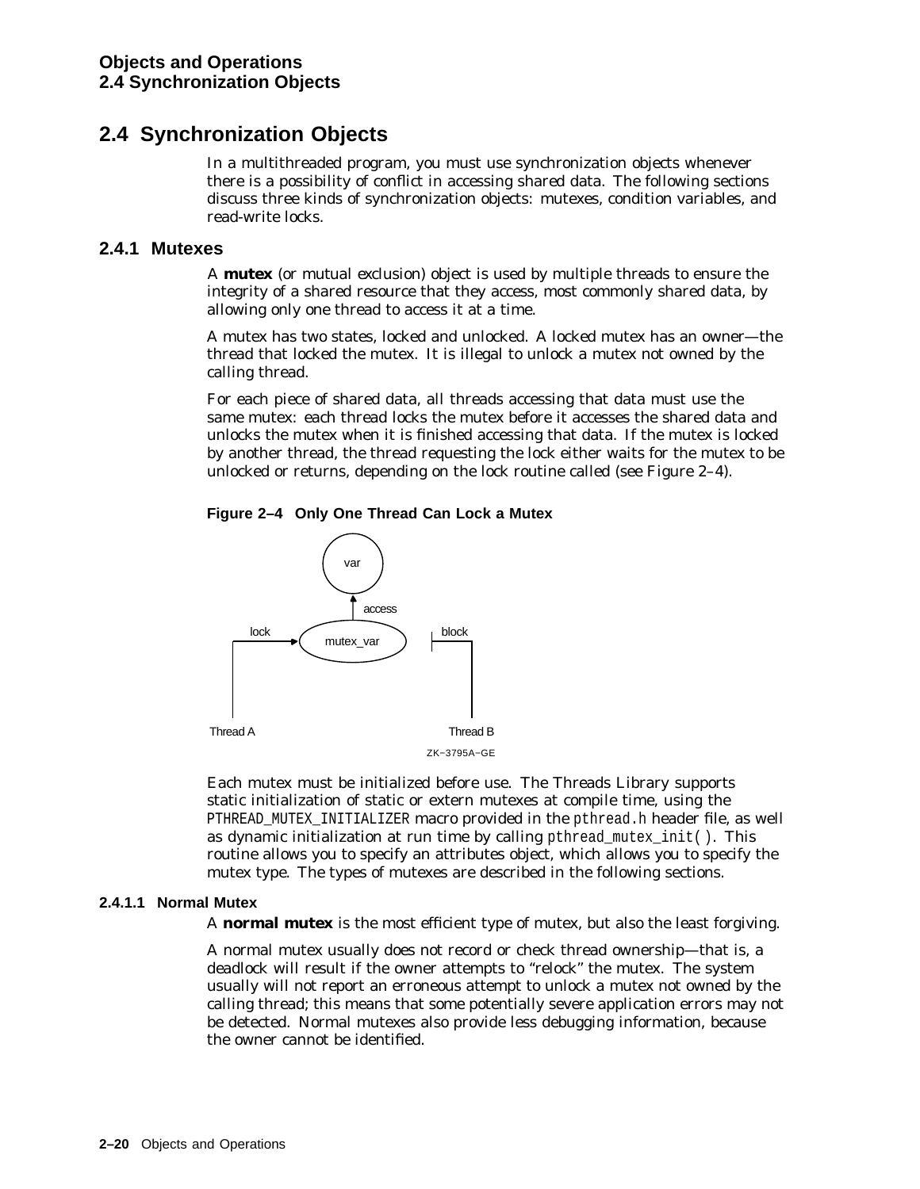## 2.4 Synchronization Objects

In a multithreaded program, you must use synchronization objects whenever there is a possibility of conflict in accessing shared data. The following sections discuss three kinds of synchronization objects: mutexes, condition variables, and read-write locks.

### 2.4.1 Mutexes

A **mutex** (or mutual exclusion) object is used by multiple threads to ensure the integrity of a shared resource that they access, most commonly shared data, by allowing only one thread to access it at a time.

A mutex has two states, locked and unlocked. A locked mutex has an owner—the thread that locked the mutex. It is illegal to unlock a mutex not owned by the calling thread.

For each piece of shared data, all threads accessing that data must use the same mutex: each thread locks the mutex before it accesses the shared data and unlocks the mutex when it is finished accessing that data. If the mutex is locked by another thread, the thread requesting the lock either waits for the mutex to be unlocked or returns, depending on the lock routine called (see Figure 2–4).

**Figure 2–4 Only One Thread Can Lock a Mutex**

var

access

lock mutex_var block

Thread A Thread B

ZK−3795A−GE

Each mutex must be initialized before use. The Threads Library supports static initialization of static or extern mutexes at compile time, using the `PTHREAD_MUTEX_INITIALIZER` macro provided in the `pthread.h` header file, as well as dynamic initialization at run time by calling `pthread_mutex_init( )`. This routine allows you to specify an attributes object, which allows you to specify the mutex type. The types of mutexes are described in the following sections.

#### 2.4.1.1 Normal Mutex

A **normal mutex** is the most efficient type of mutex, but also the least forgiving.

A normal mutex usually does not record or check thread ownership—that is, a deadlock will result if the owner attempts to "relock" the mutex. The system usually will not report an erroneous attempt to unlock a mutex not owned by the calling thread; this means that some potentially severe application errors may not be detected. Normal mutexes also provide less debugging information, because the owner cannot be identified.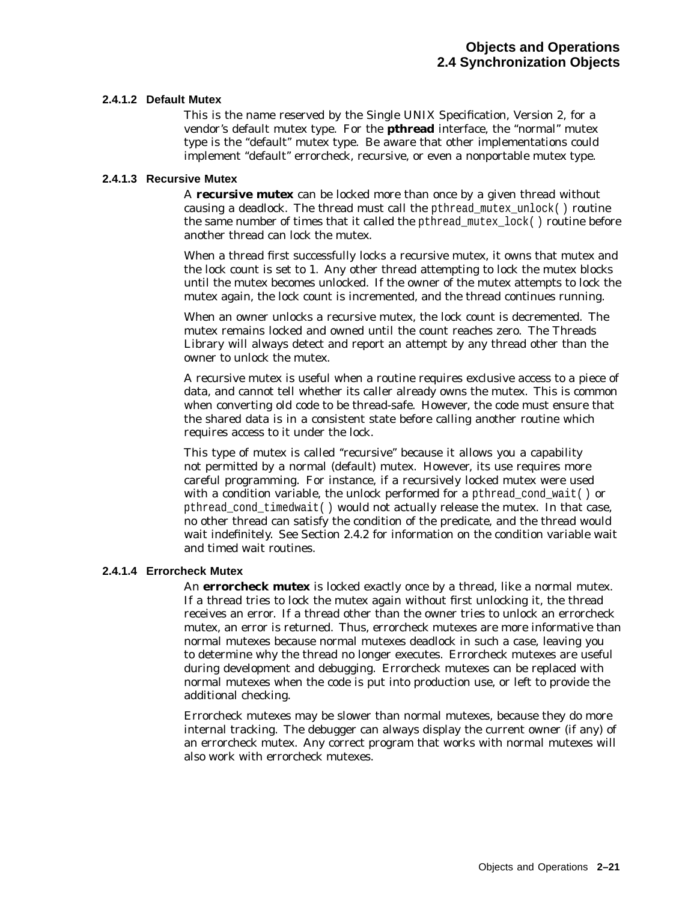#### 2.4.1.2 Default Mutex

This is the name reserved by the Single UNIX Specification, Version 2, for a vendor's default mutex type. For the **pthread** interface, the "normal" mutex type is the "default" mutex type. Be aware that other implementations could implement "default" errorcheck, recursive, or even a nonportable mutex type.

#### 2.4.1.3 Recursive Mutex

A **recursive mutex** can be locked more than once by a given thread without causing a deadlock. The thread must call the `pthread_mutex_unlock( )` routine the same number of times that it called the `pthread_mutex_lock( )` routine before another thread can lock the mutex.

When a thread first successfully locks a recursive mutex, it owns that mutex and the lock count is set to 1. Any other thread attempting to lock the mutex blocks until the mutex becomes unlocked. If the owner of the mutex attempts to lock the mutex again, the lock count is incremented, and the thread continues running.

When an owner unlocks a recursive mutex, the lock count is decremented. The mutex remains locked and owned until the count reaches zero. The Threads Library will always detect and report an attempt by any thread other than the owner to unlock the mutex.

A recursive mutex is useful when a routine requires exclusive access to a piece of data, and cannot tell whether its caller already owns the mutex. This is common when converting old code to be thread-safe. However, the code must ensure that the shared data is in a consistent state before calling another routine which requires access to it under the lock.

This type of mutex is called "recursive" because it allows you a capability not permitted by a normal (default) mutex. However, its use requires more careful programming. For instance, if a recursively locked mutex were used with a condition variable, the unlock performed for a `pthread_cond_wait( )` or `pthread_cond_timedwait( )` would not actually release the mutex. In that case, no other thread can satisfy the condition of the predicate, and the thread would wait indefinitely. See Section 2.4.2 for information on the condition variable wait and timed wait routines.

#### 2.4.1.4 Errorcheck Mutex

An **errorcheck mutex** is locked exactly once by a thread, like a normal mutex. If a thread tries to lock the mutex again without first unlocking it, the thread receives an error. If a thread other than the owner tries to unlock an errorcheck mutex, an error is returned. Thus, errorcheck mutexes are more informative than normal mutexes because normal mutexes deadlock in such a case, leaving you to determine why the thread no longer executes. Errorcheck mutexes are useful during development and debugging. Errorcheck mutexes can be replaced with normal mutexes when the code is put into production use, or left to provide the additional checking.

Errorcheck mutexes may be slower than normal mutexes, because they do more internal tracking. The debugger can always display the current owner (if any) of an errorcheck mutex. Any correct program that works with normal mutexes will also work with errorcheck mutexes.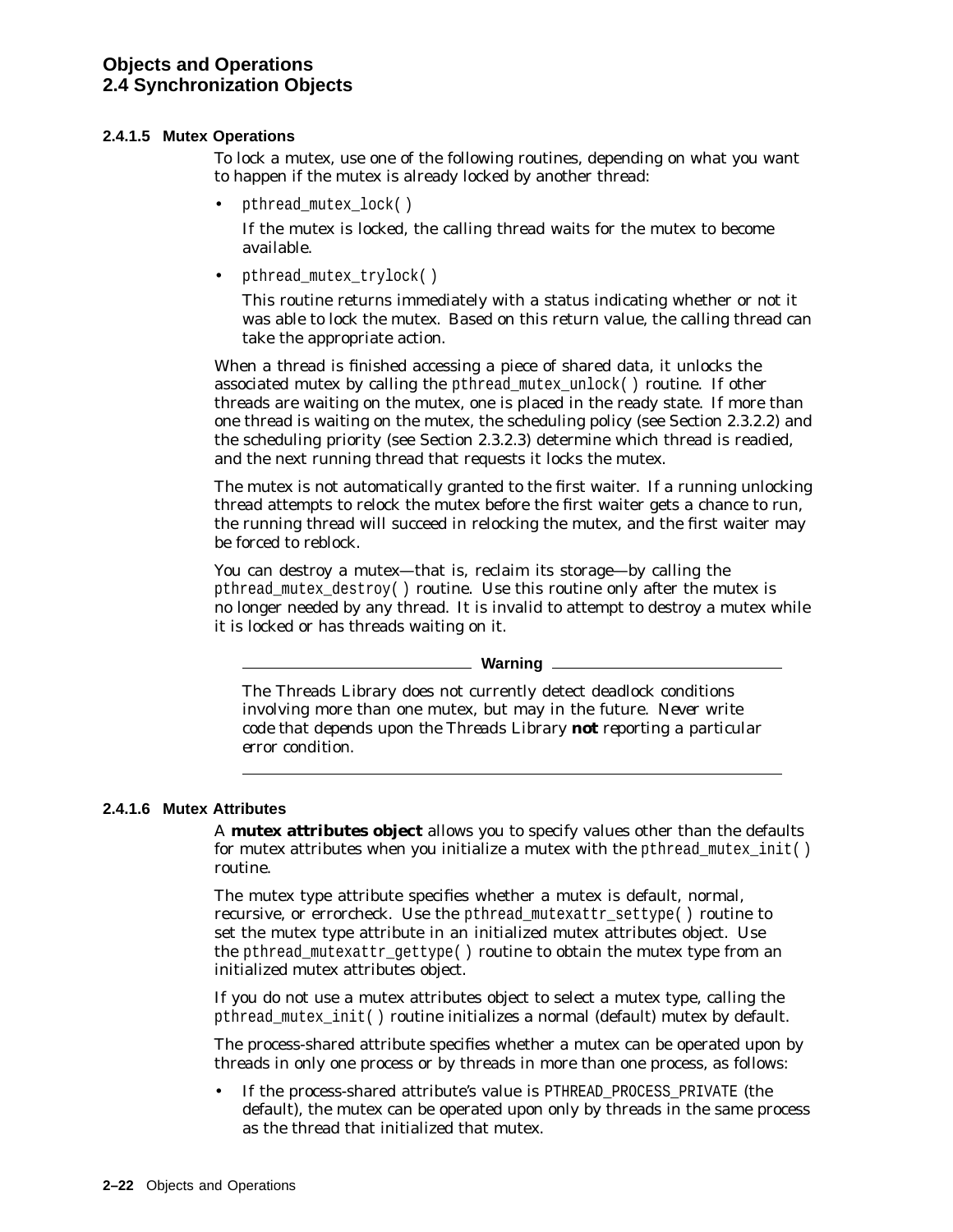#### 2.4.1.5 Mutex Operations

To lock a mutex, use one of the following routines, depending on what you want to happen if the mutex is already locked by another thread:

- `pthread_mutex_lock( )`

  If the mutex is locked, the calling thread waits for the mutex to become available.

- `pthread_mutex_trylock( )`

  This routine returns immediately with a status indicating whether or not it was able to lock the mutex. Based on this return value, the calling thread can take the appropriate action.

When a thread is finished accessing a piece of shared data, it unlocks the associated mutex by calling the `pthread_mutex_unlock( )` routine. If other threads are waiting on the mutex, one is placed in the ready state. If more than one thread is waiting on the mutex, the scheduling policy (see Section 2.3.2.2) and the scheduling priority (see Section 2.3.2.3) determine which thread is readied, and the next running thread that requests it locks the mutex.

The mutex is not automatically granted to the first waiter. If a running unlocking thread attempts to relock the mutex before the first waiter gets a chance to run, the running thread will succeed in relocking the mutex, and the first waiter may be forced to reblock.

You can destroy a mutex—that is, reclaim its storage—by calling the `pthread_mutex_destroy( )` routine. Use this routine only after the mutex is no longer needed by any thread. It is invalid to attempt to destroy a mutex while it is locked or has threads waiting on it.

**Warning**

*The Threads Library does not currently detect deadlock conditions involving more than one mutex, but may in the future. Never write code that depends upon the Threads Library* ***not*** *reporting a particular error condition.*

#### 2.4.1.6 Mutex Attributes

A **mutex attributes object** allows you to specify values other than the defaults for mutex attributes when you initialize a mutex with the `pthread_mutex_init( )` routine.

The mutex type attribute specifies whether a mutex is default, normal, recursive, or errorcheck. Use the `pthread_mutexattr_settype( )` routine to set the mutex type attribute in an initialized mutex attributes object. Use the `pthread_mutexattr_gettype( )` routine to obtain the mutex type from an initialized mutex attributes object.

If you do not use a mutex attributes object to select a mutex type, calling the `pthread_mutex_init( )` routine initializes a normal (default) mutex by default.

The process-shared attribute specifies whether a mutex can be operated upon by threads in only one process or by threads in more than one process, as follows:

- If the process-shared attribute's value is `PTHREAD_PROCESS_PRIVATE` (the default), the mutex can be operated upon only by threads in the same process as the thread that initialized that mutex.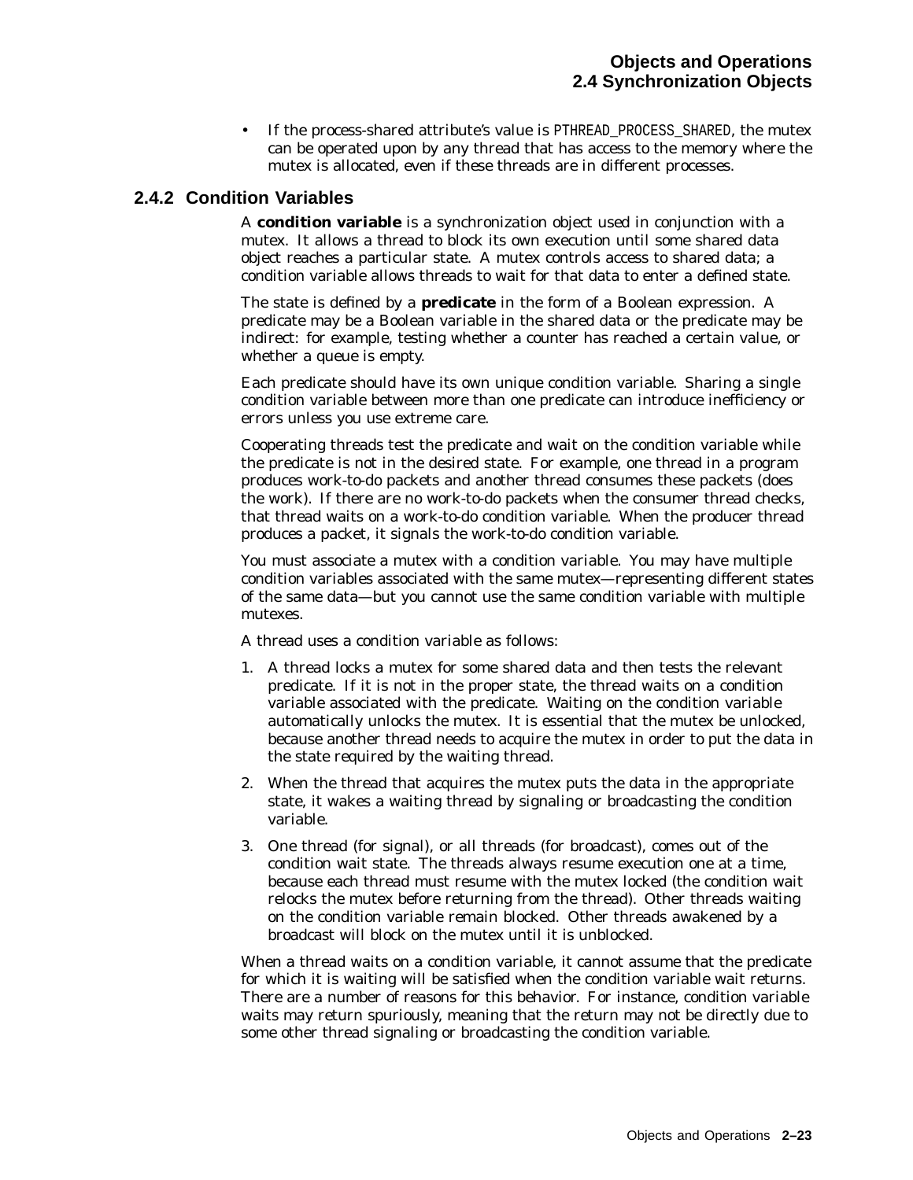- If the process-shared attribute's value is PTHREAD_PROCESS_SHARED, the mutex can be operated upon by any thread that has access to the memory where the mutex is allocated, even if these threads are in different processes.

### 2.4.2 Condition Variables

A **condition variable** is a synchronization object used in conjunction with a mutex. It allows a thread to block its own execution until some shared data object reaches a particular state. A mutex controls access to shared data; a condition variable allows threads to wait for that data to enter a defined state.

The state is defined by a **predicate** in the form of a Boolean expression. A predicate may be a Boolean variable in the shared data or the predicate may be indirect: for example, testing whether a counter has reached a certain value, or whether a queue is empty.

Each predicate should have its own unique condition variable. Sharing a single condition variable between more than one predicate can introduce inefficiency or errors unless you use extreme care.

Cooperating threads test the predicate and wait on the condition variable while the predicate is not in the desired state. For example, one thread in a program produces work-to-do packets and another thread consumes these packets (does the work). If there are no work-to-do packets when the consumer thread checks, that thread waits on a work-to-do condition variable. When the producer thread produces a packet, it signals the work-to-do condition variable.

You must associate a mutex with a condition variable. You may have multiple condition variables associated with the same mutex—representing different states of the same data—but you cannot use the same condition variable with multiple mutexes.

A thread uses a condition variable as follows:

1. A thread locks a mutex for some shared data and then tests the relevant predicate. If it is not in the proper state, the thread waits on a condition variable associated with the predicate. Waiting on the condition variable automatically unlocks the mutex. It is essential that the mutex be unlocked, because another thread needs to acquire the mutex in order to put the data in the state required by the waiting thread.
2. When the thread that acquires the mutex puts the data in the appropriate state, it wakes a waiting thread by signaling or broadcasting the condition variable.
3. One thread (for signal), or all threads (for broadcast), comes out of the condition wait state. The threads always resume execution one at a time, because each thread must resume with the mutex locked (the condition wait relocks the mutex before returning from the thread). Other threads waiting on the condition variable remain blocked. Other threads awakened by a broadcast will block on the mutex until it is unblocked.

When a thread waits on a condition variable, it cannot assume that the predicate for which it is waiting will be satisfied when the condition variable wait returns. There are a number of reasons for this behavior. For instance, condition variable waits may return spuriously, meaning that the return may not be directly due to some other thread signaling or broadcasting the condition variable.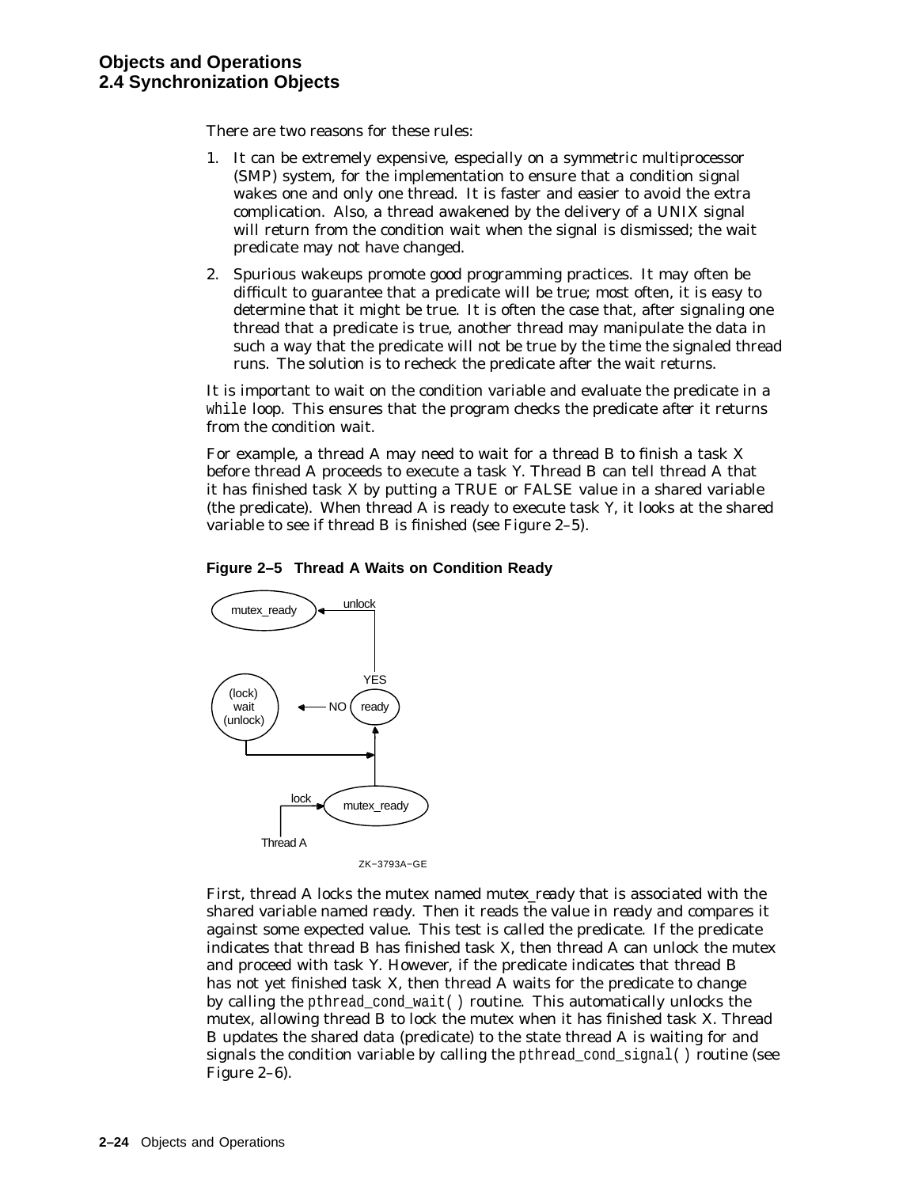There are two reasons for these rules:

1. It can be extremely expensive, especially on a symmetric multiprocessor (SMP) system, for the implementation to ensure that a condition signal wakes one and only one thread. It is faster and easier to avoid the extra complication. Also, a thread awakened by the delivery of a UNIX signal will return from the condition wait when the signal is dismissed; the wait predicate may not have changed.
2. Spurious wakeups promote good programming practices. It may often be difficult to guarantee that a predicate will be true; most often, it is easy to determine that it might be true. It is often the case that, after signaling one thread that a predicate is true, another thread may manipulate the data in such a way that the predicate will not be true by the time the signaled thread runs. The solution is to recheck the predicate after the wait returns.

It is important to wait on the condition variable and evaluate the predicate in a `while` loop. This ensures that the program checks the predicate after it returns from the condition wait.

For example, a thread A may need to wait for a thread B to finish a task X before thread A proceeds to execute a task Y. Thread B can tell thread A that it has finished task X by putting a TRUE or FALSE value in a shared variable (the predicate). When thread A is ready to execute task Y, it looks at the shared variable to see if thread B is finished (see Figure 2–5).

**Figure 2–5 Thread A Waits on Condition Ready**

First, thread A locks the mutex named *mutex_ready* that is associated with the shared variable named *ready*. Then it reads the value in *ready* and compares it against some expected value. This test is called the predicate. If the predicate indicates that thread B has finished task X, then thread A can unlock the mutex and proceed with task Y. However, if the predicate indicates that thread B has not yet finished task X, then thread A waits for the predicate to change by calling the `pthread_cond_wait( )` routine. This automatically unlocks the mutex, allowing thread B to lock the mutex when it has finished task X. Thread B updates the shared data (predicate) to the state thread A is waiting for and signals the condition variable by calling the `pthread_cond_signal( )` routine (see Figure 2–6).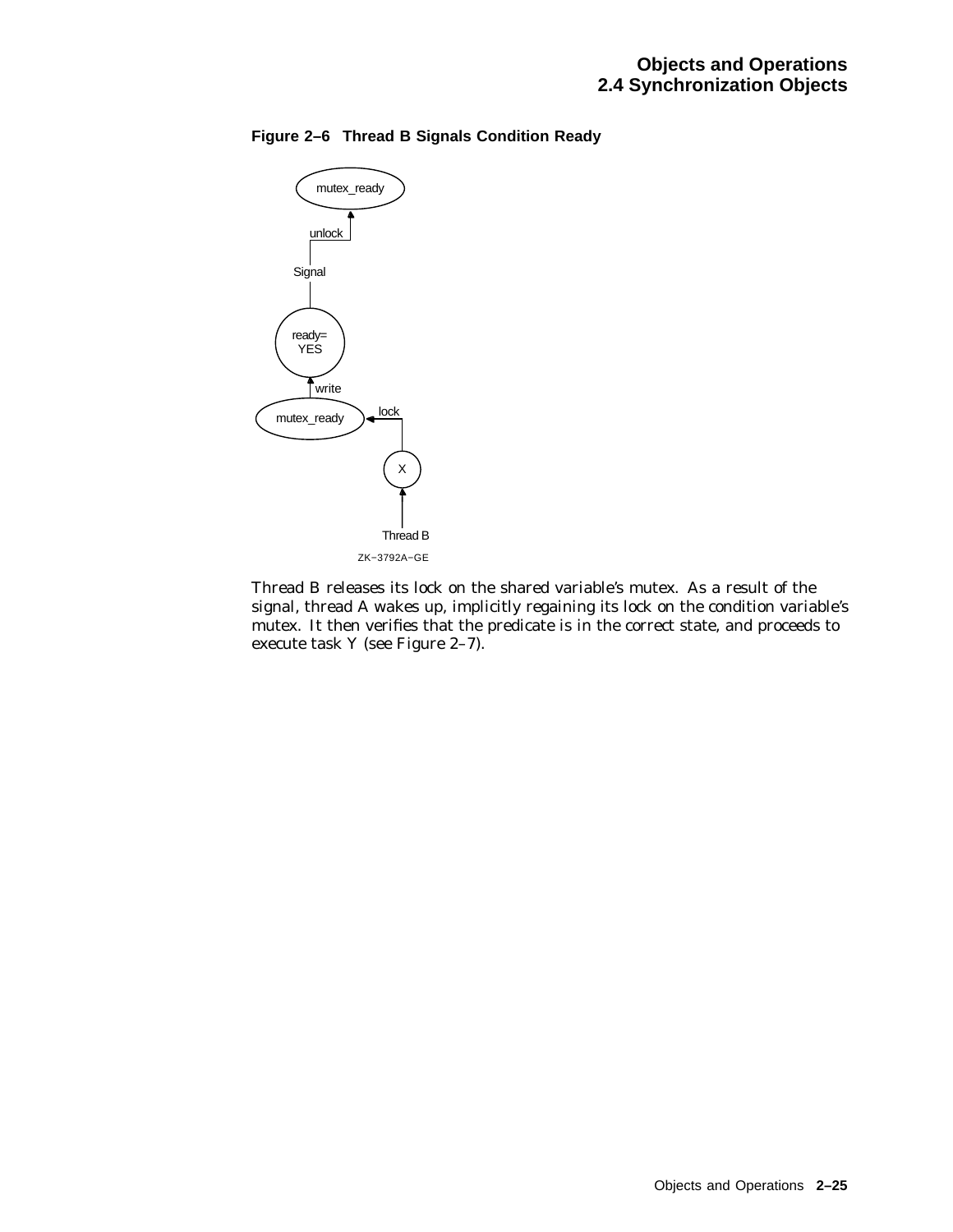**Figure 2–6 Thread B Signals Condition Ready**

Thread B releases its lock on the shared variable's mutex. As a result of the signal, thread A wakes up, implicitly regaining its lock on the condition variable's mutex. It then verifies that the predicate is in the correct state, and proceeds to execute task Y (see Figure 2–7).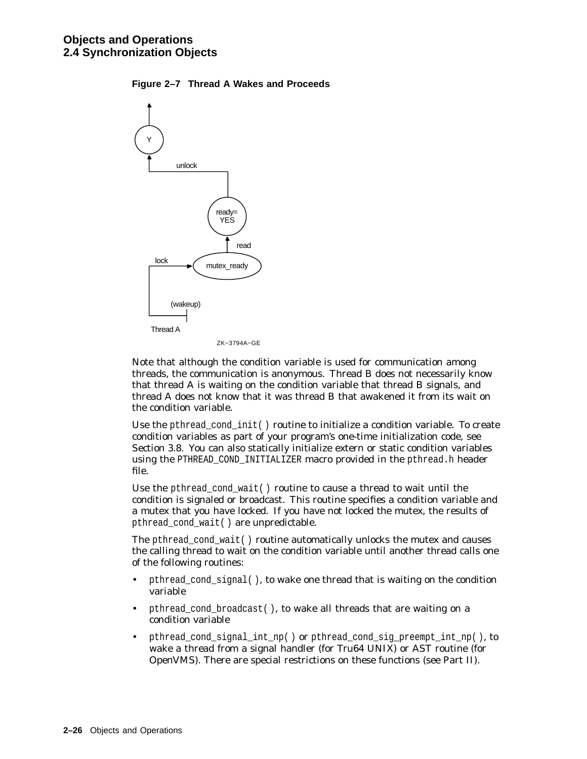**Figure 2–7 Thread A Wakes and Proceeds**

Note that although the condition variable is used for communication among threads, the communication is anonymous. Thread B does not necessarily know that thread A is waiting on the condition variable that thread B signals, and thread A does not know that it was thread B that awakened it from its wait on the condition variable.

Use the `pthread_cond_init( )` routine to initialize a condition variable. To create condition variables as part of your program's one-time initialization code, see Section 3.8. You can also statically initialize extern or static condition variables using the `PTHREAD_COND_INITIALIZER` macro provided in the `pthread.h` header file.

Use the `pthread_cond_wait( )` routine to cause a thread to wait until the condition is signaled or broadcast. This routine specifies a condition variable and a mutex that you have locked. If you have not locked the mutex, the results of `pthread_cond_wait( )` are unpredictable.

The `pthread_cond_wait( )` routine automatically unlocks the mutex and causes the calling thread to wait on the condition variable until another thread calls one of the following routines:

- `pthread_cond_signal( )`, to wake one thread that is waiting on the condition variable
- `pthread_cond_broadcast( )`, to wake all threads that are waiting on a condition variable
- `pthread_cond_signal_int_np( )` or `pthread_cond_sig_preempt_int_np( )`, to wake a thread from a signal handler (for Tru64 UNIX) or AST routine (for OpenVMS). There are special restrictions on these functions (see Part II).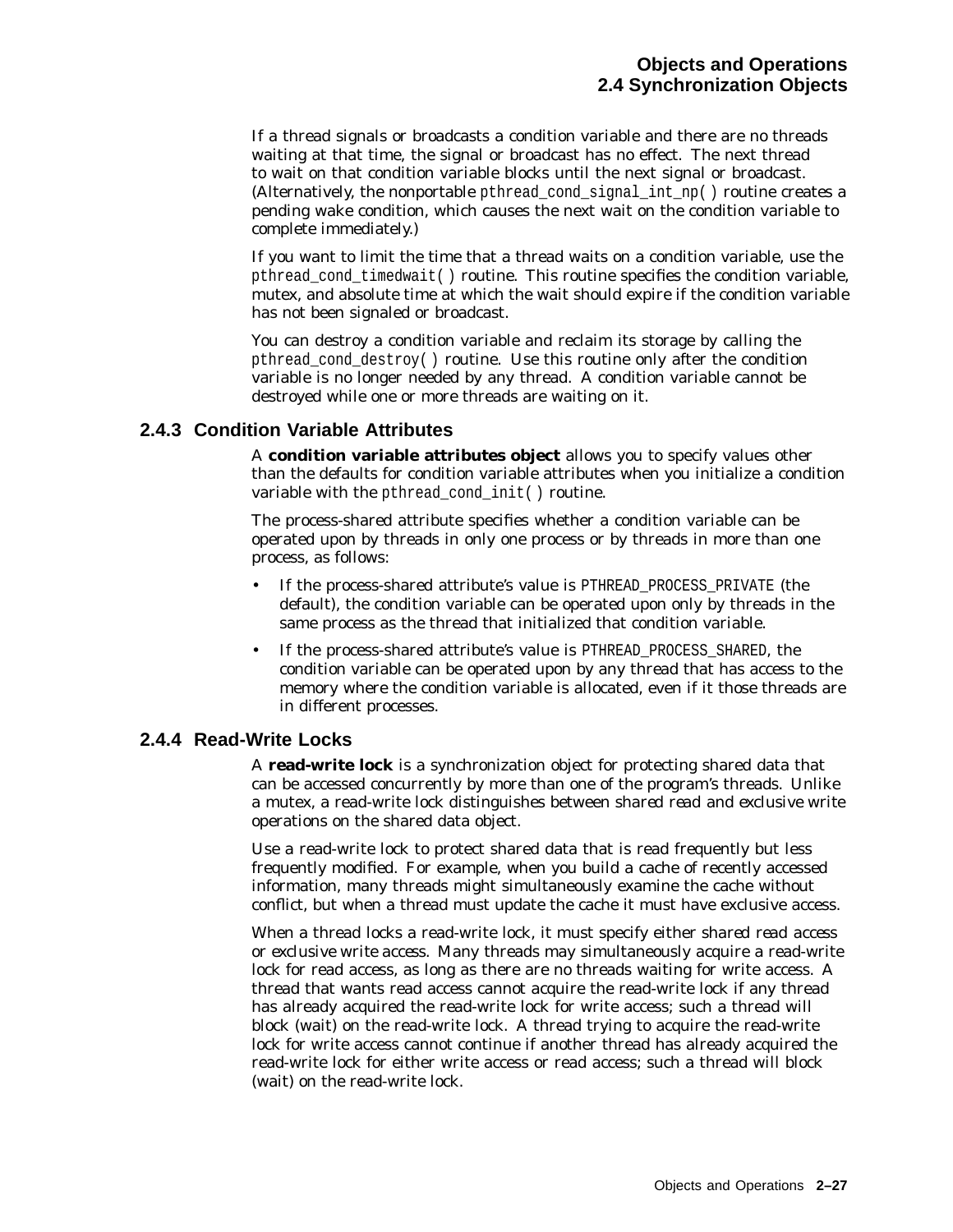If a thread signals or broadcasts a condition variable and there are no threads waiting at that time, the signal or broadcast has no effect. The next thread to wait on that condition variable blocks until the next signal or broadcast. (Alternatively, the nonportable `pthread_cond_signal_int_np( )` routine creates a pending wake condition, which causes the next wait on the condition variable to complete immediately.)

If you want to limit the time that a thread waits on a condition variable, use the `pthread_cond_timedwait( )` routine. This routine specifies the condition variable, mutex, and absolute time at which the wait should expire if the condition variable has not been signaled or broadcast.

You can destroy a condition variable and reclaim its storage by calling the `pthread_cond_destroy( )` routine. Use this routine only after the condition variable is no longer needed by any thread. A condition variable cannot be destroyed while one or more threads are waiting on it.

### 2.4.3 Condition Variable Attributes

A **condition variable attributes object** allows you to specify values other than the defaults for condition variable attributes when you initialize a condition variable with the `pthread_cond_init( )` routine.

The process-shared attribute specifies whether a condition variable can be operated upon by threads in only one process or by threads in more than one process, as follows:

- If the process-shared attribute's value is `PTHREAD_PROCESS_PRIVATE` (the default), the condition variable can be operated upon only by threads in the same process as the thread that initialized that condition variable.
- If the process-shared attribute's value is `PTHREAD_PROCESS_SHARED`, the condition variable can be operated upon by any thread that has access to the memory where the condition variable is allocated, even if it those threads are in different processes.

### 2.4.4 Read-Write Locks

A **read-write lock** is a synchronization object for protecting shared data that can be accessed concurrently by more than one of the program's threads. Unlike a mutex, a read-write lock distinguishes between shared read and exclusive write operations on the shared data object.

Use a read-write lock to protect shared data that is read frequently but less frequently modified. For example, when you build a cache of recently accessed information, many threads might simultaneously examine the cache without conflict, but when a thread must update the cache it must have exclusive access.

When a thread locks a read-write lock, it must specify either shared read access or exclusive write access. Many threads may simultaneously acquire a read-write lock for read access, as long as there are no threads waiting for write access. A thread that wants read access cannot acquire the read-write lock if any thread has already acquired the read-write lock for write access; such a thread will block (wait) on the read-write lock. A thread trying to acquire the read-write lock for write access cannot continue if another thread has already acquired the read-write lock for either write access or read access; such a thread will block (wait) on the read-write lock.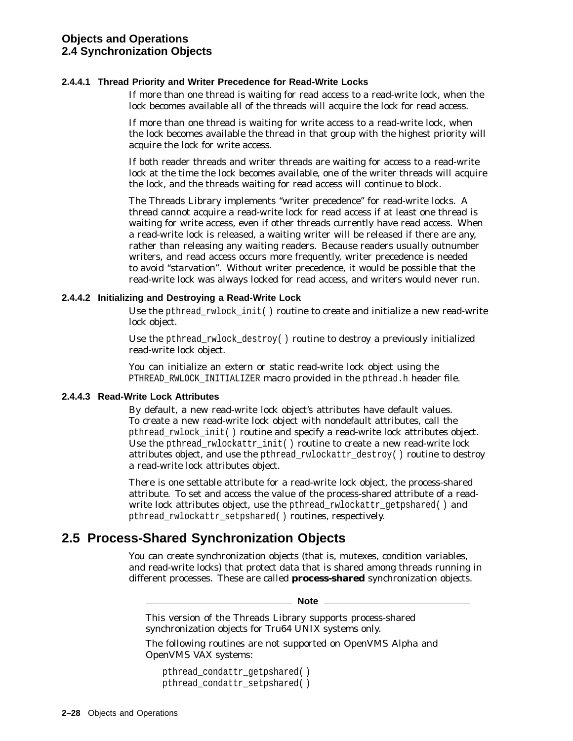#### 2.4.4.1 Thread Priority and Writer Precedence for Read-Write Locks

If more than one thread is waiting for read access to a read-write lock, when the lock becomes available all of the threads will acquire the lock for read access.

If more than one thread is waiting for write access to a read-write lock, when the lock becomes available the thread in that group with the highest priority will acquire the lock for write access.

If both reader threads and writer threads are waiting for access to a read-write lock at the time the lock becomes available, one of the writer threads will acquire the lock, and the threads waiting for read access will continue to block.

The Threads Library implements "writer precedence" for read-write locks. A thread cannot acquire a read-write lock for read access if at least one thread is waiting for write access, even if other threads currently have read access. When a read-write lock is released, a waiting writer will be released if there are any, rather than releasing any waiting readers. Because readers usually outnumber writers, and read access occurs more frequently, writer precedence is needed to avoid "starvation". Without writer precedence, it would be possible that the read-write lock was always locked for read access, and writers would never run.

#### 2.4.4.2 Initializing and Destroying a Read-Write Lock

Use the `pthread_rwlock_init( )` routine to create and initialize a new read-write lock object.

Use the `pthread_rwlock_destroy( )` routine to destroy a previously initialized read-write lock object.

You can initialize an extern or static read-write lock object using the `PTHREAD_RWLOCK_INITIALIZER` macro provided in the `pthread.h` header file.

#### 2.4.4.3 Read-Write Lock Attributes

By default, a new read-write lock object's attributes have default values. To create a new read-write lock object with nondefault attributes, call the `pthread_rwlock_init( )` routine and specify a read-write lock attributes object. Use the `pthread_rwlockattr_init( )` routine to create a new read-write lock attributes object, and use the `pthread_rwlockattr_destroy( )` routine to destroy a read-write lock attributes object.

There is one settable attribute for a read-write lock object, the process-shared attribute. To set and access the value of the process-shared attribute of a read-write lock attributes object, use the `pthread_rwlockattr_getpshared( )` and `pthread_rwlockattr_setpshared( )` routines, respectively.

## 2.5 Process-Shared Synchronization Objects

You can create synchronization objects (that is, mutexes, condition variables, and read-write locks) that protect data that is shared among threads running in different processes. These are called **process-shared** synchronization objects.

**Note**

This version of the Threads Library supports process-shared synchronization objects for Tru64 UNIX systems only.

The following routines are not supported on OpenVMS Alpha and OpenVMS VAX systems:

```
pthread_condattr_getpshared( )
pthread_condattr_setpshared( )
```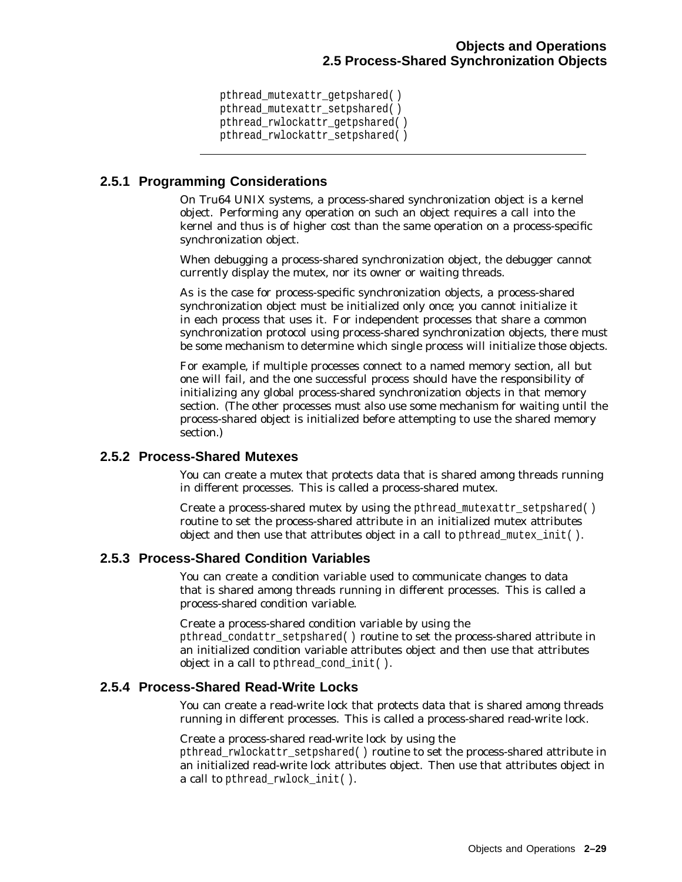```
pthread_mutexattr_getpshared( )
pthread_mutexattr_setpshared( )
pthread_rwlockattr_getpshared( )
pthread_rwlockattr_setpshared( )
```

---

### 2.5.1 Programming Considerations

On Tru64 UNIX systems, a process-shared synchronization object is a kernel object. Performing any operation on such an object requires a call into the kernel and thus is of higher cost than the same operation on a process-specific synchronization object.

When debugging a process-shared synchronization object, the debugger cannot currently display the mutex, nor its owner or waiting threads.

As is the case for process-specific synchronization objects, a process-shared synchronization object must be initialized only once; you cannot initialize it in each process that uses it. For independent processes that share a common synchronization protocol using process-shared synchronization objects, there must be some mechanism to determine which single process will initialize those objects.

For example, if multiple processes connect to a named memory section, all but one will fail, and the one successful process should have the responsibility of initializing any global process-shared synchronization objects in that memory section. (The other processes must also use some mechanism for waiting until the process-shared object is initialized before attempting to use the shared memory section.)

### 2.5.2 Process-Shared Mutexes

You can create a mutex that protects data that is shared among threads running in different processes. This is called a process-shared mutex.

Create a process-shared mutex by using the `pthread_mutexattr_setpshared( )` routine to set the process-shared attribute in an initialized mutex attributes object and then use that attributes object in a call to `pthread_mutex_init( )`.

### 2.5.3 Process-Shared Condition Variables

You can create a condition variable used to communicate changes to data that is shared among threads running in different processes. This is called a process-shared condition variable.

Create a process-shared condition variable by using the `pthread_condattr_setpshared( )` routine to set the process-shared attribute in an initialized condition variable attributes object and then use that attributes object in a call to `pthread_cond_init( )`.

### 2.5.4 Process-Shared Read-Write Locks

You can create a read-write lock that protects data that is shared among threads running in different processes. This is called a process-shared read-write lock.

Create a process-shared read-write lock by using the `pthread_rwlockattr_setpshared( )` routine to set the process-shared attribute in an initialized read-write lock attributes object. Then use that attributes object in a call to `pthread_rwlock_init( )`.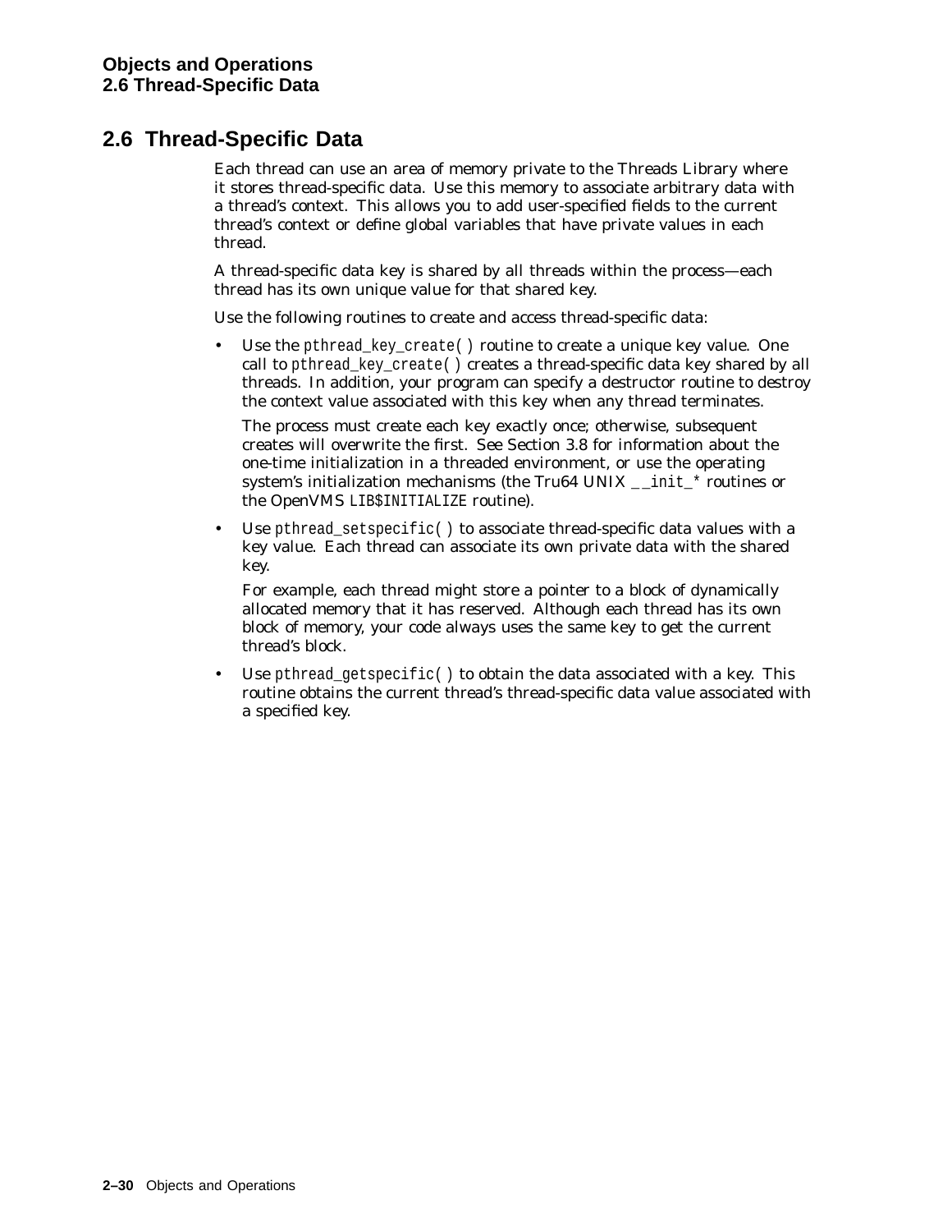## 2.6 Thread-Specific Data

Each thread can use an area of memory private to the Threads Library where it stores thread-specific data. Use this memory to associate arbitrary data with a thread's context. This allows you to add user-specified fields to the current thread's context or define global variables that have private values in each thread.

A thread-specific data key is shared by all threads within the process—each thread has its own unique value for that shared key.

Use the following routines to create and access thread-specific data:

- Use the `pthread_key_create( )` routine to create a unique key value. One call to `pthread_key_create( )` creates a thread-specific data key shared by all threads. In addition, your program can specify a destructor routine to destroy the context value associated with this key when any thread terminates.

  The process must create each key exactly once; otherwise, subsequent creates will overwrite the first. See Section 3.8 for information about the one-time initialization in a threaded environment, or use the operating system's initialization mechanisms (the Tru64 UNIX `__init_*` routines or the OpenVMS `LIB$INITIALIZE` routine).

- Use `pthread_setspecific( )` to associate thread-specific data values with a key value. Each thread can associate its own private data with the shared key.

  For example, each thread might store a pointer to a block of dynamically allocated memory that it has reserved. Although each thread has its own block of memory, your code always uses the same key to get the current thread's block.

- Use `pthread_getspecific( )` to obtain the data associated with a key. This routine obtains the current thread's thread-specific data value associated with a specified key.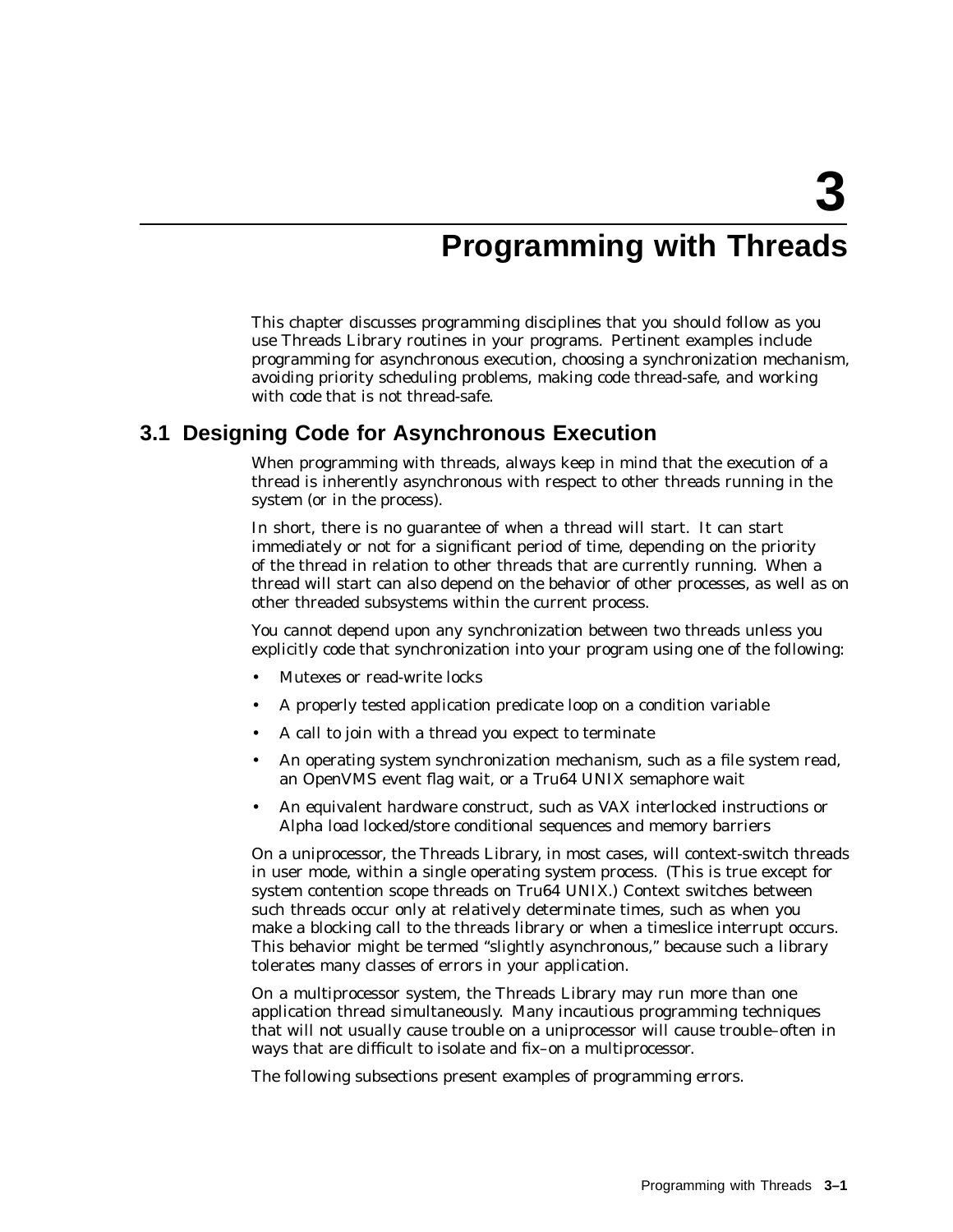# 3 Programming with Threads

This chapter discusses programming disciplines that you should follow as you use Threads Library routines in your programs. Pertinent examples include programming for asynchronous execution, choosing a synchronization mechanism, avoiding priority scheduling problems, making code thread-safe, and working with code that is not thread-safe.

## 3.1 Designing Code for Asynchronous Execution

When programming with threads, always keep in mind that the execution of a thread is inherently asynchronous with respect to other threads running in the system (or in the process).

In short, there is no guarantee of when a thread will start. It can start immediately or not for a significant period of time, depending on the priority of the thread in relation to other threads that are currently running. When a thread will start can also depend on the behavior of other processes, as well as on other threaded subsystems within the current process.

You cannot depend upon any synchronization between two threads unless you explicitly code that synchronization into your program using one of the following:

- Mutexes or read-write locks
- A properly tested application predicate loop on a condition variable
- A call to join with a thread you expect to terminate
- An operating system synchronization mechanism, such as a file system read, an OpenVMS event flag wait, or a Tru64 UNIX semaphore wait
- An equivalent hardware construct, such as VAX interlocked instructions or Alpha load locked/store conditional sequences and memory barriers

On a uniprocessor, the Threads Library, in most cases, will context-switch threads in user mode, within a single operating system process. (This is true except for system contention scope threads on Tru64 UNIX.) Context switches between such threads occur only at relatively determinate times, such as when you make a blocking call to the threads library or when a timeslice interrupt occurs. This behavior might be termed "slightly asynchronous," because such a library tolerates many classes of errors in your application.

On a multiprocessor system, the Threads Library may run more than one application thread simultaneously. Many incautious programming techniques that will not usually cause trouble on a uniprocessor will cause trouble–often in ways that are difficult to isolate and fix–on a multiprocessor.

The following subsections present examples of programming errors.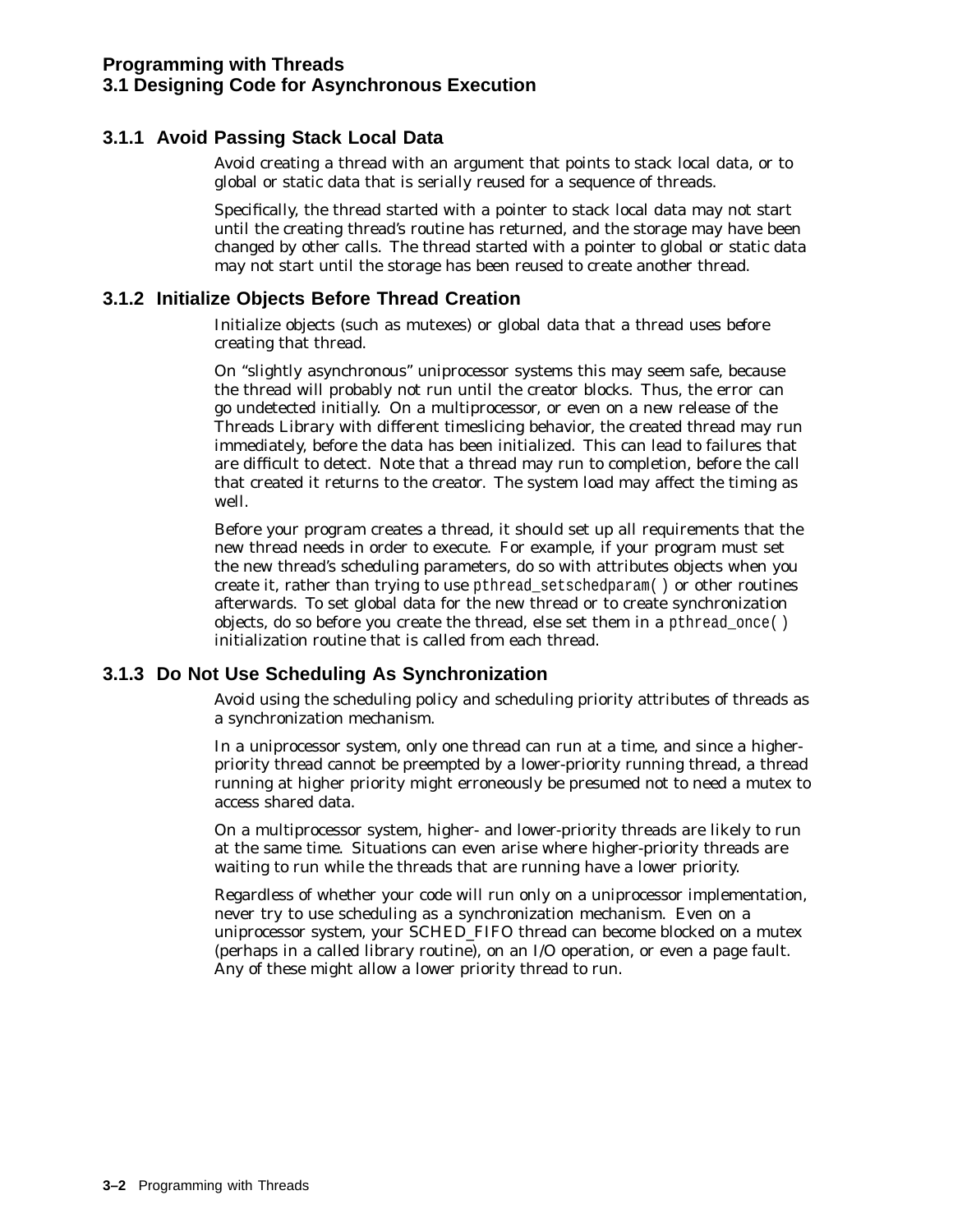### 3.1.1 Avoid Passing Stack Local Data

Avoid creating a thread with an argument that points to stack local data, or to global or static data that is serially reused for a sequence of threads.

Specifically, the thread started with a pointer to stack local data may not start until the creating thread's routine has returned, and the storage may have been changed by other calls. The thread started with a pointer to global or static data may not start until the storage has been reused to create another thread.

### 3.1.2 Initialize Objects Before Thread Creation

Initialize objects (such as mutexes) or global data that a thread uses before creating that thread.

On "slightly asynchronous" uniprocessor systems this may seem safe, because the thread will probably not run until the creator blocks. Thus, the error can go undetected initially. On a multiprocessor, or even on a new release of the Threads Library with different timeslicing behavior, the created thread may run immediately, before the data has been initialized. This can lead to failures that are difficult to detect. Note that a thread may run to completion, before the call that created it returns to the creator. The system load may affect the timing as well.

Before your program creates a thread, it should set up all requirements that the new thread needs in order to execute. For example, if your program must set the new thread's scheduling parameters, do so with attributes objects when you create it, rather than trying to use `pthread_setschedparam()` or other routines afterwards. To set global data for the new thread or to create synchronization objects, do so before you create the thread, else set them in a `pthread_once()` initialization routine that is called from each thread.

### 3.1.3 Do Not Use Scheduling As Synchronization

Avoid using the scheduling policy and scheduling priority attributes of threads as a synchronization mechanism.

In a uniprocessor system, only one thread can run at a time, and since a higher-priority thread cannot be preempted by a lower-priority running thread, a thread running at higher priority might erroneously be presumed not to need a mutex to access shared data.

On a multiprocessor system, higher- and lower-priority threads are likely to run at the same time. Situations can even arise where higher-priority threads are waiting to run while the threads that are running have a lower priority.

Regardless of whether your code will run only on a uniprocessor implementation, never try to use scheduling as a synchronization mechanism. Even on a uniprocessor system, your SCHED_FIFO thread can become blocked on a mutex (perhaps in a called library routine), on an I/O operation, or even a page fault. Any of these might allow a lower priority thread to run.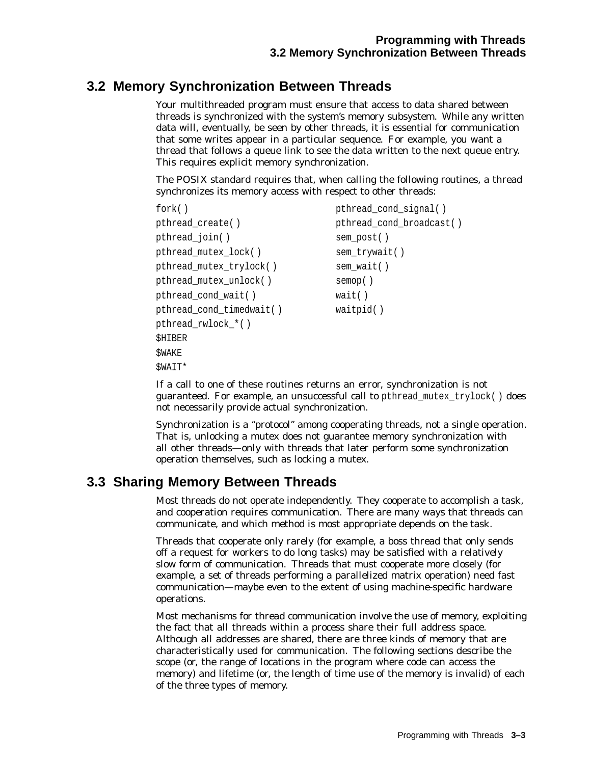## 3.2 Memory Synchronization Between Threads

Your multithreaded program must ensure that access to data shared between threads is synchronized with the system's memory subsystem. While any written data will, eventually, be seen by other threads, it is essential for communication that some writes appear in a particular sequence. For example, you want a thread that follows a queue link to see the data written to the next queue entry. This requires explicit memory synchronization.

The POSIX standard requires that, when calling the following routines, a thread synchronizes its memory access with respect to other threads:

```
fork( )                          pthread_cond_signal( )
pthread_create( )                pthread_cond_broadcast( )
pthread_join( )                  sem_post( )
pthread_mutex_lock( )            sem_trywait( )
pthread_mutex_trylock( )         sem_wait( )
pthread_mutex_unlock( )          semop( )
pthread_cond_wait( )             wait( )
pthread_cond_timedwait( )        waitpid( )
pthread_rwlock_*( )
$HIBER
$WAKE
$WAIT*
```

If a call to one of these routines returns an error, synchronization is not guaranteed. For example, an unsuccessful call to `pthread_mutex_trylock( )` does not necessarily provide actual synchronization.

Synchronization is a "protocol" among cooperating threads, not a single operation. That is, unlocking a mutex does not guarantee memory synchronization with all other threads—only with threads that later perform some synchronization operation themselves, such as locking a mutex.

## 3.3 Sharing Memory Between Threads

Most threads do not operate independently. They cooperate to accomplish a task, and cooperation requires communication. There are many ways that threads can communicate, and which method is most appropriate depends on the task.

Threads that cooperate only rarely (for example, a boss thread that only sends off a request for workers to do long tasks) may be satisfied with a relatively slow form of communication. Threads that must cooperate more closely (for example, a set of threads performing a parallelized matrix operation) need fast communication—maybe even to the extent of using machine-specific hardware operations.

Most mechanisms for thread communication involve the use of memory, exploiting the fact that all threads within a process share their full address space. Although all addresses are shared, there are three kinds of memory that are characteristically used for communication. The following sections describe the scope (or, the range of locations in the program where code can access the memory) and lifetime (or, the length of time use of the memory is invalid) of each of the three types of memory.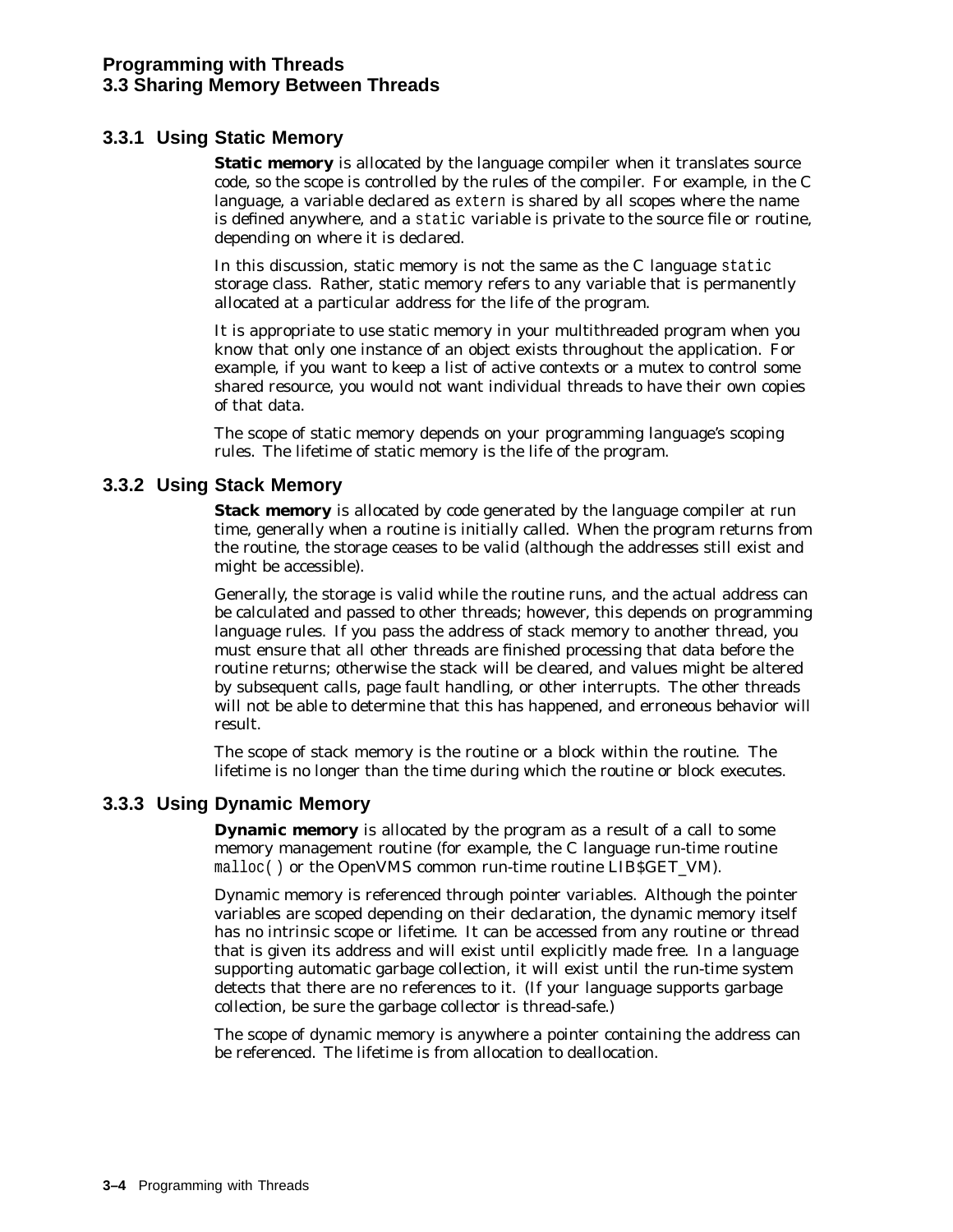### 3.3.1 Using Static Memory

**Static memory** is allocated by the language compiler when it translates source code, so the scope is controlled by the rules of the compiler. For example, in the C language, a variable declared as `extern` is shared by all scopes where the name is defined anywhere, and a `static` variable is private to the source file or routine, depending on where it is declared.

In this discussion, static memory is not the same as the C language `static` storage class. Rather, static memory refers to any variable that is permanently allocated at a particular address for the life of the program.

It is appropriate to use static memory in your multithreaded program when you know that only one instance of an object exists throughout the application. For example, if you want to keep a list of active contexts or a mutex to control some shared resource, you would not want individual threads to have their own copies of that data.

The scope of static memory depends on your programming language's scoping rules. The lifetime of static memory is the life of the program.

### 3.3.2 Using Stack Memory

**Stack memory** is allocated by code generated by the language compiler at run time, generally when a routine is initially called. When the program returns from the routine, the storage ceases to be valid (although the addresses still exist and might be accessible).

Generally, the storage is valid while the routine runs, and the actual address can be calculated and passed to other threads; however, this depends on programming language rules. If you pass the address of stack memory to another thread, you must ensure that all other threads are finished processing that data before the routine returns; otherwise the stack will be cleared, and values might be altered by subsequent calls, page fault handling, or other interrupts. The other threads will not be able to determine that this has happened, and erroneous behavior will result.

The scope of stack memory is the routine or a block within the routine. The lifetime is no longer than the time during which the routine or block executes.

### 3.3.3 Using Dynamic Memory

**Dynamic memory** is allocated by the program as a result of a call to some memory management routine (for example, the C language run-time routine `malloc( )` or the OpenVMS common run-time routine LIB$GET_VM).

Dynamic memory is referenced through pointer variables. Although the pointer variables are scoped depending on their declaration, the dynamic memory itself has no intrinsic scope or lifetime. It can be accessed from any routine or thread that is given its address and will exist until explicitly made free. In a language supporting automatic garbage collection, it will exist until the run-time system detects that there are no references to it. (If your language supports garbage collection, be sure the garbage collector is thread-safe.)

The scope of dynamic memory is anywhere a pointer containing the address can be referenced. The lifetime is from allocation to deallocation.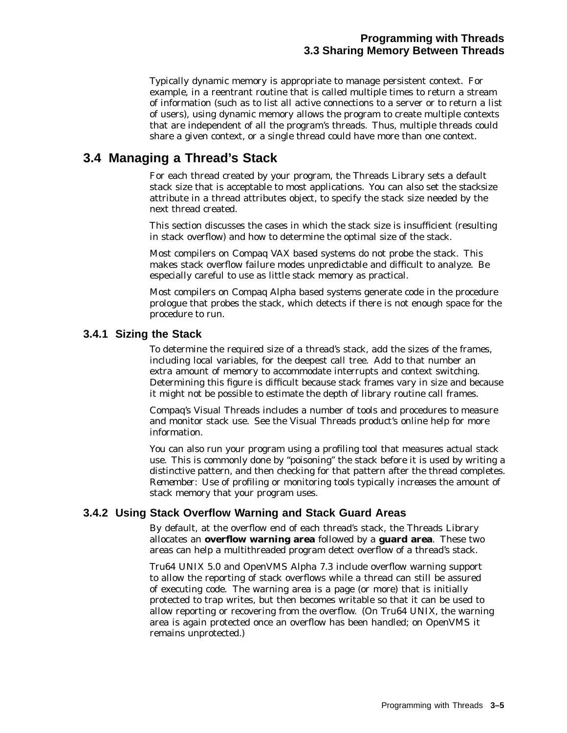Typically dynamic memory is appropriate to manage persistent context. For example, in a reentrant routine that is called multiple times to return a stream of information (such as to list all active connections to a server or to return a list of users), using dynamic memory allows the program to create multiple contexts that are independent of all the program's threads. Thus, multiple threads could share a given context, or a single thread could have more than one context.

## 3.4 Managing a Thread's Stack

For each thread created by your program, the Threads Library sets a default stack size that is acceptable to most applications. You can also set the stacksize attribute in a thread attributes object, to specify the stack size needed by the next thread created.

This section discusses the cases in which the stack size is insufficient (resulting in stack overflow) and how to determine the optimal size of the stack.

Most compilers on Compaq VAX based systems do not probe the stack. This makes stack overflow failure modes unpredictable and difficult to analyze. Be especially careful to use as little stack memory as practical.

Most compilers on Compaq Alpha based systems generate code in the procedure prologue that probes the stack, which detects if there is not enough space for the procedure to run.

### 3.4.1 Sizing the Stack

To determine the required size of a thread's stack, add the sizes of the frames, including local variables, for the deepest call tree. Add to that number an extra amount of memory to accommodate interrupts and context switching. Determining this figure is difficult because stack frames vary in size and because it might not be possible to estimate the depth of library routine call frames.

Compaq's Visual Threads includes a number of tools and procedures to measure and monitor stack use. See the Visual Threads product's online help for more information.

You can also run your program using a profiling tool that measures actual stack use. This is commonly done by "poisoning" the stack before it is used by writing a distinctive pattern, and then checking for that pattern after the thread completes. *Remember:* Use of profiling or monitoring tools typically *increases* the amount of stack memory that your program uses.

### 3.4.2 Using Stack Overflow Warning and Stack Guard Areas

By default, at the overflow end of each thread's stack, the Threads Library allocates an **overflow warning area** followed by a **guard area**. These two areas can help a multithreaded program detect overflow of a thread's stack.

Tru64 UNIX 5.0 and OpenVMS Alpha 7.3 include overflow warning support to allow the reporting of stack overflows while a thread can still be assured of executing code. The warning area is a page (or more) that is initially protected to trap writes, but then becomes writable so that it can be used to allow reporting or recovering from the overflow. (On Tru64 UNIX, the warning area is again protected once an overflow has been handled; on OpenVMS it remains unprotected.)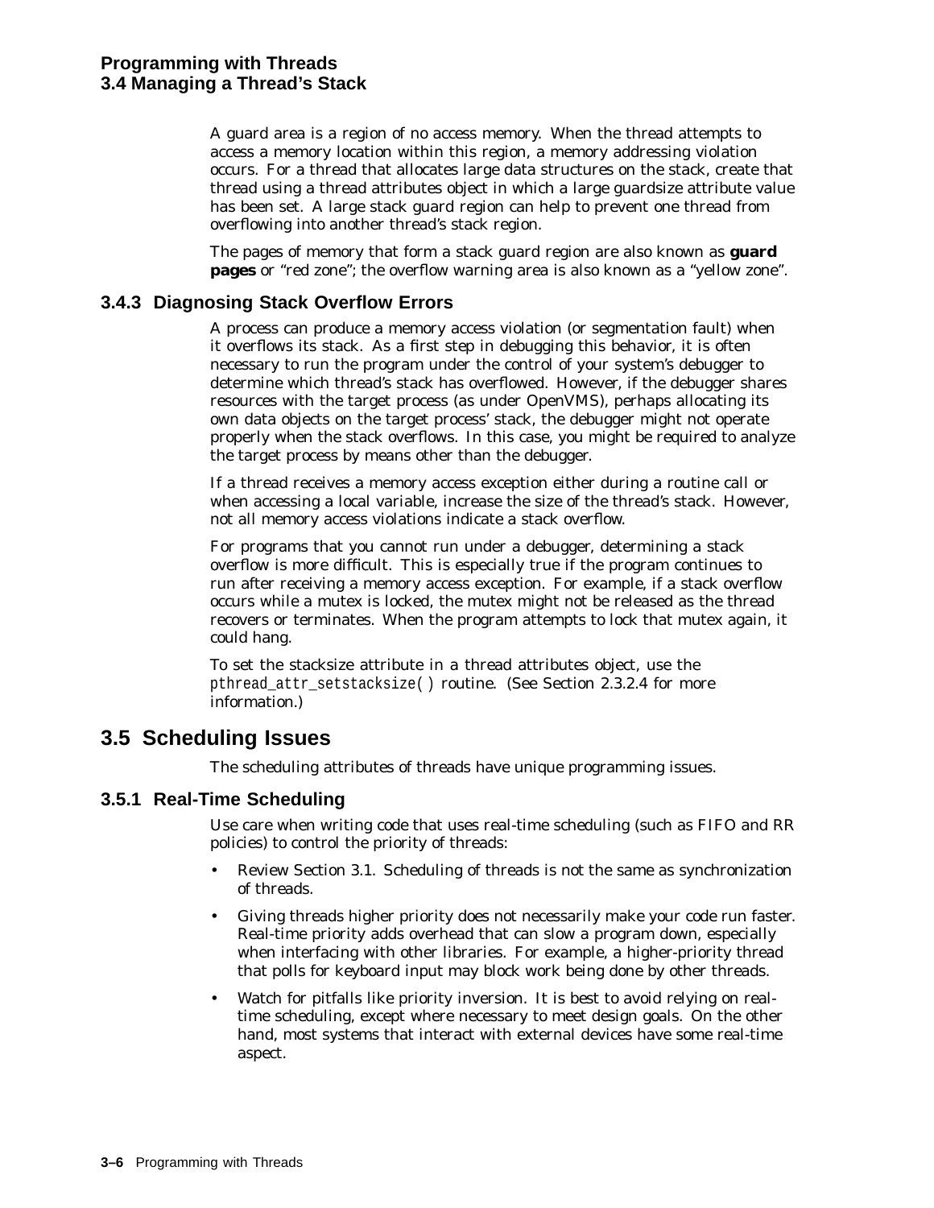A guard area is a region of no access memory. When the thread attempts to access a memory location within this region, a memory addressing violation occurs. For a thread that allocates large data structures on the stack, create that thread using a thread attributes object in which a large guardsize attribute value has been set. A large stack guard region can help to prevent one thread from overflowing into another thread's stack region.

The pages of memory that form a stack guard region are also known as **guard pages** or "red zone"; the overflow warning area is also known as a "yellow zone".

### 3.4.3 Diagnosing Stack Overflow Errors

A process can produce a memory access violation (or segmentation fault) when it overflows its stack. As a first step in debugging this behavior, it is often necessary to run the program under the control of your system's debugger to determine which thread's stack has overflowed. However, if the debugger shares resources with the target process (as under OpenVMS), perhaps allocating its own data objects on the target process' stack, the debugger might not operate properly when the stack overflows. In this case, you might be required to analyze the target process by means other than the debugger.

If a thread receives a memory access exception either during a routine call or when accessing a local variable, increase the size of the thread's stack. However, not all memory access violations indicate a stack overflow.

For programs that you cannot run under a debugger, determining a stack overflow is more difficult. This is especially true if the program continues to run after receiving a memory access exception. For example, if a stack overflow occurs while a mutex is locked, the mutex might not be released as the thread recovers or terminates. When the program attempts to lock that mutex again, it could hang.

To set the stacksize attribute in a thread attributes object, use the `pthread_attr_setstacksize( )` routine. (See Section 2.3.2.4 for more information.)

## 3.5 Scheduling Issues

The scheduling attributes of threads have unique programming issues.

### 3.5.1 Real-Time Scheduling

Use care when writing code that uses real-time scheduling (such as FIFO and RR policies) to control the priority of threads:

- Review Section 3.1. Scheduling of threads is not the same as synchronization of threads.
- Giving threads higher priority does not necessarily make your code run faster. Real-time priority adds overhead that can slow a program down, especially when interfacing with other libraries. For example, a higher-priority thread that polls for keyboard input may block work being done by other threads.
- Watch for pitfalls like priority inversion. It is best to avoid relying on real-time scheduling, except where necessary to meet design goals. On the other hand, most systems that interact with external devices have some real-time aspect.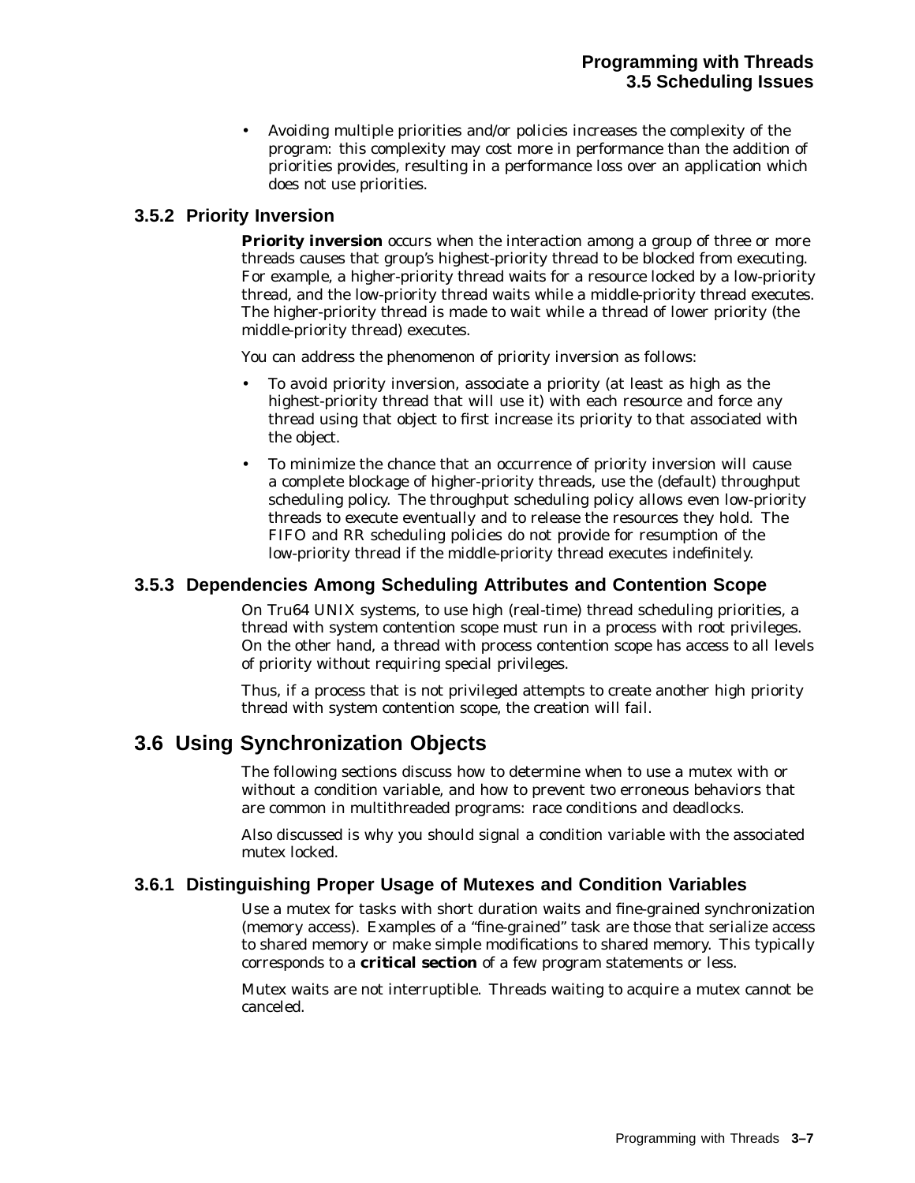- Avoiding multiple priorities and/or policies increases the complexity of the program: this complexity may cost more in performance than the addition of priorities provides, resulting in a performance loss over an application which does not use priorities.

### 3.5.2 Priority Inversion

**Priority inversion** occurs when the interaction among a group of three or more threads causes that group's highest-priority thread to be blocked from executing. For example, a higher-priority thread waits for a resource locked by a low-priority thread, and the low-priority thread waits while a middle-priority thread executes. The higher-priority thread is made to wait while a thread of lower priority (the middle-priority thread) executes.

You can address the phenomenon of priority inversion as follows:

- To avoid priority inversion, associate a priority (at least as high as the highest-priority thread that will use it) with each resource and force any thread using that object to first increase its priority to that associated with the object.
- To minimize the chance that an occurrence of priority inversion will cause a complete blockage of higher-priority threads, use the (default) throughput scheduling policy. The throughput scheduling policy allows even low-priority threads to execute eventually and to release the resources they hold. The FIFO and RR scheduling policies do not provide for resumption of the low-priority thread if the middle-priority thread executes indefinitely.

### 3.5.3 Dependencies Among Scheduling Attributes and Contention Scope

On Tru64 UNIX systems, to use high (real-time) thread scheduling priorities, a thread with system contention scope must run in a process with root privileges. On the other hand, a thread with process contention scope has access to all levels of priority without requiring special privileges.

Thus, if a process that is not privileged attempts to create another high priority thread with system contention scope, the creation will fail.

## 3.6 Using Synchronization Objects

The following sections discuss how to determine when to use a mutex with or without a condition variable, and how to prevent two erroneous behaviors that are common in multithreaded programs: race conditions and deadlocks.

Also discussed is why you should signal a condition variable with the associated mutex locked.

### 3.6.1 Distinguishing Proper Usage of Mutexes and Condition Variables

Use a mutex for tasks with short duration waits and fine-grained synchronization (memory access). Examples of a "fine-grained" task are those that serialize access to shared memory or make simple modifications to shared memory. This typically corresponds to a **critical section** of a few program statements or less.

Mutex waits are not interruptible. Threads waiting to acquire a mutex cannot be canceled.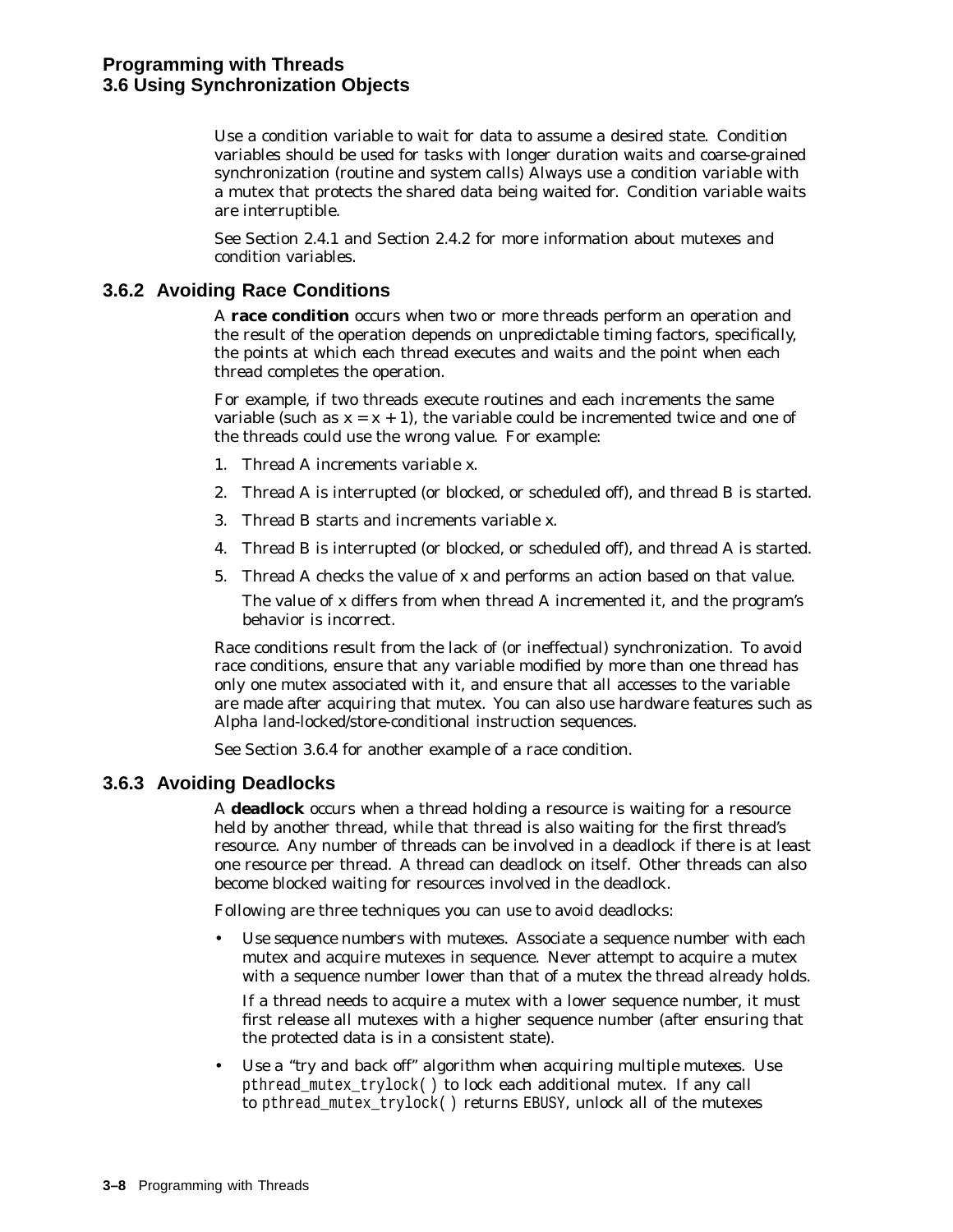Use a condition variable to wait for data to assume a desired state. Condition variables should be used for tasks with longer duration waits and coarse-grained synchronization (routine and system calls) Always use a condition variable with a mutex that protects the shared data being waited for. Condition variable waits are interruptible.

See Section 2.4.1 and Section 2.4.2 for more information about mutexes and condition variables.

### 3.6.2 Avoiding Race Conditions

A **race condition** occurs when two or more threads perform an operation and the result of the operation depends on unpredictable timing factors, specifically, the points at which each thread executes and waits and the point when each thread completes the operation.

For example, if two threads execute routines and each increments the same variable (such as x = x + 1), the variable could be incremented twice and one of the threads could use the wrong value. For example:

1. Thread A increments variable x.
2. Thread A is interrupted (or blocked, or scheduled off), and thread B is started.
3. Thread B starts and increments variable x.
4. Thread B is interrupted (or blocked, or scheduled off), and thread A is started.
5. Thread A checks the value of x and performs an action based on that value.

   The value of x differs from when thread A incremented it, and the program's behavior is incorrect.

Race conditions result from the lack of (or ineffectual) synchronization. To avoid race conditions, ensure that any variable modified by more than one thread has only one mutex associated with it, and ensure that all accesses to the variable are made after acquiring that mutex. You can also use hardware features such as Alpha land-locked/store-conditional instruction sequences.

See Section 3.6.4 for another example of a race condition.

### 3.6.3 Avoiding Deadlocks

A **deadlock** occurs when a thread holding a resource is waiting for a resource held by another thread, while that thread is also waiting for the first thread's resource. Any number of threads can be involved in a deadlock if there is at least one resource per thread. A thread can deadlock on itself. Other threads can also become blocked waiting for resources involved in the deadlock.

Following are three techniques you can use to avoid deadlocks:

- *Use sequence numbers with mutexes.* Associate a sequence number with each mutex and acquire mutexes in sequence. Never attempt to acquire a mutex with a sequence number lower than that of a mutex the thread already holds.

  If a thread needs to acquire a mutex with a lower sequence number, it must first release all mutexes with a higher sequence number (after ensuring that the protected data is in a consistent state).

- *Use a "try and back off" algorithm when acquiring multiple mutexes.* Use `pthread_mutex_trylock( )` to lock each additional mutex. If any call to `pthread_mutex_trylock( )` returns `EBUSY`, unlock all of the mutexes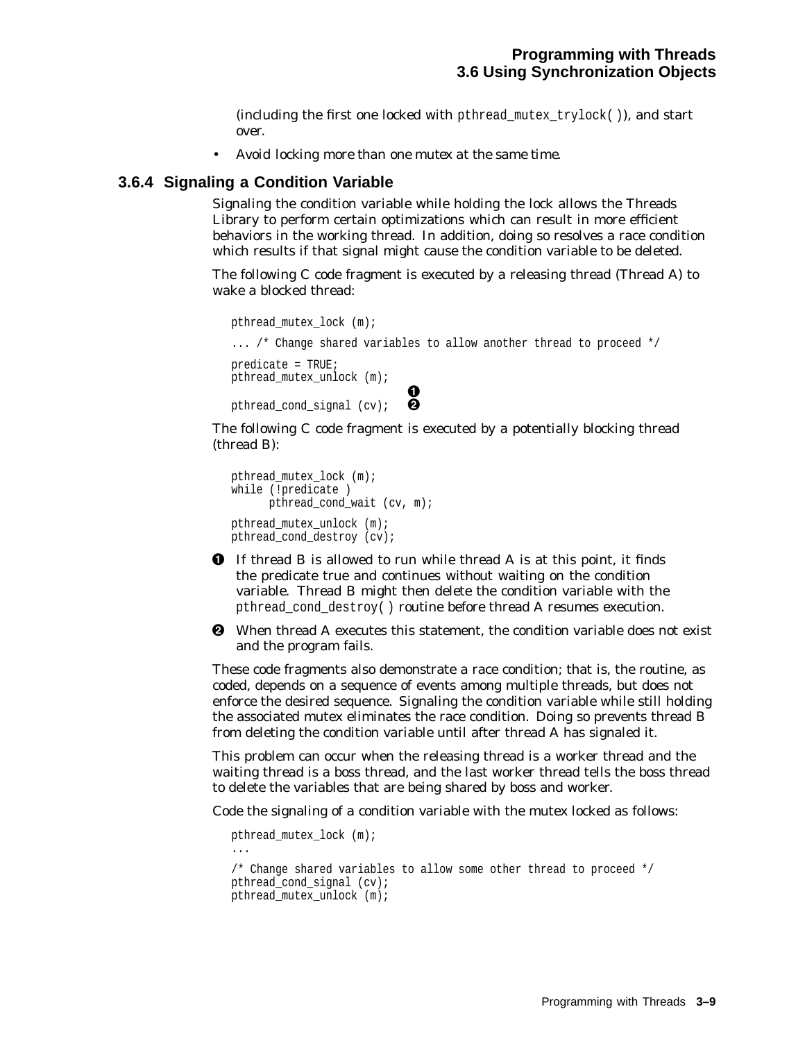(including the first one locked with `pthread_mutex_trylock( )`), and start over.

- Avoid locking more than one mutex at the same time.

### 3.6.4 Signaling a Condition Variable

Signaling the condition variable while holding the lock allows the Threads Library to perform certain optimizations which can result in more efficient behaviors in the working thread. In addition, doing so resolves a race condition which results if that signal might cause the condition variable to be deleted.

The following C code fragment is executed by a releasing thread (Thread A) to wake a blocked thread:

```
pthread_mutex_lock (m);

... /* Change shared variables to allow another thread to proceed */

predicate = TRUE;
pthread_mutex_unlock (m);
                            ➊
pthread_cond_signal (cv);   ➋
```

The following C code fragment is executed by a potentially blocking thread (thread B):

```
pthread_mutex_lock (m);
while (!predicate )
      pthread_cond_wait (cv, m);

pthread_mutex_unlock (m);
pthread_cond_destroy (cv);
```

➊ If thread B is allowed to run while thread A is at this point, it finds the predicate true and continues without waiting on the condition variable. Thread B might then delete the condition variable with the `pthread_cond_destroy( )` routine before thread A resumes execution.

➋ When thread A executes this statement, the condition variable does not exist and the program fails.

These code fragments also demonstrate a race condition; that is, the routine, as coded, depends on a sequence of events among multiple threads, but does not enforce the desired sequence. Signaling the condition variable while still holding the associated mutex eliminates the race condition. Doing so prevents thread B from deleting the condition variable until after thread A has signaled it.

This problem can occur when the releasing thread is a worker thread and the waiting thread is a boss thread, and the last worker thread tells the boss thread to delete the variables that are being shared by boss and worker.

Code the signaling of a condition variable with the mutex locked as follows:

```
pthread_mutex_lock (m);
...

/* Change shared variables to allow some other thread to proceed */
pthread_cond_signal (cv);
pthread_mutex_unlock (m);
```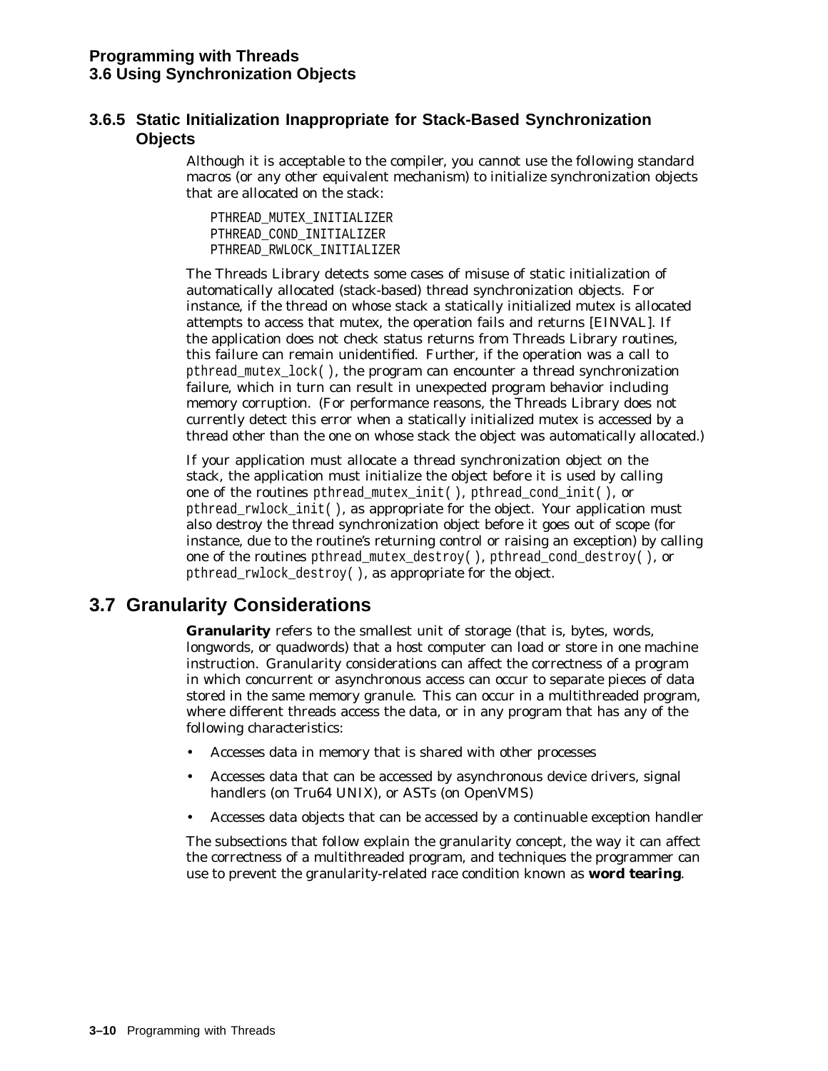### 3.6.5 Static Initialization Inappropriate for Stack-Based Synchronization Objects

Although it is acceptable to the compiler, you cannot use the following standard macros (or any other equivalent mechanism) to initialize synchronization objects that are allocated on the stack:

```
PTHREAD_MUTEX_INITIALIZER
PTHREAD_COND_INITIALIZER
PTHREAD_RWLOCK_INITIALIZER
```

The Threads Library detects some cases of misuse of static initialization of automatically allocated (stack-based) thread synchronization objects. For instance, if the thread on whose stack a statically initialized mutex is allocated attempts to access that mutex, the operation fails and returns [EINVAL]. If the application does not check status returns from Threads Library routines, this failure can remain unidentified. Further, if the operation was a call to `pthread_mutex_lock( )`, the program can encounter a thread synchronization failure, which in turn can result in unexpected program behavior including memory corruption. (For performance reasons, the Threads Library does not currently detect this error when a statically initialized mutex is accessed by a thread other than the one on whose stack the object was automatically allocated.)

If your application must allocate a thread synchronization object on the stack, the application must initialize the object before it is used by calling one of the routines `pthread_mutex_init( )`, `pthread_cond_init( )`, or `pthread_rwlock_init( )`, as appropriate for the object. Your application must also destroy the thread synchronization object before it goes out of scope (for instance, due to the routine's returning control or raising an exception) by calling one of the routines `pthread_mutex_destroy( )`, `pthread_cond_destroy( )`, or `pthread_rwlock_destroy( )`, as appropriate for the object.

## 3.7 Granularity Considerations

**Granularity** refers to the smallest unit of storage (that is, bytes, words, longwords, or quadwords) that a host computer can load or store in one machine instruction. Granularity considerations can affect the correctness of a program in which concurrent or asynchronous access can occur to separate pieces of data stored in the same memory granule. This can occur in a multithreaded program, where different threads access the data, or in any program that has any of the following characteristics:

- Accesses data in memory that is shared with other processes
- Accesses data that can be accessed by asynchronous device drivers, signal handlers (on Tru64 UNIX), or ASTs (on OpenVMS)
- Accesses data objects that can be accessed by a continuable exception handler

The subsections that follow explain the granularity concept, the way it can affect the correctness of a multithreaded program, and techniques the programmer can use to prevent the granularity-related race condition known as **word tearing**.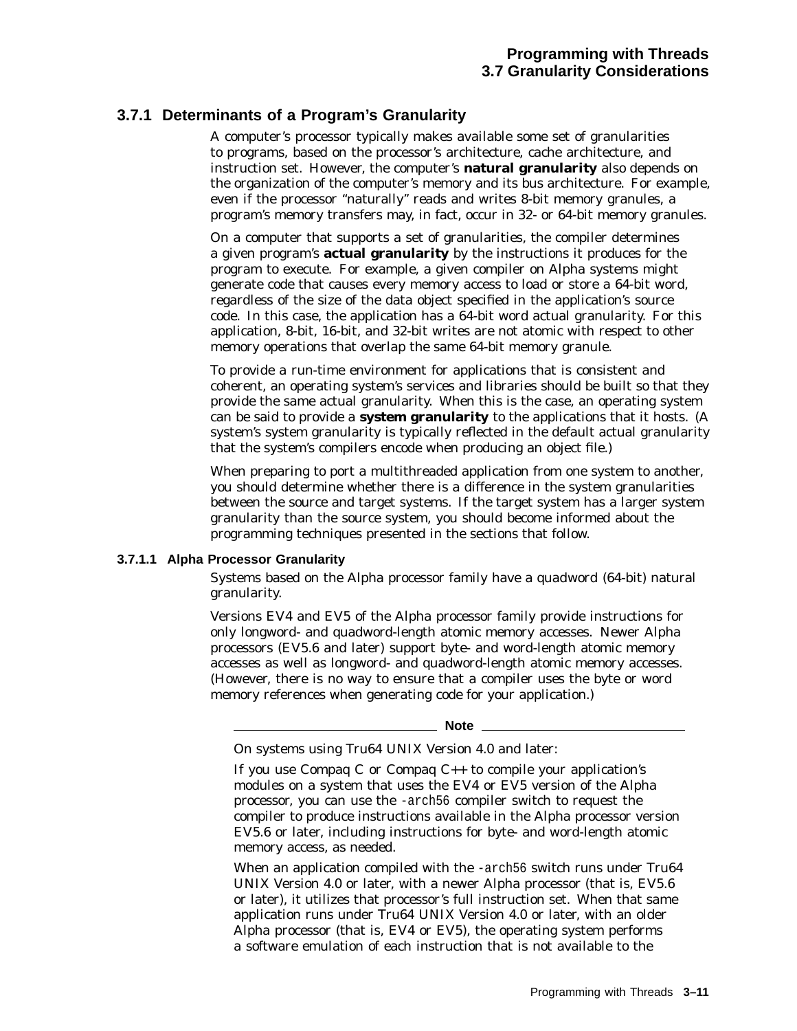### 3.7.1 Determinants of a Program's Granularity

A computer's processor typically makes available some set of granularities to programs, based on the processor's architecture, cache architecture, and instruction set. However, the computer's **natural granularity** also depends on the organization of the computer's memory and its bus architecture. For example, even if the processor "naturally" reads and writes 8-bit memory granules, a program's memory transfers may, in fact, occur in 32- or 64-bit memory granules.

On a computer that supports a set of granularities, the compiler determines a given program's **actual granularity** by the instructions it produces for the program to execute. For example, a given compiler on Alpha systems might generate code that causes every memory access to load or store a 64-bit word, regardless of the size of the data object specified in the application's source code. In this case, the application has a 64-bit word actual granularity. For this application, 8-bit, 16-bit, and 32-bit writes are not atomic with respect to other memory operations that overlap the same 64-bit memory granule.

To provide a run-time environment for applications that is consistent and coherent, an operating system's services and libraries should be built so that they provide the same actual granularity. When this is the case, an operating system can be said to provide a **system granularity** to the applications that it hosts. (A system's system granularity is typically reflected in the default actual granularity that the system's compilers encode when producing an object file.)

When preparing to port a multithreaded application from one system to another, you should determine whether there is a difference in the system granularities between the source and target systems. If the target system has a larger system granularity than the source system, you should become informed about the programming techniques presented in the sections that follow.

#### 3.7.1.1 Alpha Processor Granularity

Systems based on the Alpha processor family have a quadword (64-bit) natural granularity.

Versions EV4 and EV5 of the Alpha processor family provide instructions for only longword- and quadword-length atomic memory accesses. Newer Alpha processors (EV5.6 and later) support byte- and word-length atomic memory accesses as well as longword- and quadword-length atomic memory accesses. (However, there is no way to ensure that a compiler uses the byte or word memory references when generating code for your application.)

---

**Note**

On systems using Tru64 UNIX Version 4.0 and later:

If you use Compaq C or Compaq C++ to compile your application's modules on a system that uses the EV4 or EV5 version of the Alpha processor, you can use the *-arch56* compiler switch to request the compiler to produce instructions available in the Alpha processor version EV5.6 or later, including instructions for byte- and word-length atomic memory access, as needed.

When an application compiled with the *-arch56* switch runs under Tru64 UNIX Version 4.0 or later, with a newer Alpha processor (that is, EV5.6 or later), it utilizes that processor's full instruction set. When that same application runs under Tru64 UNIX Version 4.0 or later, with an older Alpha processor (that is, EV4 or EV5), the operating system performs a software emulation of each instruction that is not available to the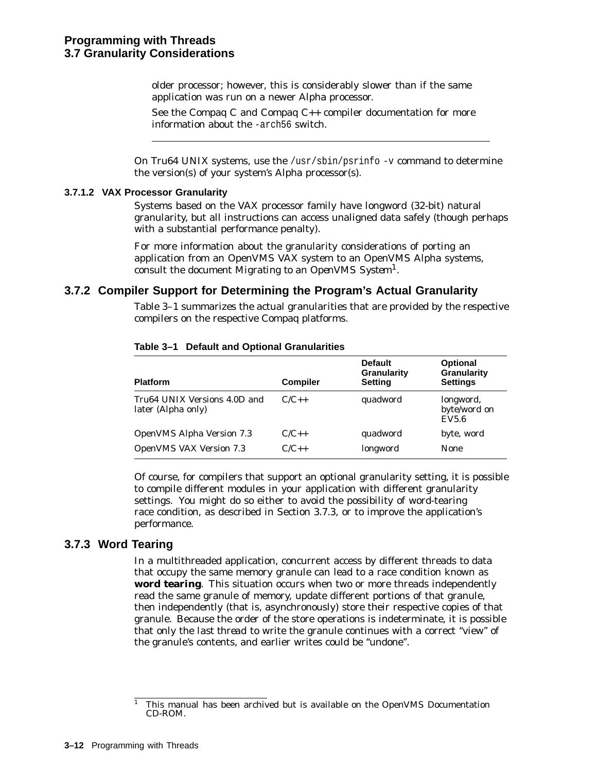older processor; however, this is considerably slower than if the same application was run on a newer Alpha processor.

See the Compaq C and Compaq C++ compiler documentation for more information about the `-arch56` switch.

---

On Tru64 UNIX systems, use the `/usr/sbin/psrinfo -v` command to determine the version(s) of your system's Alpha processor(s).

#### 3.7.1.2 VAX Processor Granularity

Systems based on the VAX processor family have longword (32-bit) natural granularity, but all instructions can access unaligned data safely (though perhaps with a substantial performance penalty).

For more information about the granularity considerations of porting an application from an OpenVMS VAX system to an OpenVMS Alpha systems, consult the document *Migrating to an OpenVMS System*[1].

### 3.7.2 Compiler Support for Determining the Program's Actual Granularity

Table 3–1 summarizes the actual granularities that are provided by the respective compilers on the respective Compaq platforms.

**Table 3–1 Default and Optional Granularities**

| Platform | Compiler | Default Granularity Setting | Optional Granularity Settings |
|---|---|---|---|
| Tru64 UNIX Versions 4.0D and later (Alpha only) | C/C++ | quadword | longword, byte/word on EV5.6 |
| OpenVMS Alpha Version 7.3 | C/C++ | quadword | byte, word |
| OpenVMS VAX Version 7.3 | C/C++ | longword | None |

Of course, for compilers that support an optional granularity setting, it is possible to compile different modules in your application with different granularity settings. You might do so either to avoid the possibility of word-tearing race condition, as described in Section 3.7.3, or to improve the application's performance.

### 3.7.3 Word Tearing

In a multithreaded application, concurrent access by different threads to data that occupy the same memory granule can lead to a race condition known as **word tearing**. This situation occurs when two or more threads independently read the same granule of memory, update different portions of that granule, then independently (that is, asynchronously) store their respective copies of that granule. Because the order of the store operations is indeterminate, it is possible that only the last thread to write the granule continues with a correct "view" of the granule's contents, and earlier writes could be "undone".

---

[1] This manual has been archived but is available on the OpenVMS Documentation CD-ROM.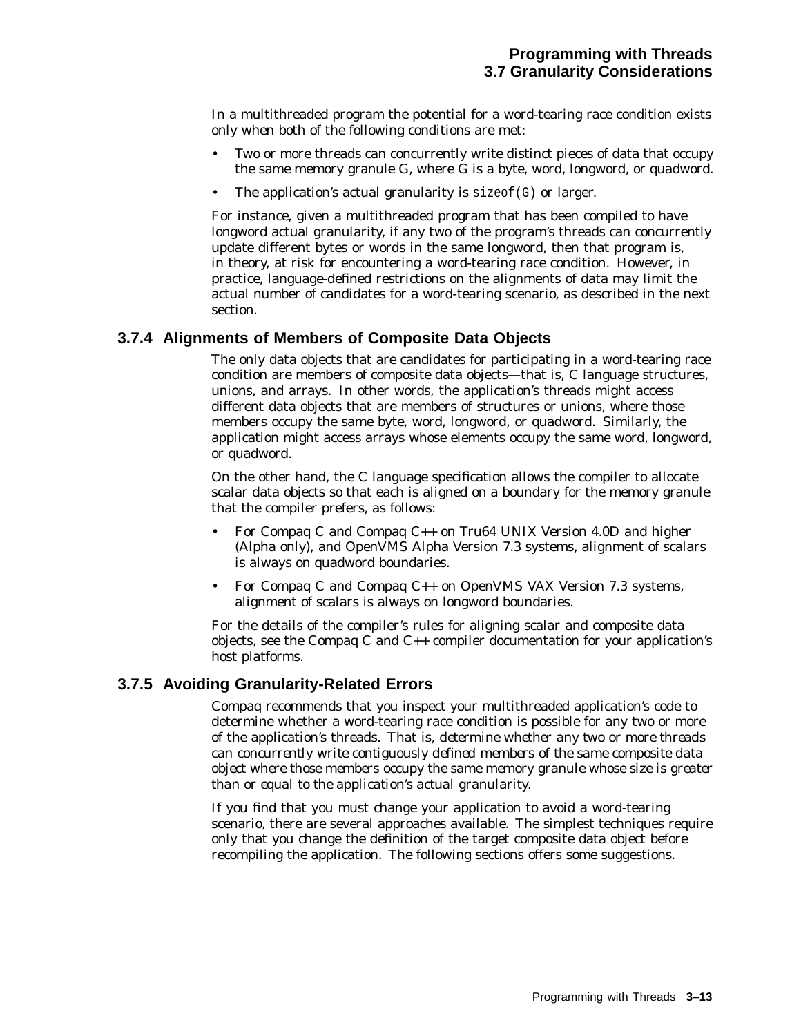In a multithreaded program the potential for a word-tearing race condition exists only when both of the following conditions are met:

- Two or more threads can concurrently write distinct pieces of data that occupy the same memory granule G, where G is a byte, word, longword, or quadword.
- The application's actual granularity is `sizeof(G)` or larger.

For instance, given a multithreaded program that has been compiled to have longword actual granularity, if any two of the program's threads can concurrently update different bytes or words in the same longword, then that program is, in theory, at risk for encountering a word-tearing race condition. However, in practice, language-defined restrictions on the alignments of data may limit the actual number of candidates for a word-tearing scenario, as described in the next section.

### 3.7.4 Alignments of Members of Composite Data Objects

The only data objects that are candidates for participating in a word-tearing race condition are members of composite data objects—that is, C language structures, unions, and arrays. In other words, the application's threads might access different data objects that are members of structures or unions, where those members occupy the same byte, word, longword, or quadword. Similarly, the application might access arrays whose elements occupy the same word, longword, or quadword.

On the other hand, the C language specification allows the compiler to allocate scalar data objects so that each is aligned on a boundary for the memory granule that the compiler prefers, as follows:

- For Compaq C and Compaq C++ on Tru64 UNIX Version 4.0D and higher (Alpha only), and OpenVMS Alpha Version 7.3 systems, alignment of scalars is always on quadword boundaries.
- For Compaq C and Compaq C++ on OpenVMS VAX Version 7.3 systems, alignment of scalars is always on longword boundaries.

For the details of the compiler's rules for aligning scalar and composite data objects, see the Compaq C and C++ compiler documentation for your application's host platforms.

### 3.7.5 Avoiding Granularity-Related Errors

Compaq recommends that you inspect your multithreaded application's code to determine whether a word-tearing race condition is possible for any two or more of the application's threads. That is, *determine whether any two or more threads can concurrently write contiguously defined members of the same composite data object where those members occupy the same memory granule whose size is greater than or equal to the application's actual granularity.*

If you find that you must change your application to avoid a word-tearing scenario, there are several approaches available. The simplest techniques require only that you change the definition of the target composite data object before recompiling the application. The following sections offers some suggestions.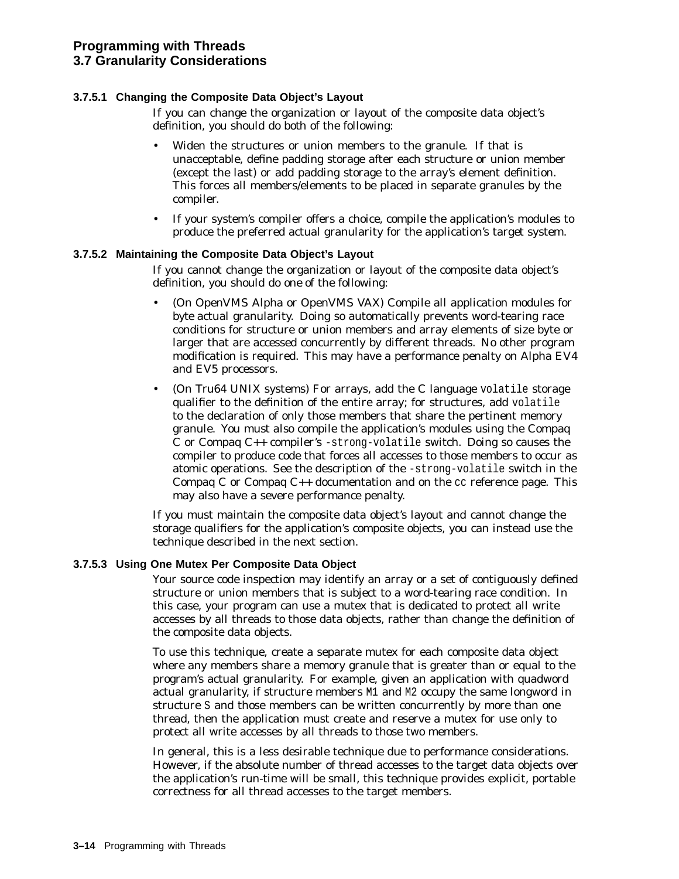#### 3.7.5.1 Changing the Composite Data Object's Layout

If you can change the organization or layout of the composite data object's definition, you should do both of the following:

- Widen the structures or union members to the granule. If that is unacceptable, define padding storage after each structure or union member (except the last) or add padding storage to the array's element definition. This forces all members/elements to be placed in separate granules by the compiler.
- If your system's compiler offers a choice, compile the application's modules to produce the preferred actual granularity for the application's target system.

#### 3.7.5.2 Maintaining the Composite Data Object's Layout

If you cannot change the organization or layout of the composite data object's definition, you should do one of the following:

- (On OpenVMS Alpha or OpenVMS VAX) Compile all application modules for byte actual granularity. Doing so automatically prevents word-tearing race conditions for structure or union members and array elements of size byte or larger that are accessed concurrently by different threads. No other program modification is required. This may have a performance penalty on Alpha EV4 and EV5 processors.
- (On Tru64 UNIX systems) For arrays, add the C language `volatile` storage qualifier to the definition of the entire array; for structures, add `volatile` to the declaration of only those members that share the pertinent memory granule. You must also compile the application's modules using the Compaq C or Compaq C++ compiler's `-strong-volatile` switch. Doing so causes the compiler to produce code that forces all accesses to those members to occur as atomic operations. See the description of the `-strong-volatile` switch in the Compaq C or Compaq C++ documentation and on the `cc` reference page. This may also have a severe performance penalty.

If you must maintain the composite data object's layout and cannot change the storage qualifiers for the application's composite objects, you can instead use the technique described in the next section.

#### 3.7.5.3 Using One Mutex Per Composite Data Object

Your source code inspection may identify an array or a set of contiguously defined structure or union members that is subject to a word-tearing race condition. In this case, your program can use a mutex that is dedicated to protect all write accesses by all threads to those data objects, rather than change the definition of the composite data objects.

To use this technique, create a separate mutex for each composite data object where any members share a memory granule that is greater than or equal to the program's actual granularity. For example, given an application with quadword actual granularity, if structure members `M1` and `M2` occupy the same longword in structure `S` and those members can be written concurrently by more than one thread, then the application must create and reserve a mutex for use only to protect all write accesses by all threads to those two members.

In general, this is a less desirable technique due to performance considerations. However, if the absolute number of thread accesses to the target data objects over the application's run-time will be small, this technique provides explicit, portable correctness for all thread accesses to the target members.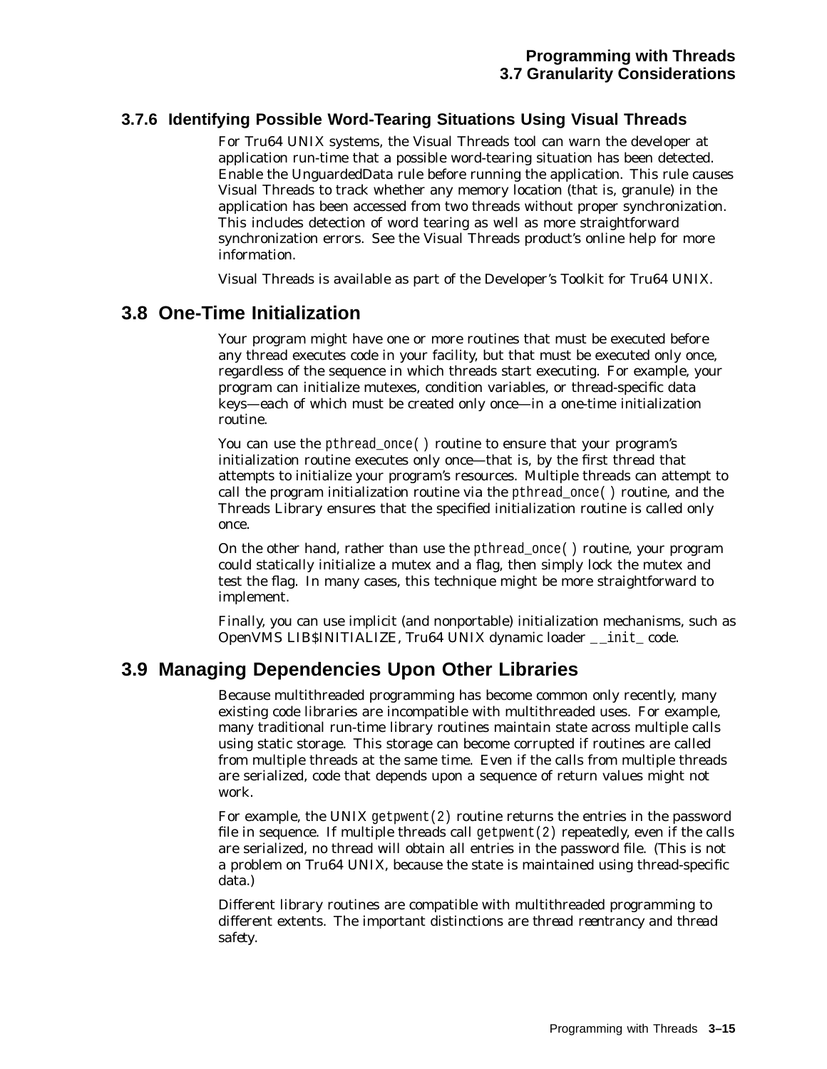### 3.7.6 Identifying Possible Word-Tearing Situations Using Visual Threads

For Tru64 UNIX systems, the Visual Threads tool can warn the developer at application run-time that a possible word-tearing situation has been detected. Enable the UnguardedData rule before running the application. This rule causes Visual Threads to track whether any memory location (that is, granule) in the application has been accessed from two threads without proper synchronization. This includes detection of word tearing as well as more straightforward synchronization errors. See the Visual Threads product's online help for more information.

Visual Threads is available as part of the Developer's Toolkit for Tru64 UNIX.

## 3.8 One-Time Initialization

Your program might have one or more routines that must be executed before any thread executes code in your facility, but that must be executed only once, regardless of the sequence in which threads start executing. For example, your program can initialize mutexes, condition variables, or thread-specific data keys—each of which must be created only once—in a one-time initialization routine.

You can use the *pthread_once( )* routine to ensure that your program's initialization routine executes only once—that is, by the first thread that attempts to initialize your program's resources. Multiple threads can attempt to call the program initialization routine via the *pthread_once( )* routine, and the Threads Library ensures that the specified initialization routine is called only once.

On the other hand, rather than use the *pthread_once( )* routine, your program could statically initialize a mutex and a flag, then simply lock the mutex and test the flag. In many cases, this technique might be more straightforward to implement.

Finally, you can use implicit (and nonportable) initialization mechanisms, such as OpenVMS LIB$INITIALIZE, Tru64 UNIX dynamic loader *__init_* code.

## 3.9 Managing Dependencies Upon Other Libraries

Because multithreaded programming has become common only recently, many existing code libraries are incompatible with multithreaded uses. For example, many traditional run-time library routines maintain state across multiple calls using static storage. This storage can become corrupted if routines are called from multiple threads at the same time. Even if the calls from multiple threads are serialized, code that depends upon a sequence of return values might not work.

For example, the UNIX *getpwent(2)* routine returns the entries in the password file in sequence. If multiple threads call *getpwent(2)* repeatedly, even if the calls are serialized, no thread will obtain all entries in the password file. (This is not a problem on Tru64 UNIX, because the state is maintained using thread-specific data.)

Different library routines are compatible with multithreaded programming to different extents. The important distinctions are *thread reentrancy* and *thread safety*.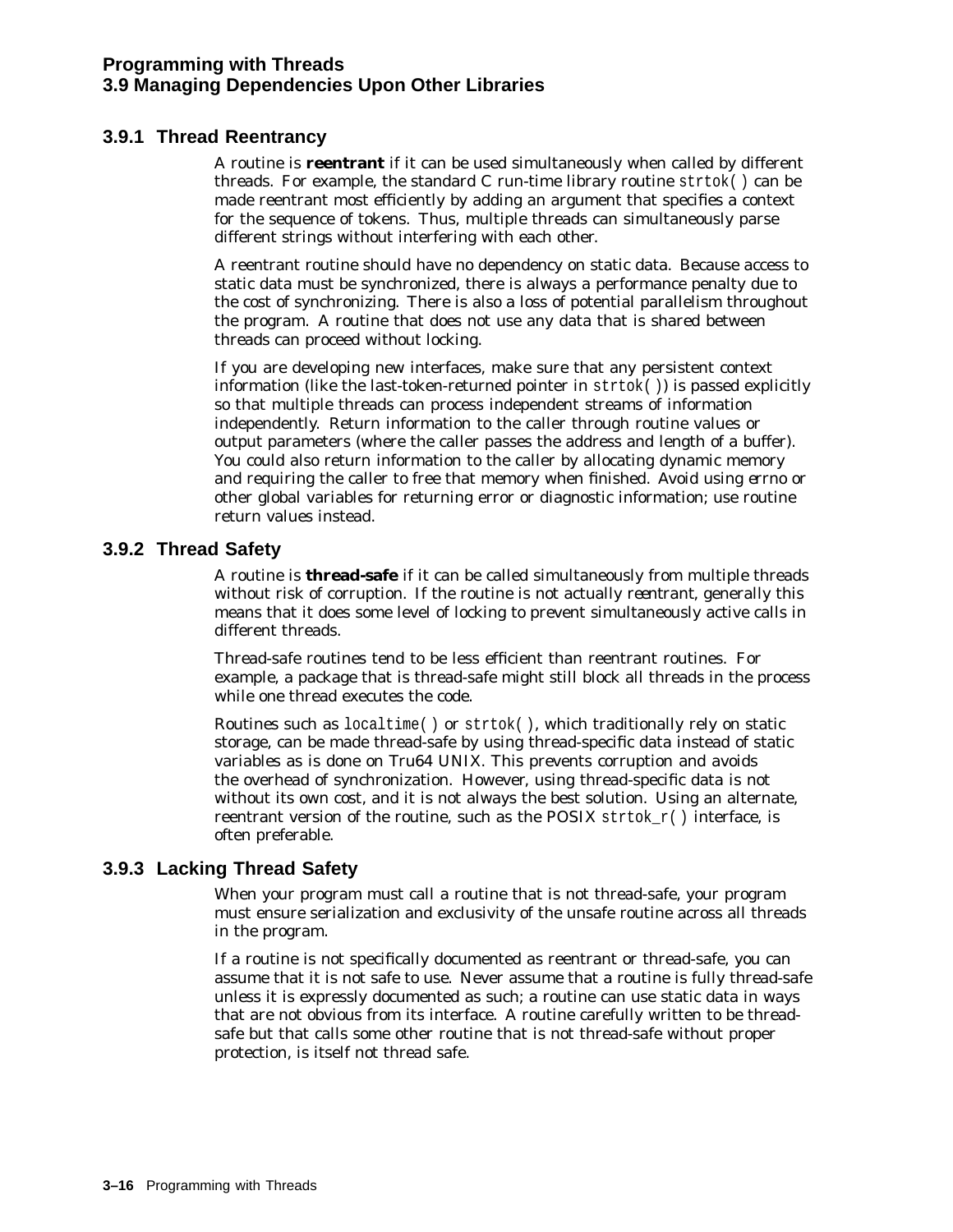### 3.9.1 Thread Reentrancy

A routine is **reentrant** if it can be used simultaneously when called by different threads. For example, the standard C run-time library routine `strtok( )` can be made reentrant most efficiently by adding an argument that specifies a context for the sequence of tokens. Thus, multiple threads can simultaneously parse different strings without interfering with each other.

A reentrant routine should have no dependency on static data. Because access to static data must be synchronized, there is always a performance penalty due to the cost of synchronizing. There is also a loss of potential parallelism throughout the program. A routine that does not use any data that is shared between threads can proceed without locking.

If you are developing new interfaces, make sure that any persistent context information (like the last-token-returned pointer in `strtok( )`) is passed explicitly so that multiple threads can process independent streams of information independently. Return information to the caller through routine values or output parameters (where the caller passes the address and length of a buffer). You could also return information to the caller by allocating dynamic memory and requiring the caller to free that memory when finished. Avoid using *errno* or other global variables for returning error or diagnostic information; use routine return values instead.

### 3.9.2 Thread Safety

A routine is **thread-safe** if it can be called simultaneously from multiple threads without risk of corruption. If the routine is not actually reentrant, generally this means that it does some level of locking to prevent simultaneously active calls in different threads.

Thread-safe routines tend to be less efficient than reentrant routines. For example, a package that is thread-safe might still block all threads in the process while one thread executes the code.

Routines such as `localtime( )` or `strtok( )`, which traditionally rely on static storage, can be made thread-safe by using thread-specific data instead of static variables as is done on Tru64 UNIX. This prevents corruption and avoids the overhead of synchronization. However, using thread-specific data is not without its own cost, and it is not always the best solution. Using an alternate, reentrant version of the routine, such as the POSIX `strtok_r( )` interface, is often preferable.

### 3.9.3 Lacking Thread Safety

When your program must call a routine that is not thread-safe, your program must ensure serialization and exclusivity of the unsafe routine across all threads in the program.

If a routine is not specifically documented as reentrant or thread-safe, you can assume that it is not safe to use. Never assume that a routine is fully thread-safe unless it is expressly documented as such; a routine can use static data in ways that are not obvious from its interface. A routine carefully written to be thread-safe but that calls some other routine that is not thread-safe without proper protection, is itself not thread safe.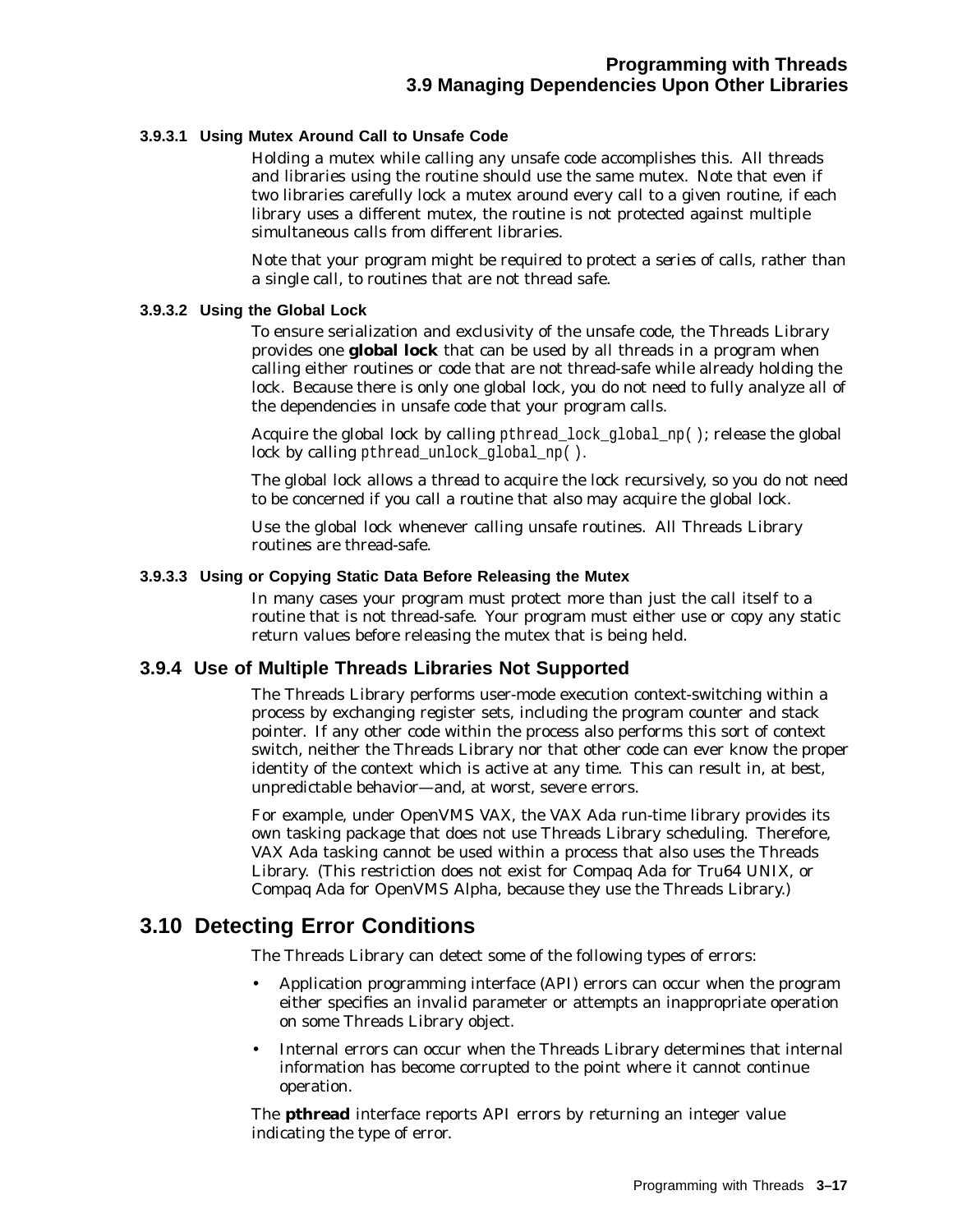#### 3.9.3.1 Using Mutex Around Call to Unsafe Code

Holding a mutex while calling any unsafe code accomplishes this. All threads and libraries using the routine should use the same mutex. Note that even if two libraries carefully lock a mutex around every call to a given routine, if each library uses a different mutex, the routine is not protected against multiple simultaneous calls from different libraries.

Note that your program might be required to protect a series of calls, rather than a single call, to routines that are not thread safe.

#### 3.9.3.2 Using the Global Lock

To ensure serialization and exclusivity of the unsafe code, the Threads Library provides one **global lock** that can be used by all threads in a program when calling either routines or code that are not thread-safe while already holding the lock. Because there is only one global lock, you do not need to fully analyze all of the dependencies in unsafe code that your program calls.

Acquire the global lock by calling `pthread_lock_global_np( )`; release the global lock by calling `pthread_unlock_global_np( )`.

The global lock allows a thread to acquire the lock recursively, so you do not need to be concerned if you call a routine that also may acquire the global lock.

Use the global lock whenever calling unsafe routines. All Threads Library routines are thread-safe.

#### 3.9.3.3 Using or Copying Static Data Before Releasing the Mutex

In many cases your program must protect more than just the call itself to a routine that is not thread-safe. Your program must either use or copy any static return values before releasing the mutex that is being held.

### 3.9.4 Use of Multiple Threads Libraries Not Supported

The Threads Library performs user-mode execution context-switching within a process by exchanging register sets, including the program counter and stack pointer. If any other code within the process also performs this sort of context switch, neither the Threads Library nor that other code can ever know the proper identity of the context which is active at any time. This can result in, at best, unpredictable behavior—and, at worst, severe errors.

For example, under OpenVMS VAX, the VAX Ada run-time library provides its own tasking package that does not use Threads Library scheduling. Therefore, VAX Ada tasking cannot be used within a process that also uses the Threads Library. (This restriction does not exist for Compaq Ada for Tru64 UNIX, or Compaq Ada for OpenVMS Alpha, because they use the Threads Library.)

## 3.10 Detecting Error Conditions

The Threads Library can detect some of the following types of errors:

- Application programming interface (API) errors can occur when the program either specifies an invalid parameter or attempts an inappropriate operation on some Threads Library object.
- Internal errors can occur when the Threads Library determines that internal information has become corrupted to the point where it cannot continue operation.

The **pthread** interface reports API errors by returning an integer value indicating the type of error.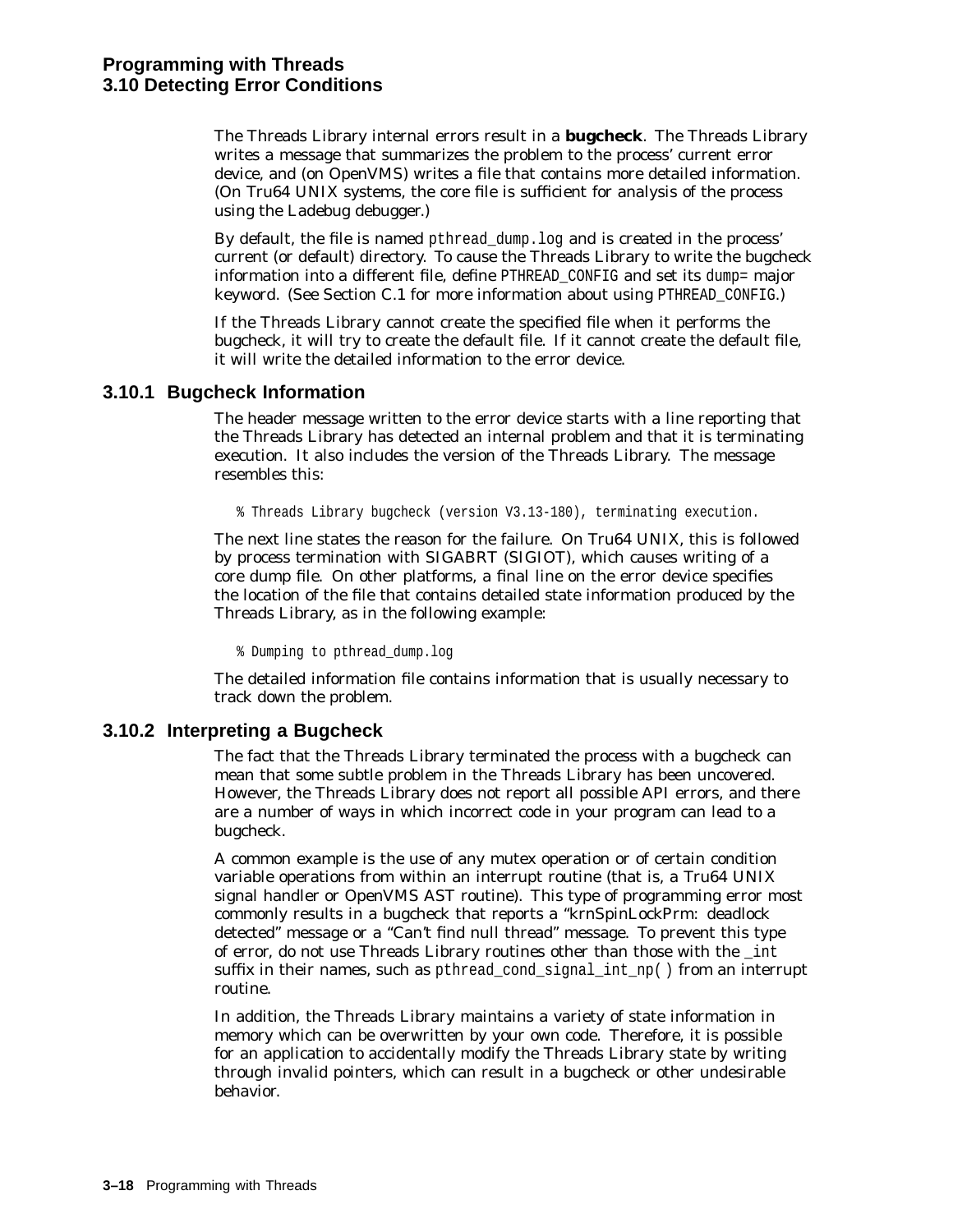The Threads Library internal errors result in a **bugcheck**. The Threads Library writes a message that summarizes the problem to the process' current error device, and (on OpenVMS) writes a file that contains more detailed information. (On Tru64 UNIX systems, the core file is sufficient for analysis of the process using the Ladebug debugger.)

By default, the file is named `pthread_dump.log` and is created in the process' current (or default) directory. To cause the Threads Library to write the bugcheck information into a different file, define `PTHREAD_CONFIG` and set its `dump=` major keyword. (See Section C.1 for more information about using `PTHREAD_CONFIG`.)

If the Threads Library cannot create the specified file when it performs the bugcheck, it will try to create the default file. If it cannot create the default file, it will write the detailed information to the error device.

### 3.10.1 Bugcheck Information

The header message written to the error device starts with a line reporting that the Threads Library has detected an internal problem and that it is terminating execution. It also includes the version of the Threads Library. The message resembles this:

```
% Threads Library bugcheck (version V3.13-180), terminating execution.
```

The next line states the reason for the failure. On Tru64 UNIX, this is followed by process termination with SIGABRT (SIGIOT), which causes writing of a core dump file. On other platforms, a final line on the error device specifies the location of the file that contains detailed state information produced by the Threads Library, as in the following example:

```
% Dumping to pthread_dump.log
```

The detailed information file contains information that is usually necessary to track down the problem.

### 3.10.2 Interpreting a Bugcheck

The fact that the Threads Library terminated the process with a bugcheck can mean that some subtle problem in the Threads Library has been uncovered. However, the Threads Library does not report all possible API errors, and there are a number of ways in which incorrect code in your program can lead to a bugcheck.

A common example is the use of any mutex operation or of certain condition variable operations from within an interrupt routine (that is, a Tru64 UNIX signal handler or OpenVMS AST routine). This type of programming error most commonly results in a bugcheck that reports a "krnSpinLockPrm: deadlock detected" message or a "Can't find null thread" message. To prevent this type of error, do not use Threads Library routines other than those with the `_int` suffix in their names, such as `pthread_cond_signal_int_np( )` from an interrupt routine.

In addition, the Threads Library maintains a variety of state information in memory which can be overwritten by your own code. Therefore, it is possible for an application to accidentally modify the Threads Library state by writing through invalid pointers, which can result in a bugcheck or other undesirable behavior.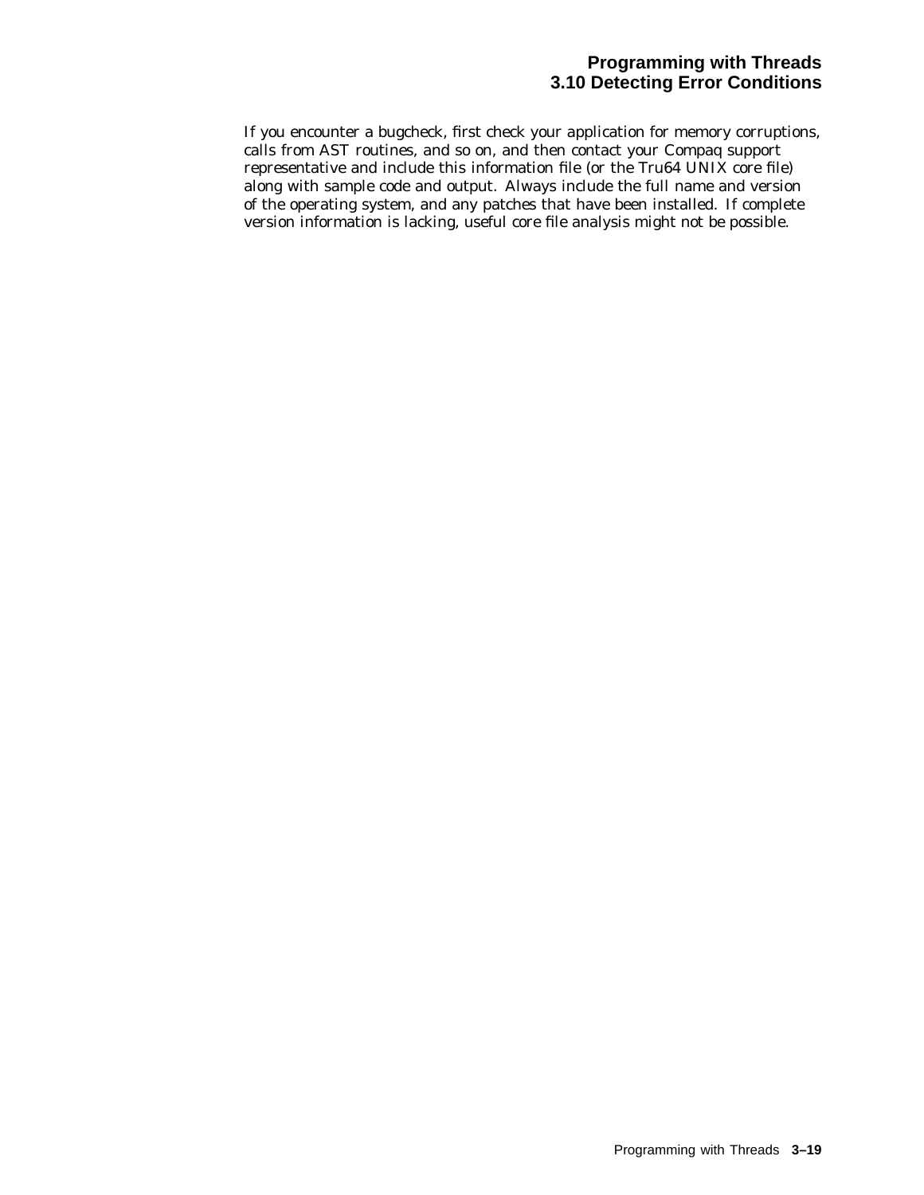If you encounter a bugcheck, first check your application for memory corruptions, calls from AST routines, and so on, and then contact your Compaq support representative and include this information file (or the Tru64 UNIX core file) along with sample code and output. Always include the full name and version of the operating system, and any patches that have been installed. If complete version information is lacking, useful core file analysis might not be possible.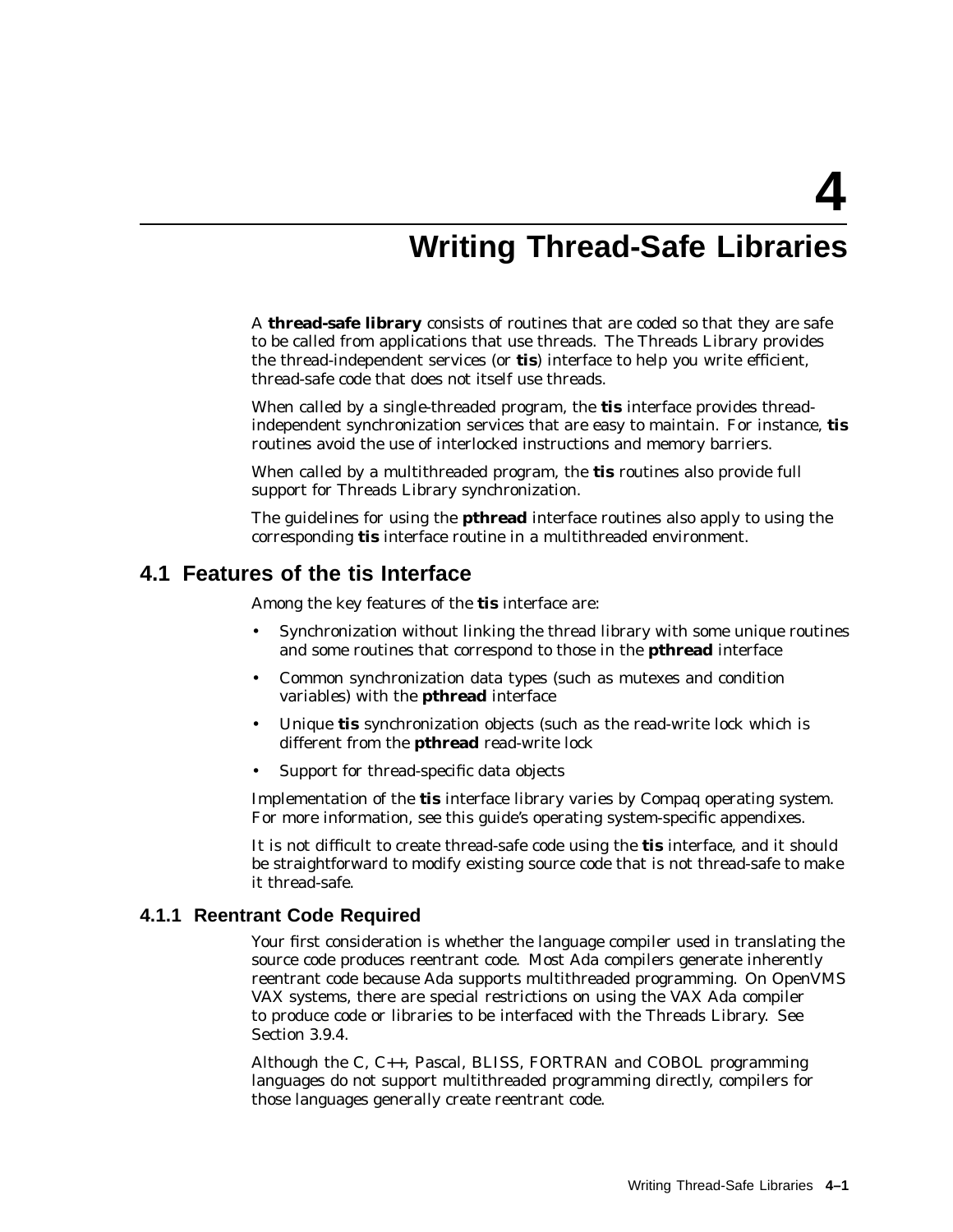# 4 Writing Thread-Safe Libraries

A **thread-safe library** consists of routines that are coded so that they are safe to be called from applications that use threads. The Threads Library provides the thread-independent services (or **tis**) interface to help you write efficient, thread-safe code that does not itself use threads.

When called by a single-threaded program, the **tis** interface provides thread-independent synchronization services that are easy to maintain. For instance, **tis** routines avoid the use of interlocked instructions and memory barriers.

When called by a multithreaded program, the **tis** routines also provide full support for Threads Library synchronization.

The guidelines for using the **pthread** interface routines also apply to using the corresponding **tis** interface routine in a multithreaded environment.

## 4.1 Features of the tis Interface

Among the key features of the **tis** interface are:

- Synchronization without linking the thread library with some unique routines and some routines that correspond to those in the **pthread** interface
- Common synchronization data types (such as mutexes and condition variables) with the **pthread** interface
- Unique **tis** synchronization objects (such as the read-write lock which is different from the **pthread** read-write lock
- Support for thread-specific data objects

Implementation of the **tis** interface library varies by Compaq operating system. For more information, see this guide's operating system-specific appendixes.

It is not difficult to create thread-safe code using the **tis** interface, and it should be straightforward to modify existing source code that is not thread-safe to make it thread-safe.

### 4.1.1 Reentrant Code Required

Your first consideration is whether the language compiler used in translating the source code produces reentrant code. Most Ada compilers generate inherently reentrant code because Ada supports multithreaded programming. On OpenVMS VAX systems, there are special restrictions on using the VAX Ada compiler to produce code or libraries to be interfaced with the Threads Library. See Section 3.9.4.

Although the C, C++, Pascal, BLISS, FORTRAN and COBOL programming languages do not support multithreaded programming directly, compilers for those languages generally create reentrant code.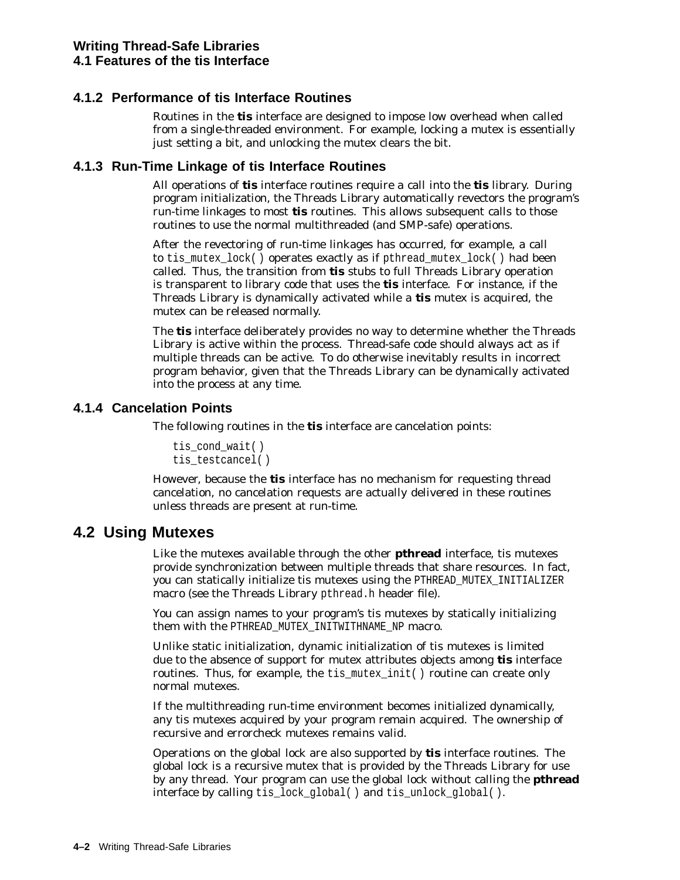### 4.1.2 Performance of tis Interface Routines

Routines in the **tis** interface are designed to impose low overhead when called from a single-threaded environment. For example, locking a mutex is essentially just setting a bit, and unlocking the mutex clears the bit.

### 4.1.3 Run-Time Linkage of tis Interface Routines

All operations of **tis** interface routines require a call into the **tis** library. During program initialization, the Threads Library automatically revectors the program's run-time linkages to most **tis** routines. This allows subsequent calls to those routines to use the normal multithreaded (and SMP-safe) operations.

After the revectoring of run-time linkages has occurred, for example, a call to `tis_mutex_lock( )` operates exactly as if `pthread_mutex_lock( )` had been called. Thus, the transition from **tis** stubs to full Threads Library operation is transparent to library code that uses the **tis** interface. For instance, if the Threads Library is dynamically activated while a **tis** mutex is acquired, the mutex can be released normally.

The **tis** interface deliberately provides no way to determine whether the Threads Library is active within the process. Thread-safe code should always act as if multiple threads can be active. To do otherwise inevitably results in incorrect program behavior, given that the Threads Library can be dynamically activated into the process at any time.

### 4.1.4 Cancelation Points

The following routines in the **tis** interface are cancelation points:

```
tis_cond_wait( )
tis_testcancel( )
```

However, because the **tis** interface has no mechanism for requesting thread cancelation, no cancelation requests are actually delivered in these routines unless threads are present at run-time.

## 4.2 Using Mutexes

Like the mutexes available through the other **pthread** interface, tis mutexes provide synchronization between multiple threads that share resources. In fact, you can statically initialize tis mutexes using the `PTHREAD_MUTEX_INITIALIZER` macro (see the Threads Library `pthread.h` header file).

You can assign names to your program's tis mutexes by statically initializing them with the `PTHREAD_MUTEX_INITWITHNAME_NP` macro.

Unlike static initialization, dynamic initialization of tis mutexes is limited due to the absence of support for mutex attributes objects among **tis** interface routines. Thus, for example, the `tis_mutex_init( )` routine can create only normal mutexes.

If the multithreading run-time environment becomes initialized dynamically, any tis mutexes acquired by your program remain acquired. The ownership of recursive and errorcheck mutexes remains valid.

Operations on the global lock are also supported by **tis** interface routines. The global lock is a recursive mutex that is provided by the Threads Library for use by any thread. Your program can use the global lock without calling the **pthread** interface by calling `tis_lock_global( )` and `tis_unlock_global( )`.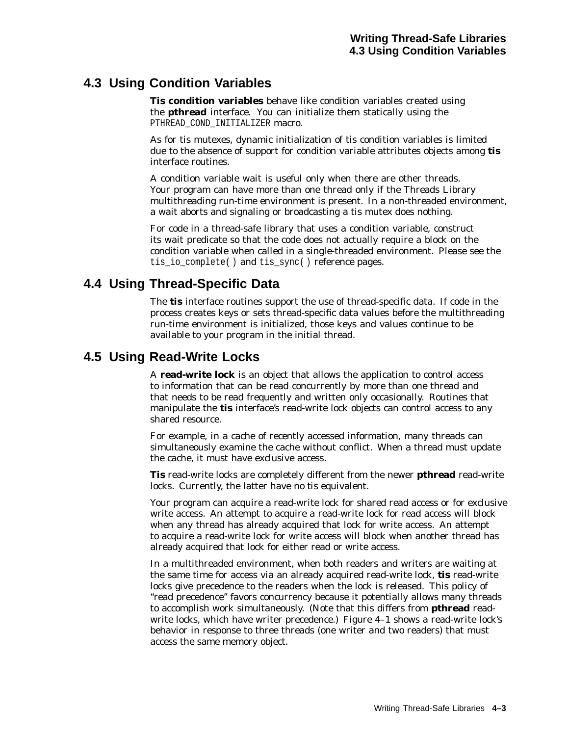## 4.3 Using Condition Variables

**Tis condition variables** behave like condition variables created using the **pthread** interface. You can initialize them statically using the `PTHREAD_COND_INITIALIZER` macro.

As for tis mutexes, dynamic initialization of tis condition variables is limited due to the absence of support for condition variable attributes objects among **tis** interface routines.

A condition variable wait is useful only when there are other threads. Your program can have more than one thread only if the Threads Library multithreading run-time environment is present. In a non-threaded environment, a wait aborts and signaling or broadcasting a tis mutex does nothing.

For code in a thread-safe library that uses a condition variable, construct its wait predicate so that the code does not actually require a block on the condition variable when called in a single-threaded environment. Please see the `tis_io_complete( )` and `tis_sync( )` reference pages.

## 4.4 Using Thread-Specific Data

The **tis** interface routines support the use of thread-specific data. If code in the process creates keys or sets thread-specific data values before the multithreading run-time environment is initialized, those keys and values continue to be available to your program in the initial thread.

## 4.5 Using Read-Write Locks

A **read-write lock** is an object that allows the application to control access to information that can be read concurrently by more than one thread and that needs to be read frequently and written only occasionally. Routines that manipulate the **tis** interface's read-write lock objects can control access to any shared resource.

For example, in a cache of recently accessed information, many threads can simultaneously examine the cache without conflict. When a thread must update the cache, it must have exclusive access.

**Tis** read-write locks are completely different from the newer **pthread** read-write locks. Currently, the latter have no tis equivalent.

Your program can acquire a read-write lock for shared read access or for exclusive write access. An attempt to acquire a read-write lock for read access will block when any thread has already acquired that lock for write access. An attempt to acquire a read-write lock for write access will block when another thread has already acquired that lock for either read or write access.

In a multithreaded environment, when both readers and writers are waiting at the same time for access via an already acquired read-write lock, **tis** read-write locks give precedence to the readers when the lock is released. This policy of "read precedence" favors concurrency because it potentially allows many threads to accomplish work simultaneously. (Note that this differs from **pthread** read-write locks, which have writer precedence.) Figure 4–1 shows a read-write lock's behavior in response to three threads (one writer and two readers) that must access the same memory object.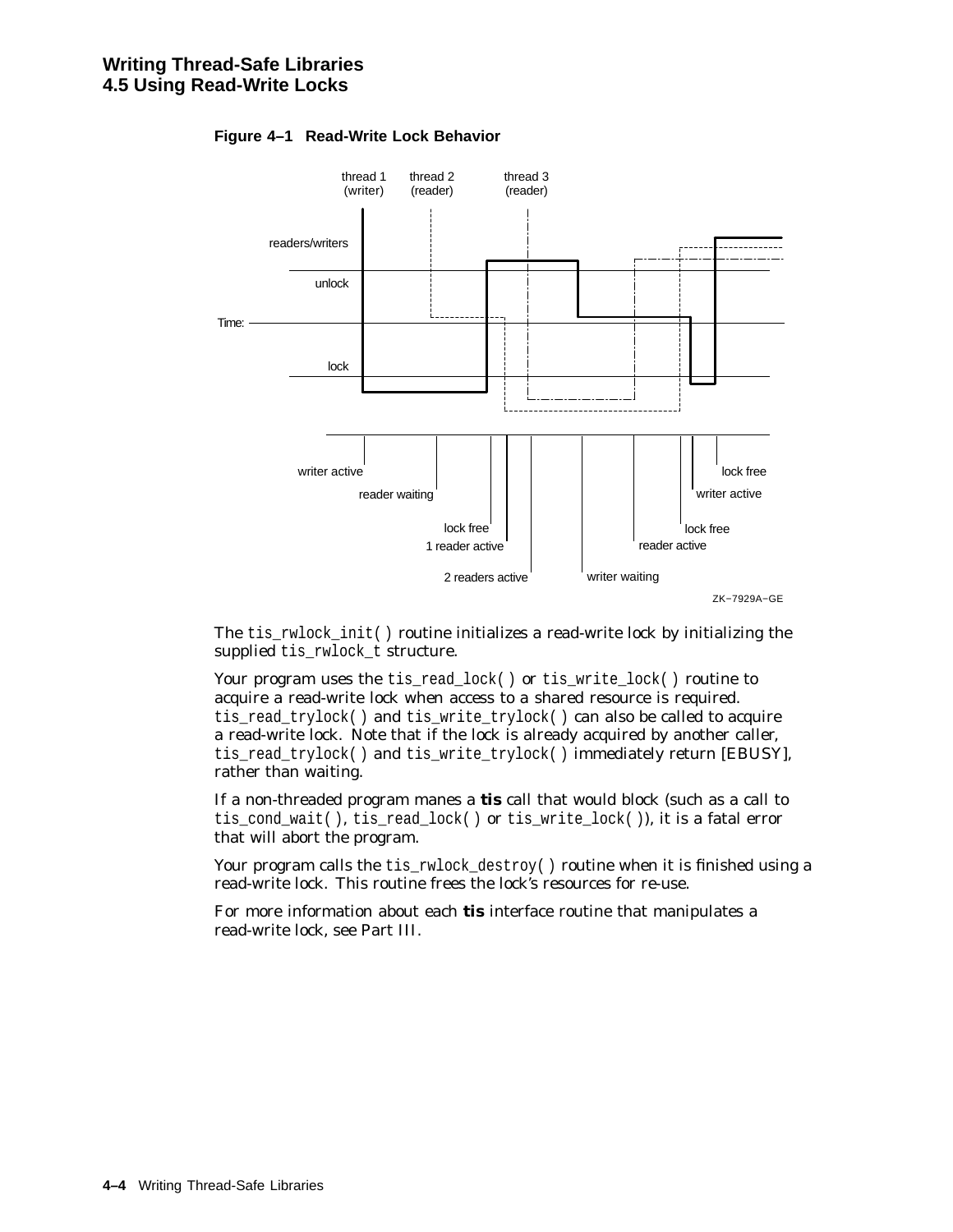**Figure 4–1 Read-Write Lock Behavior**

The `tis_rwlock_init( )` routine initializes a read-write lock by initializing the supplied `tis_rwlock_t` structure.

Your program uses the `tis_read_lock( )` or `tis_write_lock( )` routine to acquire a read-write lock when access to a shared resource is required. `tis_read_trylock( )` and `tis_write_trylock( )` can also be called to acquire a read-write lock. Note that if the lock is already acquired by another caller, `tis_read_trylock( )` and `tis_write_trylock( )` immediately return [EBUSY], rather than waiting.

If a non-threaded program manes a **tis** call that would block (such as a call to `tis_cond_wait( )`, `tis_read_lock( )` or `tis_write_lock( )`), it is a fatal error that will abort the program.

Your program calls the `tis_rwlock_destroy( )` routine when it is finished using a read-write lock. This routine frees the lock's resources for re-use.

For more information about each **tis** interface routine that manipulates a read-write lock, see Part III.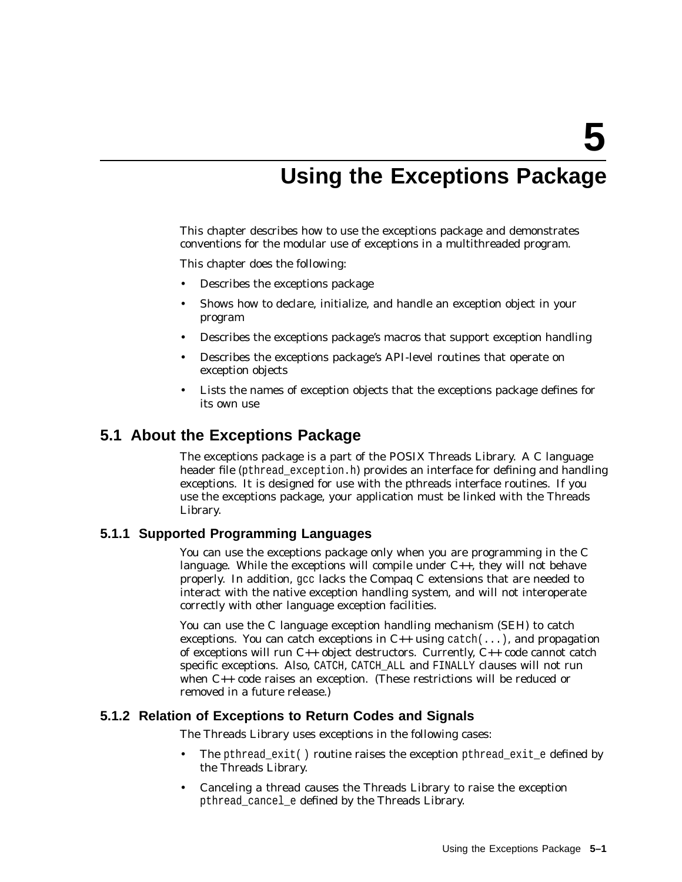# 5 Using the Exceptions Package

This chapter describes how to use the exceptions package and demonstrates conventions for the modular use of exceptions in a multithreaded program.

This chapter does the following:

- Describes the exceptions package
- Shows how to declare, initialize, and handle an exception object in your program
- Describes the exceptions package's macros that support exception handling
- Describes the exceptions package's API-level routines that operate on exception objects
- Lists the names of exception objects that the exceptions package defines for its own use

## 5.1 About the Exceptions Package

The exceptions package is a part of the POSIX Threads Library. A C language header file (`pthread_exception.h`) provides an interface for defining and handling exceptions. It is designed for use with the pthreads interface routines. If you use the exceptions package, your application must be linked with the Threads Library.

### 5.1.1 Supported Programming Languages

You can use the exceptions package only when you are programming in the C language. While the exceptions will compile under C++, they will not behave properly. In addition, `gcc` lacks the Compaq C extensions that are needed to interact with the native exception handling system, and will not interoperate correctly with other language exception facilities.

You can use the C language exception handling mechanism (SEH) to catch exceptions. You can catch exceptions in C++ using `catch(...)`, and propagation of exceptions will run C++ object destructors. Currently, C++ code cannot catch specific exceptions. Also, `CATCH`, `CATCH_ALL` and `FINALLY` clauses will not run when C++ code raises an exception. (These restrictions will be reduced or removed in a future release.)

### 5.1.2 Relation of Exceptions to Return Codes and Signals

The Threads Library uses exceptions in the following cases:

- The `pthread_exit()` routine raises the exception `pthread_exit_e` defined by the Threads Library.
- Canceling a thread causes the Threads Library to raise the exception `pthread_cancel_e` defined by the Threads Library.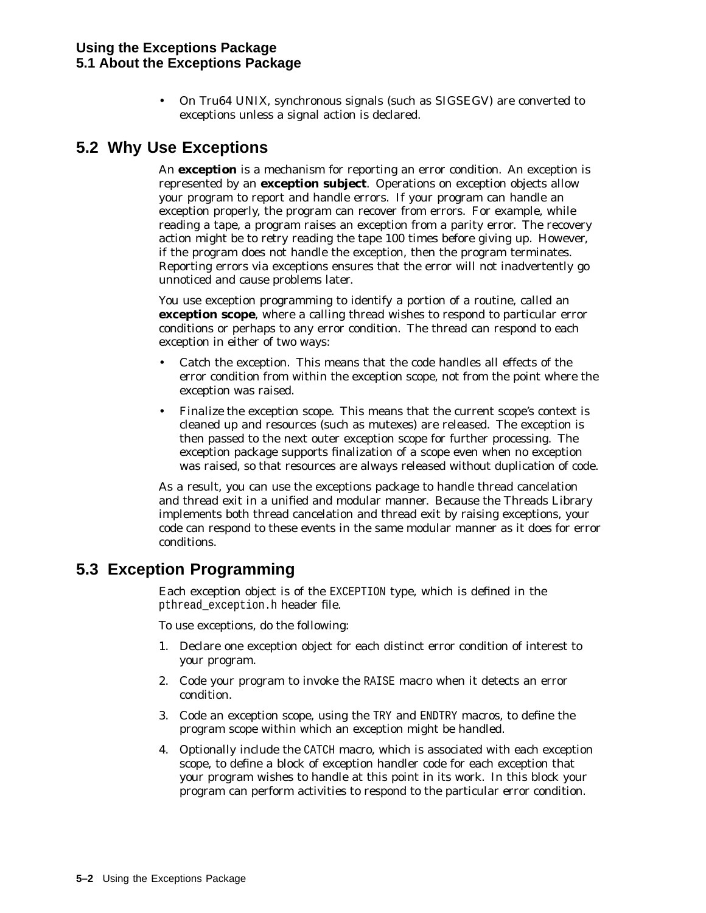- On Tru64 UNIX, synchronous signals (such as SIGSEGV) are converted to exceptions unless a signal action is declared.

## 5.2 Why Use Exceptions

An **exception** is a mechanism for reporting an error condition. An exception is represented by an **exception subject**. Operations on exception objects allow your program to report and handle errors. If your program can handle an exception properly, the program can recover from errors. For example, while reading a tape, a program raises an exception from a parity error. The recovery action might be to retry reading the tape 100 times before giving up. However, if the program does not handle the exception, then the program terminates. Reporting errors via exceptions ensures that the error will not inadvertently go unnoticed and cause problems later.

You use exception programming to identify a portion of a routine, called an **exception scope**, where a calling thread wishes to respond to particular error conditions or perhaps to any error condition. The thread can respond to each exception in either of two ways:

- Catch the exception. This means that the code handles all effects of the error condition from within the exception scope, not from the point where the exception was raised.
- Finalize the exception scope. This means that the current scope's context is cleaned up and resources (such as mutexes) are released. The exception is then passed to the next outer exception scope for further processing. The exception package supports finalization of a scope even when no exception was raised, so that resources are always released without duplication of code.

As a result, you can use the exceptions package to handle thread cancelation and thread exit in a unified and modular manner. Because the Threads Library implements both thread cancelation and thread exit by raising exceptions, your code can respond to these events in the same modular manner as it does for error conditions.

## 5.3 Exception Programming

Each exception object is of the `EXCEPTION` type, which is defined in the *pthread_exception.h* header file.

To use exceptions, do the following:

1. Declare one exception object for each distinct error condition of interest to your program.
2. Code your program to invoke the `RAISE` macro when it detects an error condition.
3. Code an exception scope, using the `TRY` and `ENDTRY` macros, to define the program scope within which an exception might be handled.
4. Optionally include the `CATCH` macro, which is associated with each exception scope, to define a block of exception handler code for each exception that your program wishes to handle at this point in its work. In this block your program can perform activities to respond to the particular error condition.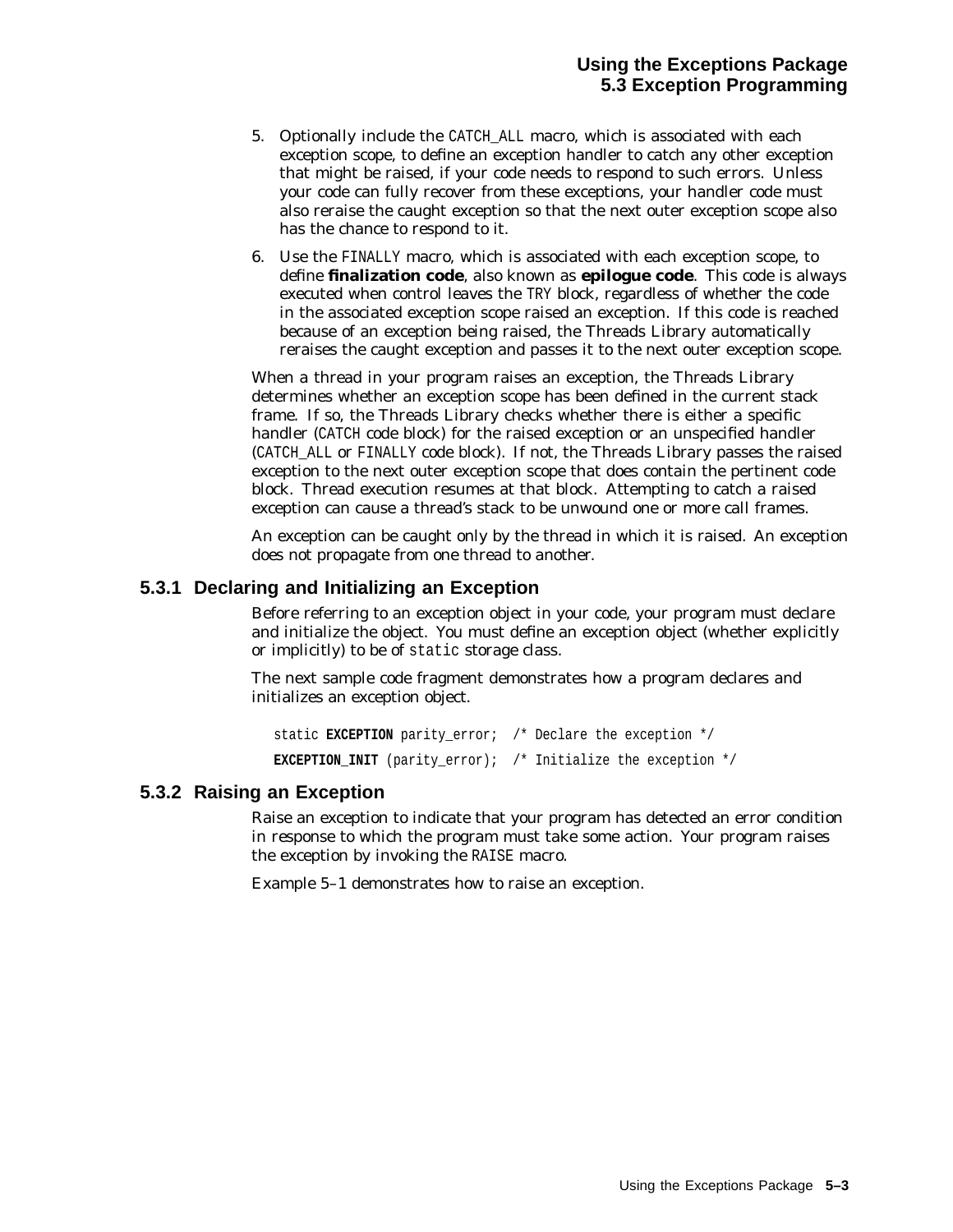5. Optionally include the CATCH_ALL macro, which is associated with each exception scope, to define an exception handler to catch any other exception that might be raised, if your code needs to respond to such errors. Unless your code can fully recover from these exceptions, your handler code must also reraise the caught exception so that the next outer exception scope also has the chance to respond to it.

6. Use the FINALLY macro, which is associated with each exception scope, to define **finalization code**, also known as **epilogue code**. This code is always executed when control leaves the TRY block, regardless of whether the code in the associated exception scope raised an exception. If this code is reached because of an exception being raised, the Threads Library automatically reraises the caught exception and passes it to the next outer exception scope.

When a thread in your program raises an exception, the Threads Library determines whether an exception scope has been defined in the current stack frame. If so, the Threads Library checks whether there is either a specific handler (CATCH code block) for the raised exception or an unspecified handler (CATCH_ALL or FINALLY code block). If not, the Threads Library passes the raised exception to the next outer exception scope that does contain the pertinent code block. Thread execution resumes at that block. Attempting to catch a raised exception can cause a thread's stack to be unwound one or more call frames.

An exception can be caught only by the thread in which it is raised. An exception does not propagate from one thread to another.

### 5.3.1 Declaring and Initializing an Exception

Before referring to an exception object in your code, your program must declare and initialize the object. You must define an exception object (whether explicitly or implicitly) to be of static storage class.

The next sample code fragment demonstrates how a program declares and initializes an exception object.

```
static EXCEPTION parity_error;  /* Declare the exception */

EXCEPTION_INIT (parity_error);  /* Initialize the exception */
```

### 5.3.2 Raising an Exception

Raise an exception to indicate that your program has detected an error condition in response to which the program must take some action. Your program raises the exception by invoking the RAISE macro.

Example 5–1 demonstrates how to raise an exception.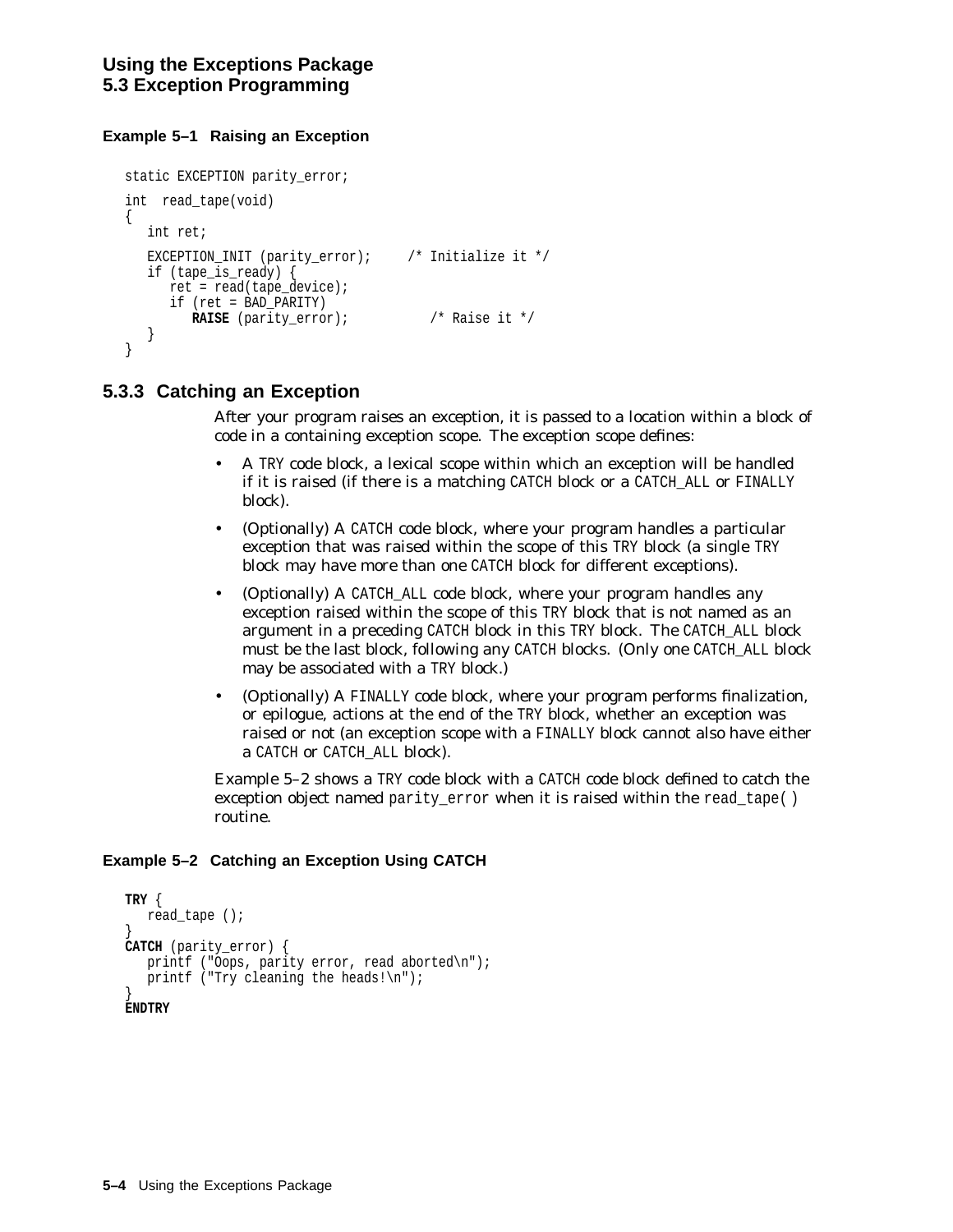**Example 5–1 Raising an Exception**

```
static EXCEPTION parity_error;

int  read_tape(void)
{
   int ret;

   EXCEPTION_INIT (parity_error);     /* Initialize it */
   if (tape_is_ready) {
      ret = read(tape_device);
      if (ret = BAD_PARITY)
         RAISE (parity_error);          /* Raise it */
   }
}
```

### 5.3.3 Catching an Exception

After your program raises an exception, it is passed to a location within a block of code in a containing exception scope. The exception scope defines:

- A TRY code block, a lexical scope within which an exception will be handled if it is raised (if there is a matching CATCH block or a CATCH_ALL or FINALLY block).
- (Optionally) A CATCH code block, where your program handles a particular exception that was raised within the scope of this TRY block (a single TRY block may have more than one CATCH block for different exceptions).
- (Optionally) A CATCH_ALL code block, where your program handles any exception raised within the scope of this TRY block that is not named as an argument in a preceding CATCH block in this TRY block. The CATCH_ALL block must be the last block, following any CATCH blocks. (Only one CATCH_ALL block may be associated with a TRY block.)
- (Optionally) A FINALLY code block, where your program performs finalization, or epilogue, actions at the end of the TRY block, whether an exception was raised or not (an exception scope with a FINALLY block cannot also have either a CATCH or CATCH_ALL block).

Example 5–2 shows a TRY code block with a CATCH code block defined to catch the exception object named parity_error when it is raised within the read_tape( ) routine.

**Example 5–2 Catching an Exception Using CATCH**

```
TRY {
   read_tape ();
}
CATCH (parity_error) {
   printf ("Oops, parity error, read aborted\n");
   printf ("Try cleaning the heads!\n");
}
ENDTRY
```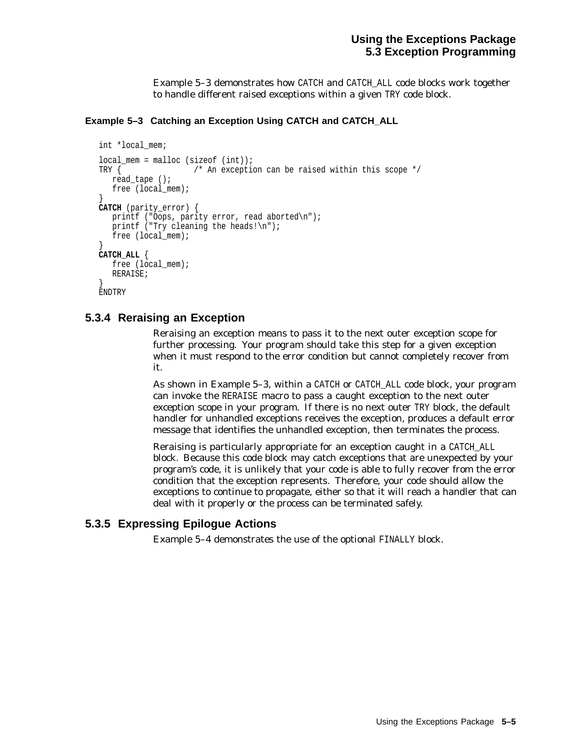Example 5–3 demonstrates how CATCH and CATCH_ALL code blocks work together to handle different raised exceptions within a given TRY code block.

**Example 5–3 Catching an Exception Using CATCH and CATCH_ALL**

```
int *local_mem;

local_mem = malloc (sizeof (int));
TRY {               /* An exception can be raised within this scope */
   read_tape ();
   free (local_mem);
}
CATCH (parity_error) {
   printf ("Oops, parity error, read aborted\n");
   printf ("Try cleaning the heads!\n");
   free (local_mem);
}
CATCH_ALL {
   free (local_mem);
   RERAISE;
}
ENDTRY
```

### 5.3.4 Reraising an Exception

Reraising an exception means to pass it to the next outer exception scope for further processing. Your program should take this step for a given exception when it must respond to the error condition but cannot completely recover from it.

As shown in Example 5–3, within a CATCH or CATCH_ALL code block, your program can invoke the RERAISE macro to pass a caught exception to the next outer exception scope in your program. If there is no next outer TRY block, the default handler for unhandled exceptions receives the exception, produces a default error message that identifies the unhandled exception, then terminates the process.

Reraising is particularly appropriate for an exception caught in a CATCH_ALL block. Because this code block may catch exceptions that are unexpected by your program's code, it is unlikely that your code is able to fully recover from the error condition that the exception represents. Therefore, your code should allow the exceptions to continue to propagate, either so that it will reach a handler that can deal with it properly or the process can be terminated safely.

### 5.3.5 Expressing Epilogue Actions

Example 5–4 demonstrates the use of the optional FINALLY block.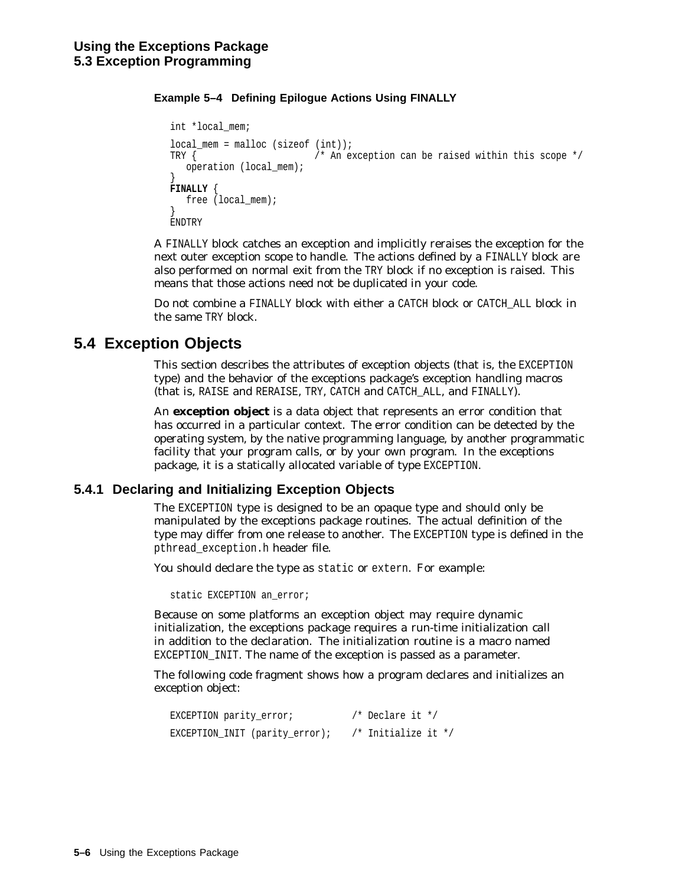**Example 5–4 Defining Epilogue Actions Using FINALLY**

```
int *local_mem;

local_mem = malloc (sizeof (int));
TRY {                    /* An exception can be raised within this scope */
   operation (local_mem);
}
FINALLY {
   free (local_mem);
}
ENDTRY
```

A FINALLY block catches an exception and implicitly reraises the exception for the next outer exception scope to handle. The actions defined by a FINALLY block are also performed on normal exit from the TRY block if no exception is raised. This means that those actions need not be duplicated in your code.

Do not combine a FINALLY block with either a CATCH block or CATCH_ALL block in the same TRY block.

## 5.4 Exception Objects

This section describes the attributes of exception objects (that is, the EXCEPTION type) and the behavior of the exceptions package's exception handling macros (that is, RAISE and RERAISE, TRY, CATCH and CATCH_ALL, and FINALLY).

An **exception object** is a data object that represents an error condition that has occurred in a particular context. The error condition can be detected by the operating system, by the native programming language, by another programmatic facility that your program calls, or by your own program. In the exceptions package, it is a statically allocated variable of type EXCEPTION.

### 5.4.1 Declaring and Initializing Exception Objects

The EXCEPTION type is designed to be an opaque type and should only be manipulated by the exceptions package routines. The actual definition of the type may differ from one release to another. The EXCEPTION type is defined in the pthread_exception.h header file.

You should declare the type as static or extern. For example:

```
static EXCEPTION an_error;
```

Because on some platforms an exception object may require dynamic initialization, the exceptions package requires a run-time initialization call in addition to the declaration. The initialization routine is a macro named EXCEPTION_INIT. The name of the exception is passed as a parameter.

The following code fragment shows how a program declares and initializes an exception object:

```
EXCEPTION parity_error;          /* Declare it */
EXCEPTION_INIT (parity_error);   /* Initialize it */
```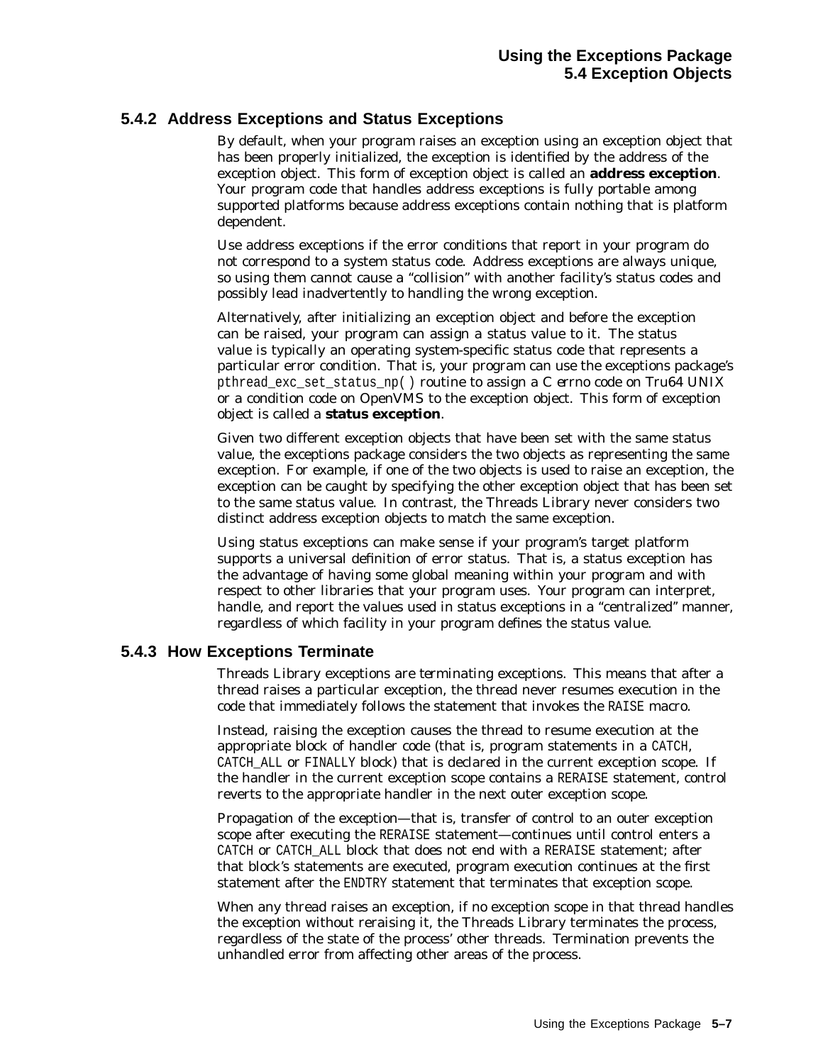### 5.4.2 Address Exceptions and Status Exceptions

By default, when your program raises an exception using an exception object that has been properly initialized, the exception is identified by the address of the exception object. This form of exception object is called an **address exception**. Your program code that handles address exceptions is fully portable among supported platforms because address exceptions contain nothing that is platform dependent.

Use address exceptions if the error conditions that report in your program do not correspond to a system status code. Address exceptions are always unique, so using them cannot cause a "collision" with another facility's status codes and possibly lead inadvertently to handling the wrong exception.

Alternatively, after initializing an exception object and before the exception can be raised, your program can assign a status value to it. The status value is typically an operating system-specific status code that represents a particular error condition. That is, your program can use the exceptions package's *pthread_exc_set_status_np( )* routine to assign a C *errno* code on Tru64 UNIX or a condition code on OpenVMS to the exception object. This form of exception object is called a **status exception**.

Given two different exception objects that have been set with the same status value, the exceptions package considers the two objects as representing the same exception. For example, if one of the two objects is used to raise an exception, the exception can be caught by specifying the other exception object that has been set to the same status value. In contrast, the Threads Library never considers two distinct address exception objects to match the same exception.

Using status exceptions can make sense if your program's target platform supports a universal definition of error status. That is, a status exception has the advantage of having some global meaning within your program and with respect to other libraries that your program uses. Your program can interpret, handle, and report the values used in status exceptions in a "centralized" manner, regardless of which facility in your program defines the status value.

### 5.4.3 How Exceptions Terminate

Threads Library exceptions are *terminating* exceptions. This means that after a thread raises a particular exception, the thread never resumes execution in the code that immediately follows the statement that invokes the RAISE macro.

Instead, raising the exception causes the thread to resume execution at the appropriate block of handler code (that is, program statements in a CATCH, CATCH_ALL or FINALLY block) that is declared in the current exception scope. If the handler in the current exception scope contains a RERAISE statement, control reverts to the appropriate handler in the next outer exception scope.

Propagation of the exception—that is, transfer of control to an outer exception scope after executing the RERAISE statement—continues until control enters a CATCH or CATCH_ALL block that does not end with a RERAISE statement; after that block's statements are executed, program execution continues at the first statement after the ENDTRY statement that terminates that exception scope.

When any thread raises an exception, if no exception scope in that thread handles the exception without reraising it, the Threads Library terminates the process, regardless of the state of the process' other threads. Termination prevents the unhandled error from affecting other areas of the process.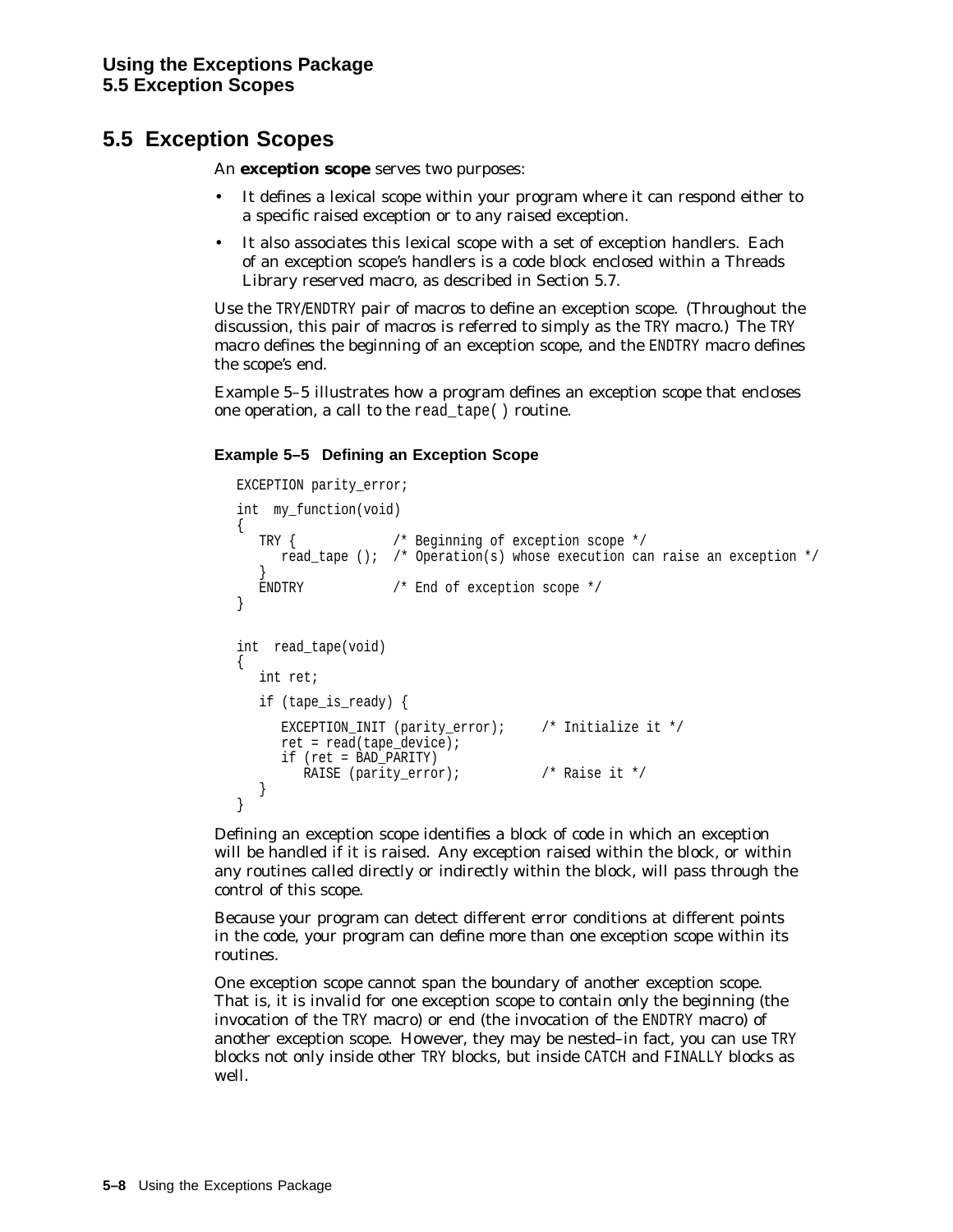## 5.5 Exception Scopes

An **exception scope** serves two purposes:

- It defines a lexical scope within your program where it can respond either to a specific raised exception or to any raised exception.
- It also associates this lexical scope with a set of exception handlers. Each of an exception scope's handlers is a code block enclosed within a Threads Library reserved macro, as described in Section 5.7.

Use the TRY/ENDTRY pair of macros to define an exception scope. (Throughout the discussion, this pair of macros is referred to simply as the TRY macro.) The TRY macro defines the beginning of an exception scope, and the ENDTRY macro defines the scope's end.

Example 5–5 illustrates how a program defines an exception scope that encloses one operation, a call to the read_tape( ) routine.

**Example 5–5 Defining an Exception Scope**

```
EXCEPTION parity_error;

int  my_function(void)
{
   TRY {             /* Beginning of exception scope */
      read_tape ();  /* Operation(s) whose execution can raise an exception */
   }
   ENDTRY            /* End of exception scope */
}


int  read_tape(void)
{
   int ret;

   if (tape_is_ready) {

      EXCEPTION_INIT (parity_error);     /* Initialize it */
      ret = read(tape_device);
      if (ret = BAD_PARITY)
         RAISE (parity_error);           /* Raise it */
   }
}
```

Defining an exception scope identifies a block of code in which an exception will be handled if it is raised. Any exception raised within the block, or within any routines called directly or indirectly within the block, will pass through the control of this scope.

Because your program can detect different error conditions at different points in the code, your program can define more than one exception scope within its routines.

One exception scope cannot span the boundary of another exception scope. That is, it is invalid for one exception scope to contain only the beginning (the invocation of the TRY macro) or end (the invocation of the ENDTRY macro) of another exception scope. However, they may be nested–in fact, you can use TRY blocks not only inside other TRY blocks, but inside CATCH and FINALLY blocks as well.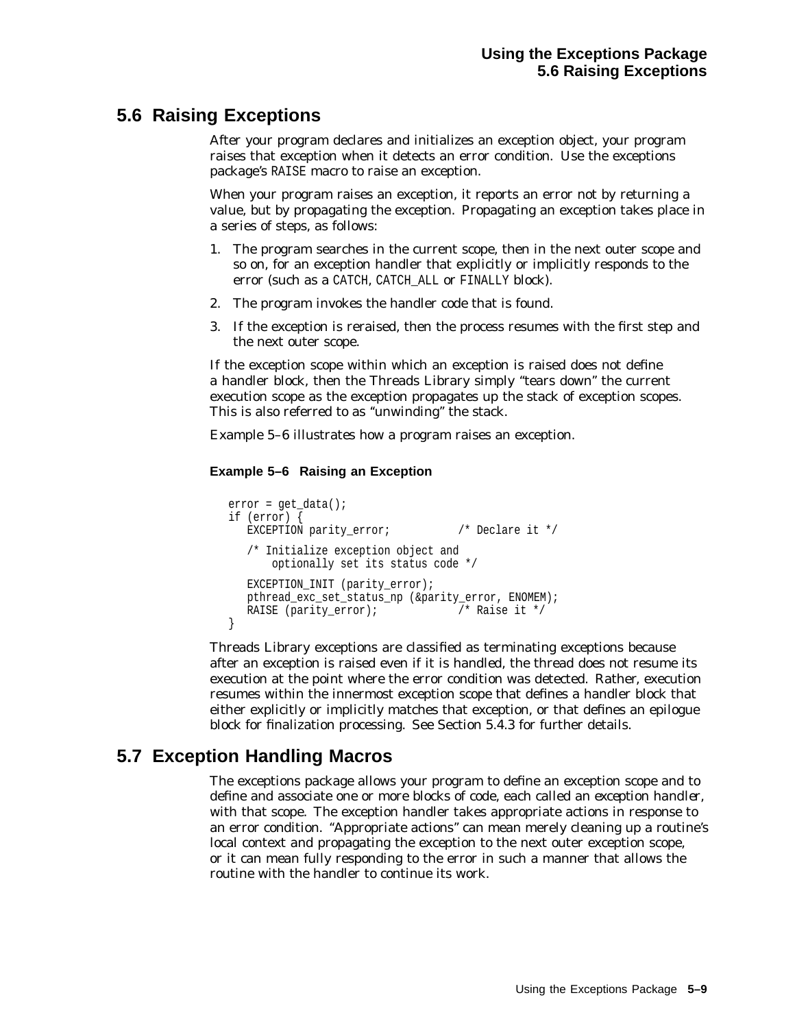## 5.6 Raising Exceptions

After your program declares and initializes an exception object, your program raises that exception when it detects an error condition. Use the exceptions package's RAISE macro to raise an exception.

When your program raises an exception, it reports an error not by returning a value, but by propagating the exception. Propagating an exception takes place in a series of steps, as follows:

1. The program searches in the current scope, then in the next outer scope and so on, for an exception handler that explicitly or implicitly responds to the error (such as a CATCH, CATCH_ALL or FINALLY block).
2. The program invokes the handler code that is found.
3. If the exception is reraised, then the process resumes with the first step and the next outer scope.

If the exception scope within which an exception is raised does not define a handler block, then the Threads Library simply "tears down" the current execution scope as the exception propagates up the stack of exception scopes. This is also referred to as "unwinding" the stack.

Example 5–6 illustrates how a program raises an exception.

**Example 5–6 Raising an Exception**

```
error = get_data();
if (error) {
   EXCEPTION parity_error;           /* Declare it */

   /* Initialize exception object and
       optionally set its status code */

   EXCEPTION_INIT (parity_error);
   pthread_exc_set_status_np (&parity_error, ENOMEM);
   RAISE (parity_error);             /* Raise it */
}
```

Threads Library exceptions are classified as terminating exceptions because after an exception is raised even if it is handled, the thread does not resume its execution at the point where the error condition was detected. Rather, execution resumes within the innermost exception scope that defines a handler block that either explicitly or implicitly matches that exception, or that defines an epilogue block for finalization processing. See Section 5.4.3 for further details.

## 5.7 Exception Handling Macros

The exceptions package allows your program to define an exception scope and to define and associate one or more blocks of code, each called an *exception handler*, with that scope. The exception handler takes appropriate actions in response to an error condition. "Appropriate actions" can mean merely cleaning up a routine's local context and propagating the exception to the next outer exception scope, or it can mean fully responding to the error in such a manner that allows the routine with the handler to continue its work.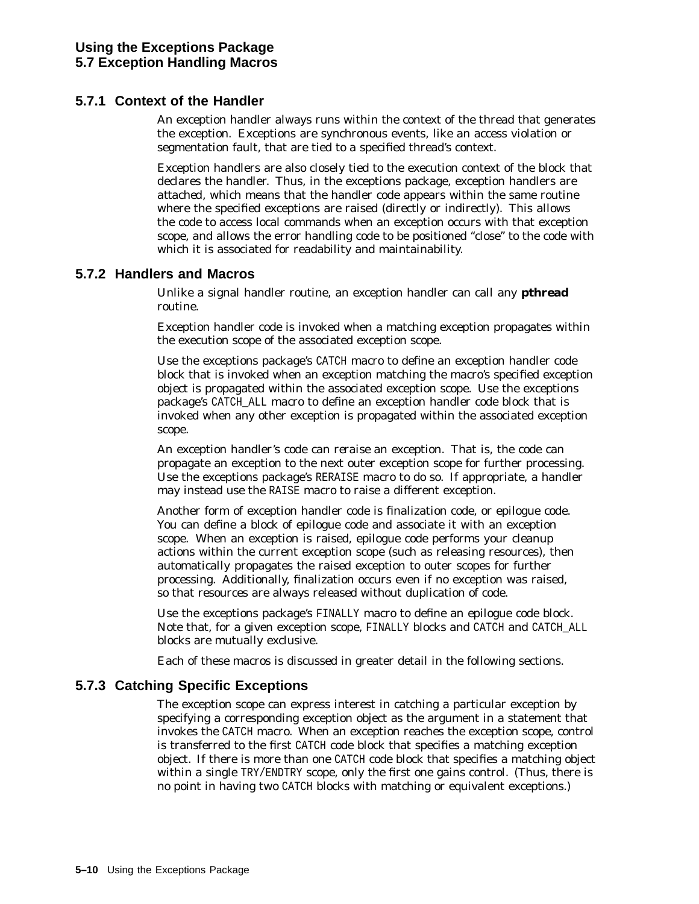### 5.7.1 Context of the Handler

An exception handler always runs within the context of the thread that generates the exception. Exceptions are synchronous events, like an access violation or segmentation fault, that are tied to a specified thread's context.

Exception handlers are also closely tied to the execution context of the block that declares the handler. Thus, in the exceptions package, exception handlers are *attached*, which means that the handler code appears within the same routine where the specified exceptions are raised (directly or indirectly). This allows the code to access local commands when an exception occurs with that exception scope, and allows the error handling code to be positioned "close" to the code with which it is associated for readability and maintainability.

### 5.7.2 Handlers and Macros

Unlike a signal handler routine, an exception handler can call any **pthread** routine.

Exception handler code is invoked when a matching exception propagates within the execution scope of the associated exception scope.

Use the exceptions package's `CATCH` macro to define an exception handler code block that is invoked when an exception matching the macro's specified exception object is propagated within the associated exception scope. Use the exceptions package's `CATCH_ALL` macro to define an exception handler code block that is invoked when any other exception is propagated within the associated exception scope.

An exception handler's code can *reraise* an exception. That is, the code can propagate an exception to the next outer exception scope for further processing. Use the exceptions package's `RERAISE` macro to do so. If appropriate, a handler may instead use the `RAISE` macro to raise a different exception.

Another form of exception handler code is finalization code, or *epilogue* code. You can define a block of epilogue code and associate it with an exception scope. When an exception is raised, epilogue code performs your cleanup actions within the current exception scope (such as releasing resources), then automatically propagates the raised exception to outer scopes for further processing. Additionally, finalization occurs even if no exception was raised, so that resources are always released without duplication of code.

Use the exceptions package's `FINALLY` macro to define an epilogue code block. Note that, for a given exception scope, `FINALLY` blocks and `CATCH` and `CATCH_ALL` blocks are mutually exclusive.

Each of these macros is discussed in greater detail in the following sections.

### 5.7.3 Catching Specific Exceptions

The exception scope can express interest in catching a particular exception by specifying a corresponding exception object as the argument in a statement that invokes the `CATCH` macro. When an exception reaches the exception scope, control is transferred to the first `CATCH` code block that specifies a matching exception object. If there is more than one `CATCH` code block that specifies a matching object within a single `TRY/ENDTRY` scope, only the first one gains control. (Thus, there is no point in having two `CATCH` blocks with matching or equivalent exceptions.)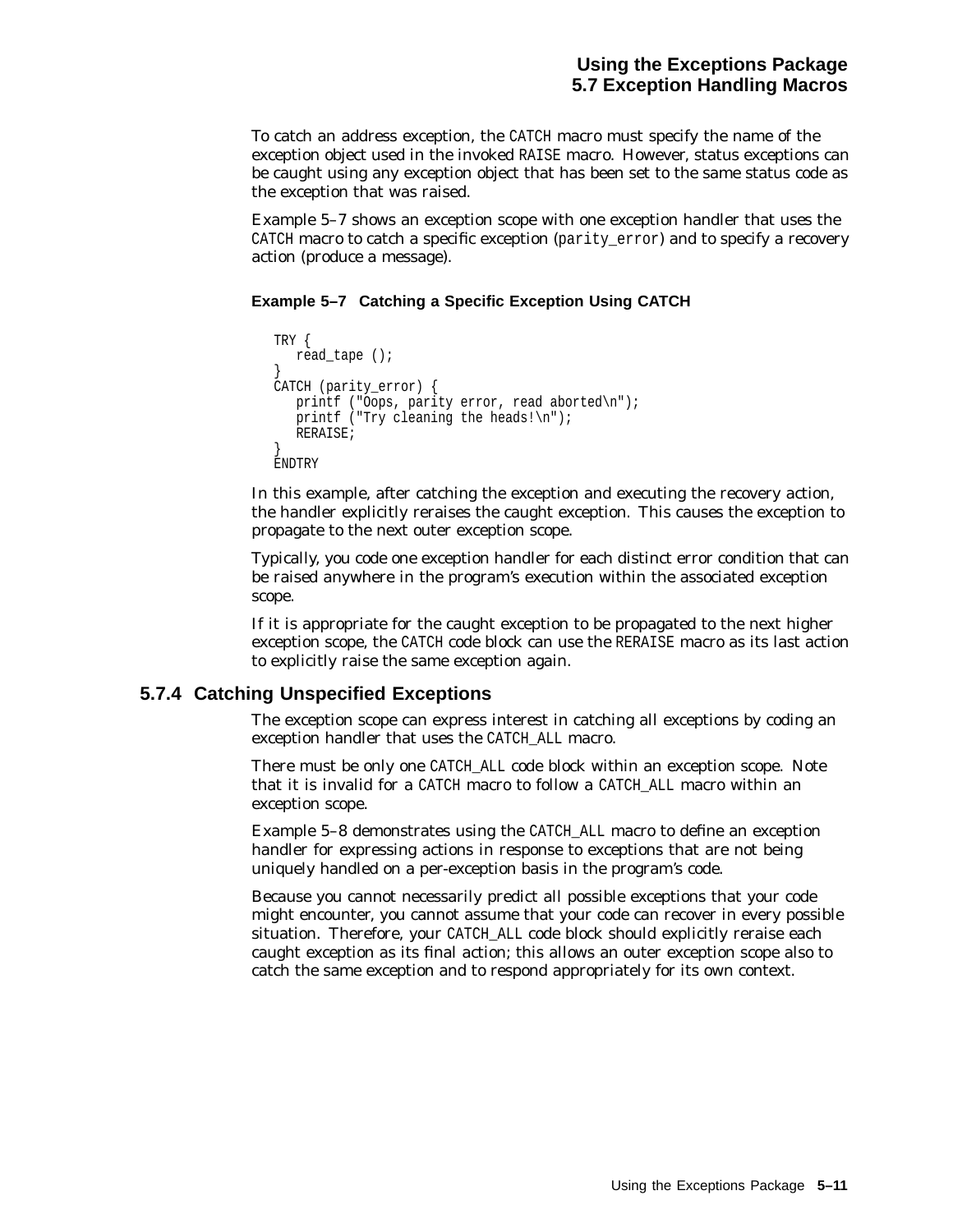To catch an address exception, the `CATCH` macro must specify the name of the exception object used in the invoked `RAISE` macro. However, status exceptions can be caught using any exception object that has been set to the same status code as the exception that was raised.

Example 5–7 shows an exception scope with one exception handler that uses the `CATCH` macro to catch a specific exception (`parity_error`) and to specify a recovery action (produce a message).

**Example 5–7 Catching a Specific Exception Using CATCH**

```
TRY {
   read_tape ();
}
CATCH (parity_error) {
   printf ("Oops, parity error, read aborted\n");
   printf ("Try cleaning the heads!\n");
   RERAISE;
}
ENDTRY
```

In this example, after catching the exception and executing the recovery action, the handler explicitly reraises the caught exception. This causes the exception to propagate to the next outer exception scope.

Typically, you code one exception handler for each distinct error condition that can be raised anywhere in the program's execution within the associated exception scope.

If it is appropriate for the caught exception to be propagated to the next higher exception scope, the `CATCH` code block can use the `RERAISE` macro as its last action to explicitly raise the same exception again.

### 5.7.4 Catching Unspecified Exceptions

The exception scope can express interest in catching all exceptions by coding an exception handler that uses the `CATCH_ALL` macro.

There must be only one `CATCH_ALL` code block within an exception scope. Note that it is invalid for a `CATCH` macro to follow a `CATCH_ALL` macro within an exception scope.

Example 5–8 demonstrates using the `CATCH_ALL` macro to define an exception handler for expressing actions in response to exceptions that are not being uniquely handled on a per-exception basis in the program's code.

Because you cannot necessarily predict all possible exceptions that your code might encounter, you cannot assume that your code can recover in every possible situation. Therefore, your `CATCH_ALL` code block should explicitly reraise each caught exception as its final action; this allows an outer exception scope also to catch the same exception and to respond appropriately for its own context.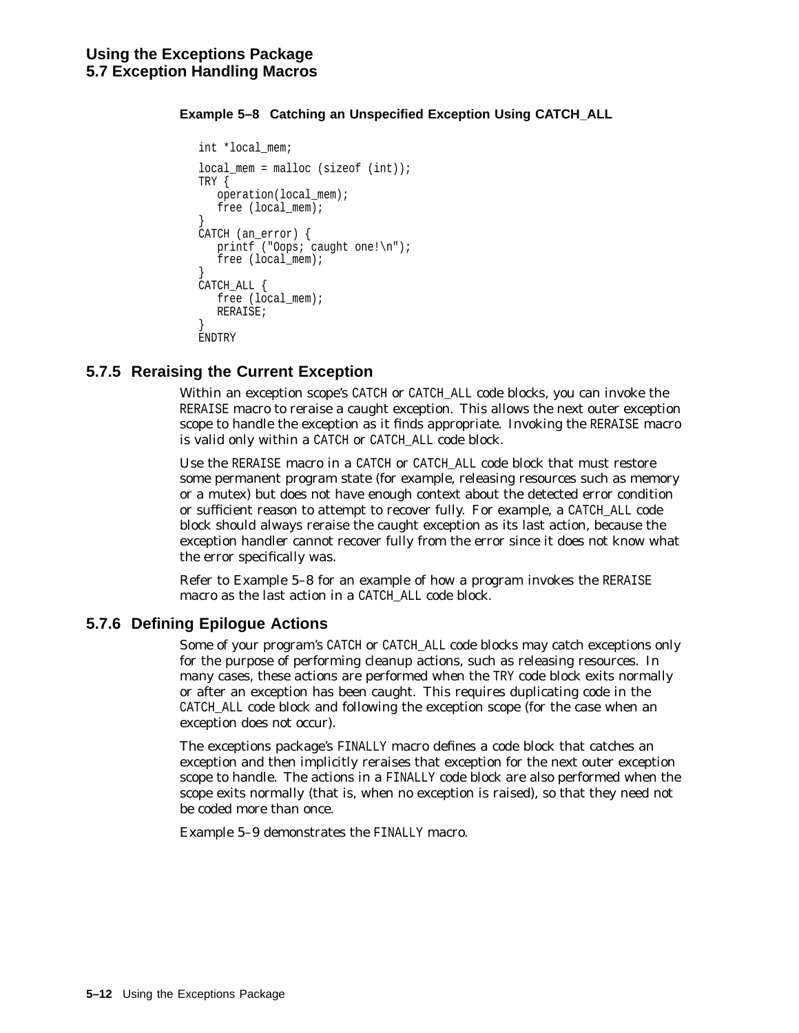**Example 5–8 Catching an Unspecified Exception Using CATCH_ALL**

```
int *local_mem;

local_mem = malloc (sizeof (int));
TRY {
   operation(local_mem);
   free (local_mem);
}
CATCH (an_error) {
   printf ("Oops; caught one!\n");
   free (local_mem);
}
CATCH_ALL {
   free (local_mem);
   RERAISE;
}
ENDTRY
```

### 5.7.5 Reraising the Current Exception

Within an exception scope's CATCH or CATCH_ALL code blocks, you can invoke the RERAISE macro to reraise a caught exception. This allows the next outer exception scope to handle the exception as it finds appropriate. Invoking the RERAISE macro is valid only within a CATCH or CATCH_ALL code block.

Use the RERAISE macro in a CATCH or CATCH_ALL code block that must restore some permanent program state (for example, releasing resources such as memory or a mutex) but does not have enough context about the detected error condition or sufficient reason to attempt to recover fully. For example, a CATCH_ALL code block should always reraise the caught exception as its last action, because the exception handler cannot recover fully from the error since it does not know what the error specifically was.

Refer to Example 5–8 for an example of how a program invokes the RERAISE macro as the last action in a CATCH_ALL code block.

### 5.7.6 Defining Epilogue Actions

Some of your program's CATCH or CATCH_ALL code blocks may catch exceptions only for the purpose of performing cleanup actions, such as releasing resources. In many cases, these actions are performed when the TRY code block exits normally or after an exception has been caught. This requires duplicating code in the CATCH_ALL code block and following the exception scope (for the case when an exception does not occur).

The exceptions package's FINALLY macro defines a code block that catches an exception and then implicitly reraises that exception for the next outer exception scope to handle. The actions in a FINALLY code block are also performed when the scope exits normally (that is, when no exception is raised), so that they need not be coded more than once.

Example 5–9 demonstrates the FINALLY macro.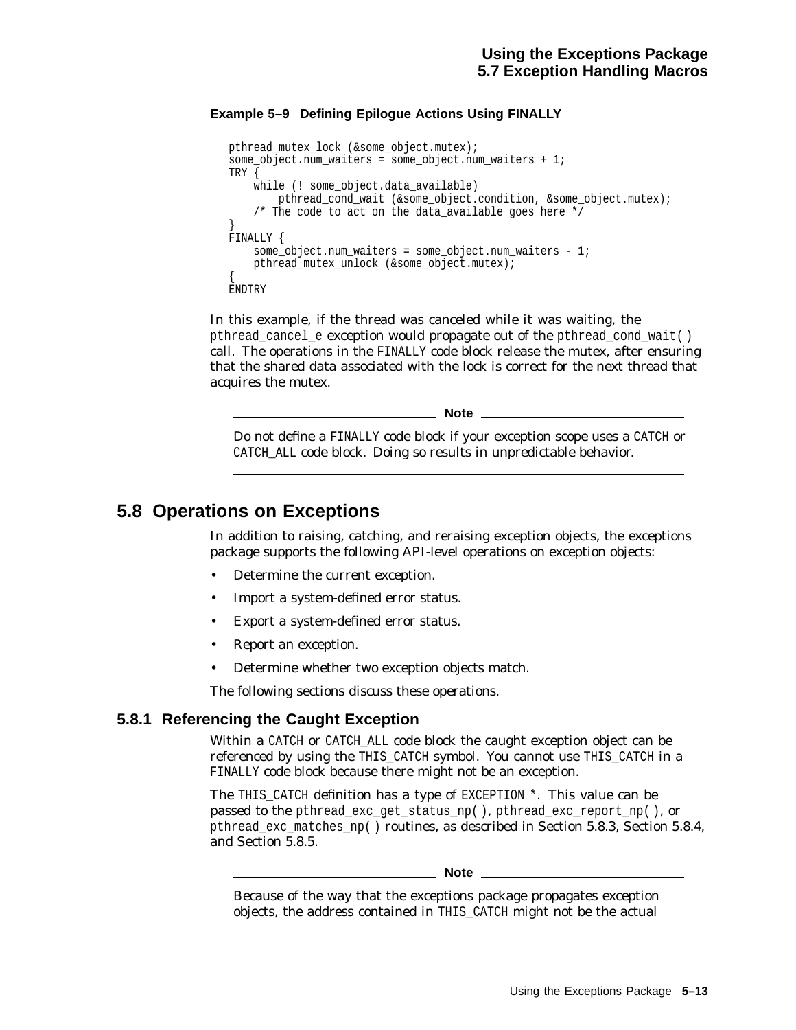**Example 5–9 Defining Epilogue Actions Using FINALLY**

```
pthread_mutex_lock (&some_object.mutex);
some_object.num_waiters = some_object.num_waiters + 1;
TRY {
    while (! some_object.data_available)
        pthread_cond_wait (&some_object.condition, &some_object.mutex);
    /* The code to act on the data_available goes here */
}
FINALLY {
    some_object.num_waiters = some_object.num_waiters - 1;
    pthread_mutex_unlock (&some_object.mutex);
{
ENDTRY
```

In this example, if the thread was canceled while it was waiting, the pthread_cancel_e exception would propagate out of the pthread_cond_wait( ) call. The operations in the FINALLY code block release the mutex, after ensuring that the shared data associated with the lock is correct for the next thread that acquires the mutex.

---

**Note**

Do not define a FINALLY code block if your exception scope uses a CATCH or CATCH_ALL code block. Doing so results in unpredictable behavior.

---

## 5.8 Operations on Exceptions

In addition to raising, catching, and reraising exception objects, the exceptions package supports the following API-level operations on exception objects:

- Determine the current exception.
- Import a system-defined error status.
- Export a system-defined error status.
- Report an exception.
- Determine whether two exception objects match.

The following sections discuss these operations.

### 5.8.1 Referencing the Caught Exception

Within a CATCH or CATCH_ALL code block the caught exception object can be referenced by using the THIS_CATCH symbol. You cannot use THIS_CATCH in a FINALLY code block because there might not be an exception.

The THIS_CATCH definition has a type of EXCEPTION *. This value can be passed to the pthread_exc_get_status_np( ), pthread_exc_report_np( ), or pthread_exc_matches_np( ) routines, as described in Section 5.8.3, Section 5.8.4, and Section 5.8.5.

---

**Note**

Because of the way that the exceptions package propagates exception objects, the address contained in THIS_CATCH might not be the actual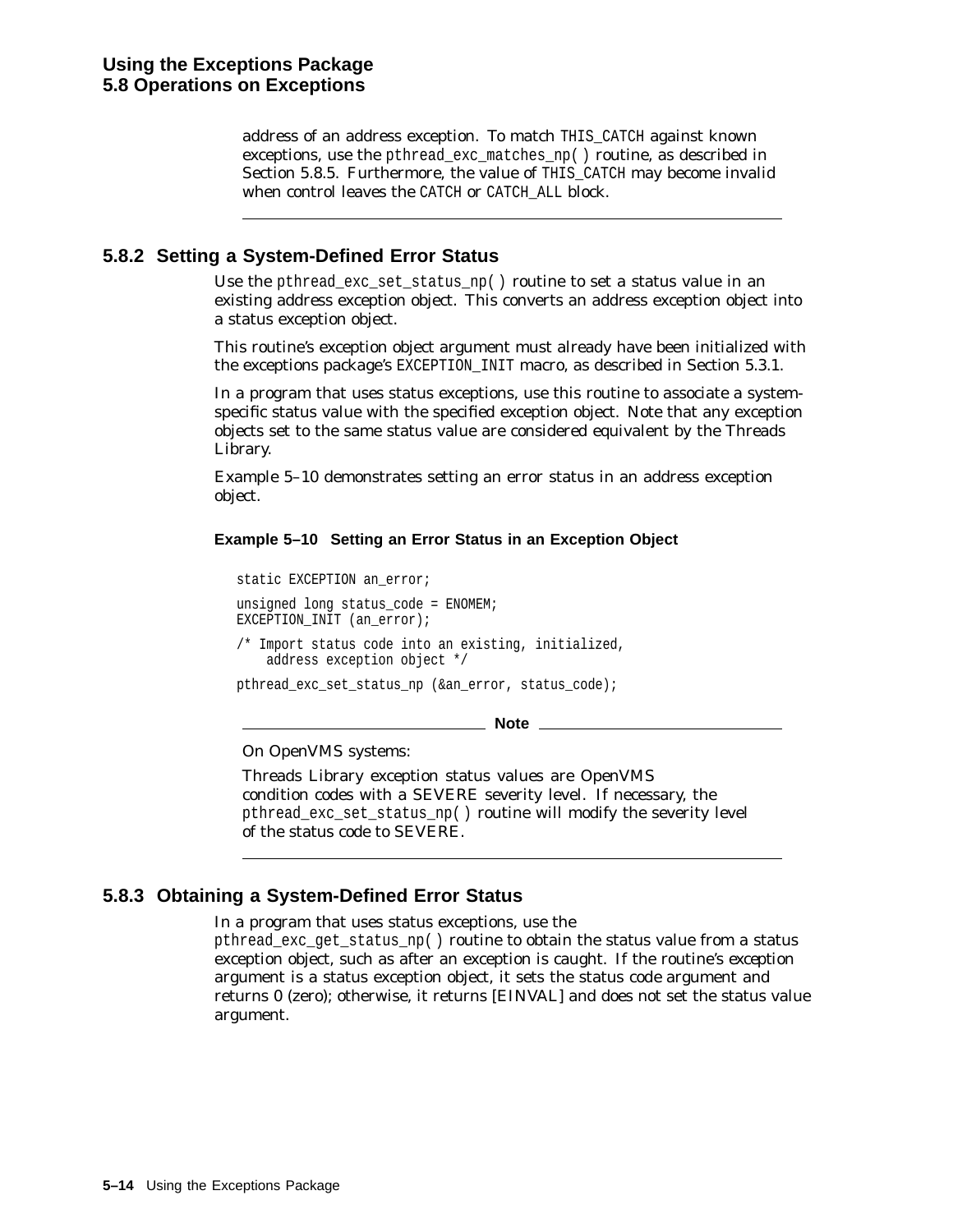address of an address exception. To match `THIS_CATCH` against known exceptions, use the `pthread_exc_matches_np( )` routine, as described in Section 5.8.5. Furthermore, the value of `THIS_CATCH` may become invalid when control leaves the `CATCH` or `CATCH_ALL` block.

---

### 5.8.2 Setting a System-Defined Error Status

Use the `pthread_exc_set_status_np( )` routine to set a status value in an existing address exception object. This converts an address exception object into a status exception object.

This routine's exception object argument must already have been initialized with the exceptions package's `EXCEPTION_INIT` macro, as described in Section 5.3.1.

In a program that uses status exceptions, use this routine to associate a system-specific status value with the specified exception object. Note that any exception objects set to the same status value are considered equivalent by the Threads Library.

Example 5–10 demonstrates setting an error status in an address exception object.

**Example 5–10 Setting an Error Status in an Exception Object**

```
static EXCEPTION an_error;

unsigned long status_code = ENOMEM;
EXCEPTION_INIT (an_error);

/* Import status code into an existing, initialized,
    address exception object */

pthread_exc_set_status_np (&an_error, status_code);
```

**Note**

On OpenVMS systems:

Threads Library exception status values are OpenVMS condition codes with a SEVERE severity level. If necessary, the `pthread_exc_set_status_np( )` routine will modify the severity level of the status code to SEVERE.

---

### 5.8.3 Obtaining a System-Defined Error Status

In a program that uses status exceptions, use the `pthread_exc_get_status_np( )` routine to obtain the status value from a status exception object, such as after an exception is caught. If the routine's exception argument is a status exception object, it sets the status code argument and returns 0 (zero); otherwise, it returns [EINVAL] and does not set the status value argument.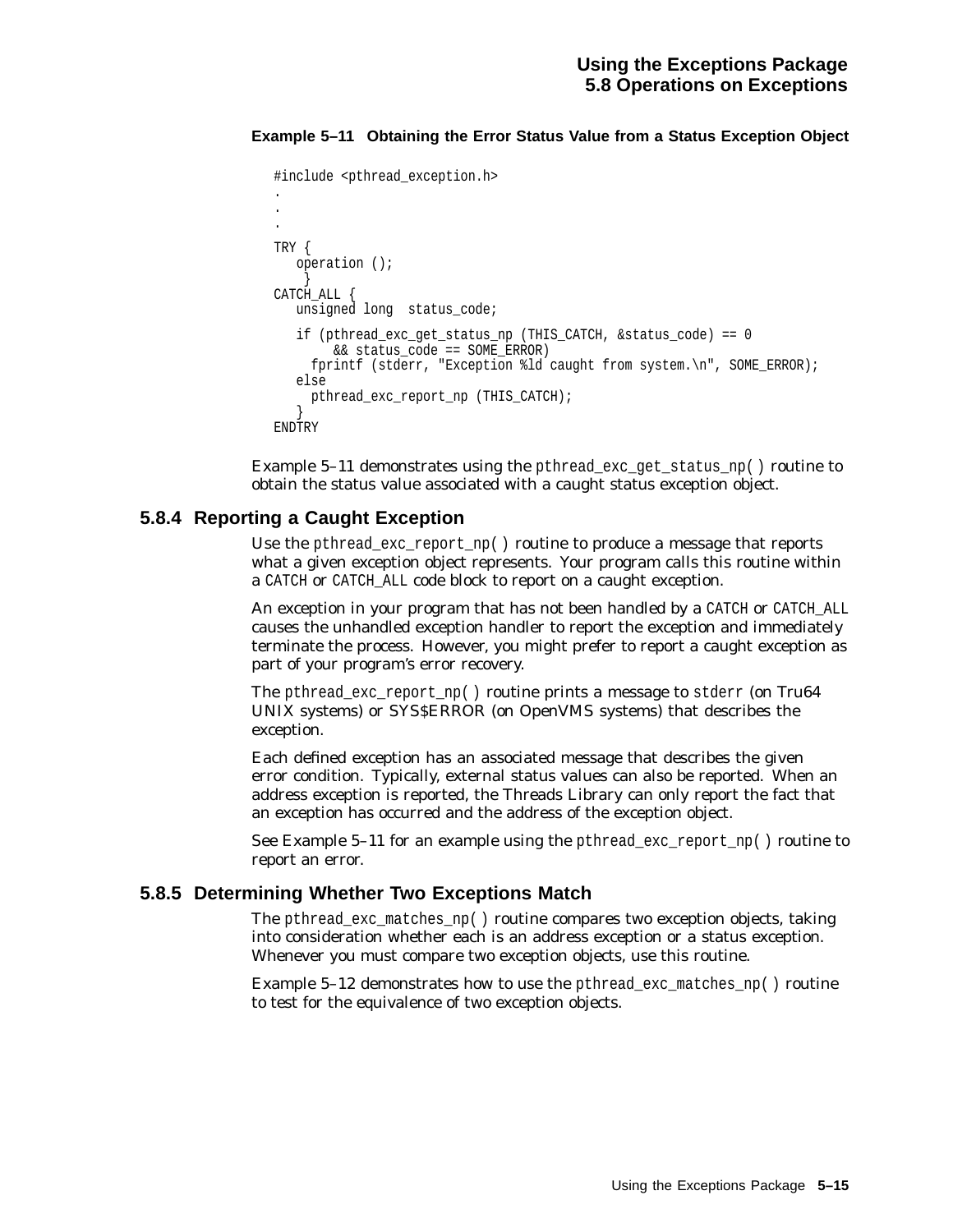**Example 5–11 Obtaining the Error Status Value from a Status Exception Object**

```
#include <pthread_exception.h>
.
.
.
TRY {
   operation ();
    }
CATCH_ALL {
   unsigned long  status_code;

   if (pthread_exc_get_status_np (THIS_CATCH, &status_code) == 0
        && status_code == SOME_ERROR)
     fprintf (stderr, "Exception %ld caught from system.\n", SOME_ERROR);
   else
     pthread_exc_report_np (THIS_CATCH);
   }
ENDTRY
```

Example 5–11 demonstrates using the `pthread_exc_get_status_np( )` routine to obtain the status value associated with a caught status exception object.

### 5.8.4 Reporting a Caught Exception

Use the `pthread_exc_report_np( )` routine to produce a message that reports what a given exception object represents. Your program calls this routine within a `CATCH` or `CATCH_ALL` code block to report on a caught exception.

An exception in your program that has not been handled by a `CATCH` or `CATCH_ALL` causes the unhandled exception handler to report the exception and immediately terminate the process. However, you might prefer to report a caught exception as part of your program's error recovery.

The `pthread_exc_report_np( )` routine prints a message to `stderr` (on Tru64 UNIX systems) or SYS$ERROR (on OpenVMS systems) that describes the exception.

Each defined exception has an associated message that describes the given error condition. Typically, external status values can also be reported. When an address exception is reported, the Threads Library can only report the fact that an exception has occurred and the address of the exception object.

See Example 5–11 for an example using the `pthread_exc_report_np( )` routine to report an error.

### 5.8.5 Determining Whether Two Exceptions Match

The `pthread_exc_matches_np( )` routine compares two exception objects, taking into consideration whether each is an address exception or a status exception. Whenever you must compare two exception objects, use this routine.

Example 5–12 demonstrates how to use the `pthread_exc_matches_np( )` routine to test for the equivalence of two exception objects.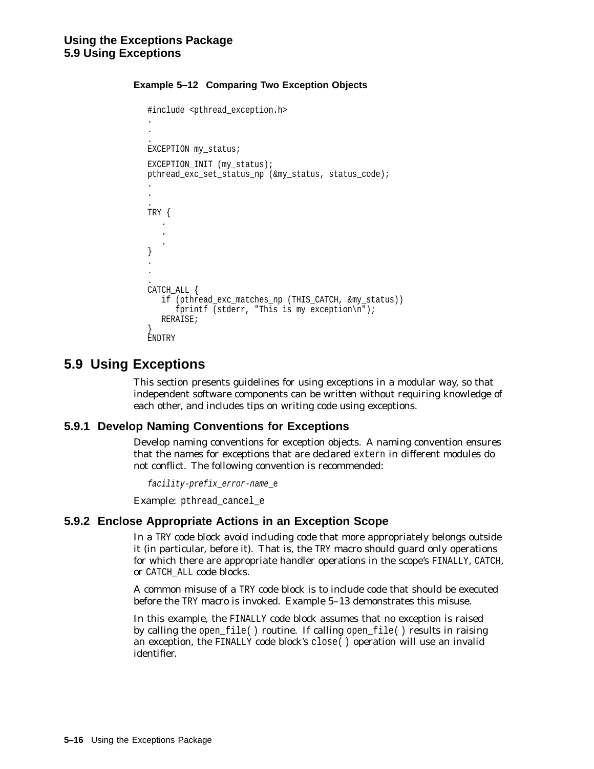**Example 5–12 Comparing Two Exception Objects**

```
#include <pthread_exception.h>
.
.
.
EXCEPTION my_status;
EXCEPTION_INIT (my_status);
pthread_exc_set_status_np (&my_status, status_code);
.
.
.
TRY {
   .
   .
   .
}
.
.
.
CATCH_ALL {
   if (pthread_exc_matches_np (THIS_CATCH, &my_status))
      fprintf (stderr, "This is my exception\n");
   RERAISE;
}
ENDTRY
```

## 5.9 Using Exceptions

This section presents guidelines for using exceptions in a modular way, so that independent software components can be written without requiring knowledge of each other, and includes tips on writing code using exceptions.

### 5.9.1 Develop Naming Conventions for Exceptions

Develop naming conventions for exception objects. A naming convention ensures that the names for exceptions that are declared `extern` in different modules do not conflict. The following convention is recommended:

*`facility-prefix_error-name_e`*

Example: `pthread_cancel_e`

### 5.9.2 Enclose Appropriate Actions in an Exception Scope

In a `TRY` code block avoid including code that more appropriately belongs outside it (in particular, before it). That is, the `TRY` macro should guard only operations for which there are appropriate handler operations in the scope's `FINALLY`, `CATCH`, or `CATCH_ALL` code blocks.

A common misuse of a `TRY` code block is to include code that should be executed before the `TRY` macro is invoked. Example 5–13 demonstrates this misuse.

In this example, the `FINALLY` code block assumes that no exception is raised by calling the `open_file( )` routine. If calling `open_file( )` results in raising an exception, the `FINALLY` code block's `close( )` operation will use an invalid identifier.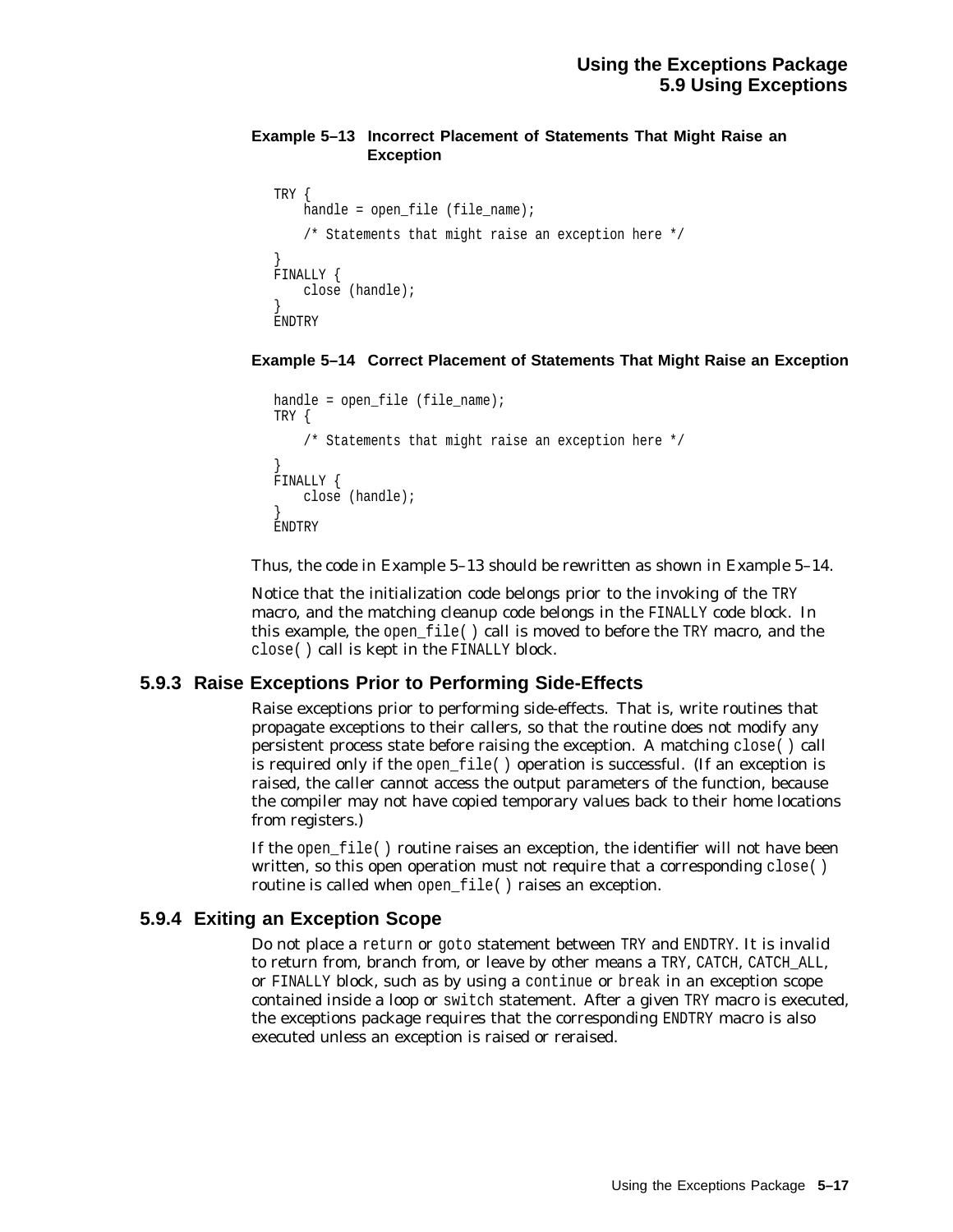**Example 5–13 Incorrect Placement of Statements That Might Raise an Exception**

```
TRY {
    handle = open_file (file_name);

    /* Statements that might raise an exception here */

}
FINALLY {
    close (handle);
}
ENDTRY
```

**Example 5–14 Correct Placement of Statements That Might Raise an Exception**

```
handle = open_file (file_name);
TRY {

    /* Statements that might raise an exception here */

}
FINALLY {
    close (handle);
}
ENDTRY
```

Thus, the code in Example 5–13 should be rewritten as shown in Example 5–14.

Notice that the initialization code belongs prior to the invoking of the `TRY` macro, and the matching cleanup code belongs in the `FINALLY` code block. In this example, the `open_file( )` call is moved to before the `TRY` macro, and the `close( )` call is kept in the `FINALLY` block.

### 5.9.3 Raise Exceptions Prior to Performing Side-Effects

Raise exceptions prior to performing side-effects. That is, write routines that propagate exceptions to their callers, so that the routine does not modify any persistent process state before raising the exception. A matching `close( )` call is required only if the `open_file( )` operation is successful. (If an exception is raised, the caller cannot access the output parameters of the function, because the compiler may not have copied temporary values back to their home locations from registers.)

If the `open_file( )` routine raises an exception, the identifier will not have been written, so this open operation must not require that a corresponding `close( )` routine is called when `open_file( )` raises an exception.

### 5.9.4 Exiting an Exception Scope

Do not place a `return` or `goto` statement between `TRY` and `ENDTRY`. It is invalid to return from, branch from, or leave by other means a `TRY`, `CATCH`, `CATCH_ALL`, or `FINALLY` block, such as by using a `continue` or `break` in an exception scope contained inside a loop or `switch` statement. After a given `TRY` macro is executed, the exceptions package requires that the corresponding `ENDTRY` macro is also executed unless an exception is raised or reraised.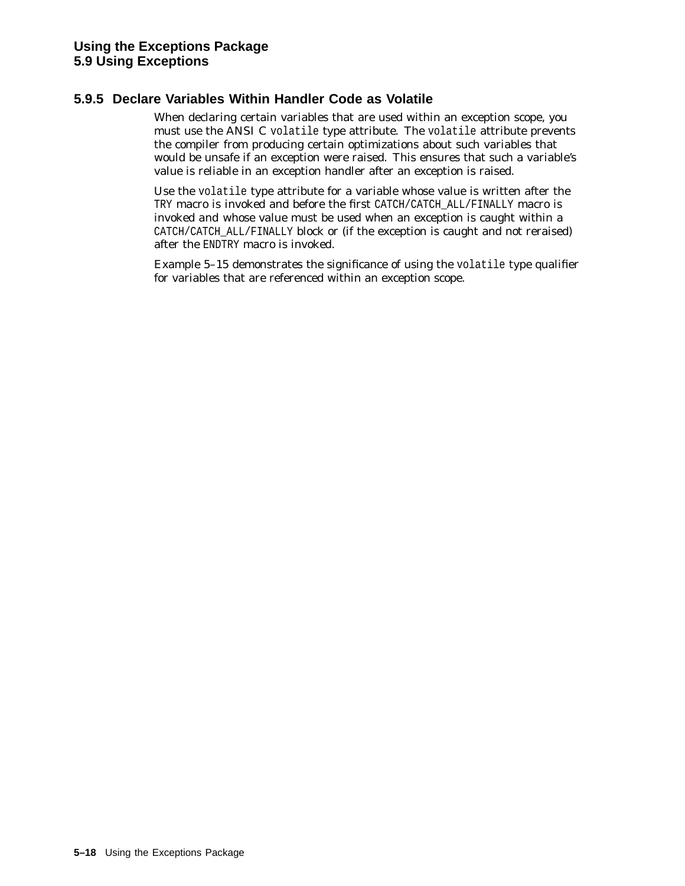### 5.9.5 Declare Variables Within Handler Code as Volatile

When declaring certain variables that are used within an exception scope, you must use the ANSI C `volatile` type attribute. The `volatile` attribute prevents the compiler from producing certain optimizations about such variables that would be unsafe if an exception were raised. This ensures that such a variable's value is reliable in an exception handler after an exception is raised.

Use the `volatile` type attribute for a variable whose value is written after the `TRY` macro is invoked and before the first `CATCH`/`CATCH_ALL`/`FINALLY` macro is invoked *and* whose value must be used when an exception is caught within a `CATCH`/`CATCH_ALL`/`FINALLY` block or (if the exception is caught and not reraised) after the `ENDTRY` macro is invoked.

Example 5–15 demonstrates the significance of using the `volatile` type qualifier for variables that are referenced within an exception scope.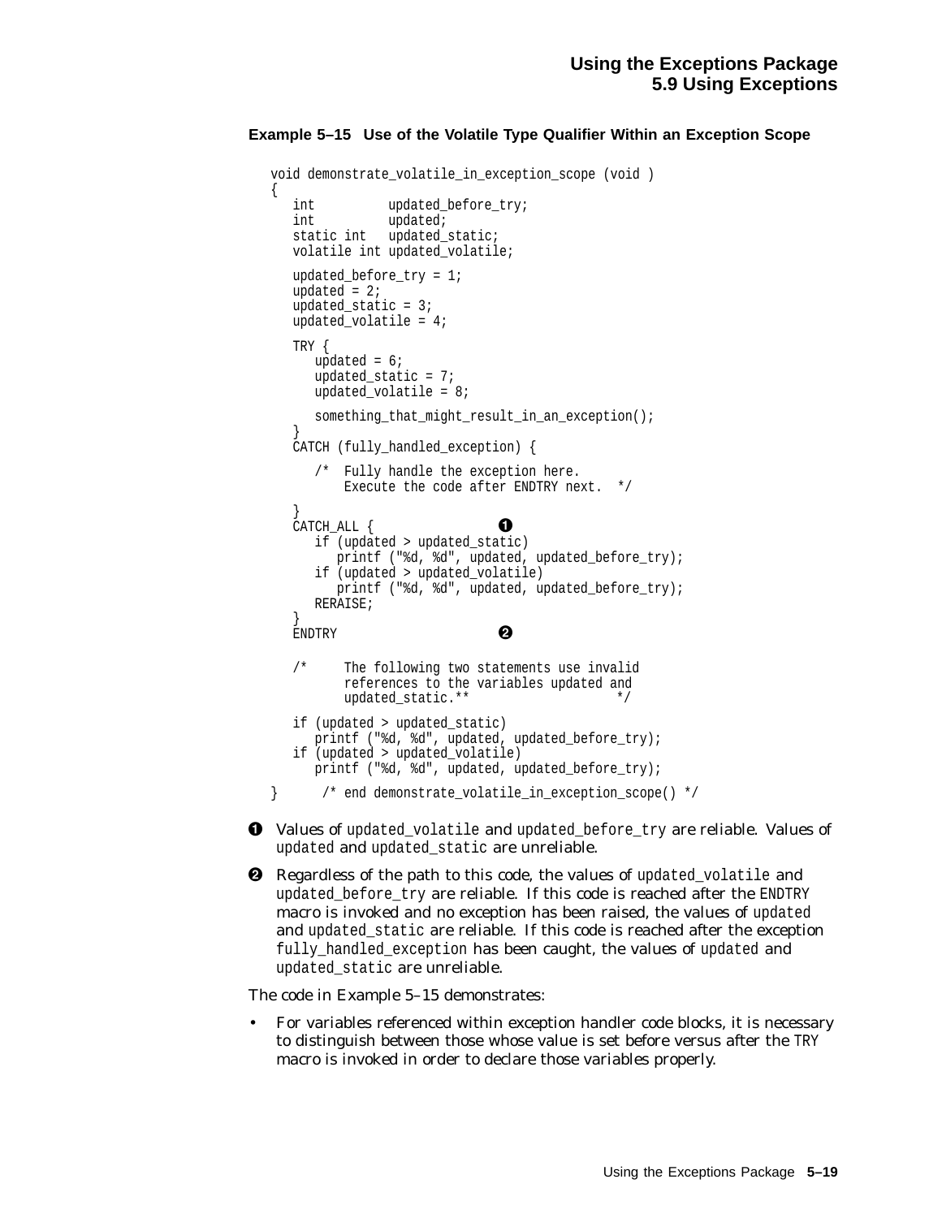**Example 5–15 Use of the Volatile Type Qualifier Within an Exception Scope**

```
void demonstrate_volatile_in_exception_scope (void )
{
   int          updated_before_try;
   int          updated;
   static int   updated_static;
   volatile int updated_volatile;

   updated_before_try = 1;
   updated = 2;
   updated_static = 3;
   updated_volatile = 4;

   TRY {
      updated = 6;
      updated_static = 7;
      updated_volatile = 8;

      something_that_might_result_in_an_exception();
   }
   CATCH (fully_handled_exception) {

      /*  Fully handle the exception here.
          Execute the code after ENDTRY next.  */

   }
   CATCH_ALL {                  ❶
      if (updated > updated_static)
         printf ("%d, %d", updated, updated_before_try);
      if (updated > updated_volatile)
         printf ("%d, %d", updated, updated_before_try);
      RERAISE;
   }
   ENDTRY                       ❷

   /*     The following two statements use invalid
          references to the variables updated and
          updated_static.**                   */

   if (updated > updated_static)
      printf ("%d, %d", updated, updated_before_try);
   if (updated > updated_volatile)
      printf ("%d, %d", updated, updated_before_try);

}      /* end demonstrate_volatile_in_exception_scope() */
```

❶ Values of `updated_volatile` and `updated_before_try` are reliable. Values of `updated` and `updated_static` are unreliable.

❷ Regardless of the path to this code, the values of `updated_volatile` and `updated_before_try` are reliable. If this code is reached after the `ENDTRY` macro is invoked and no exception has been raised, the values of `updated` and `updated_static` are reliable. If this code is reached after the exception `fully_handled_exception` has been caught, the values of `updated` and `updated_static` are unreliable.

The code in Example 5–15 demonstrates:

- For variables referenced within exception handler code blocks, it is necessary to distinguish between those whose value is set before versus after the `TRY` macro is invoked in order to declare those variables properly.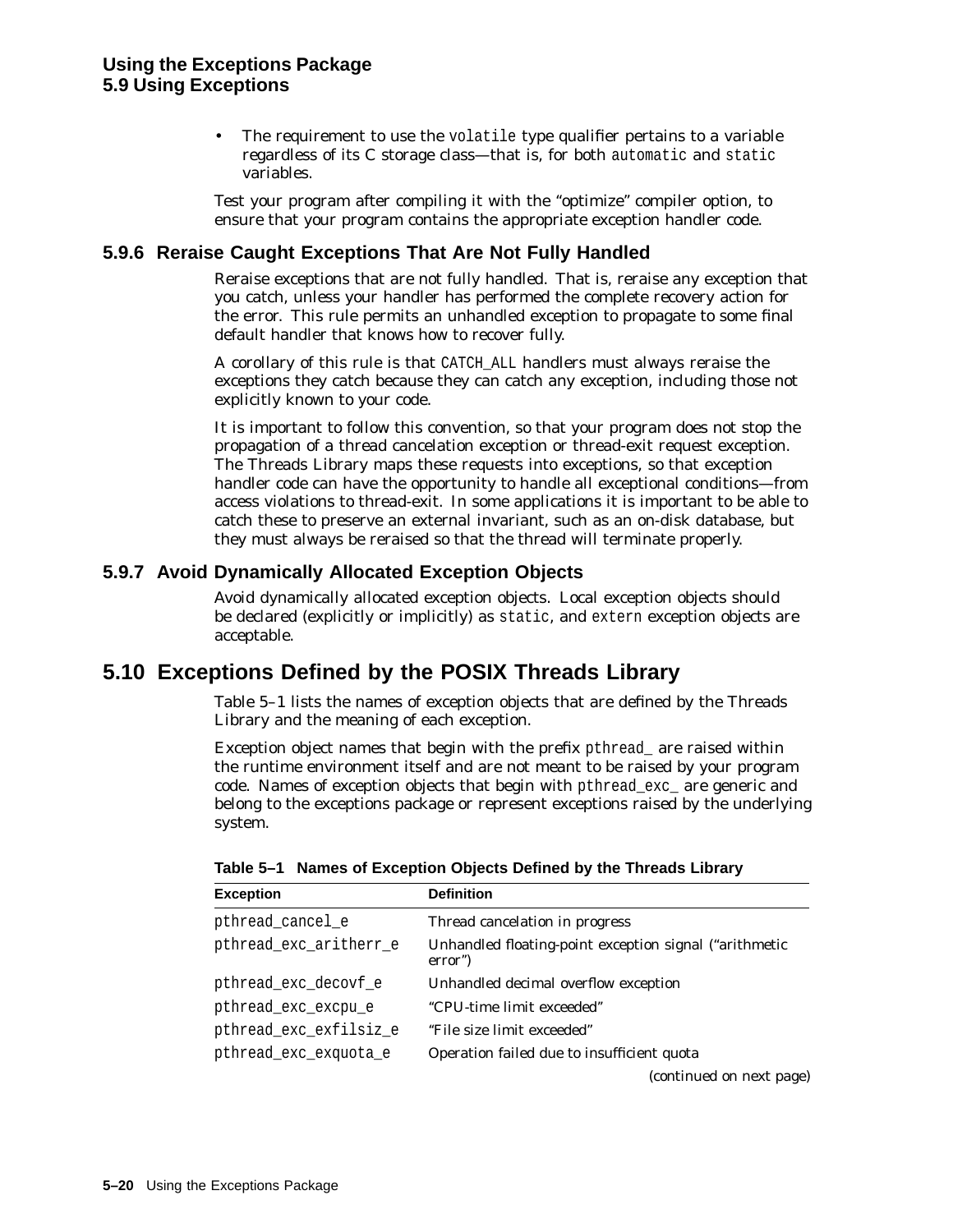- The requirement to use the `volatile` type qualifier pertains to a variable regardless of its C storage class—that is, for both `automatic` and `static` variables.

Test your program after compiling it with the "optimize" compiler option, to ensure that your program contains the appropriate exception handler code.

### 5.9.6 Reraise Caught Exceptions That Are Not Fully Handled

Reraise exceptions that are not fully handled. That is, reraise any exception that you catch, unless your handler has performed the complete recovery action for the error. This rule permits an unhandled exception to propagate to some final default handler that knows how to recover fully.

A corollary of this rule is that `CATCH_ALL` handlers must always reraise the exceptions they catch because they can catch any exception, including those not explicitly known to your code.

It is important to follow this convention, so that your program does not stop the propagation of a thread cancelation exception or thread-exit request exception. The Threads Library maps these requests into exceptions, so that exception handler code can have the opportunity to handle all exceptional conditions—from access violations to thread-exit. In some applications it is important to be able to catch these to preserve an external invariant, such as an on-disk database, but they must always be reraised so that the thread will terminate properly.

### 5.9.7 Avoid Dynamically Allocated Exception Objects

Avoid dynamically allocated exception objects. Local exception objects should be declared (explicitly or implicitly) as `static`, and `extern` exception objects are acceptable.

## 5.10 Exceptions Defined by the POSIX Threads Library

Table 5–1 lists the names of exception objects that are defined by the Threads Library and the meaning of each exception.

Exception object names that begin with the prefix `pthread_` are raised within the runtime environment itself and are not meant to be raised by your program code. Names of exception objects that begin with `pthread_exc_` are generic and belong to the exceptions package or represent exceptions raised by the underlying system.

**Table 5–1 Names of Exception Objects Defined by the Threads Library**

| Exception | Definition |
|---|---|
| `pthread_cancel_e` | Thread cancelation in progress |
| `pthread_exc_aritherr_e` | Unhandled floating-point exception signal ("arithmetic error") |
| `pthread_exc_decovf_e` | Unhandled decimal overflow exception |
| `pthread_exc_excpu_e` | "CPU-time limit exceeded" |
| `pthread_exc_exfilsiz_e` | "File size limit exceeded" |
| `pthread_exc_exquota_e` | Operation failed due to insufficient quota |

(continued on next page)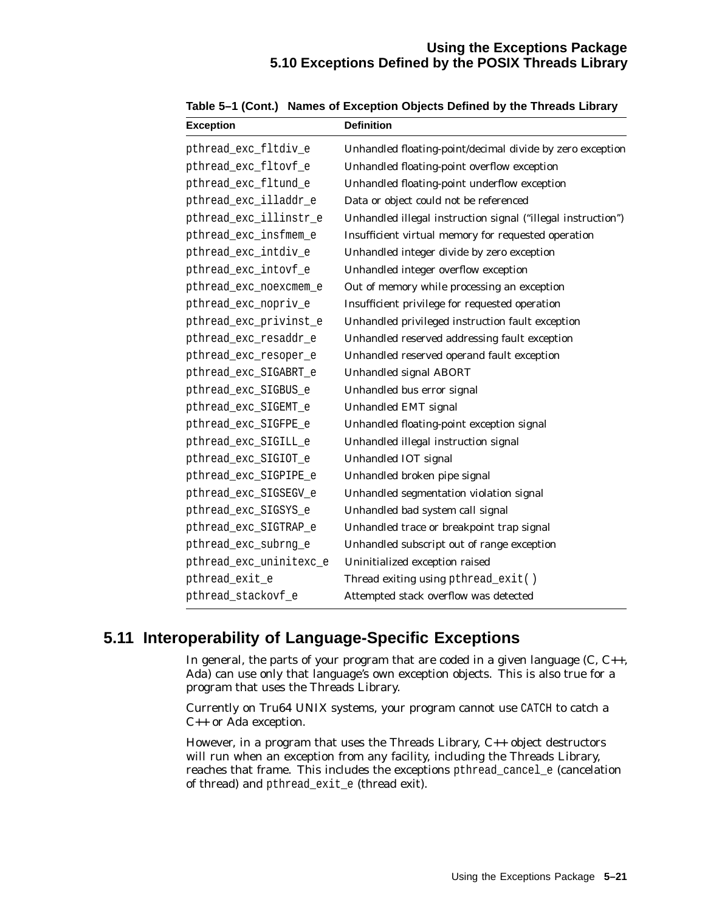**Table 5–1 (Cont.) Names of Exception Objects Defined by the Threads Library**

| Exception | Definition |
|---|---|
| pthread_exc_fltdiv_e | Unhandled floating-point/decimal divide by zero exception |
| pthread_exc_fltovf_e | Unhandled floating-point overflow exception |
| pthread_exc_fltund_e | Unhandled floating-point underflow exception |
| pthread_exc_illaddr_e | Data or object could not be referenced |
| pthread_exc_illinstr_e | Unhandled illegal instruction signal ("illegal instruction") |
| pthread_exc_insfmem_e | Insufficient virtual memory for requested operation |
| pthread_exc_intdiv_e | Unhandled integer divide by zero exception |
| pthread_exc_intovf_e | Unhandled integer overflow exception |
| pthread_exc_noexcmem_e | Out of memory while processing an exception |
| pthread_exc_nopriv_e | Insufficient privilege for requested operation |
| pthread_exc_privinst_e | Unhandled privileged instruction fault exception |
| pthread_exc_resaddr_e | Unhandled reserved addressing fault exception |
| pthread_exc_resoper_e | Unhandled reserved operand fault exception |
| pthread_exc_SIGABRT_e | Unhandled signal ABORT |
| pthread_exc_SIGBUS_e | Unhandled bus error signal |
| pthread_exc_SIGEMT_e | Unhandled EMT signal |
| pthread_exc_SIGFPE_e | Unhandled floating-point exception signal |
| pthread_exc_SIGILL_e | Unhandled illegal instruction signal |
| pthread_exc_SIGIOT_e | Unhandled IOT signal |
| pthread_exc_SIGPIPE_e | Unhandled broken pipe signal |
| pthread_exc_SIGSEGV_e | Unhandled segmentation violation signal |
| pthread_exc_SIGSYS_e | Unhandled bad system call signal |
| pthread_exc_SIGTRAP_e | Unhandled trace or breakpoint trap signal |
| pthread_exc_subrng_e | Unhandled subscript out of range exception |
| pthread_exc_uninitexc_e | Uninitialized exception raised |
| pthread_exit_e | Thread exiting using pthread_exit( ) |
| pthread_stackovf_e | Attempted stack overflow was detected |

## 5.11 Interoperability of Language-Specific Exceptions

In general, the parts of your program that are coded in a given language (C, C++, Ada) can use only that language's own exception objects. This is also true for a program that uses the Threads Library.

Currently on Tru64 UNIX systems, your program cannot use CATCH to catch a C++ or Ada exception.

However, in a program that uses the Threads Library, C++ object destructors will run when an exception from any facility, including the Threads Library, reaches that frame. This includes the exceptions pthread_cancel_e (cancelation of thread) and pthread_exit_e (thread exit).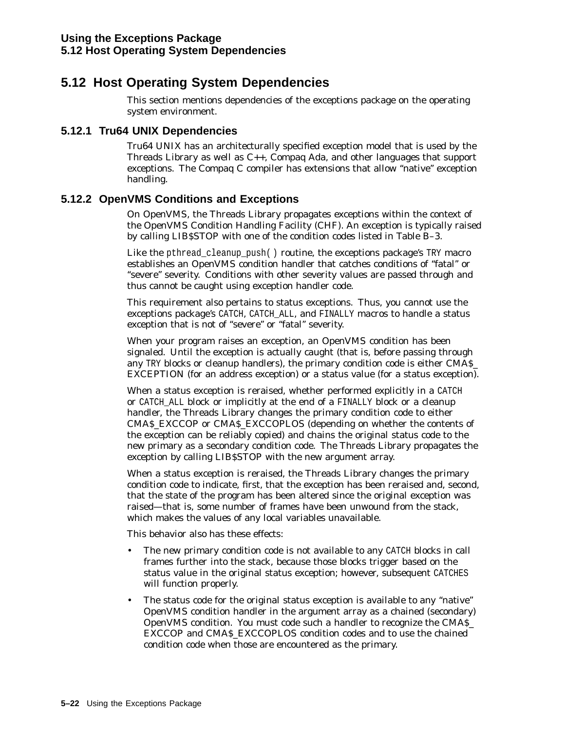## 5.12 Host Operating System Dependencies

This section mentions dependencies of the exceptions package on the operating system environment.

### 5.12.1 Tru64 UNIX Dependencies

Tru64 UNIX has an architecturally specified exception model that is used by the Threads Library as well as C++, Compaq Ada, and other languages that support exceptions. The Compaq C compiler has extensions that allow "native" exception handling.

### 5.12.2 OpenVMS Conditions and Exceptions

On OpenVMS, the Threads Library propagates exceptions within the context of the OpenVMS Condition Handling Facility (CHF). An exception is typically raised by calling LIB$STOP with one of the condition codes listed in Table B–3.

Like the *pthread_cleanup_push( )* routine, the exceptions package's `TRY` macro establishes an OpenVMS condition handler that catches conditions of "fatal" or "severe" severity. Conditions with other severity values are passed through and thus cannot be caught using exception handler code.

This requirement also pertains to status exceptions. Thus, you cannot use the exceptions package's `CATCH`, `CATCH_ALL`, and `FINALLY` macros to handle a status exception that is not of "severe" or "fatal" severity.

When your program raises an exception, an OpenVMS condition has been signaled. Until the exception is actually caught (that is, before passing through any `TRY` blocks or cleanup handlers), the primary condition code is either CMA$_EXCEPTION (for an address exception) or a status value (for a status exception).

When a status exception is reraised, whether performed explicitly in a `CATCH` or `CATCH_ALL` block or implicitly at the end of a `FINALLY` block or a cleanup handler, the Threads Library changes the primary condition code to either CMA$_EXCCOP or CMA$_EXCCOPLOS (depending on whether the contents of the exception can be reliably copied) and chains the original status code to the new primary as a secondary condition code. The Threads Library propagates the exception by calling LIB$STOP with the new argument array.

When a status exception is reraised, the Threads Library changes the primary condition code to indicate, first, that the exception has been reraised and, second, that the state of the program has been altered since the original exception was raised—that is, some number of frames have been unwound from the stack, which makes the values of any local variables unavailable.

This behavior also has these effects:

- The new primary condition code is not available to any `CATCH` blocks in call frames further into the stack, because those blocks trigger based on the status value in the original status exception; however, subsequent `CATCHES` will function properly.
- The status code for the original status exception is available to any "native" OpenVMS condition handler in the argument array as a chained (secondary) OpenVMS condition. You must code such a handler to recognize the CMA$_EXCCOP and CMA$_EXCCOPLOS condition codes and to use the chained condition code when those are encountered as the primary.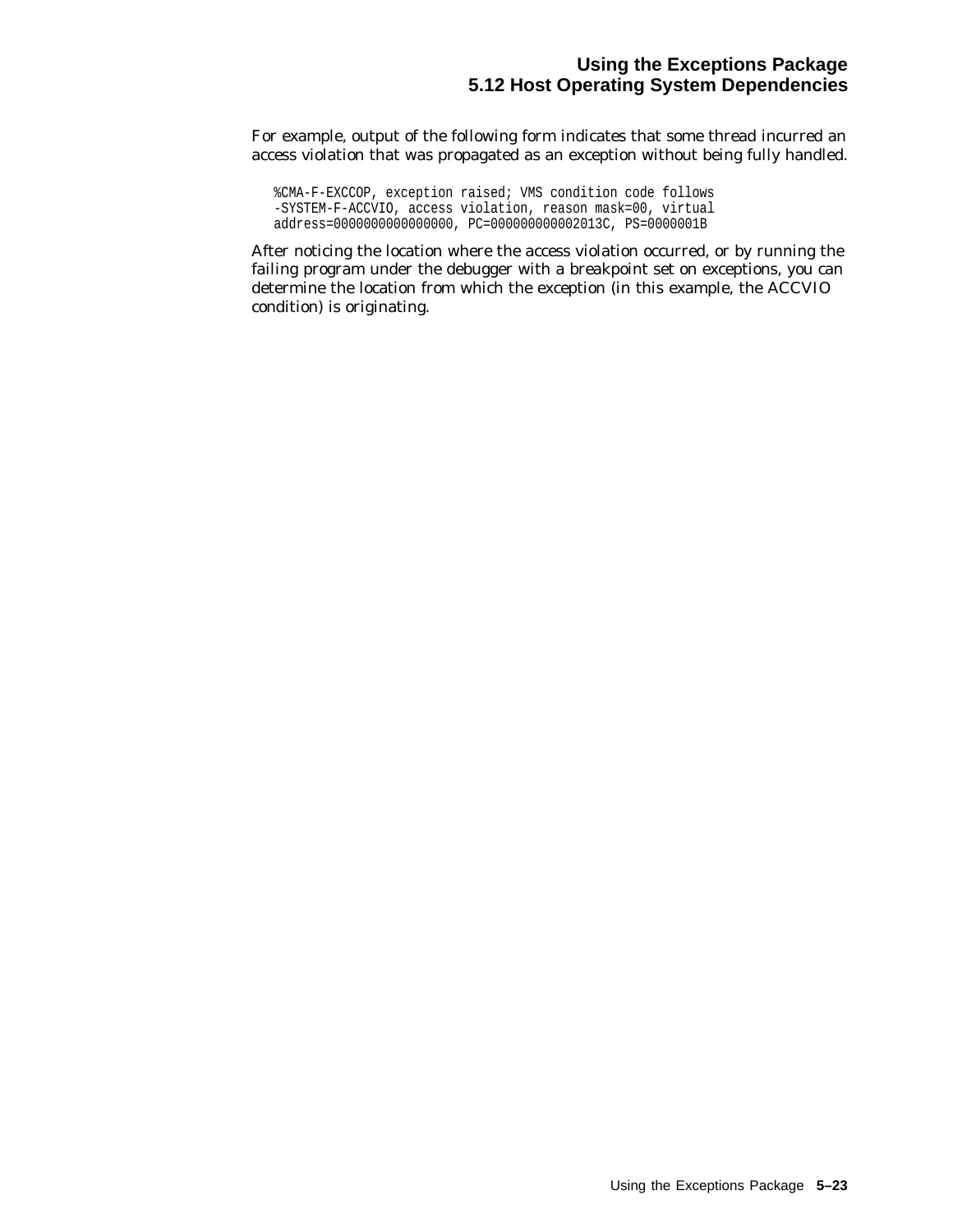For example, output of the following form indicates that some thread incurred an access violation that was propagated as an exception without being fully handled.

```
%CMA-F-EXCCOP, exception raised; VMS condition code follows
-SYSTEM-F-ACCVIO, access violation, reason mask=00, virtual
address=0000000000000000, PC=000000000002013C, PS=0000001B
```

After noticing the location where the access violation occurred, or by running the failing program under the debugger with a breakpoint set on exceptions, you can determine the location from which the exception (in this example, the ACCVIO condition) is originating.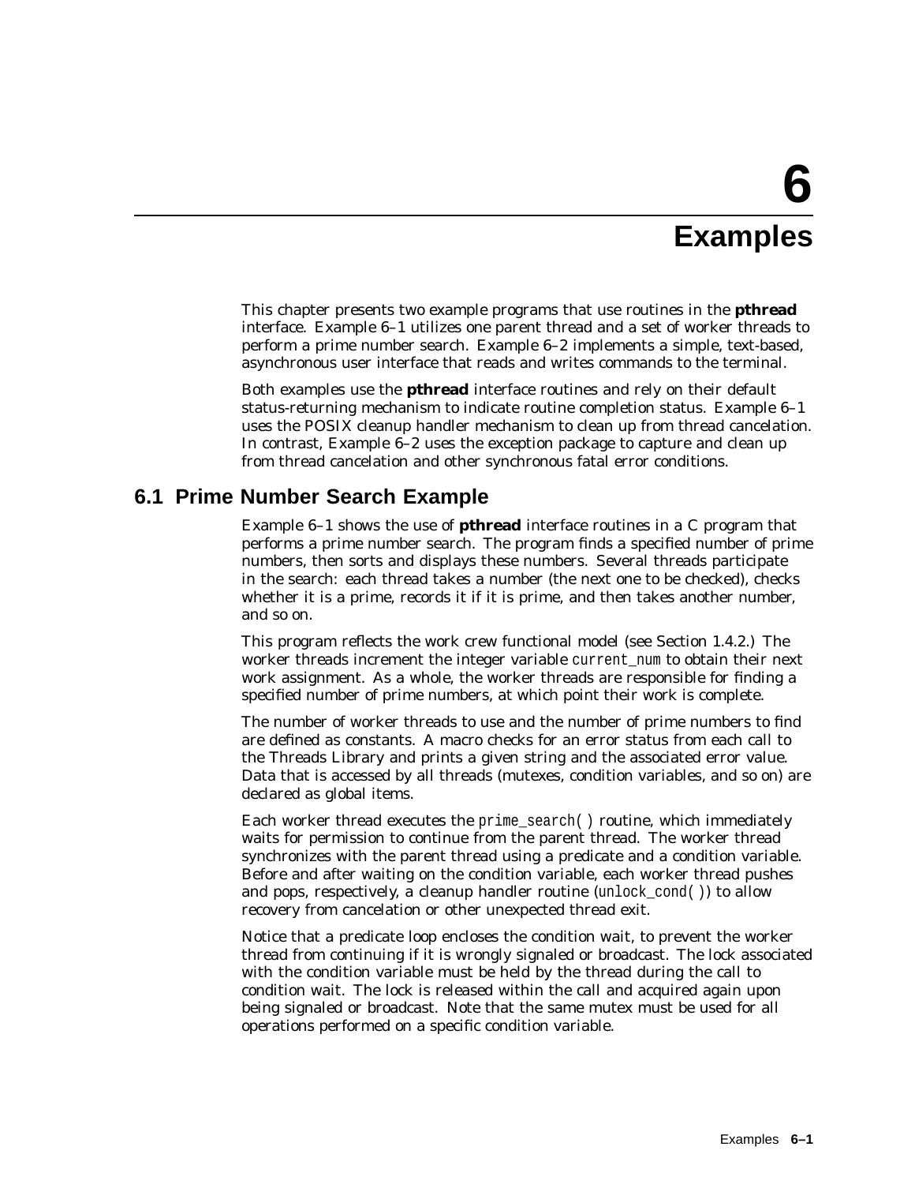# 6 Examples

This chapter presents two example programs that use routines in the **pthread** interface. Example 6–1 utilizes one parent thread and a set of worker threads to perform a prime number search. Example 6–2 implements a simple, text-based, asynchronous user interface that reads and writes commands to the terminal.

Both examples use the **pthread** interface routines and rely on their default status-returning mechanism to indicate routine completion status. Example 6–1 uses the POSIX cleanup handler mechanism to clean up from thread cancelation. In contrast, Example 6–2 uses the exception package to capture and clean up from thread cancelation and other synchronous fatal error conditions.

## 6.1 Prime Number Search Example

Example 6–1 shows the use of **pthread** interface routines in a C program that performs a prime number search. The program finds a specified number of prime numbers, then sorts and displays these numbers. Several threads participate in the search: each thread takes a number (the next one to be checked), checks whether it is a prime, records it if it is prime, and then takes another number, and so on.

This program reflects the work crew functional model (see Section 1.4.2.) The worker threads increment the integer variable `current_num` to obtain their next work assignment. As a whole, the worker threads are responsible for finding a specified number of prime numbers, at which point their work is complete.

The number of worker threads to use and the number of prime numbers to find are defined as constants. A macro checks for an error status from each call to the Threads Library and prints a given string and the associated error value. Data that is accessed by all threads (mutexes, condition variables, and so on) are declared as global items.

Each worker thread executes the `prime_search( )` routine, which immediately waits for permission to continue from the parent thread. The worker thread synchronizes with the parent thread using a predicate and a condition variable. Before and after waiting on the condition variable, each worker thread pushes and pops, respectively, a cleanup handler routine (`unlock_cond( )`) to allow recovery from cancelation or other unexpected thread exit.

Notice that a predicate loop encloses the condition wait, to prevent the worker thread from continuing if it is wrongly signaled or broadcast. The lock associated with the condition variable must be held by the thread during the call to condition wait. The lock is released within the call and acquired again upon being signaled or broadcast. Note that the same mutex must be used for all operations performed on a specific condition variable.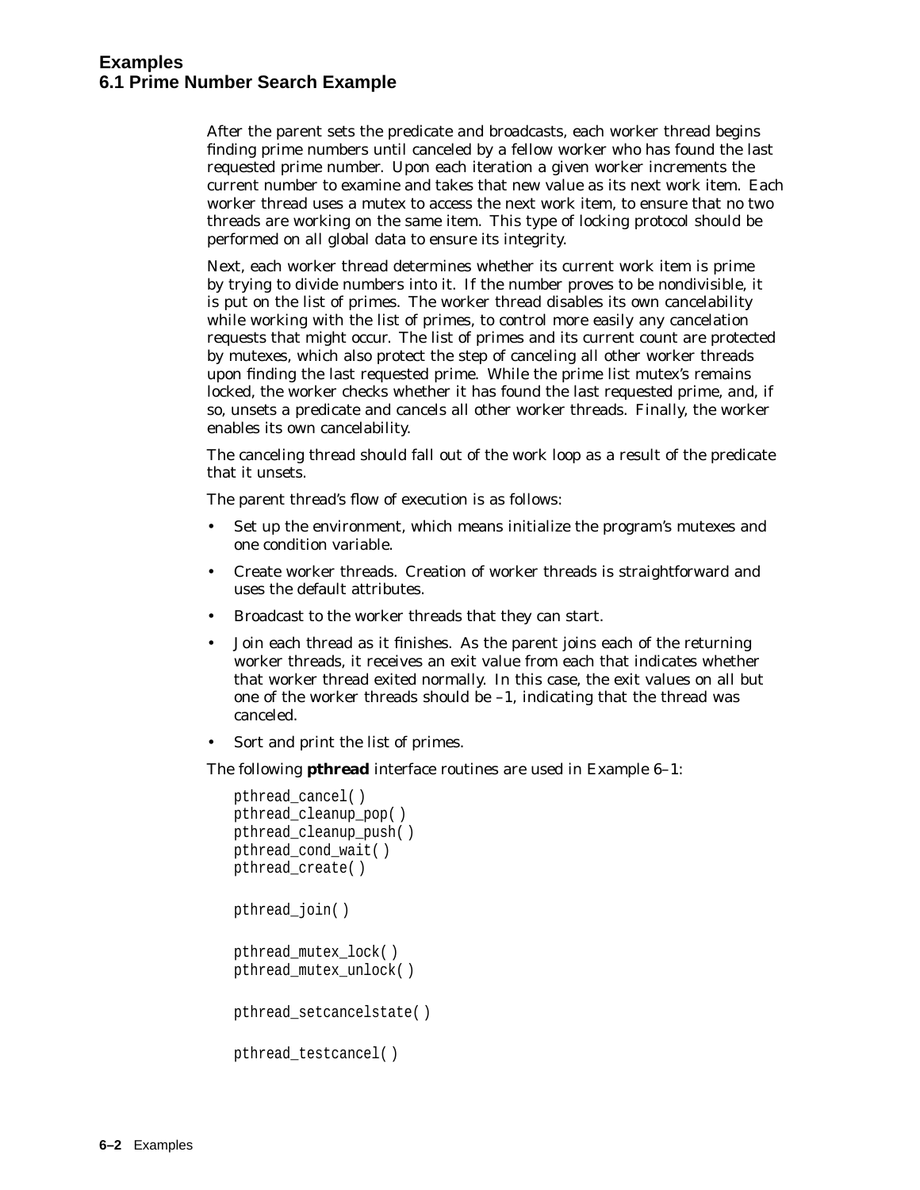After the parent sets the predicate and broadcasts, each worker thread begins finding prime numbers until canceled by a fellow worker who has found the last requested prime number. Upon each iteration a given worker increments the current number to examine and takes that new value as its next work item. Each worker thread uses a mutex to access the next work item, to ensure that no two threads are working on the same item. This type of locking protocol should be performed on all global data to ensure its integrity.

Next, each worker thread determines whether its current work item is prime by trying to divide numbers into it. If the number proves to be nondivisible, it is put on the list of primes. The worker thread disables its own cancelability while working with the list of primes, to control more easily any cancelation requests that might occur. The list of primes and its current count are protected by mutexes, which also protect the step of canceling all other worker threads upon finding the last requested prime. While the prime list mutex's remains locked, the worker checks whether it has found the last requested prime, and, if so, unsets a predicate and cancels all other worker threads. Finally, the worker enables its own cancelability.

The canceling thread should fall out of the work loop as a result of the predicate that it unsets.

The parent thread's flow of execution is as follows:

- Set up the environment, which means initialize the program's mutexes and one condition variable.
- Create worker threads. Creation of worker threads is straightforward and uses the default attributes.
- Broadcast to the worker threads that they can start.
- Join each thread as it finishes. As the parent joins each of the returning worker threads, it receives an exit value from each that indicates whether that worker thread exited normally. In this case, the exit values on all but one of the worker threads should be –1, indicating that the thread was canceled.
- Sort and print the list of primes.

The following **pthread** interface routines are used in Example 6–1:

```
pthread_cancel( )
pthread_cleanup_pop( )
pthread_cleanup_push( )
pthread_cond_wait( )
pthread_create( )

pthread_join( )

pthread_mutex_lock( )
pthread_mutex_unlock( )

pthread_setcancelstate( )

pthread_testcancel( )
```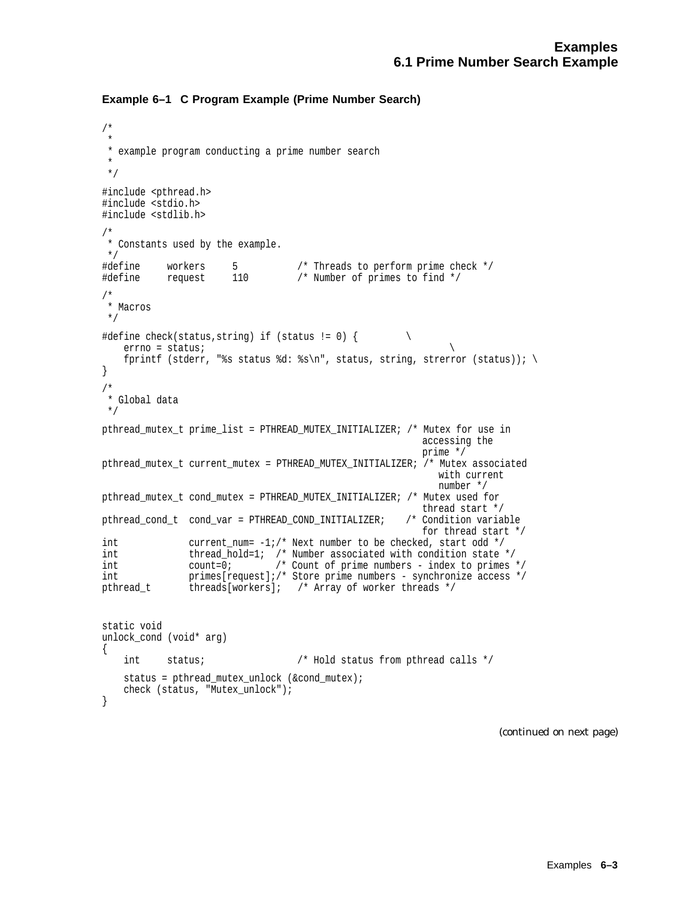**Example 6–1 C Program Example (Prime Number Search)**

```
/*
 *
 * example program conducting a prime number search
 *
 */

#include <pthread.h>
#include <stdio.h>
#include <stdlib.h>

/*
 * Constants used by the example.
 */
#define     workers     5           /* Threads to perform prime check */
#define     request     110         /* Number of primes to find */

/*
 * Macros
 */

#define check(status,string) if (status != 0) {         \
    errno = status;                                      \
    fprintf (stderr, "%s status %d: %s\n", status, string, strerror (status)); \
}

/*
 * Global data
 */

pthread_mutex_t prime_list = PTHREAD_MUTEX_INITIALIZER; /* Mutex for use in
                                                           accessing the
                                                           prime */
pthread_mutex_t current_mutex = PTHREAD_MUTEX_INITIALIZER; /* Mutex associated
                                                              with current
                                                              number */
pthread_mutex_t cond_mutex = PTHREAD_MUTEX_INITIALIZER; /* Mutex used for
                                                           thread start */
pthread_cond_t  cond_var = PTHREAD_COND_INITIALIZER;    /* Condition variable
                                                           for thread start */
int             current_num= -1;/* Next number to be checked, start odd */
int             thread_hold=1;  /* Number associated with condition state */
int             count=0;        /* Count of prime numbers - index to primes */
int             primes[request];/* Store prime numbers - synchronize access */
pthread_t       threads[workers];   /* Array of worker threads */


static void
unlock_cond (void* arg)
{
    int     status;                 /* Hold status from pthread calls */

    status = pthread_mutex_unlock (&cond_mutex);
    check (status, "Mutex_unlock");
}
```

*(continued on next page)*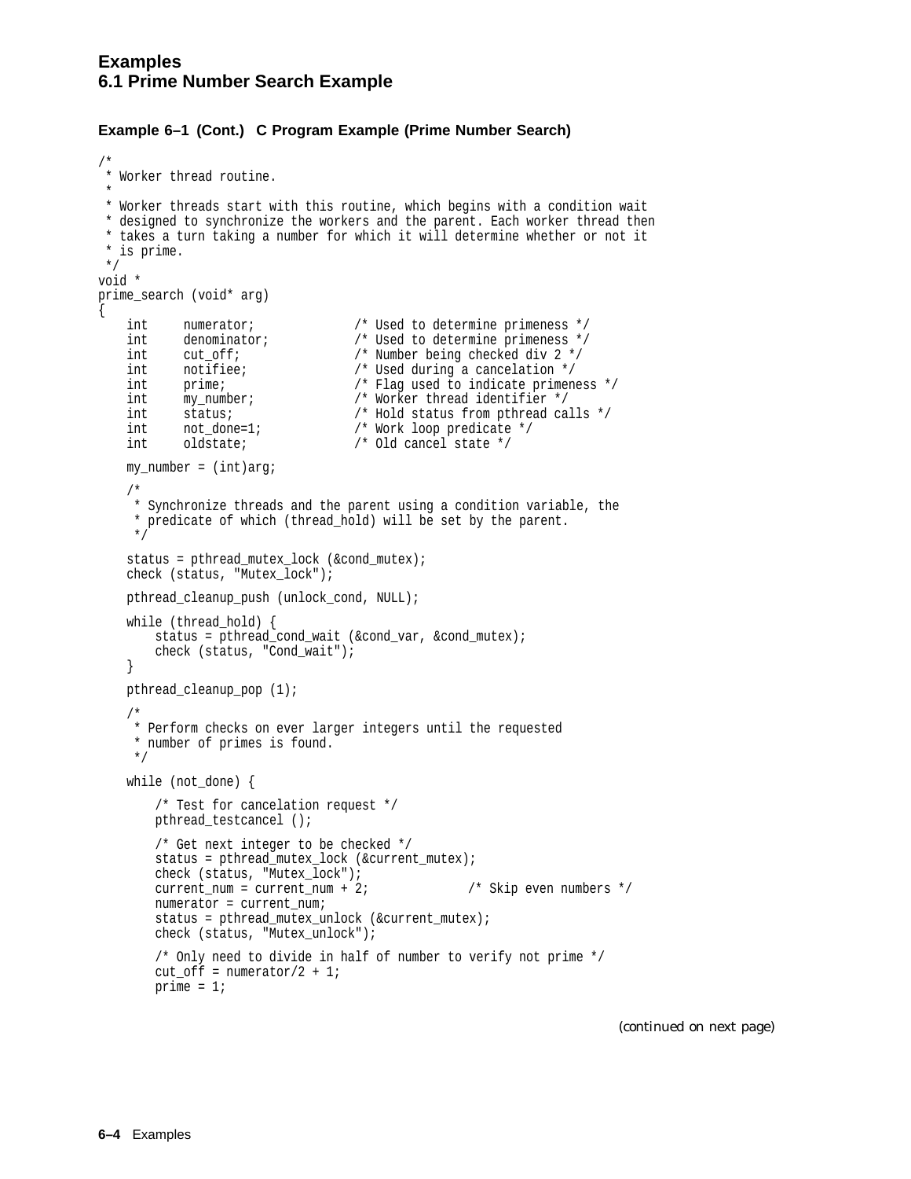**Example 6–1 (Cont.) C Program Example (Prime Number Search)**

```
/*
 * Worker thread routine.
 *
 * Worker threads start with this routine, which begins with a condition wait
 * designed to synchronize the workers and the parent. Each worker thread then
 * takes a turn taking a number for which it will determine whether or not it
 * is prime.
 */
void *
prime_search (void* arg)
{
    int     numerator;              /* Used to determine primeness */
    int     denominator;            /* Used to determine primeness */
    int     cut_off;                /* Number being checked div 2 */
    int     notifiee;               /* Used during a cancelation */
    int     prime;                  /* Flag used to indicate primeness */
    int     my_number;              /* Worker thread identifier */
    int     status;                 /* Hold status from pthread calls */
    int     not_done=1;             /* Work loop predicate */
    int     oldstate;               /* Old cancel state */

    my_number = (int)arg;

    /*
     * Synchronize threads and the parent using a condition variable, the
     * predicate of which (thread_hold) will be set by the parent.
     */

    status = pthread_mutex_lock (&cond_mutex);
    check (status, "Mutex_lock");

    pthread_cleanup_push (unlock_cond, NULL);

    while (thread_hold) {
        status = pthread_cond_wait (&cond_var, &cond_mutex);
        check (status, "Cond_wait");
    }

    pthread_cleanup_pop (1);

    /*
     * Perform checks on ever larger integers until the requested
     * number of primes is found.
     */

    while (not_done) {

        /* Test for cancelation request */
        pthread_testcancel ();

        /* Get next integer to be checked */
        status = pthread_mutex_lock (&current_mutex);
        check (status, "Mutex_lock");
        current_num = current_num + 2;              /* Skip even numbers */
        numerator = current_num;
        status = pthread_mutex_unlock (&current_mutex);
        check (status, "Mutex_unlock");

        /* Only need to divide in half of number to verify not prime */
        cut_off = numerator/2 + 1;
        prime = 1;
```

*(continued on next page)*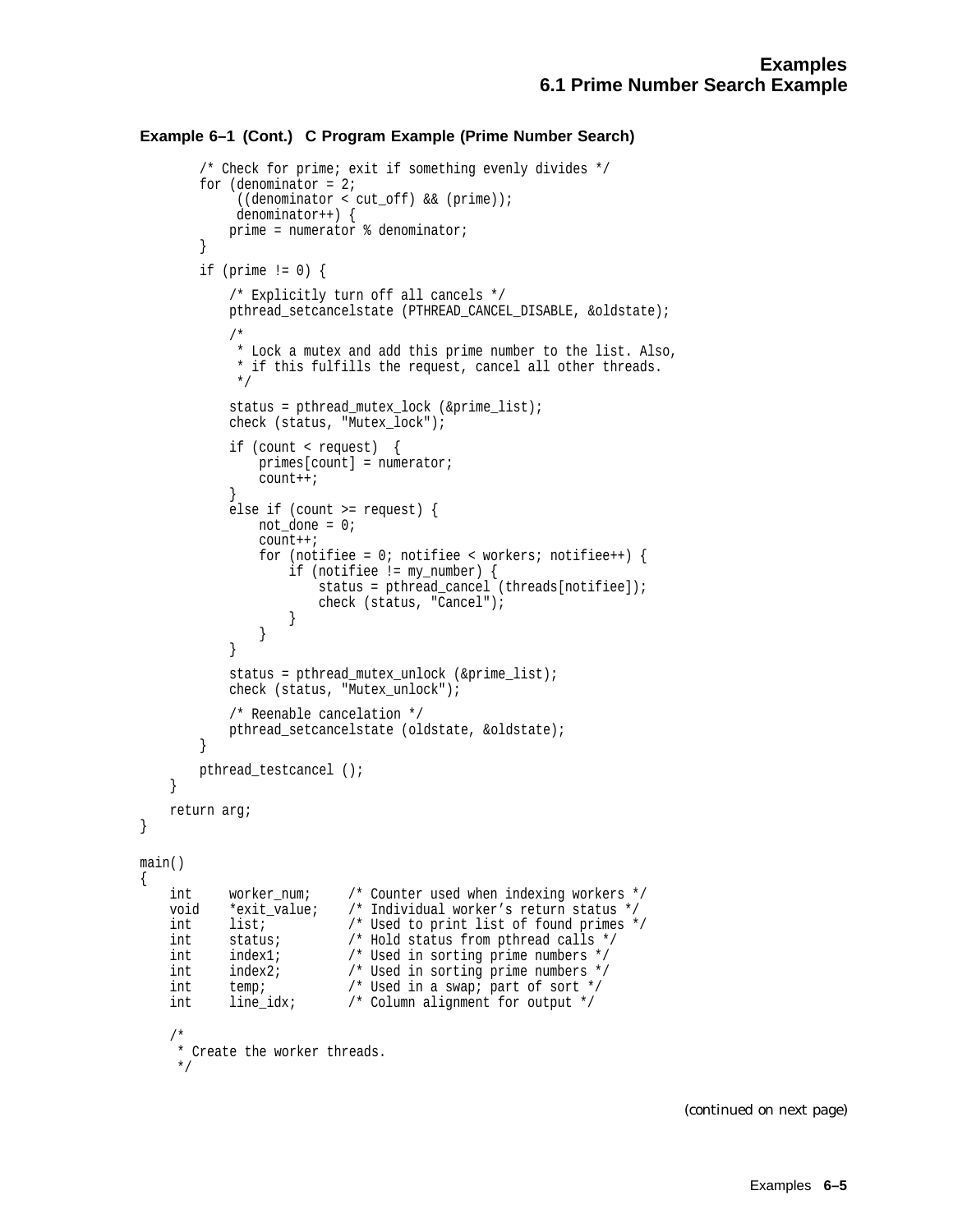**Example 6–1 (Cont.) C Program Example (Prime Number Search)**

```
        /* Check for prime; exit if something evenly divides */
        for (denominator = 2;
             ((denominator < cut_off) && (prime));
             denominator++) {
            prime = numerator % denominator;
        }

        if (prime != 0) {

            /* Explicitly turn off all cancels */
            pthread_setcancelstate (PTHREAD_CANCEL_DISABLE, &oldstate);

            /*
             * Lock a mutex and add this prime number to the list. Also,
             * if this fulfills the request, cancel all other threads.
             */

            status = pthread_mutex_lock (&prime_list);
            check (status, "Mutex_lock");

            if (count < request)  {
                primes[count] = numerator;
                count++;
            }
            else if (count >= request) {
                not_done = 0;
                count++;
                for (notifiee = 0; notifiee < workers; notifiee++) {
                    if (notifiee != my_number) {
                        status = pthread_cancel (threads[notifiee]);
                        check (status, "Cancel");
                    }
                }
            }

            status = pthread_mutex_unlock (&prime_list);
            check (status, "Mutex_unlock");

            /* Reenable cancelation */
            pthread_setcancelstate (oldstate, &oldstate);
        }

        pthread_testcancel ();
    }

    return arg;
}

main()
{
    int     worker_num;     /* Counter used when indexing workers */
    void    *exit_value;    /* Individual worker's return status */
    int     list;           /* Used to print list of found primes */
    int     status;         /* Hold status from pthread calls */
    int     index1;         /* Used in sorting prime numbers */
    int     index2;         /* Used in sorting prime numbers */
    int     temp;           /* Used in a swap; part of sort */
    int     line_idx;       /* Column alignment for output */

    /*
     * Create the worker threads.
     */
```

*(continued on next page)*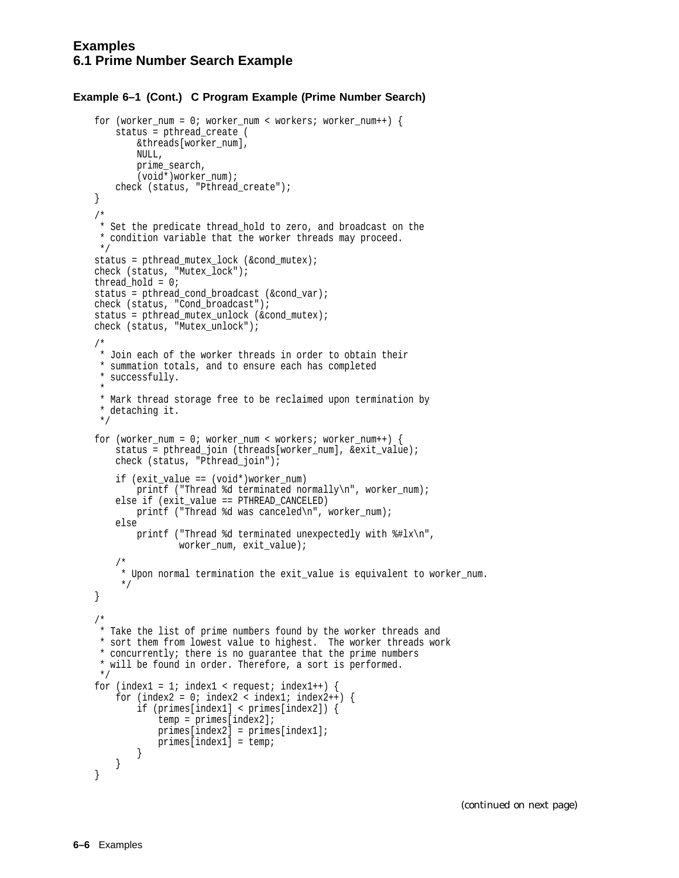# Examples
## 6.1 Prime Number Search Example

**Example 6–1 (Cont.) C Program Example (Prime Number Search)**

```
    for (worker_num = 0; worker_num < workers; worker_num++) {
        status = pthread_create (
            &threads[worker_num],
            NULL,
            prime_search,
            (void*)worker_num);
        check (status, "Pthread_create");
    }
    /*
     * Set the predicate thread_hold to zero, and broadcast on the
     * condition variable that the worker threads may proceed.
     */
    status = pthread_mutex_lock (&cond_mutex);
    check (status, "Mutex_lock");
    thread_hold = 0;
    status = pthread_cond_broadcast (&cond_var);
    check (status, "Cond_broadcast");
    status = pthread_mutex_unlock (&cond_mutex);
    check (status, "Mutex_unlock");
    /*
     * Join each of the worker threads in order to obtain their
     * summation totals, and to ensure each has completed
     * successfully.
     *
     * Mark thread storage free to be reclaimed upon termination by
     * detaching it.
     */
    for (worker_num = 0; worker_num < workers; worker_num++) {
        status = pthread_join (threads[worker_num], &exit_value);
        check (status, "Pthread_join");
        if (exit_value == (void*)worker_num)
            printf ("Thread %d terminated normally\n", worker_num);
        else if (exit_value == PTHREAD_CANCELED)
            printf ("Thread %d was canceled\n", worker_num);
        else
            printf ("Thread %d terminated unexpectedly with %#lx\n",
                    worker_num, exit_value);
        /*
         * Upon normal termination the exit_value is equivalent to worker_num.
         */
    }

    /*
     * Take the list of prime numbers found by the worker threads and
     * sort them from lowest value to highest.  The worker threads work
     * concurrently; there is no guarantee that the prime numbers
     * will be found in order. Therefore, a sort is performed.
     */
    for (index1 = 1; index1 < request; index1++) {
        for (index2 = 0; index2 < index1; index2++) {
            if (primes[index1] < primes[index2]) {
                temp = primes[index2];
                primes[index2] = primes[index1];
                primes[index1] = temp;
            }
        }
    }
```

*(continued on next page)*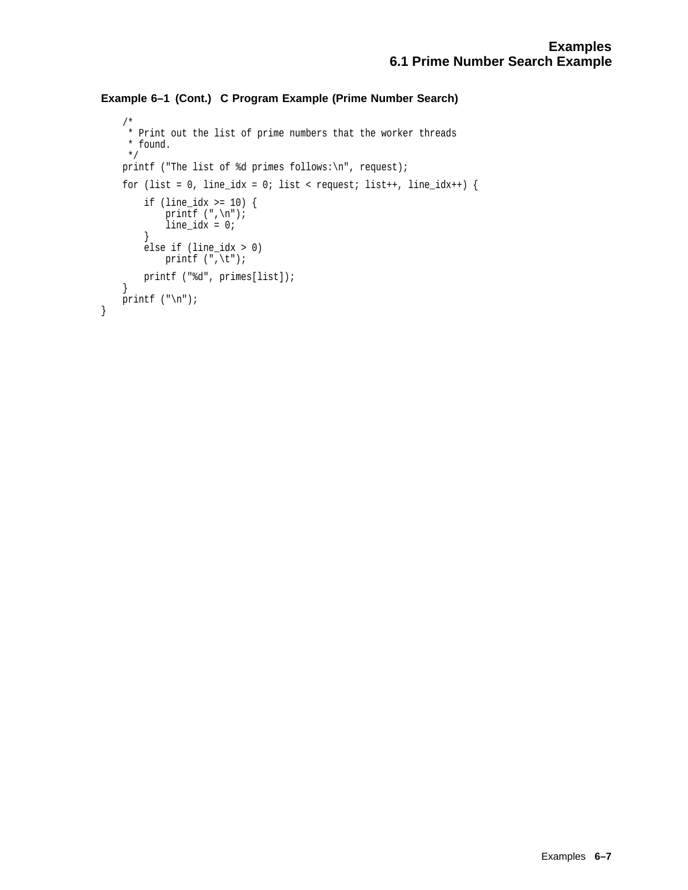**Example 6–1 (Cont.) C Program Example (Prime Number Search)**

```
    /*
     * Print out the list of prime numbers that the worker threads
     * found.
     */
    printf ("The list of %d primes follows:\n", request);

    for (list = 0, line_idx = 0; list < request; list++, line_idx++) {

        if (line_idx >= 10) {
            printf (",\n");
            line_idx = 0;
        }
        else if (line_idx > 0)
            printf (",\t");

        printf ("%d", primes[list]);
    }
    printf ("\n");
}
```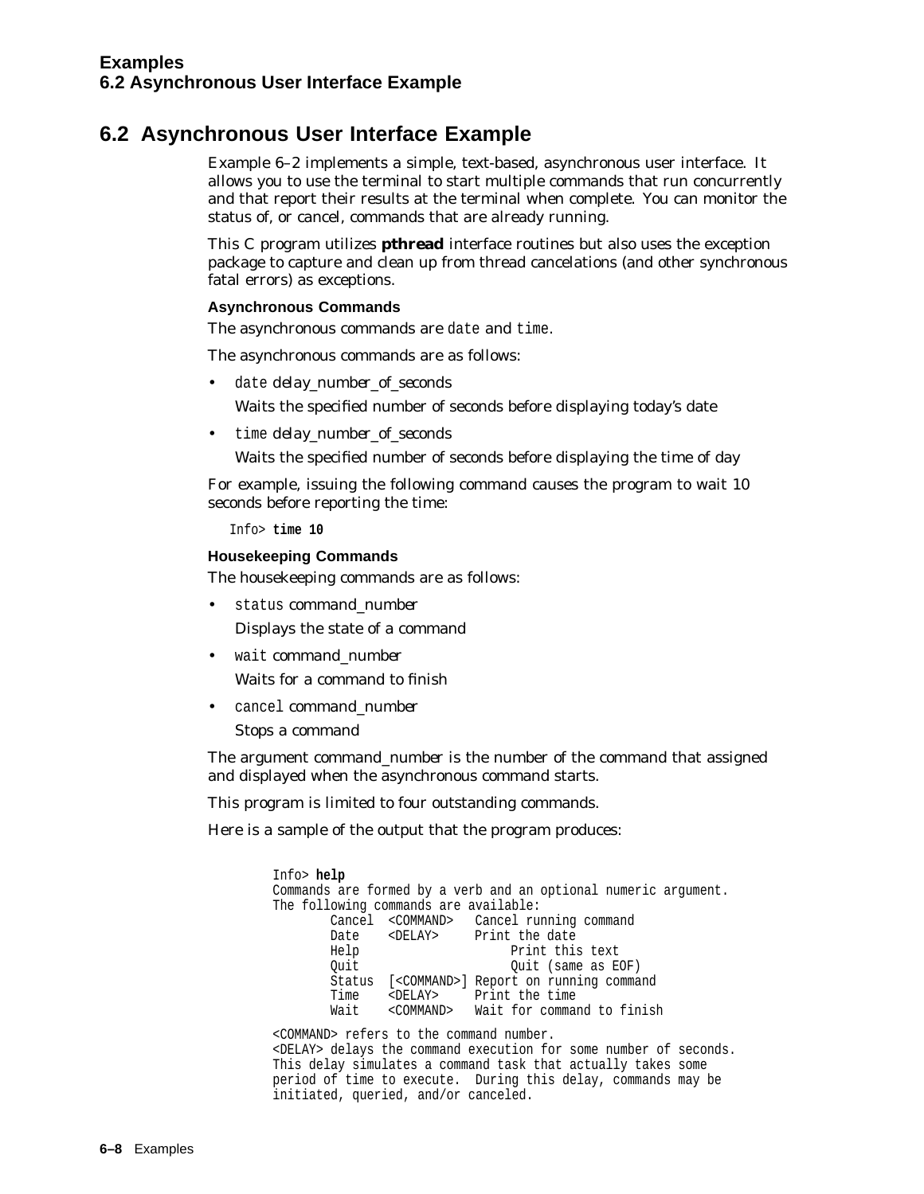## 6.2 Asynchronous User Interface Example

Example 6–2 implements a simple, text-based, asynchronous user interface. It allows you to use the terminal to start multiple commands that run concurrently and that report their results at the terminal when complete. You can monitor the status of, or cancel, commands that are already running.

This C program utilizes **pthread** interface routines but also uses the exception package to capture and clean up from thread cancelations (and other synchronous fatal errors) as exceptions.

#### Asynchronous Commands

The asynchronous commands are `date` and `time`.

The asynchronous commands are as follows:

- `date` *delay_number_of_seconds*

  Waits the specified number of seconds before displaying today's date

- `time` *delay_number_of_seconds*

  Waits the specified number of seconds before displaying the time of day

For example, issuing the following command causes the program to wait 10 seconds before reporting the time:

```
Info> time 10
```

#### Housekeeping Commands

The housekeeping commands are as follows:

- `status` *command_number*

  Displays the state of a command

- `wait` *command_number*

  Waits for a command to finish

- `cancel` *command_number*

  Stops a command

The argument command_number is the number of the command that assigned and displayed when the asynchronous command starts.

This program is limited to four outstanding commands.

Here is a sample of the output that the program produces:

```
Info> help
Commands are formed by a verb and an optional numeric argument.
The following commands are available:
        Cancel  <COMMAND>   Cancel running command
        Date    <DELAY>     Print the date
        Help                     Print this text
        Quit                     Quit (same as EOF)
        Status  [<COMMAND>] Report on running command
        Time    <DELAY>     Print the time
        Wait    <COMMAND>   Wait for command to finish

<COMMAND> refers to the command number.
<DELAY> delays the command execution for some number of seconds.
This delay simulates a command task that actually takes some
period of time to execute.  During this delay, commands may be
initiated, queried, and/or canceled.
```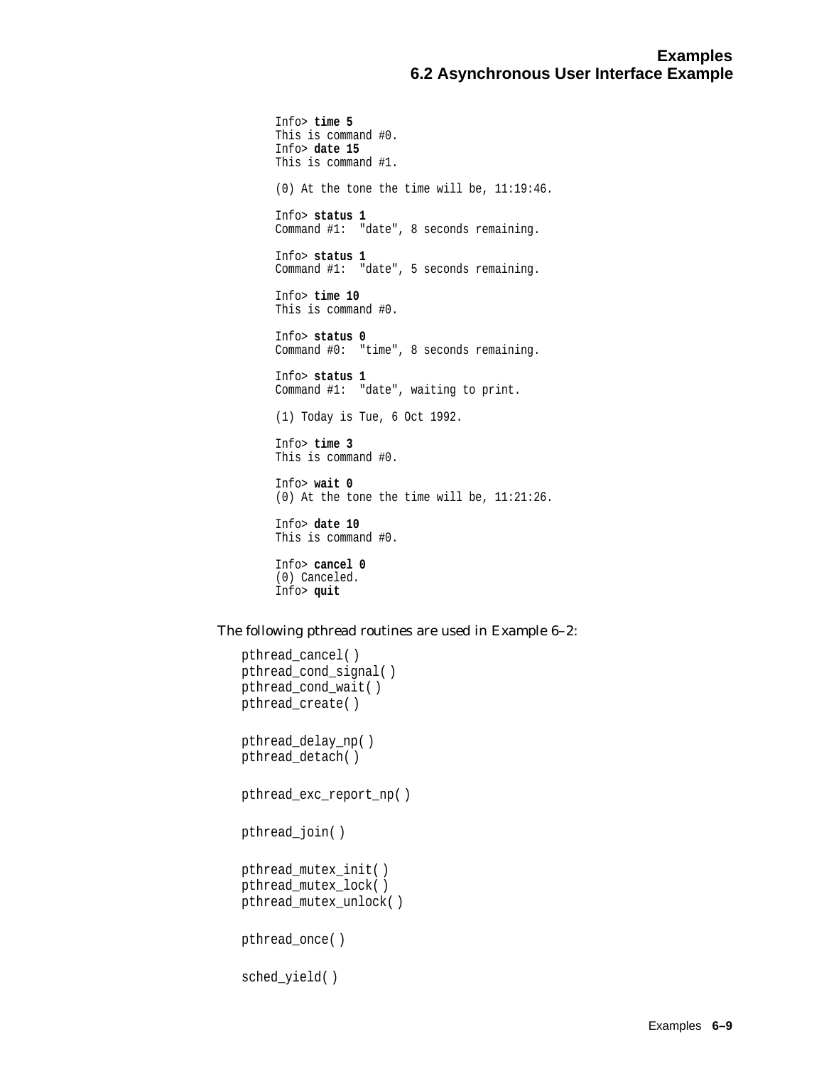```
Info> time 5
This is command #0.
Info> date 15
This is command #1.

(0) At the tone the time will be, 11:19:46.

Info> status 1
Command #1:  "date", 8 seconds remaining.

Info> status 1
Command #1:  "date", 5 seconds remaining.

Info> time 10
This is command #0.

Info> status 0
Command #0:  "time", 8 seconds remaining.

Info> status 1
Command #1:  "date", waiting to print.

(1) Today is Tue, 6 Oct 1992.

Info> time 3
This is command #0.

Info> wait 0
(0) At the tone the time will be, 11:21:26.

Info> date 10
This is command #0.

Info> cancel 0
(0) Canceled.
Info> quit
```

The following pthread routines are used in Example 6–2:

```
pthread_cancel( )
pthread_cond_signal( )
pthread_cond_wait( )
pthread_create( )

pthread_delay_np( )
pthread_detach( )

pthread_exc_report_np( )

pthread_join( )

pthread_mutex_init( )
pthread_mutex_lock( )
pthread_mutex_unlock( )

pthread_once( )

sched_yield( )
```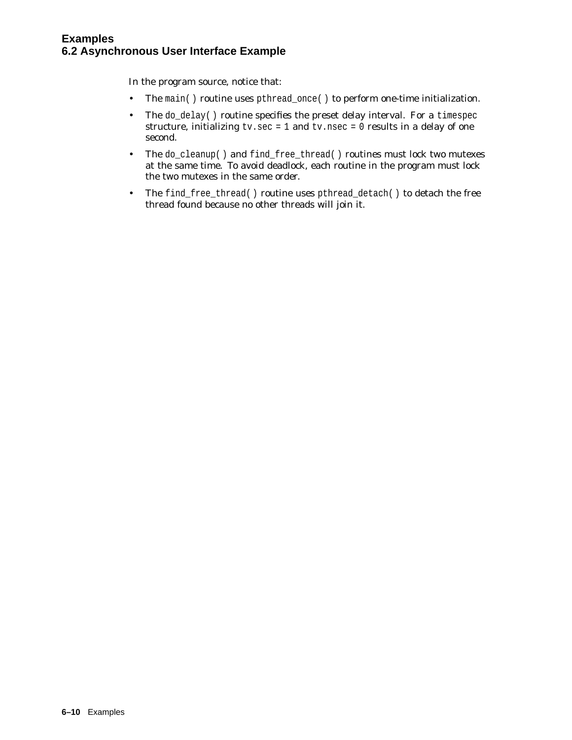In the program source, notice that:

- The `main( )` routine uses `pthread_once( )` to perform one-time initialization.
- The `do_delay( )` routine specifies the preset delay interval. For a `timespec` structure, initializing `tv.sec = 1` and `tv.nsec = 0` results in a delay of one second.
- The `do_cleanup( )` and `find_free_thread( )` routines must lock two mutexes at the same time. To avoid deadlock, each routine in the program must lock the two mutexes in the same order.
- The `find_free_thread( )` routine uses `pthread_detach( )` to detach the free thread found because no other threads will join it.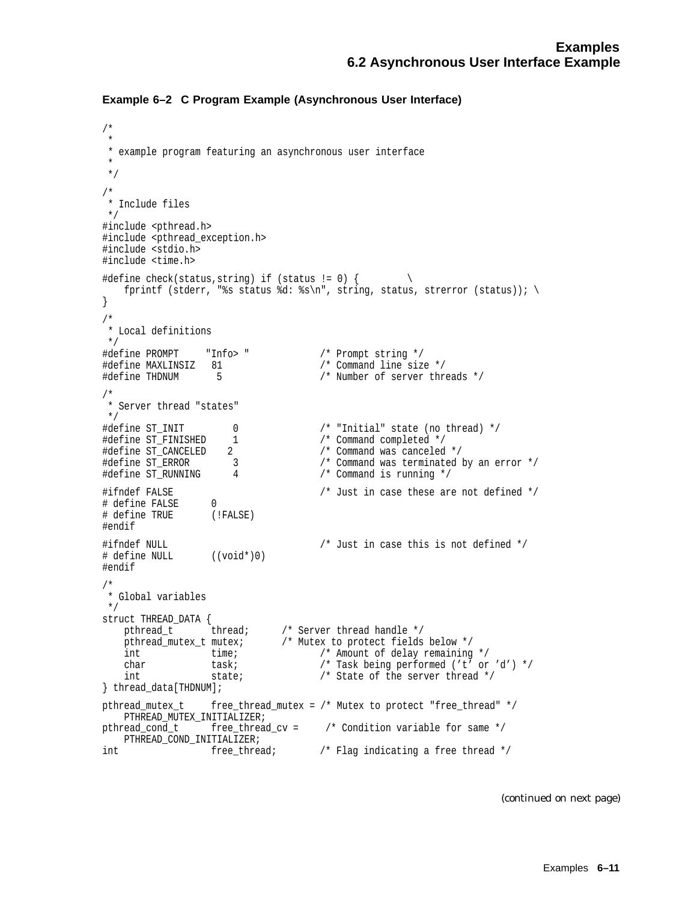**Example 6–2 C Program Example (Asynchronous User Interface)**

```
/*
 *
 * example program featuring an asynchronous user interface
 *
 */

/*
 * Include files
 */
#include <pthread.h>
#include <pthread_exception.h>
#include <stdio.h>
#include <time.h>

#define check(status,string) if (status != 0) {         \
    fprintf (stderr, "%s status %d: %s\n", string, status, strerror (status)); \
}
/*
 * Local definitions
 */
#define PROMPT     "Info> "             /* Prompt string */
#define MAXLINSIZ   81                  /* Command line size */
#define THDNUM      5                   /* Number of server threads */

/*
 * Server thread "states"
 */
#define ST_INIT         0               /* "Initial" state (no thread) */
#define ST_FINISHED     1               /* Command completed */
#define ST_CANCELED    2                /* Command was canceled */
#define ST_ERROR        3               /* Command was terminated by an error */
#define ST_RUNNING      4               /* Command is running */

#ifndef FALSE                           /* Just in case these are not defined */
# define FALSE      0
# define TRUE       (!FALSE)
#endif

#ifndef NULL                            /* Just in case this is not defined */
# define NULL       ((void*)0)
#endif

/*
 * Global variables
 */
struct THREAD_DATA {
    pthread_t       thread;      /* Server thread handle */
    pthread_mutex_t mutex;       /* Mutex to protect fields below */
    int             time;               /* Amount of delay remaining */
    char            task;               /* Task being performed ('t' or 'd') */
    int             state;              /* State of the server thread */
} thread_data[THDNUM];

pthread_mutex_t     free_thread_mutex = /* Mutex to protect "free_thread" */
    PTHREAD_MUTEX_INITIALIZER;
pthread_cond_t      free_thread_cv =     /* Condition variable for same */
    PTHREAD_COND_INITIALIZER;
int                 free_thread;        /* Flag indicating a free thread */
```

*(continued on next page)*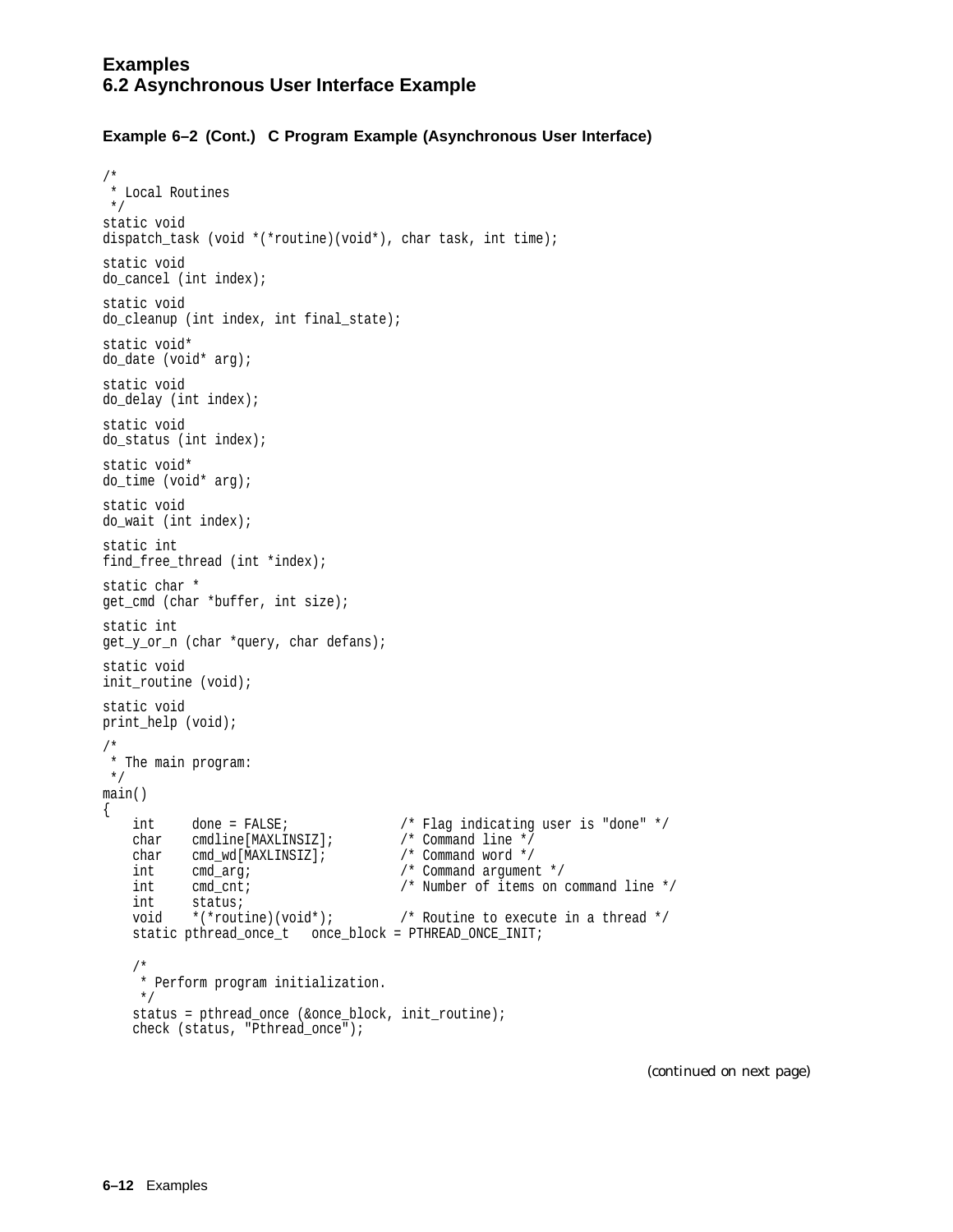**Example 6–2 (Cont.) C Program Example (Asynchronous User Interface)**

```
/*
 * Local Routines
 */
static void
dispatch_task (void *(*routine)(void*), char task, int time);

static void
do_cancel (int index);

static void
do_cleanup (int index, int final_state);

static void*
do_date (void* arg);

static void
do_delay (int index);

static void
do_status (int index);

static void*
do_time (void* arg);

static void
do_wait (int index);

static int
find_free_thread (int *index);

static char *
get_cmd (char *buffer, int size);

static int
get_y_or_n (char *query, char defans);

static void
init_routine (void);

static void
print_help (void);

/*
 * The main program:
 */
main()
{
    int     done = FALSE;               /* Flag indicating user is "done" */
    char    cmdline[MAXLINSIZ];         /* Command line */
    char    cmd_wd[MAXLINSIZ];          /* Command word */
    int     cmd_arg;                    /* Command argument */
    int     cmd_cnt;                    /* Number of items on command line */
    int     status;
    void    *(*routine)(void*);         /* Routine to execute in a thread */
    static pthread_once_t   once_block = PTHREAD_ONCE_INIT;

    /*
     * Perform program initialization.
     */
    status = pthread_once (&once_block, init_routine);
    check (status, "Pthread_once");
```

*(continued on next page)*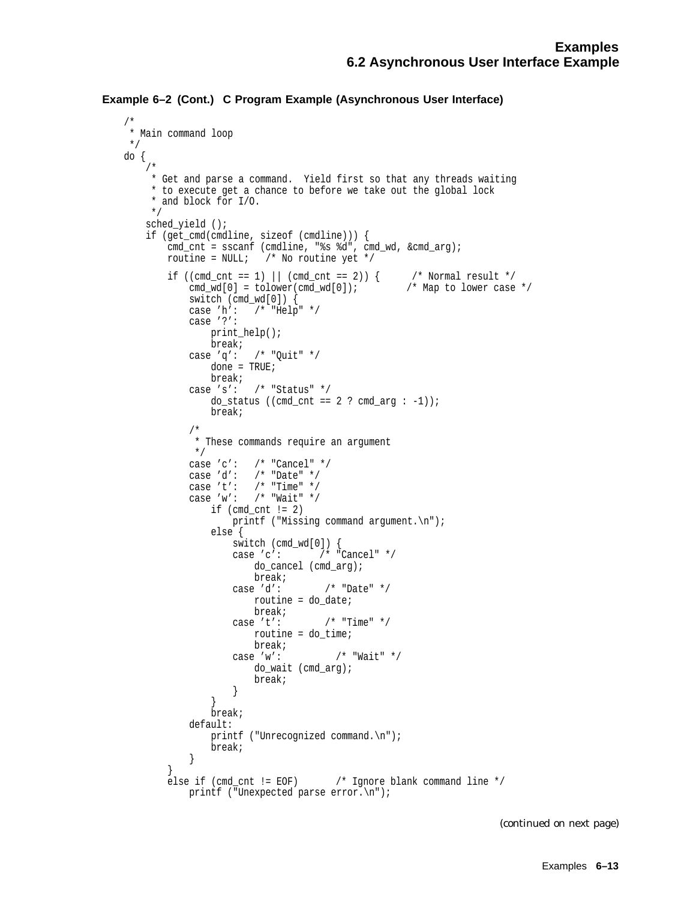**Example 6–2 (Cont.) C Program Example (Asynchronous User Interface)**

```
/*
 * Main command loop
 */
do {
    /*
     * Get and parse a command.  Yield first so that any threads waiting
     * to execute get a chance to before we take out the global lock
     * and block for I/O.
     */
    sched_yield ();
    if (get_cmd(cmdline, sizeof (cmdline))) {
        cmd_cnt = sscanf (cmdline, "%s %d", cmd_wd, &cmd_arg);
        routine = NULL;   /* No routine yet */

        if ((cmd_cnt == 1) || (cmd_cnt == 2)) {      /* Normal result */
            cmd_wd[0] = tolower(cmd_wd[0]);         /* Map to lower case */
            switch (cmd_wd[0]) {
            case 'h':   /* "Help" */
            case '?':
                print_help();
                break;
            case 'q':   /* "Quit" */
                done = TRUE;
                break;
            case 's':   /* "Status" */
                do_status ((cmd_cnt == 2 ? cmd_arg : -1));
                break;

            /*
             * These commands require an argument
             */
            case 'c':   /* "Cancel" */
            case 'd':   /* "Date" */
            case 't':   /* "Time" */
            case 'w':   /* "Wait" */
                if (cmd_cnt != 2)
                    printf ("Missing command argument.\n");
                else {
                    switch (cmd_wd[0]) {
                    case 'c':       /* "Cancel" */
                        do_cancel (cmd_arg);
                        break;
                    case 'd':        /* "Date" */
                        routine = do_date;
                        break;
                    case 't':        /* "Time" */
                        routine = do_time;
                        break;
                    case 'w':          /* "Wait" */
                        do_wait (cmd_arg);
                        break;
                    }
                }
                break;
            default:
                printf ("Unrecognized command.\n");
                break;
            }
        }
        else if (cmd_cnt != EOF)       /* Ignore blank command line */
            printf ("Unexpected parse error.\n");
```

*(continued on next page)*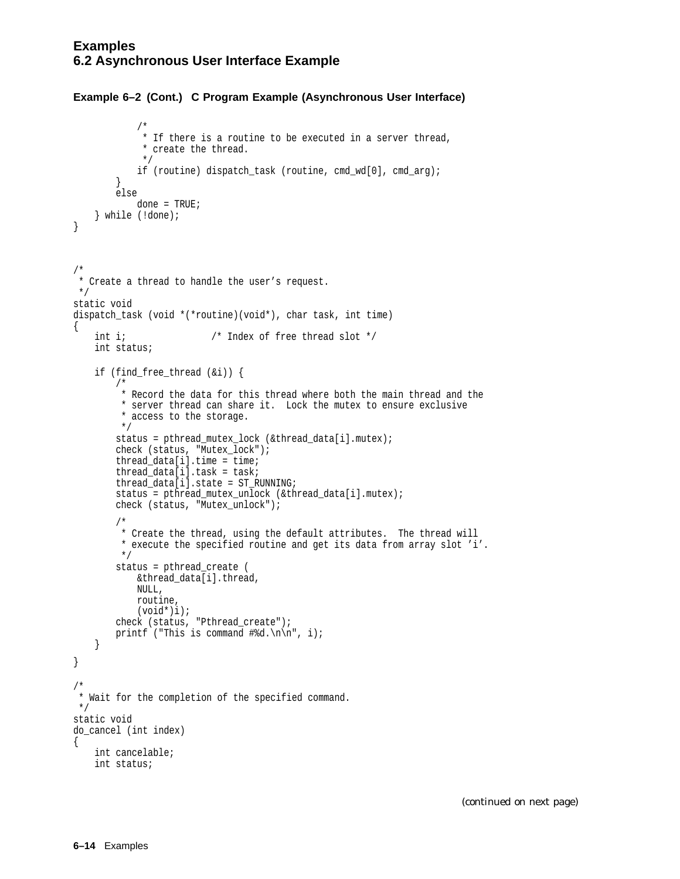**Example 6–2 (Cont.) C Program Example (Asynchronous User Interface)**

```
            /*
             * If there is a routine to be executed in a server thread,
             * create the thread.
             */
            if (routine) dispatch_task (routine, cmd_wd[0], cmd_arg);
        }
        else
            done = TRUE;
    } while (!done);
}



/*
 * Create a thread to handle the user's request.
 */
static void
dispatch_task (void *(*routine)(void*), char task, int time)
{
    int i;               /* Index of free thread slot */
    int status;

    if (find_free_thread (&i)) {
        /*
         * Record the data for this thread where both the main thread and the
         * server thread can share it.  Lock the mutex to ensure exclusive
         * access to the storage.
         */
        status = pthread_mutex_lock (&thread_data[i].mutex);
        check (status, "Mutex_lock");
        thread_data[i].time = time;
        thread_data[i].task = task;
        thread_data[i].state = ST_RUNNING;
        status = pthread_mutex_unlock (&thread_data[i].mutex);
        check (status, "Mutex_unlock");

        /*
         * Create the thread, using the default attributes.  The thread will
         * execute the specified routine and get its data from array slot 'i'.
         */
        status = pthread_create (
            &thread_data[i].thread,
            NULL,
            routine,
            (void*)i);
        check (status, "Pthread_create");
        printf ("This is command #%d.\n\n", i);
    }
}

/*
 * Wait for the completion of the specified command.
 */
static void
do_cancel (int index)
{
    int cancelable;
    int status;
```

*(continued on next page)*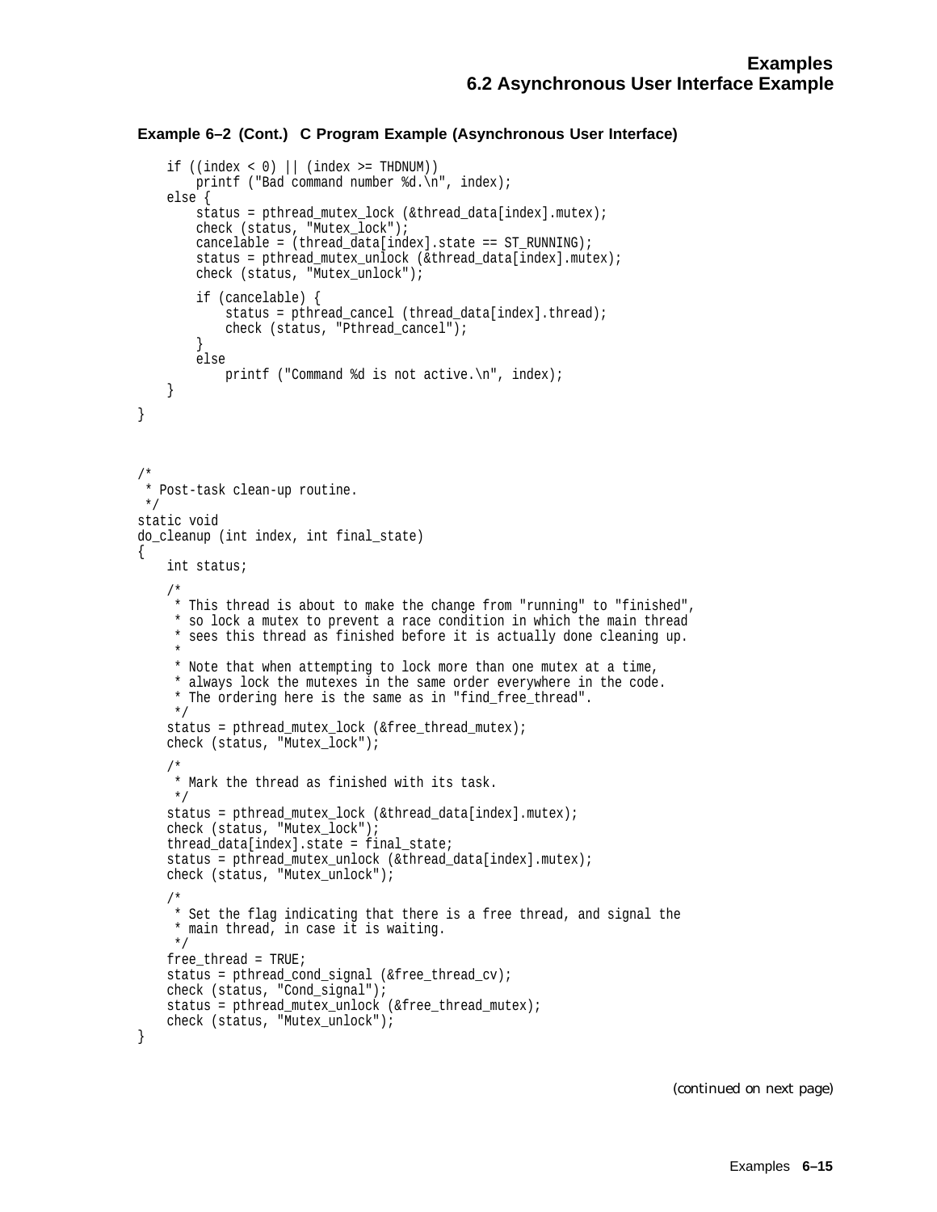**Example 6–2 (Cont.) C Program Example (Asynchronous User Interface)**

```
    if ((index < 0) || (index >= THDNUM))
        printf ("Bad command number %d.\n", index);
    else {
        status = pthread_mutex_lock (&thread_data[index].mutex);
        check (status, "Mutex_lock");
        cancelable = (thread_data[index].state == ST_RUNNING);
        status = pthread_mutex_unlock (&thread_data[index].mutex);
        check (status, "Mutex_unlock");

        if (cancelable) {
            status = pthread_cancel (thread_data[index].thread);
            check (status, "Pthread_cancel");
        }
        else
            printf ("Command %d is not active.\n", index);
    }
}



/*
 * Post-task clean-up routine.
 */
static void
do_cleanup (int index, int final_state)
{
    int status;

    /*
     * This thread is about to make the change from "running" to "finished",
     * so lock a mutex to prevent a race condition in which the main thread
     * sees this thread as finished before it is actually done cleaning up.
     *
     * Note that when attempting to lock more than one mutex at a time,
     * always lock the mutexes in the same order everywhere in the code.
     * The ordering here is the same as in "find_free_thread".
     */
    status = pthread_mutex_lock (&free_thread_mutex);
    check (status, "Mutex_lock");

    /*
     * Mark the thread as finished with its task.
     */
    status = pthread_mutex_lock (&thread_data[index].mutex);
    check (status, "Mutex_lock");
    thread_data[index].state = final_state;
    status = pthread_mutex_unlock (&thread_data[index].mutex);
    check (status, "Mutex_unlock");

    /*
     * Set the flag indicating that there is a free thread, and signal the
     * main thread, in case it is waiting.
     */
    free_thread = TRUE;
    status = pthread_cond_signal (&free_thread_cv);
    check (status, "Cond_signal");
    status = pthread_mutex_unlock (&free_thread_mutex);
    check (status, "Mutex_unlock");
}
```

*(continued on next page)*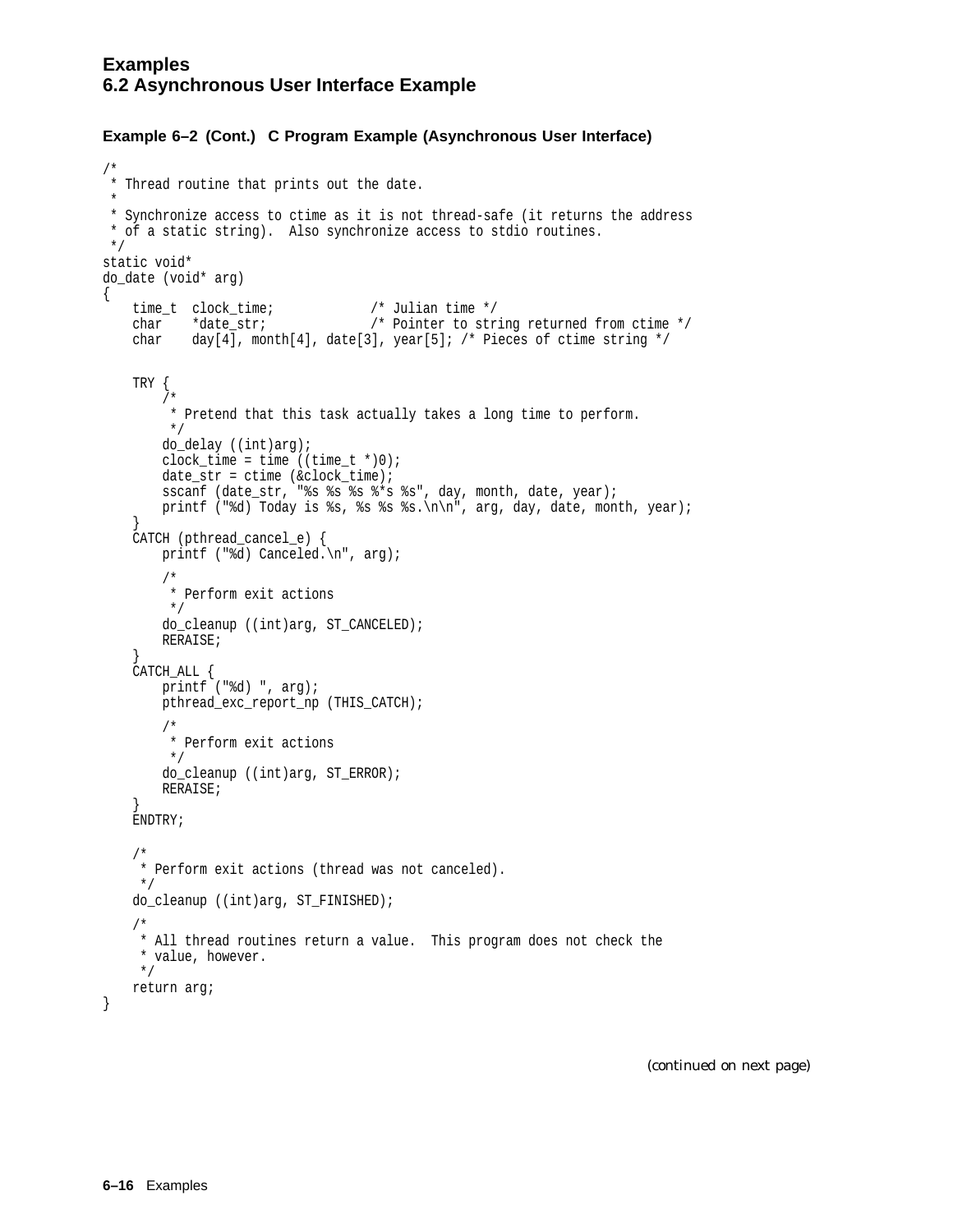**Example 6–2 (Cont.) C Program Example (Asynchronous User Interface)**

```
/*
 * Thread routine that prints out the date.
 *
 * Synchronize access to ctime as it is not thread-safe (it returns the address
 * of a static string).  Also synchronize access to stdio routines.
 */
static void*
do_date (void* arg)
{
    time_t  clock_time;            /* Julian time */
    char    *date_str;             /* Pointer to string returned from ctime */
    char    day[4], month[4], date[3], year[5]; /* Pieces of ctime string */


    TRY {
        /*
         * Pretend that this task actually takes a long time to perform.
         */
        do_delay ((int)arg);
        clock_time = time ((time_t *)0);
        date_str = ctime (&clock_time);
        sscanf (date_str, "%s %s %s %*s %s", day, month, date, year);
        printf ("%d) Today is %s, %s %s %s.\n\n", arg, day, date, month, year);
    }
    CATCH (pthread_cancel_e) {
        printf ("%d) Canceled.\n", arg);

        /*
         * Perform exit actions
         */
        do_cleanup ((int)arg, ST_CANCELED);
        RERAISE;
    }
    CATCH_ALL {
        printf ("%d) ", arg);
        pthread_exc_report_np (THIS_CATCH);

        /*
         * Perform exit actions
         */
        do_cleanup ((int)arg, ST_ERROR);
        RERAISE;
    }
    ENDTRY;

    /*
     * Perform exit actions (thread was not canceled).
     */
    do_cleanup ((int)arg, ST_FINISHED);

    /*
     * All thread routines return a value.  This program does not check the
     * value, however.
     */
    return arg;
}
```

*(continued on next page)*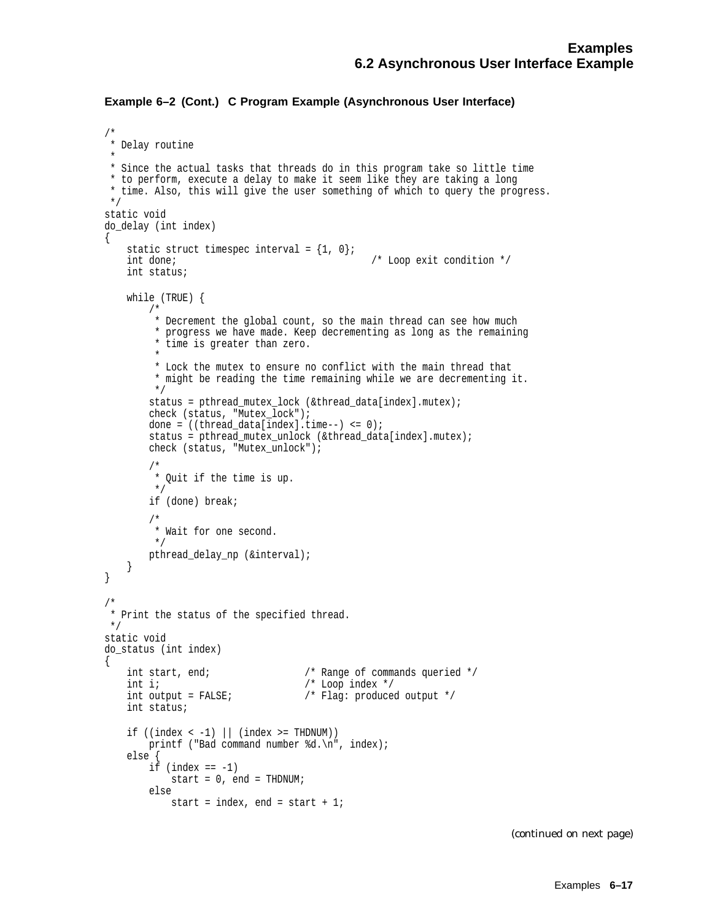**Example 6–2 (Cont.) C Program Example (Asynchronous User Interface)**

```
/*
 * Delay routine
 *
 * Since the actual tasks that threads do in this program take so little time
 * to perform, execute a delay to make it seem like they are taking a long
 * time. Also, this will give the user something of which to query the progress.
 */
static void
do_delay (int index)
{
    static struct timespec interval = {1, 0};
    int done;                               /* Loop exit condition */
    int status;

    while (TRUE) {
        /*
         * Decrement the global count, so the main thread can see how much
         * progress we have made. Keep decrementing as long as the remaining
         * time is greater than zero.
         *
         * Lock the mutex to ensure no conflict with the main thread that
         * might be reading the time remaining while we are decrementing it.
         */
        status = pthread_mutex_lock (&thread_data[index].mutex);
        check (status, "Mutex_lock");
        done = ((thread_data[index].time--) <= 0);
        status = pthread_mutex_unlock (&thread_data[index].mutex);
        check (status, "Mutex_unlock");

        /*
         * Quit if the time is up.
         */
        if (done) break;

        /*
         * Wait for one second.
         */
        pthread_delay_np (&interval);
    }
}

/*
 * Print the status of the specified thread.
 */
static void
do_status (int index)
{
    int start, end;                 /* Range of commands queried */
    int i;                          /* Loop index */
    int output = FALSE;             /* Flag: produced output */
    int status;

    if ((index < -1) || (index >= THDNUM))
        printf ("Bad command number %d.\n", index);
    else {
        if (index == -1)
            start = 0, end = THDNUM;
        else
            start = index, end = start + 1;
```

*(continued on next page)*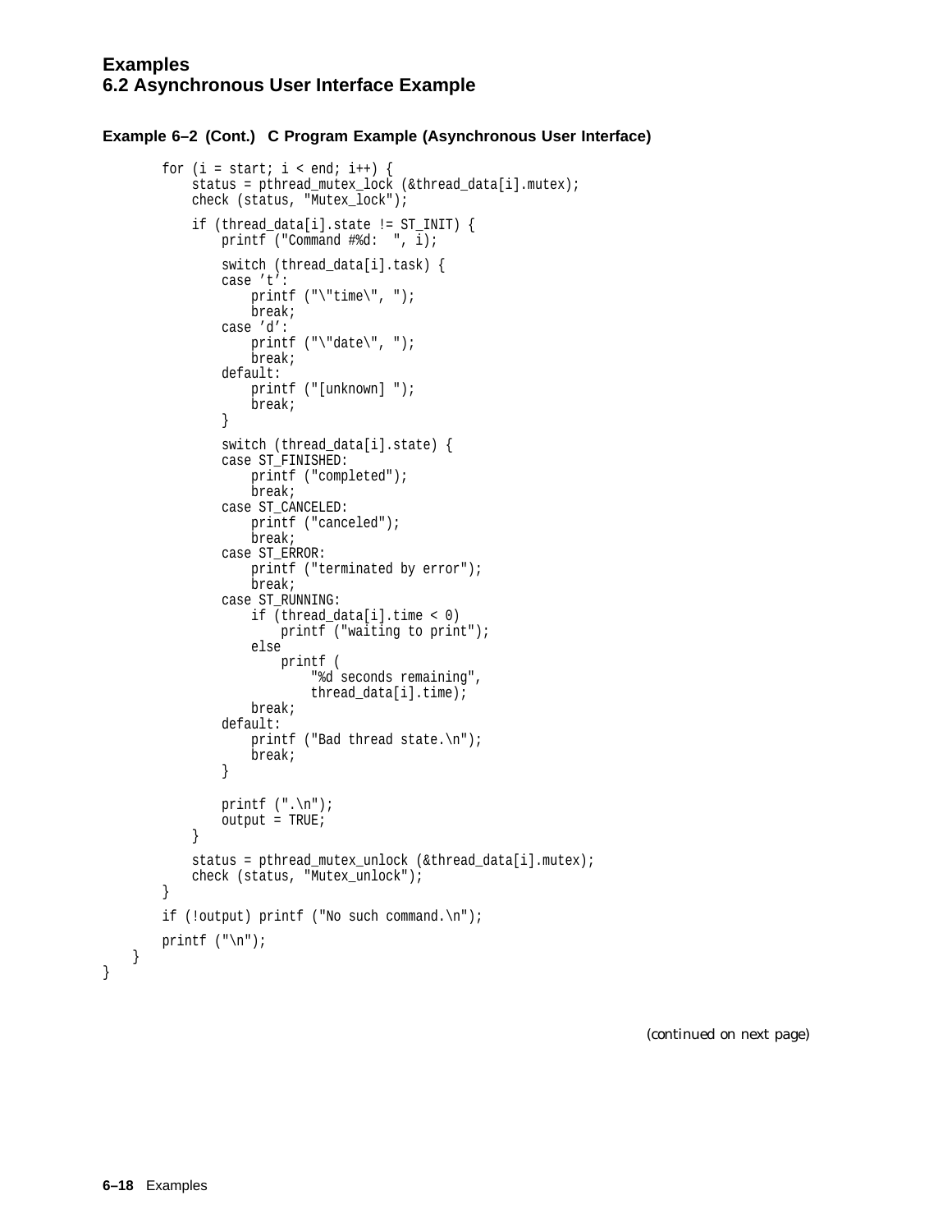**Example 6–2 (Cont.) C Program Example (Asynchronous User Interface)**

```
        for (i = start; i < end; i++) {
            status = pthread_mutex_lock (&thread_data[i].mutex);
            check (status, "Mutex_lock");

            if (thread_data[i].state != ST_INIT) {
                printf ("Command #%d:  ", i);

                switch (thread_data[i].task) {
                case 't':
                    printf ("\"time\", ");
                    break;
                case 'd':
                    printf ("\"date\", ");
                    break;
                default:
                    printf ("[unknown] ");
                    break;
                }

                switch (thread_data[i].state) {
                case ST_FINISHED:
                    printf ("completed");
                    break;
                case ST_CANCELED:
                    printf ("canceled");
                    break;
                case ST_ERROR:
                    printf ("terminated by error");
                    break;
                case ST_RUNNING:
                    if (thread_data[i].time < 0)
                        printf ("waiting to print");
                    else
                        printf (
                            "%d seconds remaining",
                            thread_data[i].time);
                    break;
                default:
                    printf ("Bad thread state.\n");
                    break;
                }

                printf (".\n");
                output = TRUE;
            }

            status = pthread_mutex_unlock (&thread_data[i].mutex);
            check (status, "Mutex_unlock");
        }

        if (!output) printf ("No such command.\n");

        printf ("\n");
    }
}
```

*(continued on next page)*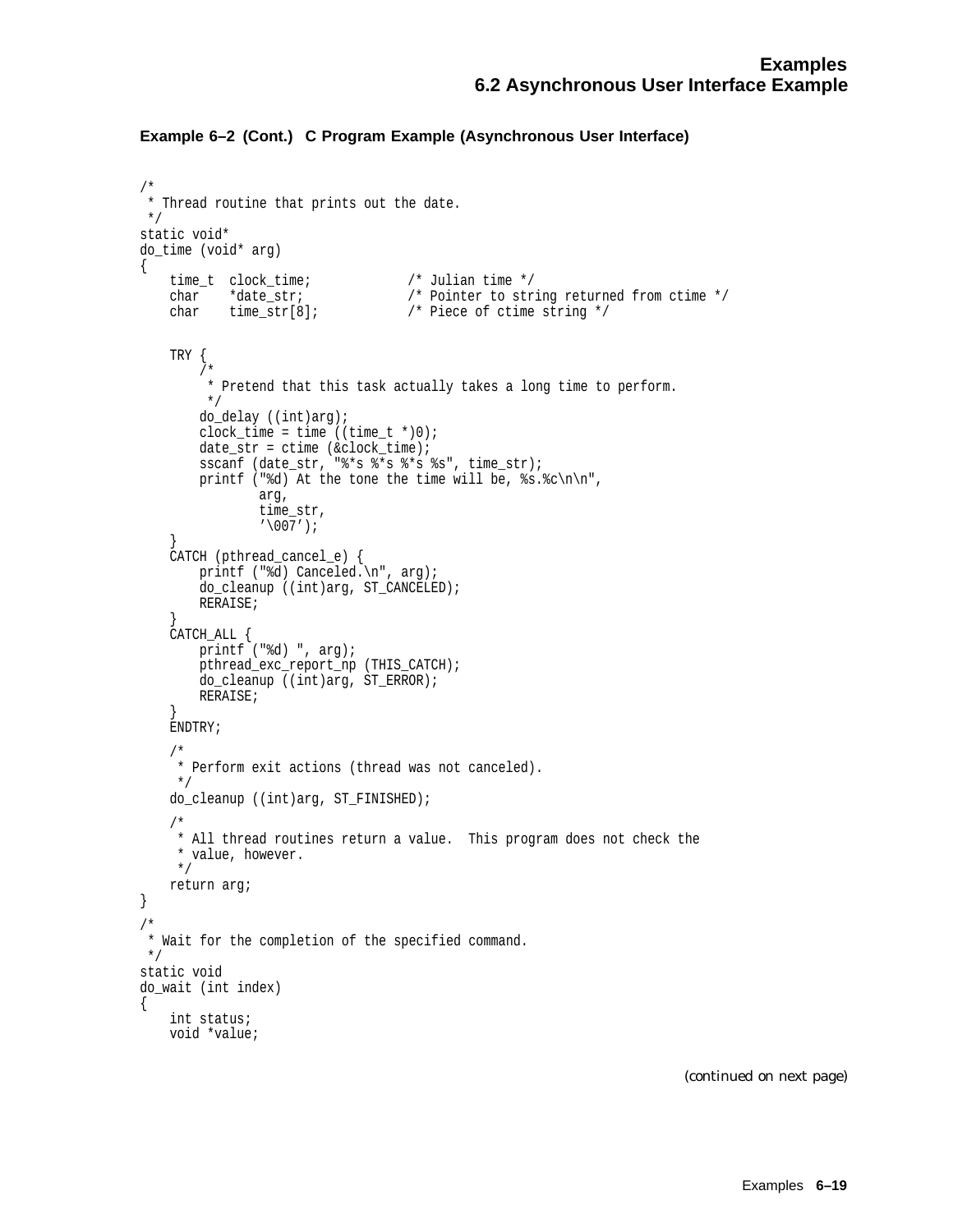**Example 6–2 (Cont.) C Program Example (Asynchronous User Interface)**

```
/*
 * Thread routine that prints out the date.
 */
static void*
do_time (void* arg)
{
    time_t  clock_time;             /* Julian time */
    char    *date_str;              /* Pointer to string returned from ctime */
    char    time_str[8];            /* Piece of ctime string */

    TRY {
        /*
         * Pretend that this task actually takes a long time to perform.
         */
        do_delay ((int)arg);
        clock_time = time ((time_t *)0);
        date_str = ctime (&clock_time);
        sscanf (date_str, "%*s %*s %*s %s", time_str);
        printf ("%d) At the tone the time will be, %s.%c\n\n",
                arg,
                time_str,
                '\007');
    }
    CATCH (pthread_cancel_e) {
        printf ("%d) Canceled.\n", arg);
        do_cleanup ((int)arg, ST_CANCELED);
        RERAISE;
    }
    CATCH_ALL {
        printf ("%d) ", arg);
        pthread_exc_report_np (THIS_CATCH);
        do_cleanup ((int)arg, ST_ERROR);
        RERAISE;
    }
    ENDTRY;

    /*
     * Perform exit actions (thread was not canceled).
     */
    do_cleanup ((int)arg, ST_FINISHED);

    /*
     * All thread routines return a value.  This program does not check the
     * value, however.
     */
    return arg;
}
/*
 * Wait for the completion of the specified command.
 */
static void
do_wait (int index)
{
    int status;
    void *value;
```

*(continued on next page)*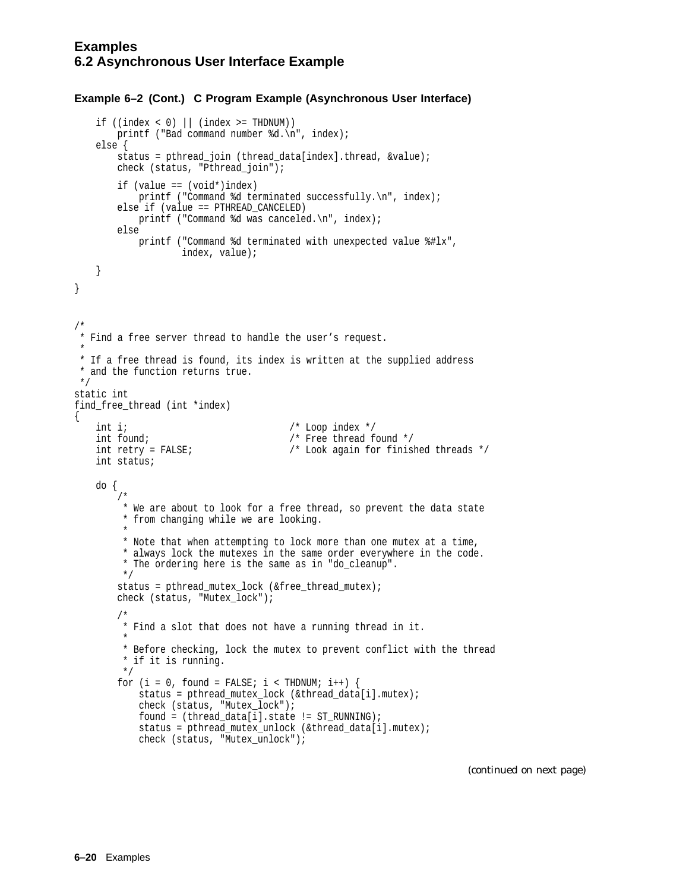# Examples

## 6.2 Asynchronous User Interface Example

**Example 6–2 (Cont.) C Program Example (Asynchronous User Interface)**

```
    if ((index < 0) || (index >= THDNUM))
        printf ("Bad command number %d.\n", index);
    else {
        status = pthread_join (thread_data[index].thread, &value);
        check (status, "Pthread_join");

        if (value == (void*)index)
            printf ("Command %d terminated successfully.\n", index);
        else if (value == PTHREAD_CANCELED)
            printf ("Command %d was canceled.\n", index);
        else
            printf ("Command %d terminated with unexpected value %#lx",
                    index, value);

    }
}


/*
 * Find a free server thread to handle the user's request.
 *
 * If a free thread is found, its index is written at the supplied address
 * and the function returns true.
 */
static int
find_free_thread (int *index)
{
    int i;                              /* Loop index */
    int found;                          /* Free thread found */
    int retry = FALSE;                  /* Look again for finished threads */
    int status;

    do {
        /*
         * We are about to look for a free thread, so prevent the data state
         * from changing while we are looking.
         *
         * Note that when attempting to lock more than one mutex at a time,
         * always lock the mutexes in the same order everywhere in the code.
         * The ordering here is the same as in "do_cleanup".
         */
        status = pthread_mutex_lock (&free_thread_mutex);
        check (status, "Mutex_lock");

        /*
         * Find a slot that does not have a running thread in it.
         *
         * Before checking, lock the mutex to prevent conflict with the thread
         * if it is running.
         */
        for (i = 0, found = FALSE; i < THDNUM; i++) {
            status = pthread_mutex_lock (&thread_data[i].mutex);
            check (status, "Mutex_lock");
            found = (thread_data[i].state != ST_RUNNING);
            status = pthread_mutex_unlock (&thread_data[i].mutex);
            check (status, "Mutex_unlock");
```

*(continued on next page)*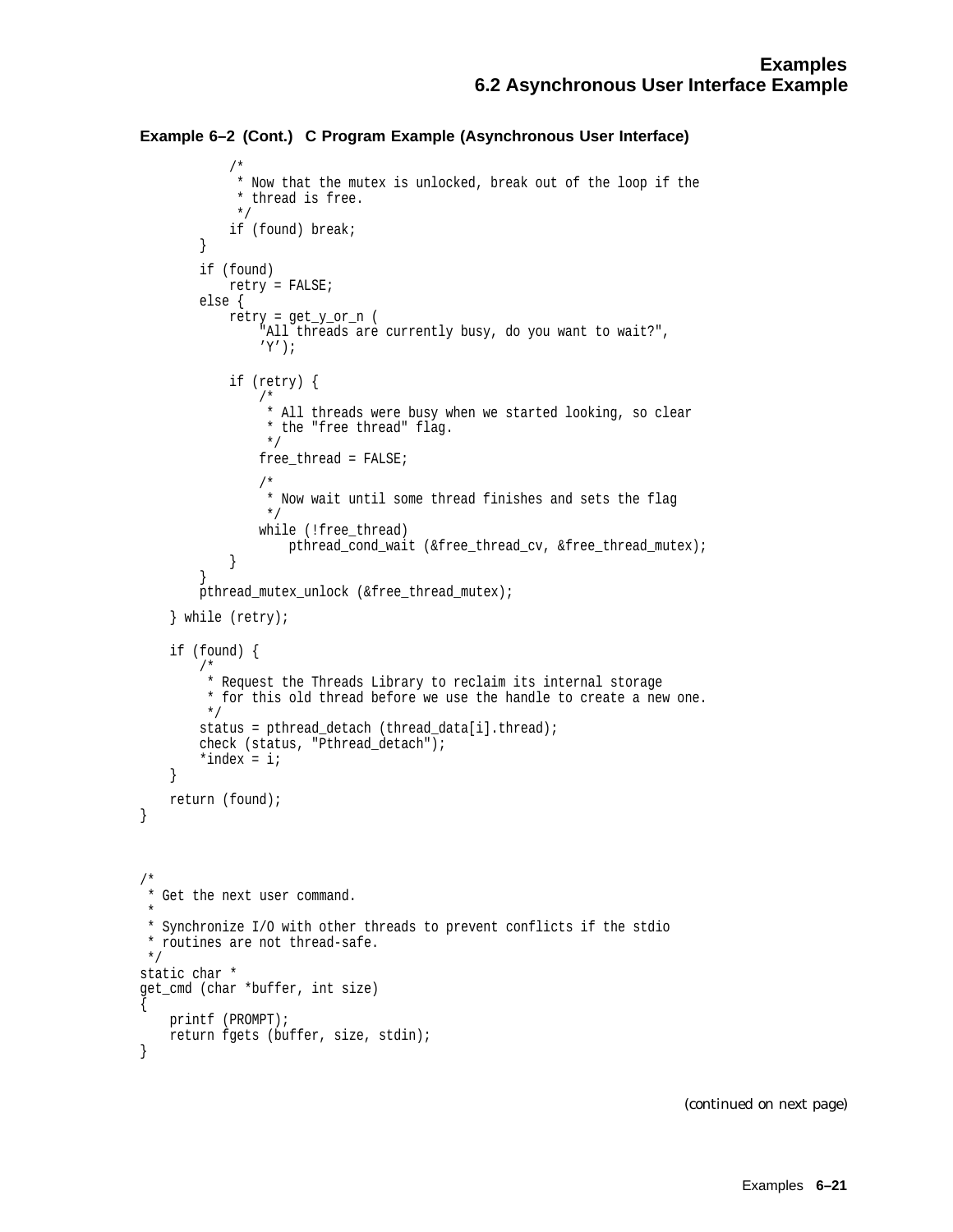**Example 6–2 (Cont.) C Program Example (Asynchronous User Interface)**

```
            /*
             * Now that the mutex is unlocked, break out of the loop if the
             * thread is free.
             */
            if (found) break;
        }

        if (found)
            retry = FALSE;
        else {
            retry = get_y_or_n (
                "All threads are currently busy, do you want to wait?",
                'Y');

            if (retry) {
                /*
                 * All threads were busy when we started looking, so clear
                 * the "free thread" flag.
                 */
                free_thread = FALSE;

                /*
                 * Now wait until some thread finishes and sets the flag
                 */
                while (!free_thread)
                    pthread_cond_wait (&free_thread_cv, &free_thread_mutex);
            }
        }
        pthread_mutex_unlock (&free_thread_mutex);
    } while (retry);

    if (found) {
        /*
         * Request the Threads Library to reclaim its internal storage
         * for this old thread before we use the handle to create a new one.
         */
        status = pthread_detach (thread_data[i].thread);
        check (status, "Pthread_detach");
        *index = i;
    }

    return (found);
}



/*
 * Get the next user command.
 *
 * Synchronize I/O with other threads to prevent conflicts if the stdio
 * routines are not thread-safe.
 */
static char *
get_cmd (char *buffer, int size)
{
    printf (PROMPT);
    return fgets (buffer, size, stdin);
}
```

*(continued on next page)*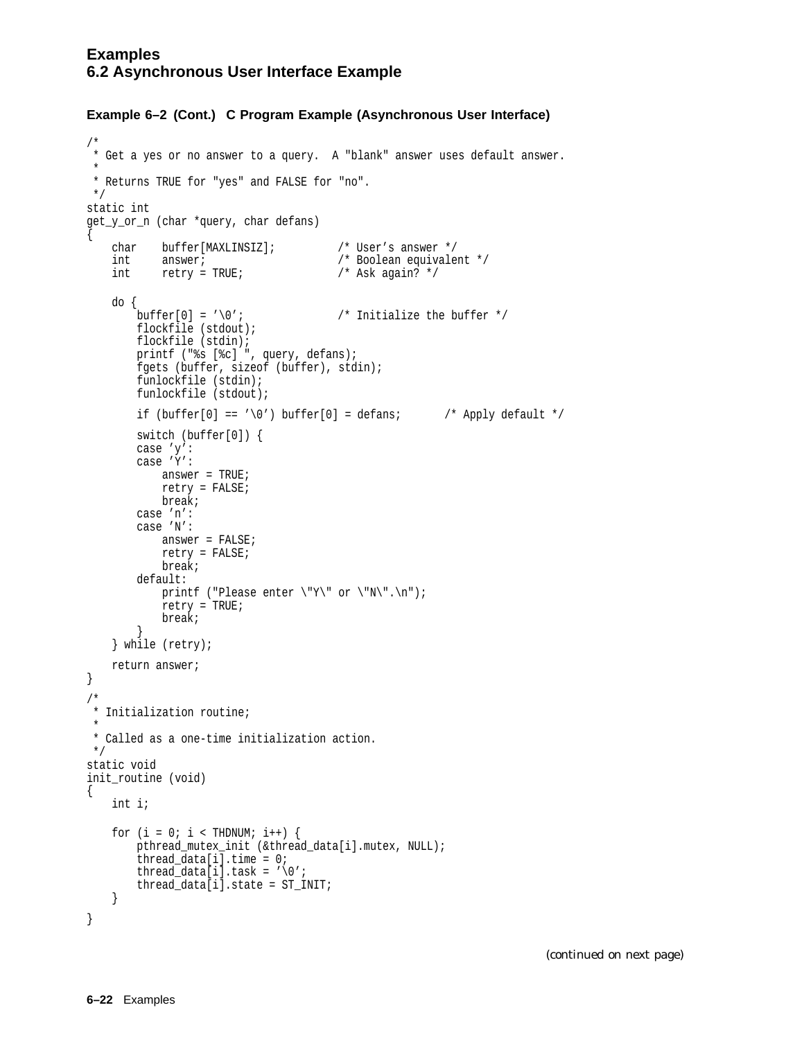**Examples**
**6.2 Asynchronous User Interface Example**

**Example 6–2 (Cont.) C Program Example (Asynchronous User Interface)**

```
/*
 * Get a yes or no answer to a query.  A "blank" answer uses default answer.
 *
 * Returns TRUE for "yes" and FALSE for "no".
 */
static int
get_y_or_n (char *query, char defans)
{
    char    buffer[MAXLINSIZ];          /* User’s answer */
    int     answer;                     /* Boolean equivalent */
    int     retry = TRUE;               /* Ask again? */

    do {
        buffer[0] = ’\0’;               /* Initialize the buffer */
        flockfile (stdout);
        flockfile (stdin);
        printf ("%s [%c] ", query, defans);
        fgets (buffer, sizeof (buffer), stdin);
        funlockfile (stdin);
        funlockfile (stdout);

        if (buffer[0] == ’\0’) buffer[0] = defans;      /* Apply default */

        switch (buffer[0]) {
        case ’y’:
        case ’Y’:
            answer = TRUE;
            retry = FALSE;
            break;
        case ’n’:
        case ’N’:
            answer = FALSE;
            retry = FALSE;
            break;
        default:
            printf ("Please enter \"Y\" or \"N\".\n");
            retry = TRUE;
            break;
        }
    } while (retry);

    return answer;
}
/*
 * Initialization routine;
 *
 * Called as a one-time initialization action.
 */
static void
init_routine (void)
{
    int i;

    for (i = 0; i < THDNUM; i++) {
        pthread_mutex_init (&thread_data[i].mutex, NULL);
        thread_data[i].time = 0;
        thread_data[i].task = ’\0’;
        thread_data[i].state = ST_INIT;
    }

}
```

*(continued on next page)*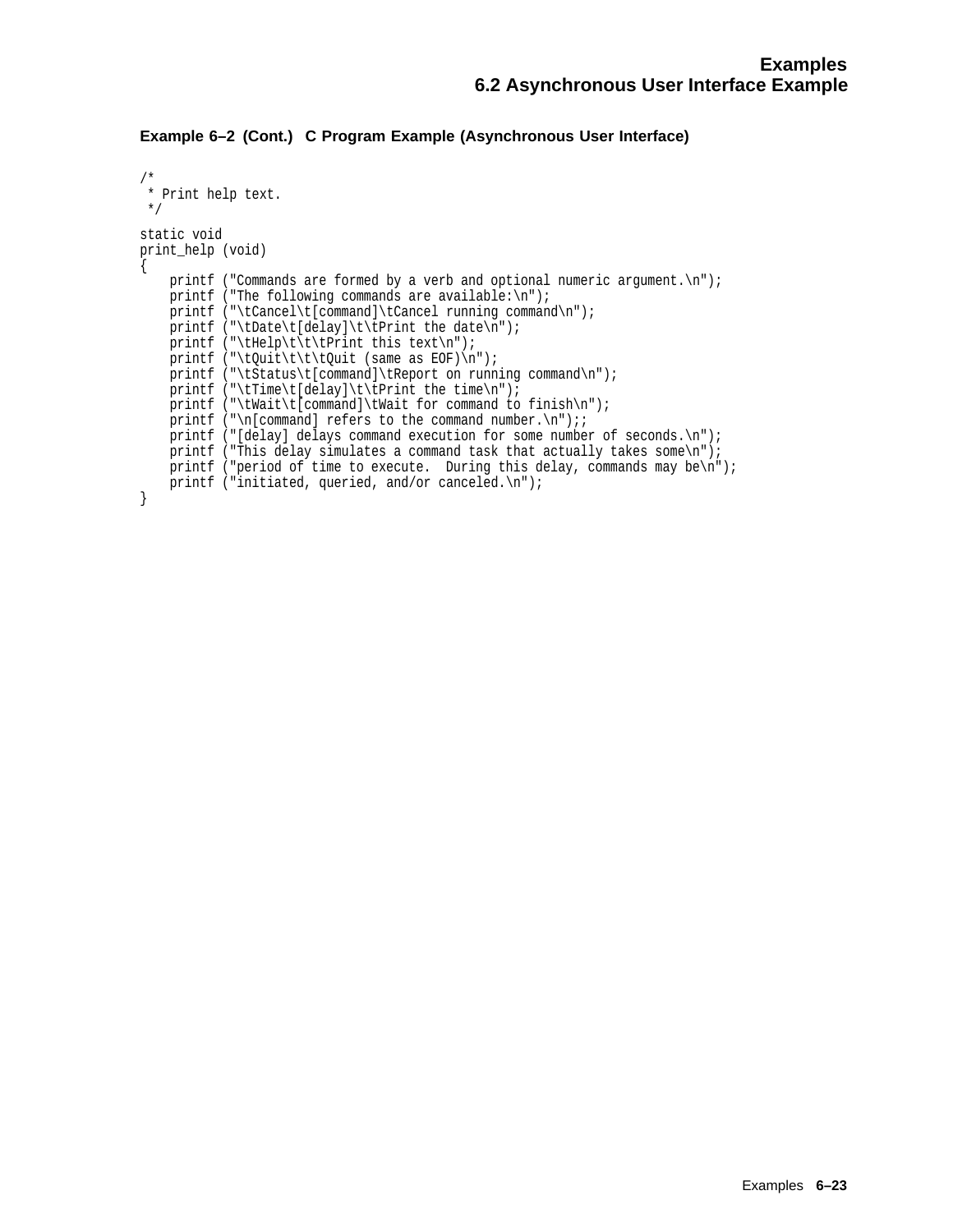**Example 6–2 (Cont.) C Program Example (Asynchronous User Interface)**

```
/*
 * Print help text.
 */

static void
print_help (void)
{
    printf ("Commands are formed by a verb and optional numeric argument.\n");
    printf ("The following commands are available:\n");
    printf ("\tCancel\t[command]\tCancel running command\n");
    printf ("\tDate\t[delay]\t\tPrint the date\n");
    printf ("\tHelp\t\t\tPrint this text\n");
    printf ("\tQuit\t\t\tQuit (same as EOF)\n");
    printf ("\tStatus\t[command]\tReport on running command\n");
    printf ("\tTime\t[delay]\t\tPrint the time\n");
    printf ("\tWait\t[command]\tWait for command to finish\n");
    printf ("\n[command] refers to the command number.\n");;
    printf ("[delay] delays command execution for some number of seconds.\n");
    printf ("This delay simulates a command task that actually takes some\n");
    printf ("period of time to execute.  During this delay, commands may be\n");
    printf ("initiated, queried, and/or canceled.\n");
}
```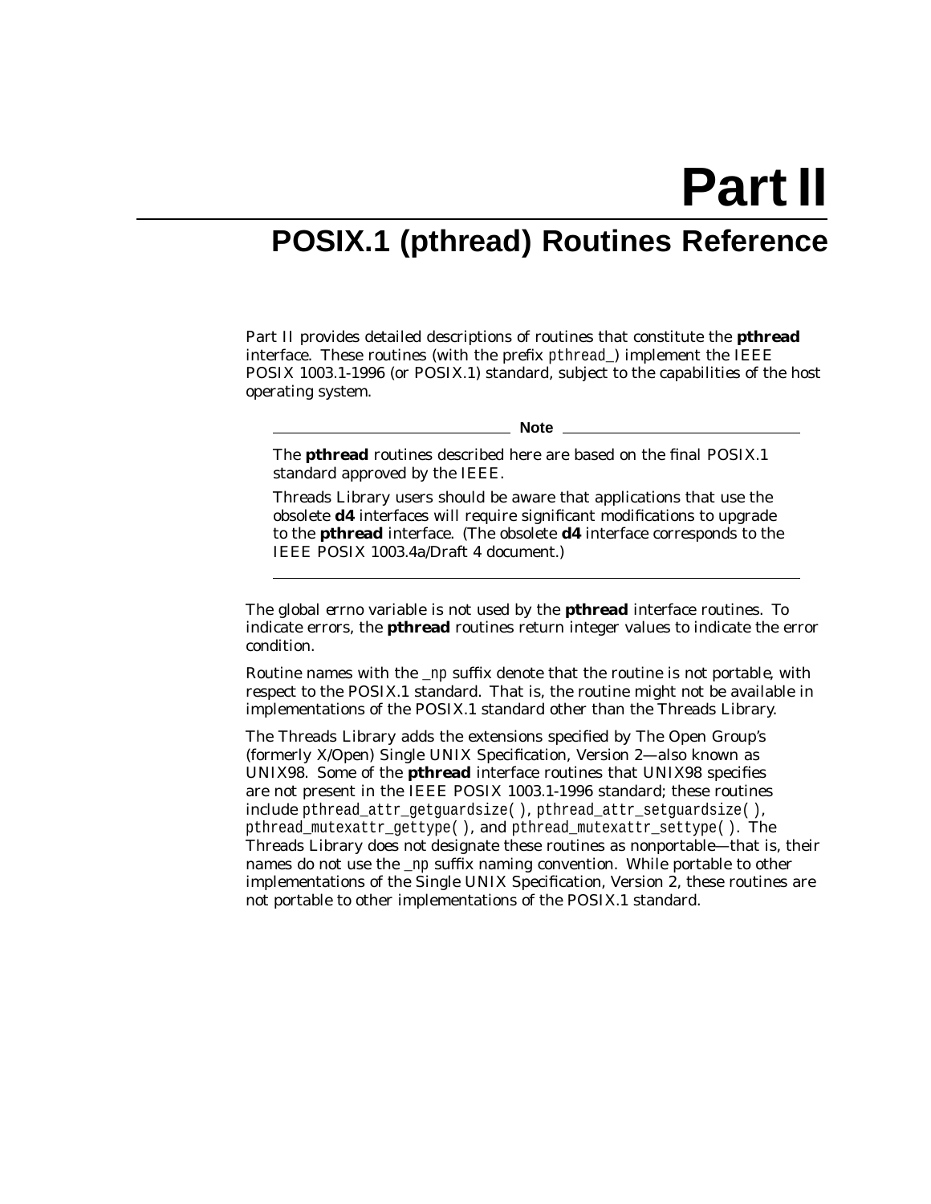# Part II

## POSIX.1 (pthread) Routines Reference

Part II provides detailed descriptions of routines that constitute the **pthread** interface. These routines (with the prefix *pthread_*) implement the IEEE POSIX 1003.1-1996 (or POSIX.1) standard, subject to the capabilities of the host operating system.

---

**Note**

The **pthread** routines described here are based on the final POSIX.1 standard approved by the IEEE.

Threads Library users should be aware that applications that use the obsolete **d4** interfaces will require significant modifications to upgrade to the **pthread** interface. (The obsolete **d4** interface corresponds to the IEEE POSIX 1003.4a/Draft 4 document.)

---

The global *errno* variable is not used by the **pthread** interface routines. To indicate errors, the **pthread** routines return integer values to indicate the error condition.

Routine names with the *_np* suffix denote that the routine is not portable, with respect to the POSIX.1 standard. That is, the routine might not be available in implementations of the POSIX.1 standard other than the Threads Library.

The Threads Library adds the extensions specified by The Open Group's (formerly X/Open) Single UNIX Specification, Version 2—also known as UNIX98. Some of the **pthread** interface routines that UNIX98 specifies are not present in the IEEE POSIX 1003.1-1996 standard; these routines include *pthread_attr_getguardsize( )*, *pthread_attr_setguardsize( )*, *pthread_mutexattr_gettype( )*, and *pthread_mutexattr_settype( )*. The Threads Library does not designate these routines as nonportable—that is, their names do not use the *_np* suffix naming convention. While portable to other implementations of the Single UNIX Specification, Version 2, these routines are not portable to other implementations of the POSIX.1 standard.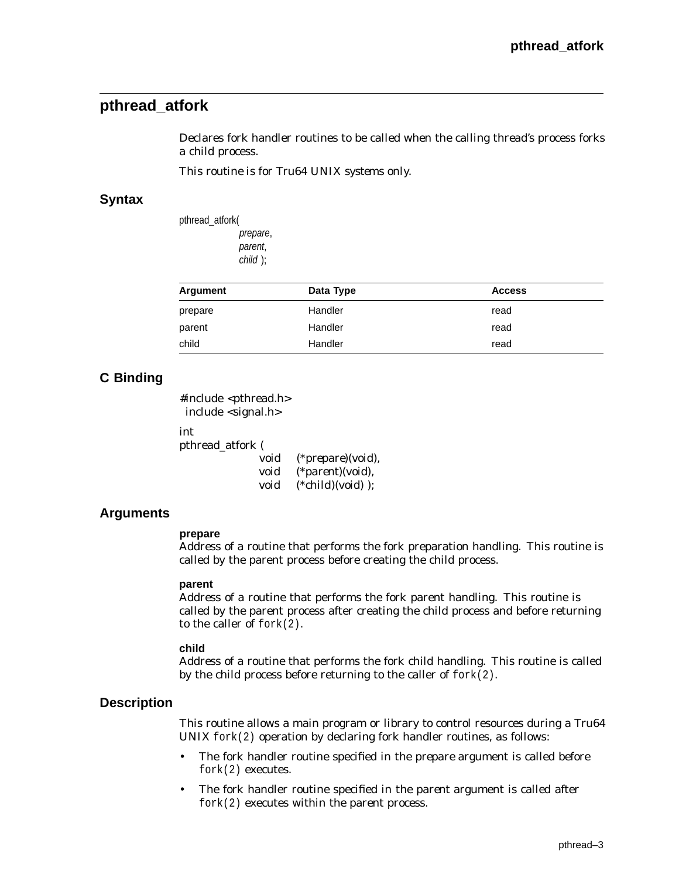## pthread_atfork

Declares fork handler routines to be called when the calling thread's process forks a child process.

This routine is for Tru64 UNIX systems only.

### Syntax

```
pthread_atfork(
          prepare,
          parent,
          child );
```

| Argument | Data Type | Access |
|---|---|---|
| prepare | Handler | read |
| parent | Handler | read |
| child | Handler | read |

### C Binding

```
#include <pthread.h>
 include <signal.h>

int
pthread_atfork (
            void    (*prepare)(void),
            void    (*parent)(void),
            void    (*child)(void) );
```

### Arguments

**prepare**
Address of a routine that performs the fork preparation handling. This routine is called by the parent process before creating the child process.

**parent**
Address of a routine that performs the fork parent handling. This routine is called by the parent process after creating the child process and before returning to the caller of `fork(2)`.

**child**
Address of a routine that performs the fork child handling. This routine is called by the child process before returning to the caller of `fork(2)`.

### Description

This routine allows a main program or library to control resources during a Tru64 UNIX `fork(2)` operation by declaring fork handler routines, as follows:

- The fork handler routine specified in the *prepare* argument is called before `fork(2)` executes.
- The fork handler routine specified in the *parent* argument is called after `fork(2)` executes within the parent process.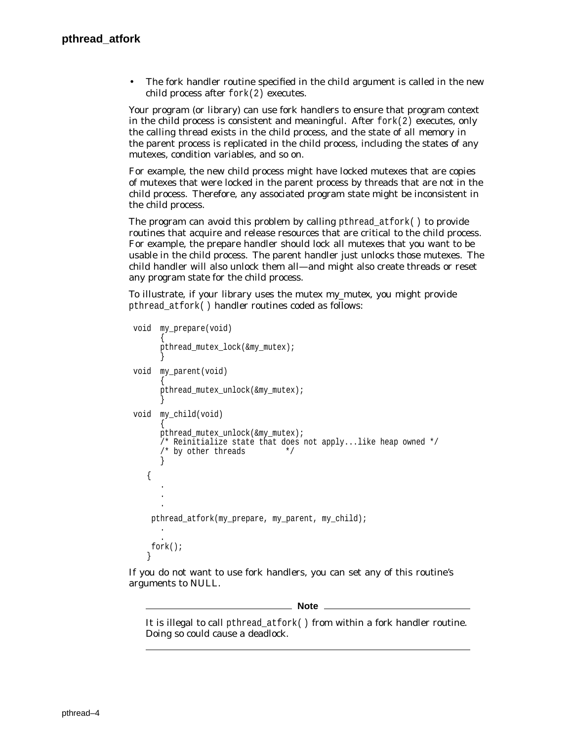- The fork handler routine specified in the child argument is called in the new child process after `fork(2)` executes.

Your program (or library) can use fork handlers to ensure that program context in the child process is consistent and meaningful. After `fork(2)` executes, only the calling thread exists in the child process, and the state of all memory in the parent process is replicated in the child process, including the states of any mutexes, condition variables, and so on.

For example, the new child process might have locked mutexes that are copies of mutexes that were locked in the parent process by threads that are not in the child process. Therefore, any associated program state might be inconsistent in the child process.

The program can avoid this problem by calling `pthread_atfork( )` to provide routines that acquire and release resources that are critical to the child process. For example, the prepare handler should lock all mutexes that you want to be usable in the child process. The parent handler just unlocks those mutexes. The child handler will also unlock them all—and might also create threads or reset any program state for the child process.

To illustrate, if your library uses the mutex my_mutex, you might provide `pthread_atfork( )` handler routines coded as follows:

```
void  my_prepare(void)
      {
      pthread_mutex_lock(&my_mutex);
      }
void  my_parent(void)
      {
      pthread_mutex_unlock(&my_mutex);
      }
void  my_child(void)
      {
      pthread_mutex_unlock(&my_mutex);
      /* Reinitialize state that does not apply...like heap owned */
      /* by other threads         */
      }
   {
      .
      .
      .
    pthread_atfork(my_prepare, my_parent, my_child);
      .
      .
    fork();
   }
```

If you do not want to use fork handlers, you can set any of this routine's arguments to NULL.

**Note**

It is illegal to call `pthread_atfork( )` from within a fork handler routine. Doing so could cause a deadlock.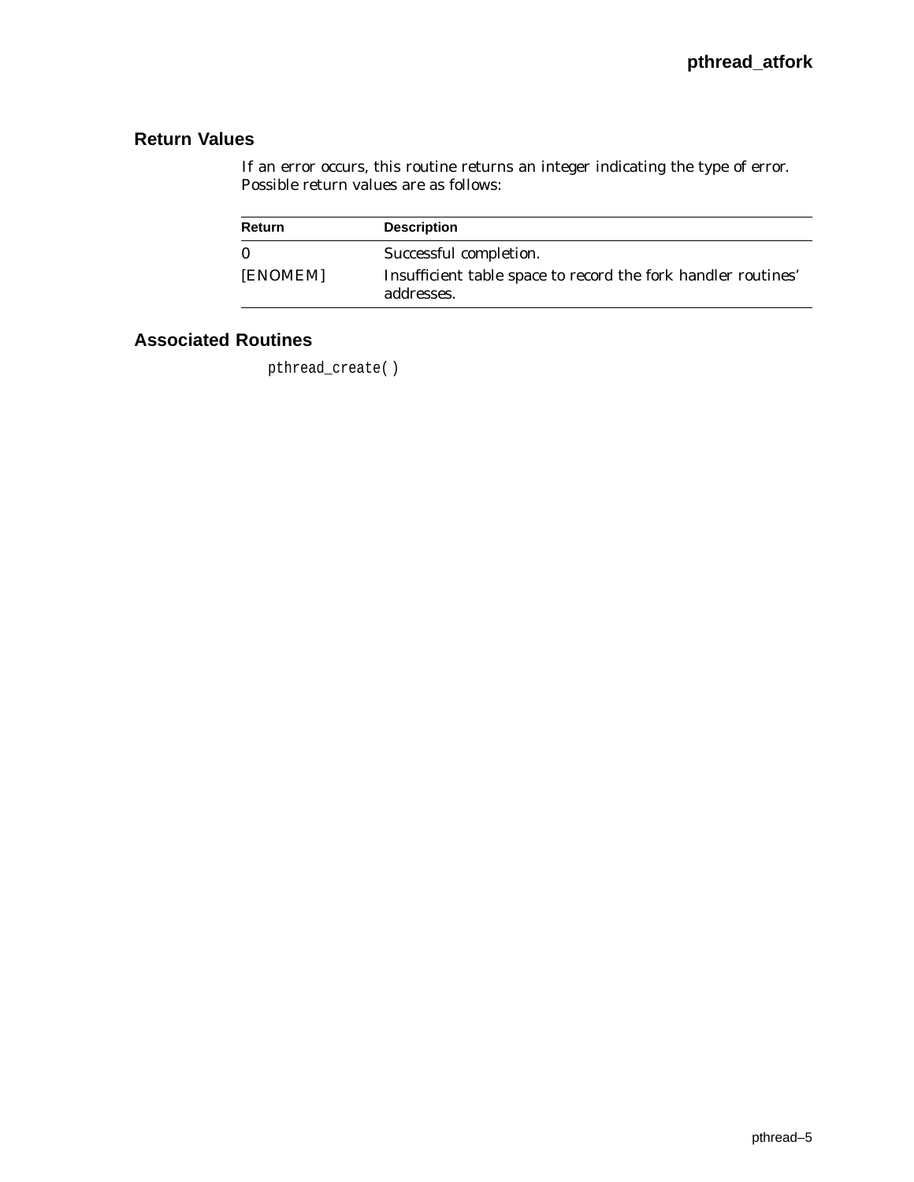## Return Values

If an error occurs, this routine returns an integer indicating the type of error. Possible return values are as follows:

| Return | Description |
| --- | --- |
| 0 | Successful completion. |
| [ENOMEM] | Insufficient table space to record the fork handler routines' addresses. |

## Associated Routines

`pthread_create( )`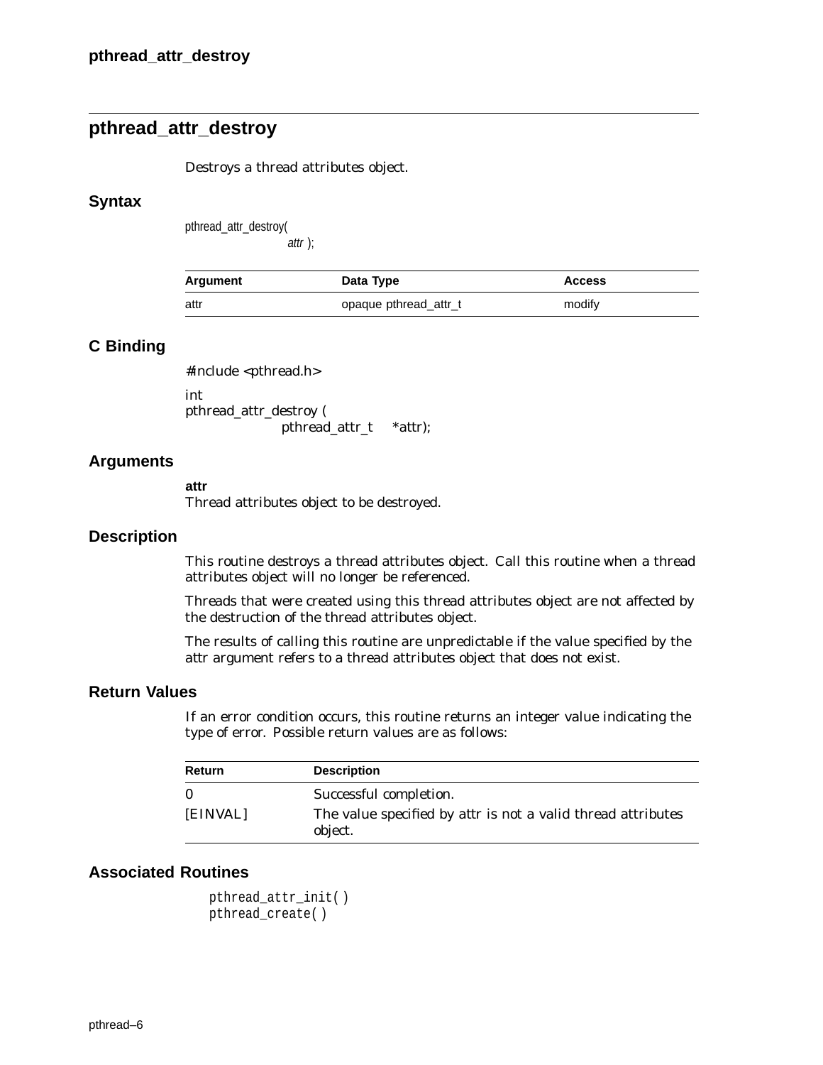## pthread_attr_destroy

Destroys a thread attributes object.

### Syntax

```
pthread_attr_destroy(
            attr );
```

| Argument | Data Type | Access |
|---|---|---|
| attr | opaque pthread_attr_t | modify |

### C Binding

```
#include <pthread.h>

int
pthread_attr_destroy (
            pthread_attr_t    *attr);
```

### Arguments

**attr**
Thread attributes object to be destroyed.

### Description

This routine destroys a thread attributes object. Call this routine when a thread attributes object will no longer be referenced.

Threads that were created using this thread attributes object are not affected by the destruction of the thread attributes object.

The results of calling this routine are unpredictable if the value specified by the attr argument refers to a thread attributes object that does not exist.

### Return Values

If an error condition occurs, this routine returns an integer value indicating the type of error. Possible return values are as follows:

| Return | Description |
|---|---|
| 0 | Successful completion. |
| [EINVAL] | The value specified by attr is not a valid thread attributes object. |

### Associated Routines

```
pthread_attr_init( )
pthread_create( )
```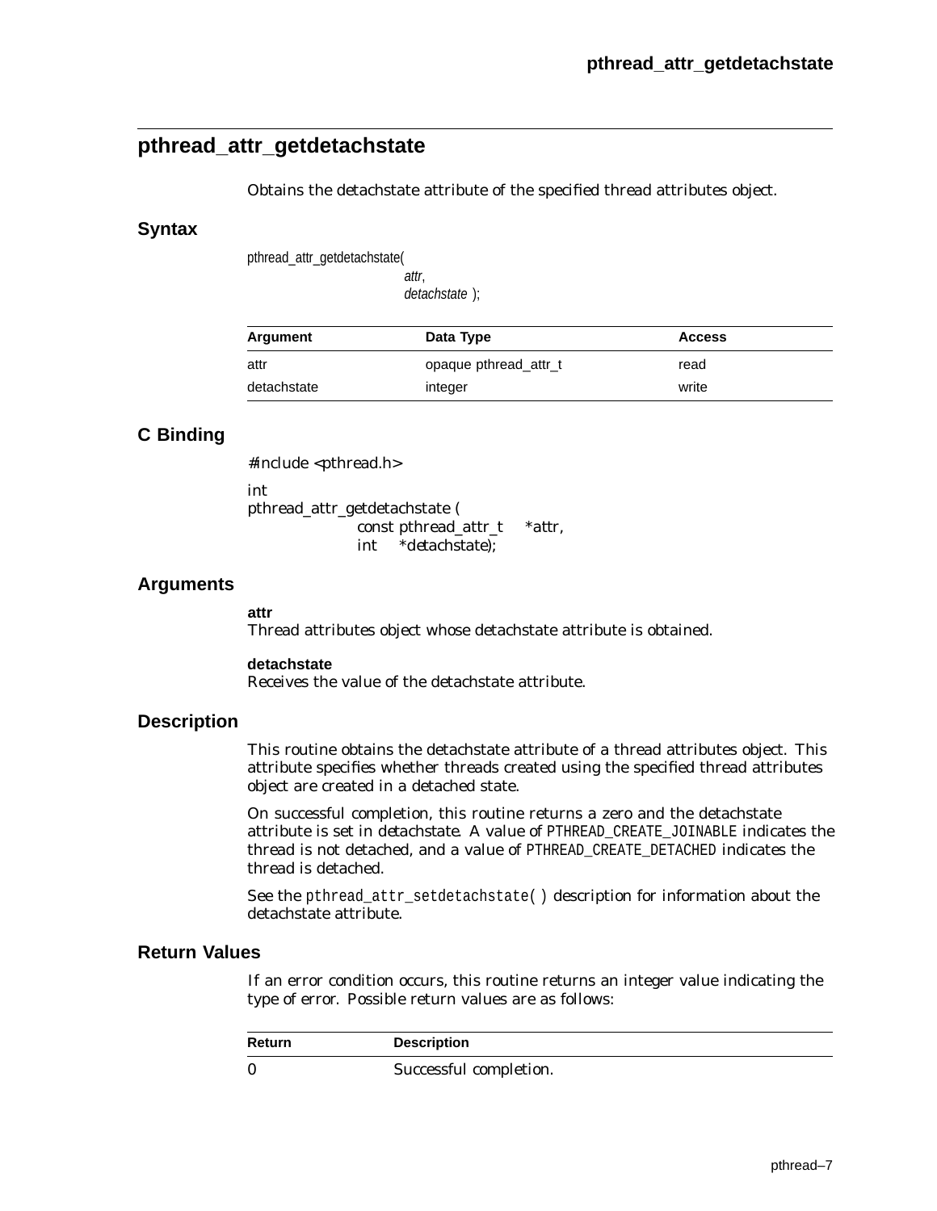## pthread_attr_getdetachstate

Obtains the detachstate attribute of the specified thread attributes object.

### Syntax

```
pthread_attr_getdetachstate(
                        attr,
                        detachstate );
```

| Argument | Data Type | Access |
|---|---|---|
| attr | opaque pthread_attr_t | read |
| detachstate | integer | write |

### C Binding

```
#include <pthread.h>

int
pthread_attr_getdetachstate (
            const pthread_attr_t    *attr,
            int    *detachstate);
```

### Arguments

**attr**
Thread attributes object whose detachstate attribute is obtained.

**detachstate**
Receives the value of the detachstate attribute.

### Description

This routine obtains the detachstate attribute of a thread attributes object. This attribute specifies whether threads created using the specified thread attributes object are created in a detached state.

On successful completion, this routine returns a zero and the detachstate attribute is set in detachstate. A value of `PTHREAD_CREATE_JOINABLE` indicates the thread is not detached, and a value of `PTHREAD_CREATE_DETACHED` indicates the thread is detached.

See the `pthread_attr_setdetachstate( )` description for information about the detachstate attribute.

### Return Values

If an error condition occurs, this routine returns an integer value indicating the type of error. Possible return values are as follows:

| Return | Description |
|---|---|
| 0 | Successful completion. |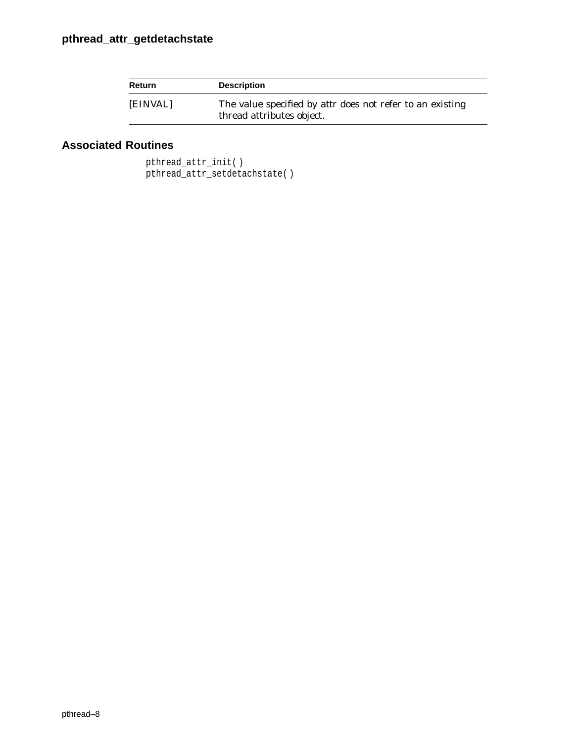| Return | Description |
| --- | --- |
| [EINVAL] | The value specified by attr does not refer to an existing thread attributes object. |

## Associated Routines

```
pthread_attr_init( )
pthread_attr_setdetachstate( )
```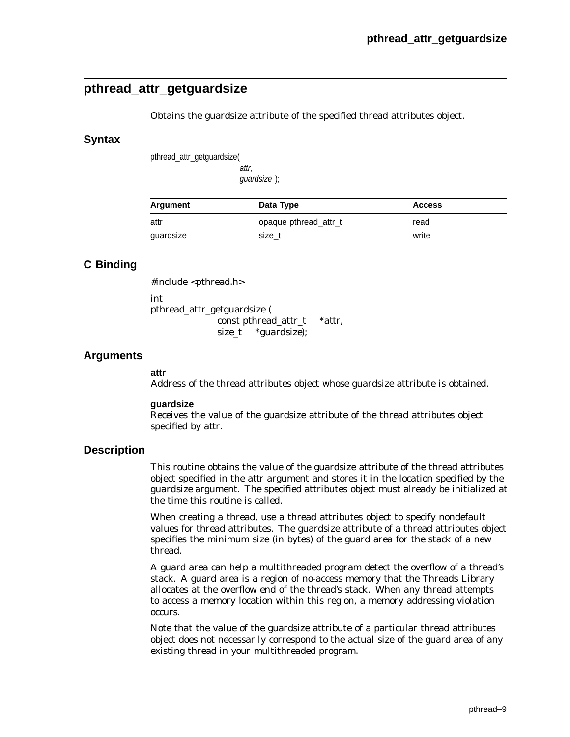## pthread_attr_getguardsize

Obtains the guardsize attribute of the specified thread attributes object.

### Syntax

```
pthread_attr_getguardsize(
                attr,
                guardsize );
```

| Argument | Data Type | Access |
|---|---|---|
| attr | opaque pthread_attr_t | read |
| guardsize | size_t | write |

### C Binding

```
#include <pthread.h>

int
pthread_attr_getguardsize (
            const pthread_attr_t    *attr,
            size_t    *guardsize);
```

### Arguments

**attr**
Address of the thread attributes object whose guardsize attribute is obtained.

**guardsize**
Receives the value of the guardsize attribute of the thread attributes object specified by attr.

### Description

This routine obtains the value of the guardsize attribute of the thread attributes object specified in the attr argument and stores it in the location specified by the guardsize argument. The specified attributes object must already be initialized at the time this routine is called.

When creating a thread, use a thread attributes object to specify nondefault values for thread attributes. The guardsize attribute of a thread attributes object specifies the minimum size (in bytes) of the guard area for the stack of a new thread.

A guard area can help a multithreaded program detect the overflow of a thread's stack. A guard area is a region of no-access memory that the Threads Library allocates at the overflow end of the thread's stack. When any thread attempts to access a memory location within this region, a memory addressing violation occurs.

Note that the value of the guardsize attribute of a particular thread attributes object does not necessarily correspond to the actual size of the guard area of any existing thread in your multithreaded program.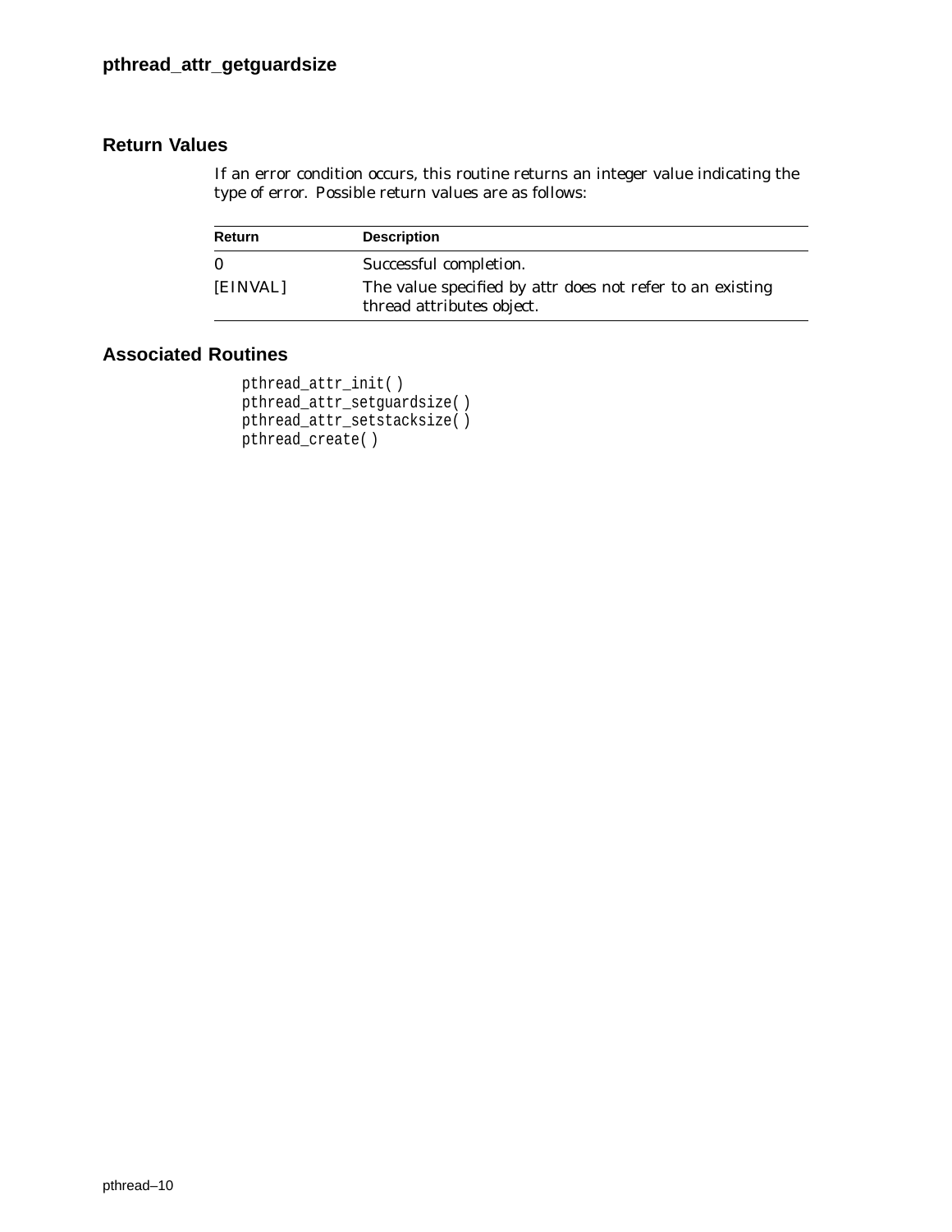## Return Values

If an error condition occurs, this routine returns an integer value indicating the type of error. Possible return values are as follows:

| Return | Description |
|---|---|
| 0 | Successful completion. |
| [EINVAL] | The value specified by attr does not refer to an existing thread attributes object. |

## Associated Routines

```
pthread_attr_init( )
pthread_attr_setguardsize( )
pthread_attr_setstacksize( )
pthread_create( )
```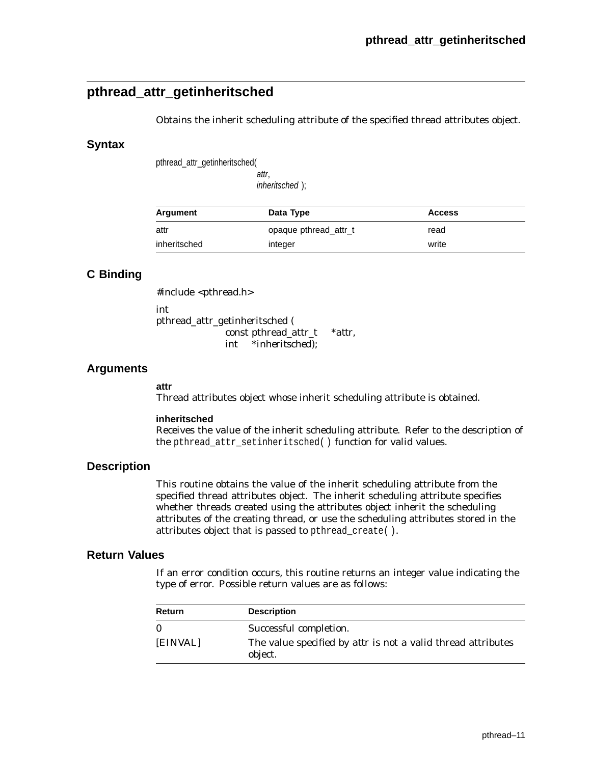## pthread_attr_getinheritsched

Obtains the inherit scheduling attribute of the specified thread attributes object.

### Syntax

```
pthread_attr_getinheritsched(
                attr,
                inheritsched );
```

| Argument | Data Type | Access |
|---|---|---|
| attr | opaque pthread_attr_t | read |
| inheritsched | integer | write |

### C Binding

```
#include <pthread.h>

int
pthread_attr_getinheritsched (
        const pthread_attr_t    *attr,
        int    *inheritsched);
```

### Arguments

**attr**
Thread attributes object whose inherit scheduling attribute is obtained.

**inheritsched**
Receives the value of the inherit scheduling attribute. Refer to the description of the `pthread_attr_setinheritsched( )` function for valid values.

### Description

This routine obtains the value of the inherit scheduling attribute from the specified thread attributes object. The inherit scheduling attribute specifies whether threads created using the attributes object inherit the scheduling attributes of the creating thread, or use the scheduling attributes stored in the attributes object that is passed to `pthread_create( )`.

### Return Values

If an error condition occurs, this routine returns an integer value indicating the type of error. Possible return values are as follows:

| Return | Description |
|---|---|
| 0 | Successful completion. |
| [EINVAL] | The value specified by attr is not a valid thread attributes object. |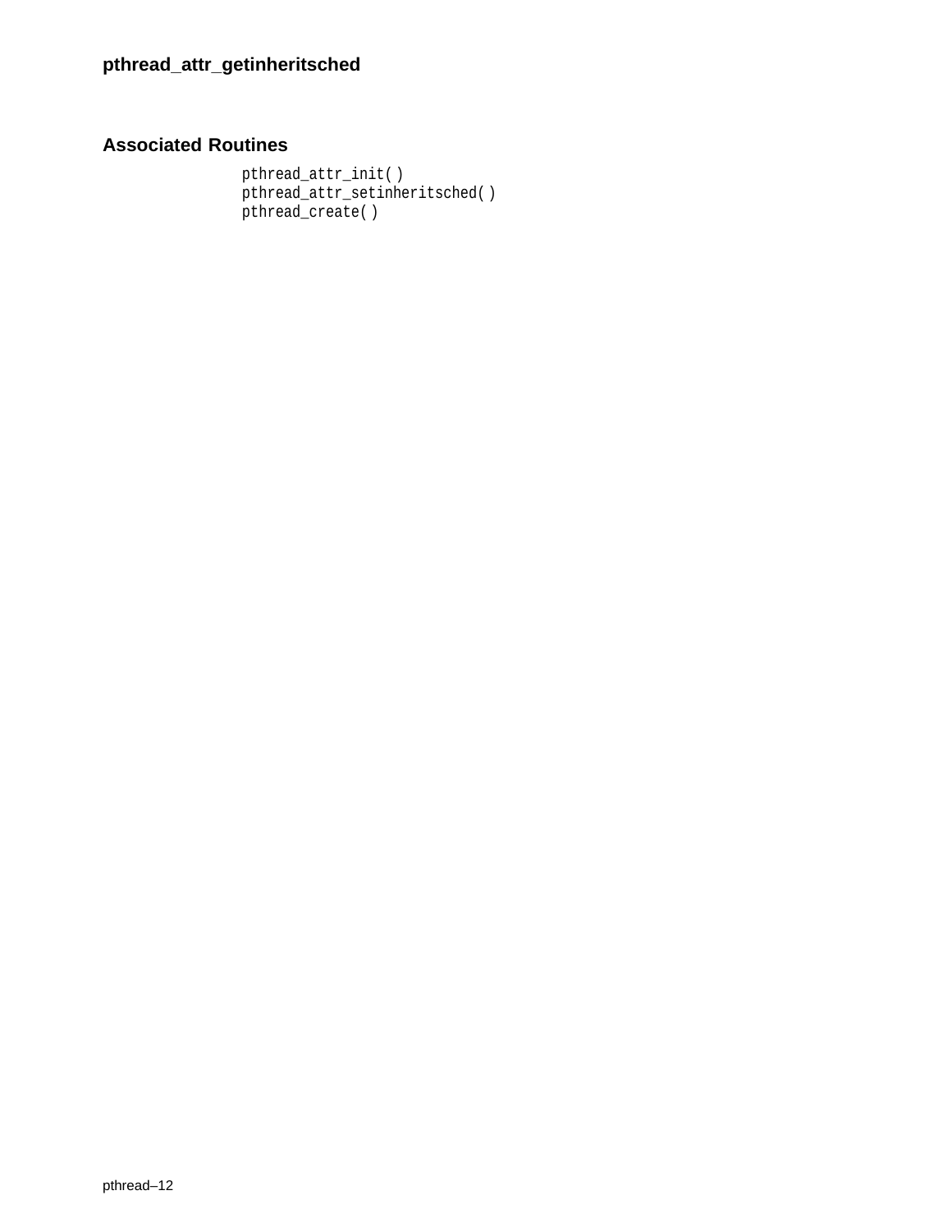## Associated Routines

```
pthread_attr_init( )
pthread_attr_setinheritsched( )
pthread_create( )
```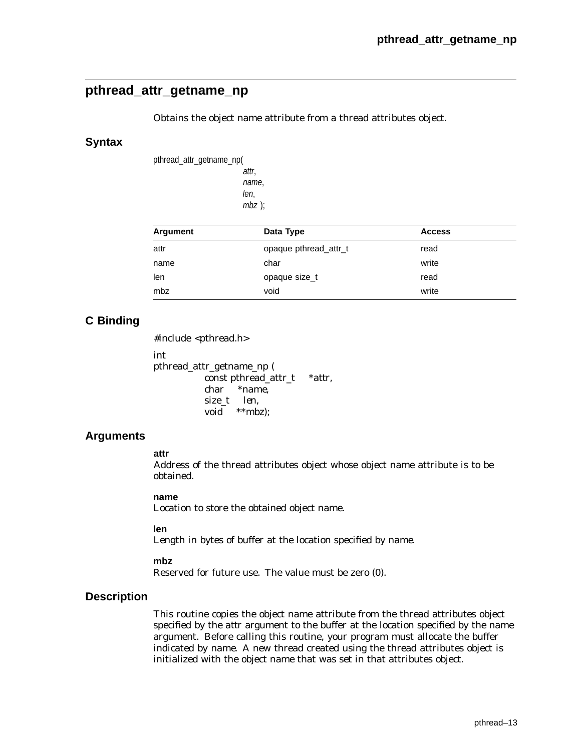## pthread_attr_getname_np

Obtains the object name attribute from a thread attributes object.

### Syntax

```
pthread_attr_getname_np(
                    attr,
                    name,
                    len,
                    mbz );
```

| Argument | Data Type | Access |
|---|---|---|
| attr | opaque pthread_attr_t | read |
| name | char | write |
| len | opaque size_t | read |
| mbz | void | write |

### C Binding

```
#include <pthread.h>

int
pthread_attr_getname_np (
            const pthread_attr_t    *attr,
            char    *name,
            size_t    len,
            void    **mbz);
```

### Arguments

**attr**
Address of the thread attributes object whose object name attribute is to be obtained.

**name**
Location to store the obtained object name.

**len**
Length in bytes of buffer at the location specified by name.

**mbz**
Reserved for future use. The value must be zero (0).

### Description

This routine copies the object name attribute from the thread attributes object specified by the attr argument to the buffer at the location specified by the name argument. Before calling this routine, your program must allocate the buffer indicated by name. A new thread created using the thread attributes object is initialized with the object name that was set in that attributes object.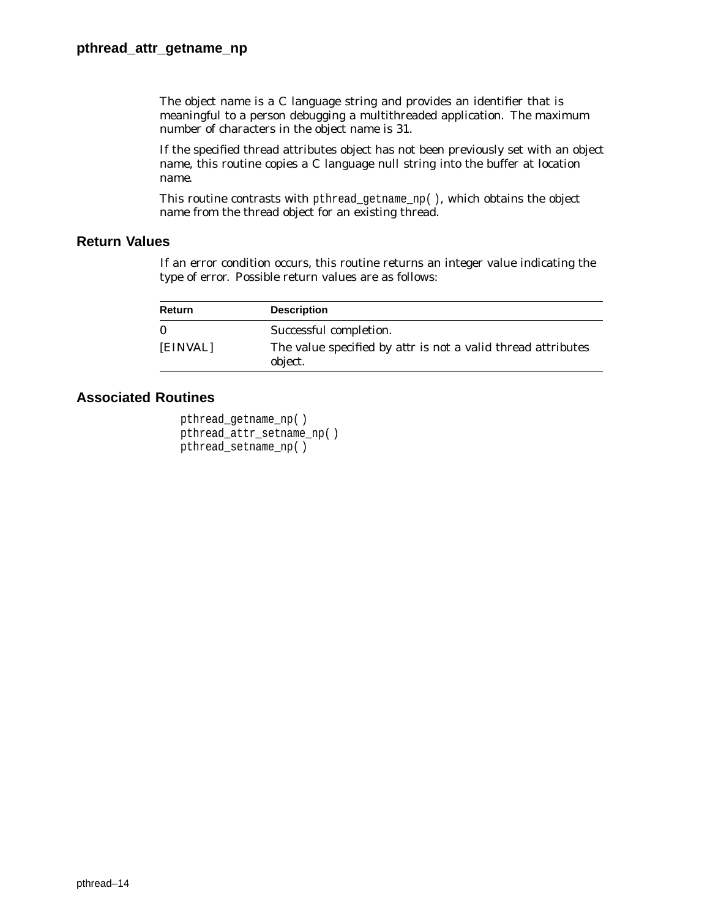The object name is a C language string and provides an identifier that is meaningful to a person debugging a multithreaded application. The maximum number of characters in the object name is 31.

If the specified thread attributes object has not been previously set with an object name, this routine copies a C language null string into the buffer at location name.

This routine contrasts with `pthread_getname_np( )`, which obtains the object name from the thread object for an existing thread.

## Return Values

If an error condition occurs, this routine returns an integer value indicating the type of error. Possible return values are as follows:

| Return | Description |
|---|---|
| 0 | Successful completion. |
| [EINVAL] | The value specified by attr is not a valid thread attributes object. |

## Associated Routines

```
pthread_getname_np( )
pthread_attr_setname_np( )
pthread_setname_np( )
```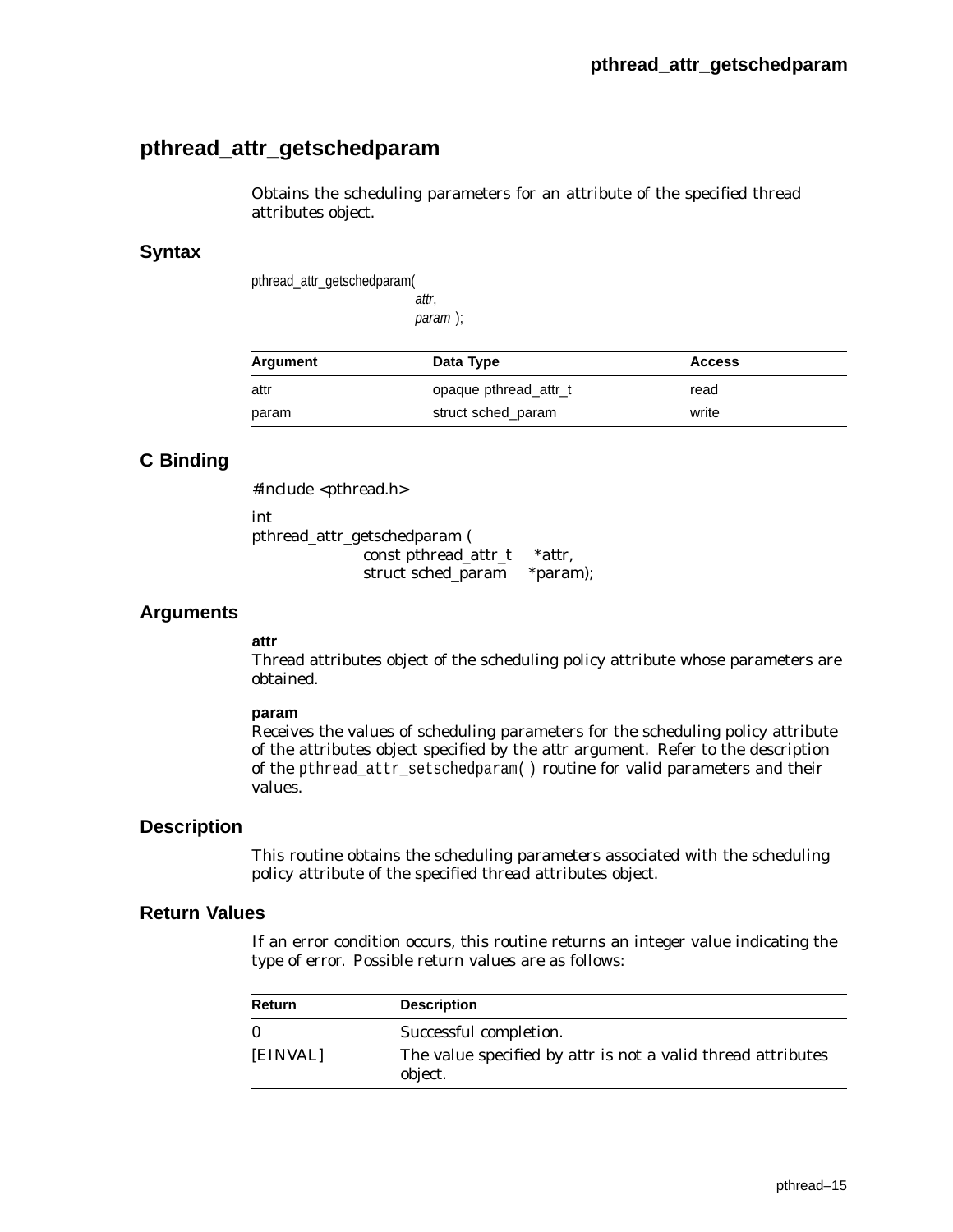## pthread_attr_getschedparam

Obtains the scheduling parameters for an attribute of the specified thread attributes object.

### Syntax

```
pthread_attr_getschedparam(
                    attr,
                    param );
```

| Argument | Data Type | Access |
|---|---|---|
| attr | opaque pthread_attr_t | read |
| param | struct sched_param | write |

### C Binding

```
#include <pthread.h>

int
pthread_attr_getschedparam (
            const pthread_attr_t    *attr,
            struct sched_param     *param);
```

### Arguments

**attr**
Thread attributes object of the scheduling policy attribute whose parameters are obtained.

**param**
Receives the values of scheduling parameters for the scheduling policy attribute of the attributes object specified by the attr argument. Refer to the description of the `pthread_attr_setschedparam( )` routine for valid parameters and their values.

### Description

This routine obtains the scheduling parameters associated with the scheduling policy attribute of the specified thread attributes object.

### Return Values

If an error condition occurs, this routine returns an integer value indicating the type of error. Possible return values are as follows:

| Return | Description |
|---|---|
| 0 | Successful completion. |
| [EINVAL] | The value specified by attr is not a valid thread attributes object. |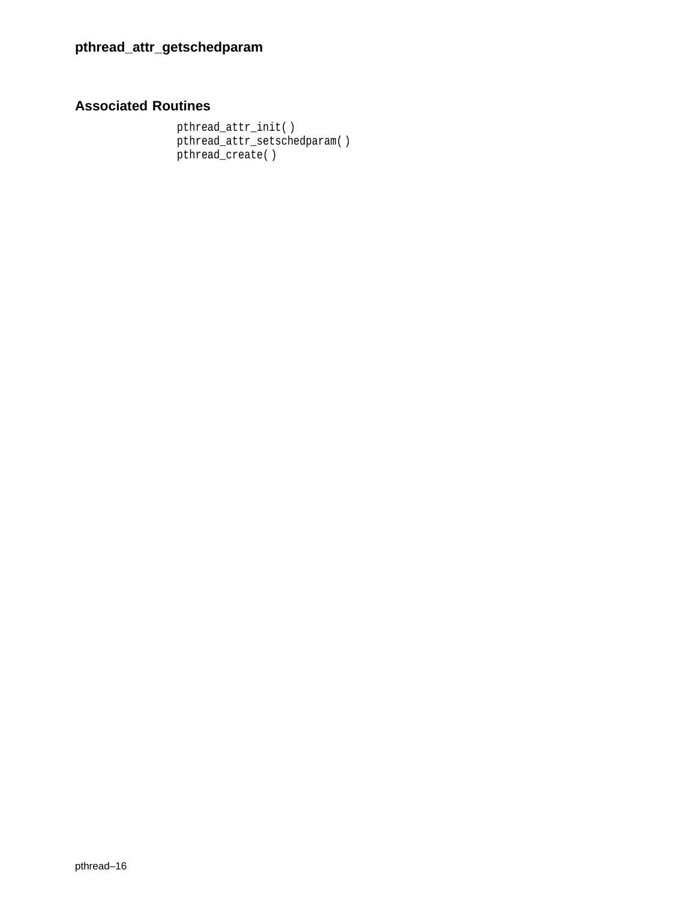## Associated Routines

```
pthread_attr_init( )
pthread_attr_setschedparam( )
pthread_create( )
```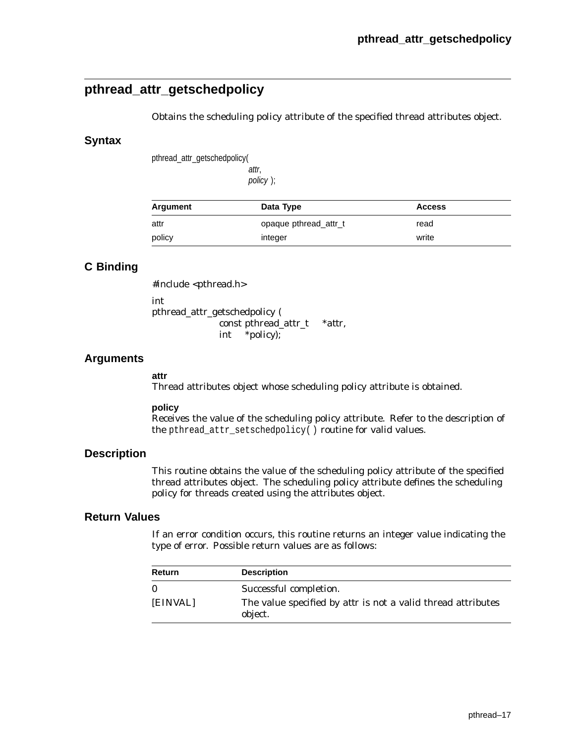## pthread_attr_getschedpolicy

Obtains the scheduling policy attribute of the specified thread attributes object.

### Syntax

```
pthread_attr_getschedpolicy(
                    attr,
                    policy );
```

| Argument | Data Type | Access |
|---|---|---|
| attr | opaque pthread_attr_t | read |
| policy | integer | write |

### C Binding

```
#include <pthread.h>

int
pthread_attr_getschedpolicy (
            const pthread_attr_t    *attr,
            int    *policy);
```

### Arguments

**attr**
Thread attributes object whose scheduling policy attribute is obtained.

**policy**
Receives the value of the scheduling policy attribute. Refer to the description of the `pthread_attr_setschedpolicy( )` routine for valid values.

### Description

This routine obtains the value of the scheduling policy attribute of the specified thread attributes object. The scheduling policy attribute defines the scheduling policy for threads created using the attributes object.

### Return Values

If an error condition occurs, this routine returns an integer value indicating the type of error. Possible return values are as follows:

| Return | Description |
|---|---|
| 0 | Successful completion. |
| [EINVAL] | The value specified by attr is not a valid thread attributes object. |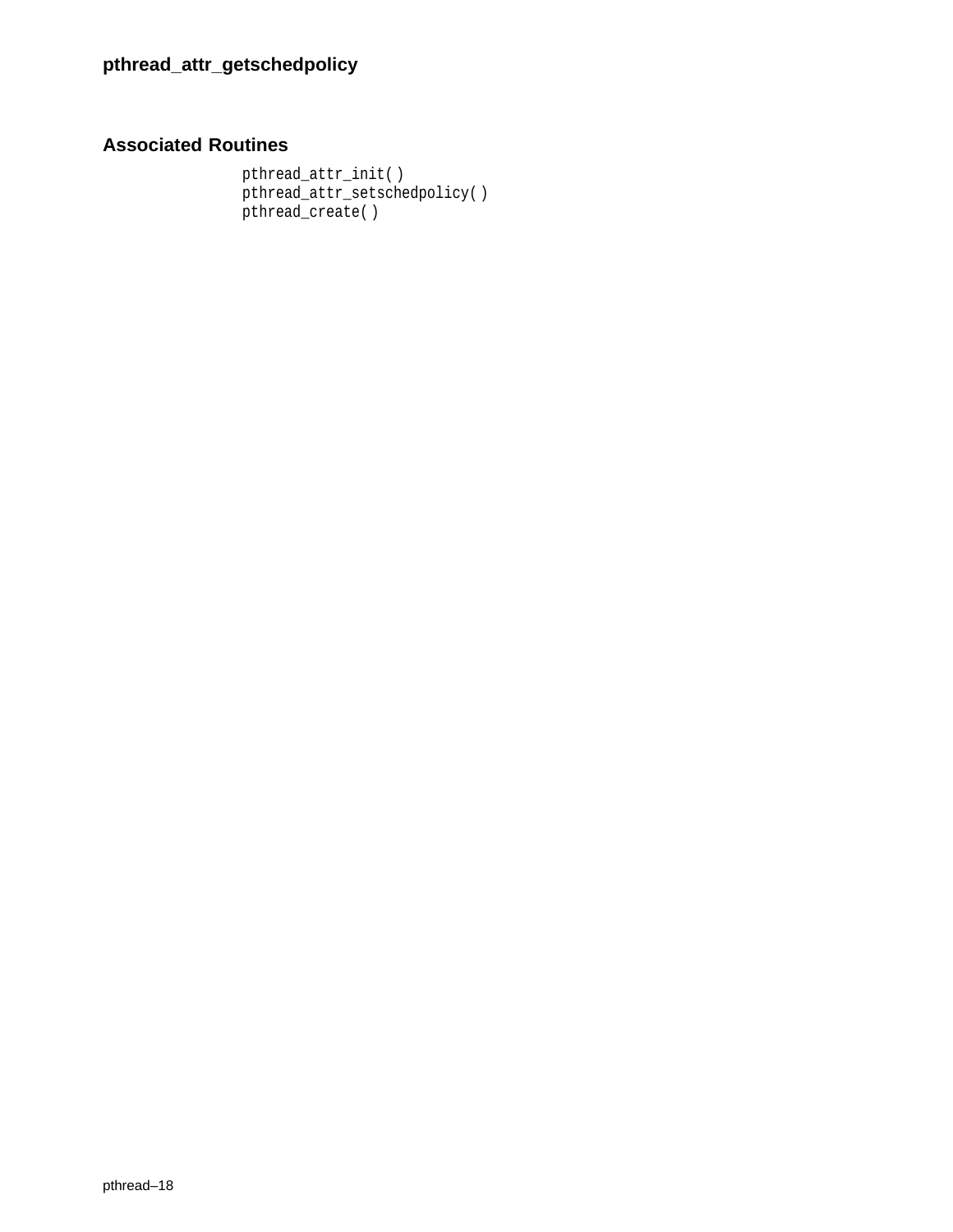## Associated Routines

```
pthread_attr_init( )
pthread_attr_setschedpolicy( )
pthread_create( )
```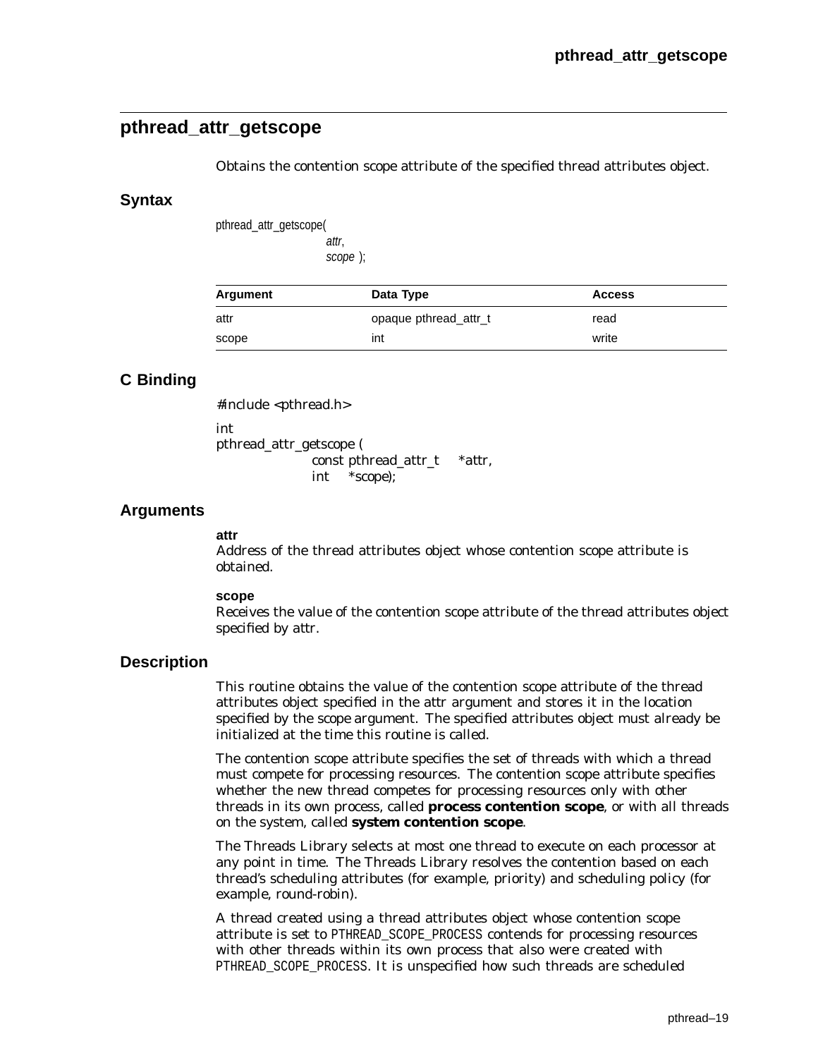## pthread_attr_getscope

Obtains the contention scope attribute of the specified thread attributes object.

### Syntax

```
pthread_attr_getscope(
            attr,
            scope );
```

| Argument | Data Type | Access |
|---|---|---|
| attr | opaque pthread_attr_t | read |
| scope | int | write |

### C Binding

```
#include <pthread.h>

int
pthread_attr_getscope (
            const pthread_attr_t    *attr,
            int    *scope);
```

### Arguments

**attr**
Address of the thread attributes object whose contention scope attribute is obtained.

**scope**
Receives the value of the contention scope attribute of the thread attributes object specified by attr.

### Description

This routine obtains the value of the contention scope attribute of the thread attributes object specified in the attr argument and stores it in the location specified by the scope argument. The specified attributes object must already be initialized at the time this routine is called.

The contention scope attribute specifies the set of threads with which a thread must compete for processing resources. The contention scope attribute specifies whether the new thread competes for processing resources only with other threads in its own process, called **process contention scope**, or with all threads on the system, called **system contention scope**.

The Threads Library selects at most one thread to execute on each processor at any point in time. The Threads Library resolves the contention based on each thread's scheduling attributes (for example, priority) and scheduling policy (for example, round-robin).

A thread created using a thread attributes object whose contention scope attribute is set to PTHREAD_SCOPE_PROCESS contends for processing resources with other threads within its own process that also were created with PTHREAD_SCOPE_PROCESS. It is unspecified how such threads are scheduled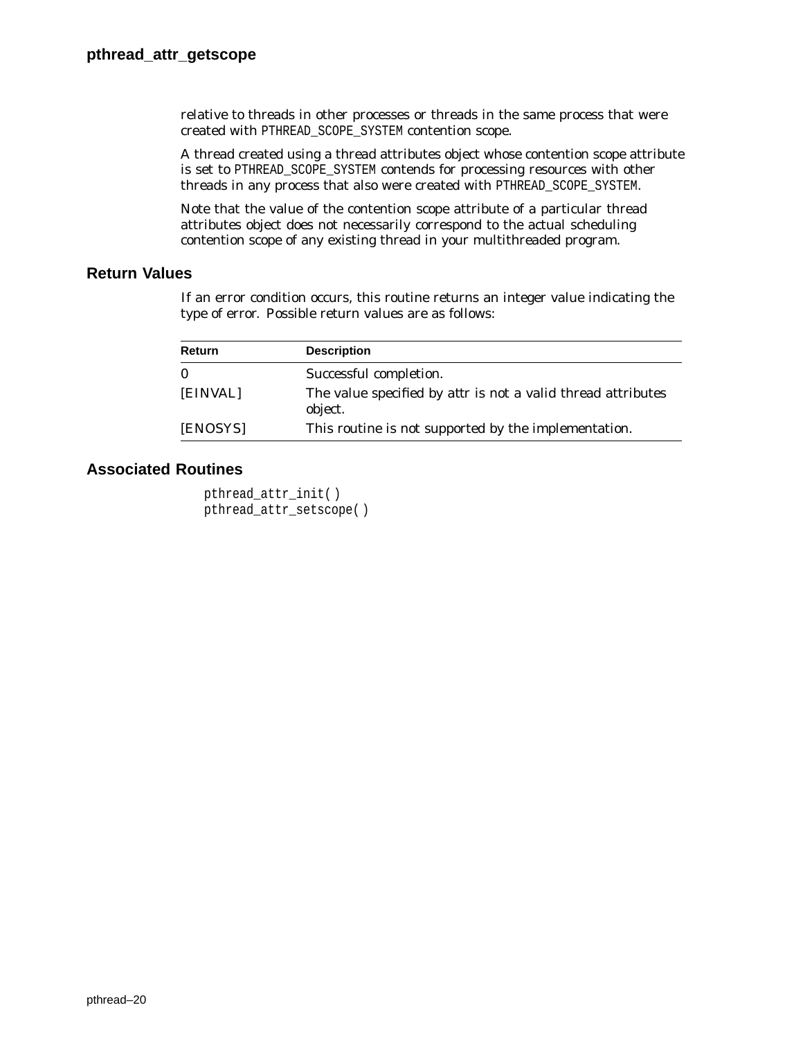relative to threads in other processes or threads in the same process that were created with PTHREAD_SCOPE_SYSTEM contention scope.

A thread created using a thread attributes object whose contention scope attribute is set to PTHREAD_SCOPE_SYSTEM contends for processing resources with other threads in any process that also were created with PTHREAD_SCOPE_SYSTEM.

Note that the value of the contention scope attribute of a particular thread attributes object does not necessarily correspond to the actual scheduling contention scope of any existing thread in your multithreaded program.

## Return Values

If an error condition occurs, this routine returns an integer value indicating the type of error. Possible return values are as follows:

| Return | Description |
|---|---|
| 0 | Successful completion. |
| [EINVAL] | The value specified by attr is not a valid thread attributes object. |
| [ENOSYS] | This routine is not supported by the implementation. |

## Associated Routines

```
pthread_attr_init( )
pthread_attr_setscope( )
```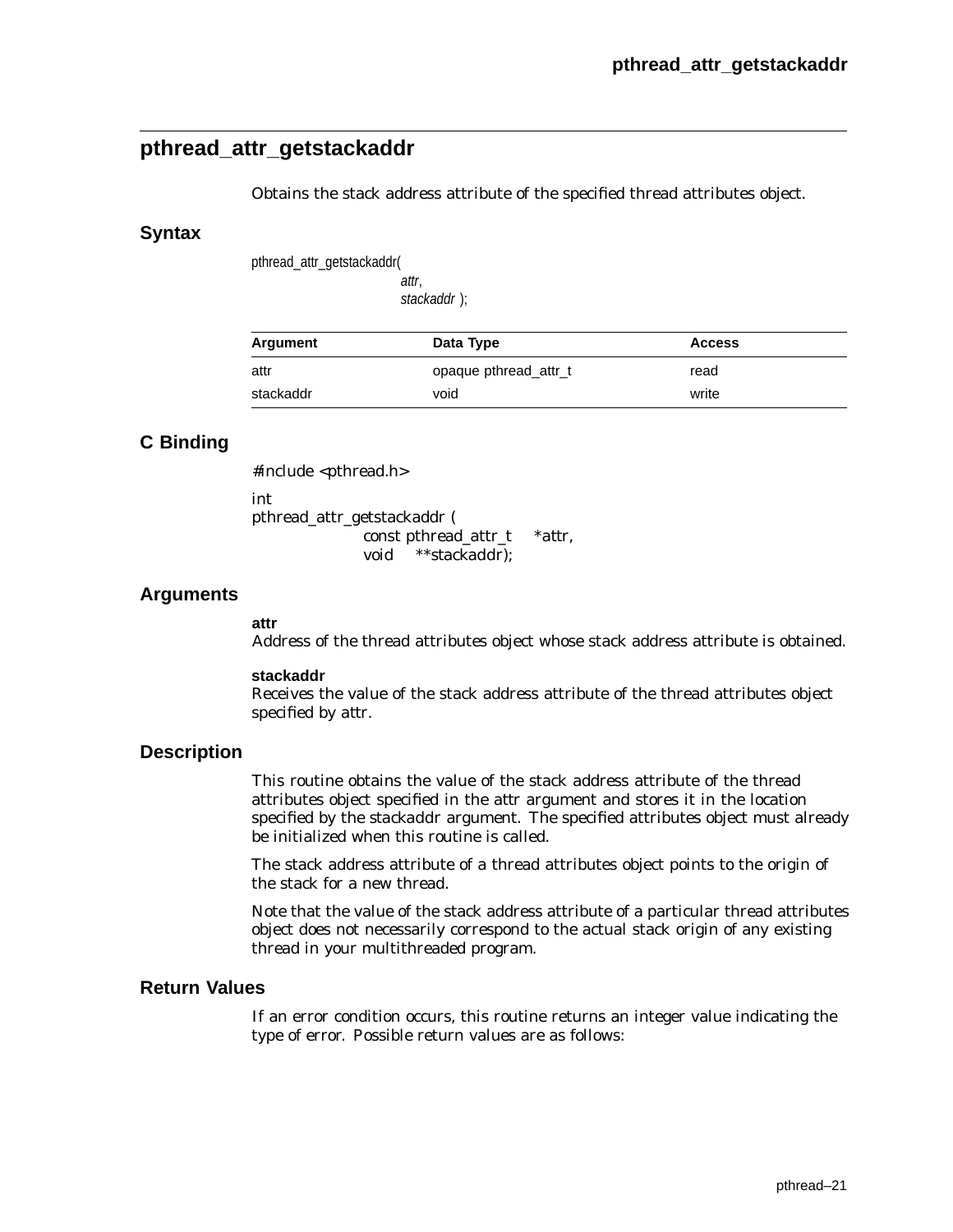## pthread_attr_getstackaddr

Obtains the stack address attribute of the specified thread attributes object.

### Syntax

```
pthread_attr_getstackaddr(
                attr,
                stackaddr );
```

| Argument | Data Type | Access |
| --- | --- | --- |
| attr | opaque pthread_attr_t | read |
| stackaddr | void | write |

### C Binding

```
#include <pthread.h>

int
pthread_attr_getstackaddr (
            const pthread_attr_t    *attr,
            void    **stackaddr);
```

### Arguments

**attr**
Address of the thread attributes object whose stack address attribute is obtained.

**stackaddr**
Receives the value of the stack address attribute of the thread attributes object specified by attr.

### Description

This routine obtains the value of the stack address attribute of the thread attributes object specified in the attr argument and stores it in the location specified by the stackaddr argument. The specified attributes object must already be initialized when this routine is called.

The stack address attribute of a thread attributes object points to the origin of the stack for a new thread.

Note that the value of the stack address attribute of a particular thread attributes object does not necessarily correspond to the actual stack origin of any existing thread in your multithreaded program.

### Return Values

If an error condition occurs, this routine returns an integer value indicating the type of error. Possible return values are as follows: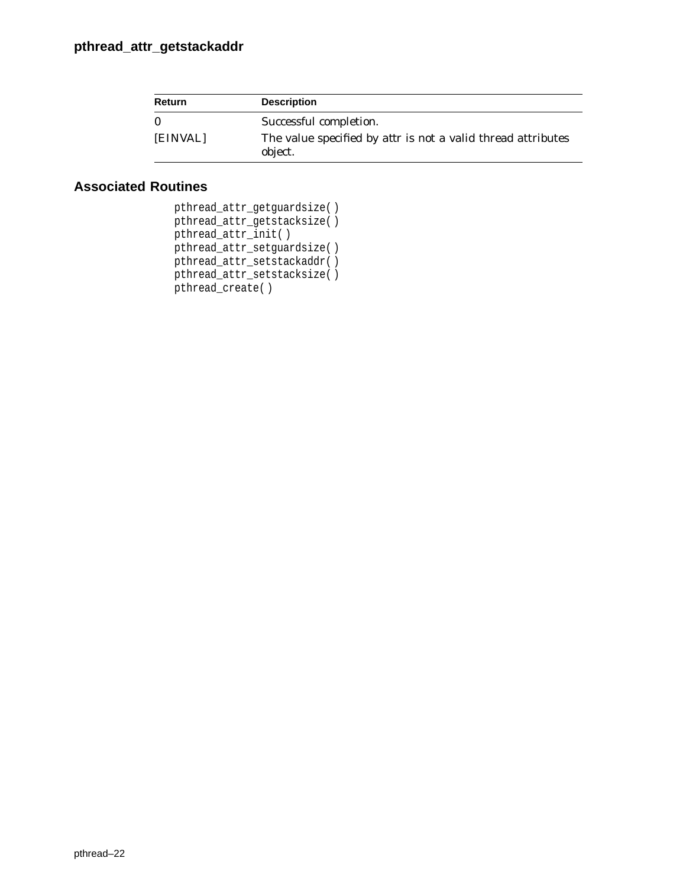| Return | Description |
| --- | --- |
| 0 | Successful completion. |
| [EINVAL] | The value specified by attr is not a valid thread attributes object. |

## Associated Routines

```
pthread_attr_getguardsize( )
pthread_attr_getstacksize( )
pthread_attr_init( )
pthread_attr_setguardsize( )
pthread_attr_setstackaddr( )
pthread_attr_setstacksize( )
pthread_create( )
```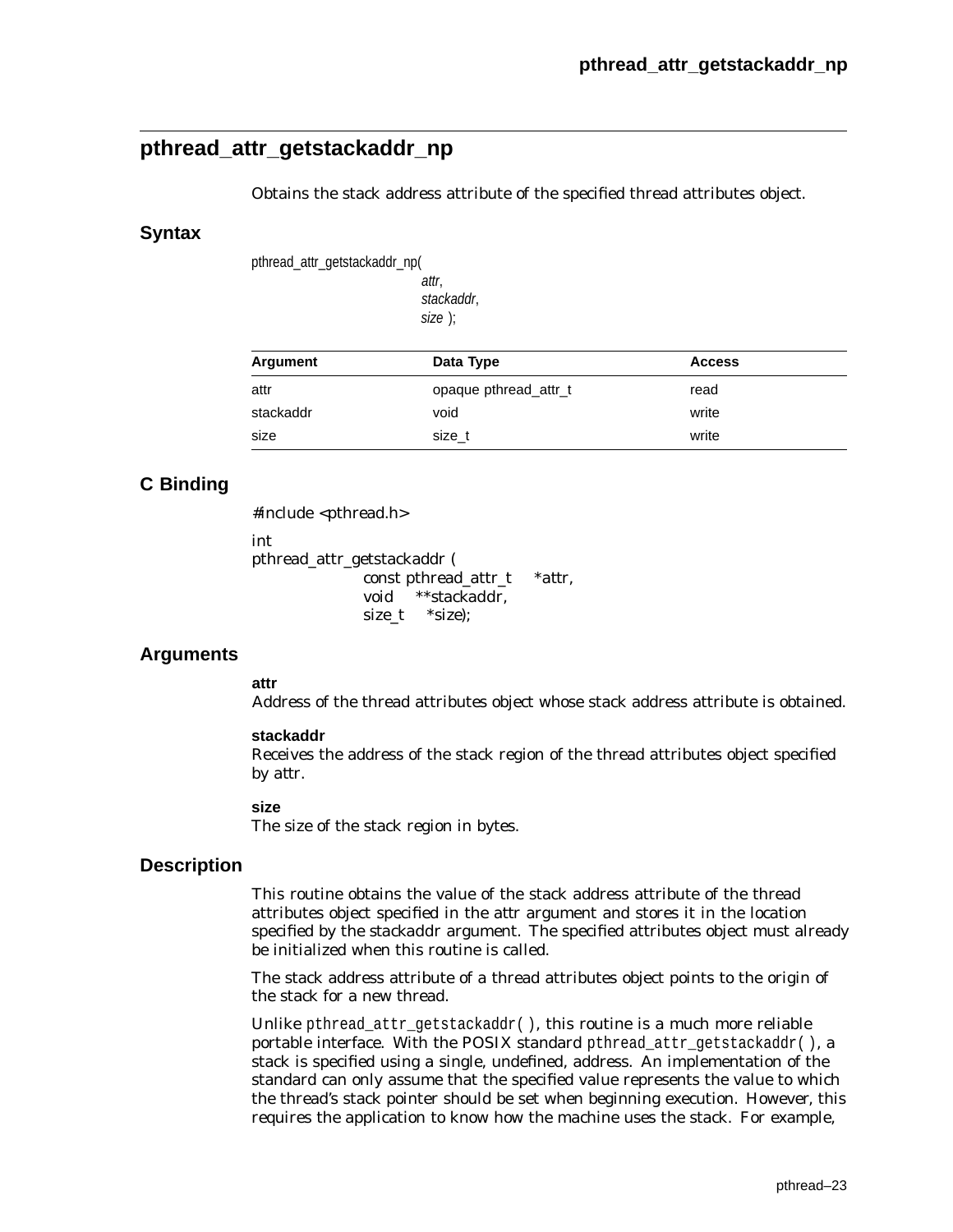## pthread_attr_getstackaddr_np

Obtains the stack address attribute of the specified thread attributes object.

### Syntax

```
pthread_attr_getstackaddr_np(
                        attr,
                        stackaddr,
                        size );
```

| Argument | Data Type | Access |
|---|---|---|
| attr | opaque pthread_attr_t | read |
| stackaddr | void | write |
| size | size_t | write |

### C Binding

```
#include <pthread.h>

int
pthread_attr_getstackaddr (
            const pthread_attr_t    *attr,
            void    **stackaddr,
            size_t    *size);
```

### Arguments

**attr**
Address of the thread attributes object whose stack address attribute is obtained.

**stackaddr**
Receives the address of the stack region of the thread attributes object specified by attr.

**size**
The size of the stack region in bytes.

### Description

This routine obtains the value of the stack address attribute of the thread attributes object specified in the attr argument and stores it in the location specified by the stackaddr argument. The specified attributes object must already be initialized when this routine is called.

The stack address attribute of a thread attributes object points to the origin of the stack for a new thread.

Unlike `pthread_attr_getstackaddr( )`, this routine is a much more reliable portable interface. With the POSIX standard `pthread_attr_getstackaddr( )`, a stack is specified using a single, undefined, address. An implementation of the standard can only assume that the specified value represents the value to which the thread's stack pointer should be set when beginning execution. However, this requires the application to know how the machine uses the stack. For example,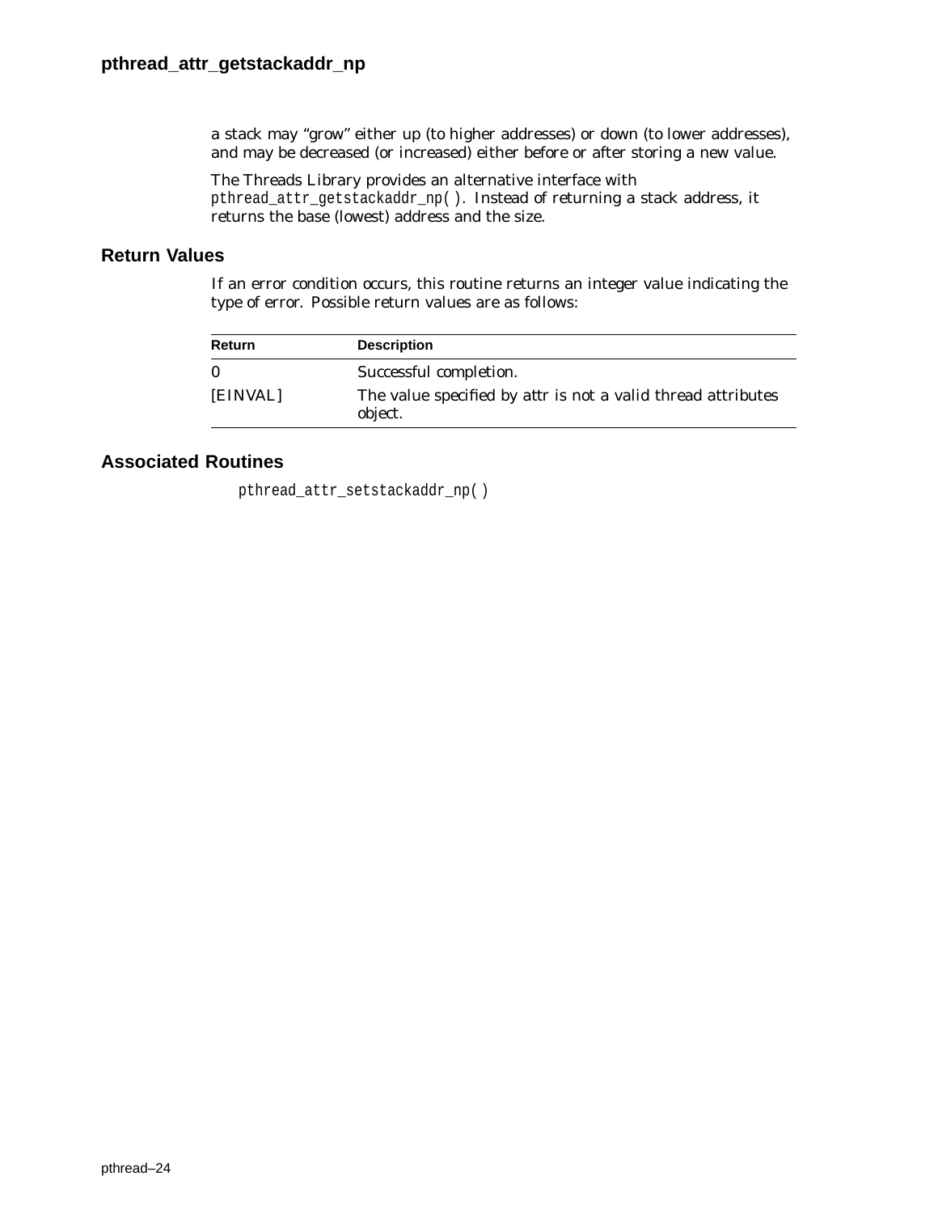a stack may “grow” either up (to higher addresses) or down (to lower addresses), and may be decreased (or increased) either before or after storing a new value.

The Threads Library provides an alternative interface with `pthread_attr_getstackaddr_np( )`. Instead of returning a stack address, it returns the base (lowest) address and the size.

## Return Values

If an error condition occurs, this routine returns an integer value indicating the type of error. Possible return values are as follows:

| Return | Description |
|---|---|
| 0 | Successful completion. |
| [EINVAL] | The value specified by attr is not a valid thread attributes object. |

## Associated Routines

`pthread_attr_setstackaddr_np( )`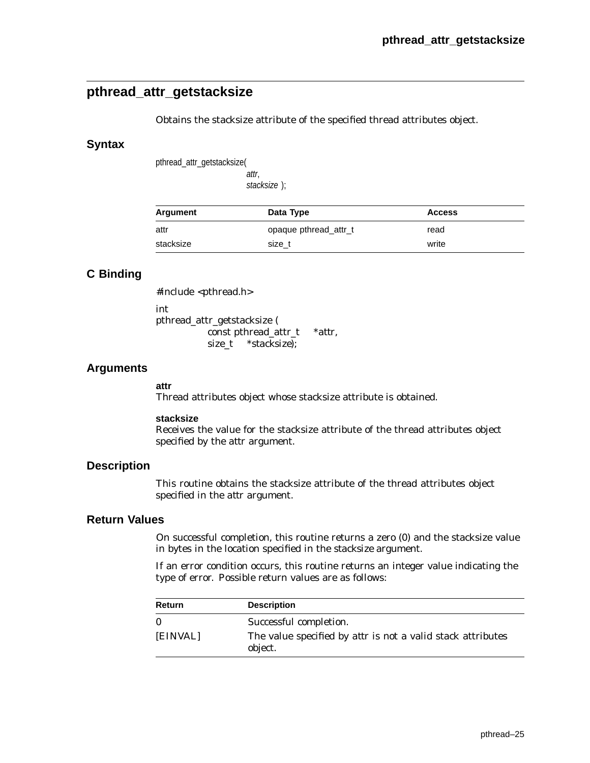## pthread_attr_getstacksize

Obtains the stacksize attribute of the specified thread attributes object.

### Syntax

```
pthread_attr_getstacksize(
                attr,
                stacksize );
```

| Argument | Data Type | Access |
|---|---|---|
| attr | opaque pthread_attr_t | read |
| stacksize | size_t | write |

### C Binding

```
#include <pthread.h>

int
pthread_attr_getstacksize (
        const pthread_attr_t    *attr,
        size_t    *stacksize);
```

### Arguments

**attr**
Thread attributes object whose stacksize attribute is obtained.

**stacksize**
Receives the value for the stacksize attribute of the thread attributes object specified by the attr argument.

### Description

This routine obtains the stacksize attribute of the thread attributes object specified in the attr argument.

### Return Values

On successful completion, this routine returns a zero (0) and the stacksize value in bytes in the location specified in the stacksize argument.

If an error condition occurs, this routine returns an integer value indicating the type of error. Possible return values are as follows:

| Return | Description |
|---|---|
| 0 | Successful completion. |
| [EINVAL] | The value specified by attr is not a valid stack attributes object. |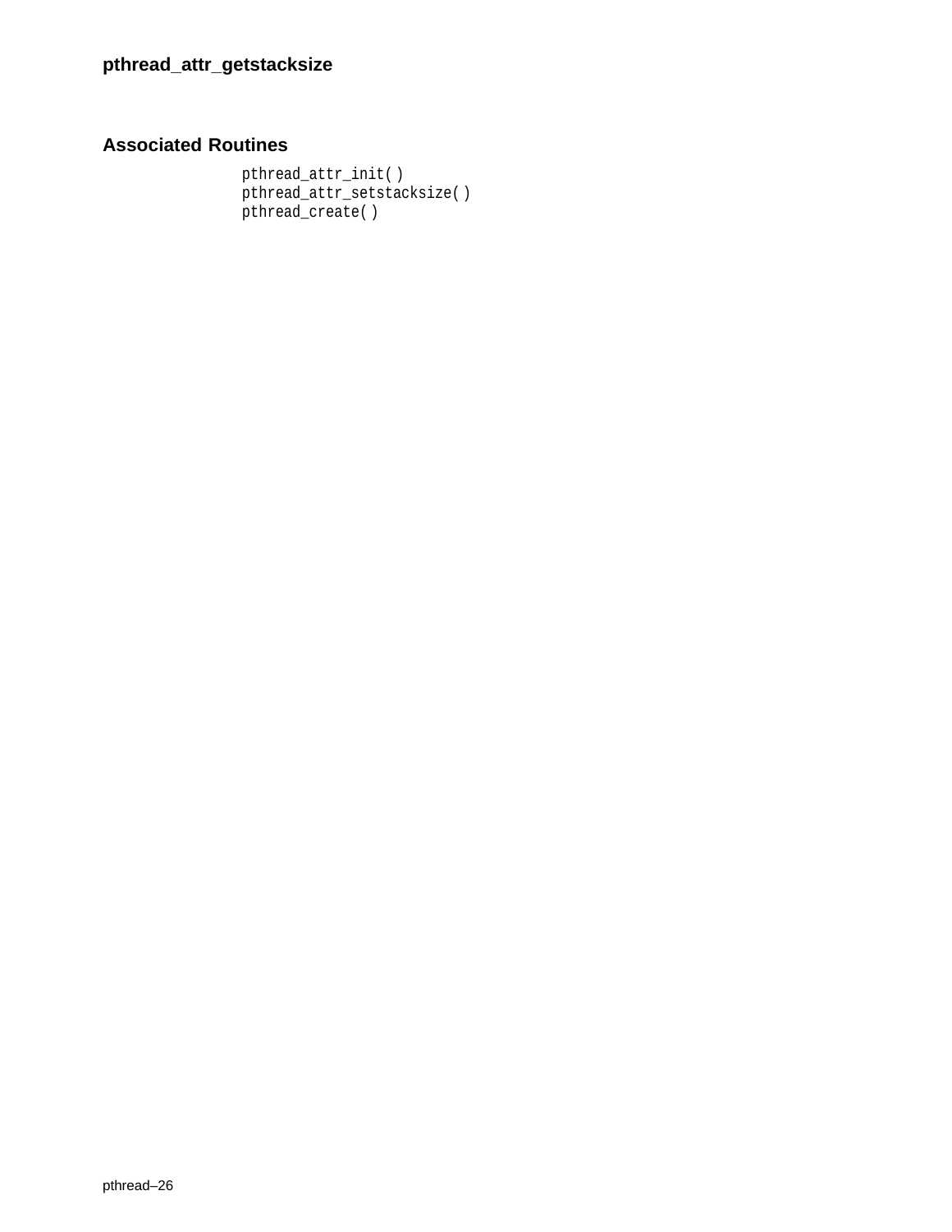## Associated Routines

```
pthread_attr_init( )
pthread_attr_setstacksize( )
pthread_create( )
```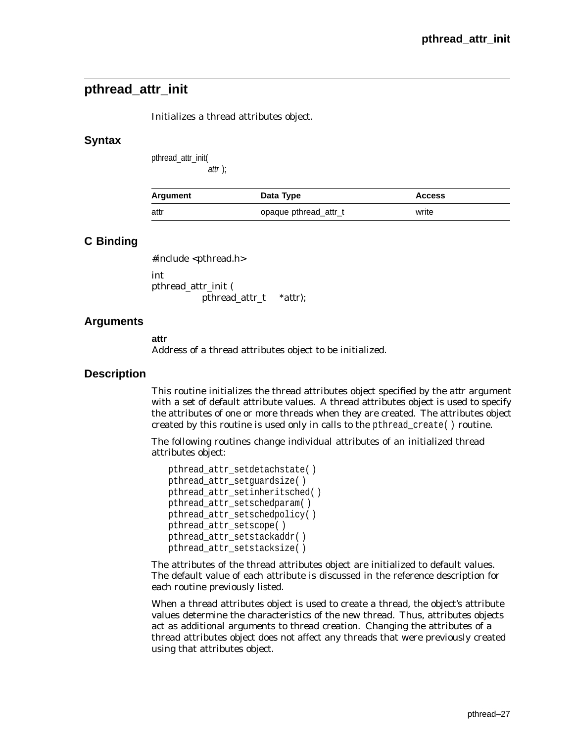## pthread_attr_init

Initializes a thread attributes object.

### Syntax

```
pthread_attr_init(
        attr );
```

| Argument | Data Type | Access |
|---|---|---|
| attr | opaque pthread_attr_t | write |

### C Binding

```
#include <pthread.h>

int
pthread_attr_init (
        pthread_attr_t    *attr);
```

### Arguments

**attr**
Address of a thread attributes object to be initialized.

### Description

This routine initializes the thread attributes object specified by the attr argument with a set of default attribute values. A thread attributes object is used to specify the attributes of one or more threads when they are created. The attributes object created by this routine is used only in calls to the `pthread_create( )` routine.

The following routines change individual attributes of an initialized thread attributes object:

```
pthread_attr_setdetachstate( )
pthread_attr_setguardsize( )
pthread_attr_setinheritsched( )
pthread_attr_setschedparam( )
pthread_attr_setschedpolicy( )
pthread_attr_setscope( )
pthread_attr_setstackaddr( )
pthread_attr_setstacksize( )
```

The attributes of the thread attributes object are initialized to default values. The default value of each attribute is discussed in the reference description for each routine previously listed.

When a thread attributes object is used to create a thread, the object's attribute values determine the characteristics of the new thread. Thus, attributes objects act as additional arguments to thread creation. Changing the attributes of a thread attributes object does not affect any threads that were previously created using that attributes object.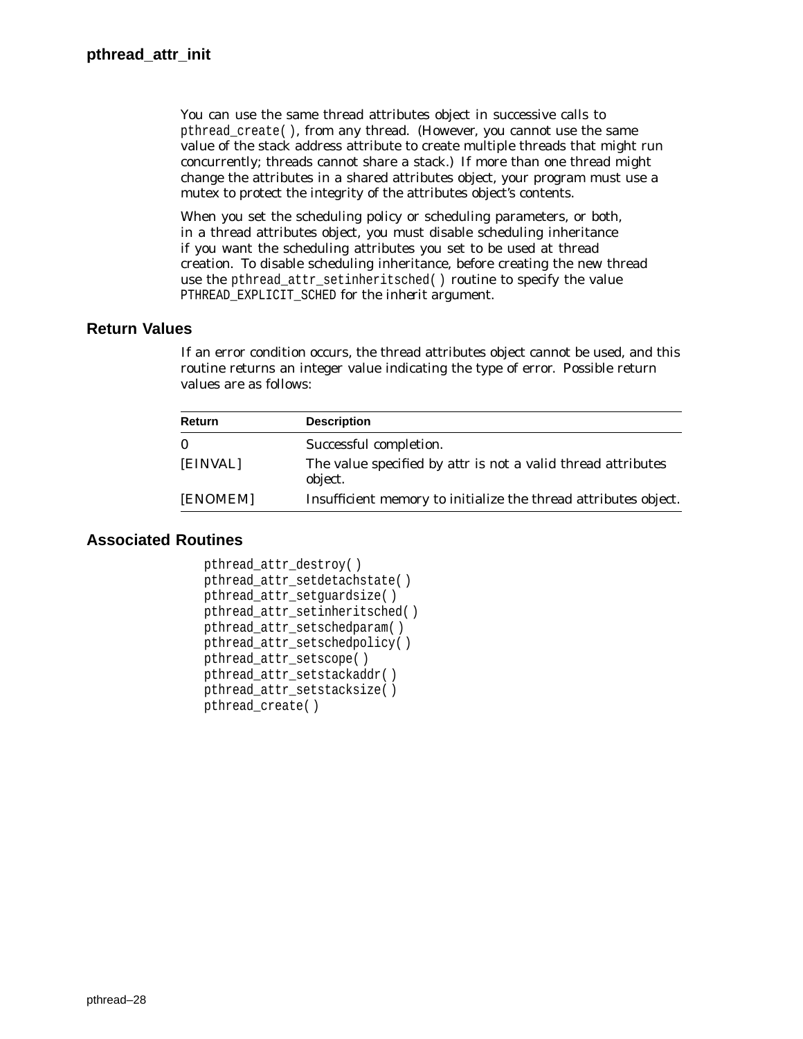You can use the same thread attributes object in successive calls to `pthread_create( )`, from any thread. (However, you cannot use the same value of the stack address attribute to create multiple threads that might run concurrently; threads cannot share a stack.) If more than one thread might change the attributes in a shared attributes object, your program must use a mutex to protect the integrity of the attributes object's contents.

When you set the scheduling policy or scheduling parameters, or both, in a thread attributes object, you must disable scheduling inheritance if you want the scheduling attributes you set to be used at thread creation. To disable scheduling inheritance, before creating the new thread use the `pthread_attr_setinheritsched( )` routine to specify the value `PTHREAD_EXPLICIT_SCHED` for the *inherit* argument.

## Return Values

If an error condition occurs, the thread attributes object cannot be used, and this routine returns an integer value indicating the type of error. Possible return values are as follows:

| Return | Description |
|---|---|
| 0 | Successful completion. |
| [EINVAL] | The value specified by *attr* is not a valid thread attributes object. |
| [ENOMEM] | Insufficient memory to initialize the thread attributes object. |

## Associated Routines

```
pthread_attr_destroy( )
pthread_attr_setdetachstate( )
pthread_attr_setguardsize( )
pthread_attr_setinheritsched( )
pthread_attr_setschedparam( )
pthread_attr_setschedpolicy( )
pthread_attr_setscope( )
pthread_attr_setstackaddr( )
pthread_attr_setstacksize( )
pthread_create( )
```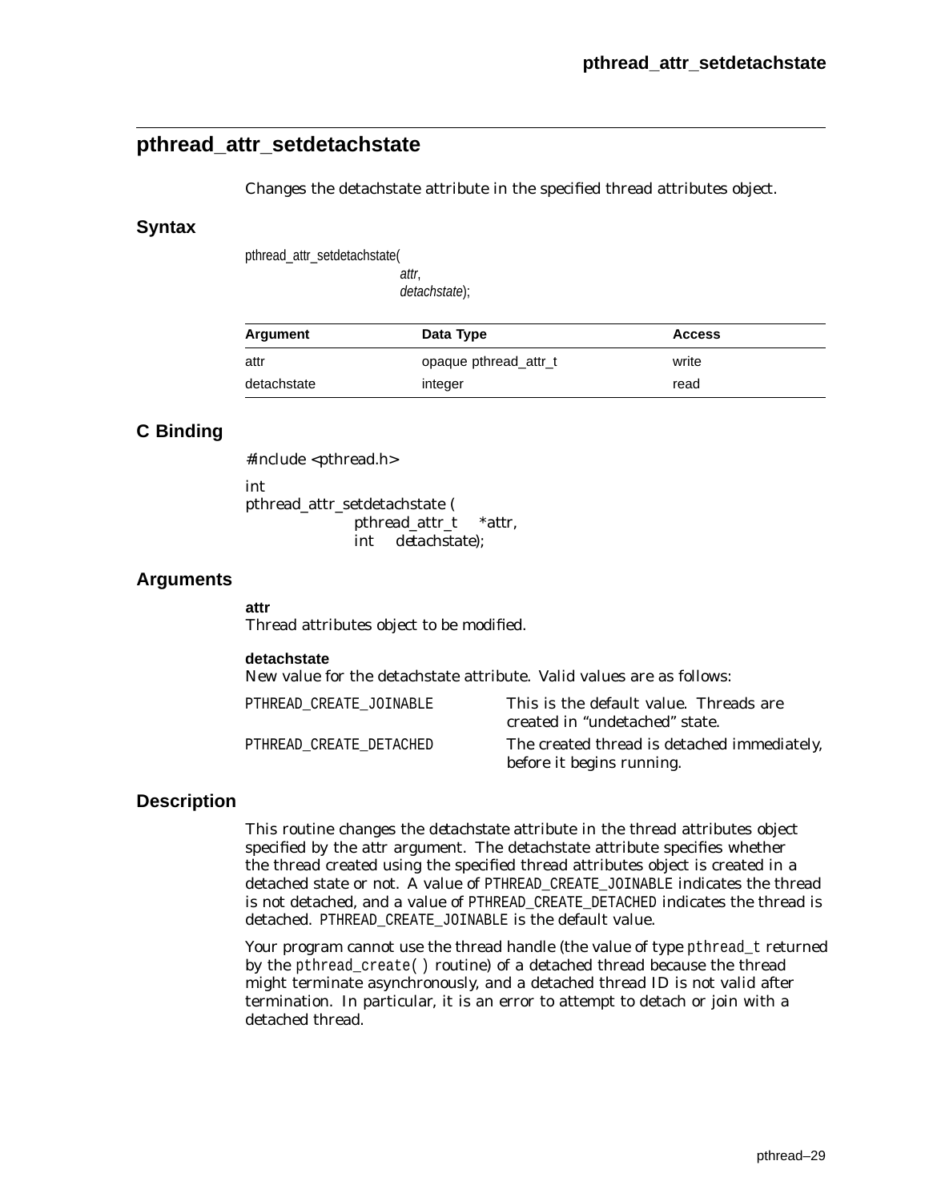## pthread_attr_setdetachstate

Changes the detachstate attribute in the specified thread attributes object.

### Syntax

```
pthread_attr_setdetachstate(
                attr,
                detachstate);
```

| Argument | Data Type | Access |
|---|---|---|
| attr | opaque pthread_attr_t | write |
| detachstate | integer | read |

### C Binding

```
#include <pthread.h>

int
pthread_attr_setdetachstate (
            pthread_attr_t    *attr,
            int    detachstate);
```

### Arguments

**attr**
Thread attributes object to be modified.

**detachstate**
New value for the detachstate attribute. Valid values are as follows:

| | |
|---|---|
| PTHREAD_CREATE_JOINABLE | This is the default value. Threads are created in "undetached" state. |
| PTHREAD_CREATE_DETACHED | The created thread is detached immediately, before it begins running. |

### Description

This routine changes the detachstate attribute in the thread attributes object specified by the attr argument. The detachstate attribute specifies whether the thread created using the specified thread attributes object is created in a detached state or not. A value of PTHREAD_CREATE_JOINABLE indicates the thread is not detached, and a value of PTHREAD_CREATE_DETACHED indicates the thread is detached. PTHREAD_CREATE_JOINABLE is the default value.

Your program cannot use the thread handle (the value of type `pthread_t` returned by the `pthread_create( )` routine) of a detached thread because the thread might terminate asynchronously, and a detached thread ID is not valid after termination. In particular, it is an error to attempt to detach or join with a detached thread.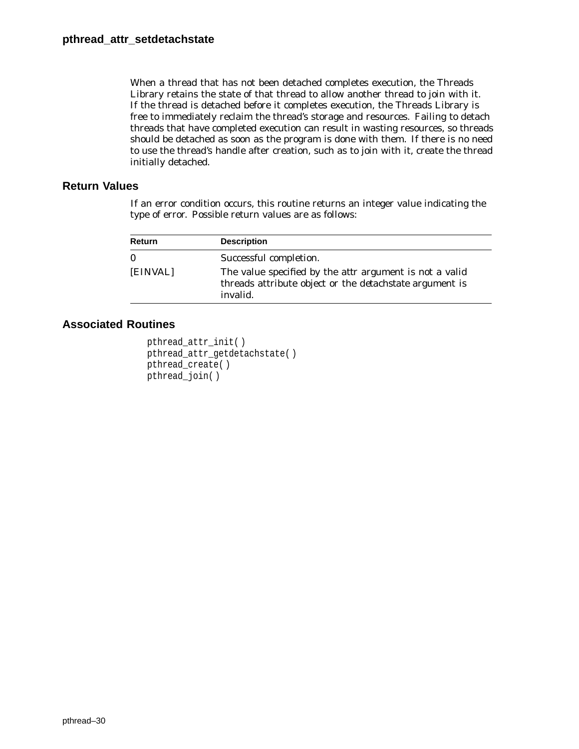When a thread that has not been detached completes execution, the Threads Library retains the state of that thread to allow another thread to join with it. If the thread is detached before it completes execution, the Threads Library is free to immediately reclaim the thread's storage and resources. Failing to detach threads that have completed execution can result in wasting resources, so threads should be detached as soon as the program is done with them. If there is no need to use the thread's handle after creation, such as to join with it, create the thread initially detached.

## Return Values

If an error condition occurs, this routine returns an integer value indicating the type of error. Possible return values are as follows:

| Return | Description |
|---|---|
| 0 | Successful completion. |
| [EINVAL] | The value specified by the attr argument is not a valid threads attribute object or the detachstate argument is invalid. |

## Associated Routines

```
pthread_attr_init( )
pthread_attr_getdetachstate( )
pthread_create( )
pthread_join( )
```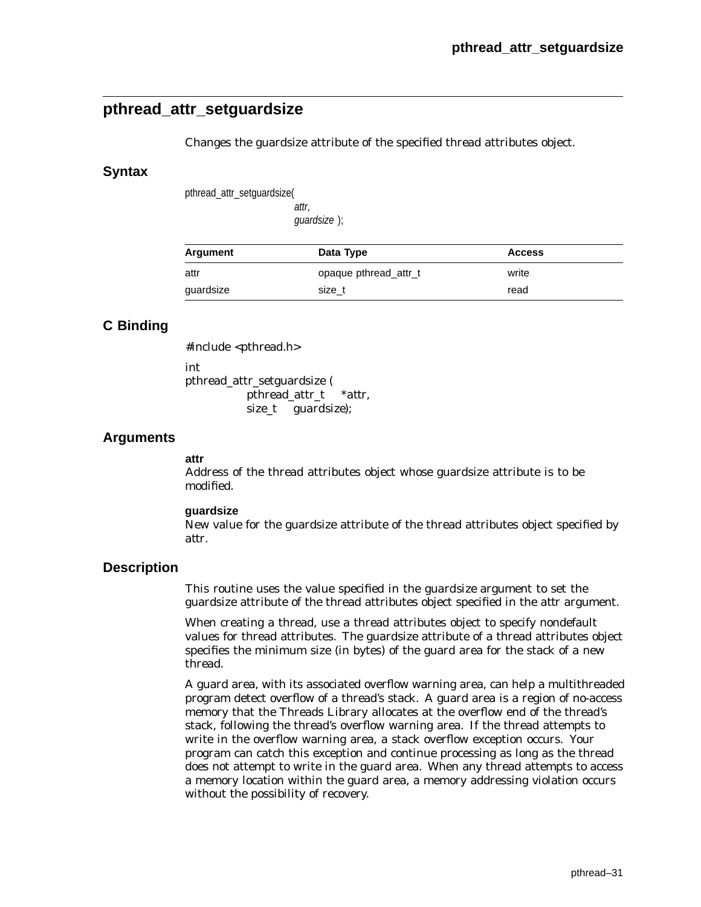## pthread_attr_setguardsize

Changes the guardsize attribute of the specified thread attributes object.

### Syntax

```
pthread_attr_setguardsize(
                attr,
                guardsize );
```

| Argument | Data Type | Access |
|---|---|---|
| attr | opaque pthread_attr_t | write |
| guardsize | size_t | read |

### C Binding

```
#include <pthread.h>

int
pthread_attr_setguardsize (
        pthread_attr_t    *attr,
        size_t    guardsize);
```

### Arguments

**attr**
Address of the thread attributes object whose guardsize attribute is to be modified.

**guardsize**
New value for the guardsize attribute of the thread attributes object specified by attr.

### Description

This routine uses the value specified in the guardsize argument to set the guardsize attribute of the thread attributes object specified in the attr argument.

When creating a thread, use a thread attributes object to specify nondefault values for thread attributes. The guardsize attribute of a thread attributes object specifies the minimum size (in bytes) of the guard area for the stack of a new thread.

A guard area, with its associated overflow warning area, can help a multithreaded program detect overflow of a thread's stack. A guard area is a region of no-access memory that the Threads Library allocates at the overflow end of the thread's stack, following the thread's overflow warning area. If the thread attempts to write in the overflow warning area, a stack overflow exception occurs. Your program can catch this exception and continue processing as long as the thread does not attempt to write in the guard area. When any thread attempts to access a memory location within the guard area, a memory addressing violation occurs without the possibility of recovery.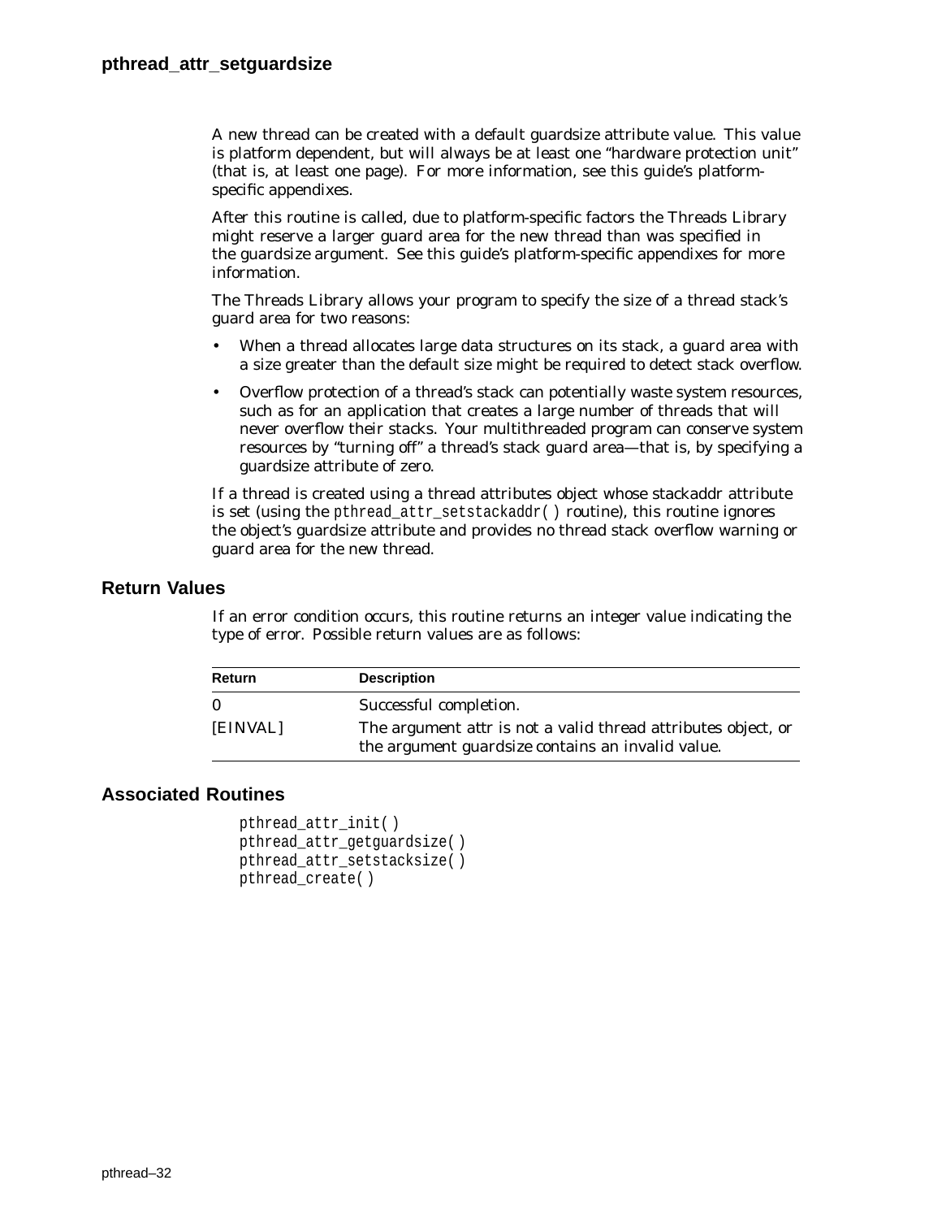A new thread can be created with a default guardsize attribute value. This value is platform dependent, but will always be at least one "hardware protection unit" (that is, at least one page). For more information, see this guide's platform-specific appendixes.

After this routine is called, due to platform-specific factors the Threads Library might reserve a larger guard area for the new thread than was specified in the guardsize argument. See this guide's platform-specific appendixes for more information.

The Threads Library allows your program to specify the size of a thread stack's guard area for two reasons:

- When a thread allocates large data structures on its stack, a guard area with a size greater than the default size might be required to detect stack overflow.
- Overflow protection of a thread's stack can potentially waste system resources, such as for an application that creates a large number of threads that will never overflow their stacks. Your multithreaded program can conserve system resources by "turning off" a thread's stack guard area—that is, by specifying a guardsize attribute of zero.

If a thread is created using a thread attributes object whose stackaddr attribute is set (using the `pthread_attr_setstackaddr( )` routine), this routine ignores the object's guardsize attribute and provides no thread stack overflow warning or guard area for the new thread.

## Return Values

If an error condition occurs, this routine returns an integer value indicating the type of error. Possible return values are as follows:

| Return | Description |
|---|---|
| 0 | Successful completion. |
| [EINVAL] | The argument attr is not a valid thread attributes object, or the argument guardsize contains an invalid value. |

## Associated Routines

```
pthread_attr_init( )
pthread_attr_getguardsize( )
pthread_attr_setstacksize( )
pthread_create( )
```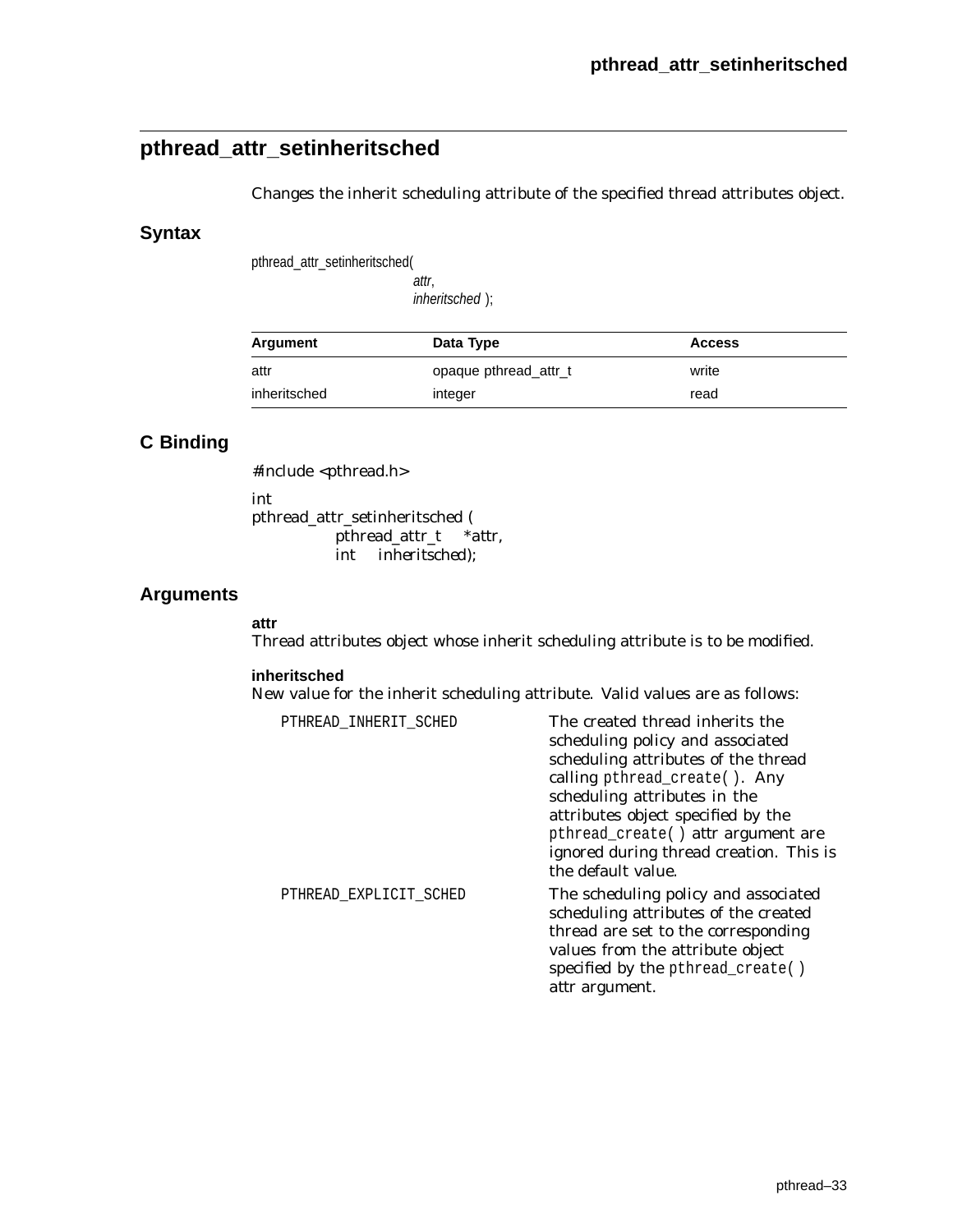## pthread_attr_setinheritsched

Changes the inherit scheduling attribute of the specified thread attributes object.

### Syntax

```
pthread_attr_setinheritsched(
                    attr,
                    inheritsched );
```

| Argument | Data Type | Access |
|---|---|---|
| attr | opaque pthread_attr_t | write |
| inheritsched | integer | read |

### C Binding

```
#include <pthread.h>

int
pthread_attr_setinheritsched (
        pthread_attr_t   *attr,
        int   inheritsched);
```

### Arguments

**attr**
Thread attributes object whose inherit scheduling attribute is to be modified.

**inheritsched**
New value for the inherit scheduling attribute. Valid values are as follows:

| | |
|---|---|
| PTHREAD_INHERIT_SCHED | The created thread inherits the scheduling policy and associated scheduling attributes of the thread calling `pthread_create( )`. Any scheduling attributes in the attributes object specified by the `pthread_create( )` attr argument are ignored during thread creation. This is the default value. |
| PTHREAD_EXPLICIT_SCHED | The scheduling policy and associated scheduling attributes of the created thread are set to the corresponding values from the attribute object specified by the `pthread_create( )` attr argument. |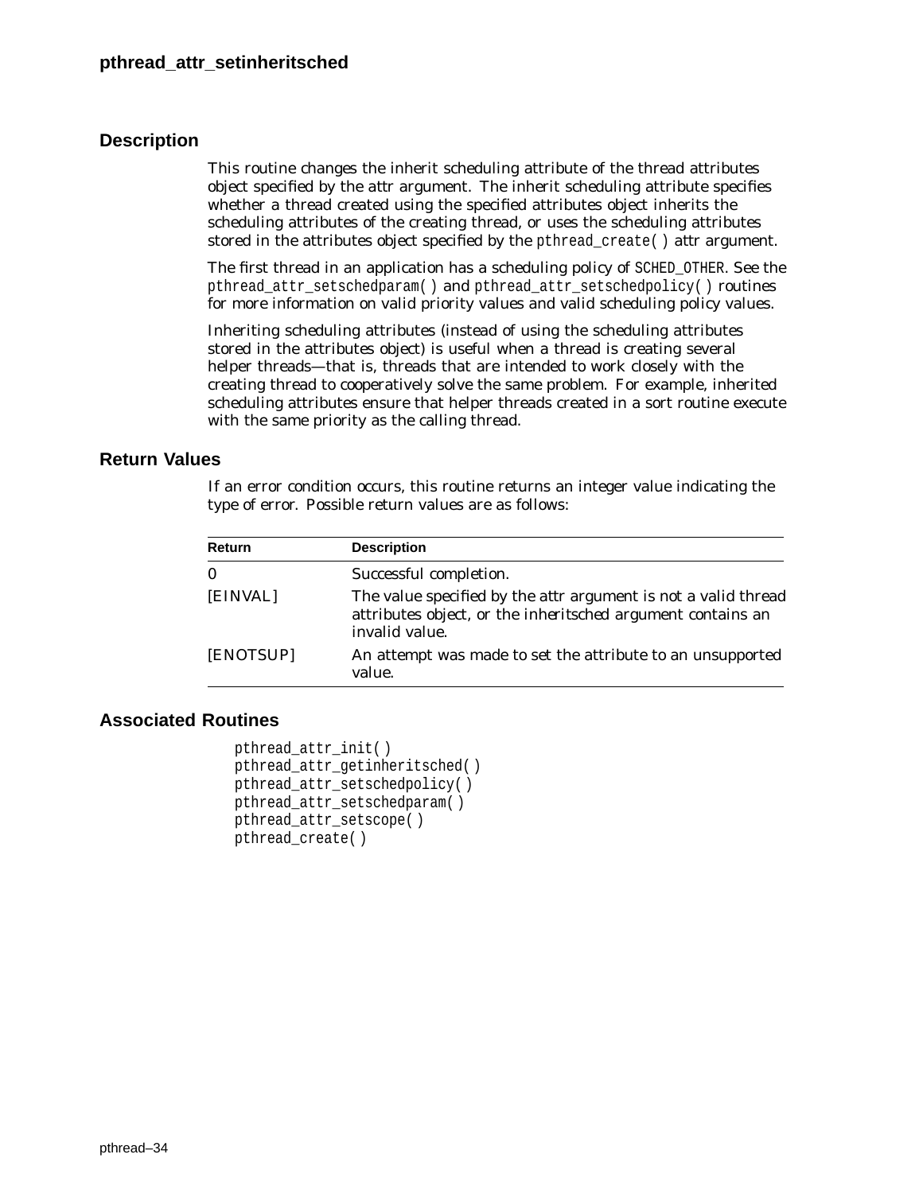## pthread_attr_setinheritsched

### Description

This routine changes the inherit scheduling attribute of the thread attributes object specified by the attr argument. The inherit scheduling attribute specifies whether a thread created using the specified attributes object inherits the scheduling attributes of the creating thread, or uses the scheduling attributes stored in the attributes object specified by the `pthread_create( )` attr argument.

The first thread in an application has a scheduling policy of `SCHED_OTHER`. See the `pthread_attr_setschedparam( )` and `pthread_attr_setschedpolicy( )` routines for more information on valid priority values and valid scheduling policy values.

Inheriting scheduling attributes (instead of using the scheduling attributes stored in the attributes object) is useful when a thread is creating several helper threads—that is, threads that are intended to work closely with the creating thread to cooperatively solve the same problem. For example, inherited scheduling attributes ensure that helper threads created in a sort routine execute with the same priority as the calling thread.

### Return Values

If an error condition occurs, this routine returns an integer value indicating the type of error. Possible return values are as follows:

| Return | Description |
|---|---|
| 0 | Successful completion. |
| [EINVAL] | The value specified by the attr argument is not a valid thread attributes object, or the inheritsched argument contains an invalid value. |
| [ENOTSUP] | An attempt was made to set the attribute to an unsupported value. |

### Associated Routines

```
pthread_attr_init( )
pthread_attr_getinheritsched( )
pthread_attr_setschedpolicy( )
pthread_attr_setschedparam( )
pthread_attr_setscope( )
pthread_create( )
```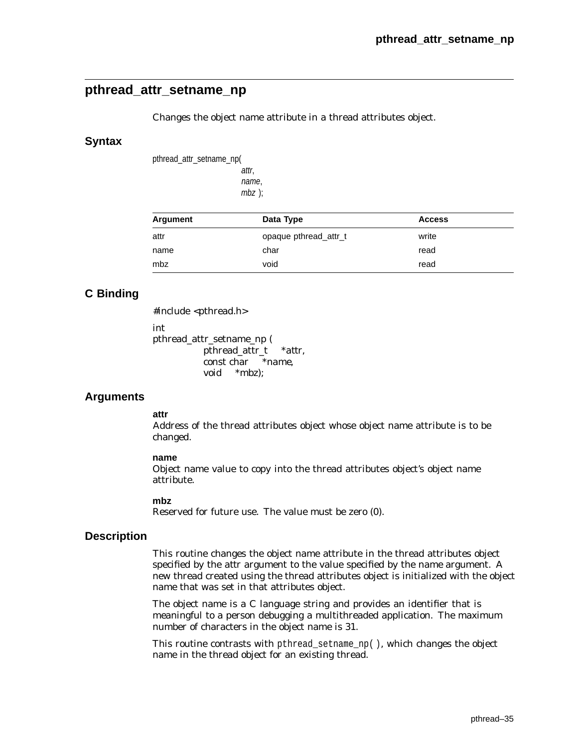## pthread_attr_setname_np

Changes the object name attribute in a thread attributes object.

### Syntax

```
pthread_attr_setname_np(
                attr,
                name,
                mbz );
```

| Argument | Data Type | Access |
|---|---|---|
| attr | opaque pthread_attr_t | write |
| name | char | read |
| mbz | void | read |

### C Binding

```
#include <pthread.h>

int
pthread_attr_setname_np (
        pthread_attr_t   *attr,
        const char   *name,
        void   *mbz);
```

### Arguments

**attr**
Address of the thread attributes object whose object name attribute is to be changed.

**name**
Object name value to copy into the thread attributes object's object name attribute.

**mbz**
Reserved for future use. The value must be zero (0).

### Description

This routine changes the object name attribute in the thread attributes object specified by the attr argument to the value specified by the name argument. A new thread created using the thread attributes object is initialized with the object name that was set in that attributes object.

The object name is a C language string and provides an identifier that is meaningful to a person debugging a multithreaded application. The maximum number of characters in the object name is 31.

This routine contrasts with `pthread_setname_np( )`, which changes the object name in the thread object for an existing thread.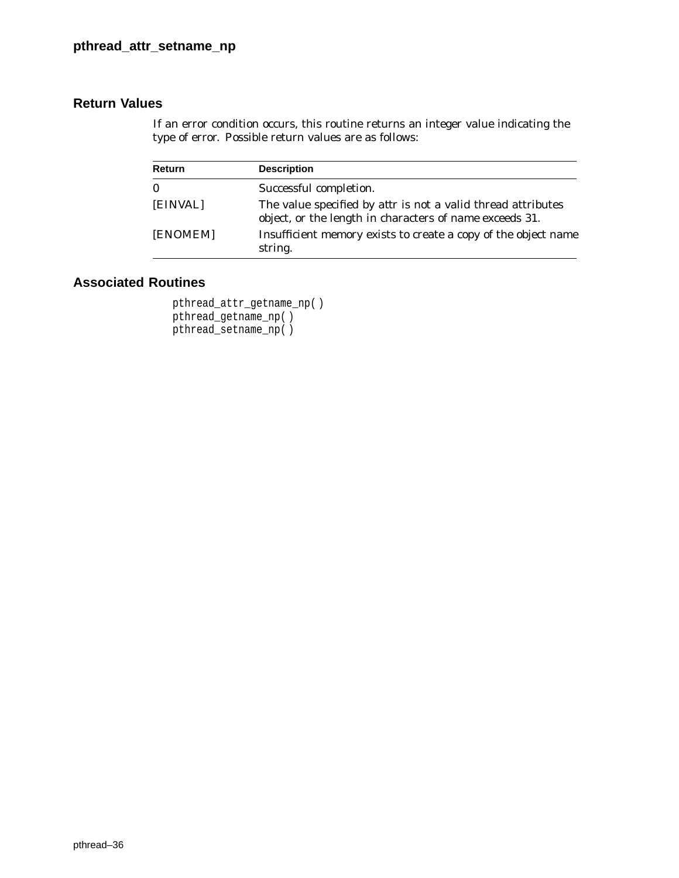## Return Values

If an error condition occurs, this routine returns an integer value indicating the type of error. Possible return values are as follows:

| Return | Description |
| --- | --- |
| 0 | Successful completion. |
| [EINVAL] | The value specified by *attr* is not a valid thread attributes object, or the length in characters of *name* exceeds 31. |
| [ENOMEM] | Insufficient memory exists to create a copy of the object name string. |

## Associated Routines

```
pthread_attr_getname_np( )
pthread_getname_np( )
pthread_setname_np( )
```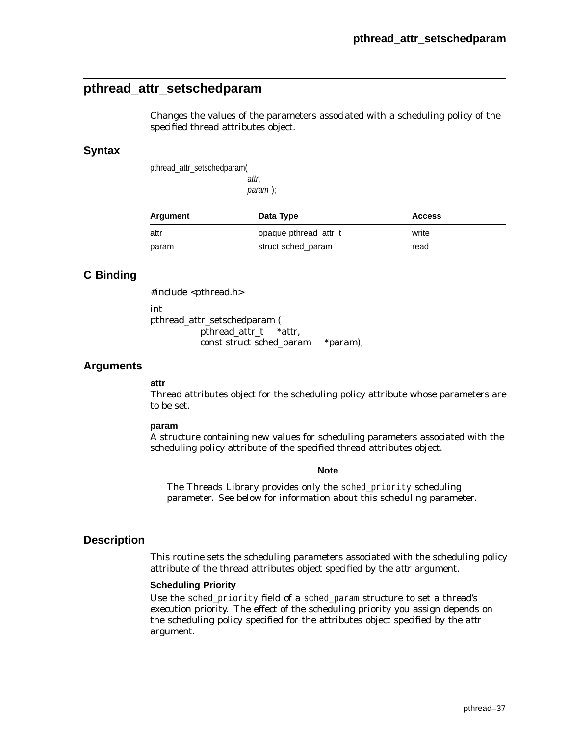## pthread_attr_setschedparam

Changes the values of the parameters associated with a scheduling policy of the specified thread attributes object.

### Syntax

```
pthread_attr_setschedparam(
                        attr,
                        param );
```

| Argument | Data Type | Access |
|---|---|---|
| attr | opaque pthread_attr_t | write |
| param | struct sched_param | read |

### C Binding

```
#include <pthread.h>

int
pthread_attr_setschedparam (
            pthread_attr_t    *attr,
            const struct sched_param    *param);
```

### Arguments

**attr**
Thread attributes object for the scheduling policy attribute whose parameters are to be set.

**param**
A structure containing new values for scheduling parameters associated with the scheduling policy attribute of the specified thread attributes object.

> **Note**
>
> The Threads Library provides only the `sched_priority` scheduling parameter. See below for information about this scheduling parameter.

### Description

This routine sets the scheduling parameters associated with the scheduling policy attribute of the thread attributes object specified by the attr argument.

**Scheduling Priority**

Use the `sched_priority` field of a `sched_param` structure to set a thread's execution priority. The effect of the scheduling priority you assign depends on the scheduling policy specified for the attributes object specified by the attr argument.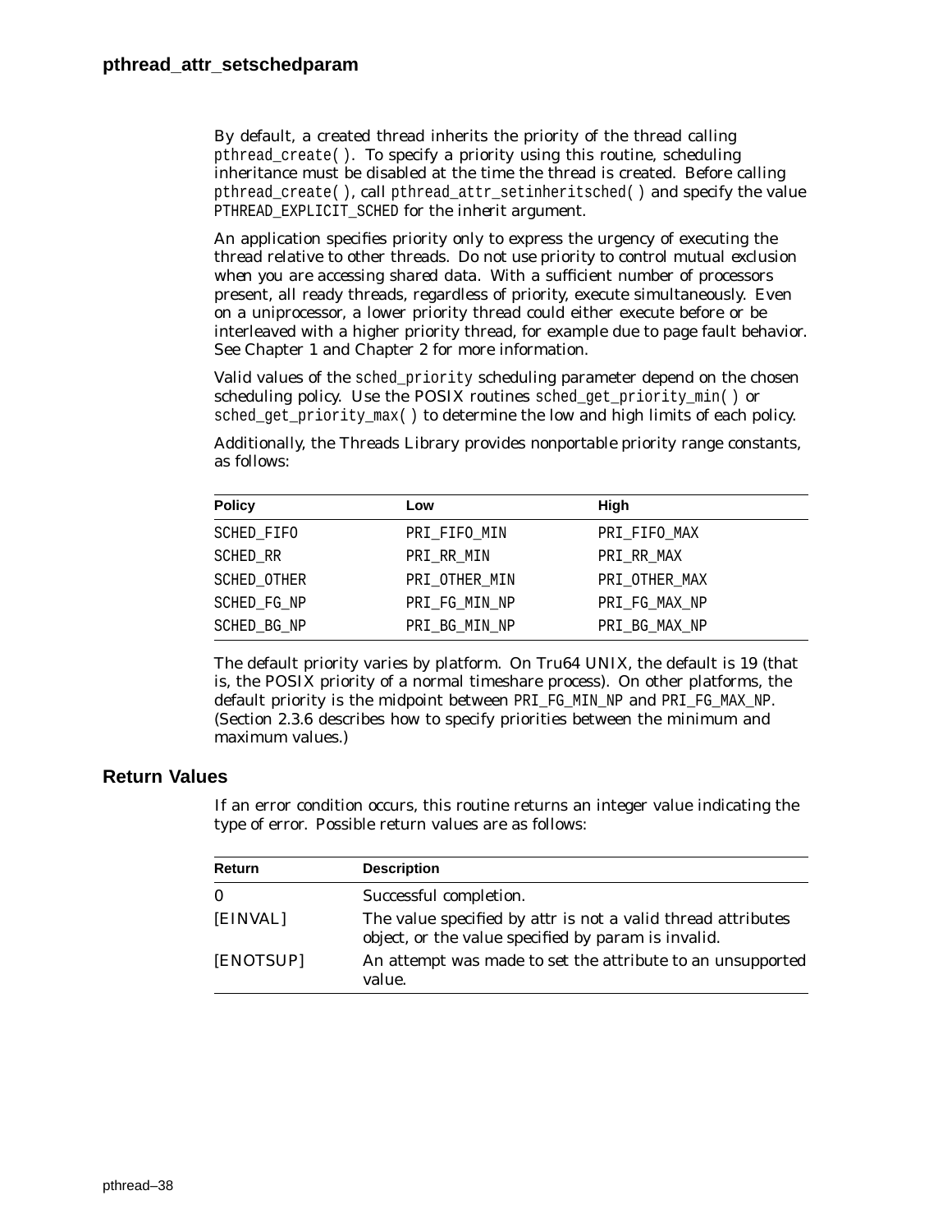By default, a created thread inherits the priority of the thread calling `pthread_create()`. To specify a priority using this routine, scheduling inheritance must be disabled at the time the thread is created. Before calling `pthread_create()`, call `pthread_attr_setinheritsched()` and specify the value `PTHREAD_EXPLICIT_SCHED` for the *inherit* argument.

An application specifies priority only to express the urgency of executing the thread relative to other threads. Do not use priority to control mutual exclusion when you are accessing shared data. With a sufficient number of processors present, all ready threads, regardless of priority, execute simultaneously. Even on a uniprocessor, a lower priority thread could either execute before or be interleaved with a higher priority thread, for example due to page fault behavior. See Chapter 1 and Chapter 2 for more information.

Valid values of the `sched_priority` scheduling parameter depend on the chosen scheduling policy. Use the POSIX routines `sched_get_priority_min()` or `sched_get_priority_max()` to determine the low and high limits of each policy.

Additionally, the Threads Library provides nonportable priority range constants, as follows:

| Policy | Low | High |
|---|---|---|
| SCHED_FIFO | PRI_FIFO_MIN | PRI_FIFO_MAX |
| SCHED_RR | PRI_RR_MIN | PRI_RR_MAX |
| SCHED_OTHER | PRI_OTHER_MIN | PRI_OTHER_MAX |
| SCHED_FG_NP | PRI_FG_MIN_NP | PRI_FG_MAX_NP |
| SCHED_BG_NP | PRI_BG_MIN_NP | PRI_BG_MAX_NP |

The default priority varies by platform. On Tru64 UNIX, the default is 19 (that is, the POSIX priority of a normal timeshare process). On other platforms, the default priority is the midpoint between `PRI_FG_MIN_NP` and `PRI_FG_MAX_NP`. (Section 2.3.6 describes how to specify priorities between the minimum and maximum values.)

## Return Values

If an error condition occurs, this routine returns an integer value indicating the type of error. Possible return values are as follows:

| Return | Description |
|---|---|
| 0 | Successful completion. |
| [EINVAL] | The value specified by *attr* is not a valid thread attributes object, or the value specified by *param* is invalid. |
| [ENOTSUP] | An attempt was made to set the attribute to an unsupported value. |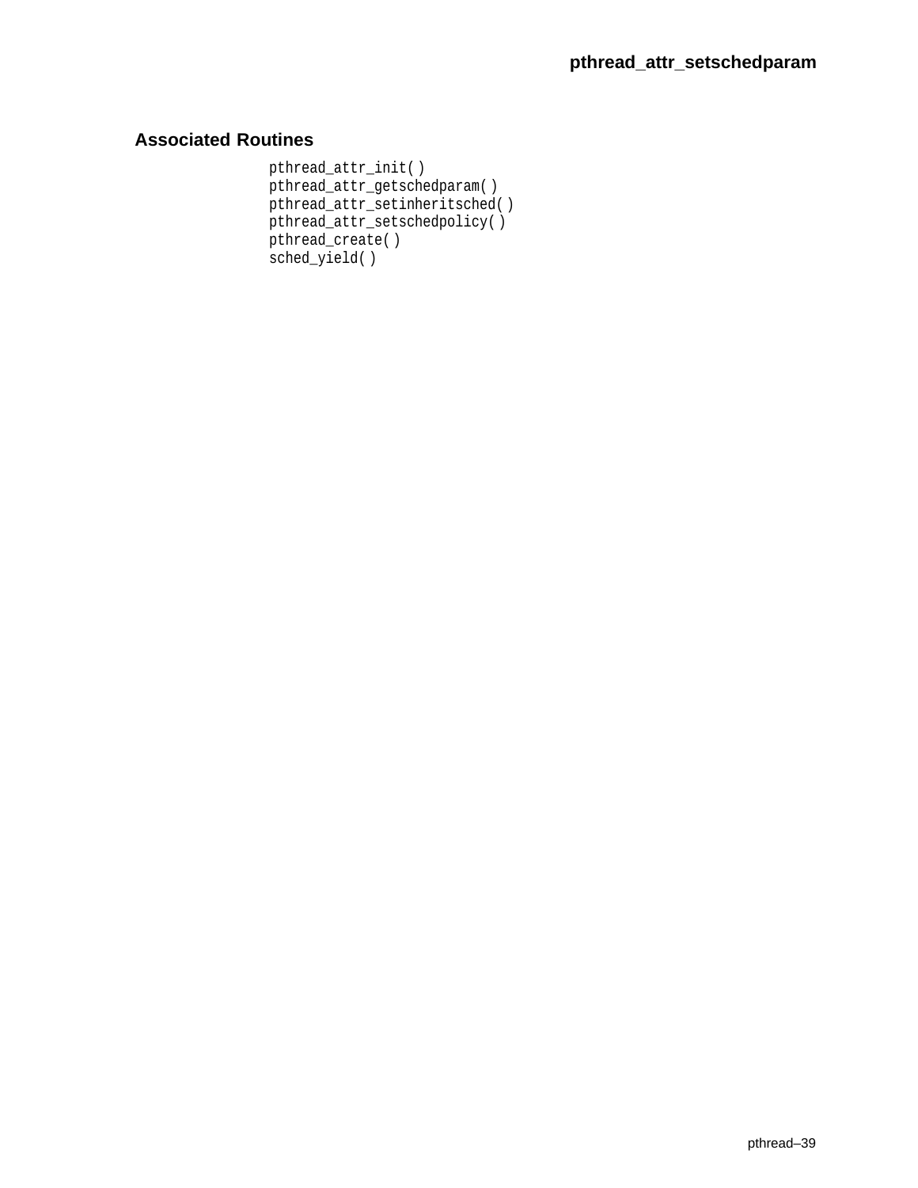## Associated Routines

```
pthread_attr_init( )
pthread_attr_getschedparam( )
pthread_attr_setinheritsched( )
pthread_attr_setschedpolicy( )
pthread_create( )
sched_yield( )
```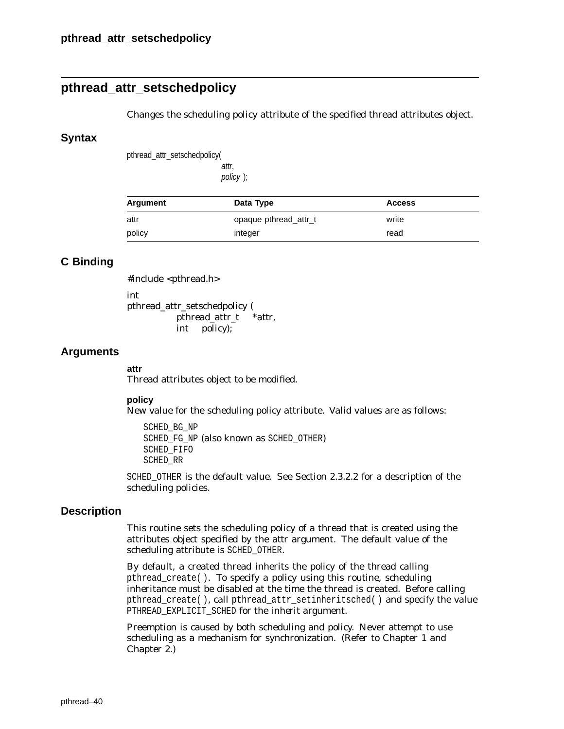# pthread_attr_setschedpolicy

Changes the scheduling policy attribute of the specified thread attributes object.

## Syntax

```
pthread_attr_setschedpolicy(
                attr,
                policy );
```

| Argument | Data Type | Access |
|---|---|---|
| attr | opaque pthread_attr_t | write |
| policy | integer | read |

## C Binding

```
#include <pthread.h>

int
pthread_attr_setschedpolicy (
        pthread_attr_t   *attr,
        int   policy);
```

## Arguments

**attr**
Thread attributes object to be modified.

**policy**
New value for the scheduling policy attribute. Valid values are as follows:

SCHED_BG_NP
SCHED_FG_NP (also known as SCHED_OTHER)
SCHED_FIFO
SCHED_RR

SCHED_OTHER is the default value. See Section 2.3.2.2 for a description of the scheduling policies.

## Description

This routine sets the scheduling policy of a thread that is created using the attributes object specified by the attr argument. The default value of the scheduling attribute is SCHED_OTHER.

By default, a created thread inherits the policy of the thread calling `pthread_create( )`. To specify a policy using this routine, scheduling inheritance must be disabled at the time the thread is created. Before calling `pthread_create( )`, call `pthread_attr_setinheritsched( )` and specify the value PTHREAD_EXPLICIT_SCHED for the inherit argument.

Preemption is caused by both scheduling and policy. Never attempt to use scheduling as a mechanism for synchronization. (Refer to Chapter 1 and Chapter 2.)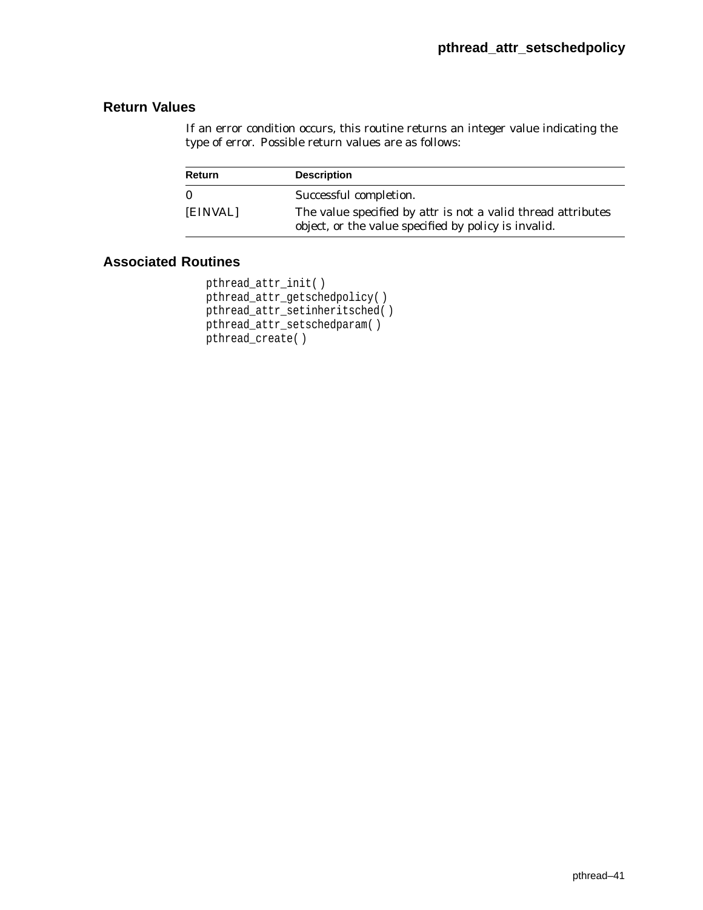## Return Values

If an error condition occurs, this routine returns an integer value indicating the type of error. Possible return values are as follows:

| Return | Description |
|---|---|
| 0 | Successful completion. |
| [EINVAL] | The value specified by attr is not a valid thread attributes object, or the value specified by policy is invalid. |

## Associated Routines

```
pthread_attr_init( )
pthread_attr_getschedpolicy( )
pthread_attr_setinheritsched( )
pthread_attr_setschedparam( )
pthread_create( )
```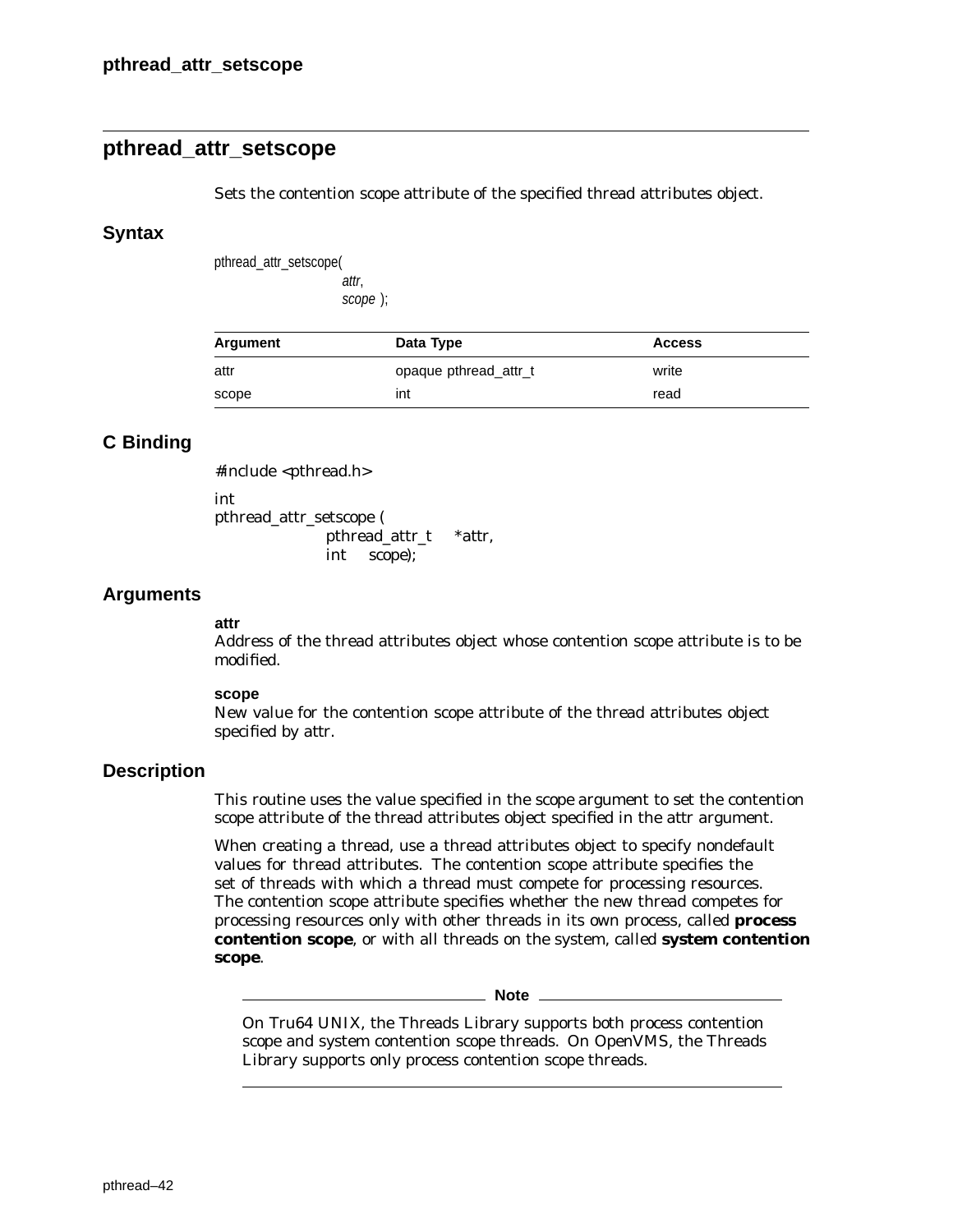## pthread_attr_setscope

Sets the contention scope attribute of the specified thread attributes object.

### Syntax

```
pthread_attr_setscope(
            attr,
            scope );
```

| Argument | Data Type | Access |
| --- | --- | --- |
| attr | opaque pthread_attr_t | write |
| scope | int | read |

### C Binding

```
#include <pthread.h>

int
pthread_attr_setscope (
          pthread_attr_t   *attr,
          int   scope);
```

### Arguments

**attr**
Address of the thread attributes object whose contention scope attribute is to be modified.

**scope**
New value for the contention scope attribute of the thread attributes object specified by attr.

### Description

This routine uses the value specified in the scope argument to set the contention scope attribute of the thread attributes object specified in the attr argument.

When creating a thread, use a thread attributes object to specify nondefault values for thread attributes. The contention scope attribute specifies the set of threads with which a thread must compete for processing resources. The contention scope attribute specifies whether the new thread competes for processing resources only with other threads in its own process, called **process contention scope**, or with all threads on the system, called **system contention scope**.

**Note**

On Tru64 UNIX, the Threads Library supports both process contention scope and system contention scope threads. On OpenVMS, the Threads Library supports only process contention scope threads.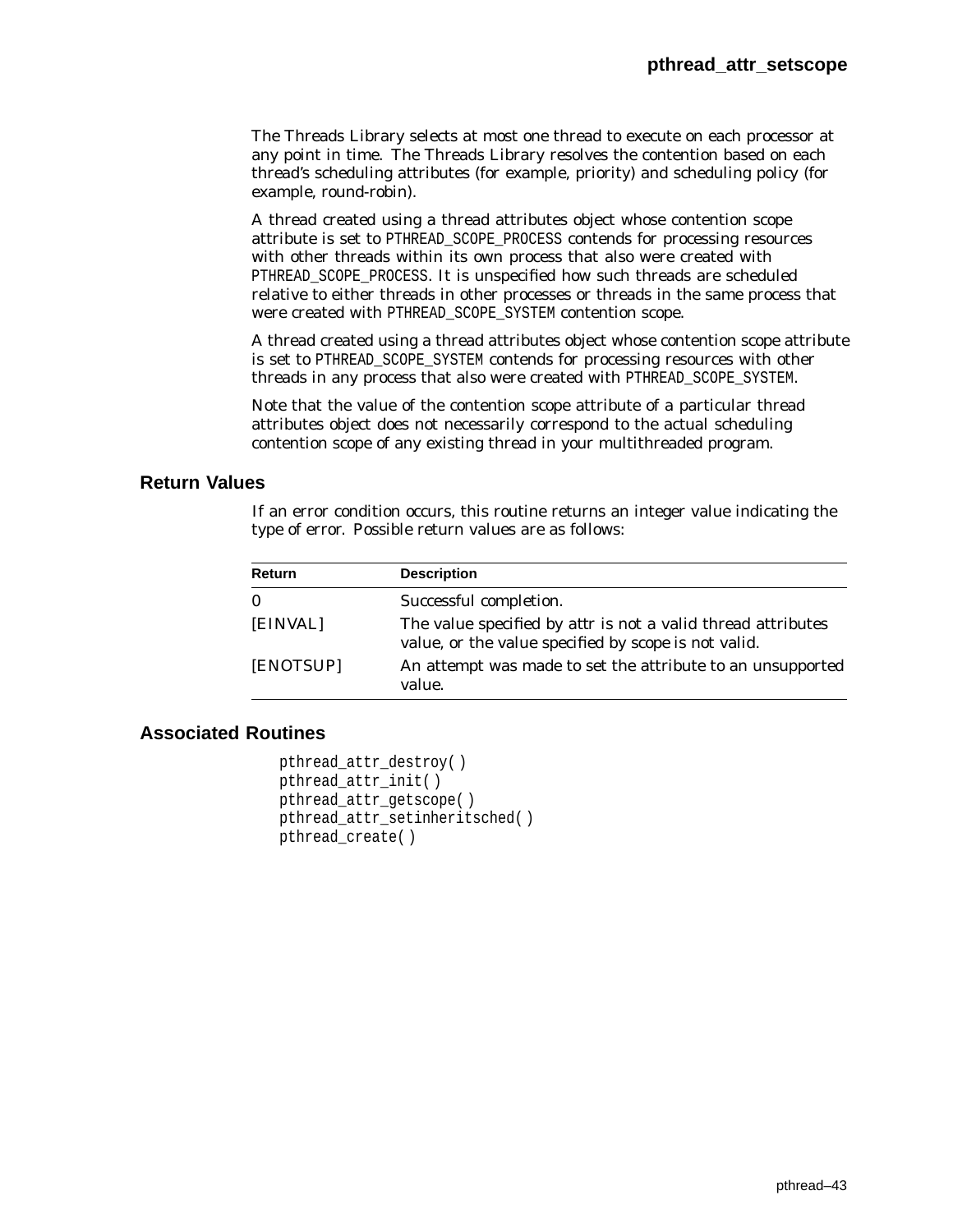The Threads Library selects at most one thread to execute on each processor at any point in time. The Threads Library resolves the contention based on each thread's scheduling attributes (for example, priority) and scheduling policy (for example, round-robin).

A thread created using a thread attributes object whose contention scope attribute is set to `PTHREAD_SCOPE_PROCESS` contends for processing resources with other threads within its own process that also were created with `PTHREAD_SCOPE_PROCESS`. It is unspecified how such threads are scheduled relative to either threads in other processes or threads in the same process that were created with `PTHREAD_SCOPE_SYSTEM` contention scope.

A thread created using a thread attributes object whose contention scope attribute is set to `PTHREAD_SCOPE_SYSTEM` contends for processing resources with other threads in any process that also were created with `PTHREAD_SCOPE_SYSTEM`.

Note that the value of the contention scope attribute of a particular thread attributes object does not necessarily correspond to the actual scheduling contention scope of any existing thread in your multithreaded program.

## Return Values

If an error condition occurs, this routine returns an integer value indicating the type of error. Possible return values are as follows:

| Return | Description |
|---|---|
| 0 | Successful completion. |
| [EINVAL] | The value specified by *attr* is not a valid thread attributes value, or the value specified by *scope* is not valid. |
| [ENOTSUP] | An attempt was made to set the attribute to an unsupported value. |

## Associated Routines

```
pthread_attr_destroy( )
pthread_attr_init( )
pthread_attr_getscope( )
pthread_attr_setinheritsched( )
pthread_create( )
```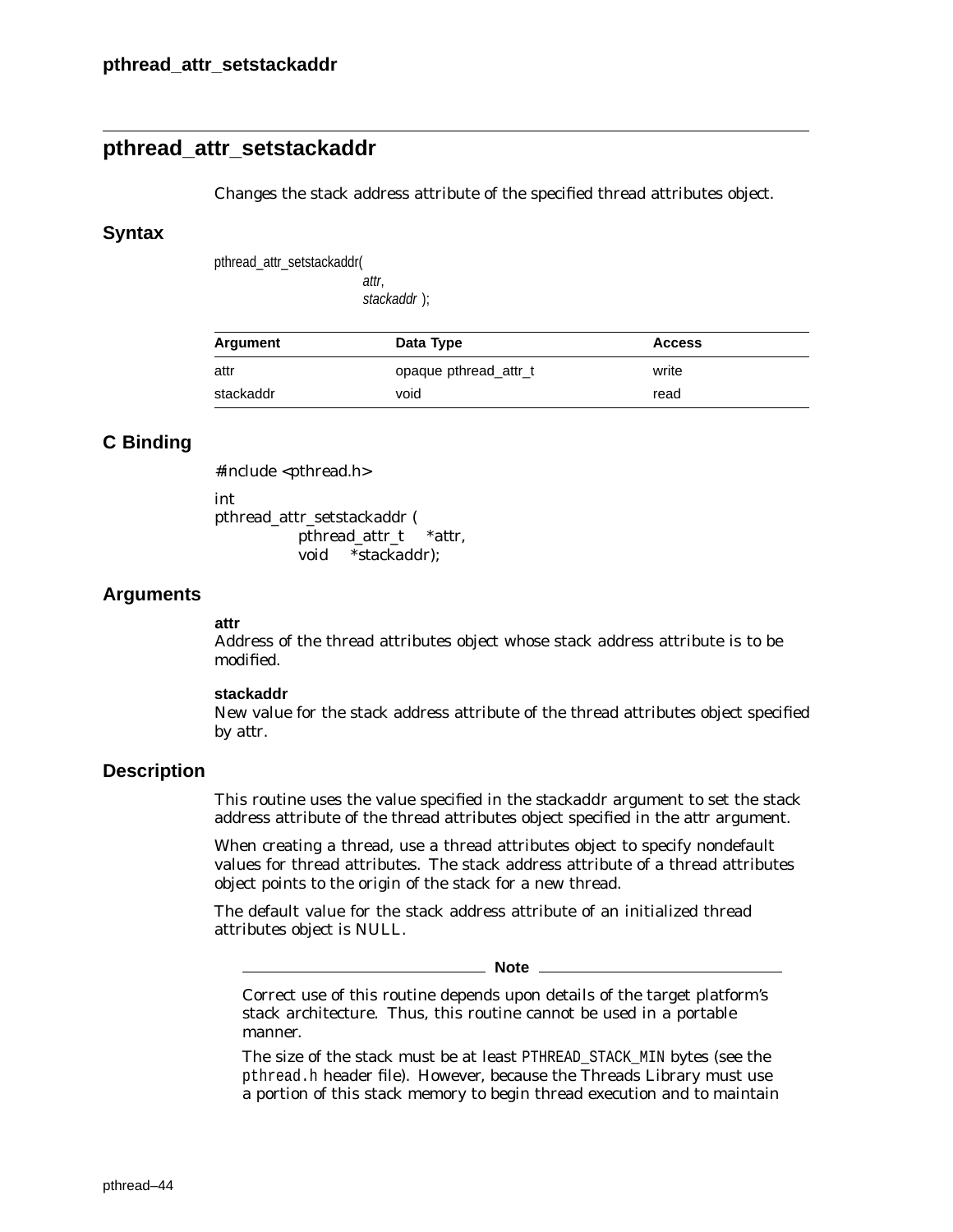## pthread_attr_setstackaddr

Changes the stack address attribute of the specified thread attributes object.

### Syntax

```
pthread_attr_setstackaddr(
                attr,
                stackaddr );
```

| Argument | Data Type | Access |
|---|---|---|
| attr | opaque pthread_attr_t | write |
| stackaddr | void | read |

### C Binding

```
#include <pthread.h>

int
pthread_attr_setstackaddr (
         pthread_attr_t    *attr,
         void    *stackaddr);
```

### Arguments

**attr**
Address of the thread attributes object whose stack address attribute is to be modified.

**stackaddr**
New value for the stack address attribute of the thread attributes object specified by attr.

### Description

This routine uses the value specified in the stackaddr argument to set the stack address attribute of the thread attributes object specified in the attr argument.

When creating a thread, use a thread attributes object to specify nondefault values for thread attributes. The stack address attribute of a thread attributes object points to the origin of the stack for a new thread.

The default value for the stack address attribute of an initialized thread attributes object is NULL.

**Note**

Correct use of this routine depends upon details of the target platform's stack architecture. Thus, this routine cannot be used in a portable manner.

The size of the stack must be at least `PTHREAD_STACK_MIN` bytes (see the `pthread.h` header file). However, because the Threads Library must use a portion of this stack memory to begin thread execution and to maintain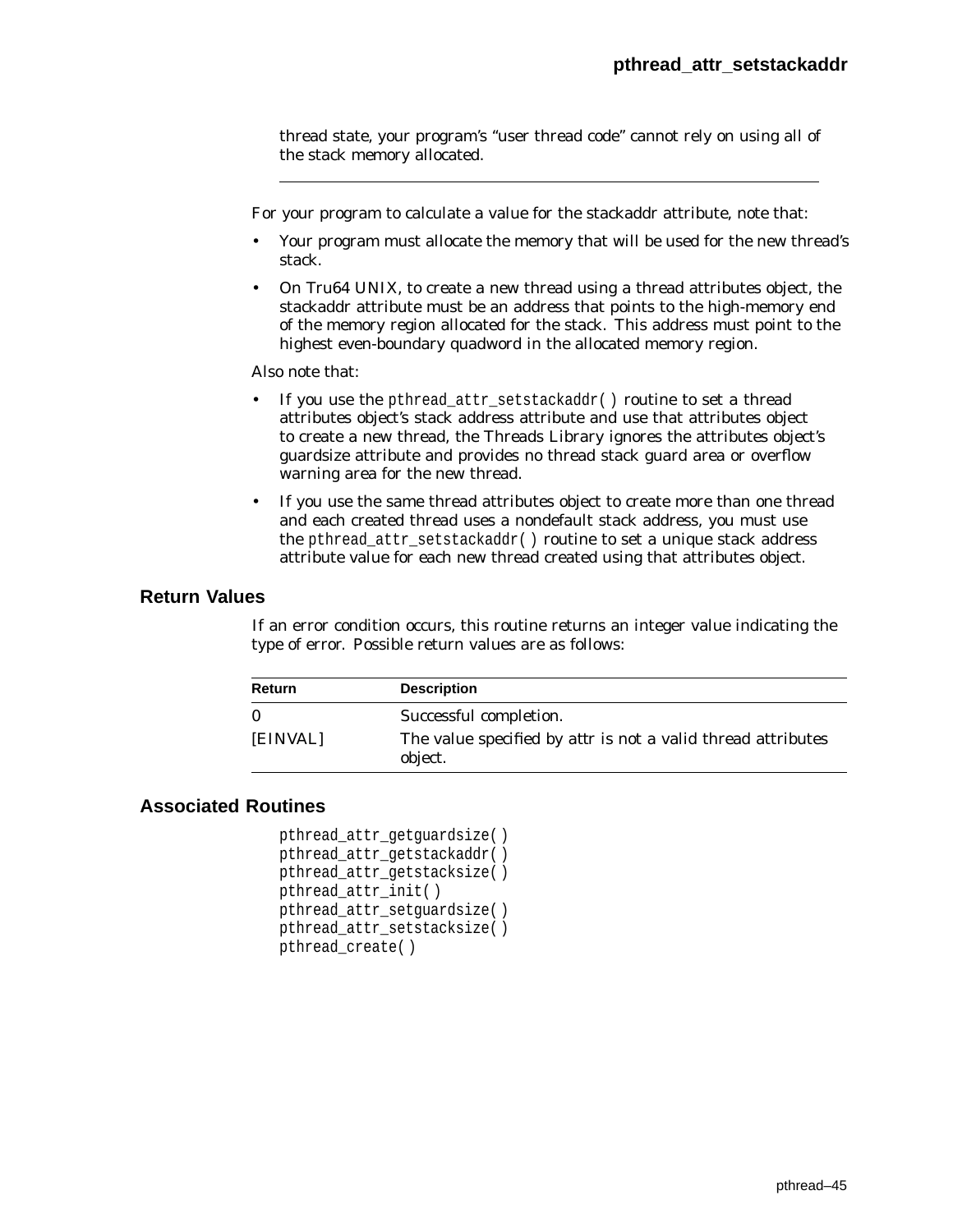thread state, your program's "user thread code" cannot rely on using all of the stack memory allocated.

---

For your program to calculate a value for the stackaddr attribute, note that:

- Your program must allocate the memory that will be used for the new thread's stack.
- On Tru64 UNIX, to create a new thread using a thread attributes object, the stackaddr attribute must be an address that points to the high-memory end of the memory region allocated for the stack. This address must point to the highest even-boundary quadword in the allocated memory region.

Also note that:

- If you use the `pthread_attr_setstackaddr( )` routine to set a thread attributes object's stack address attribute and use that attributes object to create a new thread, the Threads Library ignores the attributes object's guardsize attribute and provides no thread stack guard area or overflow warning area for the new thread.
- If you use the same thread attributes object to create more than one thread and each created thread uses a nondefault stack address, you must use the `pthread_attr_setstackaddr( )` routine to set a unique stack address attribute value for each new thread created using that attributes object.

## Return Values

If an error condition occurs, this routine returns an integer value indicating the type of error. Possible return values are as follows:

| Return | Description |
| --- | --- |
| 0 | Successful completion. |
| [EINVAL] | The value specified by attr is not a valid thread attributes object. |

## Associated Routines

```
pthread_attr_getguardsize( )
pthread_attr_getstackaddr( )
pthread_attr_getstacksize( )
pthread_attr_init( )
pthread_attr_setguardsize( )
pthread_attr_setstacksize( )
pthread_create( )
```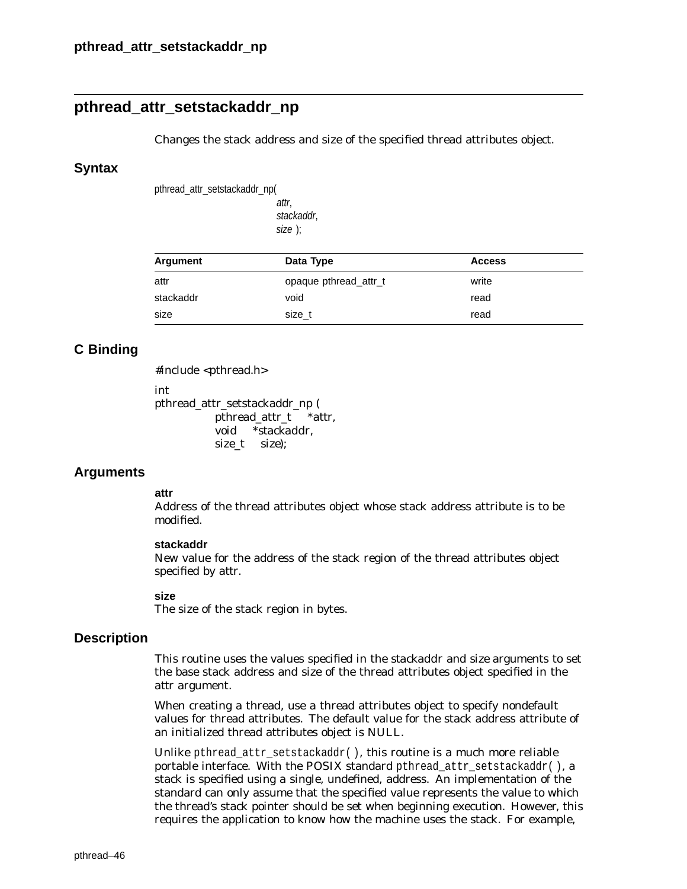## pthread_attr_setstackaddr_np

Changes the stack address and size of the specified thread attributes object.

### Syntax

```
pthread_attr_setstackaddr_np(
                    attr,
                    stackaddr,
                    size );
```

| Argument | Data Type | Access |
|---|---|---|
| attr | opaque pthread_attr_t | write |
| stackaddr | void | read |
| size | size_t | read |

### C Binding

```
#include <pthread.h>

int
pthread_attr_setstackaddr_np (
        pthread_attr_t    *attr,
        void    *stackaddr,
        size_t    size);
```

### Arguments

**attr**
Address of the thread attributes object whose stack address attribute is to be modified.

**stackaddr**
New value for the address of the stack region of the thread attributes object specified by attr.

**size**
The size of the stack region in bytes.

### Description

This routine uses the values specified in the stackaddr and size arguments to set the base stack address and size of the thread attributes object specified in the attr argument.

When creating a thread, use a thread attributes object to specify nondefault values for thread attributes. The default value for the stack address attribute of an initialized thread attributes object is NULL.

Unlike `pthread_attr_setstackaddr( )`, this routine is a much more reliable portable interface. With the POSIX standard `pthread_attr_setstackaddr( )`, a stack is specified using a single, undefined, address. An implementation of the standard can only assume that the specified value represents the value to which the thread's stack pointer should be set when beginning execution. However, this requires the application to know how the machine uses the stack. For example,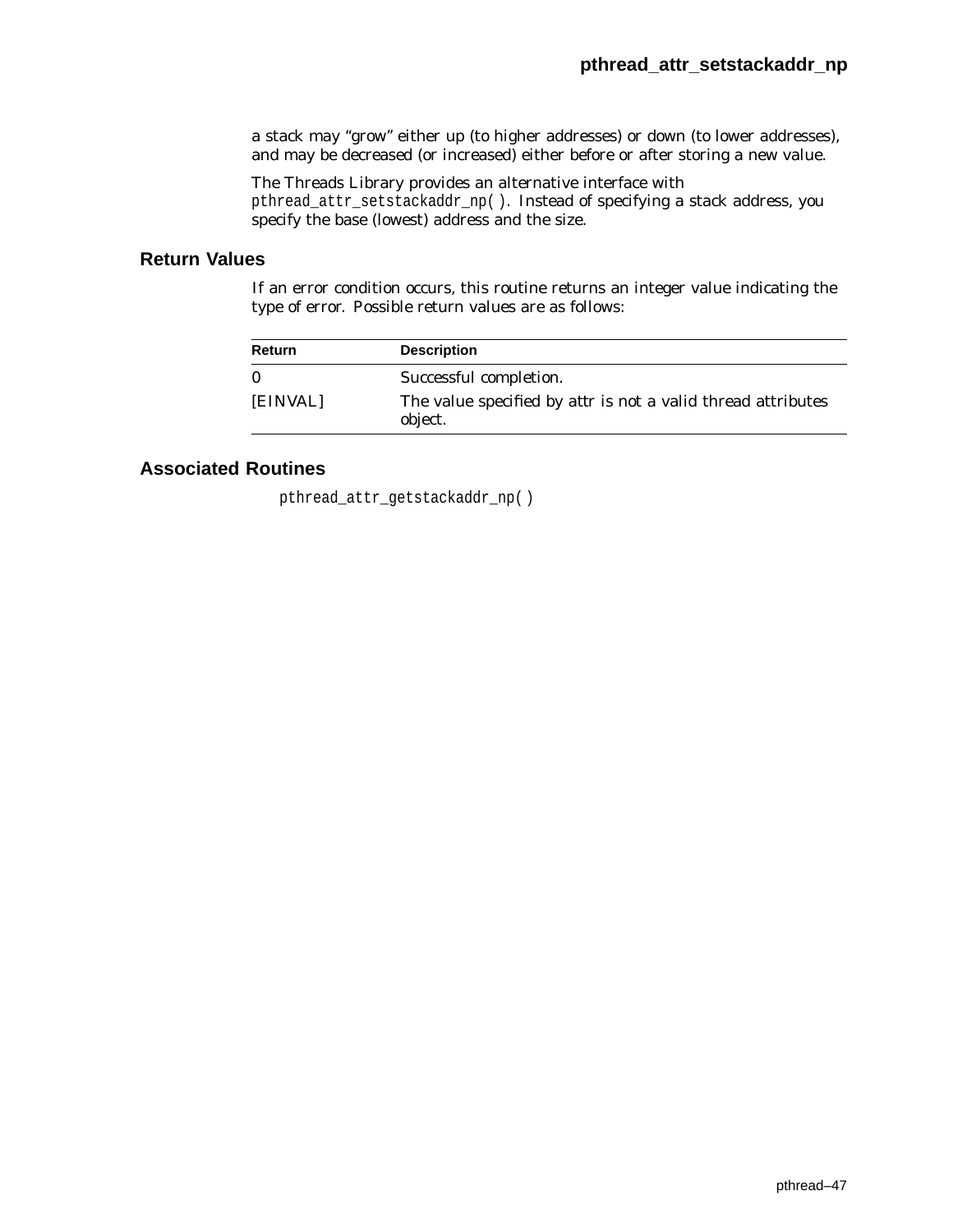a stack may “grow” either up (to higher addresses) or down (to lower addresses), and may be decreased (or increased) either before or after storing a new value.

The Threads Library provides an alternative interface with `pthread_attr_setstackaddr_np( )`. Instead of specifying a stack address, you specify the base (lowest) address and the size.

## Return Values

If an error condition occurs, this routine returns an integer value indicating the type of error. Possible return values are as follows:

| Return | Description |
|---|---|
| 0 | Successful completion. |
| [EINVAL] | The value specified by attr is not a valid thread attributes object. |

## Associated Routines

`pthread_attr_getstackaddr_np( )`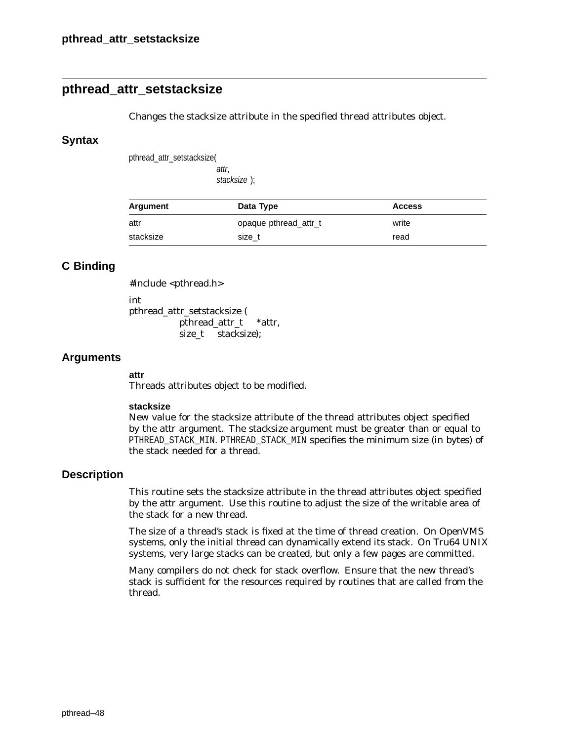## pthread_attr_setstacksize

Changes the stacksize attribute in the specified thread attributes object.

### Syntax

```
pthread_attr_setstacksize(
                attr,
                stacksize );
```

| Argument | Data Type | Access |
|---|---|---|
| attr | opaque pthread_attr_t | write |
| stacksize | size_t | read |

### C Binding

```
#include <pthread.h>

int
pthread_attr_setstacksize (
        pthread_attr_t    *attr,
        size_t    stacksize);
```

### Arguments

**attr**
Threads attributes object to be modified.

**stacksize**
New value for the stacksize attribute of the thread attributes object specified by the attr argument. The stacksize argument must be greater than or equal to `PTHREAD_STACK_MIN`. `PTHREAD_STACK_MIN` specifies the minimum size (in bytes) of the stack needed for a thread.

### Description

This routine sets the stacksize attribute in the thread attributes object specified by the attr argument. Use this routine to adjust the size of the writable area of the stack for a new thread.

The size of a thread's stack is fixed at the time of thread creation. On OpenVMS systems, only the initial thread can dynamically extend its stack. On Tru64 UNIX systems, very large stacks can be created, but only a few pages are committed.

Many compilers do not check for stack overflow. Ensure that the new thread's stack is sufficient for the resources required by routines that are called from the thread.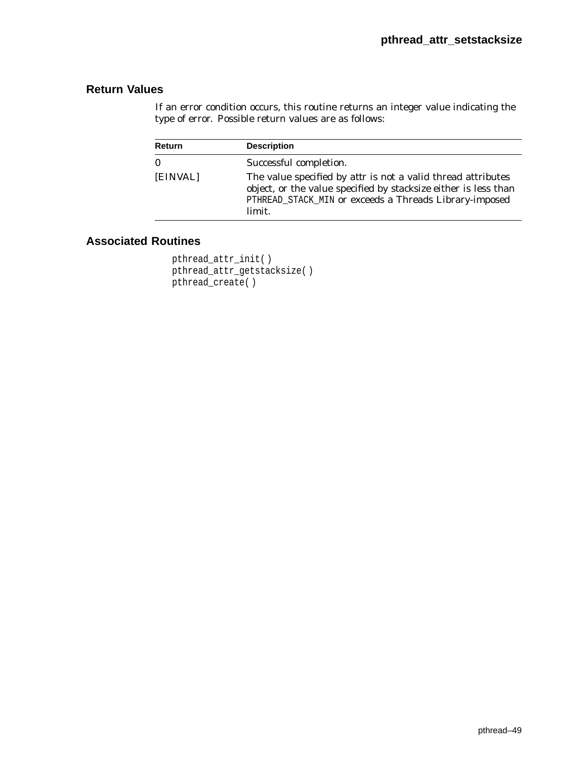## Return Values

If an error condition occurs, this routine returns an integer value indicating the type of error. Possible return values are as follows:

| Return | Description |
|---|---|
| 0 | Successful completion. |
| [EINVAL] | The value specified by attr is not a valid thread attributes object, or the value specified by stacksize either is less than `PTHREAD_STACK_MIN` or exceeds a Threads Library-imposed limit. |

## Associated Routines

```
pthread_attr_init( )
pthread_attr_getstacksize( )
pthread_create( )
```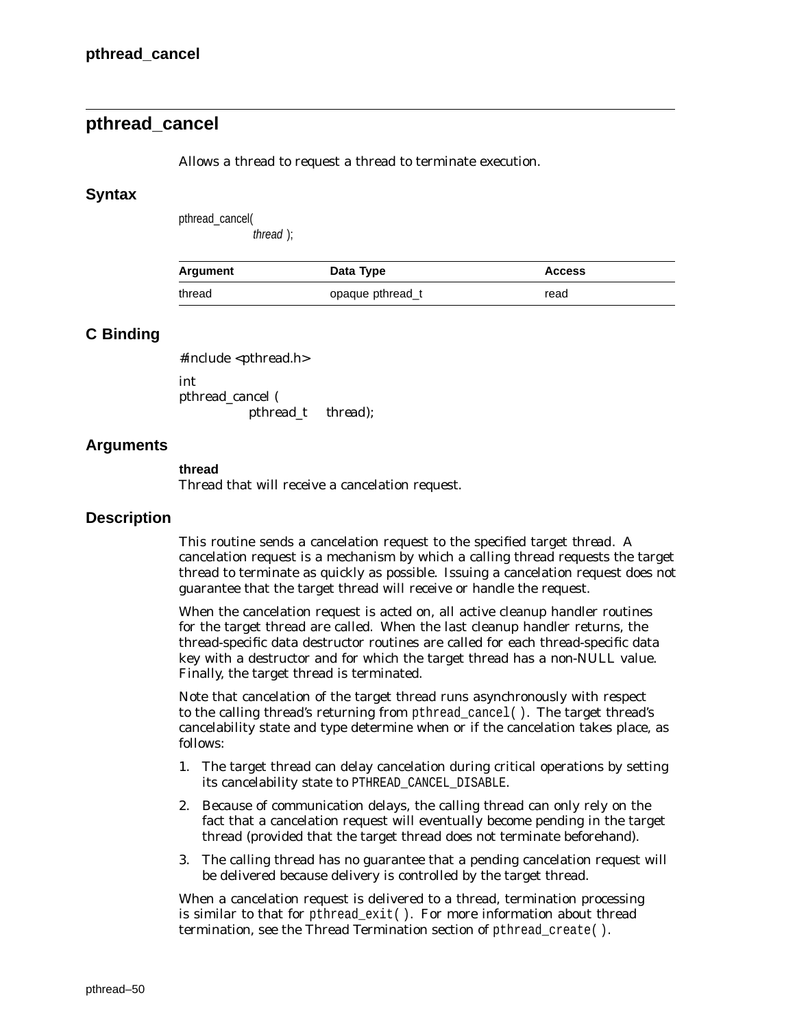## pthread_cancel

Allows a thread to request a thread to terminate execution.

### Syntax

```
pthread_cancel(
        thread );
```

| Argument | Data Type | Access |
| --- | --- | --- |
| thread | opaque pthread_t | read |

### C Binding

```
#include <pthread.h>

int
pthread_cancel (
        pthread_t    thread);
```

### Arguments

**thread**
Thread that will receive a cancelation request.

### Description

This routine sends a cancelation request to the specified target thread. A cancelation request is a mechanism by which a calling thread requests the target thread to terminate as quickly as possible. Issuing a cancelation request does not guarantee that the target thread will receive or handle the request.

When the cancelation request is acted on, all active cleanup handler routines for the target thread are called. When the last cleanup handler returns, the thread-specific data destructor routines are called for each thread-specific data key with a destructor and for which the target thread has a non-NULL value. Finally, the target thread is terminated.

Note that cancelation of the target thread runs asynchronously with respect to the calling thread's returning from `pthread_cancel( )`. The target thread's cancelability state and type determine when or if the cancelation takes place, as follows:

1. The target thread can delay cancelation during critical operations by setting its cancelability state to `PTHREAD_CANCEL_DISABLE`.
2. Because of communication delays, the calling thread can only rely on the fact that a cancelation request will eventually become pending in the target thread (provided that the target thread does not terminate beforehand).
3. The calling thread has no guarantee that a pending cancelation request will be delivered because delivery is controlled by the target thread.

When a cancelation request is delivered to a thread, termination processing is similar to that for `pthread_exit( )`. For more information about thread termination, see the Thread Termination section of `pthread_create( )`.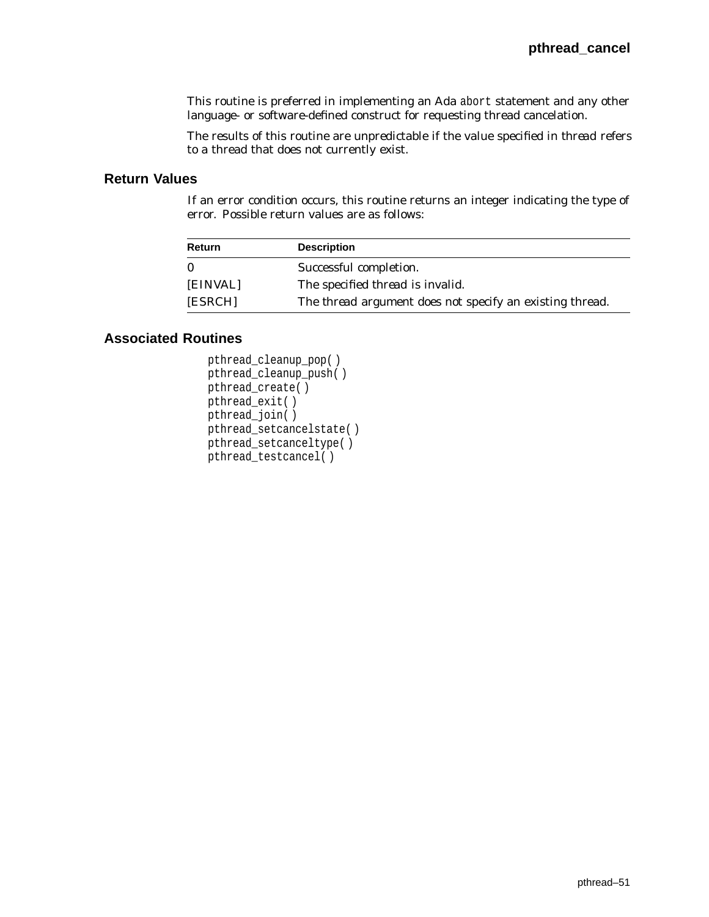This routine is preferred in implementing an Ada `abort` statement and any other language- or software-defined construct for requesting thread cancelation.

The results of this routine are unpredictable if the value specified in *thread* refers to a thread that does not currently exist.

## Return Values

If an error condition occurs, this routine returns an integer indicating the type of error. Possible return values are as follows:

| Return | Description |
|---|---|
| 0 | Successful completion. |
| [EINVAL] | The specified thread is invalid. |
| [ESRCH] | The *thread* argument does not specify an existing thread. |

## Associated Routines

```
pthread_cleanup_pop( )
pthread_cleanup_push( )
pthread_create( )
pthread_exit( )
pthread_join( )
pthread_setcancelstate( )
pthread_setcanceltype( )
pthread_testcancel( )
```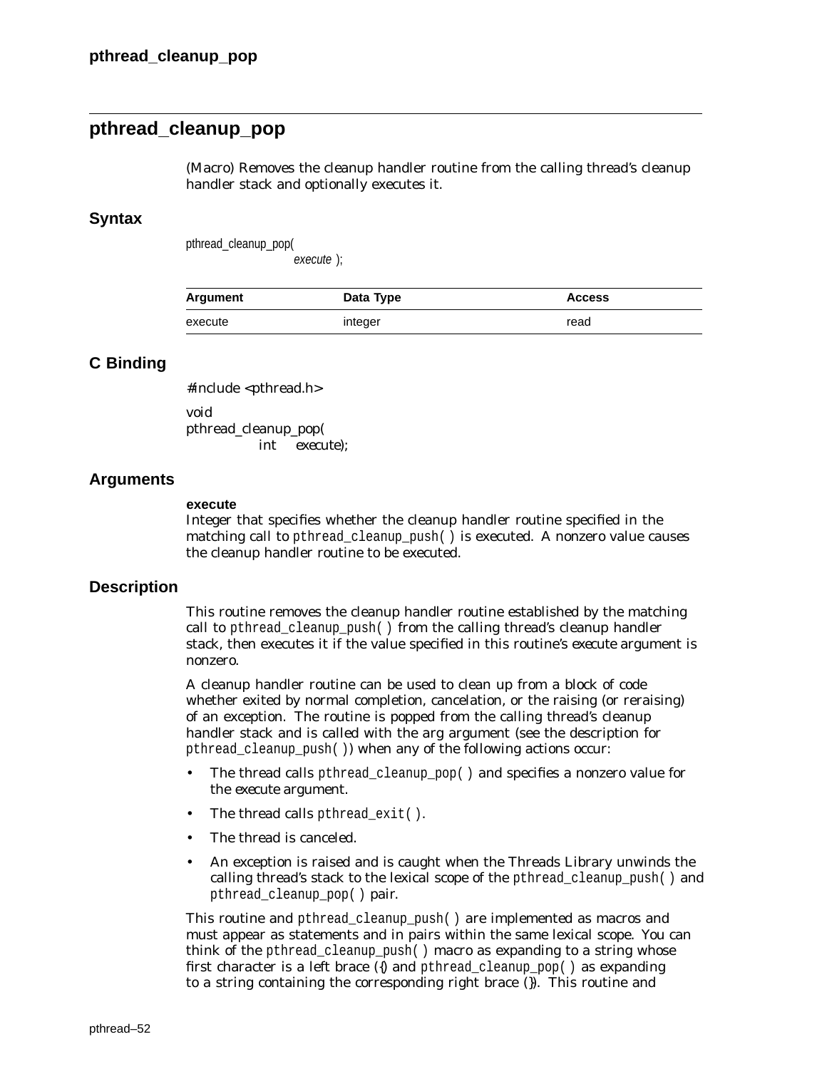## pthread_cleanup_pop

(Macro) Removes the cleanup handler routine from the calling thread's cleanup handler stack and optionally executes it.

### Syntax

```
pthread_cleanup_pop(
                execute );
```

| Argument | Data Type | Access |
|---|---|---|
| execute | integer | read |

### C Binding

```
#include <pthread.h>

void
pthread_cleanup_pop(
        int    execute);
```

### Arguments

**execute**
Integer that specifies whether the cleanup handler routine specified in the matching call to `pthread_cleanup_push( )` is executed. A nonzero value causes the cleanup handler routine to be executed.

### Description

This routine removes the cleanup handler routine established by the matching call to `pthread_cleanup_push( )` from the calling thread's cleanup handler stack, then executes it if the value specified in this routine's *execute* argument is nonzero.

A cleanup handler routine can be used to clean up from a block of code whether exited by normal completion, cancelation, or the raising (or reraising) of an exception. The routine is popped from the calling thread's cleanup handler stack and is called with the *arg* argument (see the description for `pthread_cleanup_push( )`) when any of the following actions occur:

- The thread calls `pthread_cleanup_pop( )` and specifies a nonzero value for the *execute* argument.
- The thread calls `pthread_exit( )`.
- The thread is canceled.
- An exception is raised and is caught when the Threads Library unwinds the calling thread's stack to the lexical scope of the `pthread_cleanup_push( )` and `pthread_cleanup_pop( )` pair.

This routine and `pthread_cleanup_push( )` are implemented as macros and must appear as statements and in pairs within the same lexical scope. You can think of the `pthread_cleanup_push( )` macro as expanding to a string whose first character is a left brace ({) and `pthread_cleanup_pop( )` as expanding to a string containing the corresponding right brace (}). This routine and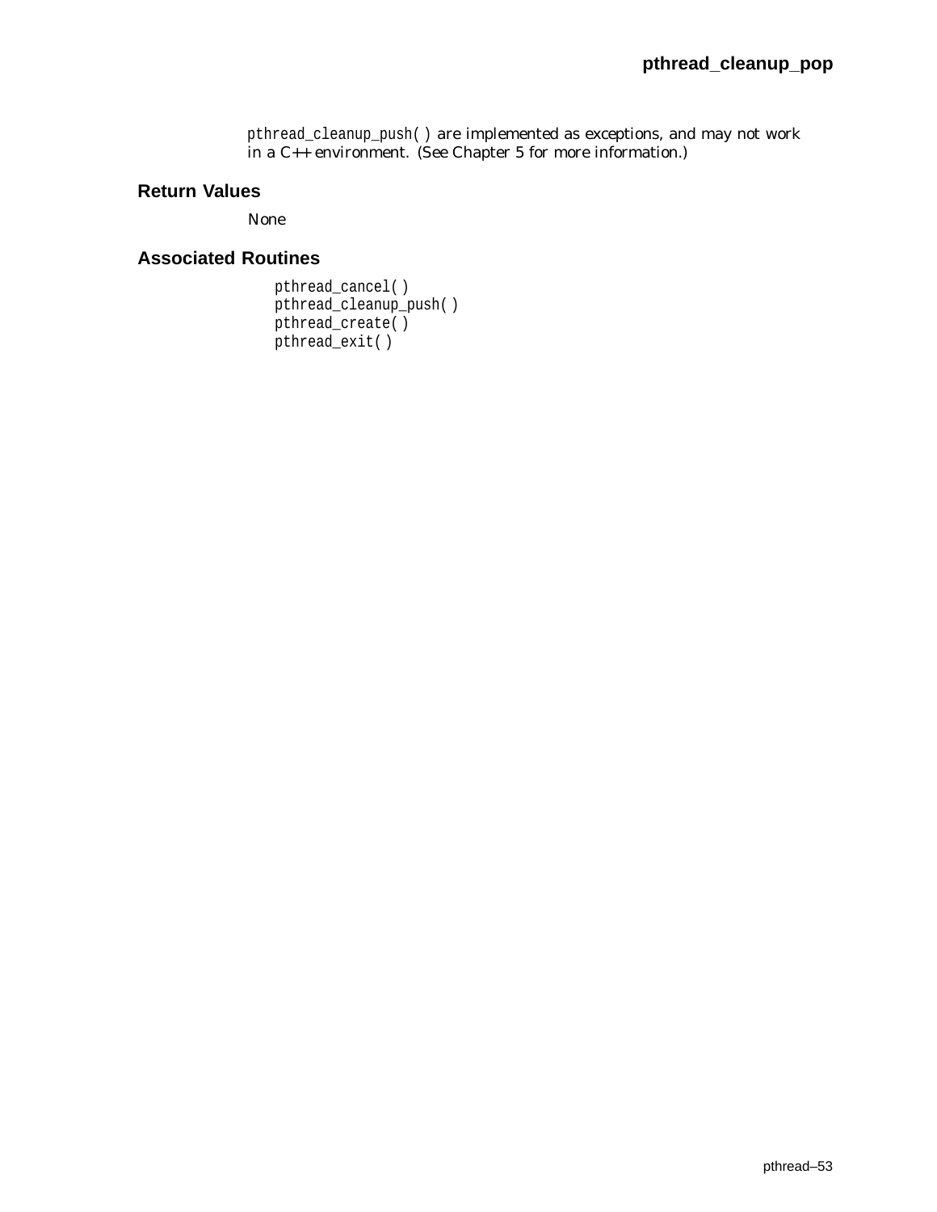`pthread_cleanup_push( )` are implemented as exceptions, and may not work in a C++ environment. (See Chapter 5 for more information.)

## Return Values

None

## Associated Routines

```
pthread_cancel( )
pthread_cleanup_push( )
pthread_create( )
pthread_exit( )
```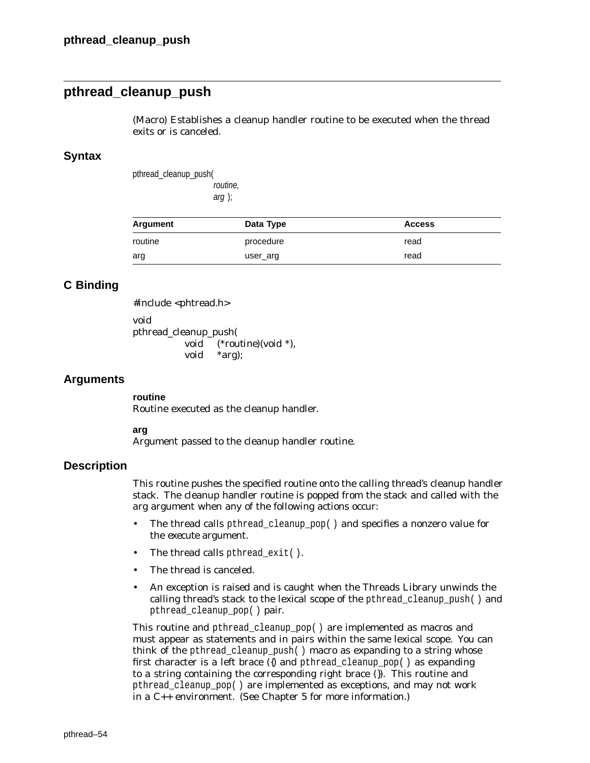## pthread_cleanup_push

(Macro) Establishes a cleanup handler routine to be executed when the thread exits or is canceled.

### Syntax

```
pthread_cleanup_push(
        routine,
        arg );
```

| Argument | Data Type | Access |
| --- | --- | --- |
| routine | procedure | read |
| arg | user_arg | read |

### C Binding

```
#include <pthread.h>

void
pthread_cleanup_push(
        void    (*routine)(void *),
        void    *arg);
```

### Arguments

**routine**
Routine executed as the cleanup handler.

**arg**
Argument passed to the cleanup handler routine.

### Description

This routine pushes the specified routine onto the calling thread's cleanup handler stack. The cleanup handler routine is popped from the stack and called with the arg argument when any of the following actions occur:

- The thread calls `pthread_cleanup_pop( )` and specifies a nonzero value for the execute argument.
- The thread calls `pthread_exit( )`.
- The thread is canceled.
- An exception is raised and is caught when the Threads Library unwinds the calling thread's stack to the lexical scope of the `pthread_cleanup_push( )` and `pthread_cleanup_pop( )` pair.

This routine and `pthread_cleanup_pop( )` are implemented as macros and must appear as statements and in pairs within the same lexical scope. You can think of the `pthread_cleanup_push( )` macro as expanding to a string whose first character is a left brace ({) and `pthread_cleanup_pop( )` as expanding to a string containing the corresponding right brace (}). This routine and `pthread_cleanup_pop( )` are implemented as exceptions, and may not work in a C++ environment. (See Chapter 5 for more information.)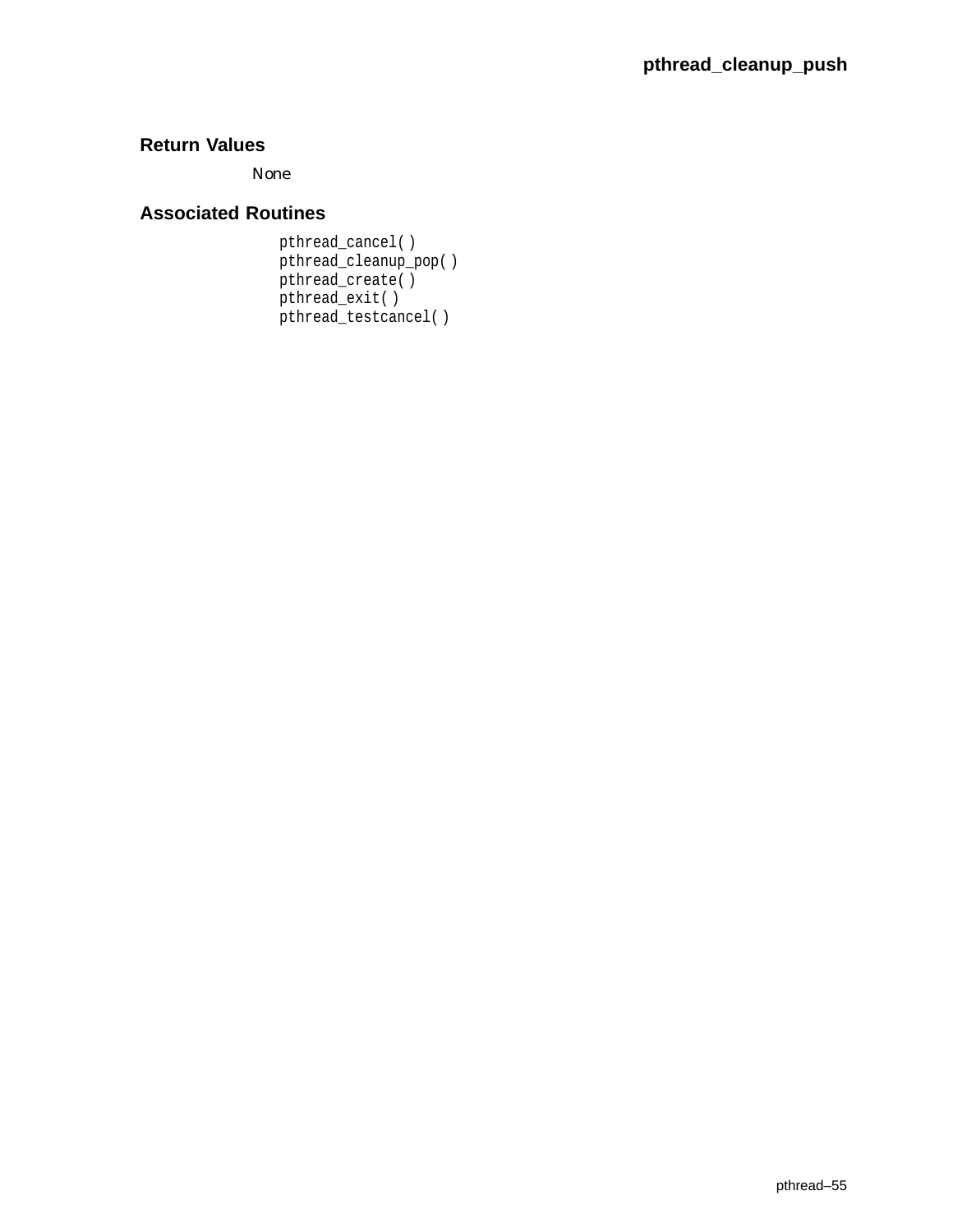## Return Values

None

## Associated Routines

```
pthread_cancel( )
pthread_cleanup_pop( )
pthread_create( )
pthread_exit( )
pthread_testcancel( )
```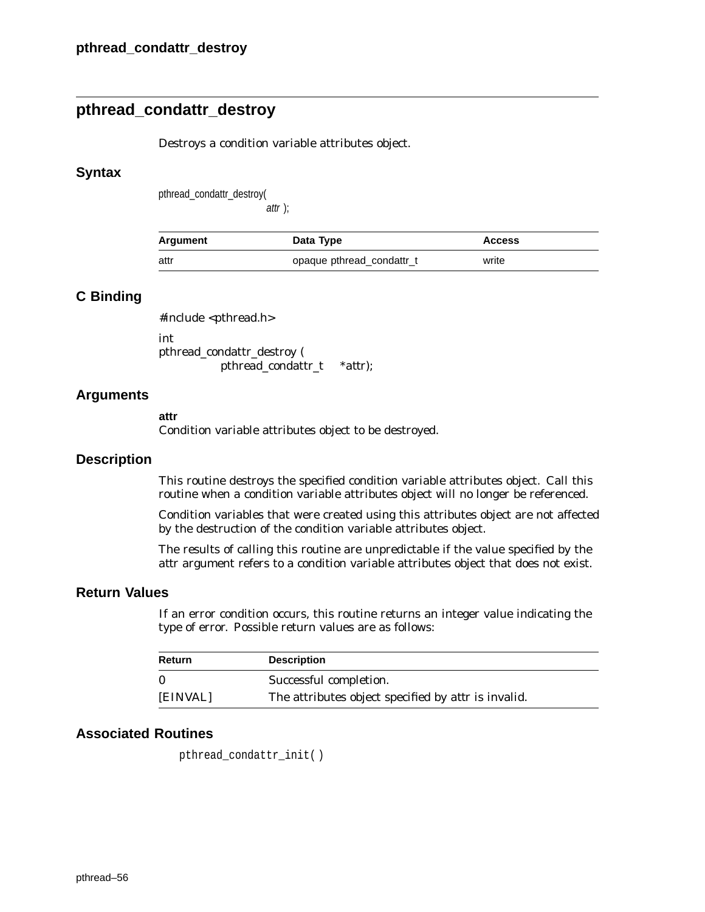## pthread_condattr_destroy

Destroys a condition variable attributes object.

### Syntax

```
pthread_condattr_destroy(
                    attr );
```

| Argument | Data Type | Access |
|---|---|---|
| attr | opaque pthread_condattr_t | write |

### C Binding

```
#include <pthread.h>

int
pthread_condattr_destroy (
          pthread_condattr_t    *attr);
```

### Arguments

**attr**
Condition variable attributes object to be destroyed.

### Description

This routine destroys the specified condition variable attributes object. Call this routine when a condition variable attributes object will no longer be referenced.

Condition variables that were created using this attributes object are not affected by the destruction of the condition variable attributes object.

The results of calling this routine are unpredictable if the value specified by the attr argument refers to a condition variable attributes object that does not exist.

### Return Values

If an error condition occurs, this routine returns an integer value indicating the type of error. Possible return values are as follows:

| Return | Description |
|---|---|
| 0 | Successful completion. |
| [EINVAL] | The attributes object specified by attr is invalid. |

### Associated Routines

pthread_condattr_init( )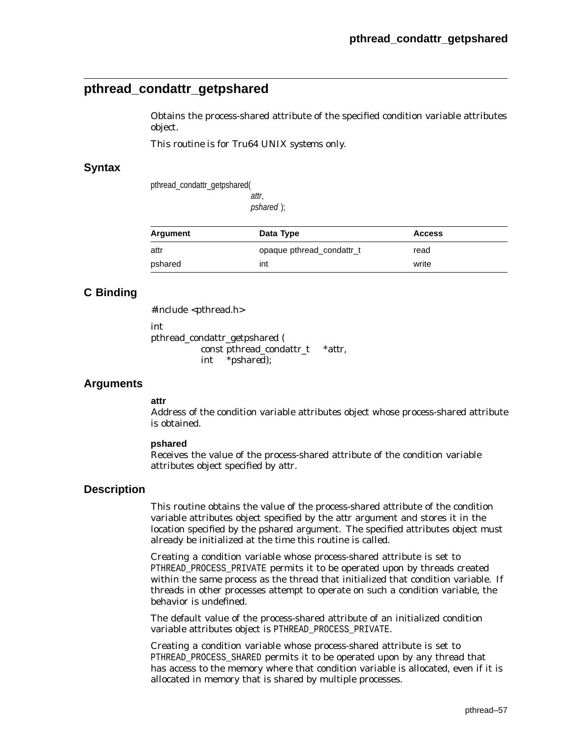## pthread_condattr_getpshared

Obtains the process-shared attribute of the specified condition variable attributes object.

This routine is for Tru64 UNIX systems only.

### Syntax

```
pthread_condattr_getpshared(
                    attr,
                    pshared );
```

| Argument | Data Type | Access |
|---|---|---|
| attr | opaque pthread_condattr_t | read |
| pshared | int | write |

### C Binding

```
#include <pthread.h>

int
pthread_condattr_getpshared (
        const pthread_condattr_t    *attr,
        int    *pshared);
```

### Arguments

**attr**
Address of the condition variable attributes object whose process-shared attribute is obtained.

**pshared**
Receives the value of the process-shared attribute of the condition variable attributes object specified by attr.

### Description

This routine obtains the value of the process-shared attribute of the condition variable attributes object specified by the attr argument and stores it in the location specified by the pshared argument. The specified attributes object must already be initialized at the time this routine is called.

Creating a condition variable whose process-shared attribute is set to PTHREAD_PROCESS_PRIVATE permits it to be operated upon by threads created within the same process as the thread that initialized that condition variable. If threads in other processes attempt to operate on such a condition variable, the behavior is undefined.

The default value of the process-shared attribute of an initialized condition variable attributes object is PTHREAD_PROCESS_PRIVATE.

Creating a condition variable whose process-shared attribute is set to PTHREAD_PROCESS_SHARED permits it to be operated upon by any thread that has access to the memory where that condition variable is allocated, even if it is allocated in memory that is shared by multiple processes.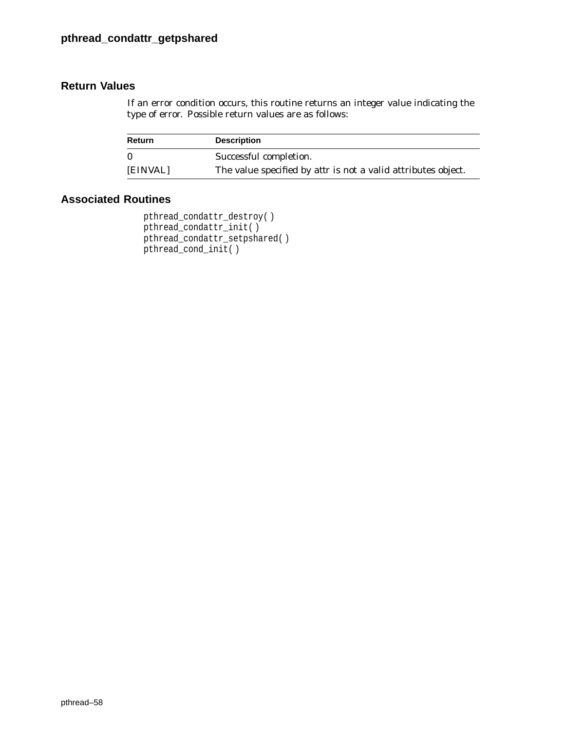## Return Values

If an error condition occurs, this routine returns an integer value indicating the type of error. Possible return values are as follows:

| Return | Description |
| --- | --- |
| 0 | Successful completion. |
| [EINVAL] | The value specified by attr is not a valid attributes object. |

## Associated Routines

```
pthread_condattr_destroy( )
pthread_condattr_init( )
pthread_condattr_setpshared( )
pthread_cond_init( )
```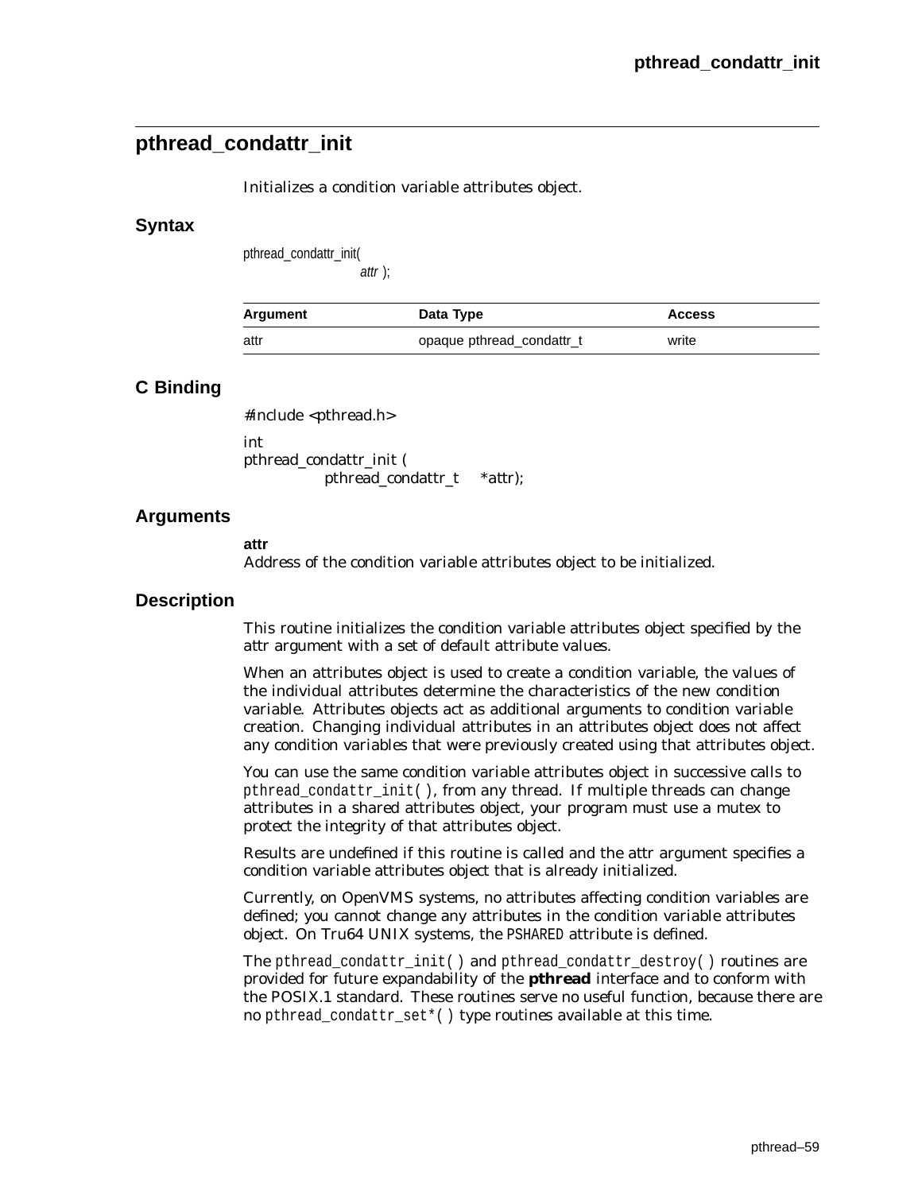## pthread_condattr_init

Initializes a condition variable attributes object.

### Syntax

```
pthread_condattr_init(
            attr );
```

| Argument | Data Type | Access |
| --- | --- | --- |
| attr | opaque pthread_condattr_t | write |

### C Binding

```
#include <pthread.h>

int
pthread_condattr_init (
        pthread_condattr_t    *attr);
```

### Arguments

**attr**
Address of the condition variable attributes object to be initialized.

### Description

This routine initializes the condition variable attributes object specified by the attr argument with a set of default attribute values.

When an attributes object is used to create a condition variable, the values of the individual attributes determine the characteristics of the new condition variable. Attributes objects act as additional arguments to condition variable creation. Changing individual attributes in an attributes object does not affect any condition variables that were previously created using that attributes object.

You can use the same condition variable attributes object in successive calls to `pthread_condattr_init( )`, from any thread. If multiple threads can change attributes in a shared attributes object, your program must use a mutex to protect the integrity of that attributes object.

Results are undefined if this routine is called and the attr argument specifies a condition variable attributes object that is already initialized.

Currently, on OpenVMS systems, no attributes affecting condition variables are defined; you cannot change any attributes in the condition variable attributes object. On Tru64 UNIX systems, the `PSHARED` attribute is defined.

The `pthread_condattr_init( )` and `pthread_condattr_destroy( )` routines are provided for future expandability of the **pthread** interface and to conform with the POSIX.1 standard. These routines serve no useful function, because there are no `pthread_condattr_set*( )` type routines available at this time.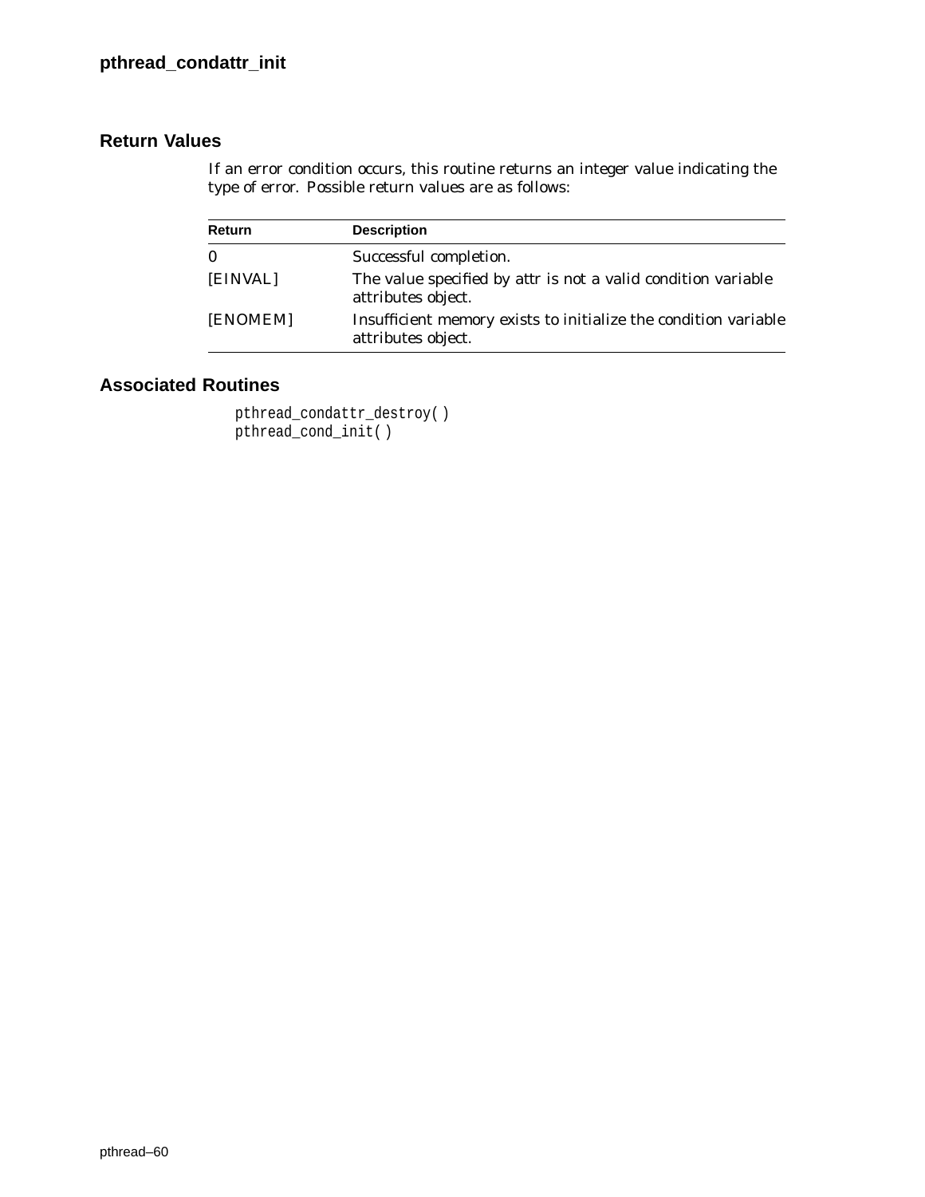## Return Values

If an error condition occurs, this routine returns an integer value indicating the type of error. Possible return values are as follows:

| Return | Description |
|---|---|
| 0 | Successful completion. |
| [EINVAL] | The value specified by attr is not a valid condition variable attributes object. |
| [ENOMEM] | Insufficient memory exists to initialize the condition variable attributes object. |

## Associated Routines

```
pthread_condattr_destroy( )
pthread_cond_init( )
```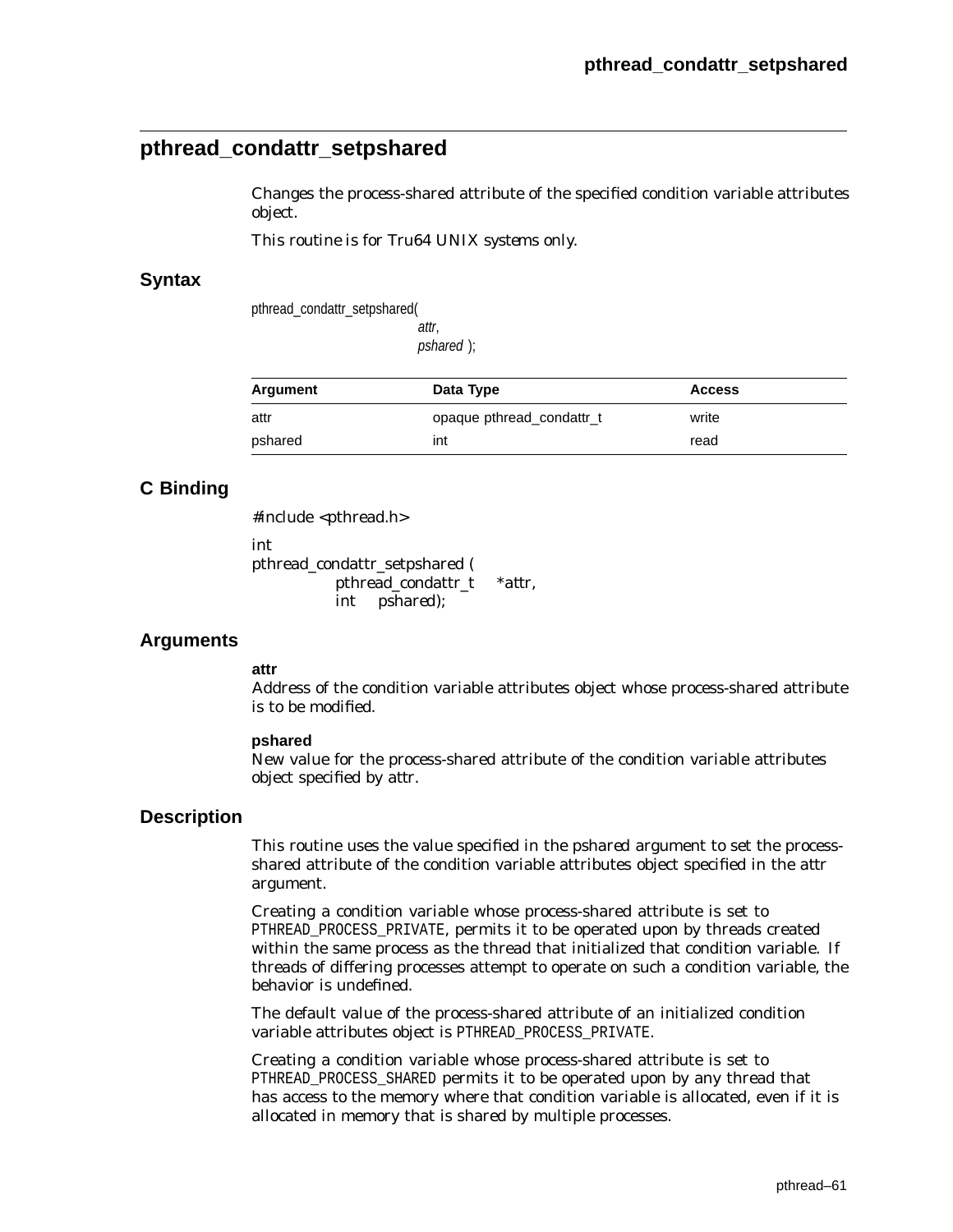## pthread_condattr_setpshared

Changes the process-shared attribute of the specified condition variable attributes object.

This routine is for Tru64 UNIX systems only.

### Syntax

```
pthread_condattr_setpshared(
                        attr,
                        pshared );
```

| Argument | Data Type | Access |
|---|---|---|
| attr | opaque pthread_condattr_t | write |
| pshared | int | read |

### C Binding

```
#include <pthread.h>

int
pthread_condattr_setpshared (
            pthread_condattr_t     *attr,
            int     pshared);
```

### Arguments

**attr**
Address of the condition variable attributes object whose process-shared attribute is to be modified.

**pshared**
New value for the process-shared attribute of the condition variable attributes object specified by attr.

### Description

This routine uses the value specified in the pshared argument to set the process-shared attribute of the condition variable attributes object specified in the attr argument.

Creating a condition variable whose process-shared attribute is set to PTHREAD_PROCESS_PRIVATE, permits it to be operated upon by threads created within the same process as the thread that initialized that condition variable. If threads of differing processes attempt to operate on such a condition variable, the behavior is undefined.

The default value of the process-shared attribute of an initialized condition variable attributes object is PTHREAD_PROCESS_PRIVATE.

Creating a condition variable whose process-shared attribute is set to PTHREAD_PROCESS_SHARED permits it to be operated upon by any thread that has access to the memory where that condition variable is allocated, even if it is allocated in memory that is shared by multiple processes.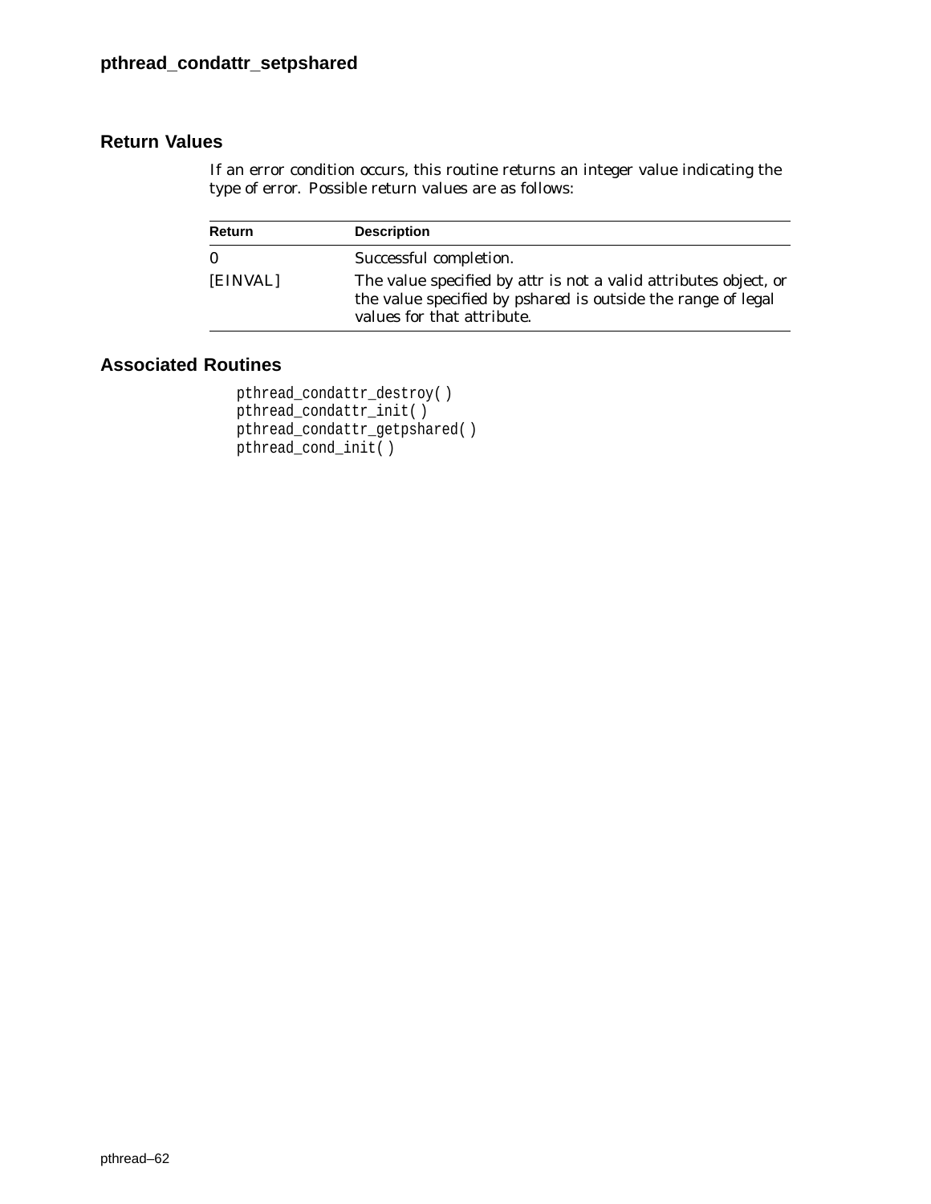## Return Values

If an error condition occurs, this routine returns an integer value indicating the type of error. Possible return values are as follows:

| Return | Description |
| --- | --- |
| 0 | Successful completion. |
| [EINVAL] | The value specified by attr is not a valid attributes object, or the value specified by pshared is outside the range of legal values for that attribute. |

## Associated Routines

```
pthread_condattr_destroy( )
pthread_condattr_init( )
pthread_condattr_getpshared( )
pthread_cond_init( )
```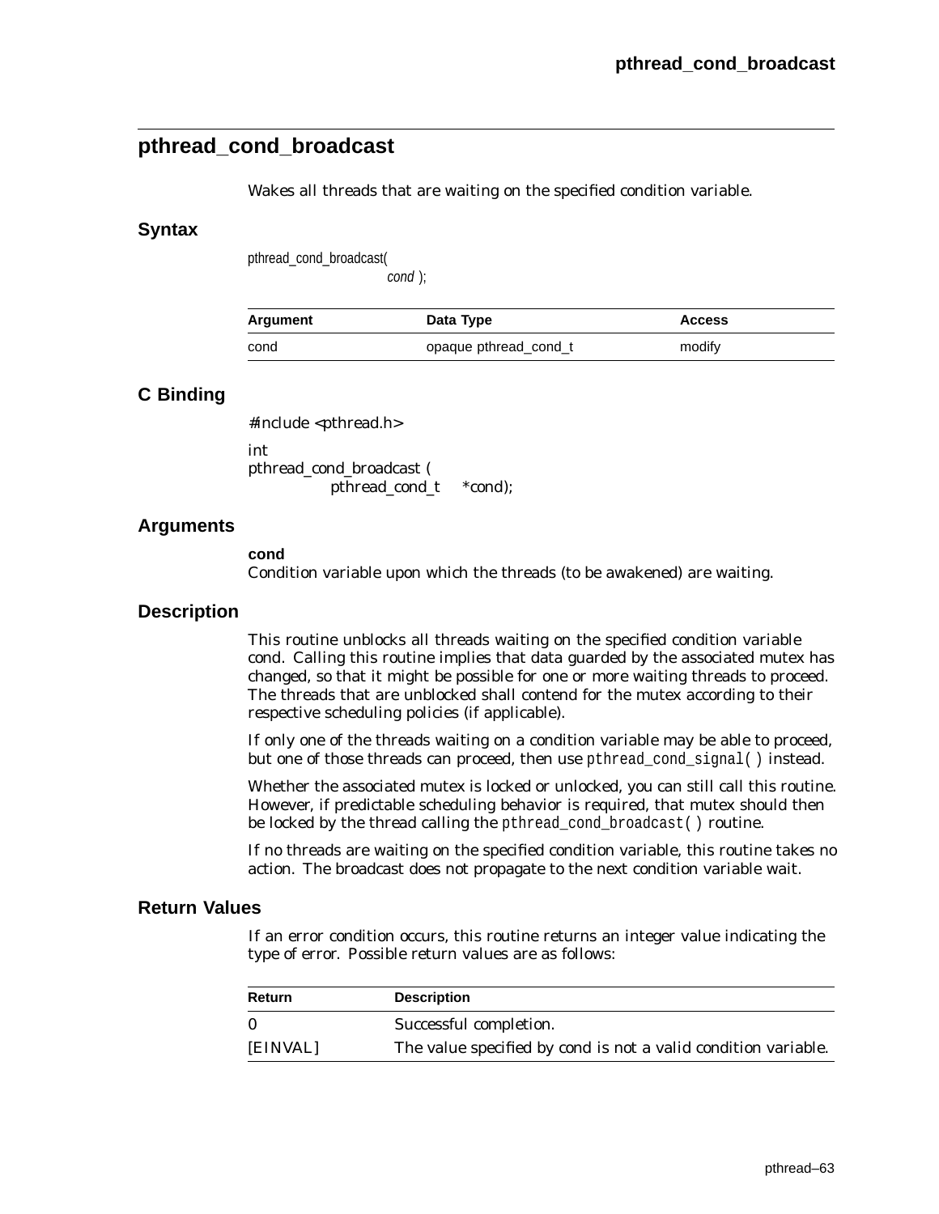## pthread_cond_broadcast

Wakes all threads that are waiting on the specified condition variable.

### Syntax

```
pthread_cond_broadcast(
                    cond );
```

| Argument | Data Type | Access |
|---|---|---|
| cond | opaque pthread_cond_t | modify |

### C Binding

```
#include <pthread.h>

int
pthread_cond_broadcast (
            pthread_cond_t    *cond);
```

### Arguments

**cond**
Condition variable upon which the threads (to be awakened) are waiting.

### Description

This routine unblocks all threads waiting on the specified condition variable cond. Calling this routine implies that data guarded by the associated mutex has changed, so that it might be possible for one or more waiting threads to proceed. The threads that are unblocked shall contend for the mutex according to their respective scheduling policies (if applicable).

If only one of the threads waiting on a condition variable may be able to proceed, but one of those threads can proceed, then use `pthread_cond_signal( )` instead.

Whether the associated mutex is locked or unlocked, you can still call this routine. However, if predictable scheduling behavior is required, that mutex should then be locked by the thread calling the `pthread_cond_broadcast( )` routine.

If no threads are waiting on the specified condition variable, this routine takes no action. The broadcast does not propagate to the next condition variable wait.

### Return Values

If an error condition occurs, this routine returns an integer value indicating the type of error. Possible return values are as follows:

| Return | Description |
|---|---|
| 0 | Successful completion. |
| [EINVAL] | The value specified by cond is not a valid condition variable. |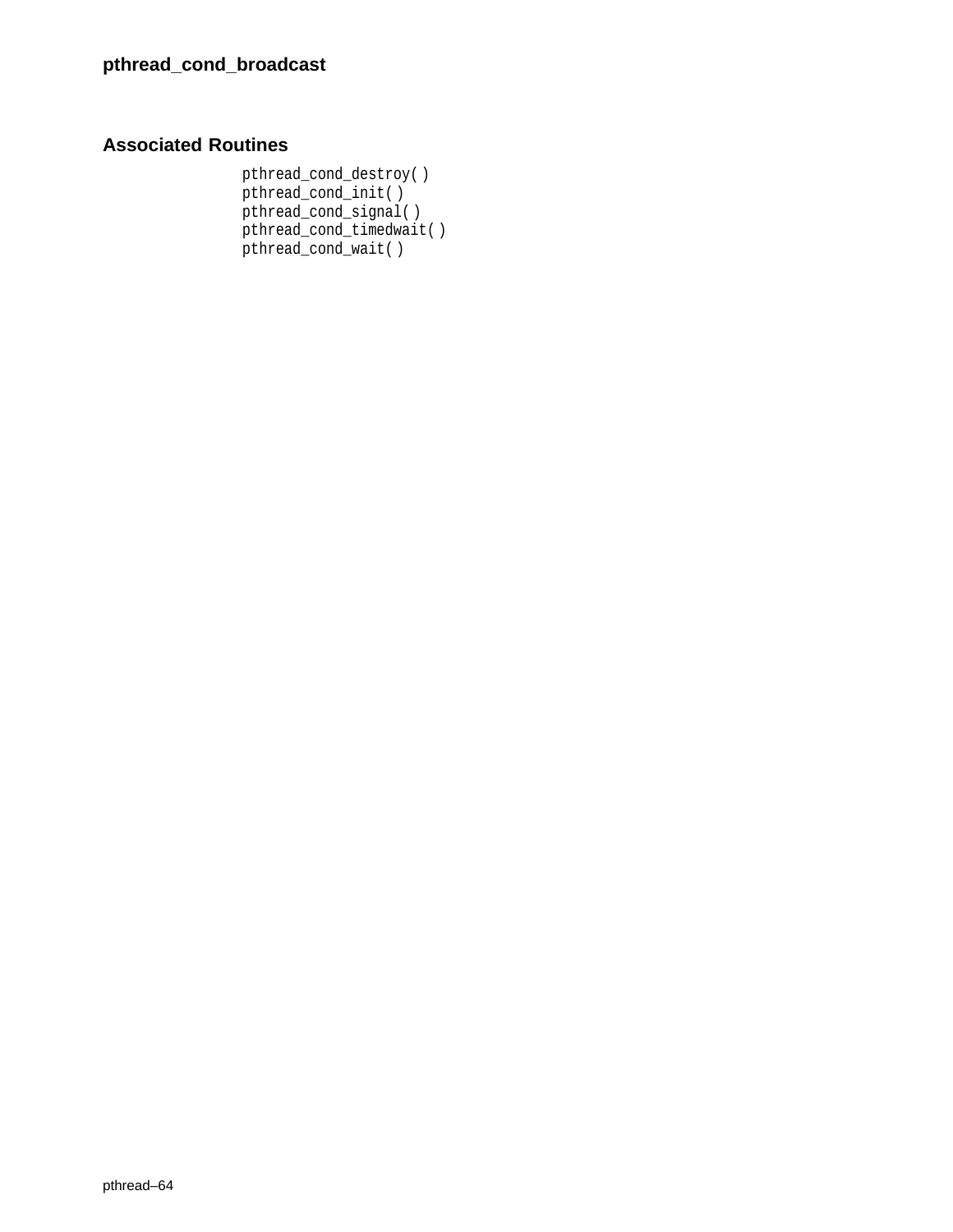## Associated Routines

```
pthread_cond_destroy( )
pthread_cond_init( )
pthread_cond_signal( )
pthread_cond_timedwait( )
pthread_cond_wait( )
```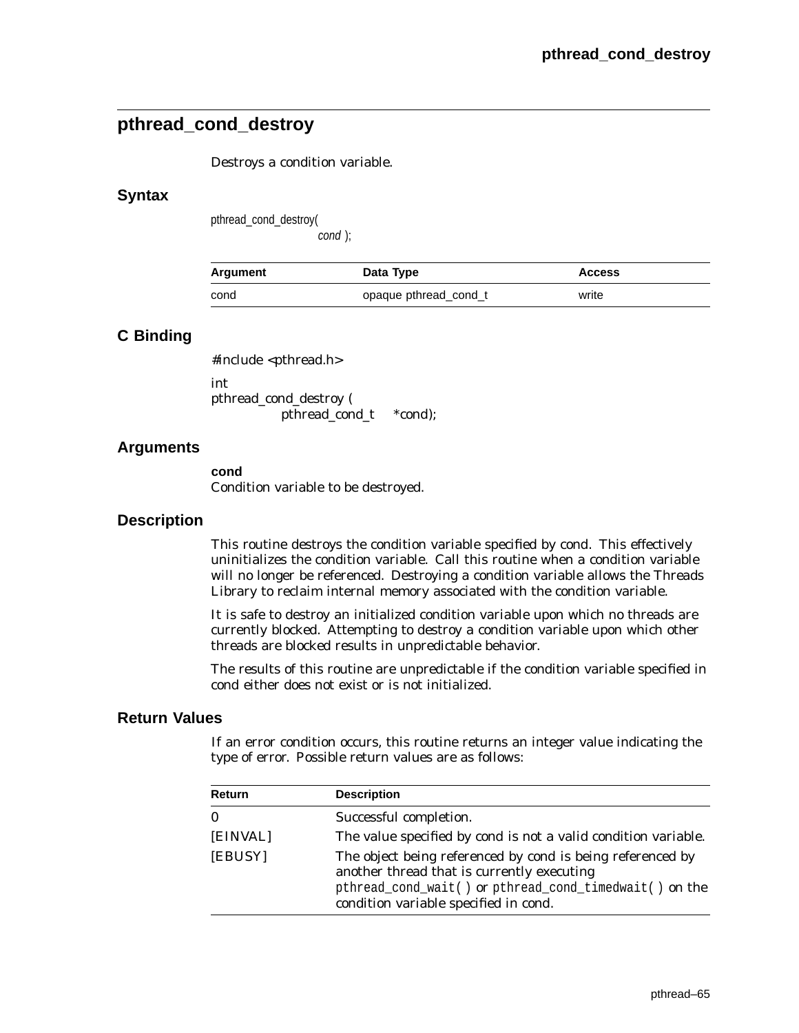## pthread_cond_destroy

Destroys a condition variable.

### Syntax

```
pthread_cond_destroy(
                    cond );
```

| Argument | Data Type | Access |
|---|---|---|
| cond | opaque pthread_cond_t | write |

### C Binding

```
#include <pthread.h>

int
pthread_cond_destroy (
          pthread_cond_t    *cond);
```

### Arguments

**cond**
Condition variable to be destroyed.

### Description

This routine destroys the condition variable specified by cond. This effectively uninitializes the condition variable. Call this routine when a condition variable will no longer be referenced. Destroying a condition variable allows the Threads Library to reclaim internal memory associated with the condition variable.

It is safe to destroy an initialized condition variable upon which no threads are currently blocked. Attempting to destroy a condition variable upon which other threads are blocked results in unpredictable behavior.

The results of this routine are unpredictable if the condition variable specified in cond either does not exist or is not initialized.

### Return Values

If an error condition occurs, this routine returns an integer value indicating the type of error. Possible return values are as follows:

| Return | Description |
|---|---|
| 0 | Successful completion. |
| [EINVAL] | The value specified by cond is not a valid condition variable. |
| [EBUSY] | The object being referenced by cond is being referenced by another thread that is currently executing `pthread_cond_wait( )` or `pthread_cond_timedwait( )` on the condition variable specified in cond. |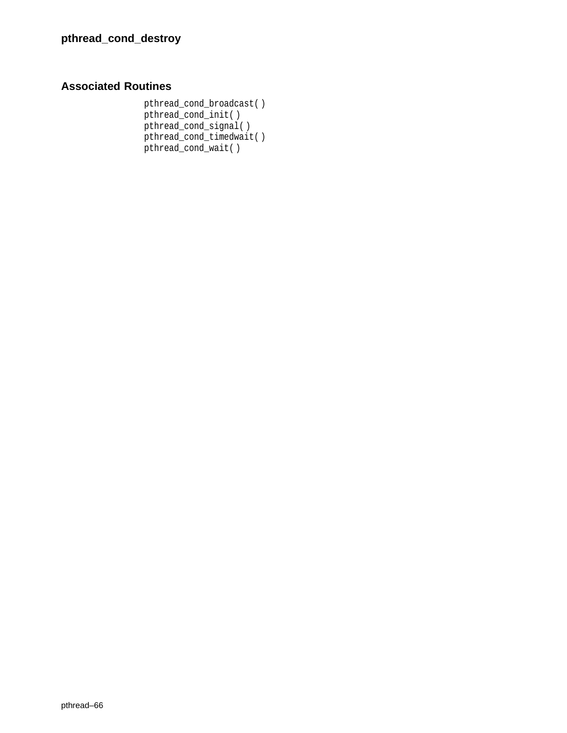## Associated Routines

pthread_cond_broadcast( )
pthread_cond_init( )
pthread_cond_signal( )
pthread_cond_timedwait( )
pthread_cond_wait( )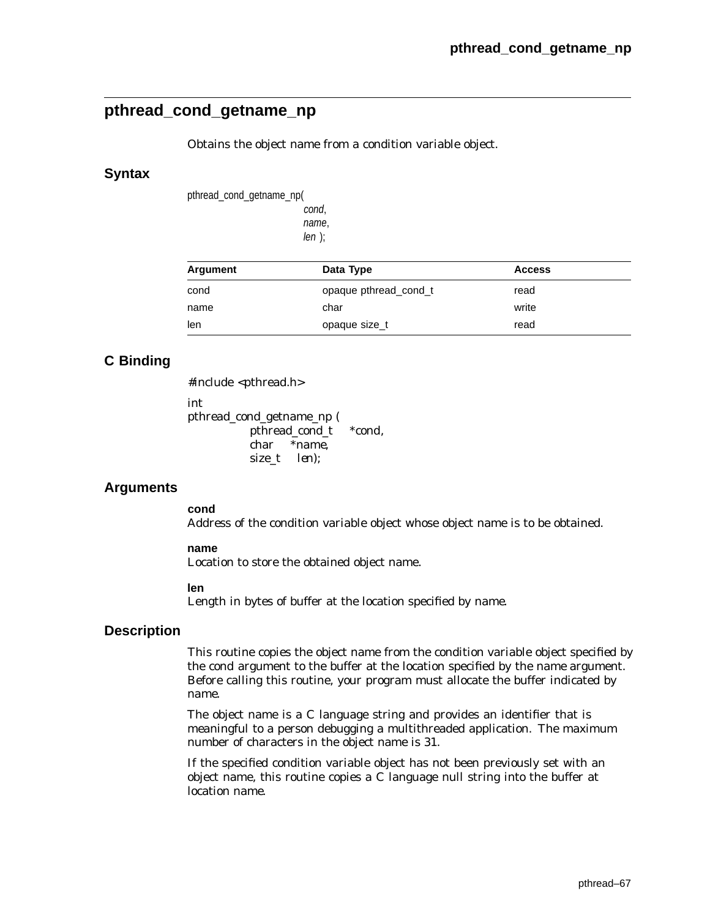## pthread_cond_getname_np

Obtains the object name from a condition variable object.

### Syntax

```
pthread_cond_getname_np(
                        cond,
                        name,
                        len );
```

| Argument | Data Type | Access |
|---|---|---|
| cond | opaque pthread_cond_t | read |
| name | char | write |
| len | opaque size_t | read |

### C Binding

```
#include <pthread.h>

int
pthread_cond_getname_np (
          pthread_cond_t    *cond,
          char    *name,
          size_t    len);
```

### Arguments

**cond**
Address of the condition variable object whose object name is to be obtained.

**name**
Location to store the obtained object name.

**len**
Length in bytes of buffer at the location specified by name.

### Description

This routine copies the object name from the condition variable object specified by the cond argument to the buffer at the location specified by the name argument. Before calling this routine, your program must allocate the buffer indicated by name.

The object name is a C language string and provides an identifier that is meaningful to a person debugging a multithreaded application. The maximum number of characters in the object name is 31.

If the specified condition variable object has not been previously set with an object name, this routine copies a C language null string into the buffer at location name.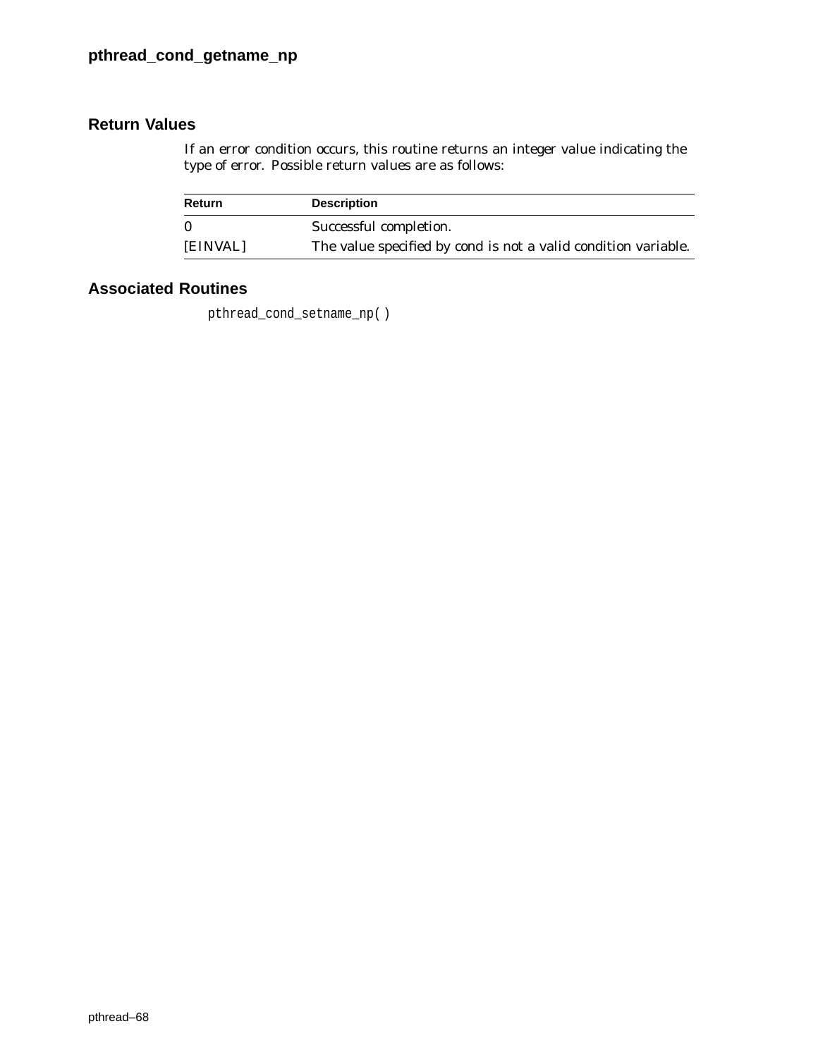## Return Values

If an error condition occurs, this routine returns an integer value indicating the type of error. Possible return values are as follows:

| Return | Description |
| --- | --- |
| 0 | Successful completion. |
| [EINVAL] | The value specified by *cond* is not a valid condition variable. |

## Associated Routines

`pthread_cond_setname_np( )`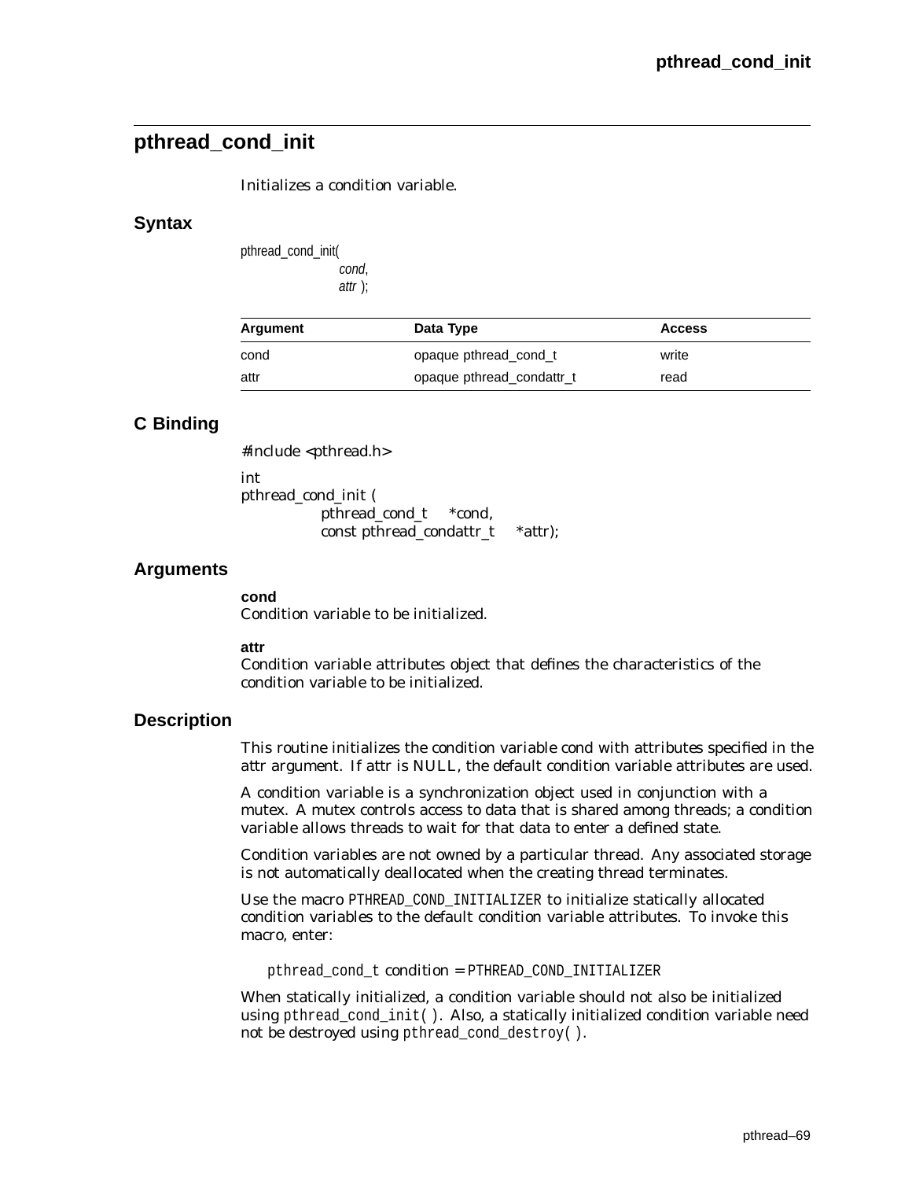## pthread_cond_init

Initializes a condition variable.

### Syntax

```
pthread_cond_init(
        cond,
        attr );
```

| Argument | Data Type | Access |
|---|---|---|
| cond | opaque pthread_cond_t | write |
| attr | opaque pthread_condattr_t | read |

### C Binding

```
#include <pthread.h>

int
pthread_cond_init (
        pthread_cond_t    *cond,
        const pthread_condattr_t    *attr);
```

### Arguments

**cond**
Condition variable to be initialized.

**attr**
Condition variable attributes object that defines the characteristics of the condition variable to be initialized.

### Description

This routine initializes the condition variable cond with attributes specified in the attr argument. If attr is NULL, the default condition variable attributes are used.

A condition variable is a synchronization object used in conjunction with a mutex. A mutex controls access to data that is shared among threads; a condition variable allows threads to wait for that data to enter a defined state.

Condition variables are not owned by a particular thread. Any associated storage is not automatically deallocated when the creating thread terminates.

Use the macro `PTHREAD_COND_INITIALIZER` to initialize statically allocated condition variables to the default condition variable attributes. To invoke this macro, enter:

```
pthread_cond_t condition = PTHREAD_COND_INITIALIZER
```

When statically initialized, a condition variable should not also be initialized using `pthread_cond_init( )`. Also, a statically initialized condition variable need not be destroyed using `pthread_cond_destroy( )`.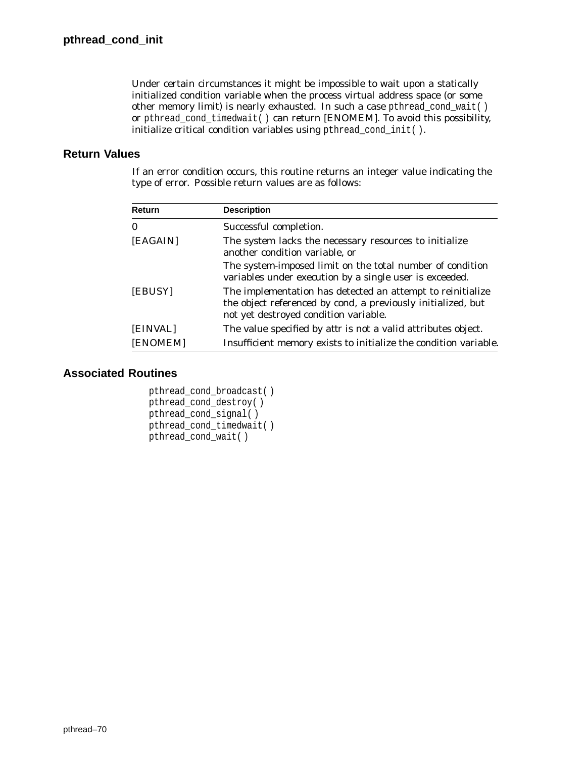Under certain circumstances it might be impossible to wait upon a statically initialized condition variable when the process virtual address space (or some other memory limit) is nearly exhausted. In such a case `pthread_cond_wait( )` or `pthread_cond_timedwait( )` can return [ENOMEM]. To avoid this possibility, initialize critical condition variables using `pthread_cond_init( )`.

## Return Values

If an error condition occurs, this routine returns an integer value indicating the type of error. Possible return values are as follows:

| Return | Description |
| --- | --- |
| 0 | Successful completion. |
| [EAGAIN] | The system lacks the necessary resources to initialize another condition variable, or<br>The system-imposed limit on the total number of condition variables under execution by a single user is exceeded. |
| [EBUSY] | The implementation has detected an attempt to reinitialize the object referenced by cond, a previously initialized, but not yet destroyed condition variable. |
| [EINVAL] | The value specified by attr is not a valid attributes object. |
| [ENOMEM] | Insufficient memory exists to initialize the condition variable. |

## Associated Routines

```
pthread_cond_broadcast( )
pthread_cond_destroy( )
pthread_cond_signal( )
pthread_cond_timedwait( )
pthread_cond_wait( )
```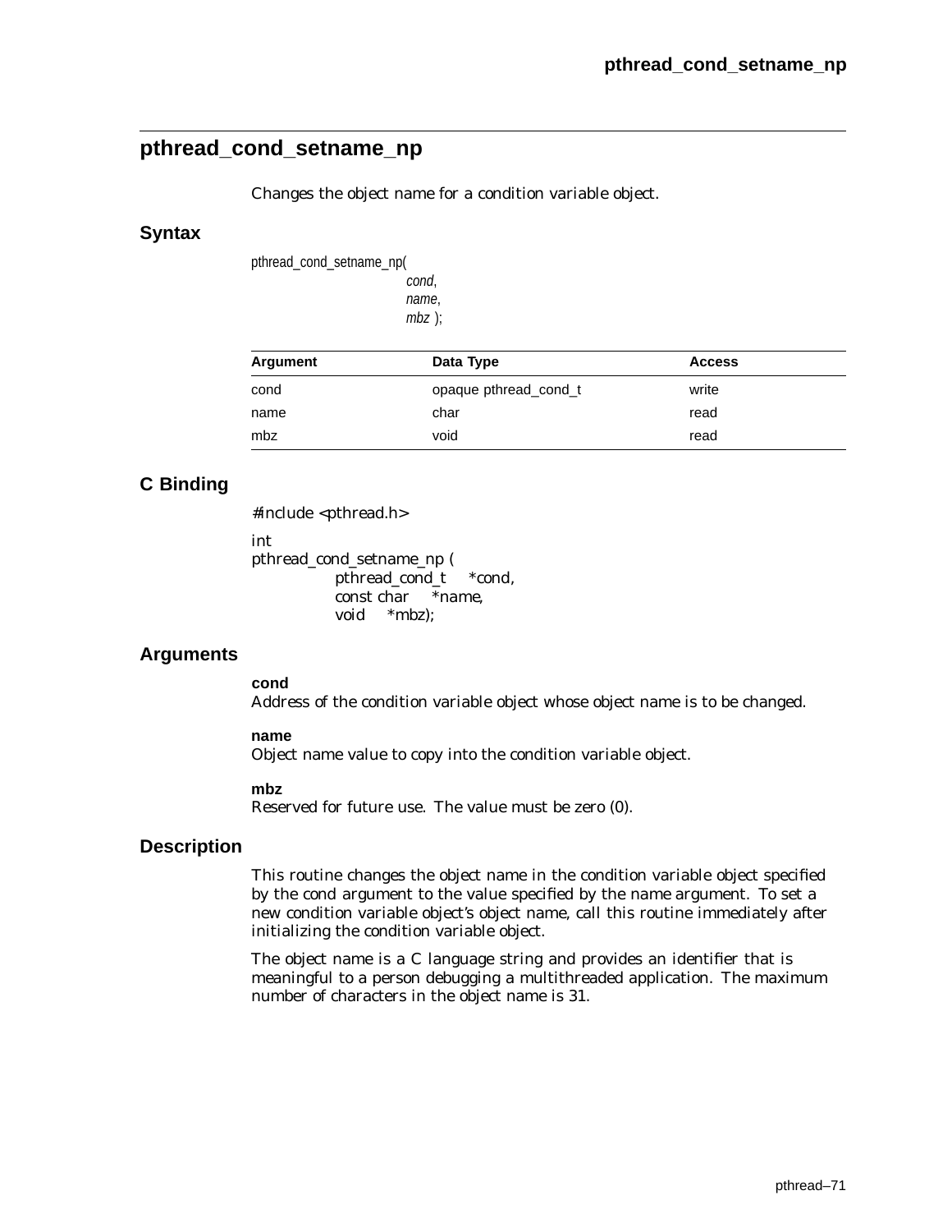## pthread_cond_setname_np

Changes the object name for a condition variable object.

### Syntax

```
pthread_cond_setname_np(
                        cond,
                        name,
                        mbz );
```

| Argument | Data Type | Access |
|---|---|---|
| cond | opaque pthread_cond_t | write |
| name | char | read |
| mbz | void | read |

### C Binding

```
#include <pthread.h>

int
pthread_cond_setname_np (
            pthread_cond_t    *cond,
            const char    *name,
            void    *mbz);
```

### Arguments

**cond**
Address of the condition variable object whose object name is to be changed.

**name**
Object name value to copy into the condition variable object.

**mbz**
Reserved for future use. The value must be zero (0).

### Description

This routine changes the object name in the condition variable object specified by the cond argument to the value specified by the name argument. To set a new condition variable object's object name, call this routine immediately after initializing the condition variable object.

The object name is a C language string and provides an identifier that is meaningful to a person debugging a multithreaded application. The maximum number of characters in the object name is 31.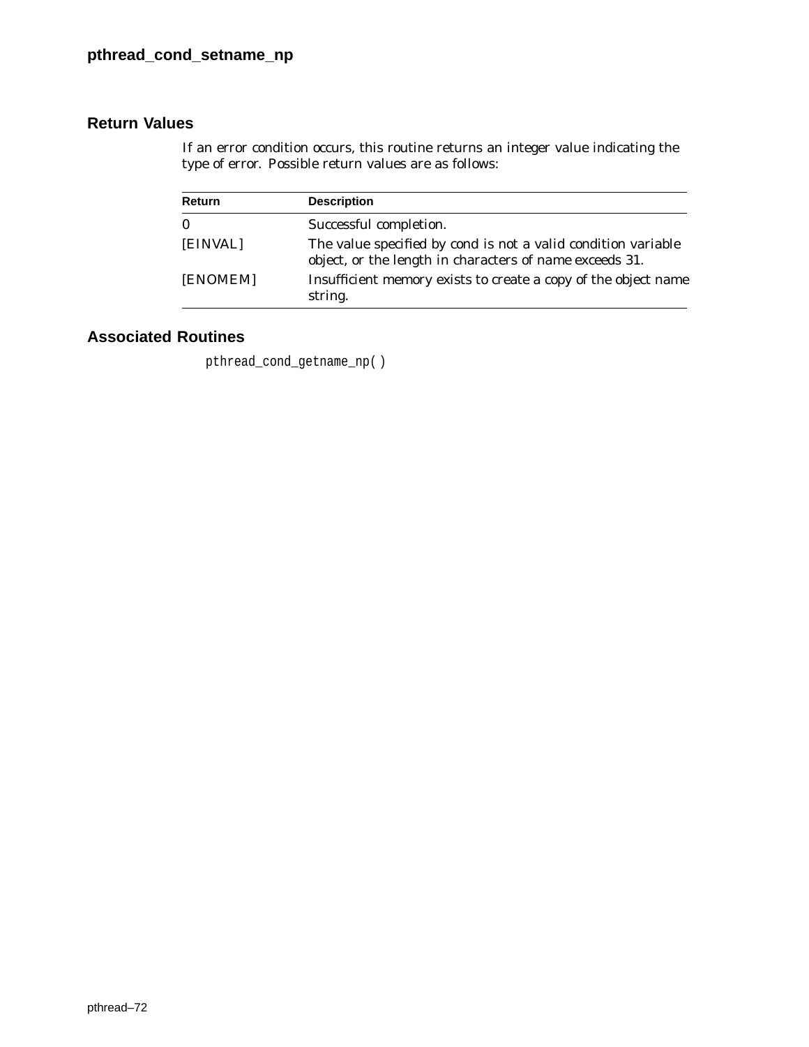## Return Values

If an error condition occurs, this routine returns an integer value indicating the type of error. Possible return values are as follows:

| Return | Description |
|---|---|
| 0 | Successful completion. |
| [EINVAL] | The value specified by *cond* is not a valid condition variable object, or the length in characters of *name* exceeds 31. |
| [ENOMEM] | Insufficient memory exists to create a copy of the object name string. |

## Associated Routines

`pthread_cond_getname_np( )`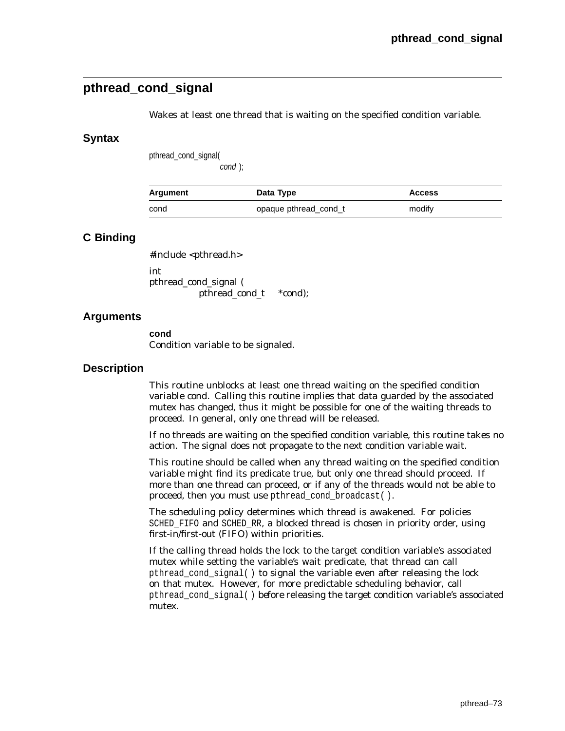## pthread_cond_signal

Wakes at least one thread that is waiting on the specified condition variable.

### Syntax

```
pthread_cond_signal(
            cond );
```

| Argument | Data Type | Access |
|---|---|---|
| cond | opaque pthread_cond_t | modify |

### C Binding

```
#include <pthread.h>

int
pthread_cond_signal (
          pthread_cond_t    *cond);
```

### Arguments

**cond**
Condition variable to be signaled.

### Description

This routine unblocks at least one thread waiting on the specified condition variable cond. Calling this routine implies that data guarded by the associated mutex has changed, thus it might be possible for one of the waiting threads to proceed. In general, only one thread will be released.

If no threads are waiting on the specified condition variable, this routine takes no action. The signal does not propagate to the next condition variable wait.

This routine should be called when any thread waiting on the specified condition variable might find its predicate true, but only one thread should proceed. If more than one thread can proceed, or if any of the threads would not be able to proceed, then you must use `pthread_cond_broadcast( )`.

The scheduling policy determines which thread is awakened. For policies `SCHED_FIFO` and `SCHED_RR`, a blocked thread is chosen in priority order, using first-in/first-out (FIFO) within priorities.

If the calling thread holds the lock to the target condition variable's associated mutex while setting the variable's wait predicate, that thread can call `pthread_cond_signal( )` to signal the variable even after releasing the lock on that mutex. However, for more predictable scheduling behavior, call `pthread_cond_signal( )` before releasing the target condition variable's associated mutex.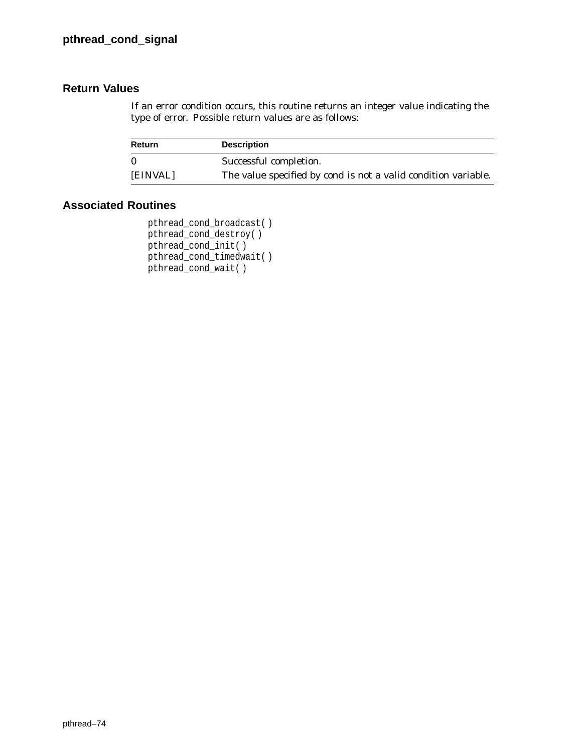## Return Values

If an error condition occurs, this routine returns an integer value indicating the type of error. Possible return values are as follows:

| Return | Description |
|---|---|
| 0 | Successful completion. |
| [EINVAL] | The value specified by *cond* is not a valid condition variable. |

## Associated Routines

```
pthread_cond_broadcast( )
pthread_cond_destroy( )
pthread_cond_init( )
pthread_cond_timedwait( )
pthread_cond_wait( )
```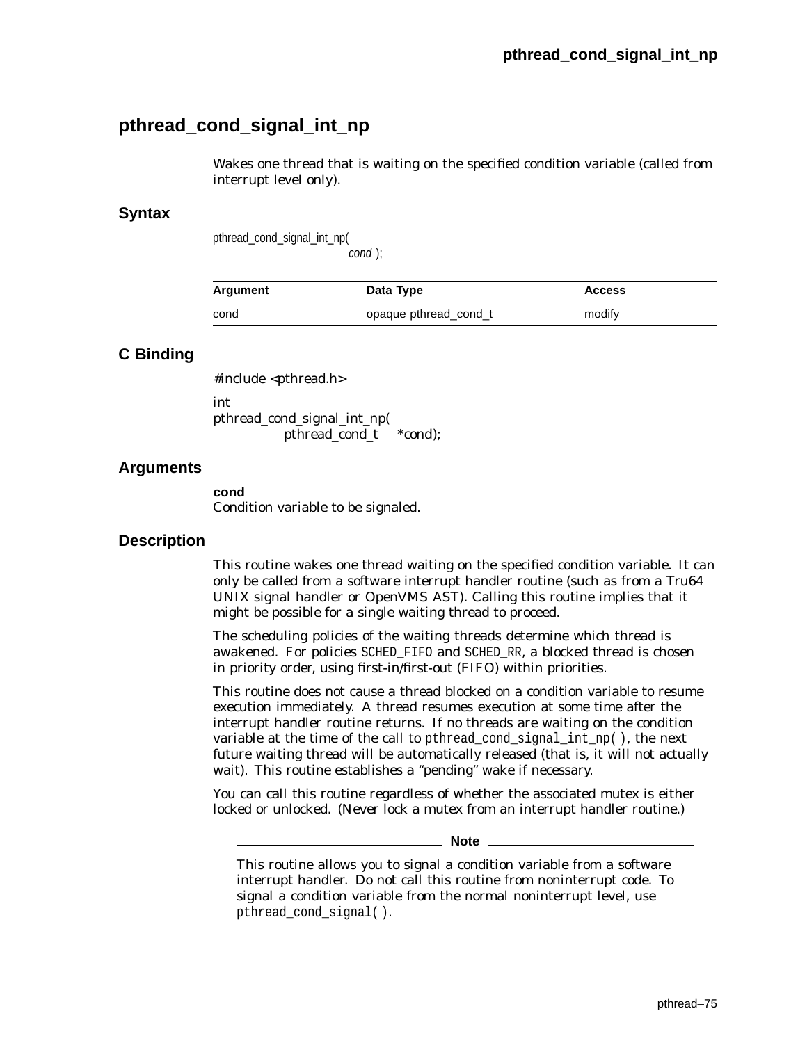## pthread_cond_signal_int_np

Wakes one thread that is waiting on the specified condition variable (called from interrupt level only).

### Syntax

```
pthread_cond_signal_int_np(
                    cond );
```

| Argument | Data Type | Access |
|---|---|---|
| cond | opaque pthread_cond_t | modify |

### C Binding

```
#include <pthread.h>

int
pthread_cond_signal_int_np(
            pthread_cond_t    *cond);
```

### Arguments

**cond**
Condition variable to be signaled.

### Description

This routine wakes one thread waiting on the specified condition variable. It can only be called from a software interrupt handler routine (such as from a Tru64 UNIX signal handler or OpenVMS AST). Calling this routine implies that it might be possible for a single waiting thread to proceed.

The scheduling policies of the waiting threads determine which thread is awakened. For policies `SCHED_FIFO` and `SCHED_RR`, a blocked thread is chosen in priority order, using first-in/first-out (FIFO) within priorities.

This routine does not cause a thread blocked on a condition variable to resume execution immediately. A thread resumes execution at some time after the interrupt handler routine returns. If no threads are waiting on the condition variable at the time of the call to `pthread_cond_signal_int_np( )`, the next future waiting thread will be automatically released (that is, it will not actually wait). This routine establishes a "pending" wake if necessary.

You can call this routine regardless of whether the associated mutex is either locked or unlocked. (Never lock a mutex from an interrupt handler routine.)

**Note**

This routine allows you to signal a condition variable from a software interrupt handler. Do not call this routine from noninterrupt code. To signal a condition variable from the normal noninterrupt level, use `pthread_cond_signal( )`.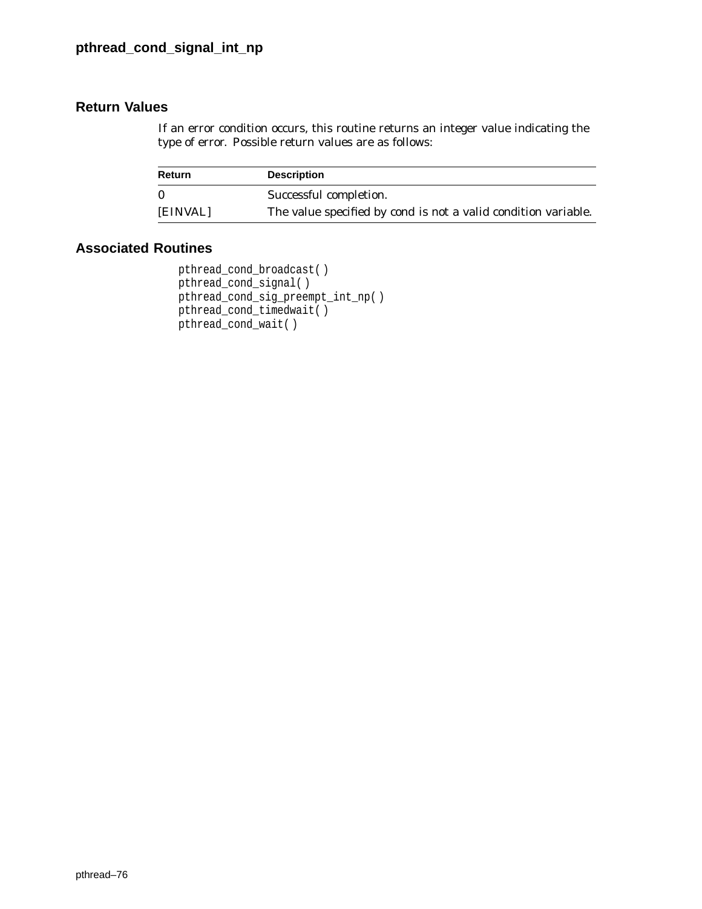## Return Values

If an error condition occurs, this routine returns an integer value indicating the type of error. Possible return values are as follows:

| Return | Description |
| --- | --- |
| 0 | Successful completion. |
| [EINVAL] | The value specified by cond is not a valid condition variable. |

## Associated Routines

```
pthread_cond_broadcast( )
pthread_cond_signal( )
pthread_cond_sig_preempt_int_np( )
pthread_cond_timedwait( )
pthread_cond_wait( )
```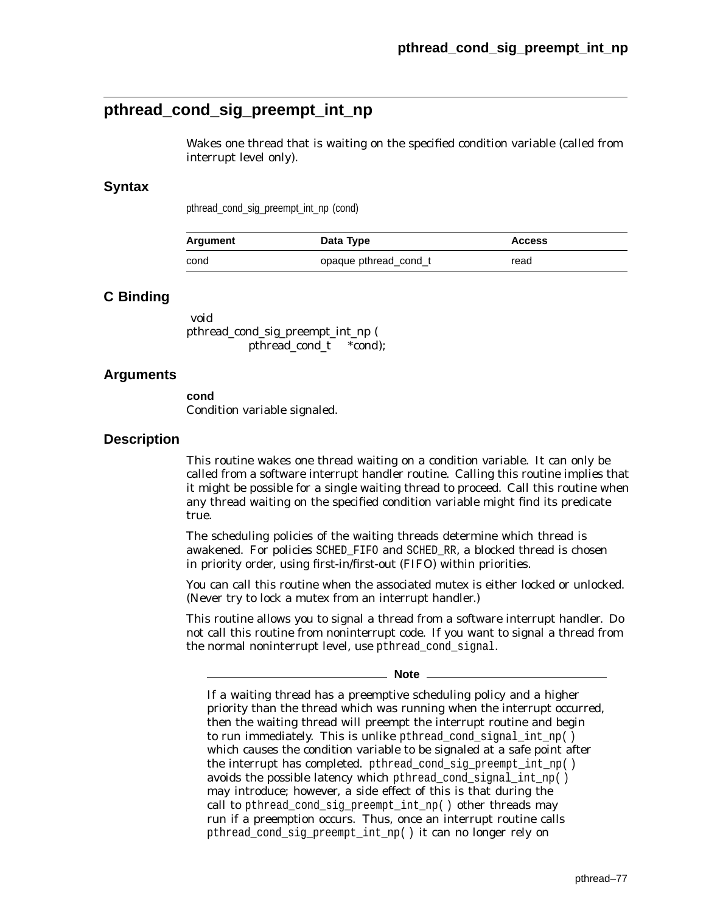## pthread_cond_sig_preempt_int_np

Wakes one thread that is waiting on the specified condition variable (called from interrupt level only).

### Syntax

pthread_cond_sig_preempt_int_np (cond)

| Argument | Data Type | Access |
|---|---|---|
| cond | opaque pthread_cond_t | read |

### C Binding

```
 void
pthread_cond_sig_preempt_int_np (
            pthread_cond_t    *cond);
```

### Arguments

**cond**
Condition variable signaled.

### Description

This routine wakes one thread waiting on a condition variable. It can only be called from a software interrupt handler routine. Calling this routine implies that it might be possible for a single waiting thread to proceed. Call this routine when any thread waiting on the specified condition variable might find its predicate true.

The scheduling policies of the waiting threads determine which thread is awakened. For policies SCHED_FIFO and SCHED_RR, a blocked thread is chosen in priority order, using first-in/first-out (FIFO) within priorities.

You can call this routine when the associated mutex is either locked or unlocked. (Never try to lock a mutex from an interrupt handler.)

This routine allows you to signal a thread from a software interrupt handler. Do not call this routine from noninterrupt code. If you want to signal a thread from the normal noninterrupt level, use pthread_cond_signal.

**Note**

If a waiting thread has a preemptive scheduling policy and a higher priority than the thread which was running when the interrupt occurred, then the waiting thread will preempt the interrupt routine and begin to run immediately. This is unlike pthread_cond_signal_int_np( ) which causes the condition variable to be signaled at a safe point after the interrupt has completed. pthread_cond_sig_preempt_int_np( ) avoids the possible latency which pthread_cond_signal_int_np( ) may introduce; however, a side effect of this is that during the call to pthread_cond_sig_preempt_int_np( ) other threads may run if a preemption occurs. Thus, once an interrupt routine calls pthread_cond_sig_preempt_int_np( ) it can no longer rely on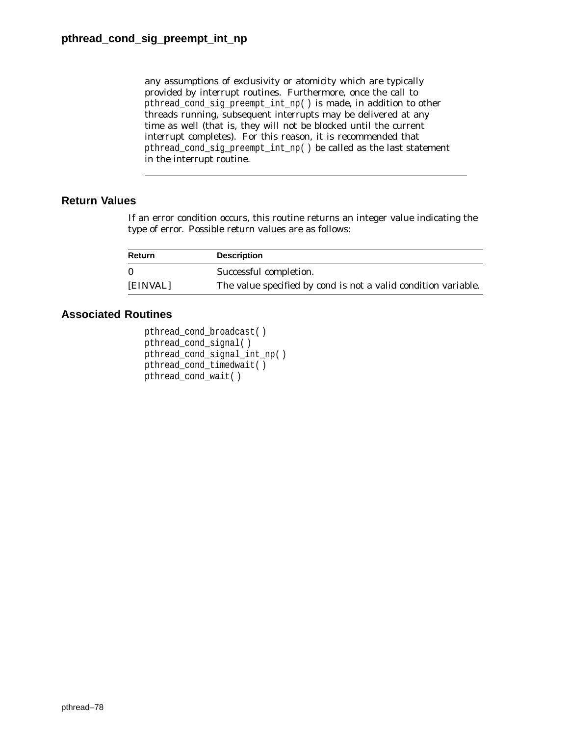any assumptions of exclusivity or atomicity which are typically provided by interrupt routines. Furthermore, once the call to `pthread_cond_sig_preempt_int_np( )` is made, in addition to other threads running, subsequent interrupts may be delivered at any time as well (that is, they will not be blocked until the current interrupt completes). For this reason, it is recommended that `pthread_cond_sig_preempt_int_np( )` be called as the last statement in the interrupt routine.

---

## Return Values

If an error condition occurs, this routine returns an integer value indicating the type of error. Possible return values are as follows:

| Return | Description |
|---|---|
| 0 | Successful completion. |
| [EINVAL] | The value specified by cond is not a valid condition variable. |

## Associated Routines

```
pthread_cond_broadcast( )
pthread_cond_signal( )
pthread_cond_signal_int_np( )
pthread_cond_timedwait( )
pthread_cond_wait( )
```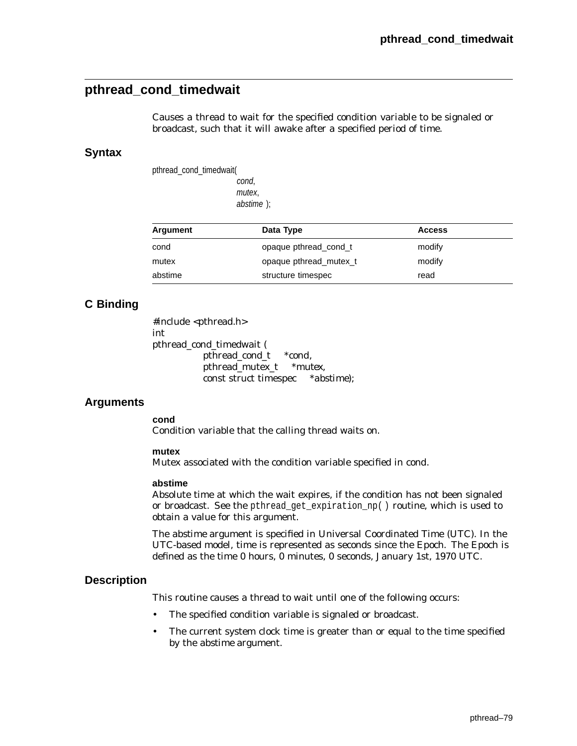## pthread_cond_timedwait

Causes a thread to wait for the specified condition variable to be signaled or broadcast, such that it will awake after a specified period of time.

### Syntax

```
pthread_cond_timedwait(
                cond,
                mutex,
                abstime );
```

| Argument | Data Type | Access |
|---|---|---|
| cond | opaque pthread_cond_t | modify |
| mutex | opaque pthread_mutex_t | modify |
| abstime | structure timespec | read |

### C Binding

```
#include <pthread.h>
int
pthread_cond_timedwait (
            pthread_cond_t     *cond,
            pthread_mutex_t    *mutex,
            const struct timespec    *abstime);
```

### Arguments

**cond**
Condition variable that the calling thread waits on.

**mutex**
Mutex associated with the condition variable specified in cond.

**abstime**
Absolute time at which the wait expires, if the condition has not been signaled or broadcast. See the `pthread_get_expiration_np( )` routine, which is used to obtain a value for this argument.

The abstime argument is specified in Universal Coordinated Time (UTC). In the UTC-based model, time is represented as seconds since the Epoch. The Epoch is defined as the time 0 hours, 0 minutes, 0 seconds, January 1st, 1970 UTC.

### Description

This routine causes a thread to wait until one of the following occurs:

- The specified condition variable is signaled or broadcast.
- The current system clock time is greater than or equal to the time specified by the abstime argument.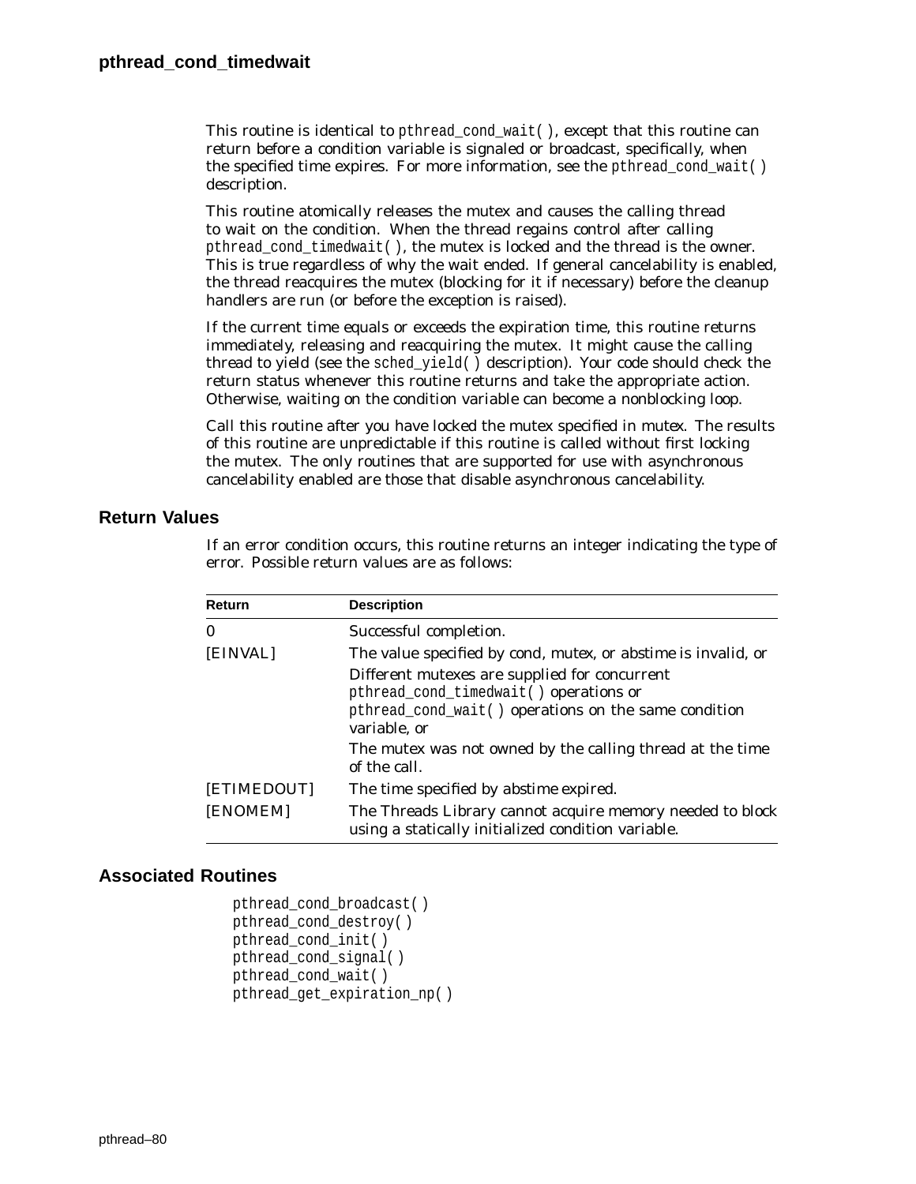## pthread_cond_timedwait

This routine is identical to `pthread_cond_wait( )`, except that this routine can return before a condition variable is signaled or broadcast, specifically, when the specified time expires. For more information, see the `pthread_cond_wait( )` description.

This routine atomically releases the mutex and causes the calling thread to wait on the condition. When the thread regains control after calling `pthread_cond_timedwait( )`, the mutex is locked and the thread is the owner. This is true regardless of why the wait ended. If general cancelability is enabled, the thread reacquires the mutex (blocking for it if necessary) before the cleanup handlers are run (or before the exception is raised).

If the current time equals or exceeds the expiration time, this routine returns immediately, releasing and reacquiring the mutex. It might cause the calling thread to yield (see the `sched_yield( )` description). Your code should check the return status whenever this routine returns and take the appropriate action. Otherwise, waiting on the condition variable can become a nonblocking loop.

Call this routine after you have locked the mutex specified in *mutex*. The results of this routine are unpredictable if this routine is called without first locking the mutex. The only routines that are supported for use with asynchronous cancelability enabled are those that disable asynchronous cancelability.

### Return Values

If an error condition occurs, this routine returns an integer indicating the type of error. Possible return values are as follows:

| Return | Description |
|---|---|
| 0 | Successful completion. |
| [EINVAL] | The value specified by *cond*, *mutex*, or *abstime* is invalid, or<br>Different mutexes are supplied for concurrent `pthread_cond_timedwait( )` operations or `pthread_cond_wait( )` operations on the same condition variable, or<br>The mutex was not owned by the calling thread at the time of the call. |
| [ETIMEDOUT] | The time specified by *abstime* expired. |
| [ENOMEM] | The Threads Library cannot acquire memory needed to block using a statically initialized condition variable. |

### Associated Routines

```
pthread_cond_broadcast( )
pthread_cond_destroy( )
pthread_cond_init( )
pthread_cond_signal( )
pthread_cond_wait( )
pthread_get_expiration_np( )
```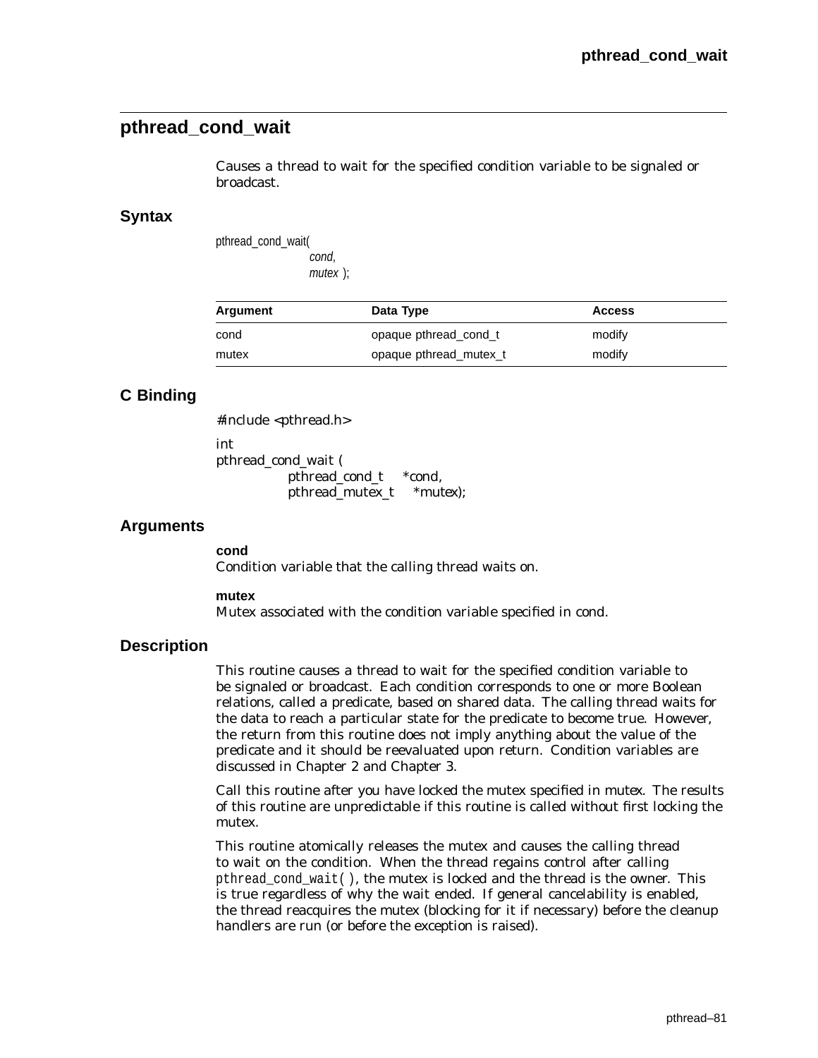## pthread_cond_wait

Causes a thread to wait for the specified condition variable to be signaled or broadcast.

### Syntax

```
pthread_cond_wait(
            cond,
            mutex );
```

| Argument | Data Type | Access |
|---|---|---|
| cond | opaque pthread_cond_t | modify |
| mutex | opaque pthread_mutex_t | modify |

### C Binding

```
#include <pthread.h>

int
pthread_cond_wait (
        pthread_cond_t    *cond,
        pthread_mutex_t    *mutex);
```

### Arguments

**cond**
Condition variable that the calling thread waits on.

**mutex**
Mutex associated with the condition variable specified in cond.

### Description

This routine causes a thread to wait for the specified condition variable to be signaled or broadcast. Each condition corresponds to one or more Boolean relations, called a predicate, based on shared data. The calling thread waits for the data to reach a particular state for the predicate to become true. However, the return from this routine does not imply anything about the value of the predicate and it should be reevaluated upon return. Condition variables are discussed in Chapter 2 and Chapter 3.

Call this routine after you have locked the mutex specified in mutex. The results of this routine are unpredictable if this routine is called without first locking the mutex.

This routine atomically releases the mutex and causes the calling thread to wait on the condition. When the thread regains control after calling `pthread_cond_wait( )`, the mutex is locked and the thread is the owner. This is true regardless of why the wait ended. If general cancelability is enabled, the thread reacquires the mutex (blocking for it if necessary) before the cleanup handlers are run (or before the exception is raised).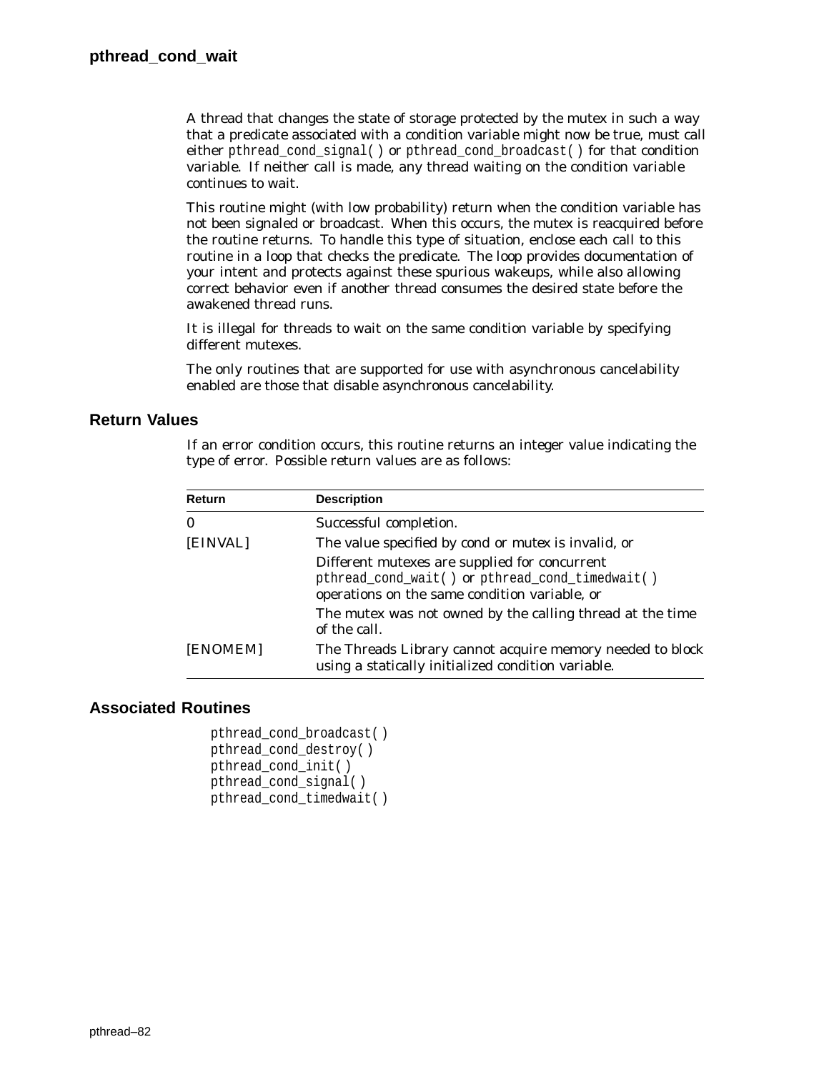A thread that changes the state of storage protected by the mutex in such a way that a predicate associated with a condition variable might now be true, must call either `pthread_cond_signal( )` or `pthread_cond_broadcast( )` for that condition variable. If neither call is made, any thread waiting on the condition variable continues to wait.

This routine might (with low probability) return when the condition variable has not been signaled or broadcast. When this occurs, the mutex is reacquired before the routine returns. To handle this type of situation, enclose each call to this routine in a loop that checks the predicate. The loop provides documentation of your intent and protects against these spurious wakeups, while also allowing correct behavior even if another thread consumes the desired state before the awakened thread runs.

It is illegal for threads to wait on the same condition variable by specifying different mutexes.

The only routines that are supported for use with asynchronous cancelability enabled are those that disable asynchronous cancelability.

## Return Values

If an error condition occurs, this routine returns an integer value indicating the type of error. Possible return values are as follows:

| Return | Description |
|---|---|
| 0 | Successful completion. |
| [EINVAL] | The value specified by *cond* or *mutex* is invalid, or |
| | Different mutexes are supplied for concurrent `pthread_cond_wait( )` or `pthread_cond_timedwait( )` operations on the same condition variable, or |
| | The mutex was not owned by the calling thread at the time of the call. |
| [ENOMEM] | The Threads Library cannot acquire memory needed to block using a statically initialized condition variable. |

## Associated Routines

```
pthread_cond_broadcast( )
pthread_cond_destroy( )
pthread_cond_init( )
pthread_cond_signal( )
pthread_cond_timedwait( )
```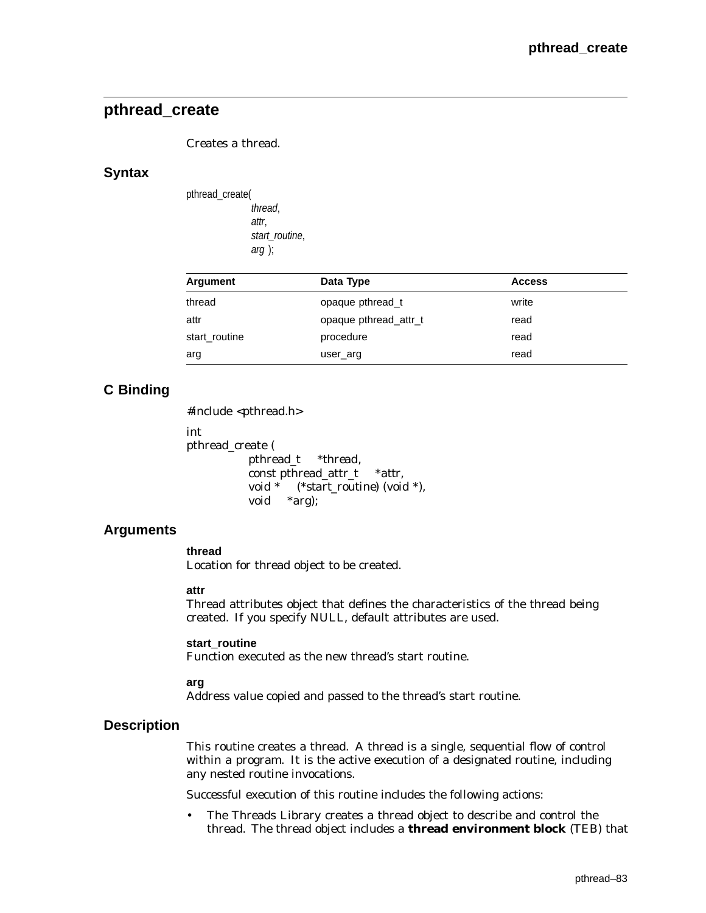## pthread_create

Creates a thread.

### Syntax

```
pthread_create(
        thread,
        attr,
        start_routine,
        arg );
```

| Argument | Data Type | Access |
|---|---|---|
| thread | opaque pthread_t | write |
| attr | opaque pthread_attr_t | read |
| start_routine | procedure | read |
| arg | user_arg | read |

### C Binding

```
#include <pthread.h>

int
pthread_create (
        pthread_t     *thread,
        const pthread_attr_t     *attr,
        void *     (*start_routine) (void *),
        void     *arg);
```

### Arguments

**thread**
Location for thread object to be created.

**attr**
Thread attributes object that defines the characteristics of the thread being created. If you specify NULL, default attributes are used.

**start_routine**
Function executed as the new thread's start routine.

**arg**
Address value copied and passed to the thread's start routine.

### Description

This routine creates a thread. A thread is a single, sequential flow of control within a program. It is the active execution of a designated routine, including any nested routine invocations.

Successful execution of this routine includes the following actions:

- The Threads Library creates a thread object to describe and control the thread. The thread object includes a **thread environment block** (TEB) that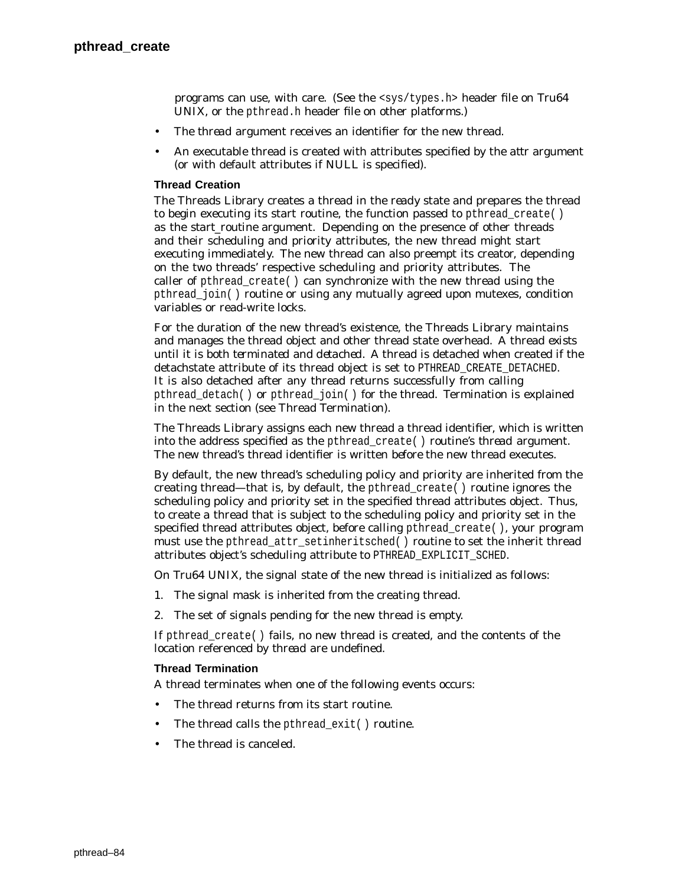programs can use, with care. (See the `<sys/types.h>` header file on Tru64 UNIX, or the `pthread.h` header file on other platforms.)

- The *thread* argument receives an identifier for the new thread.
- An executable thread is created with attributes specified by the *attr* argument (or with default attributes if NULL is specified).

#### Thread Creation

The Threads Library creates a thread in the *ready* state and prepares the thread to begin executing its start routine, the function passed to `pthread_create( )` as the *start_routine* argument. Depending on the presence of other threads and their scheduling and priority attributes, the new thread might start executing immediately. The new thread can also preempt its creator, depending on the two threads' respective scheduling and priority attributes. The caller of `pthread_create( )` can synchronize with the new thread using the `pthread_join( )` routine or using any mutually agreed upon mutexes, condition variables or read-write locks.

For the duration of the new thread's existence, the Threads Library maintains and manages the thread object and other thread state overhead. A thread exists until it is both *terminated* and *detached*. A thread is detached when created if the *detachstate* attribute of its thread object is set to `PTHREAD_CREATE_DETACHED`. It is also detached after any thread returns successfully from calling `pthread_detach( )` or `pthread_join( )` for the thread. Termination is explained in the next section (see Thread Termination).

The Threads Library assigns each new thread a thread identifier, which is written into the address specified as the `pthread_create( )` routine's *thread* argument. The new thread's thread identifier is written *before* the new thread executes.

By default, the new thread's scheduling policy and priority are inherited from the creating thread—that is, by default, the `pthread_create( )` routine ignores the scheduling policy and priority set in the specified thread attributes object. Thus, to create a thread that is subject to the scheduling policy and priority set in the specified thread attributes object, before calling `pthread_create( )`, your program must use the `pthread_attr_setinheritsched( )` routine to set the inherit thread attributes object's scheduling attribute to `PTHREAD_EXPLICIT_SCHED`.

On Tru64 UNIX, the signal state of the new thread is initialized as follows:

1. The signal mask is inherited from the creating thread.
2. The set of signals pending for the new thread is empty.

If `pthread_create( )` fails, no new thread is created, and the contents of the location referenced by *thread* are undefined.

#### Thread Termination

A thread terminates when one of the following events occurs:

- The thread returns from its start routine.
- The thread calls the `pthread_exit( )` routine.
- The thread is canceled.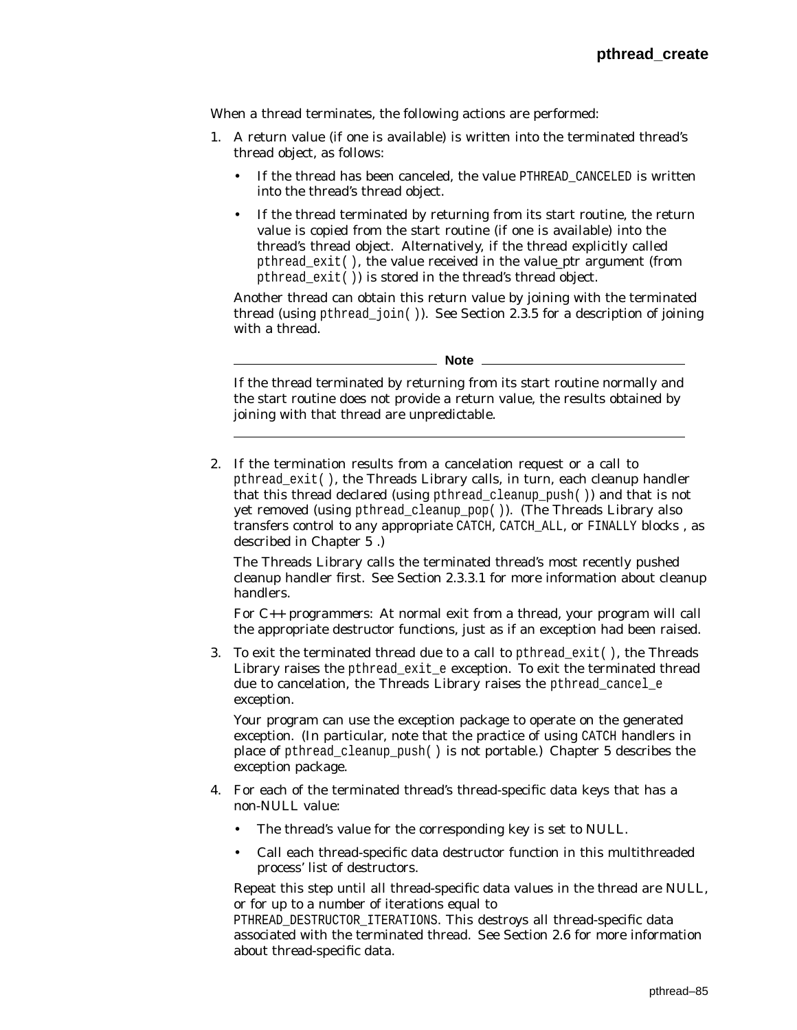When a thread terminates, the following actions are performed:

1. A return value (if one is available) is written into the terminated thread's thread object, as follows:

   - If the thread has been canceled, the value `PTHREAD_CANCELED` is written into the thread's thread object.
   - If the thread terminated by returning from its start routine, the return value is copied from the start routine (if one is available) into the thread's thread object. Alternatively, if the thread explicitly called `pthread_exit( )`, the value received in the value_ptr argument (from `pthread_exit( )`) is stored in the thread's thread object.

   Another thread can obtain this return value by joining with the terminated thread (using `pthread_join( )`). See Section 2.3.5 for a description of joining with a thread.

   **Note**

   If the thread terminated by returning from its start routine normally and the start routine does not provide a return value, the results obtained by joining with that thread are unpredictable.

2. If the termination results from a cancelation request or a call to `pthread_exit( )`, the Threads Library calls, in turn, each cleanup handler that this thread declared (using `pthread_cleanup_push( )`) and that is not yet removed (using `pthread_cleanup_pop( )`). (The Threads Library also transfers control to any appropriate `CATCH`, `CATCH_ALL`, or `FINALLY` blocks , as described in Chapter 5 .)

   The Threads Library calls the terminated thread's most recently pushed cleanup handler first. See Section 2.3.3.1 for more information about cleanup handlers.

   For C++ programmers: At normal exit from a thread, your program will call the appropriate destructor functions, just as if an exception had been raised.

3. To exit the terminated thread due to a call to `pthread_exit( )`, the Threads Library raises the `pthread_exit_e` exception. To exit the terminated thread due to cancelation, the Threads Library raises the `pthread_cancel_e` exception.

   Your program can use the exception package to operate on the generated exception. (In particular, note that the practice of using `CATCH` handlers in place of `pthread_cleanup_push( )` is not portable.) Chapter 5 describes the exception package.

4. For each of the terminated thread's thread-specific data keys that has a non-NULL value:

   - The thread's value for the corresponding key is set to NULL.
   - Call each thread-specific data destructor function in this multithreaded process' list of destructors.

   Repeat this step until all thread-specific data values in the thread are NULL, or for up to a number of iterations equal to `PTHREAD_DESTRUCTOR_ITERATIONS`. This destroys all thread-specific data associated with the terminated thread. See Section 2.6 for more information about thread-specific data.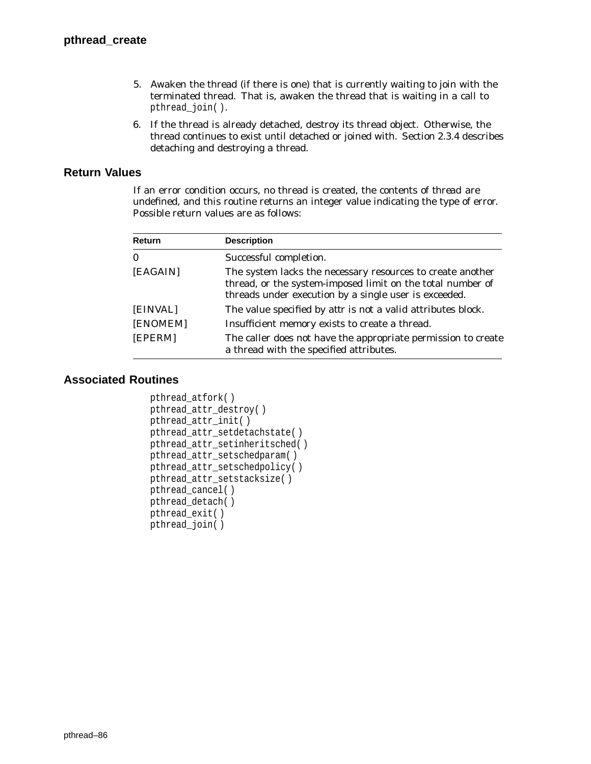5. Awaken the thread (if there is one) that is currently waiting to join with the terminated thread. That is, awaken the thread that is waiting in a call to `pthread_join( )`.
6. If the thread is already detached, destroy its thread object. Otherwise, the thread continues to exist until detached or joined with. Section 2.3.4 describes detaching and destroying a thread.

## Return Values

If an error condition occurs, no thread is created, the contents of thread are undefined, and this routine returns an integer value indicating the type of error. Possible return values are as follows:

| Return | Description |
|---|---|
| 0 | Successful completion. |
| [EAGAIN] | The system lacks the necessary resources to create another thread, or the system-imposed limit on the total number of threads under execution by a single user is exceeded. |
| [EINVAL] | The value specified by attr is not a valid attributes block. |
| [ENOMEM] | Insufficient memory exists to create a thread. |
| [EPERM] | The caller does not have the appropriate permission to create a thread with the specified attributes. |

## Associated Routines

```
pthread_atfork( )
pthread_attr_destroy( )
pthread_attr_init( )
pthread_attr_setdetachstate( )
pthread_attr_setinheritsched( )
pthread_attr_setschedparam( )
pthread_attr_setschedpolicy( )
pthread_attr_setstacksize( )
pthread_cancel( )
pthread_detach( )
pthread_exit( )
pthread_join( )
```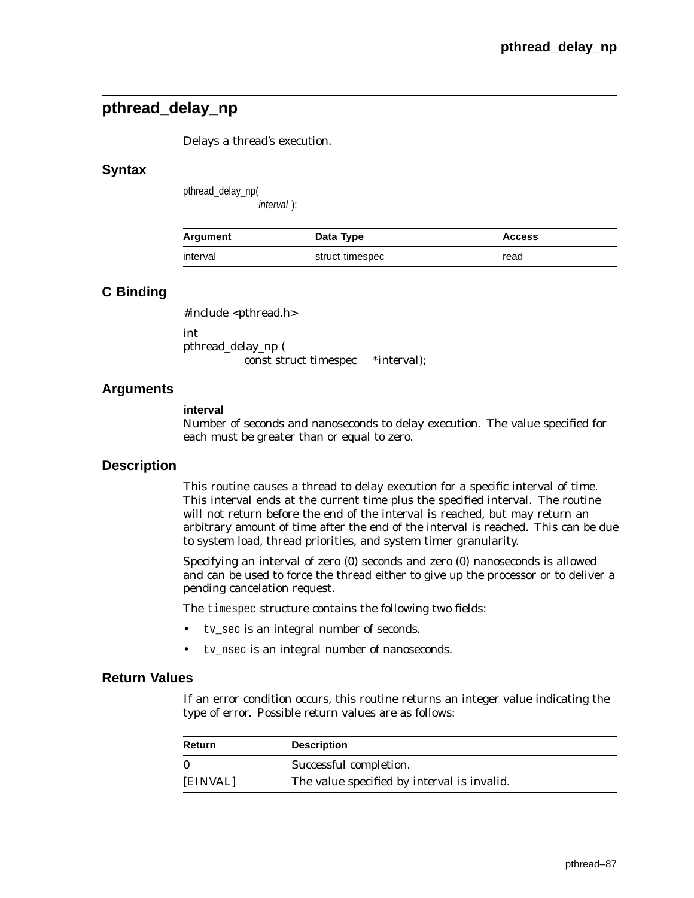## pthread_delay_np

Delays a thread's execution.

### Syntax

```
pthread_delay_np(
            interval );
```

| Argument | Data Type | Access |
|---|---|---|
| interval | struct timespec | read |

### C Binding

```
#include <pthread.h>

int
pthread_delay_np (
         const struct timespec    *interval);
```

### Arguments

**interval**
Number of seconds and nanoseconds to delay execution. The value specified for each must be greater than or equal to zero.

### Description

This routine causes a thread to delay execution for a specific interval of time. This interval ends at the current time plus the specified interval. The routine will not return before the end of the interval is reached, but may return an arbitrary amount of time after the end of the interval is reached. This can be due to system load, thread priorities, and system timer granularity.

Specifying an interval of zero (0) seconds and zero (0) nanoseconds is allowed and can be used to force the thread either to give up the processor or to deliver a pending cancelation request.

The `timespec` structure contains the following two fields:

- `tv_sec` is an integral number of seconds.
- `tv_nsec` is an integral number of nanoseconds.

### Return Values

If an error condition occurs, this routine returns an integer value indicating the type of error. Possible return values are as follows:

| Return | Description |
|---|---|
| 0 | Successful completion. |
| [EINVAL] | The value specified by interval is invalid. |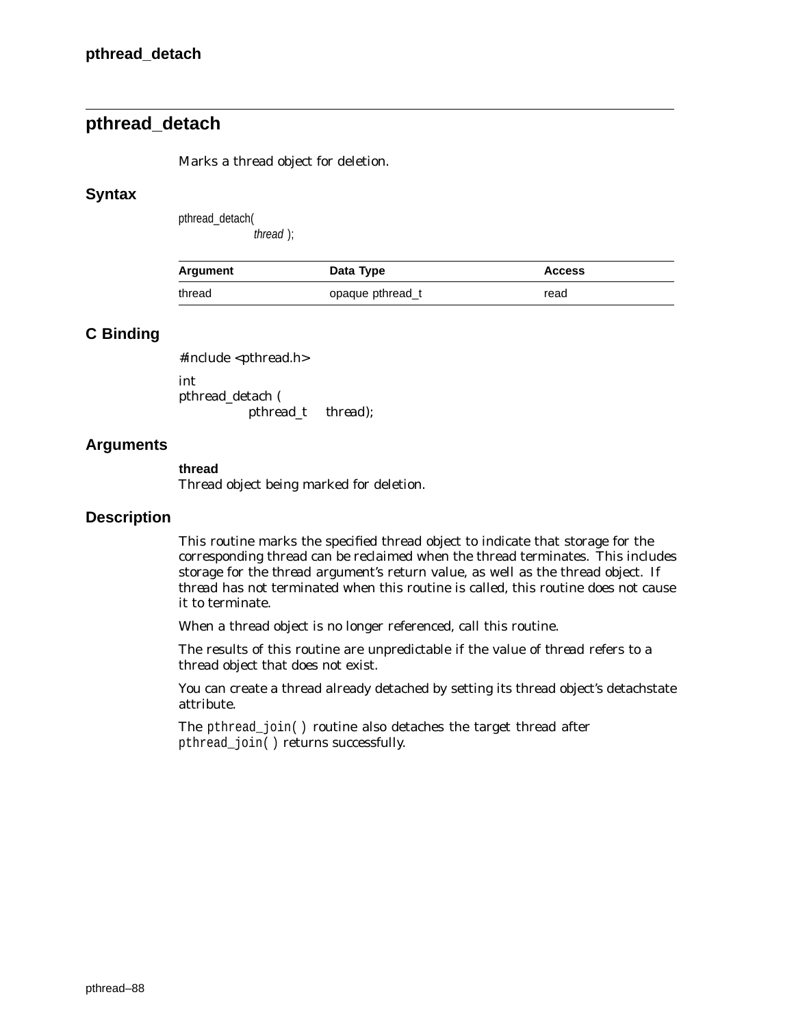## pthread_detach

Marks a thread object for deletion.

### Syntax

```
pthread_detach(
        thread );
```

| Argument | Data Type | Access |
|---|---|---|
| thread | opaque pthread_t | read |

### C Binding

```
#include <pthread.h>

int
pthread_detach (
        pthread_t    thread);
```

### Arguments

**thread**
Thread object being marked for deletion.

### Description

This routine marks the specified thread object to indicate that storage for the corresponding thread can be reclaimed when the thread terminates. This includes storage for the thread argument's return value, as well as the thread object. If *thread* has not terminated when this routine is called, this routine does not cause it to terminate.

When a thread object is no longer referenced, call this routine.

The results of this routine are unpredictable if the value of *thread* refers to a thread object that does not exist.

You can create a thread already detached by setting its thread object's detachstate attribute.

The `pthread_join( )` routine also detaches the target thread after `pthread_join( )` returns successfully.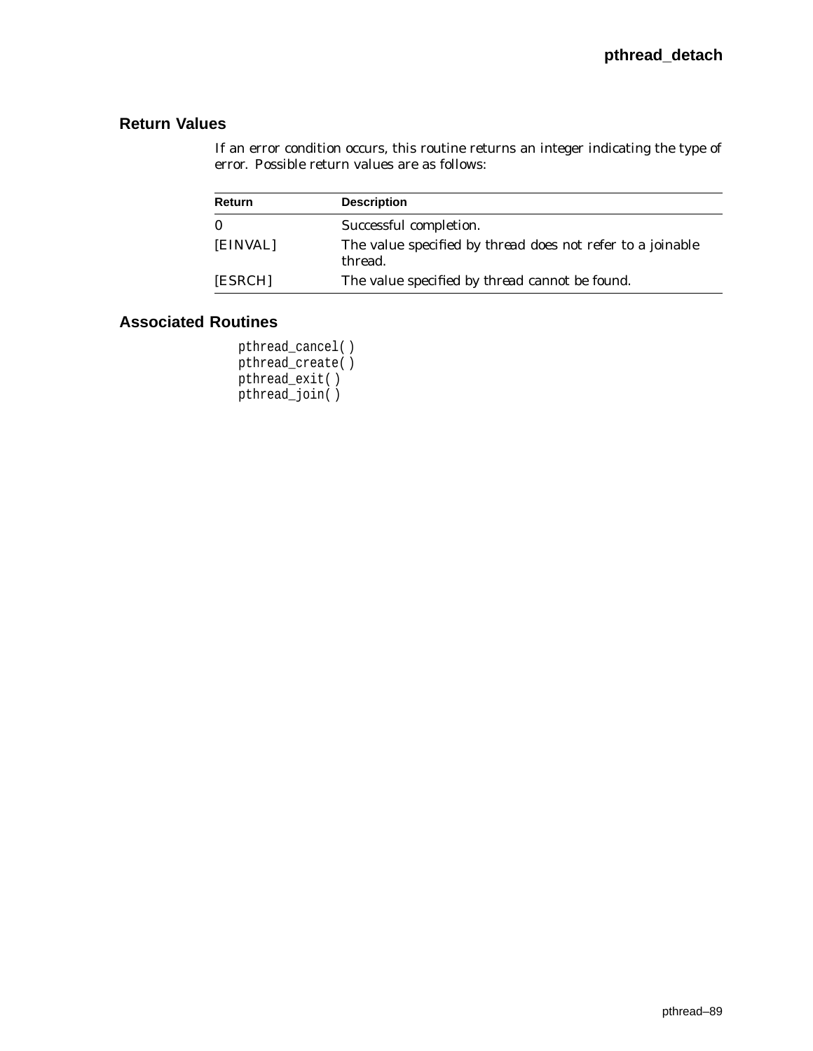## Return Values

If an error condition occurs, this routine returns an integer indicating the type of error. Possible return values are as follows:

| Return | Description |
|---|---|
| 0 | Successful completion. |
| [EINVAL] | The value specified by *thread* does not refer to a joinable thread. |
| [ESRCH] | The value specified by *thread* cannot be found. |

## Associated Routines

```
pthread_cancel( )
pthread_create( )
pthread_exit( )
pthread_join( )
```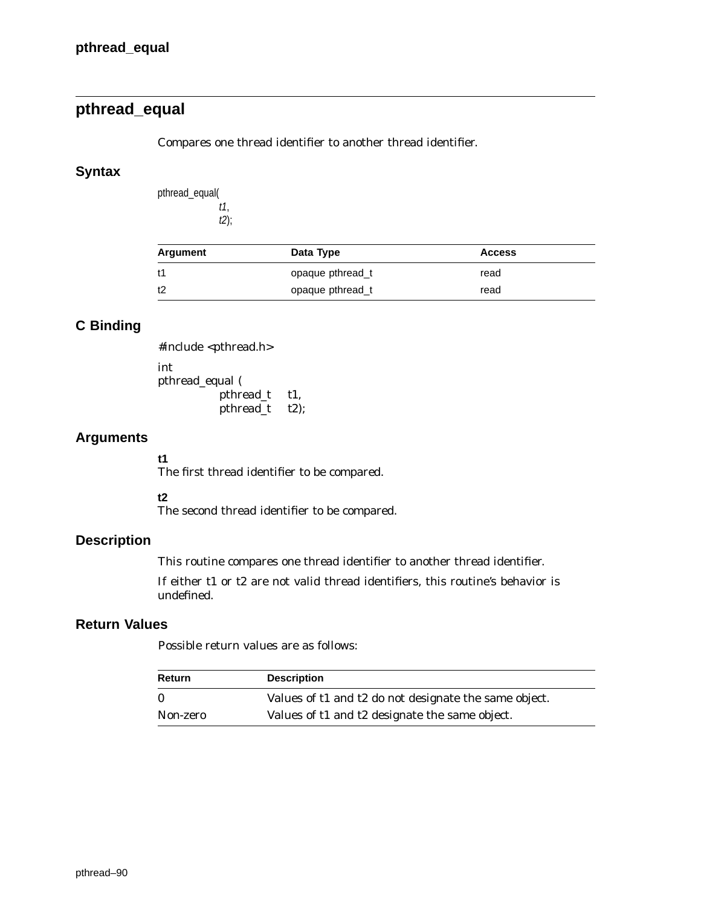## pthread_equal

Compares one thread identifier to another thread identifier.

### Syntax

```
pthread_equal(
            t1,
            t2);
```

| Argument | Data Type | Access |
|---|---|---|
| t1 | opaque pthread_t | read |
| t2 | opaque pthread_t | read |

### C Binding

```
#include <pthread.h>

int
pthread_equal (
            pthread_t    t1,
            pthread_t    t2);
```

### Arguments

**t1**
The first thread identifier to be compared.

**t2**
The second thread identifier to be compared.

### Description

This routine compares one thread identifier to another thread identifier.

If either t1 or t2 are not valid thread identifiers, this routine's behavior is undefined.

### Return Values

Possible return values are as follows:

| Return | Description |
|---|---|
| 0 | Values of t1 and t2 do not designate the same object. |
| Non-zero | Values of t1 and t2 designate the same object. |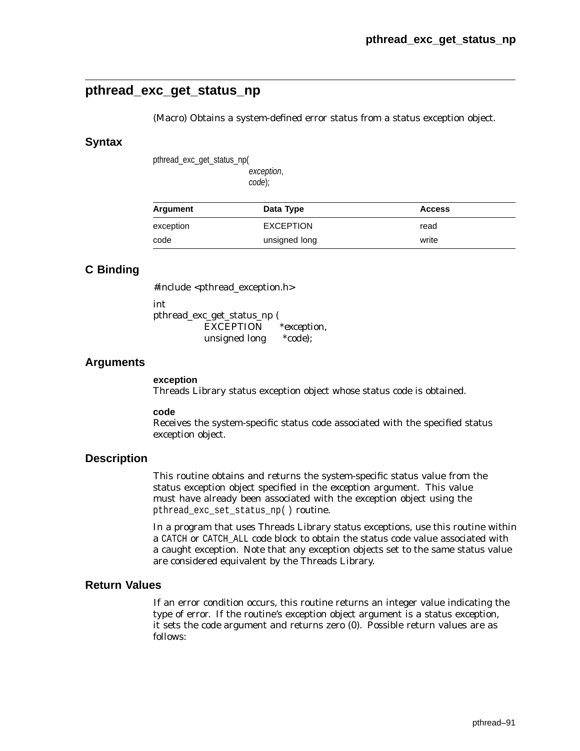## pthread_exc_get_status_np

(Macro) Obtains a system-defined error status from a status exception object.

### Syntax

```
pthread_exc_get_status_np(
                exception,
                code);
```

| Argument | Data Type | Access |
|---|---|---|
| exception | EXCEPTION | read |
| code | unsigned long | write |

### C Binding

```
#include <pthread_exception.h>

int
pthread_exc_get_status_np (
          EXCEPTION     *exception,
          unsigned long    *code);
```

### Arguments

**exception**
Threads Library status exception object whose status code is obtained.

**code**
Receives the system-specific status code associated with the specified status exception object.

### Description

This routine obtains and returns the system-specific status value from the status exception object specified in the *exception* argument. This value must have already been associated with the exception object using the `pthread_exc_set_status_np( )` routine.

In a program that uses Threads Library status exceptions, use this routine within a `CATCH` or `CATCH_ALL` code block to obtain the status code value associated with a caught exception. Note that any exception objects set to the same status value are considered equivalent by the Threads Library.

### Return Values

If an error condition occurs, this routine returns an integer value indicating the type of error. If the routine's exception object argument is a status exception, it sets the code argument and returns zero (0). Possible return values are as follows: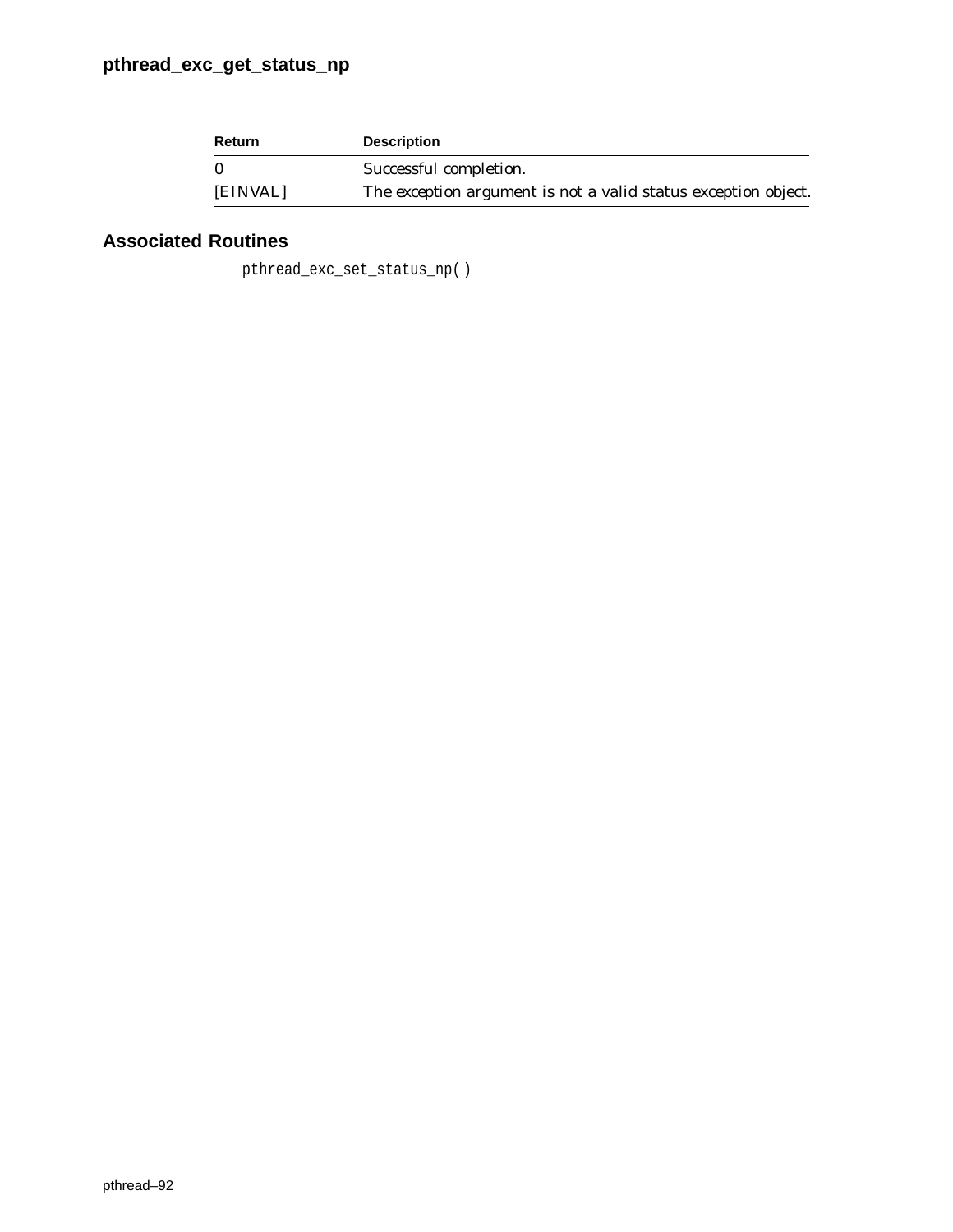| Return | Description |
|---|---|
| 0 | Successful completion. |
| [EINVAL] | The exception argument is not a valid status exception object. |

## Associated Routines

pthread_exc_set_status_np( )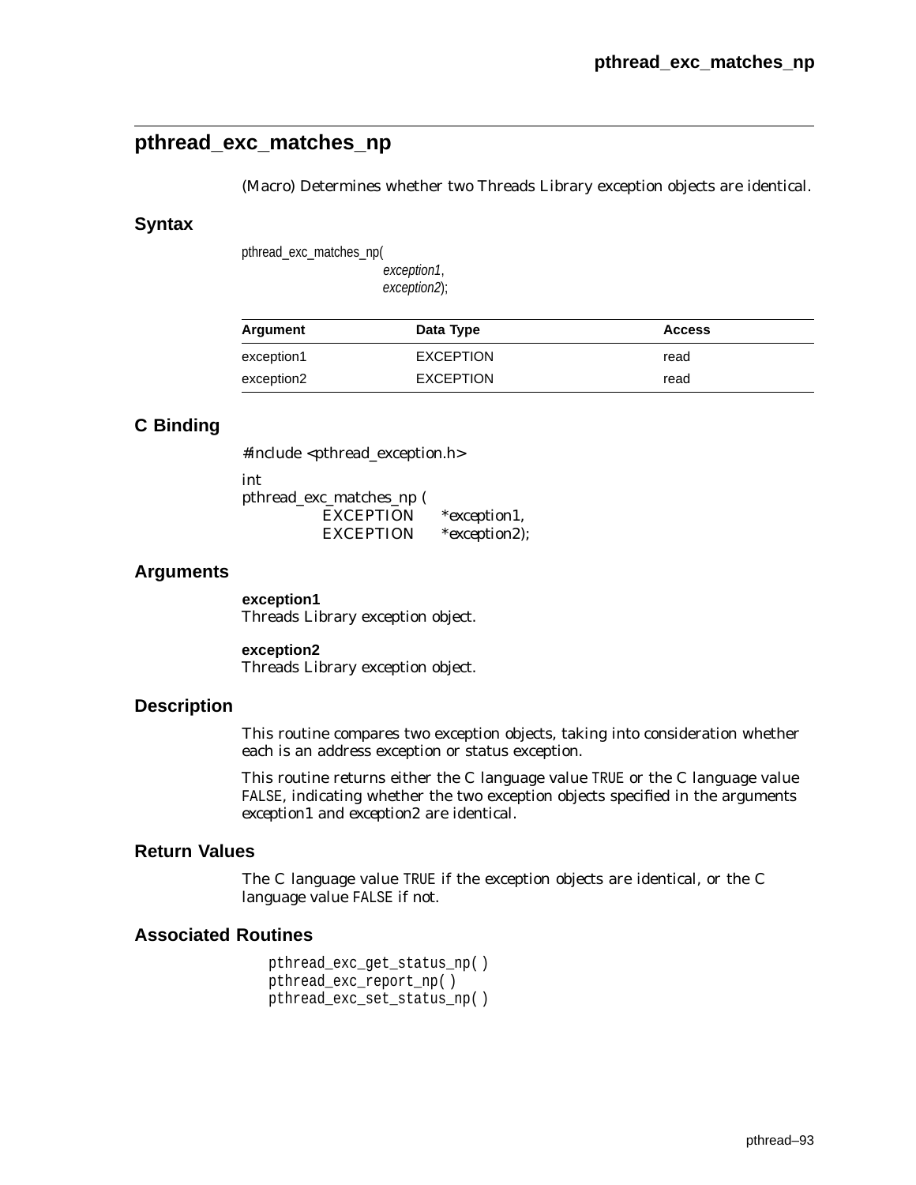## pthread_exc_matches_np

(Macro) Determines whether two Threads Library exception objects are identical.

### Syntax

```
pthread_exc_matches_np(
                exception1,
                exception2);
```

| Argument | Data Type | Access |
|---|---|---|
| exception1 | EXCEPTION | read |
| exception2 | EXCEPTION | read |

### C Binding

```
#include <pthread_exception.h>

int
pthread_exc_matches_np (
        EXCEPTION    *exception1,
        EXCEPTION    *exception2);
```

### Arguments

**exception1**
Threads Library exception object.

**exception2**
Threads Library exception object.

### Description

This routine compares two exception objects, taking into consideration whether each is an address exception or status exception.

This routine returns either the C language value `TRUE` or the C language value `FALSE`, indicating whether the two exception objects specified in the arguments *exception1* and *exception2* are identical.

### Return Values

The C language value `TRUE` if the exception objects are identical, or the C language value `FALSE` if not.

### Associated Routines

```
pthread_exc_get_status_np( )
pthread_exc_report_np( )
pthread_exc_set_status_np( )
```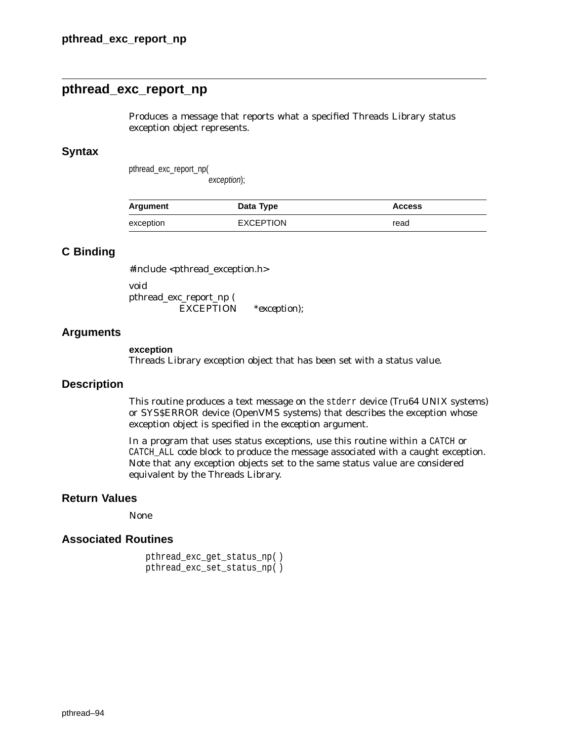## pthread_exc_report_np

Produces a message that reports what a specified Threads Library status exception object represents.

### Syntax

```
pthread_exc_report_np(
            exception);
```

| Argument | Data Type | Access |
|---|---|---|
| exception | EXCEPTION | read |

### C Binding

```
#include <pthread_exception.h>

void
pthread_exc_report_np (
        EXCEPTION    *exception);
```

### Arguments

**exception**
Threads Library exception object that has been set with a status value.

### Description

This routine produces a text message on the `stderr` device (Tru64 UNIX systems) or SYS$ERROR device (OpenVMS systems) that describes the exception whose exception object is specified in the exception argument.

In a program that uses status exceptions, use this routine within a `CATCH` or `CATCH_ALL` code block to produce the message associated with a caught exception. Note that any exception objects set to the same status value are considered equivalent by the Threads Library.

### Return Values

None

### Associated Routines

```
pthread_exc_get_status_np( )
pthread_exc_set_status_np( )
```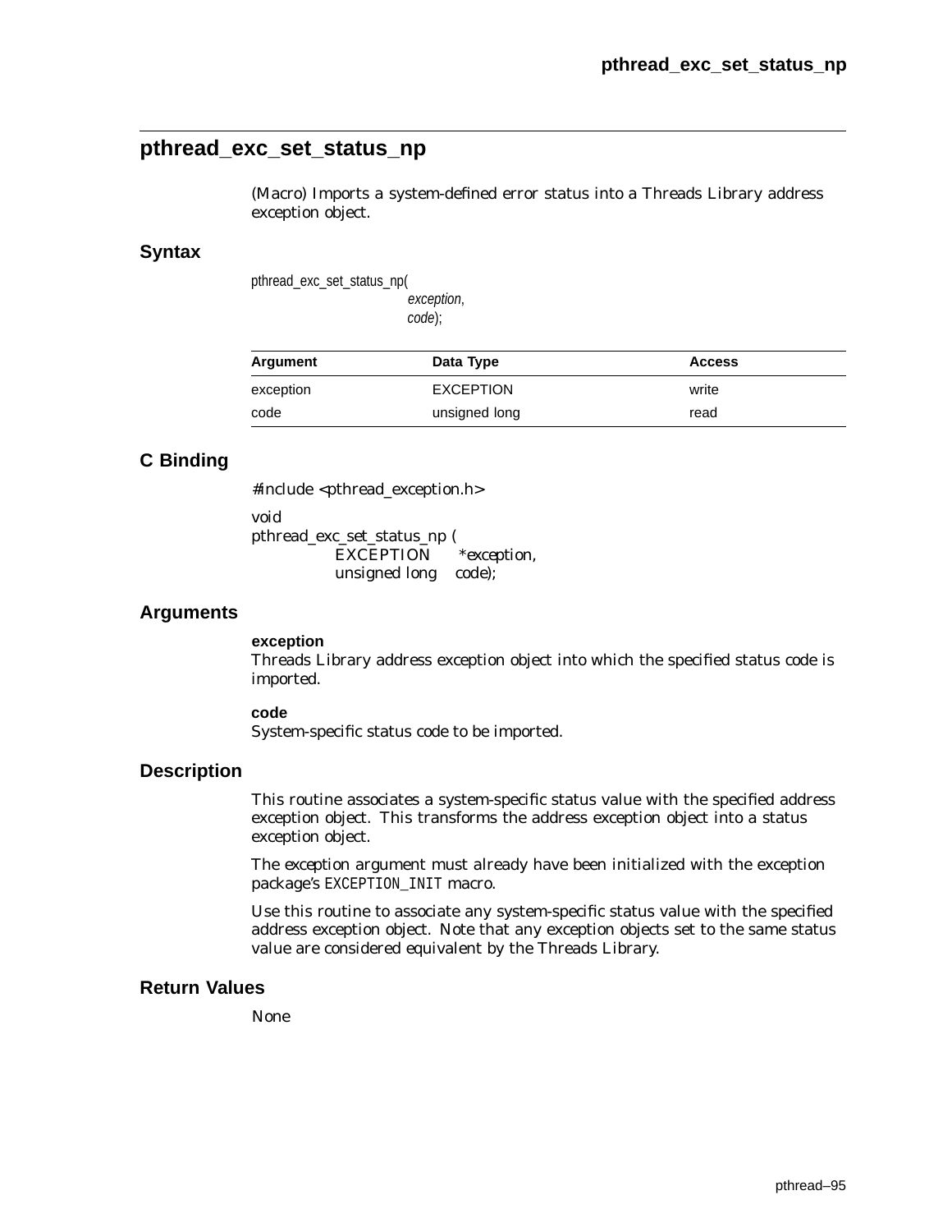## pthread_exc_set_status_np

(Macro) Imports a system-defined error status into a Threads Library address exception object.

### Syntax

```
pthread_exc_set_status_np(
                exception,
                code);
```

| Argument | Data Type | Access |
|---|---|---|
| exception | EXCEPTION | write |
| code | unsigned long | read |

### C Binding

```
#include <pthread_exception.h>

void
pthread_exc_set_status_np (
        EXCEPTION      *exception,
        unsigned long   code);
```

### Arguments

**exception**
Threads Library address exception object into which the specified status code is imported.

**code**
System-specific status code to be imported.

### Description

This routine associates a system-specific status value with the specified address exception object. This transforms the address exception object into a status exception object.

The *exception* argument must already have been initialized with the exception package's `EXCEPTION_INIT` macro.

Use this routine to associate any system-specific status value with the specified address exception object. Note that any exception objects set to the same status value are considered equivalent by the Threads Library.

### Return Values

None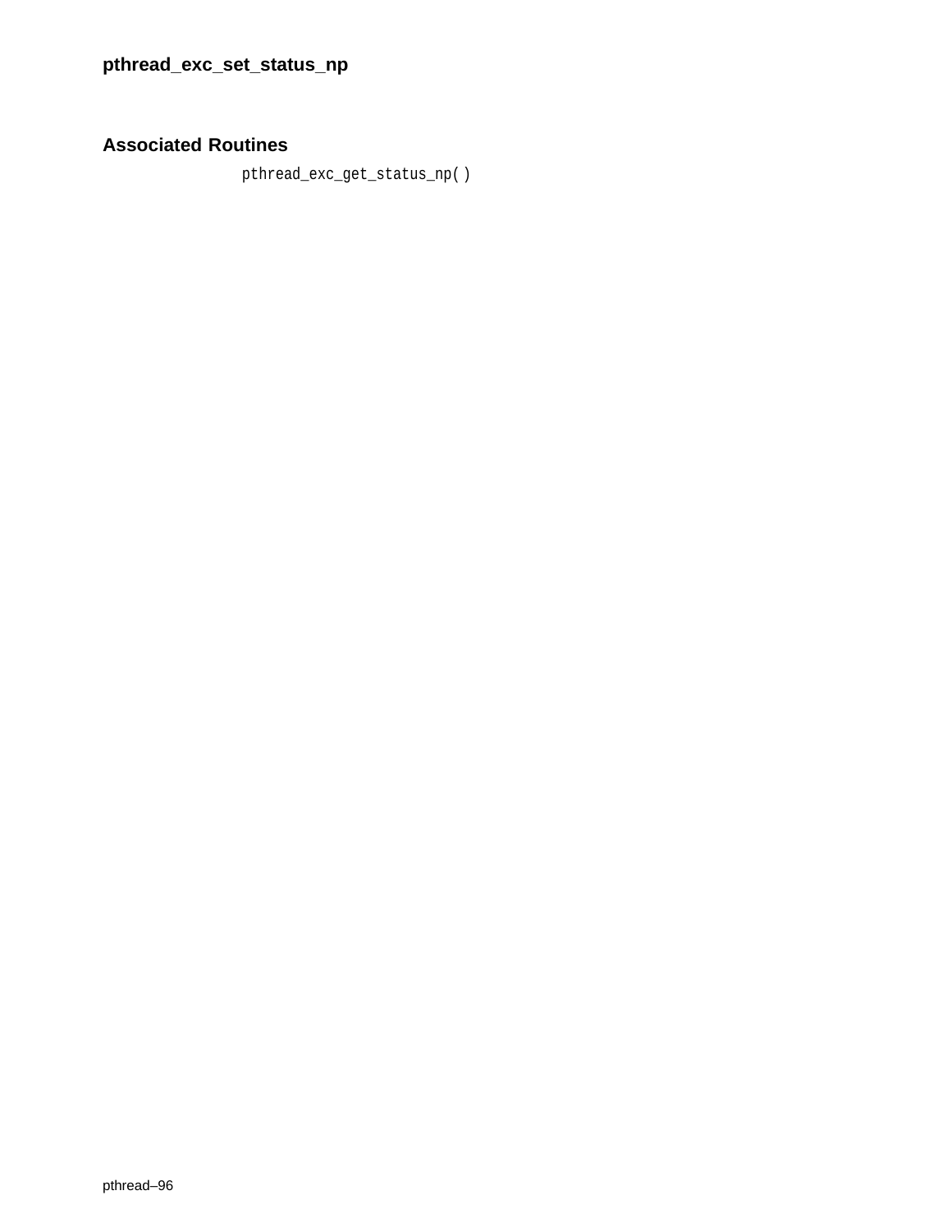## Associated Routines

`pthread_exc_get_status_np( )`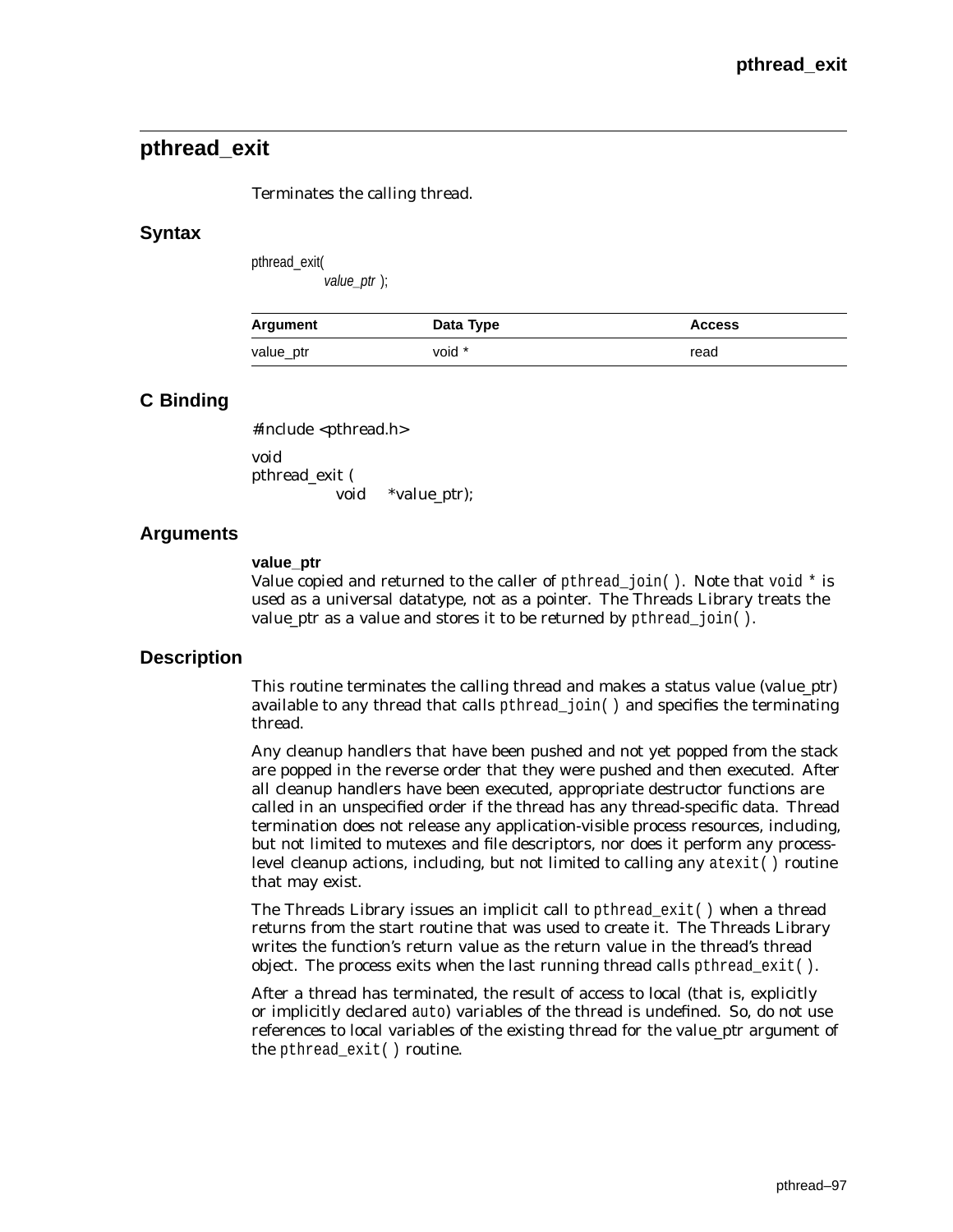## pthread_exit

Terminates the calling thread.

### Syntax

```
pthread_exit(
        value_ptr );
```

| Argument | Data Type | Access |
|---|---|---|
| value_ptr | void * | read |

### C Binding

```
#include <pthread.h>

void
pthread_exit (
        void    *value_ptr);
```

### Arguments

**value_ptr**
Value copied and returned to the caller of `pthread_join( )`. Note that `void *` is used as a universal datatype, not as a pointer. The Threads Library treats the value_ptr as a value and stores it to be returned by `pthread_join( )`.

### Description

This routine terminates the calling thread and makes a status value (value_ptr) available to any thread that calls `pthread_join( )` and specifies the terminating thread.

Any cleanup handlers that have been pushed and not yet popped from the stack are popped in the reverse order that they were pushed and then executed. After all cleanup handlers have been executed, appropriate destructor functions are called in an unspecified order if the thread has any thread-specific data. Thread termination does not release any application-visible process resources, including, but not limited to mutexes and file descriptors, nor does it perform any process-level cleanup actions, including, but not limited to calling any `atexit( )` routine that may exist.

The Threads Library issues an implicit call to `pthread_exit( )` when a thread returns from the start routine that was used to create it. The Threads Library writes the function's return value as the return value in the thread's thread object. The process exits when the last running thread calls `pthread_exit( )`.

After a thread has terminated, the result of access to local (that is, explicitly or implicitly declared `auto`) variables of the thread is undefined. So, do not use references to local variables of the existing thread for the value_ptr argument of the `pthread_exit( )` routine.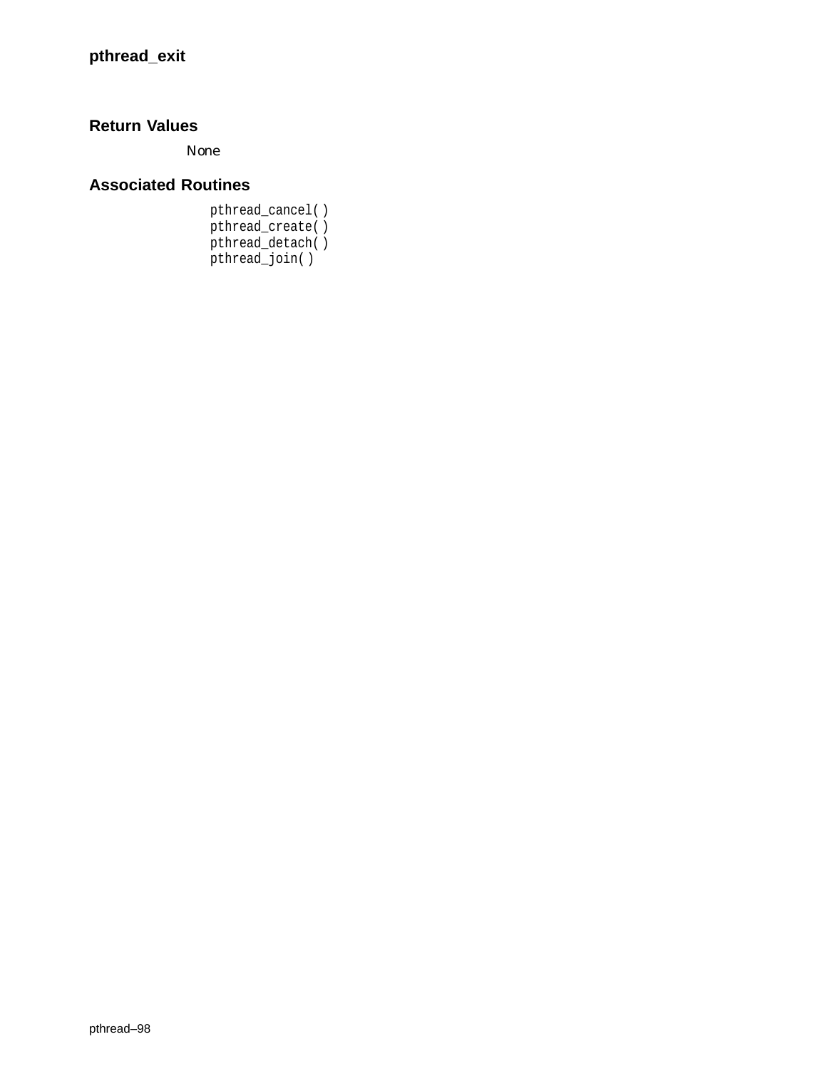## Return Values

None

## Associated Routines

```
pthread_cancel( )
pthread_create( )
pthread_detach( )
pthread_join( )
```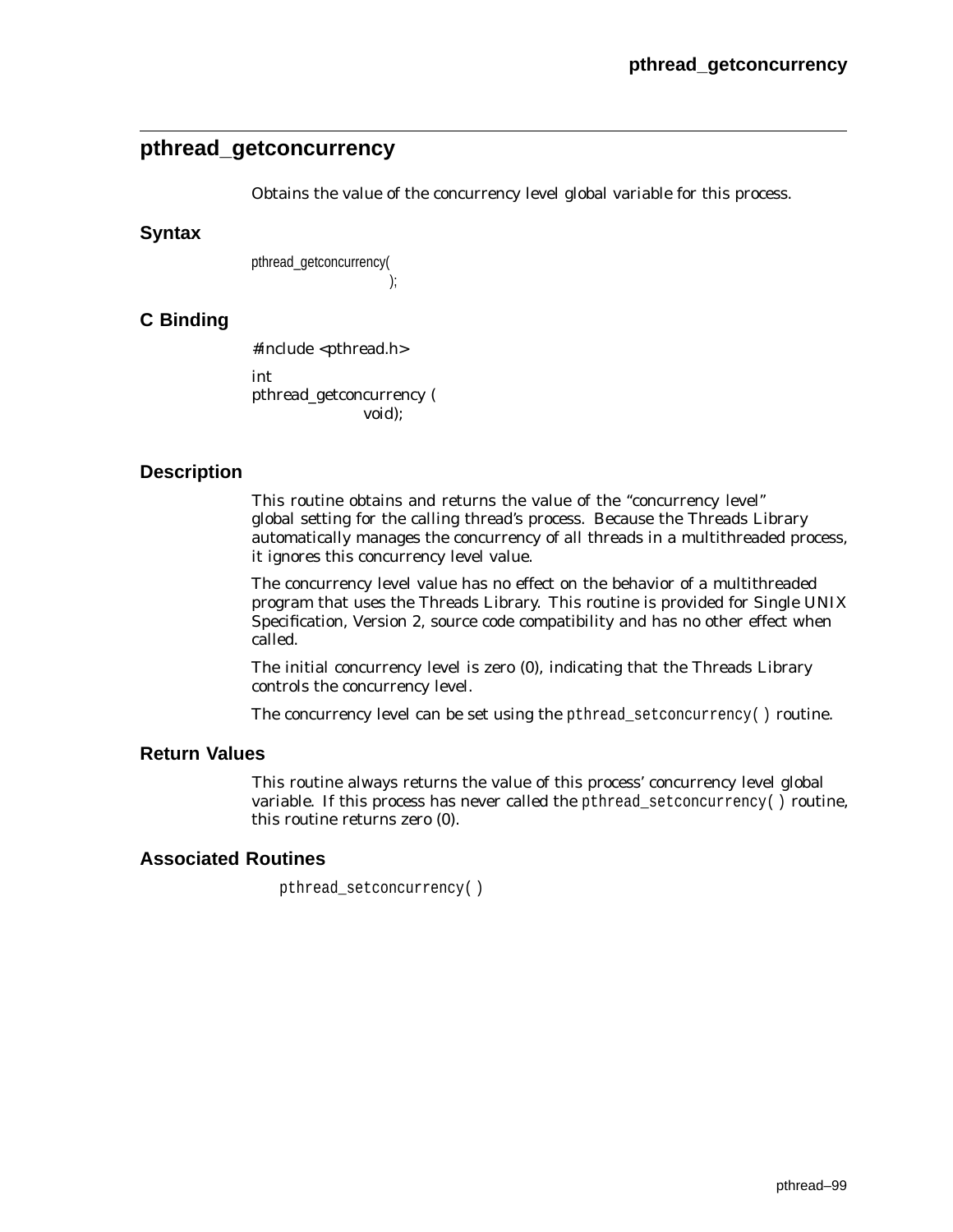## pthread_getconcurrency

Obtains the value of the concurrency level global variable for this process.

### Syntax

```
pthread_getconcurrency(
                      );
```

### C Binding

```
#include <pthread.h>

int
pthread_getconcurrency (
               void);
```

### Description

This routine obtains and returns the value of the “concurrency level” global setting for the calling thread’s process. Because the Threads Library automatically manages the concurrency of all threads in a multithreaded process, it ignores this concurrency level value.

The concurrency level value has no effect on the behavior of a multithreaded program that uses the Threads Library. This routine is provided for Single UNIX Specification, Version 2, source code compatibility and has no other effect when called.

The initial concurrency level is zero (0), indicating that the Threads Library controls the concurrency level.

The concurrency level can be set using the `pthread_setconcurrency( )` routine.

### Return Values

This routine always returns the value of this process’ concurrency level global variable. If this process has never called the `pthread_setconcurrency( )` routine, this routine returns zero (0).

### Associated Routines

`pthread_setconcurrency( )`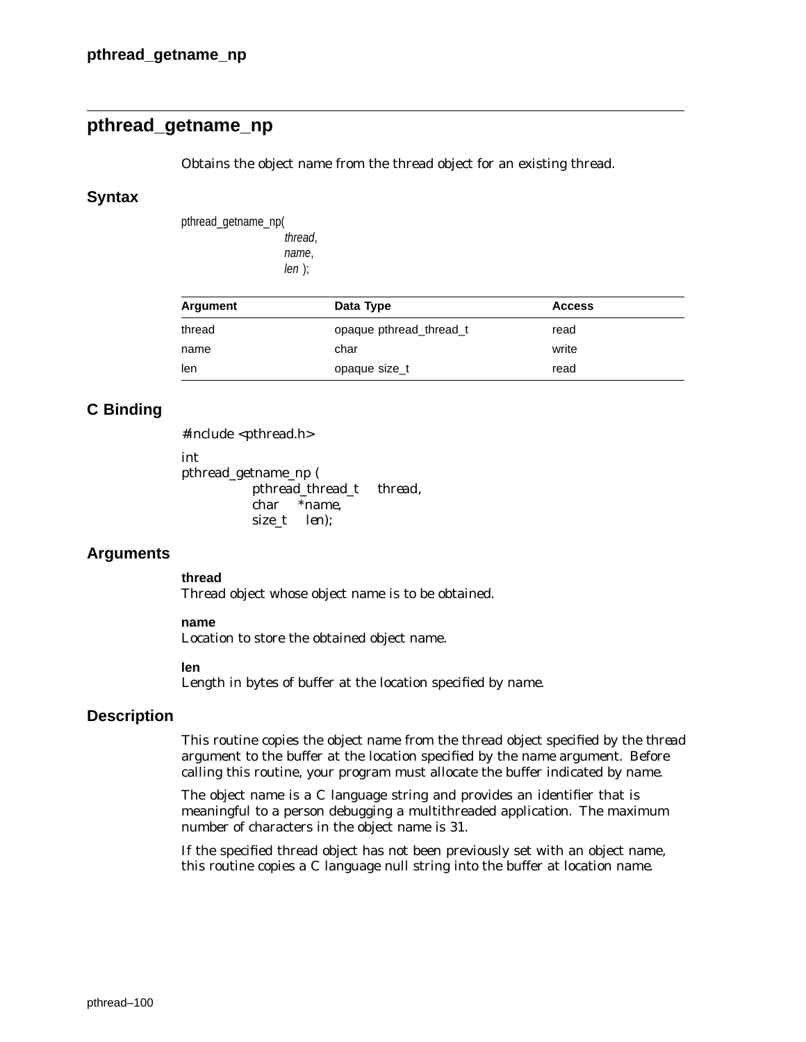## pthread_getname_np

Obtains the object name from the thread object for an existing thread.

### Syntax

```
pthread_getname_np(
            thread,
            name,
            len );
```

| Argument | Data Type | Access |
|---|---|---|
| thread | opaque pthread_thread_t | read |
| name | char | write |
| len | opaque size_t | read |

### C Binding

```
#include <pthread.h>

int
pthread_getname_np (
        pthread_thread_t   thread,
        char   *name,
        size_t   len);
```

### Arguments

**thread**
Thread object whose object name is to be obtained.

**name**
Location to store the obtained object name.

**len**
Length in bytes of buffer at the location specified by *name*.

### Description

This routine copies the object name from the thread object specified by the *thread* argument to the buffer at the location specified by the *name* argument. Before calling this routine, your program must allocate the buffer indicated by *name*.

The object name is a C language string and provides an identifier that is meaningful to a person debugging a multithreaded application. The maximum number of characters in the object name is 31.

If the specified thread object has not been previously set with an object name, this routine copies a C language null string into the buffer at location *name*.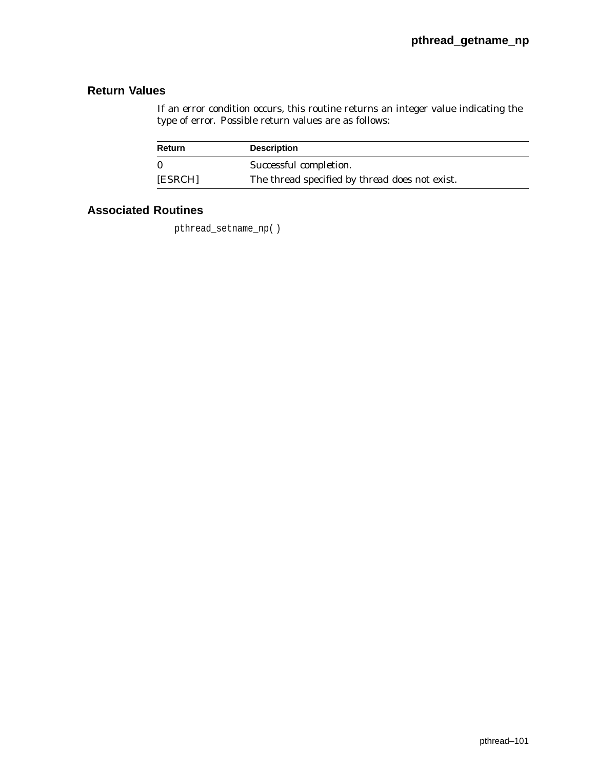## Return Values

If an error condition occurs, this routine returns an integer value indicating the type of error. Possible return values are as follows:

| Return | Description |
| --- | --- |
| 0 | Successful completion. |
| [ESRCH] | The thread specified by *thread* does not exist. |

## Associated Routines

`pthread_setname_np( )`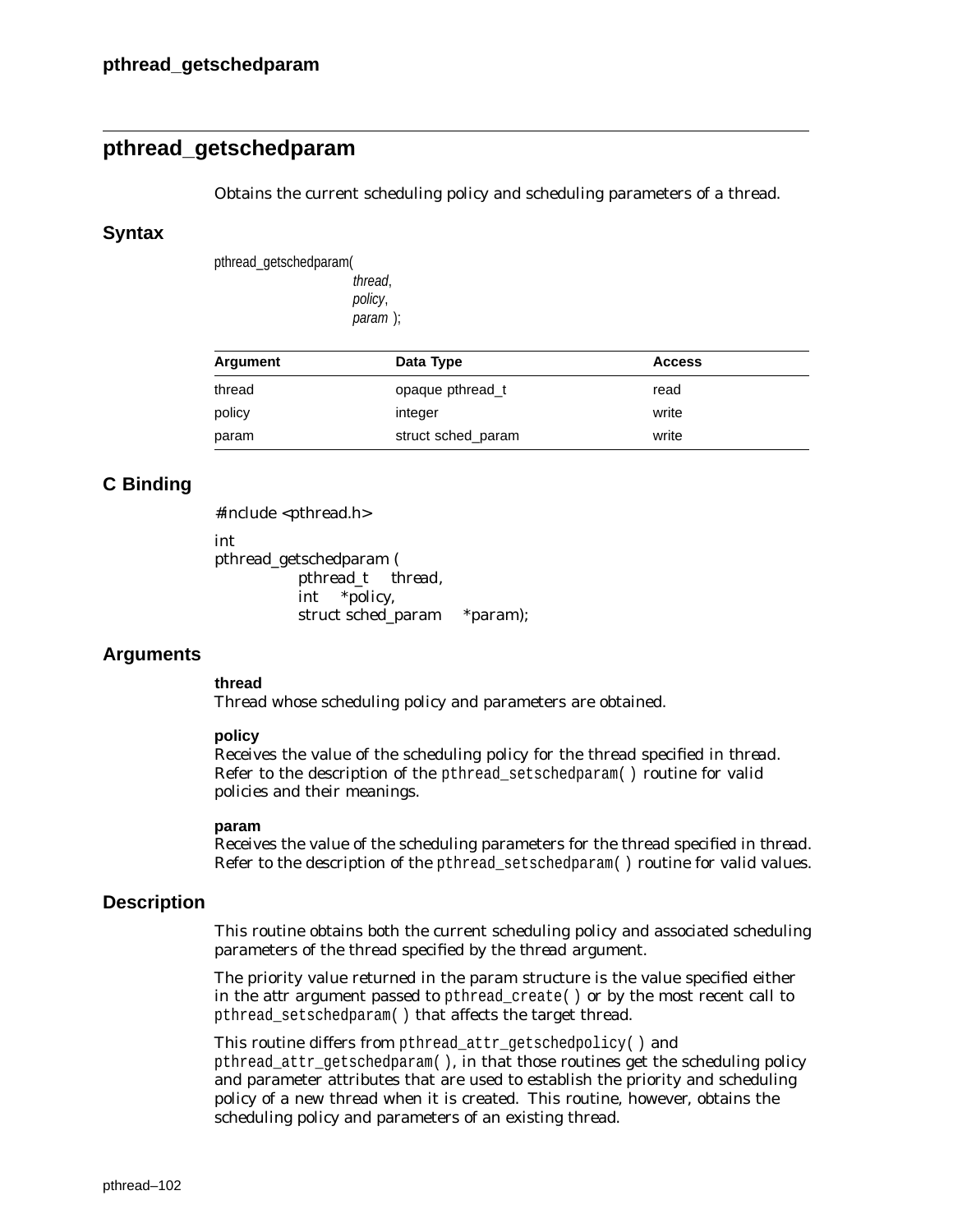# pthread_getschedparam

Obtains the current scheduling policy and scheduling parameters of a thread.

## Syntax

```
pthread_getschedparam(
                thread,
                policy,
                param );
```

| Argument | Data Type | Access |
|---|---|---|
| thread | opaque pthread_t | read |
| policy | integer | write |
| param | struct sched_param | write |

## C Binding

```
#include <pthread.h>

int
pthread_getschedparam (
        pthread_t    thread,
        int    *policy,
        struct sched_param    *param);
```

## Arguments

**thread**
Thread whose scheduling policy and parameters are obtained.

**policy**
Receives the value of the scheduling policy for the thread specified in thread. Refer to the description of the `pthread_setschedparam( )` routine for valid policies and their meanings.

**param**
Receives the value of the scheduling parameters for the thread specified in thread. Refer to the description of the `pthread_setschedparam( )` routine for valid values.

## Description

This routine obtains both the current scheduling policy and associated scheduling parameters of the thread specified by the thread argument.

The priority value returned in the param structure is the value specified either in the attr argument passed to `pthread_create( )` or by the most recent call to `pthread_setschedparam( )` that affects the target thread.

This routine differs from `pthread_attr_getschedpolicy( )` and `pthread_attr_getschedparam( )`, in that those routines get the scheduling policy and parameter attributes that are used to establish the priority and scheduling policy of a new thread when it is created. This routine, however, obtains the scheduling policy and parameters of an existing thread.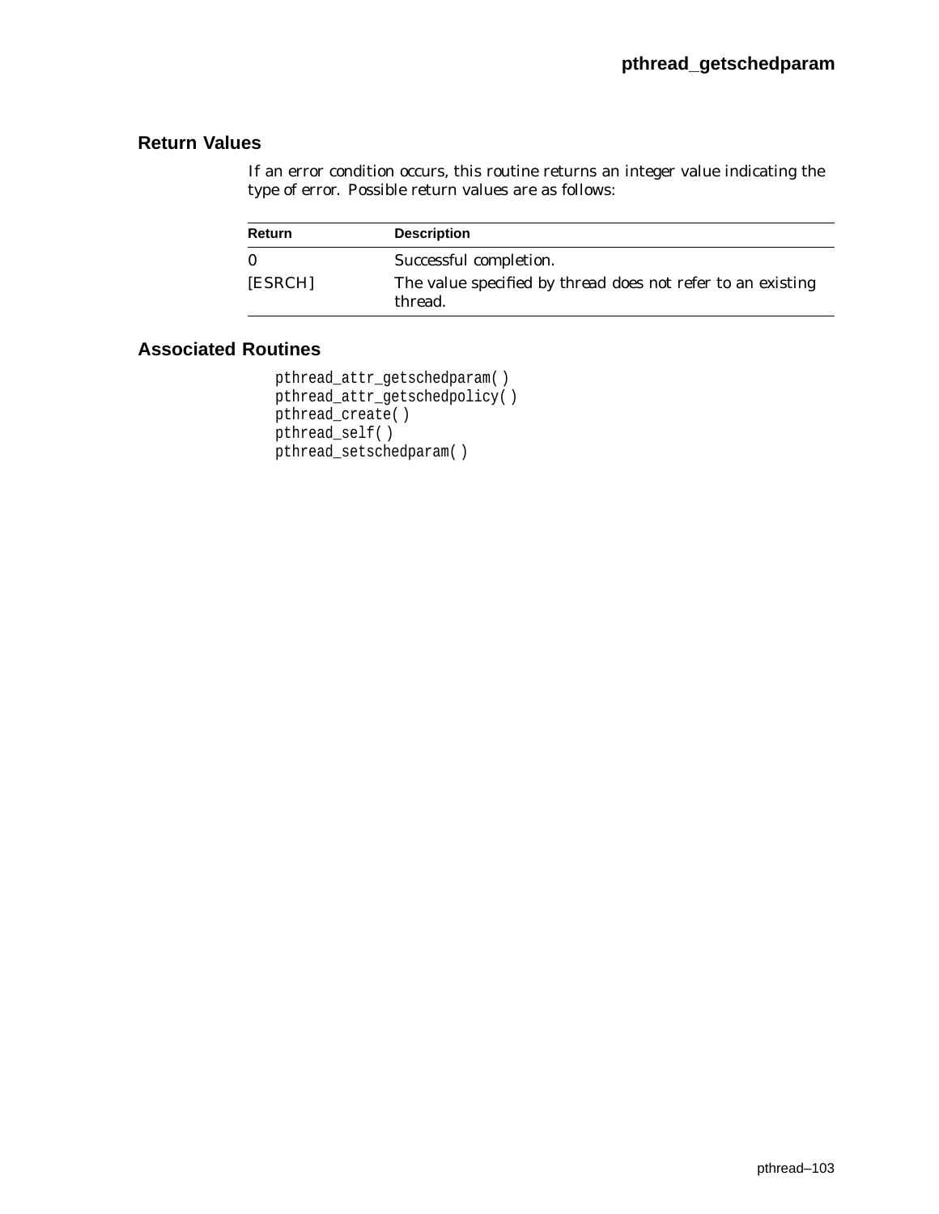## Return Values

If an error condition occurs, this routine returns an integer value indicating the type of error. Possible return values are as follows:

| Return | Description |
|---|---|
| 0 | Successful completion. |
| [ESRCH] | The value specified by *thread* does not refer to an existing thread. |

## Associated Routines

```
pthread_attr_getschedparam( )
pthread_attr_getschedpolicy( )
pthread_create( )
pthread_self( )
pthread_setschedparam( )
```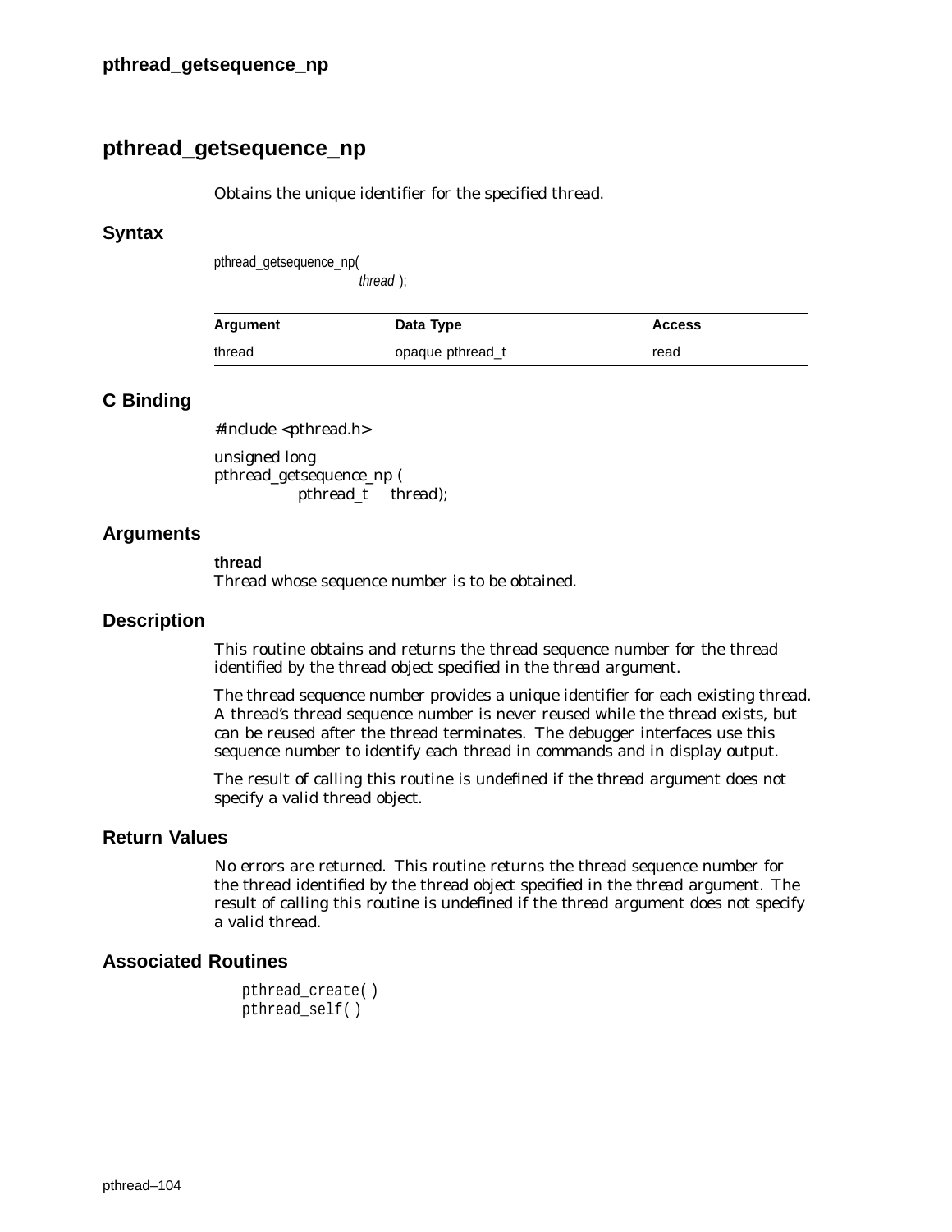## pthread_getsequence_np

Obtains the unique identifier for the specified thread.

### Syntax

```
pthread_getsequence_np(
                    thread );
```

| Argument | Data Type | Access |
|---|---|---|
| thread | opaque pthread_t | read |

### C Binding

```
#include <pthread.h>

unsigned long
pthread_getsequence_np (
            pthread_t     thread);
```

### Arguments

**thread**
Thread whose sequence number is to be obtained.

### Description

This routine obtains and returns the thread sequence number for the thread identified by the thread object specified in the *thread* argument.

The thread sequence number provides a unique identifier for each existing thread. A thread's thread sequence number is never reused while the thread exists, but can be reused after the thread terminates. The debugger interfaces use this sequence number to identify each thread in commands and in display output.

The result of calling this routine is undefined if the *thread* argument does not specify a valid thread object.

### Return Values

No errors are returned. This routine returns the thread sequence number for the thread identified by the thread object specified in the *thread* argument. The result of calling this routine is undefined if the *thread* argument does not specify a valid thread.

### Associated Routines

```
pthread_create( )
pthread_self( )
```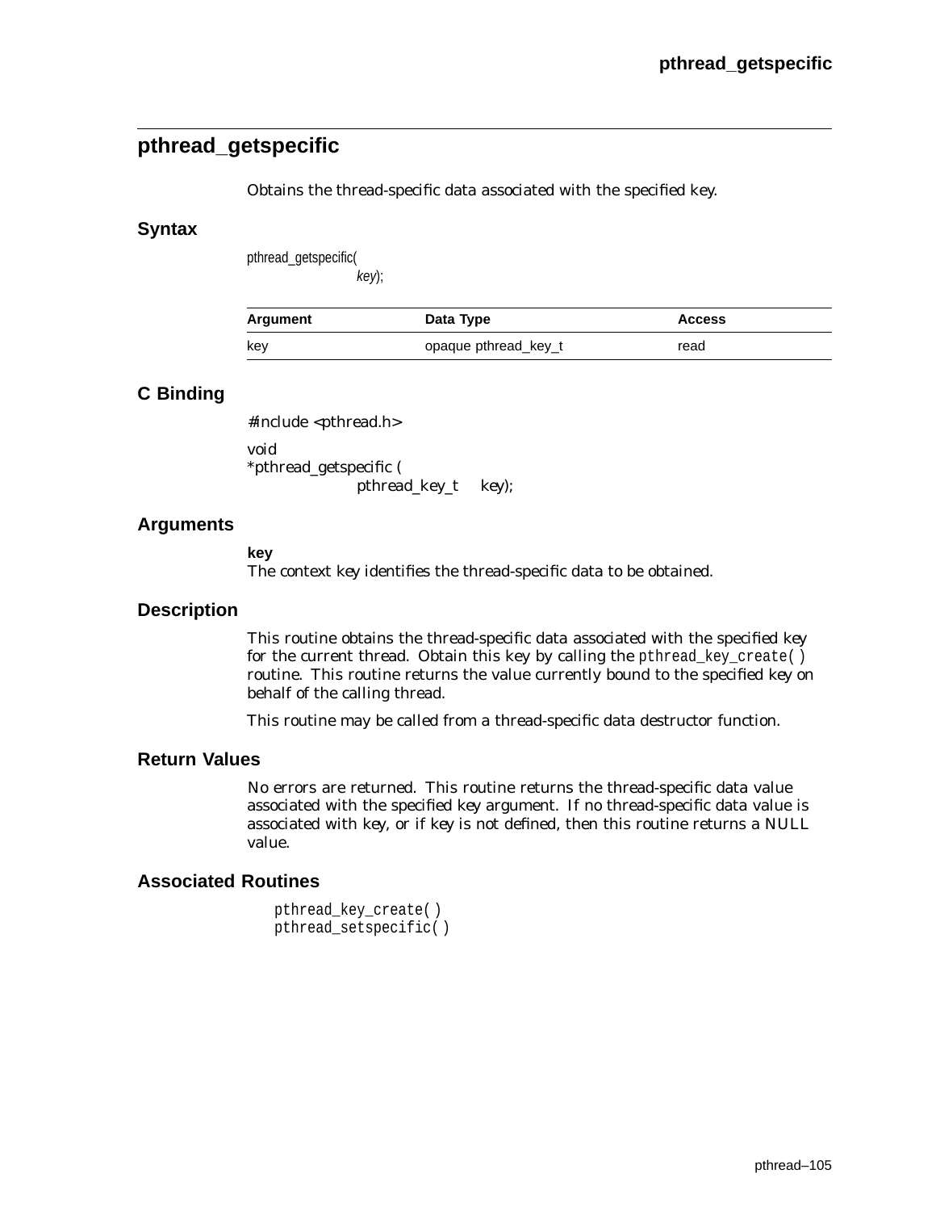## pthread_getspecific

Obtains the thread-specific data associated with the specified key.

### Syntax

```
pthread_getspecific(
            key);
```

| Argument | Data Type | Access |
|---|---|---|
| key | opaque pthread_key_t | read |

### C Binding

```
#include <pthread.h>

void
*pthread_getspecific (
            pthread_key_t    key);
```

### Arguments

**key**
The context key identifies the thread-specific data to be obtained.

### Description

This routine obtains the thread-specific data associated with the specified key for the current thread. Obtain this key by calling the `pthread_key_create( )` routine. This routine returns the value currently bound to the specified key on behalf of the calling thread.

This routine may be called from a thread-specific data destructor function.

### Return Values

No errors are returned. This routine returns the thread-specific data value associated with the specified key argument. If no thread-specific data value is associated with *key*, or if *key* is not defined, then this routine returns a NULL value.

### Associated Routines

```
pthread_key_create( )
pthread_setspecific( )
```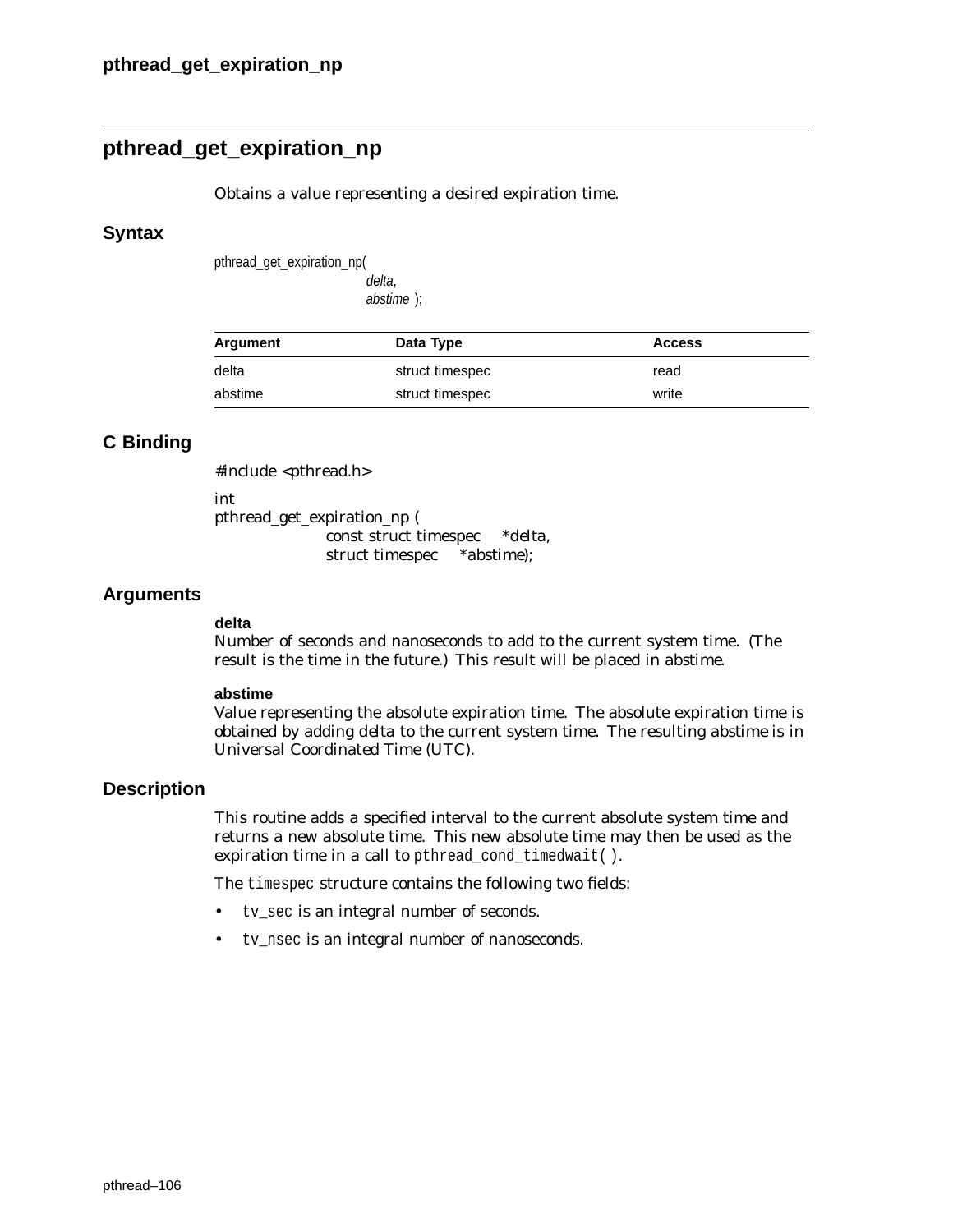## pthread_get_expiration_np

Obtains a value representing a desired expiration time.

### Syntax

```
pthread_get_expiration_np(
                        delta,
                        abstime );
```

| Argument | Data Type | Access |
| --- | --- | --- |
| delta | struct timespec | read |
| abstime | struct timespec | write |

### C Binding

```
#include <pthread.h>

int
pthread_get_expiration_np (
            const struct timespec    *delta,
            struct timespec    *abstime);
```

### Arguments

**delta**
Number of seconds and nanoseconds to add to the current system time. (The result is the time in the future.) This result will be placed in *abstime*.

**abstime**
Value representing the absolute expiration time. The absolute expiration time is obtained by adding *delta* to the current system time. The resulting *abstime* is in Universal Coordinated Time (UTC).

### Description

This routine adds a specified interval to the current absolute system time and returns a new absolute time. This new absolute time may then be used as the expiration time in a call to `pthread_cond_timedwait( )`.

The `timespec` structure contains the following two fields:

- `tv_sec` is an integral number of seconds.
- `tv_nsec` is an integral number of nanoseconds.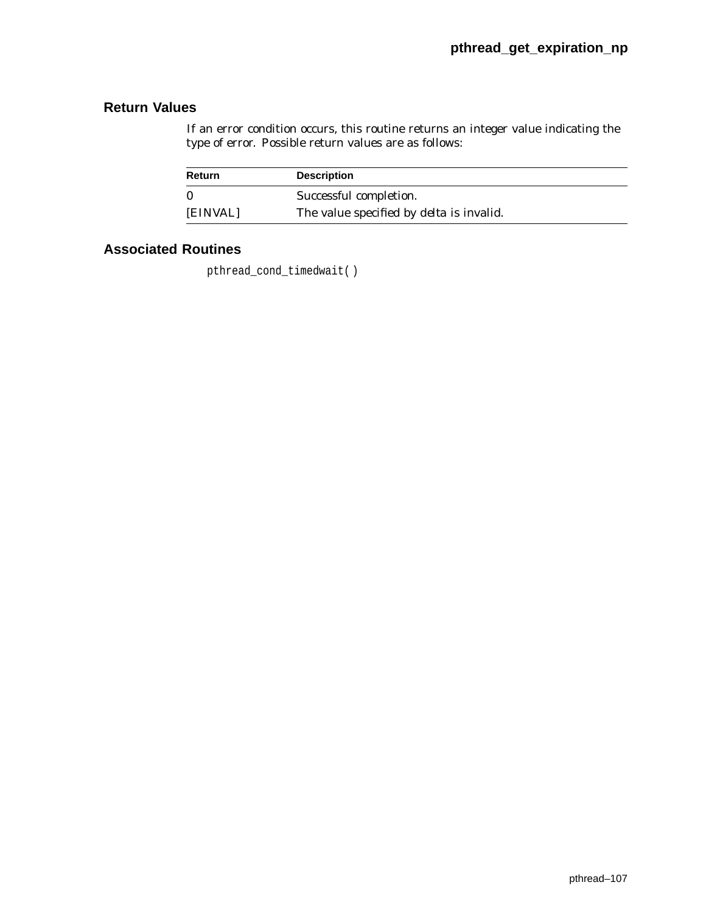## Return Values

If an error condition occurs, this routine returns an integer value indicating the type of error. Possible return values are as follows:

| Return | Description |
|---|---|
| 0 | Successful completion. |
| [EINVAL] | The value specified by delta is invalid. |

## Associated Routines

pthread_cond_timedwait( )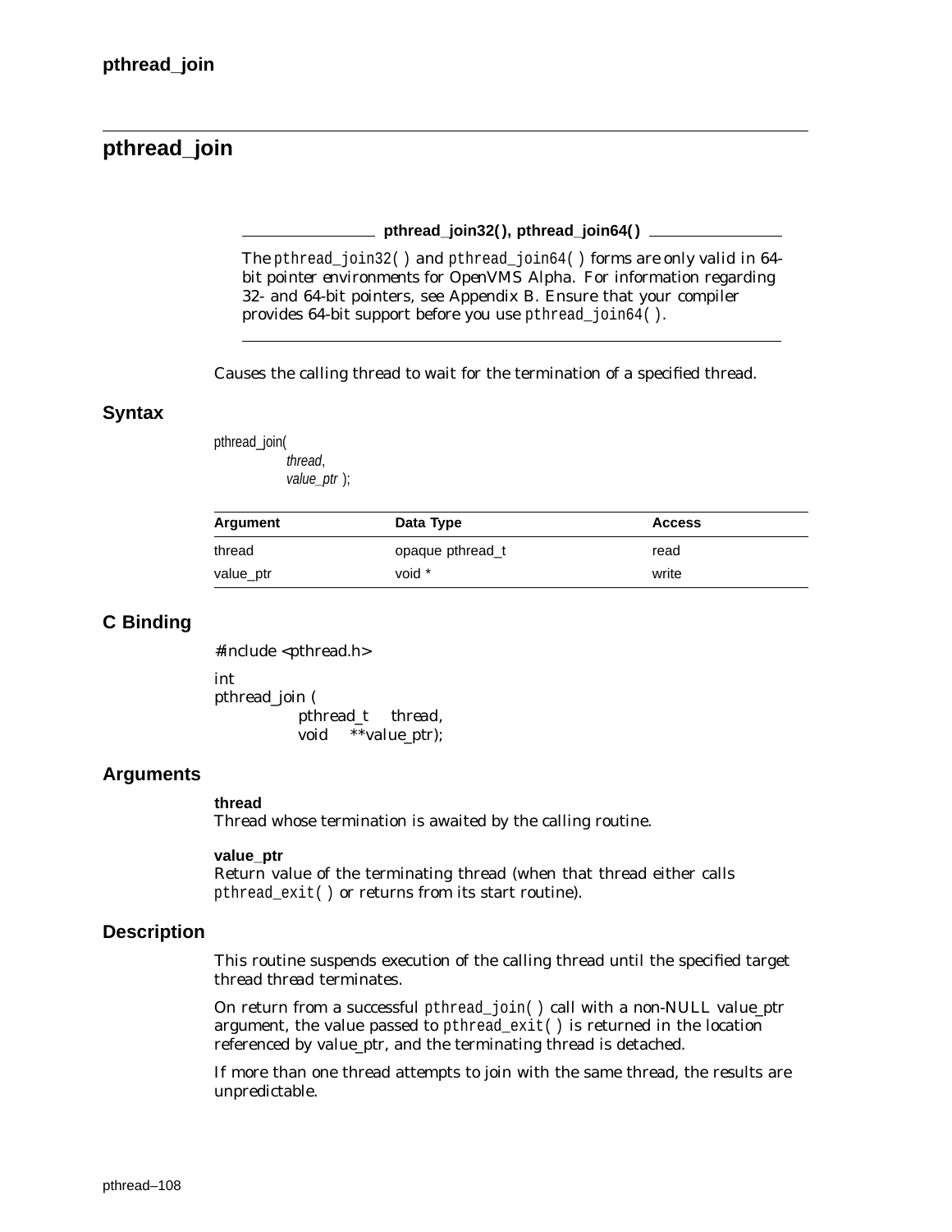## pthread_join

**pthread_join32(), pthread_join64()**

The `pthread_join32()` and `pthread_join64()` forms are only valid in 64-bit pointer environments for OpenVMS Alpha. For information regarding 32- and 64-bit pointers, see Appendix B. Ensure that your compiler provides 64-bit support before you use `pthread_join64()`.

---

Causes the calling thread to wait for the termination of a specified thread.

### Syntax

```
pthread_join(
        thread,
        value_ptr );
```

| Argument | Data Type | Access |
|---|---|---|
| thread | opaque pthread_t | read |
| value_ptr | void * | write |

### C Binding

```
#include <pthread.h>

int
pthread_join (
        pthread_t   thread,
        void    **value_ptr);
```

### Arguments

**thread**
Thread whose termination is awaited by the calling routine.

**value_ptr**
Return value of the terminating thread (when that thread either calls `pthread_exit()` or returns from its start routine).

### Description

This routine suspends execution of the calling thread until the specified target thread thread terminates.

On return from a successful `pthread_join()` call with a non-NULL value_ptr argument, the value passed to `pthread_exit()` is returned in the location referenced by value_ptr, and the terminating thread is detached.

If more than one thread attempts to join with the same thread, the results are unpredictable.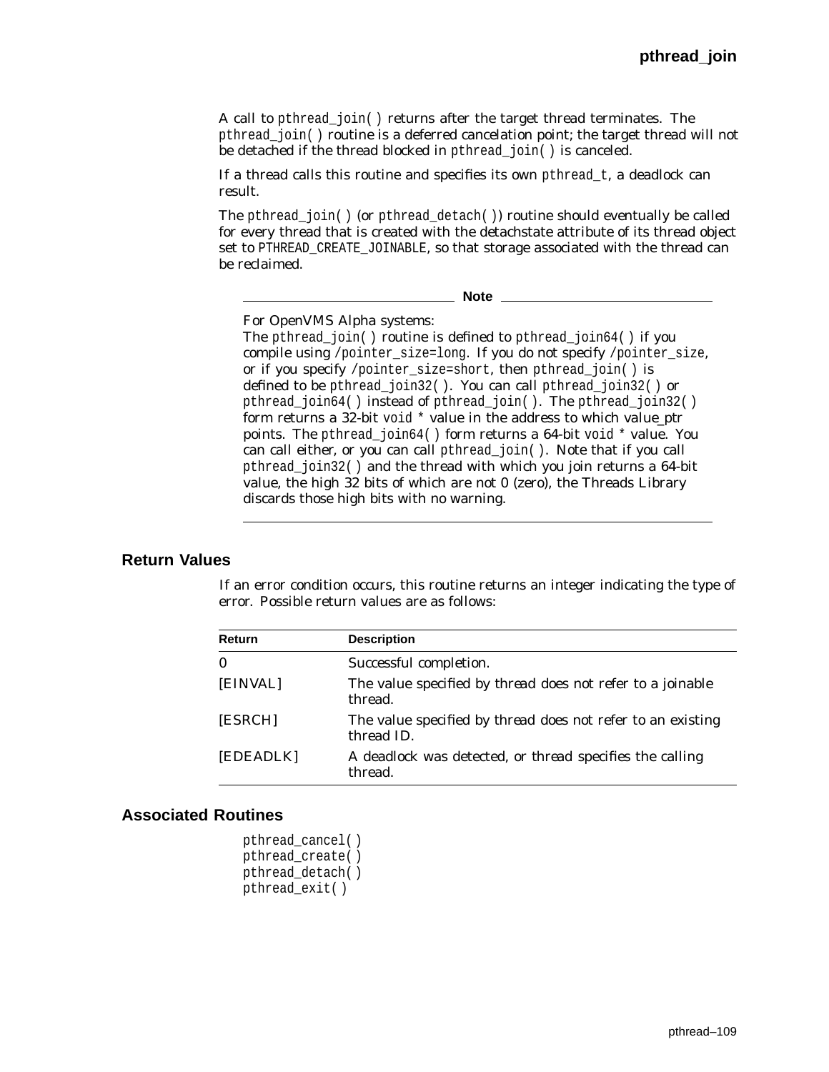A call to `pthread_join( )` returns after the target thread terminates. The `pthread_join( )` routine is a deferred cancelation point; the target thread will not be detached if the thread blocked in `pthread_join( )` is canceled.

If a thread calls this routine and specifies its own `pthread_t`, a deadlock can result.

The `pthread_join( )` (or `pthread_detach( )`) routine should eventually be called for every thread that is created with the detachstate attribute of its thread object set to `PTHREAD_CREATE_JOINABLE`, so that storage associated with the thread can be reclaimed.

**Note**

For OpenVMS Alpha systems:
The `pthread_join( )` routine is defined to `pthread_join64( )` if you compile using `/pointer_size=long`. If you do not specify `/pointer_size`, or if you specify `/pointer_size=short`, then `pthread_join( )` is defined to be `pthread_join32( )`. You can call `pthread_join32( )` or `pthread_join64( )` instead of `pthread_join( )`. The `pthread_join32( )` form returns a 32-bit `void *` value in the address to which value_ptr points. The `pthread_join64( )` form returns a 64-bit `void *` value. You can call either, or you can call `pthread_join( )`. Note that if you call `pthread_join32( )` and the thread with which you join returns a 64-bit value, the high 32 bits of which are not 0 (zero), the Threads Library discards those high bits with no warning.

## Return Values

If an error condition occurs, this routine returns an integer indicating the type of error. Possible return values are as follows:

| Return | Description |
|---|---|
| 0 | Successful completion. |
| [EINVAL] | The value specified by *thread* does not refer to a joinable thread. |
| [ESRCH] | The value specified by *thread* does not refer to an existing thread ID. |
| [EDEADLK] | A deadlock was detected, or *thread* specifies the calling thread. |

## Associated Routines

```
pthread_cancel( )
pthread_create( )
pthread_detach( )
pthread_exit( )
```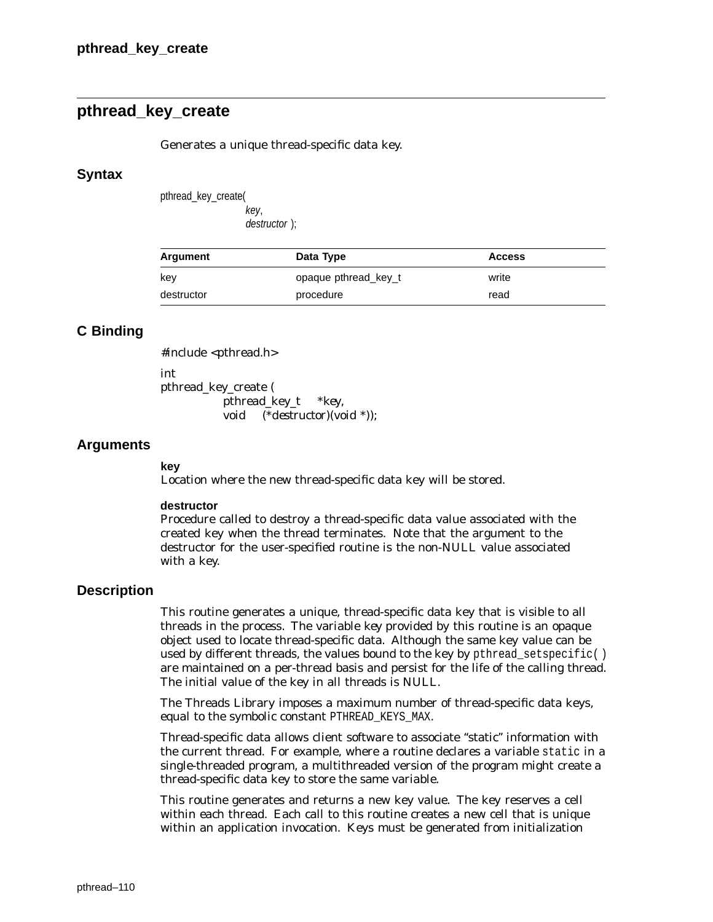## pthread_key_create

Generates a unique thread-specific data key.

### Syntax

```
pthread_key_create(
        key,
        destructor );
```

| Argument | Data Type | Access |
|---|---|---|
| key | opaque pthread_key_t | write |
| destructor | procedure | read |

### C Binding

```
#include <pthread.h>

int
pthread_key_create (
        pthread_key_t    *key,
        void    (*destructor)(void *));
```

### Arguments

**key**
Location where the new thread-specific data key will be stored.

**destructor**
Procedure called to destroy a thread-specific data value associated with the created key when the thread terminates. Note that the argument to the destructor for the user-specified routine is the non-NULL value associated with a key.

### Description

This routine generates a unique, thread-specific data key that is visible to all threads in the process. The variable key provided by this routine is an opaque object used to locate thread-specific data. Although the same key value can be used by different threads, the values bound to the key by `pthread_setspecific()` are maintained on a per-thread basis and persist for the life of the calling thread. The initial value of the key in all threads is NULL.

The Threads Library imposes a maximum number of thread-specific data keys, equal to the symbolic constant `PTHREAD_KEYS_MAX`.

Thread-specific data allows client software to associate "static" information with the current thread. For example, where a routine declares a variable `static` in a single-threaded program, a multithreaded version of the program might create a thread-specific data key to store the same variable.

This routine generates and returns a new key value. The key reserves a cell within each thread. Each call to this routine creates a new cell that is unique within an application invocation. Keys must be generated from initialization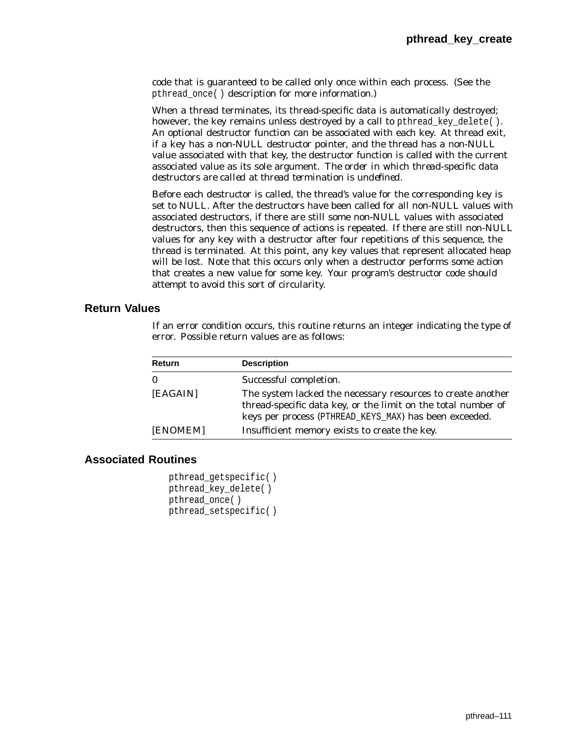code that is guaranteed to be called only once within each process. (See the pthread_once( ) description for more information.)

When a thread terminates, its thread-specific data is automatically destroyed; however, the key remains unless destroyed by a call to pthread_key_delete( ). An optional destructor function can be associated with each key. At thread exit, if a key has a non-NULL destructor pointer, and the thread has a non-NULL value associated with that key, the destructor function is called with the current associated value as its sole argument. *The order in which thread-specific data destructors are called at thread termination is undefined.*

Before each destructor is called, the thread's value for the corresponding key is set to NULL. After the destructors have been called for all non-NULL values with associated destructors, if there are still some non-NULL values with associated destructors, then this sequence of actions is repeated. If there are still non-NULL values for any key with a destructor after four repetitions of this sequence, the thread is terminated. At this point, any key values that represent allocated heap will be lost. Note that this occurs only when a destructor performs some action that creates a new value for some key. Your program's destructor code should attempt to avoid this sort of circularity.

## Return Values

If an error condition occurs, this routine returns an integer indicating the type of error. Possible return values are as follows:

| Return | Description |
|---|---|
| 0 | Successful completion. |
| [EAGAIN] | The system lacked the necessary resources to create another thread-specific data key, or the limit on the total number of keys per process (PTHREAD_KEYS_MAX) has been exceeded. |
| [ENOMEM] | Insufficient memory exists to create the key. |

## Associated Routines

```
pthread_getspecific( )
pthread_key_delete( )
pthread_once( )
pthread_setspecific( )
```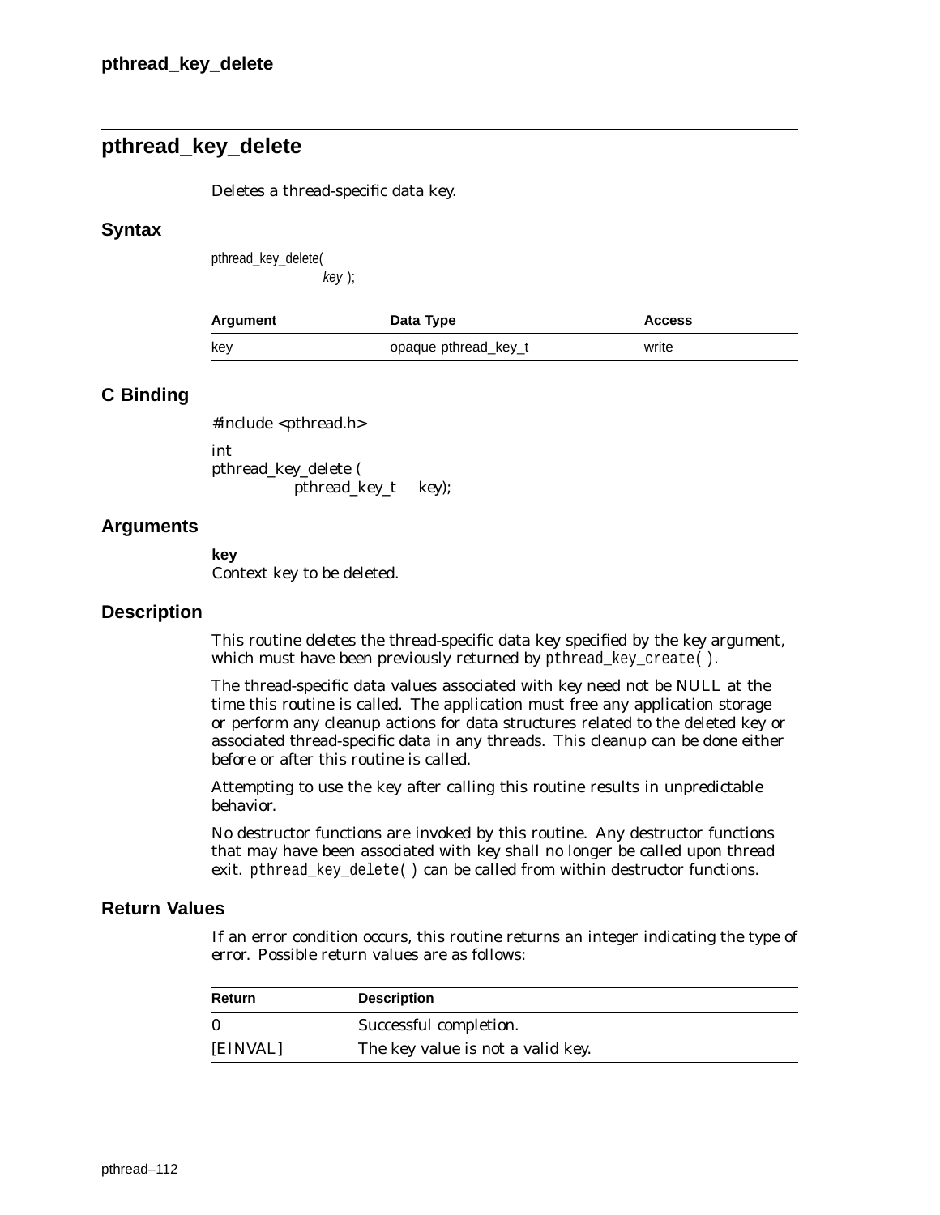## pthread_key_delete

Deletes a thread-specific data key.

### Syntax

```
pthread_key_delete(
                key );
```

| Argument | Data Type | Access |
|---|---|---|
| key | opaque pthread_key_t | write |

### C Binding

```
#include <pthread.h>

int
pthread_key_delete (
            pthread_key_t     key);
```

### Arguments

**key**
Context key to be deleted.

### Description

This routine deletes the thread-specific data key specified by the *key* argument, which must have been previously returned by `pthread_key_create( )`.

The thread-specific data values associated with *key* need not be NULL at the time this routine is called. The application must free any application storage or perform any cleanup actions for data structures related to the deleted key or associated thread-specific data in any threads. This cleanup can be done either before or after this routine is called.

Attempting to use the key after calling this routine results in unpredictable behavior.

No destructor functions are invoked by this routine. Any destructor functions that may have been associated with *key* shall no longer be called upon thread exit. `pthread_key_delete( )` can be called from within destructor functions.

### Return Values

If an error condition occurs, this routine returns an integer indicating the type of error. Possible return values are as follows:

| Return | Description |
|---|---|
| 0 | Successful completion. |
| [EINVAL] | The key value is not a valid key. |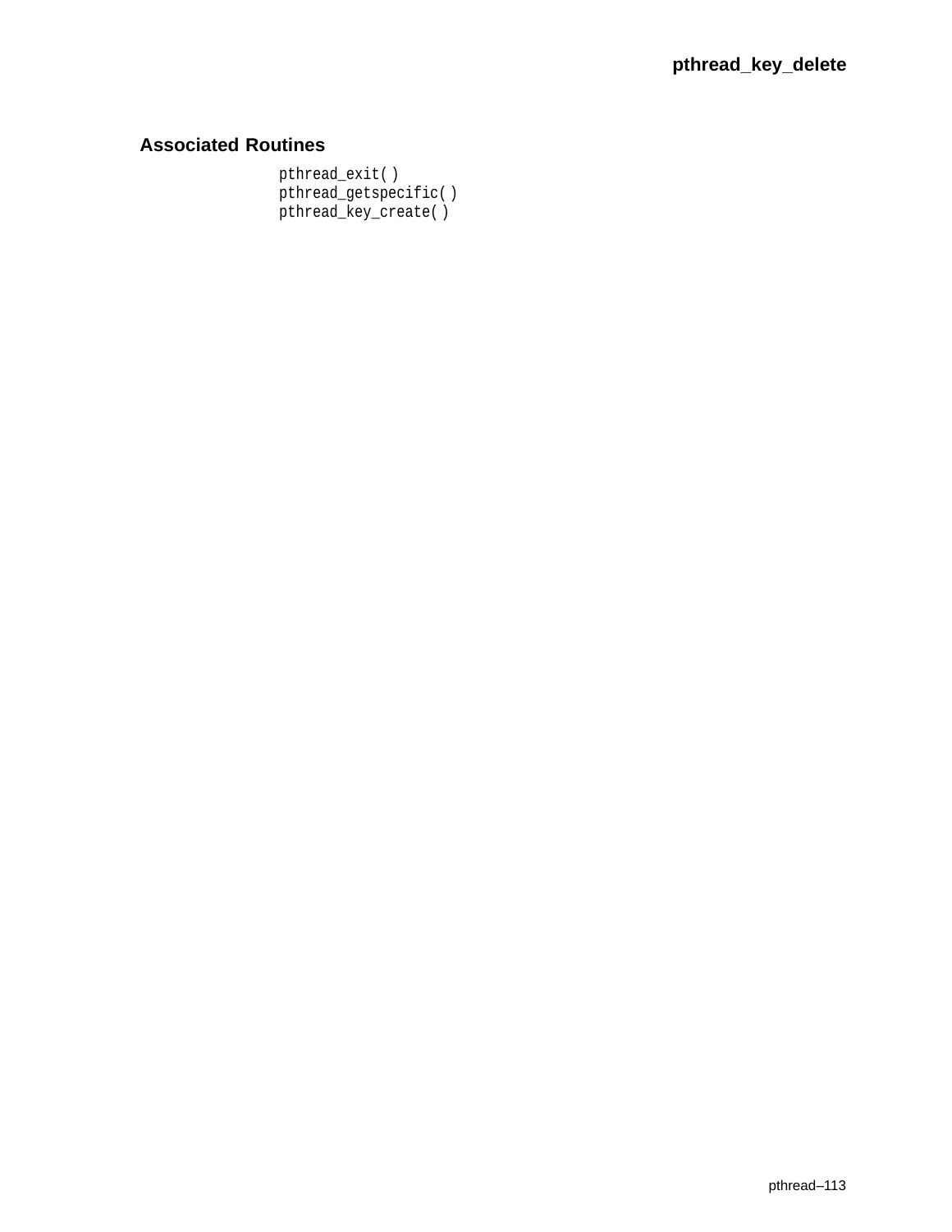## Associated Routines

```
pthread_exit( )
pthread_getspecific( )
pthread_key_create( )
```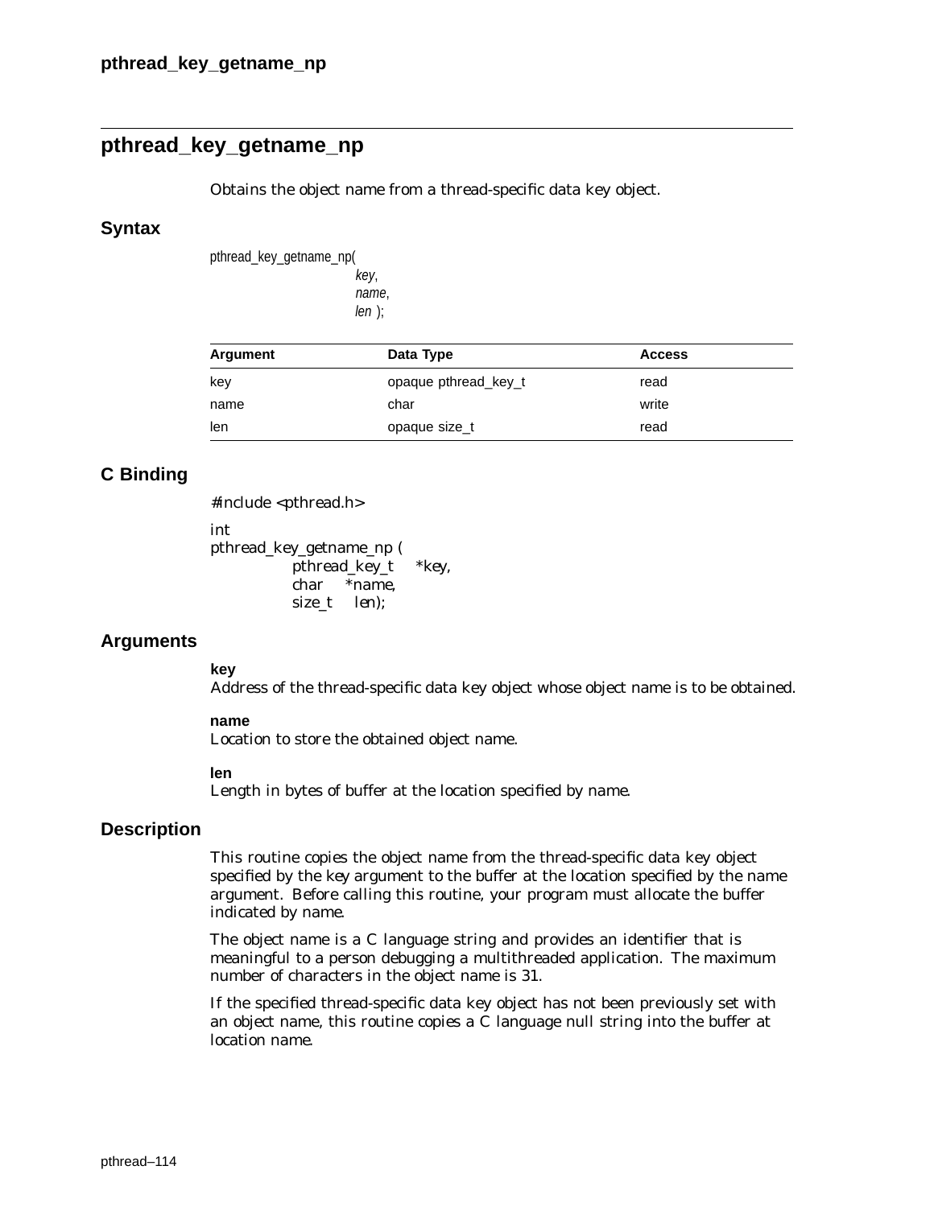## pthread_key_getname_np

Obtains the object name from a thread-specific data key object.

### Syntax

```
pthread_key_getname_np(
                        key,
                        name,
                        len );
```

| Argument | Data Type | Access |
|---|---|---|
| key | opaque pthread_key_t | read |
| name | char | write |
| len | opaque size_t | read |

### C Binding

```
#include <pthread.h>

int
pthread_key_getname_np (
            pthread_key_t    *key,
            char    *name,
            size_t    len);
```

### Arguments

**key**
Address of the thread-specific data key object whose object name is to be obtained.

**name**
Location to store the obtained object name.

**len**
Length in bytes of buffer at the location specified by name.

### Description

This routine copies the object name from the thread-specific data key object specified by the key argument to the buffer at the location specified by the name argument. Before calling this routine, your program must allocate the buffer indicated by name.

The object name is a C language string and provides an identifier that is meaningful to a person debugging a multithreaded application. The maximum number of characters in the object name is 31.

If the specified thread-specific data key object has not been previously set with an object name, this routine copies a C language null string into the buffer at location name.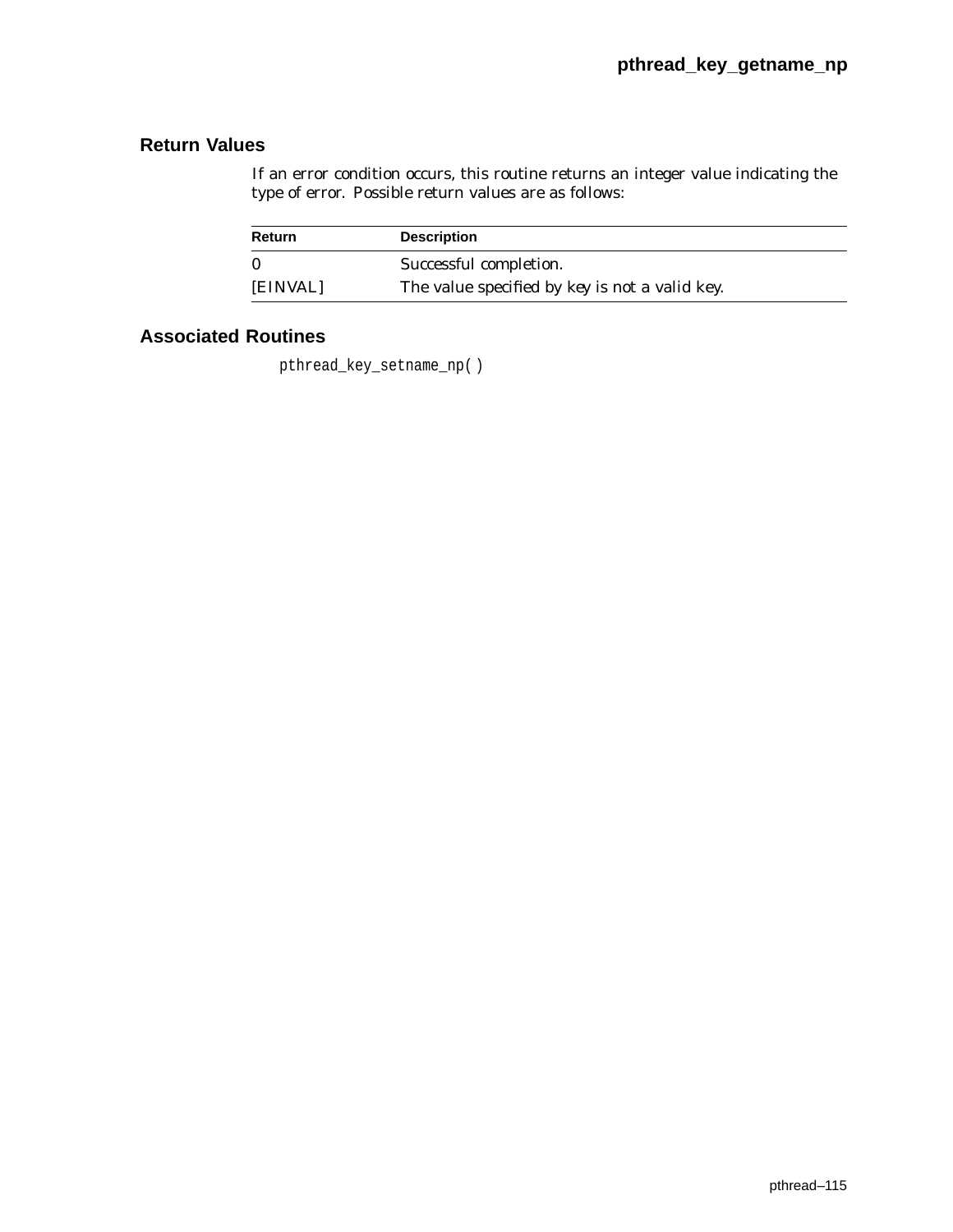## Return Values

If an error condition occurs, this routine returns an integer value indicating the type of error. Possible return values are as follows:

| Return | Description |
| --- | --- |
| 0 | Successful completion. |
| [EINVAL] | The value specified by *key* is not a valid key. |

## Associated Routines

`pthread_key_setname_np( )`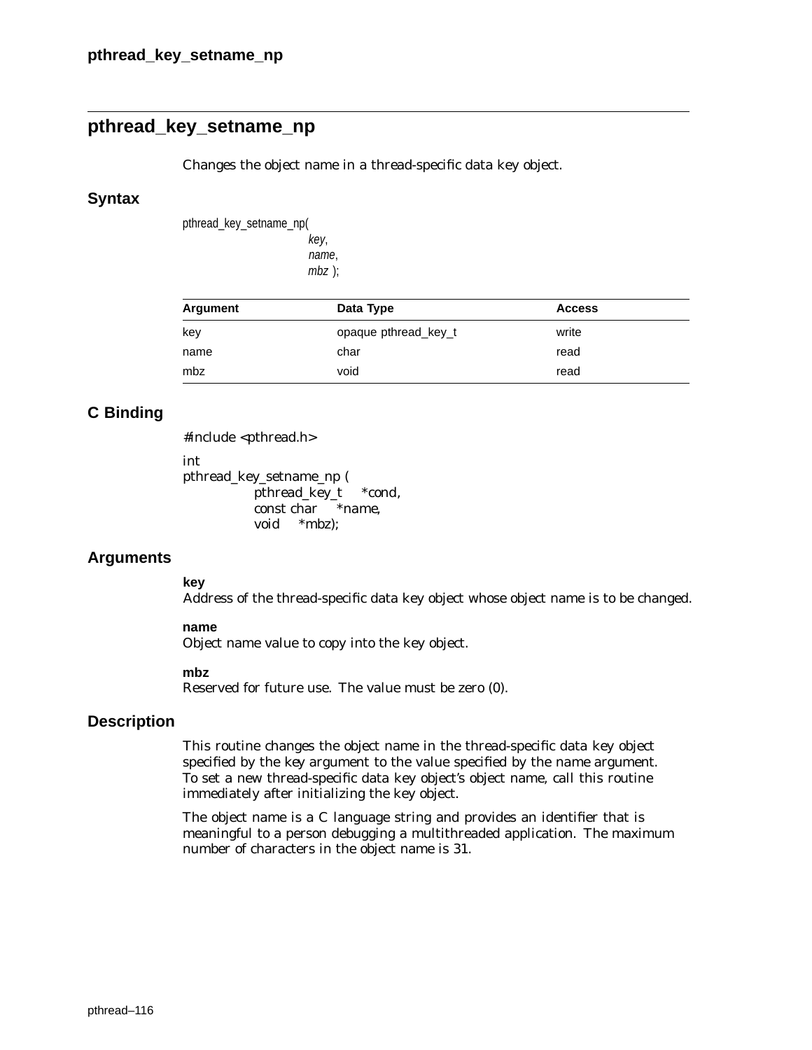## pthread_key_setname_np

Changes the object name in a thread-specific data key object.

### Syntax

```
pthread_key_setname_np(
                key,
                name,
                mbz );
```

| Argument | Data Type | Access |
|---|---|---|
| key | opaque pthread_key_t | write |
| name | char | read |
| mbz | void | read |

### C Binding

```
#include <pthread.h>

int
pthread_key_setname_np (
        pthread_key_t    *cond,
        const char    *name,
        void    *mbz);
```

### Arguments

**key**
Address of the thread-specific data key object whose object name is to be changed.

**name**
Object name value to copy into the key object.

**mbz**
Reserved for future use. The value must be zero (0).

### Description

This routine changes the object name in the thread-specific data key object specified by the key argument to the value specified by the name argument. To set a new thread-specific data key object's object name, call this routine immediately after initializing the key object.

The object name is a C language string and provides an identifier that is meaningful to a person debugging a multithreaded application. The maximum number of characters in the object name is 31.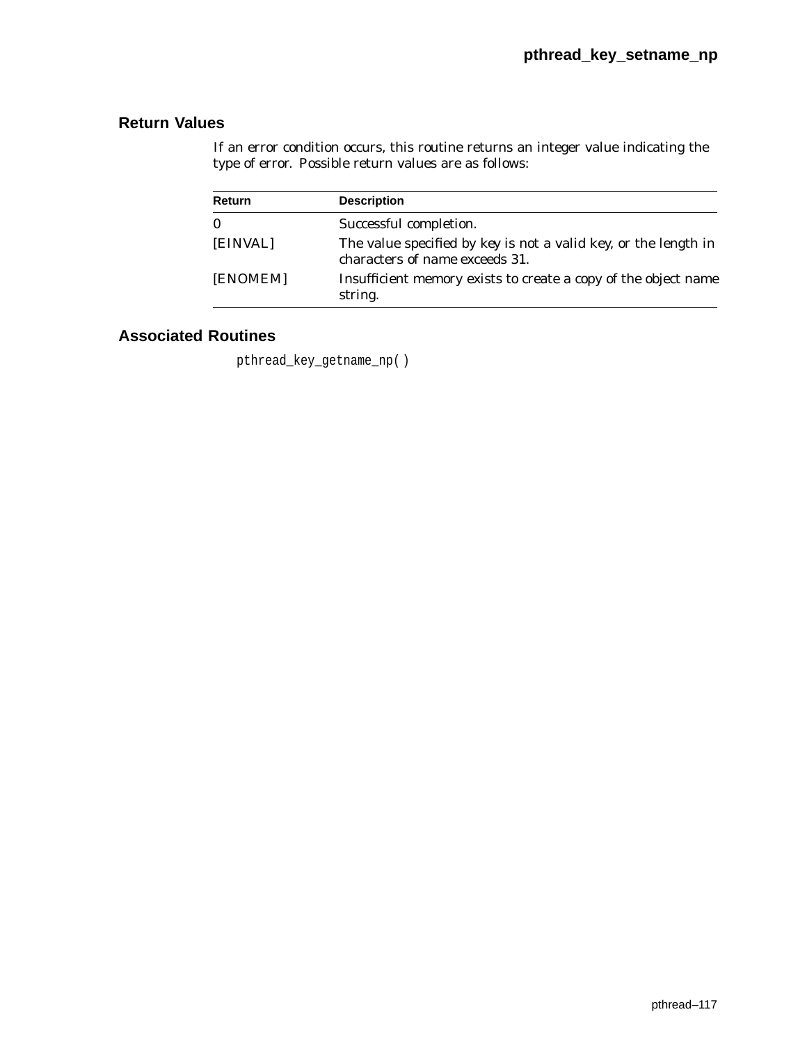## Return Values

If an error condition occurs, this routine returns an integer value indicating the type of error. Possible return values are as follows:

| Return | Description |
|---|---|
| 0 | Successful completion. |
| [EINVAL] | The value specified by *key* is not a valid key, or the length in characters of *name* exceeds 31. |
| [ENOMEM] | Insufficient memory exists to create a copy of the object name string. |

## Associated Routines

pthread_key_getname_np( )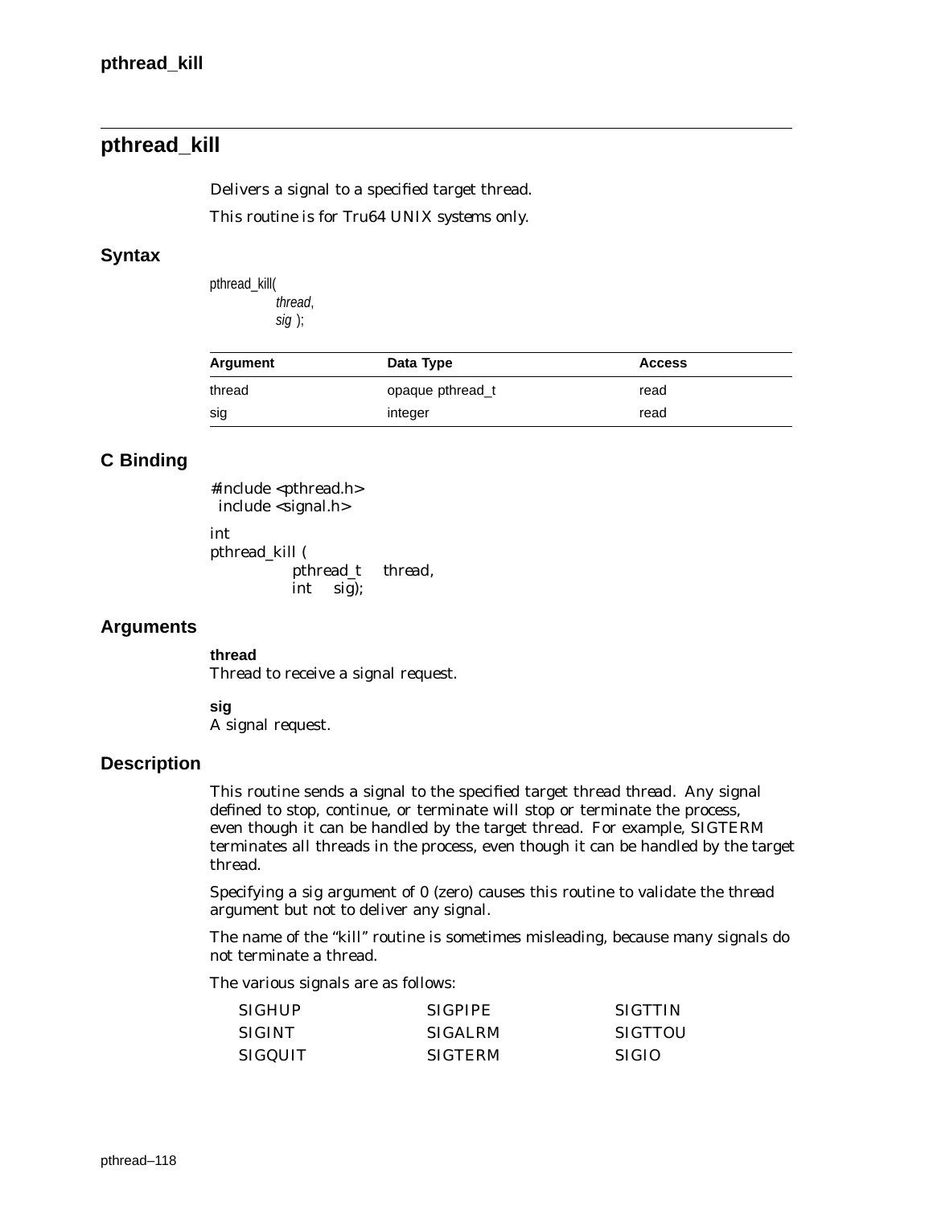## pthread_kill

Delivers a signal to a specified target thread.

This routine is for Tru64 UNIX systems only.

### Syntax

```
pthread_kill(
        thread,
        sig );
```

| Argument | Data Type | Access |
|---|---|---|
| thread | opaque pthread_t | read |
| sig | integer | read |

### C Binding

```
#include <pthread.h>
 include <signal.h>

int
pthread_kill (
        pthread_t    thread,
        int    sig);
```

### Arguments

**thread**
Thread to receive a signal request.

**sig**
A signal request.

### Description

This routine sends a signal to the specified target thread *thread*. Any signal defined to stop, continue, or terminate will stop or terminate the process, even though it can be handled by the target thread. For example, SIGTERM terminates all threads in the process, even though it can be handled by the target thread.

Specifying a *sig* argument of 0 (zero) causes this routine to validate the *thread* argument but not to deliver any signal.

The name of the "kill" routine is sometimes misleading, because many signals do not terminate a thread.

The various signals are as follows:

| | | |
|---|---|---|
| SIGHUP | SIGPIPE | SIGTTIN |
| SIGINT | SIGALRM | SIGTTOU |
| SIGQUIT | SIGTERM | SIGIO |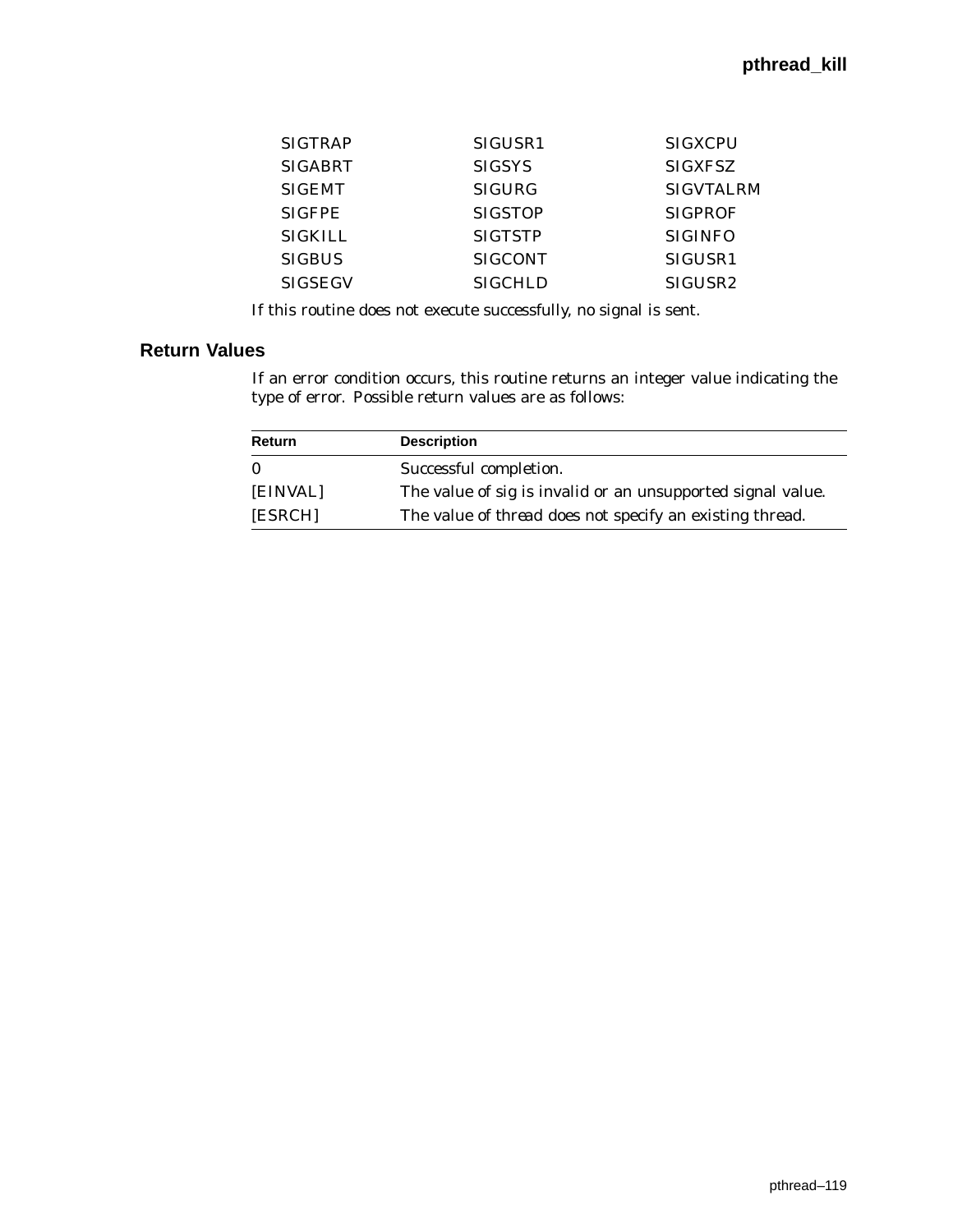| | | |
|---|---|---|
| SIGTRAP | SIGUSR1 | SIGXCPU |
| SIGABRT | SIGSYS | SIGXFSZ |
| SIGEMT | SIGURG | SIGVTALRM |
| SIGFPE | SIGSTOP | SIGPROF |
| SIGKILL | SIGTSTP | SIGINFO |
| SIGBUS | SIGCONT | SIGUSR1 |
| SIGSEGV | SIGCHLD | SIGUSR2 |

If this routine does not execute successfully, no signal is sent.

## Return Values

If an error condition occurs, this routine returns an integer value indicating the type of error. Possible return values are as follows:

| Return | Description |
|---|---|
| 0 | Successful completion. |
| [EINVAL] | The value of *sig* is invalid or an unsupported signal value. |
| [ESRCH] | The value of *thread* does not specify an existing thread. |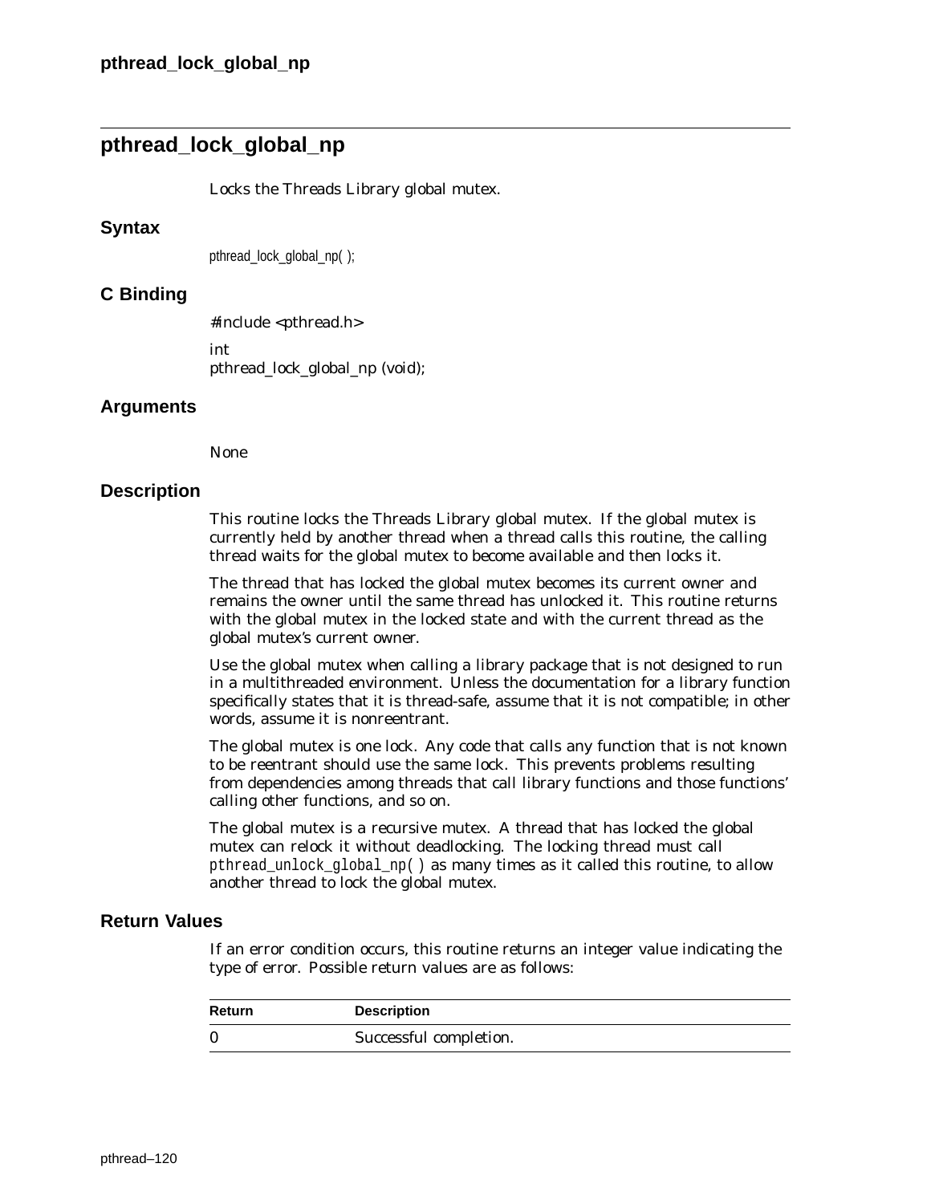## pthread_lock_global_np

Locks the Threads Library global mutex.

### Syntax

```
pthread_lock_global_np( );
```

### C Binding

```
#include <pthread.h>

int
pthread_lock_global_np (void);
```

### Arguments

None

### Description

This routine locks the Threads Library global mutex. If the global mutex is currently held by another thread when a thread calls this routine, the calling thread waits for the global mutex to become available and then locks it.

The thread that has locked the global mutex becomes its current owner and remains the owner until the same thread has unlocked it. This routine returns with the global mutex in the locked state and with the current thread as the global mutex's current owner.

Use the global mutex when calling a library package that is not designed to run in a multithreaded environment. Unless the documentation for a library function specifically states that it is thread-safe, assume that it is not compatible; in other words, assume it is nonreentrant.

The global mutex is one lock. Any code that calls any function that is not known to be reentrant should use the same lock. This prevents problems resulting from dependencies among threads that call library functions and those functions' calling other functions, and so on.

The global mutex is a recursive mutex. A thread that has locked the global mutex can relock it without deadlocking. The locking thread must call `pthread_unlock_global_np( )` as many times as it called this routine, to allow another thread to lock the global mutex.

### Return Values

If an error condition occurs, this routine returns an integer value indicating the type of error. Possible return values are as follows:

| Return | Description |
|---|---|
| 0 | Successful completion. |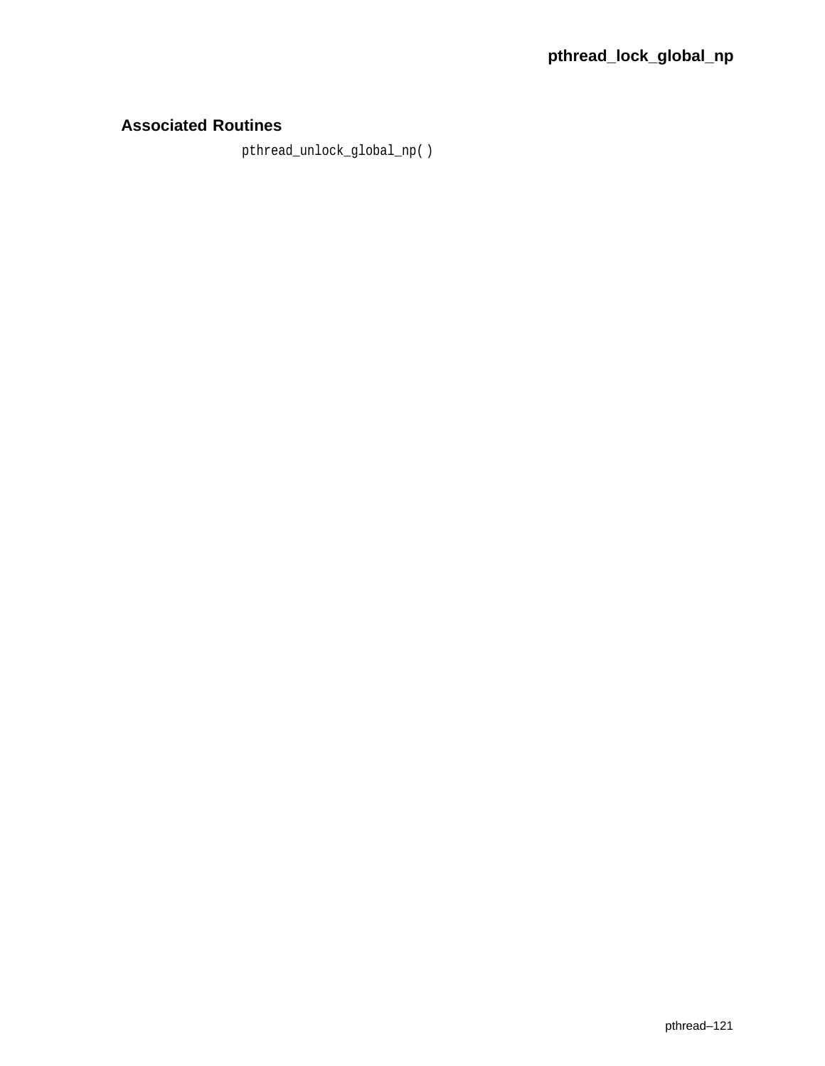## Associated Routines

`pthread_unlock_global_np( )`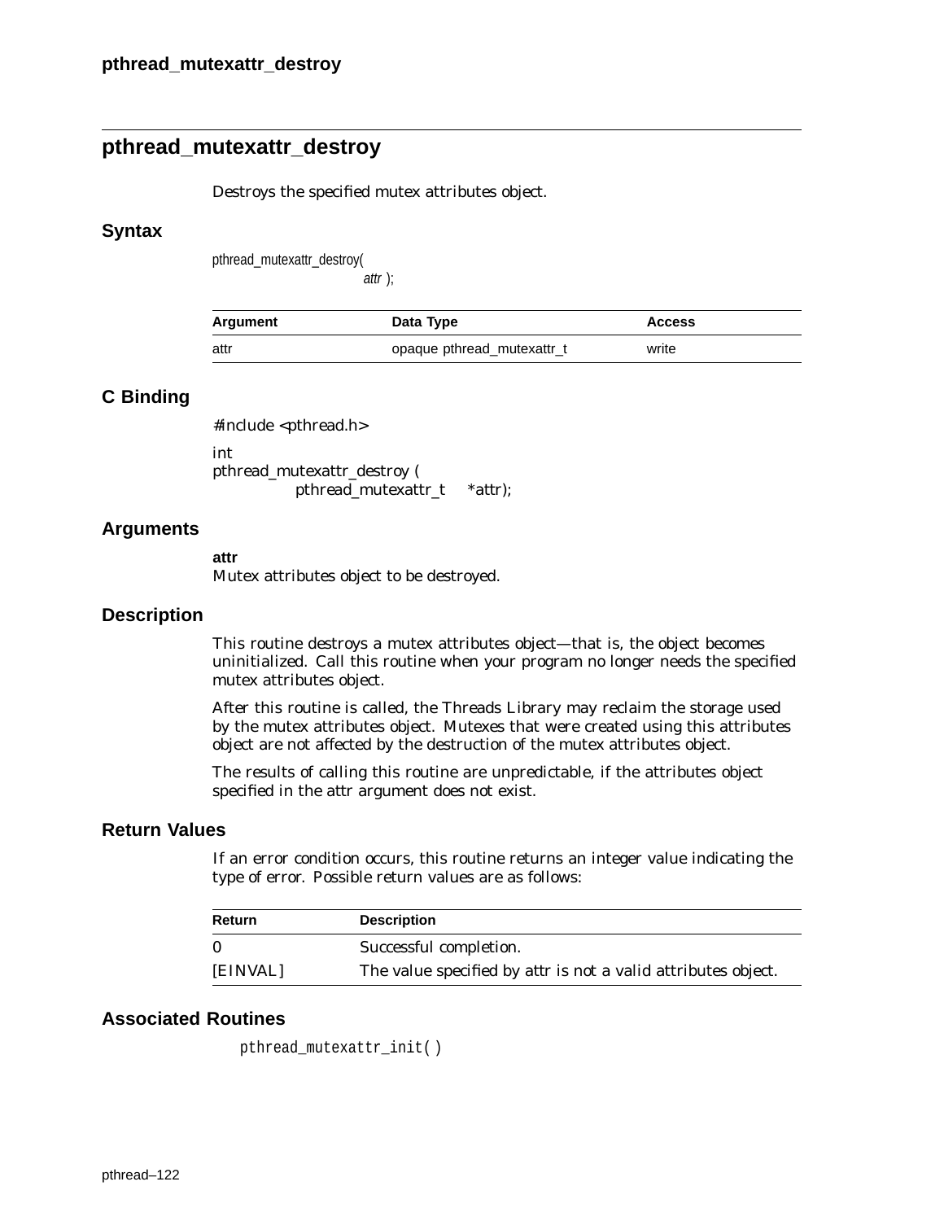## pthread_mutexattr_destroy

Destroys the specified mutex attributes object.

### Syntax

```
pthread_mutexattr_destroy(
                    attr );
```

| Argument | Data Type | Access |
|---|---|---|
| attr | opaque pthread_mutexattr_t | write |

### C Binding

```
#include <pthread.h>

int
pthread_mutexattr_destroy (
        pthread_mutexattr_t    *attr);
```

### Arguments

**attr**
Mutex attributes object to be destroyed.

### Description

This routine destroys a mutex attributes object—that is, the object becomes uninitialized. Call this routine when your program no longer needs the specified mutex attributes object.

After this routine is called, the Threads Library may reclaim the storage used by the mutex attributes object. Mutexes that were created using this attributes object are not affected by the destruction of the mutex attributes object.

The results of calling this routine are unpredictable, if the attributes object specified in the attr argument does not exist.

### Return Values

If an error condition occurs, this routine returns an integer value indicating the type of error. Possible return values are as follows:

| Return | Description |
|---|---|
| 0 | Successful completion. |
| [EINVAL] | The value specified by attr is not a valid attributes object. |

### Associated Routines

pthread_mutexattr_init( )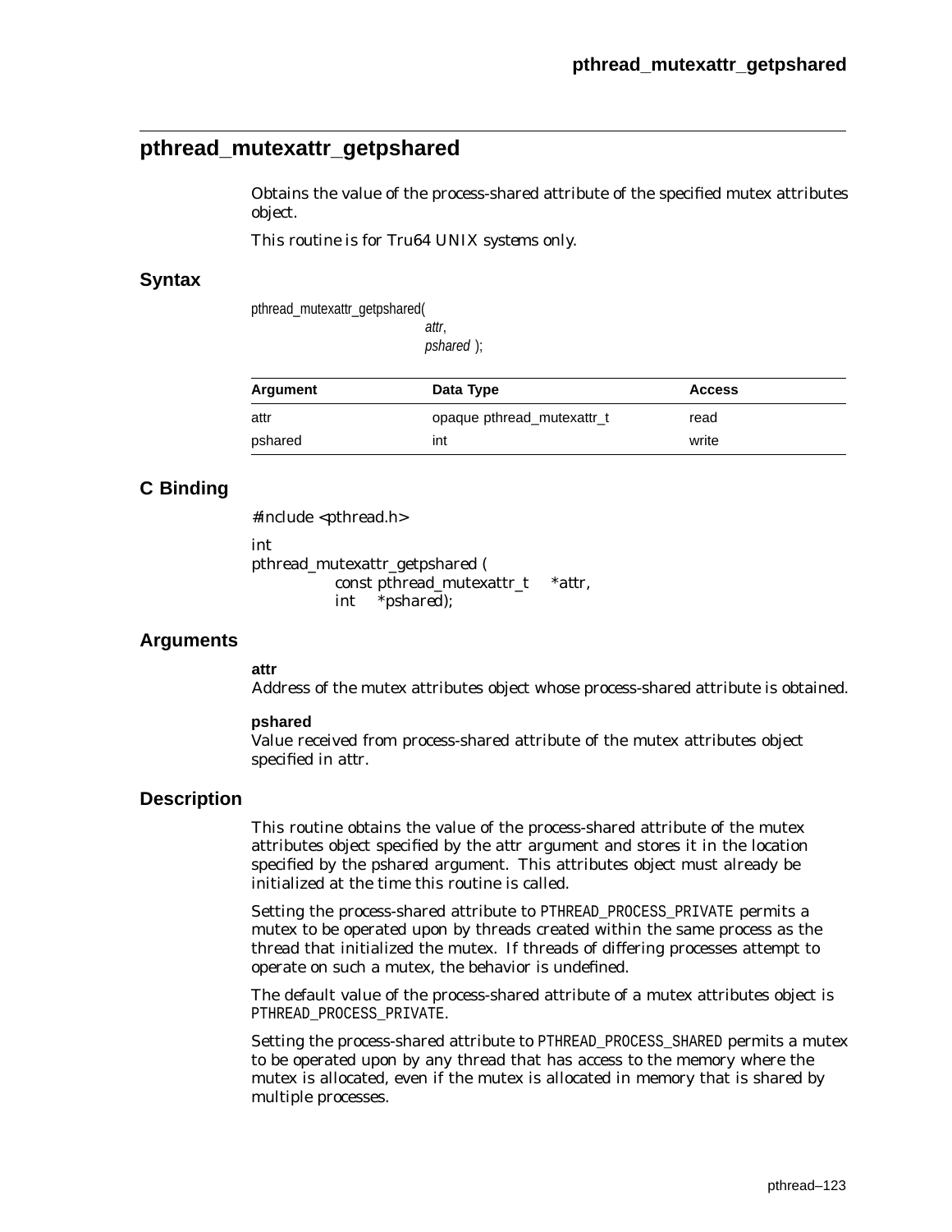## pthread_mutexattr_getpshared

Obtains the value of the process-shared attribute of the specified mutex attributes object.

This routine is for Tru64 UNIX systems only.

### Syntax

```
pthread_mutexattr_getpshared(
                    attr,
                    pshared );
```

| Argument | Data Type | Access |
|---|---|---|
| attr | opaque pthread_mutexattr_t | read |
| pshared | int | write |

### C Binding

```
#include <pthread.h>

int
pthread_mutexattr_getpshared (
            const pthread_mutexattr_t    *attr,
            int    *pshared);
```

### Arguments

**attr**
Address of the mutex attributes object whose process-shared attribute is obtained.

**pshared**
Value received from process-shared attribute of the mutex attributes object specified in attr.

### Description

This routine obtains the value of the process-shared attribute of the mutex attributes object specified by the attr argument and stores it in the location specified by the pshared argument. This attributes object must already be initialized at the time this routine is called.

Setting the process-shared attribute to PTHREAD_PROCESS_PRIVATE permits a mutex to be operated upon by threads created within the same process as the thread that initialized the mutex. If threads of differing processes attempt to operate on such a mutex, the behavior is undefined.

The default value of the process-shared attribute of a mutex attributes object is PTHREAD_PROCESS_PRIVATE.

Setting the process-shared attribute to PTHREAD_PROCESS_SHARED permits a mutex to be operated upon by any thread that has access to the memory where the mutex is allocated, even if the mutex is allocated in memory that is shared by multiple processes.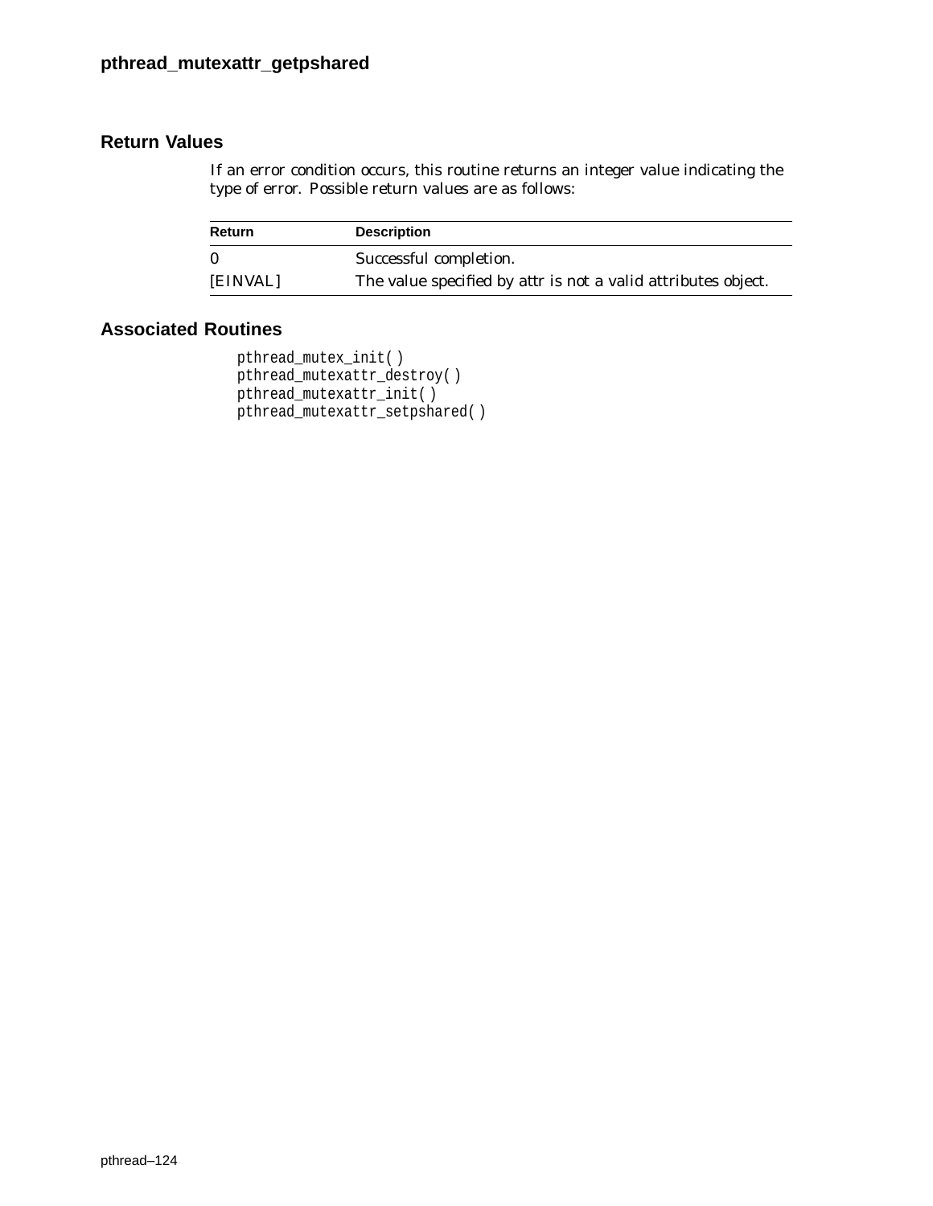## Return Values

If an error condition occurs, this routine returns an integer value indicating the type of error. Possible return values are as follows:

| Return | Description |
|---|---|
| 0 | Successful completion. |
| [EINVAL] | The value specified by attr is not a valid attributes object. |

## Associated Routines

```
pthread_mutex_init( )
pthread_mutexattr_destroy( )
pthread_mutexattr_init( )
pthread_mutexattr_setpshared( )
```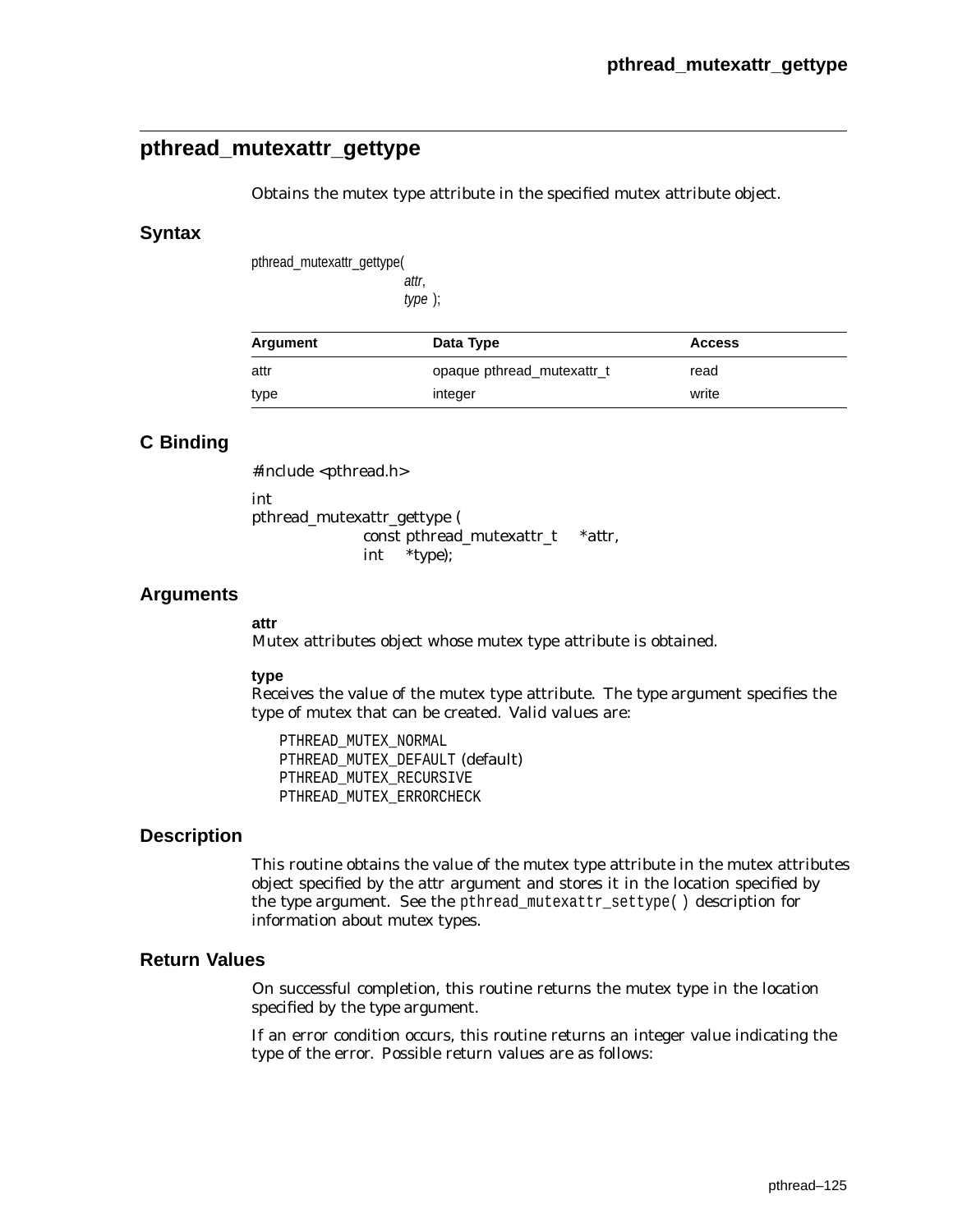## pthread_mutexattr_gettype

Obtains the mutex type attribute in the specified mutex attribute object.

### Syntax

```
pthread_mutexattr_gettype(
                    attr,
                    type );
```

| Argument | Data Type | Access |
|---|---|---|
| attr | opaque pthread_mutexattr_t | read |
| type | integer | write |

### C Binding

```
#include <pthread.h>

int
pthread_mutexattr_gettype (
            const pthread_mutexattr_t    *attr,
            int    *type);
```

### Arguments

**attr**
Mutex attributes object whose mutex type attribute is obtained.

**type**
Receives the value of the mutex type attribute. The type argument specifies the type of mutex that can be created. Valid values are:

```
PTHREAD_MUTEX_NORMAL
PTHREAD_MUTEX_DEFAULT (default)
PTHREAD_MUTEX_RECURSIVE
PTHREAD_MUTEX_ERRORCHECK
```

### Description

This routine obtains the value of the mutex type attribute in the mutex attributes object specified by the attr argument and stores it in the location specified by the type argument. See the `pthread_mutexattr_settype( )` description for information about mutex types.

### Return Values

On successful completion, this routine returns the mutex type in the location specified by the type argument.

If an error condition occurs, this routine returns an integer value indicating the type of the error. Possible return values are as follows: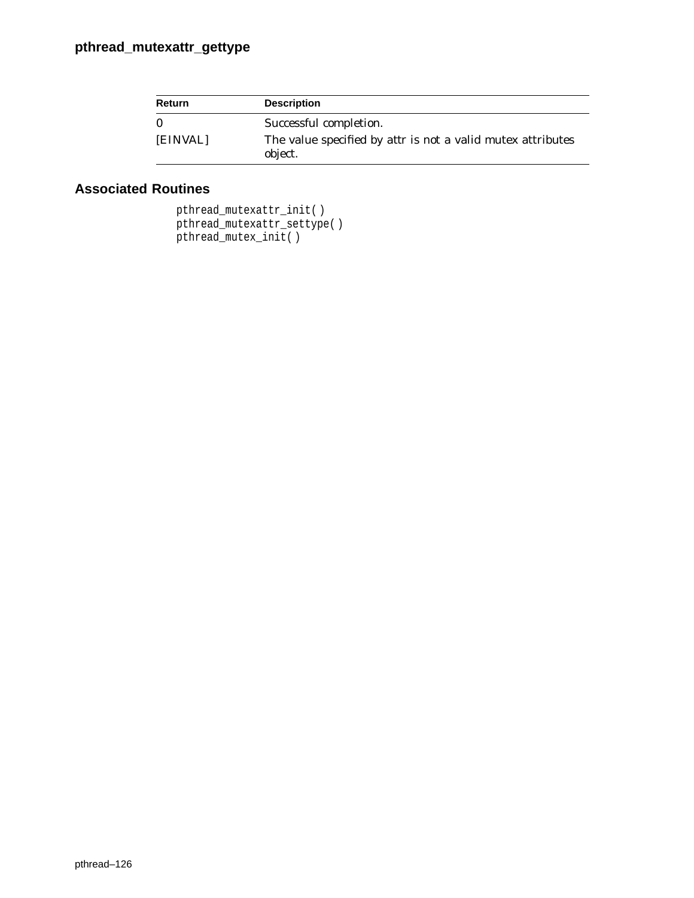| Return | Description |
|---|---|
| 0 | Successful completion. |
| [EINVAL] | The value specified by attr is not a valid mutex attributes object. |

## Associated Routines

pthread_mutexattr_init( )
pthread_mutexattr_settype( )
pthread_mutex_init( )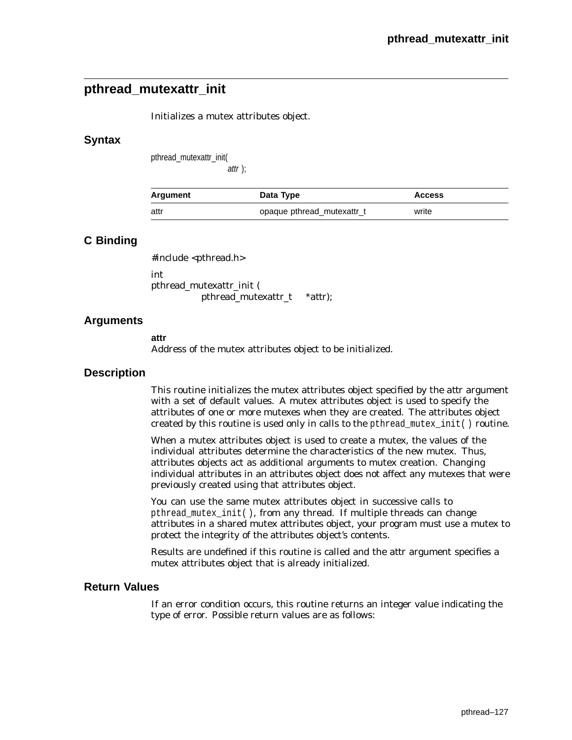## pthread_mutexattr_init

Initializes a mutex attributes object.

### Syntax

```
pthread_mutexattr_init(
                attr );
```

| Argument | Data Type | Access |
|---|---|---|
| attr | opaque pthread_mutexattr_t | write |

### C Binding

```
#include <pthread.h>

int
pthread_mutexattr_init (
        pthread_mutexattr_t    *attr);
```

### Arguments

**attr**
Address of the mutex attributes object to be initialized.

### Description

This routine initializes the mutex attributes object specified by the attr argument with a set of default values. A mutex attributes object is used to specify the attributes of one or more mutexes when they are created. The attributes object created by this routine is used only in calls to the `pthread_mutex_init( )` routine.

When a mutex attributes object is used to create a mutex, the values of the individual attributes determine the characteristics of the new mutex. Thus, attributes objects act as additional arguments to mutex creation. Changing individual attributes in an attributes object does not affect any mutexes that were previously created using that attributes object.

You can use the same mutex attributes object in successive calls to `pthread_mutex_init( )`, from any thread. If multiple threads can change attributes in a shared mutex attributes object, your program must use a mutex to protect the integrity of the attributes object's contents.

Results are undefined if this routine is called and the attr argument specifies a mutex attributes object that is already initialized.

### Return Values

If an error condition occurs, this routine returns an integer value indicating the type of error. Possible return values are as follows: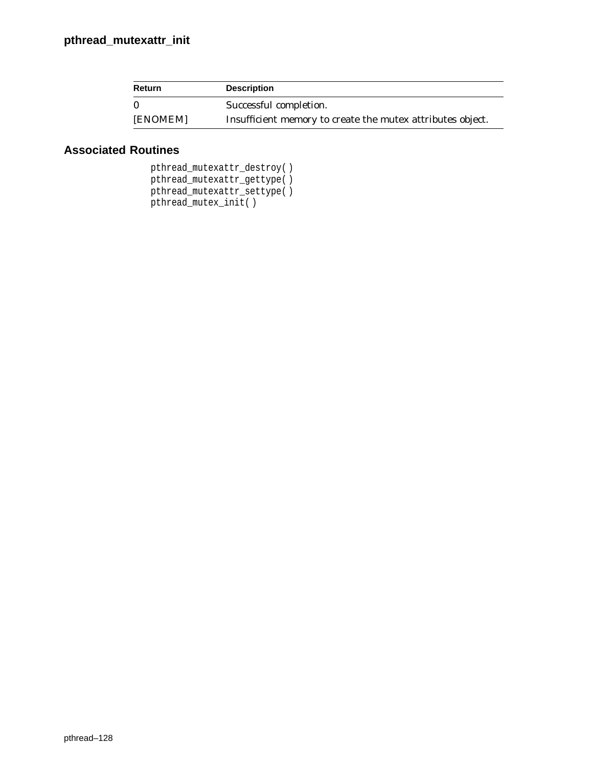| Return | Description |
| --- | --- |
| 0 | Successful completion. |
| [ENOMEM] | Insufficient memory to create the mutex attributes object. |

## Associated Routines

```
pthread_mutexattr_destroy( )
pthread_mutexattr_gettype( )
pthread_mutexattr_settype( )
pthread_mutex_init( )
```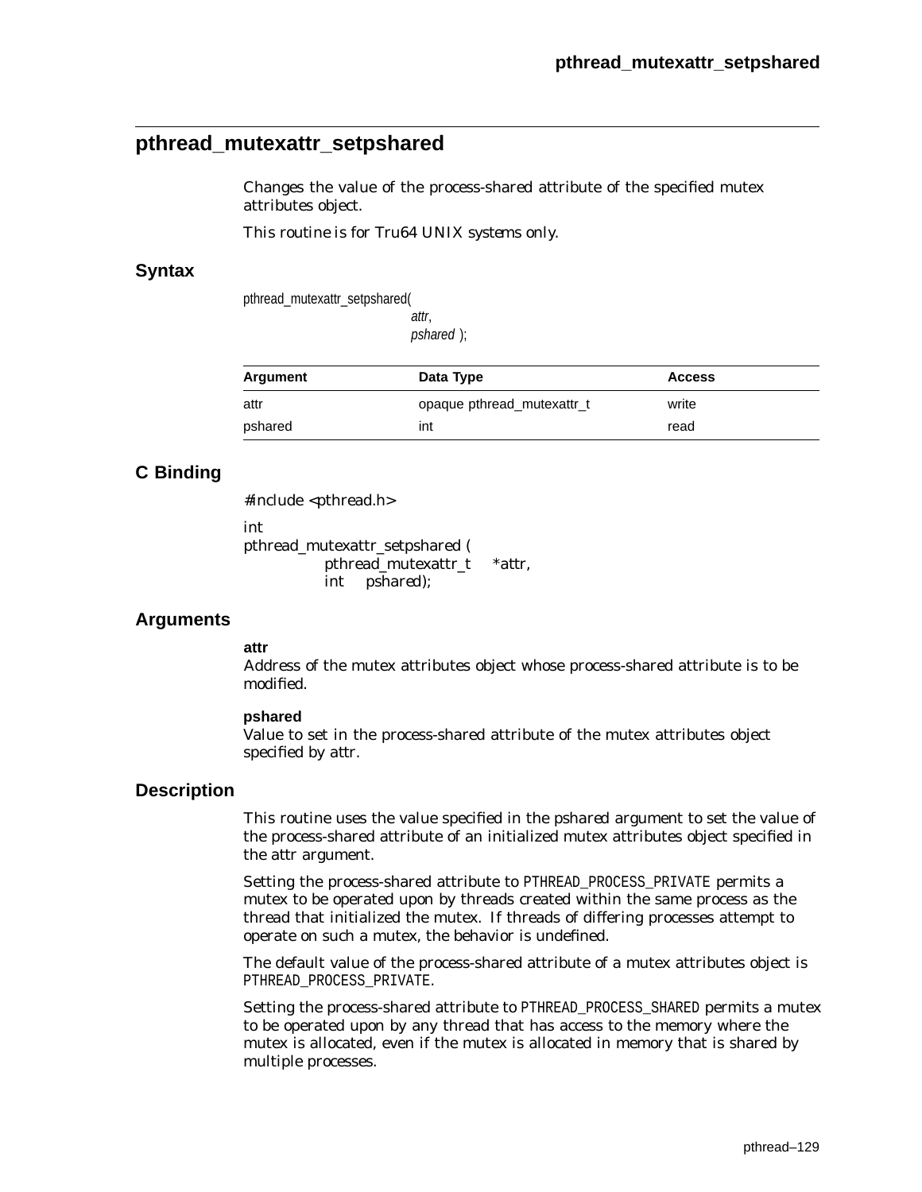## pthread_mutexattr_setpshared

Changes the value of the process-shared attribute of the specified mutex attributes object.

This routine is for Tru64 UNIX systems only.

### Syntax

```
pthread_mutexattr_setpshared(
                    attr,
                    pshared );
```

| Argument | Data Type | Access |
|---|---|---|
| attr | opaque pthread_mutexattr_t | write |
| pshared | int | read |

### C Binding

```
#include <pthread.h>

int
pthread_mutexattr_setpshared (
        pthread_mutexattr_t    *attr,
        int    pshared);
```

### Arguments

**attr**
Address of the mutex attributes object whose process-shared attribute is to be modified.

**pshared**
Value to set in the process-shared attribute of the mutex attributes object specified by attr.

### Description

This routine uses the value specified in the pshared argument to set the value of the process-shared attribute of an initialized mutex attributes object specified in the attr argument.

Setting the process-shared attribute to PTHREAD_PROCESS_PRIVATE permits a mutex to be operated upon by threads created within the same process as the thread that initialized the mutex. If threads of differing processes attempt to operate on such a mutex, the behavior is undefined.

The default value of the process-shared attribute of a mutex attributes object is PTHREAD_PROCESS_PRIVATE.

Setting the process-shared attribute to PTHREAD_PROCESS_SHARED permits a mutex to be operated upon by any thread that has access to the memory where the mutex is allocated, even if the mutex is allocated in memory that is shared by multiple processes.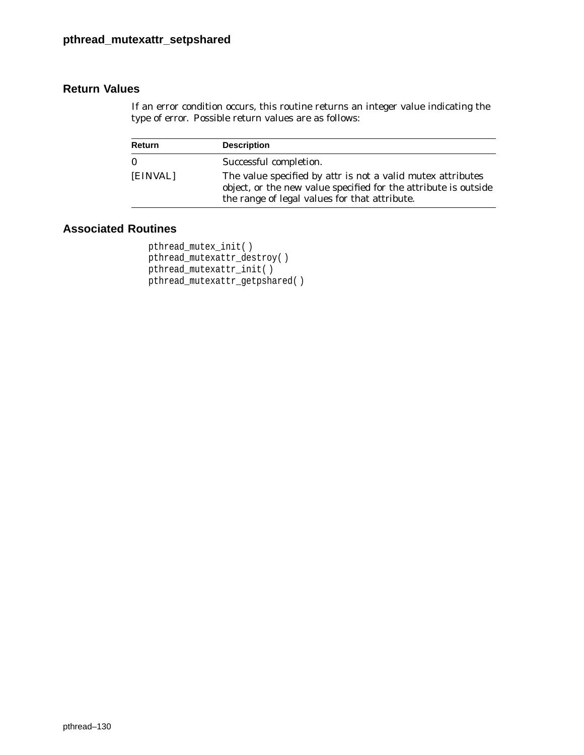## Return Values

If an error condition occurs, this routine returns an integer value indicating the type of error. Possible return values are as follows:

| Return | Description |
|---|---|
| 0 | Successful completion. |
| [EINVAL] | The value specified by attr is not a valid mutex attributes object, or the new value specified for the attribute is outside the range of legal values for that attribute. |

## Associated Routines

```
pthread_mutex_init( )
pthread_mutexattr_destroy( )
pthread_mutexattr_init( )
pthread_mutexattr_getpshared( )
```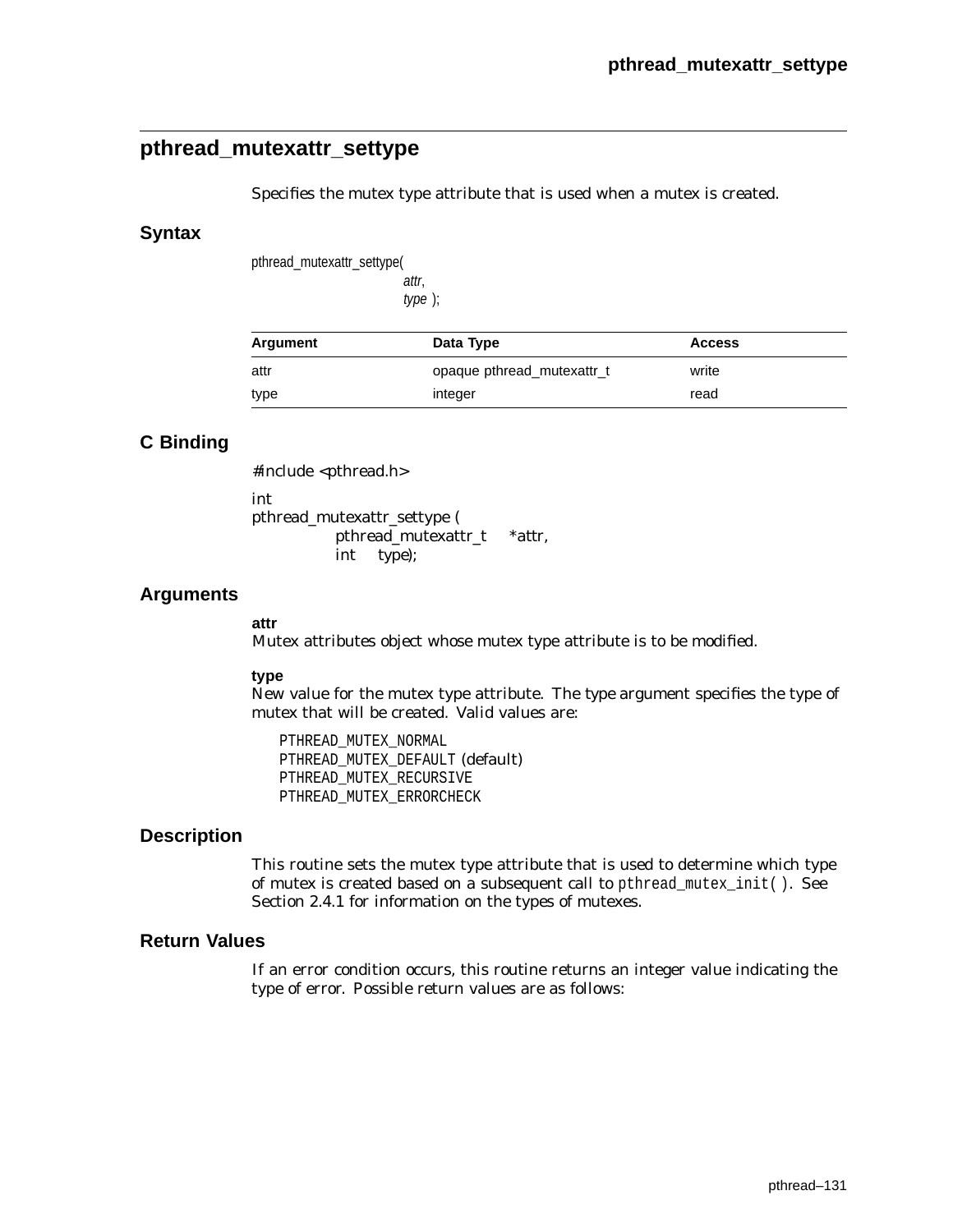## pthread_mutexattr_settype

Specifies the mutex type attribute that is used when a mutex is created.

### Syntax

```
pthread_mutexattr_settype(
                attr,
                type );
```

| Argument | Data Type | Access |
|---|---|---|
| attr | opaque pthread_mutexattr_t | write |
| type | integer | read |

### C Binding

```
#include <pthread.h>

int
pthread_mutexattr_settype (
        pthread_mutexattr_t   *attr,
        int   type);
```

### Arguments

**attr**
Mutex attributes object whose mutex type attribute is to be modified.

**type**
New value for the mutex type attribute. The type argument specifies the type of mutex that will be created. Valid values are:

PTHREAD_MUTEX_NORMAL
PTHREAD_MUTEX_DEFAULT (default)
PTHREAD_MUTEX_RECURSIVE
PTHREAD_MUTEX_ERRORCHECK

### Description

This routine sets the mutex type attribute that is used to determine which type of mutex is created based on a subsequent call to `pthread_mutex_init( )`. See Section 2.4.1 for information on the types of mutexes.

### Return Values

If an error condition occurs, this routine returns an integer value indicating the type of error. Possible return values are as follows: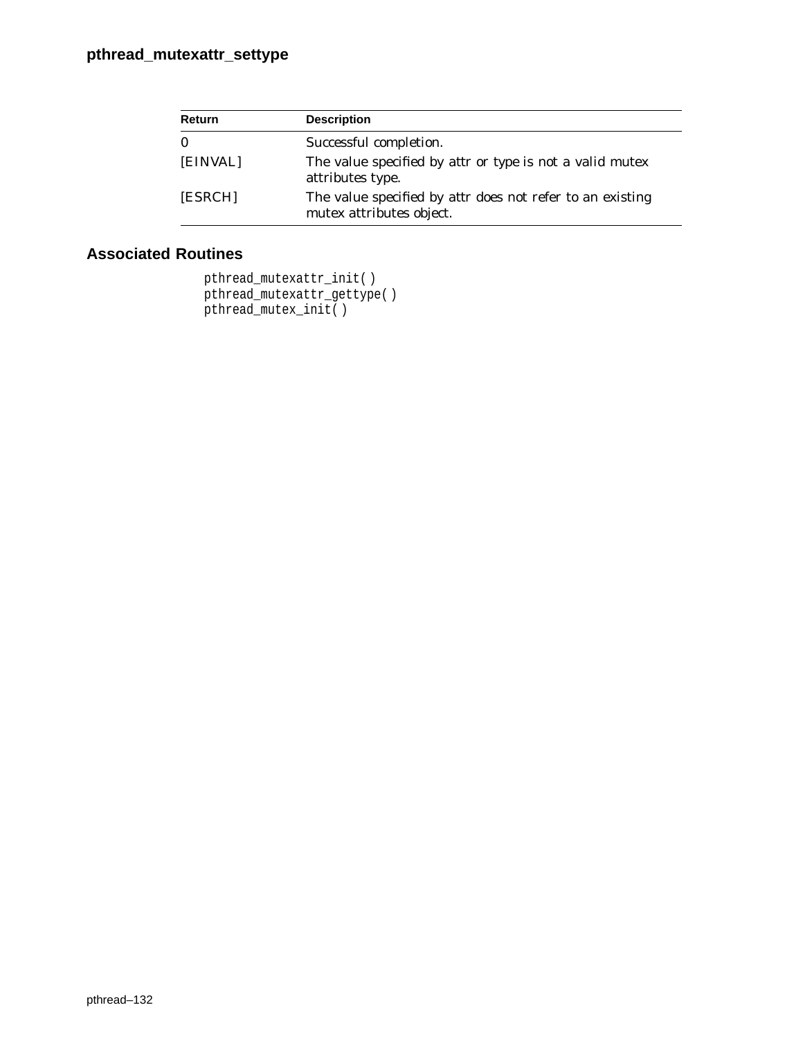| Return | Description |
| --- | --- |
| 0 | Successful completion. |
| [EINVAL] | The value specified by attr or type is not a valid mutex attributes type. |
| [ESRCH] | The value specified by attr does not refer to an existing mutex attributes object. |

## Associated Routines

```
pthread_mutexattr_init()
pthread_mutexattr_gettype()
pthread_mutex_init()
```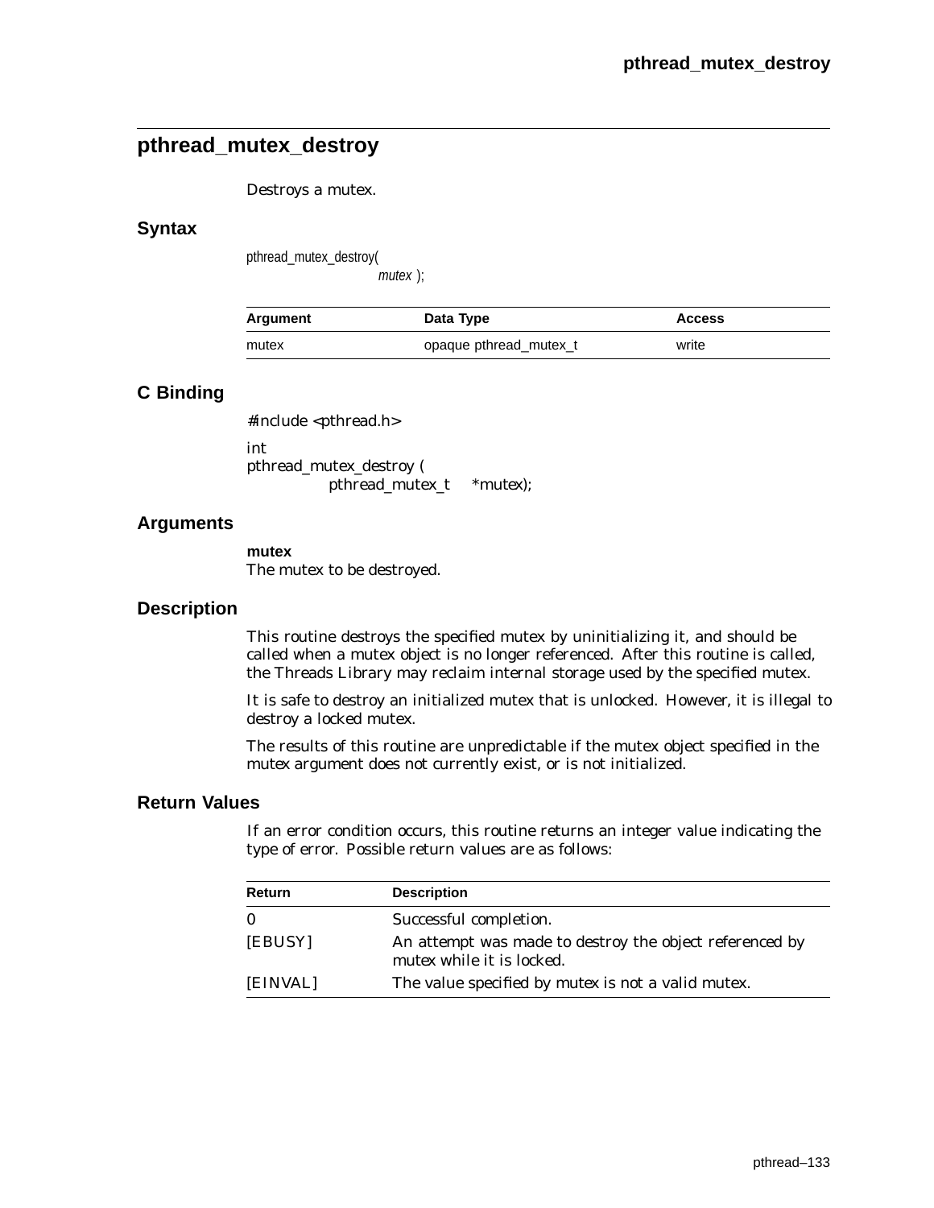## pthread_mutex_destroy

Destroys a mutex.

### Syntax

```
pthread_mutex_destroy(
                    mutex );
```

| Argument | Data Type | Access |
|---|---|---|
| mutex | opaque pthread_mutex_t | write |

### C Binding

```
#include <pthread.h>

int
pthread_mutex_destroy (
            pthread_mutex_t     *mutex);
```

### Arguments

**mutex**
The mutex to be destroyed.

### Description

This routine destroys the specified mutex by uninitializing it, and should be called when a mutex object is no longer referenced. After this routine is called, the Threads Library may reclaim internal storage used by the specified mutex.

It is safe to destroy an initialized mutex that is unlocked. However, it is illegal to destroy a locked mutex.

The results of this routine are unpredictable if the mutex object specified in the mutex argument does not currently exist, or is not initialized.

### Return Values

If an error condition occurs, this routine returns an integer value indicating the type of error. Possible return values are as follows:

| Return | Description |
|---|---|
| 0 | Successful completion. |
| [EBUSY] | An attempt was made to destroy the object referenced by mutex while it is locked. |
| [EINVAL] | The value specified by mutex is not a valid mutex. |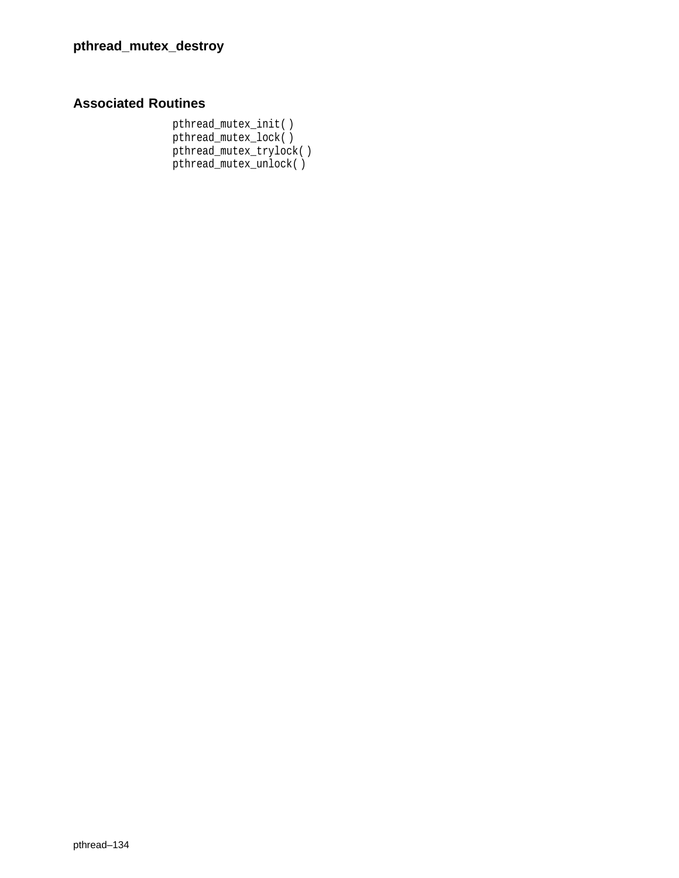## Associated Routines

```
pthread_mutex_init( )
pthread_mutex_lock( )
pthread_mutex_trylock( )
pthread_mutex_unlock( )
```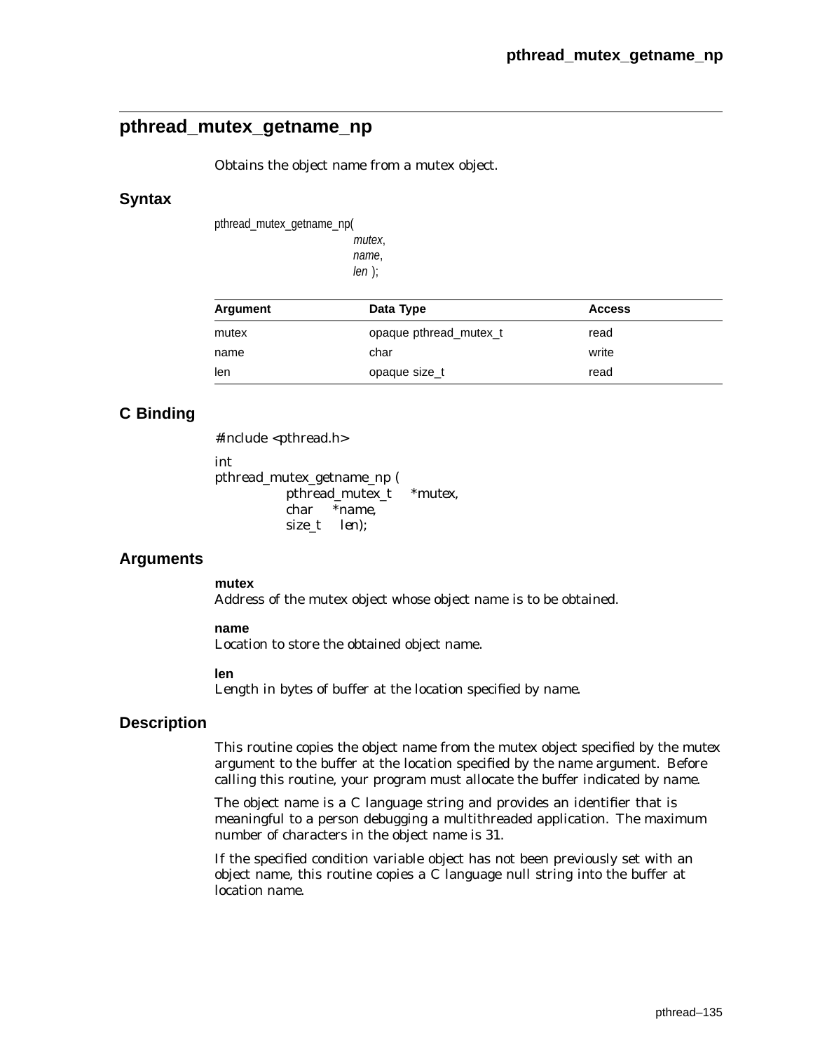## pthread_mutex_getname_np

Obtains the object name from a mutex object.

### Syntax

```
pthread_mutex_getname_np(
                    mutex,
                    name,
                    len );
```

| Argument | Data Type | Access |
|---|---|---|
| mutex | opaque pthread_mutex_t | read |
| name | char | write |
| len | opaque size_t | read |

### C Binding

```
#include <pthread.h>

int
pthread_mutex_getname_np (
            pthread_mutex_t    *mutex,
            char    *name,
            size_t    len);
```

### Arguments

**mutex**
Address of the mutex object whose object name is to be obtained.

**name**
Location to store the obtained object name.

**len**
Length in bytes of buffer at the location specified by name.

### Description

This routine copies the object name from the mutex object specified by the mutex argument to the buffer at the location specified by the name argument. Before calling this routine, your program must allocate the buffer indicated by name.

The object name is a C language string and provides an identifier that is meaningful to a person debugging a multithreaded application. The maximum number of characters in the object name is 31.

If the specified condition variable object has not been previously set with an object name, this routine copies a C language null string into the buffer at location name.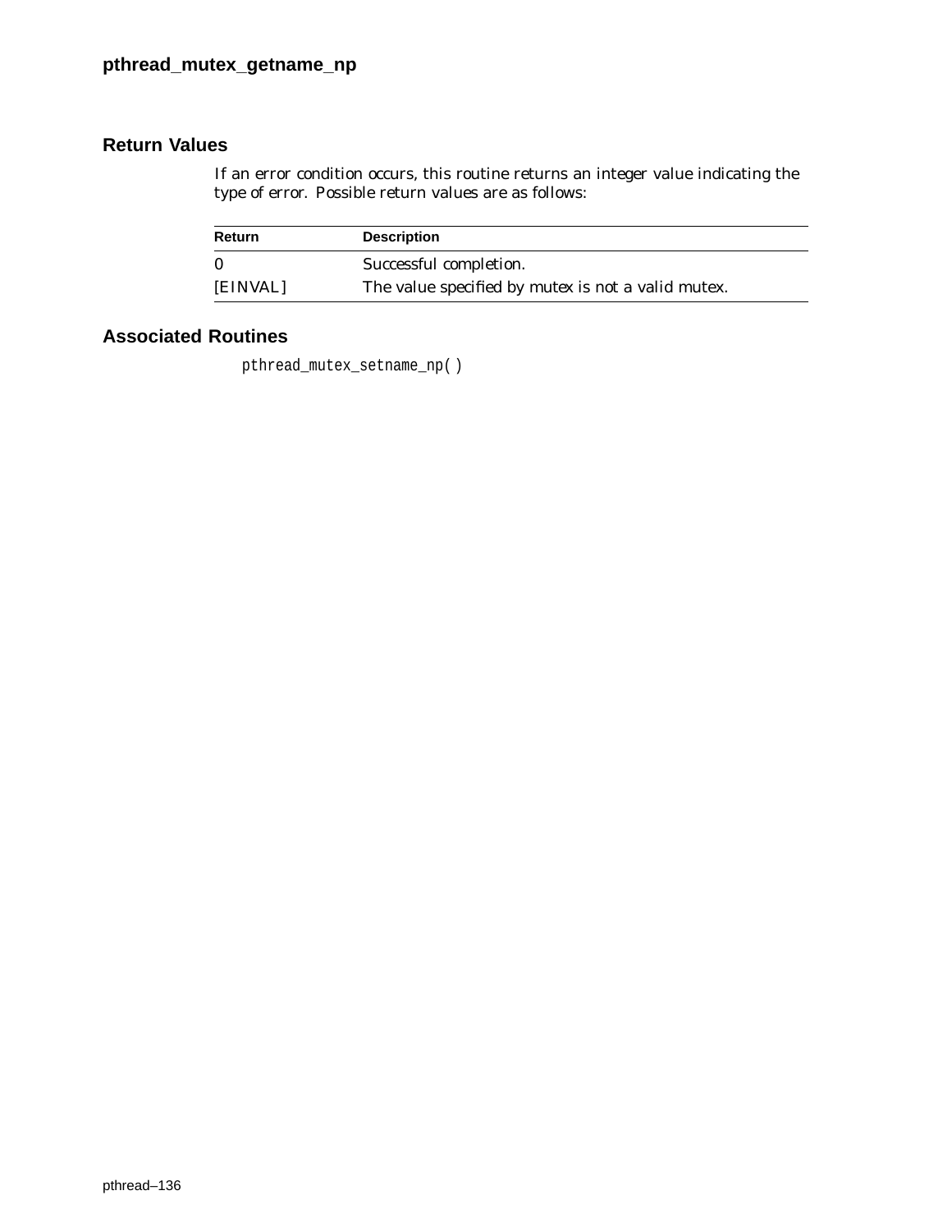## Return Values

If an error condition occurs, this routine returns an integer value indicating the type of error. Possible return values are as follows:

| Return | Description |
|---|---|
| 0 | Successful completion. |
| [EINVAL] | The value specified by mutex is not a valid mutex. |

## Associated Routines

pthread_mutex_setname_np( )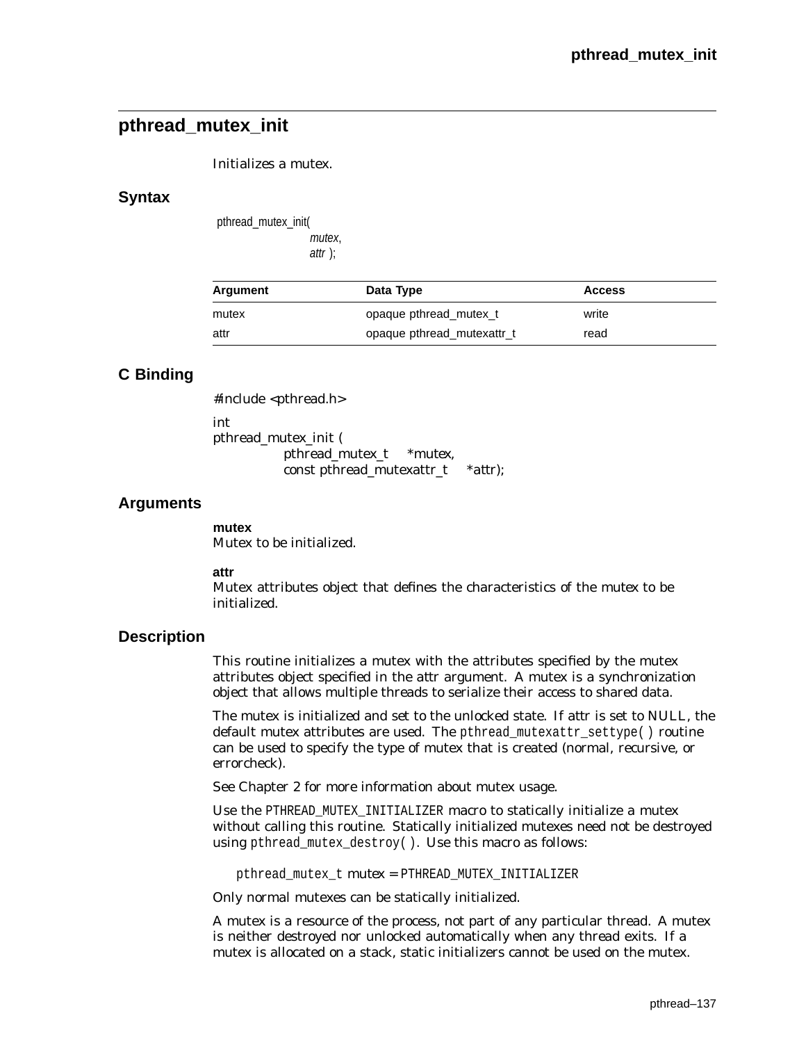## pthread_mutex_init

Initializes a mutex.

### Syntax

```
pthread_mutex_init(
            mutex,
            attr );
```

| Argument | Data Type | Access |
|---|---|---|
| mutex | opaque pthread_mutex_t | write |
| attr | opaque pthread_mutexattr_t | read |

### C Binding

```
#include <pthread.h>

int
pthread_mutex_init (
        pthread_mutex_t    *mutex,
        const pthread_mutexattr_t    *attr);
```

### Arguments

**mutex**
Mutex to be initialized.

**attr**
Mutex attributes object that defines the characteristics of the mutex to be initialized.

### Description

This routine initializes a mutex with the attributes specified by the mutex attributes object specified in the attr argument. A mutex is a synchronization object that allows multiple threads to serialize their access to shared data.

The mutex is initialized and set to the unlocked state. If attr is set to NULL, the default mutex attributes are used. The `pthread_mutexattr_settype( )` routine can be used to specify the type of mutex that is created (normal, recursive, or errorcheck).

See Chapter 2 for more information about mutex usage.

Use the `PTHREAD_MUTEX_INITIALIZER` macro to statically initialize a mutex without calling this routine. Statically initialized mutexes need not be destroyed using `pthread_mutex_destroy( )`. Use this macro as follows:

```
pthread_mutex_t mutex = PTHREAD_MUTEX_INITIALIZER
```

Only normal mutexes can be statically initialized.

A mutex is a resource of the process, not part of any particular thread. A mutex is neither destroyed nor unlocked automatically when any thread exits. If a mutex is allocated on a stack, static initializers cannot be used on the mutex.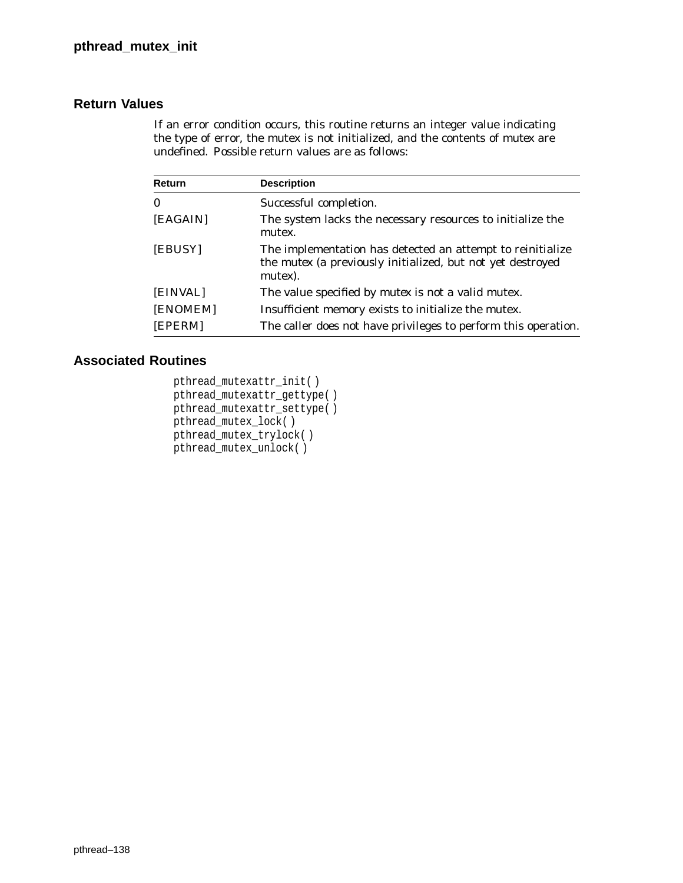## Return Values

If an error condition occurs, this routine returns an integer value indicating the type of error, the mutex is not initialized, and the contents of mutex are undefined. Possible return values are as follows:

| Return | Description |
| --- | --- |
| 0 | Successful completion. |
| [EAGAIN] | The system lacks the necessary resources to initialize the mutex. |
| [EBUSY] | The implementation has detected an attempt to reinitialize the mutex (a previously initialized, but not yet destroyed mutex). |
| [EINVAL] | The value specified by mutex is not a valid mutex. |
| [ENOMEM] | Insufficient memory exists to initialize the mutex. |
| [EPERM] | The caller does not have privileges to perform this operation. |

## Associated Routines

```
pthread_mutexattr_init( )
pthread_mutexattr_gettype( )
pthread_mutexattr_settype( )
pthread_mutex_lock( )
pthread_mutex_trylock( )
pthread_mutex_unlock( )
```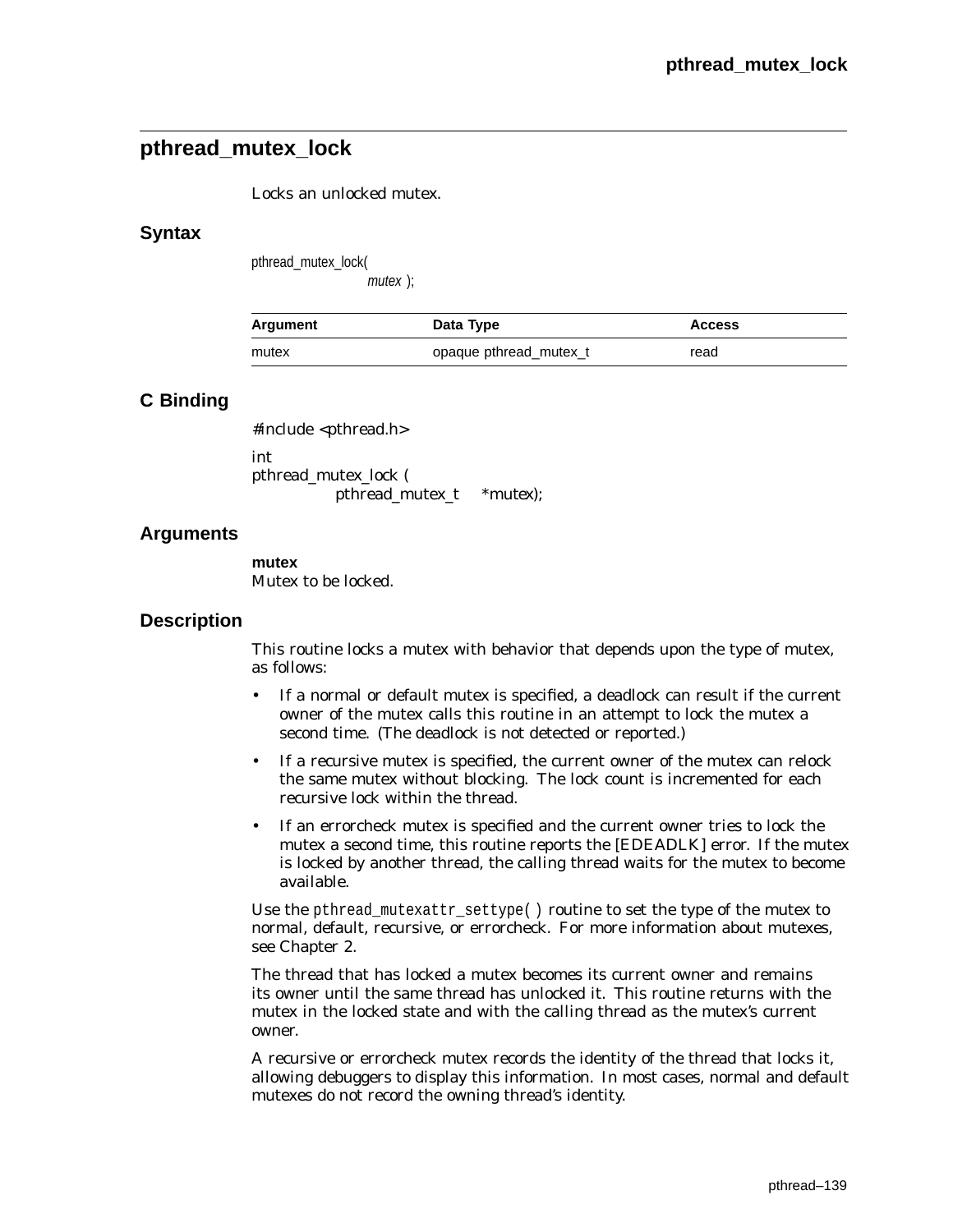## pthread_mutex_lock

Locks an unlocked mutex.

### Syntax

```
pthread_mutex_lock(
            mutex );
```

| Argument | Data Type | Access |
|---|---|---|
| mutex | opaque pthread_mutex_t | read |

### C Binding

```
#include <pthread.h>

int
pthread_mutex_lock (
        pthread_mutex_t    *mutex);
```

### Arguments

**mutex**
Mutex to be locked.

### Description

This routine locks a mutex with behavior that depends upon the type of mutex, as follows:

- If a normal or default mutex is specified, a deadlock can result if the current owner of the mutex calls this routine in an attempt to lock the mutex a second time. (The deadlock is not detected or reported.)
- If a recursive mutex is specified, the current owner of the mutex can relock the same mutex without blocking. The lock count is incremented for each recursive lock within the thread.
- If an errorcheck mutex is specified and the current owner tries to lock the mutex a second time, this routine reports the [EDEADLK] error. If the mutex is locked by another thread, the calling thread waits for the mutex to become available.

Use the `pthread_mutexattr_settype( )` routine to set the type of the mutex to normal, default, recursive, or errorcheck. For more information about mutexes, see Chapter 2.

The thread that has locked a mutex becomes its current owner and remains its owner until the same thread has unlocked it. This routine returns with the mutex in the locked state and with the calling thread as the mutex's current owner.

A recursive or errorcheck mutex records the identity of the thread that locks it, allowing debuggers to display this information. In most cases, normal and default mutexes do not record the owning thread's identity.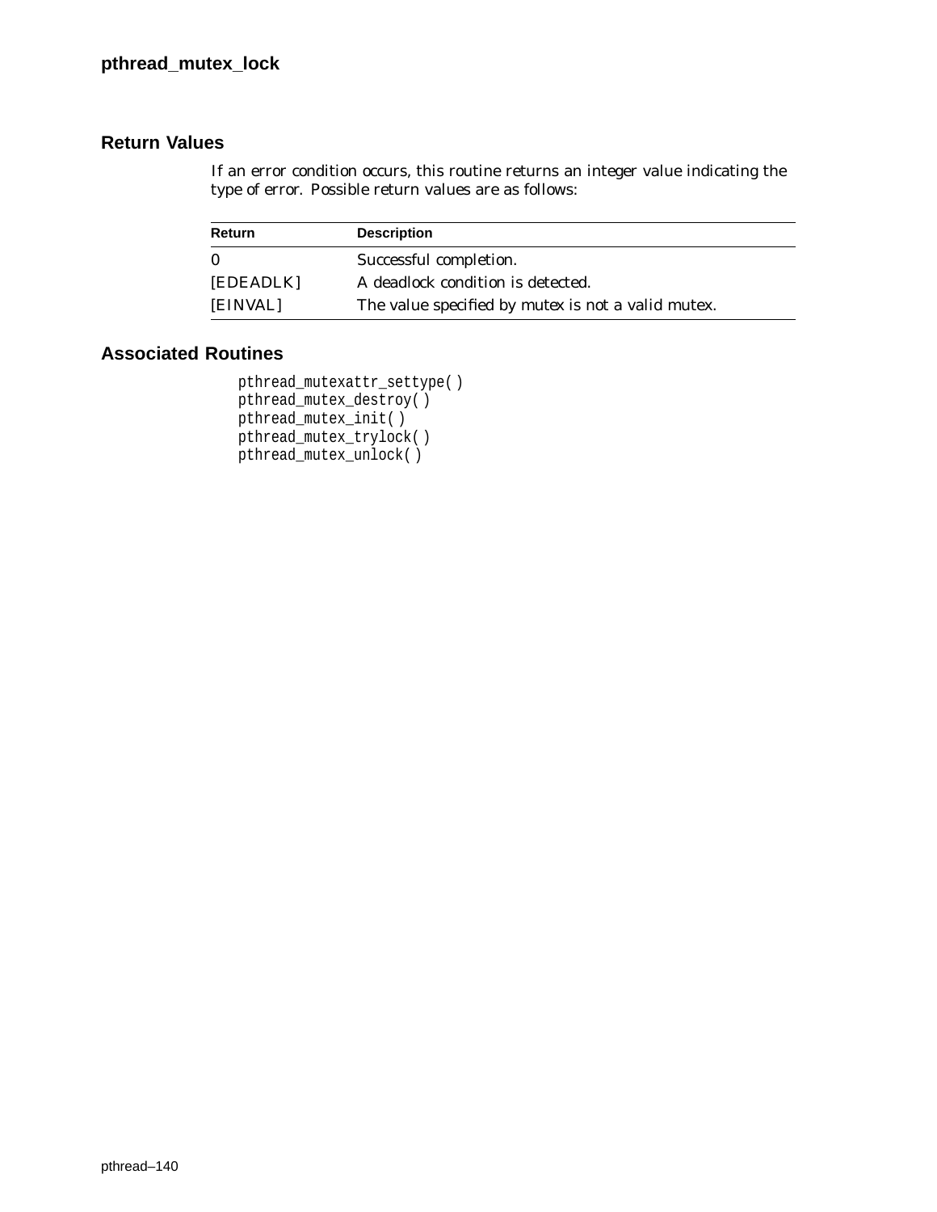## Return Values

If an error condition occurs, this routine returns an integer value indicating the type of error. Possible return values are as follows:

| Return | Description |
|---|---|
| 0 | Successful completion. |
| [EDEADLK] | A deadlock condition is detected. |
| [EINVAL] | The value specified by mutex is not a valid mutex. |

## Associated Routines

```
pthread_mutexattr_settype( )
pthread_mutex_destroy( )
pthread_mutex_init( )
pthread_mutex_trylock( )
pthread_mutex_unlock( )
```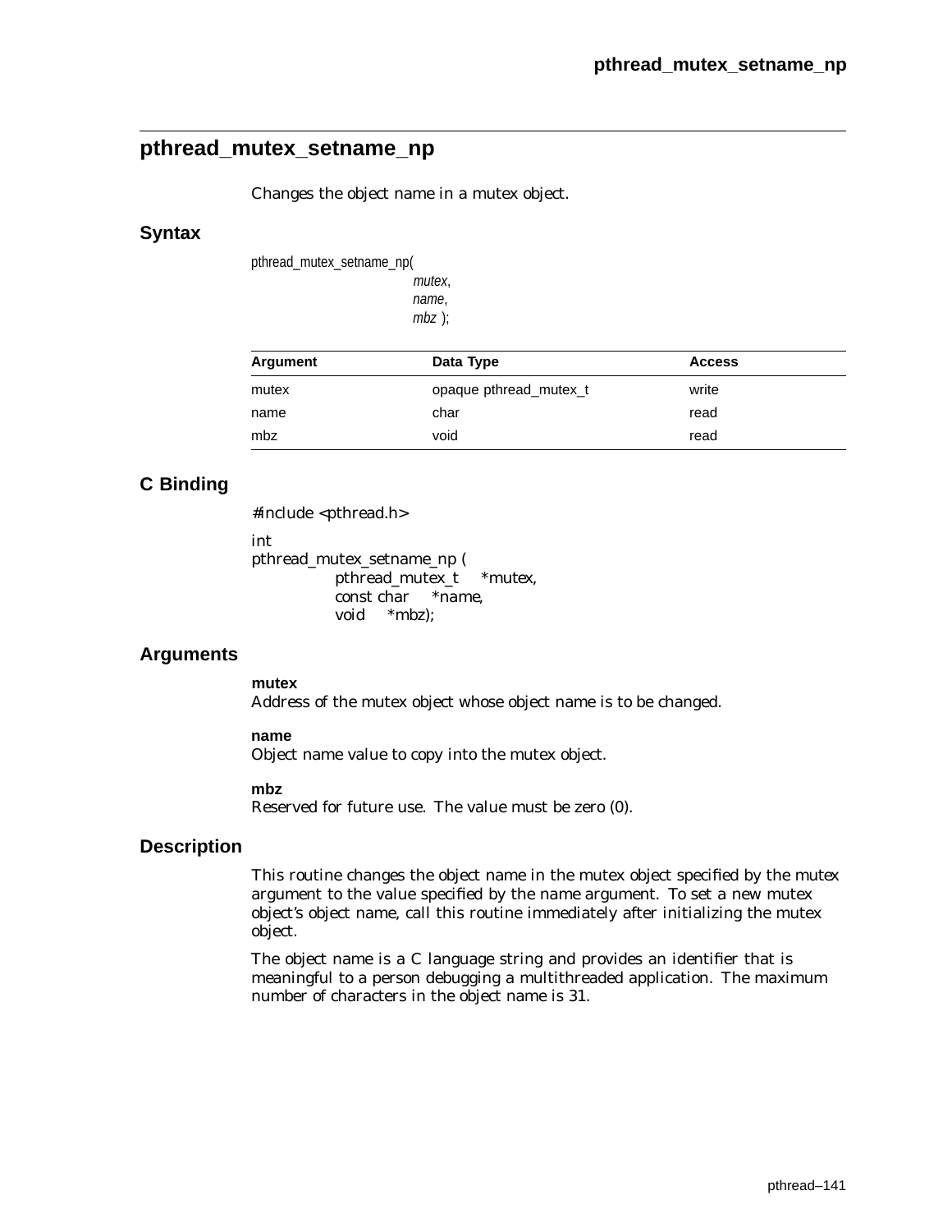## pthread_mutex_setname_np

Changes the object name in a mutex object.

### Syntax

```
pthread_mutex_setname_np(
                        mutex,
                        name,
                        mbz );
```

| Argument | Data Type | Access |
|---|---|---|
| mutex | opaque pthread_mutex_t | write |
| name | char | read |
| mbz | void | read |

### C Binding

```
#include <pthread.h>

int
pthread_mutex_setname_np (
            pthread_mutex_t    *mutex,
            const char    *name,
            void    *mbz);
```

### Arguments

**mutex**
Address of the mutex object whose object name is to be changed.

**name**
Object name value to copy into the mutex object.

**mbz**
Reserved for future use. The value must be zero (0).

### Description

This routine changes the object name in the mutex object specified by the mutex argument to the value specified by the name argument. To set a new mutex object's object name, call this routine immediately after initializing the mutex object.

The object name is a C language string and provides an identifier that is meaningful to a person debugging a multithreaded application. The maximum number of characters in the object name is 31.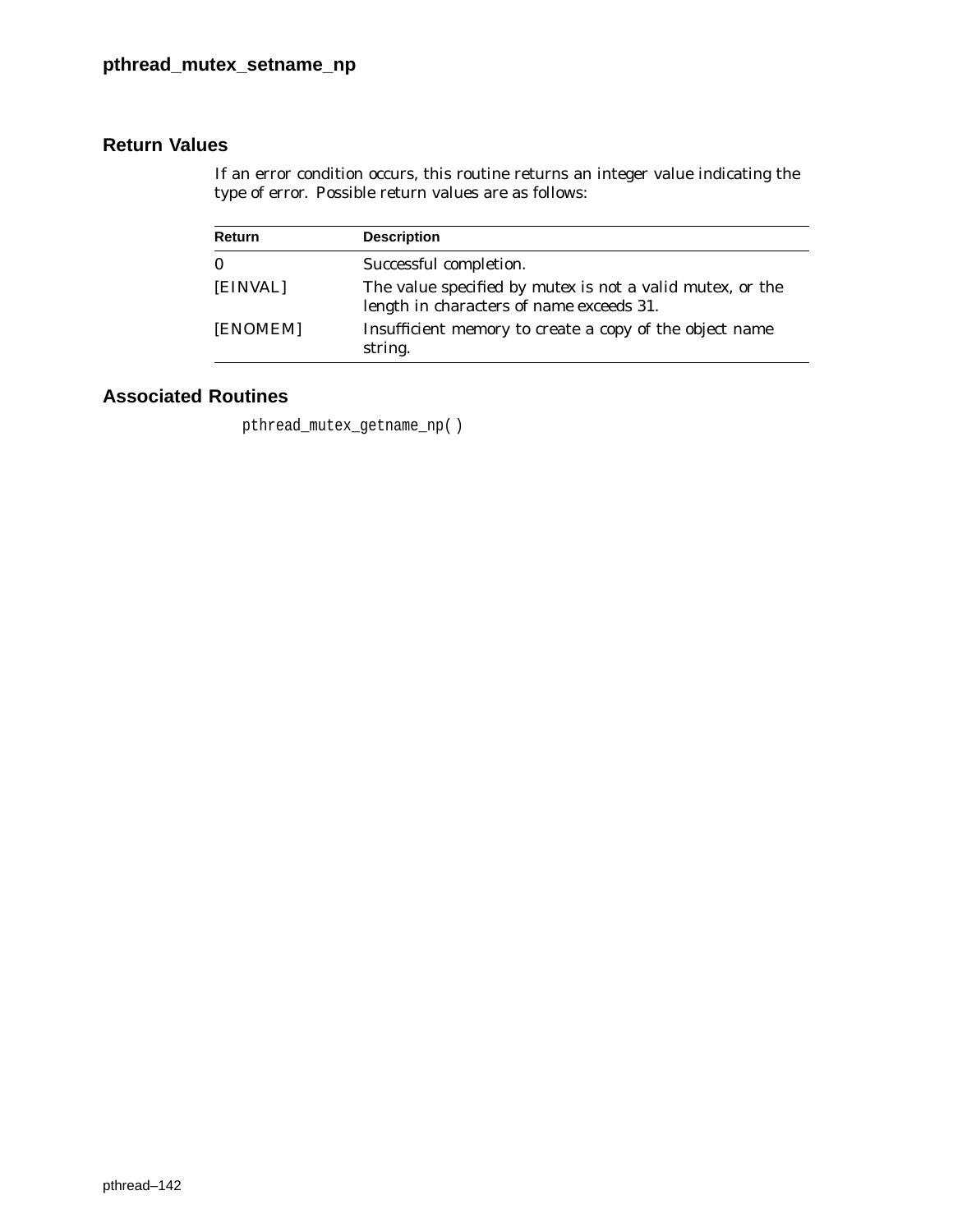## Return Values

If an error condition occurs, this routine returns an integer value indicating the type of error. Possible return values are as follows:

| Return | Description |
|---|---|
| 0 | Successful completion. |
| [EINVAL] | The value specified by mutex is not a valid mutex, or the length in characters of name exceeds 31. |
| [ENOMEM] | Insufficient memory to create a copy of the object name string. |

## Associated Routines

pthread_mutex_getname_np( )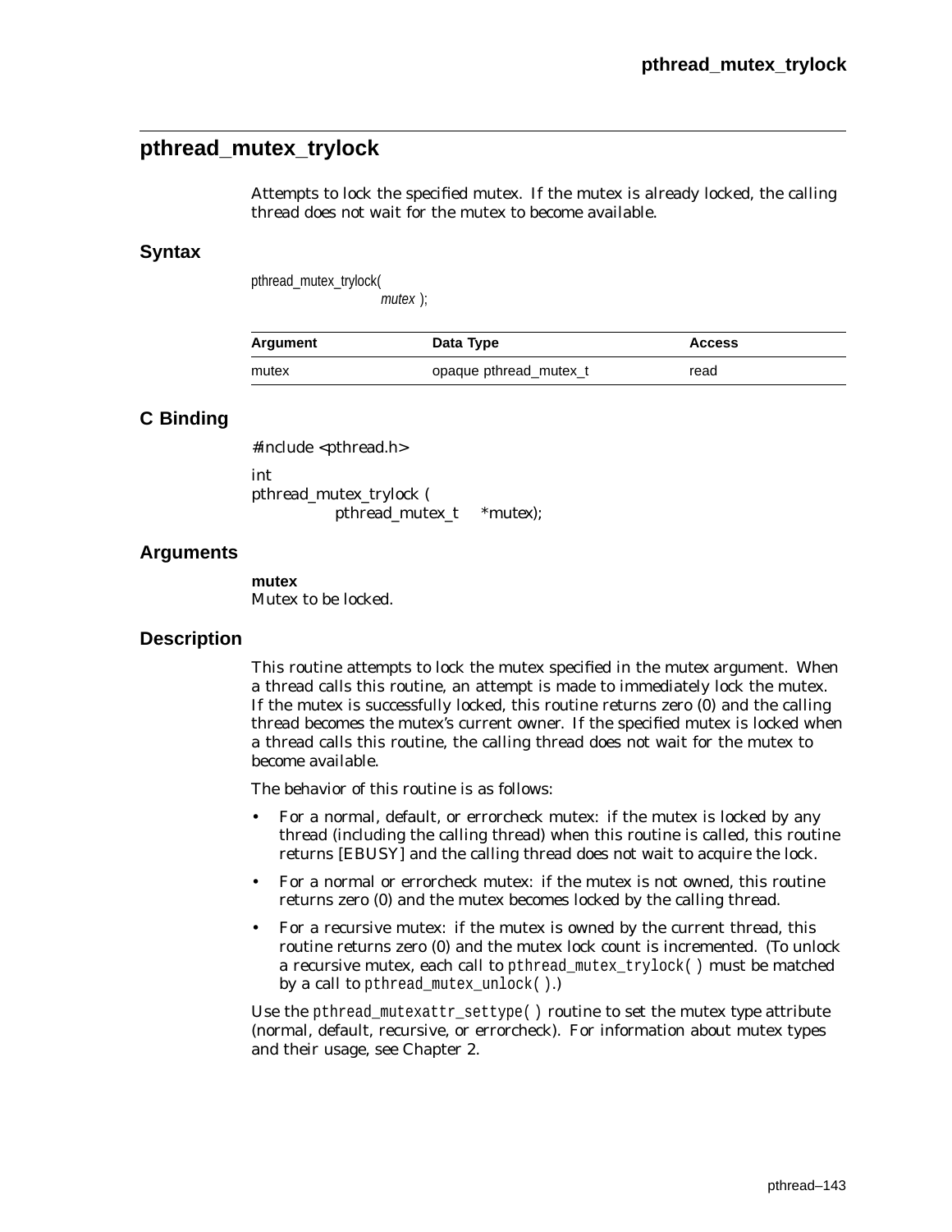## pthread_mutex_trylock

Attempts to lock the specified mutex. If the mutex is already locked, the calling thread does not wait for the mutex to become available.

### Syntax

```
pthread_mutex_trylock(
                mutex );
```

| Argument | Data Type | Access |
|---|---|---|
| mutex | opaque pthread_mutex_t | read |

### C Binding

```
#include <pthread.h>

int
pthread_mutex_trylock (
            pthread_mutex_t     *mutex);
```

### Arguments

**mutex**
Mutex to be locked.

### Description

This routine attempts to lock the mutex specified in the mutex argument. When a thread calls this routine, an attempt is made to immediately lock the mutex. If the mutex is successfully locked, this routine returns zero (0) and the calling thread becomes the mutex's current owner. If the specified mutex is locked when a thread calls this routine, the calling thread does not wait for the mutex to become available.

The behavior of this routine is as follows:

- For a normal, default, or errorcheck mutex: if the mutex is locked by any thread (including the calling thread) when this routine is called, this routine returns [EBUSY] and the calling thread does not wait to acquire the lock.
- For a normal or errorcheck mutex: if the mutex is not owned, this routine returns zero (0) and the mutex becomes locked by the calling thread.
- For a recursive mutex: if the mutex is owned by the current thread, this routine returns zero (0) and the mutex lock count is incremented. (To unlock a recursive mutex, each call to `pthread_mutex_trylock( )` must be matched by a call to `pthread_mutex_unlock( )`.)

Use the `pthread_mutexattr_settype( )` routine to set the mutex type attribute (normal, default, recursive, or errorcheck). For information about mutex types and their usage, see Chapter 2.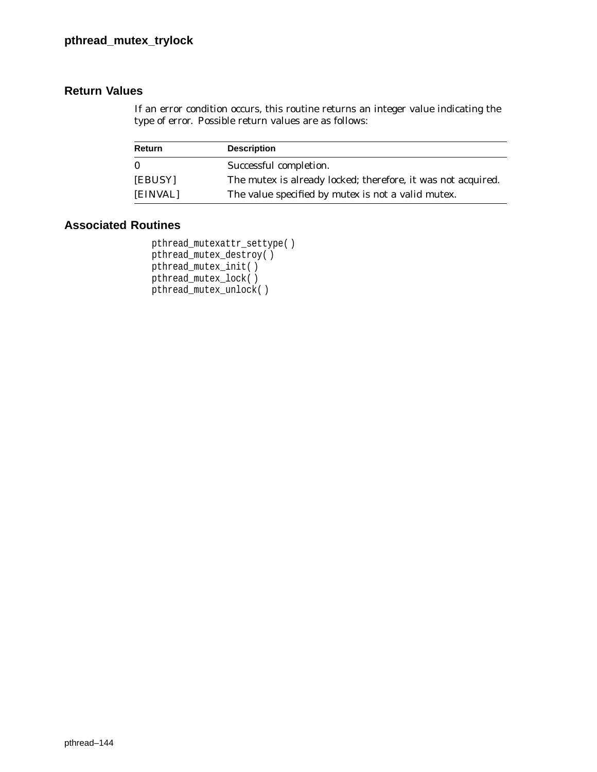## Return Values

If an error condition occurs, this routine returns an integer value indicating the type of error. Possible return values are as follows:

| Return | Description |
|---|---|
| 0 | Successful completion. |
| [EBUSY] | The mutex is already locked; therefore, it was not acquired. |
| [EINVAL] | The value specified by *mutex* is not a valid mutex. |

## Associated Routines

```
pthread_mutexattr_settype( )
pthread_mutex_destroy( )
pthread_mutex_init( )
pthread_mutex_lock( )
pthread_mutex_unlock( )
```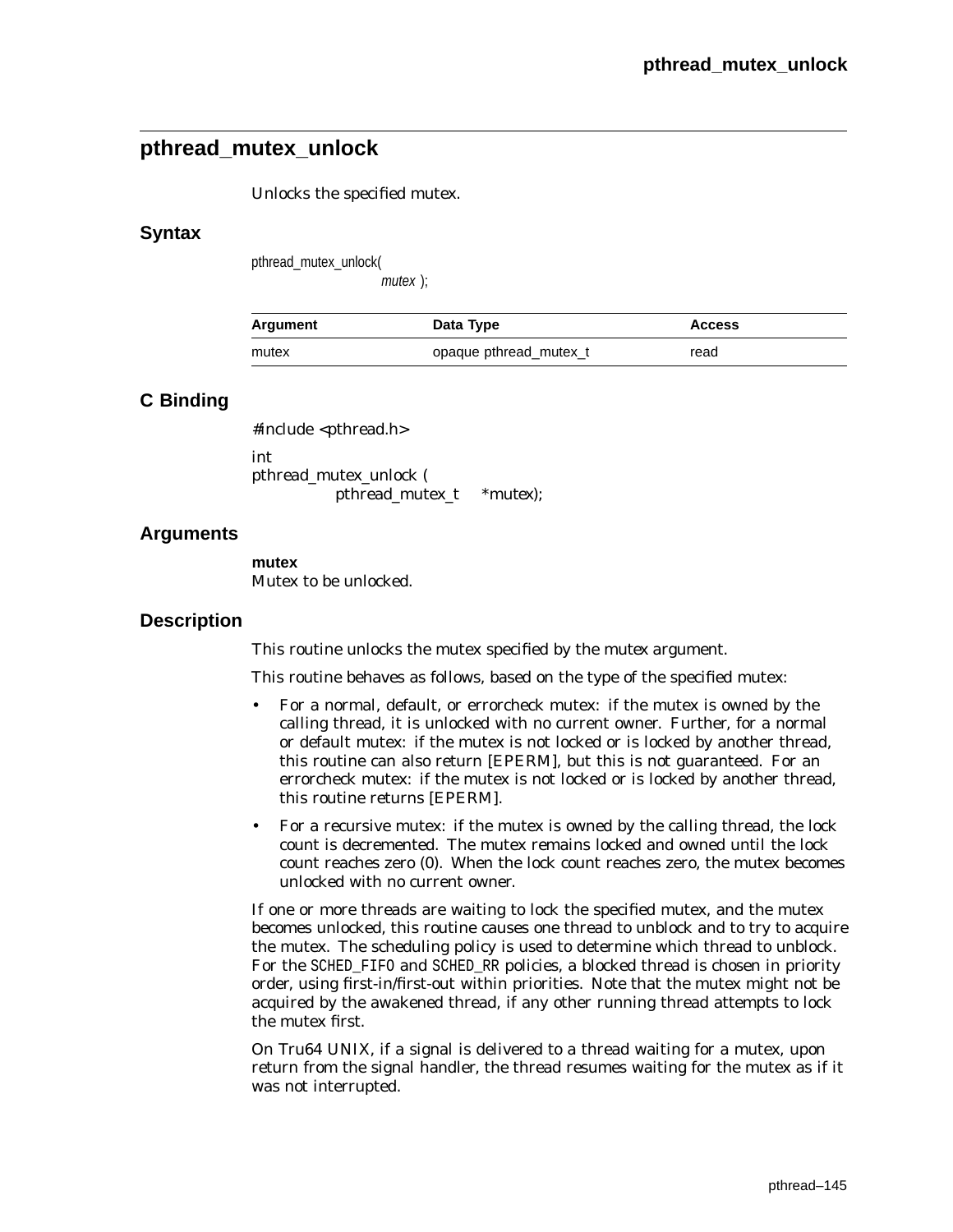## pthread_mutex_unlock

Unlocks the specified mutex.

### Syntax

```
pthread_mutex_unlock(
                    mutex );
```

| Argument | Data Type | Access |
|---|---|---|
| mutex | opaque pthread_mutex_t | read |

### C Binding

```
#include <pthread.h>

int
pthread_mutex_unlock (
          pthread_mutex_t     *mutex);
```

### Arguments

**mutex**
Mutex to be unlocked.

### Description

This routine unlocks the mutex specified by the mutex argument.

This routine behaves as follows, based on the type of the specified mutex:

- For a normal, default, or errorcheck mutex: if the mutex is owned by the calling thread, it is unlocked with no current owner. Further, for a normal or default mutex: if the mutex is not locked or is locked by another thread, this routine can also return [EPERM], but this is not guaranteed. For an errorcheck mutex: if the mutex is not locked or is locked by another thread, this routine returns [EPERM].
- For a recursive mutex: if the mutex is owned by the calling thread, the lock count is decremented. The mutex remains locked and owned until the lock count reaches zero (0). When the lock count reaches zero, the mutex becomes unlocked with no current owner.

If one or more threads are waiting to lock the specified mutex, and the mutex becomes unlocked, this routine causes one thread to unblock and to try to acquire the mutex. The scheduling policy is used to determine which thread to unblock. For the SCHED_FIFO and SCHED_RR policies, a blocked thread is chosen in priority order, using first-in/first-out within priorities. Note that the mutex might not be acquired by the awakened thread, if any other running thread attempts to lock the mutex first.

On Tru64 UNIX, if a signal is delivered to a thread waiting for a mutex, upon return from the signal handler, the thread resumes waiting for the mutex as if it was not interrupted.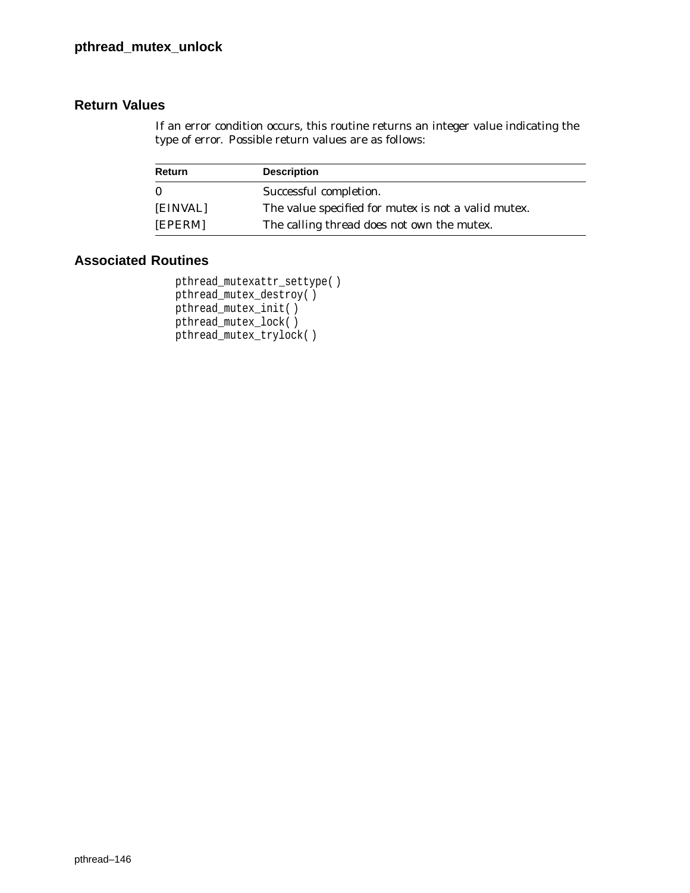## Return Values

If an error condition occurs, this routine returns an integer value indicating the type of error. Possible return values are as follows:

| Return | Description |
| --- | --- |
| 0 | Successful completion. |
| [EINVAL] | The value specified for mutex is not a valid mutex. |
| [EPERM] | The calling thread does not own the mutex. |

## Associated Routines

```
pthread_mutexattr_settype( )
pthread_mutex_destroy( )
pthread_mutex_init( )
pthread_mutex_lock( )
pthread_mutex_trylock( )
```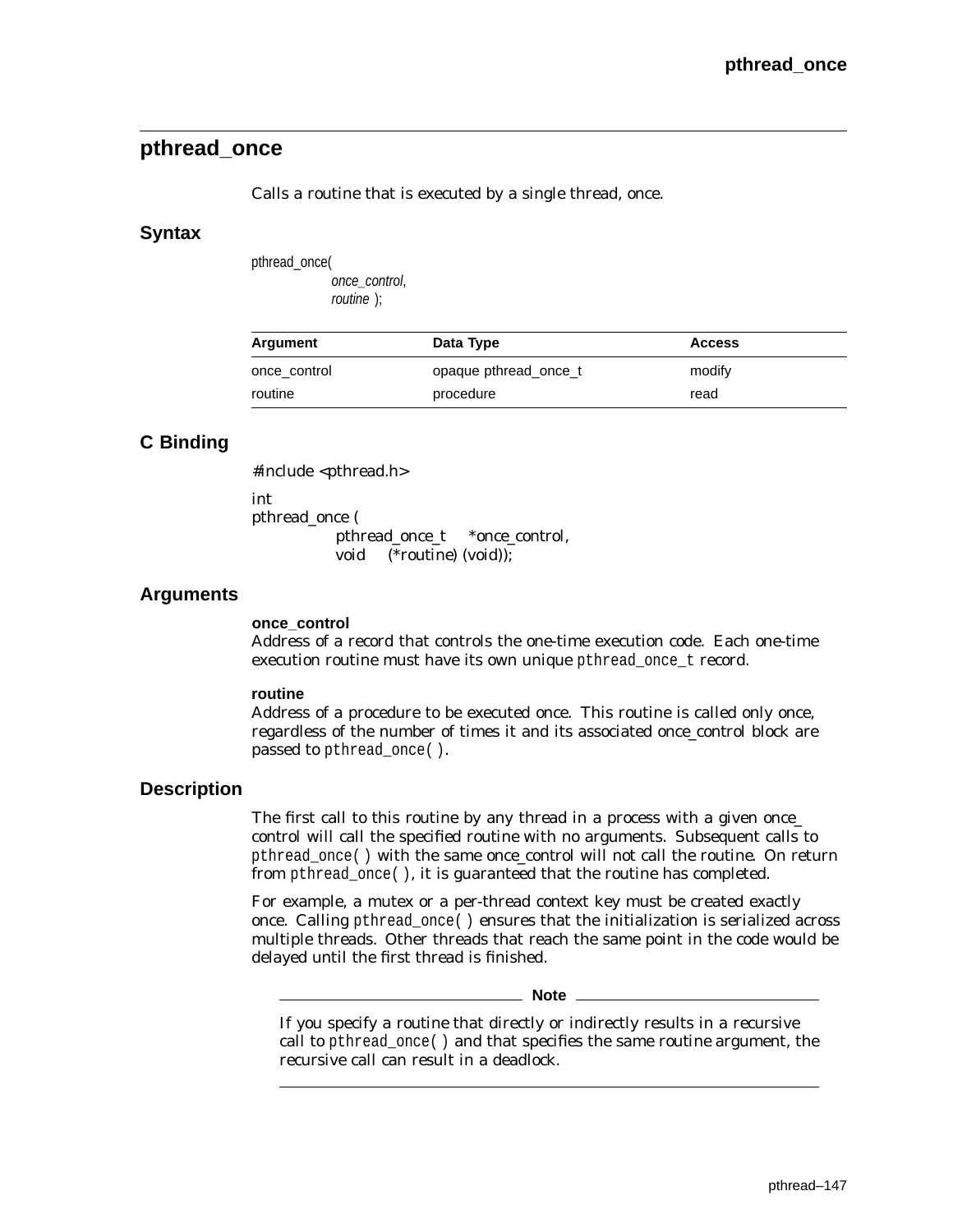## pthread_once

Calls a routine that is executed by a single thread, once.

### Syntax

```
pthread_once(
        once_control,
        routine );
```

| Argument | Data Type | Access |
|---|---|---|
| once_control | opaque pthread_once_t | modify |
| routine | procedure | read |

### C Binding

```
#include <pthread.h>

int
pthread_once (
        pthread_once_t    *once_control,
        void    (*routine) (void));
```

### Arguments

**once_control**
Address of a record that controls the one-time execution code. Each one-time execution routine must have its own unique `pthread_once_t` record.

**routine**
Address of a procedure to be executed once. This routine is called only once, regardless of the number of times it and its associated once_control block are passed to `pthread_once( )`.

### Description

The first call to this routine by any thread in a process with a given once_control will call the specified routine with no arguments. Subsequent calls to `pthread_once( )` with the same once_control will not call the routine. On return from `pthread_once( )`, it is guaranteed that the routine has completed.

For example, a mutex or a per-thread context key must be created exactly once. Calling `pthread_once( )` ensures that the initialization is serialized across multiple threads. Other threads that reach the same point in the code would be delayed until the first thread is finished.

**Note**

If you specify a routine that directly or indirectly results in a recursive call to `pthread_once( )` and that specifies the same routine argument, the recursive call can result in a deadlock.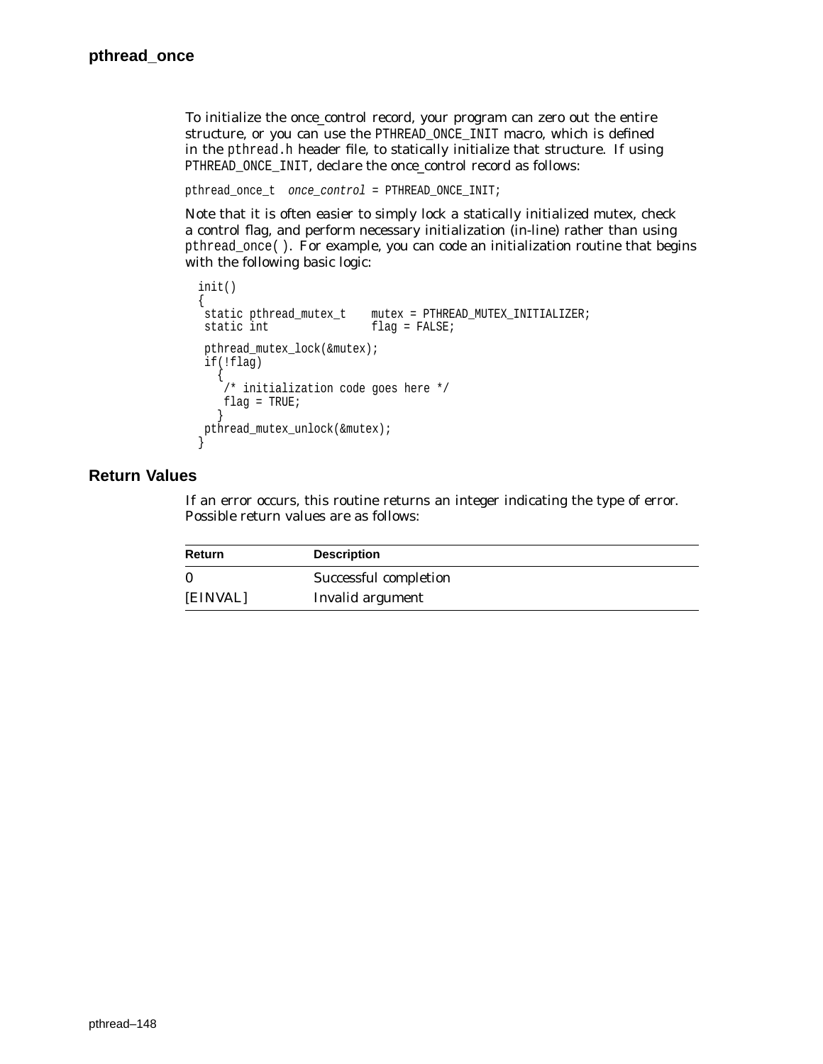To initialize the once_control record, your program can zero out the entire structure, or you can use the `PTHREAD_ONCE_INIT` macro, which is defined in the `pthread.h` header file, to statically initialize that structure. If using `PTHREAD_ONCE_INIT`, declare the once_control record as follows:

```
pthread_once_t  once_control = PTHREAD_ONCE_INIT;
```

Note that it is often easier to simply lock a statically initialized mutex, check a control flag, and perform necessary initialization (in-line) rather than using `pthread_once( )`. For example, you can code an initialization routine that begins with the following basic logic:

```
init()
{
 static pthread_mutex_t    mutex = PTHREAD_MUTEX_INITIALIZER;
 static int                flag = FALSE;

 pthread_mutex_lock(&mutex);
 if(!flag)
   {
    /* initialization code goes here */
    flag = TRUE;
   }
 pthread_mutex_unlock(&mutex);
}
```

## Return Values

If an error occurs, this routine returns an integer indicating the type of error. Possible return values are as follows:

| Return | Description |
|---|---|
| 0 | Successful completion |
| [EINVAL] | Invalid argument |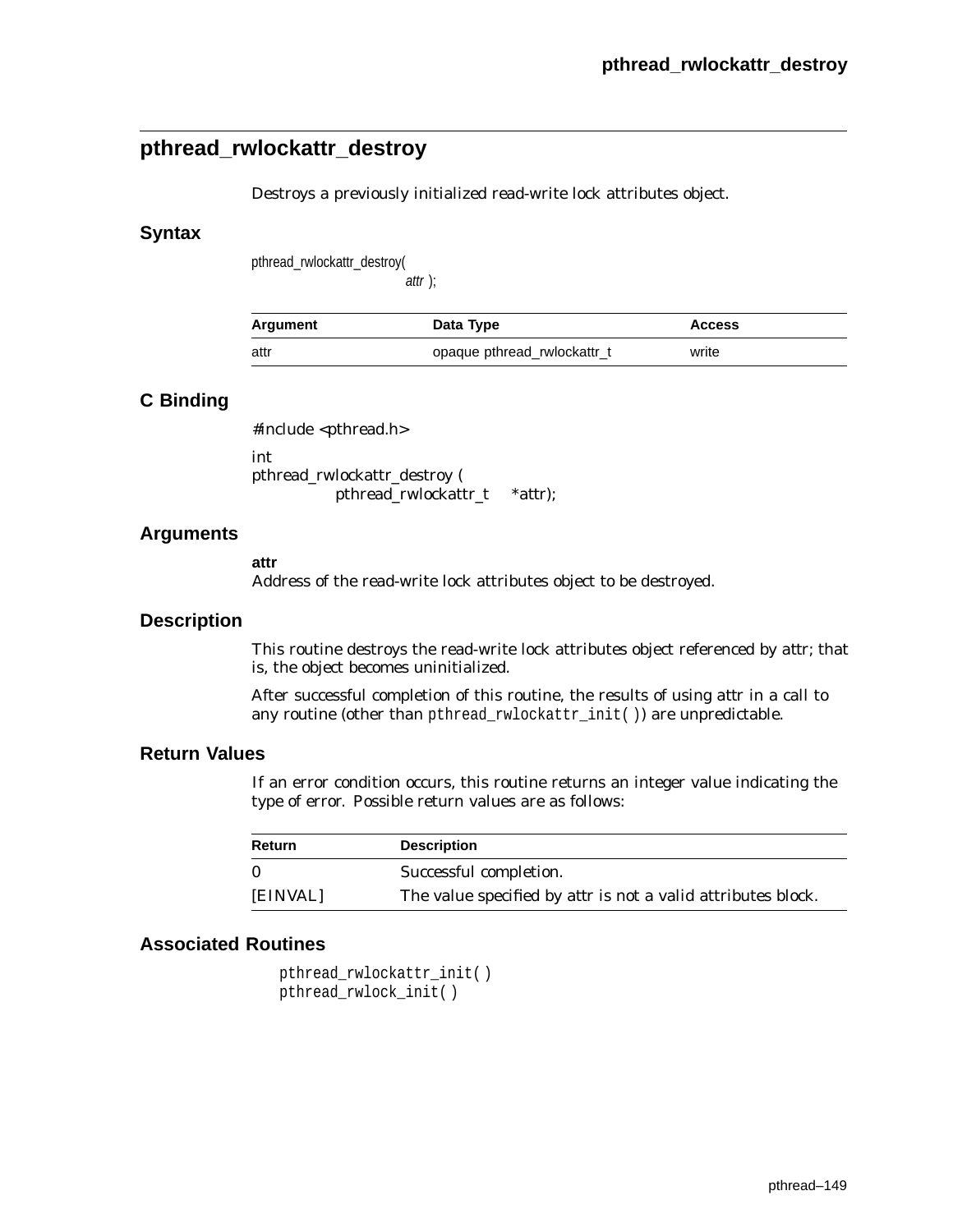## pthread_rwlockattr_destroy

Destroys a previously initialized read-write lock attributes object.

### Syntax

```
pthread_rwlockattr_destroy(
                attr );
```

| Argument | Data Type | Access |
|---|---|---|
| attr | opaque pthread_rwlockattr_t | write |

### C Binding

```
#include <pthread.h>

int
pthread_rwlockattr_destroy (
        pthread_rwlockattr_t    *attr);
```

### Arguments

**attr**
Address of the read-write lock attributes object to be destroyed.

### Description

This routine destroys the read-write lock attributes object referenced by attr; that is, the object becomes uninitialized.

After successful completion of this routine, the results of using attr in a call to any routine (other than `pthread_rwlockattr_init( )`) are unpredictable.

### Return Values

If an error condition occurs, this routine returns an integer value indicating the type of error. Possible return values are as follows:

| Return | Description |
|---|---|
| 0 | Successful completion. |
| [EINVAL] | The value specified by attr is not a valid attributes block. |

### Associated Routines

`pthread_rwlockattr_init( )`
`pthread_rwlock_init( )`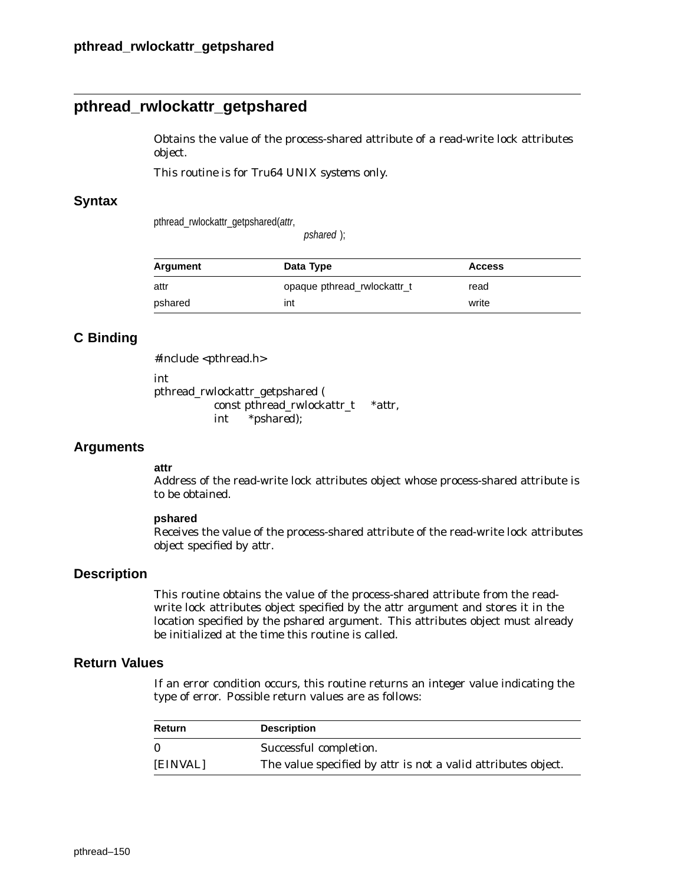## pthread_rwlockattr_getpshared

Obtains the value of the process-shared attribute of a read-write lock attributes object.

This routine is for Tru64 UNIX systems only.

### Syntax

```
pthread_rwlockattr_getpshared(attr,
                              pshared );
```

| Argument | Data Type | Access |
|---|---|---|
| attr | opaque pthread_rwlockattr_t | read |
| pshared | int | write |

### C Binding

```
#include <pthread.h>

int
pthread_rwlockattr_getpshared (
            const pthread_rwlockattr_t    *attr,
            int     *pshared);
```

### Arguments

**attr**
Address of the read-write lock attributes object whose process-shared attribute is to be obtained.

**pshared**
Receives the value of the process-shared attribute of the read-write lock attributes object specified by attr.

### Description

This routine obtains the value of the process-shared attribute from the read-write lock attributes object specified by the attr argument and stores it in the location specified by the pshared argument. This attributes object must already be initialized at the time this routine is called.

### Return Values

If an error condition occurs, this routine returns an integer value indicating the type of error. Possible return values are as follows:

| Return | Description |
|---|---|
| 0 | Successful completion. |
| [EINVAL] | The value specified by attr is not a valid attributes object. |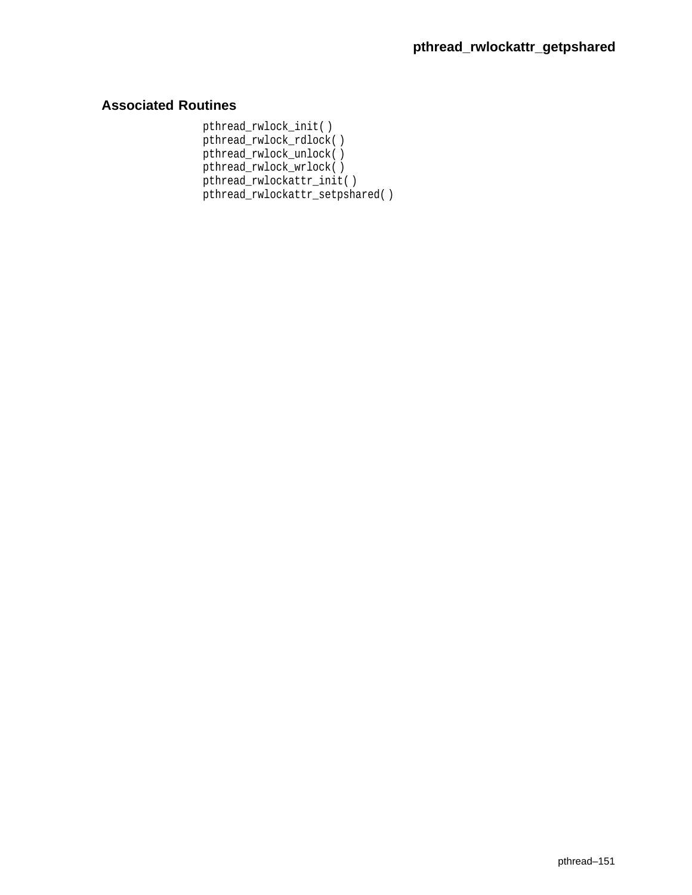## Associated Routines

```
pthread_rwlock_init( )
pthread_rwlock_rdlock( )
pthread_rwlock_unlock( )
pthread_rwlock_wrlock( )
pthread_rwlockattr_init( )
pthread_rwlockattr_setpshared( )
```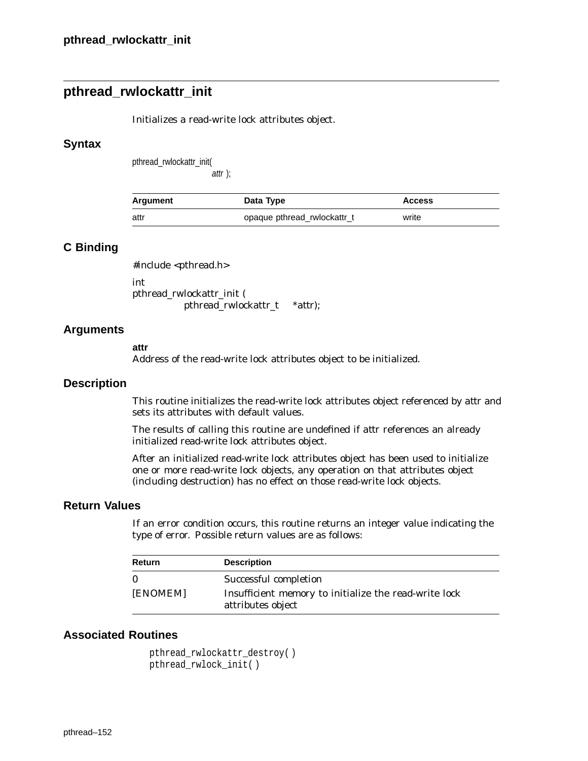## pthread_rwlockattr_init

Initializes a read-write lock attributes object.

### Syntax

```
pthread_rwlockattr_init(
                attr );
```

| Argument | Data Type | Access |
|---|---|---|
| attr | opaque pthread_rwlockattr_t | write |

### C Binding

```
#include <pthread.h>

int
pthread_rwlockattr_init (
          pthread_rwlockattr_t    *attr);
```

### Arguments

**attr**
Address of the read-write lock attributes object to be initialized.

### Description

This routine initializes the read-write lock attributes object referenced by attr and sets its attributes with default values.

The results of calling this routine are undefined if attr references an already initialized read-write lock attributes object.

After an initialized read-write lock attributes object has been used to initialize one or more read-write lock objects, any operation on that attributes object (including destruction) has no effect on those read-write lock objects.

### Return Values

If an error condition occurs, this routine returns an integer value indicating the type of error. Possible return values are as follows:

| Return | Description |
|---|---|
| 0 | Successful completion |
| [ENOMEM] | Insufficient memory to initialize the read-write lock attributes object |

### Associated Routines

```
pthread_rwlockattr_destroy( )
pthread_rwlock_init( )
```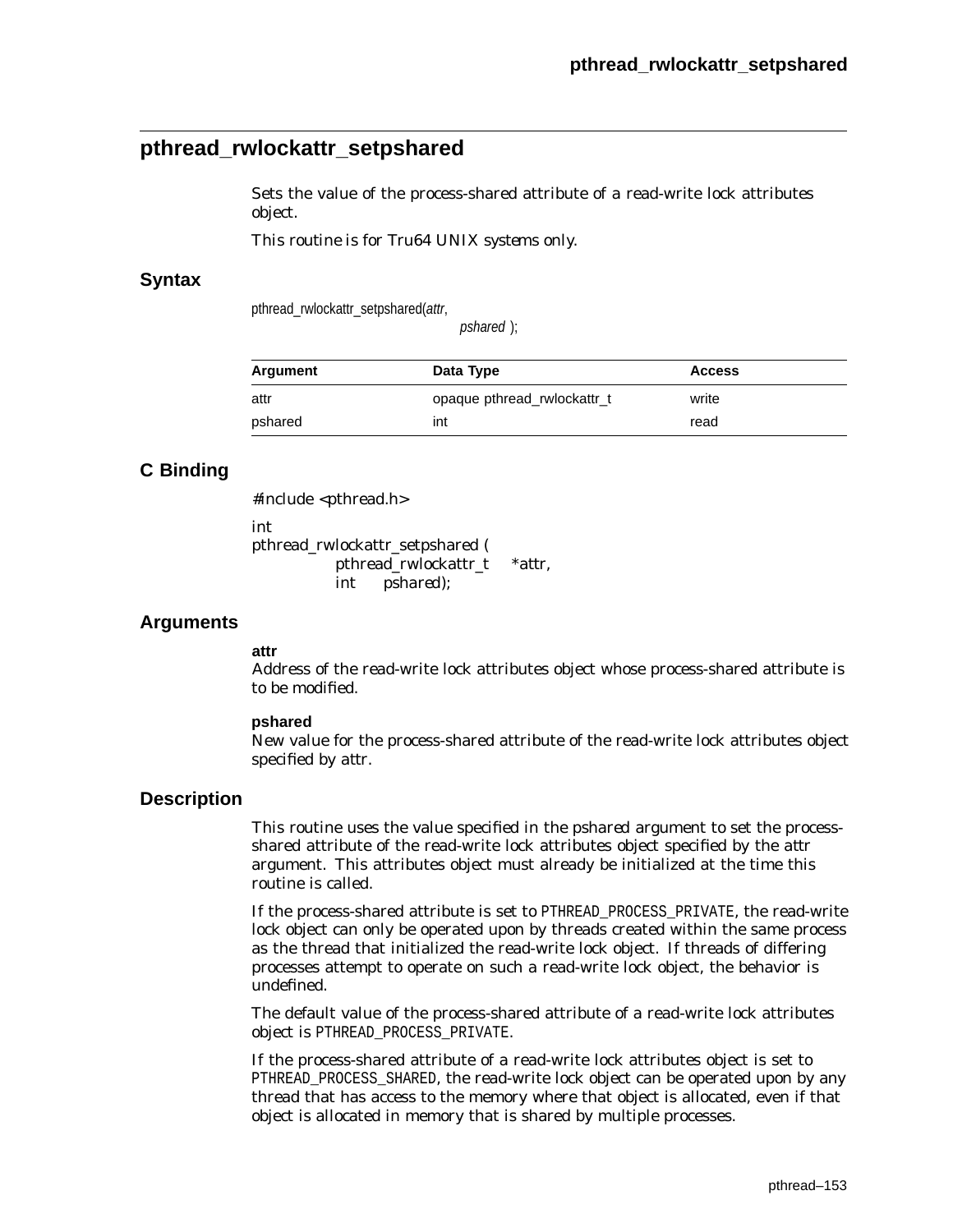## pthread_rwlockattr_setpshared

Sets the value of the process-shared attribute of a read-write lock attributes object.

This routine is for Tru64 UNIX systems only.

### Syntax

```
pthread_rwlockattr_setpshared(attr,
                              pshared );
```

| Argument | Data Type | Access |
|---|---|---|
| attr | opaque pthread_rwlockattr_t | write |
| pshared | int | read |

### C Binding

```
#include <pthread.h>

int
pthread_rwlockattr_setpshared (
        pthread_rwlockattr_t    *attr,
        int     pshared);
```

### Arguments

**attr**

Address of the read-write lock attributes object whose process-shared attribute is to be modified.

**pshared**

New value for the process-shared attribute of the read-write lock attributes object specified by attr.

### Description

This routine uses the value specified in the pshared argument to set the process-shared attribute of the read-write lock attributes object specified by the attr argument. This attributes object must already be initialized at the time this routine is called.

If the process-shared attribute is set to PTHREAD_PROCESS_PRIVATE, the read-write lock object can only be operated upon by threads created within the same process as the thread that initialized the read-write lock object. If threads of differing processes attempt to operate on such a read-write lock object, the behavior is undefined.

The default value of the process-shared attribute of a read-write lock attributes object is PTHREAD_PROCESS_PRIVATE.

If the process-shared attribute of a read-write lock attributes object is set to PTHREAD_PROCESS_SHARED, the read-write lock object can be operated upon by any thread that has access to the memory where that object is allocated, even if that object is allocated in memory that is shared by multiple processes.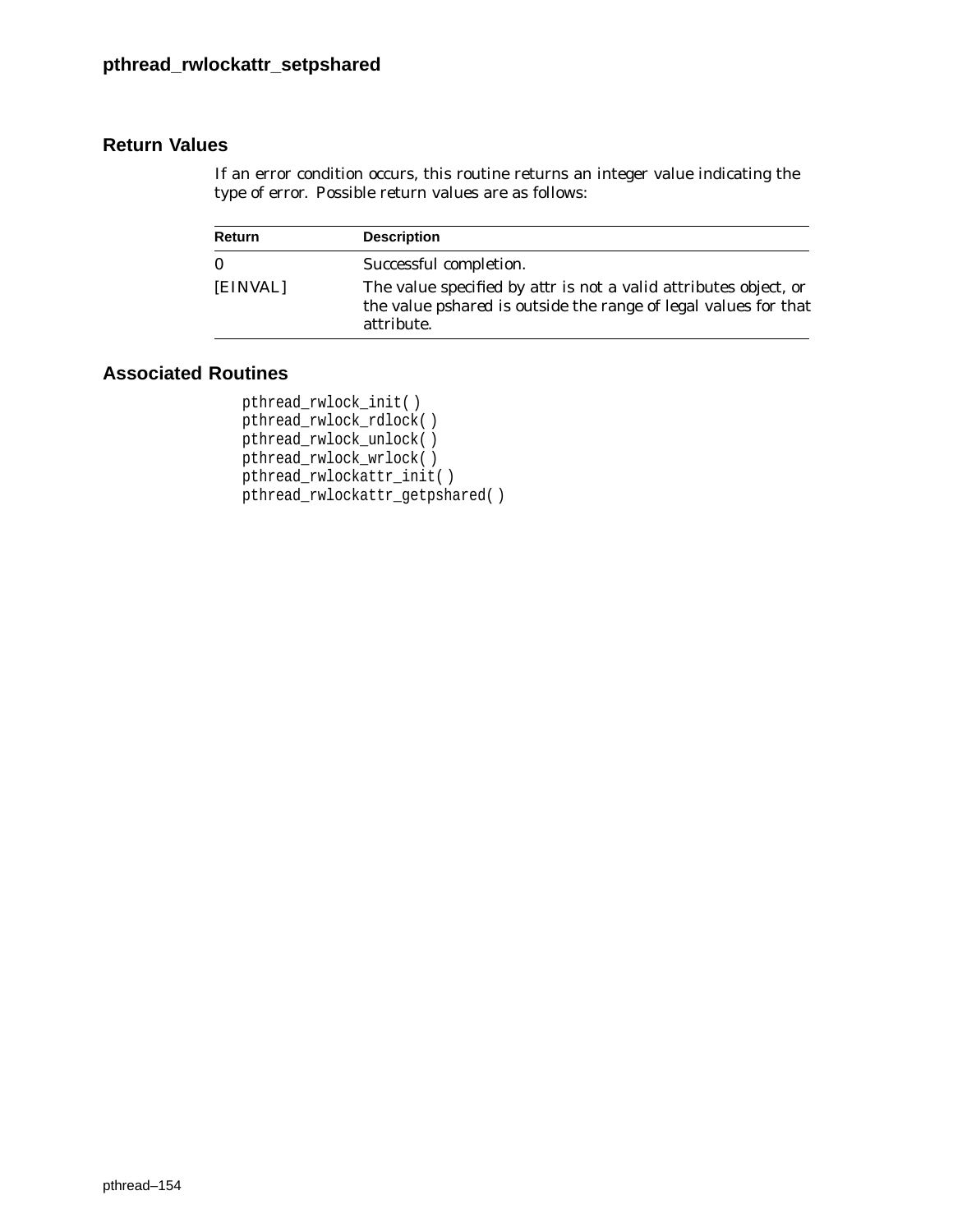## Return Values

If an error condition occurs, this routine returns an integer value indicating the type of error. Possible return values are as follows:

| Return | Description |
| --- | --- |
| 0 | Successful completion. |
| [EINVAL] | The value specified by attr is not a valid attributes object, or the value pshared is outside the range of legal values for that attribute. |

## Associated Routines

```
pthread_rwlock_init( )
pthread_rwlock_rdlock( )
pthread_rwlock_unlock( )
pthread_rwlock_wrlock( )
pthread_rwlockattr_init( )
pthread_rwlockattr_getpshared( )
```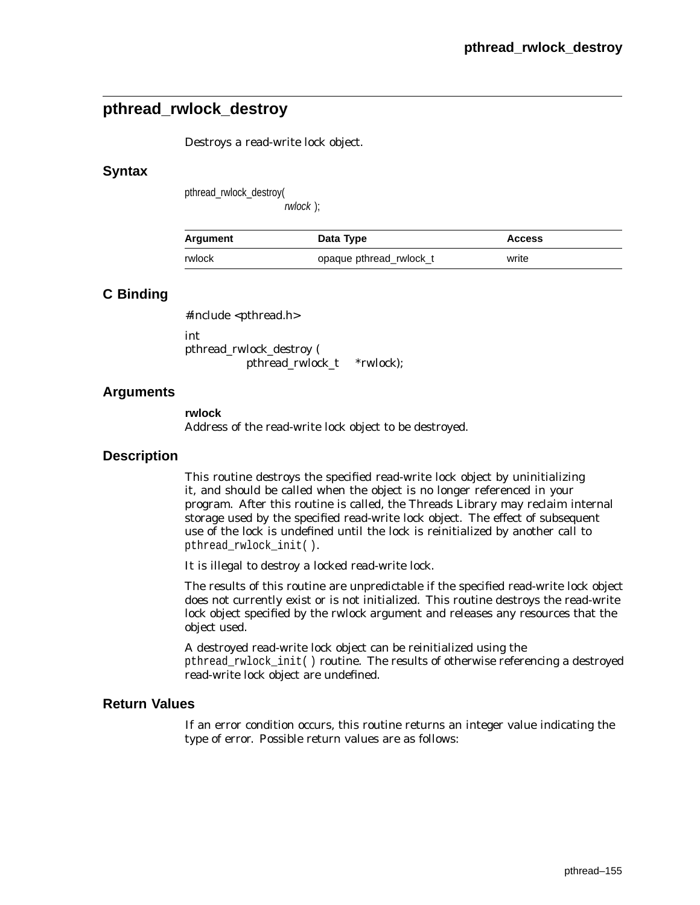## pthread_rwlock_destroy

Destroys a read-write lock object.

### Syntax

```
pthread_rwlock_destroy(
                    rwlock );
```

| Argument | Data Type | Access |
|---|---|---|
| rwlock | opaque pthread_rwlock_t | write |

### C Binding

```
#include <pthread.h>

int
pthread_rwlock_destroy (
            pthread_rwlock_t     *rwlock);
```

### Arguments

**rwlock**
Address of the read-write lock object to be destroyed.

### Description

This routine destroys the specified read-write lock object by uninitializing it, and should be called when the object is no longer referenced in your program. After this routine is called, the Threads Library may reclaim internal storage used by the specified read-write lock object. The effect of subsequent use of the lock is undefined until the lock is reinitialized by another call to `pthread_rwlock_init( )`.

It is illegal to destroy a locked read-write lock.

The results of this routine are unpredictable if the specified read-write lock object does not currently exist or is not initialized. This routine destroys the read-write lock object specified by the rwlock argument and releases any resources that the object used.

A destroyed read-write lock object can be reinitialized using the `pthread_rwlock_init( )` routine. The results of otherwise referencing a destroyed read-write lock object are undefined.

### Return Values

If an error condition occurs, this routine returns an integer value indicating the type of error. Possible return values are as follows: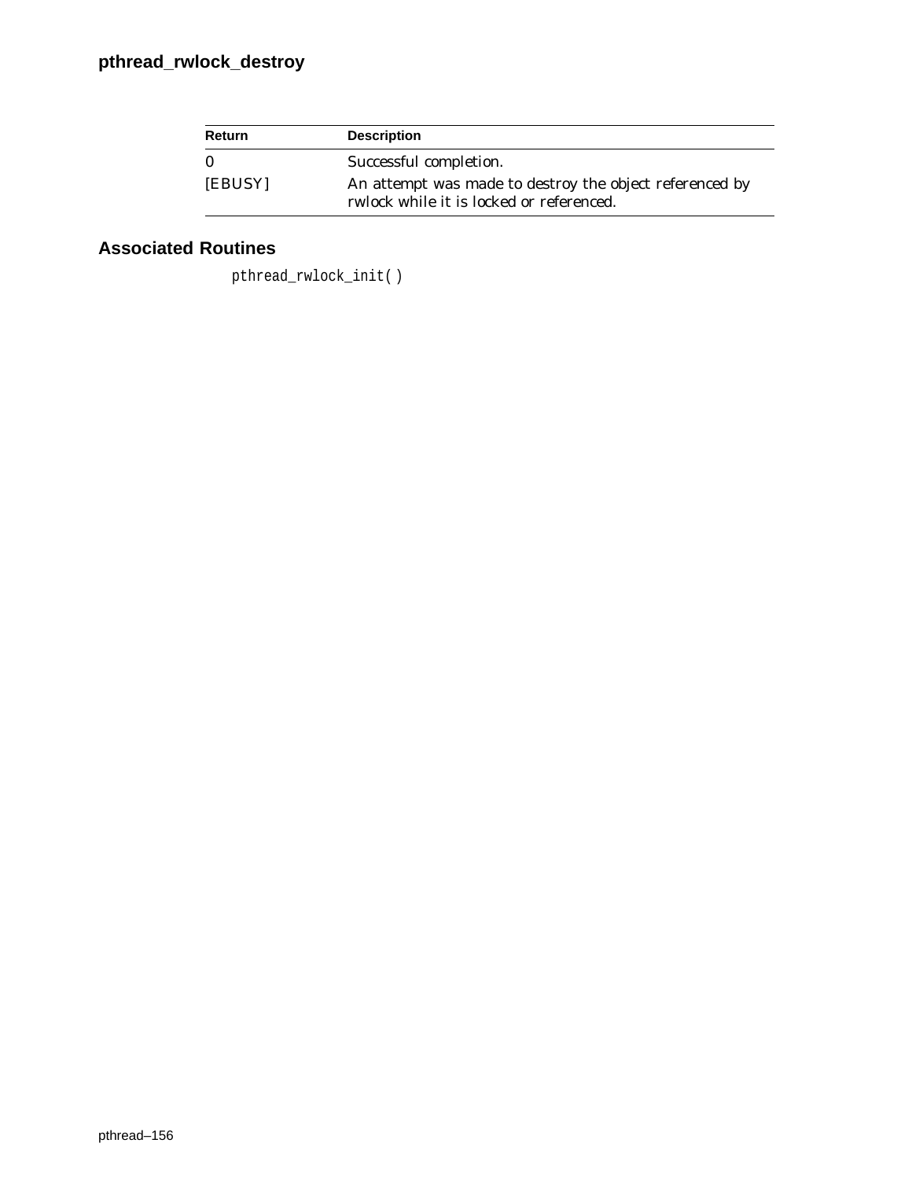# pthread_rwlock_destroy

| Return | Description |
| --- | --- |
| 0 | Successful completion. |
| [EBUSY] | An attempt was made to destroy the object referenced by rwlock while it is locked or referenced. |

## Associated Routines

pthread_rwlock_init( )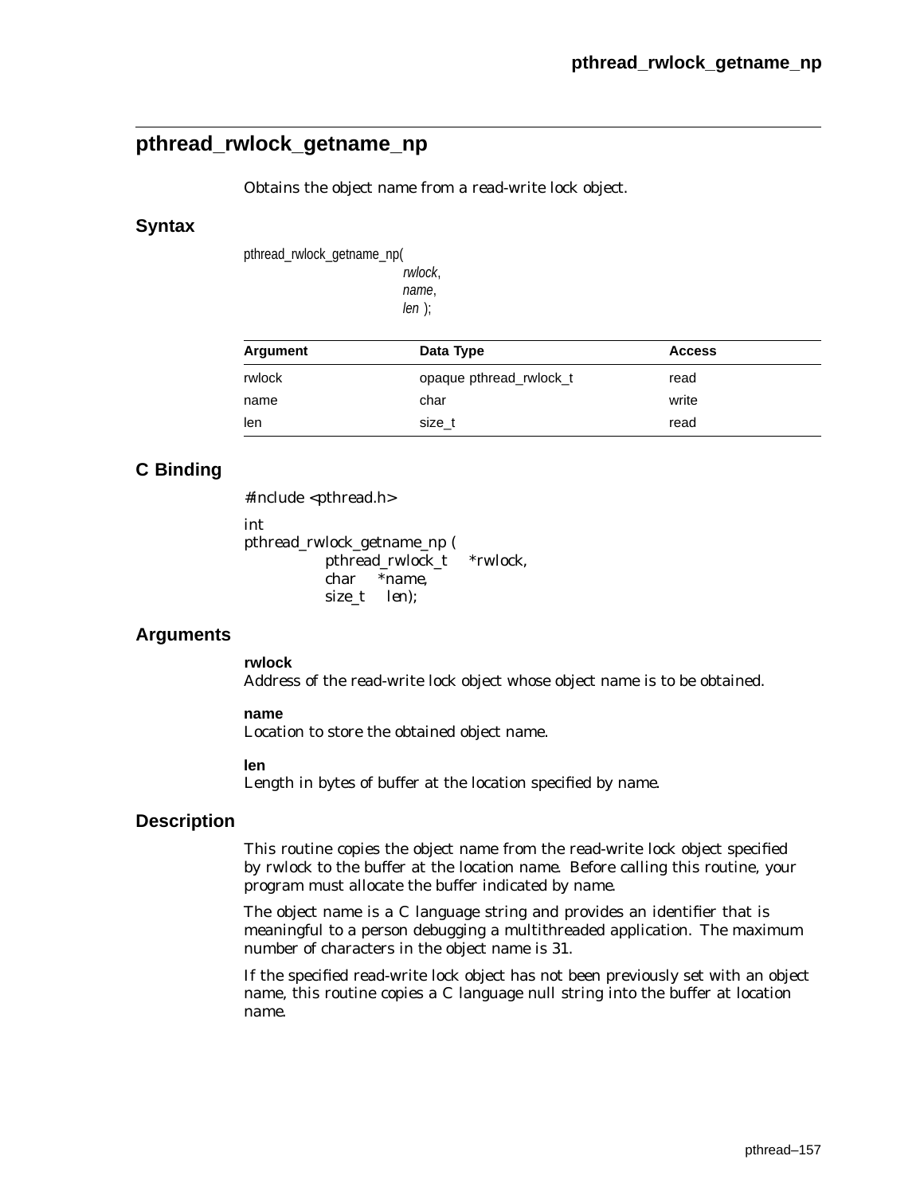## pthread_rwlock_getname_np

Obtains the object name from a read-write lock object.

### Syntax

```
pthread_rwlock_getname_np(
                    rwlock,
                    name,
                    len );
```

| Argument | Data Type | Access |
|---|---|---|
| rwlock | opaque pthread_rwlock_t | read |
| name | char | write |
| len | size_t | read |

### C Binding

```
#include <pthread.h>

int
pthread_rwlock_getname_np (
          pthread_rwlock_t    *rwlock,
          char    *name,
          size_t    len);
```

### Arguments

**rwlock**
Address of the read-write lock object whose object name is to be obtained.

**name**
Location to store the obtained object name.

**len**
Length in bytes of buffer at the location specified by name.

### Description

This routine copies the object name from the read-write lock object specified by rwlock to the buffer at the location name. Before calling this routine, your program must allocate the buffer indicated by name.

The object name is a C language string and provides an identifier that is meaningful to a person debugging a multithreaded application. The maximum number of characters in the object name is 31.

If the specified read-write lock object has not been previously set with an object name, this routine copies a C language null string into the buffer at location name.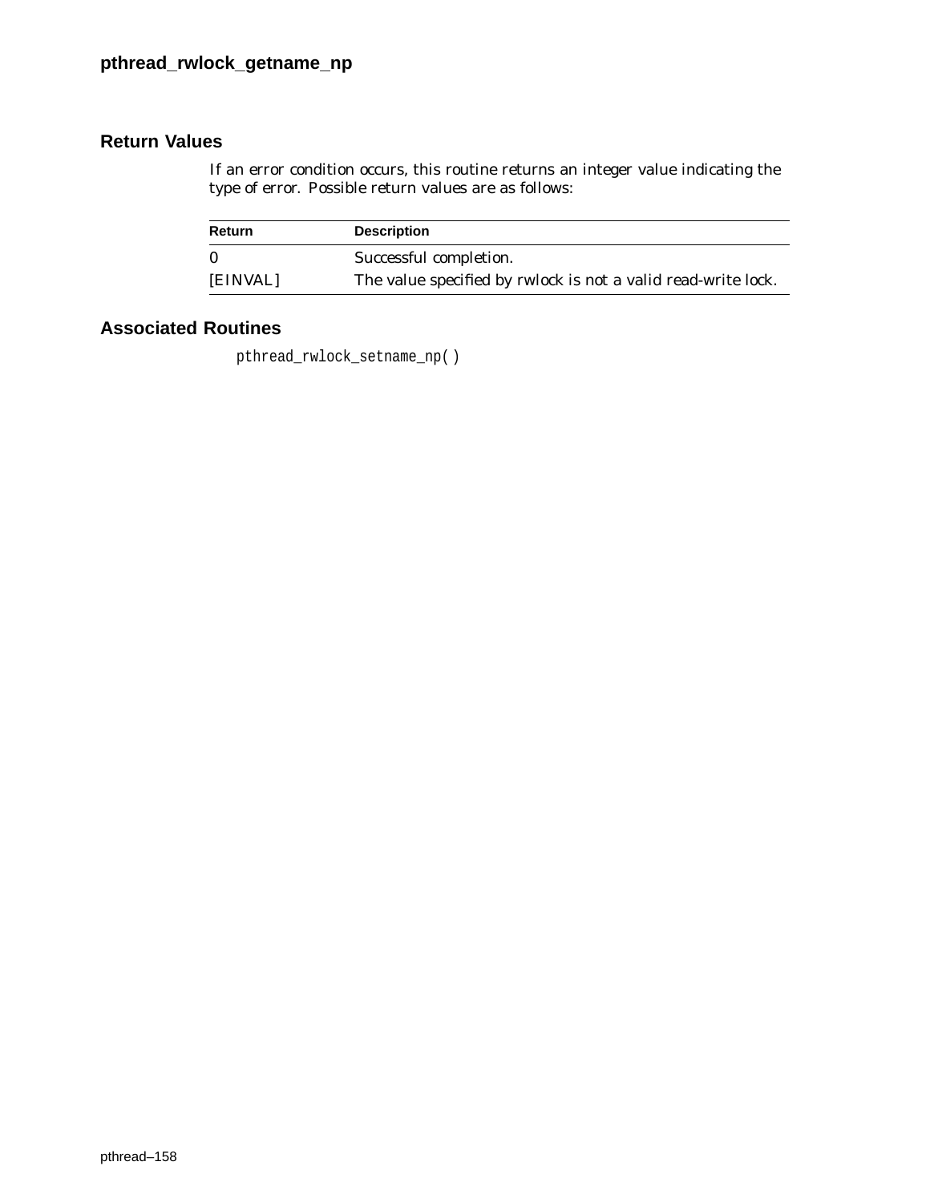## Return Values

If an error condition occurs, this routine returns an integer value indicating the type of error. Possible return values are as follows:

| Return | Description |
| --- | --- |
| 0 | Successful completion. |
| [EINVAL] | The value specified by rwlock is not a valid read-write lock. |

## Associated Routines

pthread_rwlock_setname_np( )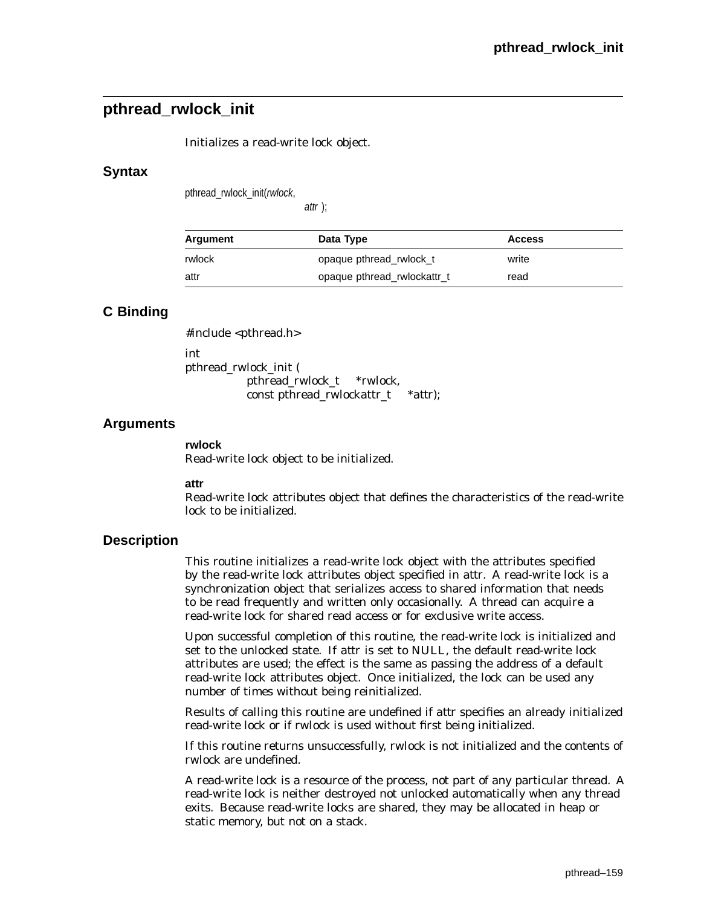## pthread_rwlock_init

Initializes a read-write lock object.

### Syntax

```
pthread_rwlock_init(rwlock,
                    attr );
```

| Argument | Data Type | Access |
|---|---|---|
| rwlock | opaque pthread_rwlock_t | write |
| attr | opaque pthread_rwlockattr_t | read |

### C Binding

```
#include <pthread.h>

int
pthread_rwlock_init (
        pthread_rwlock_t      *rwlock,
        const pthread_rwlockattr_t    *attr);
```

### Arguments

**rwlock**
Read-write lock object to be initialized.

**attr**
Read-write lock attributes object that defines the characteristics of the read-write lock to be initialized.

### Description

This routine initializes a read-write lock object with the attributes specified by the read-write lock attributes object specified in attr. A read-write lock is a synchronization object that serializes access to shared information that needs to be read frequently and written only occasionally. A thread can acquire a read-write lock for shared read access or for exclusive write access.

Upon successful completion of this routine, the read-write lock is initialized and set to the unlocked state. If attr is set to NULL, the default read-write lock attributes are used; the effect is the same as passing the address of a default read-write lock attributes object. Once initialized, the lock can be used any number of times without being reinitialized.

Results of calling this routine are undefined if attr specifies an already initialized read-write lock or if rwlock is used without first being initialized.

If this routine returns unsuccessfully, rwlock is not initialized and the contents of rwlock are undefined.

A read-write lock is a resource of the process, not part of any particular thread. A read-write lock is neither destroyed not unlocked automatically when any thread exits. Because read-write locks are shared, they may be allocated in heap or static memory, but not on a stack.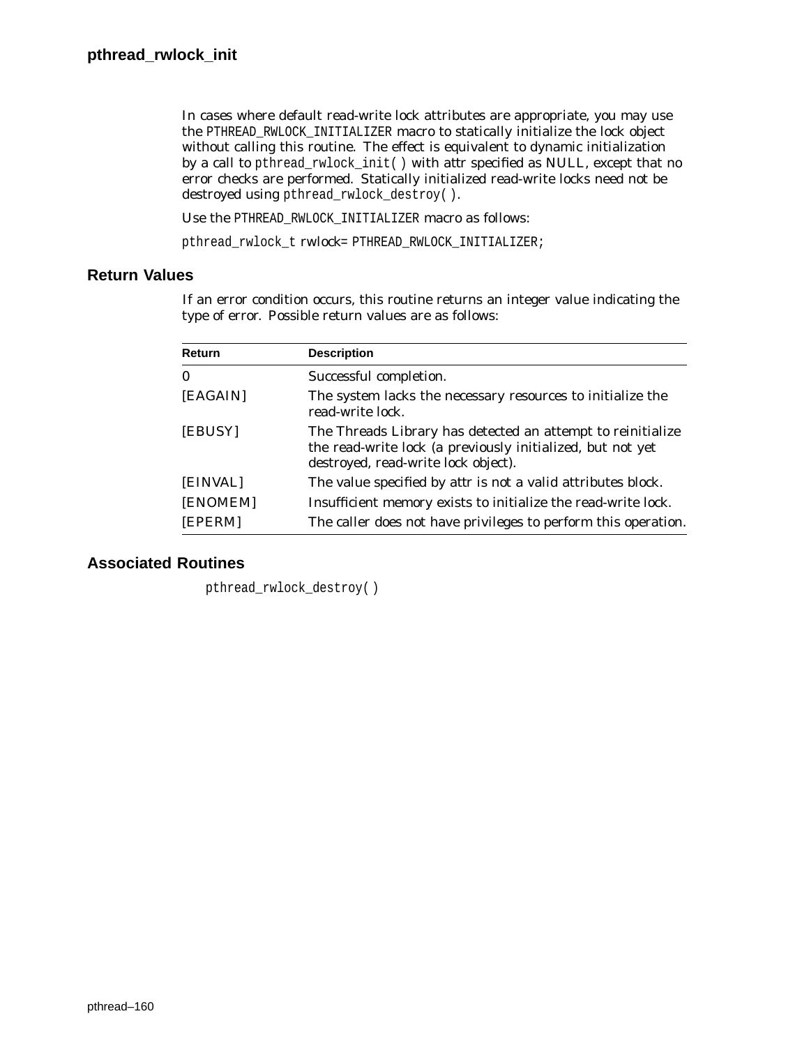In cases where default read-write lock attributes are appropriate, you may use the `PTHREAD_RWLOCK_INITIALIZER` macro to statically initialize the lock object without calling this routine. The effect is equivalent to dynamic initialization by a call to `pthread_rwlock_init( )` with attr specified as NULL, except that no error checks are performed. Statically initialized read-write locks need not be destroyed using `pthread_rwlock_destroy( )`.

Use the `PTHREAD_RWLOCK_INITIALIZER` macro as follows:

`pthread_rwlock_t` rwlock= `PTHREAD_RWLOCK_INITIALIZER`;

## Return Values

If an error condition occurs, this routine returns an integer value indicating the type of error. Possible return values are as follows:

| Return | Description |
|---|---|
| 0 | Successful completion. |
| [EAGAIN] | The system lacks the necessary resources to initialize the read-write lock. |
| [EBUSY] | The Threads Library has detected an attempt to reinitialize the read-write lock (a previously initialized, but not yet destroyed, read-write lock object). |
| [EINVAL] | The value specified by attr is not a valid attributes block. |
| [ENOMEM] | Insufficient memory exists to initialize the read-write lock. |
| [EPERM] | The caller does not have privileges to perform this operation. |

## Associated Routines

`pthread_rwlock_destroy( )`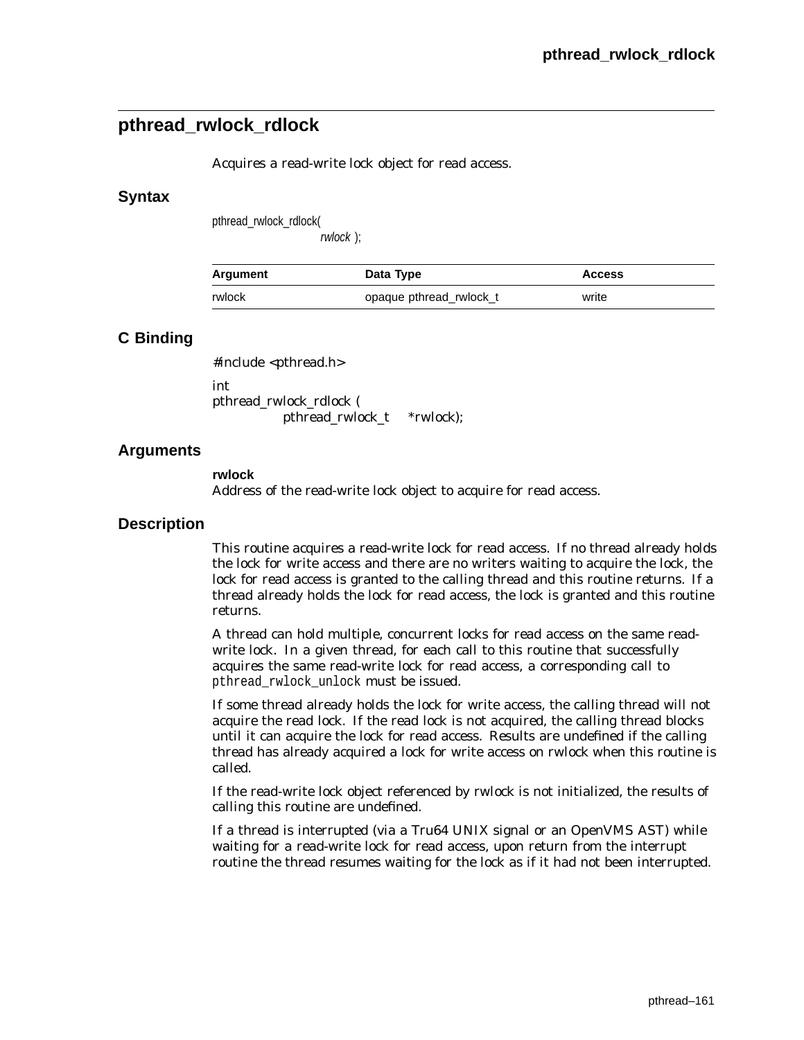## pthread_rwlock_rdlock

Acquires a read-write lock object for read access.

### Syntax

```
pthread_rwlock_rdlock(
                rwlock );
```

| Argument | Data Type | Access |
|---|---|---|
| rwlock | opaque pthread_rwlock_t | write |

### C Binding

```
#include <pthread.h>

int
pthread_rwlock_rdlock (
        pthread_rwlock_t    *rwlock);
```

### Arguments

**rwlock**
Address of the read-write lock object to acquire for read access.

### Description

This routine acquires a read-write lock for read access. If no thread already holds the lock for write access and there are no writers waiting to acquire the lock, the lock for read access is granted to the calling thread and this routine returns. If a thread already holds the lock for read access, the lock is granted and this routine returns.

A thread can hold multiple, concurrent locks for read access on the same read-write lock. In a given thread, for each call to this routine that successfully acquires the same read-write lock for read access, a corresponding call to `pthread_rwlock_unlock` must be issued.

If some thread already holds the lock for write access, the calling thread will not acquire the read lock. If the read lock is not acquired, the calling thread blocks until it can acquire the lock for read access. Results are undefined if the calling thread has already acquired a lock for write access on rwlock when this routine is called.

If the read-write lock object referenced by rwlock is not initialized, the results of calling this routine are undefined.

If a thread is interrupted (via a Tru64 UNIX signal or an OpenVMS AST) while waiting for a read-write lock for read access, upon return from the interrupt routine the thread resumes waiting for the lock as if it had not been interrupted.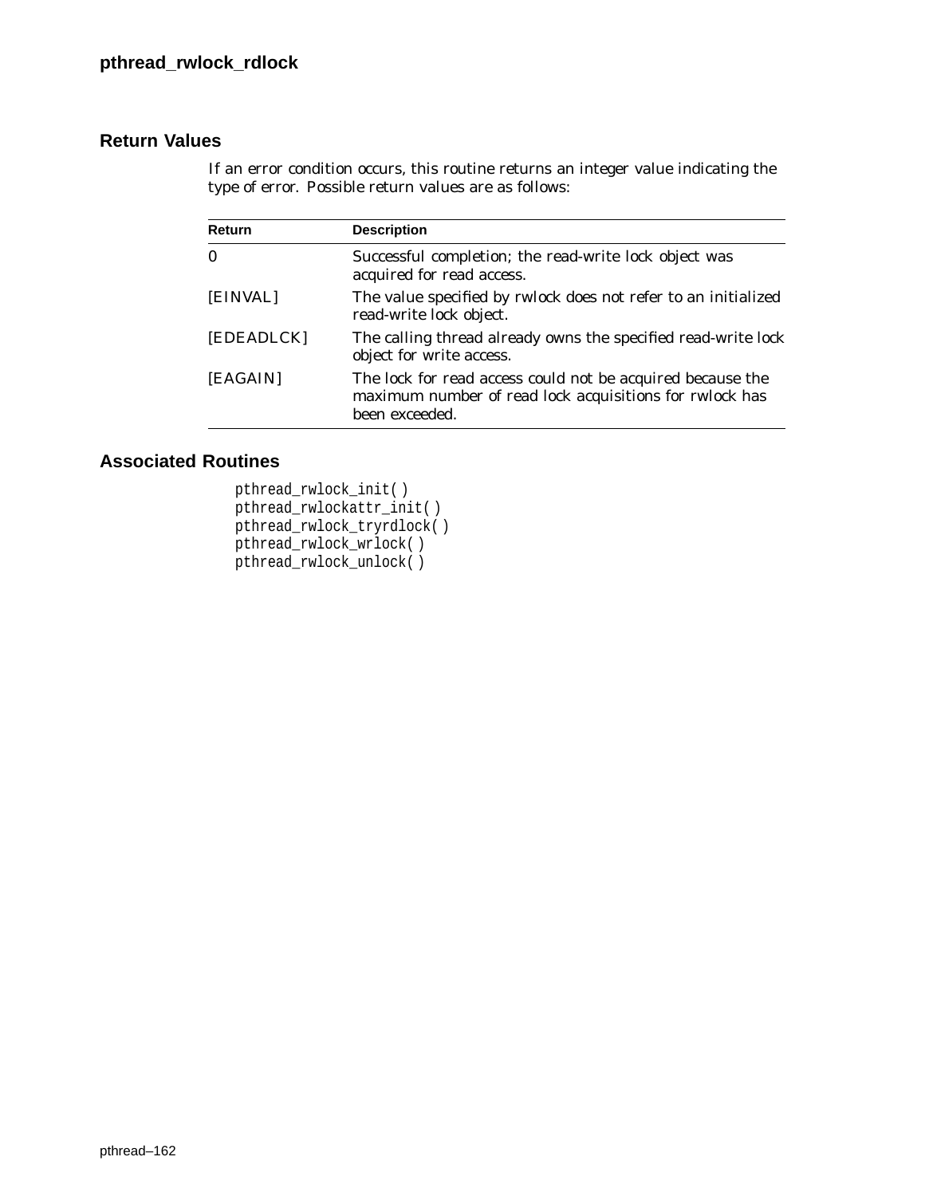## Return Values

If an error condition occurs, this routine returns an integer value indicating the type of error. Possible return values are as follows:

| Return | Description |
| --- | --- |
| 0 | Successful completion; the read-write lock object was acquired for read access. |
| [EINVAL] | The value specified by rwlock does not refer to an initialized read-write lock object. |
| [EDEADLCK] | The calling thread already owns the specified read-write lock object for write access. |
| [EAGAIN] | The lock for read access could not be acquired because the maximum number of read lock acquisitions for rwlock has been exceeded. |

## Associated Routines

```
pthread_rwlock_init( )
pthread_rwlockattr_init( )
pthread_rwlock_tryrdlock( )
pthread_rwlock_wrlock( )
pthread_rwlock_unlock( )
```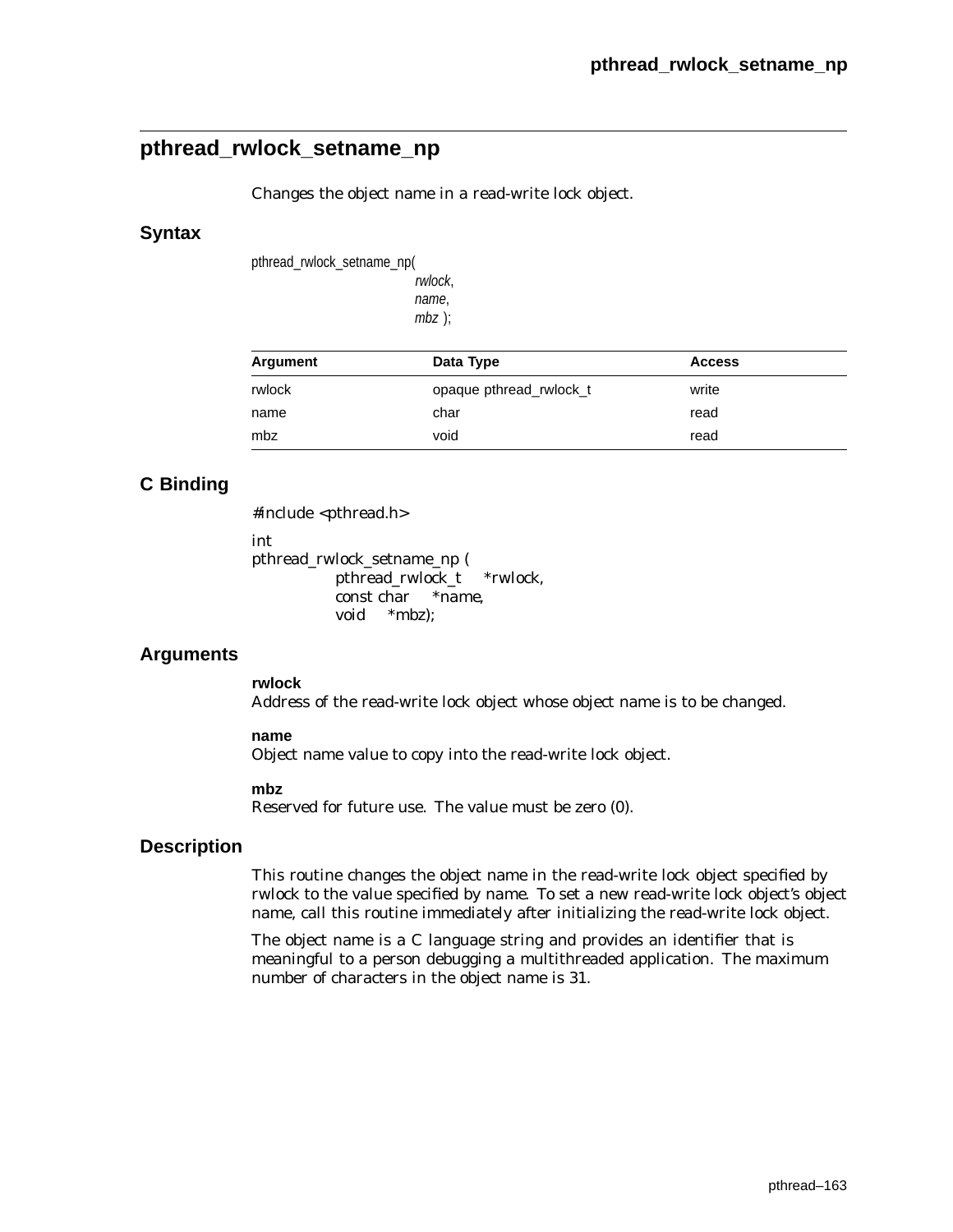## pthread_rwlock_setname_np

Changes the object name in a read-write lock object.

### Syntax

```
pthread_rwlock_setname_np(
                          rwlock,
                          name,
                          mbz );
```

| Argument | Data Type | Access |
|---|---|---|
| rwlock | opaque pthread_rwlock_t | write |
| name | char | read |
| mbz | void | read |

### C Binding

```
#include <pthread.h>

int
pthread_rwlock_setname_np (
            pthread_rwlock_t    *rwlock,
            const char    *name,
            void    *mbz);
```

### Arguments

**rwlock**
Address of the read-write lock object whose object name is to be changed.

**name**
Object name value to copy into the read-write lock object.

**mbz**
Reserved for future use. The value must be zero (0).

### Description

This routine changes the object name in the read-write lock object specified by rwlock to the value specified by name. To set a new read-write lock object's object name, call this routine immediately after initializing the read-write lock object.

The object name is a C language string and provides an identifier that is meaningful to a person debugging a multithreaded application. The maximum number of characters in the object name is 31.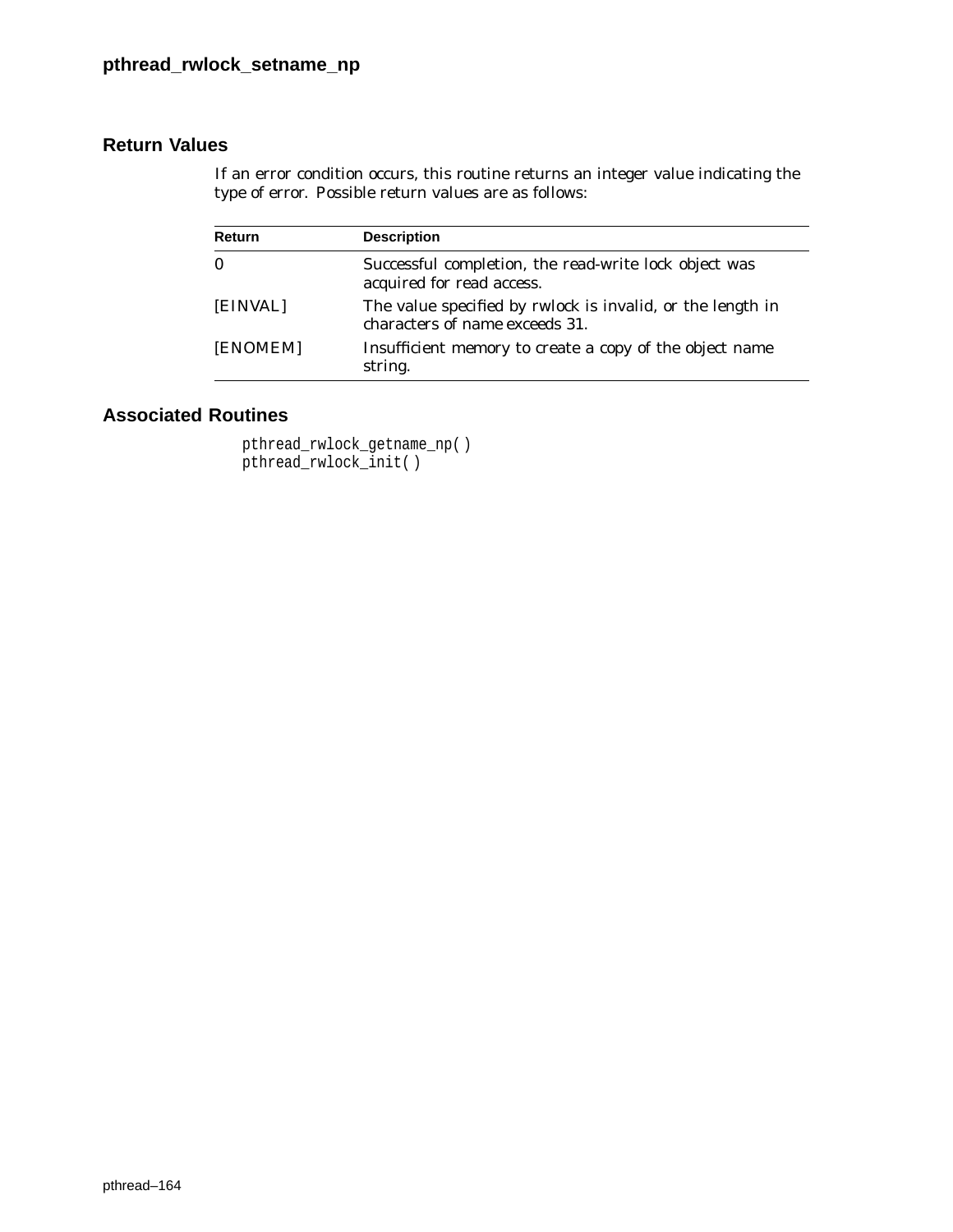## Return Values

If an error condition occurs, this routine returns an integer value indicating the type of error. Possible return values are as follows:

| Return | Description |
|---|---|
| 0 | Successful completion, the read-write lock object was acquired for read access. |
| [EINVAL] | The value specified by rwlock is invalid, or the length in characters of name exceeds 31. |
| [ENOMEM] | Insufficient memory to create a copy of the object name string. |

## Associated Routines

```
pthread_rwlock_getname_np( )
pthread_rwlock_init( )
```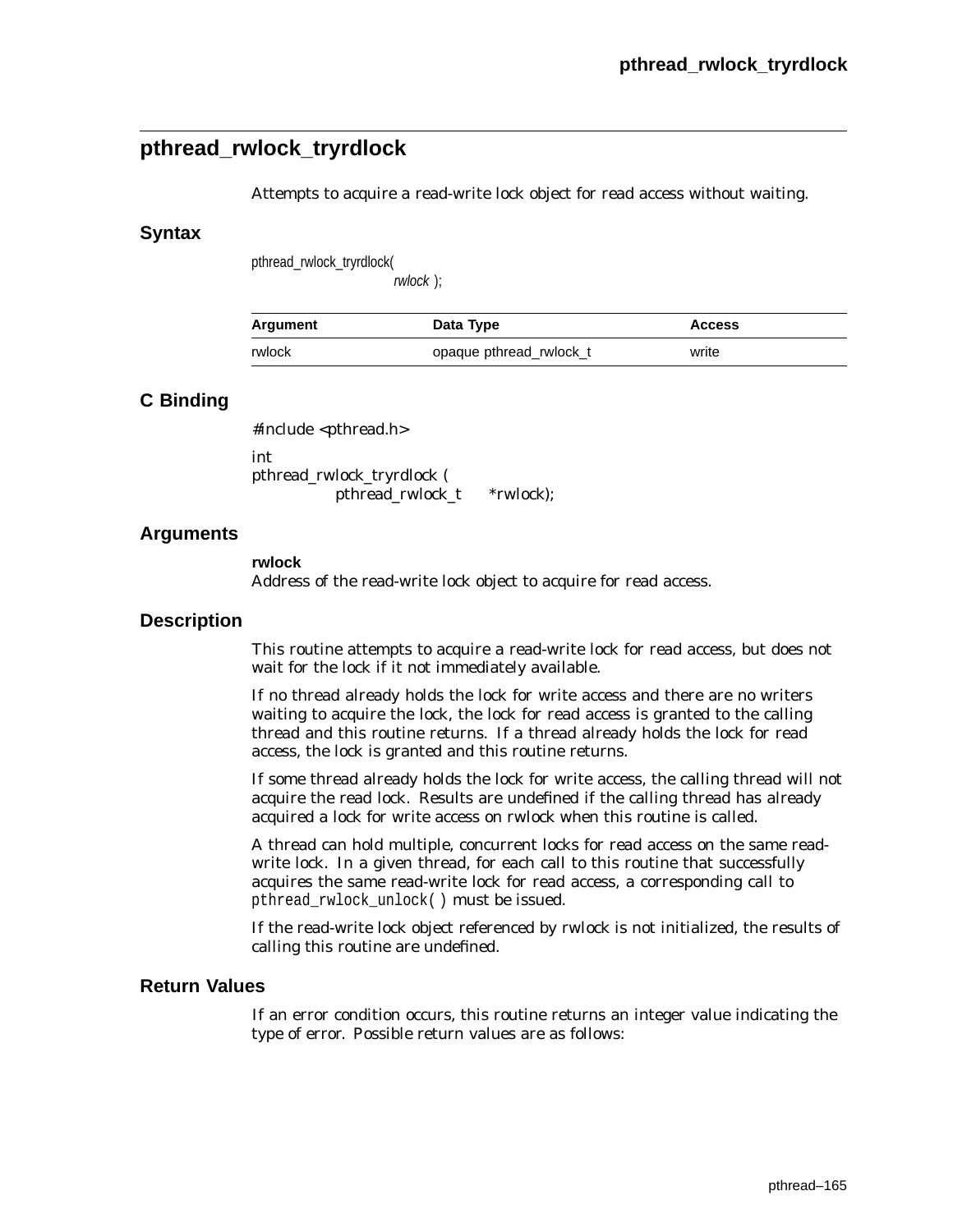## pthread_rwlock_tryrdlock

Attempts to acquire a read-write lock object for read access without waiting.

### Syntax

```
pthread_rwlock_tryrdlock(
                rwlock );
```

| Argument | Data Type | Access |
|---|---|---|
| rwlock | opaque pthread_rwlock_t | write |

### C Binding

```
#include <pthread.h>

int
pthread_rwlock_tryrdlock (
        pthread_rwlock_t    *rwlock);
```

### Arguments

**rwlock**
Address of the read-write lock object to acquire for read access.

### Description

This routine attempts to acquire a read-write lock for read access, but does not wait for the lock if it not immediately available.

If no thread already holds the lock for write access and there are no writers waiting to acquire the lock, the lock for read access is granted to the calling thread and this routine returns. If a thread already holds the lock for read access, the lock is granted and this routine returns.

If some thread already holds the lock for write access, the calling thread will not acquire the read lock. Results are undefined if the calling thread has already acquired a lock for write access on rwlock when this routine is called.

A thread can hold multiple, concurrent locks for read access on the same read-write lock. In a given thread, for each call to this routine that successfully acquires the same read-write lock for read access, a corresponding call to `pthread_rwlock_unlock( )` must be issued.

If the read-write lock object referenced by rwlock is not initialized, the results of calling this routine are undefined.

### Return Values

If an error condition occurs, this routine returns an integer value indicating the type of error. Possible return values are as follows: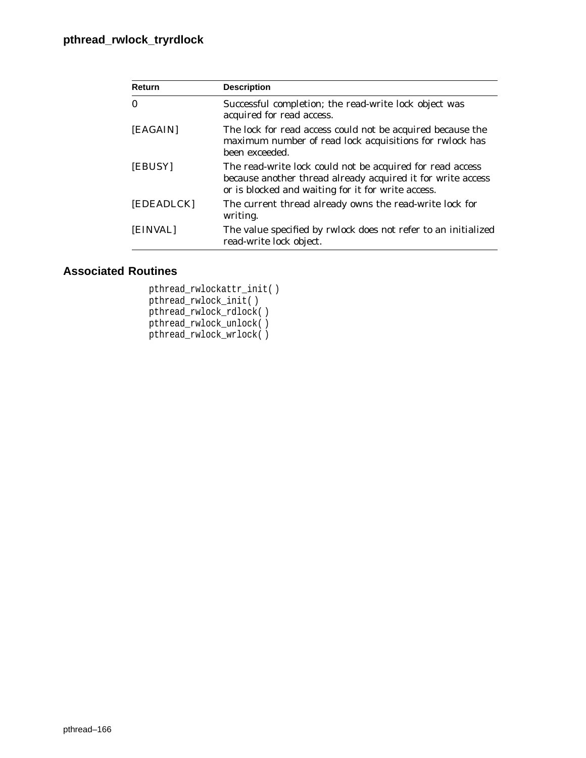| Return | Description |
| --- | --- |
| 0 | Successful completion; the read-write lock object was acquired for read access. |
| [EAGAIN] | The lock for read access could not be acquired because the maximum number of read lock acquisitions for rwlock has been exceeded. |
| [EBUSY] | The read-write lock could not be acquired for read access because another thread already acquired it for write access or is blocked and waiting for it for write access. |
| [EDEADLCK] | The current thread already owns the read-write lock for writing. |
| [EINVAL] | The value specified by rwlock does not refer to an initialized read-write lock object. |

## Associated Routines

```
pthread_rwlockattr_init( )
pthread_rwlock_init( )
pthread_rwlock_rdlock( )
pthread_rwlock_unlock( )
pthread_rwlock_wrlock( )
```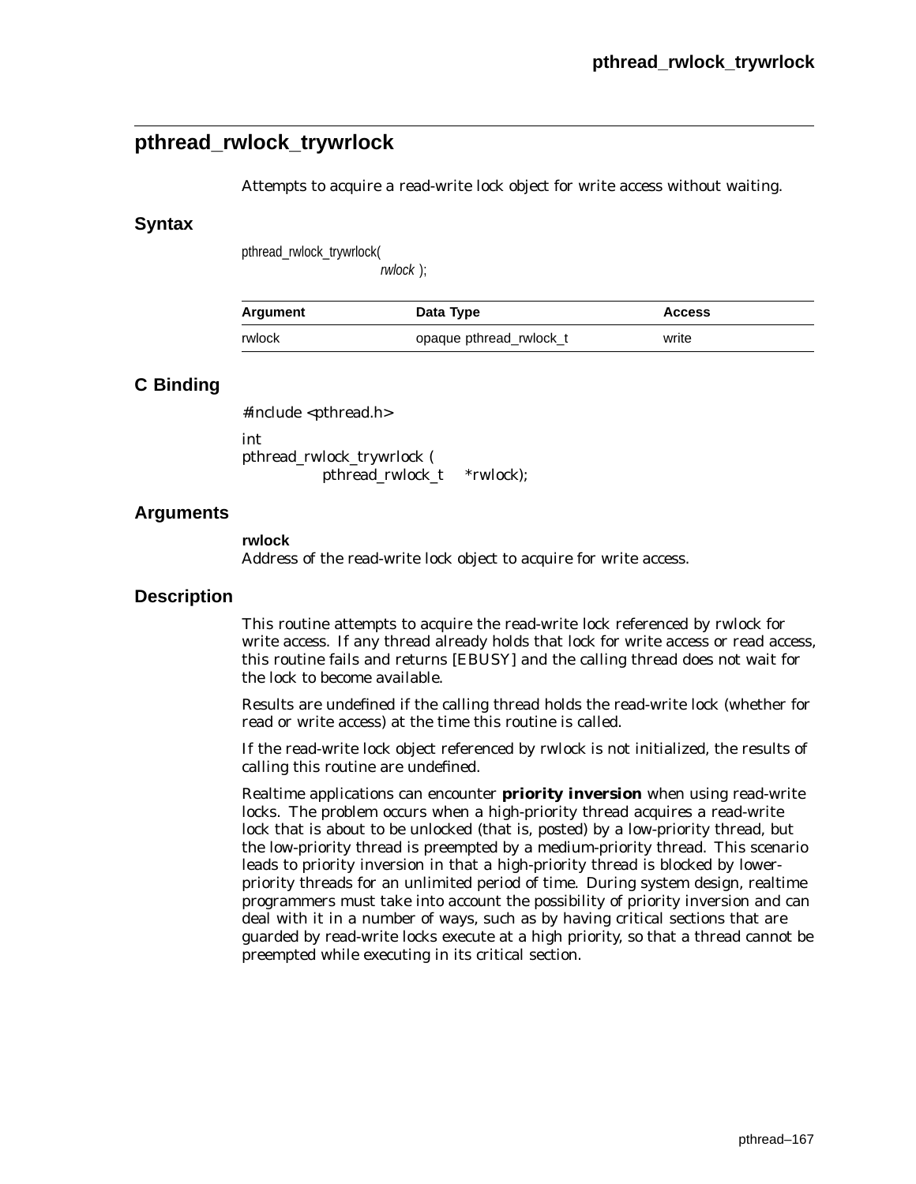## pthread_rwlock_trywrlock

Attempts to acquire a read-write lock object for write access without waiting.

### Syntax

```
pthread_rwlock_trywrlock(
                rwlock );
```

| Argument | Data Type | Access |
| --- | --- | --- |
| rwlock | opaque pthread_rwlock_t | write |

### C Binding

```
#include <pthread.h>

int
pthread_rwlock_trywrlock (
        pthread_rwlock_t    *rwlock);
```

### Arguments

**rwlock**
Address of the read-write lock object to acquire for write access.

### Description

This routine attempts to acquire the read-write lock referenced by rwlock for write access. If any thread already holds that lock for write access or read access, this routine fails and returns [EBUSY] and the calling thread does not wait for the lock to become available.

Results are undefined if the calling thread holds the read-write lock (whether for read or write access) at the time this routine is called.

If the read-write lock object referenced by rwlock is not initialized, the results of calling this routine are undefined.

Realtime applications can encounter **priority inversion** when using read-write locks. The problem occurs when a high-priority thread acquires a read-write lock that is about to be unlocked (that is, posted) by a low-priority thread, but the low-priority thread is preempted by a medium-priority thread. This scenario leads to priority inversion in that a high-priority thread is blocked by lower-priority threads for an unlimited period of time. During system design, realtime programmers must take into account the possibility of priority inversion and can deal with it in a number of ways, such as by having critical sections that are guarded by read-write locks execute at a high priority, so that a thread cannot be preempted while executing in its critical section.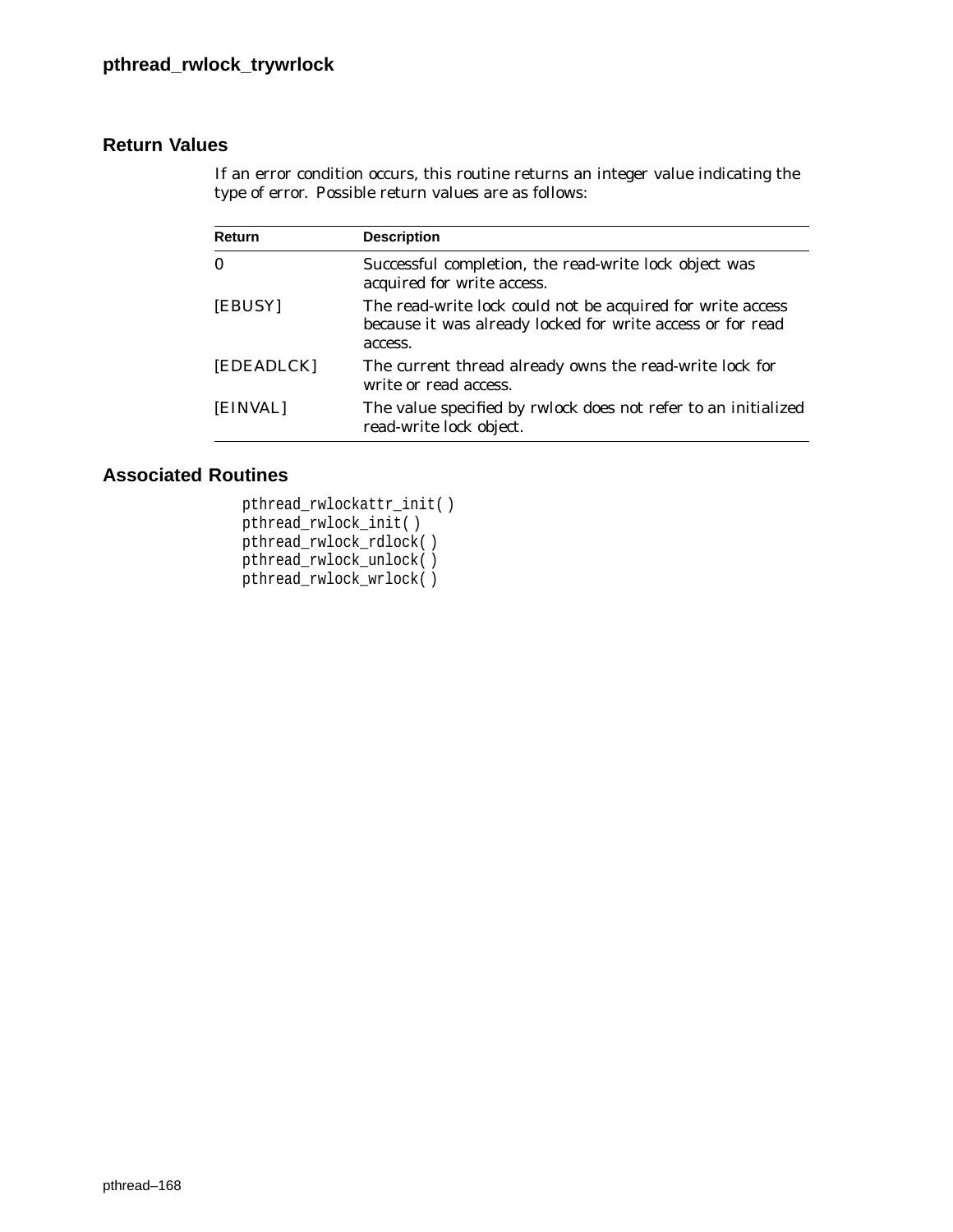## Return Values

If an error condition occurs, this routine returns an integer value indicating the type of error. Possible return values are as follows:

| Return | Description |
|---|---|
| 0 | Successful completion, the read-write lock object was acquired for write access. |
| [EBUSY] | The read-write lock could not be acquired for write access because it was already locked for write access or for read access. |
| [EDEADLCK] | The current thread already owns the read-write lock for write or read access. |
| [EINVAL] | The value specified by rwlock does not refer to an initialized read-write lock object. |

## Associated Routines

```
pthread_rwlockattr_init( )
pthread_rwlock_init( )
pthread_rwlock_rdlock( )
pthread_rwlock_unlock( )
pthread_rwlock_wrlock( )
```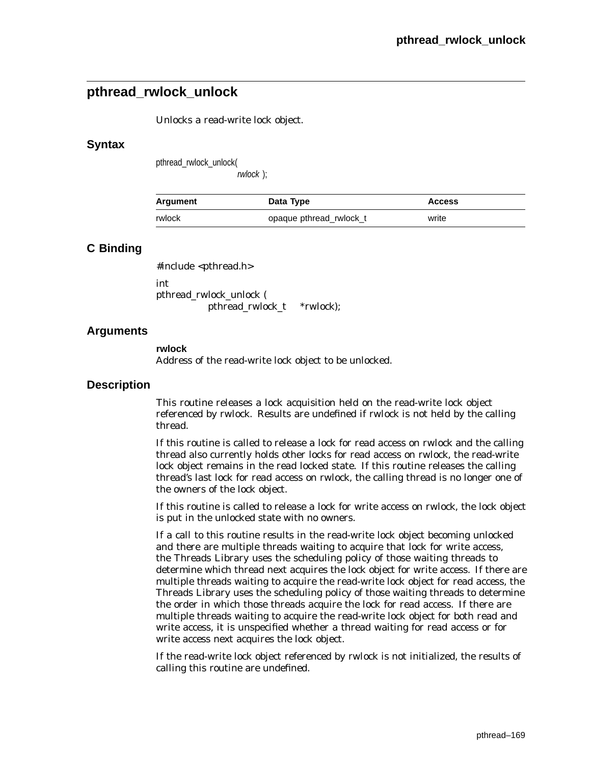## pthread_rwlock_unlock

Unlocks a read-write lock object.

### Syntax

```
pthread_rwlock_unlock(
                rwlock );
```

| Argument | Data Type | Access |
|---|---|---|
| rwlock | opaque pthread_rwlock_t | write |

### C Binding

```
#include <pthread.h>

int
pthread_rwlock_unlock (
          pthread_rwlock_t    *rwlock);
```

### Arguments

**rwlock**
Address of the read-write lock object to be unlocked.

### Description

This routine releases a lock acquisition held on the read-write lock object referenced by rwlock. Results are undefined if rwlock is not held by the calling thread.

If this routine is called to release a lock for read access on rwlock and the calling thread also currently holds other locks for read access on rwlock, the read-write lock object remains in the read locked state. If this routine releases the calling thread's last lock for read access on rwlock, the calling thread is no longer one of the owners of the lock object.

If this routine is called to release a lock for write access on rwlock, the lock object is put in the unlocked state with no owners.

If a call to this routine results in the read-write lock object becoming unlocked and there are multiple threads waiting to acquire that lock for write access, the Threads Library uses the scheduling policy of those waiting threads to determine which thread next acquires the lock object for write access. If there are multiple threads waiting to acquire the read-write lock object for read access, the Threads Library uses the scheduling policy of those waiting threads to determine the order in which those threads acquire the lock for read access. If there are multiple threads waiting to acquire the read-write lock object for both read and write access, it is unspecified whether a thread waiting for read access or for write access next acquires the lock object.

If the read-write lock object referenced by rwlock is not initialized, the results of calling this routine are undefined.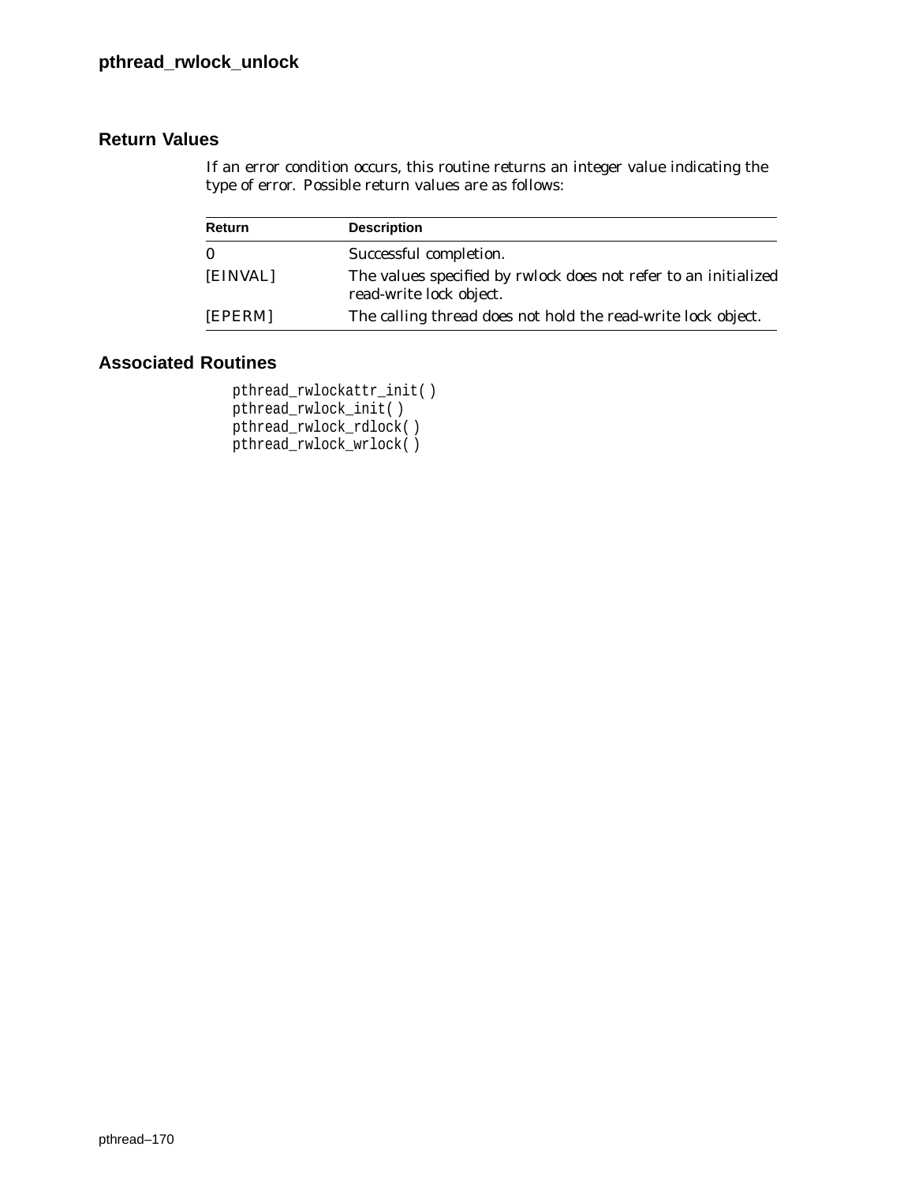## Return Values

If an error condition occurs, this routine returns an integer value indicating the type of error. Possible return values are as follows:

| Return | Description |
|---|---|
| 0 | Successful completion. |
| [EINVAL] | The values specified by rwlock does not refer to an initialized read-write lock object. |
| [EPERM] | The calling thread does not hold the read-write lock object. |

## Associated Routines

```
pthread_rwlockattr_init( )
pthread_rwlock_init( )
pthread_rwlock_rdlock( )
pthread_rwlock_wrlock( )
```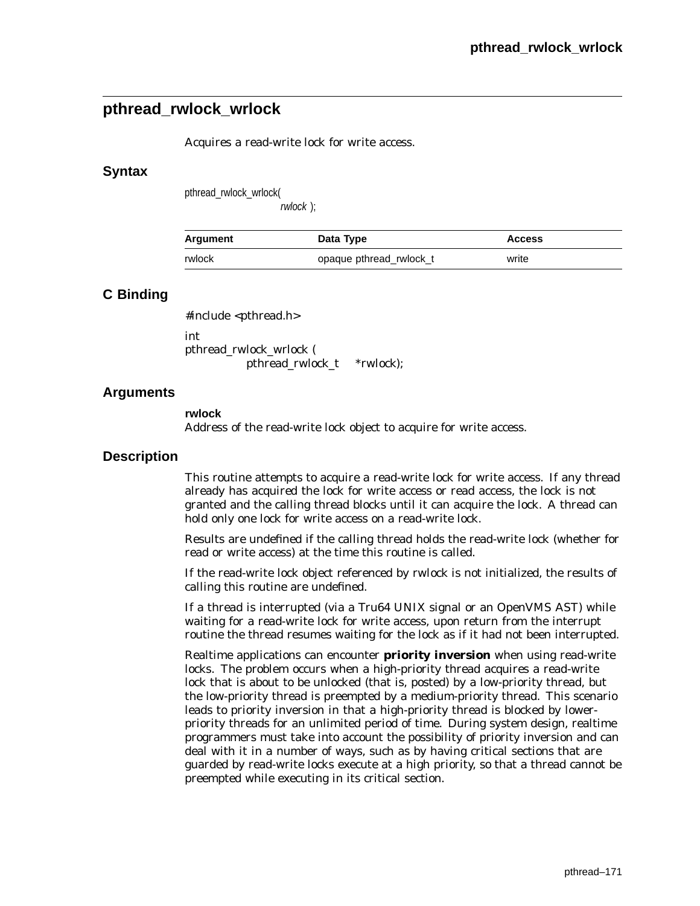## pthread_rwlock_wrlock

Acquires a read-write lock for write access.

### Syntax

```
pthread_rwlock_wrlock(
                    rwlock );
```

| Argument | Data Type | Access |
|---|---|---|
| rwlock | opaque pthread_rwlock_t | write |

### C Binding

```
#include <pthread.h>

int
pthread_rwlock_wrlock (
          pthread_rwlock_t     *rwlock);
```

### Arguments

**rwlock**
Address of the read-write lock object to acquire for write access.

### Description

This routine attempts to acquire a read-write lock for write access. If any thread already has acquired the lock for write access or read access, the lock is not granted and the calling thread blocks until it can acquire the lock. A thread can hold only one lock for write access on a read-write lock.

Results are undefined if the calling thread holds the read-write lock (whether for read or write access) at the time this routine is called.

If the read-write lock object referenced by rwlock is not initialized, the results of calling this routine are undefined.

If a thread is interrupted (via a Tru64 UNIX signal or an OpenVMS AST) while waiting for a read-write lock for write access, upon return from the interrupt routine the thread resumes waiting for the lock as if it had not been interrupted.

Realtime applications can encounter **priority inversion** when using read-write locks. The problem occurs when a high-priority thread acquires a read-write lock that is about to be unlocked (that is, posted) by a low-priority thread, but the low-priority thread is preempted by a medium-priority thread. This scenario leads to priority inversion in that a high-priority thread is blocked by lower-priority threads for an unlimited period of time. During system design, realtime programmers must take into account the possibility of priority inversion and can deal with it in a number of ways, such as by having critical sections that are guarded by read-write locks execute at a high priority, so that a thread cannot be preempted while executing in its critical section.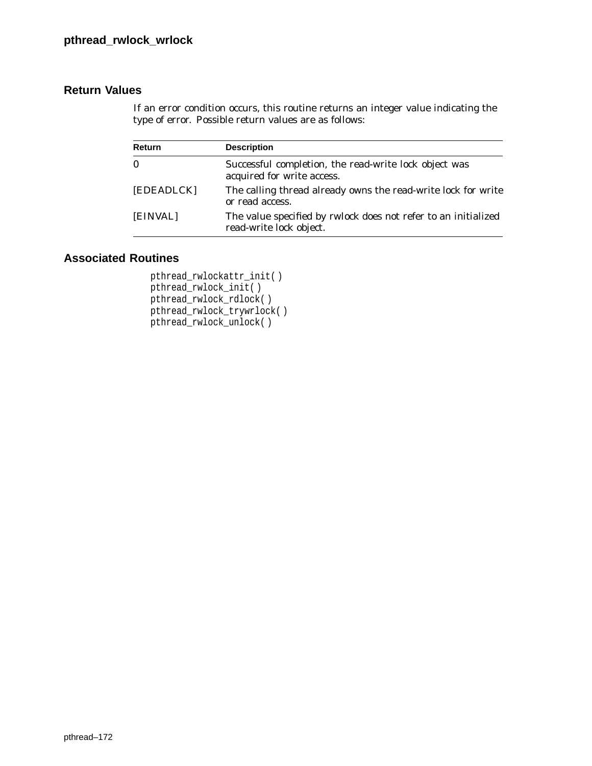## Return Values

If an error condition occurs, this routine returns an integer value indicating the type of error. Possible return values are as follows:

| Return | Description |
|---|---|
| 0 | Successful completion, the read-write lock object was acquired for write access. |
| [EDEADLCK] | The calling thread already owns the read-write lock for write or read access. |
| [EINVAL] | The value specified by rwlock does not refer to an initialized read-write lock object. |

## Associated Routines

```
pthread_rwlockattr_init( )
pthread_rwlock_init( )
pthread_rwlock_rdlock( )
pthread_rwlock_trywrlock( )
pthread_rwlock_unlock( )
```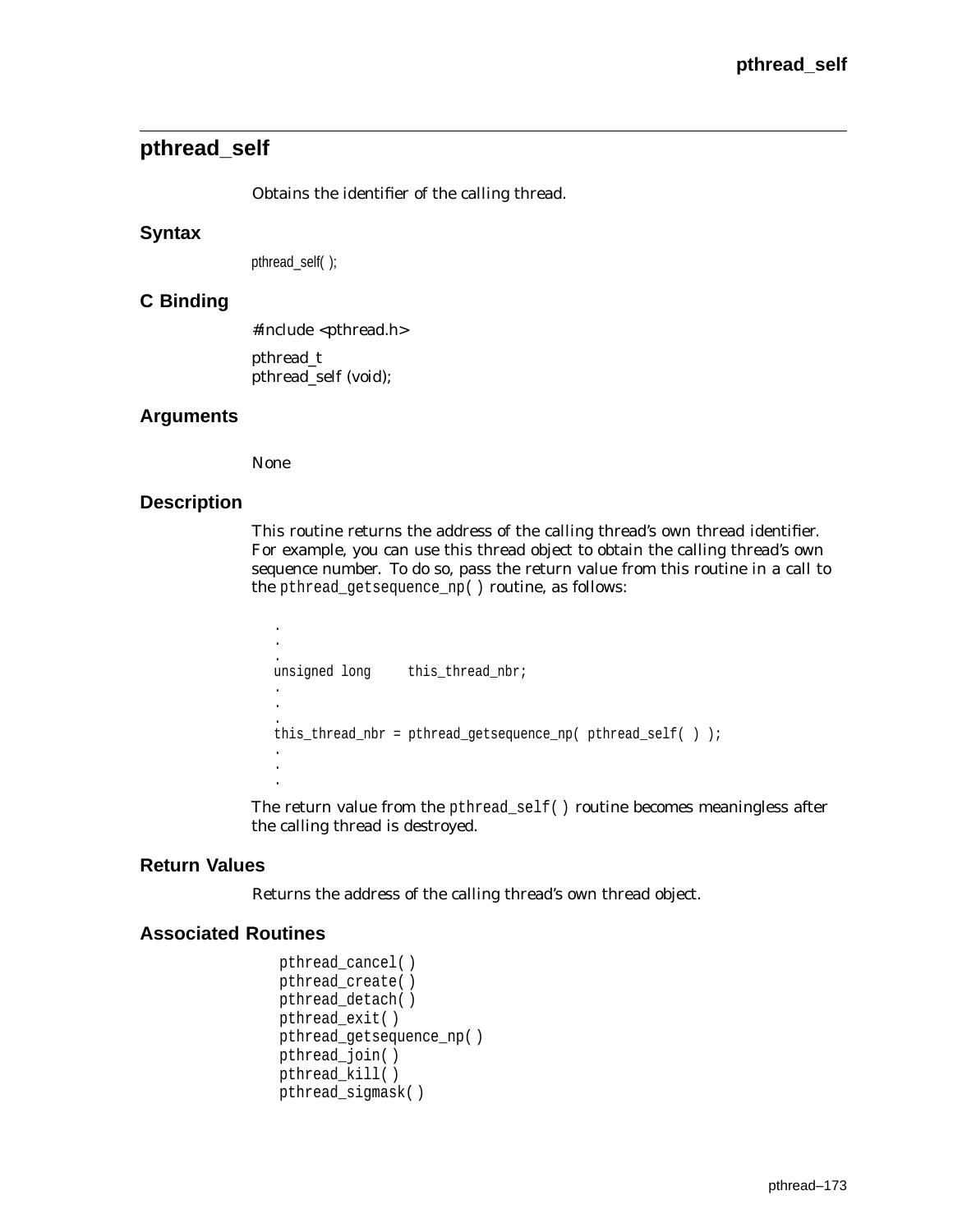## pthread_self

Obtains the identifier of the calling thread.

### Syntax

pthread_self( );

### C Binding

#include <pthread.h>

pthread_t
pthread_self (void);

### Arguments

None

### Description

This routine returns the address of the calling thread's own thread identifier. For example, you can use this thread object to obtain the calling thread's own sequence number. To do so, pass the return value from this routine in a call to the `pthread_getsequence_np( )` routine, as follows:

```
.
.
.
unsigned long     this_thread_nbr;
.
.
.
this_thread_nbr = pthread_getsequence_np( pthread_self( ) );
.
.
.
```

The return value from the `pthread_self( )` routine becomes meaningless after the calling thread is destroyed.

### Return Values

Returns the address of the calling thread's own thread object.

### Associated Routines

```
pthread_cancel( )
pthread_create( )
pthread_detach( )
pthread_exit( )
pthread_getsequence_np( )
pthread_join( )
pthread_kill( )
pthread_sigmask( )
```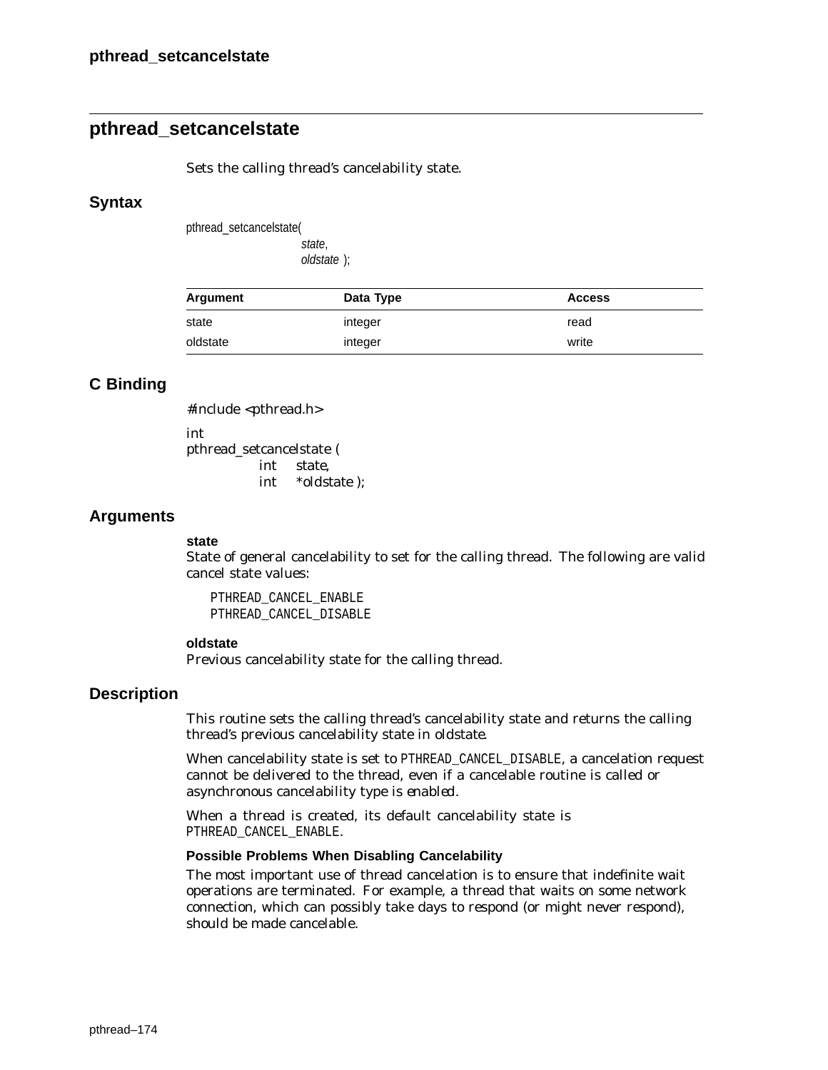## pthread_setcancelstate

Sets the calling thread's cancelability state.

### Syntax

```
pthread_setcancelstate(
                state,
                oldstate );
```

| Argument | Data Type | Access |
|---|---|---|
| state | integer | read |
| oldstate | integer | write |

### C Binding

```
#include <pthread.h>

int
pthread_setcancelstate (
            int     state,
            int     *oldstate );
```

### Arguments

**state**
State of general cancelability to set for the calling thread. The following are valid cancel state values:

```
PTHREAD_CANCEL_ENABLE
PTHREAD_CANCEL_DISABLE
```

**oldstate**
Previous cancelability state for the calling thread.

### Description

This routine sets the calling thread's cancelability state and returns the calling thread's previous cancelability state in *oldstate*.

When cancelability state is set to PTHREAD_CANCEL_DISABLE, a cancelation request cannot be delivered to the thread, even if a cancelable routine is called or asynchronous cancelability type is *enabled*.

When a thread is created, its default cancelability state is PTHREAD_CANCEL_ENABLE.

#### Possible Problems When Disabling Cancelability

The most important use of thread cancelation is to ensure that indefinite wait operations are terminated. For example, a thread that waits on some network connection, which can possibly take days to respond (or might never respond), should be made cancelable.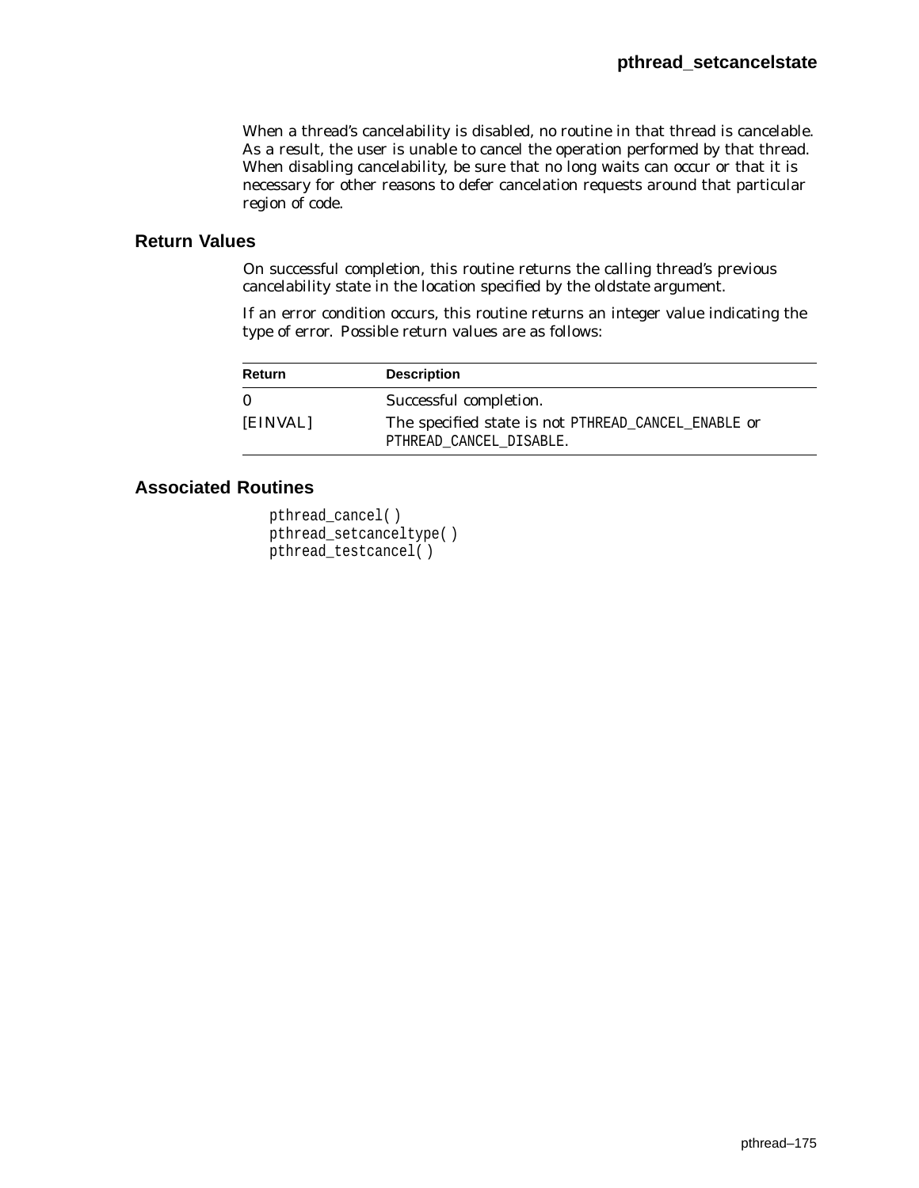When a thread's cancelability is disabled, no routine in that thread is cancelable. As a result, the user is unable to cancel the operation performed by that thread. When disabling cancelability, be sure that no long waits can occur or that it is necessary for other reasons to defer cancelation requests around that particular region of code.

## Return Values

On successful completion, this routine returns the calling thread's previous cancelability state in the location specified by the oldstate argument.

If an error condition occurs, this routine returns an integer value indicating the type of error. Possible return values are as follows:

| Return | Description |
|---|---|
| 0 | Successful completion. |
| [EINVAL] | The specified state is not `PTHREAD_CANCEL_ENABLE` or `PTHREAD_CANCEL_DISABLE`. |

## Associated Routines

```
pthread_cancel( )
pthread_setcanceltype( )
pthread_testcancel( )
```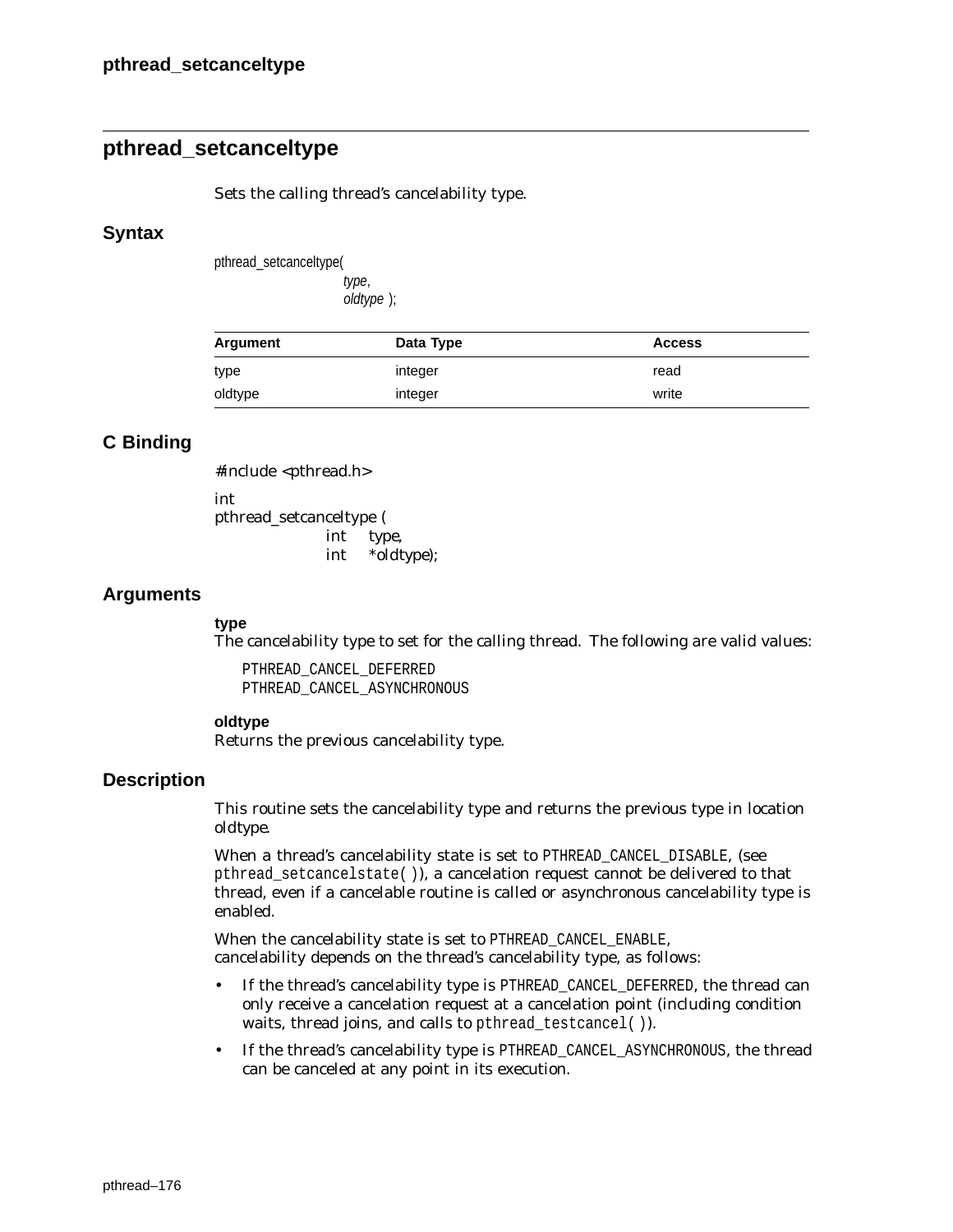## pthread_setcanceltype

Sets the calling thread's cancelability type.

### Syntax

```
pthread_setcanceltype(
                    type,
                    oldtype );
```

| Argument | Data Type | Access |
| --- | --- | --- |
| type | integer | read |
| oldtype | integer | write |

### C Binding

```
#include <pthread.h>

int
pthread_setcanceltype (
            int    type,
            int    *oldtype);
```

### Arguments

**type**

The cancelability type to set for the calling thread. The following are valid values:

```
PTHREAD_CANCEL_DEFERRED
PTHREAD_CANCEL_ASYNCHRONOUS
```

**oldtype**

Returns the previous cancelability type.

### Description

This routine sets the cancelability type and returns the previous type in location oldtype.

When a thread's cancelability state is set to `PTHREAD_CANCEL_DISABLE`, (see `pthread_setcancelstate( )`), a cancelation request cannot be delivered to that thread, even if a cancelable routine is called or asynchronous cancelability type is enabled.

When the cancelability state is set to `PTHREAD_CANCEL_ENABLE`, cancelability depends on the thread's cancelability type, as follows:

- If the thread's cancelability type is `PTHREAD_CANCEL_DEFERRED`, the thread can only receive a cancelation request at a cancelation point (including condition waits, thread joins, and calls to `pthread_testcancel( )`).
- If the thread's cancelability type is `PTHREAD_CANCEL_ASYNCHRONOUS`, the thread can be canceled at any point in its execution.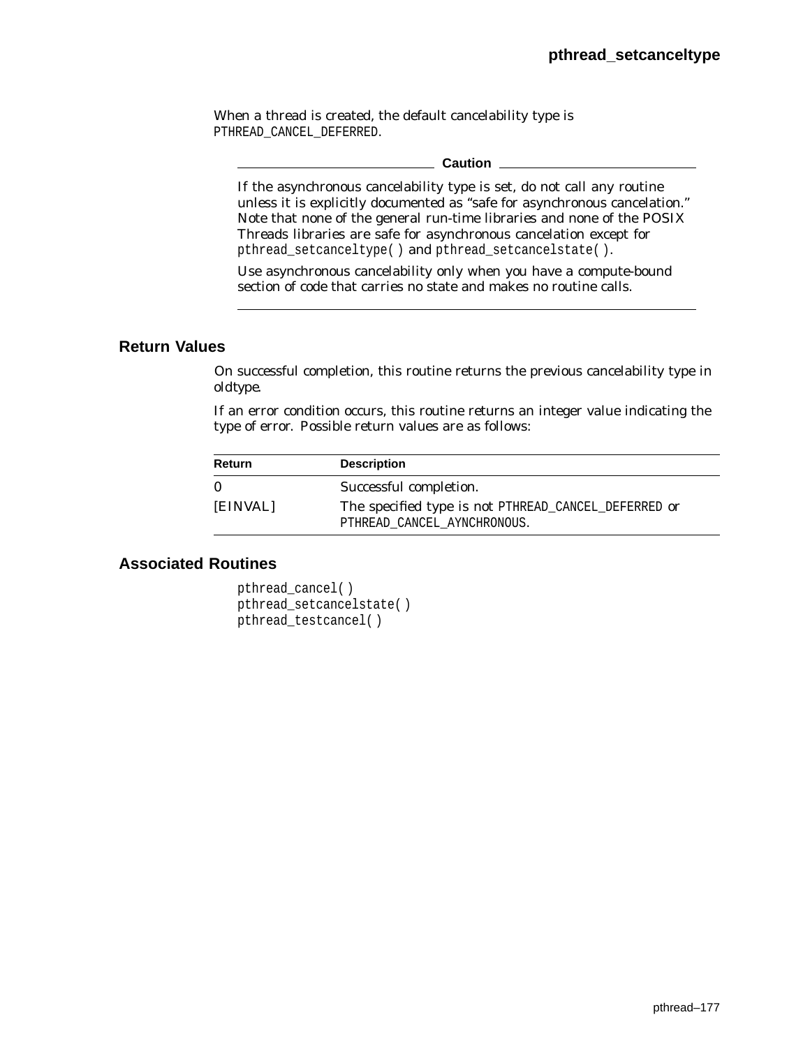When a thread is created, the default cancelability type is `PTHREAD_CANCEL_DEFERRED`.

**Caution**

If the asynchronous cancelability type is set, do not call any routine unless it is explicitly documented as "safe for asynchronous cancelation." Note that none of the general run-time libraries and none of the POSIX Threads libraries are safe for asynchronous cancelation except for `pthread_setcanceltype( )` and `pthread_setcancelstate( )`.

Use asynchronous cancelability only when you have a compute-bound section of code that carries no state and makes no routine calls.

## Return Values

On successful completion, this routine returns the previous cancelability type in oldtype.

If an error condition occurs, this routine returns an integer value indicating the type of error. Possible return values are as follows:

| Return | Description |
|---|---|
| 0 | Successful completion. |
| [EINVAL] | The specified type is not `PTHREAD_CANCEL_DEFERRED` or `PTHREAD_CANCEL_AYNCHRONOUS`. |

## Associated Routines

```
pthread_cancel( )
pthread_setcancelstate( )
pthread_testcancel( )
```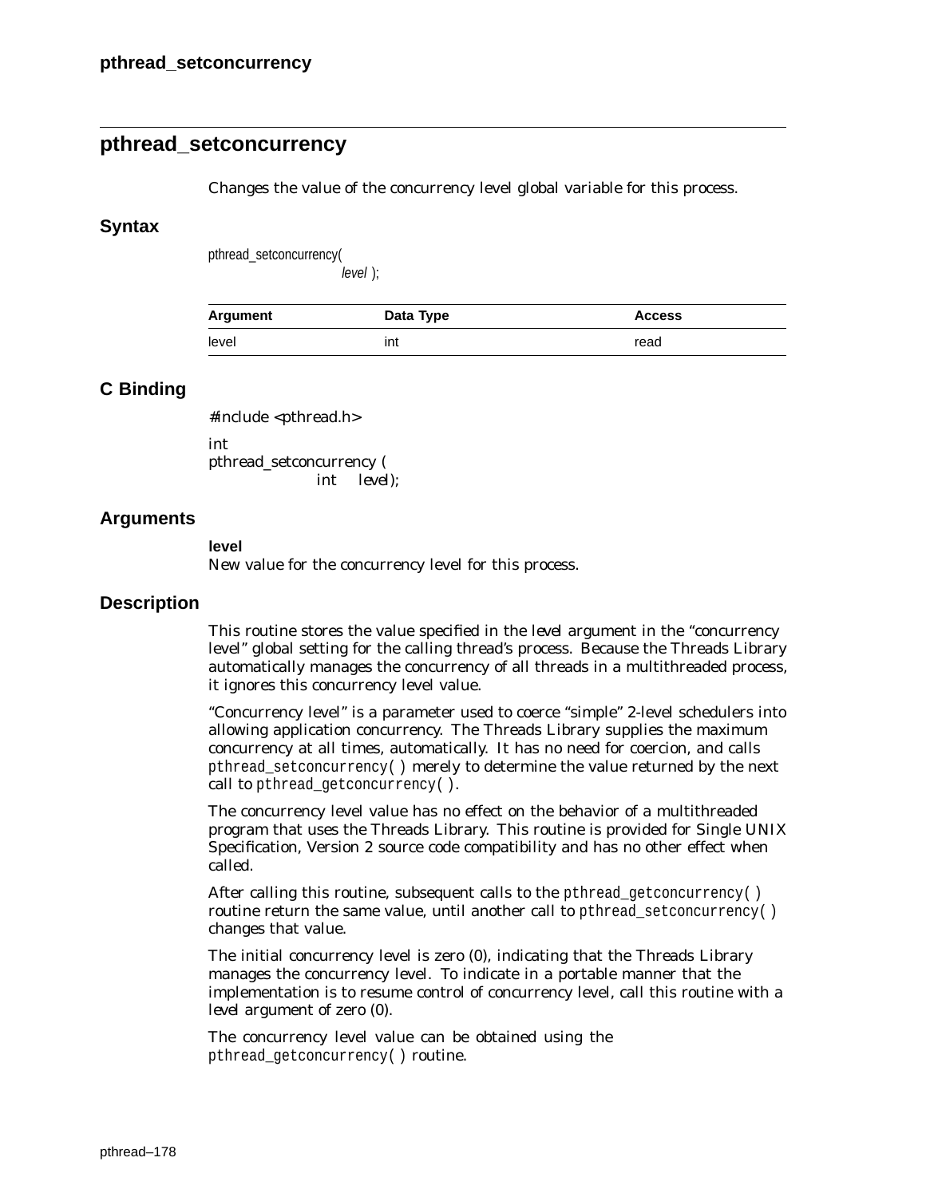## pthread_setconcurrency

Changes the value of the concurrency level global variable for this process.

### Syntax

```
pthread_setconcurrency(
                    level );
```

| Argument | Data Type | Access |
|---|---|---|
| level | int | read |

### C Binding

```
#include <pthread.h>

int
pthread_setconcurrency (
            int     level);
```

### Arguments

**level**
New value for the concurrency level for this process.

### Description

This routine stores the value specified in the *level* argument in the "concurrency level" global setting for the calling thread's process. Because the Threads Library automatically manages the concurrency of all threads in a multithreaded process, it ignores this concurrency level value.

"Concurrency level" is a parameter used to coerce "simple" 2-level schedulers into allowing application concurrency. The Threads Library supplies the maximum concurrency at all times, automatically. It has no need for coercion, and calls `pthread_setconcurrency( )` merely to determine the value returned by the next call to `pthread_getconcurrency( )`.

The concurrency level value has no effect on the behavior of a multithreaded program that uses the Threads Library. This routine is provided for Single UNIX Specification, Version 2 source code compatibility and has no other effect when called.

After calling this routine, subsequent calls to the `pthread_getconcurrency( )` routine return the same value, until another call to `pthread_setconcurrency( )` changes that value.

The initial concurrency level is zero (0), indicating that the Threads Library manages the concurrency level. To indicate in a portable manner that the implementation is to resume control of concurrency level, call this routine with a *level* argument of zero (0).

The concurrency level value can be obtained using the `pthread_getconcurrency( )` routine.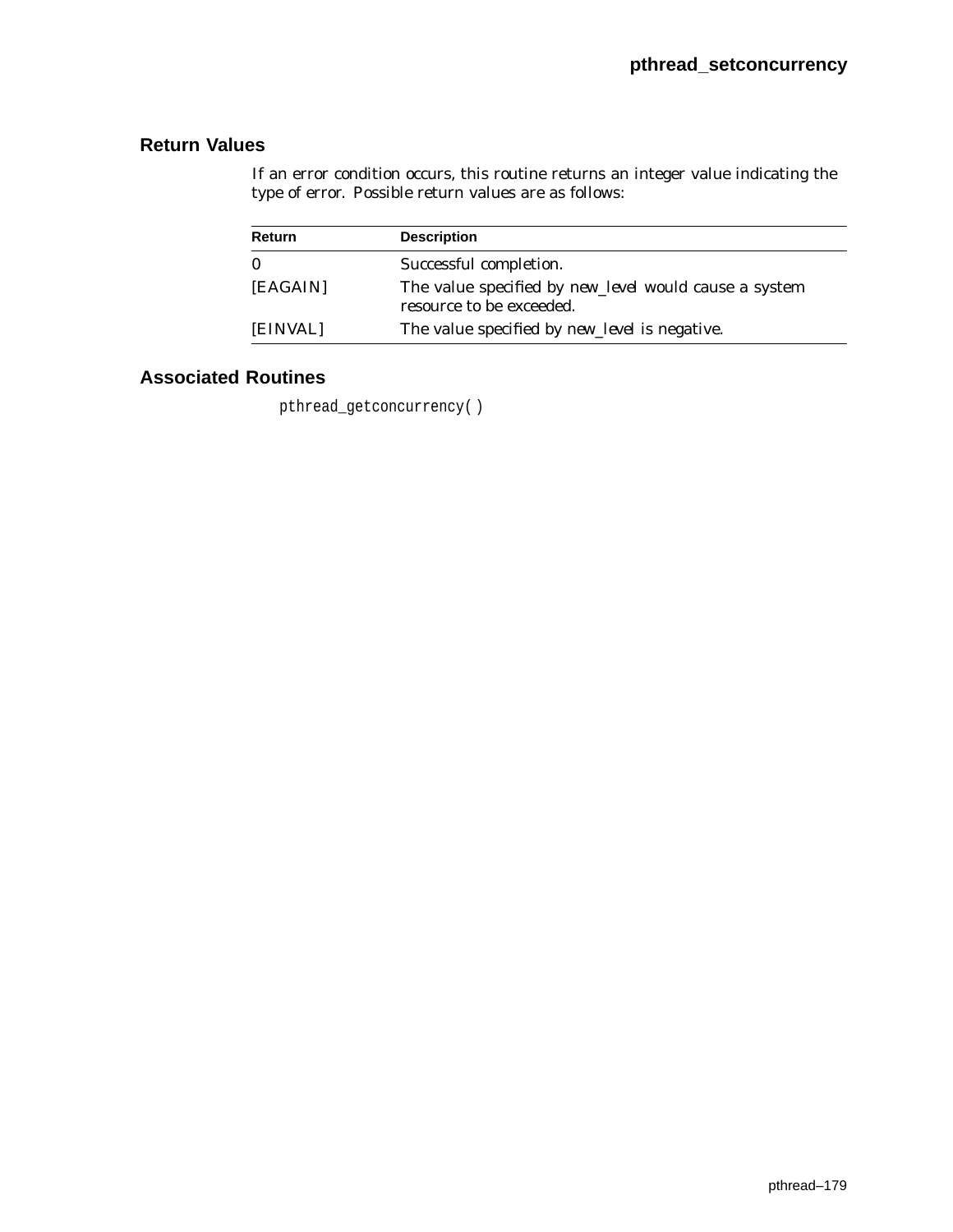## Return Values

If an error condition occurs, this routine returns an integer value indicating the type of error. Possible return values are as follows:

| Return | Description |
| --- | --- |
| 0 | Successful completion. |
| [EAGAIN] | The value specified by *new_level* would cause a system resource to be exceeded. |
| [EINVAL] | The value specified by *new_level* is negative. |

## Associated Routines

`pthread_getconcurrency( )`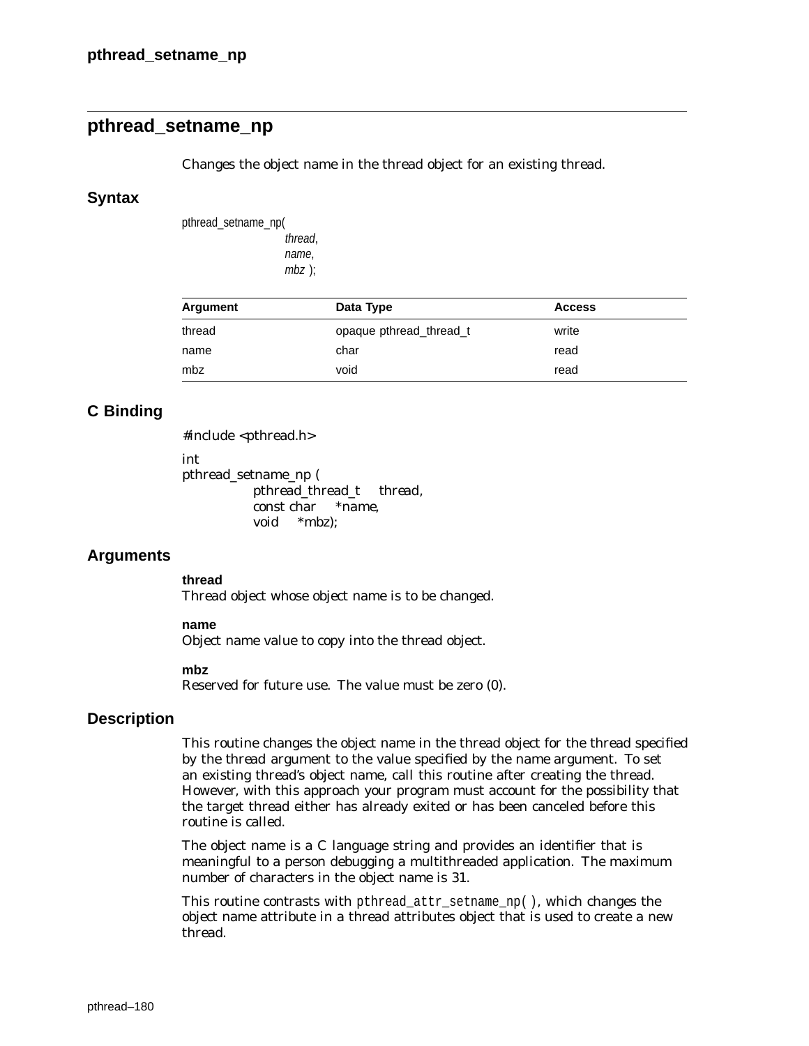## pthread_setname_np

Changes the object name in the thread object for an existing thread.

### Syntax

```
pthread_setname_np(
        thread,
        name,
        mbz );
```

| Argument | Data Type | Access |
|---|---|---|
| thread | opaque pthread_thread_t | write |
| name | char | read |
| mbz | void | read |

### C Binding

```
#include <pthread.h>

int
pthread_setname_np (
        pthread_thread_t    thread,
        const char    *name,
        void    *mbz);
```

### Arguments

**thread**
Thread object whose object name is to be changed.

**name**
Object name value to copy into the thread object.

**mbz**
Reserved for future use. The value must be zero (0).

### Description

This routine changes the object name in the thread object for the thread specified by the thread argument to the value specified by the name argument. To set an existing thread's object name, call this routine after creating the thread. However, with this approach your program must account for the possibility that the target thread either has already exited or has been canceled before this routine is called.

The object name is a C language string and provides an identifier that is meaningful to a person debugging a multithreaded application. The maximum number of characters in the object name is 31.

This routine contrasts with `pthread_attr_setname_np( )`, which changes the object name attribute in a thread attributes object that is used to create a new thread.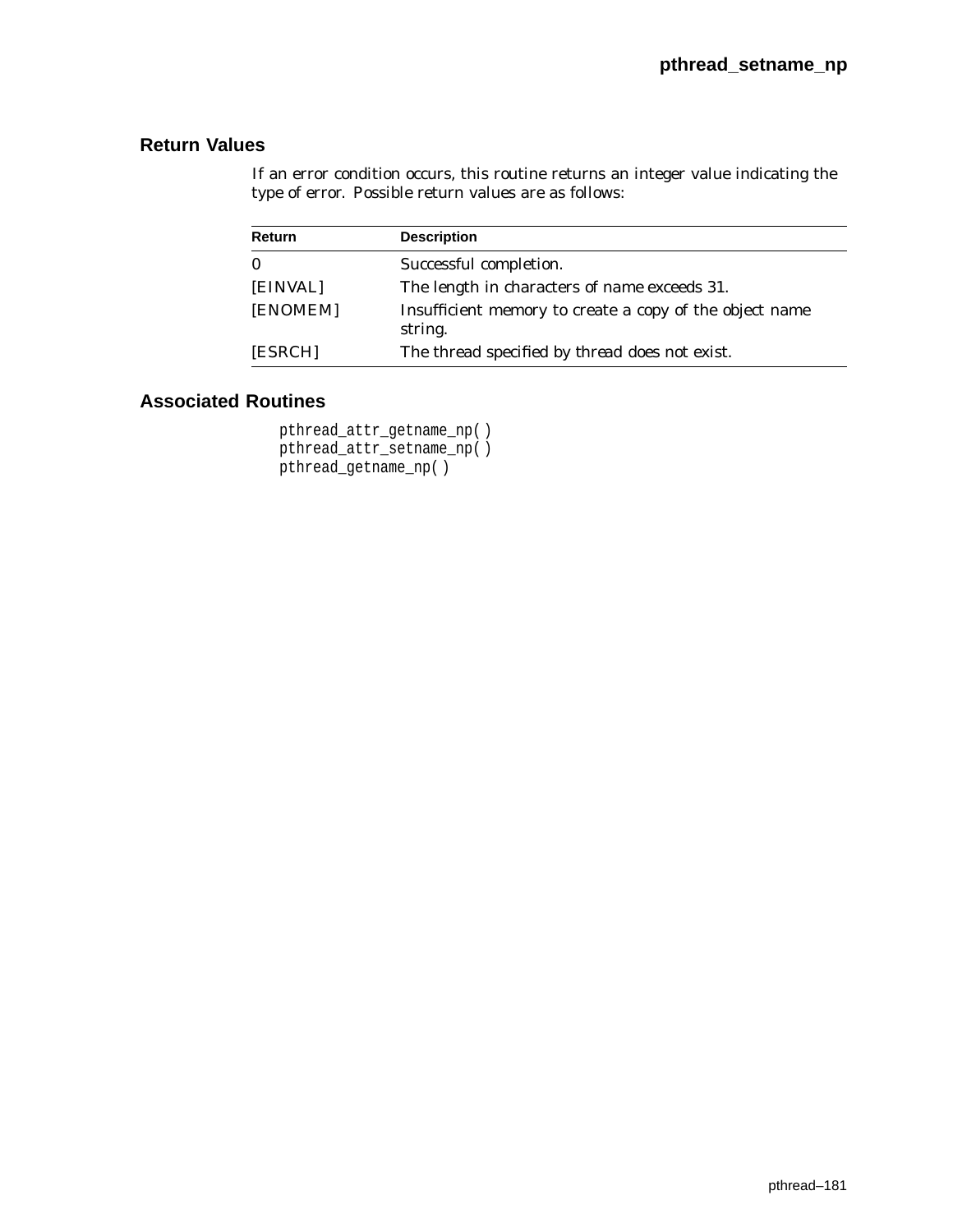## Return Values

If an error condition occurs, this routine returns an integer value indicating the type of error. Possible return values are as follows:

| Return | Description |
|---|---|
| 0 | Successful completion. |
| [EINVAL] | The length in characters of *name* exceeds 31. |
| [ENOMEM] | Insufficient memory to create a copy of the object name string. |
| [ESRCH] | The thread specified by *thread* does not exist. |

## Associated Routines

```
pthread_attr_getname_np( )
pthread_attr_setname_np( )
pthread_getname_np( )
```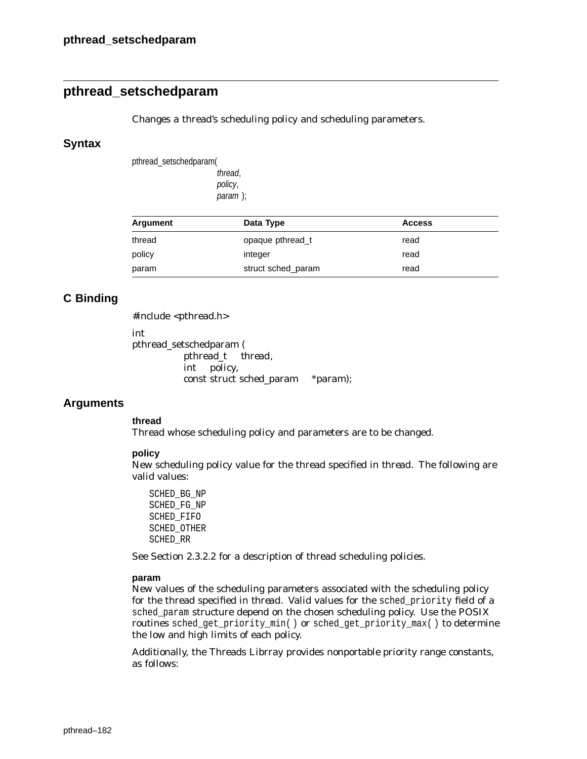## pthread_setschedparam

Changes a thread's scheduling policy and scheduling parameters.

### Syntax

```
pthread_setschedparam(
            thread,
            policy,
            param );
```

| Argument | Data Type | Access |
|---|---|---|
| thread | opaque pthread_t | read |
| policy | integer | read |
| param | struct sched_param | read |

### C Binding

```
#include <pthread.h>

int
pthread_setschedparam (
        pthread_t    thread,
        int    policy,
        const struct sched_param    *param);
```

### Arguments

**thread**
Thread whose scheduling policy and parameters are to be changed.

**policy**
New scheduling policy value for the thread specified in thread. The following are valid values:

```
SCHED_BG_NP
SCHED_FG_NP
SCHED_FIFO
SCHED_OTHER
SCHED_RR
```

See Section 2.3.2.2 for a description of thread scheduling policies.

**param**
New values of the scheduling parameters associated with the scheduling policy for the thread specified in thread. Valid values for the `sched_priority` field of a `sched_param` structure depend on the chosen scheduling policy. Use the POSIX routines `sched_get_priority_min( )` or `sched_get_priority_max( )` to determine the low and high limits of each policy.

Additionally, the Threads Librray provides nonportable priority range constants, as follows: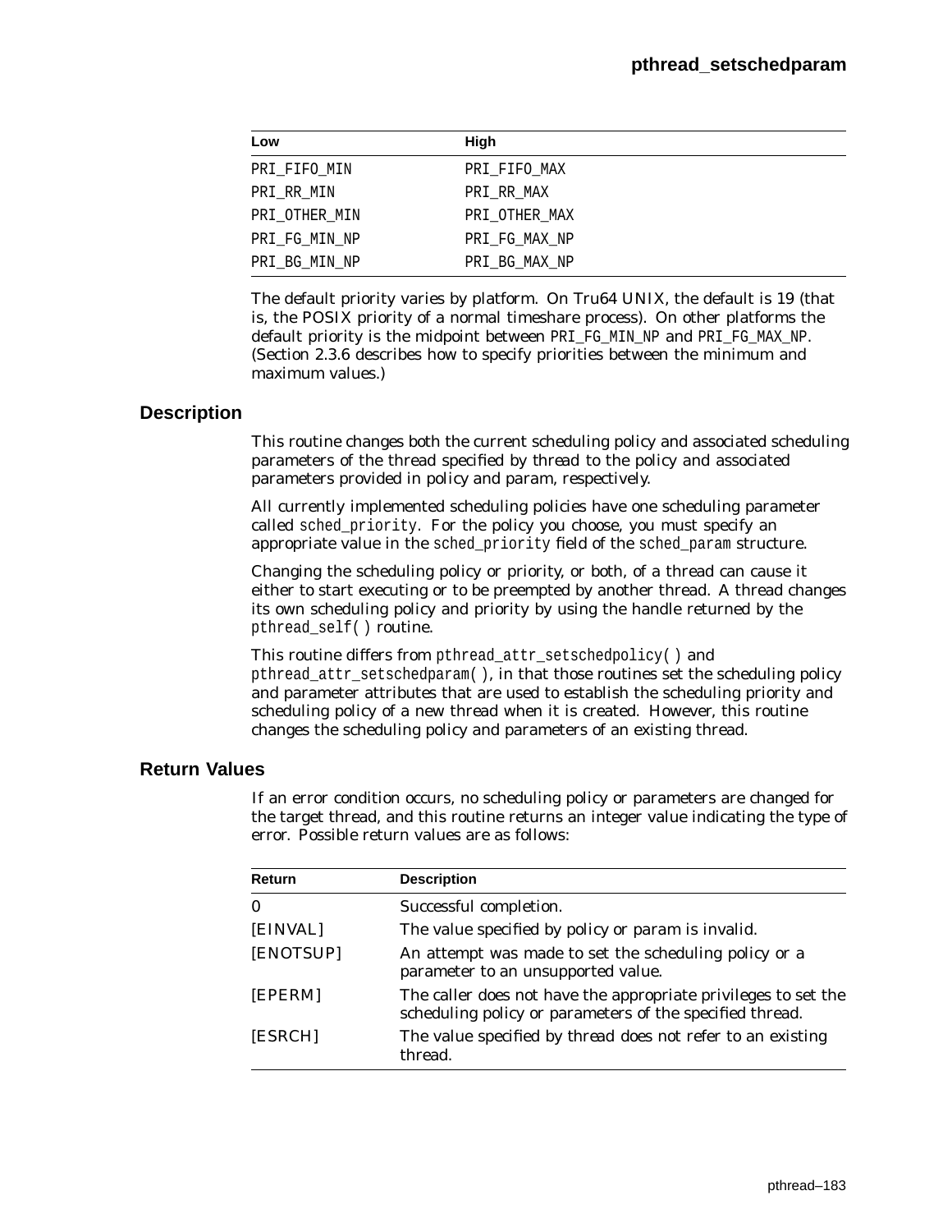| Low | High |
|---|---|
| PRI_FIFO_MIN | PRI_FIFO_MAX |
| PRI_RR_MIN | PRI_RR_MAX |
| PRI_OTHER_MIN | PRI_OTHER_MAX |
| PRI_FG_MIN_NP | PRI_FG_MAX_NP |
| PRI_BG_MIN_NP | PRI_BG_MAX_NP |

The default priority varies by platform. On Tru64 UNIX, the default is 19 (that is, the POSIX priority of a normal timeshare process). On other platforms the default priority is the midpoint between PRI_FG_MIN_NP and PRI_FG_MAX_NP. (Section 2.3.6 describes how to specify priorities between the minimum and maximum values.)

## Description

This routine changes both the current scheduling policy and associated scheduling parameters of the thread specified by *thread* to the policy and associated parameters provided in *policy* and *param*, respectively.

All currently implemented scheduling policies have one scheduling parameter called sched_priority. For the policy you choose, you must specify an appropriate value in the sched_priority field of the sched_param structure.

Changing the scheduling policy or priority, or both, of a thread can cause it either to start executing or to be preempted by another thread. A thread changes its own scheduling policy and priority by using the handle returned by the *pthread_self()* routine.

This routine differs from *pthread_attr_setschedpolicy()* and *pthread_attr_setschedparam()*, in that those routines set the scheduling policy and parameter attributes that are used to establish the scheduling priority and scheduling policy of a new thread when it is created. However, this routine changes the scheduling policy and parameters of an existing thread.

## Return Values

If an error condition occurs, no scheduling policy or parameters are changed for the target thread, and this routine returns an integer value indicating the type of error. Possible return values are as follows:

| Return | Description |
|---|---|
| 0 | Successful completion. |
| [EINVAL] | The value specified by *policy* or *param* is invalid. |
| [ENOTSUP] | An attempt was made to set the scheduling policy or a parameter to an unsupported value. |
| [EPERM] | The caller does not have the appropriate privileges to set the scheduling policy or parameters of the specified thread. |
| [ESRCH] | The value specified by *thread* does not refer to an existing thread. |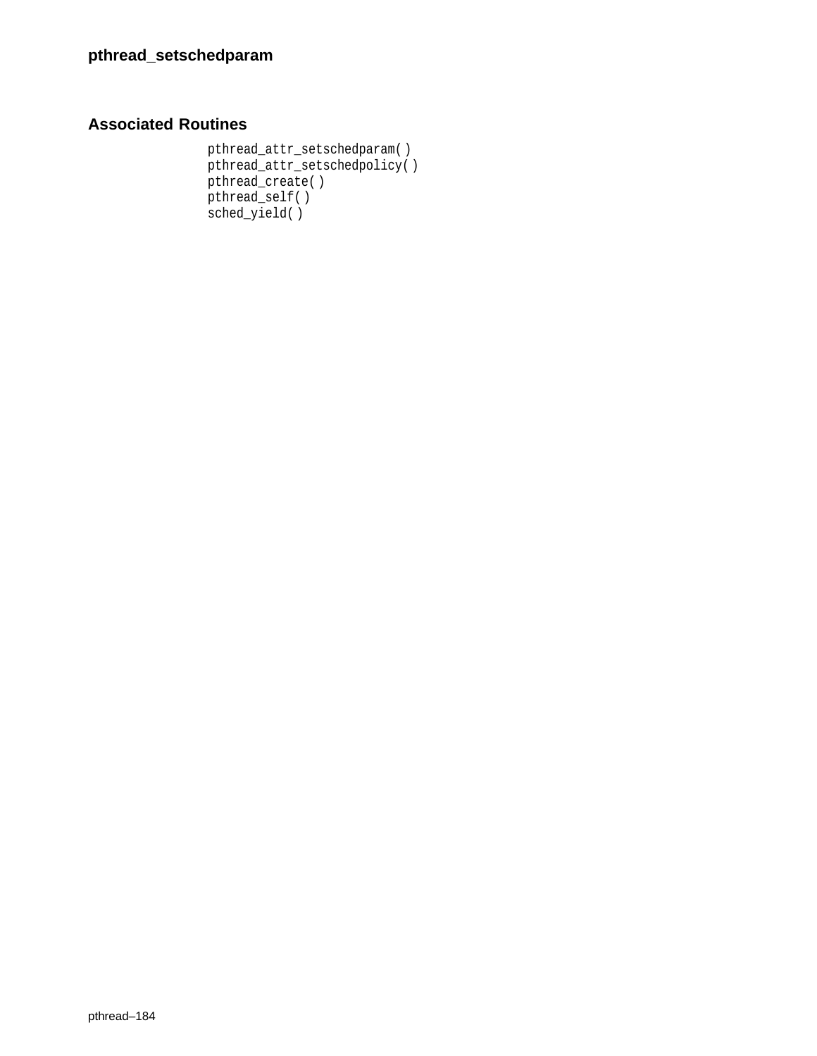## Associated Routines

pthread_attr_setschedparam( )
pthread_attr_setschedpolicy( )
pthread_create( )
pthread_self( )
sched_yield( )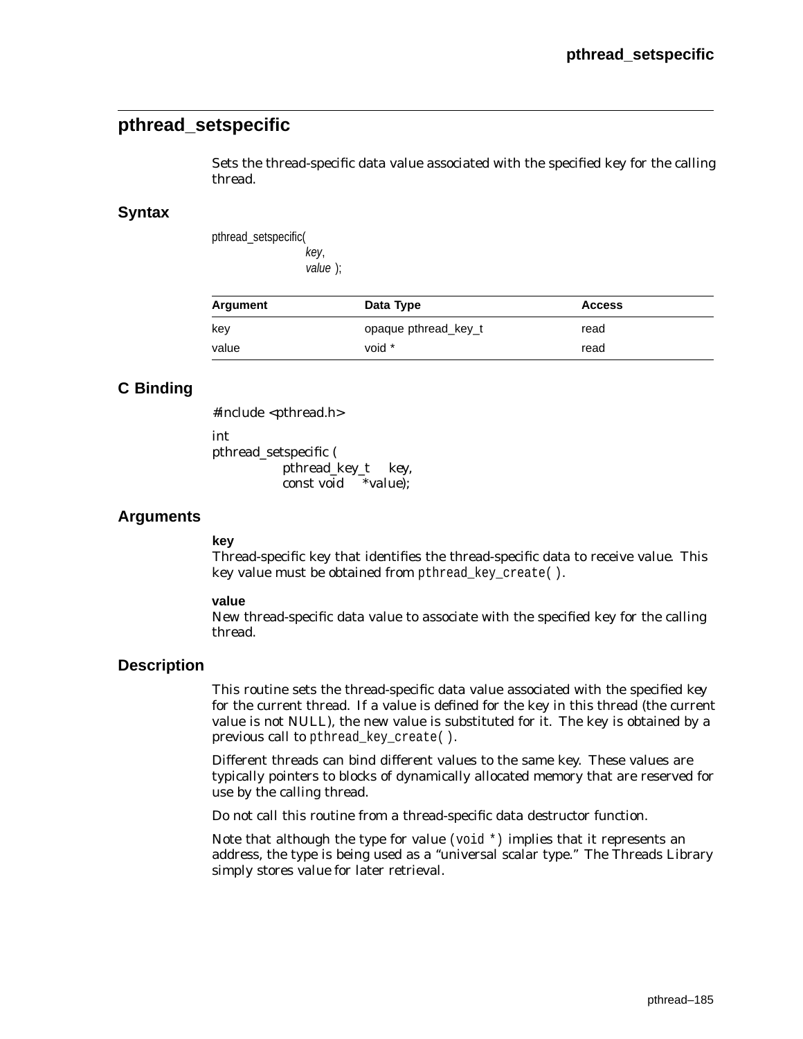## pthread_setspecific

Sets the thread-specific data value associated with the specified key for the calling thread.

### Syntax

```
pthread_setspecific(
            key,
            value );
```

| Argument | Data Type | Access |
|---|---|---|
| key | opaque pthread_key_t | read |
| value | void * | read |

### C Binding

```
#include <pthread.h>

int
pthread_setspecific (
        pthread_key_t    key,
        const void       *value);
```

### Arguments

**key**

Thread-specific key that identifies the thread-specific data to receive value. This key value must be obtained from `pthread_key_create( )`.

**value**

New thread-specific data value to associate with the specified key for the calling thread.

### Description

This routine sets the thread-specific data value associated with the specified key for the current thread. If a value is defined for the key in this thread (the current value is not NULL), the new value is substituted for it. The key is obtained by a previous call to `pthread_key_create( )`.

Different threads can bind different values to the same key. These values are typically pointers to blocks of dynamically allocated memory that are reserved for use by the calling thread.

Do not call this routine from a thread-specific data destructor function.

Note that although the type for value (`void *`) implies that it represents an address, the type is being used as a “universal scalar type.” The Threads Library simply stores value for later retrieval.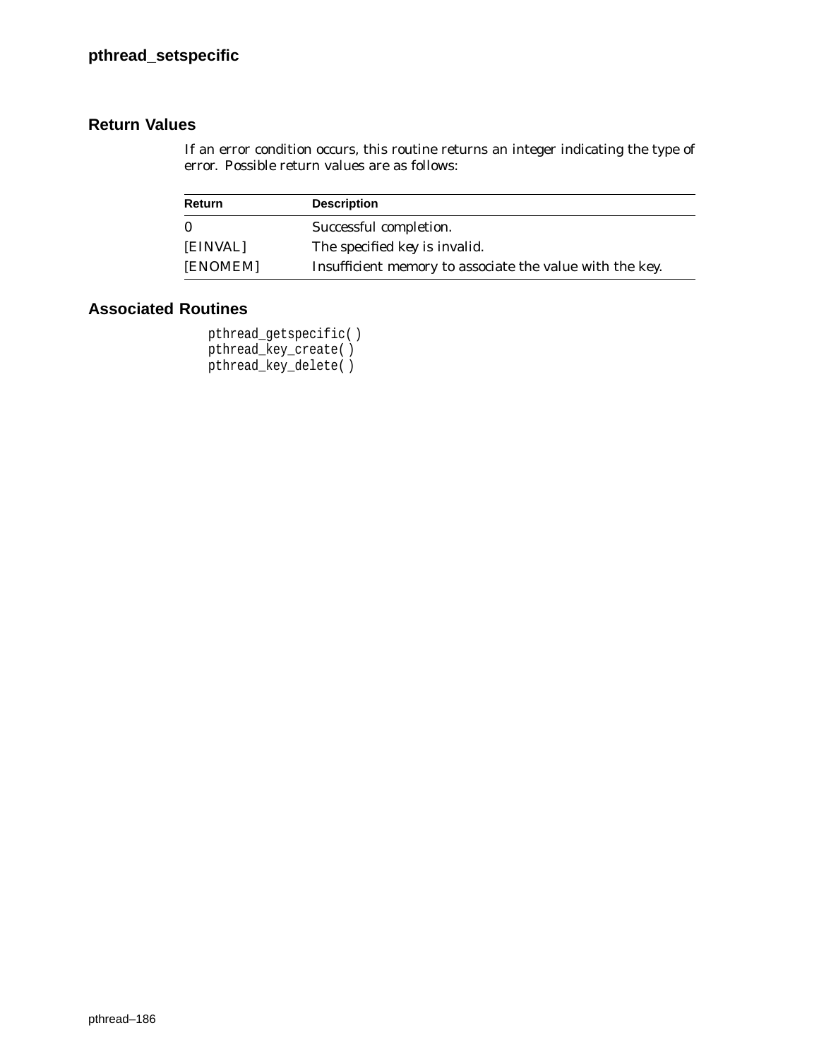## Return Values

If an error condition occurs, this routine returns an integer indicating the type of error. Possible return values are as follows:

| Return | Description |
| --- | --- |
| 0 | Successful completion. |
| [EINVAL] | The specified key is invalid. |
| [ENOMEM] | Insufficient memory to associate the value with the key. |

## Associated Routines

```
pthread_getspecific( )
pthread_key_create( )
pthread_key_delete( )
```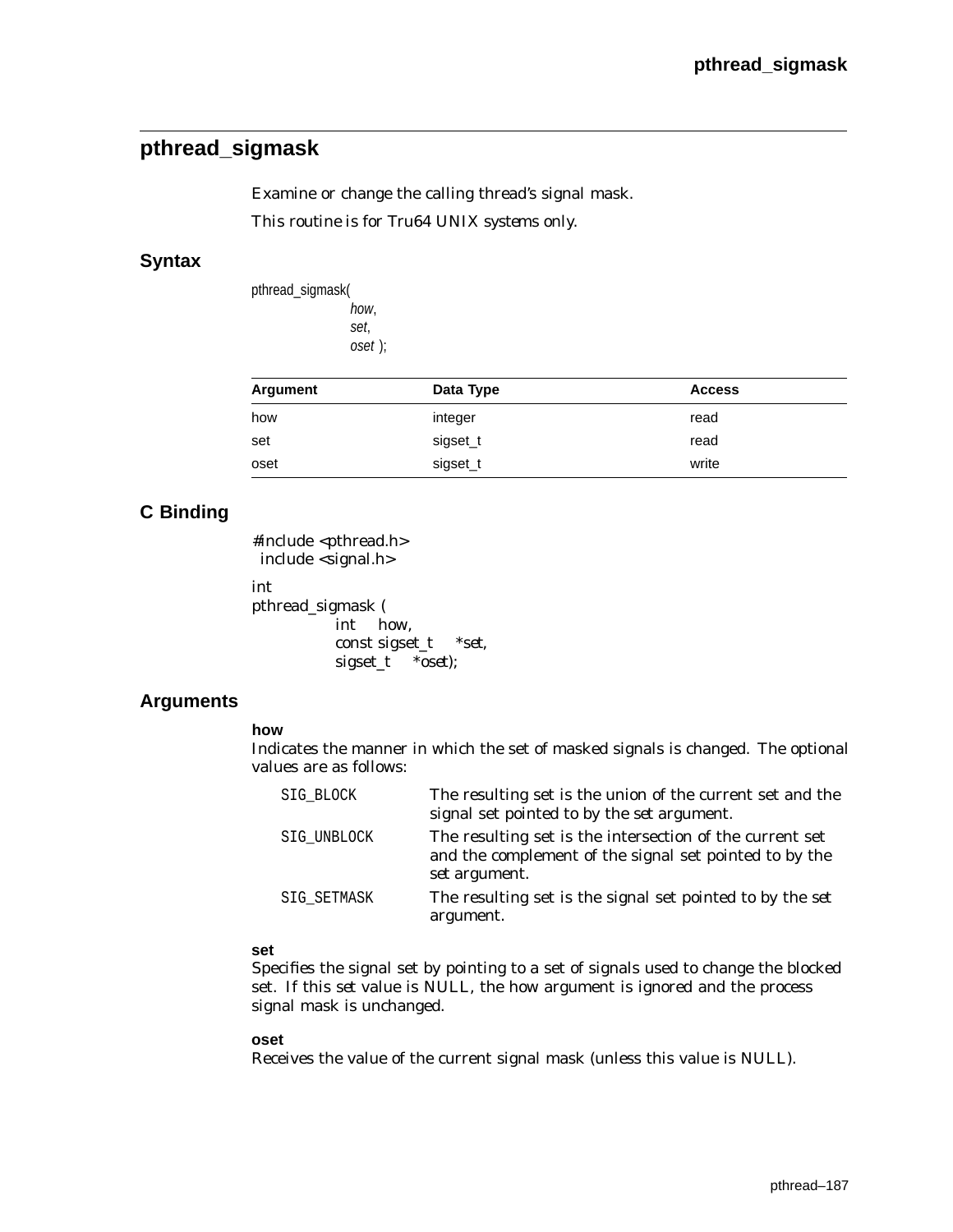## pthread_sigmask

Examine or change the calling thread's signal mask.

This routine is for Tru64 UNIX systems only.

### Syntax

```
pthread_sigmask(
        how,
        set,
        oset );
```

| Argument | Data Type | Access |
|---|---|---|
| how | integer | read |
| set | sigset_t | read |
| oset | sigset_t | write |

### C Binding

```
#include <pthread.h>
 include <signal.h>

int
pthread_sigmask (
        int     how,
        const sigset_t     *set,
        sigset_t     *oset);
```

### Arguments

**how**
Indicates the manner in which the set of masked signals is changed. The optional values are as follows:

| | |
|---|---|
| SIG_BLOCK | The resulting set is the union of the current set and the signal set pointed to by the *set* argument. |
| SIG_UNBLOCK | The resulting set is the intersection of the current set and the complement of the signal set pointed to by the *set* argument. |
| SIG_SETMASK | The resulting set is the signal set pointed to by the *set* argument. |

**set**
Specifies the signal set by pointing to a set of signals used to change the blocked set. If this set value is NULL, the how argument is ignored and the process signal mask is unchanged.

**oset**
Receives the value of the current signal mask (unless this value is NULL).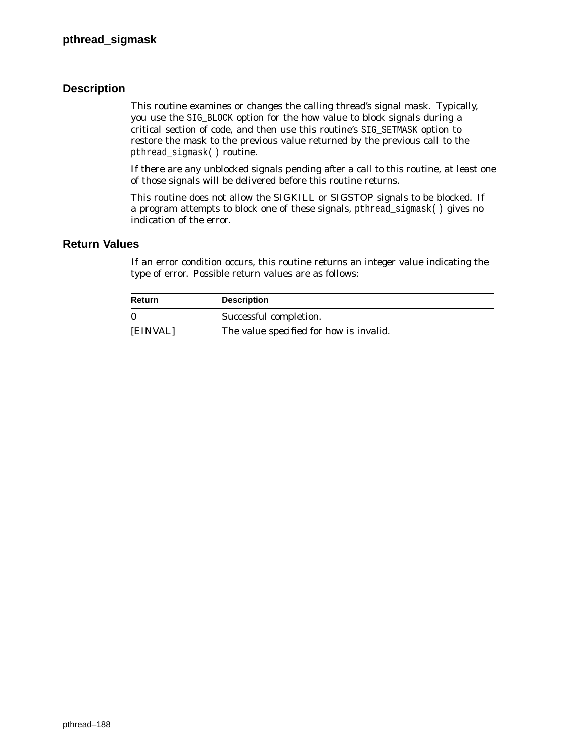## Description

This routine examines or changes the calling thread's signal mask. Typically, you use the `SIG_BLOCK` option for the how value to block signals during a critical section of code, and then use this routine's `SIG_SETMASK` option to restore the mask to the previous value returned by the previous call to the `pthread_sigmask()` routine.

If there are any unblocked signals pending after a call to this routine, at least one of those signals will be delivered before this routine returns.

This routine does not allow the SIGKILL or SIGSTOP signals to be blocked. If a program attempts to block one of these signals, `pthread_sigmask()` gives no indication of the error.

## Return Values

If an error condition occurs, this routine returns an integer value indicating the type of error. Possible return values are as follows:

| Return | Description |
|---|---|
| 0 | Successful completion. |
| [EINVAL] | The value specified for how is invalid. |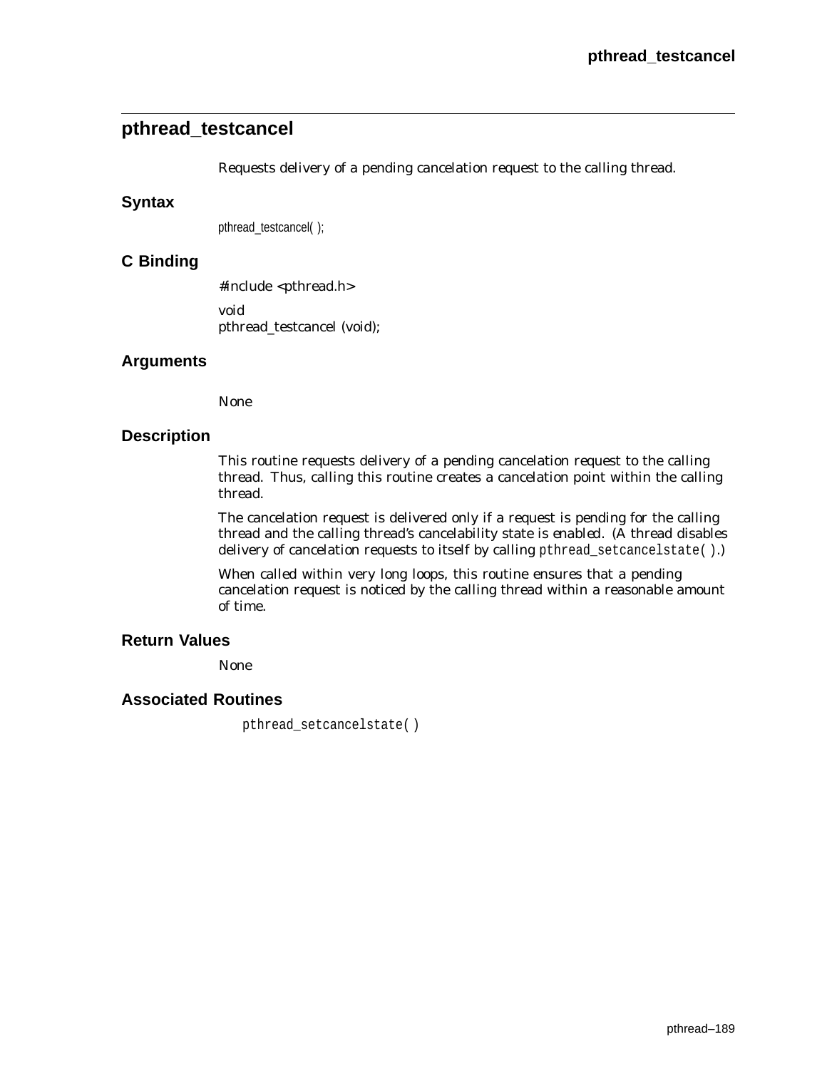## pthread_testcancel

Requests delivery of a pending cancelation request to the calling thread.

### Syntax

```
pthread_testcancel( );
```

### C Binding

```
#include <pthread.h>

void
pthread_testcancel (void);
```

### Arguments

None

### Description

This routine requests delivery of a pending cancelation request to the calling thread. Thus, calling this routine creates a cancelation point within the calling thread.

The cancelation request is delivered only if a request is pending for the calling thread and the calling thread's cancelability state is *enabled*. (A thread disables delivery of cancelation requests to itself by calling `pthread_setcancelstate( )`.)

When called within very long loops, this routine ensures that a pending cancelation request is noticed by the calling thread within a reasonable amount of time.

### Return Values

None

### Associated Routines

`pthread_setcancelstate( )`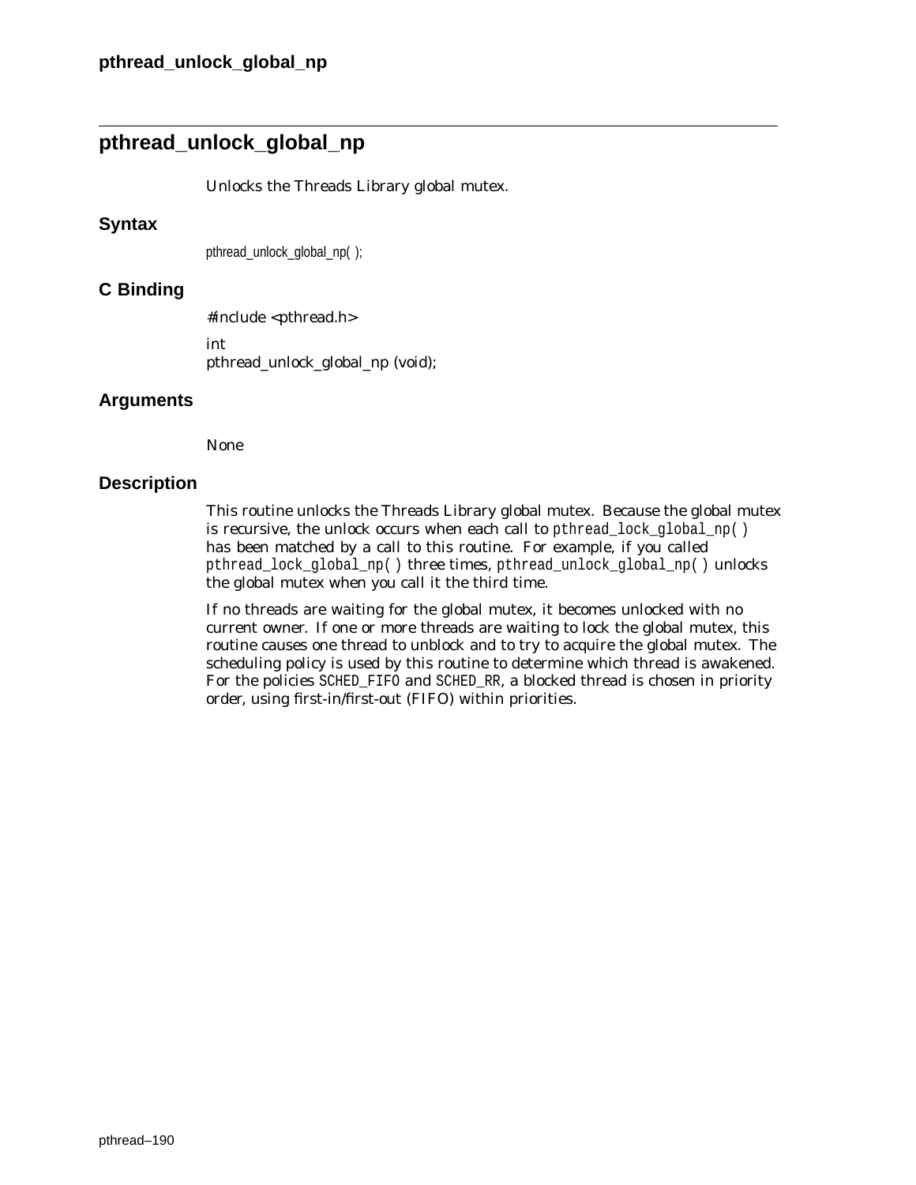## pthread_unlock_global_np

Unlocks the Threads Library global mutex.

### Syntax

```
pthread_unlock_global_np( );
```

### C Binding

```
#include <pthread.h>

int
pthread_unlock_global_np (void);
```

### Arguments

None

### Description

This routine unlocks the Threads Library global mutex. Because the global mutex is recursive, the unlock occurs when each call to `pthread_lock_global_np( )` has been matched by a call to this routine. For example, if you called `pthread_lock_global_np( )` three times, `pthread_unlock_global_np( )` unlocks the global mutex when you call it the third time.

If no threads are waiting for the global mutex, it becomes unlocked with no current owner. If one or more threads are waiting to lock the global mutex, this routine causes one thread to unblock and to try to acquire the global mutex. The scheduling policy is used by this routine to determine which thread is awakened. For the policies `SCHED_FIFO` and `SCHED_RR`, a blocked thread is chosen in priority order, using first-in/first-out (FIFO) within priorities.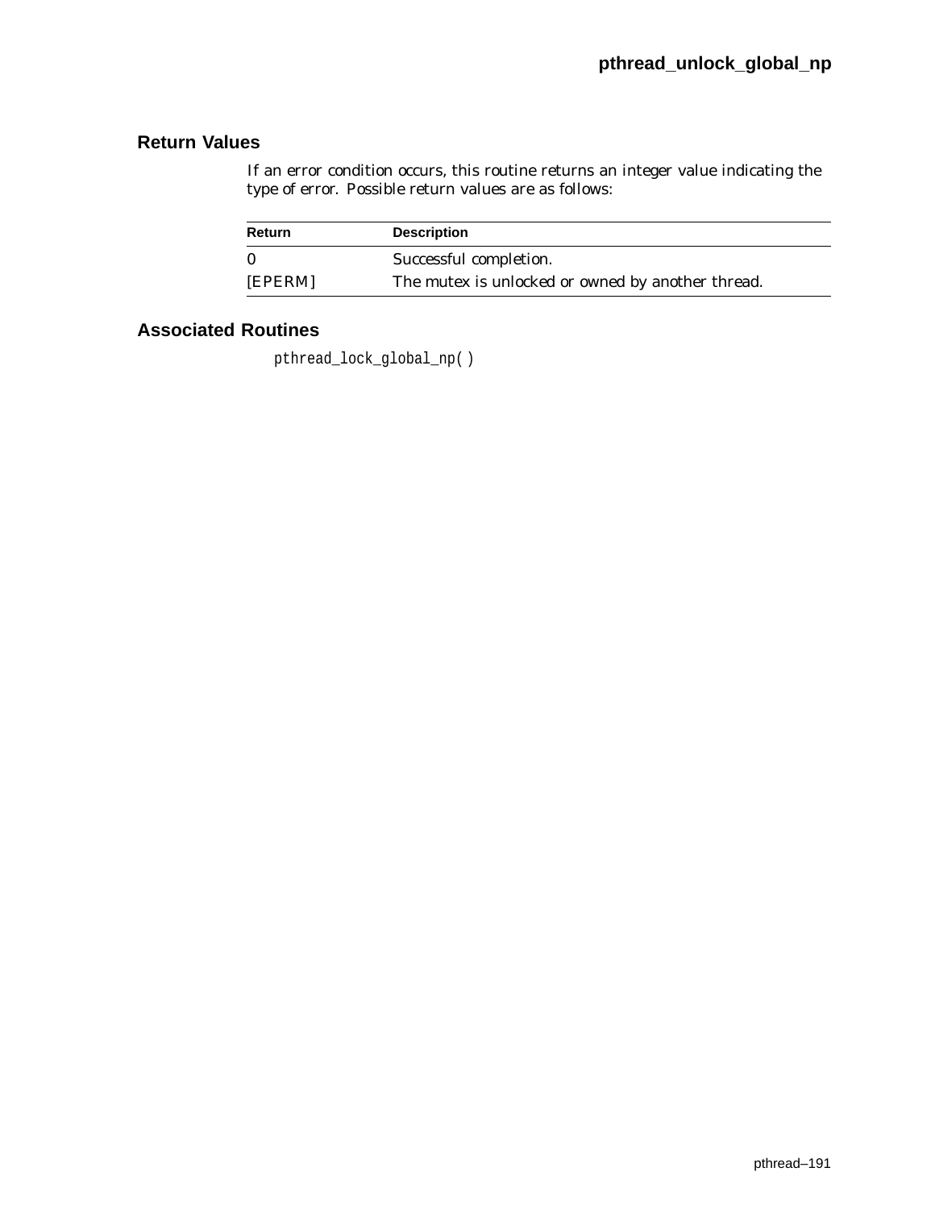## Return Values

If an error condition occurs, this routine returns an integer value indicating the type of error. Possible return values are as follows:

| Return | Description |
| --- | --- |
| 0 | Successful completion. |
| [EPERM] | The mutex is unlocked or owned by another thread. |

## Associated Routines

pthread_lock_global_np( )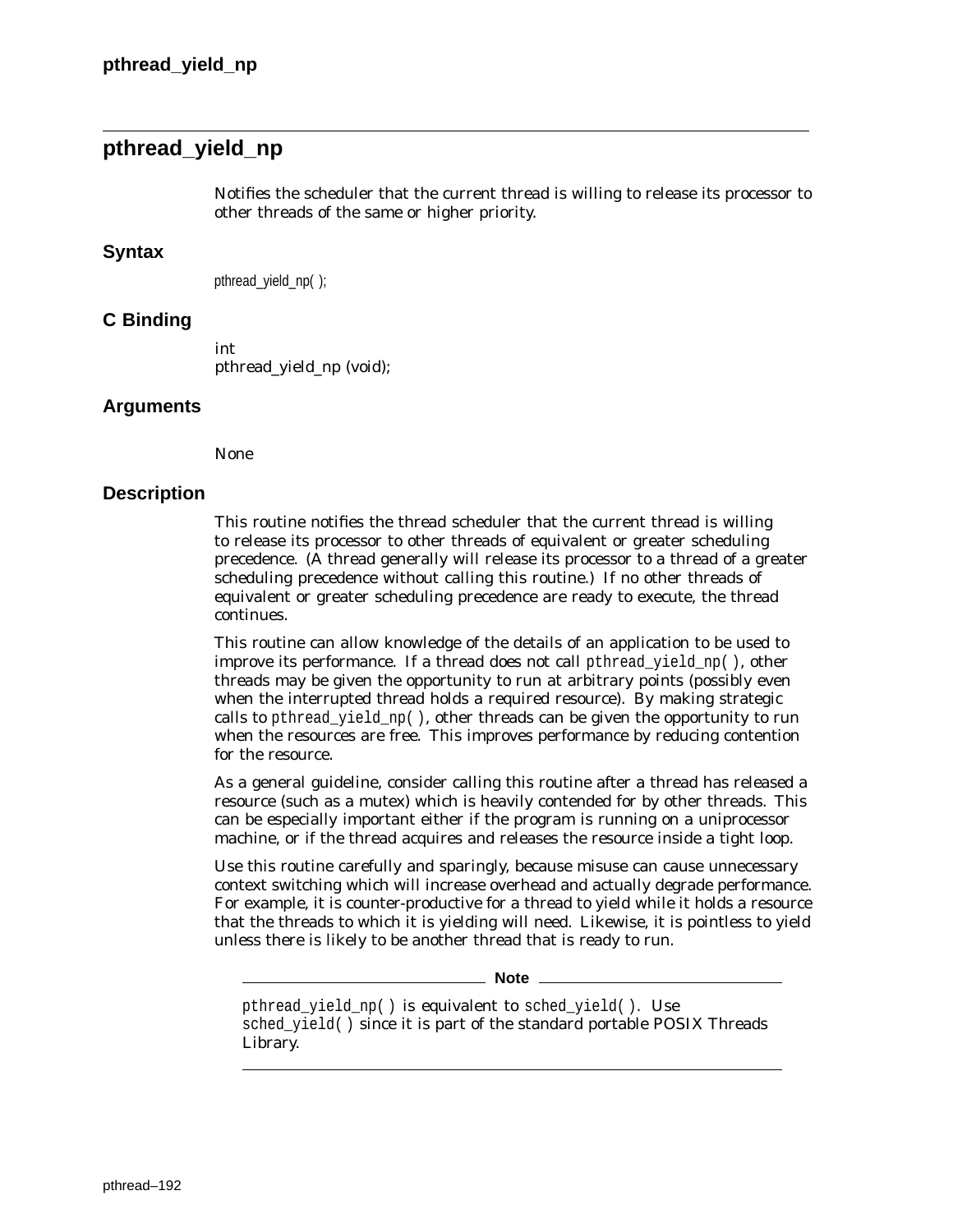## pthread_yield_np

Notifies the scheduler that the current thread is willing to release its processor to other threads of the same or higher priority.

### Syntax

```
pthread_yield_np( );
```

### C Binding

```
int
pthread_yield_np (void);
```

### Arguments

None

### Description

This routine notifies the thread scheduler that the current thread is willing to release its processor to other threads of equivalent or greater scheduling precedence. (A thread generally will release its processor to a thread of a greater scheduling precedence without calling this routine.) If no other threads of equivalent or greater scheduling precedence are ready to execute, the thread continues.

This routine can allow knowledge of the details of an application to be used to improve its performance. If a thread does not call `pthread_yield_np( )`, other threads may be given the opportunity to run at arbitrary points (possibly even when the interrupted thread holds a required resource). By making strategic calls to `pthread_yield_np( )`, other threads can be given the opportunity to run when the resources are free. This improves performance by reducing contention for the resource.

As a general guideline, consider calling this routine after a thread has released a resource (such as a mutex) which is heavily contended for by other threads. This can be especially important either if the program is running on a uniprocessor machine, or if the thread acquires and releases the resource inside a tight loop.

Use this routine carefully and sparingly, because misuse can cause unnecessary context switching which will increase overhead and actually degrade performance. For example, it is counter-productive for a thread to yield while it holds a resource that the threads to which it is yielding will need. Likewise, it is pointless to yield unless there is likely to be another thread that is ready to run.

**Note**

`pthread_yield_np( )` is equivalent to `sched_yield( )`. Use `sched_yield( )` since it is part of the standard portable POSIX Threads Library.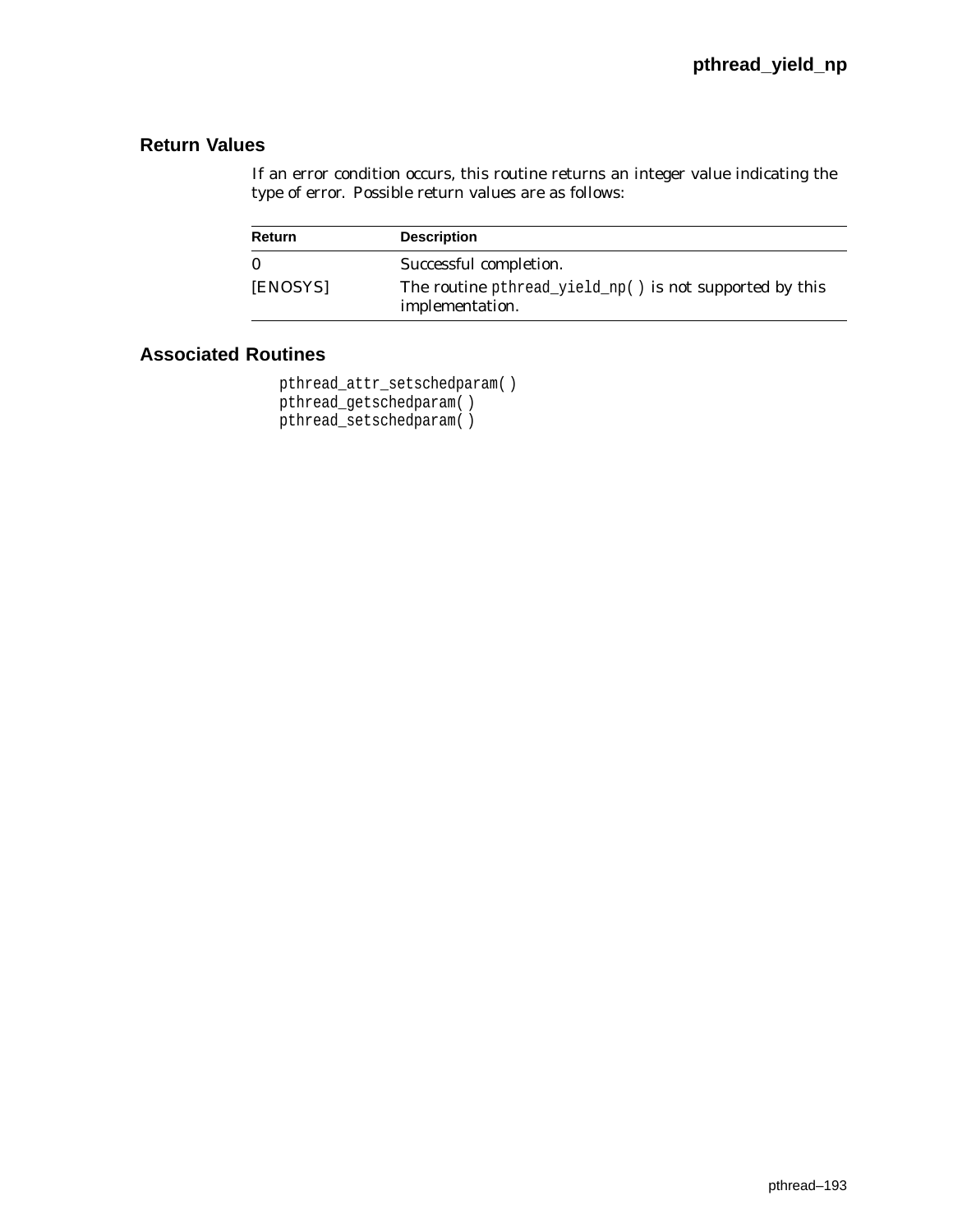## Return Values

If an error condition occurs, this routine returns an integer value indicating the type of error. Possible return values are as follows:

| Return | Description |
|---|---|
| 0 | Successful completion. |
| [ENOSYS] | The routine `pthread_yield_np( )` is not supported by this implementation. |

## Associated Routines

`pthread_attr_setschedparam( )`
`pthread_getschedparam( )`
`pthread_setschedparam( )`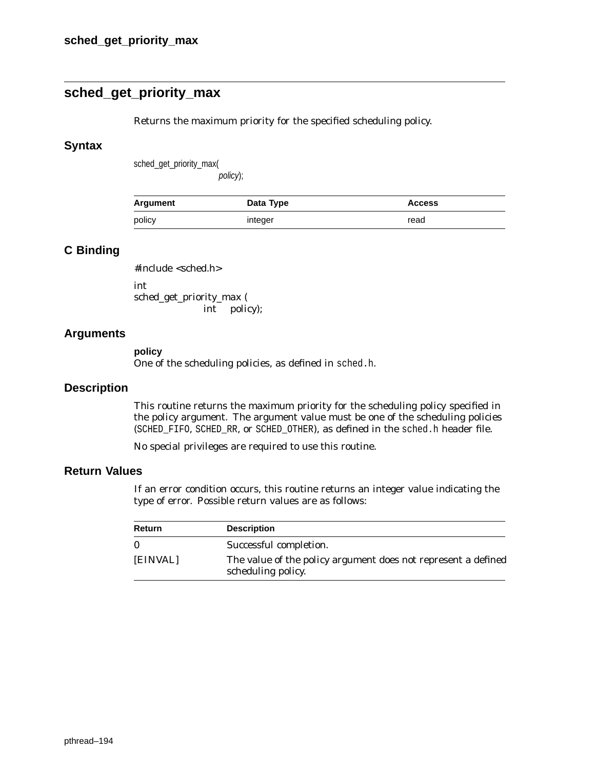## sched_get_priority_max

Returns the maximum priority for the specified scheduling policy.

### Syntax

```
sched_get_priority_max(
            policy);
```

| Argument | Data Type | Access |
|---|---|---|
| policy | integer | read |

### C Binding

```
#include <sched.h>

int
sched_get_priority_max (
        int    policy);
```

### Arguments

**policy**
One of the scheduling policies, as defined in `sched.h`.

### Description

This routine returns the maximum priority for the scheduling policy specified in the policy argument. The argument value must be one of the scheduling policies (SCHED_FIFO, SCHED_RR, or SCHED_OTHER), as defined in the `sched.h` header file.

No special privileges are required to use this routine.

### Return Values

If an error condition occurs, this routine returns an integer value indicating the type of error. Possible return values are as follows:

| Return | Description |
|---|---|
| 0 | Successful completion. |
| [EINVAL] | The value of the policy argument does not represent a defined scheduling policy. |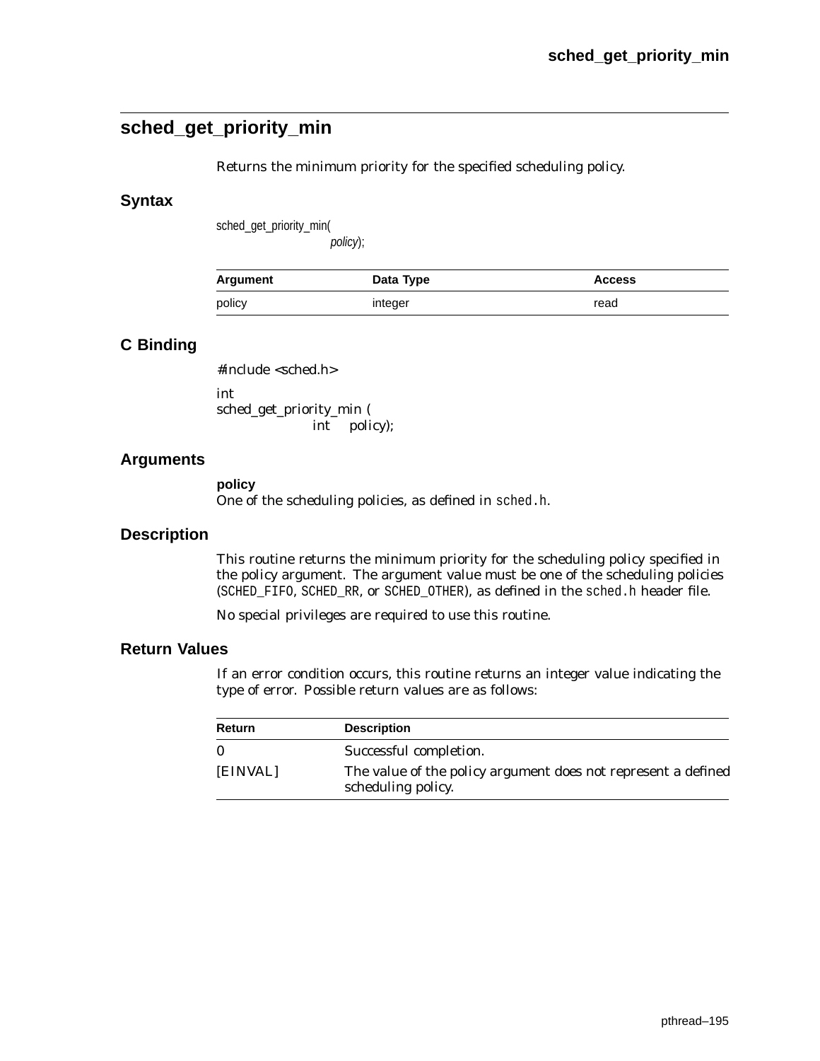## sched_get_priority_min

Returns the minimum priority for the specified scheduling policy.

### Syntax

```
sched_get_priority_min(
                    policy);
```

| Argument | Data Type | Access |
|---|---|---|
| policy | integer | read |

### C Binding

```
#include <sched.h>

int
sched_get_priority_min (
            int    policy);
```

### Arguments

**policy**
One of the scheduling policies, as defined in `sched.h`.

### Description

This routine returns the minimum priority for the scheduling policy specified in the policy argument. The argument value must be one of the scheduling policies (`SCHED_FIFO`, `SCHED_RR`, or `SCHED_OTHER`), as defined in the `sched.h` header file.

No special privileges are required to use this routine.

### Return Values

If an error condition occurs, this routine returns an integer value indicating the type of error. Possible return values are as follows:

| Return | Description |
|---|---|
| 0 | Successful completion. |
| [EINVAL] | The value of the policy argument does not represent a defined scheduling policy. |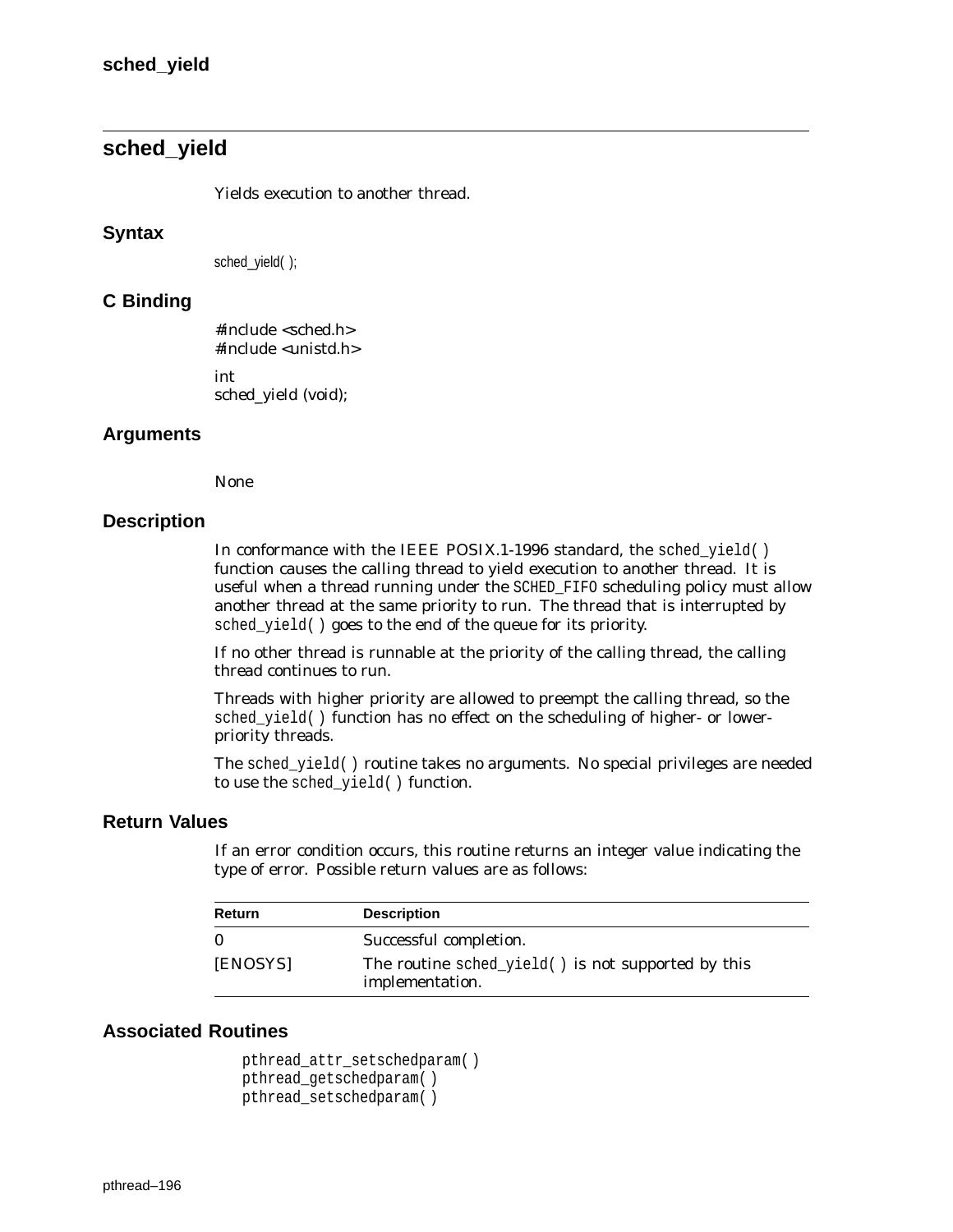# sched_yield

Yields execution to another thread.

## Syntax

sched_yield( );

## C Binding

```
#include <sched.h>
#include <unistd.h>

int
sched_yield (void);
```

## Arguments

None

## Description

In conformance with the IEEE POSIX.1-1996 standard, the `sched_yield( )` function causes the calling thread to yield execution to another thread. It is useful when a thread running under the `SCHED_FIFO` scheduling policy must allow another thread at the same priority to run. The thread that is interrupted by `sched_yield( )` goes to the end of the queue for its priority.

If no other thread is runnable at the priority of the calling thread, the calling thread continues to run.

Threads with higher priority are allowed to preempt the calling thread, so the `sched_yield( )` function has no effect on the scheduling of higher- or lower-priority threads.

The `sched_yield( )` routine takes no arguments. No special privileges are needed to use the `sched_yield( )` function.

## Return Values

If an error condition occurs, this routine returns an integer value indicating the type of error. Possible return values are as follows:

| Return | Description |
|---|---|
| 0 | Successful completion. |
| [ENOSYS] | The routine `sched_yield( )` is not supported by this implementation. |

## Associated Routines

```
pthread_attr_setschedparam( )
pthread_getschedparam( )
pthread_setschedparam( )
```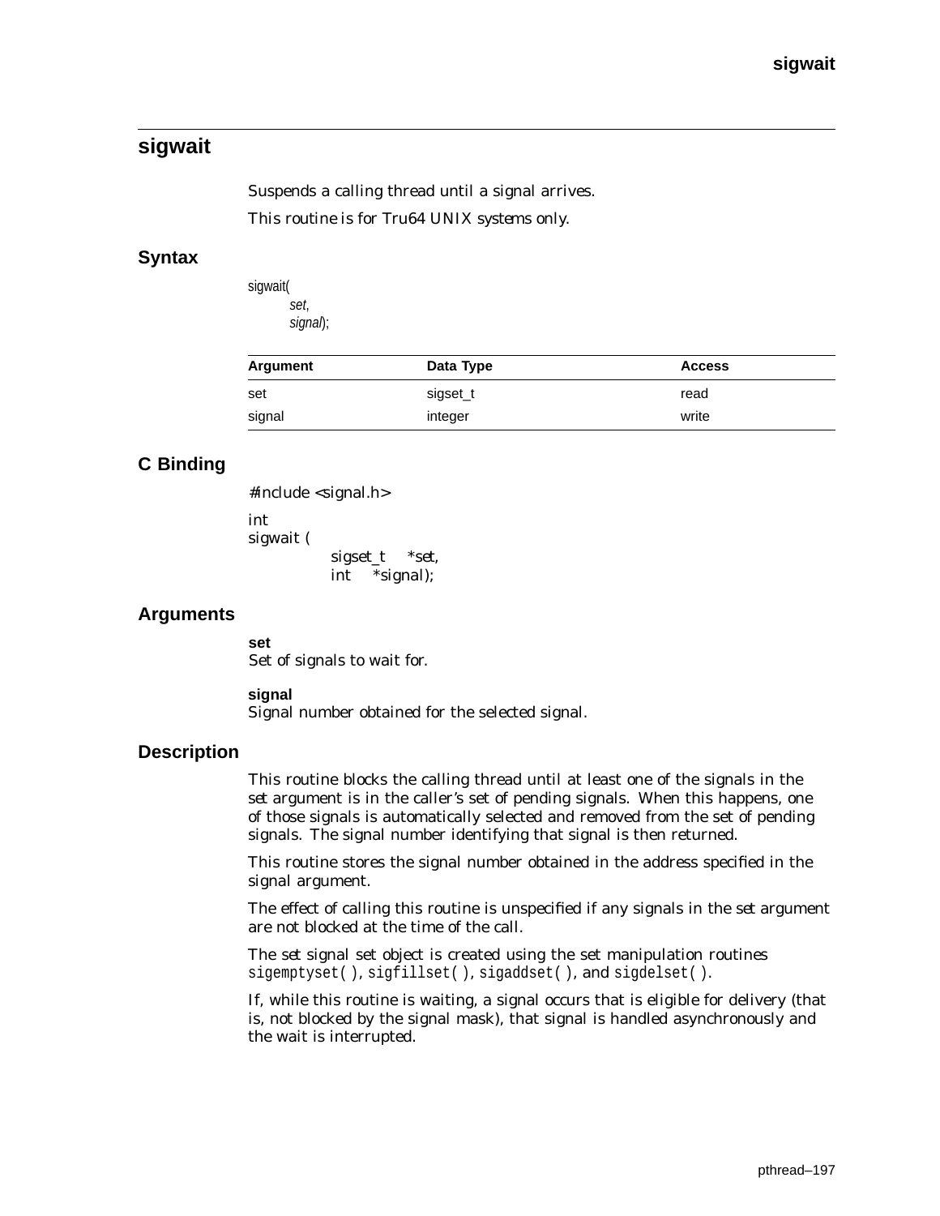## sigwait

Suspends a calling thread until a signal arrives.

*This routine is for Tru64 UNIX systems only.*

### Syntax

```
sigwait(
        set,
        signal);
```

| Argument | Data Type | Access |
| --- | --- | --- |
| set | sigset_t | read |
| signal | integer | write |

### C Binding

```
#include <signal.h>

int
sigwait (
            sigset_t    *set,
            int    *signal);
```

### Arguments

**set**
Set of signals to wait for.

**signal**
Signal number obtained for the selected signal.

### Description

This routine blocks the calling thread until at least one of the signals in the *set* argument is in the caller's set of pending signals. When this happens, one of those signals is automatically selected and removed from the set of pending signals. The signal number identifying that signal is then returned.

This routine stores the signal number obtained in the address specified in the signal argument.

The effect of calling this routine is unspecified if any signals in the *set* argument are not blocked at the time of the call.

The *set* signal set object is created using the set manipulation routines `sigemptyset( )`, `sigfillset( )`, `sigaddset( )`, and `sigdelset( )`.

If, while this routine is waiting, a signal occurs that is eligible for delivery (that is, not blocked by the signal mask), that signal is handled asynchronously and the wait is interrupted.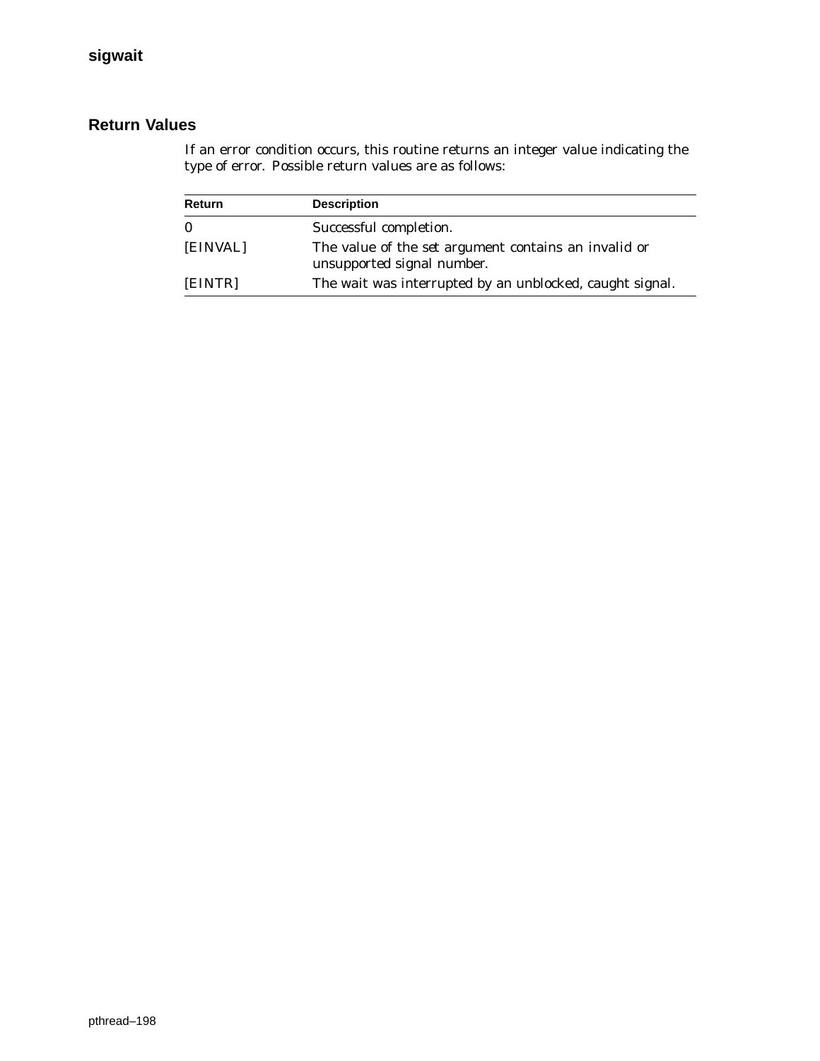## Return Values

If an error condition occurs, this routine returns an integer value indicating the type of error. Possible return values are as follows:

| Return | Description |
|---|---|
| 0 | Successful completion. |
| [EINVAL] | The value of the *set* argument contains an invalid or unsupported signal number. |
| [EINTR] | The wait was interrupted by an unblocked, caught signal. |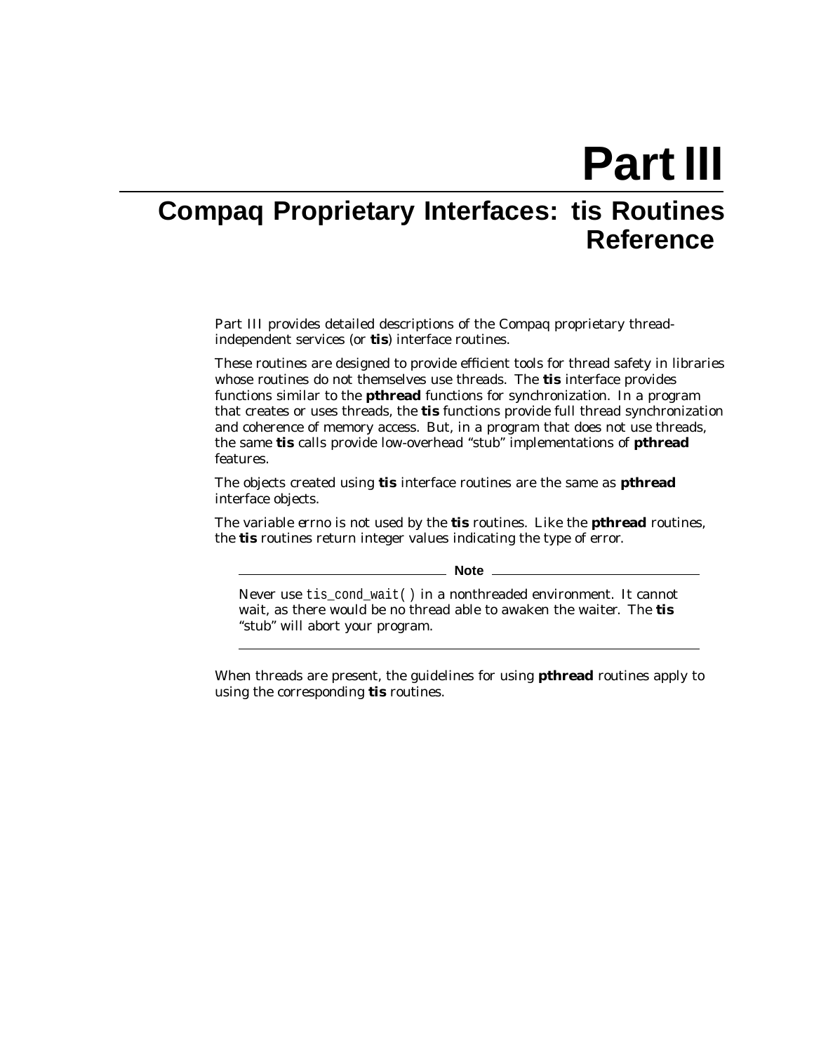# Part III

## Compaq Proprietary Interfaces: tis Routines Reference

Part III provides detailed descriptions of the Compaq proprietary thread-independent services (or **tis**) interface routines.

These routines are designed to provide efficient tools for thread safety in libraries whose routines do not themselves use threads. The **tis** interface provides functions similar to the **pthread** functions for synchronization. In a program that creates or uses threads, the **tis** functions provide full thread synchronization and coherence of memory access. But, in a program that does not use threads, the same **tis** calls provide low-overhead "stub" implementations of **pthread** features.

The objects created using **tis** interface routines are the same as **pthread** interface objects.

The variable errno is not used by the **tis** routines. Like the **pthread** routines, the **tis** routines return integer values indicating the type of error.

---

**Note**

Never use `tis_cond_wait( )` in a nonthreaded environment. It cannot wait, as there would be no thread able to awaken the waiter. The **tis** "stub" will abort your program.

---

When threads are present, the guidelines for using **pthread** routines apply to using the corresponding **tis** routines.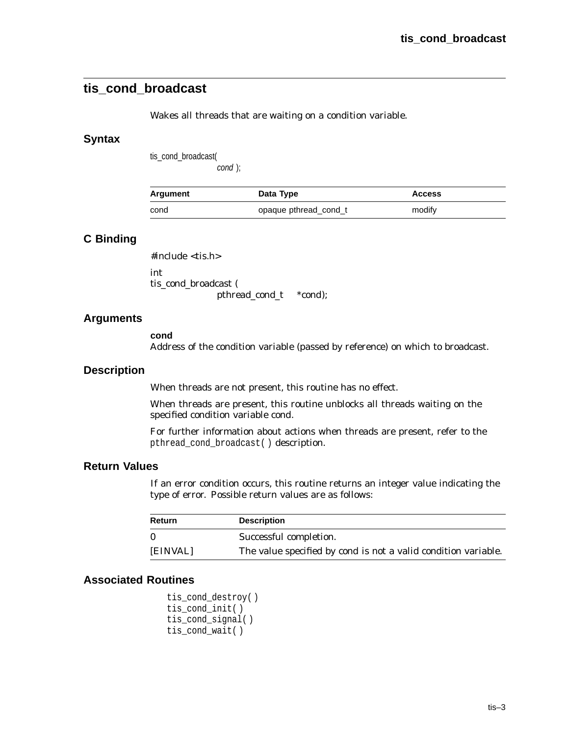## tis_cond_broadcast

Wakes all threads that are waiting on a condition variable.

### Syntax

```
tis_cond_broadcast(
        cond );
```

| Argument | Data Type | Access |
| --- | --- | --- |
| cond | opaque pthread_cond_t | modify |

### C Binding

```
#include <tis.h>

int
tis_cond_broadcast (
        pthread_cond_t    *cond);
```

### Arguments

**cond**
Address of the condition variable (passed by reference) on which to broadcast.

### Description

When threads are not present, this routine has no effect.

When threads are present, this routine unblocks all threads waiting on the specified condition variable cond.

For further information about actions when threads are present, refer to the `pthread_cond_broadcast( )` description.

### Return Values

If an error condition occurs, this routine returns an integer value indicating the type of error. Possible return values are as follows:

| Return | Description |
| --- | --- |
| 0 | Successful completion. |
| [EINVAL] | The value specified by cond is not a valid condition variable. |

### Associated Routines

```
tis_cond_destroy( )
tis_cond_init( )
tis_cond_signal( )
tis_cond_wait( )
```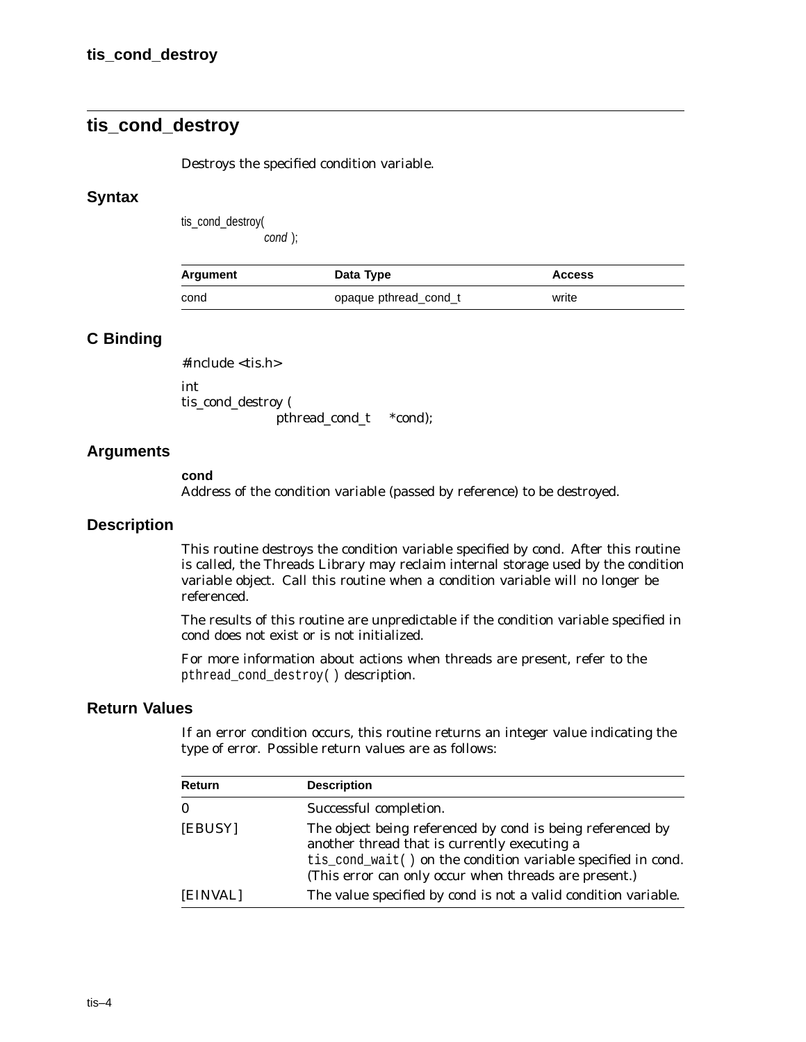## tis_cond_destroy

Destroys the specified condition variable.

### Syntax

```
tis_cond_destroy(
            cond );
```

| Argument | Data Type | Access |
| --- | --- | --- |
| cond | opaque pthread_cond_t | write |

### C Binding

```
#include <tis.h>

int
tis_cond_destroy (
            pthread_cond_t     *cond);
```

### Arguments

**cond**
Address of the condition variable (passed by reference) to be destroyed.

### Description

This routine destroys the condition variable specified by cond. After this routine is called, the Threads Library may reclaim internal storage used by the condition variable object. Call this routine when a condition variable will no longer be referenced.

The results of this routine are unpredictable if the condition variable specified in cond does not exist or is not initialized.

For more information about actions when threads are present, refer to the `pthread_cond_destroy( )` description.

### Return Values

If an error condition occurs, this routine returns an integer value indicating the type of error. Possible return values are as follows:

| Return | Description |
| --- | --- |
| 0 | Successful completion. |
| [EBUSY] | The object being referenced by cond is being referenced by another thread that is currently executing a `tis_cond_wait( )` on the condition variable specified in cond. (This error can only occur when threads are present.) |
| [EINVAL] | The value specified by cond is not a valid condition variable. |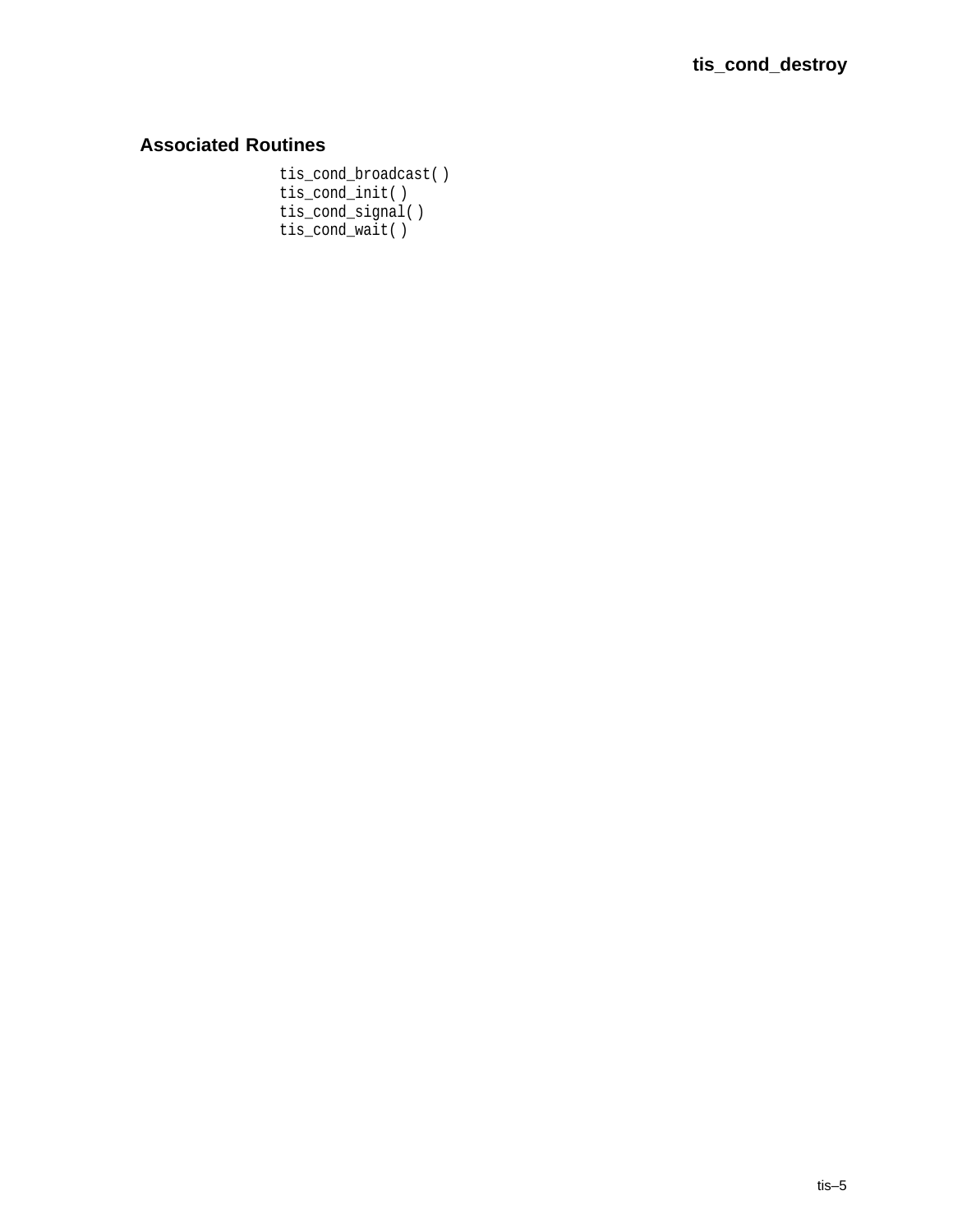## Associated Routines

```
tis_cond_broadcast( )
tis_cond_init( )
tis_cond_signal( )
tis_cond_wait( )
```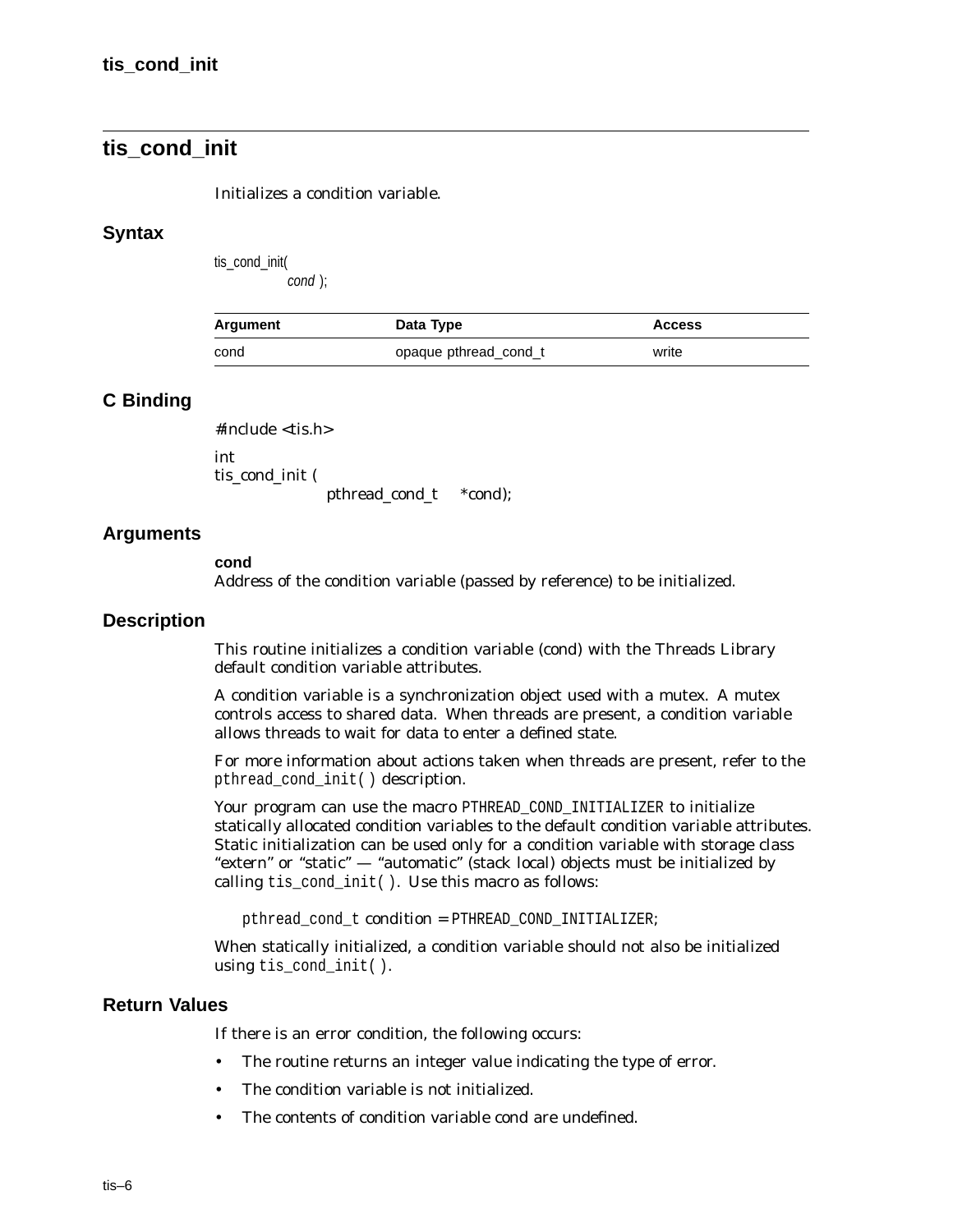# tis_cond_init

Initializes a condition variable.

## Syntax

```
tis_cond_init(
          cond );
```

| Argument | Data Type | Access |
| --- | --- | --- |
| cond | opaque pthread_cond_t | write |

## C Binding

```
#include <tis.h>

int
tis_cond_init (
          pthread_cond_t     *cond);
```

## Arguments

**cond**
Address of the condition variable (passed by reference) to be initialized.

## Description

This routine initializes a condition variable (cond) with the Threads Library default condition variable attributes.

A condition variable is a synchronization object used with a mutex. A mutex controls access to shared data. When threads are present, a condition variable allows threads to wait for data to enter a defined state.

For more information about actions taken when threads are present, refer to the `pthread_cond_init( )` description.

Your program can use the macro `PTHREAD_COND_INITIALIZER` to initialize statically allocated condition variables to the default condition variable attributes. Static initialization can be used only for a condition variable with storage class "extern" or "static" — "automatic" (stack local) objects must be initialized by calling `tis_cond_init( )`. Use this macro as follows:

```
pthread_cond_t condition = PTHREAD_COND_INITIALIZER;
```

When statically initialized, a condition variable should not also be initialized using `tis_cond_init( )`.

## Return Values

If there is an error condition, the following occurs:

- The routine returns an integer value indicating the type of error.
- The condition variable is not initialized.
- The contents of condition variable cond are undefined.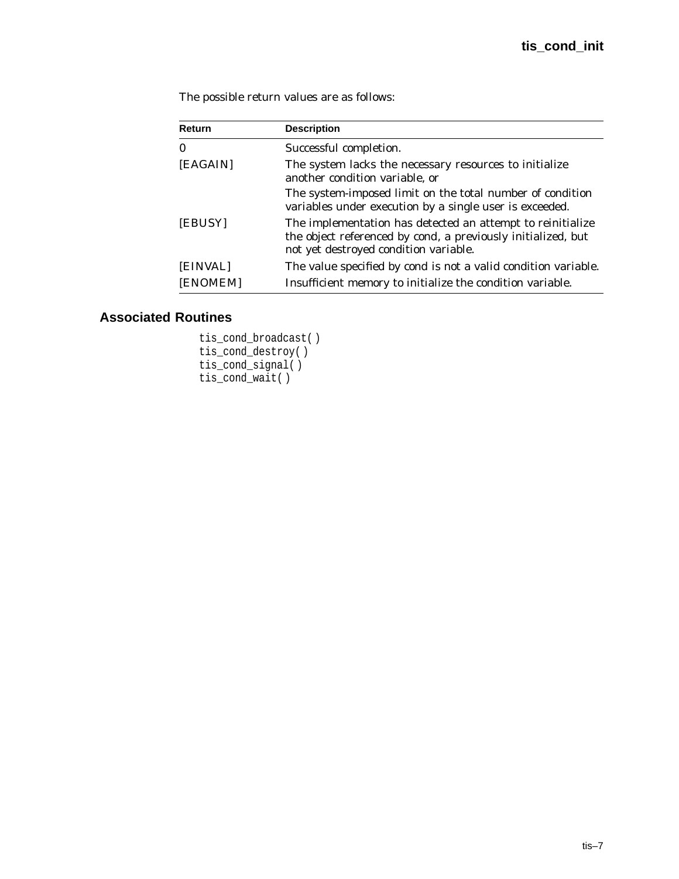The possible return values are as follows:

| Return | Description |
|---|---|
| 0 | Successful completion. |
| [EAGAIN] | The system lacks the necessary resources to initialize another condition variable, or<br>The system-imposed limit on the total number of condition variables under execution by a single user is exceeded. |
| [EBUSY] | The implementation has detected an attempt to reinitialize the object referenced by cond, a previously initialized, but not yet destroyed condition variable. |
| [EINVAL] | The value specified by cond is not a valid condition variable. |
| [ENOMEM] | Insufficient memory to initialize the condition variable. |

## Associated Routines

```
tis_cond_broadcast( )
tis_cond_destroy( )
tis_cond_signal( )
tis_cond_wait( )
```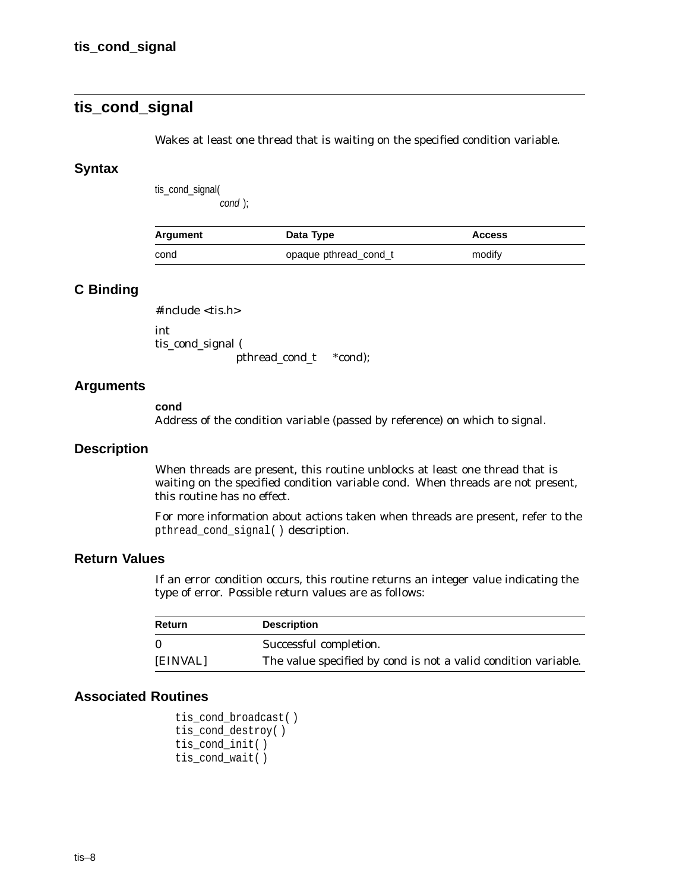## tis_cond_signal

Wakes at least one thread that is waiting on the specified condition variable.

### Syntax

```
tis_cond_signal(
        cond );
```

| Argument | Data Type | Access |
|---|---|---|
| cond | opaque pthread_cond_t | modify |

### C Binding

```
#include <tis.h>

int
tis_cond_signal (
        pthread_cond_t    *cond);
```

### Arguments

**cond**
Address of the condition variable (passed by reference) on which to signal.

### Description

When threads are present, this routine unblocks at least one thread that is waiting on the specified condition variable cond. When threads are not present, this routine has no effect.

For more information about actions taken when threads are present, refer to the `pthread_cond_signal( )` description.

### Return Values

If an error condition occurs, this routine returns an integer value indicating the type of error. Possible return values are as follows:

| Return | Description |
|---|---|
| 0 | Successful completion. |
| [EINVAL] | The value specified by cond is not a valid condition variable. |

### Associated Routines

```
tis_cond_broadcast( )
tis_cond_destroy( )
tis_cond_init( )
tis_cond_wait( )
```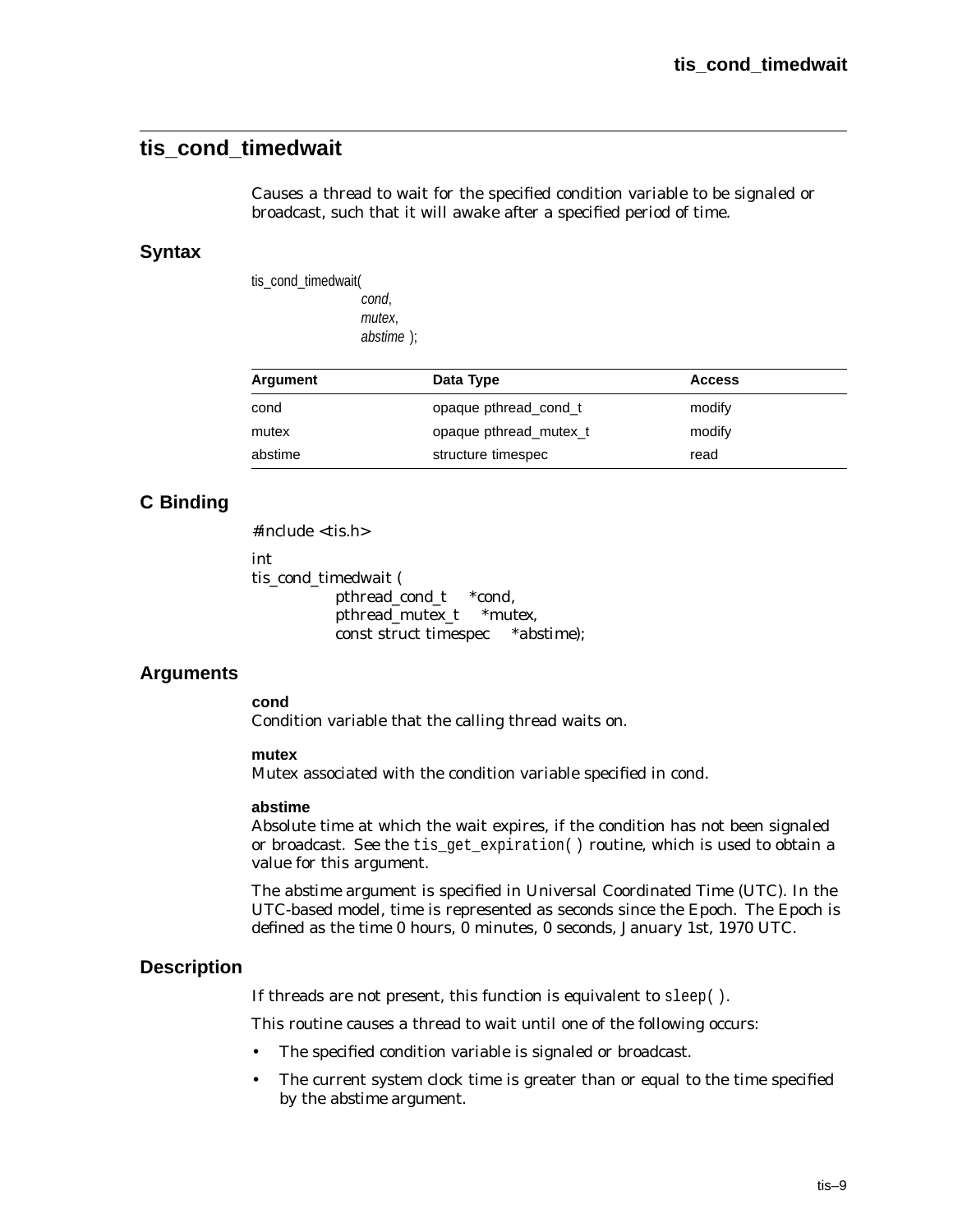## tis_cond_timedwait

Causes a thread to wait for the specified condition variable to be signaled or broadcast, such that it will awake after a specified period of time.

### Syntax

```
tis_cond_timedwait(
            cond,
            mutex,
            abstime );
```

| Argument | Data Type | Access |
|---|---|---|
| cond | opaque pthread_cond_t | modify |
| mutex | opaque pthread_mutex_t | modify |
| abstime | structure timespec | read |

### C Binding

```
#include <tis.h>

int
tis_cond_timedwait (
        pthread_cond_t    *cond,
        pthread_mutex_t   *mutex,
        const struct timespec   *abstime);
```

### Arguments

**cond**
Condition variable that the calling thread waits on.

**mutex**
Mutex associated with the condition variable specified in cond.

**abstime**
Absolute time at which the wait expires, if the condition has not been signaled or broadcast. See the `tis_get_expiration( )` routine, which is used to obtain a value for this argument.

The abstime argument is specified in Universal Coordinated Time (UTC). In the UTC-based model, time is represented as seconds since the Epoch. The Epoch is defined as the time 0 hours, 0 minutes, 0 seconds, January 1st, 1970 UTC.

### Description

If threads are not present, this function is equivalent to `sleep( )`.

This routine causes a thread to wait until one of the following occurs:

- The specified condition variable is signaled or broadcast.
- The current system clock time is greater than or equal to the time specified by the abstime argument.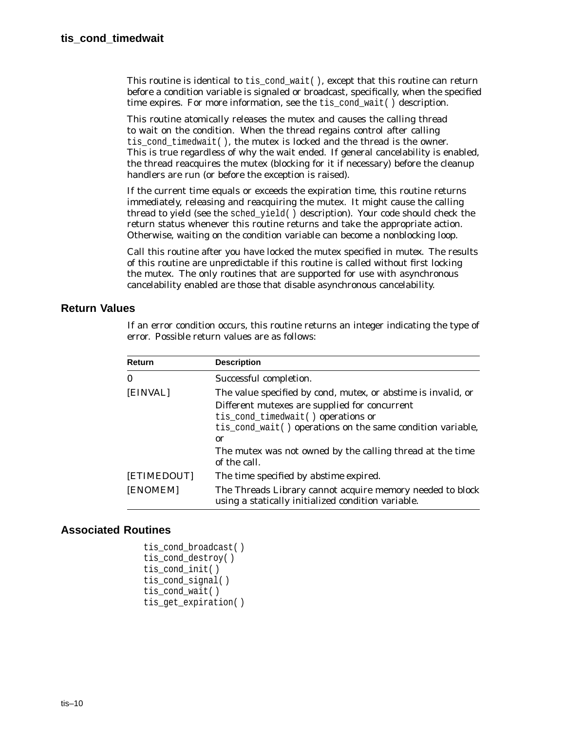**tis_cond_timedwait**

This routine is identical to tis_cond_wait( ), except that this routine can return before a condition variable is signaled or broadcast, specifically, when the specified time expires. For more information, see the tis_cond_wait( ) description.

This routine atomically releases the mutex and causes the calling thread to wait on the condition. When the thread regains control after calling tis_cond_timedwait( ), the mutex is locked and the thread is the owner. This is true regardless of why the wait ended. If general cancelability is enabled, the thread reacquires the mutex (blocking for it if necessary) before the cleanup handlers are run (or before the exception is raised).

If the current time equals or exceeds the expiration time, this routine returns immediately, releasing and reacquiring the mutex. It might cause the calling thread to yield (see the sched_yield( ) description). Your code should check the return status whenever this routine returns and take the appropriate action. Otherwise, waiting on the condition variable can become a nonblocking loop.

Call this routine after you have locked the mutex specified in *mutex*. The results of this routine are unpredictable if this routine is called without first locking the mutex. The only routines that are supported for use with asynchronous cancelability enabled are those that disable asynchronous cancelability.

## Return Values

If an error condition occurs, this routine returns an integer indicating the type of error. Possible return values are as follows:

| Return | Description |
|---|---|
| 0 | Successful completion. |
| [EINVAL] | The value specified by *cond*, *mutex*, or *abstime* is invalid, or<br>Different mutexes are supplied for concurrent tis_cond_timedwait( ) operations or tis_cond_wait( ) operations on the same condition variable, or<br>The mutex was not owned by the calling thread at the time of the call. |
| [ETIMEDOUT] | The time specified by *abstime* expired. |
| [ENOMEM] | The Threads Library cannot acquire memory needed to block using a statically initialized condition variable. |

## Associated Routines

```
tis_cond_broadcast( )
tis_cond_destroy( )
tis_cond_init( )
tis_cond_signal( )
tis_cond_wait( )
tis_get_expiration( )
```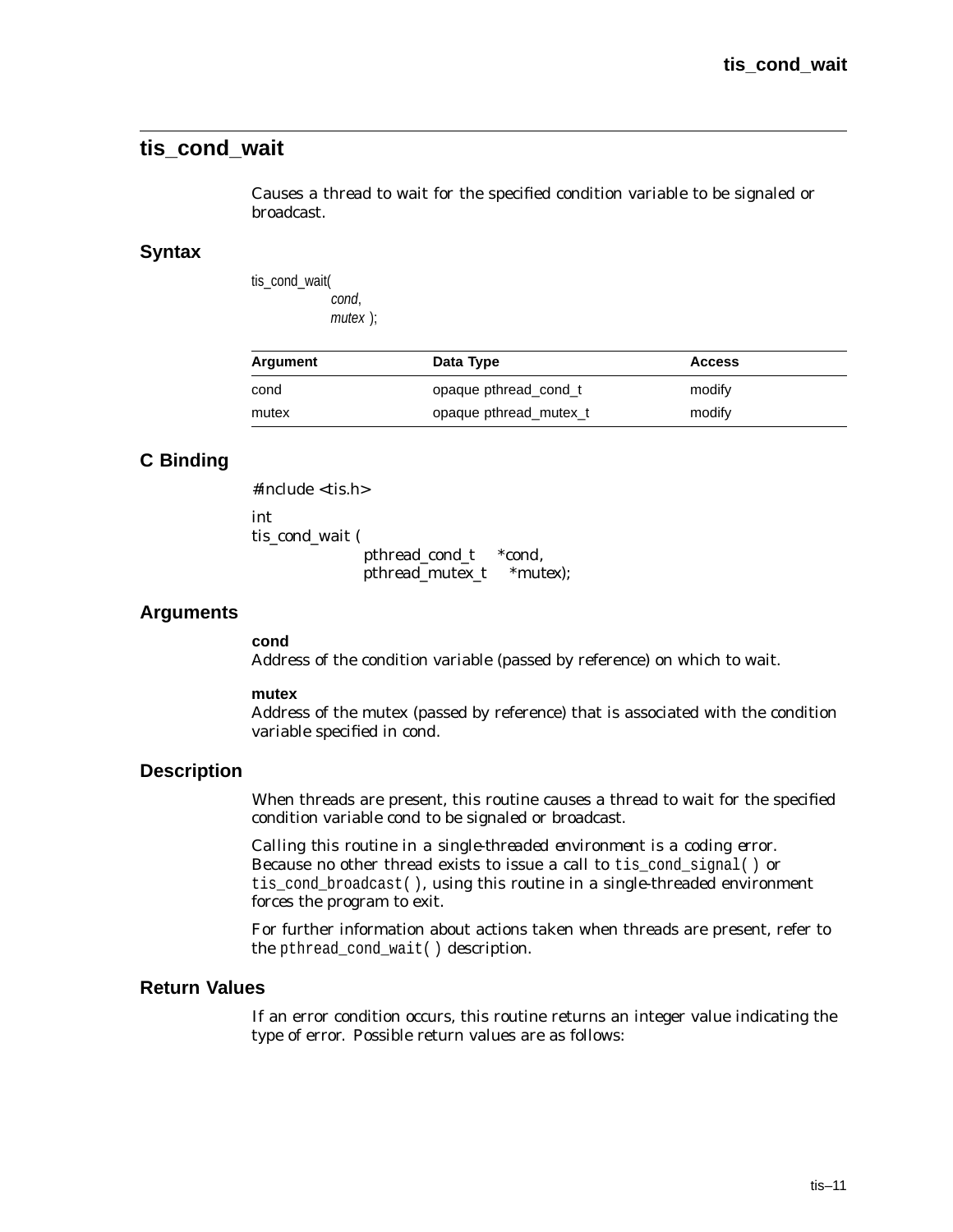## tis_cond_wait

Causes a thread to wait for the specified condition variable to be signaled or broadcast.

### Syntax

```
tis_cond_wait(
            cond,
            mutex );
```

| Argument | Data Type | Access |
|---|---|---|
| cond | opaque pthread_cond_t | modify |
| mutex | opaque pthread_mutex_t | modify |

### C Binding

```
#include <tis.h>

int
tis_cond_wait (
            pthread_cond_t     *cond,
            pthread_mutex_t    *mutex);
```

### Arguments

**cond**
Address of the condition variable (passed by reference) on which to wait.

**mutex**
Address of the mutex (passed by reference) that is associated with the condition variable specified in cond.

### Description

When threads are present, this routine causes a thread to wait for the specified condition variable cond to be signaled or broadcast.

Calling this routine in a single-threaded environment is a coding error. Because no other thread exists to issue a call to `tis_cond_signal( )` or `tis_cond_broadcast( )`, using this routine in a single-threaded environment forces the program to exit.

For further information about actions taken when threads are present, refer to the `pthread_cond_wait( )` description.

### Return Values

If an error condition occurs, this routine returns an integer value indicating the type of error. Possible return values are as follows: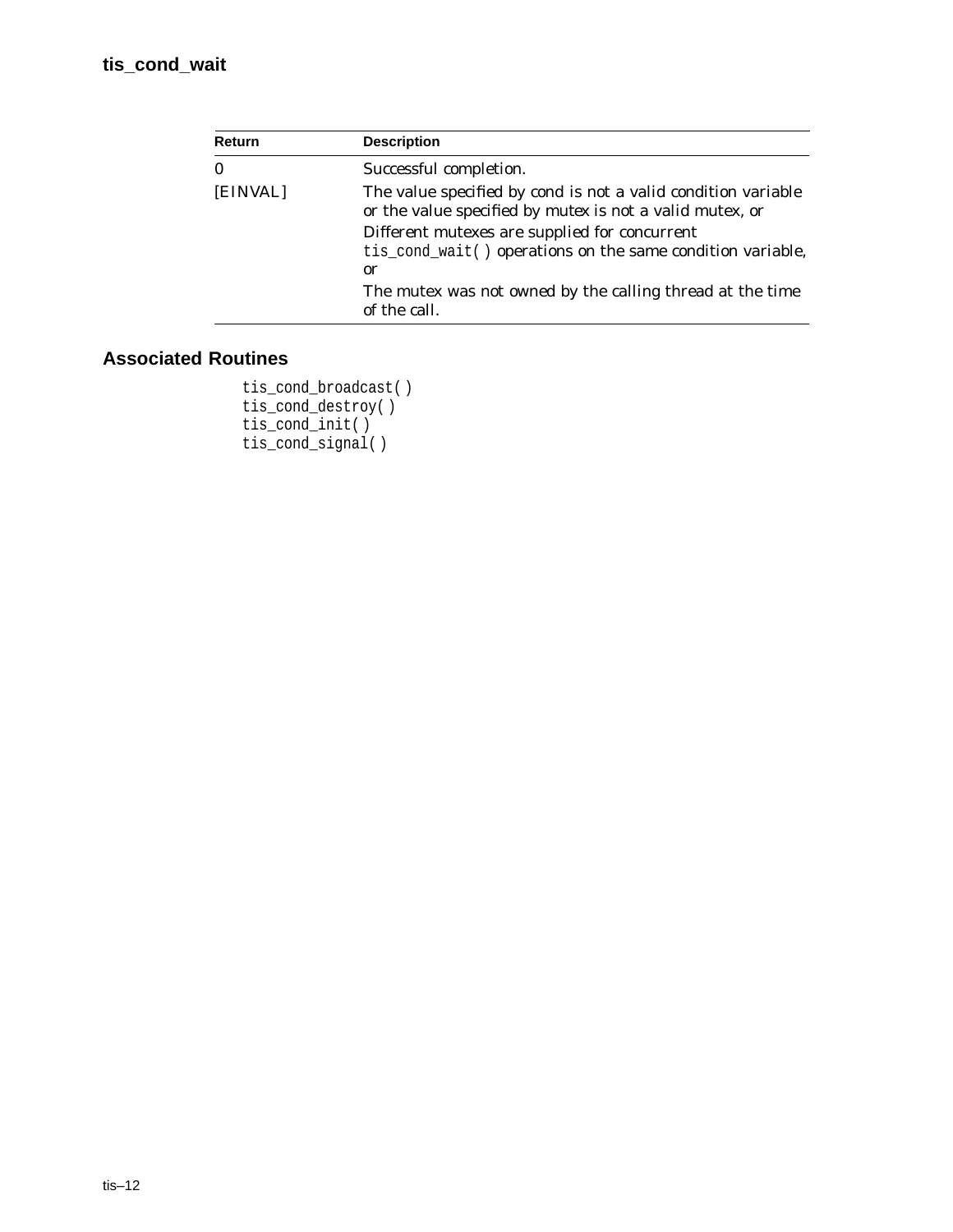| Return | Description |
| --- | --- |
| 0 | Successful completion. |
| [EINVAL] | The value specified by cond is not a valid condition variable or the value specified by mutex is not a valid mutex, or<br>Different mutexes are supplied for concurrent `tis_cond_wait( )` operations on the same condition variable, or<br>The mutex was not owned by the calling thread at the time of the call. |

## Associated Routines

```
tis_cond_broadcast( )
tis_cond_destroy( )
tis_cond_init( )
tis_cond_signal( )
```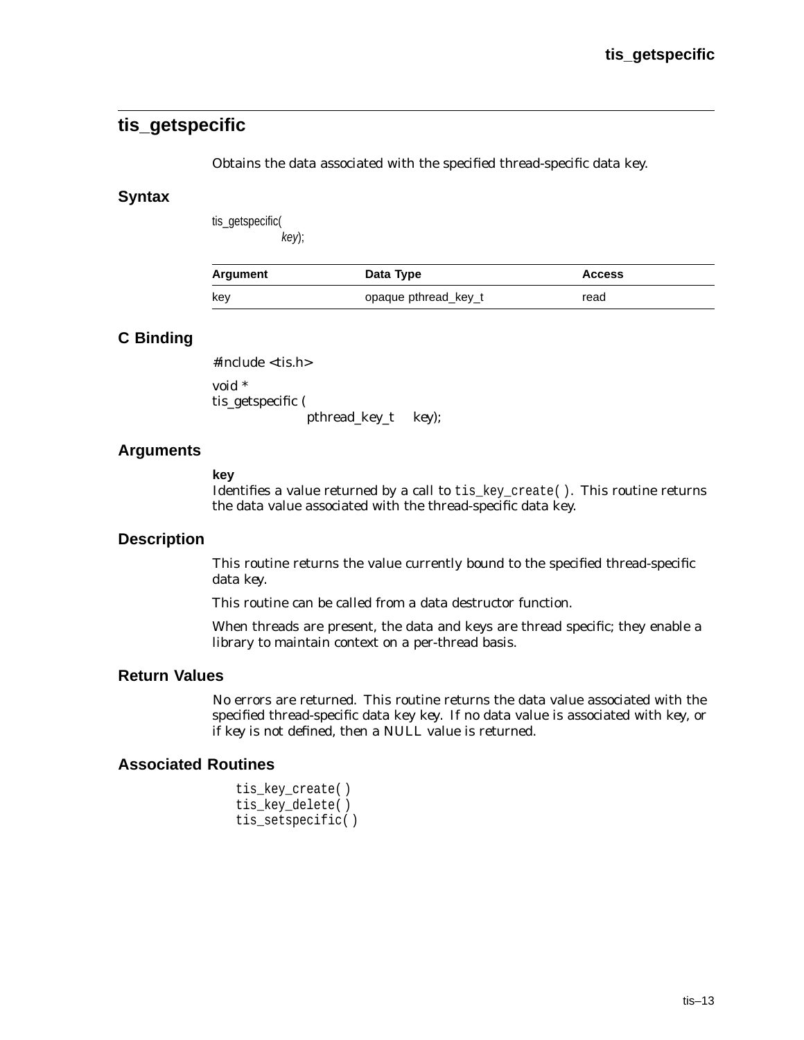## tis_getspecific

Obtains the data associated with the specified thread-specific data key.

### Syntax

```
tis_getspecific(
        key);
```

| Argument | Data Type | Access |
|---|---|---|
| key | opaque pthread_key_t | read |

### C Binding

```
#include <tis.h>

void *
tis_getspecific (
            pthread_key_t    key);
```

### Arguments

**key**
Identifies a value returned by a call to `tis_key_create( )`. This routine returns the data value associated with the thread-specific data key.

### Description

This routine returns the value currently bound to the specified thread-specific data key.

This routine can be called from a data destructor function.

When threads are present, the data and keys are thread specific; they enable a library to maintain context on a per-thread basis.

### Return Values

No errors are returned. This routine returns the data value associated with the specified thread-specific data key *key*. If no data value is associated with *key*, or if *key* is not defined, then a NULL value is returned.

### Associated Routines

```
tis_key_create( )
tis_key_delete( )
tis_setspecific( )
```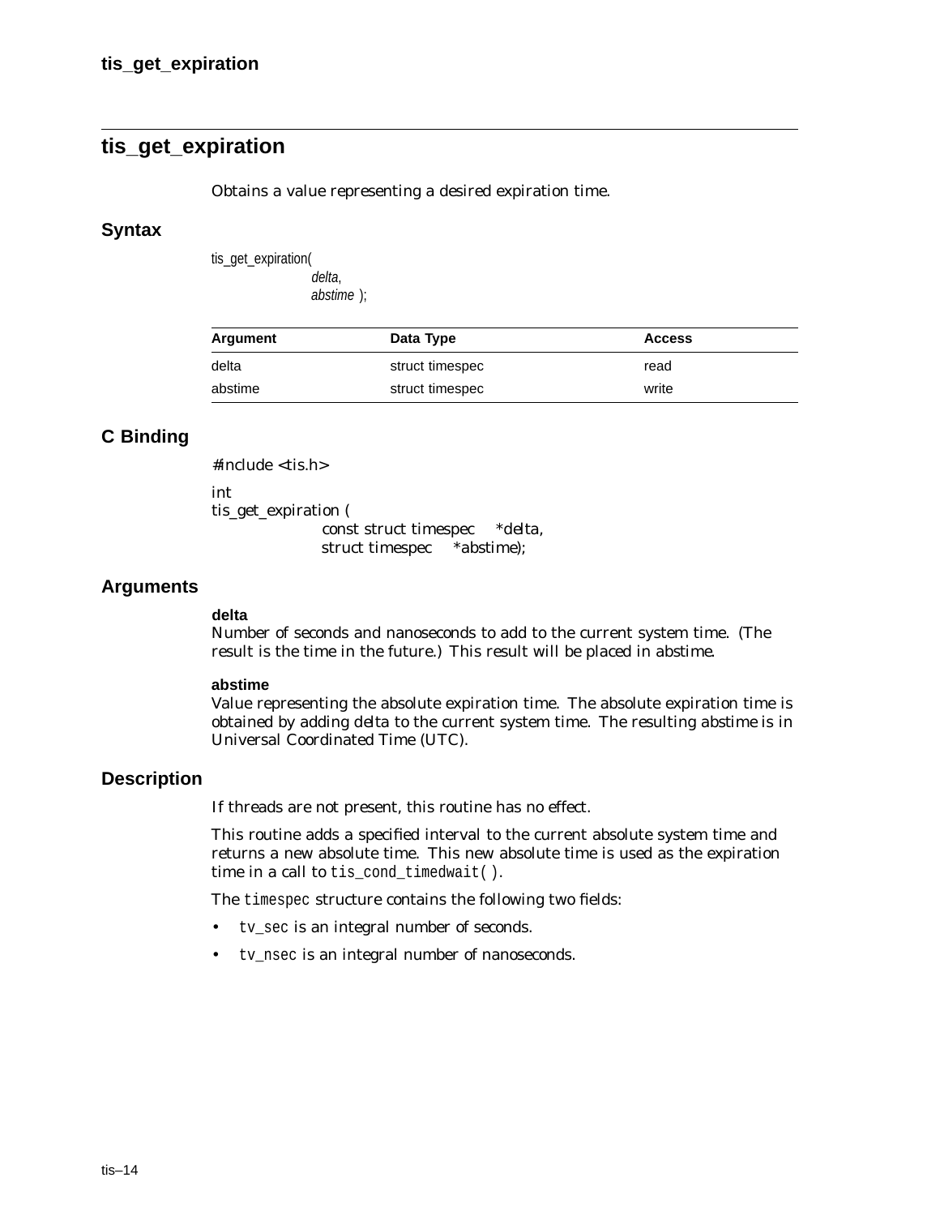## tis_get_expiration

Obtains a value representing a desired expiration time.

### Syntax

```
tis_get_expiration(
                delta,
                abstime );
```

| Argument | Data Type | Access |
|---|---|---|
| delta | struct timespec | read |
| abstime | struct timespec | write |

### C Binding

```
#include <tis.h>

int
tis_get_expiration (
                const struct timespec     *delta,
                struct timespec     *abstime);
```

### Arguments

**delta**
Number of seconds and nanoseconds to add to the current system time. (The result is the time in the future.) This result will be placed in *abstime*.

**abstime**
Value representing the absolute expiration time. The absolute expiration time is obtained by adding *delta* to the current system time. The resulting *abstime* is in Universal Coordinated Time (UTC).

### Description

If threads are not present, this routine has no effect.

This routine adds a specified interval to the current absolute system time and returns a new absolute time. This new absolute time is used as the expiration time in a call to `tis_cond_timedwait( )`.

The `timespec` structure contains the following two fields:

- `tv_sec` is an integral number of seconds.
- `tv_nsec` is an integral number of nanoseconds.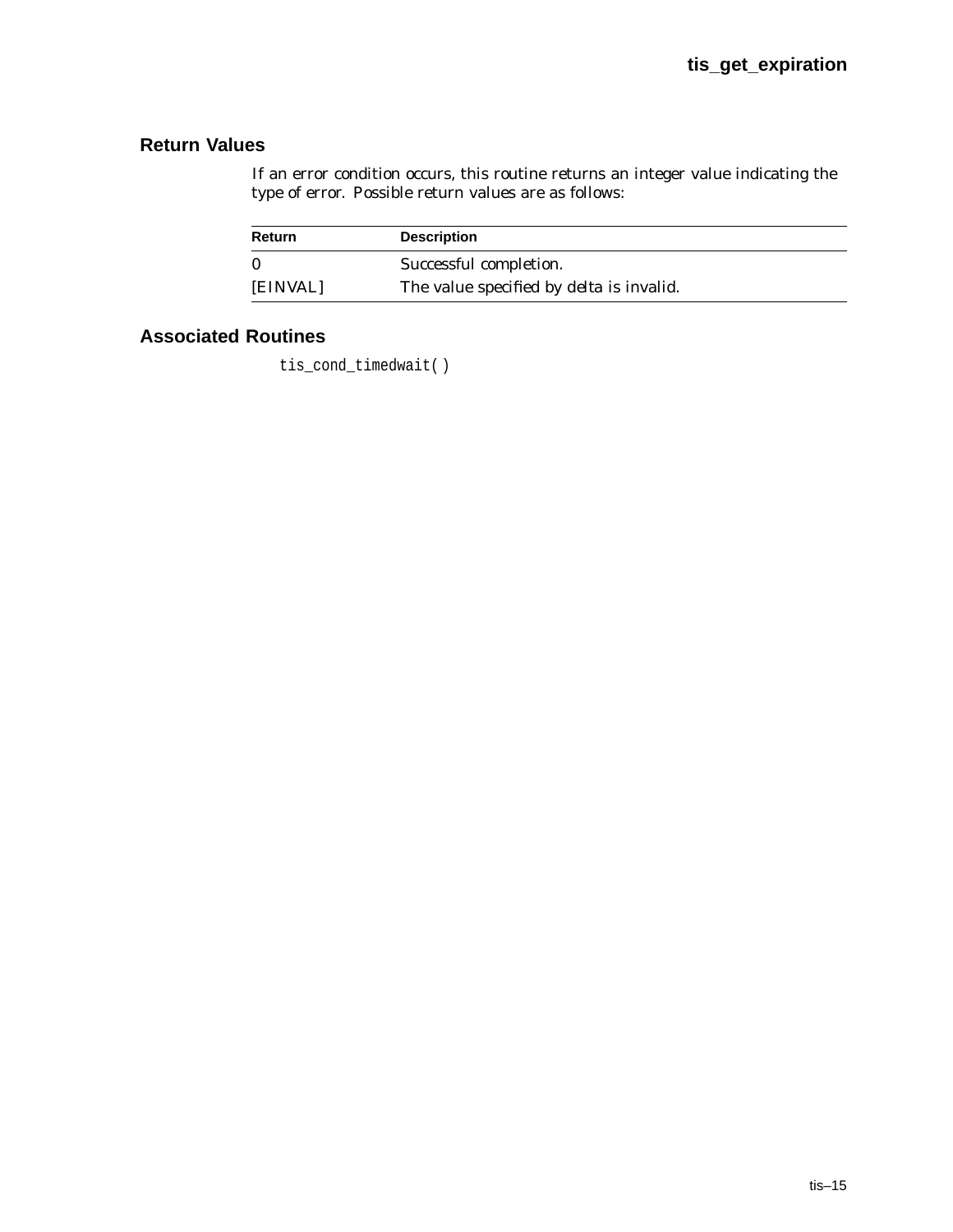## Return Values

If an error condition occurs, this routine returns an integer value indicating the type of error. Possible return values are as follows:

| Return | Description |
|---|---|
| 0 | Successful completion. |
| [EINVAL] | The value specified by delta is invalid. |

## Associated Routines

`tis_cond_timedwait( )`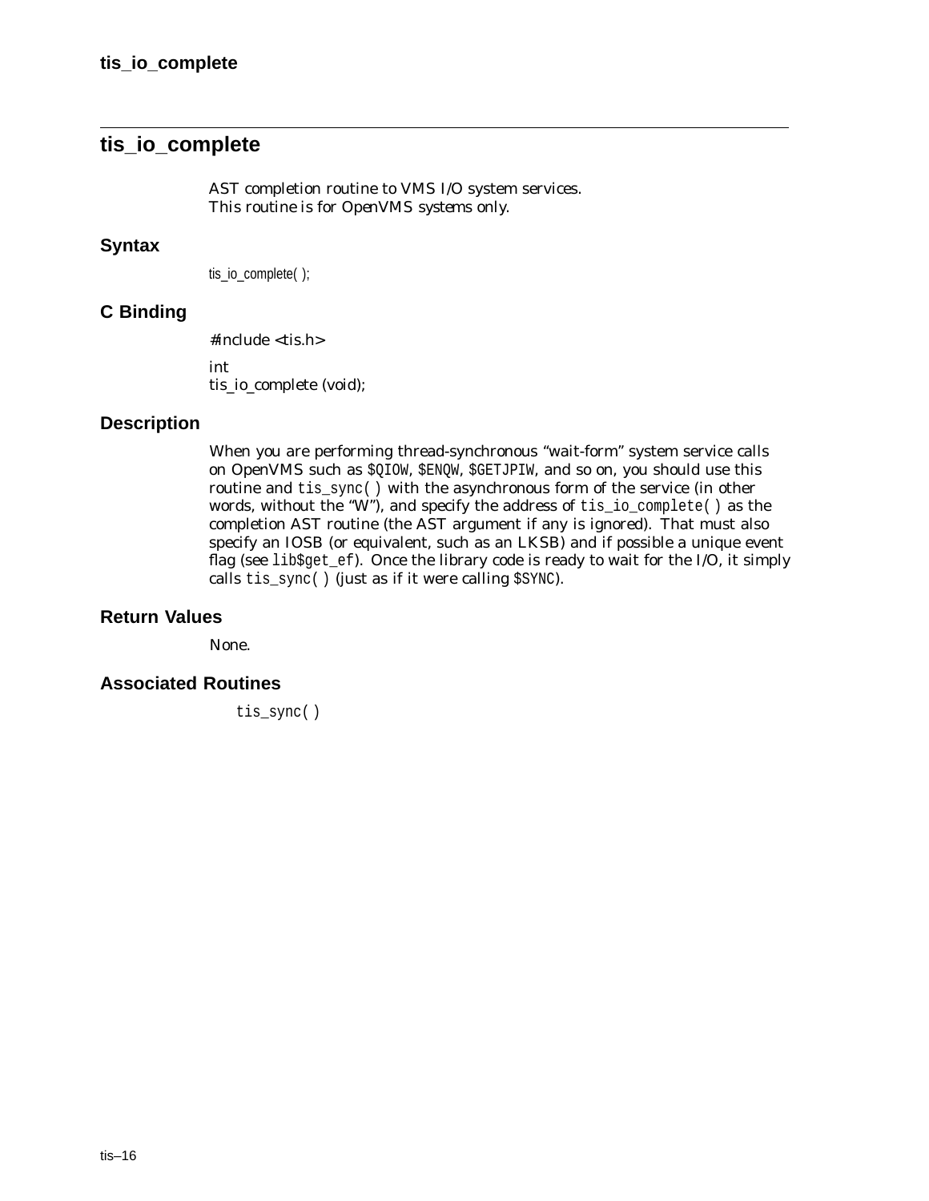## tis_io_complete

AST completion routine to VMS I/O system services.
This routine is for OpenVMS systems only.

### Syntax

```
tis_io_complete( );
```

### C Binding

```
#include <tis.h>

int
tis_io_complete (void);
```

### Description

When you are performing thread-synchronous "wait-form" system service calls on OpenVMS such as `$QIOW`, `$ENQW`, `$GETJPIW`, and so on, you should use this routine and `tis_sync( )` with the asynchronous form of the service (in other words, without the "W"), and specify the address of `tis_io_complete( )` as the completion AST routine (the AST argument if any is ignored). That must also specify an IOSB (or equivalent, such as an LKSB) and if possible a unique event flag (see `lib$get_ef`). Once the library code is ready to wait for the I/O, it simply calls `tis_sync( )` (just as if it were calling `$SYNC`).

### Return Values

None.

### Associated Routines

`tis_sync( )`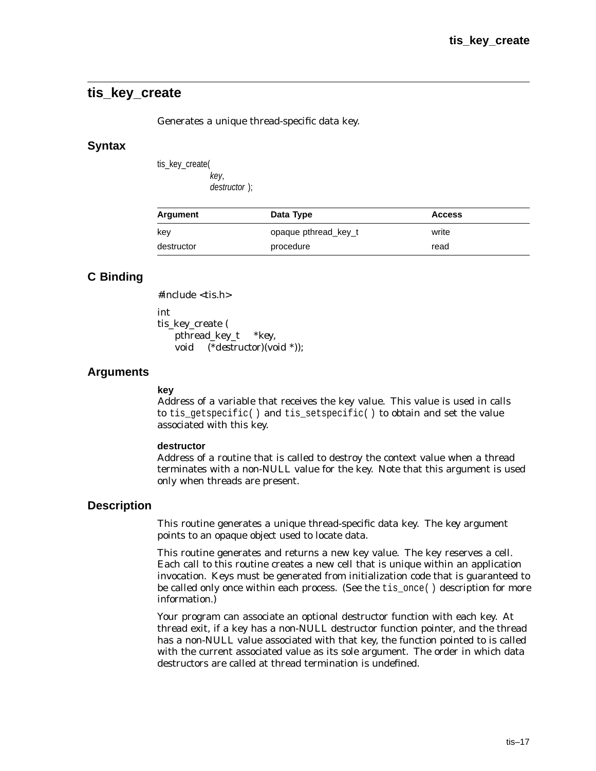## tis_key_create

Generates a unique thread-specific data key.

### Syntax

```
tis_key_create(
        key,
        destructor );
```

| Argument | Data Type | Access |
|---|---|---|
| key | opaque pthread_key_t | write |
| destructor | procedure | read |

### C Binding

```
#include <tis.h>

int
tis_key_create (
    pthread_key_t    *key,
    void    (*destructor)(void *));
```

### Arguments

**key**
Address of a variable that receives the key value. This value is used in calls to `tis_getspecific( )` and `tis_setspecific( )` to obtain and set the value associated with this key.

**destructor**
Address of a routine that is called to destroy the context value when a thread terminates with a non-NULL value for the key. Note that this argument is used only when threads are present.

### Description

This routine generates a unique thread-specific data key. The *key* argument points to an opaque object used to locate data.

This routine generates and returns a new key value. The key reserves a cell. Each call to this routine creates a new cell that is unique within an application invocation. Keys must be generated from initialization code that is guaranteed to be called only once within each process. (See the `tis_once( )` description for more information.)

Your program can associate an optional destructor function with each key. At thread exit, if a key has a non-NULL destructor function pointer, and the thread has a non-NULL value associated with that key, the function pointed to is called with the current associated value as its sole argument. The order in which data destructors are called at thread termination is undefined.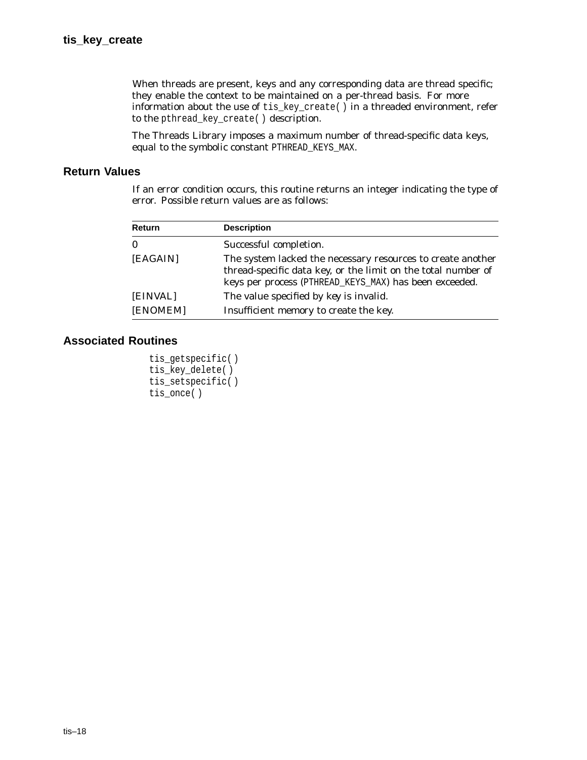When threads are present, keys and any corresponding data are thread specific; they enable the context to be maintained on a per-thread basis. For more information about the use of `tis_key_create( )` in a threaded environment, refer to the `pthread_key_create( )` description.

The Threads Library imposes a maximum number of thread-specific data keys, equal to the symbolic constant `PTHREAD_KEYS_MAX`.

## Return Values

If an error condition occurs, this routine returns an integer indicating the type of error. Possible return values are as follows:

| Return | Description |
|---|---|
| 0 | Successful completion. |
| [EAGAIN] | The system lacked the necessary resources to create another thread-specific data key, or the limit on the total number of keys per process (`PTHREAD_KEYS_MAX`) has been exceeded. |
| [EINVAL] | The value specified by *key* is invalid. |
| [ENOMEM] | Insufficient memory to create the key. |

## Associated Routines

```
tis_getspecific( )
tis_key_delete( )
tis_setspecific( )
tis_once( )
```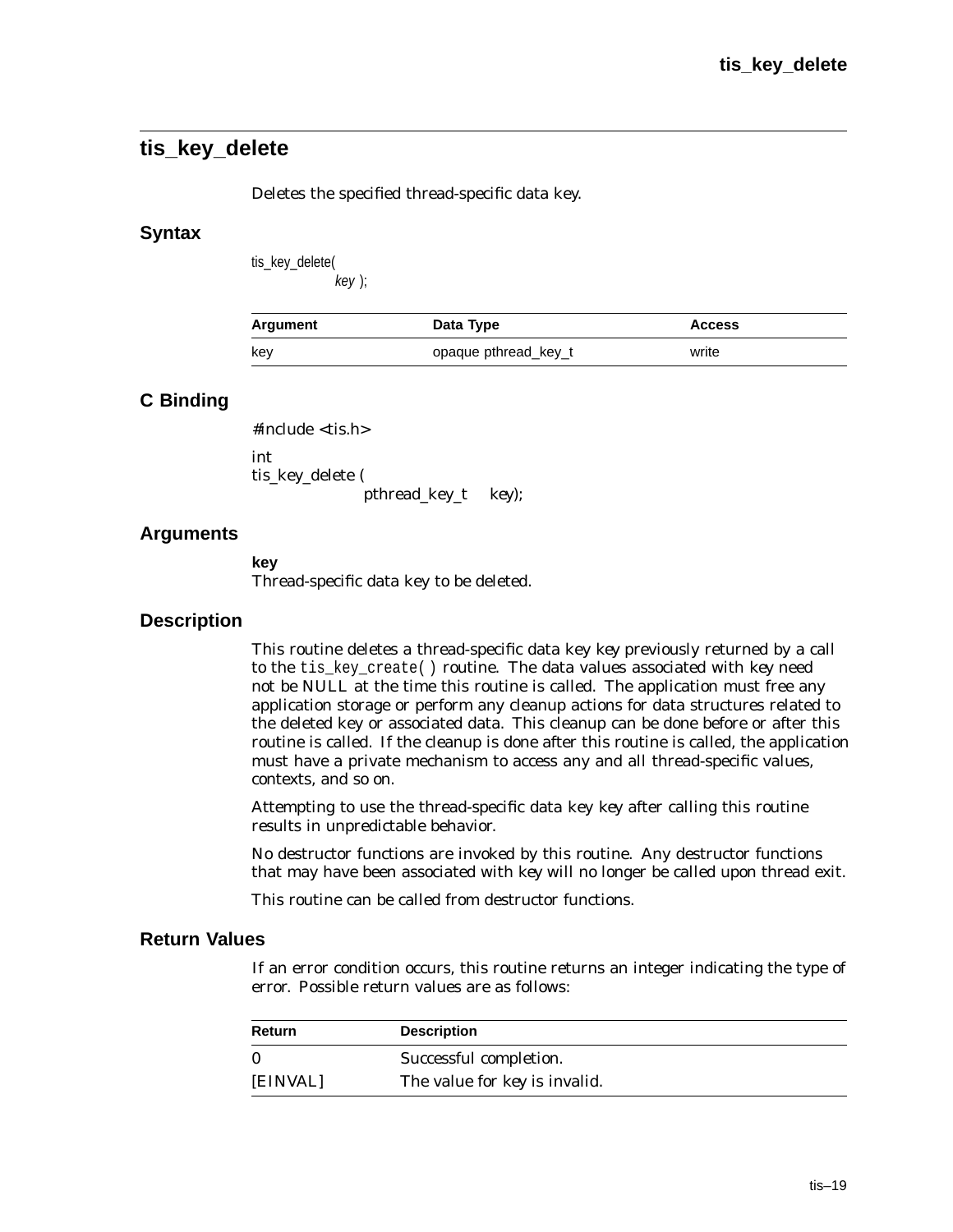## tis_key_delete

Deletes the specified thread-specific data key.

### Syntax

```
tis_key_delete(
        key );
```

| Argument | Data Type | Access |
| --- | --- | --- |
| key | opaque pthread_key_t | write |

### C Binding

```
#include <tis.h>

int
tis_key_delete (
        pthread_key_t    key);
```

### Arguments

**key**
Thread-specific data key to be deleted.

### Description

This routine deletes a thread-specific data key *key* previously returned by a call to the `tis_key_create( )` routine. The data values associated with *key* need not be NULL at the time this routine is called. The application must free any application storage or perform any cleanup actions for data structures related to the deleted key or associated data. This cleanup can be done before or after this routine is called. If the cleanup is done after this routine is called, the application must have a private mechanism to access any and all thread-specific values, contexts, and so on.

Attempting to use the thread-specific data key *key* after calling this routine results in unpredictable behavior.

No destructor functions are invoked by this routine. Any destructor functions that may have been associated with *key* will no longer be called upon thread exit.

This routine can be called from destructor functions.

### Return Values

If an error condition occurs, this routine returns an integer indicating the type of error. Possible return values are as follows:

| Return | Description |
| --- | --- |
| 0 | Successful completion. |
| [EINVAL] | The value for *key* is invalid. |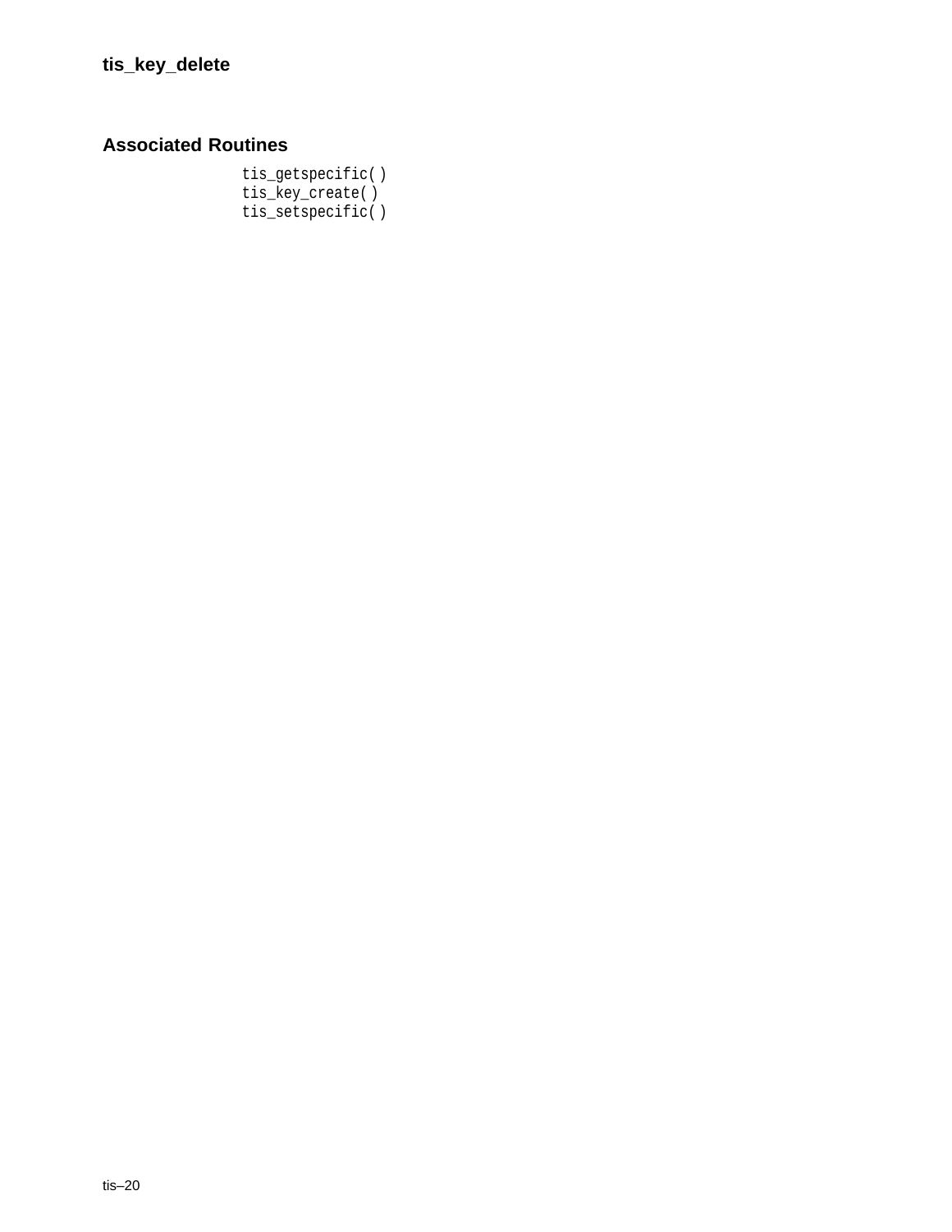## Associated Routines

```
tis_getspecific( )
tis_key_create( )
tis_setspecific( )
```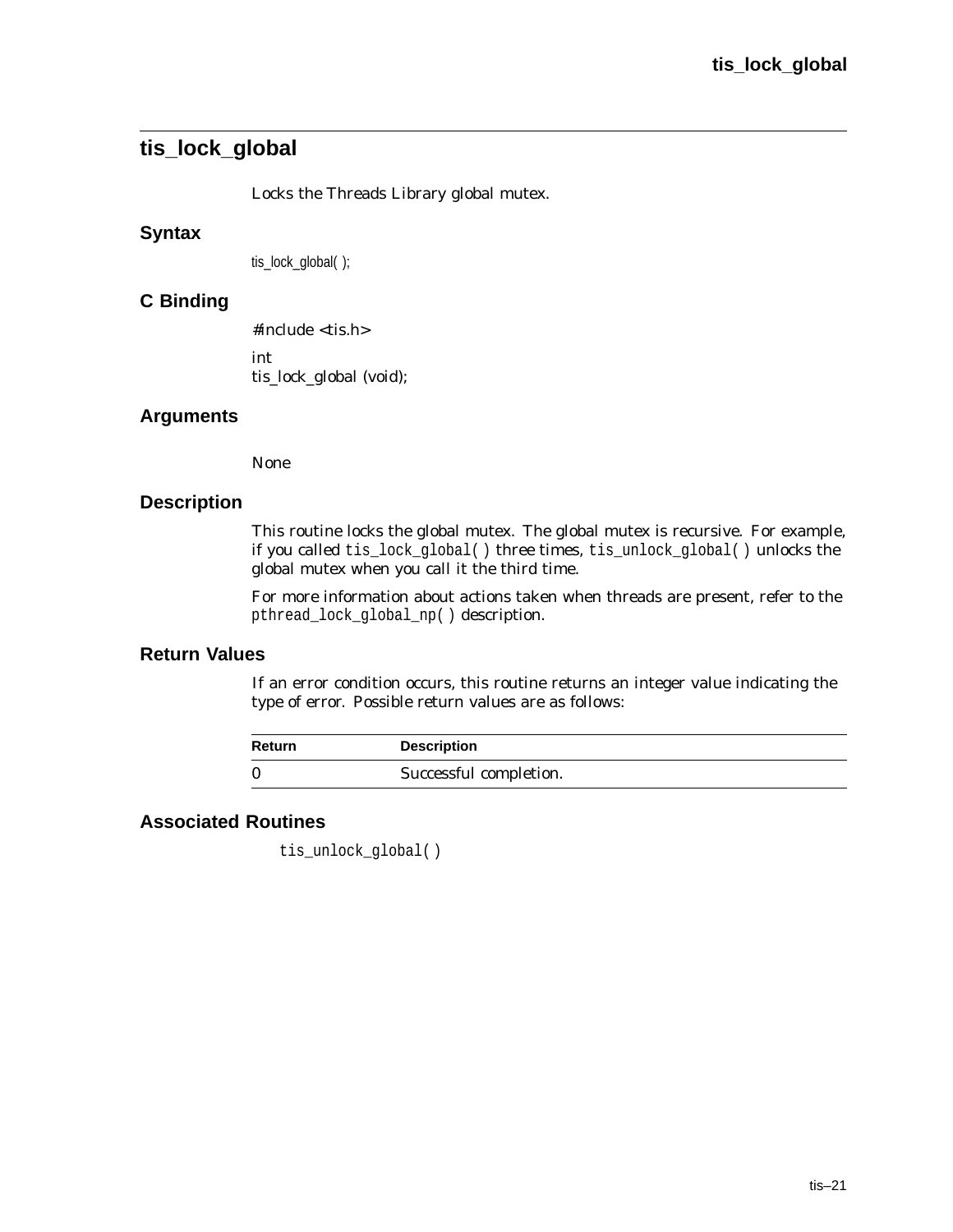## tis_lock_global

Locks the Threads Library global mutex.

### Syntax

```
tis_lock_global( );
```

### C Binding

```
#include <tis.h>

int
tis_lock_global (void);
```

### Arguments

None

### Description

This routine locks the global mutex. The global mutex is recursive. For example, if you called `tis_lock_global( )` three times, `tis_unlock_global( )` unlocks the global mutex when you call it the third time.

For more information about actions taken when threads are present, refer to the `pthread_lock_global_np( )` description.

### Return Values

If an error condition occurs, this routine returns an integer value indicating the type of error. Possible return values are as follows:

| Return | Description |
|---|---|
| 0 | Successful completion. |

### Associated Routines

`tis_unlock_global( )`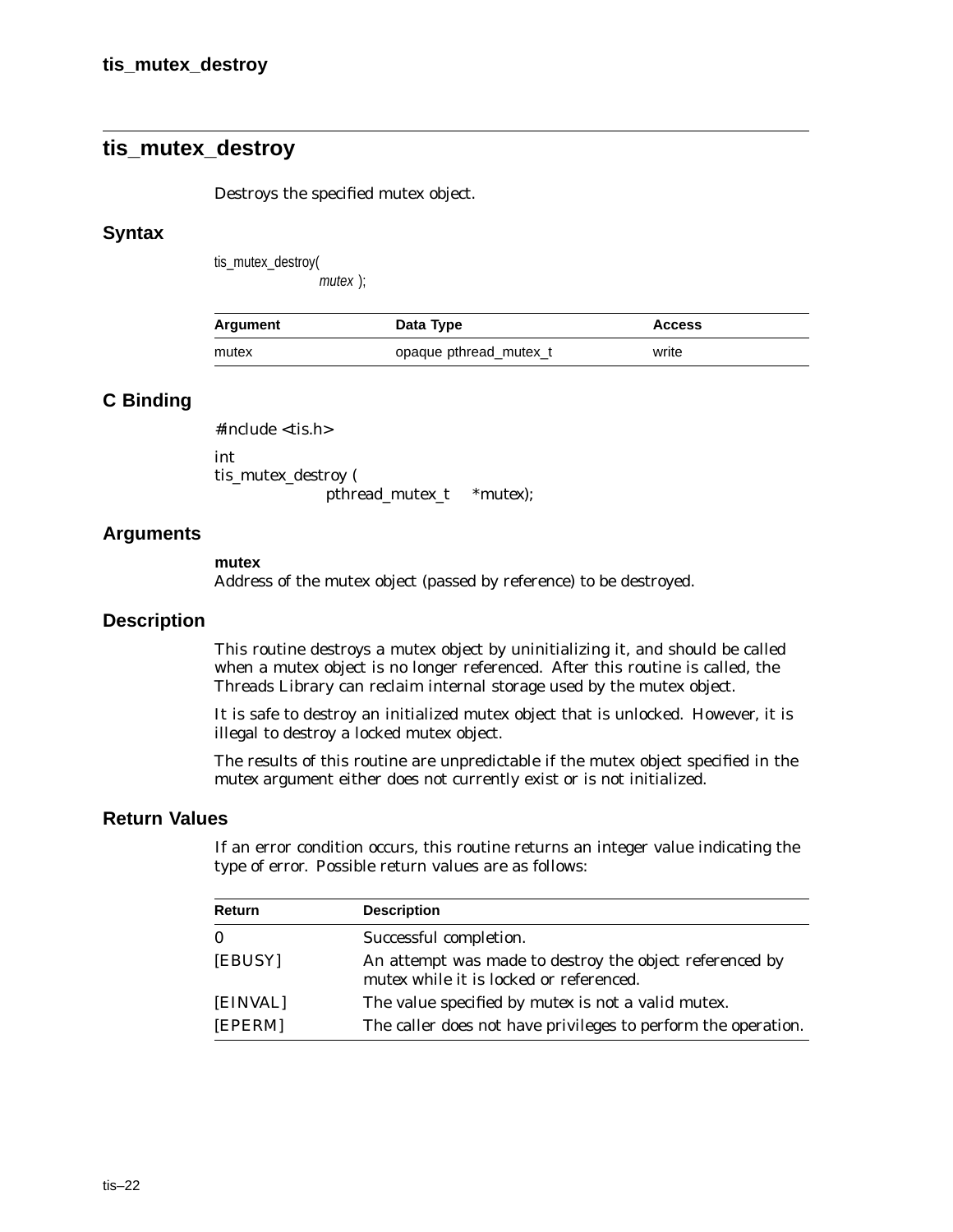## tis_mutex_destroy

Destroys the specified mutex object.

### Syntax

```
tis_mutex_destroy(
            mutex );
```

| Argument | Data Type | Access |
| --- | --- | --- |
| mutex | opaque pthread_mutex_t | write |

### C Binding

```
#include <tis.h>

int
tis_mutex_destroy (
            pthread_mutex_t    *mutex);
```

### Arguments

**mutex**
Address of the mutex object (passed by reference) to be destroyed.

### Description

This routine destroys a mutex object by uninitializing it, and should be called when a mutex object is no longer referenced. After this routine is called, the Threads Library can reclaim internal storage used by the mutex object.

It is safe to destroy an initialized mutex object that is unlocked. However, it is illegal to destroy a locked mutex object.

The results of this routine are unpredictable if the mutex object specified in the mutex argument either does not currently exist or is not initialized.

### Return Values

If an error condition occurs, this routine returns an integer value indicating the type of error. Possible return values are as follows:

| Return | Description |
| --- | --- |
| 0 | Successful completion. |
| [EBUSY] | An attempt was made to destroy the object referenced by mutex while it is locked or referenced. |
| [EINVAL] | The value specified by mutex is not a valid mutex. |
| [EPERM] | The caller does not have privileges to perform the operation. |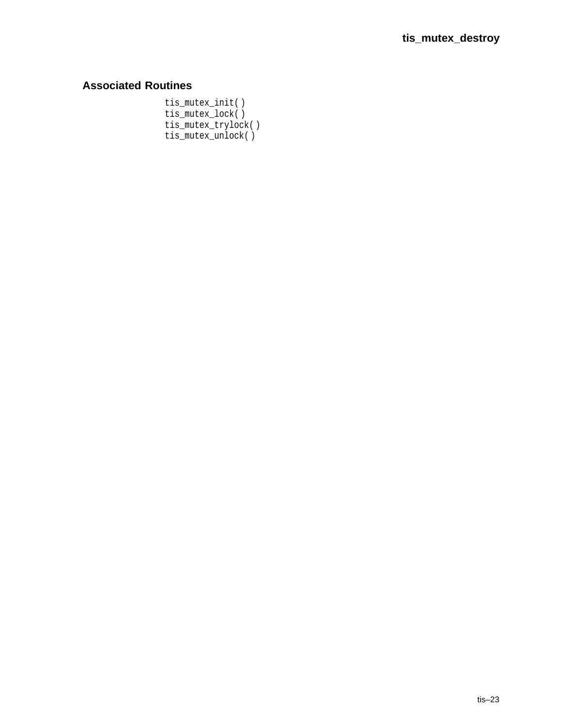## Associated Routines

```
tis_mutex_init( )
tis_mutex_lock( )
tis_mutex_trylock( )
tis_mutex_unlock( )
```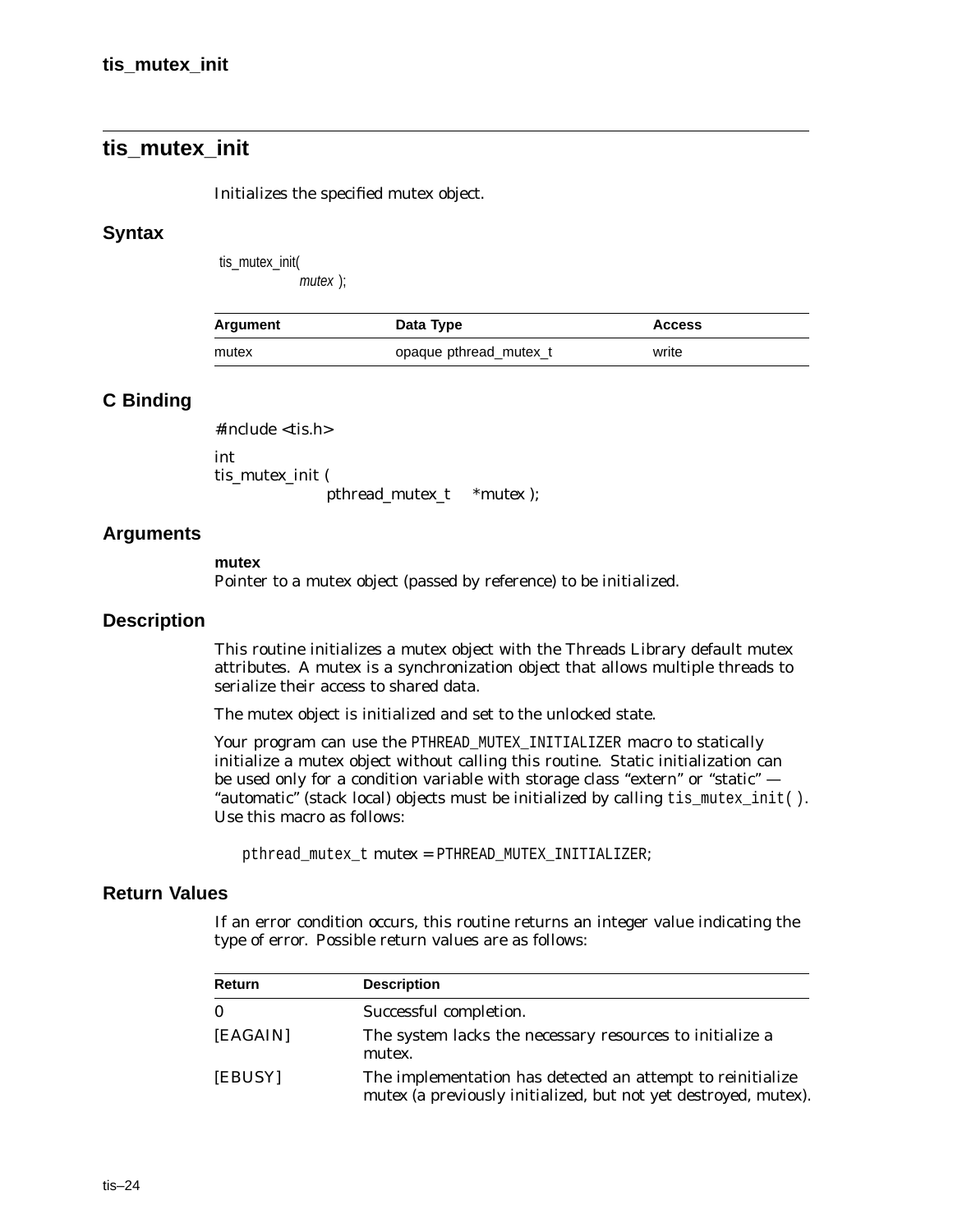## tis_mutex_init

Initializes the specified mutex object.

### Syntax

```
tis_mutex_init(
        mutex );
```

| Argument | Data Type | Access |
|---|---|---|
| mutex | opaque pthread_mutex_t | write |

### C Binding

```
#include <tis.h>

int
tis_mutex_init (
        pthread_mutex_t    *mutex );
```

### Arguments

**mutex**
Pointer to a mutex object (passed by reference) to be initialized.

### Description

This routine initializes a mutex object with the Threads Library default mutex attributes. A mutex is a synchronization object that allows multiple threads to serialize their access to shared data.

The mutex object is initialized and set to the unlocked state.

Your program can use the `PTHREAD_MUTEX_INITIALIZER` macro to statically initialize a mutex object without calling this routine. Static initialization can be used only for a condition variable with storage class "extern" or "static" — "automatic" (stack local) objects must be initialized by calling `tis_mutex_init( )`. Use this macro as follows:

```
pthread_mutex_t mutex = PTHREAD_MUTEX_INITIALIZER;
```

### Return Values

If an error condition occurs, this routine returns an integer value indicating the type of error. Possible return values are as follows:

| Return | Description |
|---|---|
| 0 | Successful completion. |
| [EAGAIN] | The system lacks the necessary resources to initialize a mutex. |
| [EBUSY] | The implementation has detected an attempt to reinitialize mutex (a previously initialized, but not yet destroyed, mutex). |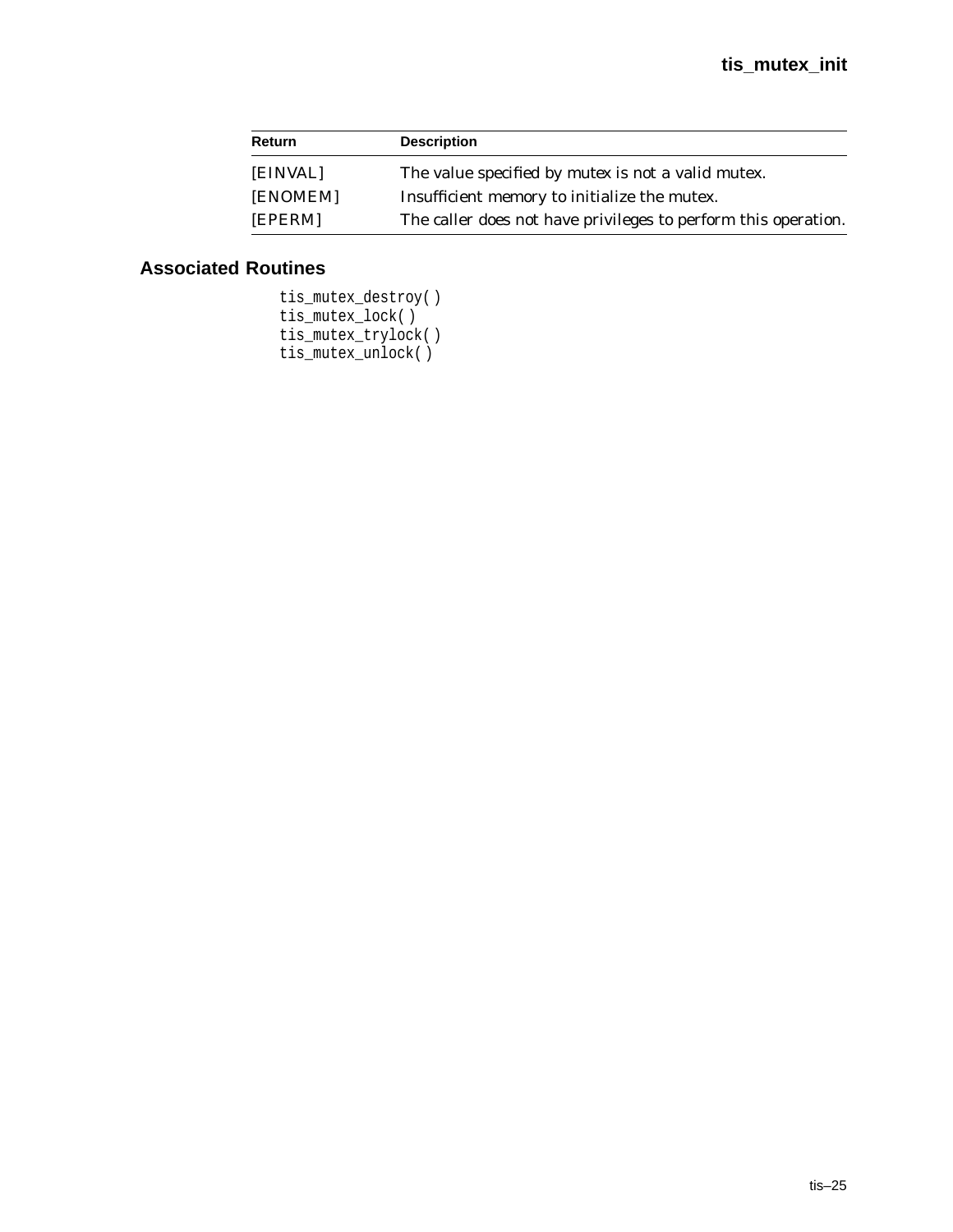| Return | Description |
| --- | --- |
| [EINVAL] | The value specified by mutex is not a valid mutex. |
| [ENOMEM] | Insufficient memory to initialize the mutex. |
| [EPERM] | The caller does not have privileges to perform this operation. |

## Associated Routines

```
tis_mutex_destroy( )
tis_mutex_lock( )
tis_mutex_trylock( )
tis_mutex_unlock( )
```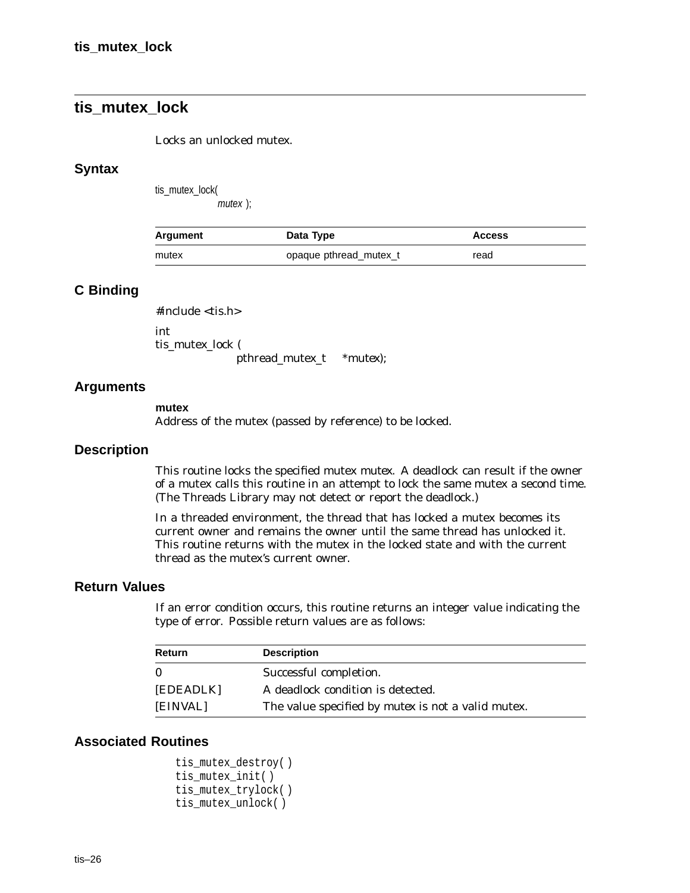## tis_mutex_lock

Locks an unlocked mutex.

### Syntax

```
tis_mutex_lock(
        mutex );
```

| Argument | Data Type | Access |
|---|---|---|
| mutex | opaque pthread_mutex_t | read |

### C Binding

```
#include <tis.h>

int
tis_mutex_lock (
        pthread_mutex_t    *mutex);
```

### Arguments

**mutex**
Address of the mutex (passed by reference) to be locked.

### Description

This routine locks the specified mutex mutex. A deadlock can result if the owner of a mutex calls this routine in an attempt to lock the same mutex a second time. (The Threads Library may not detect or report the deadlock.)

In a threaded environment, the thread that has locked a mutex becomes its current owner and remains the owner until the same thread has unlocked it. This routine returns with the mutex in the locked state and with the current thread as the mutex's current owner.

### Return Values

If an error condition occurs, this routine returns an integer value indicating the type of error. Possible return values are as follows:

| Return | Description |
|---|---|
| 0 | Successful completion. |
| [EDEADLK] | A deadlock condition is detected. |
| [EINVAL] | The value specified by mutex is not a valid mutex. |

### Associated Routines

```
tis_mutex_destroy( )
tis_mutex_init( )
tis_mutex_trylock( )
tis_mutex_unlock( )
```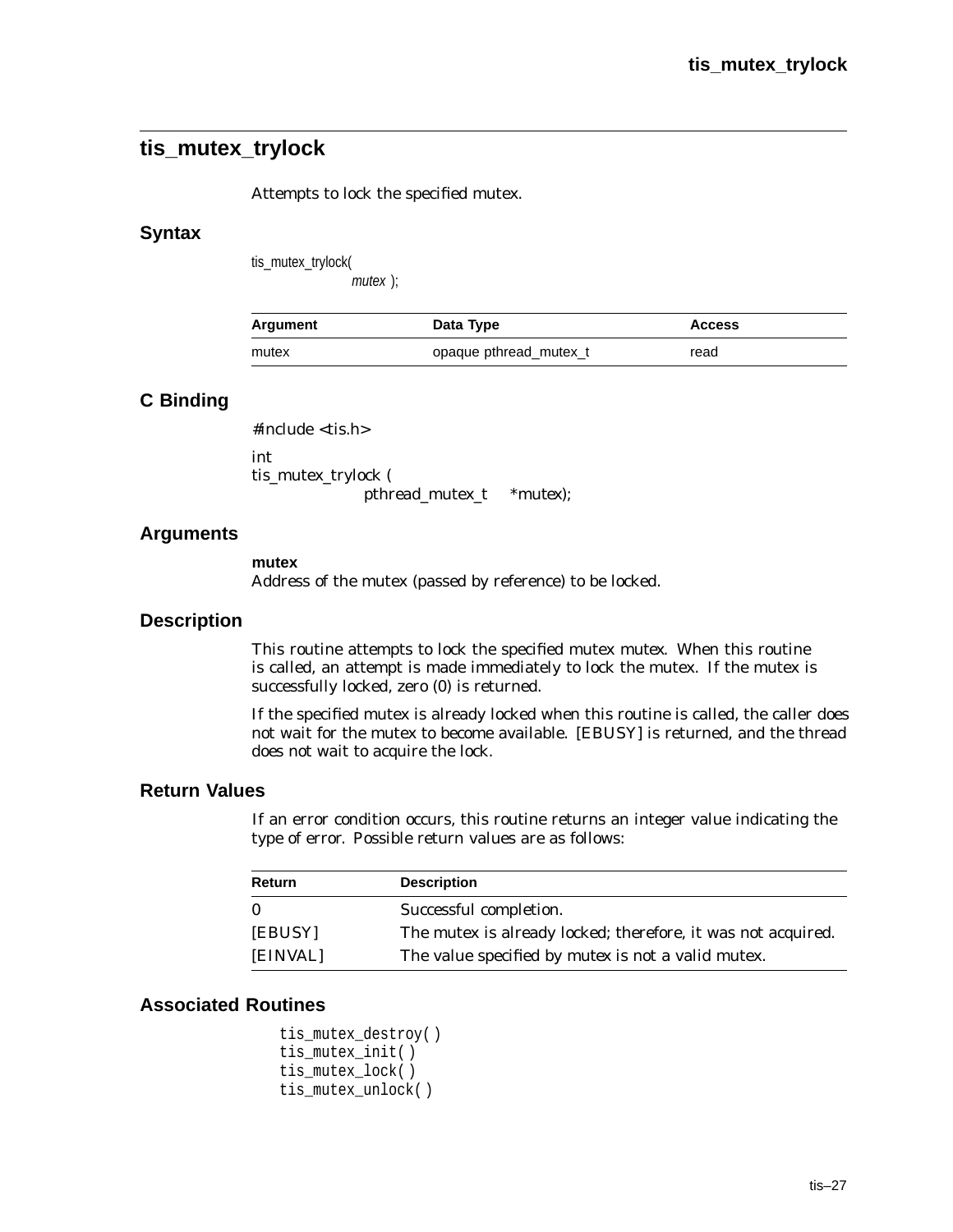## tis_mutex_trylock

Attempts to lock the specified mutex.

### Syntax

```
tis_mutex_trylock(
            mutex );
```

| Argument | Data Type | Access |
|---|---|---|
| mutex | opaque pthread_mutex_t | read |

### C Binding

```
#include <tis.h>

int
tis_mutex_trylock (
            pthread_mutex_t     *mutex);
```

### Arguments

**mutex**
Address of the mutex (passed by reference) to be locked.

### Description

This routine attempts to lock the specified mutex *mutex*. When this routine is called, an attempt is made immediately to lock the mutex. If the mutex is successfully locked, zero (0) is returned.

If the specified mutex is already locked when this routine is called, the caller does not wait for the mutex to become available. [EBUSY] is returned, and the thread does not wait to acquire the lock.

### Return Values

If an error condition occurs, this routine returns an integer value indicating the type of error. Possible return values are as follows:

| Return | Description |
|---|---|
| 0 | Successful completion. |
| [EBUSY] | The mutex is already locked; therefore, it was not acquired. |
| [EINVAL] | The value specified by *mutex* is not a valid mutex. |

### Associated Routines

```
tis_mutex_destroy( )
tis_mutex_init( )
tis_mutex_lock( )
tis_mutex_unlock( )
```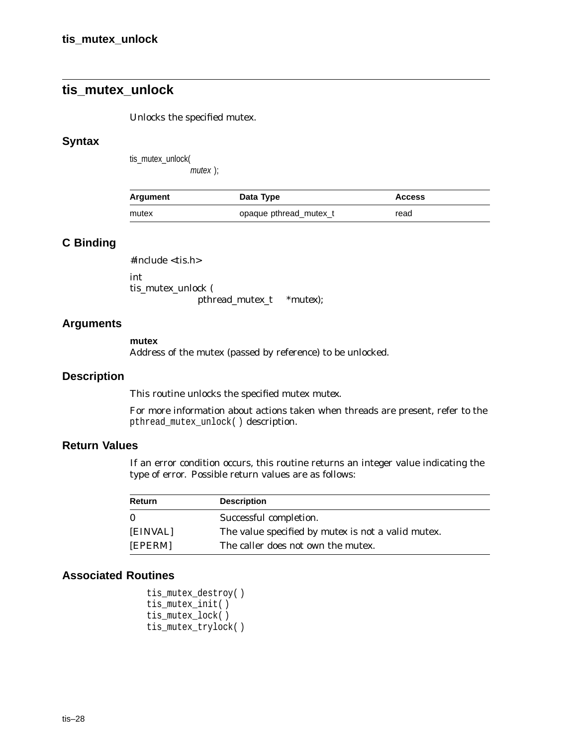## tis_mutex_unlock

Unlocks the specified mutex.

### Syntax

```
tis_mutex_unlock(
            mutex );
```

| Argument | Data Type | Access |
| --- | --- | --- |
| mutex | opaque pthread_mutex_t | read |

### C Binding

```
#include <tis.h>

int
tis_mutex_unlock (
            pthread_mutex_t    *mutex);
```

### Arguments

**mutex**
Address of the mutex (passed by reference) to be unlocked.

### Description

This routine unlocks the specified mutex mutex.

For more information about actions taken when threads are present, refer to the `pthread_mutex_unlock( )` description.

### Return Values

If an error condition occurs, this routine returns an integer value indicating the type of error. Possible return values are as follows:

| Return | Description |
| --- | --- |
| 0 | Successful completion. |
| [EINVAL] | The value specified by mutex is not a valid mutex. |
| [EPERM] | The caller does not own the mutex. |

### Associated Routines

```
tis_mutex_destroy( )
tis_mutex_init( )
tis_mutex_lock( )
tis_mutex_trylock( )
```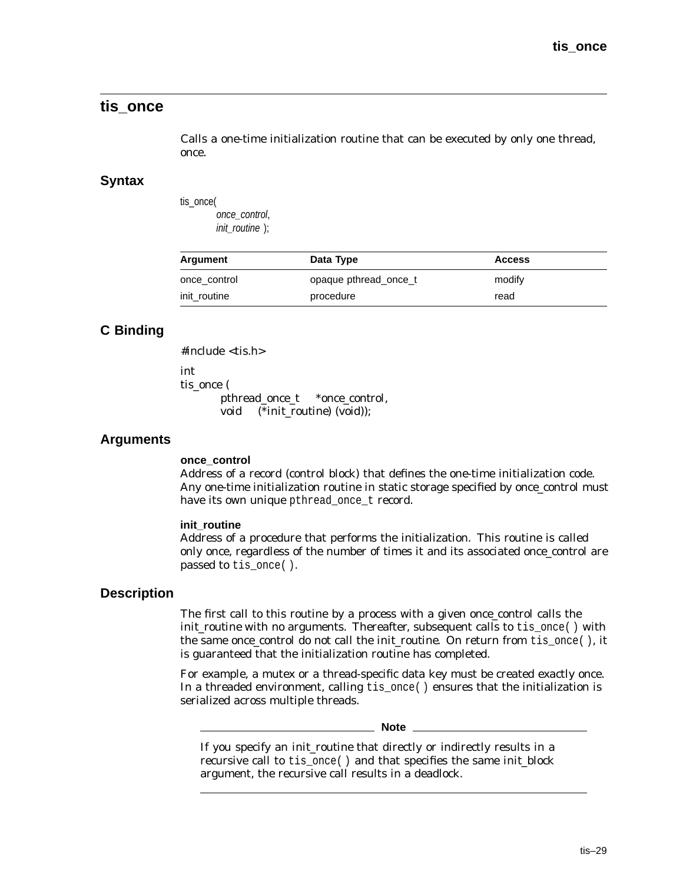## tis_once

Calls a one-time initialization routine that can be executed by only one thread, once.

### Syntax

```
tis_once(
        once_control,
        init_routine );
```

| Argument | Data Type | Access |
|---|---|---|
| once_control | opaque pthread_once_t | modify |
| init_routine | procedure | read |

### C Binding

```
#include <tis.h>

int
tis_once (
        pthread_once_t    *once_control,
        void    (*init_routine) (void));
```

### Arguments

**once_control**

Address of a record (control block) that defines the one-time initialization code. Any one-time initialization routine in static storage specified by once_control must have its own unique `pthread_once_t` record.

**init_routine**

Address of a procedure that performs the initialization. This routine is called only once, regardless of the number of times it and its associated once_control are passed to `tis_once( )`.

### Description

The first call to this routine by a process with a given once_control calls the init_routine with no arguments. Thereafter, subsequent calls to `tis_once( )` with the same once_control do not call the init_routine. On return from `tis_once( )`, it is guaranteed that the initialization routine has completed.

For example, a mutex or a thread-specific data key must be created exactly once. In a threaded environment, calling `tis_once( )` ensures that the initialization is serialized across multiple threads.

**Note**

If you specify an init_routine that directly or indirectly results in a recursive call to `tis_once( )` and that specifies the same init_block argument, the recursive call results in a deadlock.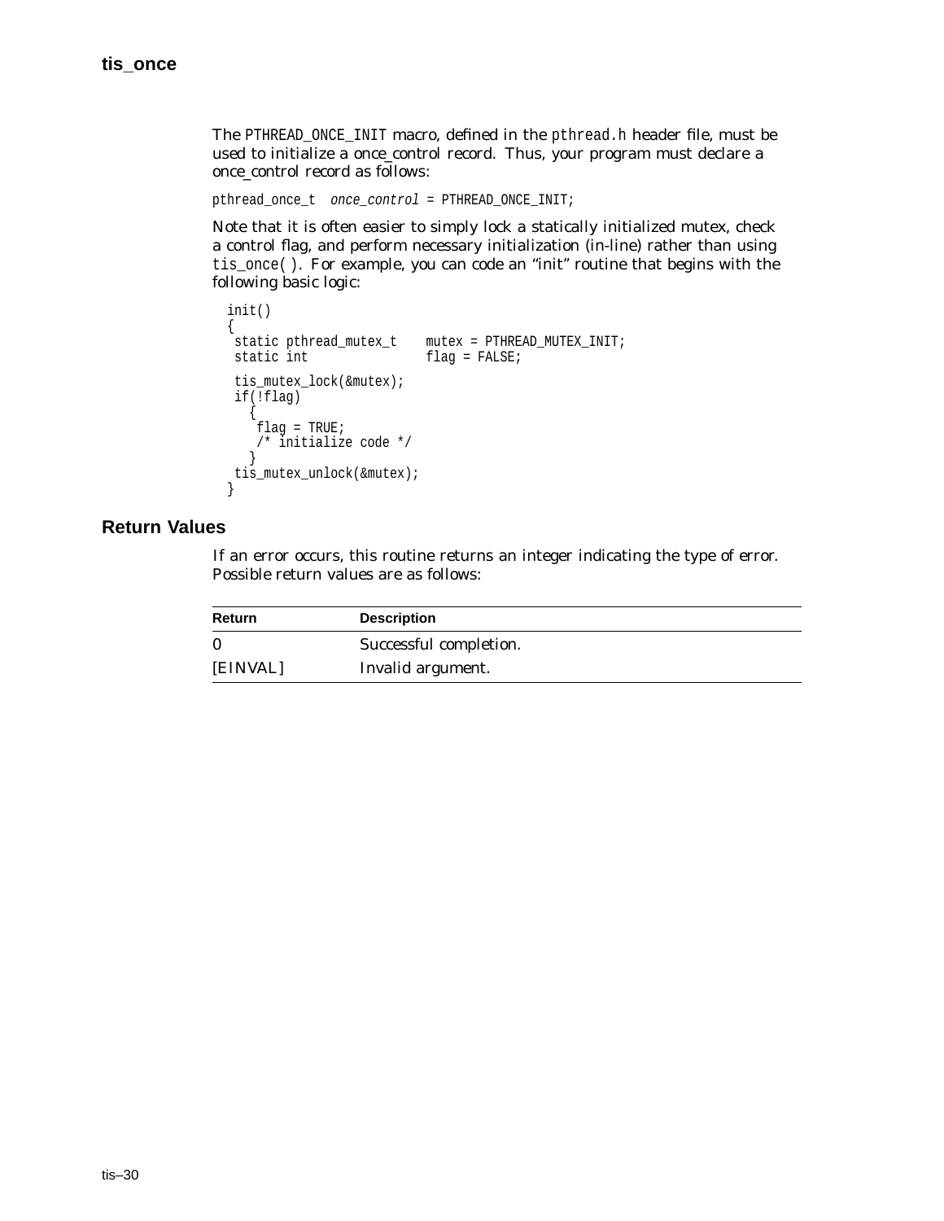The PTHREAD_ONCE_INIT macro, defined in the pthread.h header file, must be used to initialize a once_control record. Thus, your program must declare a once_control record as follows:

```
pthread_once_t  once_control = PTHREAD_ONCE_INIT;
```

Note that it is often easier to simply lock a statically initialized mutex, check a control flag, and perform necessary initialization (in-line) rather than using tis_once( ). For example, you can code an "init" routine that begins with the following basic logic:

```
init()
{
 static pthread_mutex_t    mutex = PTHREAD_MUTEX_INIT;
 static int                flag = FALSE;

 tis_mutex_lock(&mutex);
 if(!flag)
   {
    flag = TRUE;
    /* initialize code */
   }
 tis_mutex_unlock(&mutex);
}
```

## Return Values

If an error occurs, this routine returns an integer indicating the type of error. Possible return values are as follows:

| Return | Description |
|---|---|
| 0 | Successful completion. |
| [EINVAL] | Invalid argument. |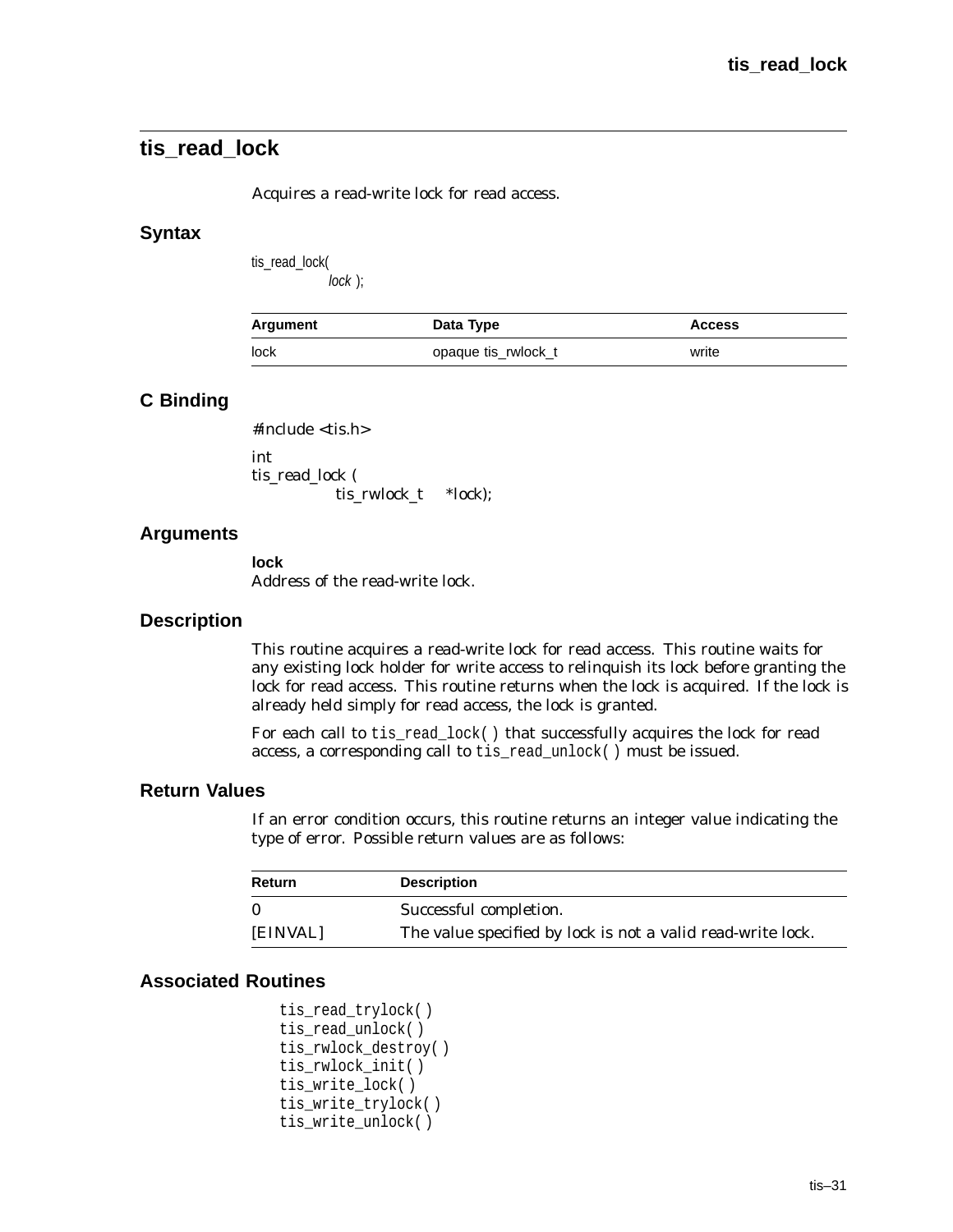## tis_read_lock

Acquires a read-write lock for read access.

### Syntax

```
tis_read_lock(
        lock );
```

| Argument | Data Type | Access |
|---|---|---|
| lock | opaque tis_rwlock_t | write |

### C Binding

```
#include <tis.h>

int
tis_read_lock (
        tis_rwlock_t    *lock);
```

### Arguments

**lock**
Address of the read-write lock.

### Description

This routine acquires a read-write lock for read access. This routine waits for any existing lock holder for write access to relinquish its lock before granting the lock for read access. This routine returns when the lock is acquired. If the lock is already held simply for read access, the lock is granted.

For each call to `tis_read_lock( )` that successfully acquires the lock for read access, a corresponding call to `tis_read_unlock( )` must be issued.

### Return Values

If an error condition occurs, this routine returns an integer value indicating the type of error. Possible return values are as follows:

| Return | Description |
|---|---|
| 0 | Successful completion. |
| [EINVAL] | The value specified by lock is not a valid read-write lock. |

### Associated Routines

```
tis_read_trylock( )
tis_read_unlock( )
tis_rwlock_destroy( )
tis_rwlock_init( )
tis_write_lock( )
tis_write_trylock( )
tis_write_unlock( )
```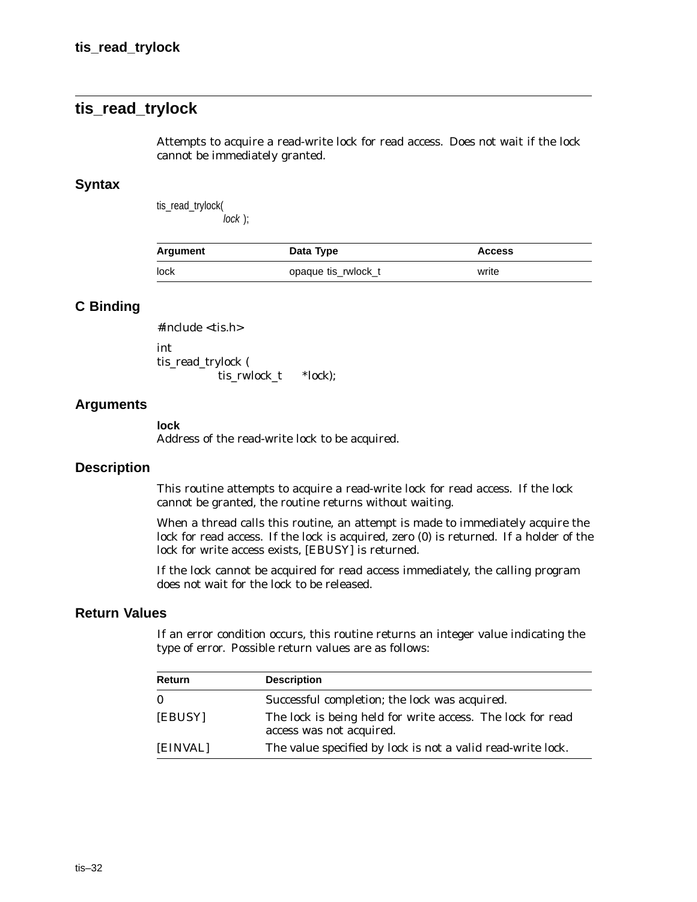## tis_read_trylock

Attempts to acquire a read-write lock for read access. Does not wait if the lock cannot be immediately granted.

### Syntax

```
tis_read_trylock(
            lock );
```

| Argument | Data Type | Access |
|---|---|---|
| lock | opaque tis_rwlock_t | write |

### C Binding

```
#include <tis.h>

int
tis_read_trylock (
            tis_rwlock_t     *lock);
```

### Arguments

**lock**
Address of the read-write lock to be acquired.

### Description

This routine attempts to acquire a read-write lock for read access. If the lock cannot be granted, the routine returns without waiting.

When a thread calls this routine, an attempt is made to immediately acquire the lock for read access. If the lock is acquired, zero (0) is returned. If a holder of the lock for write access exists, [EBUSY] is returned.

If the lock cannot be acquired for read access immediately, the calling program does not wait for the lock to be released.

### Return Values

If an error condition occurs, this routine returns an integer value indicating the type of error. Possible return values are as follows:

| Return | Description |
|---|---|
| 0 | Successful completion; the lock was acquired. |
| [EBUSY] | The lock is being held for write access. The lock for read access was not acquired. |
| [EINVAL] | The value specified by lock is not a valid read-write lock. |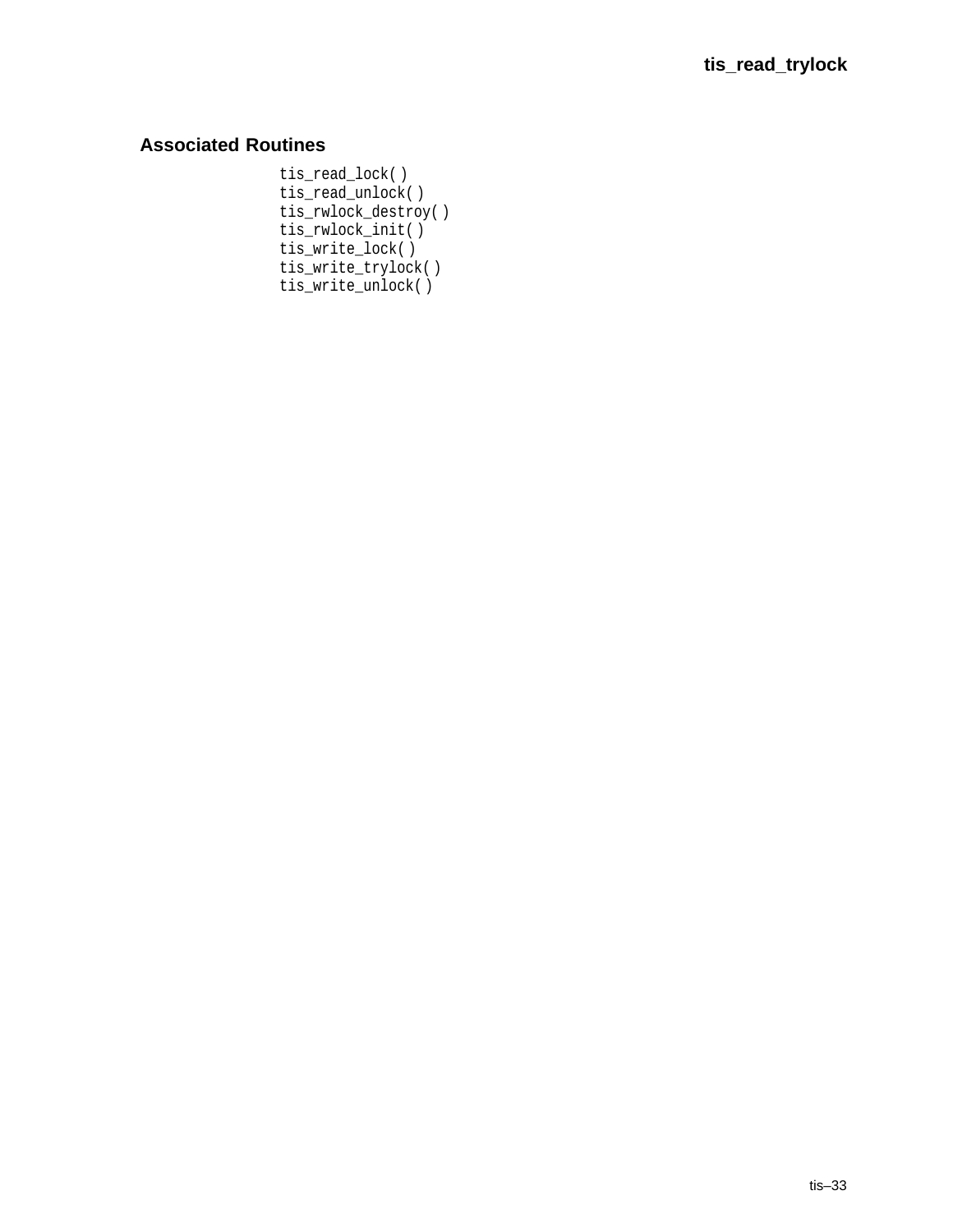## Associated Routines

```
tis_read_lock( )
tis_read_unlock( )
tis_rwlock_destroy( )
tis_rwlock_init( )
tis_write_lock( )
tis_write_trylock( )
tis_write_unlock( )
```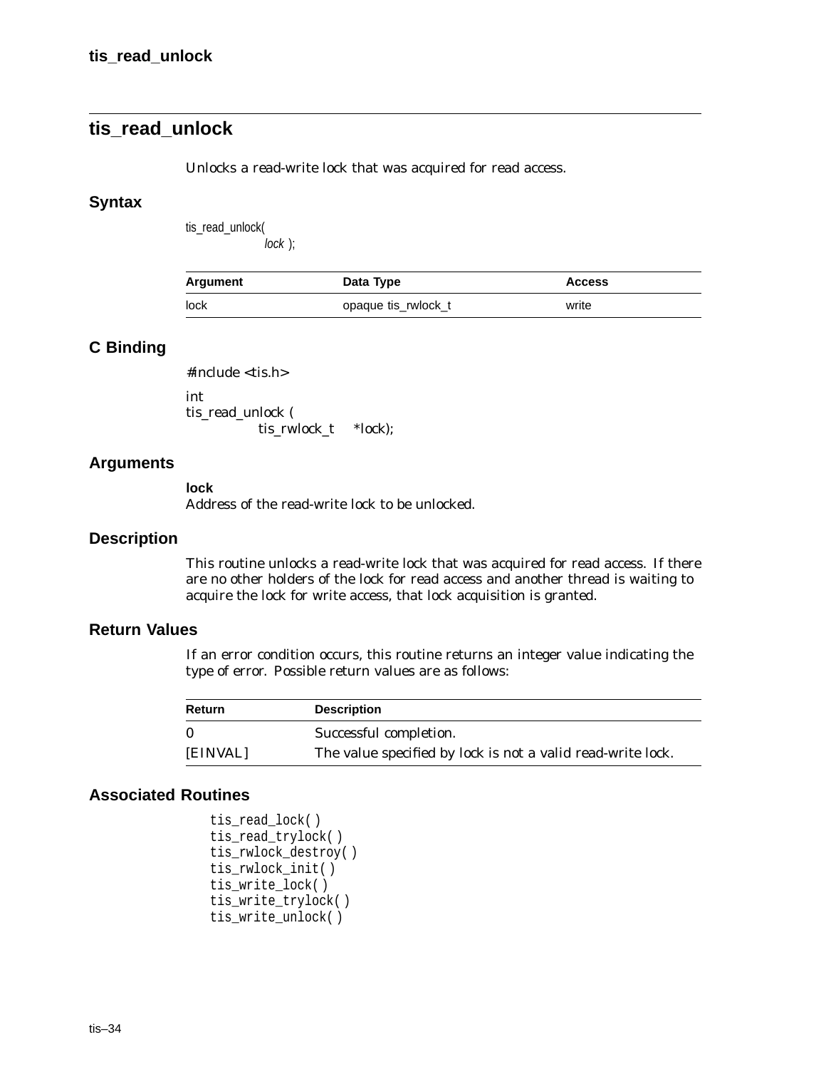# tis_read_unlock

Unlocks a read-write lock that was acquired for read access.

## Syntax

```
tis_read_unlock(
        lock );
```

| Argument | Data Type | Access |
|---|---|---|
| lock | opaque tis_rwlock_t | write |

## C Binding

```
#include <tis.h>

int
tis_read_unlock (
        tis_rwlock_t    *lock);
```

## Arguments

**lock**
Address of the read-write lock to be unlocked.

## Description

This routine unlocks a read-write lock that was acquired for read access. If there are no other holders of the lock for read access and another thread is waiting to acquire the lock for write access, that lock acquisition is granted.

## Return Values

If an error condition occurs, this routine returns an integer value indicating the type of error. Possible return values are as follows:

| Return | Description |
|---|---|
| 0 | Successful completion. |
| [EINVAL] | The value specified by lock is not a valid read-write lock. |

## Associated Routines

```
tis_read_lock( )
tis_read_trylock( )
tis_rwlock_destroy( )
tis_rwlock_init( )
tis_write_lock( )
tis_write_trylock( )
tis_write_unlock( )
```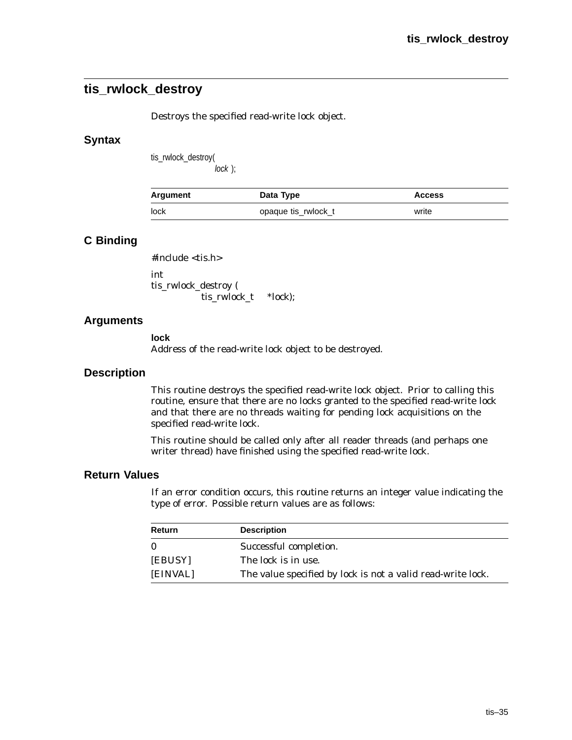## tis_rwlock_destroy

Destroys the specified read-write lock object.

### Syntax

```
tis_rwlock_destroy(
        lock );
```

| Argument | Data Type | Access |
|---|---|---|
| lock | opaque tis_rwlock_t | write |

### C Binding

```
#include <tis.h>

int
tis_rwlock_destroy (
        tis_rwlock_t    *lock);
```

### Arguments

**lock**
Address of the read-write lock object to be destroyed.

### Description

This routine destroys the specified read-write lock object. Prior to calling this routine, ensure that there are no locks granted to the specified read-write lock and that there are no threads waiting for pending lock acquisitions on the specified read-write lock.

This routine should be called only after all reader threads (and perhaps one writer thread) have finished using the specified read-write lock.

### Return Values

If an error condition occurs, this routine returns an integer value indicating the type of error. Possible return values are as follows:

| Return | Description |
|---|---|
| 0 | Successful completion. |
| [EBUSY] | The lock is in use. |
| [EINVAL] | The value specified by lock is not a valid read-write lock. |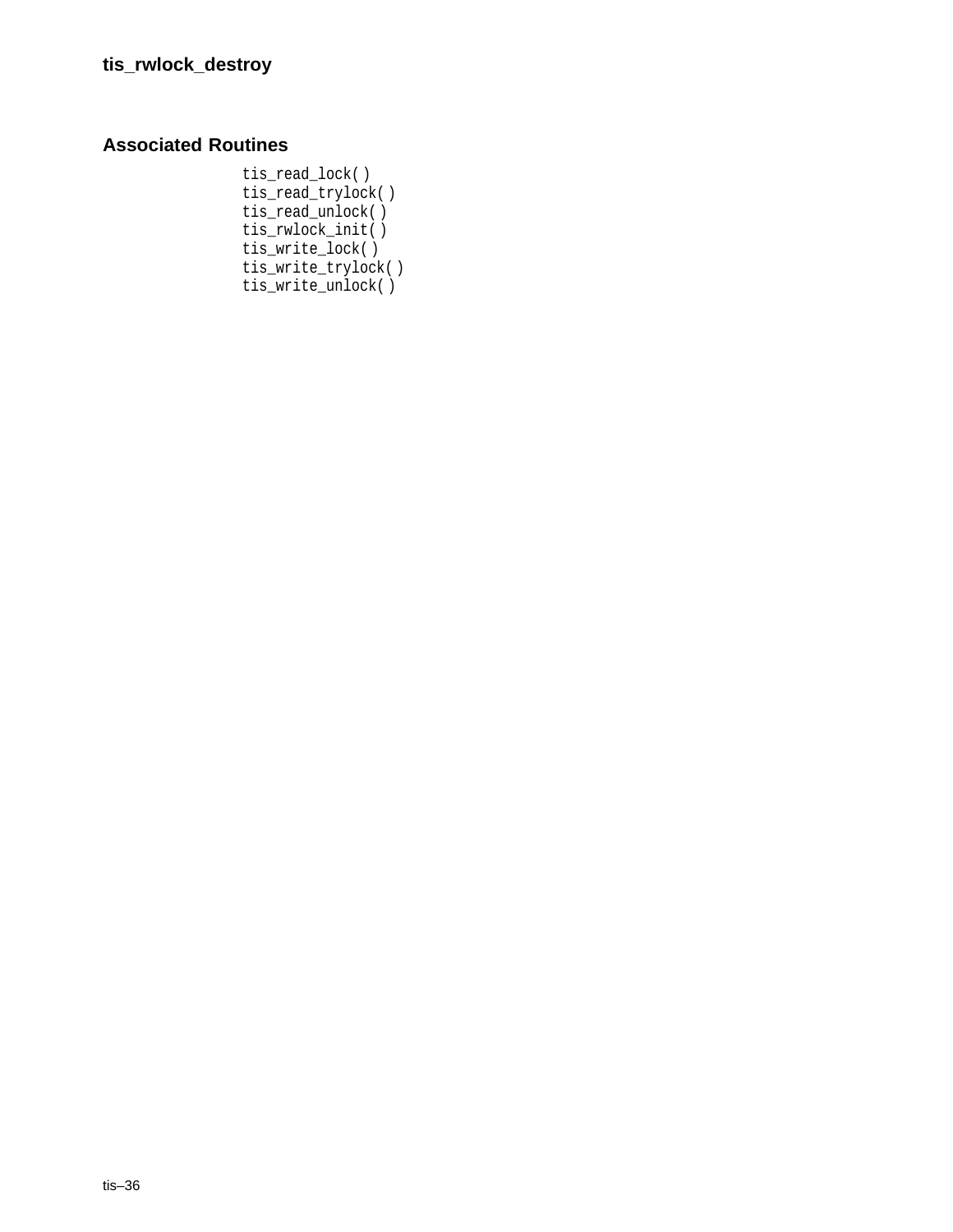## Associated Routines

```
tis_read_lock( )
tis_read_trylock( )
tis_read_unlock( )
tis_rwlock_init( )
tis_write_lock( )
tis_write_trylock( )
tis_write_unlock( )
```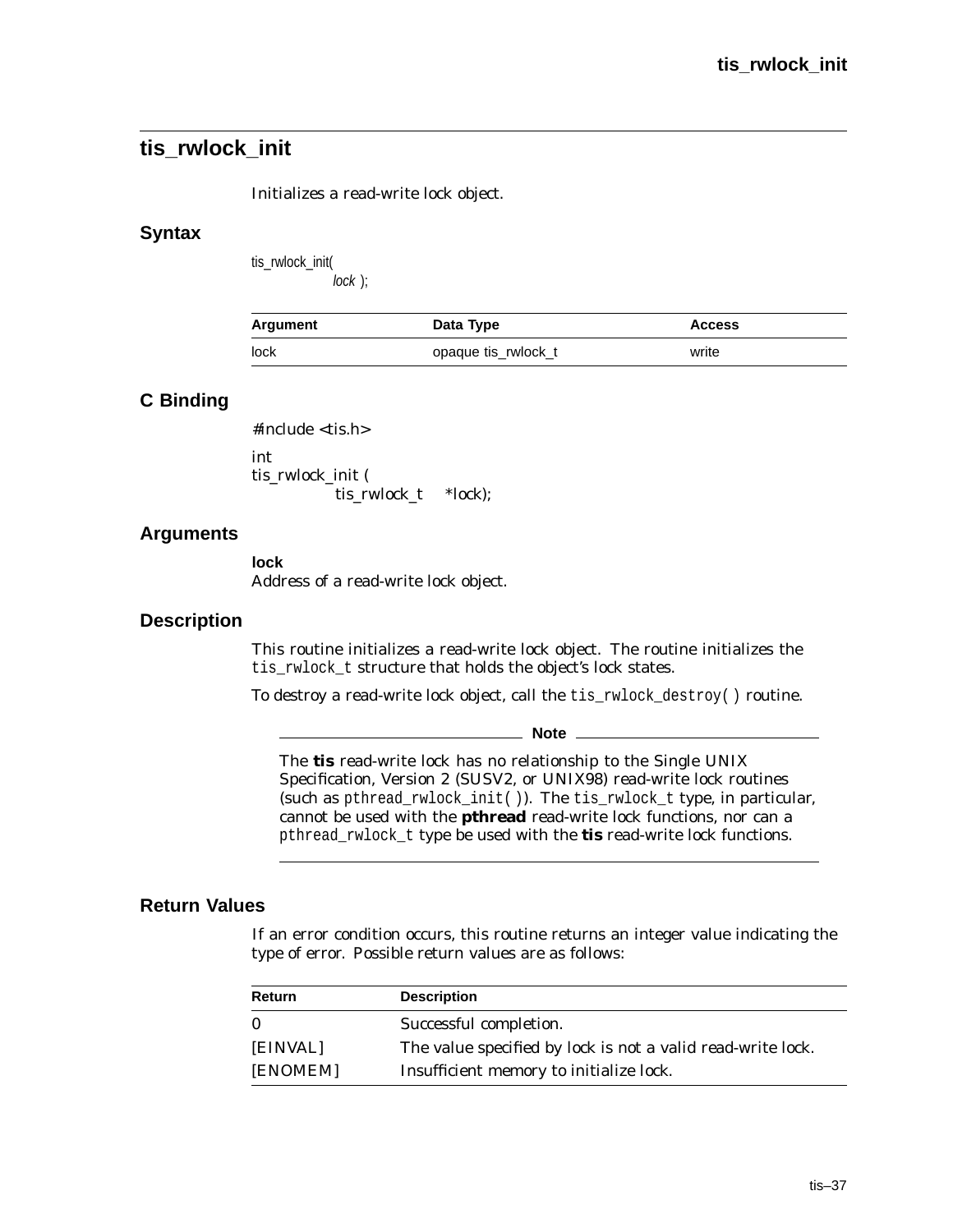## tis_rwlock_init

Initializes a read-write lock object.

### Syntax

```
tis_rwlock_init(
        lock );
```

| Argument | Data Type | Access |
|---|---|---|
| lock | opaque tis_rwlock_t | write |

### C Binding

```
#include <tis.h>

int
tis_rwlock_init (
        tis_rwlock_t    *lock);
```

### Arguments

**lock**
Address of a read-write lock object.

### Description

This routine initializes a read-write lock object. The routine initializes the `tis_rwlock_t` structure that holds the object's lock states.

To destroy a read-write lock object, call the `tis_rwlock_destroy( )` routine.

---

**Note**

The **tis** read-write lock has no relationship to the Single UNIX Specification, Version 2 (SUSV2, or UNIX98) read-write lock routines (such as `pthread_rwlock_init( )`). The `tis_rwlock_t` type, in particular, cannot be used with the **pthread** read-write lock functions, nor can a `pthread_rwlock_t` type be used with the **tis** read-write lock functions.

---

### Return Values

If an error condition occurs, this routine returns an integer value indicating the type of error. Possible return values are as follows:

| Return | Description |
|---|---|
| 0 | Successful completion. |
| [EINVAL] | The value specified by lock is not a valid read-write lock. |
| [ENOMEM] | Insufficient memory to initialize lock. |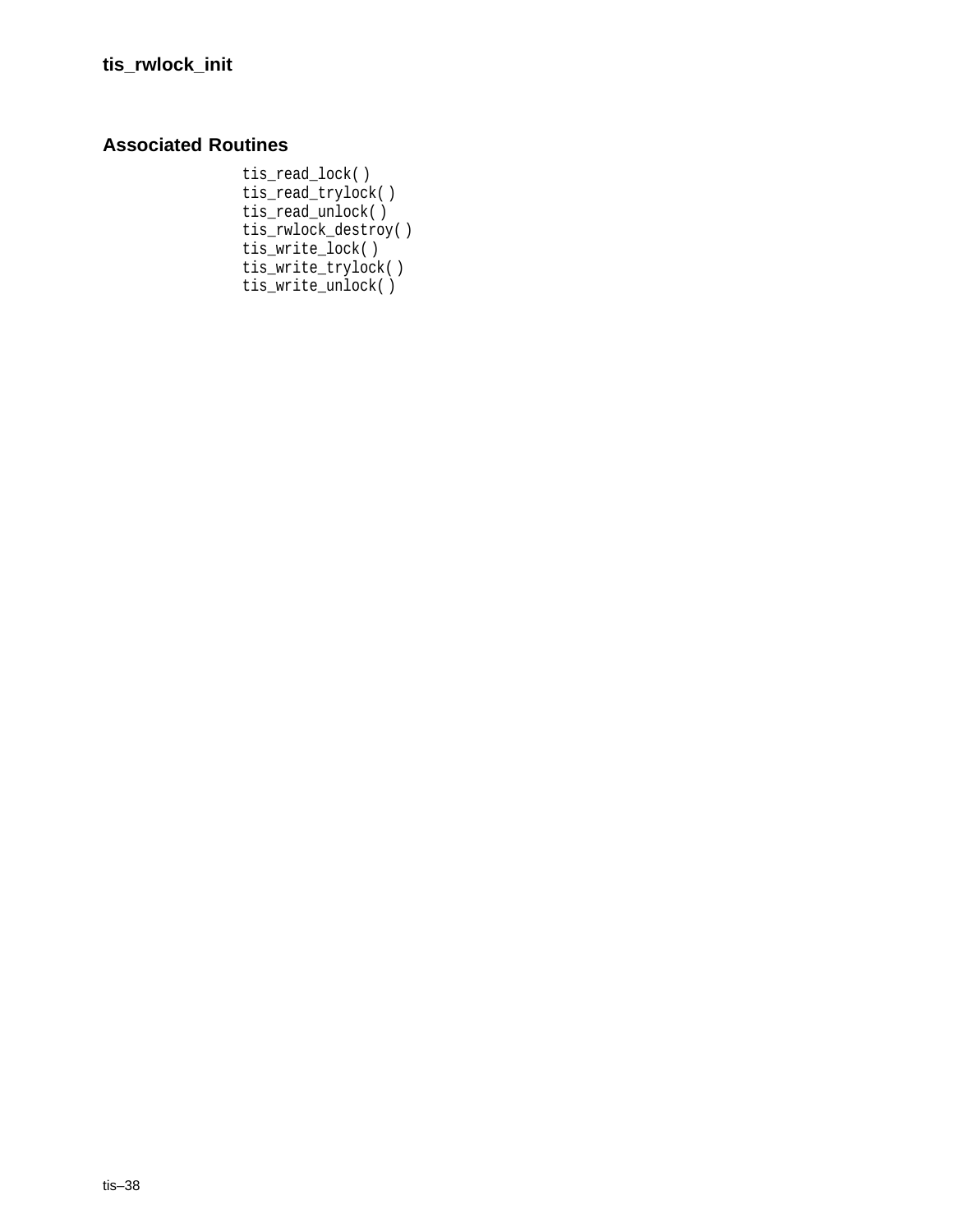## Associated Routines

```
tis_read_lock( )
tis_read_trylock( )
tis_read_unlock( )
tis_rwlock_destroy( )
tis_write_lock( )
tis_write_trylock( )
tis_write_unlock( )
```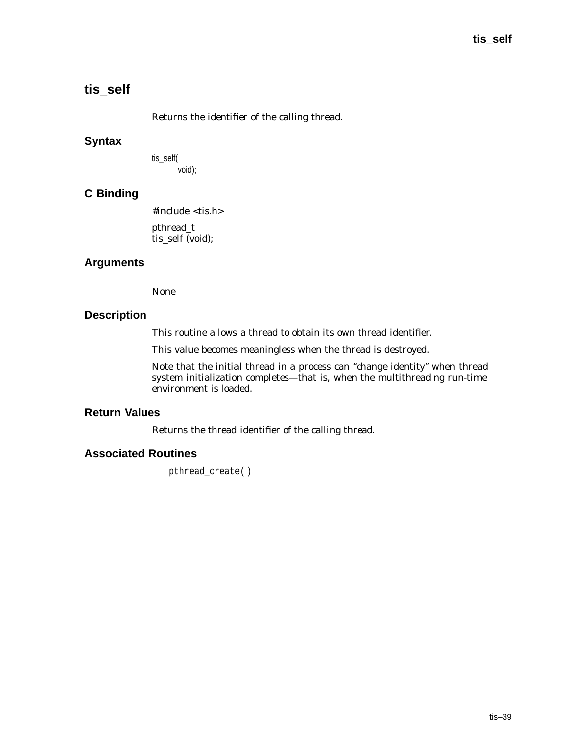## tis_self

Returns the identifier of the calling thread.

### Syntax

```
tis_self(
        void);
```

### C Binding

```
#include <tis.h>

pthread_t
tis_self (void);
```

### Arguments

None

### Description

This routine allows a thread to obtain its own thread identifier.

This value becomes meaningless when the thread is destroyed.

Note that the initial thread in a process can "change identity" when thread system initialization completes—that is, when the multithreading run-time environment is loaded.

### Return Values

Returns the thread identifier of the calling thread.

### Associated Routines

pthread_create( )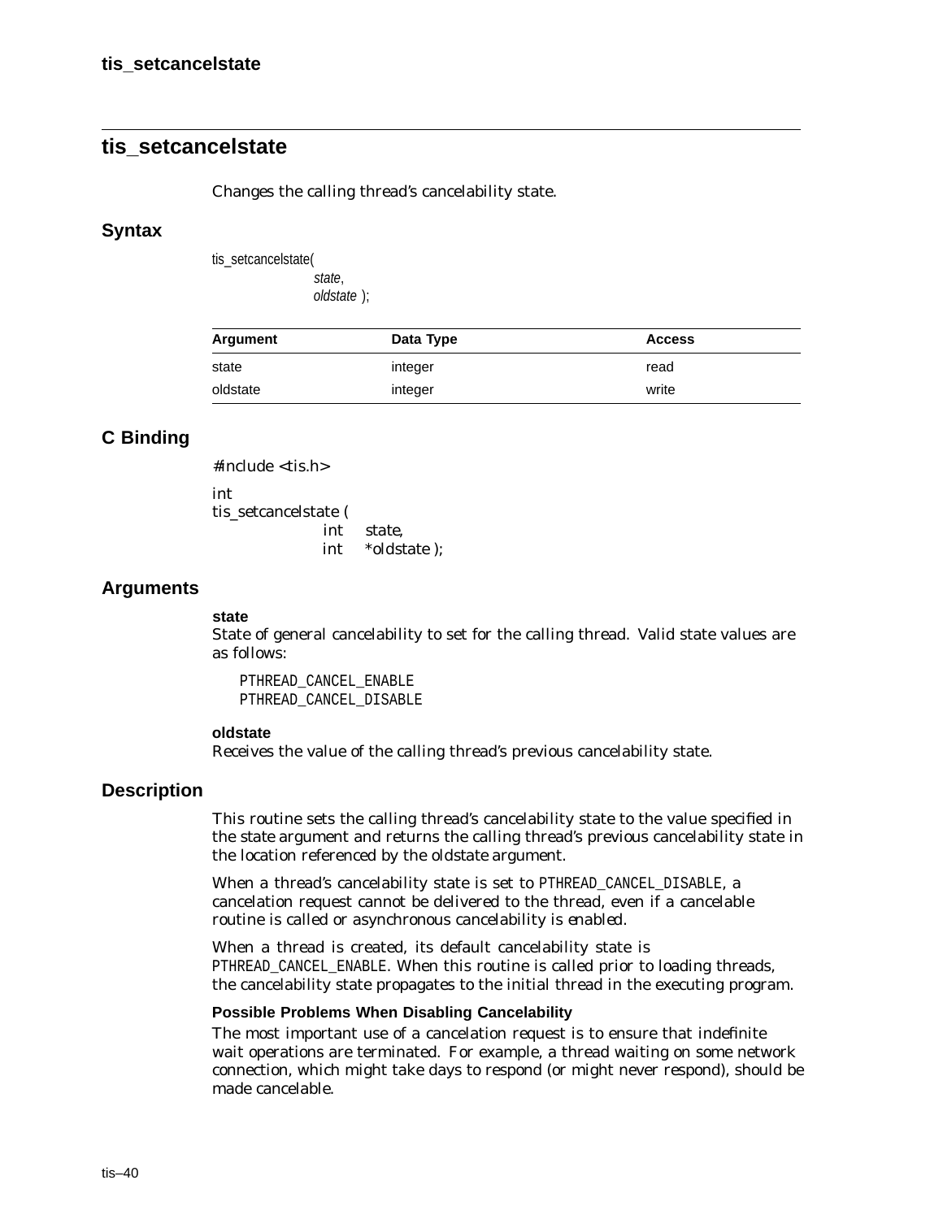## tis_setcancelstate

Changes the calling thread's cancelability state.

### Syntax

```
tis_setcancelstate(
        state,
        oldstate );
```

| Argument | Data Type | Access |
|---|---|---|
| state | integer | read |
| oldstate | integer | write |

### C Binding

```
#include <tis.h>

int
tis_setcancelstate (
        int    state,
        int    *oldstate );
```

### Arguments

**state**
State of general cancelability to set for the calling thread. Valid state values are as follows:

```
PTHREAD_CANCEL_ENABLE
PTHREAD_CANCEL_DISABLE
```

**oldstate**
Receives the value of the calling thread's previous cancelability state.

### Description

This routine sets the calling thread's cancelability state to the value specified in the state argument and returns the calling thread's previous cancelability state in the location referenced by the oldstate argument.

When a thread's cancelability state is set to PTHREAD_CANCEL_DISABLE, a cancelation request cannot be delivered to the thread, even if a cancelable routine is called or asynchronous cancelability is enabled.

When a thread is created, its default cancelability state is PTHREAD_CANCEL_ENABLE. When this routine is called prior to loading threads, the cancelability state propagates to the initial thread in the executing program.

**Possible Problems When Disabling Cancelability**

The most important use of a cancelation request is to ensure that indefinite wait operations are terminated. For example, a thread waiting on some network connection, which might take days to respond (or might never respond), should be made cancelable.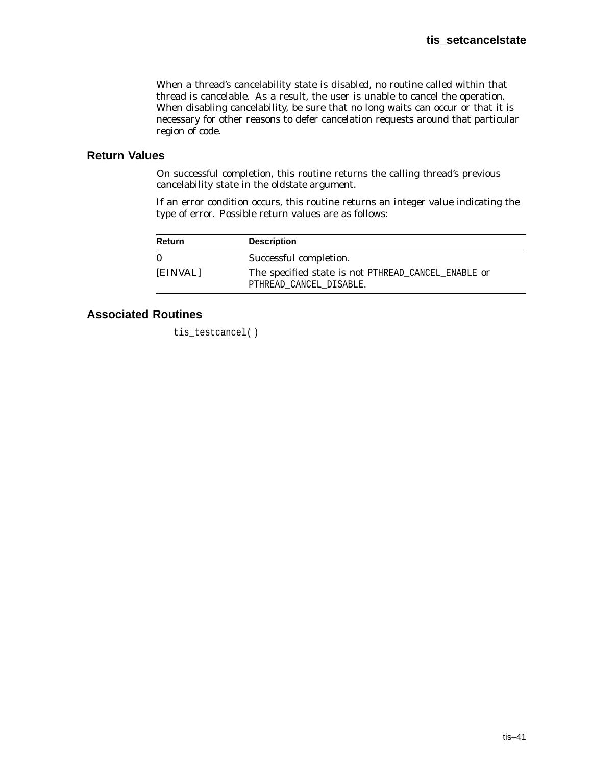When a thread's cancelability state is disabled, no routine called within that thread is cancelable. As a result, the user is unable to cancel the operation. When disabling cancelability, be sure that no long waits can occur or that it is necessary for other reasons to defer cancelation requests around that particular region of code.

## Return Values

On successful completion, this routine returns the calling thread's previous cancelability state in the oldstate argument.

If an error condition occurs, this routine returns an integer value indicating the type of error. Possible return values are as follows:

| Return | Description |
|---|---|
| 0 | Successful completion. |
| [EINVAL] | The specified state is not `PTHREAD_CANCEL_ENABLE` or `PTHREAD_CANCEL_DISABLE`. |

## Associated Routines

`tis_testcancel()`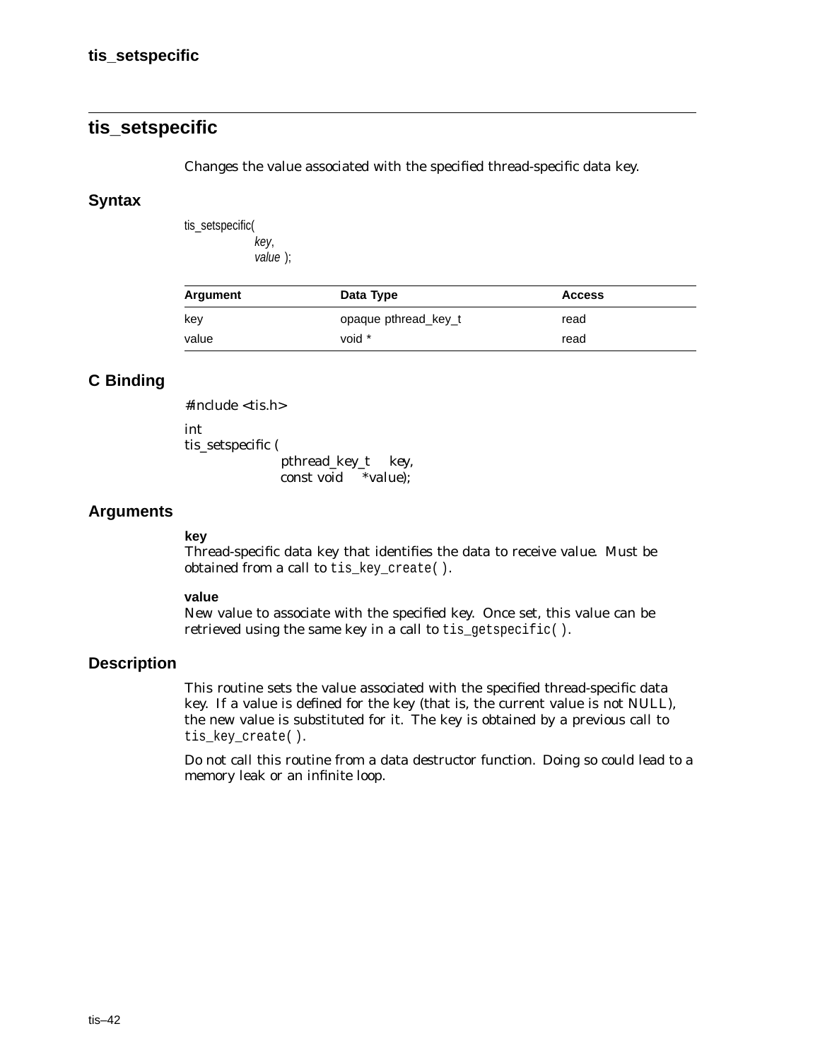## tis_setspecific

Changes the value associated with the specified thread-specific data key.

### Syntax

```
tis_setspecific(
        key,
        value );
```

| Argument | Data Type | Access |
|---|---|---|
| key | opaque pthread_key_t | read |
| value | void * | read |

### C Binding

```
#include <tis.h>

int
tis_setspecific (
            pthread_key_t    key,
            const void     *value);
```

### Arguments

**key**
Thread-specific data key that identifies the data to receive value. Must be obtained from a call to `tis_key_create( )`.

**value**
New value to associate with the specified key. Once set, this value can be retrieved using the same key in a call to `tis_getspecific( )`.

### Description

This routine sets the value associated with the specified thread-specific data key. If a value is defined for the key (that is, the current value is not NULL), the new value is substituted for it. The key is obtained by a previous call to `tis_key_create( )`.

Do not call this routine from a data destructor function. Doing so could lead to a memory leak or an infinite loop.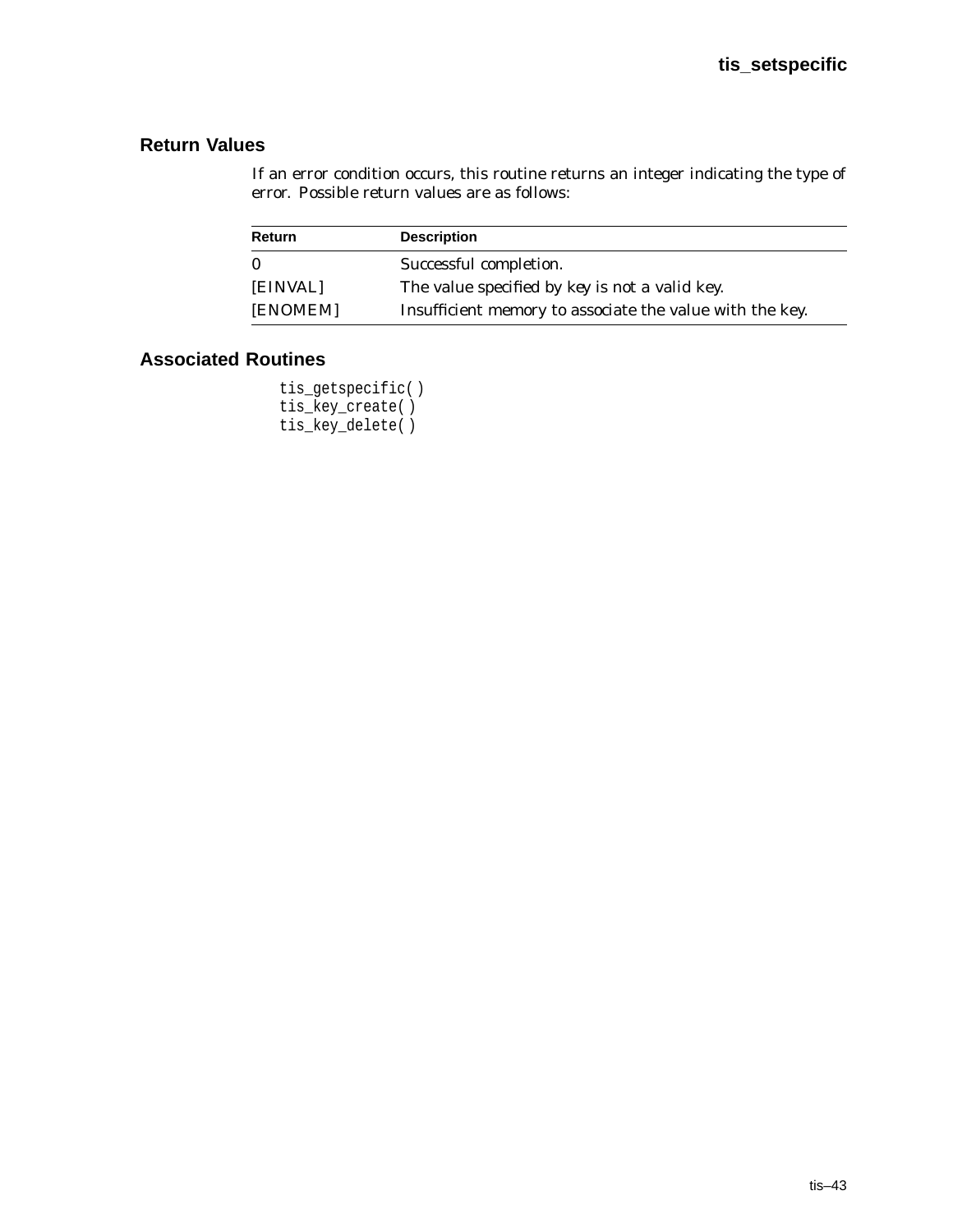## Return Values

If an error condition occurs, this routine returns an integer indicating the type of error. Possible return values are as follows:

| Return | Description |
|---|---|
| 0 | Successful completion. |
| [EINVAL] | The value specified by *key* is not a valid key. |
| [ENOMEM] | Insufficient memory to associate the value with the key. |

## Associated Routines

```
tis_getspecific( )
tis_key_create( )
tis_key_delete( )
```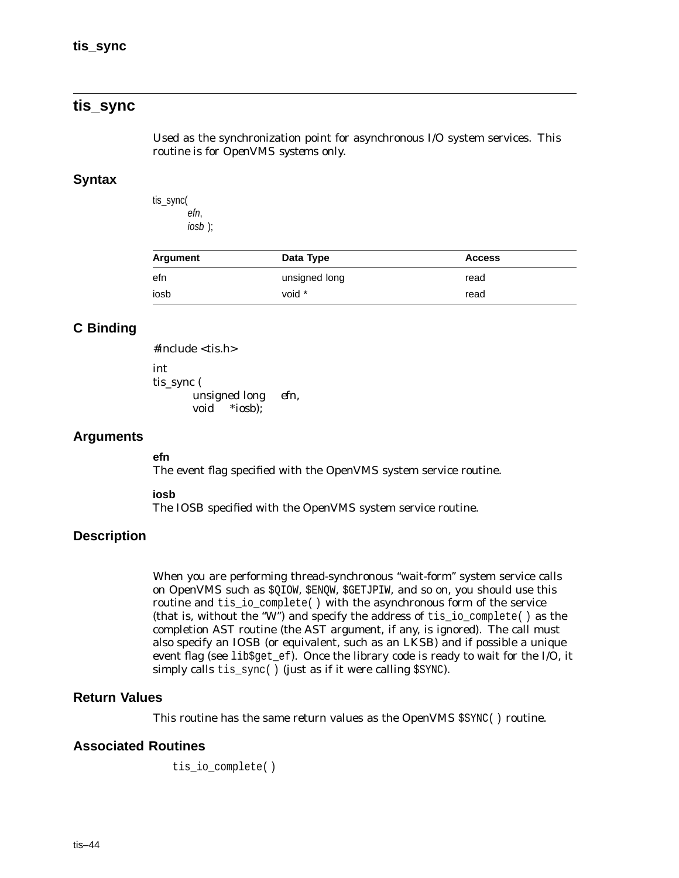## tis_sync

Used as the synchronization point for asynchronous I/O system services. This routine is for OpenVMS systems only.

### Syntax

```
tis_sync(
        efn,
        iosb );
```

| Argument | Data Type | Access |
|---|---|---|
| efn | unsigned long | read |
| iosb | void * | read |

### C Binding

```
#include <tis.h>

int
tis_sync (
        unsigned long    efn,
        void     *iosb);
```

### Arguments

**efn**
The event flag specified with the OpenVMS system service routine.

**iosb**
The IOSB specified with the OpenVMS system service routine.

### Description

When you are performing thread-synchronous "wait-form" system service calls on OpenVMS such as `$QIOW`, `$ENQW`, `$GETJPIW`, and so on, you should use this routine and `tis_io_complete( )` with the asynchronous form of the service (that is, without the "W") and specify the address of `tis_io_complete( )` as the completion AST routine (the AST argument, if any, is ignored). The call must also specify an IOSB (or equivalent, such as an LKSB) and if possible a unique event flag (see `lib$get_ef`). Once the library code is ready to wait for the I/O, it simply calls `tis_sync( )` (just as if it were calling `$SYNC`).

### Return Values

This routine has the same return values as the OpenVMS `$SYNC( )` routine.

### Associated Routines

`tis_io_complete( )`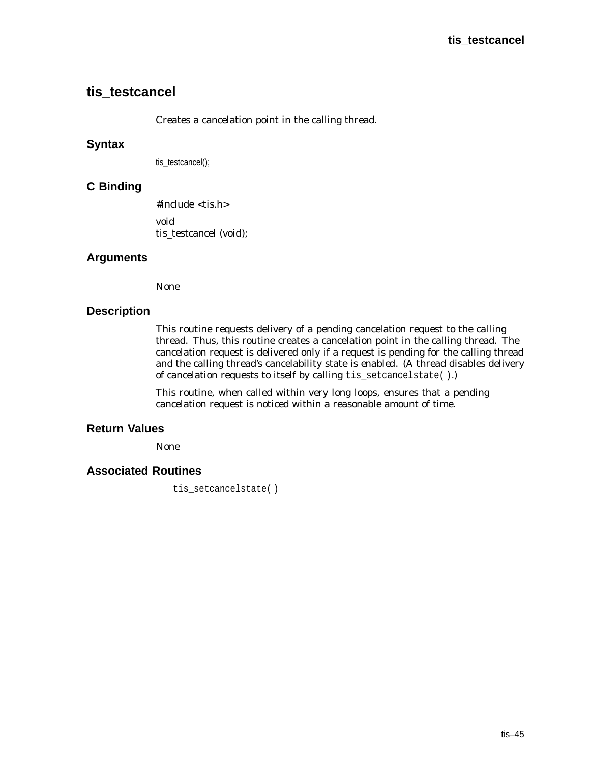## tis_testcancel

Creates a cancelation point in the calling thread.

### Syntax

```
tis_testcancel();
```

### C Binding

```
#include <tis.h>

void
tis_testcancel (void);
```

### Arguments

None

### Description

This routine requests delivery of a pending cancelation request to the calling thread. Thus, this routine creates a cancelation point in the calling thread. The cancelation request is delivered only if a request is pending for the calling thread and the calling thread's cancelability state is *enabled*. (A thread disables delivery of cancelation requests to itself by calling `tis_setcancelstate( )`.)

This routine, when called within very long loops, ensures that a pending cancelation request is noticed within a reasonable amount of time.

### Return Values

None

### Associated Routines

`tis_setcancelstate( )`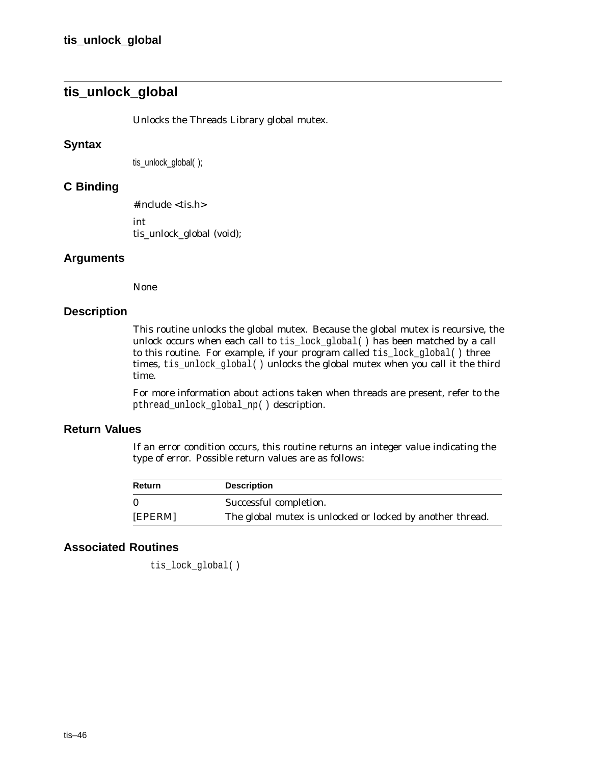## tis_unlock_global

Unlocks the Threads Library global mutex.

### Syntax

```
tis_unlock_global( );
```

### C Binding

```
#include <tis.h>

int
tis_unlock_global (void);
```

### Arguments

None

### Description

This routine unlocks the global mutex. Because the global mutex is recursive, the unlock occurs when each call to `tis_lock_global( )` has been matched by a call to this routine. For example, if your program called `tis_lock_global( )` three times, `tis_unlock_global( )` unlocks the global mutex when you call it the third time.

For more information about actions taken when threads are present, refer to the `pthread_unlock_global_np( )` description.

### Return Values

If an error condition occurs, this routine returns an integer value indicating the type of error. Possible return values are as follows:

| Return | Description |
|---|---|
| 0 | Successful completion. |
| [EPERM] | The global mutex is unlocked or locked by another thread. |

### Associated Routines

`tis_lock_global( )`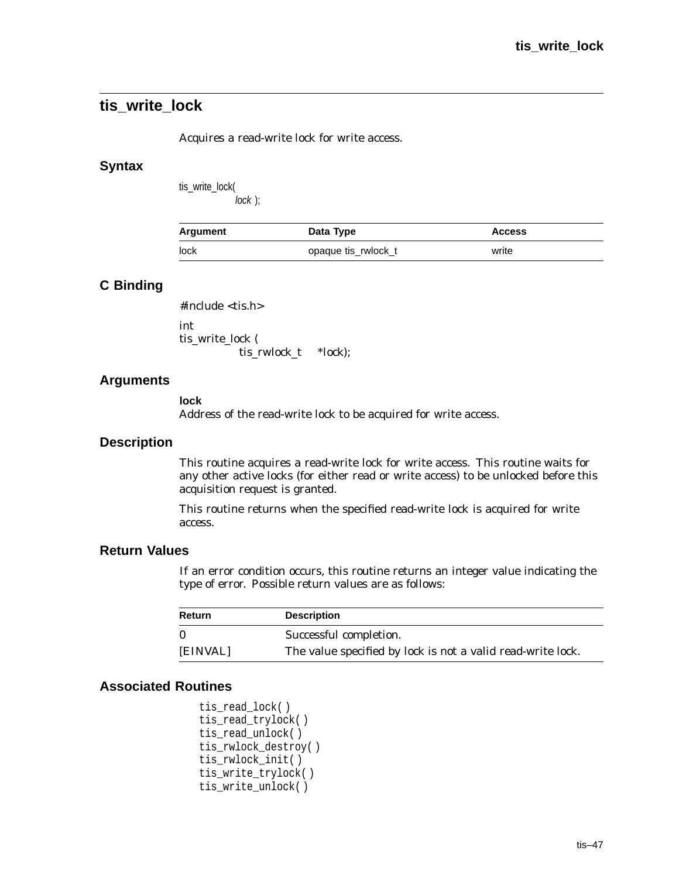## tis_write_lock

Acquires a read-write lock for write access.

### Syntax

```
tis_write_lock(
        lock );
```

| Argument | Data Type | Access |
| --- | --- | --- |
| lock | opaque tis_rwlock_t | write |

### C Binding

```
#include <tis.h>

int
tis_write_lock (
            tis_rwlock_t    *lock);
```

### Arguments

**lock**
Address of the read-write lock to be acquired for write access.

### Description

This routine acquires a read-write lock for write access. This routine waits for any other active locks (for either read or write access) to be unlocked before this acquisition request is granted.

This routine returns when the specified read-write lock is acquired for write access.

### Return Values

If an error condition occurs, this routine returns an integer value indicating the type of error. Possible return values are as follows:

| Return | Description |
| --- | --- |
| 0 | Successful completion. |
| [EINVAL] | The value specified by lock is not a valid read-write lock. |

### Associated Routines

```
tis_read_lock( )
tis_read_trylock( )
tis_read_unlock( )
tis_rwlock_destroy( )
tis_rwlock_init( )
tis_write_trylock( )
tis_write_unlock( )
```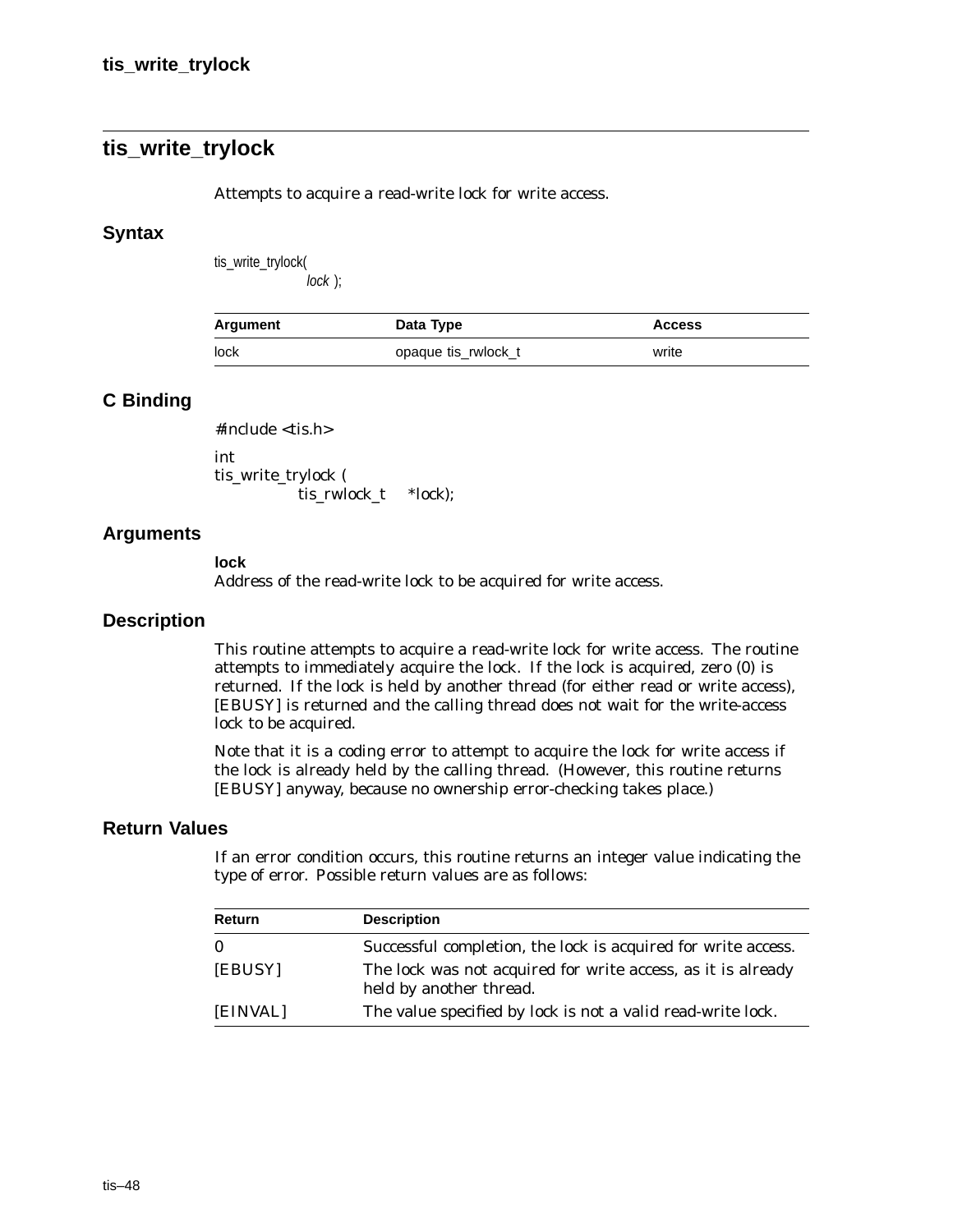## tis_write_trylock

Attempts to acquire a read-write lock for write access.

### Syntax

```
tis_write_trylock(
            lock );
```

| Argument | Data Type | Access |
|---|---|---|
| lock | opaque tis_rwlock_t | write |

### C Binding

```
#include <tis.h>

int
tis_write_trylock (
            tis_rwlock_t    *lock);
```

### Arguments

**lock**
Address of the read-write lock to be acquired for write access.

### Description

This routine attempts to acquire a read-write lock for write access. The routine attempts to immediately acquire the lock. If the lock is acquired, zero (0) is returned. If the lock is held by another thread (for either read or write access), [EBUSY] is returned and the calling thread does not wait for the write-access lock to be acquired.

Note that it is a coding error to attempt to acquire the lock for write access if the lock is already held by the calling thread. (However, this routine returns [EBUSY] anyway, because no ownership error-checking takes place.)

### Return Values

If an error condition occurs, this routine returns an integer value indicating the type of error. Possible return values are as follows:

| Return | Description |
|---|---|
| 0 | Successful completion, the lock is acquired for write access. |
| [EBUSY] | The lock was not acquired for write access, as it is already held by another thread. |
| [EINVAL] | The value specified by lock is not a valid read-write lock. |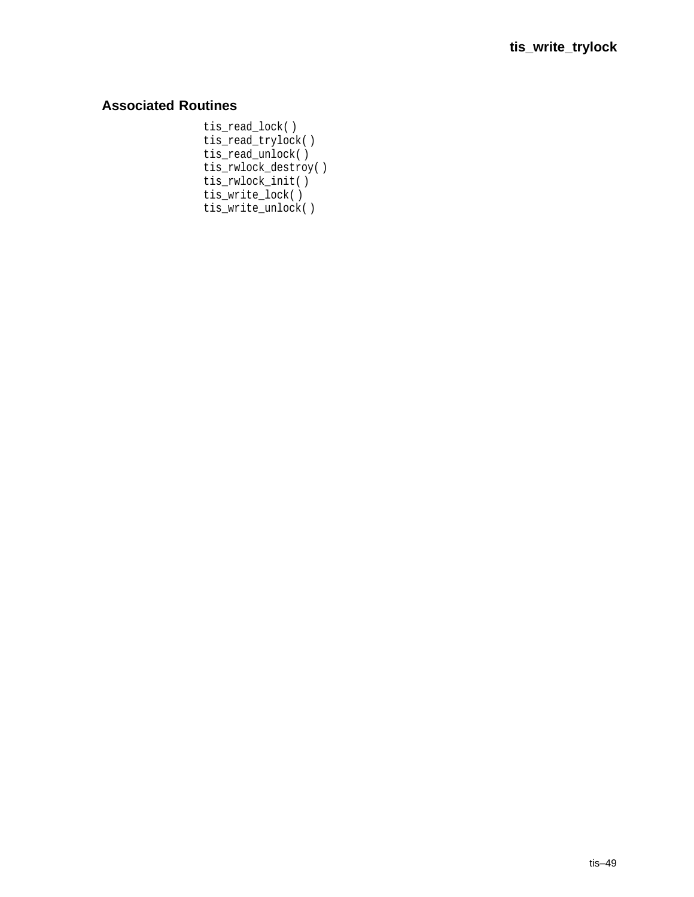## Associated Routines

```
tis_read_lock( )
tis_read_trylock( )
tis_read_unlock( )
tis_rwlock_destroy( )
tis_rwlock_init( )
tis_write_lock( )
tis_write_unlock( )
```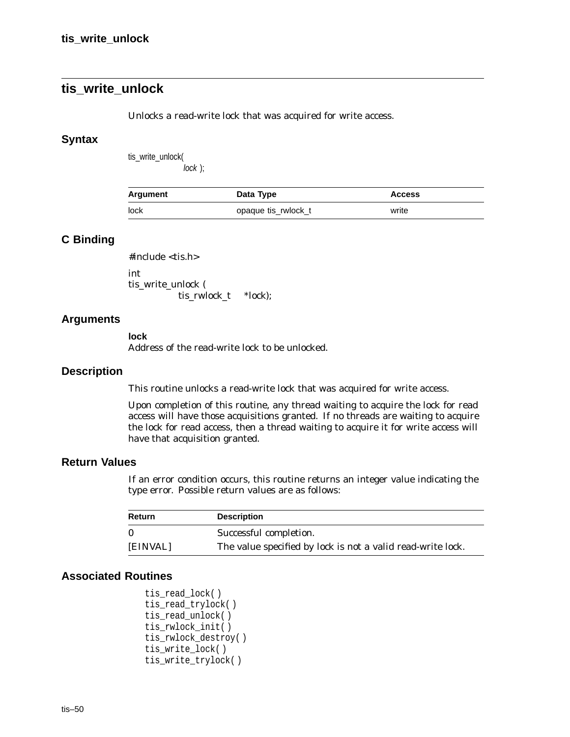## tis_write_unlock

Unlocks a read-write lock that was acquired for write access.

### Syntax

```
tis_write_unlock(
        lock );
```

| Argument | Data Type | Access |
|---|---|---|
| lock | opaque tis_rwlock_t | write |

### C Binding

```
#include <tis.h>

int
tis_write_unlock (
        tis_rwlock_t    *lock);
```

### Arguments

**lock**
Address of the read-write lock to be unlocked.

### Description

This routine unlocks a read-write lock that was acquired for write access.

Upon completion of this routine, any thread waiting to acquire the lock for read access will have those acquisitions granted. If no threads are waiting to acquire the lock for read access, then a thread waiting to acquire it for write access will have that acquisition granted.

### Return Values

If an error condition occurs, this routine returns an integer value indicating the type error. Possible return values are as follows:

| Return | Description |
|---|---|
| 0 | Successful completion. |
| [EINVAL] | The value specified by lock is not a valid read-write lock. |

### Associated Routines

```
tis_read_lock( )
tis_read_trylock( )
tis_read_unlock( )
tis_rwlock_init( )
tis_rwlock_destroy( )
tis_write_lock( )
tis_write_trylock( )
```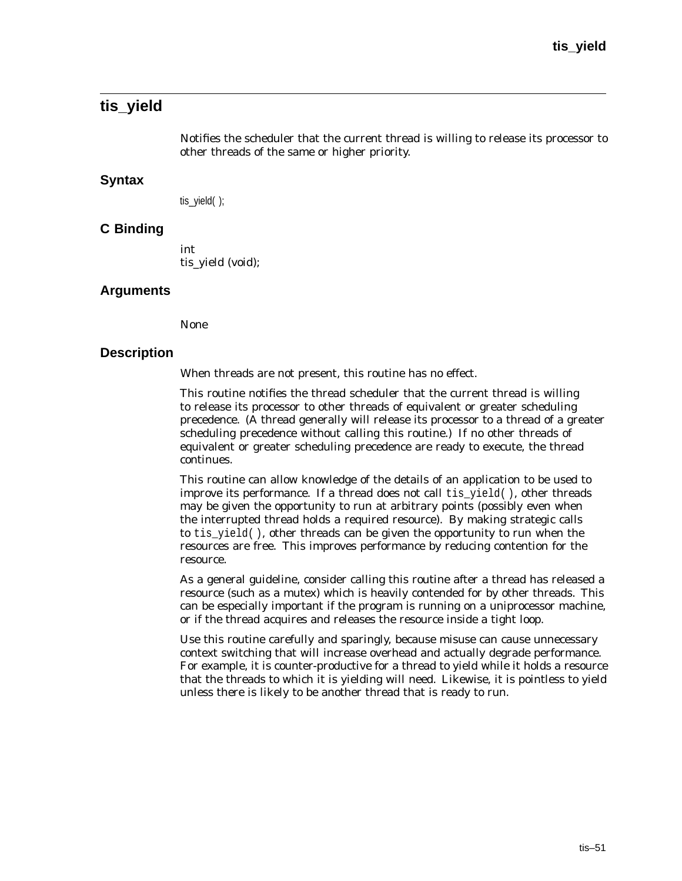## tis_yield

Notifies the scheduler that the current thread is willing to release its processor to other threads of the same or higher priority.

### Syntax

```
tis_yield( );
```

### C Binding

```
int
tis_yield (void);
```

### Arguments

None

### Description

When threads are not present, this routine has no effect.

This routine notifies the thread scheduler that the current thread is willing to release its processor to other threads of equivalent or greater scheduling precedence. (A thread generally will release its processor to a thread of a greater scheduling precedence without calling this routine.) If no other threads of equivalent or greater scheduling precedence are ready to execute, the thread continues.

This routine can allow knowledge of the details of an application to be used to improve its performance. If a thread does not call `tis_yield( )`, other threads may be given the opportunity to run at arbitrary points (possibly even when the interrupted thread holds a required resource). By making strategic calls to `tis_yield( )`, other threads can be given the opportunity to run when the resources are free. This improves performance by reducing contention for the resource.

As a general guideline, consider calling this routine after a thread has released a resource (such as a mutex) which is heavily contended for by other threads. This can be especially important if the program is running on a uniprocessor machine, or if the thread acquires and releases the resource inside a tight loop.

Use this routine carefully and sparingly, because misuse can cause unnecessary context switching that will increase overhead and actually degrade performance. For example, it is counter-productive for a thread to yield while it holds a resource that the threads to which it is yielding will need. Likewise, it is pointless to yield unless there is likely to be another thread that is ready to run.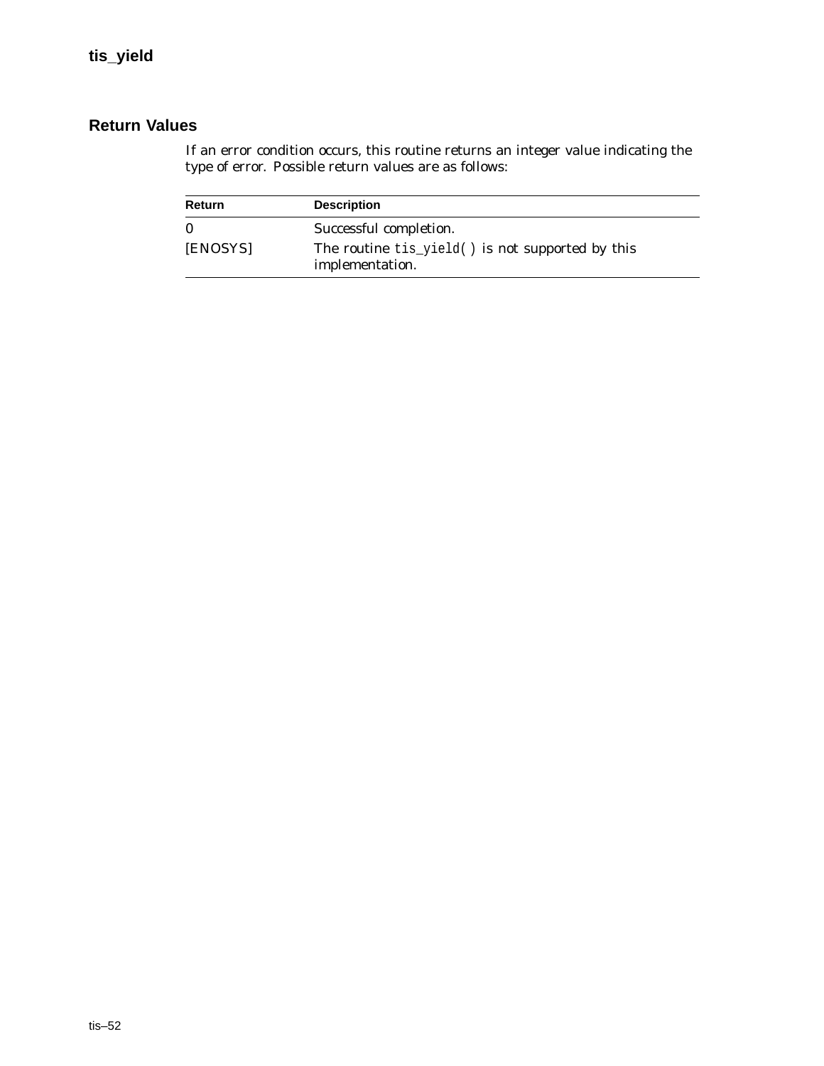## Return Values

If an error condition occurs, this routine returns an integer value indicating the type of error. Possible return values are as follows:

| Return | Description |
| --- | --- |
| 0 | Successful completion. |
| [ENOSYS] | The routine `tis_yield( )` is not supported by this implementation. |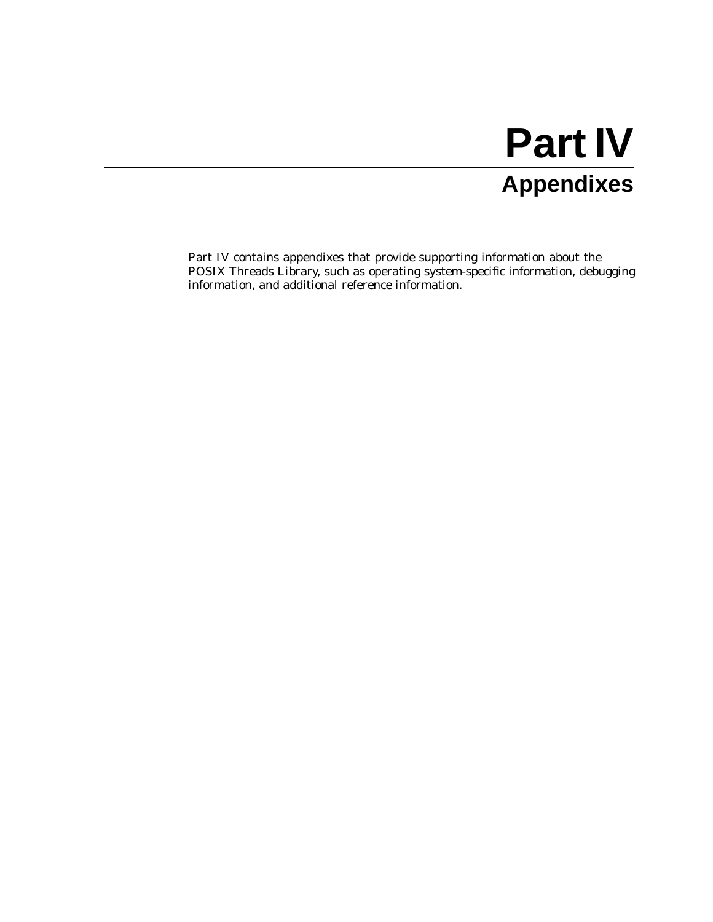# Part IV

## Appendixes

Part IV contains appendixes that provide supporting information about the POSIX Threads Library, such as operating system-specific information, debugging information, and additional reference information.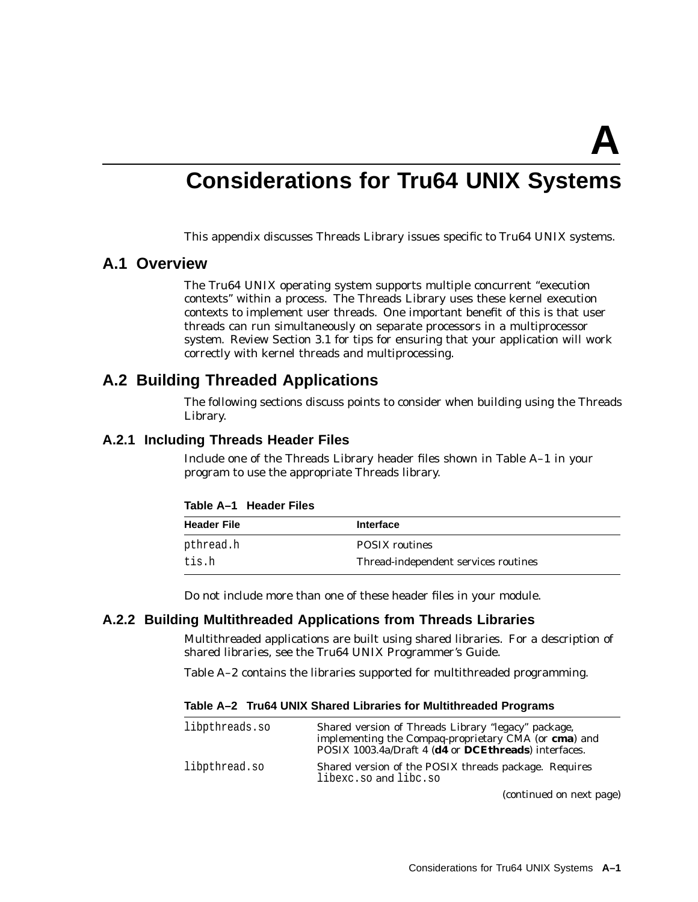# A

# Considerations for Tru64 UNIX Systems

This appendix discusses Threads Library issues specific to Tru64 UNIX systems.

## A.1 Overview

The Tru64 UNIX operating system supports multiple concurrent "execution contexts" within a process. The Threads Library uses these kernel execution contexts to implement user threads. One important benefit of this is that user threads can run simultaneously on separate processors in a multiprocessor system. Review Section 3.1 for tips for ensuring that your application will work correctly with kernel threads and multiprocessing.

## A.2 Building Threaded Applications

The following sections discuss points to consider when building using the Threads Library.

### A.2.1 Including Threads Header Files

Include one of the Threads Library header files shown in Table A–1 in your program to use the appropriate Threads library.

**Table A–1 Header Files**

| Header File | Interface |
|---|---|
| `pthread.h` | POSIX routines |
| `tis.h` | Thread-independent services routines |

Do not include more than one of these header files in your module.

### A.2.2 Building Multithreaded Applications from Threads Libraries

Multithreaded applications are built using shared libraries. For a description of shared libraries, see the Tru64 UNIX Programmer's Guide.

Table A–2 contains the libraries supported for multithreaded programming.

**Table A–2 Tru64 UNIX Shared Libraries for Multithreaded Programs**

| | |
|---|---|
| `libpthreads.so` | Shared version of Threads Library "legacy" package, implementing the Compaq-proprietary CMA (or **cma**) and POSIX 1003.4a/Draft 4 (**d4** or **DCEthreads**) interfaces. |
| `libpthread.so` | Shared version of the POSIX threads package. Requires `libexc.so` and `libc.so` |

(continued on next page)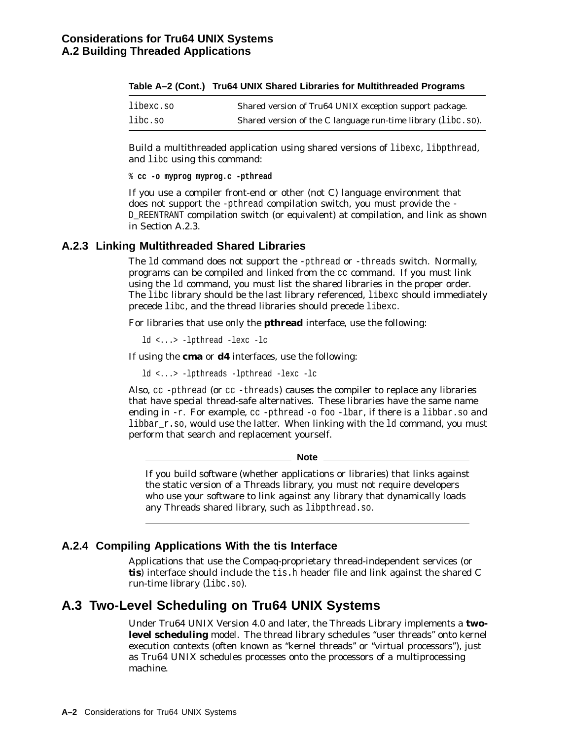**Table A–2 (Cont.) Tru64 UNIX Shared Libraries for Multithreaded Programs**

| | |
|---|---|
| libexc.so | Shared version of Tru64 UNIX exception support package. |
| libc.so | Shared version of the C language run-time library (libc.so). |

Build a multithreaded application using shared versions of libexc, libpthread, and libc using this command:

```
% cc -o myprog myprog.c -pthread
```

If you use a compiler front-end or other (not C) language environment that does not support the -pthread compilation switch, you must provide the -D_REENTRANT compilation switch (or equivalent) at compilation, and link as shown in Section A.2.3.

### A.2.3 Linking Multithreaded Shared Libraries

The ld command does not support the -pthread or -threads switch. Normally, programs can be compiled and linked from the cc command. If you must link using the ld command, you must list the shared libraries in the proper order. The libc library should be the last library referenced, libexc should immediately precede libc, and the thread libraries should precede libexc.

For libraries that use only the **pthread** interface, use the following:

```
ld <...> -lpthread -lexc -lc
```

If using the **cma** or **d4** interfaces, use the following:

```
ld <...> -lpthreads -lpthread -lexc -lc
```

Also, cc -pthread (or cc -threads) causes the compiler to replace any libraries that have special thread-safe alternatives. These libraries have the same name ending in -r. For example, cc -pthread -o foo -lbar, if there is a libbar.so and libbar_r.so, would use the latter. When linking with the ld command, you must perform that search and replacement yourself.

**Note**

If you build software (whether applications or libraries) that links against the static version of a Threads library, you must not require developers who use your software to link against any library that dynamically loads any Threads shared library, such as libpthread.so.

### A.2.4 Compiling Applications With the tis Interface

Applications that use the Compaq-proprietary thread-independent services (or **tis**) interface should include the tis.h header file and link against the shared C run-time library (libc.so).

## A.3 Two-Level Scheduling on Tru64 UNIX Systems

Under Tru64 UNIX Version 4.0 and later, the Threads Library implements a **two-level scheduling** model. The thread library schedules "user threads" onto kernel execution contexts (often known as "kernel threads" or "virtual processors"), just as Tru64 UNIX schedules processes onto the processors of a multiprocessing machine.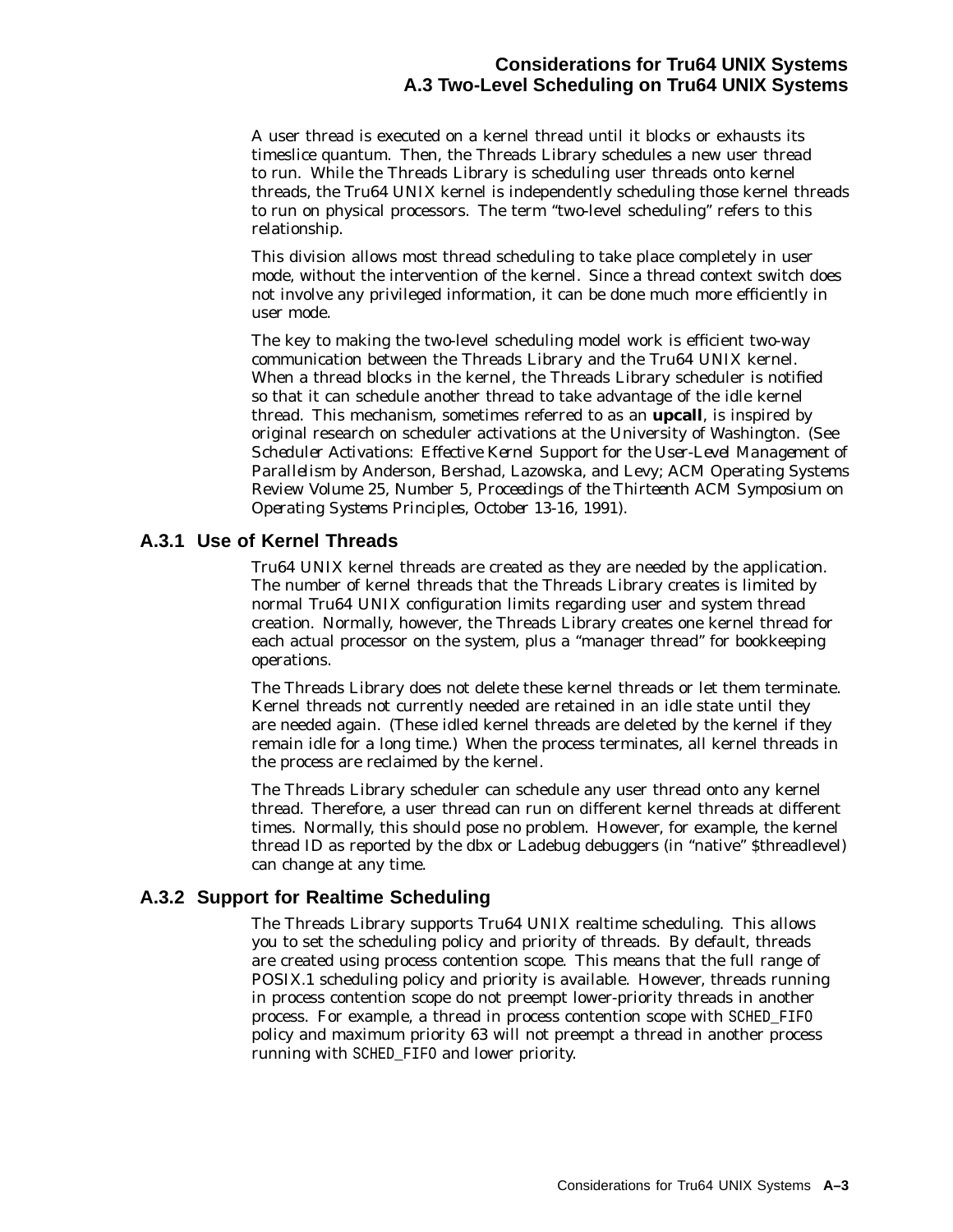A user thread is executed on a kernel thread until it blocks or exhausts its timeslice quantum. Then, the Threads Library schedules a new user thread to run. While the Threads Library is scheduling user threads onto kernel threads, the Tru64 UNIX kernel is independently scheduling those kernel threads to run on physical processors. The term "two-level scheduling" refers to this relationship.

This division allows most thread scheduling to take place completely in user mode, without the intervention of the kernel. Since a thread context switch does not involve any privileged information, it can be done much more efficiently in user mode.

The key to making the two-level scheduling model work is efficient two-way communication between the Threads Library and the Tru64 UNIX kernel. When a thread blocks in the kernel, the Threads Library scheduler is notified so that it can schedule another thread to take advantage of the idle kernel thread. This mechanism, sometimes referred to as an **upcall**, is inspired by original research on scheduler activations at the University of Washington. (See *Scheduler Activations: Effective Kernel Support for the User-Level Management of Parallelism* by Anderson, Bershad, Lazowska, and Levy; ACM Operating Systems Review Volume 25, Number 5, *Proceedings of the Thirteenth ACM Symposium on Operating Systems Principles, October 13-16, 1991*).

### A.3.1 Use of Kernel Threads

Tru64 UNIX kernel threads are created as they are needed by the application. The number of kernel threads that the Threads Library creates is limited by normal Tru64 UNIX configuration limits regarding user and system thread creation. Normally, however, the Threads Library creates one kernel thread for each actual processor on the system, plus a "manager thread" for bookkeeping operations.

The Threads Library does not delete these kernel threads or let them terminate. Kernel threads not currently needed are retained in an idle state until they are needed again. (These idled kernel threads are deleted by the kernel if they remain idle for a long time.) When the process terminates, all kernel threads in the process are reclaimed by the kernel.

The Threads Library scheduler can schedule any user thread onto any kernel thread. Therefore, a user thread can run on different kernel threads at different times. Normally, this should pose no problem. However, for example, the kernel thread ID as reported by the dbx or Ladebug debuggers (in "native" $threadlevel) can change at any time.

### A.3.2 Support for Realtime Scheduling

The Threads Library supports Tru64 UNIX realtime scheduling. This allows you to set the scheduling policy and priority of threads. By default, threads are created using process contention scope. This means that the full range of POSIX.1 scheduling policy and priority is available. However, threads running in process contention scope do not preempt lower-priority threads in another process. For example, a thread in process contention scope with `SCHED_FIFO` policy and maximum priority 63 will not preempt a thread in another process running with `SCHED_FIFO` and lower priority.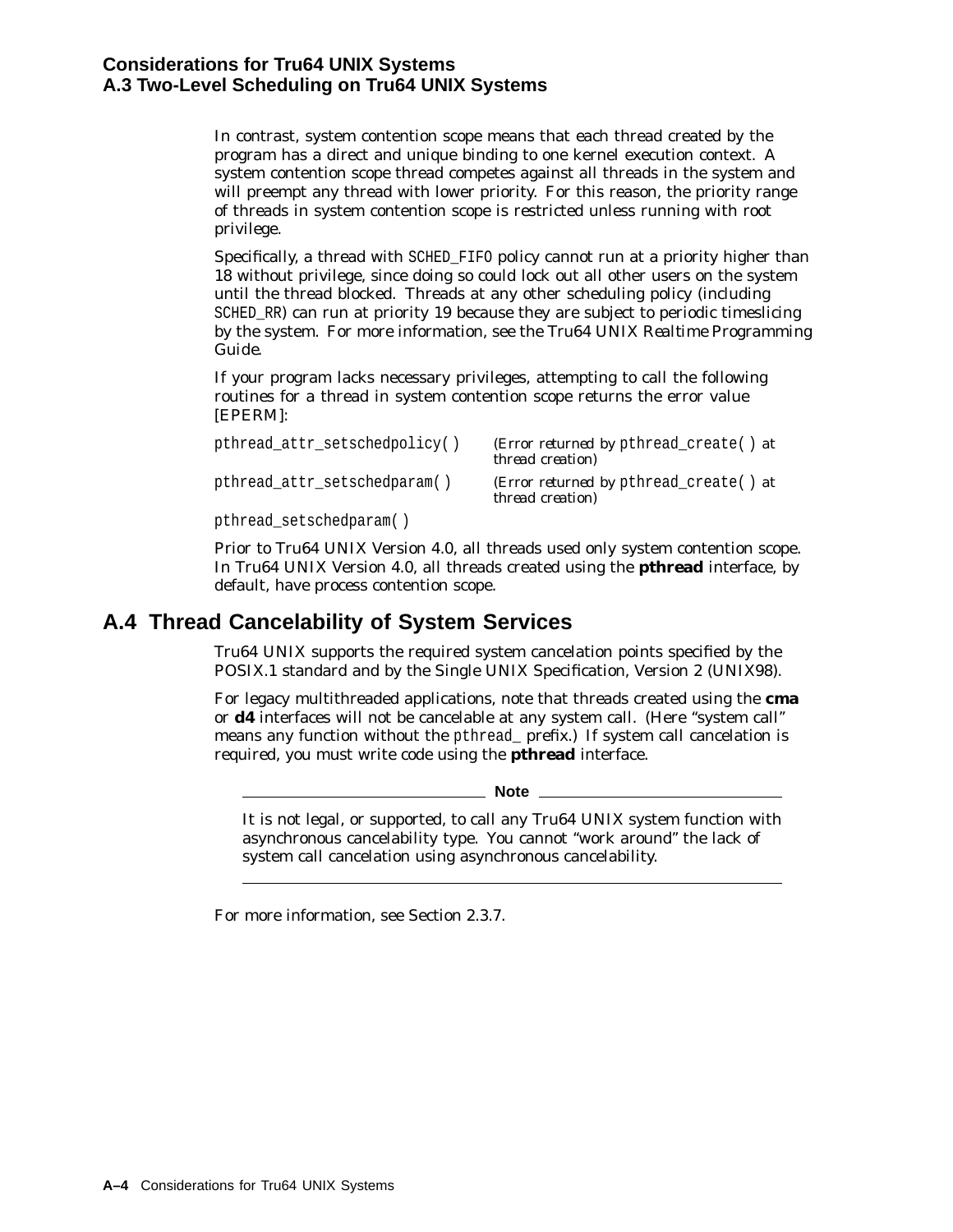In contrast, system contention scope means that each thread created by the program has a direct and unique binding to one kernel execution context. A system contention scope thread competes against all threads in the system and will preempt any thread with lower priority. For this reason, the priority range of threads in system contention scope is restricted unless running with root privilege.

Specifically, a thread with `SCHED_FIFO` policy cannot run at a priority higher than 18 without privilege, since doing so could lock out all other users on the system until the thread blocked. Threads at any other scheduling policy (including `SCHED_RR`) can run at priority 19 because they are subject to periodic timeslicing by the system. For more information, see the *Tru64 UNIX Realtime Programming Guide*.

If your program lacks necessary privileges, attempting to call the following routines for a thread in system contention scope returns the error value [EPERM]:

| | |
|---|---|
| `pthread_attr_setschedpolicy()` | *(Error returned by `pthread_create()` at thread creation)* |
| `pthread_attr_setschedparam()` | *(Error returned by `pthread_create()` at thread creation)* |
| `pthread_setschedparam()` | |

Prior to Tru64 UNIX Version 4.0, all threads used only system contention scope. In Tru64 UNIX Version 4.0, all threads created using the **pthread** interface, by default, have process contention scope.

## A.4 Thread Cancelability of System Services

Tru64 UNIX supports the required system cancelation points specified by the POSIX.1 standard and by the Single UNIX Specification, Version 2 (UNIX98).

For legacy multithreaded applications, note that threads created using the **cma** or **d4** interfaces will not be cancelable at any system call. (Here "system call" means any function without the `pthread_` prefix.) If system call cancelation is required, you must write code using the **pthread** interface.

**Note**

It is not legal, or supported, to call any Tru64 UNIX system function with asynchronous cancelability type. You cannot "work around" the lack of system call cancelation using asynchronous cancelability.

For more information, see Section 2.3.7.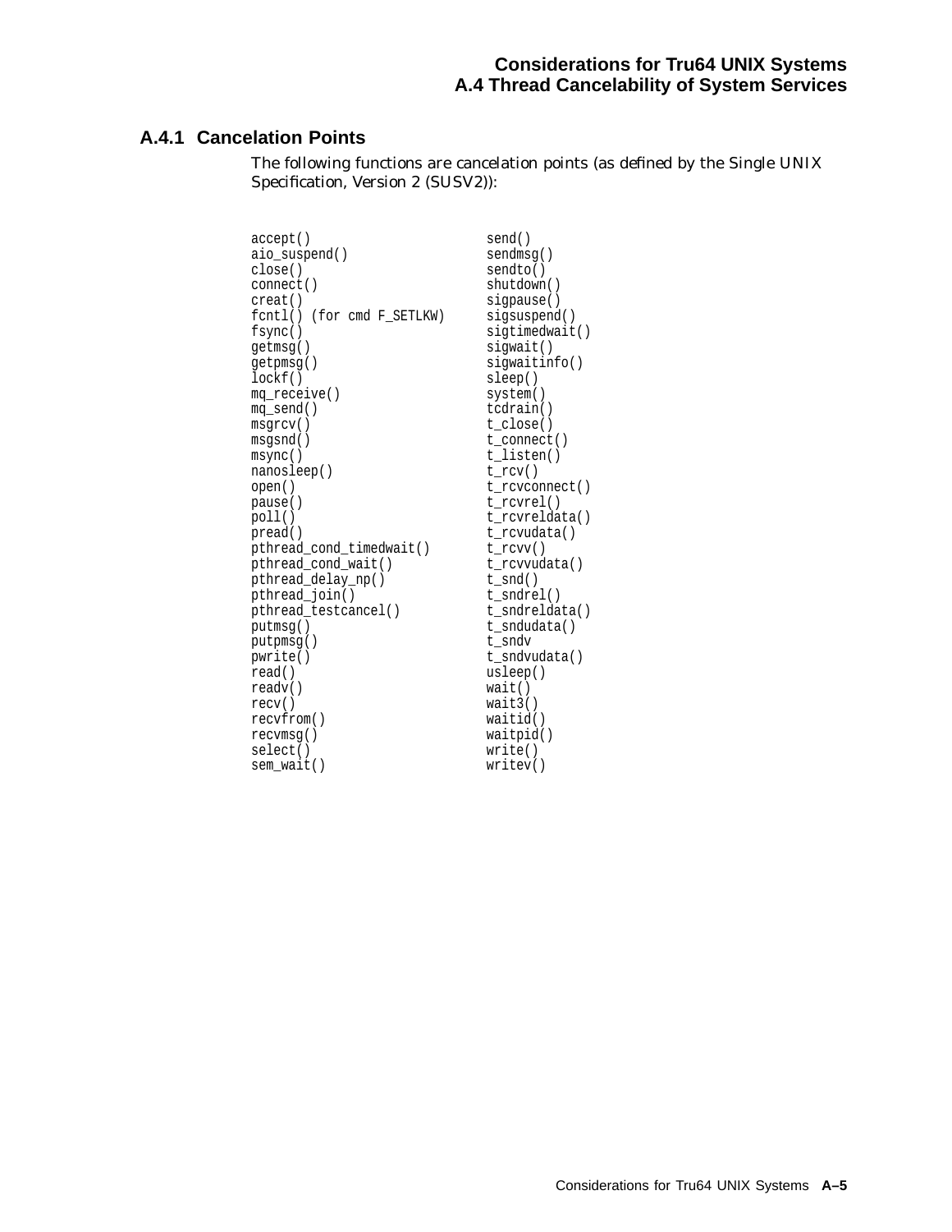### A.4.1 Cancelation Points

The following functions are cancelation points (as defined by the Single UNIX Specification, Version 2 (SUSV2)):

```
accept()                        send()
aio_suspend()                   sendmsg()
close()                         sendto()
connect()                       shutdown()
creat()                         sigpause()
fcntl() (for cmd F_SETLKW)      sigsuspend()
fsync()                         sigtimedwait()
getmsg()                        sigwait()
getpmsg()                       sigwaitinfo()
lockf()                         sleep()
mq_receive()                    system()
mq_send()                       tcdrain()
msgrcv()                        t_close()
msgsnd()                        t_connect()
msync()                         t_listen()
nanosleep()                     t_rcv()
open()                          t_rcvconnect()
pause()                         t_rcvrel()
poll()                          t_rcvreldata()
pread()                         t_rcvudata()
pthread_cond_timedwait()        t_rcvv()
pthread_cond_wait()             t_rcvvudata()
pthread_delay_np()              t_snd()
pthread_join()                  t_sndrel()
pthread_testcancel()            t_sndreldata()
putmsg()                        t_sndudata()
putpmsg()                       t_sndv
pwrite()                        t_sndvudata()
read()                          usleep()
readv()                         wait()
recv()                          wait3()
recvfrom()                      waitid()
recvmsg()                       waitpid()
select()                        write()
sem_wait()                      writev()
```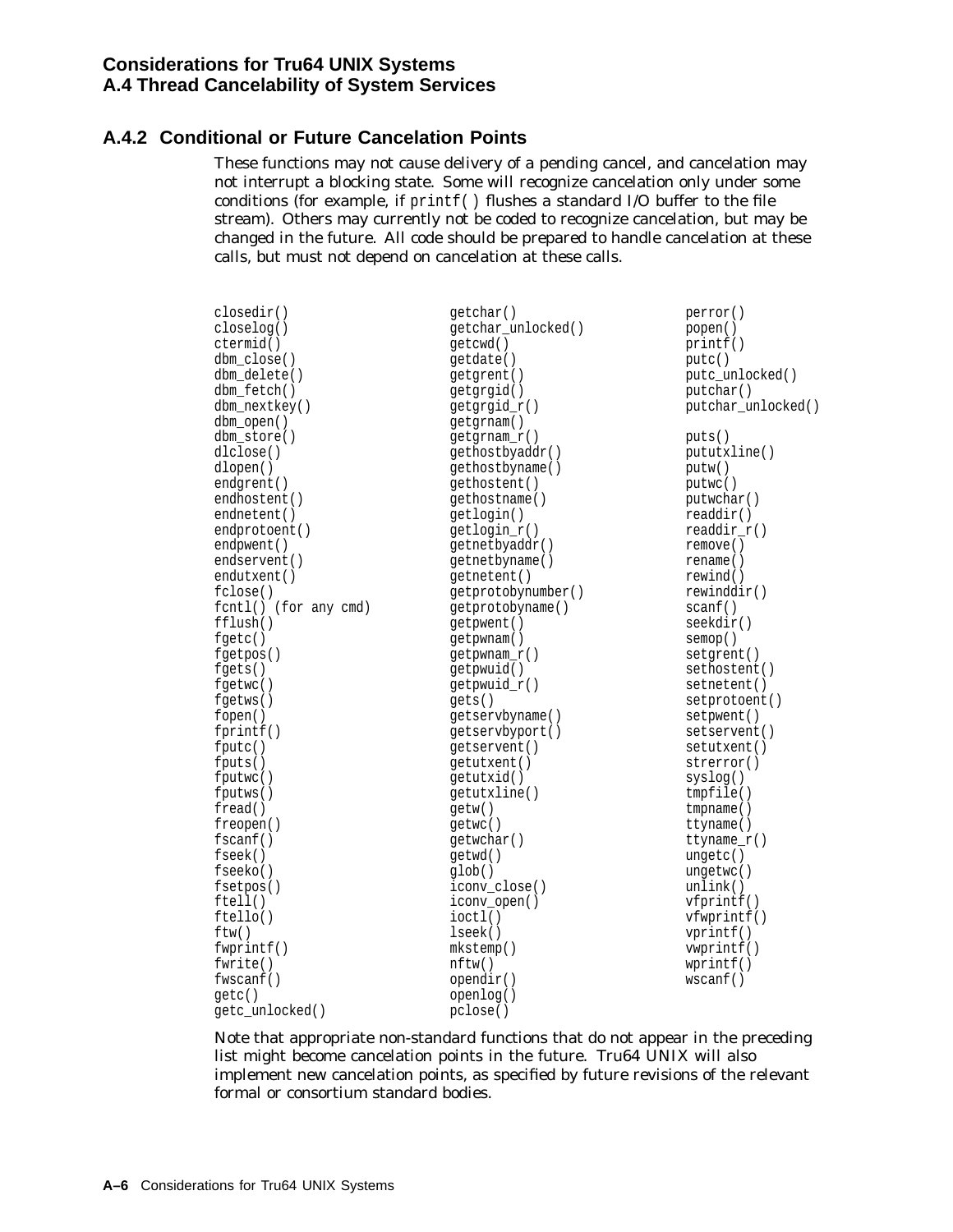## A.4.2 Conditional or Future Cancelation Points

*These functions may not cause delivery of a pending cancel, and cancelation may not interrupt a blocking state. Some will recognize cancelation only under some conditions (for example, if* `printf()` *flushes a standard I/O buffer to the file stream). Others may currently not be coded to recognize cancelation, but may be changed in the future. All code should be prepared to handle cancelation at these calls, but must not depend on cancelation at these calls.*

```
closedir()
closelog()
ctermid()
dbm_close()
dbm_delete()
dbm_fetch()
dbm_nextkey()
dbm_open()
dbm_store()
dlclose()
dlopen()
endgrent()
endhostent()
endnetent()
endprotoent()
endpwent()
endservent()
endutxent()
fclose()
fcntl() (for any cmd)
fflush()
fgetc()
fgetpos()
fgets()
fgetwc()
fgetws()
fopen()
fprintf()
fputc()
fputs()
fputwc()
fputws()
fread()
freopen()
fscanf()
fseek()
fseeko()
fsetpos()
ftell()
ftello()
ftw()
fwprintf()
fwrite()
fwscanf()
getc()
getc_unlocked()
getchar()
getchar_unlocked()
getcwd()
getdate()
getgrent()
getgrgid()
getgrgid_r()
getgrnam()
getgrnam_r()
gethostbyaddr()
gethostbyname()
gethostent()
gethostname()
getlogin()
getlogin_r()
getnetbyaddr()
getnetbyname()
getnetent()
getprotobynumber()
getprotobyname()
getpwent()
getpwnam()
getpwnam_r()
getpwuid()
getpwuid_r()
gets()
getservbyname()
getservbyport()
getservent()
getutxent()
getutxid()
getutxline()
getw()
getwc()
getwchar()
getwd()
glob()
iconv_close()
iconv_open()
ioctl()
lseek()
mkstemp()
nftw()
opendir()
openlog()
pclose()
perror()
popen()
printf()
putc()
putc_unlocked()
putchar()
putchar_unlocked()
puts()
pututxline()
putw()
putwc()
putwchar()
readdir()
readdir_r()
remove()
rename()
rewind()
rewinddir()
scanf()
seekdir()
semop()
setgrent()
sethostent()
setnetent()
setprotoent()
setpwent()
setservent()
setutxent()
strerror()
syslog()
tmpfile()
tmpname()
ttyname()
ttyname_r()
ungetc()
ungetwc()
unlink()
vfprintf()
vfwprintf()
vprintf()
vwprintf()
wprintf()
wscanf()
```

*Note that appropriate non-standard functions that do not appear in the preceding list might become cancelation points in the future. Tru64 UNIX will also implement new cancelation points, as specified by future revisions of the relevant formal or consortium standard bodies.*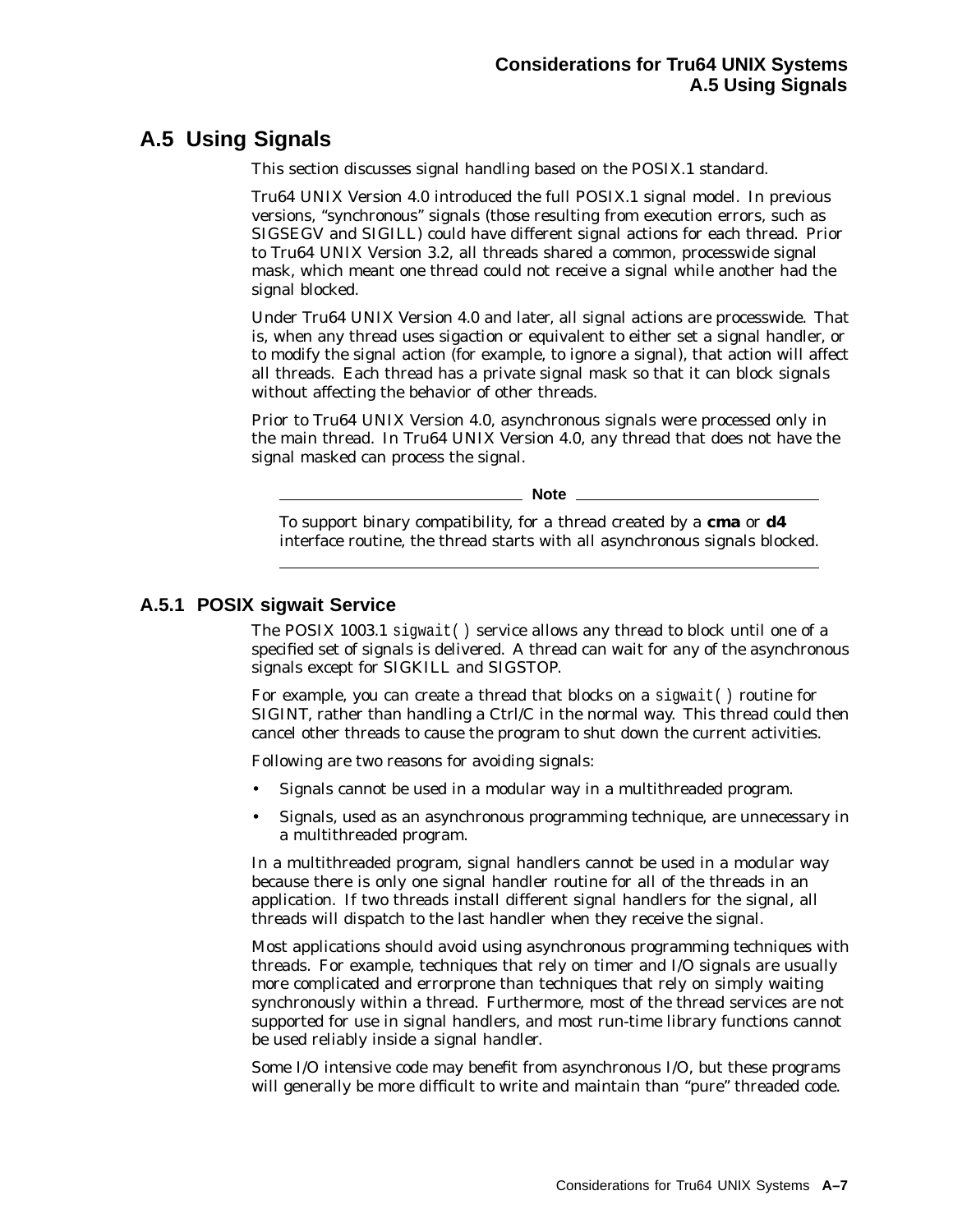## A.5 Using Signals

This section discusses signal handling based on the POSIX.1 standard.

Tru64 UNIX Version 4.0 introduced the full POSIX.1 signal model. In previous versions, "synchronous" signals (those resulting from execution errors, such as SIGSEGV and SIGILL) could have different signal actions for each thread. Prior to Tru64 UNIX Version 3.2, all threads shared a common, processwide signal mask, which meant one thread could not receive a signal while another had the signal blocked.

Under Tru64 UNIX Version 4.0 and later, all signal actions are processwide. That is, when any thread uses sigaction or equivalent to either set a signal handler, or to modify the signal action (for example, to ignore a signal), that action will affect all threads. Each thread has a private signal mask so that it can block signals without affecting the behavior of other threads.

Prior to Tru64 UNIX Version 4.0, asynchronous signals were processed only in the main thread. In Tru64 UNIX Version 4.0, any thread that does not have the signal masked can process the signal.

**Note**

To support binary compatibility, for a thread created by a **cma** or **d4** interface routine, the thread starts with all asynchronous signals blocked.

### A.5.1 POSIX sigwait Service

The POSIX 1003.1 `sigwait( )` service allows any thread to block until one of a specified set of signals is delivered. A thread can wait for any of the asynchronous signals except for SIGKILL and SIGSTOP.

For example, you can create a thread that blocks on a `sigwait( )` routine for SIGINT, rather than handling a Ctrl/C in the normal way. This thread could then cancel other threads to cause the program to shut down the current activities.

Following are two reasons for avoiding signals:

- Signals cannot be used in a modular way in a multithreaded program.
- Signals, used as an asynchronous programming technique, are unnecessary in a multithreaded program.

In a multithreaded program, signal handlers cannot be used in a modular way because there is only one signal handler routine for all of the threads in an application. If two threads install different signal handlers for the signal, all threads will dispatch to the last handler when they receive the signal.

Most applications should avoid using asynchronous programming techniques with threads. For example, techniques that rely on timer and I/O signals are usually more complicated and errorprone than techniques that rely on simply waiting synchronously within a thread. Furthermore, most of the thread services are not supported for use in signal handlers, and most run-time library functions cannot be used reliably inside a signal handler.

Some I/O intensive code may benefit from asynchronous I/O, but these programs will generally be more difficult to write and maintain than "pure" threaded code.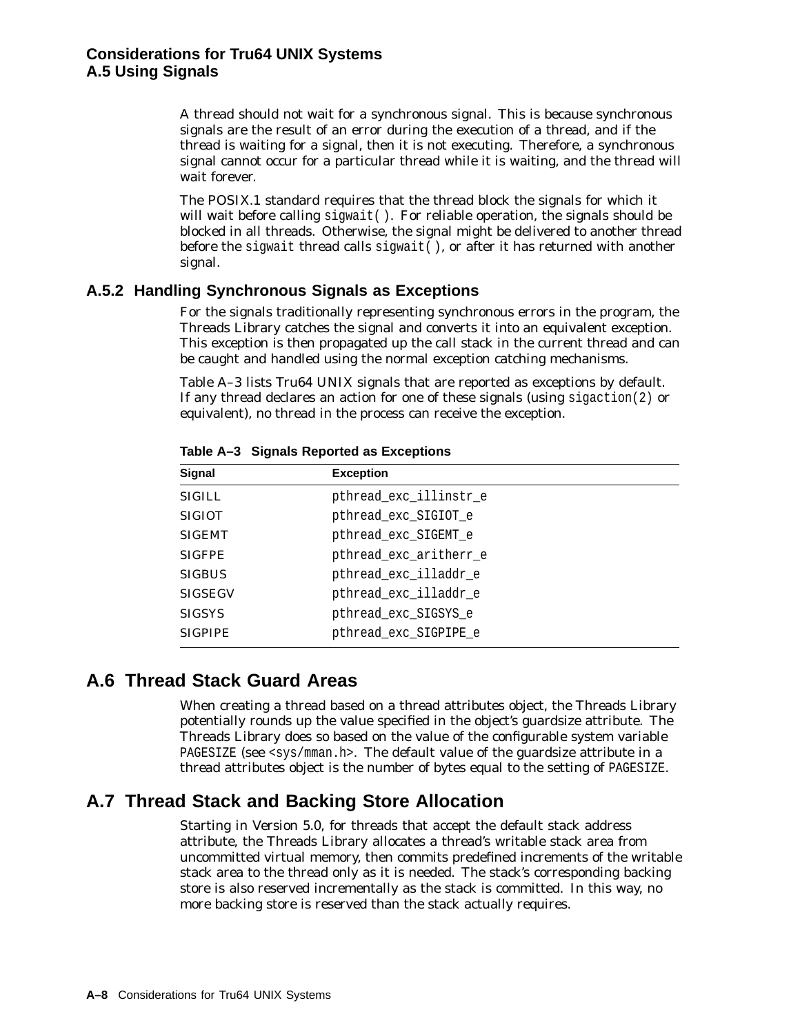A thread should not wait for a synchronous signal. This is because synchronous signals are the result of an error during the execution of a thread, and if the thread is waiting for a signal, then it is not executing. Therefore, a synchronous signal cannot occur for a particular thread while it is waiting, and the thread will wait forever.

The POSIX.1 standard requires that the thread block the signals for which it will wait before calling `sigwait( )`. For reliable operation, the signals should be blocked in all threads. Otherwise, the signal might be delivered to another thread before the `sigwait` thread calls `sigwait( )`, or after it has returned with another signal.

### A.5.2 Handling Synchronous Signals as Exceptions

For the signals traditionally representing synchronous errors in the program, the Threads Library catches the signal and converts it into an equivalent exception. This exception is then propagated up the call stack in the current thread and can be caught and handled using the normal exception catching mechanisms.

Table A–3 lists Tru64 UNIX signals that are reported as exceptions by default. If any thread declares an action for one of these signals (using `sigaction(2)` or equivalent), no thread in the process can receive the exception.

**Table A–3 Signals Reported as Exceptions**

| Signal | Exception |
|---|---|
| SIGILL | `pthread_exc_illinstr_e` |
| SIGIOT | `pthread_exc_SIGIOT_e` |
| SIGEMT | `pthread_exc_SIGEMT_e` |
| SIGFPE | `pthread_exc_aritherr_e` |
| SIGBUS | `pthread_exc_illaddr_e` |
| SIGSEGV | `pthread_exc_illaddr_e` |
| SIGSYS | `pthread_exc_SIGSYS_e` |
| SIGPIPE | `pthread_exc_SIGPIPE_e` |

## A.6 Thread Stack Guard Areas

When creating a thread based on a thread attributes object, the Threads Library potentially rounds up the value specified in the object's guardsize attribute. The Threads Library does so based on the value of the configurable system variable `PAGESIZE` (see `<sys/mman.h>`. The default value of the guardsize attribute in a thread attributes object is the number of bytes equal to the setting of `PAGESIZE`.

## A.7 Thread Stack and Backing Store Allocation

Starting in Version 5.0, for threads that accept the default stack address attribute, the Threads Library allocates a thread's writable stack area from uncommitted virtual memory, then commits predefined increments of the writable stack area to the thread only as it is needed. The stack's corresponding backing store is also reserved incrementally as the stack is committed. In this way, no more backing store is reserved than the stack actually requires.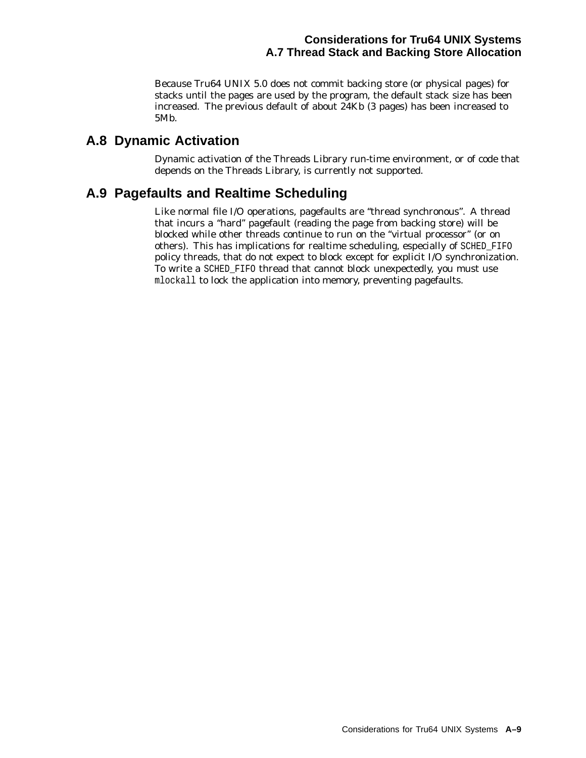Because Tru64 UNIX 5.0 does not commit backing store (or physical pages) for stacks until the pages are used by the program, the default stack size has been increased. The previous default of about 24Kb (3 pages) has been increased to 5Mb.

## A.8 Dynamic Activation

Dynamic activation of the Threads Library run-time environment, or of code that depends on the Threads Library, is currently not supported.

## A.9 Pagefaults and Realtime Scheduling

Like normal file I/O operations, pagefaults are "thread synchronous". A thread that incurs a "hard" pagefault (reading the page from backing store) will be blocked while other threads continue to run on the "virtual processor" (or on others). This has implications for realtime scheduling, especially of `SCHED_FIFO` policy threads, that do not expect to block except for explicit I/O synchronization. To write a `SCHED_FIFO` thread that cannot block unexpectedly, you must use `mlockall` to lock the application into memory, preventing pagefaults.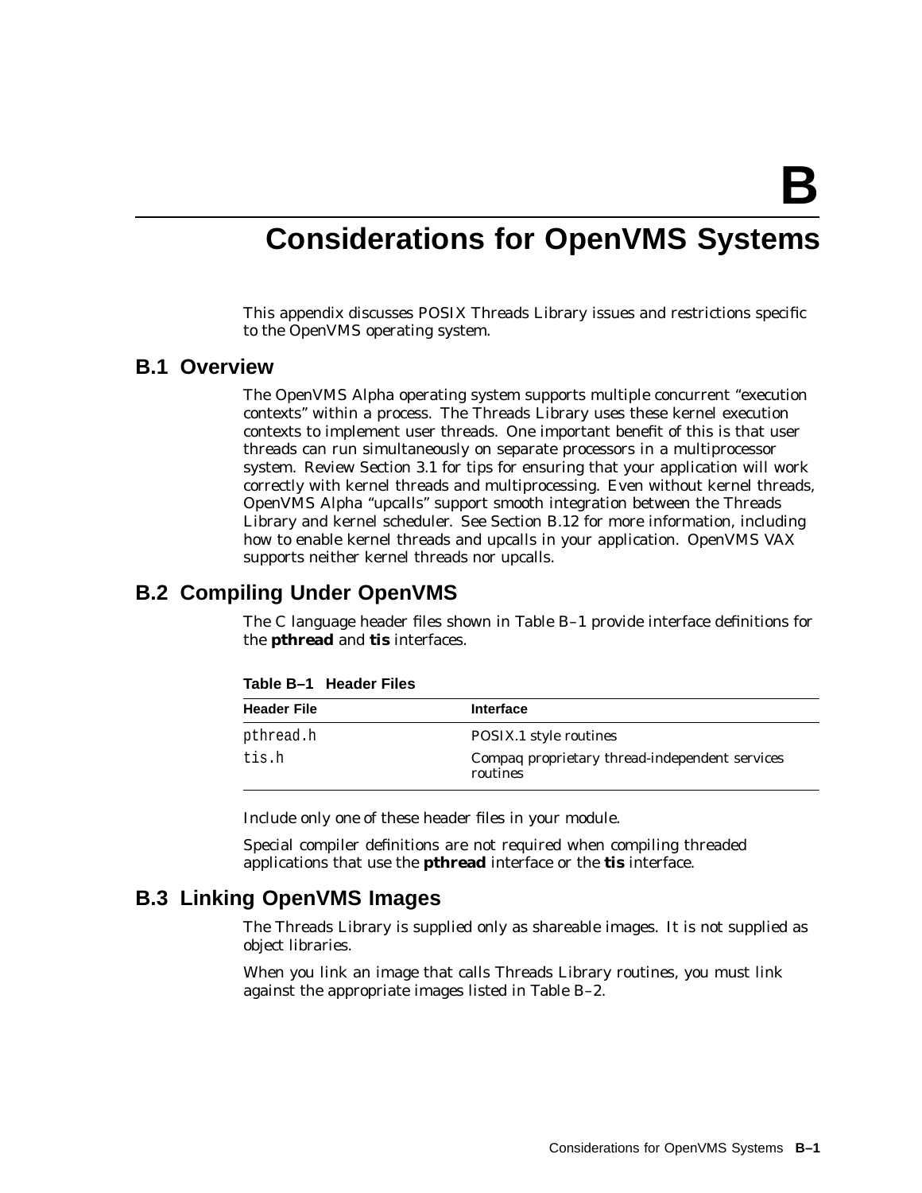# B
# Considerations for OpenVMS Systems

This appendix discusses POSIX Threads Library issues and restrictions specific to the OpenVMS operating system.

## B.1 Overview

The OpenVMS Alpha operating system supports multiple concurrent "execution contexts" within a process. The Threads Library uses these kernel execution contexts to implement user threads. One important benefit of this is that user threads can run simultaneously on separate processors in a multiprocessor system. Review Section 3.1 for tips for ensuring that your application will work correctly with kernel threads and multiprocessing. Even without kernel threads, OpenVMS Alpha "upcalls" support smooth integration between the Threads Library and kernel scheduler. See Section B.12 for more information, including how to enable kernel threads and upcalls in your application. OpenVMS VAX supports neither kernel threads nor upcalls.

## B.2 Compiling Under OpenVMS

The C language header files shown in Table B–1 provide interface definitions for the **pthread** and **tis** interfaces.

**Table B–1 Header Files**

| Header File | Interface |
|---|---|
| *pthread.h* | POSIX.1 style routines |
| *tis.h* | Compaq proprietary thread-independent services routines |

Include only one of these header files in your module.

Special compiler definitions are not required when compiling threaded applications that use the **pthread** interface or the **tis** interface.

## B.3 Linking OpenVMS Images

The Threads Library is supplied only as shareable images. It is not supplied as object libraries.

When you link an image that calls Threads Library routines, you must link against the appropriate images listed in Table B–2.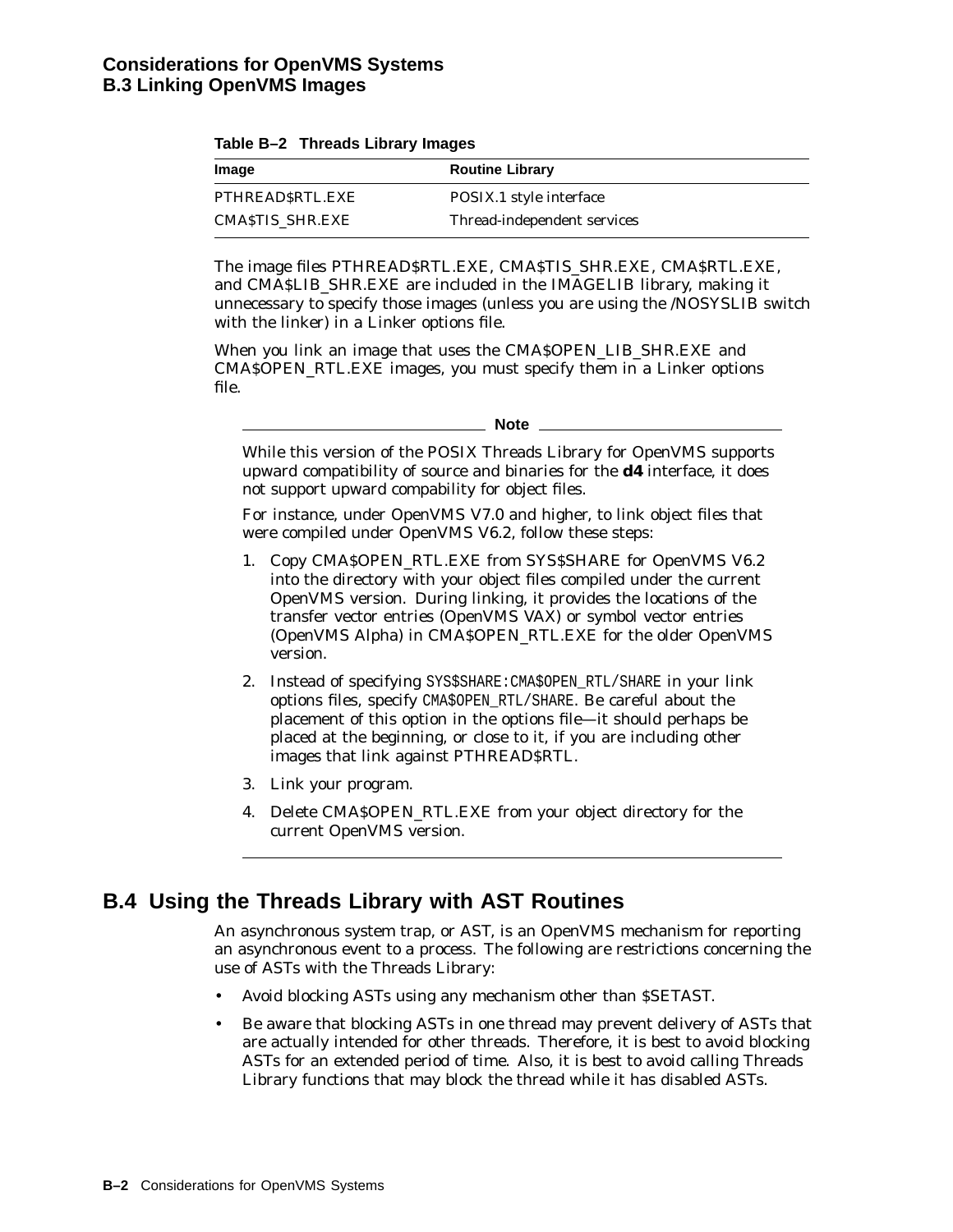**Table B–2 Threads Library Images**

| Image | Routine Library |
|---|---|
| PTHREAD$RTL.EXE | POSIX.1 style interface |
| CMA$TIS_SHR.EXE | Thread-independent services |

The image files PTHREAD$RTL.EXE, CMA$TIS_SHR.EXE, CMA$RTL.EXE, and CMA$LIB_SHR.EXE are included in the IMAGELIB library, making it unnecessary to specify those images (unless you are using the /NOSYSLIB switch with the linker) in a Linker options file.

When you link an image that uses the CMA$OPEN_LIB_SHR.EXE and CMA$OPEN_RTL.EXE images, you must specify them in a Linker options file.

---

**Note**

While this version of the POSIX Threads Library for OpenVMS supports upward compatibility of source and binaries for the **d4** interface, it does not support upward compability for object files.

For instance, under OpenVMS V7.0 and higher, to link object files that were compiled under OpenVMS V6.2, follow these steps:

1. Copy CMA$OPEN_RTL.EXE from SYS$SHARE for OpenVMS V6.2 into the directory with your object files compiled under the current OpenVMS version. During linking, it provides the locations of the transfer vector entries (OpenVMS VAX) or symbol vector entries (OpenVMS Alpha) in CMA$OPEN_RTL.EXE for the older OpenVMS version.
2. Instead of specifying `SYS$SHARE:CMA$OPEN_RTL/SHARE` in your link options files, specify `CMA$OPEN_RTL/SHARE`. Be careful about the placement of this option in the options file—it should perhaps be placed at the beginning, or close to it, if you are including other images that link against PTHREAD$RTL.
3. Link your program.
4. Delete CMA$OPEN_RTL.EXE from your object directory for the current OpenVMS version.

---

## B.4 Using the Threads Library with AST Routines

An asynchronous system trap, or AST, is an OpenVMS mechanism for reporting an asynchronous event to a process. The following are restrictions concerning the use of ASTs with the Threads Library:

- Avoid blocking ASTs using any mechanism other than $SETAST.
- Be aware that blocking ASTs in one thread may prevent delivery of ASTs that are actually intended for other threads. Therefore, it is best to avoid blocking ASTs for an extended period of time. Also, it is best to avoid calling Threads Library functions that may block the thread while it has disabled ASTs.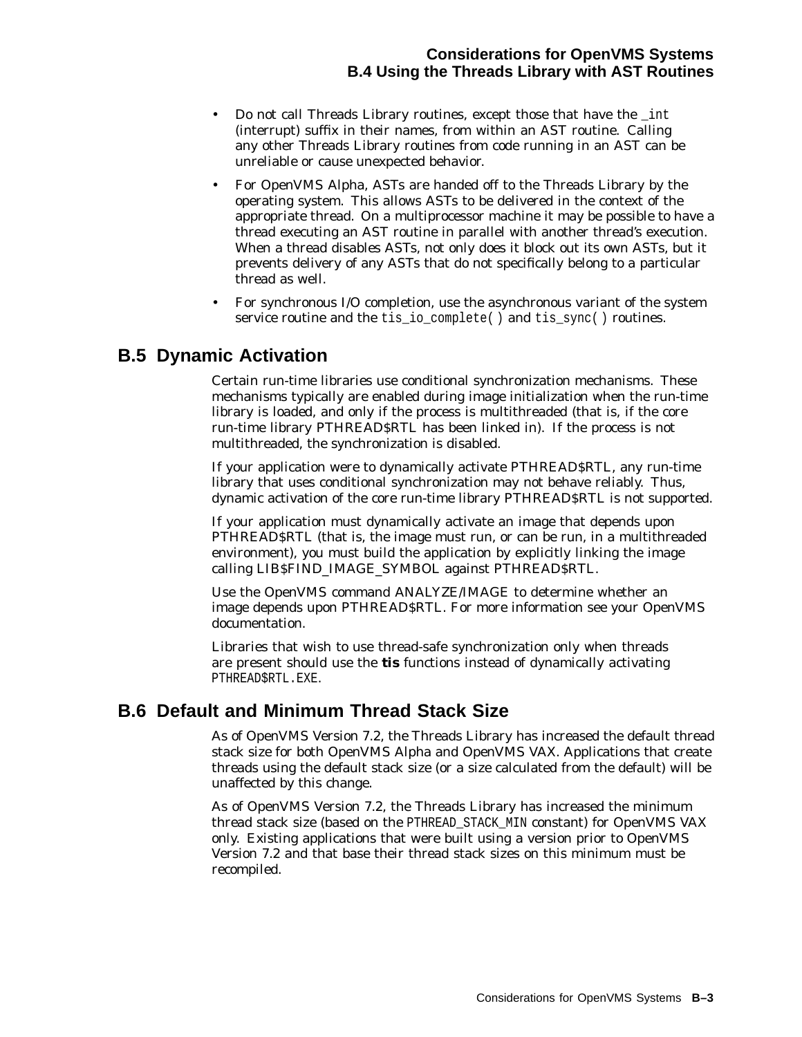- Do not call Threads Library routines, except those that have the `_int` (interrupt) suffix in their names, from within an AST routine. Calling any other Threads Library routines from code running in an AST can be unreliable or cause unexpected behavior.
- For OpenVMS Alpha, ASTs are handed off to the Threads Library by the operating system. This allows ASTs to be delivered in the context of the appropriate thread. On a multiprocessor machine it may be possible to have a thread executing an AST routine in parallel with another thread's execution. When a thread disables ASTs, not only does it block out its own ASTs, but it prevents delivery of any ASTs that do not specifically belong to a particular thread as well.
- For synchronous I/O completion, use the asynchronous variant of the system service routine and the `tis_io_complete( )` and `tis_sync( )` routines.

## B.5 Dynamic Activation

Certain run-time libraries use conditional synchronization mechanisms. These mechanisms typically are enabled during image initialization when the run-time library is loaded, and only if the process is multithreaded (that is, if the core run-time library PTHREAD$RTL has been linked in). If the process is not multithreaded, the synchronization is disabled.

If your application were to dynamically activate PTHREAD$RTL, any run-time library that uses conditional synchronization may not behave reliably. Thus, dynamic activation of the core run-time library PTHREAD$RTL is not supported.

If your application must dynamically activate an image that depends upon PTHREAD$RTL (that is, the image must run, or can be run, in a multithreaded environment), you must build the application by explicitly linking the image calling LIB$FIND_IMAGE_SYMBOL against PTHREAD$RTL.

Use the OpenVMS command ANALYZE/IMAGE to determine whether an image depends upon PTHREAD$RTL. For more information see your OpenVMS documentation.

Libraries that wish to use thread-safe synchronization only when threads are present should use the **tis** functions instead of dynamically activating `PTHREAD$RTL.EXE`.

## B.6 Default and Minimum Thread Stack Size

As of OpenVMS Version 7.2, the Threads Library has increased the default thread stack size for both OpenVMS Alpha and OpenVMS VAX. Applications that create threads using the default stack size (or a size calculated from the default) will be unaffected by this change.

As of OpenVMS Version 7.2, the Threads Library has increased the minimum thread stack size (based on the `PTHREAD_STACK_MIN` constant) for OpenVMS VAX only. Existing applications that were built using a version prior to OpenVMS Version 7.2 and that base their thread stack sizes on this minimum must be recompiled.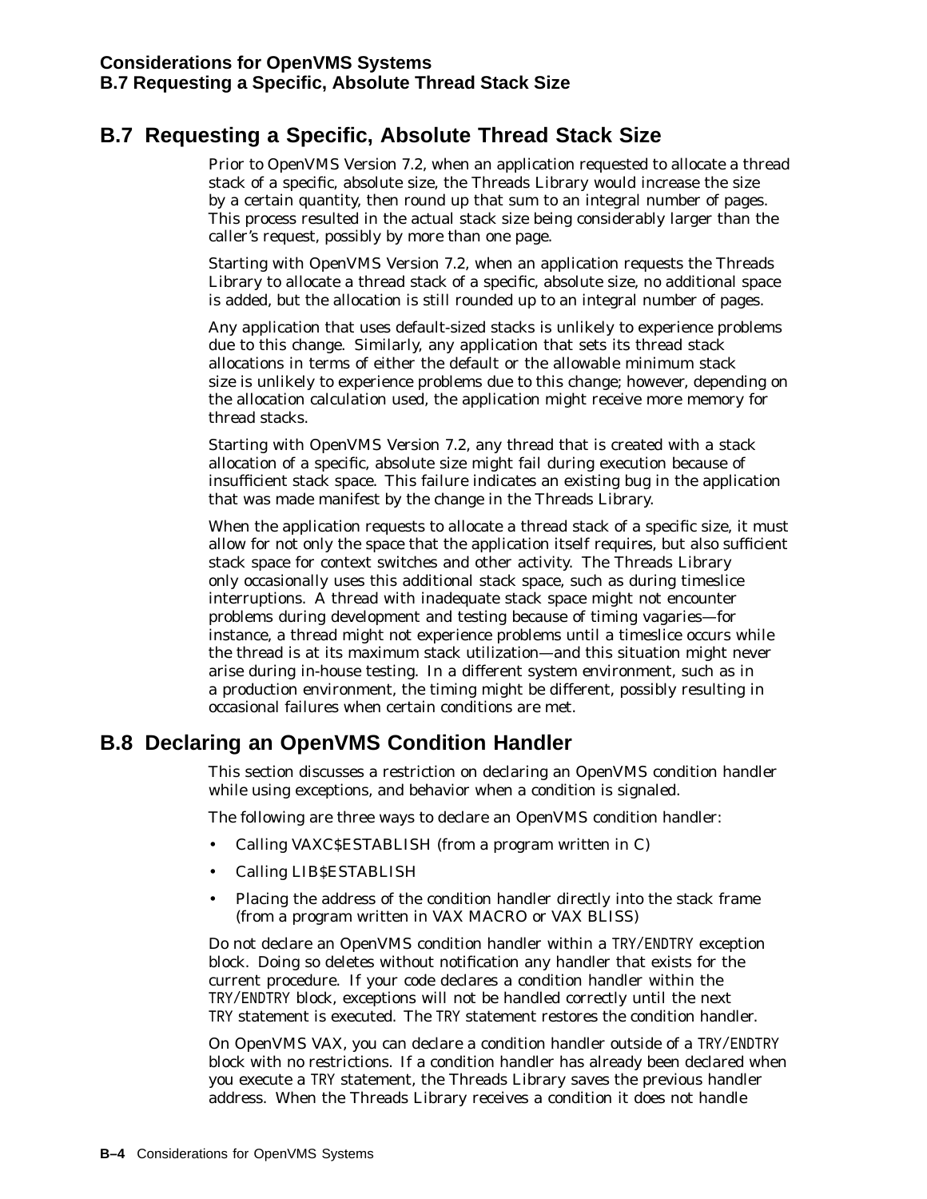## B.7 Requesting a Specific, Absolute Thread Stack Size

Prior to OpenVMS Version 7.2, when an application requested to allocate a thread stack of a specific, absolute size, the Threads Library would increase the size by a certain quantity, then round up that sum to an integral number of pages. This process resulted in the actual stack size being considerably larger than the caller's request, possibly by more than one page.

Starting with OpenVMS Version 7.2, when an application requests the Threads Library to allocate a thread stack of a specific, absolute size, no additional space is added, but the allocation is still rounded up to an integral number of pages.

Any application that uses default-sized stacks is unlikely to experience problems due to this change. Similarly, any application that sets its thread stack allocations in terms of either the default or the allowable minimum stack size is unlikely to experience problems due to this change; however, depending on the allocation calculation used, the application might receive more memory for thread stacks.

Starting with OpenVMS Version 7.2, any thread that is created with a stack allocation of a specific, absolute size might fail during execution because of insufficient stack space. This failure indicates an existing bug in the application that was made manifest by the change in the Threads Library.

When the application requests to allocate a thread stack of a specific size, it must allow for not only the space that the application itself requires, but also sufficient stack space for context switches and other activity. The Threads Library only occasionally uses this additional stack space, such as during timeslice interruptions. A thread with inadequate stack space might not encounter problems during development and testing because of timing vagaries—for instance, a thread might not experience problems until a timeslice occurs while the thread is at its maximum stack utilization—and this situation might never arise during in-house testing. In a different system environment, such as in a production environment, the timing might be different, possibly resulting in occasional failures when certain conditions are met.

## B.8 Declaring an OpenVMS Condition Handler

This section discusses a restriction on declaring an OpenVMS condition handler while using exceptions, and behavior when a condition is signaled.

The following are three ways to declare an OpenVMS condition handler:

- Calling VAXC$ESTABLISH (from a program written in C)
- Calling LIB$ESTABLISH
- Placing the address of the condition handler directly into the stack frame (from a program written in VAX MACRO or VAX BLISS)

Do not declare an OpenVMS condition handler within a `TRY`/`ENDTRY` exception block. Doing so deletes without notification any handler that exists for the current procedure. If your code declares a condition handler within the `TRY`/`ENDTRY` block, exceptions will not be handled correctly until the next `TRY` statement is executed. The `TRY` statement restores the condition handler.

On OpenVMS VAX, you can declare a condition handler outside of a `TRY`/`ENDTRY` block with no restrictions. If a condition handler has already been declared when you execute a `TRY` statement, the Threads Library saves the previous handler address. When the Threads Library receives a condition it does not handle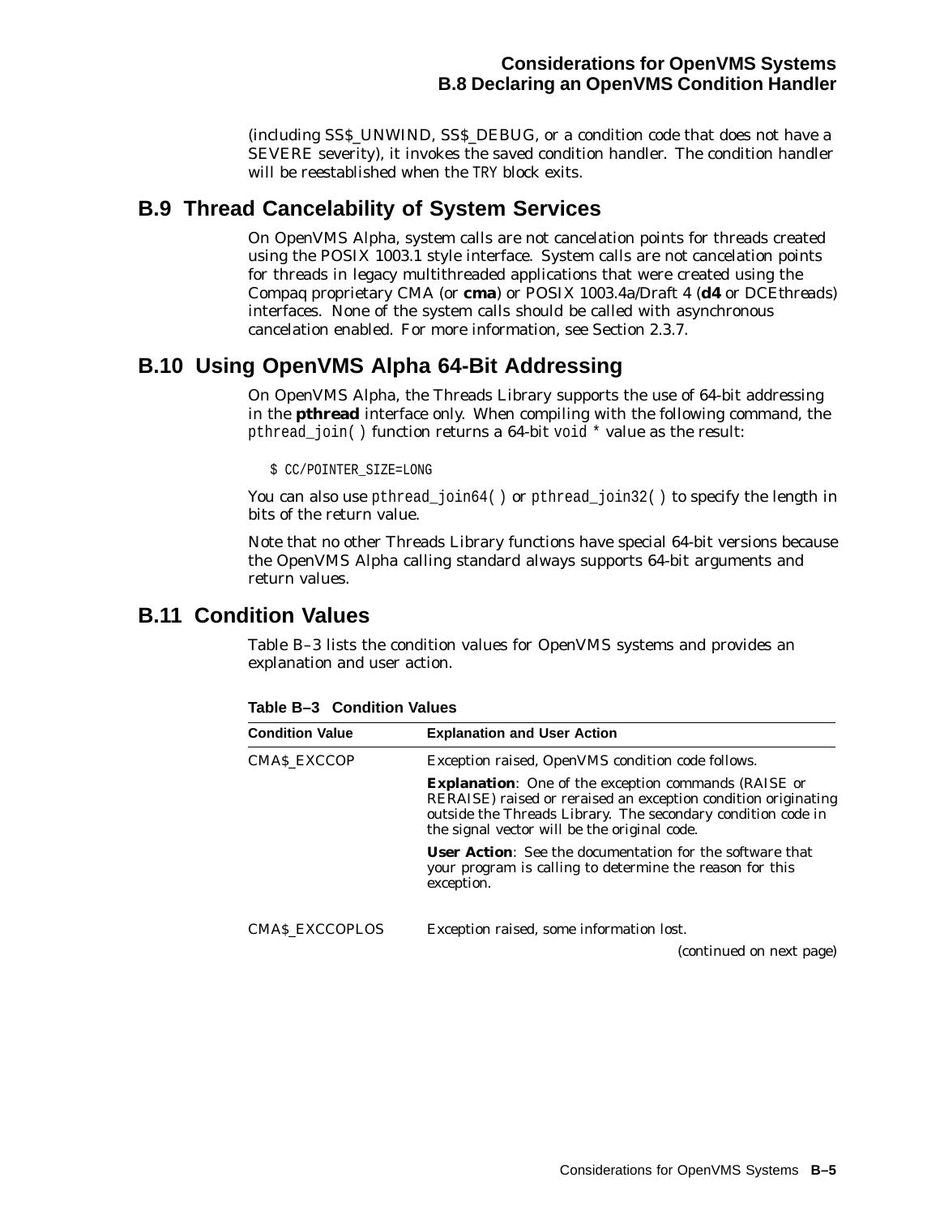(including SS$_UNWIND, SS$_DEBUG, or a condition code that does not have a SEVERE severity), it invokes the saved condition handler. The condition handler will be reestablished when the TRY block exits.

## B.9 Thread Cancelability of System Services

On OpenVMS Alpha, system calls are not cancelation points for threads created using the POSIX 1003.1 style interface. System calls are not cancelation points for threads in legacy multithreaded applications that were created using the Compaq proprietary CMA (or **cma**) or POSIX 1003.4a/Draft 4 (**d4** or DCEthreads) interfaces. None of the system calls should be called with asynchronous cancelation enabled. For more information, see Section 2.3.7.

## B.10 Using OpenVMS Alpha 64-Bit Addressing

On OpenVMS Alpha, the Threads Library supports the use of 64-bit addressing in the **pthread** interface only. When compiling with the following command, the `pthread_join( )` function returns a 64-bit `void *` value as the result:

```
$ CC/POINTER_SIZE=LONG
```

You can also use `pthread_join64( )` or `pthread_join32( )` to specify the length in bits of the return value.

Note that no other Threads Library functions have special 64-bit versions because the OpenVMS Alpha calling standard always supports 64-bit arguments and return values.

## B.11 Condition Values

Table B–3 lists the condition values for OpenVMS systems and provides an explanation and user action.

**Table B–3 Condition Values**

| Condition Value | Explanation and User Action |
|---|---|
| CMA$_EXCCOP | Exception raised, OpenVMS condition code follows. |
| | **Explanation**: One of the exception commands (RAISE or RERAISE) raised or reraised an exception condition originating outside the Threads Library. The secondary condition code in the signal vector will be the original code. |
| | **User Action**: See the documentation for the software that your program is calling to determine the reason for this exception. |
| CMA$_EXCCOPLOS | Exception raised, some information lost. |

(continued on next page)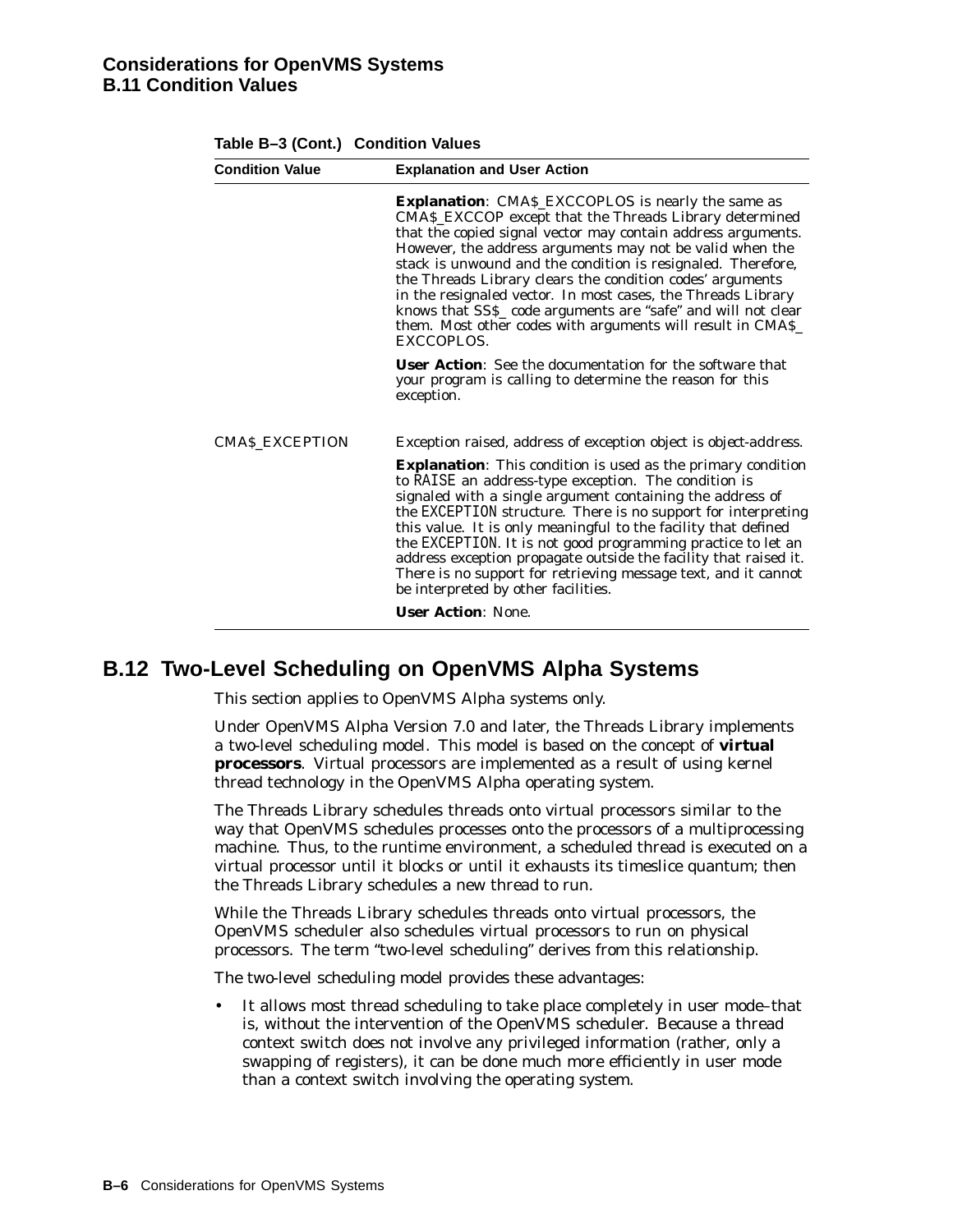**Table B–3 (Cont.) Condition Values**

| Condition Value | Explanation and User Action |
|---|---|
| | **Explanation**: CMA$_EXCCOPLOS is nearly the same as CMA$_EXCCOP except that the Threads Library determined that the copied signal vector may contain address arguments. However, the address arguments may not be valid when the stack is unwound and the condition is resignaled. Therefore, the Threads Library clears the condition codes' arguments in the resignaled vector. In most cases, the Threads Library knows that SS$_ code arguments are "safe" and will not clear them. Most other codes with arguments will result in CMA$_EXCCOPLOS. |
| | **User Action**: See the documentation for the software that your program is calling to determine the reason for this exception. |
| CMA$_EXCEPTION | *Exception raised, address of exception object is object-address.* |
| | **Explanation**: This condition is used as the primary condition to RAISE an address-type exception. The condition is signaled with a single argument containing the address of the EXCEPTION structure. There is no support for interpreting this value. It is only meaningful to the facility that defined the EXCEPTION. It is not good programming practice to let an address exception propagate outside the facility that raised it. There is no support for retrieving message text, and it cannot be interpreted by other facilities. |
| | **User Action**: None. |

## B.12 Two-Level Scheduling on OpenVMS Alpha Systems

This section applies to OpenVMS Alpha systems only.

Under OpenVMS Alpha Version 7.0 and later, the Threads Library implements a two-level scheduling model. This model is based on the concept of **virtual processors**. Virtual processors are implemented as a result of using kernel thread technology in the OpenVMS Alpha operating system.

The Threads Library schedules threads onto virtual processors similar to the way that OpenVMS schedules processes onto the processors of a multiprocessing machine. Thus, to the runtime environment, a scheduled thread is executed on a virtual processor until it blocks or until it exhausts its timeslice quantum; then the Threads Library schedules a new thread to run.

While the Threads Library schedules threads onto virtual processors, the OpenVMS scheduler also schedules virtual processors to run on physical processors. The term "two-level scheduling" derives from this relationship.

The two-level scheduling model provides these advantages:

- It allows most thread scheduling to take place completely in user mode–that is, without the intervention of the OpenVMS scheduler. Because a thread context switch does not involve any privileged information (rather, only a swapping of registers), it can be done much more efficiently in user mode than a context switch involving the operating system.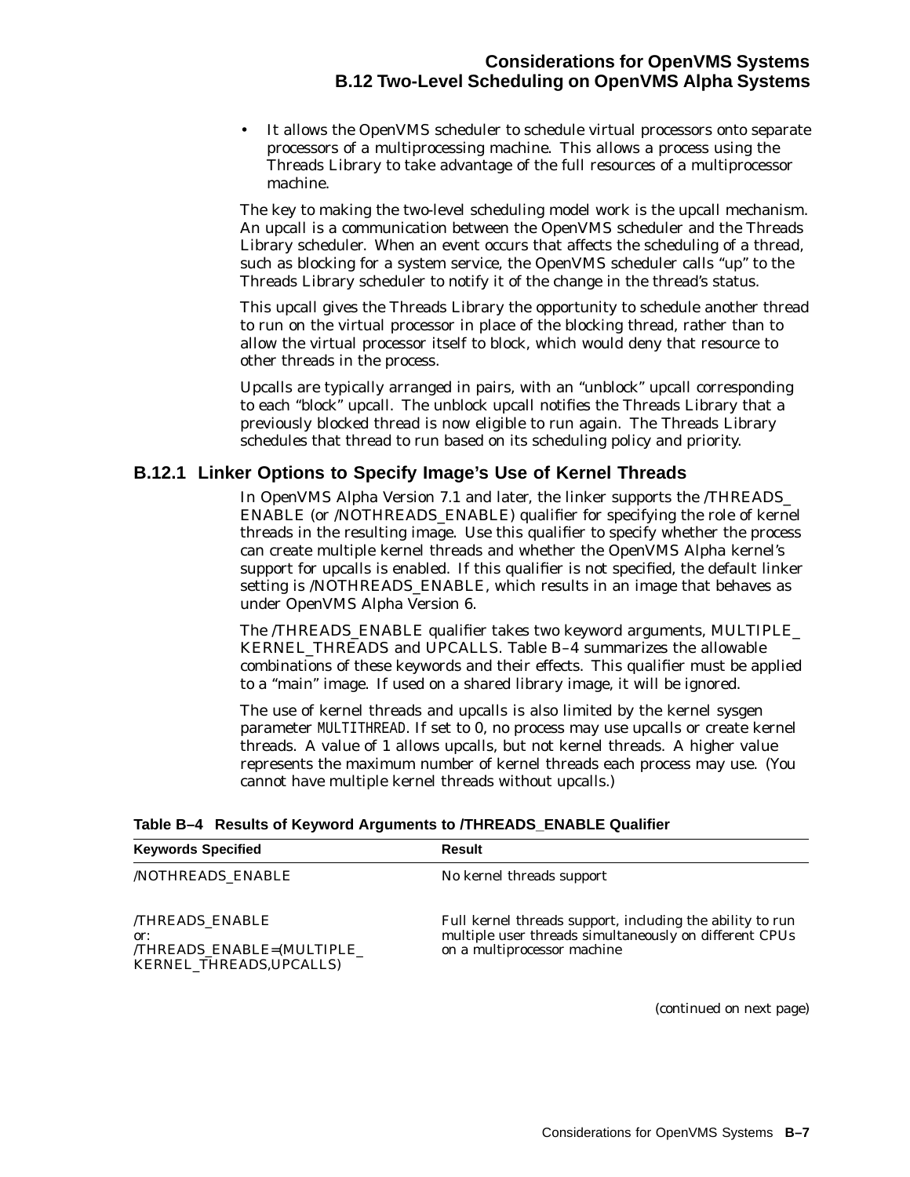- It allows the OpenVMS scheduler to schedule virtual processors onto separate processors of a multiprocessing machine. This allows a process using the Threads Library to take advantage of the full resources of a multiprocessor machine.

The key to making the two-level scheduling model work is the upcall mechanism. An upcall is a communication between the OpenVMS scheduler and the Threads Library scheduler. When an event occurs that affects the scheduling of a thread, such as blocking for a system service, the OpenVMS scheduler calls "up" to the Threads Library scheduler to notify it of the change in the thread's status.

This upcall gives the Threads Library the opportunity to schedule another thread to run on the virtual processor in place of the blocking thread, rather than to allow the virtual processor itself to block, which would deny that resource to other threads in the process.

Upcalls are typically arranged in pairs, with an "unblock" upcall corresponding to each "block" upcall. The unblock upcall notifies the Threads Library that a previously blocked thread is now eligible to run again. The Threads Library schedules that thread to run based on its scheduling policy and priority.

### B.12.1 Linker Options to Specify Image's Use of Kernel Threads

In OpenVMS Alpha Version 7.1 and later, the linker supports the /THREADS_ENABLE (or /NOTHREADS_ENABLE) qualifier for specifying the role of kernel threads in the resulting image. Use this qualifier to specify whether the process can create multiple kernel threads and whether the OpenVMS Alpha kernel's support for upcalls is enabled. If this qualifier is not specified, the default linker setting is /NOTHREADS_ENABLE, which results in an image that behaves as under OpenVMS Alpha Version 6.

The /THREADS_ENABLE qualifier takes two keyword arguments, MULTIPLE_KERNEL_THREADS and UPCALLS. Table B–4 summarizes the allowable combinations of these keywords and their effects. This qualifier must be applied to a "main" image. If used on a shared library image, it will be ignored.

The use of kernel threads and upcalls is also limited by the kernel sysgen parameter MULTITHREAD. If set to 0, no process may use upcalls or create kernel threads. A value of 1 allows upcalls, but not kernel threads. A higher value represents the maximum number of kernel threads each process may use. (You cannot have multiple kernel threads without upcalls.)

**Table B–4 Results of Keyword Arguments to /THREADS_ENABLE Qualifier**

| Keywords Specified | Result |
|---|---|
| /NOTHREADS_ENABLE | No kernel threads support |
| /THREADS_ENABLE or: /THREADS_ENABLE=(MULTIPLE_KERNEL_THREADS,UPCALLS) | Full kernel threads support, including the ability to run multiple user threads simultaneously on different CPUs on a multiprocessor machine |

(continued on next page)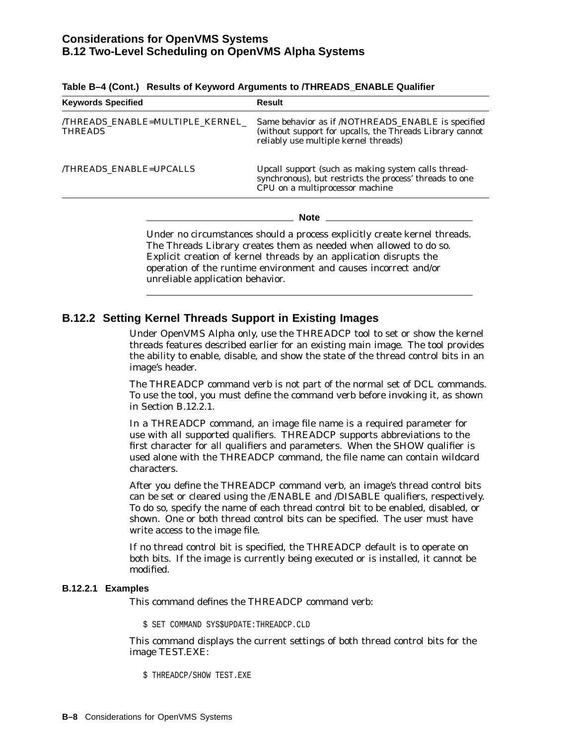**Table B–4 (Cont.) Results of Keyword Arguments to /THREADS_ENABLE Qualifier**

| Keywords Specified | Result |
|---|---|
| /THREADS_ENABLE=MULTIPLE_KERNEL_THREADS | Same behavior as if /NOTHREADS_ENABLE is specified (without support for upcalls, the Threads Library cannot reliably use multiple kernel threads) |
| /THREADS_ENABLE=UPCALLS | Upcall support (such as making system calls thread-synchronous), but restricts the process' threads to one CPU on a multiprocessor machine |

---

**Note**

Under no circumstances should a process explicitly create kernel threads. The Threads Library creates them as needed when allowed to do so. Explicit creation of kernel threads by an application disrupts the operation of the runtime environment and causes incorrect and/or unreliable application behavior.

---

### B.12.2 Setting Kernel Threads Support in Existing Images

Under OpenVMS Alpha only, use the THREADCP tool to set or show the kernel threads features described earlier for an existing main image. The tool provides the ability to enable, disable, and show the state of the thread control bits in an image's header.

The THREADCP command verb is not part of the normal set of DCL commands. To use the tool, you must define the command verb before invoking it, as shown in Section B.12.2.1.

In a THREADCP command, an image file name is a required parameter for use with all supported qualifiers. THREADCP supports abbreviations to the first character for all qualifiers and parameters. When the SHOW qualifier is used alone with the THREADCP command, the file name can contain wildcard characters.

After you define the THREADCP command verb, an image's thread control bits can be set or cleared using the /ENABLE and /DISABLE qualifiers, respectively. To do so, specify the name of each thread control bit to be enabled, disabled, or shown. One or both thread control bits can be specified. The user must have write access to the image file.

If no thread control bit is specified, the THREADCP default is to operate on both bits. If the image is currently being executed or is installed, it cannot be modified.

#### B.12.2.1 Examples

This command defines the THREADCP command verb:

```
$ SET COMMAND SYS$UPDATE:THREADCP.CLD
```

This command displays the current settings of both thread control bits for the image TEST.EXE:

```
$ THREADCP/SHOW TEST.EXE
```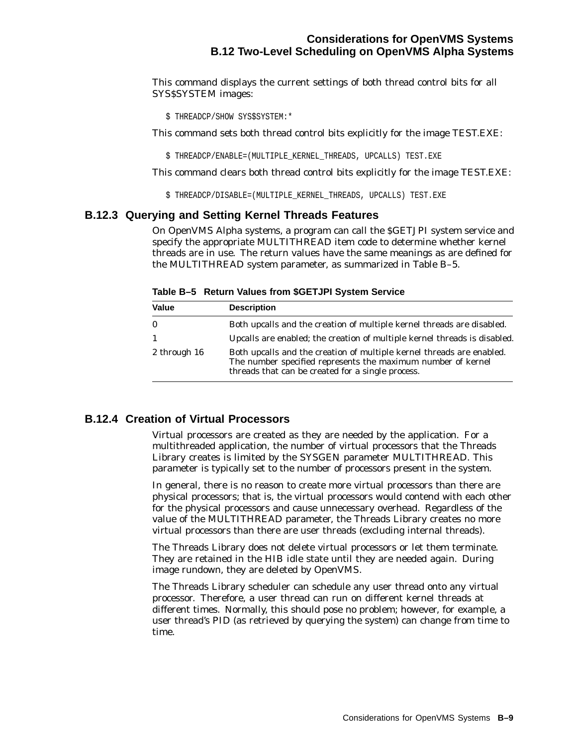This command displays the current settings of both thread control bits for all SYS$SYSTEM images:

```
$ THREADCP/SHOW SYS$SYSTEM:*
```

This command sets both thread control bits explicitly for the image TEST.EXE:

```
$ THREADCP/ENABLE=(MULTIPLE_KERNEL_THREADS, UPCALLS) TEST.EXE
```

This command clears both thread control bits explicitly for the image TEST.EXE:

```
$ THREADCP/DISABLE=(MULTIPLE_KERNEL_THREADS, UPCALLS) TEST.EXE
```

### B.12.3 Querying and Setting Kernel Threads Features

On OpenVMS Alpha systems, a program can call the $GETJPI system service and specify the appropriate MULTITHREAD item code to determine whether kernel threads are in use. The return values have the same meanings as are defined for the MULTITHREAD system parameter, as summarized in Table B–5.

**Table B–5 Return Values from $GETJPI System Service**

| Value | Description |
|---|---|
| 0 | Both upcalls and the creation of multiple kernel threads are disabled. |
| 1 | Upcalls are enabled; the creation of multiple kernel threads is disabled. |
| 2 through 16 | Both upcalls and the creation of multiple kernel threads are enabled. The number specified represents the maximum number of kernel threads that can be created for a single process. |

### B.12.4 Creation of Virtual Processors

Virtual processors are created as they are needed by the application. For a multithreaded application, the number of virtual processors that the Threads Library creates is limited by the SYSGEN parameter MULTITHREAD. This parameter is typically set to the number of processors present in the system.

In general, there is no reason to create more virtual processors than there are physical processors; that is, the virtual processors would contend with each other for the physical processors and cause unnecessary overhead. Regardless of the value of the MULTITHREAD parameter, the Threads Library creates no more virtual processors than there are user threads (excluding internal threads).

The Threads Library does not delete virtual processors or let them terminate. They are retained in the HIB idle state until they are needed again. During image rundown, they are deleted by OpenVMS.

The Threads Library scheduler can schedule any user thread onto any virtual processor. Therefore, a user thread can run on different kernel threads at different times. Normally, this should pose no problem; however, for example, a user thread's PID (as retrieved by querying the system) can change from time to time.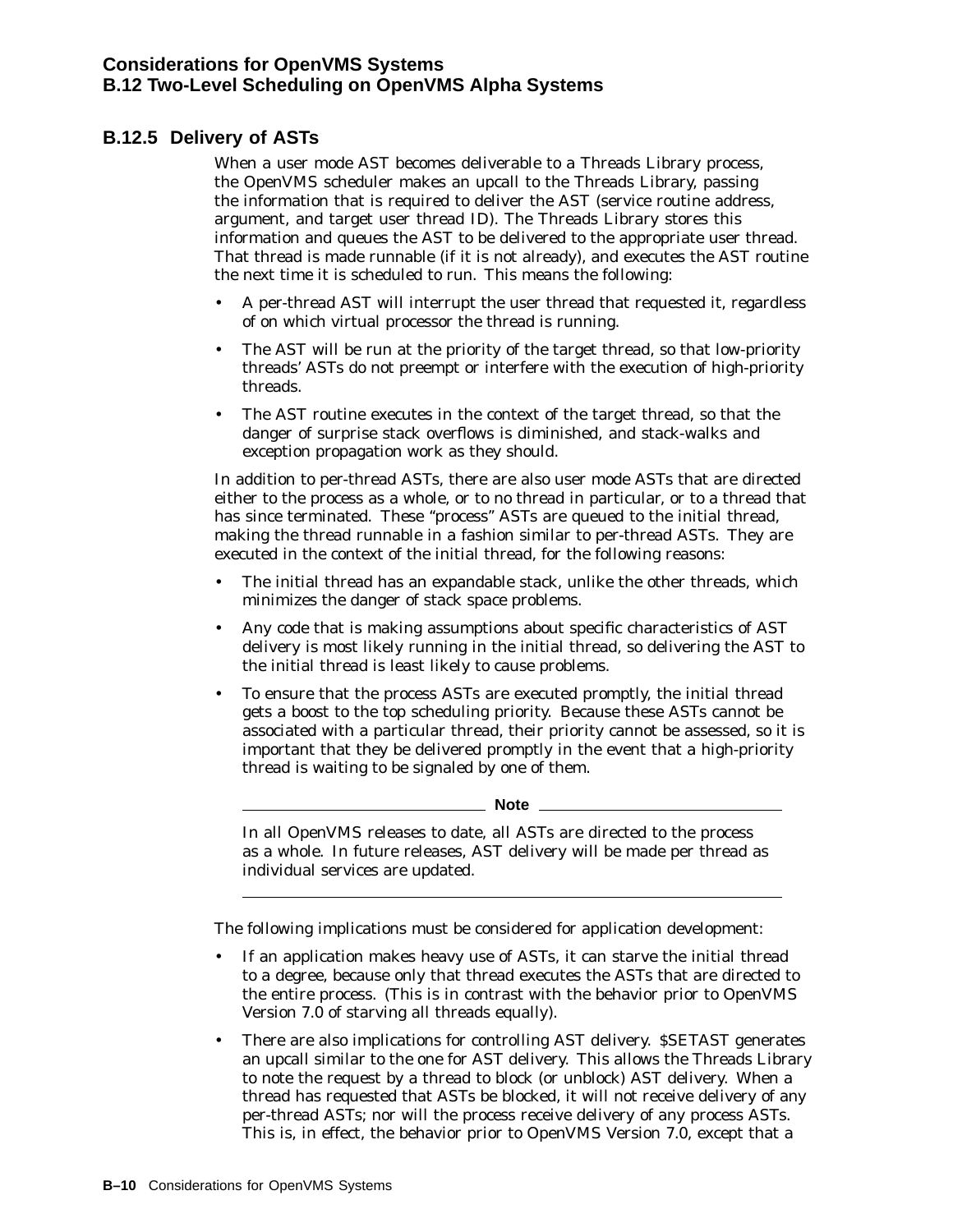### B.12.5 Delivery of ASTs

When a user mode AST becomes deliverable to a Threads Library process, the OpenVMS scheduler makes an upcall to the Threads Library, passing the information that is required to deliver the AST (service routine address, argument, and target user thread ID). The Threads Library stores this information and queues the AST to be delivered to the appropriate user thread. That thread is made runnable (if it is not already), and executes the AST routine the next time it is scheduled to run. This means the following:

- A per-thread AST will interrupt the user thread that requested it, regardless of on which virtual processor the thread is running.
- The AST will be run at the priority of the target thread, so that low-priority threads' ASTs do not preempt or interfere with the execution of high-priority threads.
- The AST routine executes in the context of the target thread, so that the danger of surprise stack overflows is diminished, and stack-walks and exception propagation work as they should.

In addition to per-thread ASTs, there are also user mode ASTs that are directed either to the process as a whole, or to no thread in particular, or to a thread that has since terminated. These "process" ASTs are queued to the initial thread, making the thread runnable in a fashion similar to per-thread ASTs. They are executed in the context of the initial thread, for the following reasons:

- The initial thread has an expandable stack, unlike the other threads, which minimizes the danger of stack space problems.
- Any code that is making assumptions about specific characteristics of AST delivery is most likely running in the initial thread, so delivering the AST to the initial thread is least likely to cause problems.
- To ensure that the process ASTs are executed promptly, the initial thread gets a boost to the top scheduling priority. Because these ASTs cannot be associated with a particular thread, their priority cannot be assessed, so it is important that they be delivered promptly in the event that a high-priority thread is waiting to be signaled by one of them.

---

**Note**

In all OpenVMS releases to date, all ASTs are directed to the process as a whole. In future releases, AST delivery will be made per thread as individual services are updated.

---

The following implications must be considered for application development:

- If an application makes heavy use of ASTs, it can starve the initial thread to a degree, because only that thread executes the ASTs that are directed to the entire process. (This is in contrast with the behavior prior to OpenVMS Version 7.0 of starving all threads equally).
- There are also implications for controlling AST delivery. $SETAST generates an upcall similar to the one for AST delivery. This allows the Threads Library to note the request by a thread to block (or unblock) AST delivery. When a thread has requested that ASTs be blocked, it will not receive delivery of any per-thread ASTs; nor will the process receive delivery of any process ASTs. This is, in effect, the behavior prior to OpenVMS Version 7.0, except that a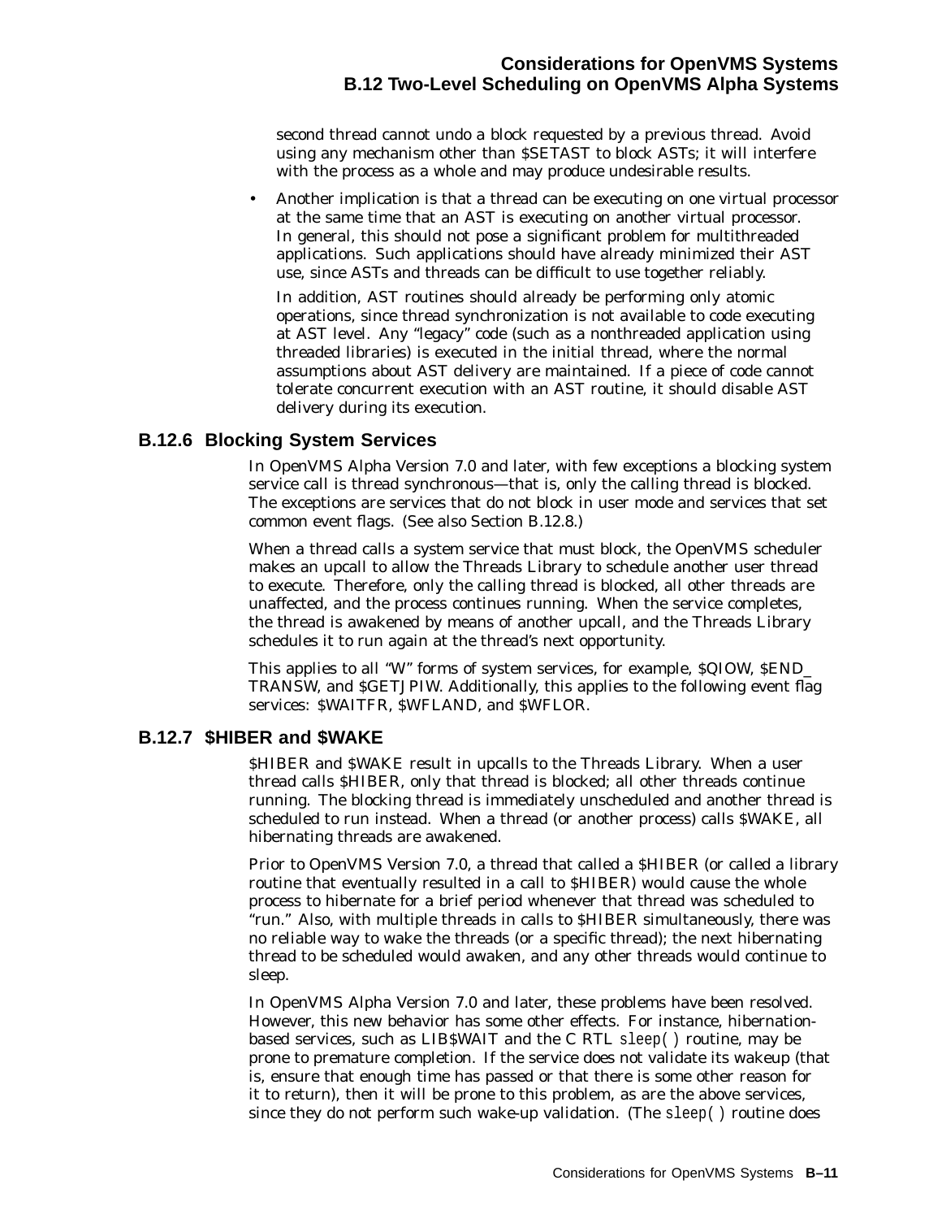second thread cannot undo a block requested by a previous thread. Avoid using any mechanism other than $SETAST to block ASTs; it will interfere with the process as a whole and may produce undesirable results.

- Another implication is that a thread can be executing on one virtual processor at the same time that an AST is executing on another virtual processor. In general, this should not pose a significant problem for multithreaded applications. Such applications should have already minimized their AST use, since ASTs and threads can be difficult to use together reliably.

  In addition, AST routines should already be performing only atomic operations, since thread synchronization is not available to code executing at AST level. Any "legacy" code (such as a nonthreaded application using threaded libraries) is executed in the initial thread, where the normal assumptions about AST delivery are maintained. If a piece of code cannot tolerate concurrent execution with an AST routine, it should disable AST delivery during its execution.

### B.12.6 Blocking System Services

In OpenVMS Alpha Version 7.0 and later, with few exceptions a blocking system service call is thread synchronous—that is, only the calling thread is blocked. The exceptions are services that do not block in user mode and services that set common event flags. (See also Section B.12.8.)

When a thread calls a system service that must block, the OpenVMS scheduler makes an upcall to allow the Threads Library to schedule another user thread to execute. Therefore, only the calling thread is blocked, all other threads are unaffected, and the process continues running. When the service completes, the thread is awakened by means of another upcall, and the Threads Library schedules it to run again at the thread's next opportunity.

This applies to all "W" forms of system services, for example, $QIOW, $END_TRANSW, and $GETJPIW. Additionally, this applies to the following event flag services: $WAITFR, $WFLAND, and $WFLOR.

### B.12.7 $HIBER and $WAKE

$HIBER and $WAKE result in upcalls to the Threads Library. When a user thread calls $HIBER, only that thread is blocked; all other threads continue running. The blocking thread is immediately unscheduled and another thread is scheduled to run instead. When a thread (or another process) calls $WAKE, all hibernating threads are awakened.

Prior to OpenVMS Version 7.0, a thread that called a $HIBER (or called a library routine that eventually resulted in a call to $HIBER) would cause the whole process to hibernate for a brief period whenever that thread was scheduled to "run." Also, with multiple threads in calls to $HIBER simultaneously, there was no reliable way to wake the threads (or a specific thread); the next hibernating thread to be scheduled would awaken, and any other threads would continue to sleep.

In OpenVMS Alpha Version 7.0 and later, these problems have been resolved. However, this new behavior has some other effects. For instance, hibernation-based services, such as LIB$WAIT and the C RTL `sleep( )` routine, may be prone to premature completion. If the service does not validate its wakeup (that is, ensure that enough time has passed or that there is some other reason for it to return), then it will be prone to this problem, as are the above services, since they do not perform such wake-up validation. (The `sleep( )` routine does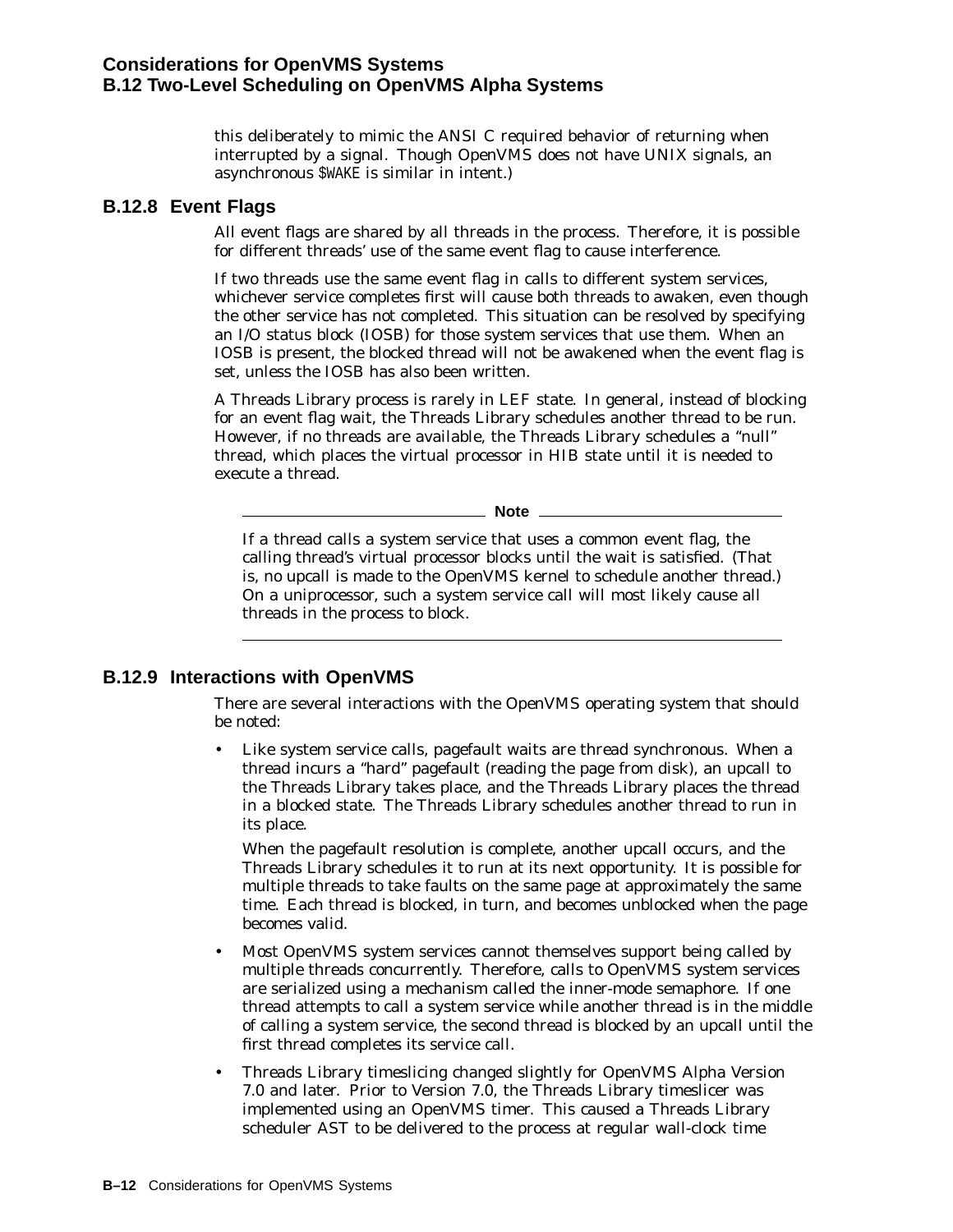this deliberately to mimic the ANSI C required behavior of returning when interrupted by a signal. Though OpenVMS does not have UNIX signals, an asynchronous `$WAKE` is similar in intent.)

### B.12.8 Event Flags

All event flags are shared by all threads in the process. Therefore, it is possible for different threads' use of the same event flag to cause interference.

If two threads use the same event flag in calls to different system services, whichever service completes first will cause both threads to awaken, even though the other service has not completed. This situation can be resolved by specifying an I/O status block (IOSB) for those system services that use them. When an IOSB is present, the blocked thread will not be awakened when the event flag is set, unless the IOSB has also been written.

A Threads Library process is rarely in LEF state. In general, instead of blocking for an event flag wait, the Threads Library schedules another thread to be run. However, if no threads are available, the Threads Library schedules a "null" thread, which places the virtual processor in HIB state until it is needed to execute a thread.

---

**Note**

If a thread calls a system service that uses a common event flag, the calling thread's virtual processor blocks until the wait is satisfied. (That is, no upcall is made to the OpenVMS kernel to schedule another thread.) On a uniprocessor, such a system service call will most likely cause all threads in the process to block.

---

### B.12.9 Interactions with OpenVMS

There are several interactions with the OpenVMS operating system that should be noted:

- Like system service calls, pagefault waits are thread synchronous. When a thread incurs a "hard" pagefault (reading the page from disk), an upcall to the Threads Library takes place, and the Threads Library places the thread in a blocked state. The Threads Library schedules another thread to run in its place.

  When the pagefault resolution is complete, another upcall occurs, and the Threads Library schedules it to run at its next opportunity. It is possible for multiple threads to take faults on the same page at approximately the same time. Each thread is blocked, in turn, and becomes unblocked when the page becomes valid.

- Most OpenVMS system services cannot themselves support being called by multiple threads concurrently. Therefore, calls to OpenVMS system services are serialized using a mechanism called the inner-mode semaphore. If one thread attempts to call a system service while another thread is in the middle of calling a system service, the second thread is blocked by an upcall until the first thread completes its service call.

- Threads Library timeslicing changed slightly for OpenVMS Alpha Version 7.0 and later. Prior to Version 7.0, the Threads Library timeslicer was implemented using an OpenVMS timer. This caused a Threads Library scheduler AST to be delivered to the process at regular wall-clock time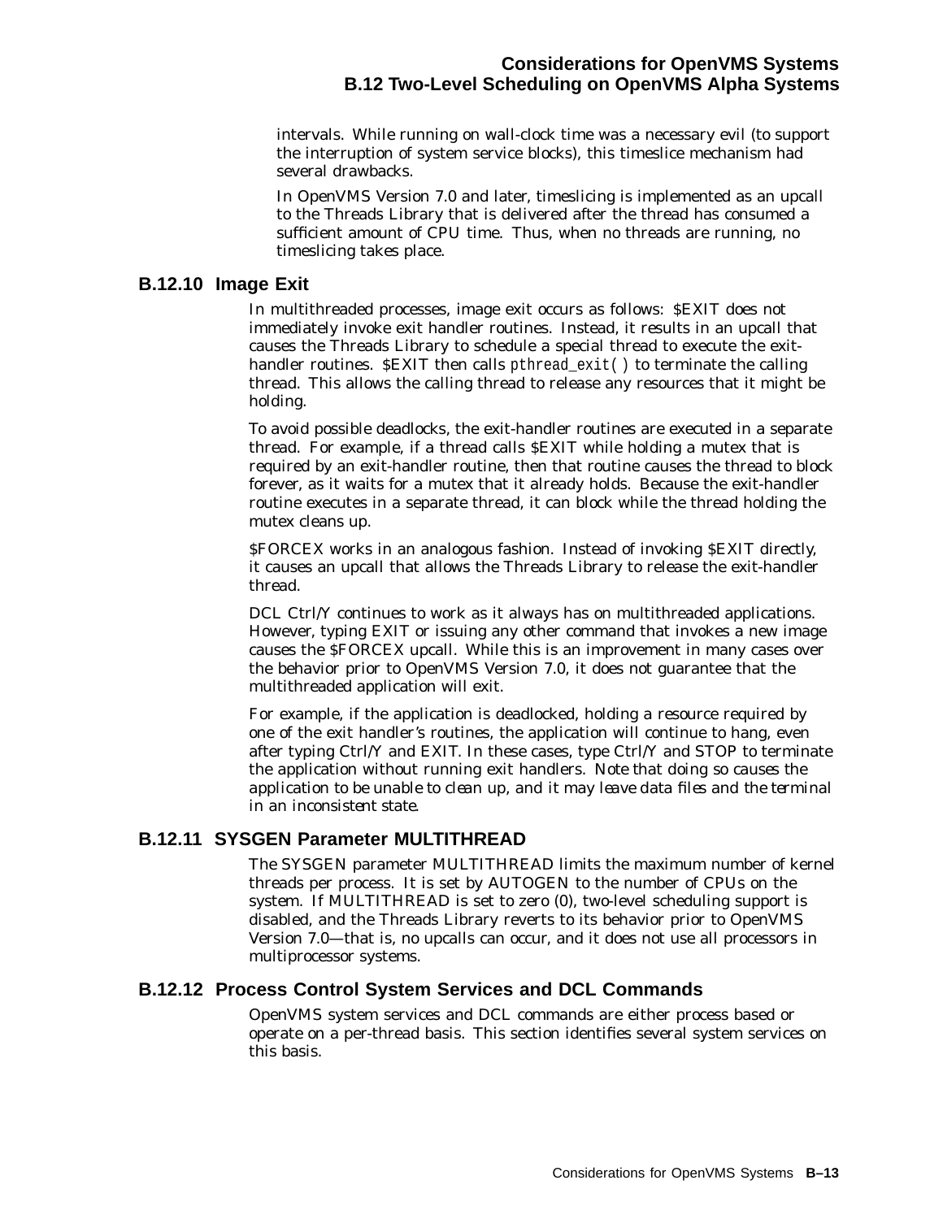intervals. While running on wall-clock time was a necessary evil (to support the interruption of system service blocks), this timeslice mechanism had several drawbacks.

In OpenVMS Version 7.0 and later, timeslicing is implemented as an upcall to the Threads Library that is delivered after the thread has consumed a sufficient amount of CPU time. Thus, when no threads are running, no timeslicing takes place.

### B.12.10 Image Exit

In multithreaded processes, image exit occurs as follows: $EXIT does not immediately invoke exit handler routines. Instead, it results in an upcall that causes the Threads Library to schedule a special thread to execute the exit-handler routines. $EXIT then calls *pthread_exit( )* to terminate the calling thread. This allows the calling thread to release any resources that it might be holding.

To avoid possible deadlocks, the exit-handler routines are executed in a separate thread. For example, if a thread calls $EXIT while holding a mutex that is required by an exit-handler routine, then that routine causes the thread to block forever, as it waits for a mutex that it already holds. Because the exit-handler routine executes in a separate thread, it can block while the thread holding the mutex cleans up.

$FORCEX works in an analogous fashion. Instead of invoking $EXIT directly, it causes an upcall that allows the Threads Library to release the exit-handler thread.

DCL Ctrl/Y continues to work as it always has on multithreaded applications. However, typing EXIT or issuing any other command that invokes a new image causes the $FORCEX upcall. While this is an improvement in many cases over the behavior prior to OpenVMS Version 7.0, it does not guarantee that the multithreaded application will exit.

For example, if the application is deadlocked, holding a resource required by one of the exit handler's routines, the application will continue to hang, even after typing Ctrl/Y and EXIT. In these cases, type Ctrl/Y and STOP to terminate the application without running exit handlers. *Note that doing so causes the application to be unable to clean up, and it may leave data files and the terminal in an inconsistent state.*

### B.12.11 SYSGEN Parameter MULTITHREAD

The SYSGEN parameter MULTITHREAD limits the maximum number of kernel threads per process. It is set by AUTOGEN to the number of CPUs on the system. If MULTITHREAD is set to zero (0), two-level scheduling support is disabled, and the Threads Library reverts to its behavior prior to OpenVMS Version 7.0—that is, no upcalls can occur, and it does not use all processors in multiprocessor systems.

### B.12.12 Process Control System Services and DCL Commands

OpenVMS system services and DCL commands are either process based or operate on a per-thread basis. This section identifies several system services on this basis.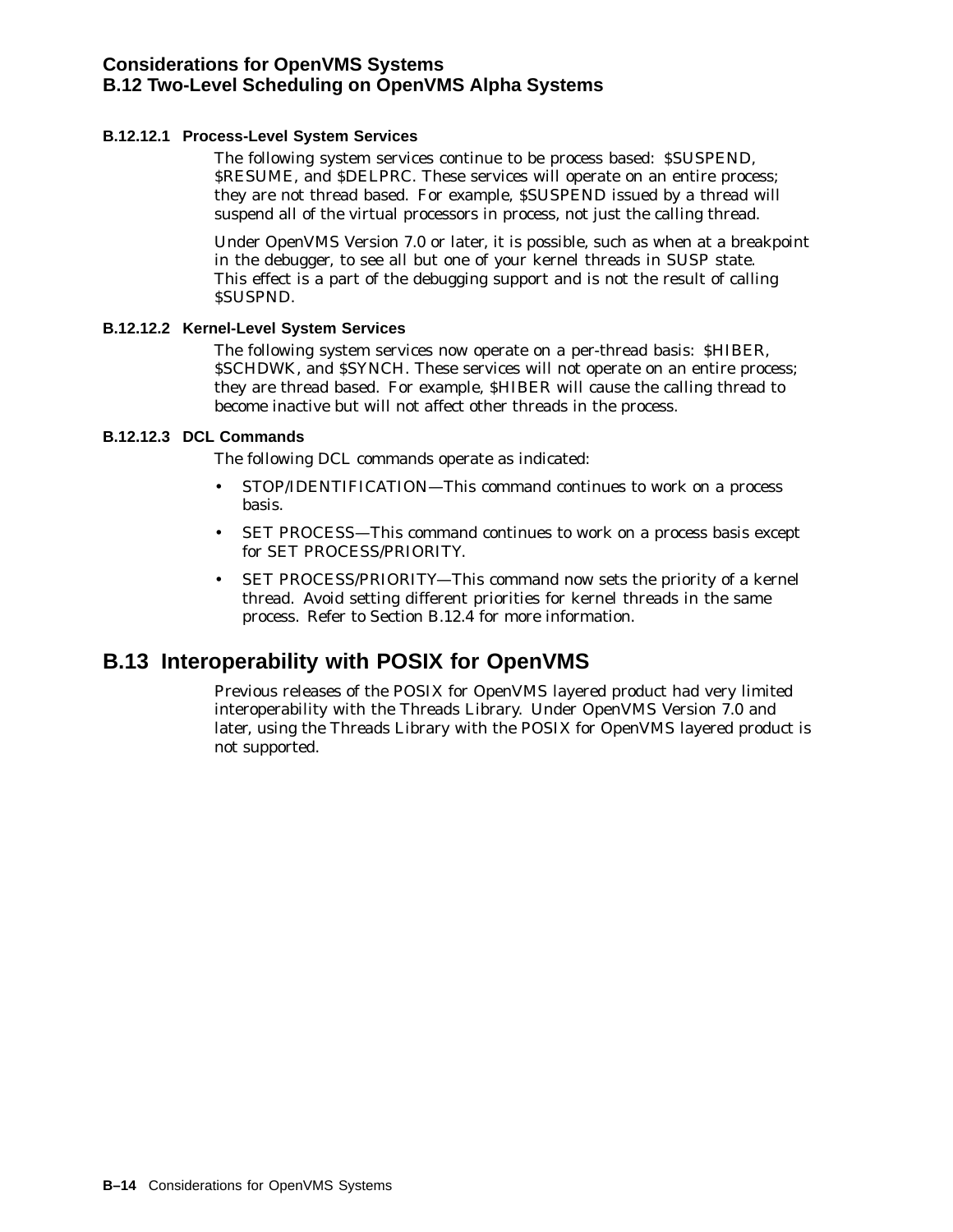#### B.12.12.1 Process-Level System Services

The following system services continue to be process based: $SUSPEND, $RESUME, and $DELPRC. These services will operate on an entire process; they are not thread based. For example, $SUSPEND issued by a thread will suspend all of the virtual processors in process, not just the calling thread.

Under OpenVMS Version 7.0 or later, it is possible, such as when at a breakpoint in the debugger, to see all but one of your kernel threads in SUSP state. This effect is a part of the debugging support and is not the result of calling $SUSPND.

#### B.12.12.2 Kernel-Level System Services

The following system services now operate on a per-thread basis: $HIBER, $SCHDWK, and $SYNCH. These services will not operate on an entire process; they are thread based. For example, $HIBER will cause the calling thread to become inactive but will not affect other threads in the process.

#### B.12.12.3 DCL Commands

The following DCL commands operate as indicated:

- STOP/IDENTIFICATION—This command continues to work on a process basis.
- SET PROCESS—This command continues to work on a process basis except for SET PROCESS/PRIORITY.
- SET PROCESS/PRIORITY—This command now sets the priority of a kernel thread. Avoid setting different priorities for kernel threads in the same process. Refer to Section B.12.4 for more information.

## B.13 Interoperability with POSIX for OpenVMS

Previous releases of the POSIX for OpenVMS layered product had very limited interoperability with the Threads Library. Under OpenVMS Version 7.0 and later, using the Threads Library with the POSIX for OpenVMS layered product is not supported.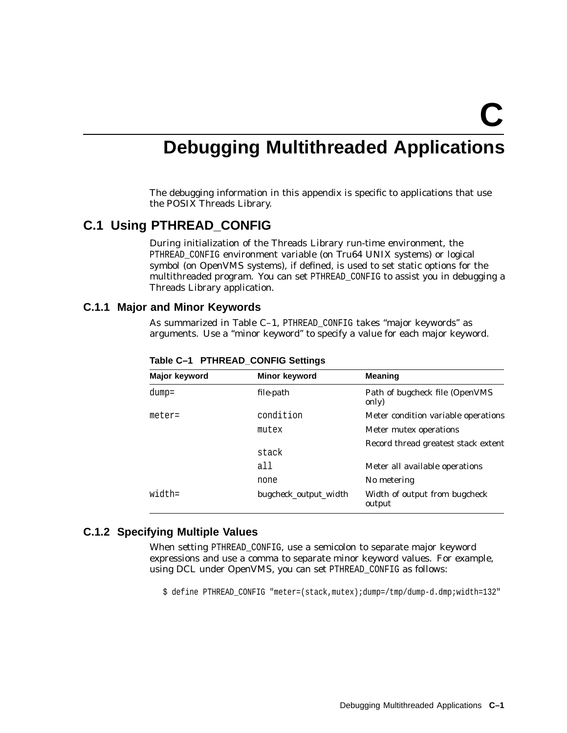# C Debugging Multithreaded Applications

The debugging information in this appendix is specific to applications that use the POSIX Threads Library.

## C.1 Using PTHREAD_CONFIG

During initialization of the Threads Library run-time environment, the `PTHREAD_CONFIG` environment variable (on Tru64 UNIX systems) or logical symbol (on OpenVMS systems), if defined, is used to set static options for the multithreaded program. You can set `PTHREAD_CONFIG` to assist you in debugging a Threads Library application.

### C.1.1 Major and Minor Keywords

As summarized in Table C–1, `PTHREAD_CONFIG` takes "major keywords" as arguments. Use a "minor keyword" to specify a value for each major keyword.

**Table C–1 PTHREAD_CONFIG Settings**

| Major keyword | Minor keyword | Meaning |
|---|---|---|
| `dump=` | *file-path* | Path of bugcheck file (OpenVMS only) |
| `meter=` | `condition` | Meter condition variable operations |
| | `mutex` | Meter mutex operations |
| | `stack` | Record thread greatest stack extent |
| | `all` | Meter all available operations |
| | `none` | No metering |
| `width=` | *bugcheck_output_width* | Width of output from bugcheck output |

### C.1.2 Specifying Multiple Values

When setting `PTHREAD_CONFIG`, use a semicolon to separate major keyword expressions and use a comma to separate minor keyword values. For example, using DCL under OpenVMS, you can set `PTHREAD_CONFIG` as follows:

```
$ define PTHREAD_CONFIG "meter=(stack,mutex);dump=/tmp/dump-d.dmp;width=132"
```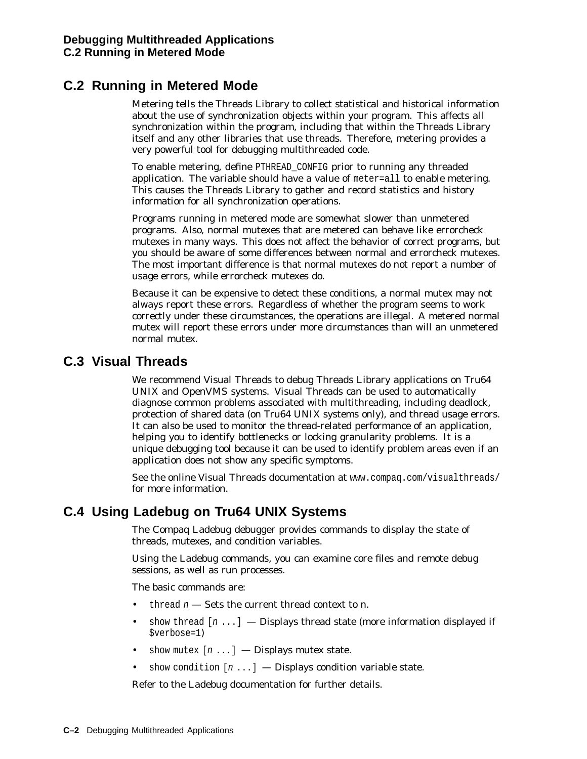## C.2 Running in Metered Mode

Metering tells the Threads Library to collect statistical and historical information about the use of synchronization objects within your program. This affects all synchronization within the program, including that within the Threads Library itself and any other libraries that use threads. Therefore, metering provides a very powerful tool for debugging multithreaded code.

To enable metering, define `PTHREAD_CONFIG` prior to running any threaded application. The variable should have a value of `meter=all` to enable metering. This causes the Threads Library to gather and record statistics and history information for all synchronization operations.

Programs running in metered mode are somewhat slower than unmetered programs. Also, normal mutexes that are metered can behave like errorcheck mutexes in many ways. This does not affect the behavior of correct programs, but you should be aware of some differences between normal and errorcheck mutexes. The most important difference is that normal mutexes do not report a number of usage errors, while errorcheck mutexes do.

Because it can be expensive to detect these conditions, a normal mutex may not always report these errors. Regardless of whether the program seems to work correctly under these circumstances, the operations are illegal. A metered normal mutex will report these errors under more circumstances than will an unmetered normal mutex.

## C.3 Visual Threads

We recommend Visual Threads to debug Threads Library applications on Tru64 UNIX and OpenVMS systems. Visual Threads can be used to automatically diagnose common problems associated with multithreading, including deadlock, protection of shared data (on Tru64 UNIX systems only), and thread usage errors. It can also be used to monitor the thread-related performance of an application, helping you to identify bottlenecks or locking granularity problems. It is a unique debugging tool because it can be used to identify problem areas even if an application does not show any specific symptoms.

See the online Visual Threads documentation at `www.compaq.com/visualthreads/` for more information.

## C.4 Using Ladebug on Tru64 UNIX Systems

The Compaq Ladebug debugger provides commands to display the state of threads, mutexes, and condition variables.

Using the Ladebug commands, you can examine core files and remote debug sessions, as well as run processes.

The basic commands are:

- `thread` *n* — Sets the current thread context to n.
- `show thread [`*n* `...]` — Displays thread state (more information displayed if `$verbose=1`)
- `show mutex [`*n* `...]` — Displays mutex state.
- `show condition [`*n* `...]` — Displays condition variable state.

Refer to the Ladebug documentation for further details.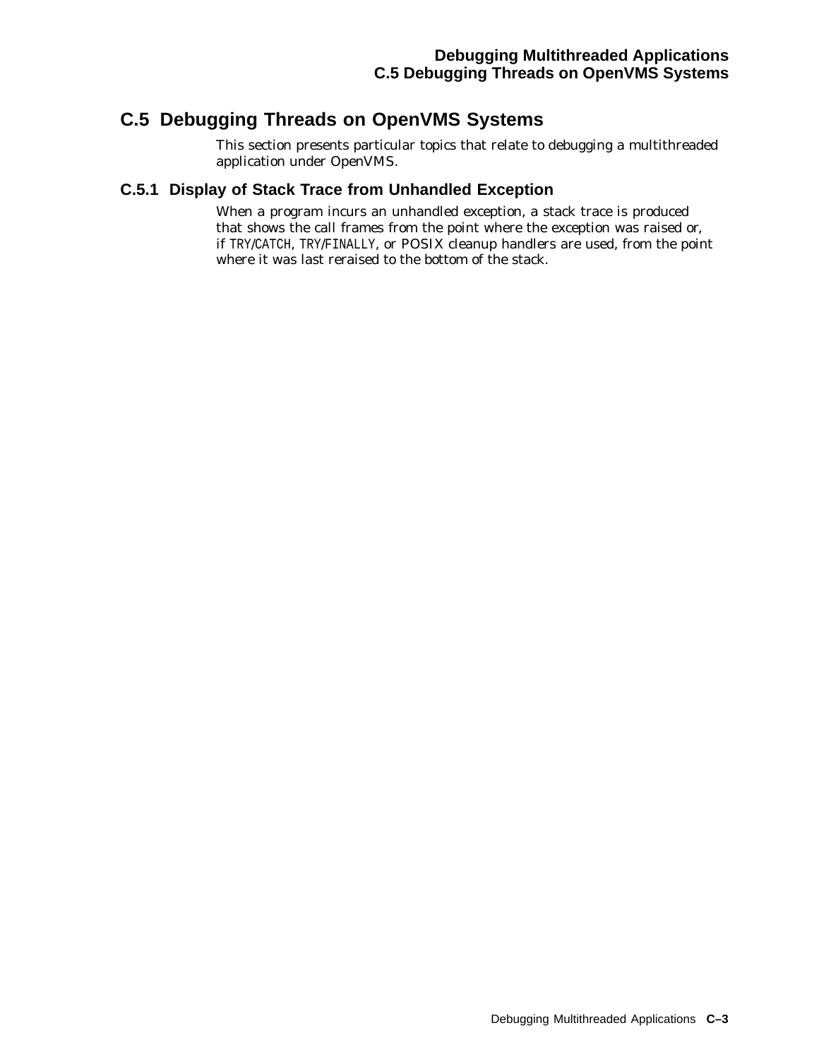## C.5 Debugging Threads on OpenVMS Systems

This section presents particular topics that relate to debugging a multithreaded application under OpenVMS.

### C.5.1 Display of Stack Trace from Unhandled Exception

When a program incurs an unhandled exception, a stack trace is produced that shows the call frames from the point where the exception was raised or, if `TRY/CATCH`, `TRY/FINALLY`, or POSIX cleanup handlers are used, from the point where it was last reraised to the bottom of the stack.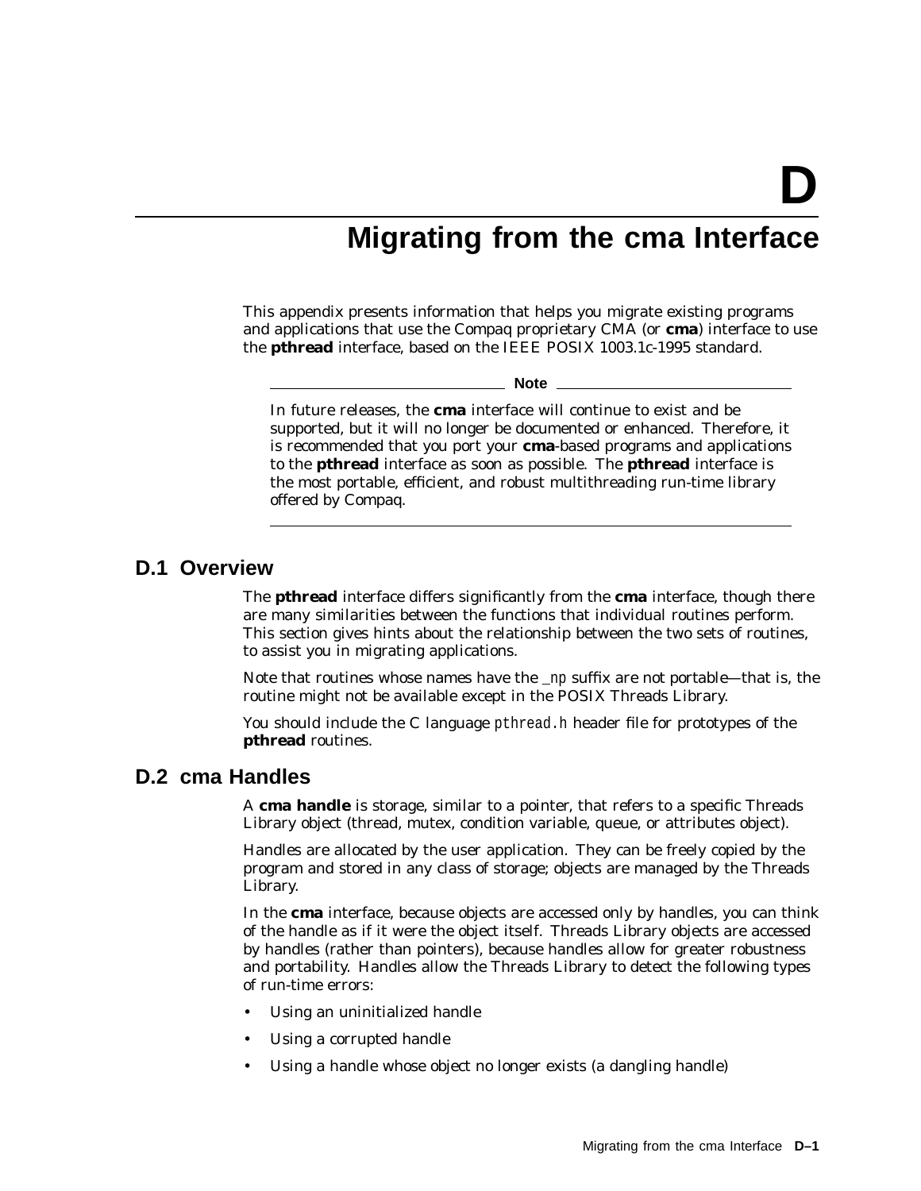# D

# Migrating from the cma Interface

This appendix presents information that helps you migrate existing programs and applications that use the Compaq proprietary CMA (or **cma**) interface to use the **pthread** interface, based on the IEEE POSIX 1003.1c-1995 standard.

---

**Note**

In future releases, the **cma** interface will continue to exist and be supported, but it will no longer be documented or enhanced. Therefore, it is recommended that you port your **cma**-based programs and applications to the **pthread** interface as soon as possible. The **pthread** interface is the most portable, efficient, and robust multithreading run-time library offered by Compaq.

---

## D.1 Overview

The **pthread** interface differs significantly from the **cma** interface, though there are many similarities between the functions that individual routines perform. This section gives hints about the relationship between the two sets of routines, to assist you in migrating applications.

Note that routines whose names have the *_np* suffix are not portable—that is, the routine might not be available except in the POSIX Threads Library.

You should include the C language *pthread.h* header file for prototypes of the **pthread** routines.

## D.2 cma Handles

A **cma handle** is storage, similar to a pointer, that refers to a specific Threads Library object (thread, mutex, condition variable, queue, or attributes object).

Handles are allocated by the user application. They can be freely copied by the program and stored in any class of storage; objects are managed by the Threads Library.

In the **cma** interface, because objects are accessed only by handles, you can think of the handle as if it were the object itself. Threads Library objects are accessed by handles (rather than pointers), because handles allow for greater robustness and portability. Handles allow the Threads Library to detect the following types of run-time errors:

- Using an uninitialized handle
- Using a corrupted handle
- Using a handle whose object no longer exists (a dangling handle)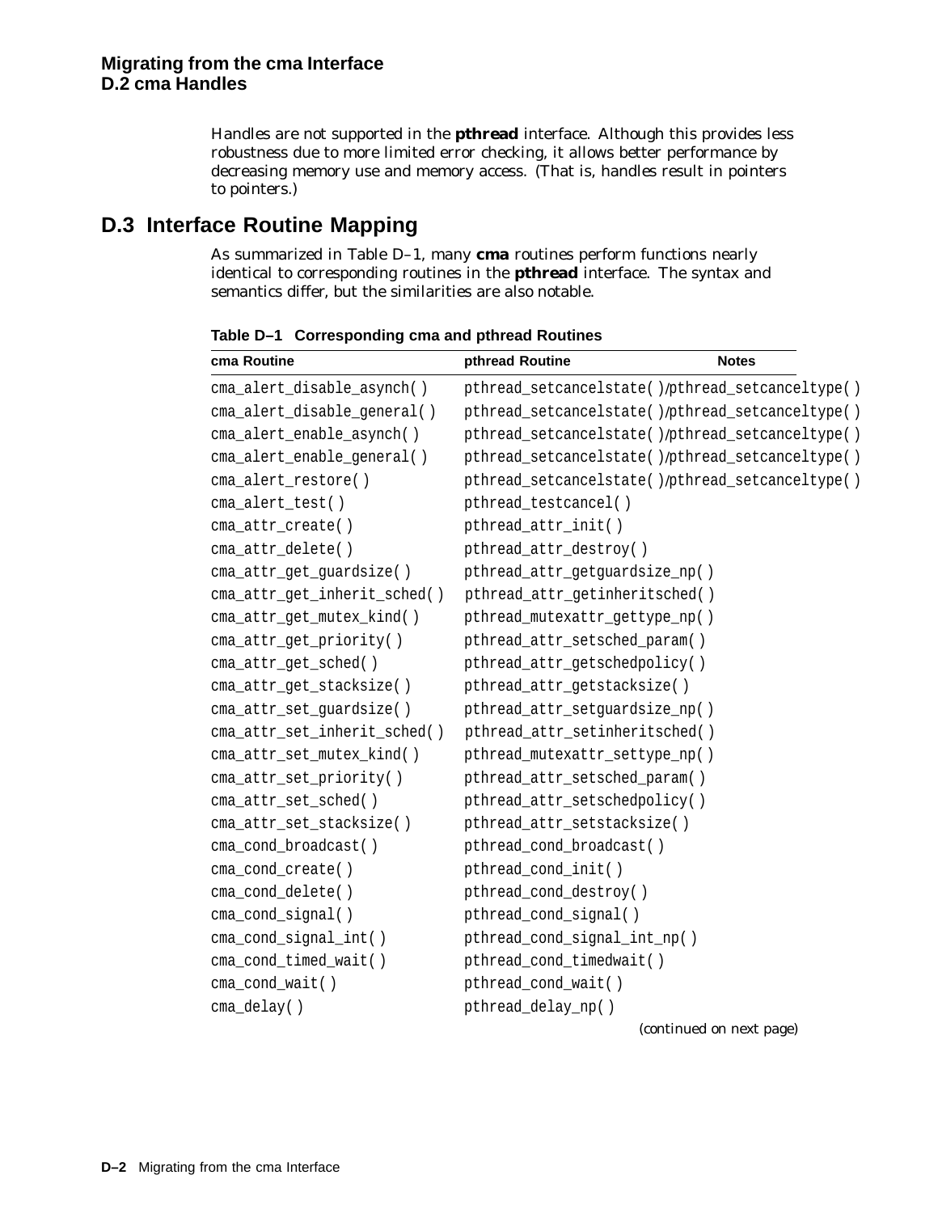Handles are not supported in the **pthread** interface. Although this provides less robustness due to more limited error checking, it allows better performance by decreasing memory use and memory access. (That is, handles result in pointers to pointers.)

## D.3 Interface Routine Mapping

As summarized in Table D–1, many **cma** routines perform functions nearly identical to corresponding routines in the **pthread** interface. The syntax and semantics differ, but the similarities are also notable.

**Table D–1 Corresponding cma and pthread Routines**

| cma Routine | pthread Routine | Notes |
|---|---|---|
| cma_alert_disable_asynch( ) | pthread_setcancelstate( )/pthread_setcanceltype( ) | |
| cma_alert_disable_general( ) | pthread_setcancelstate( )/pthread_setcanceltype( ) | |
| cma_alert_enable_asynch( ) | pthread_setcancelstate( )/pthread_setcanceltype( ) | |
| cma_alert_enable_general( ) | pthread_setcancelstate( )/pthread_setcanceltype( ) | |
| cma_alert_restore( ) | pthread_setcancelstate( )/pthread_setcanceltype( ) | |
| cma_alert_test( ) | pthread_testcancel( ) | |
| cma_attr_create( ) | pthread_attr_init( ) | |
| cma_attr_delete( ) | pthread_attr_destroy( ) | |
| cma_attr_get_guardsize( ) | pthread_attr_getguardsize_np( ) | |
| cma_attr_get_inherit_sched( ) | pthread_attr_getinheritsched( ) | |
| cma_attr_get_mutex_kind( ) | pthread_mutexattr_gettype_np( ) | |
| cma_attr_get_priority( ) | pthread_attr_setsched_param( ) | |
| cma_attr_get_sched( ) | pthread_attr_getschedpolicy( ) | |
| cma_attr_get_stacksize( ) | pthread_attr_getstacksize( ) | |
| cma_attr_set_guardsize( ) | pthread_attr_setguardsize_np( ) | |
| cma_attr_set_inherit_sched( ) | pthread_attr_setinheritsched( ) | |
| cma_attr_set_mutex_kind( ) | pthread_mutexattr_settype_np( ) | |
| cma_attr_set_priority( ) | pthread_attr_setsched_param( ) | |
| cma_attr_set_sched( ) | pthread_attr_setschedpolicy( ) | |
| cma_attr_set_stacksize( ) | pthread_attr_setstacksize( ) | |
| cma_cond_broadcast( ) | pthread_cond_broadcast( ) | |
| cma_cond_create( ) | pthread_cond_init( ) | |
| cma_cond_delete( ) | pthread_cond_destroy( ) | |
| cma_cond_signal( ) | pthread_cond_signal( ) | |
| cma_cond_signal_int( ) | pthread_cond_signal_int_np( ) | |
| cma_cond_timed_wait( ) | pthread_cond_timedwait( ) | |
| cma_cond_wait( ) | pthread_cond_wait( ) | |
| cma_delay( ) | pthread_delay_np( ) | |

*(continued on next page)*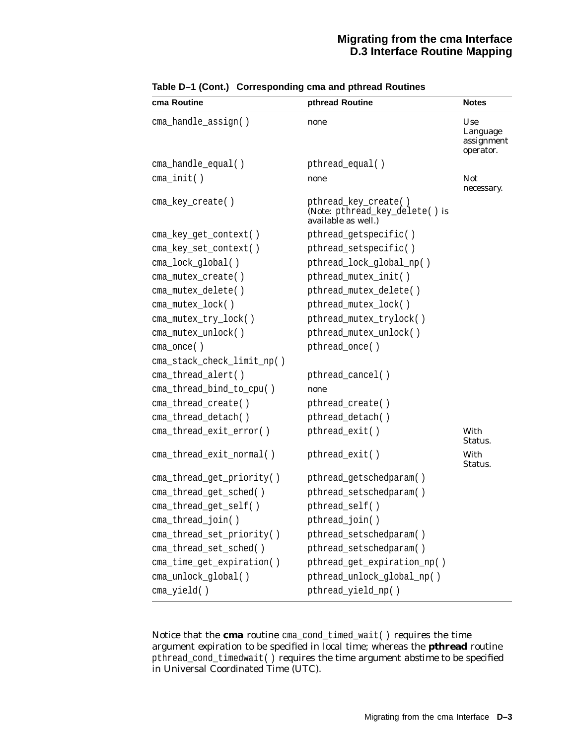**Table D–1 (Cont.) Corresponding cma and pthread Routines**

| cma Routine | pthread Routine | Notes |
|---|---|---|
| cma_handle_assign( ) | none | Use Language assignment operator. |
| cma_handle_equal( ) | pthread_equal( ) | |
| cma_init( ) | none | Not necessary. |
| cma_key_create( ) | pthread_key_create( ) (Note: pthread_key_delete( ) is available as well.) | |
| cma_key_get_context( ) | pthread_getspecific( ) | |
| cma_key_set_context( ) | pthread_setspecific( ) | |
| cma_lock_global( ) | pthread_lock_global_np( ) | |
| cma_mutex_create( ) | pthread_mutex_init( ) | |
| cma_mutex_delete( ) | pthread_mutex_delete( ) | |
| cma_mutex_lock( ) | pthread_mutex_lock( ) | |
| cma_mutex_try_lock( ) | pthread_mutex_trylock( ) | |
| cma_mutex_unlock( ) | pthread_mutex_unlock( ) | |
| cma_once( ) | pthread_once( ) | |
| cma_stack_check_limit_np( ) | | |
| cma_thread_alert( ) | pthread_cancel( ) | |
| cma_thread_bind_to_cpu( ) | none | |
| cma_thread_create( ) | pthread_create( ) | |
| cma_thread_detach( ) | pthread_detach( ) | |
| cma_thread_exit_error( ) | pthread_exit( ) | With Status. |
| cma_thread_exit_normal( ) | pthread_exit( ) | With Status. |
| cma_thread_get_priority( ) | pthread_getschedparam( ) | |
| cma_thread_get_sched( ) | pthread_setschedparam( ) | |
| cma_thread_get_self( ) | pthread_self( ) | |
| cma_thread_join( ) | pthread_join( ) | |
| cma_thread_set_priority( ) | pthread_setschedparam( ) | |
| cma_thread_set_sched( ) | pthread_setschedparam( ) | |
| cma_time_get_expiration( ) | pthread_get_expiration_np( ) | |
| cma_unlock_global( ) | pthread_unlock_global_np( ) | |
| cma_yield( ) | pthread_yield_np( ) | |

Notice that the **cma** routine cma_cond_timed_wait( ) requires the time argument expiration to be specified in local time; whereas the **pthread** routine pthread_cond_timedwait( ) requires the time argument abstime to be specified in Universal Coordinated Time (UTC).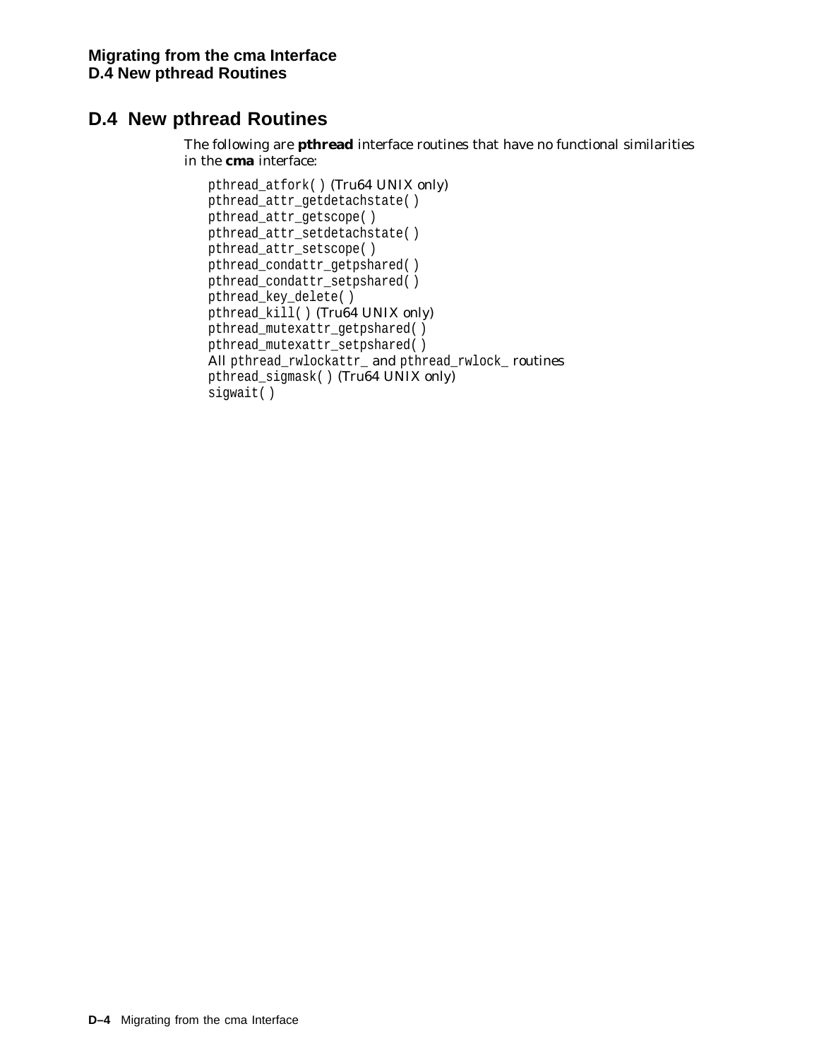## D.4 New pthread Routines

The following are **pthread** interface routines that have no functional similarities in the **cma** interface:

- `pthread_atfork( )` (Tru64 UNIX only)
- `pthread_attr_getdetachstate( )`
- `pthread_attr_getscope( )`
- `pthread_attr_setdetachstate( )`
- `pthread_attr_setscope( )`
- `pthread_condattr_getpshared( )`
- `pthread_condattr_setpshared( )`
- `pthread_key_delete( )`
- `pthread_kill( )` (Tru64 UNIX only)
- `pthread_mutexattr_getpshared( )`
- `pthread_mutexattr_setpshared( )`
- All `pthread_rwlockattr_` and `pthread_rwlock_` routines
- `pthread_sigmask( )` (Tru64 UNIX only)
- `sigwait( )`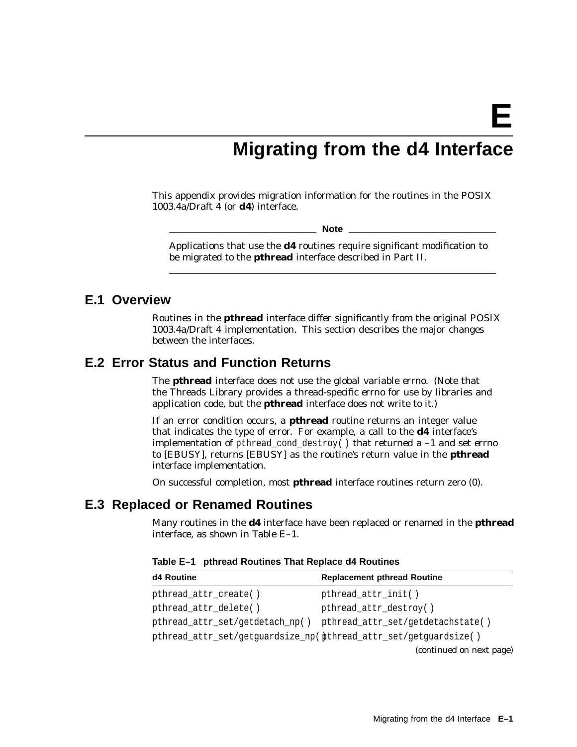# E Migrating from the d4 Interface

This appendix provides migration information for the routines in the POSIX 1003.4a/Draft 4 (or **d4**) interface.

**Note**

Applications that use the **d4** routines require significant modification to be migrated to the **pthread** interface described in Part II.

## E.1 Overview

Routines in the **pthread** interface differ significantly from the original POSIX 1003.4a/Draft 4 implementation. This section describes the major changes between the interfaces.

## E.2 Error Status and Function Returns

The **pthread** interface does not use the global variable *errno*. (Note that the Threads Library provides a thread-specific *errno* for use by libraries and application code, but the **pthread** interface does not write to it.)

If an error condition occurs, a **pthread** routine returns an integer value that indicates the type of error. For example, a call to the **d4** interface's implementation of `pthread_cond_destroy( )` that returned a –1 and set *errno* to [EBUSY], returns [EBUSY] as the routine's return value in the **pthread** interface implementation.

On successful completion, most **pthread** interface routines return zero (0).

## E.3 Replaced or Renamed Routines

Many routines in the **d4** interface have been replaced or renamed in the **pthread** interface, as shown in Table E–1.

**Table E–1 pthread Routines That Replace d4 Routines**

| d4 Routine | Replacement pthread Routine |
|---|---|
| `pthread_attr_create( )` | `pthread_attr_init( )` |
| `pthread_attr_delete( )` | `pthread_attr_destroy( )` |
| `pthread_attr_set/getdetach_np( )` | `pthread_attr_set/getdetachstate( )` |
| `pthread_attr_set/getguardsize_np( )` | `pthread_attr_set/getguardsize( )` |

(continued on next page)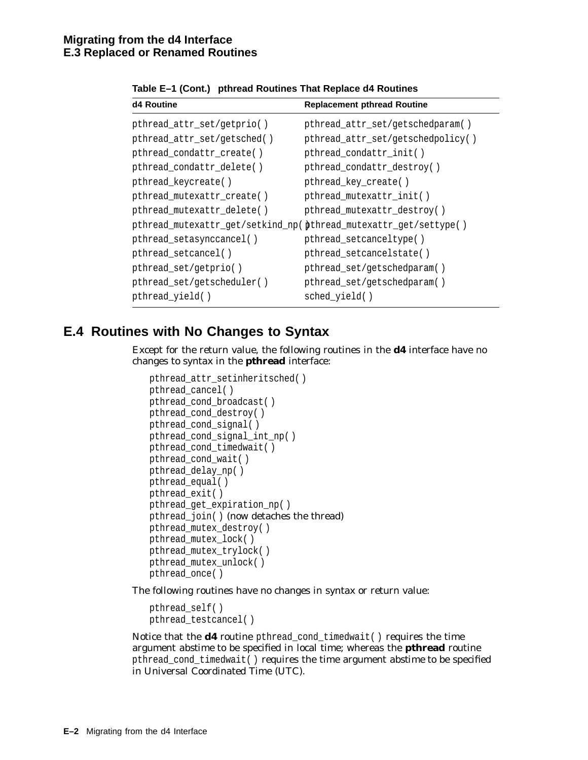**Table E–1 (Cont.) pthread Routines That Replace d4 Routines**

| d4 Routine | Replacement pthread Routine |
|---|---|
| pthread_attr_set/getprio( ) | pthread_attr_set/getschedparam( ) |
| pthread_attr_set/getsched( ) | pthread_attr_set/getschedpolicy( ) |
| pthread_condattr_create( ) | pthread_condattr_init( ) |
| pthread_condattr_delete( ) | pthread_condattr_destroy( ) |
| pthread_keycreate( ) | pthread_key_create( ) |
| pthread_mutexattr_create( ) | pthread_mutexattr_init( ) |
| pthread_mutexattr_delete( ) | pthread_mutexattr_destroy( ) |
| pthread_mutexattr_get/setkind_np( ) | pthread_mutexattr_get/settype( ) |
| pthread_setasynccancel( ) | pthread_setcanceltype( ) |
| pthread_setcancel( ) | pthread_setcancelstate( ) |
| pthread_set/getprio( ) | pthread_set/getschedparam( ) |
| pthread_set/getscheduler( ) | pthread_set/getschedparam( ) |
| pthread_yield( ) | sched_yield( ) |

## E.4 Routines with No Changes to Syntax

Except for the return value, the following routines in the **d4** interface have no changes to syntax in the **pthread** interface:

```
pthread_attr_setinheritsched( )
pthread_cancel( )
pthread_cond_broadcast( )
pthread_cond_destroy( )
pthread_cond_signal( )
pthread_cond_signal_int_np( )
pthread_cond_timedwait( )
pthread_cond_wait( )
pthread_delay_np( )
pthread_equal( )
pthread_exit( )
pthread_get_expiration_np( )
pthread_join( ) (now detaches the thread)
pthread_mutex_destroy( )
pthread_mutex_lock( )
pthread_mutex_trylock( )
pthread_mutex_unlock( )
pthread_once( )
```

The following routines have no changes in syntax or return value:

```
pthread_self( )
pthread_testcancel( )
```

Notice that the **d4** routine `pthread_cond_timedwait( )` requires the time argument abstime to be specified in local time; whereas the **pthread** routine `pthread_cond_timedwait( )` requires the time argument abstime to be specified in Universal Coordinated Time (UTC).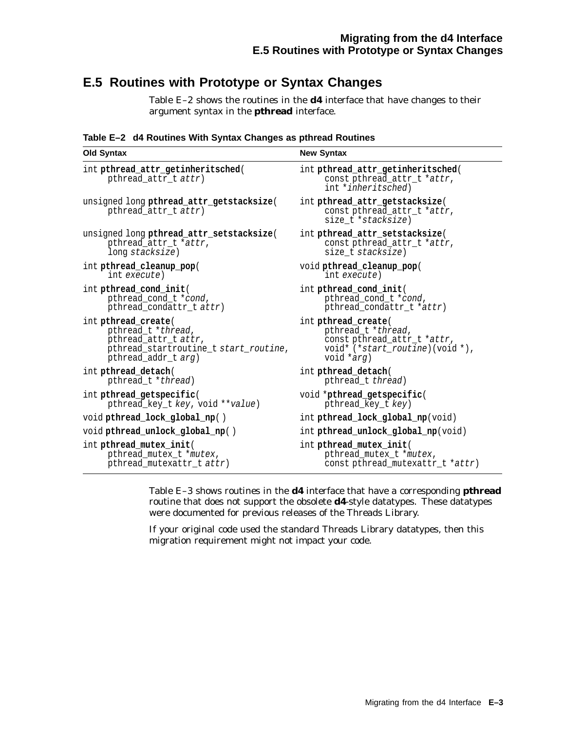## E.5 Routines with Prototype or Syntax Changes

Table E–2 shows the routines in the **d4** interface that have changes to their argument syntax in the **pthread** interface.

**Table E–2 d4 Routines With Syntax Changes as pthread Routines**

| Old Syntax | New Syntax |
|---|---|
| int **pthread_attr_getinheritsched**( pthread_attr_t *attr*) | int **pthread_attr_getinheritsched**( const pthread_attr_t **attr*, int **inheritsched*) |
| unsigned long **pthread_attr_getstacksize**( pthread_attr_t *attr*) | int **pthread_attr_getstacksize**( const pthread_attr_t **attr*, size_t **stacksize*) |
| unsigned long **pthread_attr_setstacksize**( pthread_attr_t **attr*, long *stacksize*) | int **pthread_attr_setstacksize**( const pthread_attr_t **attr*, size_t *stacksize*) |
| int **pthread_cleanup_pop**( int *execute*) | void **pthread_cleanup_pop**( int *execute*) |
| int **pthread_cond_init**( pthread_cond_t **cond*, pthread_condattr_t *attr*) | int **pthread_cond_init**( pthread_cond_t **cond*, pthread_condattr_t **attr*) |
| int **pthread_create**( pthread_t **thread*, pthread_attr_t *attr*, pthread_startroutine_t *start_routine*, pthread_addr_t *arg*) | int **pthread_create**( pthread_t **thread*, const pthread_attr_t **attr*, void* (**start_routine*)(void *), void **arg*) |
| int **pthread_detach**( pthread_t **thread*) | int **pthread_detach**( pthread_t *thread*) |
| int **pthread_getspecific**( pthread_key_t *key*, void ***value*) | void ***pthread_getspecific**( pthread_key_t *key*) |
| void **pthread_lock_global_np**( ) | int **pthread_lock_global_np**(void) |
| void **pthread_unlock_global_np**( ) | int **pthread_unlock_global_np**(void) |
| int **pthread_mutex_init**( pthread_mutex_t **mutex*, pthread_mutexattr_t *attr*) | int **pthread_mutex_init**( pthread_mutex_t **mutex*, const pthread_mutexattr_t **attr*) |

Table E–3 shows routines in the **d4** interface that have a corresponding **pthread** routine that does not support the obsolete **d4**-style datatypes. These datatypes were documented for previous releases of the Threads Library.

If your original code used the standard Threads Library datatypes, then this migration requirement might not impact your code.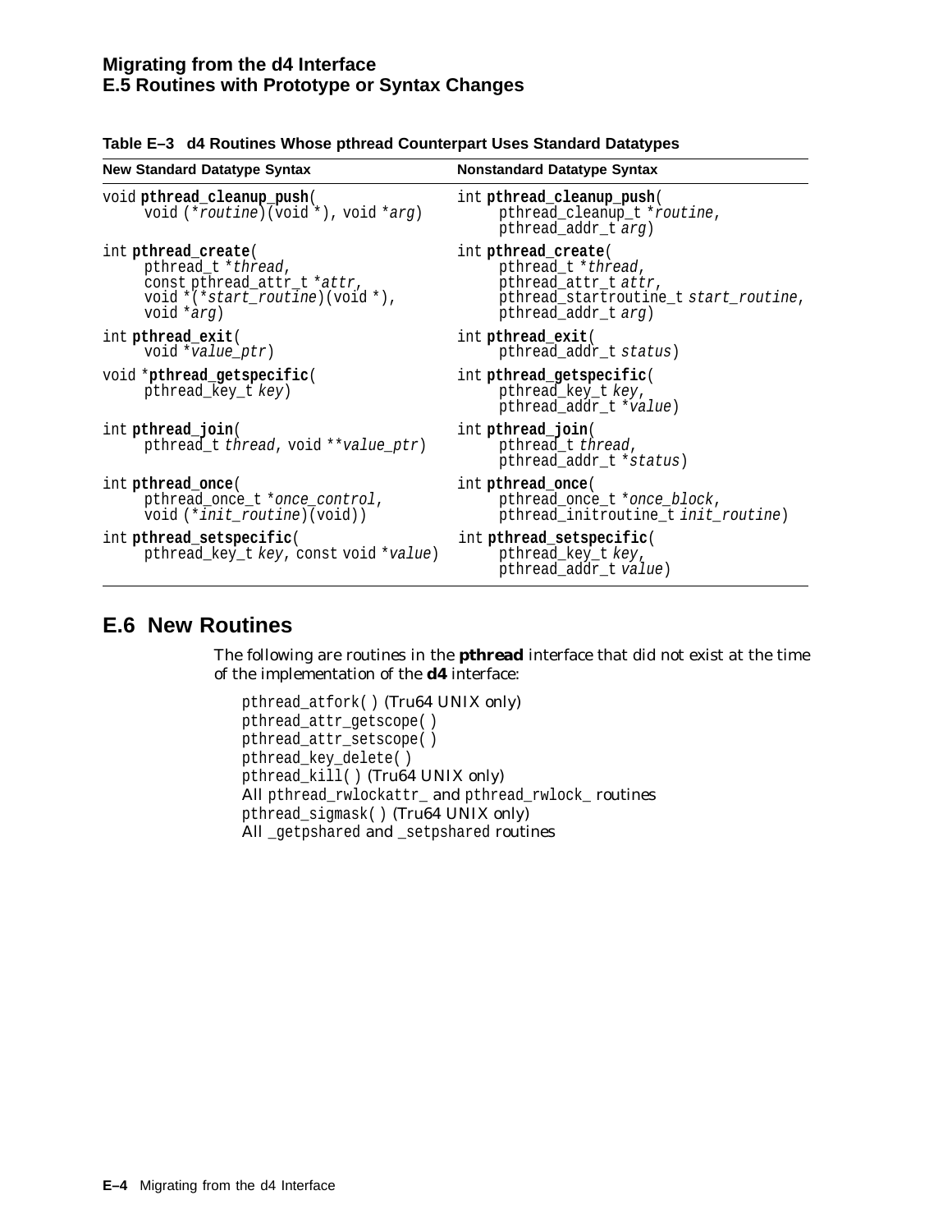**Table E–3 d4 Routines Whose pthread Counterpart Uses Standard Datatypes**

| New Standard Datatype Syntax | Nonstandard Datatype Syntax |
|---|---|
| void **pthread_cleanup_push**( void (*routine)(void *), void *arg) | int **pthread_cleanup_push**( pthread_cleanup_t *routine, pthread_addr_t arg) |
| int **pthread_create**( pthread_t *thread, const pthread_attr_t *attr, void *(*start_routine)(void *), void *arg) | int **pthread_create**( pthread_t *thread, pthread_attr_t attr, pthread_startroutine_t start_routine, pthread_addr_t arg) |
| int **pthread_exit**( void *value_ptr) | int **pthread_exit**( pthread_addr_t status) |
| void ***pthread_getspecific**( pthread_key_t key) | int **pthread_getspecific**( pthread_key_t key, pthread_addr_t *value) |
| int **pthread_join**( pthread_t thread, void **value_ptr) | int **pthread_join**( pthread_t thread, pthread_addr_t *status) |
| int **pthread_once**( pthread_once_t *once_control, void (*init_routine)(void)) | int **pthread_once**( pthread_once_t *once_block, pthread_initroutine_t init_routine) |
| int **pthread_setspecific**( pthread_key_t key, const void *value) | int **pthread_setspecific**( pthread_key_t key, pthread_addr_t value) |

## E.6 New Routines

The following are routines in the **pthread** interface that did not exist at the time of the implementation of the **d4** interface:

- pthread_atfork( ) (Tru64 UNIX only)
- pthread_attr_getscope( )
- pthread_attr_setscope( )
- pthread_key_delete( )
- pthread_kill( ) (Tru64 UNIX only)
- All pthread_rwlockattr_ and pthread_rwlock_ routines
- pthread_sigmask( ) (Tru64 UNIX only)
- All _getpshared and _setpshared routines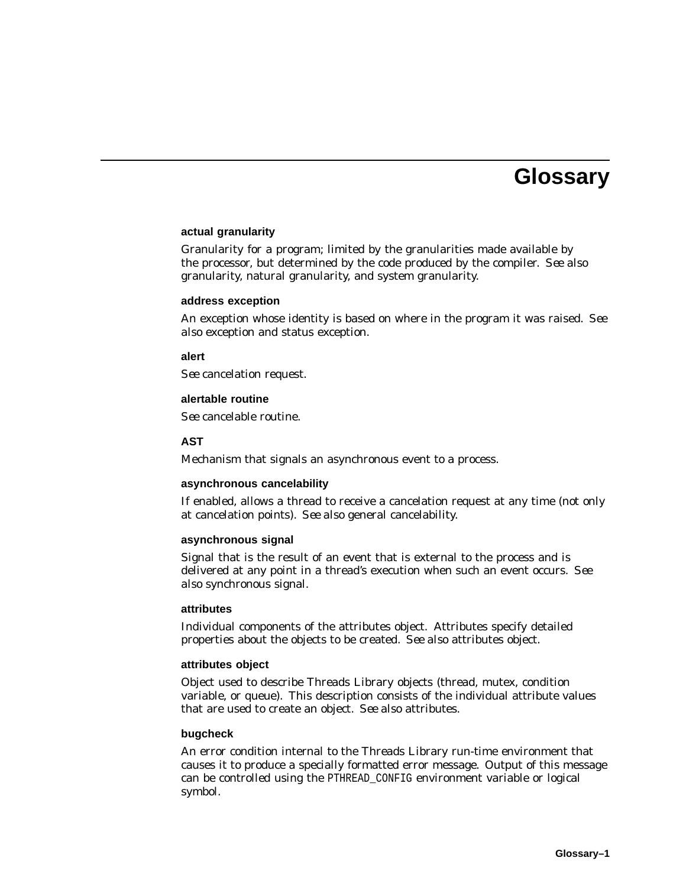# Glossary

### actual granularity

Granularity for a program; limited by the granularities made available by the processor, but determined by the code produced by the compiler. *See also* granularity, natural granularity, and system granularity.

### address exception

An exception whose identity is based on where in the program it was raised. *See also* exception and status exception.

### alert

*See* cancelation request.

### alertable routine

*See* cancelable routine.

### AST

Mechanism that signals an asynchronous event to a process.

### asynchronous cancelability

If enabled, allows a thread to receive a cancelation request at any time (not only at cancelation points). *See also* general cancelability.

### asynchronous signal

Signal that is the result of an event that is external to the process and is delivered at any point in a thread's execution when such an event occurs. *See also* synchronous signal.

### attributes

Individual components of the attributes object. Attributes specify detailed properties about the objects to be created. *See also* attributes object.

### attributes object

Object used to describe Threads Library objects (thread, mutex, condition variable, or queue). This description consists of the individual attribute values that are used to create an object. *See also* attributes.

### bugcheck

An error condition internal to the Threads Library run-time environment that causes it to produce a specially formatted error message. Output of this message can be controlled using the `PTHREAD_CONFIG` environment variable or logical symbol.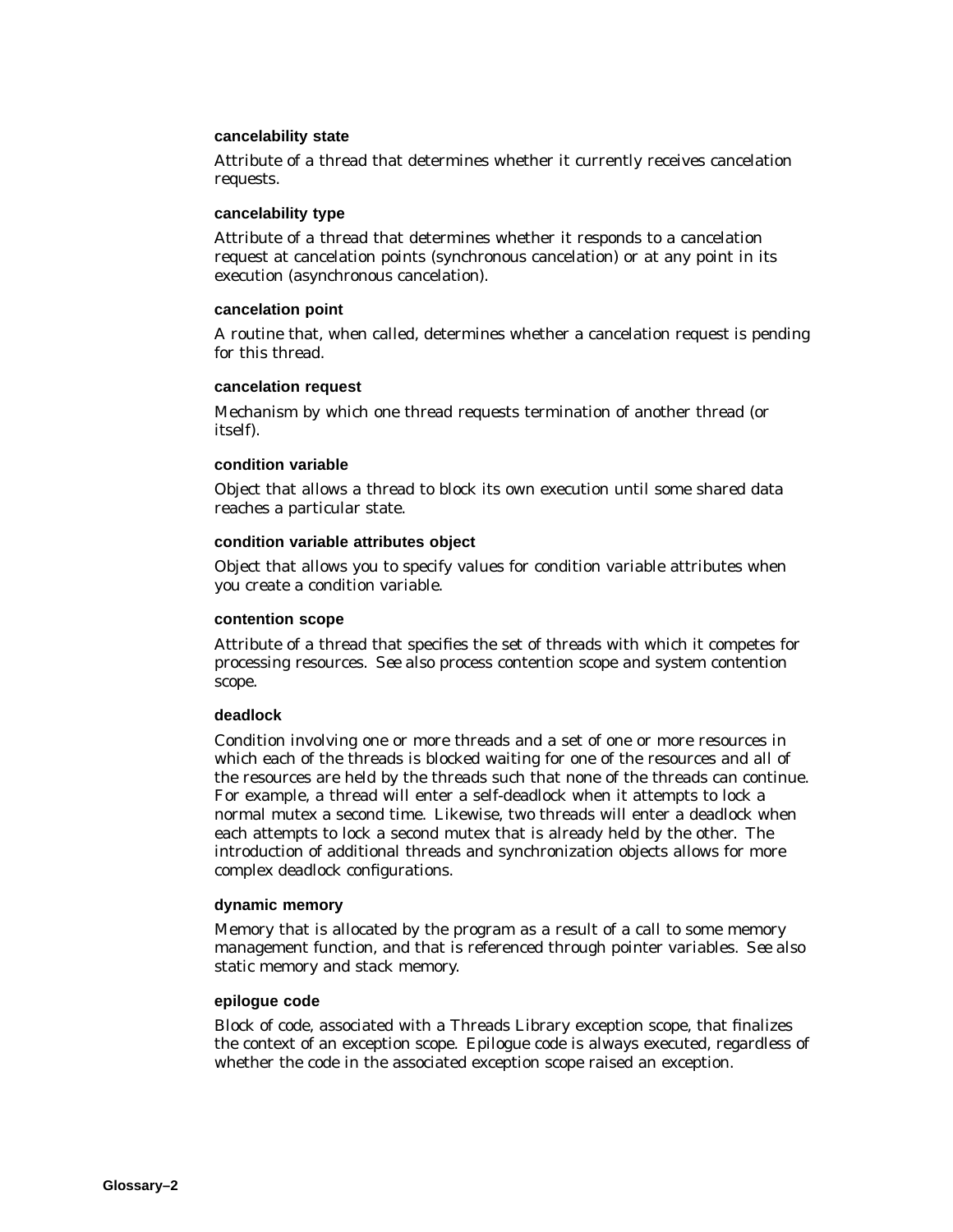**cancelability state**

Attribute of a thread that determines whether it currently receives cancelation requests.

**cancelability type**

Attribute of a thread that determines whether it responds to a cancelation request at cancelation points (synchronous cancelation) or at any point in its execution (asynchronous cancelation).

**cancelation point**

A routine that, when called, determines whether a cancelation request is pending for this thread.

**cancelation request**

Mechanism by which one thread requests termination of another thread (or itself).

**condition variable**

Object that allows a thread to block its own execution until some shared data reaches a particular state.

**condition variable attributes object**

Object that allows you to specify values for condition variable attributes when you create a condition variable.

**contention scope**

Attribute of a thread that specifies the set of threads with which it competes for processing resources. See also process contention scope and system contention scope.

**deadlock**

Condition involving one or more threads and a set of one or more resources in which each of the threads is blocked waiting for one of the resources and all of the resources are held by the threads such that none of the threads can continue. For example, a thread will enter a self-deadlock when it attempts to lock a normal mutex a second time. Likewise, two threads will enter a deadlock when each attempts to lock a second mutex that is already held by the other. The introduction of additional threads and synchronization objects allows for more complex deadlock configurations.

**dynamic memory**

Memory that is allocated by the program as a result of a call to some memory management function, and that is referenced through pointer variables. See also static memory and stack memory.

**epilogue code**

Block of code, associated with a Threads Library exception scope, that finalizes the context of an exception scope. Epilogue code is always executed, regardless of whether the code in the associated exception scope raised an exception.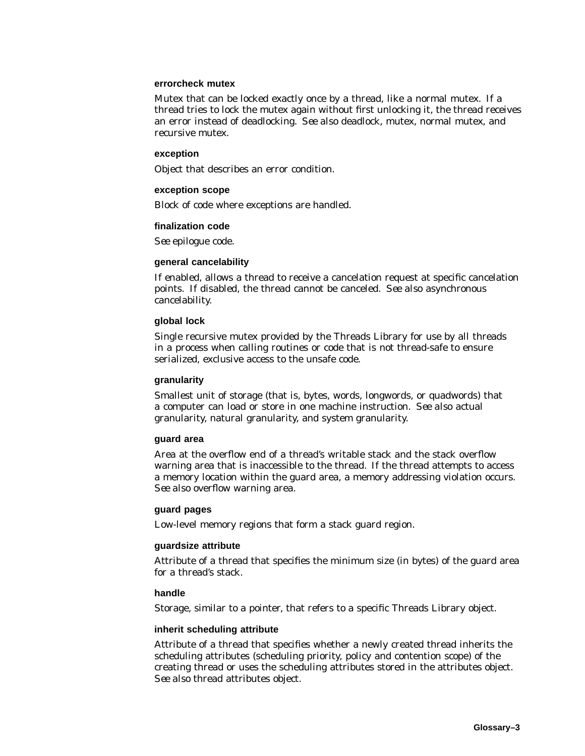**errorcheck mutex**

Mutex that can be locked exactly once by a thread, like a normal mutex. If a thread tries to lock the mutex again without first unlocking it, the thread receives an error instead of deadlocking. See also deadlock, mutex, normal mutex, and recursive mutex.

**exception**

Object that describes an error condition.

**exception scope**

Block of code where exceptions are handled.

**finalization code**

See epilogue code.

**general cancelability**

If enabled, allows a thread to receive a cancelation request at specific cancelation points. If disabled, the thread cannot be canceled. See also asynchronous cancelability.

**global lock**

Single recursive mutex provided by the Threads Library for use by all threads in a process when calling routines or code that is not thread-safe to ensure serialized, exclusive access to the unsafe code.

**granularity**

Smallest unit of storage (that is, bytes, words, longwords, or quadwords) that a computer can load or store in one machine instruction. See also actual granularity, natural granularity, and system granularity.

**guard area**

Area at the overflow end of a thread's writable stack and the stack overflow warning area that is inaccessible to the thread. If the thread attempts to access a memory location within the guard area, a memory addressing violation occurs. See also overflow warning area.

**guard pages**

Low-level memory regions that form a stack guard region.

**guardsize attribute**

Attribute of a thread that specifies the minimum size (in bytes) of the guard area for a thread's stack.

**handle**

Storage, similar to a pointer, that refers to a specific Threads Library object.

**inherit scheduling attribute**

Attribute of a thread that specifies whether a newly created thread inherits the scheduling attributes (scheduling priority, policy and contention scope) of the creating thread or uses the scheduling attributes stored in the attributes object. See also thread attributes object.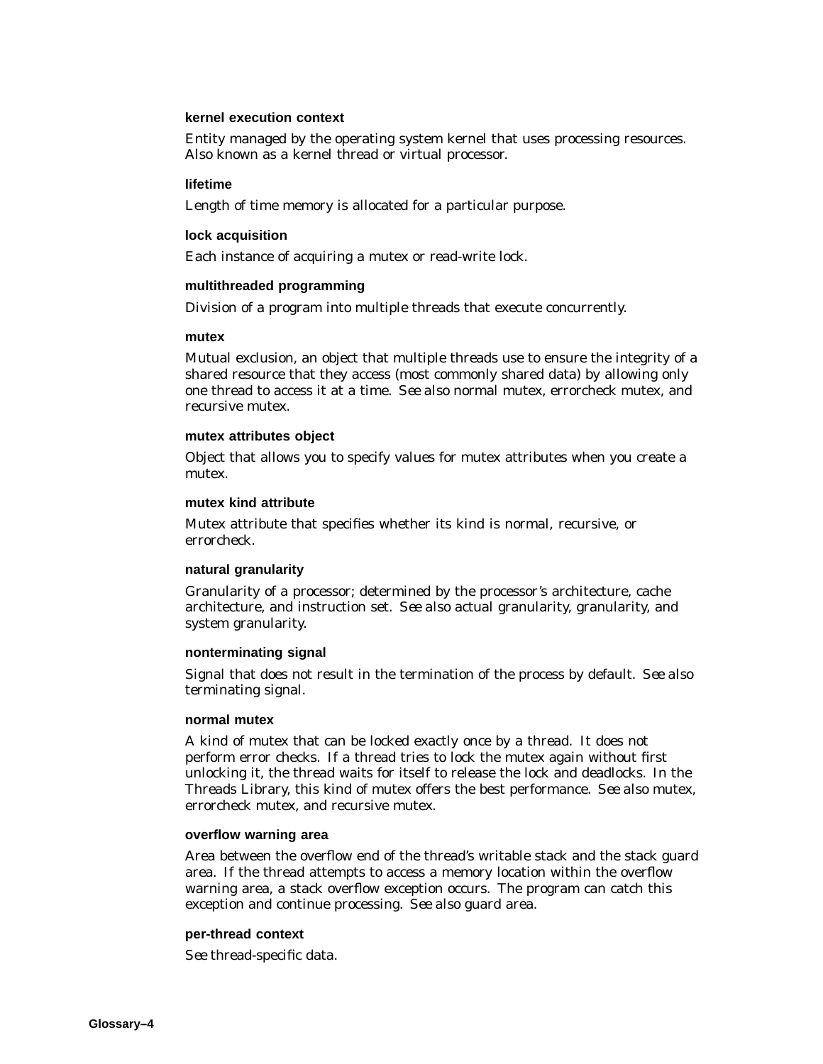**kernel execution context**

Entity managed by the operating system kernel that uses processing resources. Also known as a kernel thread or virtual processor.

**lifetime**

Length of time memory is allocated for a particular purpose.

**lock acquisition**

Each instance of acquiring a mutex or read-write lock.

**multithreaded programming**

Division of a program into multiple threads that execute concurrently.

**mutex**

Mutual exclusion, an object that multiple threads use to ensure the integrity of a shared resource that they access (most commonly shared data) by allowing only one thread to access it at a time. *See also* normal mutex, errorcheck mutex, and recursive mutex.

**mutex attributes object**

Object that allows you to specify values for mutex attributes when you create a mutex.

**mutex kind attribute**

Mutex attribute that specifies whether its kind is normal, recursive, or errorcheck.

**natural granularity**

Granularity of a processor; determined by the processor's architecture, cache architecture, and instruction set. *See also* actual granularity, granularity, and system granularity.

**nonterminating signal**

Signal that does not result in the termination of the process by default. *See also* terminating signal.

**normal mutex**

A kind of mutex that can be locked exactly once by a thread. It does not perform error checks. If a thread tries to lock the mutex again without first unlocking it, the thread waits for itself to release the lock and deadlocks. In the Threads Library, this kind of mutex offers the best performance. *See also* mutex, errorcheck mutex, and recursive mutex.

**overflow warning area**

Area between the overflow end of the thread's writable stack and the stack guard area. If the thread attempts to access a memory location within the overflow warning area, a stack overflow exception occurs. The program can catch this exception and continue processing. *See also* guard area.

**per-thread context**

*See* thread-specific data.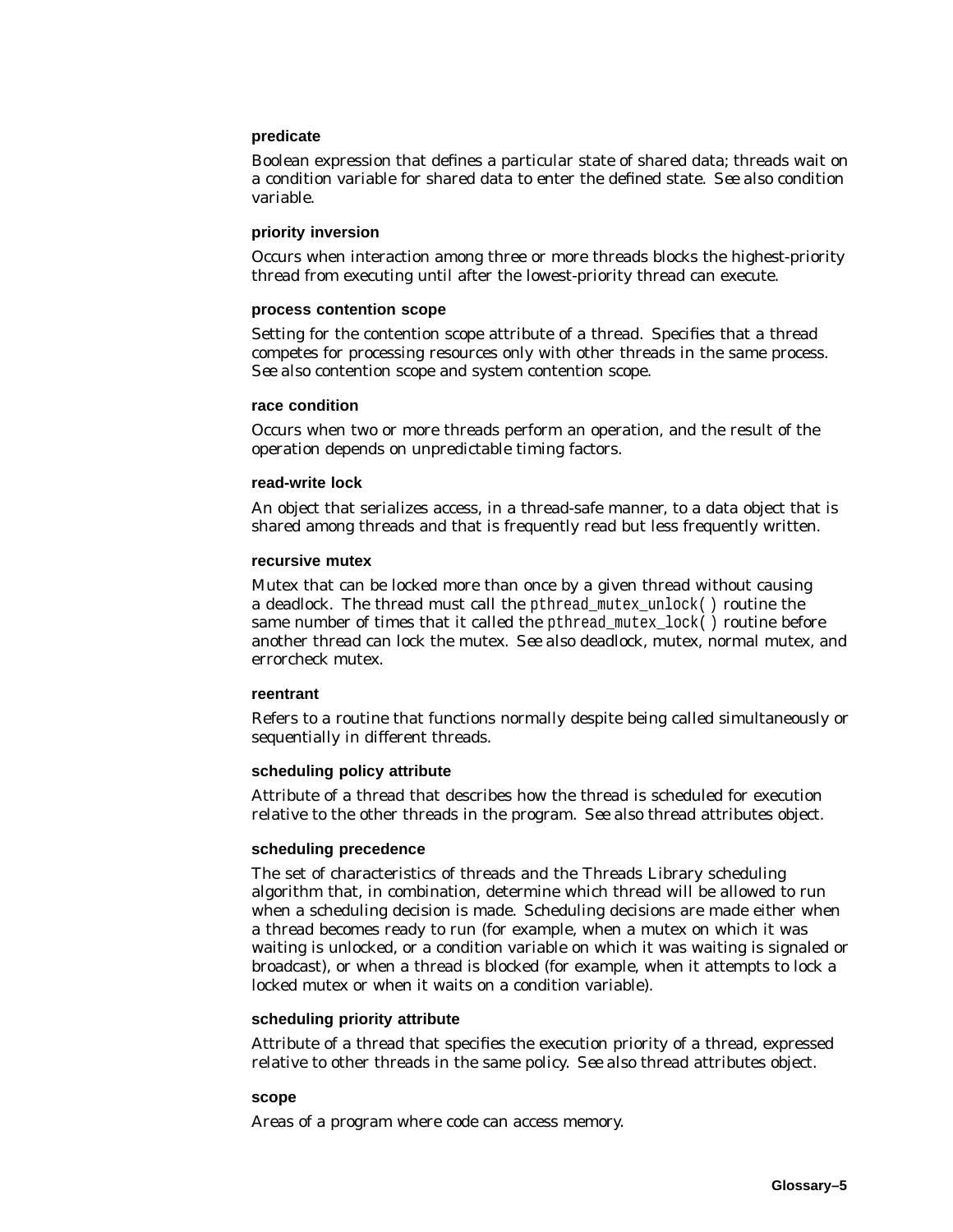**predicate**

Boolean expression that defines a particular state of shared data; threads wait on a condition variable for shared data to enter the defined state. *See also* condition variable.

**priority inversion**

Occurs when interaction among three or more threads blocks the highest-priority thread from executing until after the lowest-priority thread can execute.

**process contention scope**

Setting for the contention scope attribute of a thread. Specifies that a thread competes for processing resources only with other threads in the same process. *See also* contention scope and system contention scope.

**race condition**

Occurs when two or more threads perform an operation, and the result of the operation depends on unpredictable timing factors.

**read-write lock**

An object that serializes access, in a thread-safe manner, to a data object that is shared among threads and that is frequently read but less frequently written.

**recursive mutex**

Mutex that can be locked more than once by a given thread without causing a deadlock. The thread must call the `pthread_mutex_unlock( )` routine the same number of times that it called the `pthread_mutex_lock( )` routine before another thread can lock the mutex. *See also* deadlock, mutex, normal mutex, and errorcheck mutex.

**reentrant**

Refers to a routine that functions normally despite being called simultaneously or sequentially in different threads.

**scheduling policy attribute**

Attribute of a thread that describes how the thread is scheduled for execution relative to the other threads in the program. *See also* thread attributes object.

**scheduling precedence**

The set of characteristics of threads and the Threads Library scheduling algorithm that, in combination, determine which thread will be allowed to run when a scheduling decision is made. Scheduling decisions are made either when a thread becomes ready to run (for example, when a mutex on which it was waiting is unlocked, or a condition variable on which it was waiting is signaled or broadcast), or when a thread is blocked (for example, when it attempts to lock a locked mutex or when it waits on a condition variable).

**scheduling priority attribute**

Attribute of a thread that specifies the execution priority of a thread, expressed relative to other threads in the same policy. *See also* thread attributes object.

**scope**

Areas of a program where code can access memory.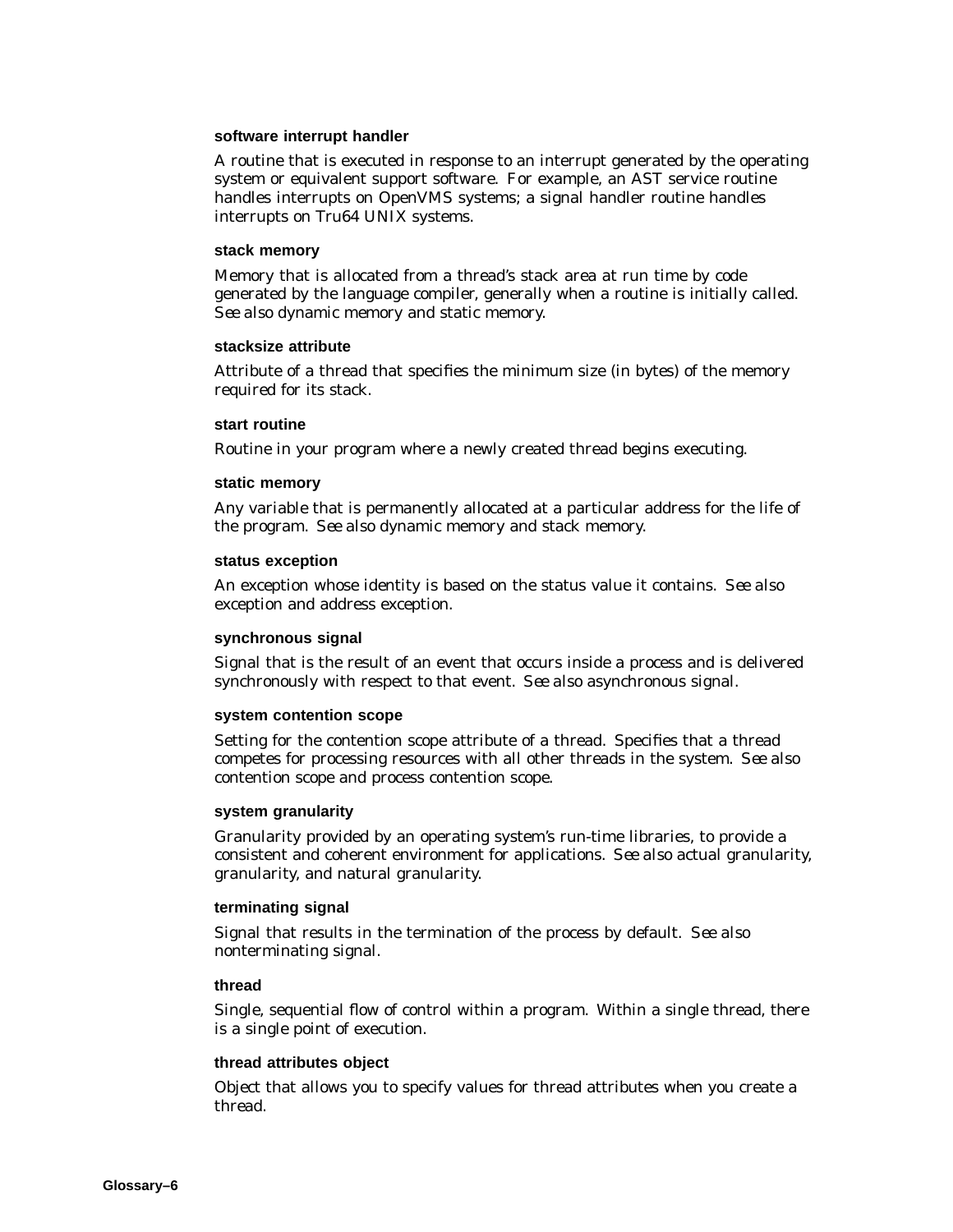**software interrupt handler**

A routine that is executed in response to an interrupt generated by the operating system or equivalent support software. For example, an AST service routine handles interrupts on OpenVMS systems; a signal handler routine handles interrupts on Tru64 UNIX systems.

**stack memory**

Memory that is allocated from a thread's stack area at run time by code generated by the language compiler, generally when a routine is initially called. *See also* dynamic memory and static memory.

**stacksize attribute**

Attribute of a thread that specifies the minimum size (in bytes) of the memory required for its stack.

**start routine**

Routine in your program where a newly created thread begins executing.

**static memory**

Any variable that is permanently allocated at a particular address for the life of the program. *See also* dynamic memory and stack memory.

**status exception**

An exception whose identity is based on the status value it contains. *See also* exception and address exception.

**synchronous signal**

Signal that is the result of an event that occurs inside a process and is delivered synchronously with respect to that event. *See also* asynchronous signal.

**system contention scope**

Setting for the contention scope attribute of a thread. Specifies that a thread competes for processing resources with all other threads in the system. *See also* contention scope and process contention scope.

**system granularity**

Granularity provided by an operating system's run-time libraries, to provide a consistent and coherent environment for applications. *See also* actual granularity, granularity, and natural granularity.

**terminating signal**

Signal that results in the termination of the process by default. *See also* nonterminating signal.

**thread**

Single, sequential flow of control within a program. Within a single thread, there is a single point of execution.

**thread attributes object**

Object that allows you to specify values for thread attributes when you create a thread.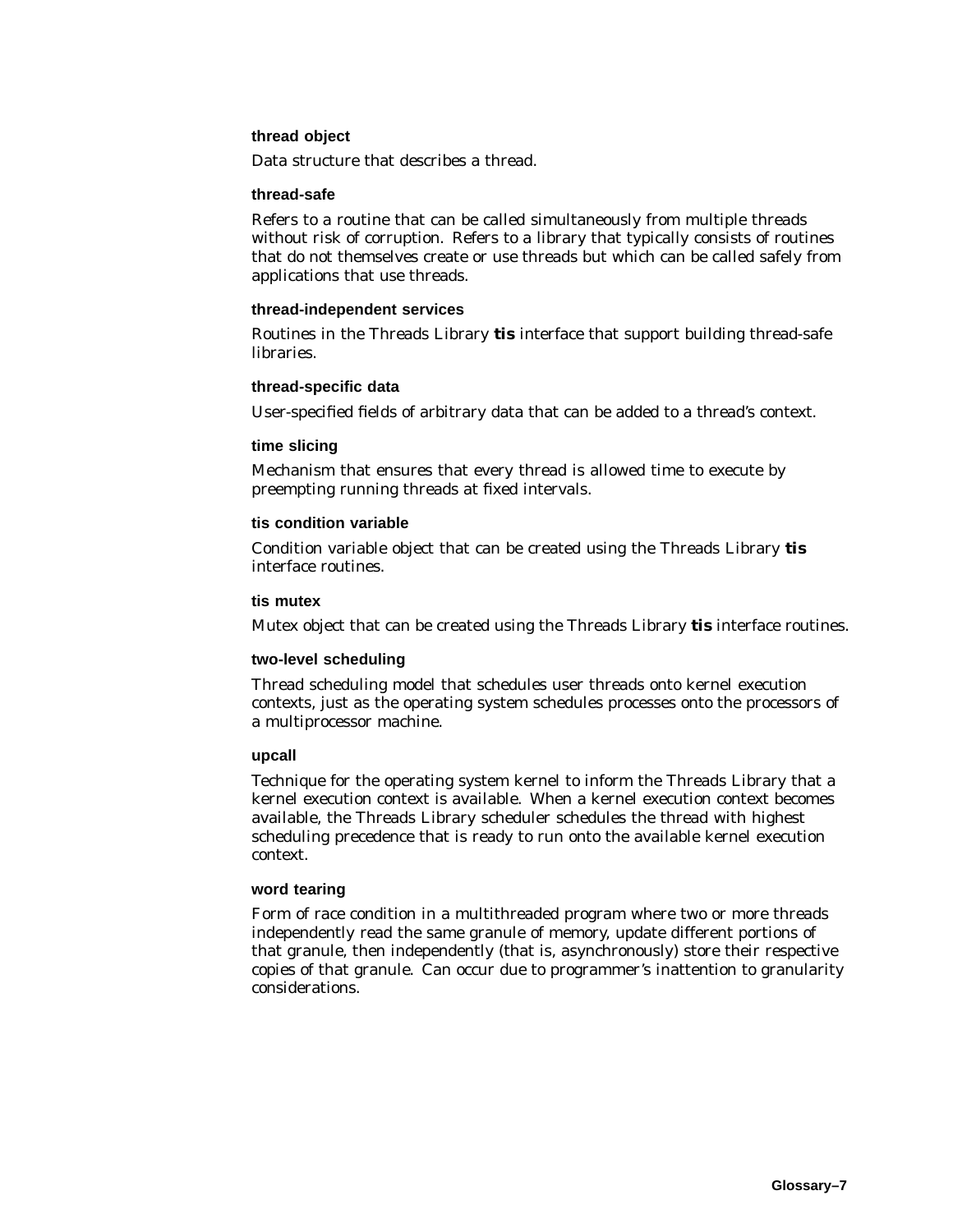**thread object**

Data structure that describes a thread.

**thread-safe**

Refers to a routine that can be called simultaneously from multiple threads without risk of corruption. Refers to a library that typically consists of routines that do not themselves create or use threads but which can be called safely from applications that use threads.

**thread-independent services**

Routines in the Threads Library **tis** interface that support building thread-safe libraries.

**thread-specific data**

User-specified fields of arbitrary data that can be added to a thread's context.

**time slicing**

Mechanism that ensures that every thread is allowed time to execute by preempting running threads at fixed intervals.

**tis condition variable**

Condition variable object that can be created using the Threads Library **tis** interface routines.

**tis mutex**

Mutex object that can be created using the Threads Library **tis** interface routines.

**two-level scheduling**

Thread scheduling model that schedules user threads onto kernel execution contexts, just as the operating system schedules processes onto the processors of a multiprocessor machine.

**upcall**

Technique for the operating system kernel to inform the Threads Library that a kernel execution context is available. When a kernel execution context becomes available, the Threads Library scheduler schedules the thread with highest scheduling precedence that is ready to run onto the available kernel execution context.

**word tearing**

Form of race condition in a multithreaded program where two or more threads independently read the same granule of memory, update different portions of that granule, then independently (that is, asynchronously) store their respective copies of that granule. Can occur due to programmer's inattention to granularity considerations.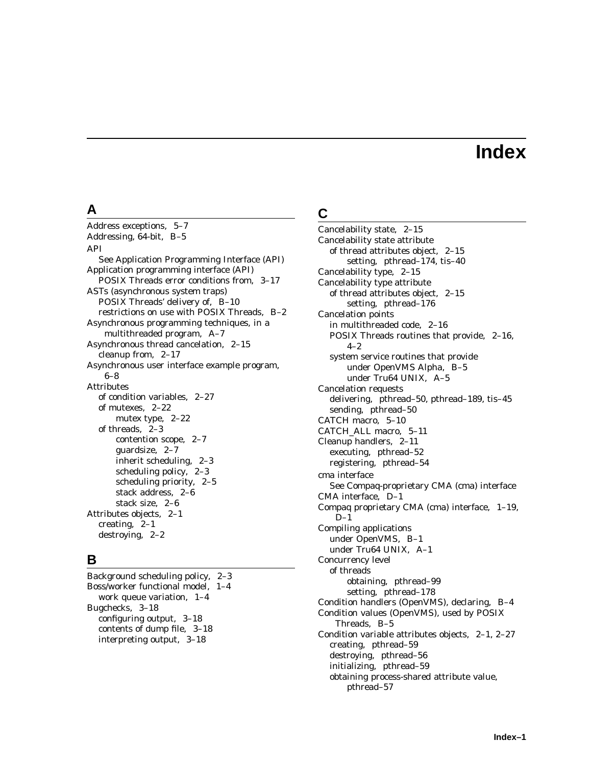# Index

## A

Address exceptions, 5–7
Addressing, 64-bit, B–5
API
- See Application Programming Interface (API)

Application programming interface (API)
- POSIX Threads error conditions from, 3–17

ASTs (asynchronous system traps)
- POSIX Threads' delivery of, B–10
- restrictions on use with POSIX Threads, B–2

Asynchronous programming techniques, in a multithreaded program, A–7
Asynchronous thread cancelation, 2–15
- cleanup from, 2–17

Asynchronous user interface example program, 6–8
Attributes
- of condition variables, 2–27
- of mutexes, 2–22
  - mutex type, 2–22
- of threads, 2–3
  - contention scope, 2–7
  - guardsize, 2–7
  - inherit scheduling, 2–3
  - scheduling policy, 2–3
  - scheduling priority, 2–5
  - stack address, 2–6
  - stack size, 2–6

Attributes objects, 2–1
- creating, 2–1
- destroying, 2–2

## B

Background scheduling policy, 2–3
Boss/worker functional model, 1–4
- work queue variation, 1–4

Bugchecks, 3–18
- configuring output, 3–18
- contents of dump file, 3–18
- interpreting output, 3–18

## C

Cancelability state, 2–15
Cancelability state attribute
- of thread attributes object, 2–15
  - setting, pthread–174, tis–40

Cancelability type, 2–15
Cancelability type attribute
- of thread attributes object, 2–15
  - setting, pthread–176

Cancelation points
- in multithreaded code, 2–16
- POSIX Threads routines that provide, 2–16, 4–2
- system service routines that provide
  - under OpenVMS Alpha, B–5
  - under Tru64 UNIX, A–5

Cancelation requests
- delivering, pthread–50, pthread–189, tis–45
- sending, pthread–50

CATCH macro, 5–10
CATCH_ALL macro, 5–11
Cleanup handlers, 2–11
- executing, pthread–52
- registering, pthread–54

cma interface
- See Compaq-proprietary CMA (cma) interface

CMA interface, D–1
Compaq proprietary CMA (cma) interface, 1–19, D–1
Compiling applications
- under OpenVMS, B–1
- under Tru64 UNIX, A–1

Concurrency level
- of threads
  - obtaining, pthread–99
  - setting, pthread–178

Condition handlers (OpenVMS), declaring, B–4
Condition values (OpenVMS), used by POSIX Threads, B–5
Condition variable attributes objects, 2–1, 2–27
- creating, pthread–59
- destroying, pthread–56
- initializing, pthread–59
- obtaining process-shared attribute value, pthread–57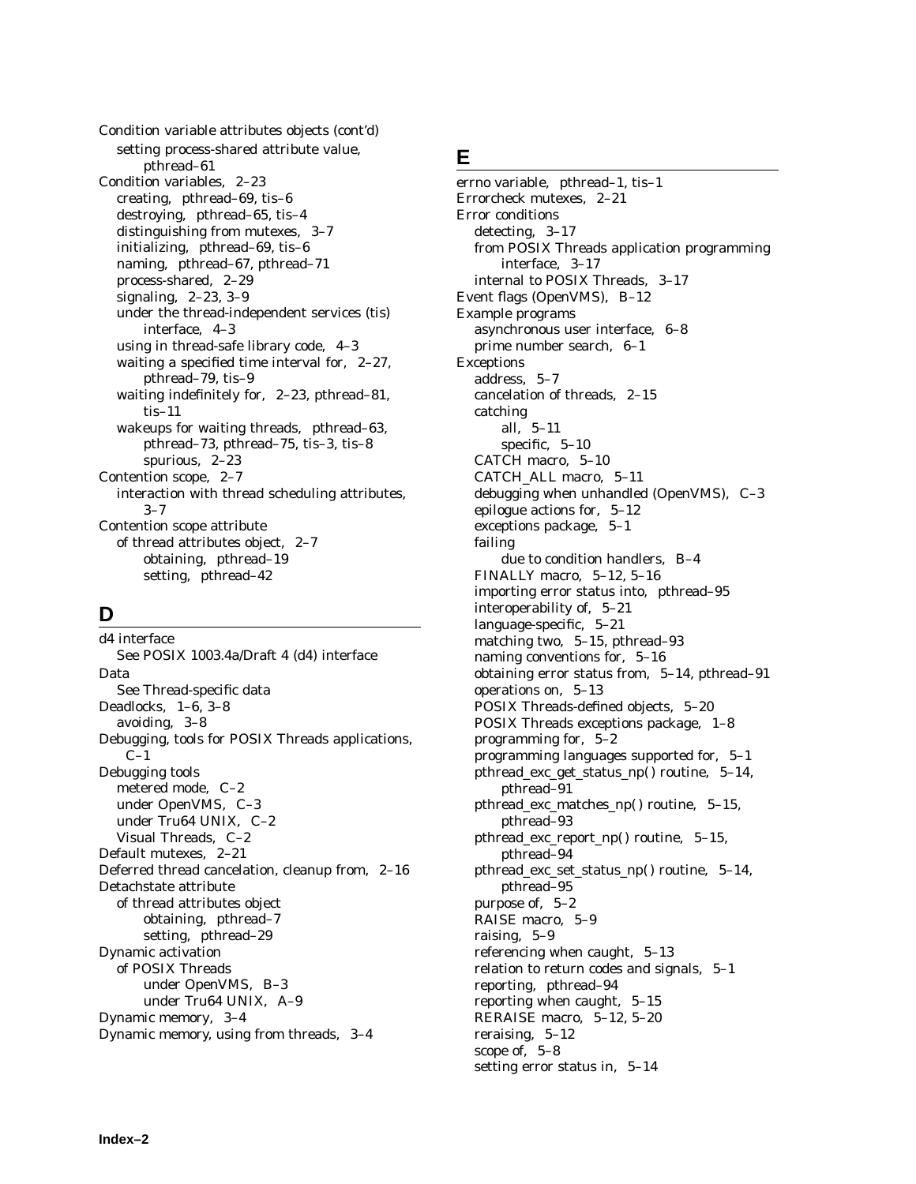Condition variable attributes objects (cont'd)
- setting process-shared attribute value, pthread–61

Condition variables, 2–23
- creating, pthread–69, tis–6
- destroying, pthread–65, tis–4
- distinguishing from mutexes, 3–7
- initializing, pthread–69, tis–6
- naming, pthread–67, pthread–71
- process-shared, 2–29
- signaling, 2–23, 3–9
- under the thread-independent services (tis) interface, 4–3
- using in thread-safe library code, 4–3
- waiting a specified time interval for, 2–27, pthread–79, tis–9
- waiting indefinitely for, 2–23, pthread–81, tis–11
- wakeups for waiting threads, pthread–63, pthread–73, pthread–75, tis–3, tis–8
  - spurious, 2–23

Contention scope, 2–7
- interaction with thread scheduling attributes, 3–7

Contention scope attribute
- of thread attributes object, 2–7
  - obtaining, pthread–19
  - setting, pthread–42

## D

d4 interface
- See POSIX 1003.4a/Draft 4 (d4) interface

Data
- See Thread-specific data

Deadlocks, 1–6, 3–8
- avoiding, 3–8

Debugging, tools for POSIX Threads applications, C–1

Debugging tools
- metered mode, C–2
- under OpenVMS, C–3
- under Tru64 UNIX, C–2
- Visual Threads, C–2

Default mutexes, 2–21

Deferred thread cancelation, cleanup from, 2–16

Detachstate attribute
- of thread attributes object
  - obtaining, pthread–7
  - setting, pthread–29

Dynamic activation
- of POSIX Threads
  - under OpenVMS, B–3
  - under Tru64 UNIX, A–9

Dynamic memory, 3–4

Dynamic memory, using from threads, 3–4

## E

errno variable, pthread–1, tis–1

Errorcheck mutexes, 2–21

Error conditions
- detecting, 3–17
- from POSIX Threads application programming interface, 3–17
- internal to POSIX Threads, 3–17

Event flags (OpenVMS), B–12

Example programs
- asynchronous user interface, 6–8
- prime number search, 6–1

Exceptions
- address, 5–7
- cancelation of threads, 2–15
- catching
  - all, 5–11
  - specific, 5–10
- CATCH macro, 5–10
- CATCH_ALL macro, 5–11
- debugging when unhandled (OpenVMS), C–3
- epilogue actions for, 5–12
- exceptions package, 5–1
- failing
  - due to condition handlers, B–4
- FINALLY macro, 5–12, 5–16
- importing error status into, pthread–95
- interoperability of, 5–21
- language-specific, 5–21
- matching two, 5–15, pthread–93
- naming conventions for, 5–16
- obtaining error status from, 5–14, pthread–91
- operations on, 5–13
- POSIX Threads-defined objects, 5–20
- POSIX Threads exceptions package, 1–8
- programming for, 5–2
- programming languages supported for, 5–1
- pthread_exc_get_status_np() routine, 5–14, pthread–91
- pthread_exc_matches_np() routine, 5–15, pthread–93
- pthread_exc_report_np() routine, 5–15, pthread–94
- pthread_exc_set_status_np() routine, 5–14, pthread–95
- purpose of, 5–2
- RAISE macro, 5–9
- raising, 5–9
- referencing when caught, 5–13
- relation to return codes and signals, 5–1
- reporting, pthread–94
- reporting when caught, 5–15
- RERAISE macro, 5–12, 5–20
- reraising, 5–12
- scope of, 5–8
- setting error status in, 5–14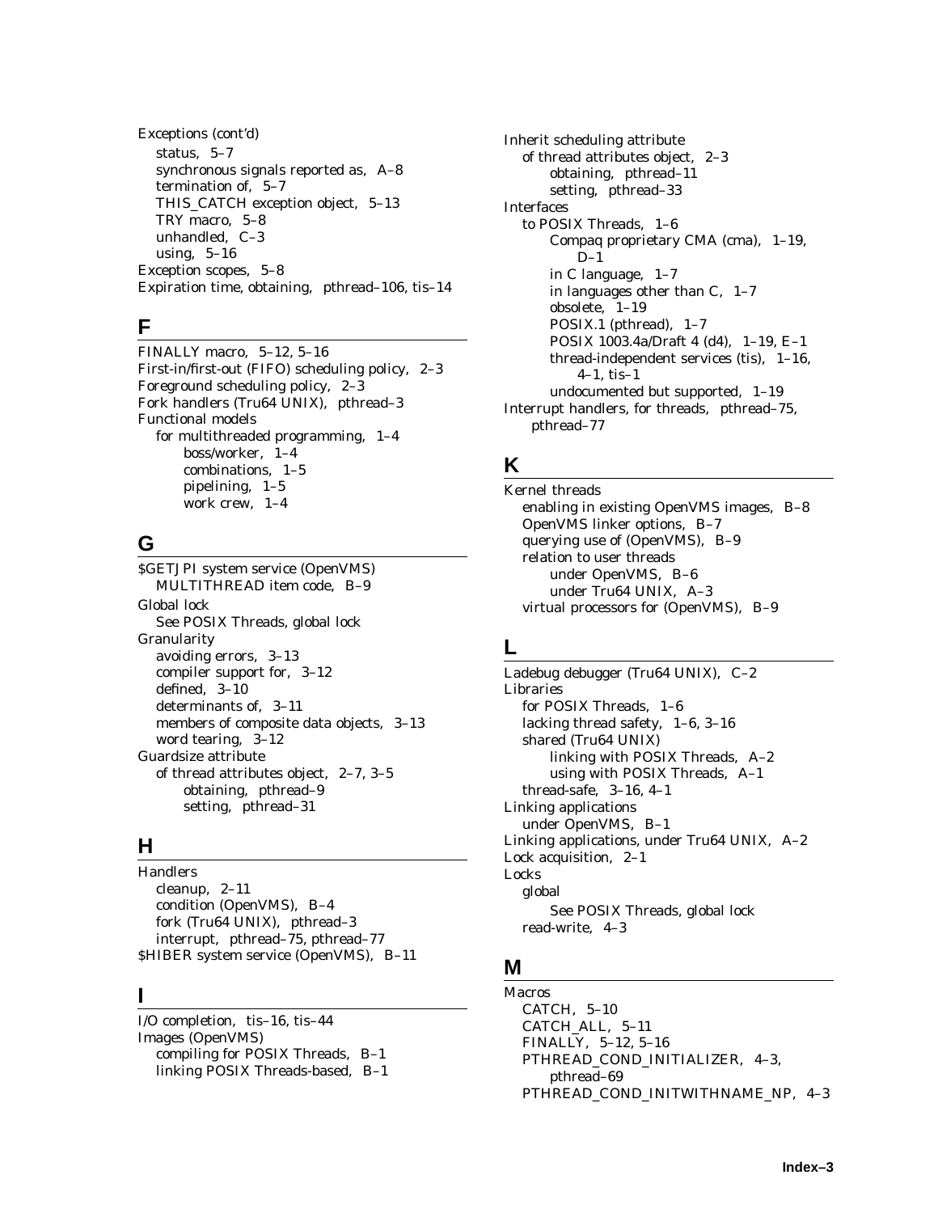Exceptions (cont'd)
- status, 5–7
- synchronous signals reported as, A–8
- termination of, 5–7
- THIS_CATCH exception object, 5–13
- TRY macro, 5–8
- unhandled, C–3
- using, 5–16

Exception scopes, 5–8
Expiration time, obtaining, pthread–106, tis–14

## F

FINALLY macro, 5–12, 5–16
First-in/first-out (FIFO) scheduling policy, 2–3
Foreground scheduling policy, 2–3
Fork handlers (Tru64 UNIX), pthread–3
Functional models
- for multithreaded programming, 1–4
  - boss/worker, 1–4
  - combinations, 1–5
  - pipelining, 1–5
  - work crew, 1–4

## G

$GETJPI system service (OpenVMS)
- MULTITHREAD item code, B–9

Global lock
- See POSIX Threads, global lock

Granularity
- avoiding errors, 3–13
- compiler support for, 3–12
- defined, 3–10
- determinants of, 3–11
- members of composite data objects, 3–13
- word tearing, 3–12

Guardsize attribute
- of thread attributes object, 2–7, 3–5
  - obtaining, pthread–9
  - setting, pthread–31

## H

Handlers
- cleanup, 2–11
- condition (OpenVMS), B–4
- fork (Tru64 UNIX), pthread–3
- interrupt, pthread–75, pthread–77

$HIBER system service (OpenVMS), B–11

## I

I/O completion, tis–16, tis–44
Images (OpenVMS)
- compiling for POSIX Threads, B–1
- linking POSIX Threads-based, B–1

Inherit scheduling attribute
- of thread attributes object, 2–3
  - obtaining, pthread–11
  - setting, pthread–33

Interfaces
- to POSIX Threads, 1–6
  - Compaq proprietary CMA (cma), 1–19, D–1
  - in C language, 1–7
  - in languages other than C, 1–7
  - obsolete, 1–19
  - POSIX.1 (pthread), 1–7
  - POSIX 1003.4a/Draft 4 (d4), 1–19, E–1
  - thread-independent services (tis), 1–16, 4–1, tis–1
  - undocumented but supported, 1–19

Interrupt handlers, for threads, pthread–75, pthread–77

## K

Kernel threads
- enabling in existing OpenVMS images, B–8
- OpenVMS linker options, B–7
- querying use of (OpenVMS), B–9
- relation to user threads
  - under OpenVMS, B–6
  - under Tru64 UNIX, A–3
- virtual processors for (OpenVMS), B–9

## L

Ladebug debugger (Tru64 UNIX), C–2
Libraries
- for POSIX Threads, 1–6
- lacking thread safety, 1–6, 3–16
- shared (Tru64 UNIX)
  - linking with POSIX Threads, A–2
  - using with POSIX Threads, A–1
- thread-safe, 3–16, 4–1

Linking applications
- under OpenVMS, B–1

Linking applications, under Tru64 UNIX, A–2
Lock acquisition, 2–1
Locks
- global
  - See POSIX Threads, global lock
- read-write, 4–3

## M

Macros
- CATCH, 5–10
- CATCH_ALL, 5–11
- FINALLY, 5–12, 5–16
- PTHREAD_COND_INITIALIZER, 4–3, pthread–69
- PTHREAD_COND_INITWITHNAME_NP, 4–3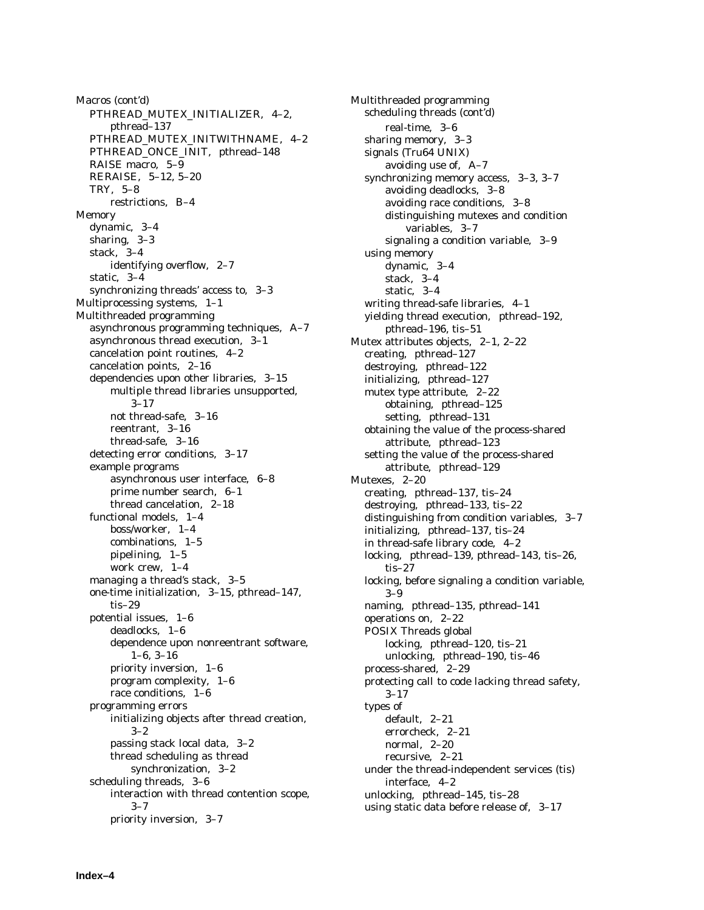Macros (cont'd)
- PTHREAD_MUTEX_INITIALIZER, 4–2, pthread–137
- PTHREAD_MUTEX_INITWITHNAME, 4–2
- PTHREAD_ONCE_INIT, pthread–148
- RAISE macro, 5–9
- RERAISE, 5–12, 5–20
- TRY, 5–8
  - restrictions, B–4

Memory
- dynamic, 3–4
- sharing, 3–3
- stack, 3–4
  - identifying overflow, 2–7
- static, 3–4
- synchronizing threads' access to, 3–3

Multiprocessing systems, 1–1

Multithreaded programming
- asynchronous programming techniques, A–7
- asynchronous thread execution, 3–1
- cancelation point routines, 4–2
- cancelation points, 2–16
- dependencies upon other libraries, 3–15
  - multiple thread libraries unsupported, 3–17
  - not thread-safe, 3–16
  - reentrant, 3–16
  - thread-safe, 3–16
- detecting error conditions, 3–17
- example programs
  - asynchronous user interface, 6–8
  - prime number search, 6–1
  - thread cancelation, 2–18
- functional models, 1–4
  - boss/worker, 1–4
  - combinations, 1–5
  - pipelining, 1–5
  - work crew, 1–4
- managing a thread's stack, 3–5
- one-time initialization, 3–15, pthread–147, tis–29
- potential issues, 1–6
  - deadlocks, 1–6
  - dependence upon nonreentrant software, 1–6, 3–16
  - priority inversion, 1–6
  - program complexity, 1–6
  - race conditions, 1–6
- programming errors
  - initializing objects after thread creation, 3–2
  - passing stack local data, 3–2
  - thread scheduling as thread synchronization, 3–2
- scheduling threads, 3–6
  - interaction with thread contention scope, 3–7
  - priority inversion, 3–7

Multithreaded programming
- scheduling threads (cont'd)
  - real-time, 3–6
- sharing memory, 3–3
- signals (Tru64 UNIX)
  - avoiding use of, A–7
- synchronizing memory access, 3–3, 3–7
  - avoiding deadlocks, 3–8
  - avoiding race conditions, 3–8
  - distinguishing mutexes and condition variables, 3–7
  - signaling a condition variable, 3–9
- using memory
  - dynamic, 3–4
  - stack, 3–4
  - static, 3–4
- writing thread-safe libraries, 4–1
- yielding thread execution, pthread–192, pthread–196, tis–51

Mutex attributes objects, 2–1, 2–22
- creating, pthread–127
- destroying, pthread–122
- initializing, pthread–127
- mutex type attribute, 2–22
  - obtaining, pthread–125
  - setting, pthread–131
- obtaining the value of the process-shared attribute, pthread–123
- setting the value of the process-shared attribute, pthread–129

Mutexes, 2–20
- creating, pthread–137, tis–24
- destroying, pthread–133, tis–22
- distinguishing from condition variables, 3–7
- initializing, pthread–137, tis–24
- in thread-safe library code, 4–2
- locking, pthread–139, pthread–143, tis–26, tis–27
- locking, before signaling a condition variable, 3–9
- naming, pthread–135, pthread–141
- operations on, 2–22
- POSIX Threads global
  - locking, pthread–120, tis–21
  - unlocking, pthread–190, tis–46
- process-shared, 2–29
- protecting call to code lacking thread safety, 3–17
- types of
  - default, 2–21
  - errorcheck, 2–21
  - normal, 2–20
  - recursive, 2–21
- under the thread-independent services (tis) interface, 4–2
- unlocking, pthread–145, tis–28
- using static data before release of, 3–17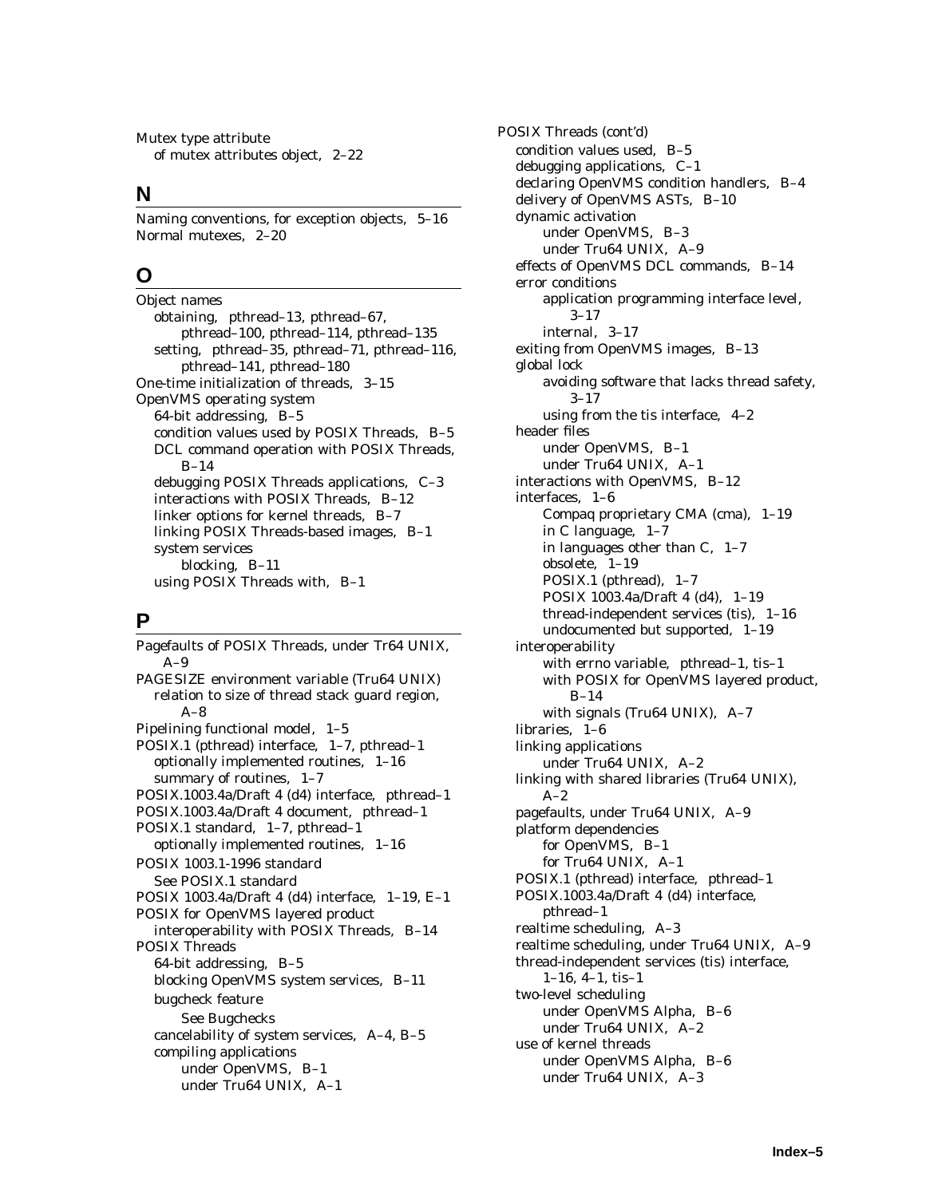Mutex type attribute
  of mutex attributes object, 2–22

## N

Naming conventions, for exception objects, 5–16
Normal mutexes, 2–20

## O

Object names
  obtaining, pthread–13, pthread–67, pthread–100, pthread–114, pthread–135
  setting, pthread–35, pthread–71, pthread–116, pthread–141, pthread–180
One-time initialization of threads, 3–15
OpenVMS operating system
  64-bit addressing, B–5
  condition values used by POSIX Threads, B–5
  DCL command operation with POSIX Threads, B–14
  debugging POSIX Threads applications, C–3
  interactions with POSIX Threads, B–12
  linker options for kernel threads, B–7
  linking POSIX Threads-based images, B–1
  system services
    blocking, B–11
  using POSIX Threads with, B–1

## P

Pagefaults of POSIX Threads, under Tr64 UNIX, A–9
PAGESIZE environment variable (Tru64 UNIX)
  relation to size of thread stack guard region, A–8
Pipelining functional model, 1–5
POSIX.1 (pthread) interface, 1–7, pthread–1
  optionally implemented routines, 1–16
  summary of routines, 1–7
POSIX.1003.4a/Draft 4 (d4) interface, pthread–1
POSIX.1003.4a/Draft 4 document, pthread–1
POSIX.1 standard, 1–7, pthread–1
  optionally implemented routines, 1–16
POSIX 1003.1-1996 standard
  See POSIX.1 standard
POSIX 1003.4a/Draft 4 (d4) interface, 1–19, E–1
POSIX for OpenVMS layered product
  interoperability with POSIX Threads, B–14
POSIX Threads
  64-bit addressing, B–5
  blocking OpenVMS system services, B–11
  bugcheck feature
    See Bugchecks
  cancelability of system services, A–4, B–5
  compiling applications
    under OpenVMS, B–1
    under Tru64 UNIX, A–1

POSIX Threads (cont'd)
  condition values used, B–5
  debugging applications, C–1
  declaring OpenVMS condition handlers, B–4
  delivery of OpenVMS ASTs, B–10
  dynamic activation
    under OpenVMS, B–3
    under Tru64 UNIX, A–9
  effects of OpenVMS DCL commands, B–14
  error conditions
    application programming interface level, 3–17
    internal, 3–17
  exiting from OpenVMS images, B–13
  global lock
    avoiding software that lacks thread safety, 3–17
    using from the tis interface, 4–2
  header files
    under OpenVMS, B–1
    under Tru64 UNIX, A–1
  interactions with OpenVMS, B–12
  interfaces, 1–6
    Compaq proprietary CMA (cma), 1–19
    in C language, 1–7
    in languages other than C, 1–7
    obsolete, 1–19
    POSIX.1 (pthread), 1–7
    POSIX 1003.4a/Draft 4 (d4), 1–19
    thread-independent services (tis), 1–16
    undocumented but supported, 1–19
  interoperability
    with errno variable, pthread–1, tis–1
    with POSIX for OpenVMS layered product, B–14
    with signals (Tru64 UNIX), A–7
  libraries, 1–6
  linking applications
    under Tru64 UNIX, A–2
  linking with shared libraries (Tru64 UNIX), A–2
  pagefaults, under Tru64 UNIX, A–9
  platform dependencies
    for OpenVMS, B–1
    for Tru64 UNIX, A–1
  POSIX.1 (pthread) interface, pthread–1
  POSIX.1003.4a/Draft 4 (d4) interface, pthread–1
  realtime scheduling, A–3
  realtime scheduling, under Tru64 UNIX, A–9
  thread-independent services (tis) interface, 1–16, 4–1, tis–1
  two-level scheduling
    under OpenVMS Alpha, B–6
    under Tru64 UNIX, A–2
  use of kernel threads
    under OpenVMS Alpha, B–6
    under Tru64 UNIX, A–3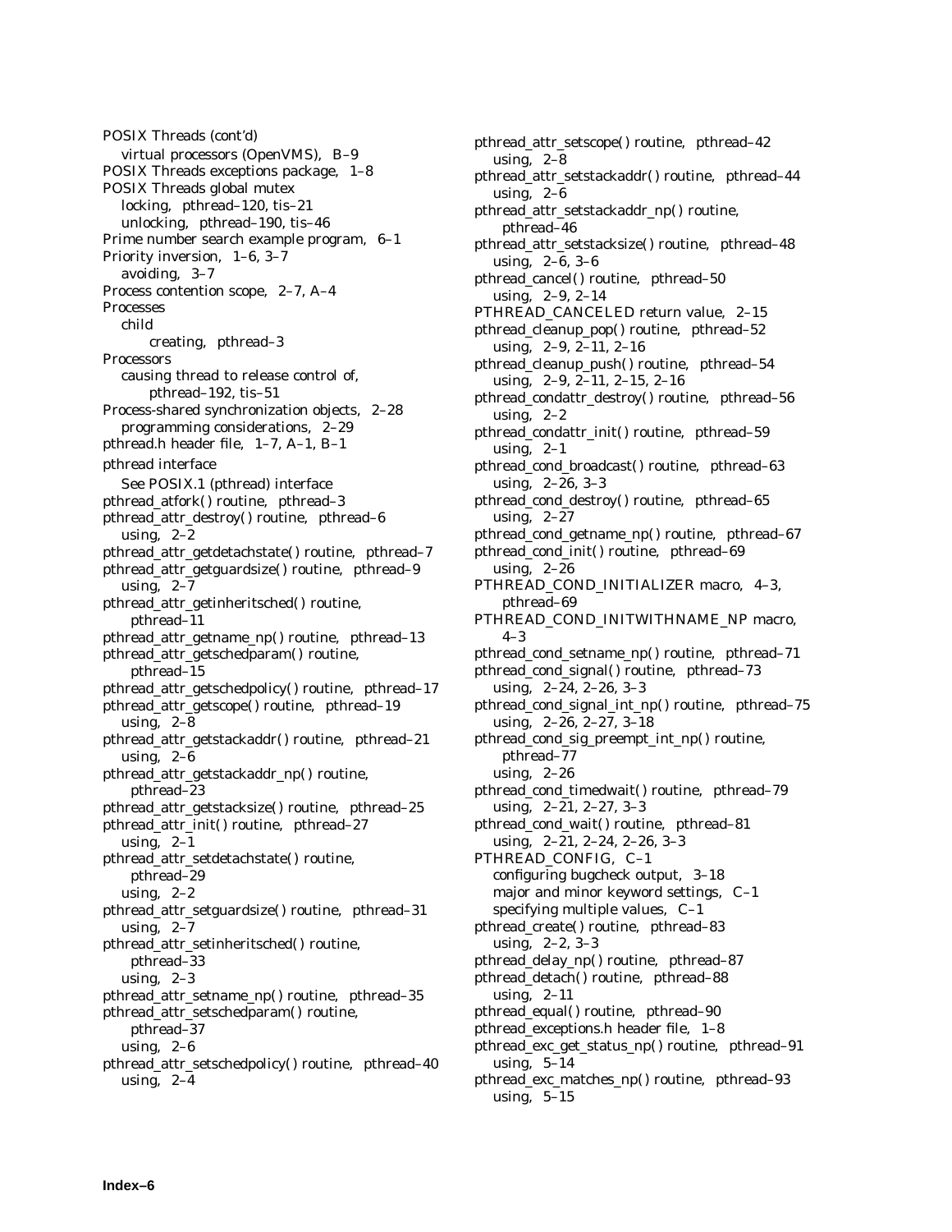POSIX Threads (cont'd)
  virtual processors (OpenVMS), B–9
POSIX Threads exceptions package, 1–8
POSIX Threads global mutex
  locking, pthread–120, tis–21
  unlocking, pthread–190, tis–46
Prime number search example program, 6–1
Priority inversion, 1–6, 3–7
  avoiding, 3–7
Process contention scope, 2–7, A–4
Processes
  child
    creating, pthread–3
Processors
  causing thread to release control of, pthread–192, tis–51
Process-shared synchronization objects, 2–28
  programming considerations, 2–29
pthread.h header file, 1–7, A–1, B–1
pthread interface
  See POSIX.1 (pthread) interface
pthread_atfork() routine, pthread–3
pthread_attr_destroy() routine, pthread–6
  using, 2–2
pthread_attr_getdetachstate() routine, pthread–7
pthread_attr_getguardsize() routine, pthread–9
  using, 2–7
pthread_attr_getinheritsched() routine, pthread–11
pthread_attr_getname_np() routine, pthread–13
pthread_attr_getschedparam() routine, pthread–15
pthread_attr_getschedpolicy() routine, pthread–17
pthread_attr_getscope() routine, pthread–19
  using, 2–8
pthread_attr_getstackaddr() routine, pthread–21
  using, 2–6
pthread_attr_getstackaddr_np() routine, pthread–23
pthread_attr_getstacksize() routine, pthread–25
pthread_attr_init() routine, pthread–27
  using, 2–1
pthread_attr_setdetachstate() routine, pthread–29
  using, 2–2
pthread_attr_setguardsize() routine, pthread–31
  using, 2–7
pthread_attr_setinheritsched() routine, pthread–33
  using, 2–3
pthread_attr_setname_np() routine, pthread–35
pthread_attr_setschedparam() routine, pthread–37
  using, 2–6
pthread_attr_setschedpolicy() routine, pthread–40
  using, 2–4
pthread_attr_setscope() routine, pthread–42
  using, 2–8
pthread_attr_setstackaddr() routine, pthread–44
  using, 2–6
pthread_attr_setstackaddr_np() routine, pthread–46
pthread_attr_setstacksize() routine, pthread–48
  using, 2–6, 3–6
pthread_cancel() routine, pthread–50
  using, 2–9, 2–14
PTHREAD_CANCELED return value, 2–15
pthread_cleanup_pop() routine, pthread–52
  using, 2–9, 2–11, 2–16
pthread_cleanup_push() routine, pthread–54
  using, 2–9, 2–11, 2–15, 2–16
pthread_condattr_destroy() routine, pthread–56
  using, 2–2
pthread_condattr_init() routine, pthread–59
  using, 2–1
pthread_cond_broadcast() routine, pthread–63
  using, 2–26, 3–3
pthread_cond_destroy() routine, pthread–65
  using, 2–27
pthread_cond_getname_np() routine, pthread–67
pthread_cond_init() routine, pthread–69
  using, 2–26
PTHREAD_COND_INITIALIZER macro, 4–3, pthread–69
PTHREAD_COND_INITWITHNAME_NP macro, 4–3
pthread_cond_setname_np() routine, pthread–71
pthread_cond_signal() routine, pthread–73
  using, 2–24, 2–26, 3–3
pthread_cond_signal_int_np() routine, pthread–75
  using, 2–26, 2–27, 3–18
pthread_cond_sig_preempt_int_np() routine, pthread–77
  using, 2–26
pthread_cond_timedwait() routine, pthread–79
  using, 2–21, 2–27, 3–3
pthread_cond_wait() routine, pthread–81
  using, 2–21, 2–24, 2–26, 3–3
PTHREAD_CONFIG, C–1
  configuring bugcheck output, 3–18
  major and minor keyword settings, C–1
  specifying multiple values, C–1
pthread_create() routine, pthread–83
  using, 2–2, 3–3
pthread_delay_np() routine, pthread–87
pthread_detach() routine, pthread–88
  using, 2–11
pthread_equal() routine, pthread–90
pthread_exceptions.h header file, 1–8
pthread_exc_get_status_np() routine, pthread–91
  using, 5–14
pthread_exc_matches_np() routine, pthread–93
  using, 5–15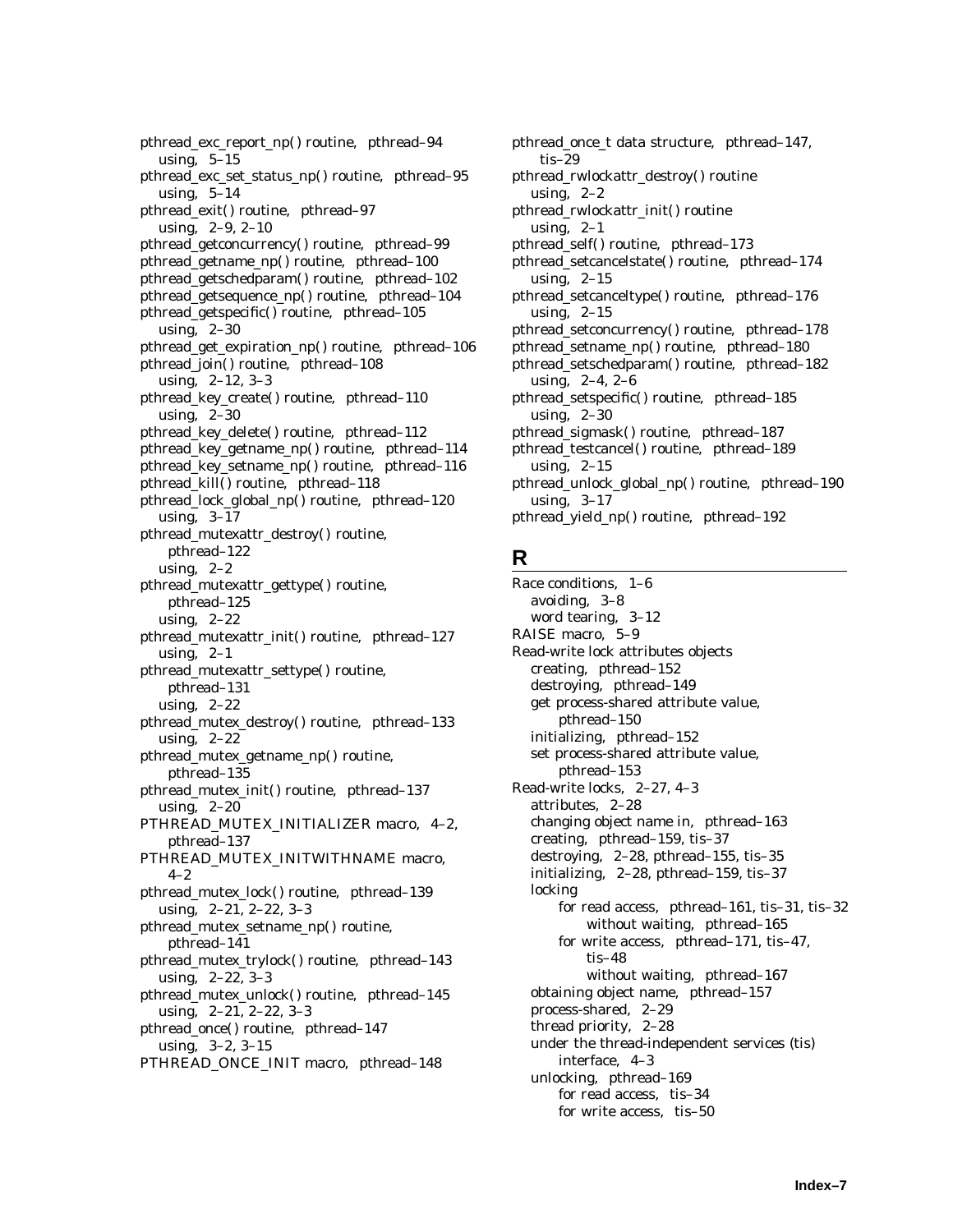pthread_exc_report_np() routine, pthread–94
  using, 5–15
pthread_exc_set_status_np() routine, pthread–95
  using, 5–14
pthread_exit() routine, pthread–97
  using, 2–9, 2–10
pthread_getconcurrency() routine, pthread–99
pthread_getname_np() routine, pthread–100
pthread_getschedparam() routine, pthread–102
pthread_getsequence_np() routine, pthread–104
pthread_getspecific() routine, pthread–105
  using, 2–30
pthread_get_expiration_np() routine, pthread–106
pthread_join() routine, pthread–108
  using, 2–12, 3–3
pthread_key_create() routine, pthread–110
  using, 2–30
pthread_key_delete() routine, pthread–112
pthread_key_getname_np() routine, pthread–114
pthread_key_setname_np() routine, pthread–116
pthread_kill() routine, pthread–118
pthread_lock_global_np() routine, pthread–120
  using, 3–17
pthread_mutexattr_destroy() routine,
    pthread–122
  using, 2–2
pthread_mutexattr_gettype() routine,
    pthread–125
  using, 2–22
pthread_mutexattr_init() routine, pthread–127
  using, 2–1
pthread_mutexattr_settype() routine,
    pthread–131
  using, 2–22
pthread_mutex_destroy() routine, pthread–133
  using, 2–22
pthread_mutex_getname_np() routine,
    pthread–135
pthread_mutex_init() routine, pthread–137
  using, 2–20
PTHREAD_MUTEX_INITIALIZER macro, 4–2,
    pthread–137
PTHREAD_MUTEX_INITWITHNAME macro,
    4–2
pthread_mutex_lock() routine, pthread–139
  using, 2–21, 2–22, 3–3
pthread_mutex_setname_np() routine,
    pthread–141
pthread_mutex_trylock() routine, pthread–143
  using, 2–22, 3–3
pthread_mutex_unlock() routine, pthread–145
  using, 2–21, 2–22, 3–3
pthread_once() routine, pthread–147
  using, 3–2, 3–15
PTHREAD_ONCE_INIT macro, pthread–148
pthread_once_t data structure, pthread–147,
    tis–29
pthread_rwlockattr_destroy() routine
  using, 2–2
pthread_rwlockattr_init() routine
  using, 2–1
pthread_self() routine, pthread–173
pthread_setcancelstate() routine, pthread–174
  using, 2–15
pthread_setcanceltype() routine, pthread–176
  using, 2–15
pthread_setconcurrency() routine, pthread–178
pthread_setname_np() routine, pthread–180
pthread_setschedparam() routine, pthread–182
  using, 2–4, 2–6
pthread_setspecific() routine, pthread–185
  using, 2–30
pthread_sigmask() routine, pthread–187
pthread_testcancel() routine, pthread–189
  using, 2–15
pthread_unlock_global_np() routine, pthread–190
  using, 3–17
pthread_yield_np() routine, pthread–192

## R

Race conditions, 1–6
  avoiding, 3–8
  word tearing, 3–12
RAISE macro, 5–9
Read-write lock attributes objects
  creating, pthread–152
  destroying, pthread–149
  get process-shared attribute value,
      pthread–150
  initializing, pthread–152
  set process-shared attribute value,
      pthread–153
Read-write locks, 2–27, 4–3
  attributes, 2–28
  changing object name in, pthread–163
  creating, pthread–159, tis–37
  destroying, 2–28, pthread–155, tis–35
  initializing, 2–28, pthread–159, tis–37
  locking
      for read access, pthread–161, tis–31, tis–32
          without waiting, pthread–165
      for write access, pthread–171, tis–47,
          tis–48
          without waiting, pthread–167
  obtaining object name, pthread–157
  process-shared, 2–29
  thread priority, 2–28
  under the thread-independent services (tis)
      interface, 4–3
  unlocking, pthread–169
      for read access, tis–34
      for write access, tis–50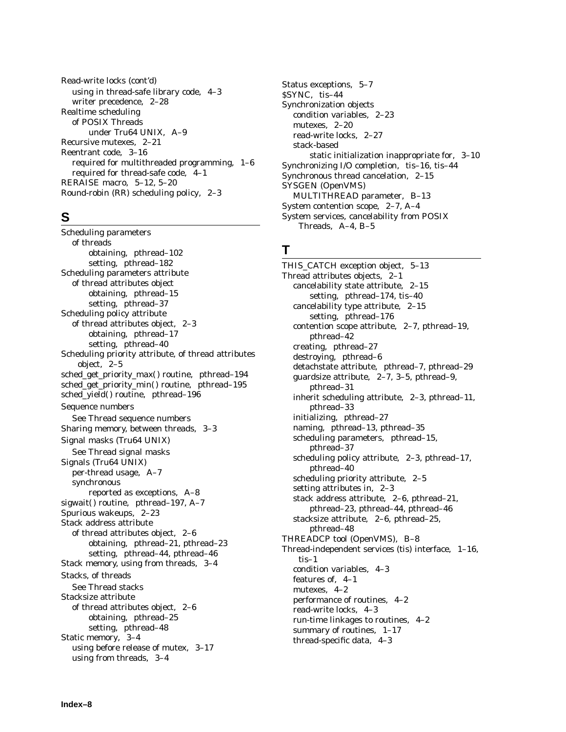Read-write locks (cont'd)
  using in thread-safe library code, 4–3
  writer precedence, 2–28
Realtime scheduling
  of POSIX Threads
    under Tru64 UNIX, A–9
Recursive mutexes, 2–21
Reentrant code, 3–16
  required for multithreaded programming, 1–6
  required for thread-safe code, 4–1
RERAISE macro, 5–12, 5–20
Round-robin (RR) scheduling policy, 2–3

## S

Scheduling parameters
  of threads
    obtaining, pthread–102
    setting, pthread–182
Scheduling parameters attribute
  of thread attributes object
    obtaining, pthread–15
    setting, pthread–37
Scheduling policy attribute
  of thread attributes object, 2–3
    obtaining, pthread–17
    setting, pthread–40
Scheduling priority attribute, of thread attributes object, 2–5
sched_get_priority_max() routine, pthread–194
sched_get_priority_min() routine, pthread–195
sched_yield() routine, pthread–196
Sequence numbers
  See Thread sequence numbers
Sharing memory, between threads, 3–3
Signal masks (Tru64 UNIX)
  See Thread signal masks
Signals (Tru64 UNIX)
  per-thread usage, A–7
  synchronous
    reported as exceptions, A–8
sigwait() routine, pthread–197, A–7
Spurious wakeups, 2–23
Stack address attribute
  of thread attributes object, 2–6
    obtaining, pthread–21, pthread–23
    setting, pthread–44, pthread–46
Stack memory, using from threads, 3–4
Stacks, of threads
  See Thread stacks
Stacksize attribute
  of thread attributes object, 2–6
    obtaining, pthread–25
    setting, pthread–48
Static memory, 3–4
  using before release of mutex, 3–17
  using from threads, 3–4
Status exceptions, 5–7
$SYNC, tis–44
Synchronization objects
  condition variables, 2–23
  mutexes, 2–20
  read-write locks, 2–27
  stack-based
    static initialization inappropriate for, 3–10
Synchronizing I/O completion, tis–16, tis–44
Synchronous thread cancelation, 2–15
SYSGEN (OpenVMS)
  MULTITHREAD parameter, B–13
System contention scope, 2–7, A–4
System services, cancelability from POSIX Threads, A–4, B–5

## T

THIS_CATCH exception object, 5–13
Thread attributes objects, 2–1
  cancelability state attribute, 2–15
    setting, pthread–174, tis–40
  cancelability type attribute, 2–15
    setting, pthread–176
  contention scope attribute, 2–7, pthread–19, pthread–42
  creating, pthread–27
  destroying, pthread–6
  detachstate attribute, pthread–7, pthread–29
  guardsize attribute, 2–7, 3–5, pthread–9, pthread–31
  inherit scheduling attribute, 2–3, pthread–11, pthread–33
  initializing, pthread–27
  naming, pthread–13, pthread–35
  scheduling parameters, pthread–15, pthread–37
  scheduling policy attribute, 2–3, pthread–17, pthread–40
  scheduling priority attribute, 2–5
  setting attributes in, 2–3
  stack address attribute, 2–6, pthread–21, pthread–23, pthread–44, pthread–46
  stacksize attribute, 2–6, pthread–25, pthread–48
THREADCP tool (OpenVMS), B–8
Thread-independent services (tis) interface, 1–16, tis–1
  condition variables, 4–3
  features of, 4–1
  mutexes, 4–2
  performance of routines, 4–2
  read-write locks, 4–3
  run-time linkages to routines, 4–2
  summary of routines, 1–17
  thread-specific data, 4–3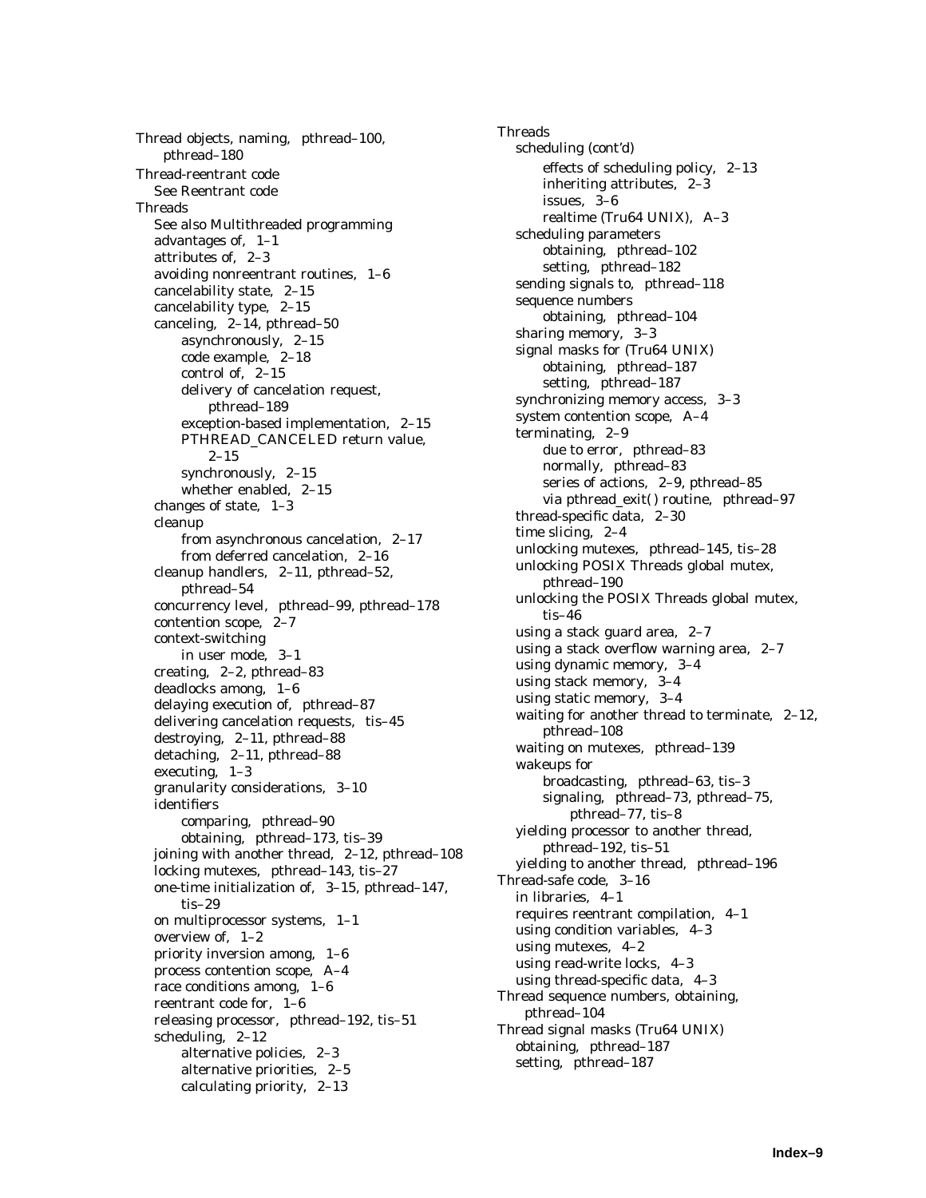Thread objects, naming, pthread–100, pthread–180

Thread-reentrant code
- See Reentrant code

Threads
- See also Multithreaded programming
- advantages of, 1–1
- attributes of, 2–3
- avoiding nonreentrant routines, 1–6
- cancelability state, 2–15
- cancelability type, 2–15
- canceling, 2–14, pthread–50
  - asynchronously, 2–15
  - code example, 2–18
  - control of, 2–15
  - delivery of cancelation request, pthread–189
  - exception-based implementation, 2–15
  - PTHREAD_CANCELED return value, 2–15
  - synchronously, 2–15
  - whether enabled, 2–15
- changes of state, 1–3
- cleanup
  - from asynchronous cancelation, 2–17
  - from deferred cancelation, 2–16
- cleanup handlers, 2–11, pthread–52, pthread–54
- concurrency level, pthread–99, pthread–178
- contention scope, 2–7
- context-switching
  - in user mode, 3–1
- creating, 2–2, pthread–83
- deadlocks among, 1–6
- delaying execution of, pthread–87
- delivering cancelation requests, tis–45
- destroying, 2–11, pthread–88
- detaching, 2–11, pthread–88
- executing, 1–3
- granularity considerations, 3–10
- identifiers
  - comparing, pthread–90
  - obtaining, pthread–173, tis–39
- joining with another thread, 2–12, pthread–108
- locking mutexes, pthread–143, tis–27
- one-time initialization of, 3–15, pthread–147, tis–29
- on multiprocessor systems, 1–1
- overview of, 1–2
- priority inversion among, 1–6
- process contention scope, A–4
- race conditions among, 1–6
- reentrant code for, 1–6
- releasing processor, pthread–192, tis–51
- scheduling, 2–12
  - alternative policies, 2–3
  - alternative priorities, 2–5
  - calculating priority, 2–13

Threads
- scheduling (cont'd)
  - effects of scheduling policy, 2–13
  - inheriting attributes, 2–3
  - issues, 3–6
  - realtime (Tru64 UNIX), A–3
- scheduling parameters
  - obtaining, pthread–102
  - setting, pthread–182
- sending signals to, pthread–118
- sequence numbers
  - obtaining, pthread–104
- sharing memory, 3–3
- signal masks for (Tru64 UNIX)
  - obtaining, pthread–187
  - setting, pthread–187
- synchronizing memory access, 3–3
- system contention scope, A–4
- terminating, 2–9
  - due to error, pthread–83
  - normally, pthread–83
  - series of actions, 2–9, pthread–85
  - via pthread_exit() routine, pthread–97
- thread-specific data, 2–30
- time slicing, 2–4
- unlocking mutexes, pthread–145, tis–28
- unlocking POSIX Threads global mutex, pthread–190
- unlocking the POSIX Threads global mutex, tis–46
- using a stack guard area, 2–7
- using a stack overflow warning area, 2–7
- using dynamic memory, 3–4
- using stack memory, 3–4
- using static memory, 3–4
- waiting for another thread to terminate, 2–12, pthread–108
- waiting on mutexes, pthread–139
- wakeups for
  - broadcasting, pthread–63, tis–3
  - signaling, pthread–73, pthread–75, pthread–77, tis–8
- yielding processor to another thread, pthread–192, tis–51
- yielding to another thread, pthread–196

Thread-safe code, 3–16
- in libraries, 4–1
- requires reentrant compilation, 4–1
- using condition variables, 4–3
- using mutexes, 4–2
- using read-write locks, 4–3
- using thread-specific data, 4–3

Thread sequence numbers, obtaining, pthread–104

Thread signal masks (Tru64 UNIX)
- obtaining, pthread–187
- setting, pthread–187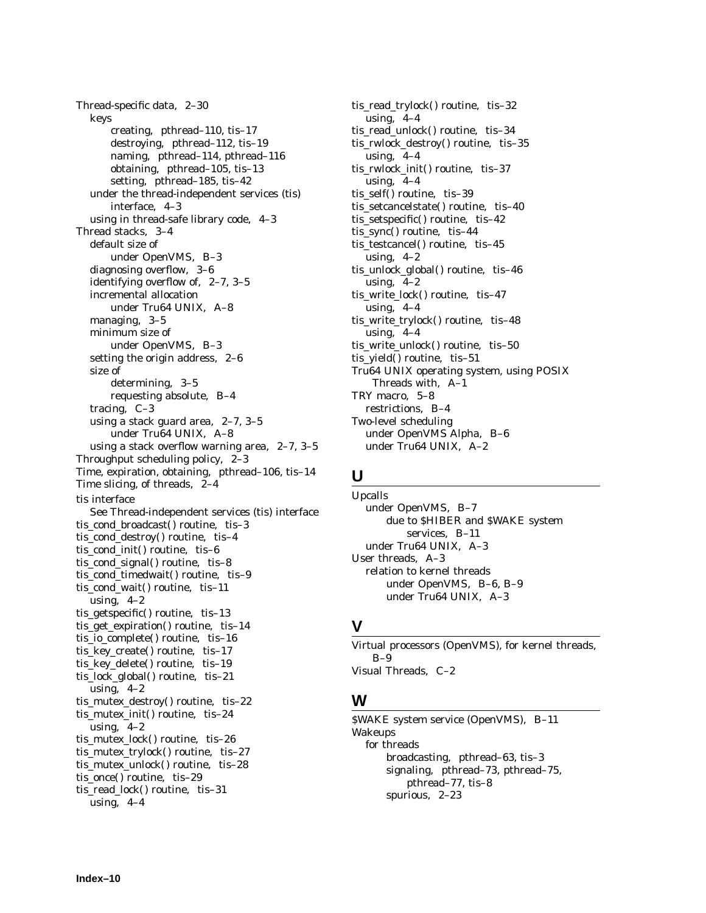Thread-specific data, 2–30
  keys
    creating, pthread–110, tis–17
    destroying, pthread–112, tis–19
    naming, pthread–114, pthread–116
    obtaining, pthread–105, tis–13
    setting, pthread–185, tis–42
  under the thread-independent services (tis) interface, 4–3
  using in thread-safe library code, 4–3
Thread stacks, 3–4
  default size of
    under OpenVMS, B–3
  diagnosing overflow, 3–6
  identifying overflow of, 2–7, 3–5
  incremental allocation
    under Tru64 UNIX, A–8
  managing, 3–5
  minimum size of
    under OpenVMS, B–3
  setting the origin address, 2–6
  size of
    determining, 3–5
    requesting absolute, B–4
  tracing, C–3
  using a stack guard area, 2–7, 3–5
    under Tru64 UNIX, A–8
  using a stack overflow warning area, 2–7, 3–5
Throughput scheduling policy, 2–3
Time, expiration, obtaining, pthread–106, tis–14
Time slicing, of threads, 2–4
tis interface
  See Thread-independent services (tis) interface
tis_cond_broadcast() routine, tis–3
tis_cond_destroy() routine, tis–4
tis_cond_init() routine, tis–6
tis_cond_signal() routine, tis–8
tis_cond_timedwait() routine, tis–9
tis_cond_wait() routine, tis–11
  using, 4–2
tis_getspecific() routine, tis–13
tis_get_expiration() routine, tis–14
tis_io_complete() routine, tis–16
tis_key_create() routine, tis–17
tis_key_delete() routine, tis–19
tis_lock_global() routine, tis–21
  using, 4–2
tis_mutex_destroy() routine, tis–22
tis_mutex_init() routine, tis–24
  using, 4–2
tis_mutex_lock() routine, tis–26
tis_mutex_trylock() routine, tis–27
tis_mutex_unlock() routine, tis–28
tis_once() routine, tis–29
tis_read_lock() routine, tis–31
  using, 4–4
tis_read_trylock() routine, tis–32
  using, 4–4
tis_read_unlock() routine, tis–34
tis_rwlock_destroy() routine, tis–35
  using, 4–4
tis_rwlock_init() routine, tis–37
  using, 4–4
tis_self() routine, tis–39
tis_setcancelstate() routine, tis–40
tis_setspecific() routine, tis–42
tis_sync() routine, tis–44
tis_testcancel() routine, tis–45
  using, 4–2
tis_unlock_global() routine, tis–46
  using, 4–2
tis_write_lock() routine, tis–47
  using, 4–4
tis_write_trylock() routine, tis–48
  using, 4–4
tis_write_unlock() routine, tis–50
tis_yield() routine, tis–51
Tru64 UNIX operating system, using POSIX Threads with, A–1
TRY macro, 5–8
  restrictions, B–4
Two-level scheduling
  under OpenVMS Alpha, B–6
  under Tru64 UNIX, A–2

## U

Upcalls
  under OpenVMS, B–7
    due to $HIBER and $WAKE system services, B–11
  under Tru64 UNIX, A–3
User threads, A–3
  relation to kernel threads
    under OpenVMS, B–6, B–9
    under Tru64 UNIX, A–3

## V

Virtual processors (OpenVMS), for kernel threads, B–9
Visual Threads, C–2

## W

$WAKE system service (OpenVMS), B–11
Wakeups
  for threads
    broadcasting, pthread–63, tis–3
    signaling, pthread–73, pthread–75, pthread–77, tis–8
    spurious, 2–23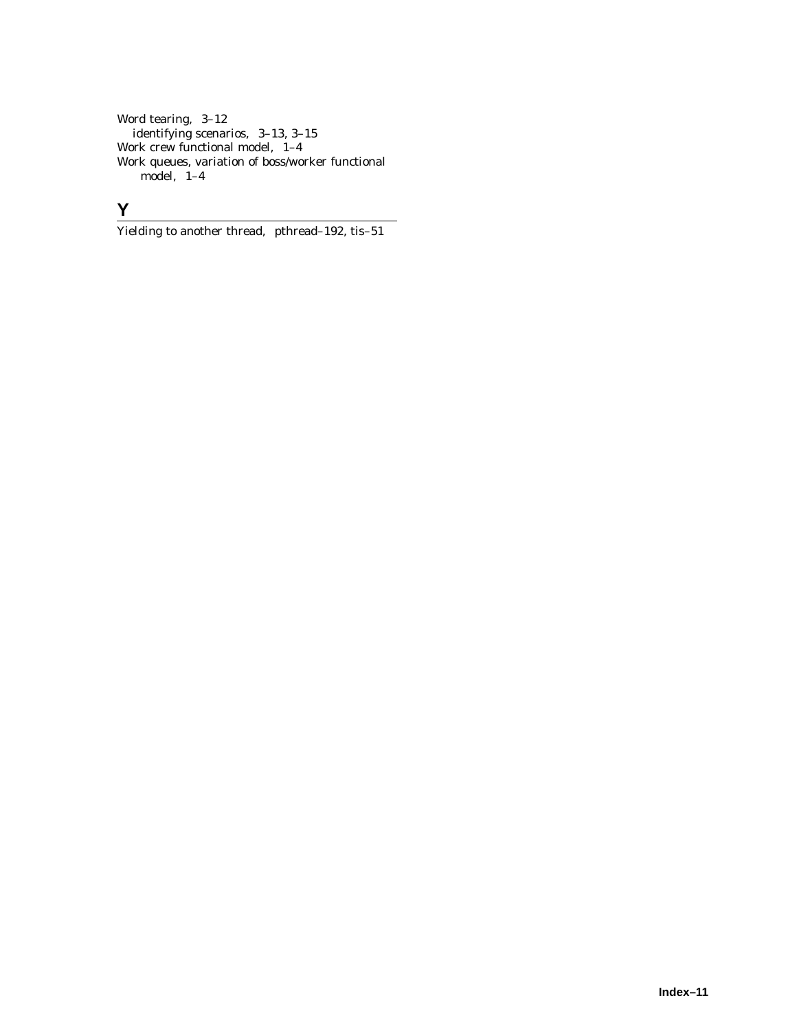Word tearing, 3–12
  identifying scenarios, 3–13, 3–15
Work crew functional model, 1–4
Work queues, variation of boss/worker functional model, 1–4

## Y

Yielding to another thread, pthread–192, tis–51